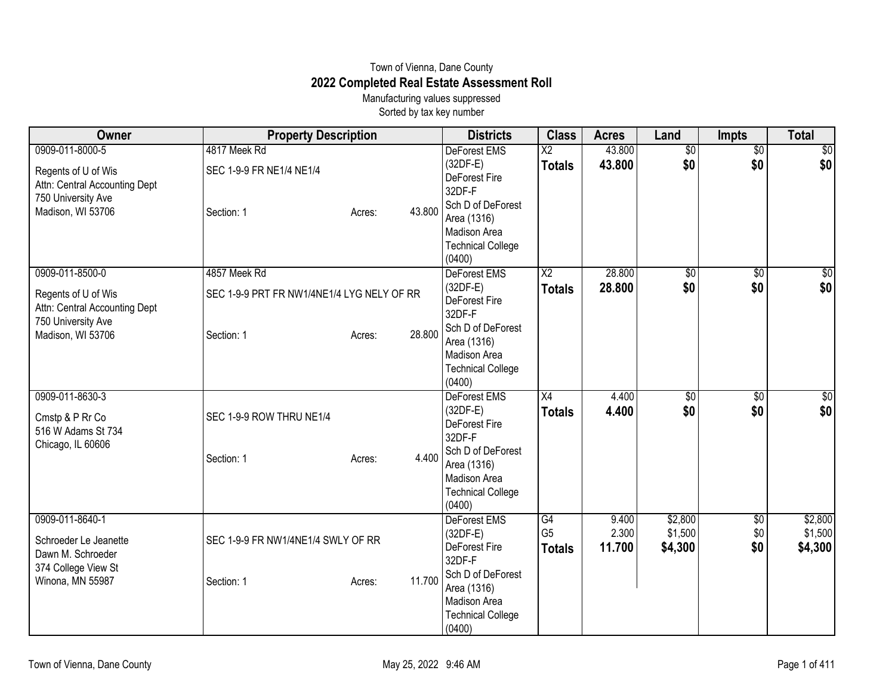Town of Vienna, Dane County

# 2022 Completed Real Estate Assessment Roll

Manufacturing values suppressed

Sorted by tax key number

| Owner | Property Description | Districts | Class | Acres | Land | Impts | Total |
|---|---|---|---|---|---|---|---|
| 0909-011-8000-5<br>Regents of U of Wis<br>Attn: Central Accounting Dept<br>750 University Ave<br>Madison, WI 53706 | 4817 Meek Rd<br>SEC 1-9-9 FR NE1/4 NE1/4<br>Section: 1 Acres: 43.800 | DeForest EMS (32DF-E)<br>DeForest Fire 32DF-F<br>Sch D of DeForest Area (1316)<br>Madison Area Technical College (0400) | X2<br>**Totals** | 43.800<br>**43.800** | $0<br>**$0** | $0<br>**$0** | $0<br>**$0** |
| 0909-011-8500-0<br>Regents of U of Wis<br>Attn: Central Accounting Dept<br>750 University Ave<br>Madison, WI 53706 | 4857 Meek Rd<br>SEC 1-9-9 PRT FR NW1/4NE1/4 LYG NELY OF RR<br>Section: 1 Acres: 28.800 | DeForest EMS (32DF-E)<br>DeForest Fire 32DF-F<br>Sch D of DeForest Area (1316)<br>Madison Area Technical College (0400) | X2<br>**Totals** | 28.800<br>**28.800** | $0<br>**$0** | $0<br>**$0** | $0<br>**$0** |
| 0909-011-8630-3<br>Cmstp & P Rr Co<br>516 W Adams St 734<br>Chicago, IL 60606 | SEC 1-9-9 ROW THRU NE1/4<br>Section: 1 Acres: 4.400 | DeForest EMS (32DF-E)<br>DeForest Fire 32DF-F<br>Sch D of DeForest Area (1316)<br>Madison Area Technical College (0400) | X4<br>**Totals** | 4.400<br>**4.400** | $0<br>**$0** | $0<br>**$0** | $0<br>**$0** |
| 0909-011-8640-1<br>Schroeder Le Jeanette<br>Dawn M. Schroeder<br>374 College View St<br>Winona, MN 55987 | SEC 1-9-9 FR NW1/4NE1/4 SWLY OF RR<br>Section: 1 Acres: 11.700 | DeForest EMS (32DF-E)<br>DeForest Fire 32DF-F<br>Sch D of DeForest Area (1316)<br>Madison Area Technical College (0400) | G4<br>G5<br>**Totals** | 9.400<br>2.300<br>**11.700** | $2,800<br>$1,500<br>**$4,300** | $0<br>$0<br>**$0** | $2,800<br>$1,500<br>**$4,300** |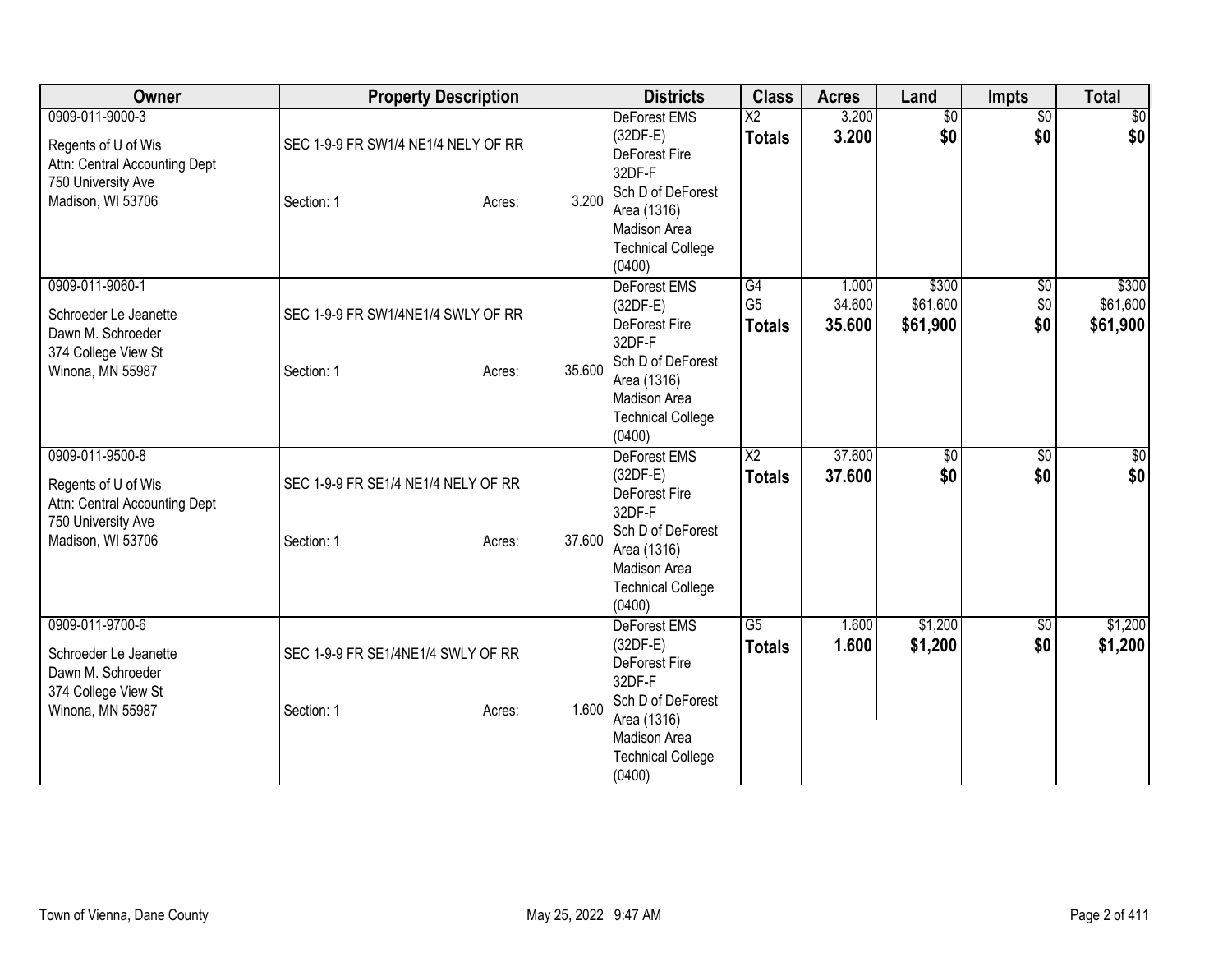| Owner | Property Description | Districts | Class | Acres | Land | Impts | Total |
|---|---|---|---|---|---|---|---|
| 0909-011-9000-3<br>Regents of U of Wis<br>Attn: Central Accounting Dept<br>750 University Ave<br>Madison, WI 53706 | SEC 1-9-9 FR SW1/4 NE1/4 NELY OF RR<br>Section: 1 Acres: 3.200 | DeForest EMS (32DF-E)<br>DeForest Fire 32DF-F<br>Sch D of DeForest Area (1316)<br>Madison Area Technical College (0400) | X2<br>**Totals** | 3.200<br>**3.200** | $0<br>**$0** | $0<br>**$0** | $0<br>**$0** |
| 0909-011-9060-1<br>Schroeder Le Jeanette<br>Dawn M. Schroeder<br>374 College View St<br>Winona, MN 55987 | SEC 1-9-9 FR SW1/4NE1/4 SWLY OF RR<br>Section: 1 Acres: 35.600 | DeForest EMS (32DF-E)<br>DeForest Fire 32DF-F<br>Sch D of DeForest Area (1316)<br>Madison Area Technical College (0400) | G4<br>G5<br>**Totals** | 1.000<br>34.600<br>**35.600** | $300<br>$61,600<br>**$61,900** | $0<br>$0<br>**$0** | $300<br>$61,600<br>**$61,900** |
| 0909-011-9500-8<br>Regents of U of Wis<br>Attn: Central Accounting Dept<br>750 University Ave<br>Madison, WI 53706 | SEC 1-9-9 FR SE1/4 NE1/4 NELY OF RR<br>Section: 1 Acres: 37.600 | DeForest EMS (32DF-E)<br>DeForest Fire 32DF-F<br>Sch D of DeForest Area (1316)<br>Madison Area Technical College (0400) | X2<br>**Totals** | 37.600<br>**37.600** | $0<br>**$0** | $0<br>**$0** | $0<br>**$0** |
| 0909-011-9700-6<br>Schroeder Le Jeanette<br>Dawn M. Schroeder<br>374 College View St<br>Winona, MN 55987 | SEC 1-9-9 FR SE1/4NE1/4 SWLY OF RR<br>Section: 1 Acres: 1.600 | DeForest EMS (32DF-E)<br>DeForest Fire 32DF-F<br>Sch D of DeForest Area (1316)<br>Madison Area Technical College (0400) | G5<br>**Totals** | 1.600<br>**1.600** | $1,200<br>**$1,200** | $0<br>**$0** | $1,200<br>**$1,200** |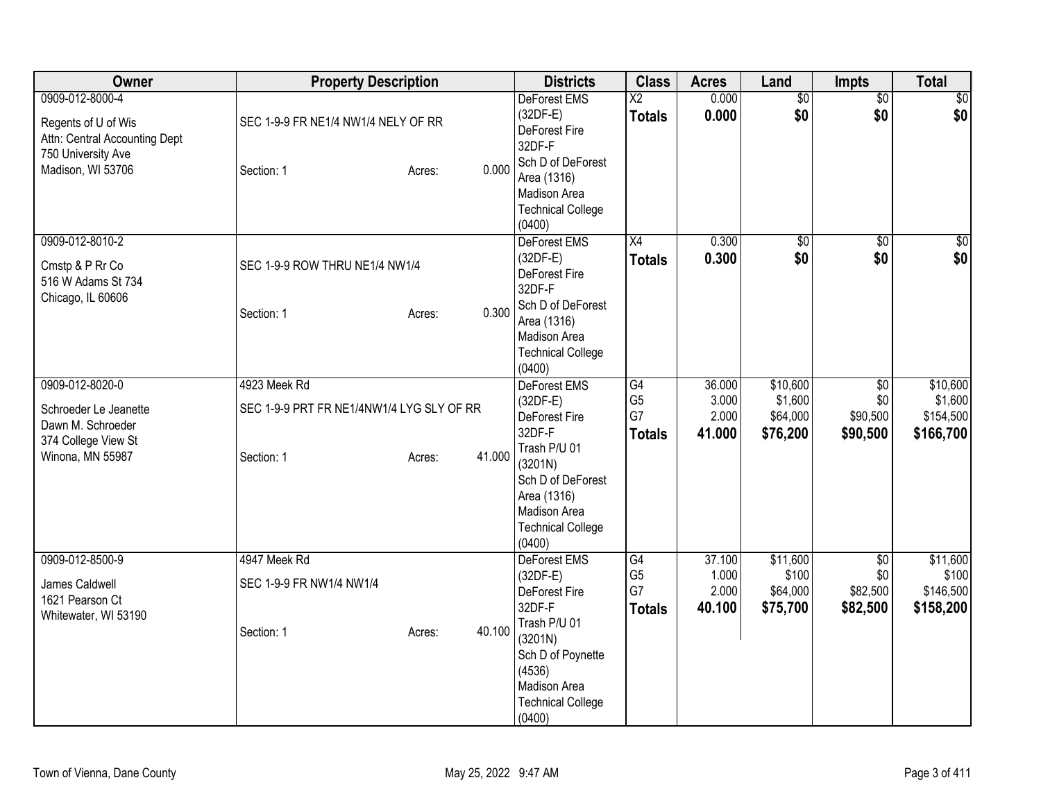| Owner | Property Description | Districts | Class | Acres | Land | Impts | Total |
|---|---|---|---|---|---|---|---|
| 0909-012-8000-4<br>Regents of U of Wis<br>Attn: Central Accounting Dept<br>750 University Ave<br>Madison, WI 53706 | SEC 1-9-9 FR NE1/4 NW1/4 NELY OF RR<br>Section: 1 Acres: 0.000 | DeForest EMS (32DF-E)<br>DeForest Fire 32DF-F<br>Sch D of DeForest Area (1316)<br>Madison Area Technical College (0400) | X2<br>**Totals** | 0.000<br>**0.000** | $0<br>**$0** | $0<br>**$0** | $0<br>**$0** |
| 0909-012-8010-2<br>Cmstp & P Rr Co<br>516 W Adams St 734<br>Chicago, IL 60606 | SEC 1-9-9 ROW THRU NE1/4 NW1/4<br>Section: 1 Acres: 0.300 | DeForest EMS (32DF-E)<br>DeForest Fire 32DF-F<br>Sch D of DeForest Area (1316)<br>Madison Area Technical College (0400) | X4<br>**Totals** | 0.300<br>**0.300** | $0<br>**$0** | $0<br>**$0** | $0<br>**$0** |
| 0909-012-8020-0<br>Schroeder Le Jeanette<br>Dawn M. Schroeder<br>374 College View St<br>Winona, MN 55987 | 4923 Meek Rd<br>SEC 1-9-9 PRT FR NE1/4NW1/4 LYG SLY OF RR<br>Section: 1 Acres: 41.000 | DeForest EMS (32DF-E)<br>DeForest Fire 32DF-F<br>Trash P/U 01 (3201N)<br>Sch D of DeForest Area (1316)<br>Madison Area Technical College (0400) | G4<br>G5<br>G7<br>**Totals** | 36.000<br>3.000<br>2.000<br>**41.000** | $10,600<br>$1,600<br>$64,000<br>**$76,200** | $0<br>$0<br>$90,500<br>**$90,500** | $10,600<br>$1,600<br>$154,500<br>**$166,700** |
| 0909-012-8500-9<br>James Caldwell<br>1621 Pearson Ct<br>Whitewater, WI 53190 | 4947 Meek Rd<br>SEC 1-9-9 FR NW1/4 NW1/4<br>Section: 1 Acres: 40.100 | DeForest EMS (32DF-E)<br>DeForest Fire 32DF-F<br>Trash P/U 01 (3201N)<br>Sch D of Poynette (4536)<br>Madison Area Technical College (0400) | G4<br>G5<br>G7<br>**Totals** | 37.100<br>1.000<br>2.000<br>**40.100** | $11,600<br>$100<br>$64,000<br>**$75,700** | $0<br>$0<br>$82,500<br>**$82,500** | $11,600<br>$100<br>$146,500<br>**$158,200** |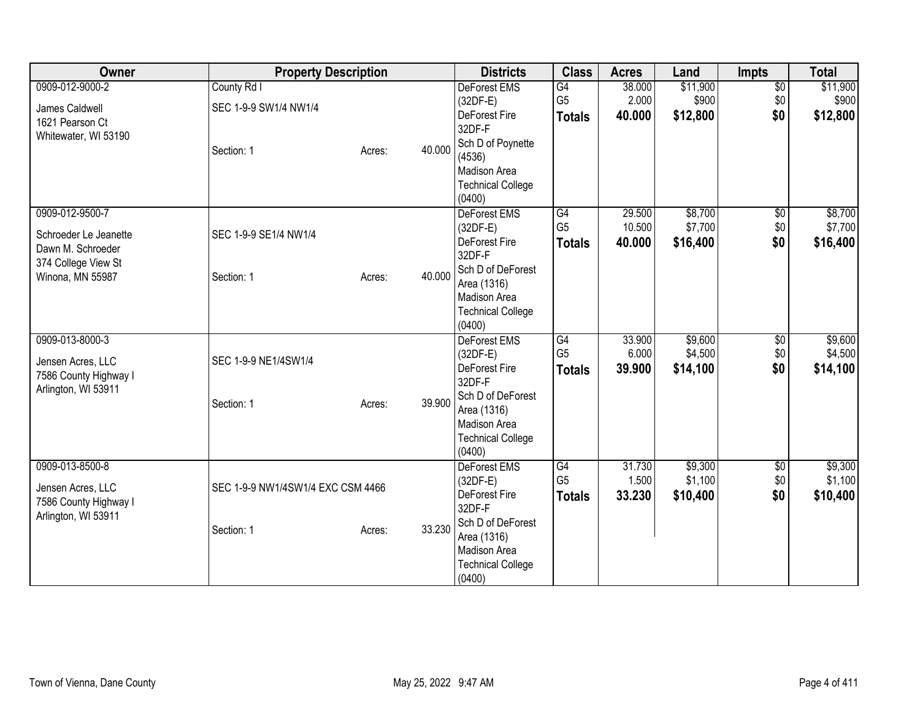| Owner | Property Description | Districts | Class | Acres | Land | Impts | Total |
|---|---|---|---|---|---|---|---|
| 0909-012-9000-2<br>James Caldwell<br>1621 Pearson Ct<br>Whitewater, WI 53190 | County Rd I<br>SEC 1-9-9 SW1/4 NW1/4<br>Section: 1 Acres: 40.000 | DeForest EMS (32DF-E)<br>DeForest Fire 32DF-F<br>Sch D of Poynette (4536)<br>Madison Area Technical College (0400) | G4<br>G5<br>**Totals** | 38.000<br>2.000<br>**40.000** | $11,900<br>$900<br>**$12,800** | $0<br>$0<br>**$0** | $11,900<br>$900<br>**$12,800** |
| 0909-012-9500-7<br>Schroeder Le Jeanette<br>Dawn M. Schroeder<br>374 College View St<br>Winona, MN 55987 | SEC 1-9-9 SE1/4 NW1/4<br>Section: 1 Acres: 40.000 | DeForest EMS (32DF-E)<br>DeForest Fire 32DF-F<br>Sch D of DeForest Area (1316)<br>Madison Area Technical College (0400) | G4<br>G5<br>**Totals** | 29.500<br>10.500<br>**40.000** | $8,700<br>$7,700<br>**$16,400** | $0<br>$0<br>**$0** | $8,700<br>$7,700<br>**$16,400** |
| 0909-013-8000-3<br>Jensen Acres, LLC<br>7586 County Highway I<br>Arlington, WI 53911 | SEC 1-9-9 NE1/4SW1/4<br>Section: 1 Acres: 39.900 | DeForest EMS (32DF-E)<br>DeForest Fire 32DF-F<br>Sch D of DeForest Area (1316)<br>Madison Area Technical College (0400) | G4<br>G5<br>**Totals** | 33.900<br>6.000<br>**39.900** | $9,600<br>$4,500<br>**$14,100** | $0<br>$0<br>**$0** | $9,600<br>$4,500<br>**$14,100** |
| 0909-013-8500-8<br>Jensen Acres, LLC<br>7586 County Highway I<br>Arlington, WI 53911 | SEC 1-9-9 NW1/4SW1/4 EXC CSM 4466<br>Section: 1 Acres: 33.230 | DeForest EMS (32DF-E)<br>DeForest Fire 32DF-F<br>Sch D of DeForest Area (1316)<br>Madison Area Technical College (0400) | G4<br>G5<br>**Totals** | 31.730<br>1.500<br>**33.230** | $9,300<br>$1,100<br>**$10,400** | $0<br>$0<br>**$0** | $9,300<br>$1,100<br>**$10,400** |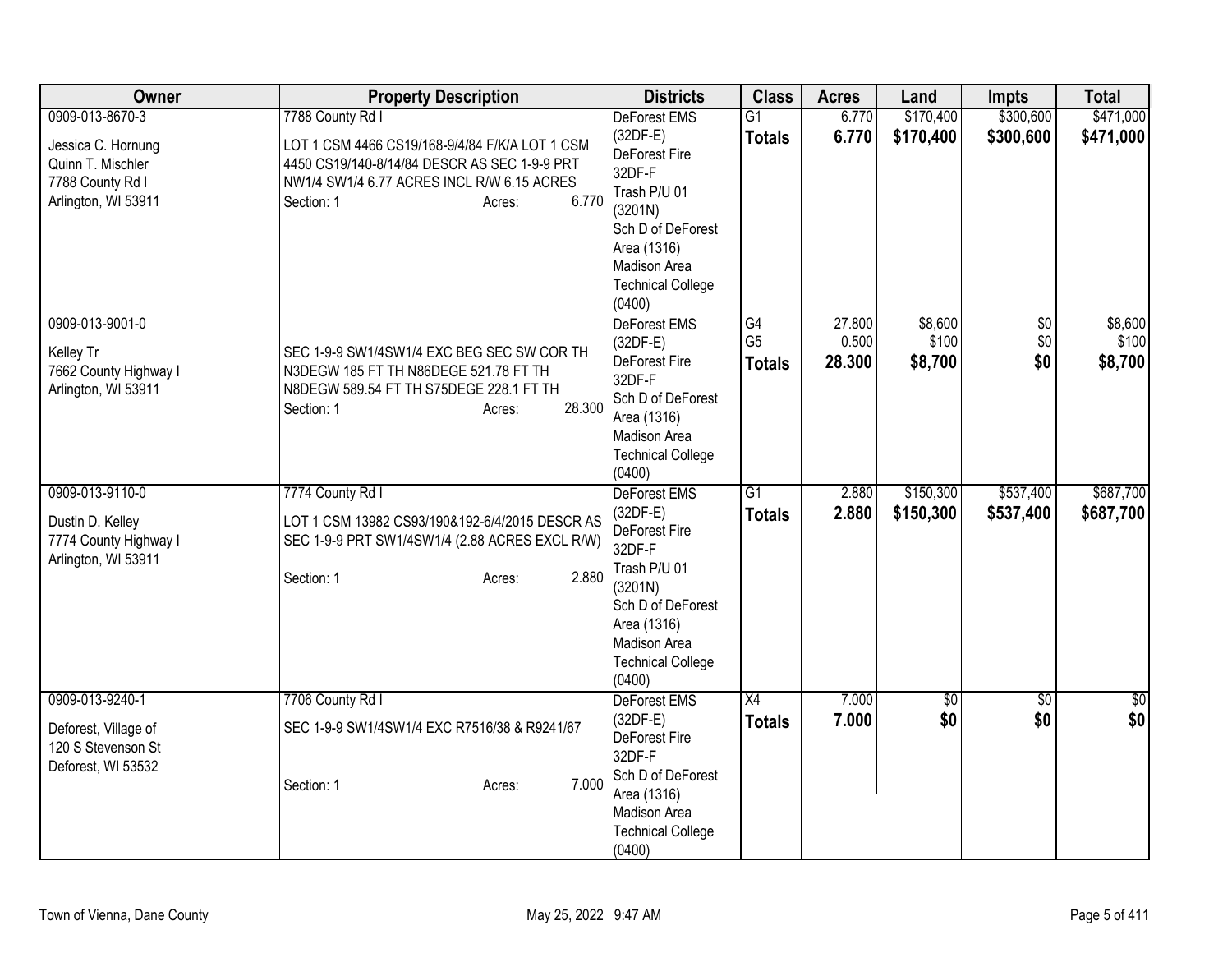| Owner | Property Description | Districts | Class | Acres | Land | Impts | Total |
|---|---|---|---|---|---|---|---|
| 0909-013-8670-3<br><br>Jessica C. Hornung<br>Quinn T. Mischler<br>7788 County Rd I<br>Arlington, WI 53911 | 7788 County Rd I<br><br>LOT 1 CSM 4466 CS19/168-9/4/84 F/K/A LOT 1 CSM 4450 CS19/140-8/14/84 DESCR AS SEC 1-9-9 PRT NW1/4 SW1/4 6.77 ACRES INCL R/W 6.15 ACRES<br>Section: 1 Acres: 6.770 | DeForest EMS (32DF-E)<br>DeForest Fire 32DF-F<br>Trash P/U 01 (3201N)<br>Sch D of DeForest Area (1316)<br>Madison Area Technical College (0400) | G1<br>**Totals** | 6.770<br>**6.770** | $170,400<br>**$170,400** | $300,600<br>**$300,600** | $471,000<br>**$471,000** |
| 0909-013-9001-0<br><br>Kelley Tr<br>7662 County Highway I<br>Arlington, WI 53911 | SEC 1-9-9 SW1/4SW1/4 EXC BEG SEC SW COR TH N3DEGW 185 FT TH N86DEGE 521.78 FT TH N8DEGW 589.54 FT TH S75DEGE 228.1 FT TH<br>Section: 1 Acres: 28.300 | DeForest EMS (32DF-E)<br>DeForest Fire 32DF-F<br>Sch D of DeForest Area (1316)<br>Madison Area Technical College (0400) | G4<br>G5<br>**Totals** | 27.800<br>0.500<br>**28.300** | $8,600<br>$100<br>**$8,700** | $0<br>$0<br>**$0** | $8,600<br>$100<br>**$8,700** |
| 0909-013-9110-0<br><br>Dustin D. Kelley<br>7774 County Highway I<br>Arlington, WI 53911 | 7774 County Rd I<br><br>LOT 1 CSM 13982 CS93/190&192-6/4/2015 DESCR AS SEC 1-9-9 PRT SW1/4SW1/4 (2.88 ACRES EXCL R/W)<br>Section: 1 Acres: 2.880 | DeForest EMS (32DF-E)<br>DeForest Fire 32DF-F<br>Trash P/U 01 (3201N)<br>Sch D of DeForest Area (1316)<br>Madison Area Technical College (0400) | G1<br>**Totals** | 2.880<br>**2.880** | $150,300<br>**$150,300** | $537,400<br>**$537,400** | $687,700<br>**$687,700** |
| 0909-013-9240-1<br><br>Deforest, Village of<br>120 S Stevenson St<br>Deforest, WI 53532 | 7706 County Rd I<br><br>SEC 1-9-9 SW1/4SW1/4 EXC R7516/38 & R9241/67<br>Section: 1 Acres: 7.000 | DeForest EMS (32DF-E)<br>DeForest Fire 32DF-F<br>Sch D of DeForest Area (1316)<br>Madison Area Technical College (0400) | X4<br>**Totals** | 7.000<br>**7.000** | $0<br>**$0** | $0<br>**$0** | $0<br>**$0** |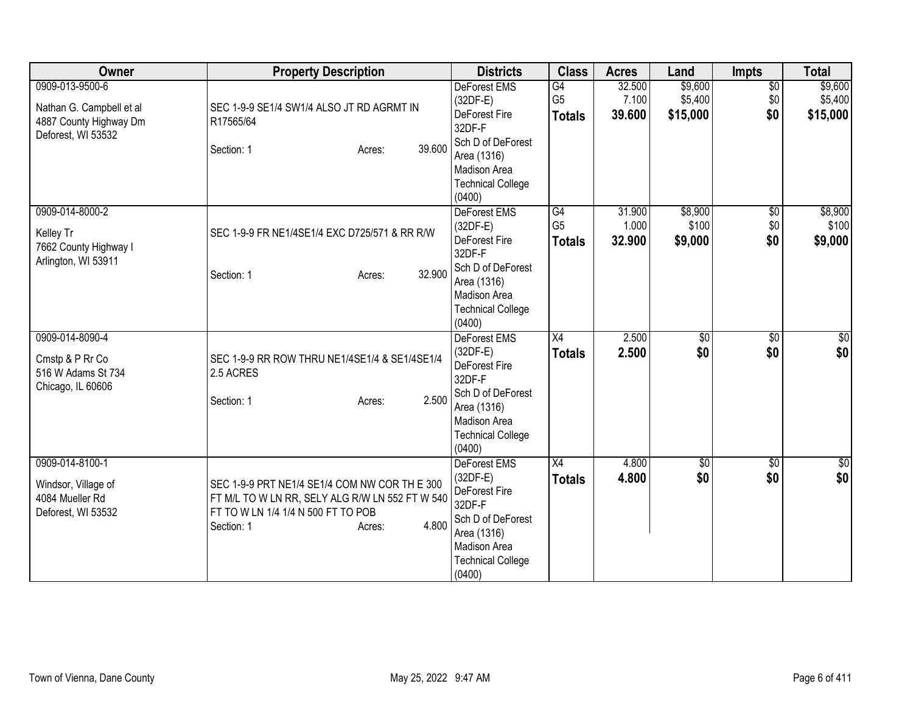| Owner | Property Description | Districts | Class | Acres | Land | Impts | Total |
|---|---|---|---|---|---|---|---|
| 0909-013-9500-6<br><br>Nathan G. Campbell et al<br>4887 County Highway Dm<br>Deforest, WI 53532 | SEC 1-9-9 SE1/4 SW1/4 ALSO JT RD AGRMT IN R17565/64<br><br>Section: 1 Acres: 39.600 | DeForest EMS (32DF-E)<br>DeForest Fire 32DF-F<br>Sch D of DeForest Area (1316)<br>Madison Area Technical College (0400) | G4<br>G5<br>**Totals** | 32.500<br>7.100<br>**39.600** | $9,600<br>$5,400<br>**$15,000** | $0<br>$0<br>**$0** | $9,600<br>$5,400<br>**$15,000** |
| 0909-014-8000-2<br><br>Kelley Tr<br>7662 County Highway I<br>Arlington, WI 53911 | SEC 1-9-9 FR NE1/4SE1/4 EXC D725/571 & RR R/W<br><br>Section: 1 Acres: 32.900 | DeForest EMS (32DF-E)<br>DeForest Fire 32DF-F<br>Sch D of DeForest Area (1316)<br>Madison Area Technical College (0400) | G4<br>G5<br>**Totals** | 31.900<br>1.000<br>**32.900** | $8,900<br>$100<br>**$9,000** | $0<br>$0<br>**$0** | $8,900<br>$100<br>**$9,000** |
| 0909-014-8090-4<br><br>Cmstp & P Rr Co<br>516 W Adams St 734<br>Chicago, IL 60606 | SEC 1-9-9 RR ROW THRU NE1/4SE1/4 & SE1/4SE1/4 2.5 ACRES<br><br>Section: 1 Acres: 2.500 | DeForest EMS (32DF-E)<br>DeForest Fire 32DF-F<br>Sch D of DeForest Area (1316)<br>Madison Area Technical College (0400) | X4<br>**Totals** | 2.500<br>**2.500** | $0<br>**$0** | $0<br>**$0** | $0<br>**$0** |
| 0909-014-8100-1<br><br>Windsor, Village of<br>4084 Mueller Rd<br>Deforest, WI 53532 | SEC 1-9-9 PRT NE1/4 SE1/4 COM NW COR TH E 300 FT M/L TO W LN RR, SELY ALG R/W LN 552 FT W 540 FT TO W LN 1/4 1/4 N 500 FT TO POB<br>Section: 1 Acres: 4.800 | DeForest EMS (32DF-E)<br>DeForest Fire 32DF-F<br>Sch D of DeForest Area (1316)<br>Madison Area Technical College (0400) | X4<br>**Totals** | 4.800<br>**4.800** | $0<br>**$0** | $0<br>**$0** | $0<br>**$0** |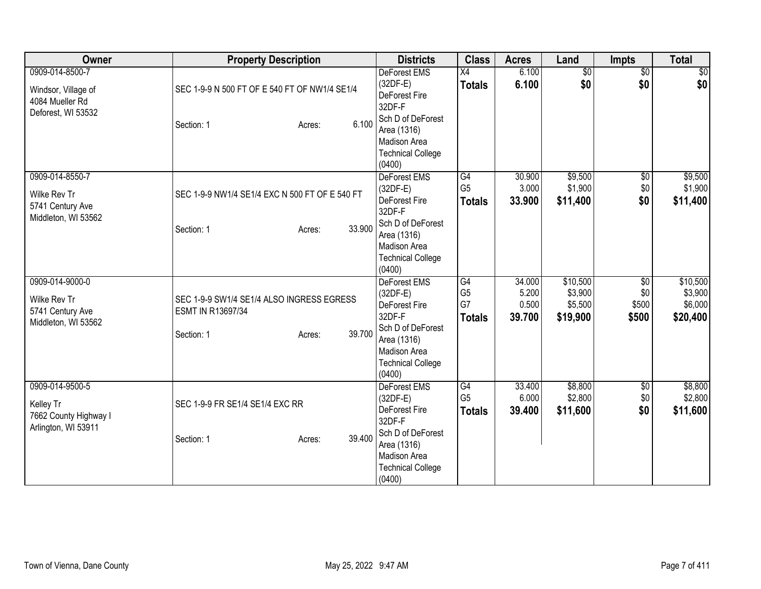| Owner | Property Description | Districts | Class | Acres | Land | Impts | Total |
|---|---|---|---|---|---|---|---|
| 0909-014-8500-7<br>Windsor, Village of<br>4084 Mueller Rd<br>Deforest, WI 53532 | SEC 1-9-9 N 500 FT OF E 540 FT OF NW1/4 SE1/4<br>Section: 1 Acres: 6.100 | DeForest EMS (32DF-E)<br>DeForest Fire 32DF-F<br>Sch D of DeForest Area (1316)<br>Madison Area Technical College (0400) | X4<br>**Totals** | 6.100<br>**6.100** | $0<br>**$0** | $0<br>**$0** | $0<br>**$0** |
| 0909-014-8550-7<br>Wilke Rev Tr<br>5741 Century Ave<br>Middleton, WI 53562 | SEC 1-9-9 NW1/4 SE1/4 EXC N 500 FT OF E 540 FT<br>Section: 1 Acres: 33.900 | DeForest EMS (32DF-E)<br>DeForest Fire 32DF-F<br>Sch D of DeForest Area (1316)<br>Madison Area Technical College (0400) | G4<br>G5<br>**Totals** | 30.900<br>3.000<br>**33.900** | $9,500<br>$1,900<br>**$11,400** | $0<br>$0<br>**$0** | $9,500<br>$1,900<br>**$11,400** |
| 0909-014-9000-0<br>Wilke Rev Tr<br>5741 Century Ave<br>Middleton, WI 53562 | SEC 1-9-9 SW1/4 SE1/4 ALSO INGRESS EGRESS ESMT IN R13697/34<br>Section: 1 Acres: 39.700 | DeForest EMS (32DF-E)<br>DeForest Fire 32DF-F<br>Sch D of DeForest Area (1316)<br>Madison Area Technical College (0400) | G4<br>G5<br>G7<br>**Totals** | 34.000<br>5.200<br>0.500<br>**39.700** | $10,500<br>$3,900<br>$5,500<br>**$19,900** | $0<br>$0<br>$500<br>**$500** | $10,500<br>$3,900<br>$6,000<br>**$20,400** |
| 0909-014-9500-5<br>Kelley Tr<br>7662 County Highway I<br>Arlington, WI 53911 | SEC 1-9-9 FR SE1/4 SE1/4 EXC RR<br>Section: 1 Acres: 39.400 | DeForest EMS (32DF-E)<br>DeForest Fire 32DF-F<br>Sch D of DeForest Area (1316)<br>Madison Area Technical College (0400) | G4<br>G5<br>**Totals** | 33.400<br>6.000<br>**39.400** | $8,800<br>$2,800<br>**$11,600** | $0<br>$0<br>**$0** | $8,800<br>$2,800<br>**$11,600** |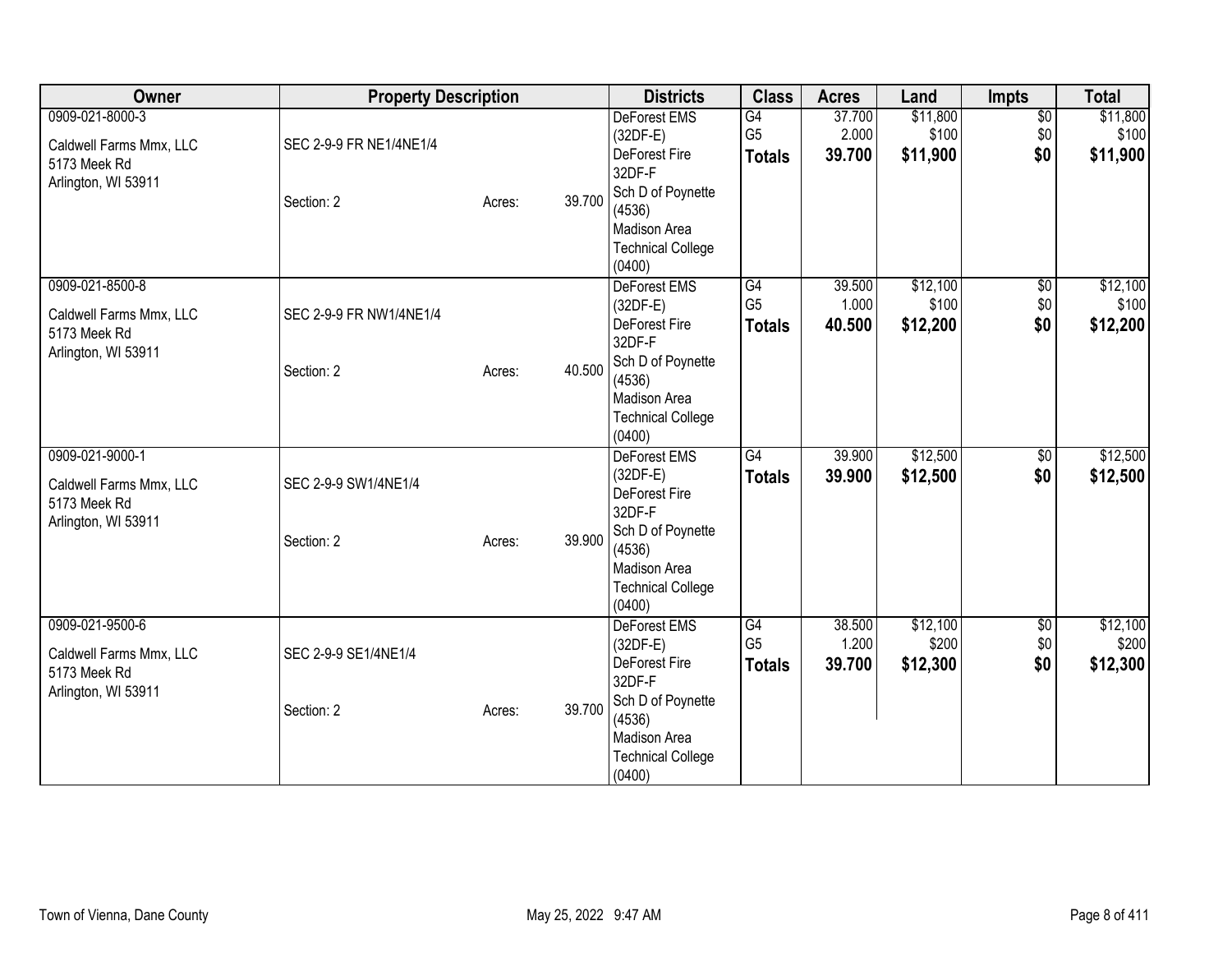| Owner | Property Description | Districts | Class | Acres | Land | Impts | Total |
|---|---|---|---|---|---|---|---|
| 0909-021-8000-3<br>Caldwell Farms Mmx, LLC<br>5173 Meek Rd<br>Arlington, WI 53911 | SEC 2-9-9 FR NE1/4NE1/4<br>Section: 2 Acres: 39.700 | DeForest EMS (32DF-E)<br>DeForest Fire 32DF-F<br>Sch D of Poynette (4536)<br>Madison Area Technical College (0400) | G4<br>G5<br>**Totals** | 37.700<br>2.000<br>**39.700** | $11,800<br>$100<br>**$11,900** | $0<br>$0<br>**$0** | $11,800<br>$100<br>**$11,900** |
| 0909-021-8500-8<br>Caldwell Farms Mmx, LLC<br>5173 Meek Rd<br>Arlington, WI 53911 | SEC 2-9-9 FR NW1/4NE1/4<br>Section: 2 Acres: 40.500 | DeForest EMS (32DF-E)<br>DeForest Fire 32DF-F<br>Sch D of Poynette (4536)<br>Madison Area Technical College (0400) | G4<br>G5<br>**Totals** | 39.500<br>1.000<br>**40.500** | $12,100<br>$100<br>**$12,200** | $0<br>$0<br>**$0** | $12,100<br>$100<br>**$12,200** |
| 0909-021-9000-1<br>Caldwell Farms Mmx, LLC<br>5173 Meek Rd<br>Arlington, WI 53911 | SEC 2-9-9 SW1/4NE1/4<br>Section: 2 Acres: 39.900 | DeForest EMS (32DF-E)<br>DeForest Fire 32DF-F<br>Sch D of Poynette (4536)<br>Madison Area Technical College (0400) | G4<br>**Totals** | 39.900<br>**39.900** | $12,500<br>**$12,500** | $0<br>**$0** | $12,500<br>**$12,500** |
| 0909-021-9500-6<br>Caldwell Farms Mmx, LLC<br>5173 Meek Rd<br>Arlington, WI 53911 | SEC 2-9-9 SE1/4NE1/4<br>Section: 2 Acres: 39.700 | DeForest EMS (32DF-E)<br>DeForest Fire 32DF-F<br>Sch D of Poynette (4536)<br>Madison Area Technical College (0400) | G4<br>G5<br>**Totals** | 38.500<br>1.200<br>**39.700** | $12,100<br>$200<br>**$12,300** | $0<br>$0<br>**$0** | $12,100<br>$200<br>**$12,300** |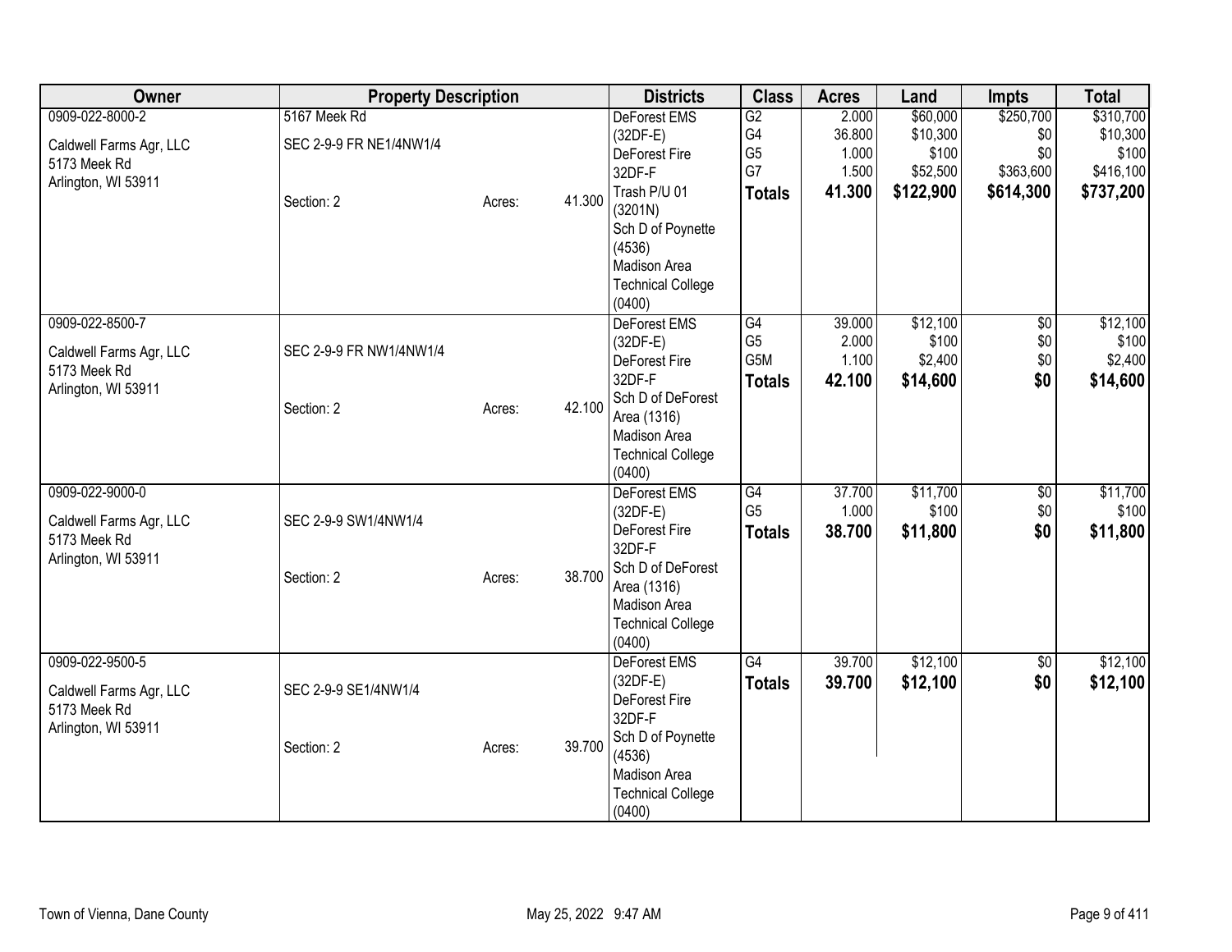| Owner | Property Description | | | Districts | Class | Acres | Land | Impts | Total |
|---|---|---|---|---|---|---|---|---|---|
| 0909-022-8000-2<br>Caldwell Farms Agr, LLC<br>5173 Meek Rd<br>Arlington, WI 53911 | 5167 Meek Rd<br>SEC 2-9-9 FR NE1/4NW1/4<br>Section: 2 | Acres: | 41.300 | DeForest EMS (32DF-E)<br>DeForest Fire 32DF-F<br>Trash P/U 01 (3201N)<br>Sch D of Poynette (4536)<br>Madison Area Technical College (0400) | G2<br>G4<br>G5<br>G7<br>**Totals** | 2.000<br>36.800<br>1.000<br>1.500<br>**41.300** | $60,000<br>$10,300<br>$100<br>$52,500<br>**$122,900** | $250,700<br>$0<br>$0<br>$363,600<br>**$614,300** | $310,700<br>$10,300<br>$100<br>$416,100<br>**$737,200** |
| 0909-022-8500-7<br>Caldwell Farms Agr, LLC<br>5173 Meek Rd<br>Arlington, WI 53911 | SEC 2-9-9 FR NW1/4NW1/4<br>Section: 2 | Acres: | 42.100 | DeForest EMS (32DF-E)<br>DeForest Fire 32DF-F<br>Sch D of DeForest Area (1316)<br>Madison Area Technical College (0400) | G4<br>G5<br>G5M<br>**Totals** | 39.000<br>2.000<br>1.100<br>**42.100** | $12,100<br>$100<br>$2,400<br>**$14,600** | $0<br>$0<br>$0<br>**$0** | $12,100<br>$100<br>$2,400<br>**$14,600** |
| 0909-022-9000-0<br>Caldwell Farms Agr, LLC<br>5173 Meek Rd<br>Arlington, WI 53911 | SEC 2-9-9 SW1/4NW1/4<br>Section: 2 | Acres: | 38.700 | DeForest EMS (32DF-E)<br>DeForest Fire 32DF-F<br>Sch D of DeForest Area (1316)<br>Madison Area Technical College (0400) | G4<br>G5<br>**Totals** | 37.700<br>1.000<br>**38.700** | $11,700<br>$100<br>**$11,800** | $0<br>$0<br>**$0** | $11,700<br>$100<br>**$11,800** |
| 0909-022-9500-5<br>Caldwell Farms Agr, LLC<br>5173 Meek Rd<br>Arlington, WI 53911 | SEC 2-9-9 SE1/4NW1/4<br>Section: 2 | Acres: | 39.700 | DeForest EMS (32DF-E)<br>DeForest Fire 32DF-F<br>Sch D of Poynette (4536)<br>Madison Area Technical College (0400) | G4<br>**Totals** | 39.700<br>**39.700** | $12,100<br>**$12,100** | $0<br>**$0** | $12,100<br>**$12,100** |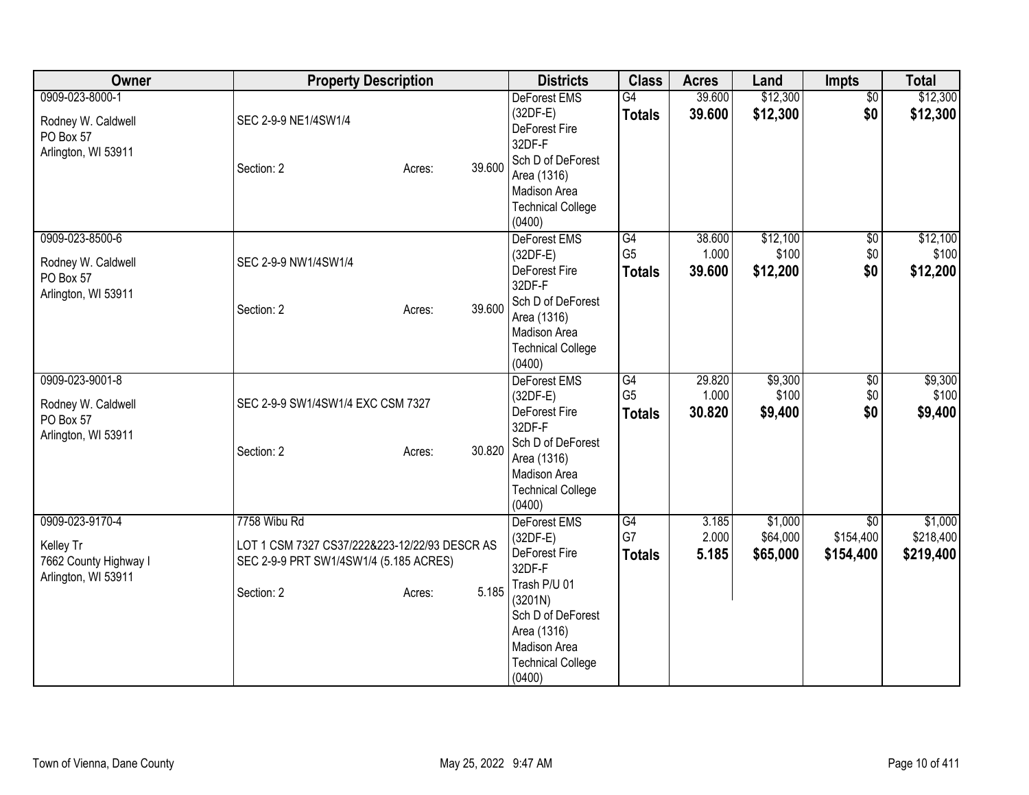| Owner | Property Description | Districts | Class | Acres | Land | Impts | Total |
|---|---|---|---|---|---|---|---|
| 0909-023-8000-1<br>Rodney W. Caldwell<br>PO Box 57<br>Arlington, WI 53911 | SEC 2-9-9 NE1/4SW1/4<br>Section: 2 Acres: 39.600 | DeForest EMS (32DF-E)<br>DeForest Fire 32DF-F<br>Sch D of DeForest Area (1316)<br>Madison Area Technical College (0400) | G4<br>**Totals** | 39.600<br>**39.600** | $12,300<br>**$12,300** | $0<br>**$0** | $12,300<br>**$12,300** |
| 0909-023-8500-6<br>Rodney W. Caldwell<br>PO Box 57<br>Arlington, WI 53911 | SEC 2-9-9 NW1/4SW1/4<br>Section: 2 Acres: 39.600 | DeForest EMS (32DF-E)<br>DeForest Fire 32DF-F<br>Sch D of DeForest Area (1316)<br>Madison Area Technical College (0400) | G4<br>G5<br>**Totals** | 38.600<br>1.000<br>**39.600** | $12,100<br>$100<br>**$12,200** | $0<br>$0<br>**$0** | $12,100<br>$100<br>**$12,200** |
| 0909-023-9001-8<br>Rodney W. Caldwell<br>PO Box 57<br>Arlington, WI 53911 | SEC 2-9-9 SW1/4SW1/4 EXC CSM 7327<br>Section: 2 Acres: 30.820 | DeForest EMS (32DF-E)<br>DeForest Fire 32DF-F<br>Sch D of DeForest Area (1316)<br>Madison Area Technical College (0400) | G4<br>G5<br>**Totals** | 29.820<br>1.000<br>**30.820** | $9,300<br>$100<br>**$9,400** | $0<br>$0<br>**$0** | $9,300<br>$100<br>**$9,400** |
| 0909-023-9170-4<br>Kelley Tr<br>7662 County Highway I<br>Arlington, WI 53911 | 7758 Wibu Rd<br>LOT 1 CSM 7327 CS37/222&223-12/22/93 DESCR AS SEC 2-9-9 PRT SW1/4SW1/4 (5.185 ACRES)<br>Section: 2 Acres: 5.185 | DeForest EMS (32DF-E)<br>DeForest Fire 32DF-F<br>Trash P/U 01 (3201N)<br>Sch D of DeForest Area (1316)<br>Madison Area Technical College (0400) | G4<br>G7<br>**Totals** | 3.185<br>2.000<br>**5.185** | $1,000<br>$64,000<br>**$65,000** | $0<br>$154,400<br>**$154,400** | $1,000<br>$218,400<br>**$219,400** |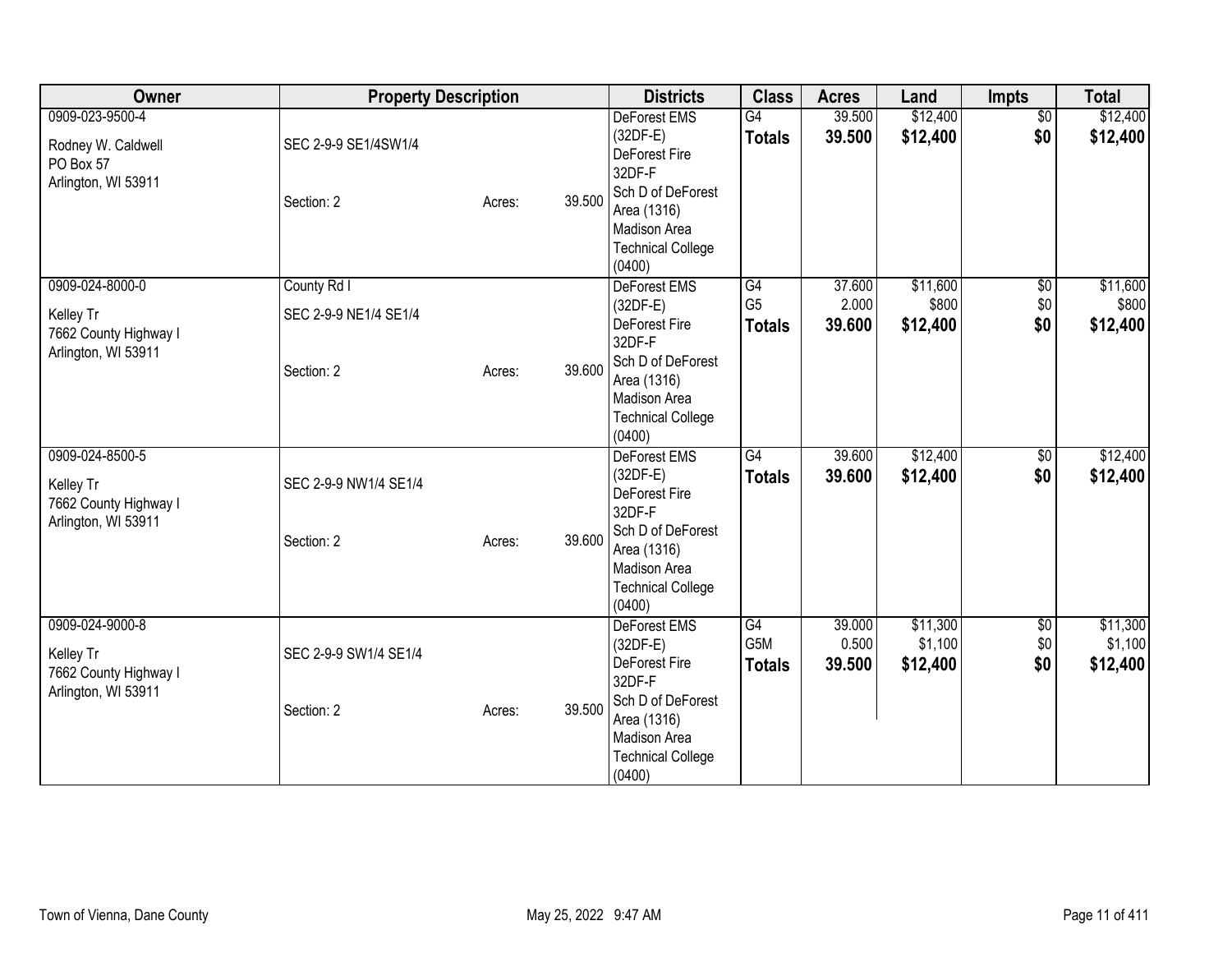| Owner | Property Description | | | Districts | Class | Acres | Land | Impts | Total |
|---|---|---|---|---|---|---|---|---|---|
| 0909-023-9500-4<br><br>Rodney W. Caldwell<br>PO Box 57<br>Arlington, WI 53911 | SEC 2-9-9 SE1/4SW1/4<br><br>Section: 2 | Acres: | 39.500 | DeForest EMS (32DF-E)<br>DeForest Fire 32DF-F<br>Sch D of DeForest Area (1316)<br>Madison Area Technical College (0400) | G4<br>**Totals** | 39.500<br>**39.500** | \$12,400<br>**\$12,400** | \$0<br>**\$0** | \$12,400<br>**\$12,400** |
| 0909-024-8000-0<br><br>Kelley Tr<br>7662 County Highway I<br>Arlington, WI 53911 | County Rd I<br>SEC 2-9-9 NE1/4 SE1/4<br><br>Section: 2 | Acres: | 39.600 | DeForest EMS (32DF-E)<br>DeForest Fire 32DF-F<br>Sch D of DeForest Area (1316)<br>Madison Area Technical College (0400) | G4<br>G5<br>**Totals** | 37.600<br>2.000<br>**39.600** | \$11,600<br>\$800<br>**\$12,400** | \$0<br>\$0<br>**\$0** | \$11,600<br>\$800<br>**\$12,400** |
| 0909-024-8500-5<br><br>Kelley Tr<br>7662 County Highway I<br>Arlington, WI 53911 | SEC 2-9-9 NW1/4 SE1/4<br><br>Section: 2 | Acres: | 39.600 | DeForest EMS (32DF-E)<br>DeForest Fire 32DF-F<br>Sch D of DeForest Area (1316)<br>Madison Area Technical College (0400) | G4<br>**Totals** | 39.600<br>**39.600** | \$12,400<br>**\$12,400** | \$0<br>**\$0** | \$12,400<br>**\$12,400** |
| 0909-024-9000-8<br><br>Kelley Tr<br>7662 County Highway I<br>Arlington, WI 53911 | SEC 2-9-9 SW1/4 SE1/4<br><br>Section: 2 | Acres: | 39.500 | DeForest EMS (32DF-E)<br>DeForest Fire 32DF-F<br>Sch D of DeForest Area (1316)<br>Madison Area Technical College (0400) | G4<br>G5M<br>**Totals** | 39.000<br>0.500<br>**39.500** | \$11,300<br>\$1,100<br>**\$12,400** | \$0<br>\$0<br>**\$0** | \$11,300<br>\$1,100<br>**\$12,400** |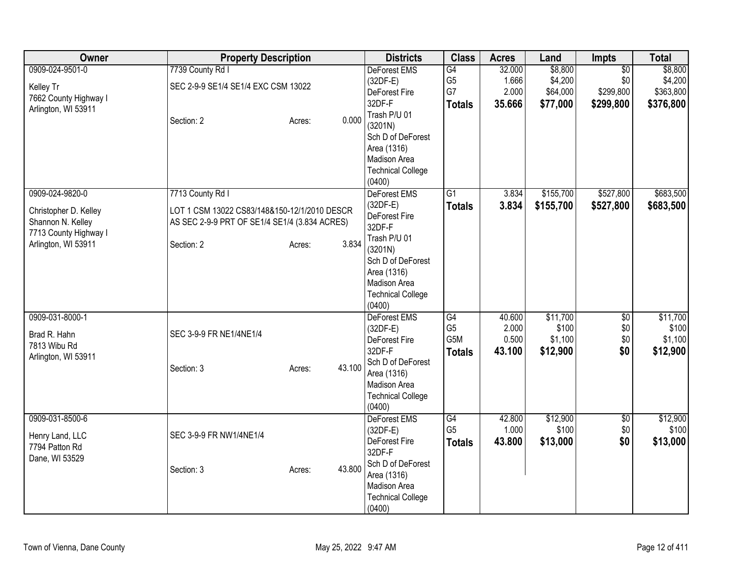| Owner | Property Description | Districts | Class | Acres | Land | Impts | Total |
|---|---|---|---|---|---|---|---|
| 0909-024-9501-0<br><br>Kelley Tr<br>7662 County Highway I<br>Arlington, WI 53911 | 7739 County Rd I<br><br>SEC 2-9-9 SE1/4 SE1/4 EXC CSM 13022<br><br>Section: 2 Acres: 0.000 | DeForest EMS (32DF-E)<br>DeForest Fire 32DF-F<br>Trash P/U 01 (3201N)<br>Sch D of DeForest Area (1316)<br>Madison Area Technical College (0400) | G4<br>G5<br>G7<br>**Totals** | 32.000<br>1.666<br>2.000<br>**35.666** | $8,800<br>$4,200<br>$64,000<br>**$77,000** | $0<br>$0<br>$299,800<br>**$299,800** | $8,800<br>$4,200<br>$363,800<br>**$376,800** |
| 0909-024-9820-0<br><br>Christopher D. Kelley<br>Shannon N. Kelley<br>7713 County Highway I<br>Arlington, WI 53911 | 7713 County Rd I<br><br>LOT 1 CSM 13022 CS83/148&150-12/1/2010 DESCR AS SEC 2-9-9 PRT OF SE1/4 SE1/4 (3.834 ACRES)<br><br>Section: 2 Acres: 3.834 | DeForest EMS (32DF-E)<br>DeForest Fire 32DF-F<br>Trash P/U 01 (3201N)<br>Sch D of DeForest Area (1316)<br>Madison Area Technical College (0400) | G1<br>**Totals** | 3.834<br>**3.834** | $155,700<br>**$155,700** | $527,800<br>**$527,800** | $683,500<br>**$683,500** |
| 0909-031-8000-1<br><br>Brad R. Hahn<br>7813 Wibu Rd<br>Arlington, WI 53911 | SEC 3-9-9 FR NE1/4NE1/4<br><br>Section: 3 Acres: 43.100 | DeForest EMS (32DF-E)<br>DeForest Fire 32DF-F<br>Sch D of DeForest Area (1316)<br>Madison Area Technical College (0400) | G4<br>G5<br>G5M<br>**Totals** | 40.600<br>2.000<br>0.500<br>**43.100** | $11,700<br>$100<br>$1,100<br>**$12,900** | $0<br>$0<br>$0<br>**$0** | $11,700<br>$100<br>$1,100<br>**$12,900** |
| 0909-031-8500-6<br><br>Henry Land, LLC<br>7794 Patton Rd<br>Dane, WI 53529 | SEC 3-9-9 FR NW1/4NE1/4<br><br>Section: 3 Acres: 43.800 | DeForest EMS (32DF-E)<br>DeForest Fire 32DF-F<br>Sch D of DeForest Area (1316)<br>Madison Area Technical College (0400) | G4<br>G5<br>**Totals** | 42.800<br>1.000<br>**43.800** | $12,900<br>$100<br>**$13,000** | $0<br>$0<br>**$0** | $12,900<br>$100<br>**$13,000** |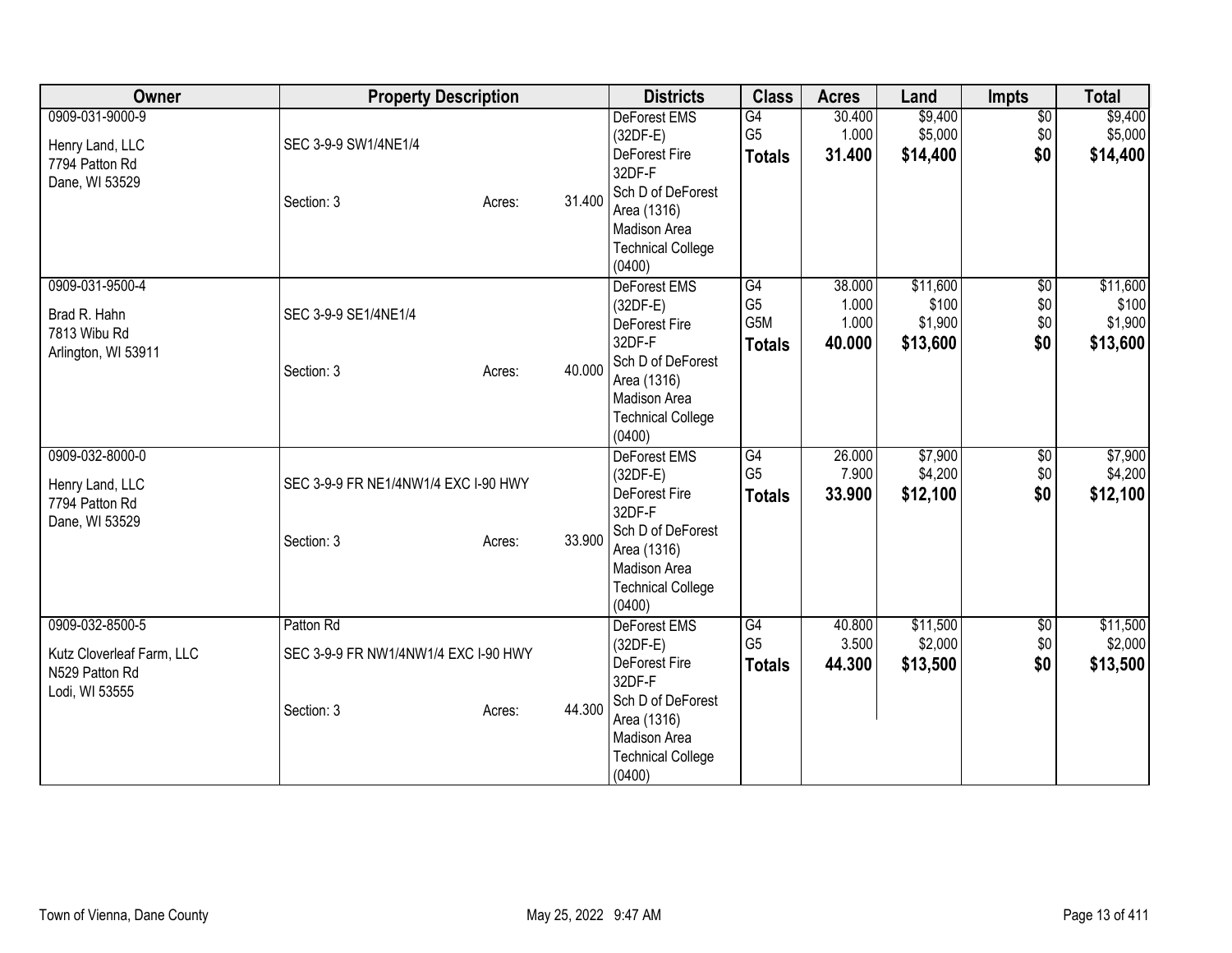| Owner | Property Description | Districts | Class | Acres | Land | Impts | Total |
|---|---|---|---|---|---|---|---|
| 0909-031-9000-9<br>Henry Land, LLC<br>7794 Patton Rd<br>Dane, WI 53529 | SEC 3-9-9 SW1/4NE1/4<br>Section: 3 Acres: 31.400 | DeForest EMS (32DF-E)<br>DeForest Fire 32DF-F<br>Sch D of DeForest Area (1316)<br>Madison Area Technical College (0400) | G4<br>G5<br>**Totals** | 30.400<br>1.000<br>**31.400** | $9,400<br>$5,000<br>**$14,400** | $0<br>$0<br>**$0** | $9,400<br>$5,000<br>**$14,400** |
| 0909-031-9500-4<br>Brad R. Hahn<br>7813 Wibu Rd<br>Arlington, WI 53911 | SEC 3-9-9 SE1/4NE1/4<br>Section: 3 Acres: 40.000 | DeForest EMS (32DF-E)<br>DeForest Fire 32DF-F<br>Sch D of DeForest Area (1316)<br>Madison Area Technical College (0400) | G4<br>G5<br>G5M<br>**Totals** | 38.000<br>1.000<br>1.000<br>**40.000** | $11,600<br>$100<br>$1,900<br>**$13,600** | $0<br>$0<br>$0<br>**$0** | $11,600<br>$100<br>$1,900<br>**$13,600** |
| 0909-032-8000-0<br>Henry Land, LLC<br>7794 Patton Rd<br>Dane, WI 53529 | SEC 3-9-9 FR NE1/4NW1/4 EXC I-90 HWY<br>Section: 3 Acres: 33.900 | DeForest EMS (32DF-E)<br>DeForest Fire 32DF-F<br>Sch D of DeForest Area (1316)<br>Madison Area Technical College (0400) | G4<br>G5<br>**Totals** | 26.000<br>7.900<br>**33.900** | $7,900<br>$4,200<br>**$12,100** | $0<br>$0<br>**$0** | $7,900<br>$4,200<br>**$12,100** |
| 0909-032-8500-5<br>Kutz Cloverleaf Farm, LLC<br>N529 Patton Rd<br>Lodi, WI 53555 | Patton Rd<br>SEC 3-9-9 FR NW1/4NW1/4 EXC I-90 HWY<br>Section: 3 Acres: 44.300 | DeForest EMS (32DF-E)<br>DeForest Fire 32DF-F<br>Sch D of DeForest Area (1316)<br>Madison Area Technical College (0400) | G4<br>G5<br>**Totals** | 40.800<br>3.500<br>**44.300** | $11,500<br>$2,000<br>**$13,500** | $0<br>$0<br>**$0** | $11,500<br>$2,000<br>**$13,500** |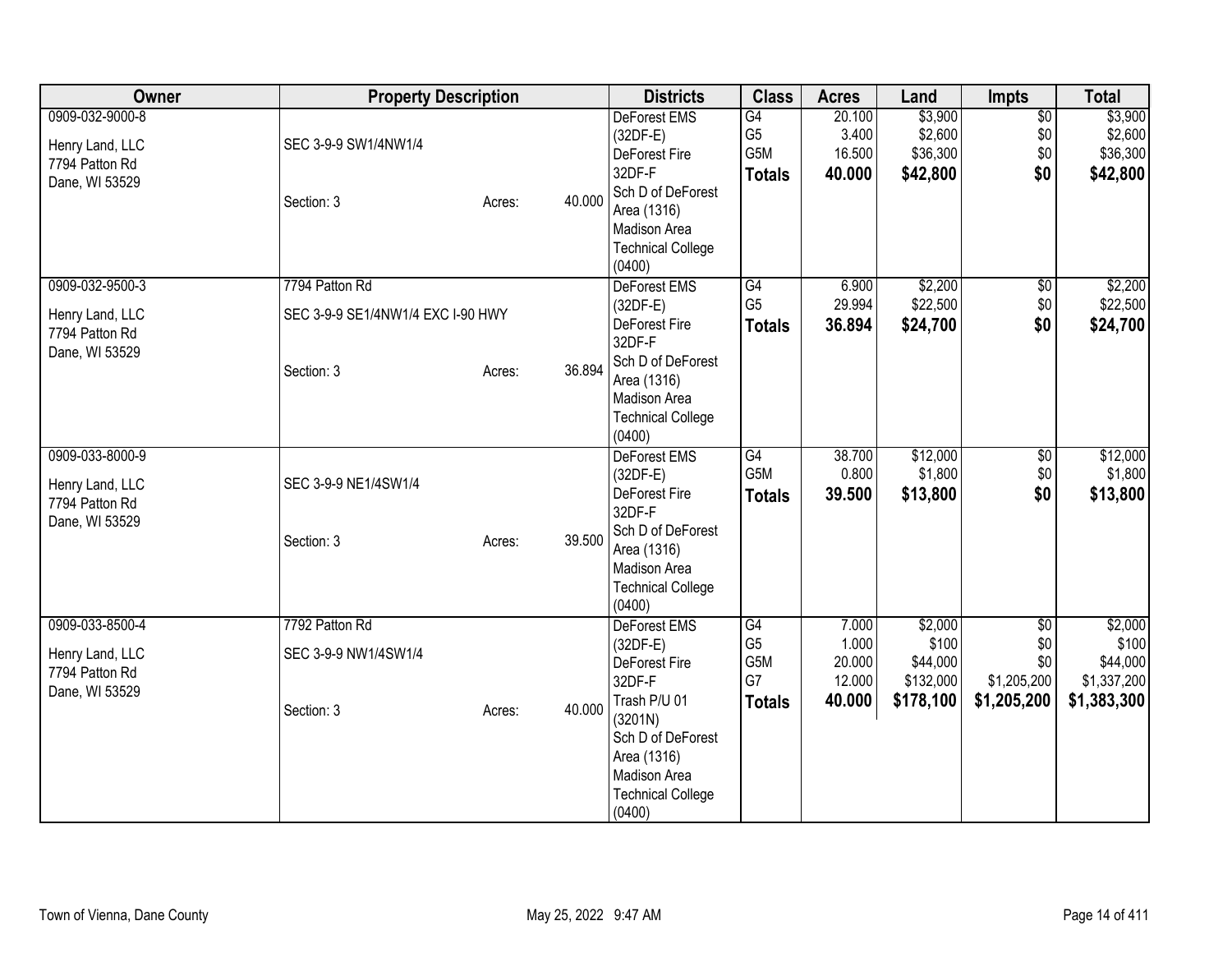| Owner | Property Description | Districts | Class | Acres | Land | Impts | Total |
|---|---|---|---|---|---|---|---|
| 0909-032-9000-8<br>Henry Land, LLC<br>7794 Patton Rd<br>Dane, WI 53529 | SEC 3-9-9 SW1/4NW1/4<br>Section: 3 Acres: 40.000 | DeForest EMS (32DF-E)<br>DeForest Fire 32DF-F<br>Sch D of DeForest Area (1316)<br>Madison Area Technical College (0400) | G4<br>G5<br>G5M<br>**Totals** | 20.100<br>3.400<br>16.500<br>**40.000** | $3,900<br>$2,600<br>$36,300<br>**$42,800** | $0<br>$0<br>$0<br>**$0** | $3,900<br>$2,600<br>$36,300<br>**$42,800** |
| 0909-032-9500-3<br>Henry Land, LLC<br>7794 Patton Rd<br>Dane, WI 53529 | 7794 Patton Rd<br>SEC 3-9-9 SE1/4NW1/4 EXC I-90 HWY<br>Section: 3 Acres: 36.894 | DeForest EMS (32DF-E)<br>DeForest Fire 32DF-F<br>Sch D of DeForest Area (1316)<br>Madison Area Technical College (0400) | G4<br>G5<br>**Totals** | 6.900<br>29.994<br>**36.894** | $2,200<br>$22,500<br>**$24,700** | $0<br>$0<br>**$0** | $2,200<br>$22,500<br>**$24,700** |
| 0909-033-8000-9<br>Henry Land, LLC<br>7794 Patton Rd<br>Dane, WI 53529 | SEC 3-9-9 NE1/4SW1/4<br>Section: 3 Acres: 39.500 | DeForest EMS (32DF-E)<br>DeForest Fire 32DF-F<br>Sch D of DeForest Area (1316)<br>Madison Area Technical College (0400) | G4<br>G5M<br>**Totals** | 38.700<br>0.800<br>**39.500** | $12,000<br>$1,800<br>**$13,800** | $0<br>$0<br>**$0** | $12,000<br>$1,800<br>**$13,800** |
| 0909-033-8500-4<br>Henry Land, LLC<br>7794 Patton Rd<br>Dane, WI 53529 | 7792 Patton Rd<br>SEC 3-9-9 NW1/4SW1/4<br>Section: 3 Acres: 40.000 | DeForest EMS (32DF-E)<br>DeForest Fire 32DF-F<br>Trash P/U 01 (3201N)<br>Sch D of DeForest Area (1316)<br>Madison Area Technical College (0400) | G4<br>G5<br>G5M<br>G7<br>**Totals** | 7.000<br>1.000<br>20.000<br>12.000<br>**40.000** | $2,000<br>$100<br>$44,000<br>$132,000<br>**$178,100** | $0<br>$0<br>$0<br>$1,205,200<br>**$1,205,200** | $2,000<br>$100<br>$44,000<br>$1,337,200<br>**$1,383,300** |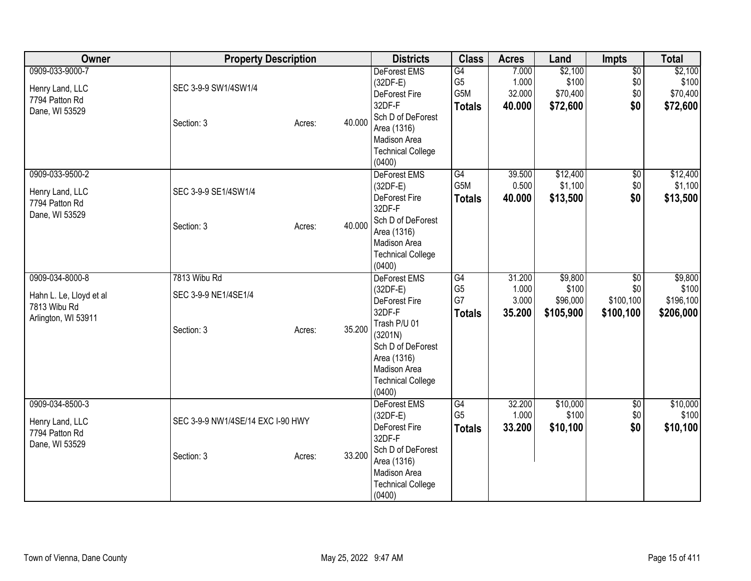| Owner | Property Description | Districts | Class | Acres | Land | Impts | Total |
|---|---|---|---|---|---|---|---|
| 0909-033-9000-7<br>Henry Land, LLC<br>7794 Patton Rd<br>Dane, WI 53529 | SEC 3-9-9 SW1/4SW1/4<br>Section: 3 Acres: 40.000 | DeForest EMS (32DF-E)<br>DeForest Fire 32DF-F<br>Sch D of DeForest Area (1316)<br>Madison Area Technical College (0400) | G4<br>G5<br>G5M<br>**Totals** | 7.000<br>1.000<br>32.000<br>**40.000** | $2,100<br>$100<br>$70,400<br>**$72,600** | $0<br>$0<br>$0<br>**$0** | $2,100<br>$100<br>$70,400<br>**$72,600** |
| 0909-033-9500-2<br>Henry Land, LLC<br>7794 Patton Rd<br>Dane, WI 53529 | SEC 3-9-9 SE1/4SW1/4<br>Section: 3 Acres: 40.000 | DeForest EMS (32DF-E)<br>DeForest Fire 32DF-F<br>Sch D of DeForest Area (1316)<br>Madison Area Technical College (0400) | G4<br>G5M<br>**Totals** | 39.500<br>0.500<br>**40.000** | $12,400<br>$1,100<br>**$13,500** | $0<br>$0<br>**$0** | $12,400<br>$1,100<br>**$13,500** |
| 0909-034-8000-8<br>Hahn L. Le, Lloyd et al<br>7813 Wibu Rd<br>Arlington, WI 53911 | 7813 Wibu Rd<br>SEC 3-9-9 NE1/4SE1/4<br>Section: 3 Acres: 35.200 | DeForest EMS (32DF-E)<br>DeForest Fire 32DF-F<br>Trash P/U 01 (3201N)<br>Sch D of DeForest Area (1316)<br>Madison Area Technical College (0400) | G4<br>G5<br>G7<br>**Totals** | 31.200<br>1.000<br>3.000<br>**35.200** | $9,800<br>$100<br>$96,000<br>**$105,900** | $0<br>$0<br>$100,100<br>**$100,100** | $9,800<br>$100<br>$196,100<br>**$206,000** |
| 0909-034-8500-3<br>Henry Land, LLC<br>7794 Patton Rd<br>Dane, WI 53529 | SEC 3-9-9 NW1/4SE/14 EXC I-90 HWY<br>Section: 3 Acres: 33.200 | DeForest EMS (32DF-E)<br>DeForest Fire 32DF-F<br>Sch D of DeForest Area (1316)<br>Madison Area Technical College (0400) | G4<br>G5<br>**Totals** | 32.200<br>1.000<br>**33.200** | $10,000<br>$100<br>**$10,100** | $0<br>$0<br>**$0** | $10,000<br>$100<br>**$10,100** |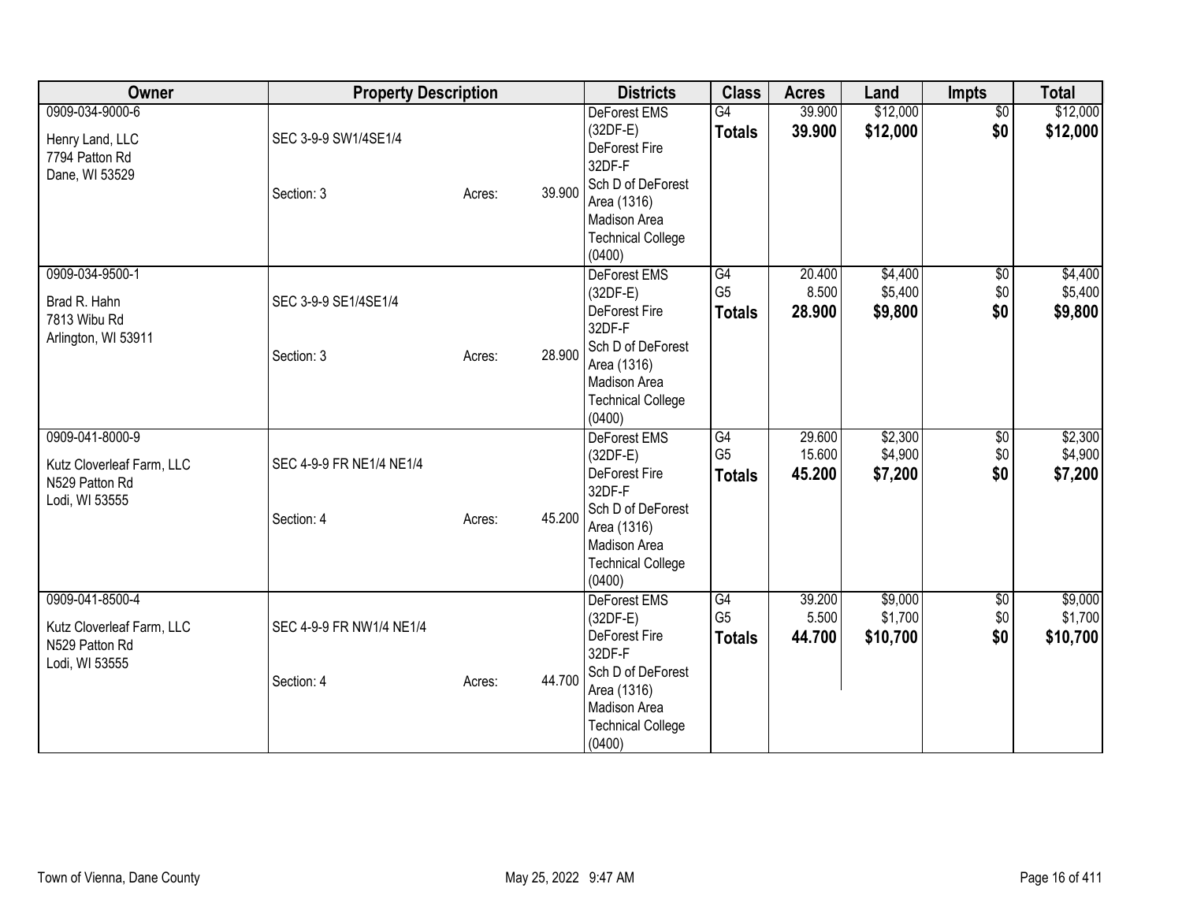| Owner | Property Description | | | Districts | Class | Acres | Land | Impts | Total |
|---|---|---|---|---|---|---|---|---|---|
| 0909-034-9000-6<br>Henry Land, LLC<br>7794 Patton Rd<br>Dane, WI 53529 | SEC 3-9-9 SW1/4SE1/4<br>Section: 3 | Acres: | 39.900 | DeForest EMS (32DF-E)<br>DeForest Fire 32DF-F<br>Sch D of DeForest Area (1316)<br>Madison Area Technical College (0400) | G4<br>**Totals** | 39.900<br>**39.900** | $12,000<br>**$12,000** | $0<br>**$0** | $12,000<br>**$12,000** |
| 0909-034-9500-1<br>Brad R. Hahn<br>7813 Wibu Rd<br>Arlington, WI 53911 | SEC 3-9-9 SE1/4SE1/4<br>Section: 3 | Acres: | 28.900 | DeForest EMS (32DF-E)<br>DeForest Fire 32DF-F<br>Sch D of DeForest Area (1316)<br>Madison Area Technical College (0400) | G4<br>G5<br>**Totals** | 20.400<br>8.500<br>**28.900** | $4,400<br>$5,400<br>**$9,800** | $0<br>$0<br>**$0** | $4,400<br>$5,400<br>**$9,800** |
| 0909-041-8000-9<br>Kutz Cloverleaf Farm, LLC<br>N529 Patton Rd<br>Lodi, WI 53555 | SEC 4-9-9 FR NE1/4 NE1/4<br>Section: 4 | Acres: | 45.200 | DeForest EMS (32DF-E)<br>DeForest Fire 32DF-F<br>Sch D of DeForest Area (1316)<br>Madison Area Technical College (0400) | G4<br>G5<br>**Totals** | 29.600<br>15.600<br>**45.200** | $2,300<br>$4,900<br>**$7,200** | $0<br>$0<br>**$0** | $2,300<br>$4,900<br>**$7,200** |
| 0909-041-8500-4<br>Kutz Cloverleaf Farm, LLC<br>N529 Patton Rd<br>Lodi, WI 53555 | SEC 4-9-9 FR NW1/4 NE1/4<br>Section: 4 | Acres: | 44.700 | DeForest EMS (32DF-E)<br>DeForest Fire 32DF-F<br>Sch D of DeForest Area (1316)<br>Madison Area Technical College (0400) | G4<br>G5<br>**Totals** | 39.200<br>5.500<br>**44.700** | $9,000<br>$1,700<br>**$10,700** | $0<br>$0<br>**$0** | $9,000<br>$1,700<br>**$10,700** |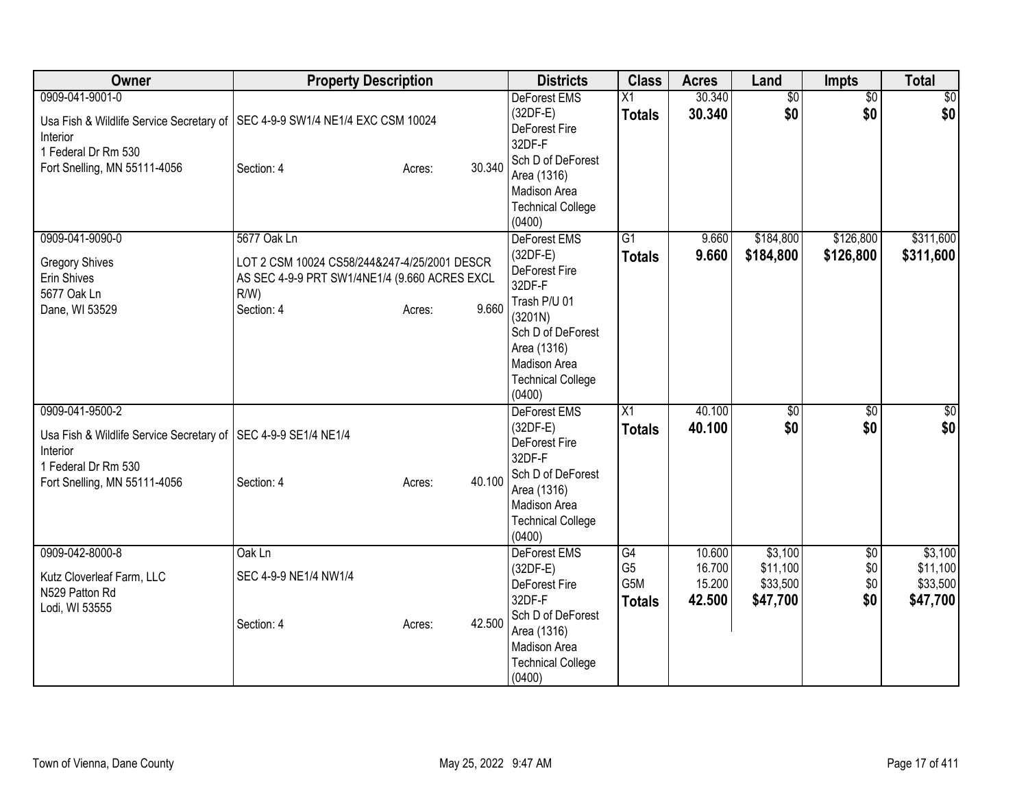| Owner | Property Description | Districts | Class | Acres | Land | Impts | Total |
|---|---|---|---|---|---|---|---|
| 0909-041-9001-0<br>Usa Fish & Wildlife Service Secretary of Interior<br>1 Federal Dr Rm 530<br>Fort Snelling, MN 55111-4056 | SEC 4-9-9 SW1/4 NE1/4 EXC CSM 10024<br>Section: 4 Acres: 30.340 | DeForest EMS (32DF-E)<br>DeForest Fire 32DF-F<br>Sch D of DeForest Area (1316)<br>Madison Area Technical College (0400) | X1<br>**Totals** | 30.340<br>**30.340** | $0<br>**$0** | $0<br>**$0** | $0<br>**$0** |
| 0909-041-9090-0<br>Gregory Shives<br>Erin Shives<br>5677 Oak Ln<br>Dane, WI 53529 | 5677 Oak Ln<br>LOT 2 CSM 10024 CS58/244&247-4/25/2001 DESCR AS SEC 4-9-9 PRT SW1/4NE1/4 (9.660 ACRES EXCL R/W)<br>Section: 4 Acres: 9.660 | DeForest EMS (32DF-E)<br>DeForest Fire 32DF-F<br>Trash P/U 01 (3201N)<br>Sch D of DeForest Area (1316)<br>Madison Area Technical College (0400) | G1<br>**Totals** | 9.660<br>**9.660** | $184,800<br>**$184,800** | $126,800<br>**$126,800** | $311,600<br>**$311,600** |
| 0909-041-9500-2<br>Usa Fish & Wildlife Service Secretary of Interior<br>1 Federal Dr Rm 530<br>Fort Snelling, MN 55111-4056 | SEC 4-9-9 SE1/4 NE1/4<br>Section: 4 Acres: 40.100 | DeForest EMS (32DF-E)<br>DeForest Fire 32DF-F<br>Sch D of DeForest Area (1316)<br>Madison Area Technical College (0400) | X1<br>**Totals** | 40.100<br>**40.100** | $0<br>**$0** | $0<br>**$0** | $0<br>**$0** |
| 0909-042-8000-8<br>Kutz Cloverleaf Farm, LLC<br>N529 Patton Rd<br>Lodi, WI 53555 | Oak Ln<br>SEC 4-9-9 NE1/4 NW1/4<br>Section: 4 Acres: 42.500 | DeForest EMS (32DF-E)<br>DeForest Fire 32DF-F<br>Sch D of DeForest Area (1316)<br>Madison Area Technical College (0400) | G4<br>G5<br>G5M<br>**Totals** | 10.600<br>16.700<br>15.200<br>**42.500** | $3,100<br>$11,100<br>$33,500<br>**$47,700** | $0<br>$0<br>$0<br>**$0** | $3,100<br>$11,100<br>$33,500<br>**$47,700** |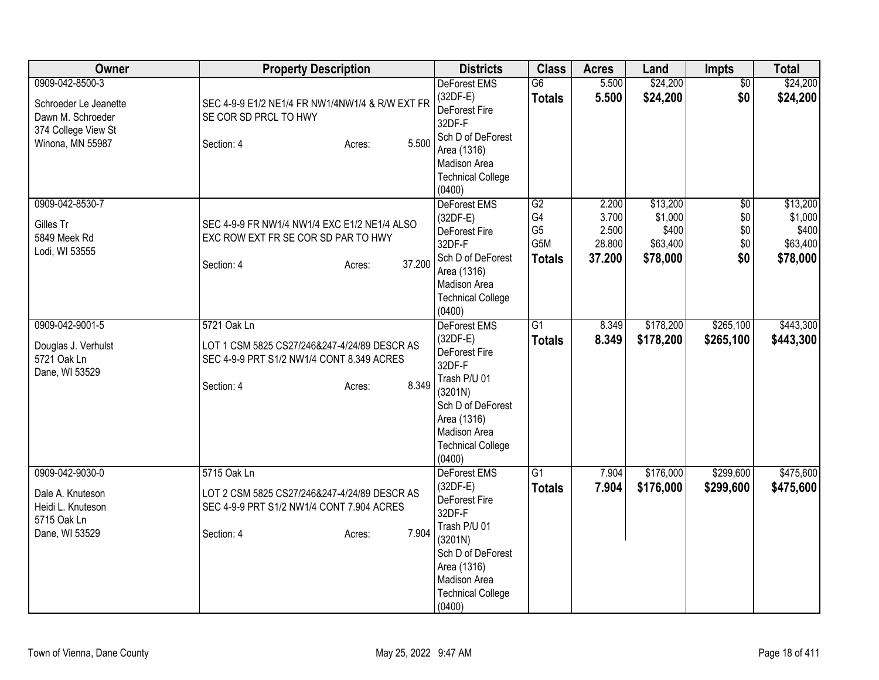| Owner | Property Description | Districts | Class | Acres | Land | Impts | Total |
|---|---|---|---|---|---|---|---|
| 0909-042-8500-3<br><br>Schroeder Le Jeanette<br>Dawn M. Schroeder<br>374 College View St<br>Winona, MN 55987 | SEC 4-9-9 E1/2 NE1/4 FR NW1/4NW1/4 & R/W EXT FR SE COR SD PRCL TO HWY<br><br>Section: 4 Acres: 5.500 | DeForest EMS (32DF-E)<br>DeForest Fire 32DF-F<br>Sch D of DeForest Area (1316)<br>Madison Area Technical College (0400) | G6<br>**Totals** | 5.500<br>**5.500** | $24,200<br>**$24,200** | $0<br>**$0** | $24,200<br>**$24,200** |
| 0909-042-8530-7<br><br>Gilles Tr<br>5849 Meek Rd<br>Lodi, WI 53555 | SEC 4-9-9 FR NW1/4 NW1/4 EXC E1/2 NE1/4 ALSO EXC ROW EXT FR SE COR SD PAR TO HWY<br><br>Section: 4 Acres: 37.200 | DeForest EMS (32DF-E)<br>DeForest Fire 32DF-F<br>Sch D of DeForest Area (1316)<br>Madison Area Technical College (0400) | G2<br>G4<br>G5<br>G5M<br>**Totals** | 2.200<br>3.700<br>2.500<br>28.800<br>**37.200** | $13,200<br>$1,000<br>$400<br>$63,400<br>**$78,000** | $0<br>$0<br>$0<br>$0<br>**$0** | $13,200<br>$1,000<br>$400<br>$63,400<br>**$78,000** |
| 0909-042-9001-5<br><br>Douglas J. Verhulst<br>5721 Oak Ln<br>Dane, WI 53529 | 5721 Oak Ln<br><br>LOT 1 CSM 5825 CS27/246&247-4/24/89 DESCR AS SEC 4-9-9 PRT S1/2 NW1/4 CONT 8.349 ACRES<br><br>Section: 4 Acres: 8.349 | DeForest EMS (32DF-E)<br>DeForest Fire 32DF-F<br>Trash P/U 01 (3201N)<br>Sch D of DeForest Area (1316)<br>Madison Area Technical College (0400) | G1<br>**Totals** | 8.349<br>**8.349** | $178,200<br>**$178,200** | $265,100<br>**$265,100** | $443,300<br>**$443,300** |
| 0909-042-9030-0<br><br>Dale A. Knuteson<br>Heidi L. Knuteson<br>5715 Oak Ln<br>Dane, WI 53529 | 5715 Oak Ln<br><br>LOT 2 CSM 5825 CS27/246&247-4/24/89 DESCR AS SEC 4-9-9 PRT S1/2 NW1/4 CONT 7.904 ACRES<br><br>Section: 4 Acres: 7.904 | DeForest EMS (32DF-E)<br>DeForest Fire 32DF-F<br>Trash P/U 01 (3201N)<br>Sch D of DeForest Area (1316)<br>Madison Area Technical College (0400) | G1<br>**Totals** | 7.904<br>**7.904** | $176,000<br>**$176,000** | $299,600<br>**$299,600** | $475,600<br>**$475,600** |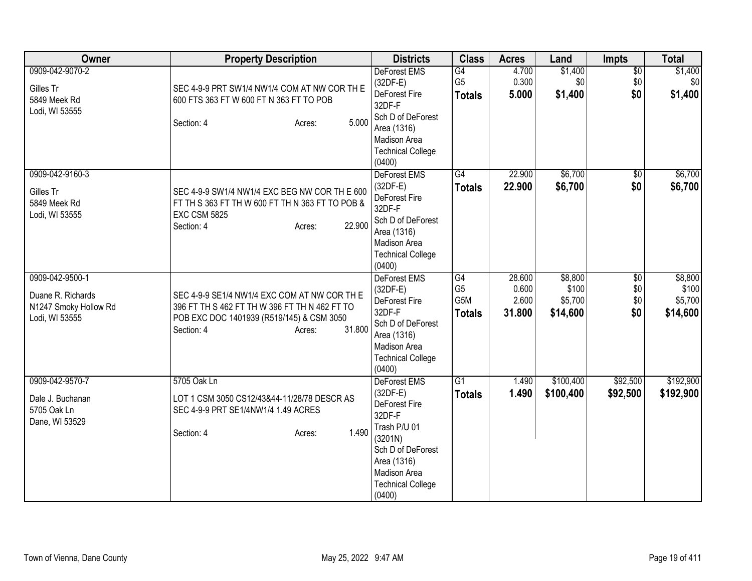| Owner | Property Description | Districts | Class | Acres | Land | Impts | Total |
|---|---|---|---|---|---|---|---|
| 0909-042-9070-2<br><br>Gilles Tr<br>5849 Meek Rd<br>Lodi, WI 53555 | SEC 4-9-9 PRT SW1/4 NW1/4 COM AT NW COR TH E 600 FTS 363 FT W 600 FT N 363 FT TO POB<br><br>Section: 4 Acres: 5.000 | DeForest EMS (32DF-E)<br>DeForest Fire 32DF-F<br>Sch D of DeForest Area (1316)<br>Madison Area Technical College (0400) | G4<br>G5<br>**Totals** | 4.700<br>0.300<br>**5.000** | $1,400<br>$0<br>**$1,400** | $0<br>$0<br>**$0** | $1,400<br>$0<br>**$1,400** |
| 0909-042-9160-3<br><br>Gilles Tr<br>5849 Meek Rd<br>Lodi, WI 53555 | SEC 4-9-9 SW1/4 NW1/4 EXC BEG NW COR TH E 600 FT TH S 363 FT TH W 600 FT TH N 363 FT TO POB & EXC CSM 5825<br>Section: 4 Acres: 22.900 | DeForest EMS (32DF-E)<br>DeForest Fire 32DF-F<br>Sch D of DeForest Area (1316)<br>Madison Area Technical College (0400) | G4<br>**Totals** | 22.900<br>**22.900** | $6,700<br>**$6,700** | $0<br>**$0** | $6,700<br>**$6,700** |
| 0909-042-9500-1<br><br>Duane R. Richards<br>N1247 Smoky Hollow Rd<br>Lodi, WI 53555 | SEC 4-9-9 SE1/4 NW1/4 EXC COM AT NW COR TH E 396 FT TH S 462 FT TH W 396 FT TH N 462 FT TO POB EXC DOC 1401939 (R519/145) & CSM 3050<br>Section: 4 Acres: 31.800 | DeForest EMS (32DF-E)<br>DeForest Fire 32DF-F<br>Sch D of DeForest Area (1316)<br>Madison Area Technical College (0400) | G4<br>G5<br>G5M<br>**Totals** | 28.600<br>0.600<br>2.600<br>**31.800** | $8,800<br>$100<br>$5,700<br>**$14,600** | $0<br>$0<br>$0<br>**$0** | $8,800<br>$100<br>$5,700<br>**$14,600** |
| 0909-042-9570-7<br><br>Dale J. Buchanan<br>5705 Oak Ln<br>Dane, WI 53529 | 5705 Oak Ln<br>LOT 1 CSM 3050 CS12/43&44-11/28/78 DESCR AS SEC 4-9-9 PRT SE1/4NW1/4 1.49 ACRES<br><br>Section: 4 Acres: 1.490 | DeForest EMS (32DF-E)<br>DeForest Fire 32DF-F<br>Trash P/U 01 (3201N)<br>Sch D of DeForest Area (1316)<br>Madison Area Technical College (0400) | G1<br>**Totals** | 1.490<br>**1.490** | $100,400<br>**$100,400** | $92,500<br>**$92,500** | $192,900<br>**$192,900** |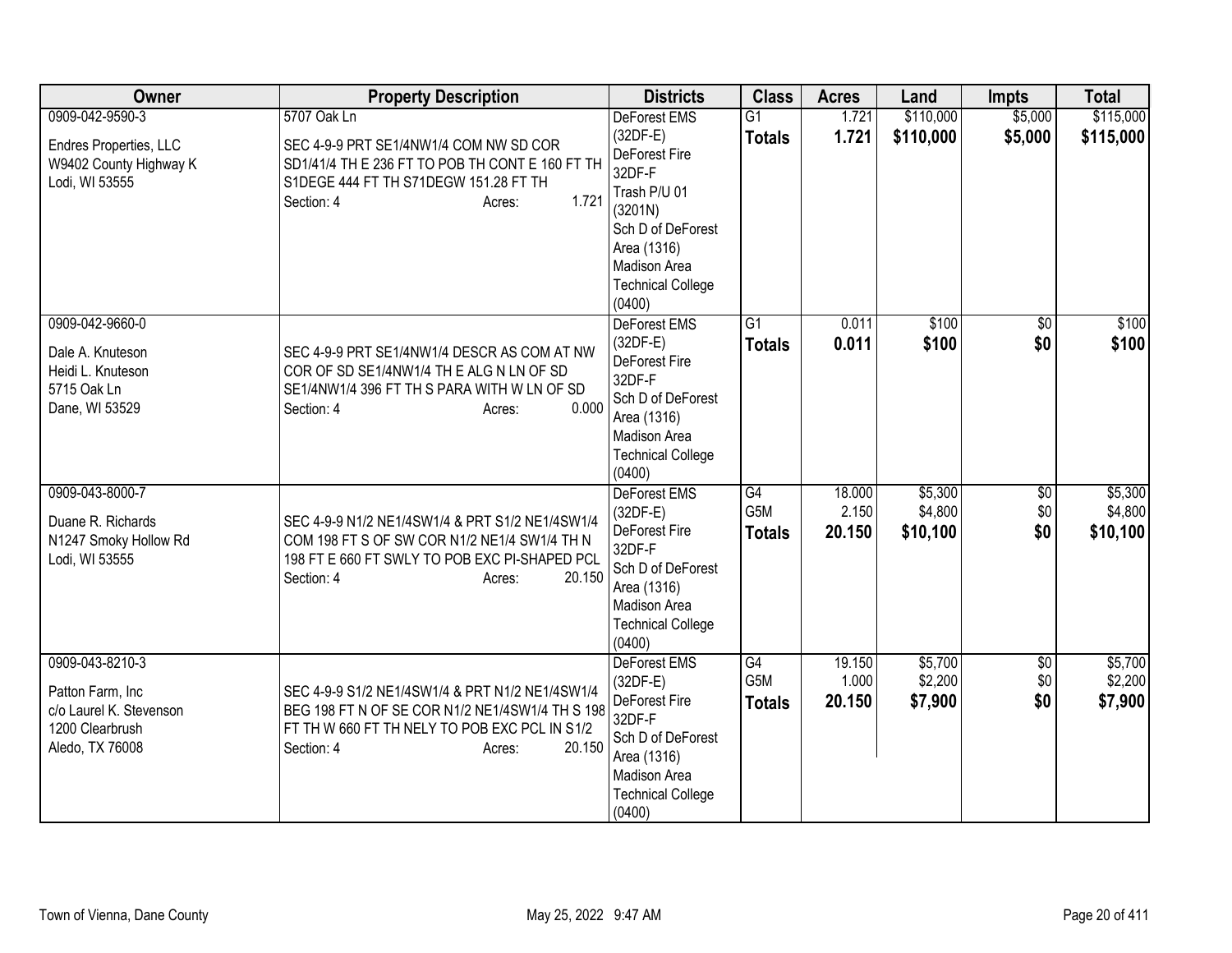| Owner | Property Description | Districts | Class | Acres | Land | Impts | Total |
|---|---|---|---|---|---|---|---|
| 0909-042-9590-3<br><br>Endres Properties, LLC<br>W9402 County Highway K<br>Lodi, WI 53555 | 5707 Oak Ln<br><br>SEC 4-9-9 PRT SE1/4NW1/4 COM NW SD COR SD1/41/4 TH E 236 FT TO POB TH CONT E 160 FT TH S1DEGE 444 FT TH S71DEGW 151.28 FT TH<br>Section: 4 Acres: 1.721 | DeForest EMS (32DF-E)<br>DeForest Fire 32DF-F<br>Trash P/U 01 (3201N)<br>Sch D of DeForest Area (1316)<br>Madison Area Technical College (0400) | G1<br>**Totals** | 1.721<br>**1.721** | $110,000<br>**$110,000** | $5,000<br>**$5,000** | $115,000<br>**$115,000** |
| 0909-042-9660-0<br><br>Dale A. Knuteson<br>Heidi L. Knuteson<br>5715 Oak Ln<br>Dane, WI 53529 | SEC 4-9-9 PRT SE1/4NW1/4 DESCR AS COM AT NW COR OF SD SE1/4NW1/4 TH E ALG N LN OF SD SE1/4NW1/4 396 FT TH S PARA WITH W LN OF SD<br>Section: 4 Acres: 0.000 | DeForest EMS (32DF-E)<br>DeForest Fire 32DF-F<br>Sch D of DeForest Area (1316)<br>Madison Area Technical College (0400) | G1<br>**Totals** | 0.011<br>**0.011** | $100<br>**$100** | $0<br>**$0** | $100<br>**$100** |
| 0909-043-8000-7<br><br>Duane R. Richards<br>N1247 Smoky Hollow Rd<br>Lodi, WI 53555 | SEC 4-9-9 N1/2 NE1/4SW1/4 & PRT S1/2 NE1/4SW1/4 COM 198 FT S OF SW COR N1/2 NE1/4 SW1/4 TH N 198 FT E 660 FT SWLY TO POB EXC PI-SHAPED PCL<br>Section: 4 Acres: 20.150 | DeForest EMS (32DF-E)<br>DeForest Fire 32DF-F<br>Sch D of DeForest Area (1316)<br>Madison Area Technical College (0400) | G4<br>G5M<br>**Totals** | 18.000<br>2.150<br>**20.150** | $5,300<br>$4,800<br>**$10,100** | $0<br>$0<br>**$0** | $5,300<br>$4,800<br>**$10,100** |
| 0909-043-8210-3<br><br>Patton Farm, Inc<br>c/o Laurel K. Stevenson<br>1200 Clearbrush<br>Aledo, TX 76008 | SEC 4-9-9 S1/2 NE1/4SW1/4 & PRT N1/2 NE1/4SW1/4 BEG 198 FT N OF SE COR N1/2 NE1/4SW1/4 TH S 198 FT TH W 660 FT TH NELY TO POB EXC PCL IN S1/2<br>Section: 4 Acres: 20.150 | DeForest EMS (32DF-E)<br>DeForest Fire 32DF-F<br>Sch D of DeForest Area (1316)<br>Madison Area Technical College (0400) | G4<br>G5M<br>**Totals** | 19.150<br>1.000<br>**20.150** | $5,700<br>$2,200<br>**$7,900** | $0<br>$0<br>**$0** | $5,700<br>$2,200<br>**$7,900** |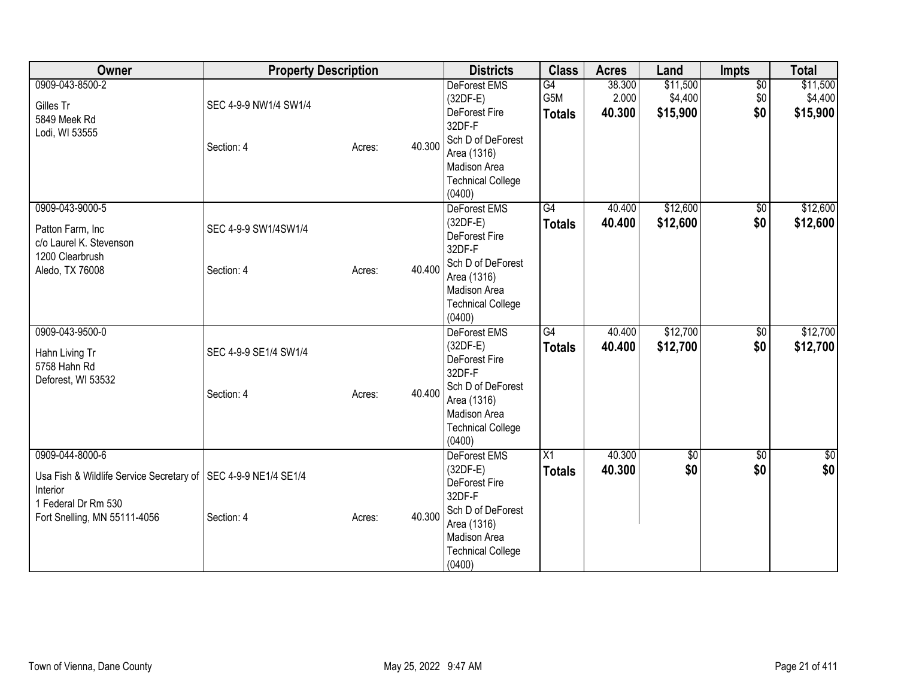| Owner | Property Description | | | Districts | Class | Acres | Land | Impts | Total |
|---|---|---|---|---|---|---|---|---|---|
| 0909-043-8500-2<br>Gilles Tr<br>5849 Meek Rd<br>Lodi, WI 53555 | SEC 4-9-9 NW1/4 SW1/4<br>Section: 4 | Acres: | 40.300 | DeForest EMS (32DF-E)<br>DeForest Fire 32DF-F<br>Sch D of DeForest Area (1316)<br>Madison Area Technical College (0400) | G4<br>G5M<br>**Totals** | 38.300<br>2.000<br>**40.300** | $11,500<br>$4,400<br>**$15,900** | $0<br>$0<br>**$0** | $11,500<br>$4,400<br>**$15,900** |
| 0909-043-9000-5<br>Patton Farm, Inc<br>c/o Laurel K. Stevenson<br>1200 Clearbrush<br>Aledo, TX 76008 | SEC 4-9-9 SW1/4SW1/4<br>Section: 4 | Acres: | 40.400 | DeForest EMS (32DF-E)<br>DeForest Fire 32DF-F<br>Sch D of DeForest Area (1316)<br>Madison Area Technical College (0400) | G4<br>**Totals** | 40.400<br>**40.400** | $12,600<br>**$12,600** | $0<br>**$0** | $12,600<br>**$12,600** |
| 0909-043-9500-0<br>Hahn Living Tr<br>5758 Hahn Rd<br>Deforest, WI 53532 | SEC 4-9-9 SE1/4 SW1/4<br>Section: 4 | Acres: | 40.400 | DeForest EMS (32DF-E)<br>DeForest Fire 32DF-F<br>Sch D of DeForest Area (1316)<br>Madison Area Technical College (0400) | G4<br>**Totals** | 40.400<br>**40.400** | $12,700<br>**$12,700** | $0<br>**$0** | $12,700<br>**$12,700** |
| 0909-044-8000-6<br>Usa Fish & Wildlife Service Secretary of Interior<br>1 Federal Dr Rm 530<br>Fort Snelling, MN 55111-4056 | SEC 4-9-9 NE1/4 SE1/4<br>Section: 4 | Acres: | 40.300 | DeForest EMS (32DF-E)<br>DeForest Fire 32DF-F<br>Sch D of DeForest Area (1316)<br>Madison Area Technical College (0400) | X1<br>**Totals** | 40.300<br>**40.300** | $0<br>**$0** | $0<br>**$0** | $0<br>**$0** |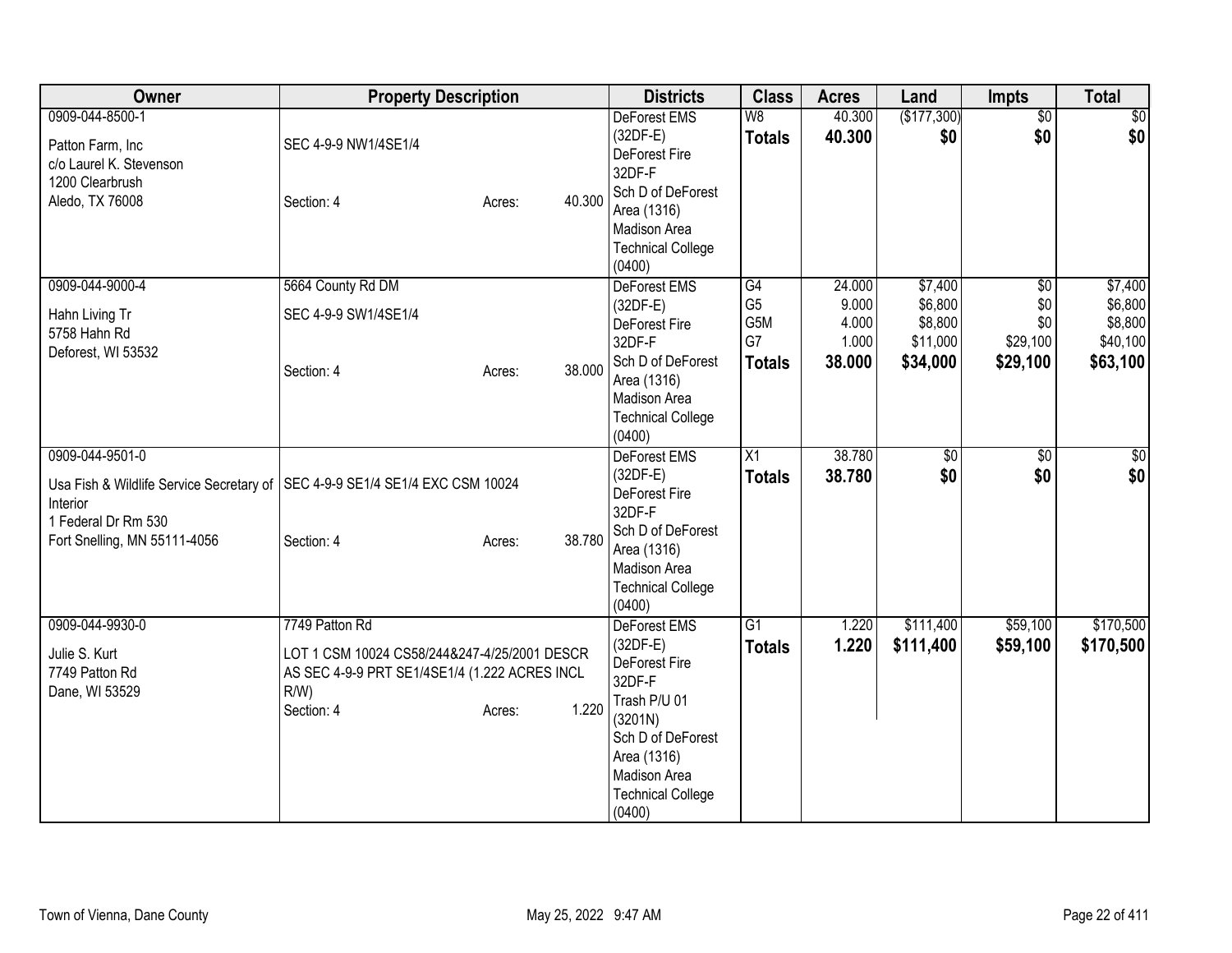| Owner | Property Description | Districts | Class | Acres | Land | Impts | Total |
|---|---|---|---|---|---|---|---|
| 0909-044-8500-1<br><br>Patton Farm, Inc<br>c/o Laurel K. Stevenson<br>1200 Clearbrush<br>Aledo, TX 76008 | SEC 4-9-9 NW1/4SE1/4<br><br>Section: 4 Acres: 40.300 | DeForest EMS (32DF-E)<br>DeForest Fire 32DF-F<br>Sch D of DeForest Area (1316)<br>Madison Area Technical College (0400) | W8<br>**Totals** | 40.300<br>**40.300** | ($177,300)<br>**$0** | $0<br>**$0** | $0<br>**$0** |
| 0909-044-9000-4<br><br>Hahn Living Tr<br>5758 Hahn Rd<br>Deforest, WI 53532 | 5664 County Rd DM<br>SEC 4-9-9 SW1/4SE1/4<br><br>Section: 4 Acres: 38.000 | DeForest EMS (32DF-E)<br>DeForest Fire 32DF-F<br>Sch D of DeForest Area (1316)<br>Madison Area Technical College (0400) | G4<br>G5<br>G5M<br>G7<br>**Totals** | 24.000<br>9.000<br>4.000<br>1.000<br>**38.000** | $7,400<br>$6,800<br>$8,800<br>$11,000<br>**$34,000** | $0<br>$0<br>$0<br>$29,100<br>**$29,100** | $7,400<br>$6,800<br>$8,800<br>$40,100<br>**$63,100** |
| 0909-044-9501-0<br><br>Usa Fish & Wildlife Service Secretary of Interior<br>1 Federal Dr Rm 530<br>Fort Snelling, MN 55111-4056 | SEC 4-9-9 SE1/4 SE1/4 EXC CSM 10024<br><br>Section: 4 Acres: 38.780 | DeForest EMS (32DF-E)<br>DeForest Fire 32DF-F<br>Sch D of DeForest Area (1316)<br>Madison Area Technical College (0400) | X1<br>**Totals** | 38.780<br>**38.780** | $0<br>**$0** | $0<br>**$0** | $0<br>**$0** |
| 0909-044-9930-0<br><br>Julie S. Kurt<br>7749 Patton Rd<br>Dane, WI 53529 | 7749 Patton Rd<br>LOT 1 CSM 10024 CS58/244&247-4/25/2001 DESCR AS SEC 4-9-9 PRT SE1/4SE1/4 (1.222 ACRES INCL R/W)<br>Section: 4 Acres: 1.220 | DeForest EMS (32DF-E)<br>DeForest Fire 32DF-F<br>Trash P/U 01 (3201N)<br>Sch D of DeForest Area (1316)<br>Madison Area Technical College (0400) | G1<br>**Totals** | 1.220<br>**1.220** | $111,400<br>**$111,400** | $59,100<br>**$59,100** | $170,500<br>**$170,500** |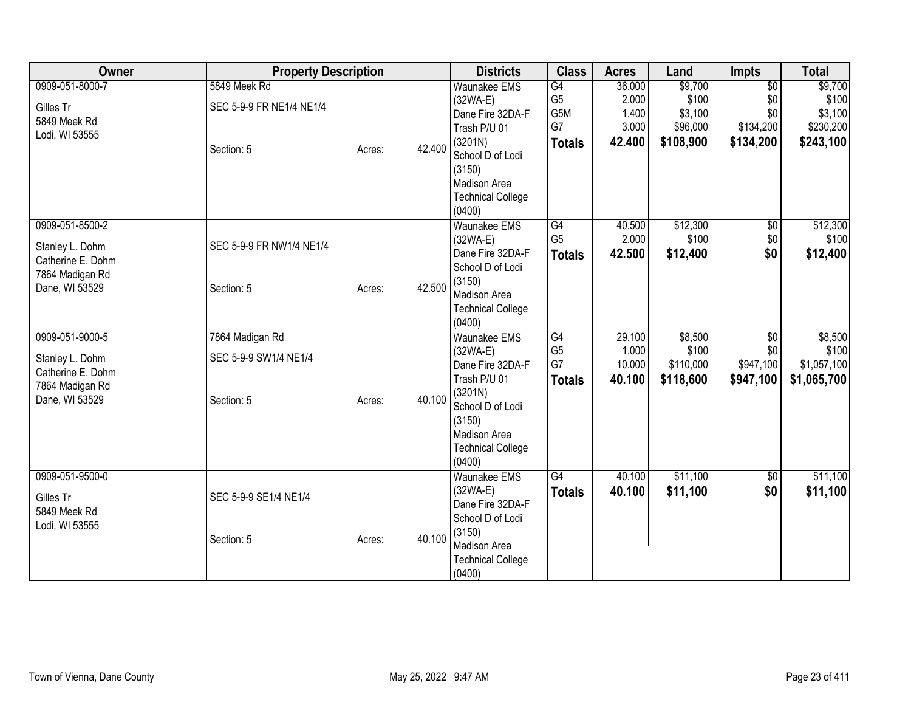| Owner | Property Description | | | Districts | Class | Acres | Land | Impts | Total |
|---|---|---|---|---|---|---|---|---|---|
| 0909-051-8000-7<br><br>Gilles Tr<br>5849 Meek Rd<br>Lodi, WI 53555 | 5849 Meek Rd<br><br>SEC 5-9-9 FR NE1/4 NE1/4<br><br>Section: 5 | Acres: | 42.400 | Waunakee EMS (32WA-E)<br>Dane Fire 32DA-F<br>Trash P/U 01 (3201N)<br>School D of Lodi (3150)<br>Madison Area Technical College (0400) | G4<br>G5<br>G5M<br>G7<br>**Totals** | 36.000<br>2.000<br>1.400<br>3.000<br>**42.400** | $9,700<br>$100<br>$3,100<br>$96,000<br>**$108,900** | $0<br>$0<br>$0<br>$134,200<br>**$134,200** | $9,700<br>$100<br>$3,100<br>$230,200<br>**$243,100** |
| 0909-051-8500-2<br><br>Stanley L. Dohm<br>Catherine E. Dohm<br>7864 Madigan Rd<br>Dane, WI 53529 | SEC 5-9-9 FR NW1/4 NE1/4<br><br>Section: 5 | Acres: | 42.500 | Waunakee EMS (32WA-E)<br>Dane Fire 32DA-F<br>School D of Lodi (3150)<br>Madison Area Technical College (0400) | G4<br>G5<br>**Totals** | 40.500<br>2.000<br>**42.500** | $12,300<br>$100<br>**$12,400** | $0<br>$0<br>**$0** | $12,300<br>$100<br>**$12,400** |
| 0909-051-9000-5<br><br>Stanley L. Dohm<br>Catherine E. Dohm<br>7864 Madigan Rd<br>Dane, WI 53529 | 7864 Madigan Rd<br><br>SEC 5-9-9 SW1/4 NE1/4<br><br>Section: 5 | Acres: | 40.100 | Waunakee EMS (32WA-E)<br>Dane Fire 32DA-F<br>Trash P/U 01 (3201N)<br>School D of Lodi (3150)<br>Madison Area Technical College (0400) | G4<br>G5<br>G7<br>**Totals** | 29.100<br>1.000<br>10.000<br>**40.100** | $8,500<br>$100<br>$110,000<br>**$118,600** | $0<br>$0<br>$947,100<br>**$947,100** | $8,500<br>$100<br>$1,057,100<br>**$1,065,700** |
| 0909-051-9500-0<br><br>Gilles Tr<br>5849 Meek Rd<br>Lodi, WI 53555 | SEC 5-9-9 SE1/4 NE1/4<br><br>Section: 5 | Acres: | 40.100 | Waunakee EMS (32WA-E)<br>Dane Fire 32DA-F<br>School D of Lodi (3150)<br>Madison Area Technical College (0400) | G4<br>**Totals** | 40.100<br>**40.100** | $11,100<br>**$11,100** | $0<br>**$0** | $11,100<br>**$11,100** |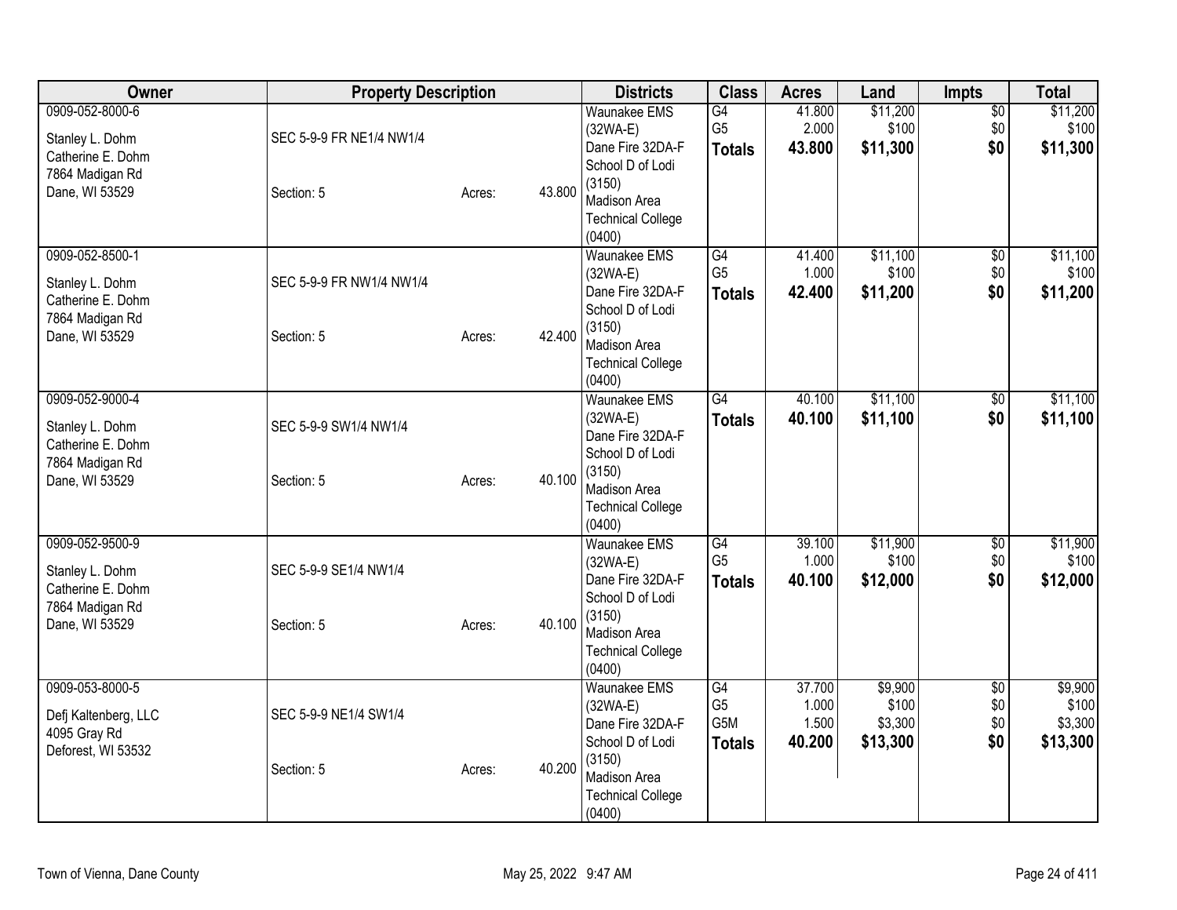| Owner | Property Description | | | Districts | Class | Acres | Land | Impts | Total |
|---|---|---|---|---|---|---|---|---|---|
| 0909-052-8000-6<br>Stanley L. Dohm<br>Catherine E. Dohm<br>7864 Madigan Rd<br>Dane, WI 53529 | SEC 5-9-9 FR NE1/4 NW1/4<br>Section: 5 | Acres: | 43.800 | Waunakee EMS (32WA-E)<br>Dane Fire 32DA-F<br>School D of Lodi (3150)<br>Madison Area Technical College (0400) | G4<br>G5<br>**Totals** | 41.800<br>2.000<br>**43.800** | $11,200<br>$100<br>**$11,300** | $0<br>$0<br>**$0** | $11,200<br>$100<br>**$11,300** |
| 0909-052-8500-1<br>Stanley L. Dohm<br>Catherine E. Dohm<br>7864 Madigan Rd<br>Dane, WI 53529 | SEC 5-9-9 FR NW1/4 NW1/4<br>Section: 5 | Acres: | 42.400 | Waunakee EMS (32WA-E)<br>Dane Fire 32DA-F<br>School D of Lodi (3150)<br>Madison Area Technical College (0400) | G4<br>G5<br>**Totals** | 41.400<br>1.000<br>**42.400** | $11,100<br>$100<br>**$11,200** | $0<br>$0<br>**$0** | $11,100<br>$100<br>**$11,200** |
| 0909-052-9000-4<br>Stanley L. Dohm<br>Catherine E. Dohm<br>7864 Madigan Rd<br>Dane, WI 53529 | SEC 5-9-9 SW1/4 NW1/4<br>Section: 5 | Acres: | 40.100 | Waunakee EMS (32WA-E)<br>Dane Fire 32DA-F<br>School D of Lodi (3150)<br>Madison Area Technical College (0400) | G4<br>**Totals** | 40.100<br>**40.100** | $11,100<br>**$11,100** | $0<br>**$0** | $11,100<br>**$11,100** |
| 0909-052-9500-9<br>Stanley L. Dohm<br>Catherine E. Dohm<br>7864 Madigan Rd<br>Dane, WI 53529 | SEC 5-9-9 SE1/4 NW1/4<br>Section: 5 | Acres: | 40.100 | Waunakee EMS (32WA-E)<br>Dane Fire 32DA-F<br>School D of Lodi (3150)<br>Madison Area Technical College (0400) | G4<br>G5<br>**Totals** | 39.100<br>1.000<br>**40.100** | $11,900<br>$100<br>**$12,000** | $0<br>$0<br>**$0** | $11,900<br>$100<br>**$12,000** |
| 0909-053-8000-5<br>Defj Kaltenberg, LLC<br>4095 Gray Rd<br>Deforest, WI 53532 | SEC 5-9-9 NE1/4 SW1/4<br>Section: 5 | Acres: | 40.200 | Waunakee EMS (32WA-E)<br>Dane Fire 32DA-F<br>School D of Lodi (3150)<br>Madison Area Technical College (0400) | G4<br>G5<br>G5M<br>**Totals** | 37.700<br>1.000<br>1.500<br>**40.200** | $9,900<br>$100<br>$3,300<br>**$13,300** | $0<br>$0<br>$0<br>**$0** | $9,900<br>$100<br>$3,300<br>**$13,300** |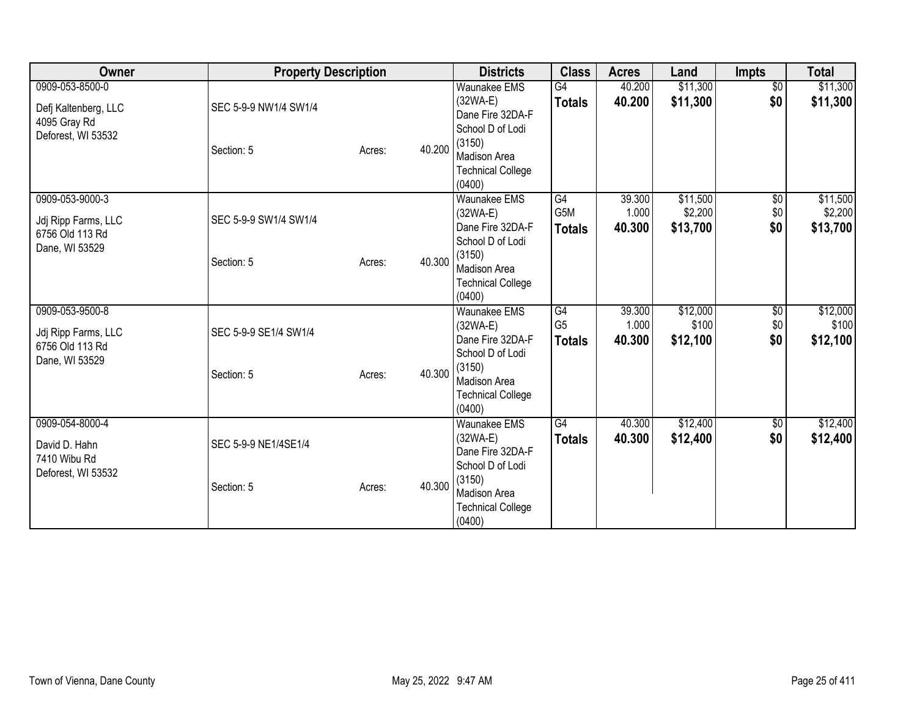| Owner | Property Description | | Districts | Class | Acres | Land | Impts | Total |
|---|---|---|---|---|---|---|---|---|
| 0909-053-8500-0<br>Defj Kaltenberg, LLC<br>4095 Gray Rd<br>Deforest, WI 53532 | SEC 5-9-9 NW1/4 SW1/4<br>Section: 5 | Acres: 40.200 | Waunakee EMS (32WA-E)<br>Dane Fire 32DA-F<br>School D of Lodi (3150)<br>Madison Area Technical College (0400) | G4<br>**Totals** | 40.200<br>**40.200** | $11,300<br>**$11,300** | $0<br>**$0** | $11,300<br>**$11,300** |
| 0909-053-9000-3<br>Jdj Ripp Farms, LLC<br>6756 Old 113 Rd<br>Dane, WI 53529 | SEC 5-9-9 SW1/4 SW1/4<br>Section: 5 | Acres: 40.300 | Waunakee EMS (32WA-E)<br>Dane Fire 32DA-F<br>School D of Lodi (3150)<br>Madison Area Technical College (0400) | G4<br>G5M<br>**Totals** | 39.300<br>1.000<br>**40.300** | $11,500<br>$2,200<br>**$13,700** | $0<br>$0<br>**$0** | $11,500<br>$2,200<br>**$13,700** |
| 0909-053-9500-8<br>Jdj Ripp Farms, LLC<br>6756 Old 113 Rd<br>Dane, WI 53529 | SEC 5-9-9 SE1/4 SW1/4<br>Section: 5 | Acres: 40.300 | Waunakee EMS (32WA-E)<br>Dane Fire 32DA-F<br>School D of Lodi (3150)<br>Madison Area Technical College (0400) | G4<br>G5<br>**Totals** | 39.300<br>1.000<br>**40.300** | $12,000<br>$100<br>**$12,100** | $0<br>$0<br>**$0** | $12,000<br>$100<br>**$12,100** |
| 0909-054-8000-4<br>David D. Hahn<br>7410 Wibu Rd<br>Deforest, WI 53532 | SEC 5-9-9 NE1/4SE1/4<br>Section: 5 | Acres: 40.300 | Waunakee EMS (32WA-E)<br>Dane Fire 32DA-F<br>School D of Lodi (3150)<br>Madison Area Technical College (0400) | G4<br>**Totals** | 40.300<br>**40.300** | $12,400<br>**$12,400** | $0<br>**$0** | $12,400<br>**$12,400** |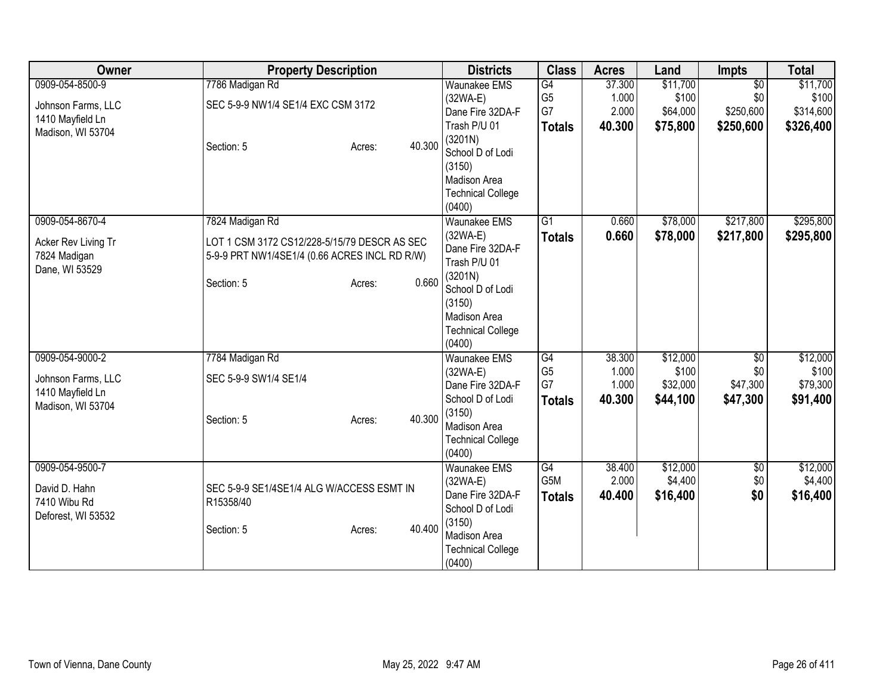| Owner | Property Description | Districts | Class | Acres | Land | Impts | Total |
|---|---|---|---|---|---|---|---|
| 0909-054-8500-9<br><br>Johnson Farms, LLC<br>1410 Mayfield Ln<br>Madison, WI 53704 | 7786 Madigan Rd<br><br>SEC 5-9-9 NW1/4 SE1/4 EXC CSM 3172<br><br>Section: 5 Acres: 40.300 | Waunakee EMS (32WA-E)<br>Dane Fire 32DA-F<br>Trash P/U 01 (3201N)<br>School D of Lodi (3150)<br>Madison Area Technical College (0400) | G4<br>G5<br>G7<br>**Totals** | 37.300<br>1.000<br>2.000<br>**40.300** | $11,700<br>$100<br>$64,000<br>**$75,800** | $0<br>$0<br>$250,600<br>**$250,600** | $11,700<br>$100<br>$314,600<br>**$326,400** |
| 0909-054-8670-4<br><br>Acker Rev Living Tr<br>7824 Madigan<br>Dane, WI 53529 | 7824 Madigan Rd<br><br>LOT 1 CSM 3172 CS12/228-5/15/79 DESCR AS SEC 5-9-9 PRT NW1/4SE1/4 (0.66 ACRES INCL RD R/W)<br><br>Section: 5 Acres: 0.660 | Waunakee EMS (32WA-E)<br>Dane Fire 32DA-F<br>Trash P/U 01 (3201N)<br>School D of Lodi (3150)<br>Madison Area Technical College (0400) | G1<br>**Totals** | 0.660<br>**0.660** | $78,000<br>**$78,000** | $217,800<br>**$217,800** | $295,800<br>**$295,800** |
| 0909-054-9000-2<br><br>Johnson Farms, LLC<br>1410 Mayfield Ln<br>Madison, WI 53704 | 7784 Madigan Rd<br><br>SEC 5-9-9 SW1/4 SE1/4<br><br>Section: 5 Acres: 40.300 | Waunakee EMS (32WA-E)<br>Dane Fire 32DA-F<br>School D of Lodi (3150)<br>Madison Area Technical College (0400) | G4<br>G5<br>G7<br>**Totals** | 38.300<br>1.000<br>1.000<br>**40.300** | $12,000<br>$100<br>$32,000<br>**$44,100** | $0<br>$0<br>$47,300<br>**$47,300** | $12,000<br>$100<br>$79,300<br>**$91,400** |
| 0909-054-9500-7<br><br>David D. Hahn<br>7410 Wibu Rd<br>Deforest, WI 53532 | SEC 5-9-9 SE1/4SE1/4 ALG W/ACCESS ESMT IN R15358/40<br><br>Section: 5 Acres: 40.400 | Waunakee EMS (32WA-E)<br>Dane Fire 32DA-F<br>School D of Lodi (3150)<br>Madison Area Technical College (0400) | G4<br>G5M<br>**Totals** | 38.400<br>2.000<br>**40.400** | $12,000<br>$4,400<br>**$16,400** | $0<br>$0<br>**$0** | $12,000<br>$4,400<br>**$16,400** |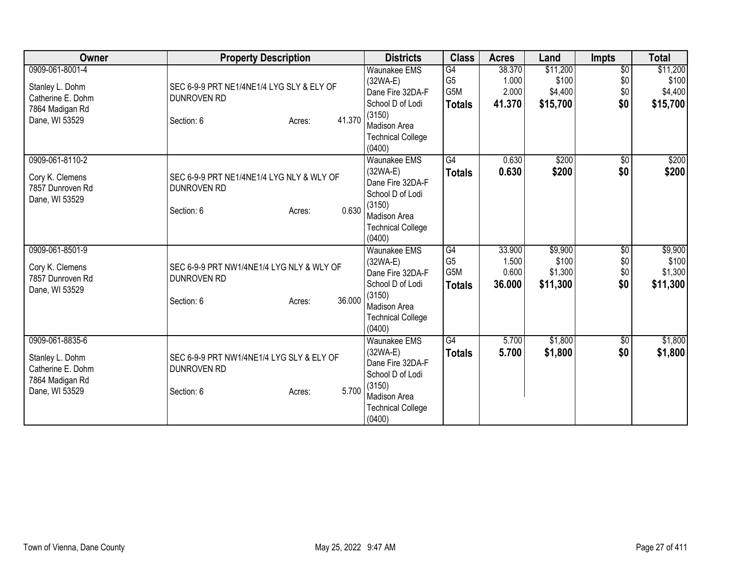| Owner | Property Description | Districts | Class | Acres | Land | Impts | Total |
|---|---|---|---|---|---|---|---|
| 0909-061-8001-4<br><br>Stanley L. Dohm<br>Catherine E. Dohm<br>7864 Madigan Rd<br>Dane, WI 53529 | SEC 6-9-9 PRT NE1/4NE1/4 LYG SLY & ELY OF DUNROVEN RD<br><br>Section: 6 Acres: 41.370 | Waunakee EMS (32WA-E)<br>Dane Fire 32DA-F<br>School D of Lodi (3150)<br>Madison Area Technical College (0400) | G4<br>G5<br>G5M<br>**Totals** | 38.370<br>1.000<br>2.000<br>**41.370** | $11,200<br>$100<br>$4,400<br>**$15,700** | $0<br>$0<br>$0<br>**$0** | $11,200<br>$100<br>$4,400<br>**$15,700** |
| 0909-061-8110-2<br><br>Cory K. Clemens<br>7857 Dunroven Rd<br>Dane, WI 53529 | SEC 6-9-9 PRT NE1/4NE1/4 LYG NLY & WLY OF DUNROVEN RD<br><br>Section: 6 Acres: 0.630 | Waunakee EMS (32WA-E)<br>Dane Fire 32DA-F<br>School D of Lodi (3150)<br>Madison Area Technical College (0400) | G4<br>**Totals** | 0.630<br>**0.630** | $200<br>**$200** | $0<br>**$0** | $200<br>**$200** |
| 0909-061-8501-9<br><br>Cory K. Clemens<br>7857 Dunroven Rd<br>Dane, WI 53529 | SEC 6-9-9 PRT NW1/4NE1/4 LYG NLY & WLY OF DUNROVEN RD<br><br>Section: 6 Acres: 36.000 | Waunakee EMS (32WA-E)<br>Dane Fire 32DA-F<br>School D of Lodi (3150)<br>Madison Area Technical College (0400) | G4<br>G5<br>G5M<br>**Totals** | 33.900<br>1.500<br>0.600<br>**36.000** | $9,900<br>$100<br>$1,300<br>**$11,300** | $0<br>$0<br>$0<br>**$0** | $9,900<br>$100<br>$1,300<br>**$11,300** |
| 0909-061-8835-6<br><br>Stanley L. Dohm<br>Catherine E. Dohm<br>7864 Madigan Rd<br>Dane, WI 53529 | SEC 6-9-9 PRT NW1/4NE1/4 LYG SLY & ELY OF DUNROVEN RD<br><br>Section: 6 Acres: 5.700 | Waunakee EMS (32WA-E)<br>Dane Fire 32DA-F<br>School D of Lodi (3150)<br>Madison Area Technical College (0400) | G4<br>**Totals** | 5.700<br>**5.700** | $1,800<br>**$1,800** | $0<br>**$0** | $1,800<br>**$1,800** |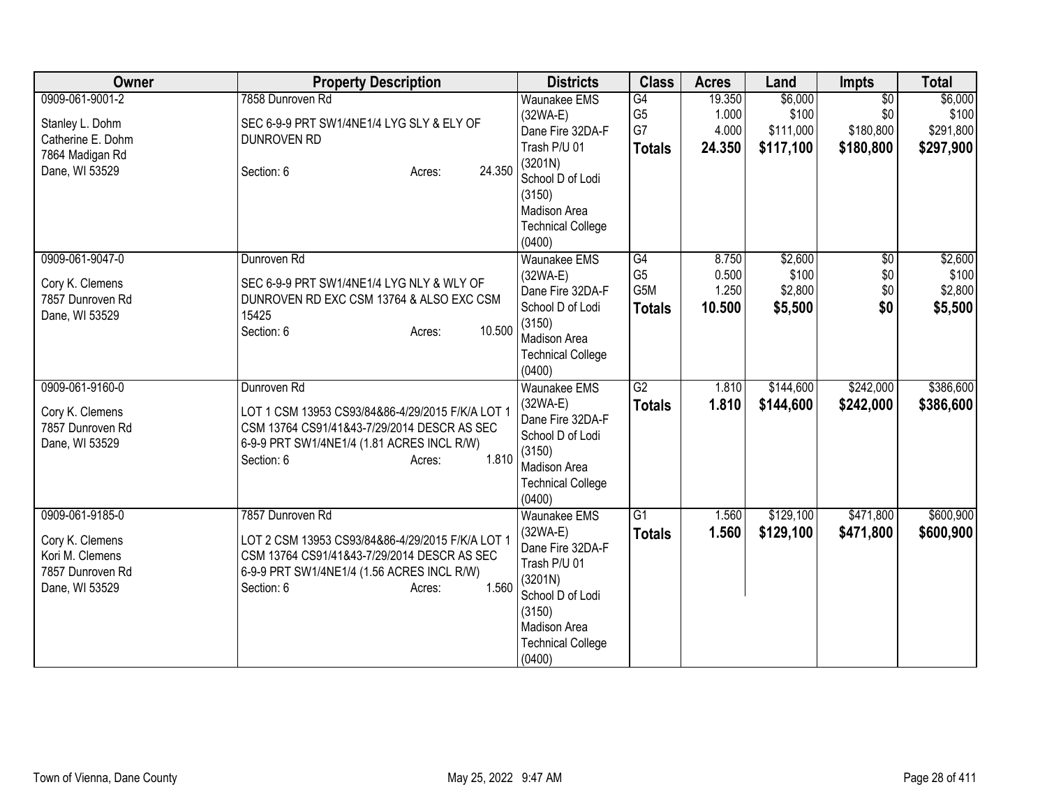| Owner | Property Description | Districts | Class | Acres | Land | Impts | Total |
|---|---|---|---|---|---|---|---|
| 0909-061-9001-2<br><br>Stanley L. Dohm<br>Catherine E. Dohm<br>7864 Madigan Rd<br>Dane, WI 53529 | 7858 Dunroven Rd<br><br>SEC 6-9-9 PRT SW1/4NE1/4 LYG SLY & ELY OF DUNROVEN RD<br><br>Section: 6 Acres: 24.350 | Waunakee EMS (32WA-E)<br>Dane Fire 32DA-F<br>Trash P/U 01 (3201N)<br>School D of Lodi (3150)<br>Madison Area Technical College (0400) | G4<br>G5<br>G7<br>**Totals** | 19.350<br>1.000<br>4.000<br>**24.350** | $6,000<br>$100<br>$111,000<br>**$117,100** | $0<br>$0<br>$180,800<br>**$180,800** | $6,000<br>$100<br>$291,800<br>**$297,900** |
| 0909-061-9047-0<br><br>Cory K. Clemens<br>7857 Dunroven Rd<br>Dane, WI 53529 | Dunroven Rd<br><br>SEC 6-9-9 PRT SW1/4NE1/4 LYG NLY & WLY OF DUNROVEN RD EXC CSM 13764 & ALSO EXC CSM 15425<br>Section: 6 Acres: 10.500 | Waunakee EMS (32WA-E)<br>Dane Fire 32DA-F<br>School D of Lodi (3150)<br>Madison Area Technical College (0400) | G4<br>G5<br>G5M<br>**Totals** | 8.750<br>0.500<br>1.250<br>**10.500** | $2,600<br>$100<br>$2,800<br>**$5,500** | $0<br>$0<br>$0<br>**$0** | $2,600<br>$100<br>$2,800<br>**$5,500** |
| 0909-061-9160-0<br><br>Cory K. Clemens<br>7857 Dunroven Rd<br>Dane, WI 53529 | Dunroven Rd<br><br>LOT 1 CSM 13953 CS93/84&86-4/29/2015 F/K/A LOT 1 CSM 13764 CS91/41&43-7/29/2014 DESCR AS SEC 6-9-9 PRT SW1/4NE1/4 (1.81 ACRES INCL R/W)<br>Section: 6 Acres: 1.810 | Waunakee EMS (32WA-E)<br>Dane Fire 32DA-F<br>School D of Lodi (3150)<br>Madison Area Technical College (0400) | G2<br>**Totals** | 1.810<br>**1.810** | $144,600<br>**$144,600** | $242,000<br>**$242,000** | $386,600<br>**$386,600** |
| 0909-061-9185-0<br><br>Cory K. Clemens<br>Kori M. Clemens<br>7857 Dunroven Rd<br>Dane, WI 53529 | 7857 Dunroven Rd<br><br>LOT 2 CSM 13953 CS93/84&86-4/29/2015 F/K/A LOT 1 CSM 13764 CS91/41&43-7/29/2014 DESCR AS SEC 6-9-9 PRT SW1/4NE1/4 (1.56 ACRES INCL R/W)<br>Section: 6 Acres: 1.560 | Waunakee EMS (32WA-E)<br>Dane Fire 32DA-F<br>Trash P/U 01 (3201N)<br>School D of Lodi (3150)<br>Madison Area Technical College (0400) | G1<br>**Totals** | 1.560<br>**1.560** | $129,100<br>**$129,100** | $471,800<br>**$471,800** | $600,900<br>**$600,900** |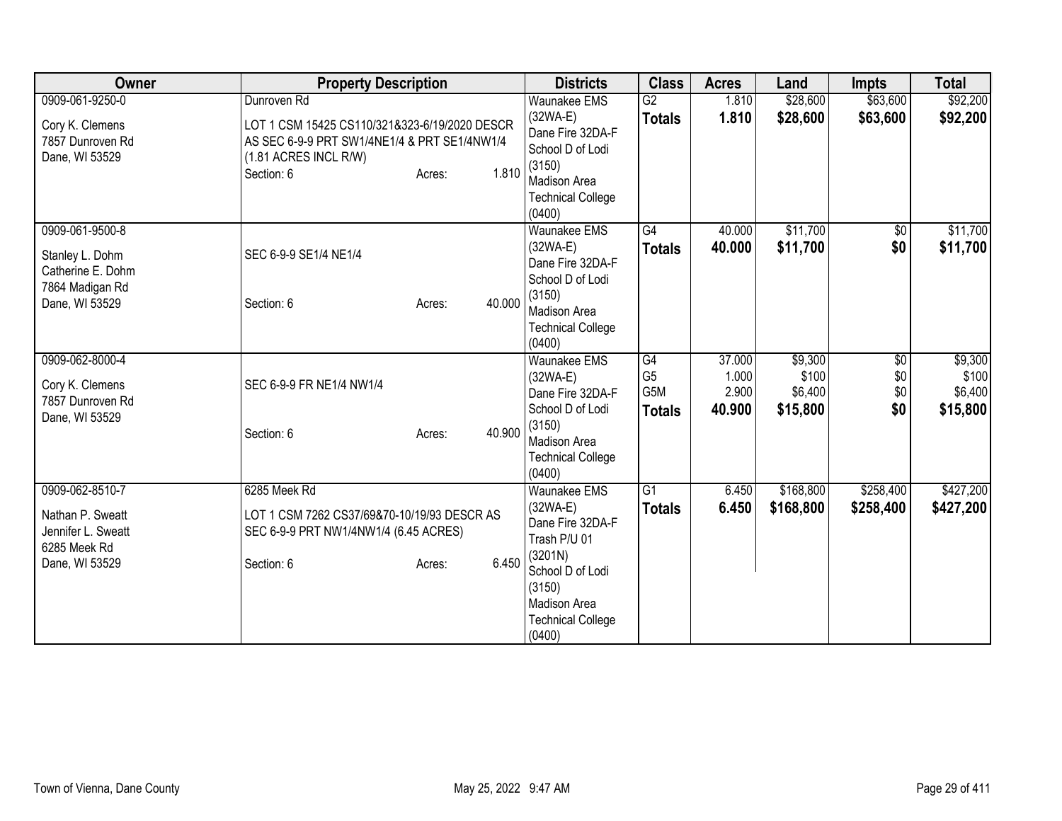| Owner | Property Description | Districts | Class | Acres | Land | Impts | Total |
|---|---|---|---|---|---|---|---|
| 0909-061-9250-0<br><br>Cory K. Clemens<br>7857 Dunroven Rd<br>Dane, WI 53529 | Dunroven Rd<br><br>LOT 1 CSM 15425 CS110/321&323-6/19/2020 DESCR AS SEC 6-9-9 PRT SW1/4NE1/4 & PRT SE1/4NW1/4 (1.81 ACRES INCL R/W)<br>Section: 6 Acres: 1.810 | Waunakee EMS (32WA-E)<br>Dane Fire 32DA-F<br>School D of Lodi (3150)<br>Madison Area Technical College (0400) | G2<br>**Totals** | 1.810<br>**1.810** | \$28,600<br>**\$28,600** | \$63,600<br>**\$63,600** | \$92,200<br>**\$92,200** |
| 0909-061-9500-8<br><br>Stanley L. Dohm<br>Catherine E. Dohm<br>7864 Madigan Rd<br>Dane, WI 53529 | SEC 6-9-9 SE1/4 NE1/4<br><br>Section: 6 Acres: 40.000 | Waunakee EMS (32WA-E)<br>Dane Fire 32DA-F<br>School D of Lodi (3150)<br>Madison Area Technical College (0400) | G4<br>**Totals** | 40.000<br>**40.000** | \$11,700<br>**\$11,700** | \$0<br>**\$0** | \$11,700<br>**\$11,700** |
| 0909-062-8000-4<br><br>Cory K. Clemens<br>7857 Dunroven Rd<br>Dane, WI 53529 | SEC 6-9-9 FR NE1/4 NW1/4<br><br>Section: 6 Acres: 40.900 | Waunakee EMS (32WA-E)<br>Dane Fire 32DA-F<br>School D of Lodi (3150)<br>Madison Area Technical College (0400) | G4<br>G5<br>G5M<br>**Totals** | 37.000<br>1.000<br>2.900<br>**40.900** | \$9,300<br>\$100<br>\$6,400<br>**\$15,800** | \$0<br>\$0<br>\$0<br>**\$0** | \$9,300<br>\$100<br>\$6,400<br>**\$15,800** |
| 0909-062-8510-7<br><br>Nathan P. Sweatt<br>Jennifer L. Sweatt<br>6285 Meek Rd<br>Dane, WI 53529 | 6285 Meek Rd<br><br>LOT 1 CSM 7262 CS37/69&70-10/19/93 DESCR AS SEC 6-9-9 PRT NW1/4NW1/4 (6.45 ACRES)<br>Section: 6 Acres: 6.450 | Waunakee EMS (32WA-E)<br>Dane Fire 32DA-F<br>Trash P/U 01 (3201N)<br>School D of Lodi (3150)<br>Madison Area Technical College (0400) | G1<br>**Totals** | 6.450<br>**6.450** | \$168,800<br>**\$168,800** | \$258,400<br>**\$258,400** | \$427,200<br>**\$427,200** |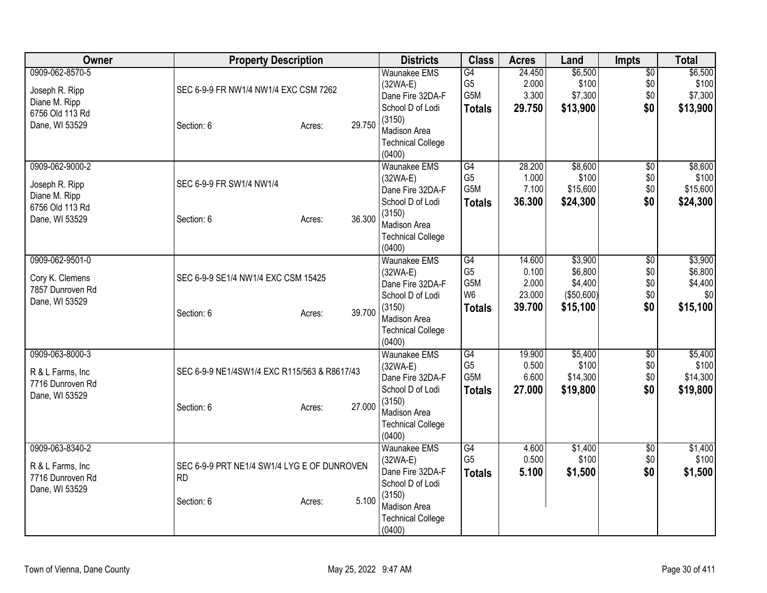| Owner | Property Description | Districts | Class | Acres | Land | Impts | Total |
|---|---|---|---|---|---|---|---|
| 0909-062-8570-5<br>Joseph R. Ripp<br>Diane M. Ripp<br>6756 Old 113 Rd<br>Dane, WI 53529 | SEC 6-9-9 FR NW1/4 NW1/4 EXC CSM 7262<br>Section: 6 Acres: 29.750 | Waunakee EMS (32WA-E)<br>Dane Fire 32DA-F<br>School D of Lodi (3150)<br>Madison Area Technical College (0400) | G4<br>G5<br>G5M<br>**Totals** | 24.450<br>2.000<br>3.300<br>**29.750** | $6,500<br>$100<br>$7,300<br>**$13,900** | $0<br>$0<br>$0<br>**$0** | $6,500<br>$100<br>$7,300<br>**$13,900** |
| 0909-062-9000-2<br>Joseph R. Ripp<br>Diane M. Ripp<br>6756 Old 113 Rd<br>Dane, WI 53529 | SEC 6-9-9 FR SW1/4 NW1/4<br>Section: 6 Acres: 36.300 | Waunakee EMS (32WA-E)<br>Dane Fire 32DA-F<br>School D of Lodi (3150)<br>Madison Area Technical College (0400) | G4<br>G5<br>G5M<br>**Totals** | 28.200<br>1.000<br>7.100<br>**36.300** | $8,600<br>$100<br>$15,600<br>**$24,300** | $0<br>$0<br>$0<br>**$0** | $8,600<br>$100<br>$15,600<br>**$24,300** |
| 0909-062-9501-0<br>Cory K. Clemens<br>7857 Dunroven Rd<br>Dane, WI 53529 | SEC 6-9-9 SE1/4 NW1/4 EXC CSM 15425<br>Section: 6 Acres: 39.700 | Waunakee EMS (32WA-E)<br>Dane Fire 32DA-F<br>School D of Lodi (3150)<br>Madison Area Technical College (0400) | G4<br>G5<br>G5M<br>W6<br>**Totals** | 14.600<br>0.100<br>2.000<br>23.000<br>**39.700** | $3,900<br>$6,800<br>$4,400<br>($50,600)<br>**$15,100** | $0<br>$0<br>$0<br>$0<br>**$0** | $3,900<br>$6,800<br>$4,400<br>$0<br>**$15,100** |
| 0909-063-8000-3<br>R & L Farms, Inc<br>7716 Dunroven Rd<br>Dane, WI 53529 | SEC 6-9-9 NE1/4SW1/4 EXC R115/563 & R8617/43<br>Section: 6 Acres: 27.000 | Waunakee EMS (32WA-E)<br>Dane Fire 32DA-F<br>School D of Lodi (3150)<br>Madison Area Technical College (0400) | G4<br>G5<br>G5M<br>**Totals** | 19.900<br>0.500<br>6.600<br>**27.000** | $5,400<br>$100<br>$14,300<br>**$19,800** | $0<br>$0<br>$0<br>**$0** | $5,400<br>$100<br>$14,300<br>**$19,800** |
| 0909-063-8340-2<br>R & L Farms, Inc<br>7716 Dunroven Rd<br>Dane, WI 53529 | SEC 6-9-9 PRT NE1/4 SW1/4 LYG E OF DUNROVEN RD<br>Section: 6 Acres: 5.100 | Waunakee EMS (32WA-E)<br>Dane Fire 32DA-F<br>School D of Lodi (3150)<br>Madison Area Technical College (0400) | G4<br>G5<br>**Totals** | 4.600<br>0.500<br>**5.100** | $1,400<br>$100<br>**$1,500** | $0<br>$0<br>**$0** | $1,400<br>$100<br>**$1,500** |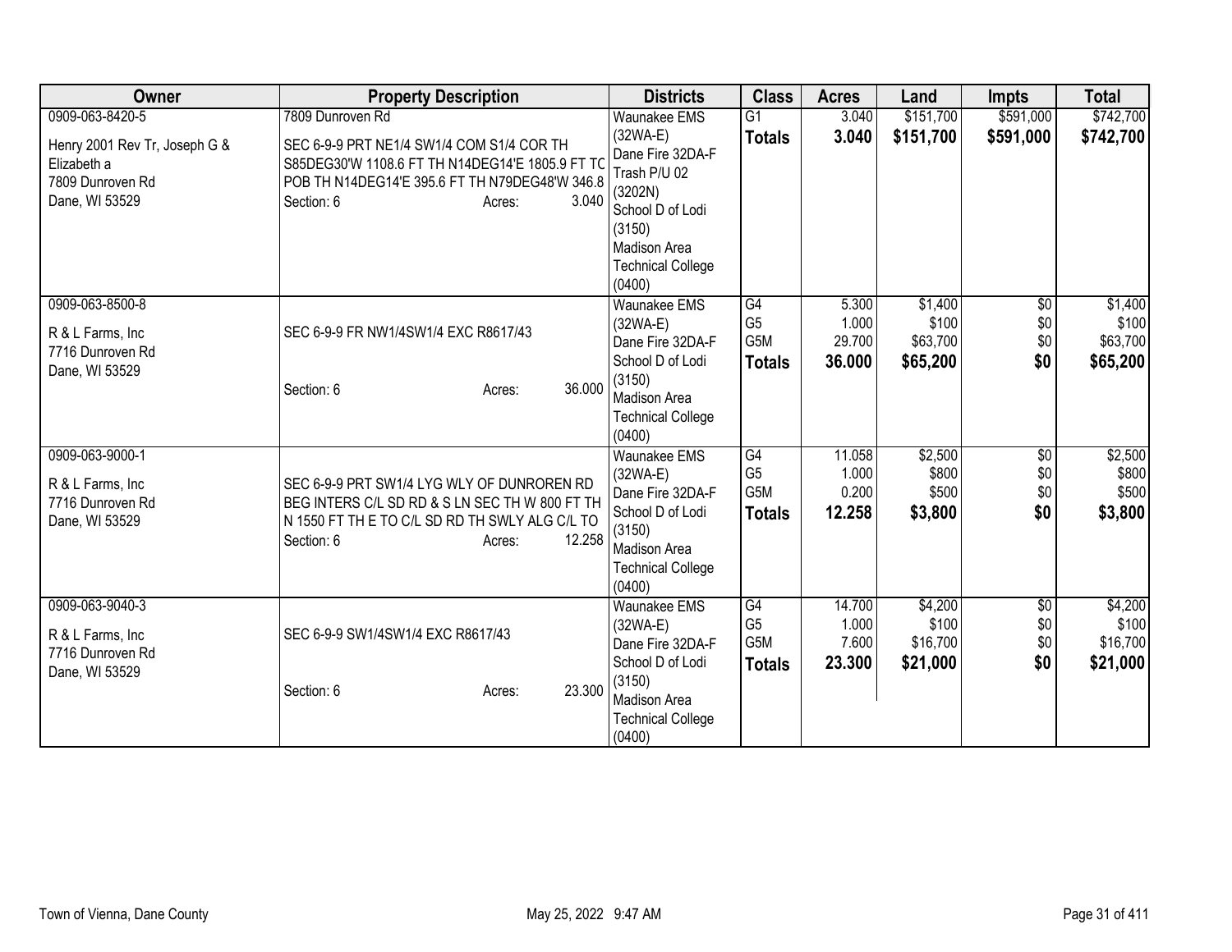| Owner | Property Description | Districts | Class | Acres | Land | Impts | Total |
|---|---|---|---|---|---|---|---|
| 0909-063-8420-5<br>Henry 2001 Rev Tr, Joseph G & Elizabeth a<br>7809 Dunroven Rd<br>Dane, WI 53529 | 7809 Dunroven Rd<br>SEC 6-9-9 PRT NE1/4 SW1/4 COM S1/4 COR TH S85DEG30'W 1108.6 FT TH N14DEG14'E 1805.9 FT TO POB TH N14DEG14'E 395.6 FT TH N79DEG48'W 346.8<br>Section: 6 Acres: 3.040 | Waunakee EMS (32WA-E)<br>Dane Fire 32DA-F<br>Trash P/U 02 (3202N)<br>School D of Lodi (3150)<br>Madison Area Technical College (0400) | G1<br>**Totals** | 3.040<br>**3.040** | $151,700<br>**$151,700** | $591,000<br>**$591,000** | $742,700<br>**$742,700** |
| 0909-063-8500-8<br>R & L Farms, Inc<br>7716 Dunroven Rd<br>Dane, WI 53529 | SEC 6-9-9 FR NW1/4SW1/4 EXC R8617/43<br>Section: 6 Acres: 36.000 | Waunakee EMS (32WA-E)<br>Dane Fire 32DA-F<br>School D of Lodi (3150)<br>Madison Area Technical College (0400) | G4<br>G5<br>G5M<br>**Totals** | 5.300<br>1.000<br>29.700<br>**36.000** | $1,400<br>$100<br>$63,700<br>**$65,200** | $0<br>$0<br>$0<br>**$0** | $1,400<br>$100<br>$63,700<br>**$65,200** |
| 0909-063-9000-1<br>R & L Farms, Inc<br>7716 Dunroven Rd<br>Dane, WI 53529 | SEC 6-9-9 PRT SW1/4 LYG WLY OF DUNROREN RD BEG INTERS C/L SD RD & S LN SEC TH W 800 FT TH N 1550 FT TH E TO C/L SD RD TH SWLY ALG C/L TO<br>Section: 6 Acres: 12.258 | Waunakee EMS (32WA-E)<br>Dane Fire 32DA-F<br>School D of Lodi (3150)<br>Madison Area Technical College (0400) | G4<br>G5<br>G5M<br>**Totals** | 11.058<br>1.000<br>0.200<br>**12.258** | $2,500<br>$800<br>$500<br>**$3,800** | $0<br>$0<br>$0<br>**$0** | $2,500<br>$800<br>$500<br>**$3,800** |
| 0909-063-9040-3<br>R & L Farms, Inc<br>7716 Dunroven Rd<br>Dane, WI 53529 | SEC 6-9-9 SW1/4SW1/4 EXC R8617/43<br>Section: 6 Acres: 23.300 | Waunakee EMS (32WA-E)<br>Dane Fire 32DA-F<br>School D of Lodi (3150)<br>Madison Area Technical College (0400) | G4<br>G5<br>G5M<br>**Totals** | 14.700<br>1.000<br>7.600<br>**23.300** | $4,200<br>$100<br>$16,700<br>**$21,000** | $0<br>$0<br>$0<br>**$0** | $4,200<br>$100<br>$16,700<br>**$21,000** |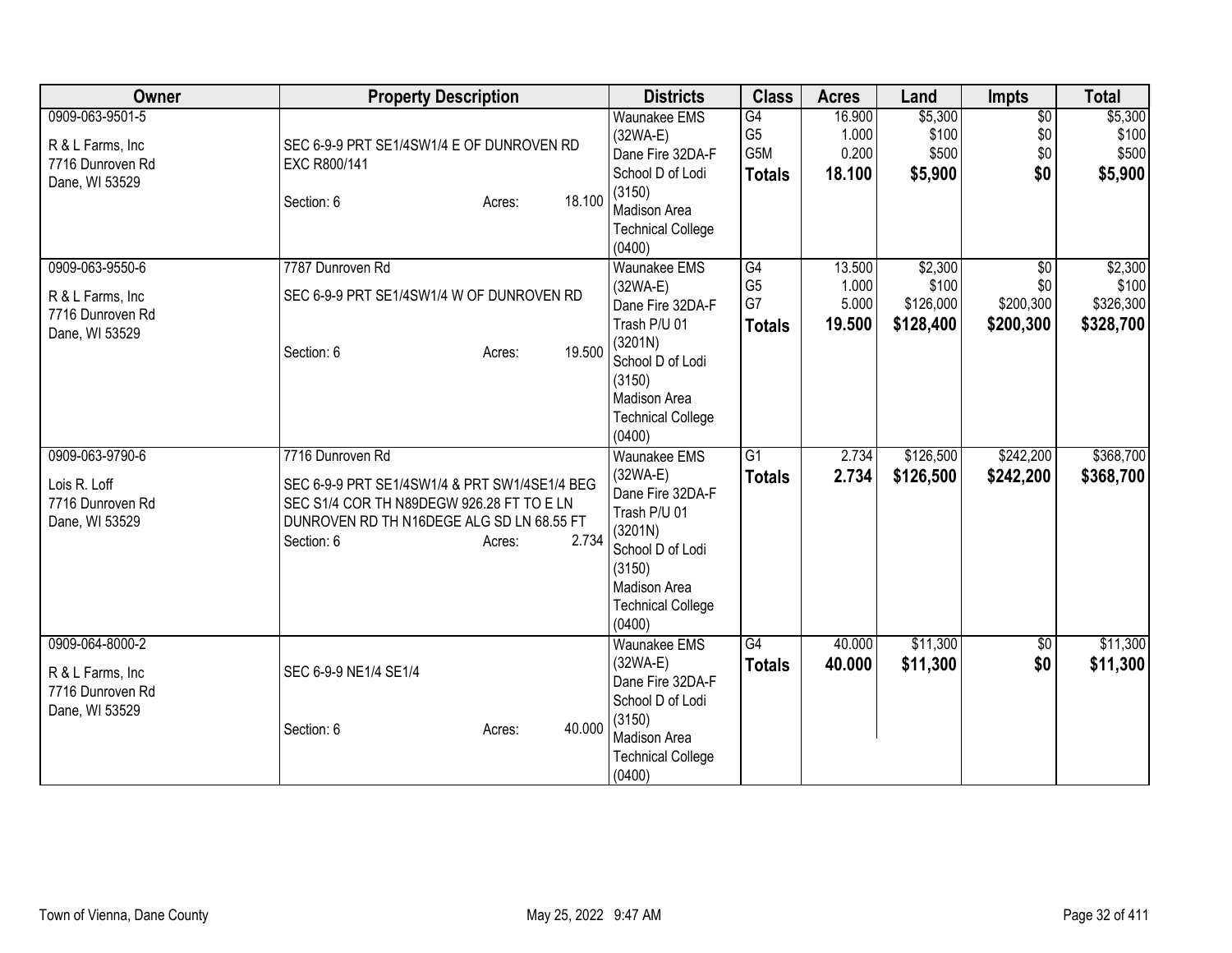| Owner | Property Description | Districts | Class | Acres | Land | Impts | Total |
|---|---|---|---|---|---|---|---|
| 0909-063-9501-5<br><br>R & L Farms, Inc<br>7716 Dunroven Rd<br>Dane, WI 53529 | SEC 6-9-9 PRT SE1/4SW1/4 E OF DUNROVEN RD EXC R800/141<br><br>Section: 6 Acres: 18.100 | Waunakee EMS (32WA-E)<br>Dane Fire 32DA-F<br>School D of Lodi (3150)<br>Madison Area Technical College (0400) | G4<br>G5<br>G5M<br>**Totals** | 16.900<br>1.000<br>0.200<br>**18.100** | $5,300<br>$100<br>$500<br>**$5,900** | $0<br>$0<br>$0<br>**$0** | $5,300<br>$100<br>$500<br>**$5,900** |
| 0909-063-9550-6<br><br>R & L Farms, Inc<br>7716 Dunroven Rd<br>Dane, WI 53529 | 7787 Dunroven Rd<br><br>SEC 6-9-9 PRT SE1/4SW1/4 W OF DUNROVEN RD<br><br>Section: 6 Acres: 19.500 | Waunakee EMS (32WA-E)<br>Dane Fire 32DA-F<br>Trash P/U 01 (3201N)<br>School D of Lodi (3150)<br>Madison Area Technical College (0400) | G4<br>G5<br>G7<br>**Totals** | 13.500<br>1.000<br>5.000<br>**19.500** | $2,300<br>$100<br>$126,000<br>**$128,400** | $0<br>$0<br>$200,300<br>**$200,300** | $2,300<br>$100<br>$326,300<br>**$328,700** |
| 0909-063-9790-6<br><br>Lois R. Loff<br>7716 Dunroven Rd<br>Dane, WI 53529 | 7716 Dunroven Rd<br><br>SEC 6-9-9 PRT SE1/4SW1/4 & PRT SW1/4SE1/4 BEG SEC S1/4 COR TH N89DEGW 926.28 FT TO E LN DUNROVEN RD TH N16DEGE ALG SD LN 68.55 FT<br><br>Section: 6 Acres: 2.734 | Waunakee EMS (32WA-E)<br>Dane Fire 32DA-F<br>Trash P/U 01 (3201N)<br>School D of Lodi (3150)<br>Madison Area Technical College (0400) | G1<br>**Totals** | 2.734<br>**2.734** | $126,500<br>**$126,500** | $242,200<br>**$242,200** | $368,700<br>**$368,700** |
| 0909-064-8000-2<br><br>R & L Farms, Inc<br>7716 Dunroven Rd<br>Dane, WI 53529 | SEC 6-9-9 NE1/4 SE1/4<br><br>Section: 6 Acres: 40.000 | Waunakee EMS (32WA-E)<br>Dane Fire 32DA-F<br>School D of Lodi (3150)<br>Madison Area Technical College (0400) | G4<br>**Totals** | 40.000<br>**40.000** | $11,300<br>**$11,300** | $0<br>**$0** | $11,300<br>**$11,300** |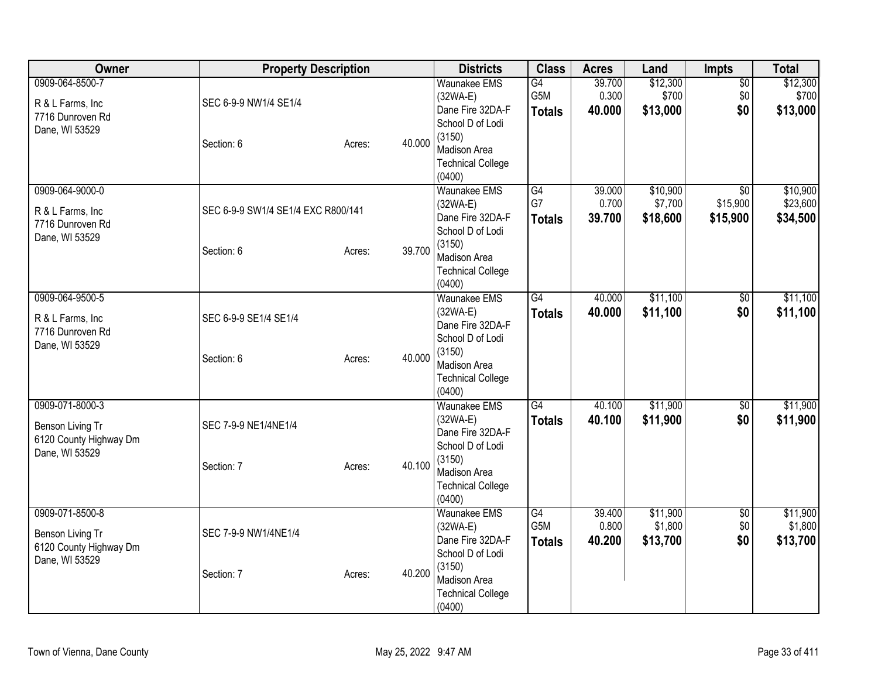| Owner | Property Description | Districts | Class | Acres | Land | Impts | Total |
|---|---|---|---|---|---|---|---|
| 0909-064-8500-7<br>R & L Farms, Inc<br>7716 Dunroven Rd<br>Dane, WI 53529 | SEC 6-9-9 NW1/4 SE1/4<br>Section: 6 Acres: 40.000 | Waunakee EMS (32WA-E)<br>Dane Fire 32DA-F<br>School D of Lodi (3150)<br>Madison Area Technical College (0400) | G4<br>G5M<br>**Totals** | 39.700<br>0.300<br>**40.000** | $12,300<br>$700<br>**$13,000** | $0<br>$0<br>**$0** | $12,300<br>$700<br>**$13,000** |
| 0909-064-9000-0<br>R & L Farms, Inc<br>7716 Dunroven Rd<br>Dane, WI 53529 | SEC 6-9-9 SW1/4 SE1/4 EXC R800/141<br>Section: 6 Acres: 39.700 | Waunakee EMS (32WA-E)<br>Dane Fire 32DA-F<br>School D of Lodi (3150)<br>Madison Area Technical College (0400) | G4<br>G7<br>**Totals** | 39.000<br>0.700<br>**39.700** | $10,900<br>$7,700<br>**$18,600** | $0<br>$15,900<br>**$15,900** | $10,900<br>$23,600<br>**$34,500** |
| 0909-064-9500-5<br>R & L Farms, Inc<br>7716 Dunroven Rd<br>Dane, WI 53529 | SEC 6-9-9 SE1/4 SE1/4<br>Section: 6 Acres: 40.000 | Waunakee EMS (32WA-E)<br>Dane Fire 32DA-F<br>School D of Lodi (3150)<br>Madison Area Technical College (0400) | G4<br>**Totals** | 40.000<br>**40.000** | $11,100<br>**$11,100** | $0<br>**$0** | $11,100<br>**$11,100** |
| 0909-071-8000-3<br>Benson Living Tr<br>6120 County Highway Dm<br>Dane, WI 53529 | SEC 7-9-9 NE1/4NE1/4<br>Section: 7 Acres: 40.100 | Waunakee EMS (32WA-E)<br>Dane Fire 32DA-F<br>School D of Lodi (3150)<br>Madison Area Technical College (0400) | G4<br>**Totals** | 40.100<br>**40.100** | $11,900<br>**$11,900** | $0<br>**$0** | $11,900<br>**$11,900** |
| 0909-071-8500-8<br>Benson Living Tr<br>6120 County Highway Dm<br>Dane, WI 53529 | SEC 7-9-9 NW1/4NE1/4<br>Section: 7 Acres: 40.200 | Waunakee EMS (32WA-E)<br>Dane Fire 32DA-F<br>School D of Lodi (3150)<br>Madison Area Technical College (0400) | G4<br>G5M<br>**Totals** | 39.400<br>0.800<br>**40.200** | $11,900<br>$1,800<br>**$13,700** | $0<br>$0<br>**$0** | $11,900<br>$1,800<br>**$13,700** |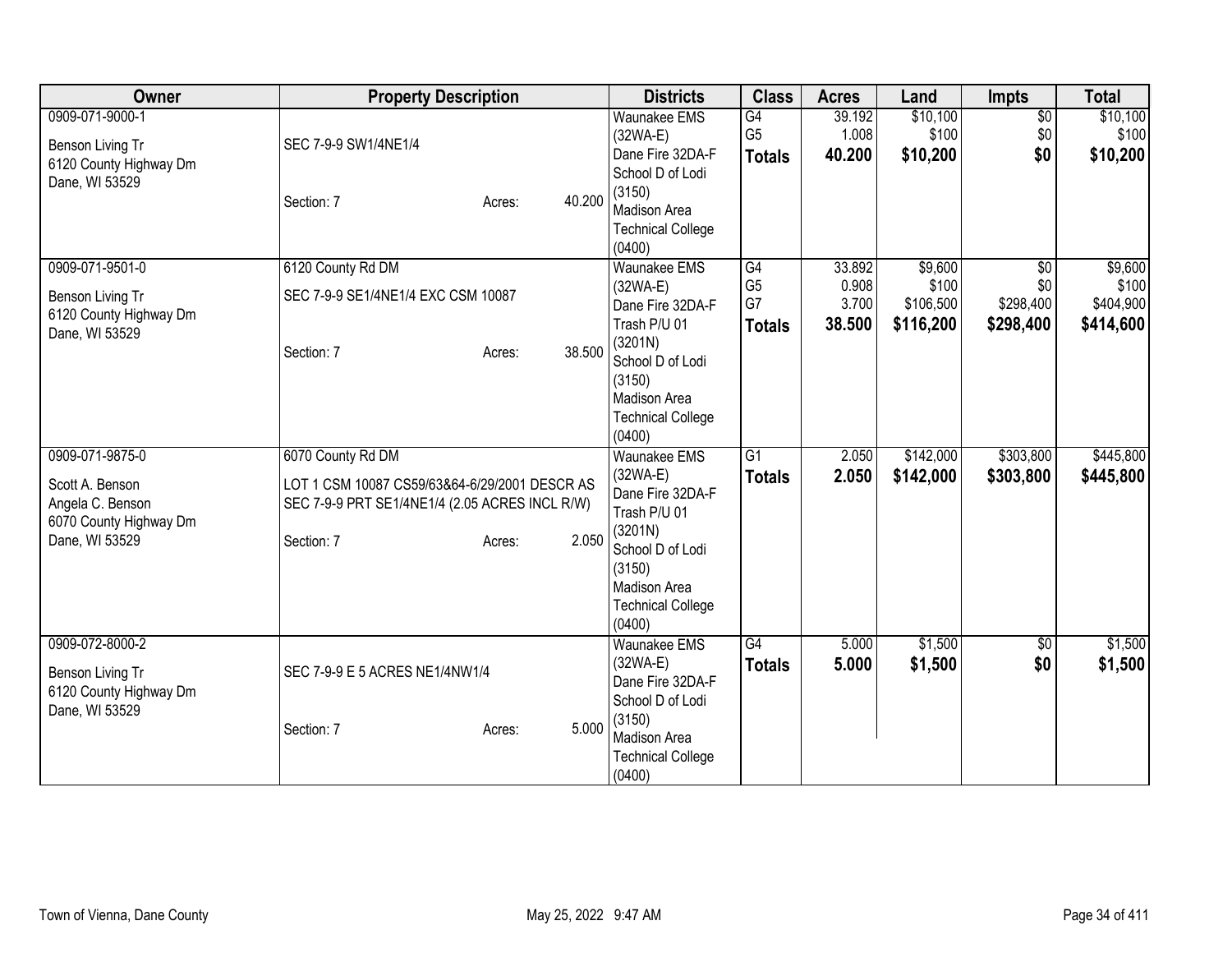| Owner | Property Description | Districts | Class | Acres | Land | Impts | Total |
|---|---|---|---|---|---|---|---|
| 0909-071-9000-1<br><br>Benson Living Tr<br>6120 County Highway Dm<br>Dane, WI 53529 | SEC 7-9-9 SW1/4NE1/4<br><br>Section: 7 Acres: 40.200 | Waunakee EMS (32WA-E)<br>Dane Fire 32DA-F<br>School D of Lodi (3150)<br>Madison Area Technical College (0400) | G4<br>G5<br>**Totals** | 39.192<br>1.008<br>**40.200** | $10,100<br>$100<br>**$10,200** | $0<br>$0<br>**$0** | $10,100<br>$100<br>**$10,200** |
| 0909-071-9501-0<br><br>Benson Living Tr<br>6120 County Highway Dm<br>Dane, WI 53529 | 6120 County Rd DM<br>SEC 7-9-9 SE1/4NE1/4 EXC CSM 10087<br><br>Section: 7 Acres: 38.500 | Waunakee EMS (32WA-E)<br>Dane Fire 32DA-F<br>Trash P/U 01 (3201N)<br>School D of Lodi (3150)<br>Madison Area Technical College (0400) | G4<br>G5<br>G7<br>**Totals** | 33.892<br>0.908<br>3.700<br>**38.500** | $9,600<br>$100<br>$106,500<br>**$116,200** | $0<br>$0<br>$298,400<br>**$298,400** | $9,600<br>$100<br>$404,900<br>**$414,600** |
| 0909-071-9875-0<br><br>Scott A. Benson<br>Angela C. Benson<br>6070 County Highway Dm<br>Dane, WI 53529 | 6070 County Rd DM<br>LOT 1 CSM 10087 CS59/63&64-6/29/2001 DESCR AS SEC 7-9-9 PRT SE1/4NE1/4 (2.05 ACRES INCL R/W)<br><br>Section: 7 Acres: 2.050 | Waunakee EMS (32WA-E)<br>Dane Fire 32DA-F<br>Trash P/U 01 (3201N)<br>School D of Lodi (3150)<br>Madison Area Technical College (0400) | G1<br>**Totals** | 2.050<br>**2.050** | $142,000<br>**$142,000** | $303,800<br>**$303,800** | $445,800<br>**$445,800** |
| 0909-072-8000-2<br><br>Benson Living Tr<br>6120 County Highway Dm<br>Dane, WI 53529 | SEC 7-9-9 E 5 ACRES NE1/4NW1/4<br><br>Section: 7 Acres: 5.000 | Waunakee EMS (32WA-E)<br>Dane Fire 32DA-F<br>School D of Lodi (3150)<br>Madison Area Technical College (0400) | G4<br>**Totals** | 5.000<br>**5.000** | $1,500<br>**$1,500** | $0<br>**$0** | $1,500<br>**$1,500** |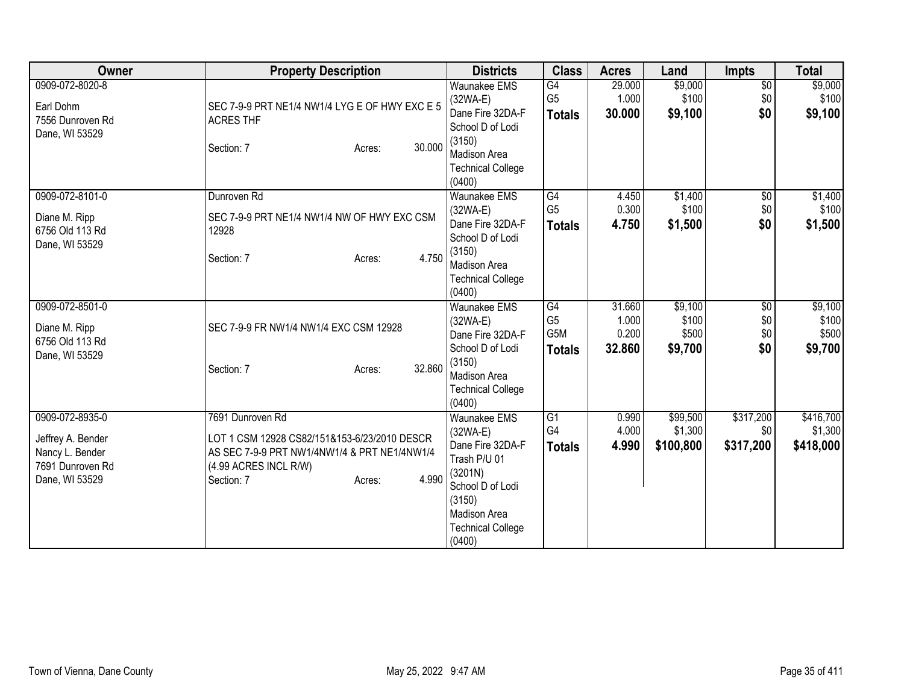| Owner | Property Description | Districts | Class | Acres | Land | Impts | Total |
|---|---|---|---|---|---|---|---|
| 0909-072-8020-8<br><br>Earl Dohm<br>7556 Dunroven Rd<br>Dane, WI 53529 | SEC 7-9-9 PRT NE1/4 NW1/4 LYG E OF HWY EXC E 5 ACRES THF<br><br>Section: 7 Acres: 30.000 | Waunakee EMS (32WA-E)<br>Dane Fire 32DA-F<br>School D of Lodi (3150)<br>Madison Area Technical College (0400) | G4<br>G5<br>**Totals** | 29.000<br>1.000<br>**30.000** | $9,000<br>$100<br>**$9,100** | $0<br>$0<br>**$0** | $9,000<br>$100<br>**$9,100** |
| 0909-072-8101-0<br><br>Diane M. Ripp<br>6756 Old 113 Rd<br>Dane, WI 53529 | Dunroven Rd<br><br>SEC 7-9-9 PRT NE1/4 NW1/4 NW OF HWY EXC CSM 12928<br><br>Section: 7 Acres: 4.750 | Waunakee EMS (32WA-E)<br>Dane Fire 32DA-F<br>School D of Lodi (3150)<br>Madison Area Technical College (0400) | G4<br>G5<br>**Totals** | 4.450<br>0.300<br>**4.750** | $1,400<br>$100<br>**$1,500** | $0<br>$0<br>**$0** | $1,400<br>$100<br>**$1,500** |
| 0909-072-8501-0<br><br>Diane M. Ripp<br>6756 Old 113 Rd<br>Dane, WI 53529 | SEC 7-9-9 FR NW1/4 NW1/4 EXC CSM 12928<br><br>Section: 7 Acres: 32.860 | Waunakee EMS (32WA-E)<br>Dane Fire 32DA-F<br>School D of Lodi (3150)<br>Madison Area Technical College (0400) | G4<br>G5<br>G5M<br>**Totals** | 31.660<br>1.000<br>0.200<br>**32.860** | $9,100<br>$100<br>$500<br>**$9,700** | $0<br>$0<br>$0<br>**$0** | $9,100<br>$100<br>$500<br>**$9,700** |
| 0909-072-8935-0<br><br>Jeffrey A. Bender<br>Nancy L. Bender<br>7691 Dunroven Rd<br>Dane, WI 53529 | 7691 Dunroven Rd<br><br>LOT 1 CSM 12928 CS82/151&153-6/23/2010 DESCR AS SEC 7-9-9 PRT NW1/4NW1/4 & PRT NE1/4NW1/4 (4.99 ACRES INCL R/W)<br>Section: 7 Acres: 4.990 | Waunakee EMS (32WA-E)<br>Dane Fire 32DA-F<br>Trash P/U 01 (3201N)<br>School D of Lodi (3150)<br>Madison Area Technical College (0400) | G1<br>G4<br>**Totals** | 0.990<br>4.000<br>**4.990** | $99,500<br>$1,300<br>**$100,800** | $317,200<br>$0<br>**$317,200** | $416,700<br>$1,300<br>**$418,000** |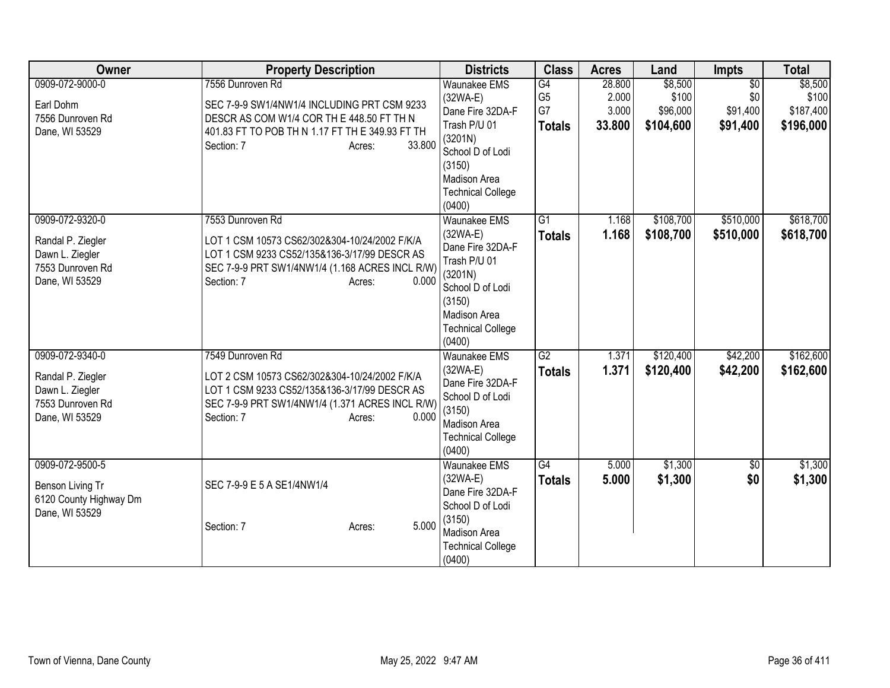| Owner | Property Description | Districts | Class | Acres | Land | Impts | Total |
|---|---|---|---|---|---|---|---|
| 0909-072-9000-0<br><br>Earl Dohm<br>7556 Dunroven Rd<br>Dane, WI 53529 | 7556 Dunroven Rd<br><br>SEC 7-9-9 SW1/4NW1/4 INCLUDING PRT CSM 9233 DESCR AS COM W1/4 COR TH E 448.50 FT TH N 401.83 FT TO POB TH N 1.17 FT TH E 349.93 FT TH<br>Section: 7 Acres: 33.800 | Waunakee EMS (32WA-E)<br>Dane Fire 32DA-F<br>Trash P/U 01 (3201N)<br>School D of Lodi (3150)<br>Madison Area Technical College (0400) | G4<br>G5<br>G7<br>**Totals** | 28.800<br>2.000<br>3.000<br>**33.800** | $8,500<br>$100<br>$96,000<br>**$104,600** | $0<br>$0<br>$91,400<br>**$91,400** | $8,500<br>$100<br>$187,400<br>**$196,000** |
| 0909-072-9320-0<br><br>Randal P. Ziegler<br>Dawn L. Ziegler<br>7553 Dunroven Rd<br>Dane, WI 53529 | 7553 Dunroven Rd<br><br>LOT 1 CSM 10573 CS62/302&304-10/24/2002 F/K/A LOT 1 CSM 9233 CS52/135&136-3/17/99 DESCR AS SEC 7-9-9 PRT SW1/4NW1/4 (1.168 ACRES INCL R/W)<br>Section: 7 Acres: 0.000 | Waunakee EMS (32WA-E)<br>Dane Fire 32DA-F<br>Trash P/U 01 (3201N)<br>School D of Lodi (3150)<br>Madison Area Technical College (0400) | G1<br>**Totals** | 1.168<br>**1.168** | $108,700<br>**$108,700** | $510,000<br>**$510,000** | $618,700<br>**$618,700** |
| 0909-072-9340-0<br><br>Randal P. Ziegler<br>Dawn L. Ziegler<br>7553 Dunroven Rd<br>Dane, WI 53529 | 7549 Dunroven Rd<br><br>LOT 2 CSM 10573 CS62/302&304-10/24/2002 F/K/A LOT 1 CSM 9233 CS52/135&136-3/17/99 DESCR AS SEC 7-9-9 PRT SW1/4NW1/4 (1.371 ACRES INCL R/W)<br>Section: 7 Acres: 0.000 | Waunakee EMS (32WA-E)<br>Dane Fire 32DA-F<br>School D of Lodi (3150)<br>Madison Area Technical College (0400) | G2<br>**Totals** | 1.371<br>**1.371** | $120,400<br>**$120,400** | $42,200<br>**$42,200** | $162,600<br>**$162,600** |
| 0909-072-9500-5<br><br>Benson Living Tr<br>6120 County Highway Dm<br>Dane, WI 53529 | SEC 7-9-9 E 5 A SE1/4NW1/4<br><br>Section: 7 Acres: 5.000 | Waunakee EMS (32WA-E)<br>Dane Fire 32DA-F<br>School D of Lodi (3150)<br>Madison Area Technical College (0400) | G4<br>**Totals** | 5.000<br>**5.000** | $1,300<br>**$1,300** | $0<br>**$0** | $1,300<br>**$1,300** |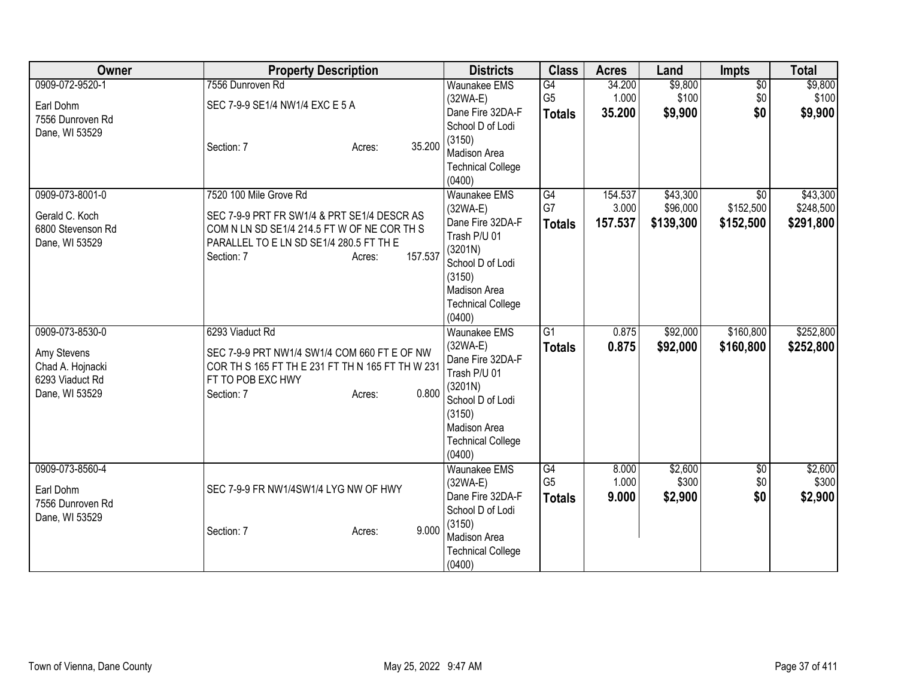| Owner | Property Description | Districts | Class | Acres | Land | Impts | Total |
|---|---|---|---|---|---|---|---|
| 0909-072-9520-1<br>Earl Dohm<br>7556 Dunroven Rd<br>Dane, WI 53529 | 7556 Dunroven Rd<br>SEC 7-9-9 SE1/4 NW1/4 EXC E 5 A<br>Section: 7 Acres: 35.200 | Waunakee EMS (32WA-E)<br>Dane Fire 32DA-F<br>School D of Lodi (3150)<br>Madison Area Technical College (0400) | G4<br>G5<br>**Totals** | 34.200<br>1.000<br>**35.200** | $9,800<br>$100<br>**$9,900** | $0<br>$0<br>**$0** | $9,800<br>$100<br>**$9,900** |
| 0909-073-8001-0<br>Gerald C. Koch<br>6800 Stevenson Rd<br>Dane, WI 53529 | 7520 100 Mile Grove Rd<br>SEC 7-9-9 PRT FR SW1/4 & PRT SE1/4 DESCR AS COM N LN SD SE1/4 214.5 FT W OF NE COR TH S PARALLEL TO E LN SD SE1/4 280.5 FT TH E<br>Section: 7 Acres: 157.537 | Waunakee EMS (32WA-E)<br>Dane Fire 32DA-F<br>Trash P/U 01 (3201N)<br>School D of Lodi (3150)<br>Madison Area Technical College (0400) | G4<br>G7<br>**Totals** | 154.537<br>3.000<br>**157.537** | $43,300<br>$96,000<br>**$139,300** | $0<br>$152,500<br>**$152,500** | $43,300<br>$248,500<br>**$291,800** |
| 0909-073-8530-0<br>Amy Stevens<br>Chad A. Hojnacki<br>6293 Viaduct Rd<br>Dane, WI 53529 | 6293 Viaduct Rd<br>SEC 7-9-9 PRT NW1/4 SW1/4 COM 660 FT E OF NW COR TH S 165 FT TH E 231 FT TH N 165 FT TH W 231 FT TO POB EXC HWY<br>Section: 7 Acres: 0.800 | Waunakee EMS (32WA-E)<br>Dane Fire 32DA-F<br>Trash P/U 01 (3201N)<br>School D of Lodi (3150)<br>Madison Area Technical College (0400) | G1<br>**Totals** | 0.875<br>**0.875** | $92,000<br>**$92,000** | $160,800<br>**$160,800** | $252,800<br>**$252,800** |
| 0909-073-8560-4<br>Earl Dohm<br>7556 Dunroven Rd<br>Dane, WI 53529 | SEC 7-9-9 FR NW1/4SW1/4 LYG NW OF HWY<br>Section: 7 Acres: 9.000 | Waunakee EMS (32WA-E)<br>Dane Fire 32DA-F<br>School D of Lodi (3150)<br>Madison Area Technical College (0400) | G4<br>G5<br>**Totals** | 8.000<br>1.000<br>**9.000** | $2,600<br>$300<br>**$2,900** | $0<br>$0<br>**$0** | $2,600<br>$300<br>**$2,900** |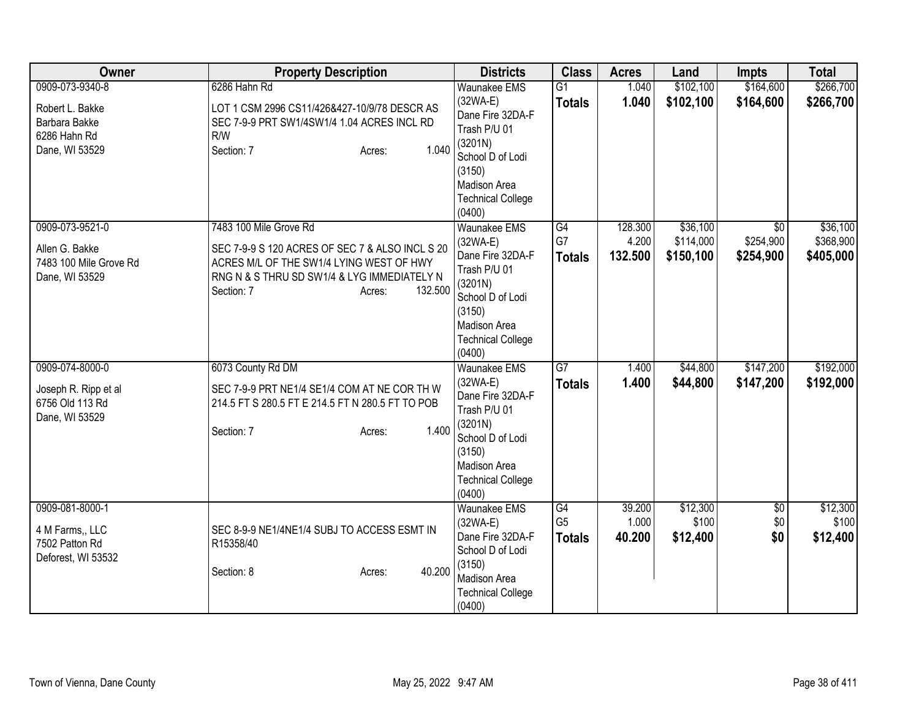| Owner | Property Description | Districts | Class | Acres | Land | Impts | Total |
|---|---|---|---|---|---|---|---|
| 0909-073-9340-8<br><br>Robert L. Bakke<br>Barbara Bakke<br>6286 Hahn Rd<br>Dane, WI 53529 | 6286 Hahn Rd<br><br>LOT 1 CSM 2996 CS11/426&427-10/9/78 DESCR AS SEC 7-9-9 PRT SW1/4SW1/4 1.04 ACRES INCL RD R/W<br>Section: 7 Acres: 1.040 | Waunakee EMS (32WA-E)<br>Dane Fire 32DA-F<br>Trash P/U 01 (3201N)<br>School D of Lodi (3150)<br>Madison Area Technical College (0400) | G1<br>**Totals** | 1.040<br>**1.040** | $102,100<br>**$102,100** | $164,600<br>**$164,600** | $266,700<br>**$266,700** |
| 0909-073-9521-0<br><br>Allen G. Bakke<br>7483 100 Mile Grove Rd<br>Dane, WI 53529 | 7483 100 Mile Grove Rd<br><br>SEC 7-9-9 S 120 ACRES OF SEC 7 & ALSO INCL S 20 ACRES M/L OF THE SW1/4 LYING WEST OF HWY RNG N & S THRU SD SW1/4 & LYG IMMEDIATELY N<br>Section: 7 Acres: 132.500 | Waunakee EMS (32WA-E)<br>Dane Fire 32DA-F<br>Trash P/U 01 (3201N)<br>School D of Lodi (3150)<br>Madison Area Technical College (0400) | G4<br>G7<br>**Totals** | 128.300<br>4.200<br>**132.500** | $36,100<br>$114,000<br>**$150,100** | $0<br>$254,900<br>**$254,900** | $36,100<br>$368,900<br>**$405,000** |
| 0909-074-8000-0<br><br>Joseph R. Ripp et al<br>6756 Old 113 Rd<br>Dane, WI 53529 | 6073 County Rd DM<br><br>SEC 7-9-9 PRT NE1/4 SE1/4 COM AT NE COR TH W 214.5 FT S 280.5 FT E 214.5 FT N 280.5 FT TO POB<br>Section: 7 Acres: 1.400 | Waunakee EMS (32WA-E)<br>Dane Fire 32DA-F<br>Trash P/U 01 (3201N)<br>School D of Lodi (3150)<br>Madison Area Technical College (0400) | G7<br>**Totals** | 1.400<br>**1.400** | $44,800<br>**$44,800** | $147,200<br>**$147,200** | $192,000<br>**$192,000** |
| 0909-081-8000-1<br><br>4 M Farms,, LLC<br>7502 Patton Rd<br>Deforest, WI 53532 | SEC 8-9-9 NE1/4NE1/4 SUBJ TO ACCESS ESMT IN R15358/40<br>Section: 8 Acres: 40.200 | Waunakee EMS (32WA-E)<br>Dane Fire 32DA-F<br>School D of Lodi (3150)<br>Madison Area Technical College (0400) | G4<br>G5<br>**Totals** | 39.200<br>1.000<br>**40.200** | $12,300<br>$100<br>**$12,400** | $0<br>$0<br>**$0** | $12,300<br>$100<br>**$12,400** |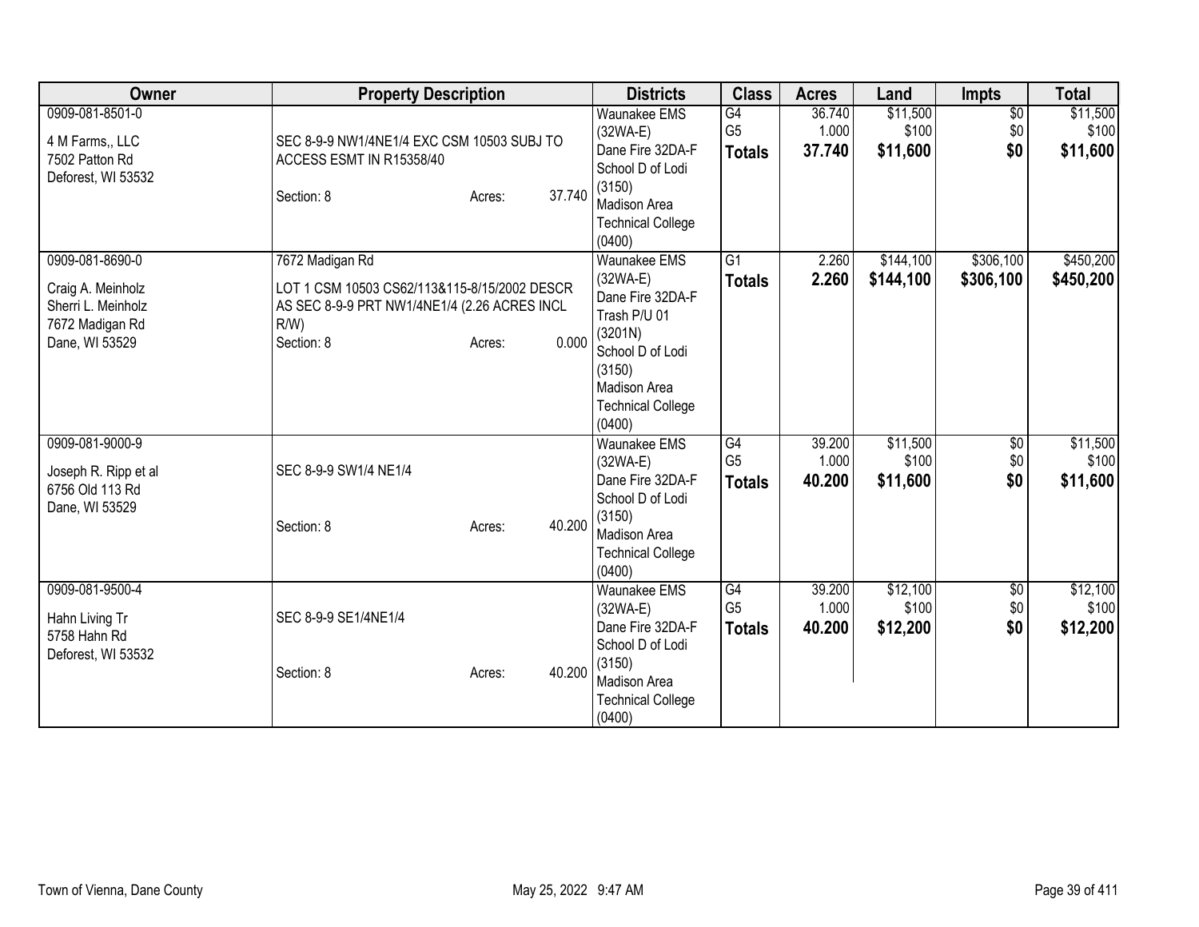| Owner | Property Description | Districts | Class | Acres | Land | Impts | Total |
|---|---|---|---|---|---|---|---|
| 0909-081-8501-0<br>4 M Farms,, LLC<br>7502 Patton Rd<br>Deforest, WI 53532 | SEC 8-9-9 NW1/4NE1/4 EXC CSM 10503 SUBJ TO ACCESS ESMT IN R15358/40<br>Section: 8 Acres: 37.740 | Waunakee EMS (32WA-E)<br>Dane Fire 32DA-F<br>School D of Lodi (3150)<br>Madison Area Technical College (0400) | G4<br>G5<br>**Totals** | 36.740<br>1.000<br>**37.740** | $11,500<br>$100<br>**$11,600** | $0<br>$0<br>**$0** | $11,500<br>$100<br>**$11,600** |
| 0909-081-8690-0<br>Craig A. Meinholz<br>Sherri L. Meinholz<br>7672 Madigan Rd<br>Dane, WI 53529 | 7672 Madigan Rd<br>LOT 1 CSM 10503 CS62/113&115-8/15/2002 DESCR AS SEC 8-9-9 PRT NW1/4NE1/4 (2.26 ACRES INCL R/W)<br>Section: 8 Acres: 0.000 | Waunakee EMS (32WA-E)<br>Dane Fire 32DA-F<br>Trash P/U 01 (3201N)<br>School D of Lodi (3150)<br>Madison Area Technical College (0400) | G1<br>**Totals** | 2.260<br>**2.260** | $144,100<br>**$144,100** | $306,100<br>**$306,100** | $450,200<br>**$450,200** |
| 0909-081-9000-9<br>Joseph R. Ripp et al<br>6756 Old 113 Rd<br>Dane, WI 53529 | SEC 8-9-9 SW1/4 NE1/4<br>Section: 8 Acres: 40.200 | Waunakee EMS (32WA-E)<br>Dane Fire 32DA-F<br>School D of Lodi (3150)<br>Madison Area Technical College (0400) | G4<br>G5<br>**Totals** | 39.200<br>1.000<br>**40.200** | $11,500<br>$100<br>**$11,600** | $0<br>$0<br>**$0** | $11,500<br>$100<br>**$11,600** |
| 0909-081-9500-4<br>Hahn Living Tr<br>5758 Hahn Rd<br>Deforest, WI 53532 | SEC 8-9-9 SE1/4NE1/4<br>Section: 8 Acres: 40.200 | Waunakee EMS (32WA-E)<br>Dane Fire 32DA-F<br>School D of Lodi (3150)<br>Madison Area Technical College (0400) | G4<br>G5<br>**Totals** | 39.200<br>1.000<br>**40.200** | $12,100<br>$100<br>**$12,200** | $0<br>$0<br>**$0** | $12,100<br>$100<br>**$12,200** |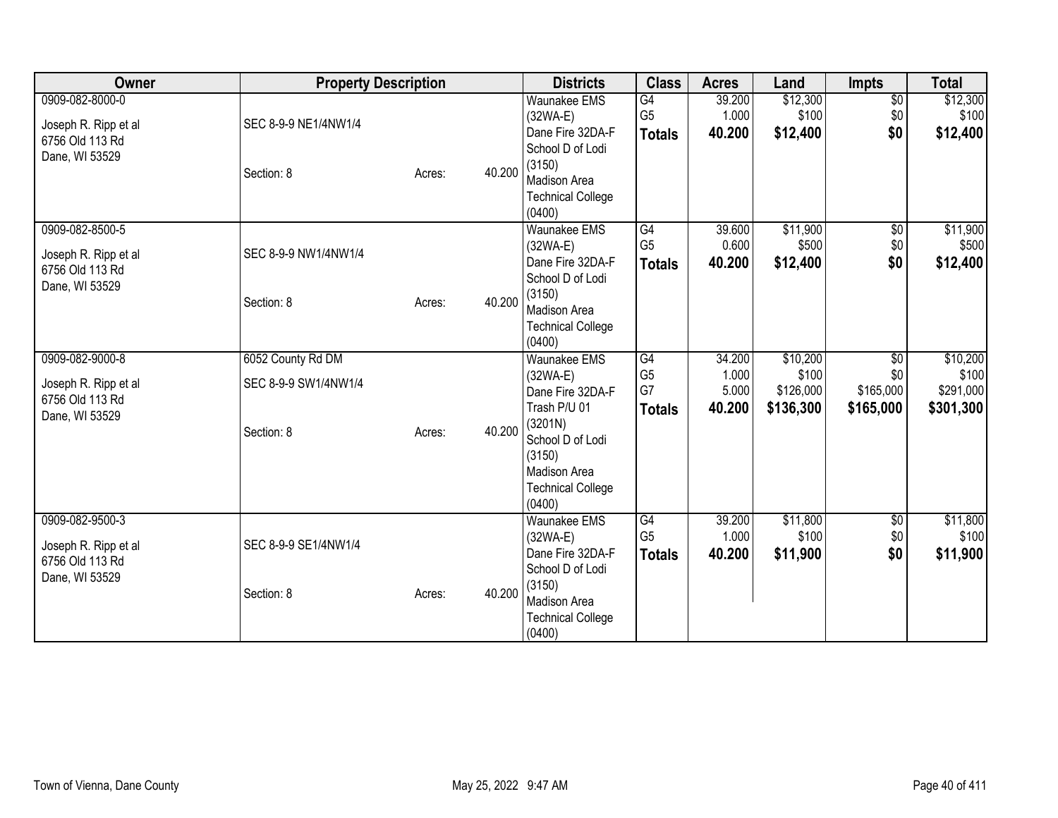| Owner | Property Description | | | Districts | Class | Acres | Land | Impts | Total |
|---|---|---|---|---|---|---|---|---|---|
| 0909-082-8000-0<br>Joseph R. Ripp et al<br>6756 Old 113 Rd<br>Dane, WI 53529 | SEC 8-9-9 NE1/4NW1/4<br>Section: 8 | Acres: | 40.200 | Waunakee EMS (32WA-E)<br>Dane Fire 32DA-F<br>School D of Lodi (3150)<br>Madison Area Technical College (0400) | G4<br>G5<br>**Totals** | 39.200<br>1.000<br>**40.200** | $12,300<br>$100<br>**$12,400** | $0<br>$0<br>**$0** | $12,300<br>$100<br>**$12,400** |
| 0909-082-8500-5<br>Joseph R. Ripp et al<br>6756 Old 113 Rd<br>Dane, WI 53529 | SEC 8-9-9 NW1/4NW1/4<br>Section: 8 | Acres: | 40.200 | Waunakee EMS (32WA-E)<br>Dane Fire 32DA-F<br>School D of Lodi (3150)<br>Madison Area Technical College (0400) | G4<br>G5<br>**Totals** | 39.600<br>0.600<br>**40.200** | $11,900<br>$500<br>**$12,400** | $0<br>$0<br>**$0** | $11,900<br>$500<br>**$12,400** |
| 0909-082-9000-8<br>Joseph R. Ripp et al<br>6756 Old 113 Rd<br>Dane, WI 53529 | 6052 County Rd DM<br>SEC 8-9-9 SW1/4NW1/4<br>Section: 8 | Acres: | 40.200 | Waunakee EMS (32WA-E)<br>Dane Fire 32DA-F<br>Trash P/U 01 (3201N)<br>School D of Lodi (3150)<br>Madison Area Technical College (0400) | G4<br>G5<br>G7<br>**Totals** | 34.200<br>1.000<br>5.000<br>**40.200** | $10,200<br>$100<br>$126,000<br>**$136,300** | $0<br>$0<br>$165,000<br>**$165,000** | $10,200<br>$100<br>$291,000<br>**$301,300** |
| 0909-082-9500-3<br>Joseph R. Ripp et al<br>6756 Old 113 Rd<br>Dane, WI 53529 | SEC 8-9-9 SE1/4NW1/4<br>Section: 8 | Acres: | 40.200 | Waunakee EMS (32WA-E)<br>Dane Fire 32DA-F<br>School D of Lodi (3150)<br>Madison Area Technical College (0400) | G4<br>G5<br>**Totals** | 39.200<br>1.000<br>**40.200** | $11,800<br>$100<br>**$11,900** | $0<br>$0<br>**$0** | $11,800<br>$100<br>**$11,900** |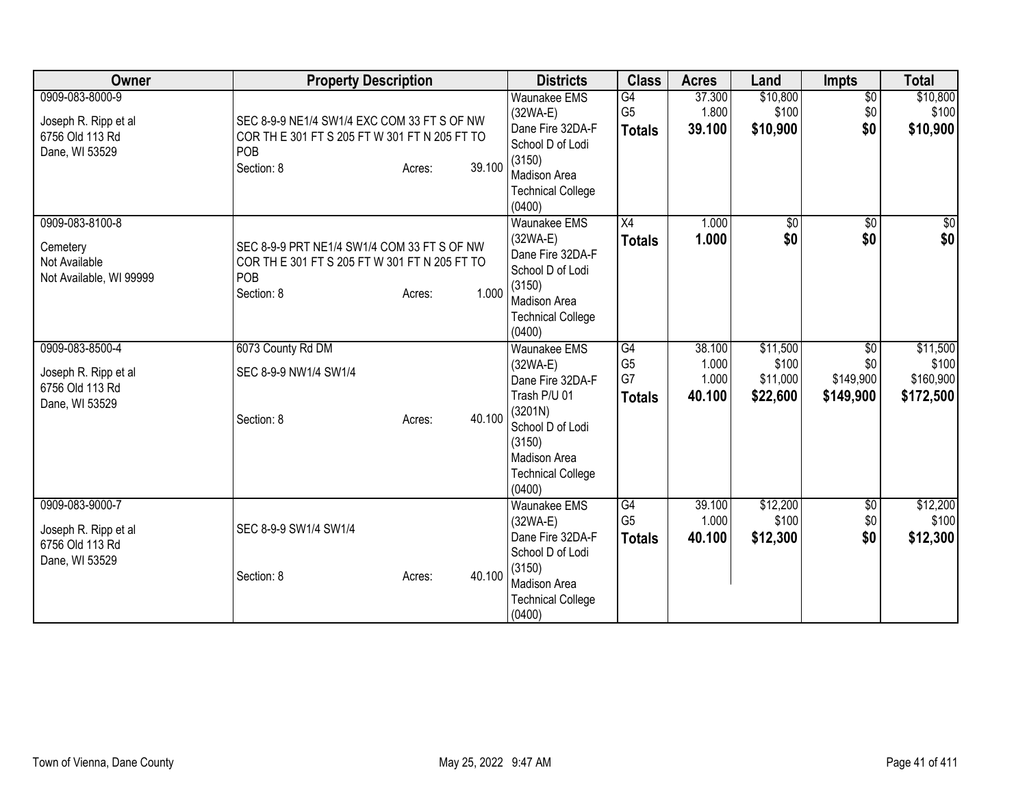| Owner | Property Description | Districts | Class | Acres | Land | Impts | Total |
|---|---|---|---|---|---|---|---|
| 0909-083-8000-9<br><br>Joseph R. Ripp et al<br>6756 Old 113 Rd<br>Dane, WI 53529 | SEC 8-9-9 NE1/4 SW1/4 EXC COM 33 FT S OF NW COR TH E 301 FT S 205 FT W 301 FT N 205 FT TO POB<br>Section: 8 Acres: 39.100 | Waunakee EMS (32WA-E)<br>Dane Fire 32DA-F<br>School D of Lodi (3150)<br>Madison Area Technical College (0400) | G4<br>G5<br>**Totals** | 37.300<br>1.800<br>**39.100** | $10,800<br>$100<br>**$10,900** | $0<br>$0<br>**$0** | $10,800<br>$100<br>**$10,900** |
| 0909-083-8100-8<br><br>Cemetery<br>Not Available<br>Not Available, WI 99999 | SEC 8-9-9 PRT NE1/4 SW1/4 COM 33 FT S OF NW COR TH E 301 FT S 205 FT W 301 FT N 205 FT TO POB<br>Section: 8 Acres: 1.000 | Waunakee EMS (32WA-E)<br>Dane Fire 32DA-F<br>School D of Lodi (3150)<br>Madison Area Technical College (0400) | X4<br>**Totals** | 1.000<br>**1.000** | $0<br>**$0** | $0<br>**$0** | $0<br>**$0** |
| 0909-083-8500-4<br><br>Joseph R. Ripp et al<br>6756 Old 113 Rd<br>Dane, WI 53529 | 6073 County Rd DM<br>SEC 8-9-9 NW1/4 SW1/4<br>Section: 8 Acres: 40.100 | Waunakee EMS (32WA-E)<br>Dane Fire 32DA-F<br>Trash P/U 01 (3201N)<br>School D of Lodi (3150)<br>Madison Area Technical College (0400) | G4<br>G5<br>G7<br>**Totals** | 38.100<br>1.000<br>1.000<br>**40.100** | $11,500<br>$100<br>$11,000<br>**$22,600** | $0<br>$0<br>$149,900<br>**$149,900** | $11,500<br>$100<br>$160,900<br>**$172,500** |
| 0909-083-9000-7<br><br>Joseph R. Ripp et al<br>6756 Old 113 Rd<br>Dane, WI 53529 | SEC 8-9-9 SW1/4 SW1/4<br>Section: 8 Acres: 40.100 | Waunakee EMS (32WA-E)<br>Dane Fire 32DA-F<br>School D of Lodi (3150)<br>Madison Area Technical College (0400) | G4<br>G5<br>**Totals** | 39.100<br>1.000<br>**40.100** | $12,200<br>$100<br>**$12,300** | $0<br>$0<br>**$0** | $12,200<br>$100<br>**$12,300** |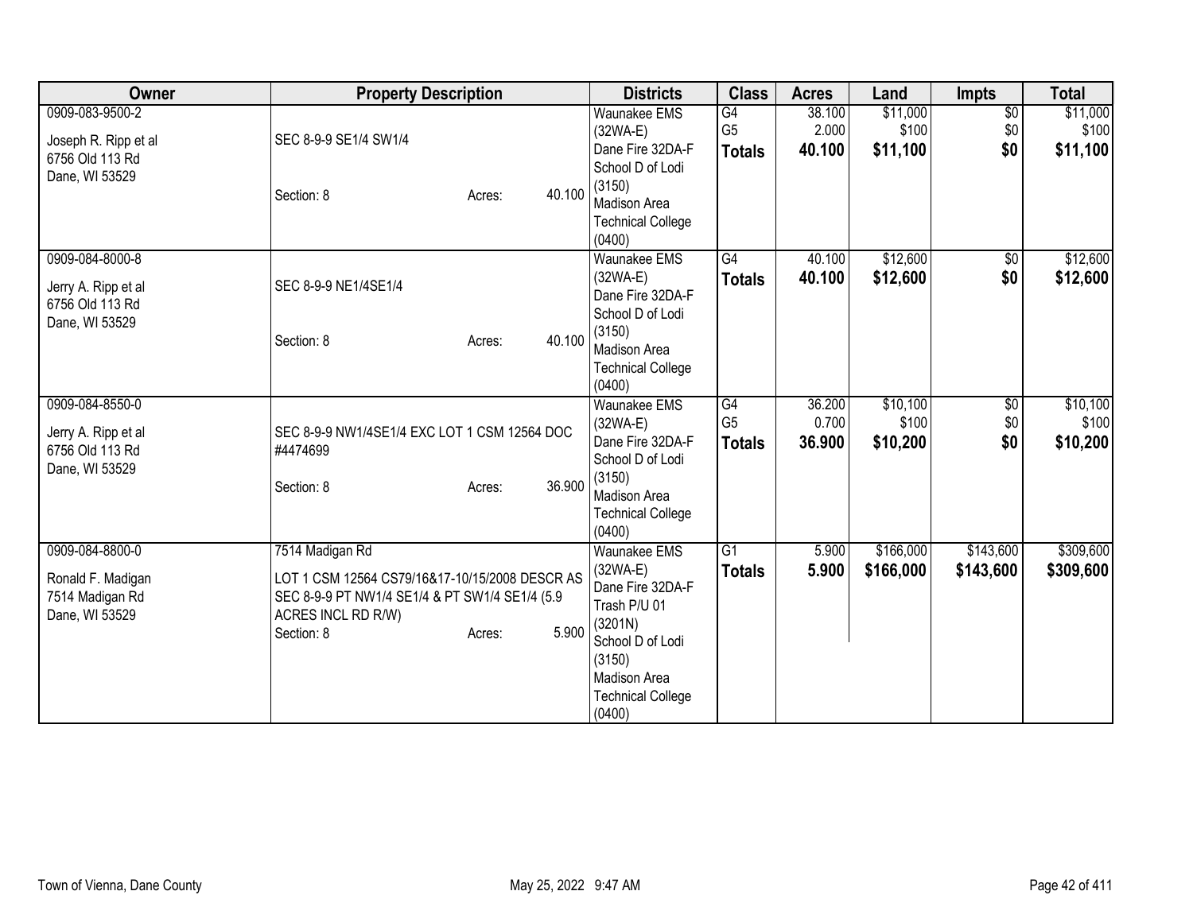| Owner | Property Description | Districts | Class | Acres | Land | Impts | Total |
|---|---|---|---|---|---|---|---|
| 0909-083-9500-2<br><br>Joseph R. Ripp et al<br>6756 Old 113 Rd<br>Dane, WI 53529 | SEC 8-9-9 SE1/4 SW1/4<br><br>Section: 8 Acres: 40.100 | Waunakee EMS (32WA-E)<br>Dane Fire 32DA-F<br>School D of Lodi (3150)<br>Madison Area Technical College (0400) | G4<br>G5<br>**Totals** | 38.100<br>2.000<br>**40.100** | $11,000<br>$100<br>**$11,100** | $0<br>$0<br>**$0** | $11,000<br>$100<br>**$11,100** |
| 0909-084-8000-8<br><br>Jerry A. Ripp et al<br>6756 Old 113 Rd<br>Dane, WI 53529 | SEC 8-9-9 NE1/4SE1/4<br><br>Section: 8 Acres: 40.100 | Waunakee EMS (32WA-E)<br>Dane Fire 32DA-F<br>School D of Lodi (3150)<br>Madison Area Technical College (0400) | G4<br>**Totals** | 40.100<br>**40.100** | $12,600<br>**$12,600** | $0<br>**$0** | $12,600<br>**$12,600** |
| 0909-084-8550-0<br><br>Jerry A. Ripp et al<br>6756 Old 113 Rd<br>Dane, WI 53529 | SEC 8-9-9 NW1/4SE1/4 EXC LOT 1 CSM 12564 DOC #4474699<br><br>Section: 8 Acres: 36.900 | Waunakee EMS (32WA-E)<br>Dane Fire 32DA-F<br>School D of Lodi (3150)<br>Madison Area Technical College (0400) | G4<br>G5<br>**Totals** | 36.200<br>0.700<br>**36.900** | $10,100<br>$100<br>**$10,200** | $0<br>$0<br>**$0** | $10,100<br>$100<br>**$10,200** |
| 0909-084-8800-0<br><br>Ronald F. Madigan<br>7514 Madigan Rd<br>Dane, WI 53529 | 7514 Madigan Rd<br>LOT 1 CSM 12564 CS79/16&17-10/15/2008 DESCR AS SEC 8-9-9 PT NW1/4 SE1/4 & PT SW1/4 SE1/4 (5.9 ACRES INCL RD R/W)<br>Section: 8 Acres: 5.900 | Waunakee EMS (32WA-E)<br>Dane Fire 32DA-F<br>Trash P/U 01 (3201N)<br>School D of Lodi (3150)<br>Madison Area Technical College (0400) | G1<br>**Totals** | 5.900<br>**5.900** | $166,000<br>**$166,000** | $143,600<br>**$143,600** | $309,600<br>**$309,600** |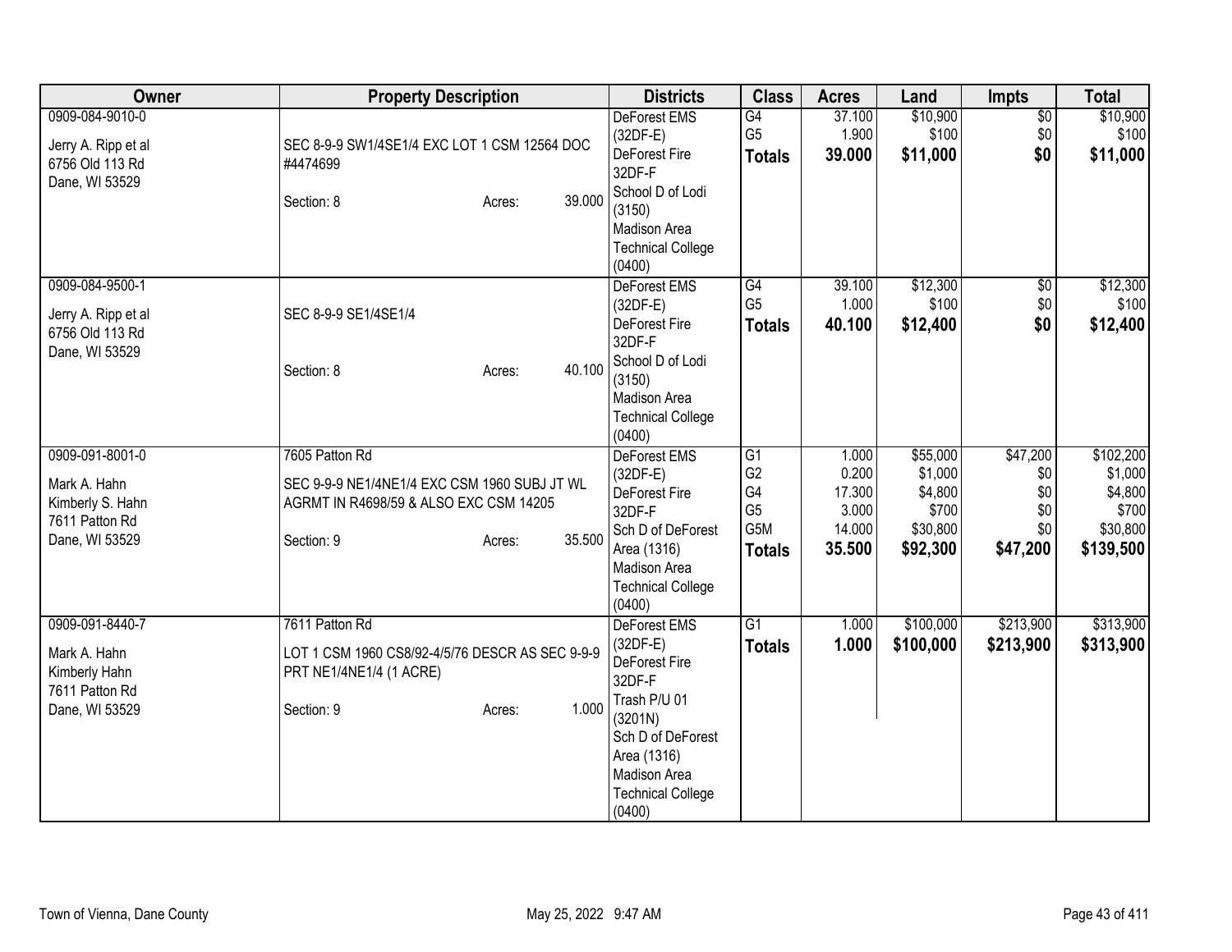| Owner | Property Description | Districts | Class | Acres | Land | Impts | Total |
|---|---|---|---|---|---|---|---|
| 0909-084-9010-0<br><br>Jerry A. Ripp et al<br>6756 Old 113 Rd<br>Dane, WI 53529 | SEC 8-9-9 SW1/4SE1/4 EXC LOT 1 CSM 12564 DOC #4474699<br><br>Section: 8 Acres: 39.000 | DeForest EMS (32DF-E)<br>DeForest Fire 32DF-F<br>School D of Lodi (3150)<br>Madison Area Technical College (0400) | G4<br>G5<br>**Totals** | 37.100<br>1.900<br>**39.000** | $10,900<br>$100<br>**$11,000** | $0<br>$0<br>**$0** | $10,900<br>$100<br>**$11,000** |
| 0909-084-9500-1<br><br>Jerry A. Ripp et al<br>6756 Old 113 Rd<br>Dane, WI 53529 | SEC 8-9-9 SE1/4SE1/4<br><br>Section: 8 Acres: 40.100 | DeForest EMS (32DF-E)<br>DeForest Fire 32DF-F<br>School D of Lodi (3150)<br>Madison Area Technical College (0400) | G4<br>G5<br>**Totals** | 39.100<br>1.000<br>**40.100** | $12,300<br>$100<br>**$12,400** | $0<br>$0<br>**$0** | $12,300<br>$100<br>**$12,400** |
| 0909-091-8001-0<br><br>Mark A. Hahn<br>Kimberly S. Hahn<br>7611 Patton Rd<br>Dane, WI 53529 | 7605 Patton Rd<br><br>SEC 9-9-9 NE1/4NE1/4 EXC CSM 1960 SUBJ JT WL AGRMT IN R4698/59 & ALSO EXC CSM 14205<br><br>Section: 9 Acres: 35.500 | DeForest EMS (32DF-E)<br>DeForest Fire 32DF-F<br>Sch D of DeForest Area (1316)<br>Madison Area Technical College (0400) | G1<br>G2<br>G4<br>G5<br>G5M<br>**Totals** | 1.000<br>0.200<br>17.300<br>3.000<br>14.000<br>**35.500** | $55,000<br>$1,000<br>$4,800<br>$700<br>$30,800<br>**$92,300** | $47,200<br>$0<br>$0<br>$0<br>$0<br>**$47,200** | $102,200<br>$1,000<br>$4,800<br>$700<br>$30,800<br>**$139,500** |
| 0909-091-8440-7<br><br>Mark A. Hahn<br>Kimberly Hahn<br>7611 Patton Rd<br>Dane, WI 53529 | 7611 Patton Rd<br><br>LOT 1 CSM 1960 CS8/92-4/5/76 DESCR AS SEC 9-9-9 PRT NE1/4NE1/4 (1 ACRE)<br><br>Section: 9 Acres: 1.000 | DeForest EMS (32DF-E)<br>DeForest Fire 32DF-F<br>Trash P/U 01 (3201N)<br>Sch D of DeForest Area (1316)<br>Madison Area Technical College (0400) | G1<br>**Totals** | 1.000<br>**1.000** | $100,000<br>**$100,000** | $213,900<br>**$213,900** | $313,900<br>**$313,900** |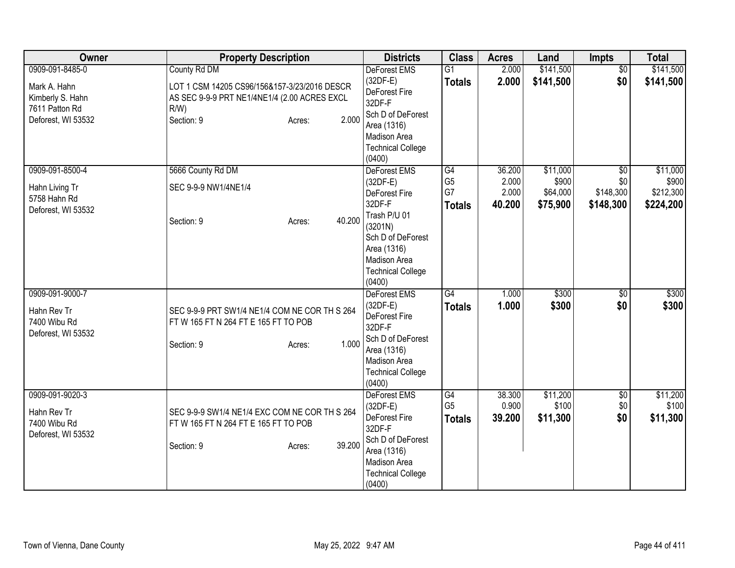| Owner | Property Description | Districts | Class | Acres | Land | Impts | Total |
|---|---|---|---|---|---|---|---|
| 0909-091-8485-0<br><br>Mark A. Hahn<br>Kimberly S. Hahn<br>7611 Patton Rd<br>Deforest, WI 53532 | County Rd DM<br><br>LOT 1 CSM 14205 CS96/156&157-3/23/2016 DESCR AS SEC 9-9-9 PRT NE1/4NE1/4 (2.00 ACRES EXCL R/W)<br>Section: 9 Acres: 2.000 | DeForest EMS (32DF-E)<br>DeForest Fire 32DF-F<br>Sch D of DeForest Area (1316)<br>Madison Area Technical College (0400) | G1<br>**Totals** | 2.000<br>**2.000** | $141,500<br>**$141,500** | $0<br>**$0** | $141,500<br>**$141,500** |
| 0909-091-8500-4<br><br>Hahn Living Tr<br>5758 Hahn Rd<br>Deforest, WI 53532 | 5666 County Rd DM<br><br>SEC 9-9-9 NW1/4NE1/4<br><br>Section: 9 Acres: 40.200 | DeForest EMS (32DF-E)<br>DeForest Fire 32DF-F<br>Trash P/U 01 (3201N)<br>Sch D of DeForest Area (1316)<br>Madison Area Technical College (0400) | G4<br>G5<br>G7<br>**Totals** | 36.200<br>2.000<br>2.000<br>**40.200** | $11,000<br>$900<br>$64,000<br>**$75,900** | $0<br>$0<br>$148,300<br>**$148,300** | $11,000<br>$900<br>$212,300<br>**$224,200** |
| 0909-091-9000-7<br><br>Hahn Rev Tr<br>7400 Wibu Rd<br>Deforest, WI 53532 | SEC 9-9-9 PRT SW1/4 NE1/4 COM NE COR TH S 264 FT W 165 FT N 264 FT E 165 FT TO POB<br><br>Section: 9 Acres: 1.000 | DeForest EMS (32DF-E)<br>DeForest Fire 32DF-F<br>Sch D of DeForest Area (1316)<br>Madison Area Technical College (0400) | G4<br>**Totals** | 1.000<br>**1.000** | $300<br>**$300** | $0<br>**$0** | $300<br>**$300** |
| 0909-091-9020-3<br><br>Hahn Rev Tr<br>7400 Wibu Rd<br>Deforest, WI 53532 | SEC 9-9-9 SW1/4 NE1/4 EXC COM NE COR TH S 264 FT W 165 FT N 264 FT E 165 FT TO POB<br><br>Section: 9 Acres: 39.200 | DeForest EMS (32DF-E)<br>DeForest Fire 32DF-F<br>Sch D of DeForest Area (1316)<br>Madison Area Technical College (0400) | G4<br>G5<br>**Totals** | 38.300<br>0.900<br>**39.200** | $11,200<br>$100<br>**$11,300** | $0<br>$0<br>**$0** | $11,200<br>$100<br>**$11,300** |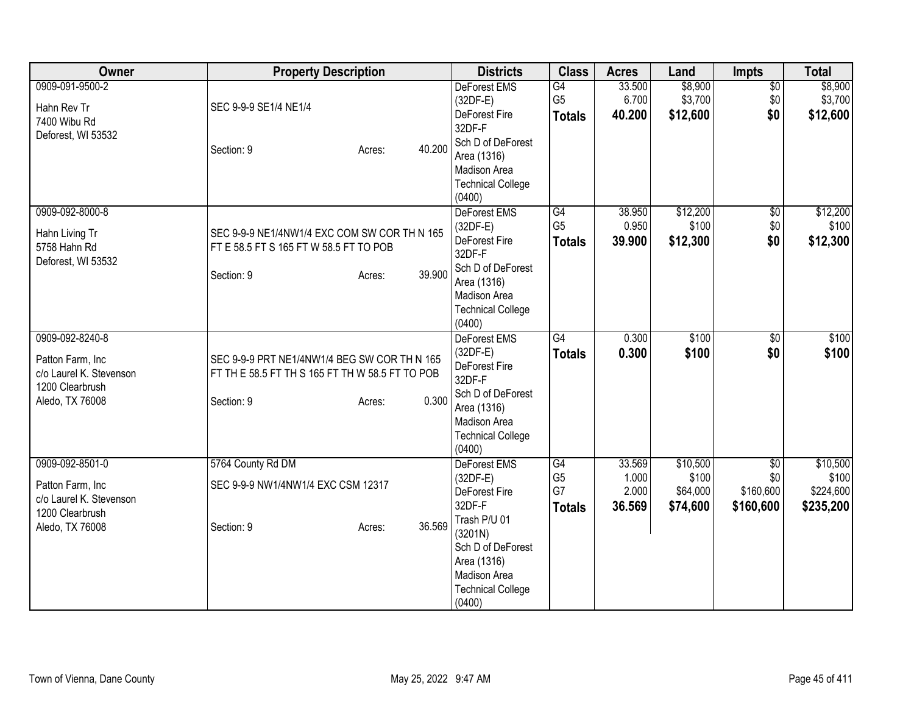| Owner | Property Description | Districts | Class | Acres | Land | Impts | Total |
|---|---|---|---|---|---|---|---|
| 0909-091-9500-2<br><br>Hahn Rev Tr<br>7400 Wibu Rd<br>Deforest, WI 53532 | SEC 9-9-9 SE1/4 NE1/4<br><br>Section: 9 Acres: 40.200 | DeForest EMS (32DF-E)<br>DeForest Fire 32DF-F<br>Sch D of DeForest Area (1316)<br>Madison Area Technical College (0400) | G4<br>G5<br>**Totals** | 33.500<br>6.700<br>**40.200** | $8,900<br>$3,700<br>**$12,600** | $0<br>$0<br>**$0** | $8,900<br>$3,700<br>**$12,600** |
| 0909-092-8000-8<br><br>Hahn Living Tr<br>5758 Hahn Rd<br>Deforest, WI 53532 | SEC 9-9-9 NE1/4NW1/4 EXC COM SW COR TH N 165 FT E 58.5 FT S 165 FT W 58.5 FT TO POB<br><br>Section: 9 Acres: 39.900 | DeForest EMS (32DF-E)<br>DeForest Fire 32DF-F<br>Sch D of DeForest Area (1316)<br>Madison Area Technical College (0400) | G4<br>G5<br>**Totals** | 38.950<br>0.950<br>**39.900** | $12,200<br>$100<br>**$12,300** | $0<br>$0<br>**$0** | $12,200<br>$100<br>**$12,300** |
| 0909-092-8240-8<br><br>Patton Farm, Inc<br>c/o Laurel K. Stevenson<br>1200 Clearbrush<br>Aledo, TX 76008 | SEC 9-9-9 PRT NE1/4NW1/4 BEG SW COR TH N 165 FT TH E 58.5 FT TH S 165 FT TH W 58.5 FT TO POB<br><br>Section: 9 Acres: 0.300 | DeForest EMS (32DF-E)<br>DeForest Fire 32DF-F<br>Sch D of DeForest Area (1316)<br>Madison Area Technical College (0400) | G4<br>**Totals** | 0.300<br>**0.300** | $100<br>**$100** | $0<br>**$0** | $100<br>**$100** |
| 0909-092-8501-0<br><br>Patton Farm, Inc<br>c/o Laurel K. Stevenson<br>1200 Clearbrush<br>Aledo, TX 76008 | 5764 County Rd DM<br>SEC 9-9-9 NW1/4NW1/4 EXC CSM 12317<br><br>Section: 9 Acres: 36.569 | DeForest EMS (32DF-E)<br>DeForest Fire 32DF-F<br>Trash P/U 01 (3201N)<br>Sch D of DeForest Area (1316)<br>Madison Area Technical College (0400) | G4<br>G5<br>G7<br>**Totals** | 33.569<br>1.000<br>2.000<br>**36.569** | $10,500<br>$100<br>$64,000<br>**$74,600** | $0<br>$0<br>$160,600<br>**$160,600** | $10,500<br>$100<br>$224,600<br>**$235,200** |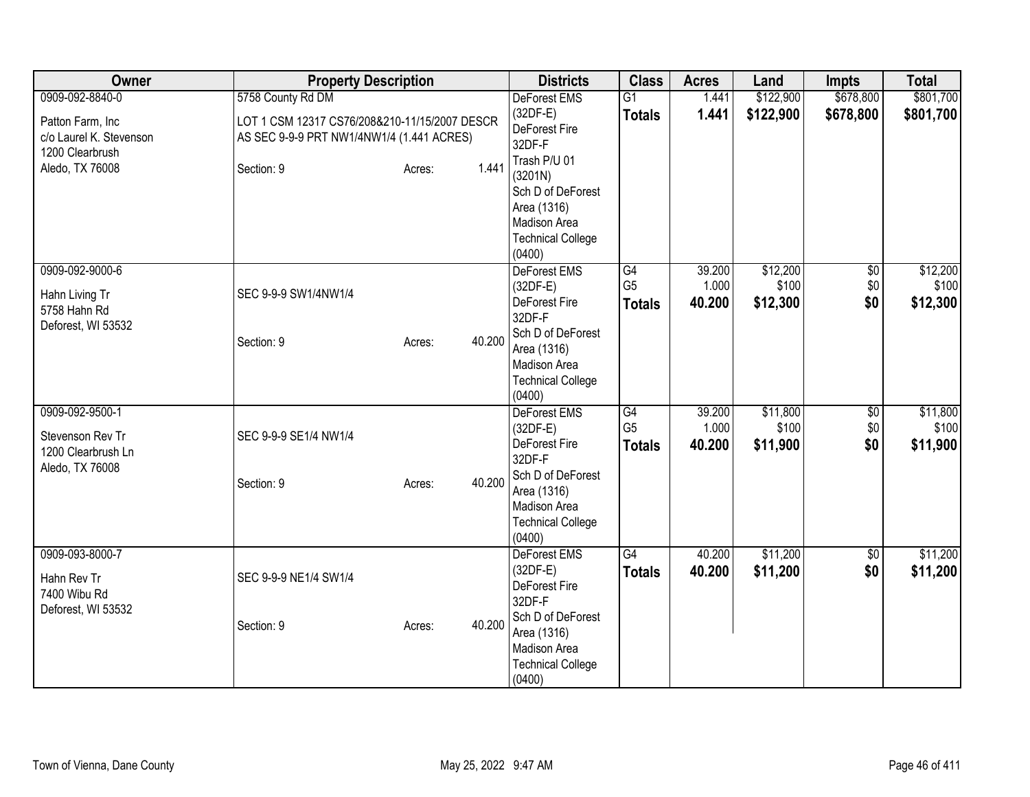| Owner | Property Description | Districts | Class | Acres | Land | Impts | Total |
|---|---|---|---|---|---|---|---|
| 0909-092-8840-0<br><br>Patton Farm, Inc<br>c/o Laurel K. Stevenson<br>1200 Clearbrush<br>Aledo, TX 76008 | 5758 County Rd DM<br><br>LOT 1 CSM 12317 CS76/208&210-11/15/2007 DESCR AS SEC 9-9-9 PRT NW1/4NW1/4 (1.441 ACRES)<br><br>Section: 9 Acres: 1.441 | DeForest EMS (32DF-E)<br>DeForest Fire 32DF-F<br>Trash P/U 01 (3201N)<br>Sch D of DeForest Area (1316)<br>Madison Area Technical College (0400) | G1<br>**Totals** | 1.441<br>**1.441** | $122,900<br>**$122,900** | $678,800<br>**$678,800** | $801,700<br>**$801,700** |
| 0909-092-9000-6<br><br>Hahn Living Tr<br>5758 Hahn Rd<br>Deforest, WI 53532 | SEC 9-9-9 SW1/4NW1/4<br><br>Section: 9 Acres: 40.200 | DeForest EMS (32DF-E)<br>DeForest Fire 32DF-F<br>Sch D of DeForest Area (1316)<br>Madison Area Technical College (0400) | G4<br>G5<br>**Totals** | 39.200<br>1.000<br>**40.200** | $12,200<br>$100<br>**$12,300** | $0<br>$0<br>**$0** | $12,200<br>$100<br>**$12,300** |
| 0909-092-9500-1<br><br>Stevenson Rev Tr<br>1200 Clearbrush Ln<br>Aledo, TX 76008 | SEC 9-9-9 SE1/4 NW1/4<br><br>Section: 9 Acres: 40.200 | DeForest EMS (32DF-E)<br>DeForest Fire 32DF-F<br>Sch D of DeForest Area (1316)<br>Madison Area Technical College (0400) | G4<br>G5<br>**Totals** | 39.200<br>1.000<br>**40.200** | $11,800<br>$100<br>**$11,900** | $0<br>$0<br>**$0** | $11,800<br>$100<br>**$11,900** |
| 0909-093-8000-7<br><br>Hahn Rev Tr<br>7400 Wibu Rd<br>Deforest, WI 53532 | SEC 9-9-9 NE1/4 SW1/4<br><br>Section: 9 Acres: 40.200 | DeForest EMS (32DF-E)<br>DeForest Fire 32DF-F<br>Sch D of DeForest Area (1316)<br>Madison Area Technical College (0400) | G4<br>**Totals** | 40.200<br>**40.200** | $11,200<br>**$11,200** | $0<br>**$0** | $11,200<br>**$11,200** |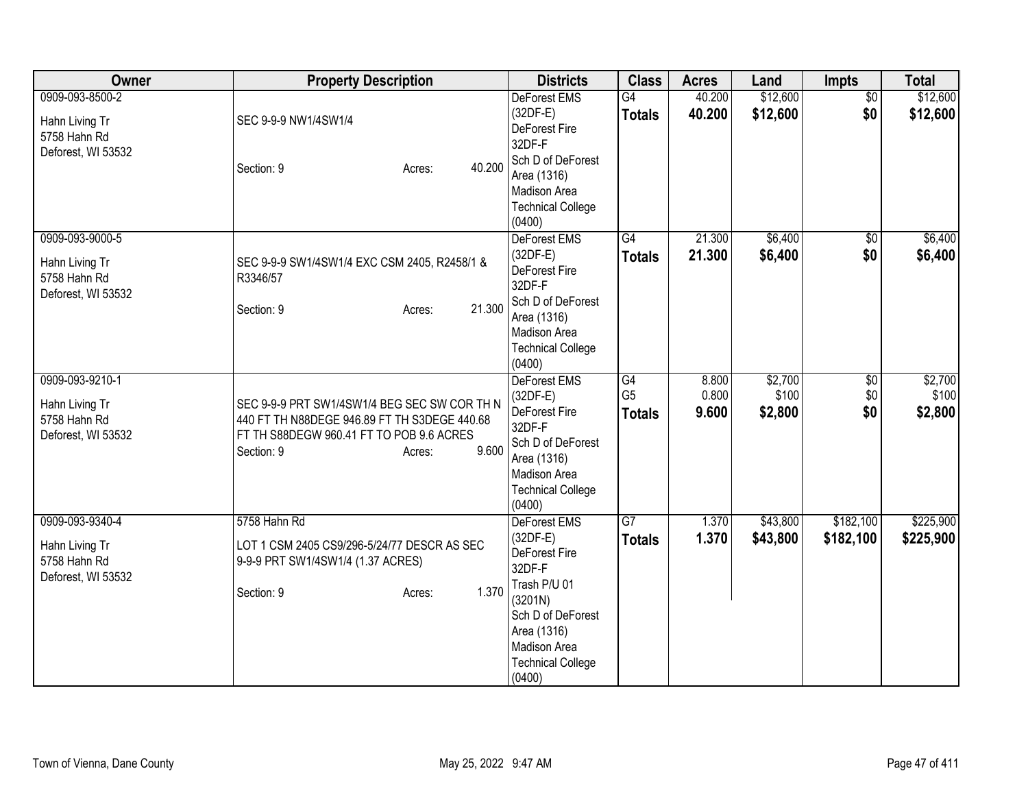| Owner | Property Description | Districts | Class | Acres | Land | Impts | Total |
|---|---|---|---|---|---|---|---|
| 0909-093-8500-2<br>Hahn Living Tr<br>5758 Hahn Rd<br>Deforest, WI 53532 | SEC 9-9-9 NW1/4SW1/4<br>Section: 9 Acres: 40.200 | DeForest EMS (32DF-E)<br>DeForest Fire 32DF-F<br>Sch D of DeForest Area (1316)<br>Madison Area Technical College (0400) | G4<br>**Totals** | 40.200<br>**40.200** | $12,600<br>**$12,600** | $0<br>**$0** | $12,600<br>**$12,600** |
| 0909-093-9000-5<br>Hahn Living Tr<br>5758 Hahn Rd<br>Deforest, WI 53532 | SEC 9-9-9 SW1/4SW1/4 EXC CSM 2405, R2458/1 & R3346/57<br>Section: 9 Acres: 21.300 | DeForest EMS (32DF-E)<br>DeForest Fire 32DF-F<br>Sch D of DeForest Area (1316)<br>Madison Area Technical College (0400) | G4<br>**Totals** | 21.300<br>**21.300** | $6,400<br>**$6,400** | $0<br>**$0** | $6,400<br>**$6,400** |
| 0909-093-9210-1<br>Hahn Living Tr<br>5758 Hahn Rd<br>Deforest, WI 53532 | SEC 9-9-9 PRT SW1/4SW1/4 BEG SEC SW COR TH N 440 FT TH N88DEGE 946.89 FT TH S3DEGE 440.68 FT TH S88DEGW 960.41 FT TO POB 9.6 ACRES<br>Section: 9 Acres: 9.600 | DeForest EMS (32DF-E)<br>DeForest Fire 32DF-F<br>Sch D of DeForest Area (1316)<br>Madison Area Technical College (0400) | G4<br>G5<br>**Totals** | 8.800<br>0.800<br>**9.600** | $2,700<br>$100<br>**$2,800** | $0<br>$0<br>**$0** | $2,700<br>$100<br>**$2,800** |
| 0909-093-9340-4<br>Hahn Living Tr<br>5758 Hahn Rd<br>Deforest, WI 53532 | 5758 Hahn Rd<br>LOT 1 CSM 2405 CS9/296-5/24/77 DESCR AS SEC 9-9-9 PRT SW1/4SW1/4 (1.37 ACRES)<br>Section: 9 Acres: 1.370 | DeForest EMS (32DF-E)<br>DeForest Fire 32DF-F<br>Trash P/U 01 (3201N)<br>Sch D of DeForest Area (1316)<br>Madison Area Technical College (0400) | G7<br>**Totals** | 1.370<br>**1.370** | $43,800<br>**$43,800** | $182,100<br>**$182,100** | $225,900<br>**$225,900** |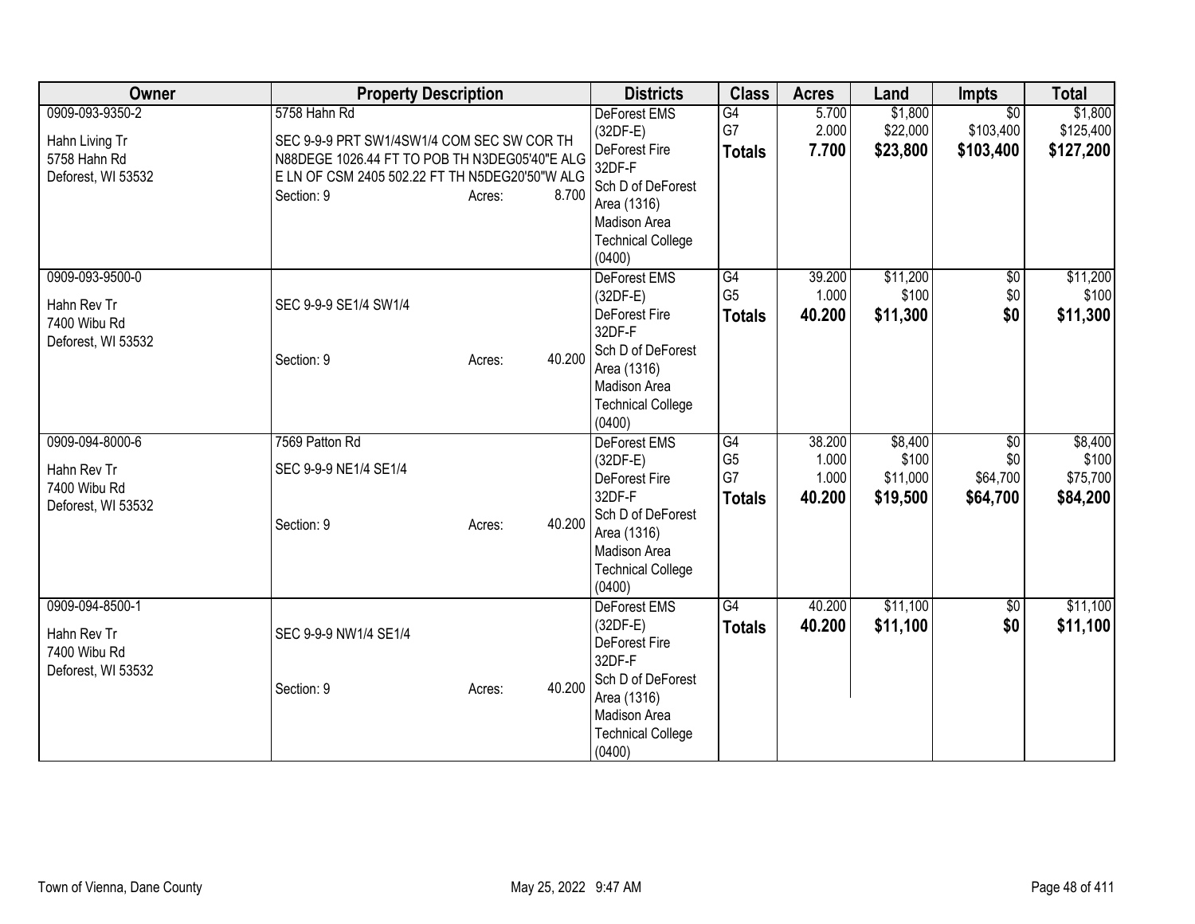| Owner | Property Description | Districts | Class | Acres | Land | Impts | Total |
|---|---|---|---|---|---|---|---|
| 0909-093-9350-2<br>Hahn Living Tr<br>5758 Hahn Rd<br>Deforest, WI 53532 | 5758 Hahn Rd<br>SEC 9-9-9 PRT SW1/4SW1/4 COM SEC SW COR TH N88DEGE 1026.44 FT TO POB TH N3DEG05'40"E ALG E LN OF CSM 2405 502.22 FT TH N5DEG20'50"W ALG<br>Section: 9 Acres: 8.700 | DeForest EMS (32DF-E)<br>DeForest Fire 32DF-F<br>Sch D of DeForest Area (1316)<br>Madison Area Technical College (0400) | G4<br>G7<br>**Totals** | 5.700<br>2.000<br>**7.700** | $1,800<br>$22,000<br>**$23,800** | $0<br>$103,400<br>**$103,400** | $1,800<br>$125,400<br>**$127,200** |
| 0909-093-9500-0<br>Hahn Rev Tr<br>7400 Wibu Rd<br>Deforest, WI 53532 | SEC 9-9-9 SE1/4 SW1/4<br>Section: 9 Acres: 40.200 | DeForest EMS (32DF-E)<br>DeForest Fire 32DF-F<br>Sch D of DeForest Area (1316)<br>Madison Area Technical College (0400) | G4<br>G5<br>**Totals** | 39.200<br>1.000<br>**40.200** | $11,200<br>$100<br>**$11,300** | $0<br>$0<br>**$0** | $11,200<br>$100<br>**$11,300** |
| 0909-094-8000-6<br>Hahn Rev Tr<br>7400 Wibu Rd<br>Deforest, WI 53532 | 7569 Patton Rd<br>SEC 9-9-9 NE1/4 SE1/4<br>Section: 9 Acres: 40.200 | DeForest EMS (32DF-E)<br>DeForest Fire 32DF-F<br>Sch D of DeForest Area (1316)<br>Madison Area Technical College (0400) | G4<br>G5<br>G7<br>**Totals** | 38.200<br>1.000<br>1.000<br>**40.200** | $8,400<br>$100<br>$11,000<br>**$19,500** | $0<br>$0<br>$64,700<br>**$64,700** | $8,400<br>$100<br>$75,700<br>**$84,200** |
| 0909-094-8500-1<br>Hahn Rev Tr<br>7400 Wibu Rd<br>Deforest, WI 53532 | SEC 9-9-9 NW1/4 SE1/4<br>Section: 9 Acres: 40.200 | DeForest EMS (32DF-E)<br>DeForest Fire 32DF-F<br>Sch D of DeForest Area (1316)<br>Madison Area Technical College (0400) | G4<br>**Totals** | 40.200<br>**40.200** | $11,100<br>**$11,100** | $0<br>**$0** | $11,100<br>**$11,100** |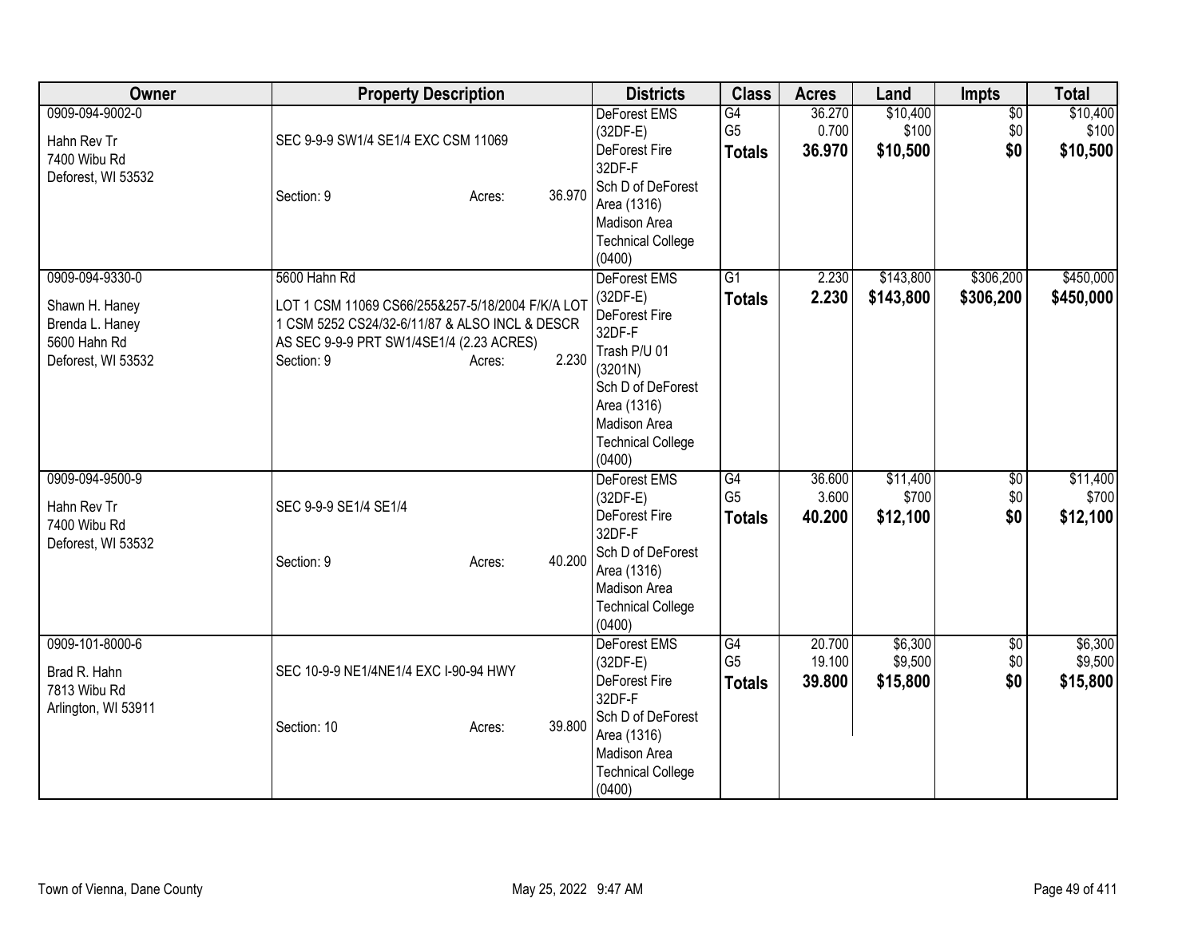| Owner | Property Description | Districts | Class | Acres | Land | Impts | Total |
|---|---|---|---|---|---|---|---|
| 0909-094-9002-0<br><br>Hahn Rev Tr<br>7400 Wibu Rd<br>Deforest, WI 53532 | SEC 9-9-9 SW1/4 SE1/4 EXC CSM 11069<br><br>Section: 9 Acres: 36.970 | DeForest EMS (32DF-E)<br>DeForest Fire 32DF-F<br>Sch D of DeForest Area (1316)<br>Madison Area Technical College (0400) | G4<br>G5<br>**Totals** | 36.270<br>0.700<br>**36.970** | $10,400<br>$100<br>**$10,500** | $0<br>$0<br>**$0** | $10,400<br>$100<br>**$10,500** |
| 0909-094-9330-0<br><br>Shawn H. Haney<br>Brenda L. Haney<br>5600 Hahn Rd<br>Deforest, WI 53532 | 5600 Hahn Rd<br><br>LOT 1 CSM 11069 CS66/255&257-5/18/2004 F/K/A LOT 1 CSM 5252 CS24/32-6/11/87 & ALSO INCL & DESCR AS SEC 9-9-9 PRT SW1/4SE1/4 (2.23 ACRES)<br>Section: 9 Acres: 2.230 | DeForest EMS (32DF-E)<br>DeForest Fire 32DF-F<br>Trash P/U 01 (3201N)<br>Sch D of DeForest Area (1316)<br>Madison Area Technical College (0400) | G1<br>**Totals** | 2.230<br>**2.230** | $143,800<br>**$143,800** | $306,200<br>**$306,200** | $450,000<br>**$450,000** |
| 0909-094-9500-9<br><br>Hahn Rev Tr<br>7400 Wibu Rd<br>Deforest, WI 53532 | SEC 9-9-9 SE1/4 SE1/4<br><br>Section: 9 Acres: 40.200 | DeForest EMS (32DF-E)<br>DeForest Fire 32DF-F<br>Sch D of DeForest Area (1316)<br>Madison Area Technical College (0400) | G4<br>G5<br>**Totals** | 36.600<br>3.600<br>**40.200** | $11,400<br>$700<br>**$12,100** | $0<br>$0<br>**$0** | $11,400<br>$700<br>**$12,100** |
| 0909-101-8000-6<br><br>Brad R. Hahn<br>7813 Wibu Rd<br>Arlington, WI 53911 | SEC 10-9-9 NE1/4NE1/4 EXC I-90-94 HWY<br><br>Section: 10 Acres: 39.800 | DeForest EMS (32DF-E)<br>DeForest Fire 32DF-F<br>Sch D of DeForest Area (1316)<br>Madison Area Technical College (0400) | G4<br>G5<br>**Totals** | 20.700<br>19.100<br>**39.800** | $6,300<br>$9,500<br>**$15,800** | $0<br>$0<br>**$0** | $6,300<br>$9,500<br>**$15,800** |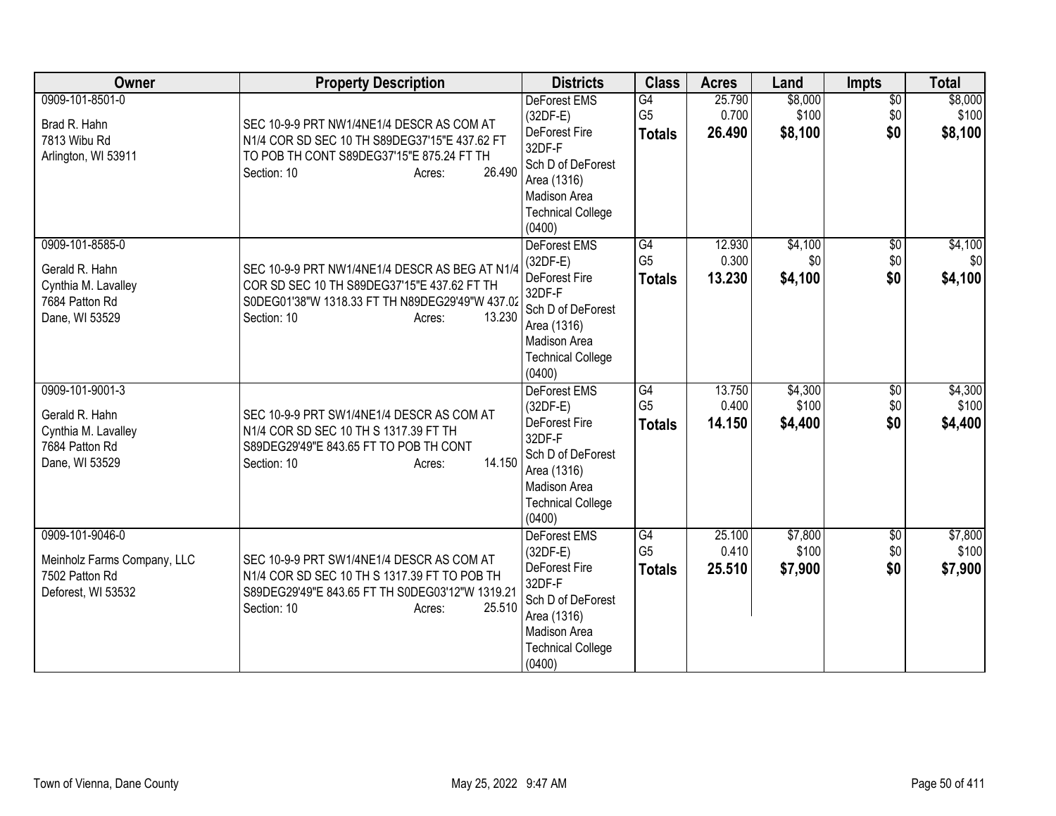| Owner | Property Description | Districts | Class | Acres | Land | Impts | Total |
|---|---|---|---|---|---|---|---|
| 0909-101-8501-0<br><br>Brad R. Hahn<br>7813 Wibu Rd<br>Arlington, WI 53911 | SEC 10-9-9 PRT NW1/4NE1/4 DESCR AS COM AT N1/4 COR SD SEC 10 TH S89DEG37'15"E 437.62 FT TO POB TH CONT S89DEG37'15"E 875.24 FT TH<br>Section: 10 Acres: 26.490 | DeForest EMS (32DF-E)<br>DeForest Fire 32DF-F<br>Sch D of DeForest Area (1316)<br>Madison Area Technical College (0400) | G4<br>G5<br>**Totals** | 25.790<br>0.700<br>**26.490** | $8,000<br>$100<br>**$8,100** | $0<br>$0<br>**$0** | $8,000<br>$100<br>**$8,100** |
| 0909-101-8585-0<br><br>Gerald R. Hahn<br>Cynthia M. Lavalley<br>7684 Patton Rd<br>Dane, WI 53529 | SEC 10-9-9 PRT NW1/4NE1/4 DESCR AS BEG AT N1/4 COR SD SEC 10 TH S89DEG37'15"E 437.62 FT TH S0DEG01'38"W 1318.33 FT TH N89DEG29'49"W 437.02<br>Section: 10 Acres: 13.230 | DeForest EMS (32DF-E)<br>DeForest Fire 32DF-F<br>Sch D of DeForest Area (1316)<br>Madison Area Technical College (0400) | G4<br>G5<br>**Totals** | 12.930<br>0.300<br>**13.230** | $4,100<br>$0<br>**$4,100** | $0<br>$0<br>**$0** | $4,100<br>$0<br>**$4,100** |
| 0909-101-9001-3<br><br>Gerald R. Hahn<br>Cynthia M. Lavalley<br>7684 Patton Rd<br>Dane, WI 53529 | SEC 10-9-9 PRT SW1/4NE1/4 DESCR AS COM AT N1/4 COR SD SEC 10 TH S 1317.39 FT TH S89DEG29'49"E 843.65 FT TO POB TH CONT<br>Section: 10 Acres: 14.150 | DeForest EMS (32DF-E)<br>DeForest Fire 32DF-F<br>Sch D of DeForest Area (1316)<br>Madison Area Technical College (0400) | G4<br>G5<br>**Totals** | 13.750<br>0.400<br>**14.150** | $4,300<br>$100<br>**$4,400** | $0<br>$0<br>**$0** | $4,300<br>$100<br>**$4,400** |
| 0909-101-9046-0<br><br>Meinholz Farms Company, LLC<br>7502 Patton Rd<br>Deforest, WI 53532 | SEC 10-9-9 PRT SW1/4NE1/4 DESCR AS COM AT N1/4 COR SD SEC 10 TH S 1317.39 FT TO POB TH S89DEG29'49"E 843.65 FT TH S0DEG03'12"W 1319.21<br>Section: 10 Acres: 25.510 | DeForest EMS (32DF-E)<br>DeForest Fire 32DF-F<br>Sch D of DeForest Area (1316)<br>Madison Area Technical College (0400) | G4<br>G5<br>**Totals** | 25.100<br>0.410<br>**25.510** | $7,800<br>$100<br>**$7,900** | $0<br>$0<br>**$0** | $7,800<br>$100<br>**$7,900** |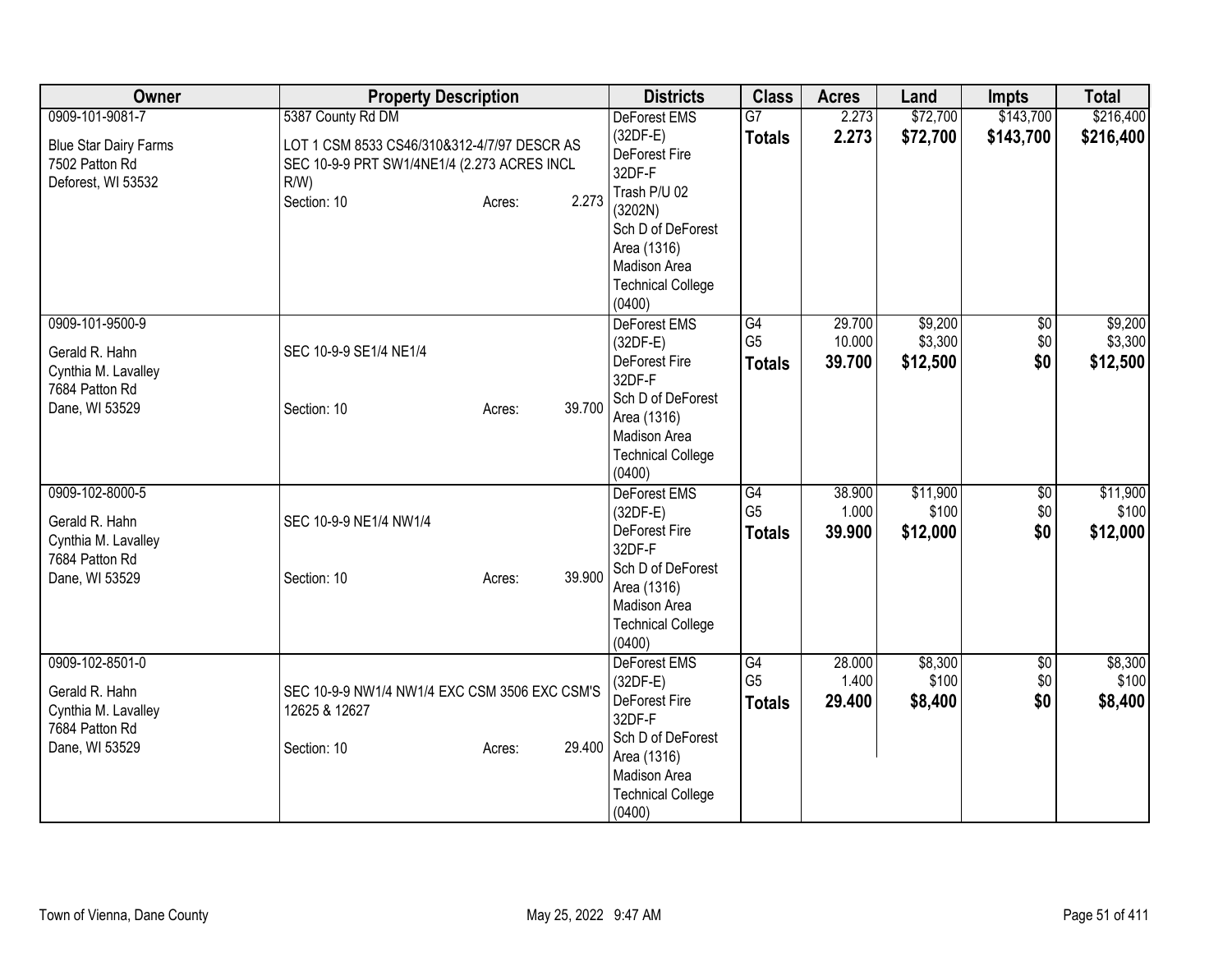| Owner | Property Description | Districts | Class | Acres | Land | Impts | Total |
|---|---|---|---|---|---|---|---|
| 0909-101-9081-7<br><br>Blue Star Dairy Farms<br>7502 Patton Rd<br>Deforest, WI 53532 | 5387 County Rd DM<br><br>LOT 1 CSM 8533 CS46/310&312-4/7/97 DESCR AS SEC 10-9-9 PRT SW1/4NE1/4 (2.273 ACRES INCL R/W)<br>Section: 10 Acres: 2.273 | DeForest EMS (32DF-E)<br>DeForest Fire 32DF-F<br>Trash P/U 02 (3202N)<br>Sch D of DeForest Area (1316)<br>Madison Area Technical College (0400) | G7<br>**Totals** | 2.273<br>**2.273** | $72,700<br>**$72,700** | $143,700<br>**$143,700** | $216,400<br>**$216,400** |
| 0909-101-9500-9<br><br>Gerald R. Hahn<br>Cynthia M. Lavalley<br>7684 Patton Rd<br>Dane, WI 53529 | SEC 10-9-9 SE1/4 NE1/4<br><br>Section: 10 Acres: 39.700 | DeForest EMS (32DF-E)<br>DeForest Fire 32DF-F<br>Sch D of DeForest Area (1316)<br>Madison Area Technical College (0400) | G4<br>G5<br>**Totals** | 29.700<br>10.000<br>**39.700** | $9,200<br>$3,300<br>**$12,500** | $0<br>$0<br>**$0** | $9,200<br>$3,300<br>**$12,500** |
| 0909-102-8000-5<br><br>Gerald R. Hahn<br>Cynthia M. Lavalley<br>7684 Patton Rd<br>Dane, WI 53529 | SEC 10-9-9 NE1/4 NW1/4<br><br>Section: 10 Acres: 39.900 | DeForest EMS (32DF-E)<br>DeForest Fire 32DF-F<br>Sch D of DeForest Area (1316)<br>Madison Area Technical College (0400) | G4<br>G5<br>**Totals** | 38.900<br>1.000<br>**39.900** | $11,900<br>$100<br>**$12,000** | $0<br>$0<br>**$0** | $11,900<br>$100<br>**$12,000** |
| 0909-102-8501-0<br><br>Gerald R. Hahn<br>Cynthia M. Lavalley<br>7684 Patton Rd<br>Dane, WI 53529 | SEC 10-9-9 NW1/4 NW1/4 EXC CSM 3506 EXC CSM'S 12625 & 12627<br><br>Section: 10 Acres: 29.400 | DeForest EMS (32DF-E)<br>DeForest Fire 32DF-F<br>Sch D of DeForest Area (1316)<br>Madison Area Technical College (0400) | G4<br>G5<br>**Totals** | 28.000<br>1.400<br>**29.400** | $8,300<br>$100<br>**$8,400** | $0<br>$0<br>**$0** | $8,300<br>$100<br>**$8,400** |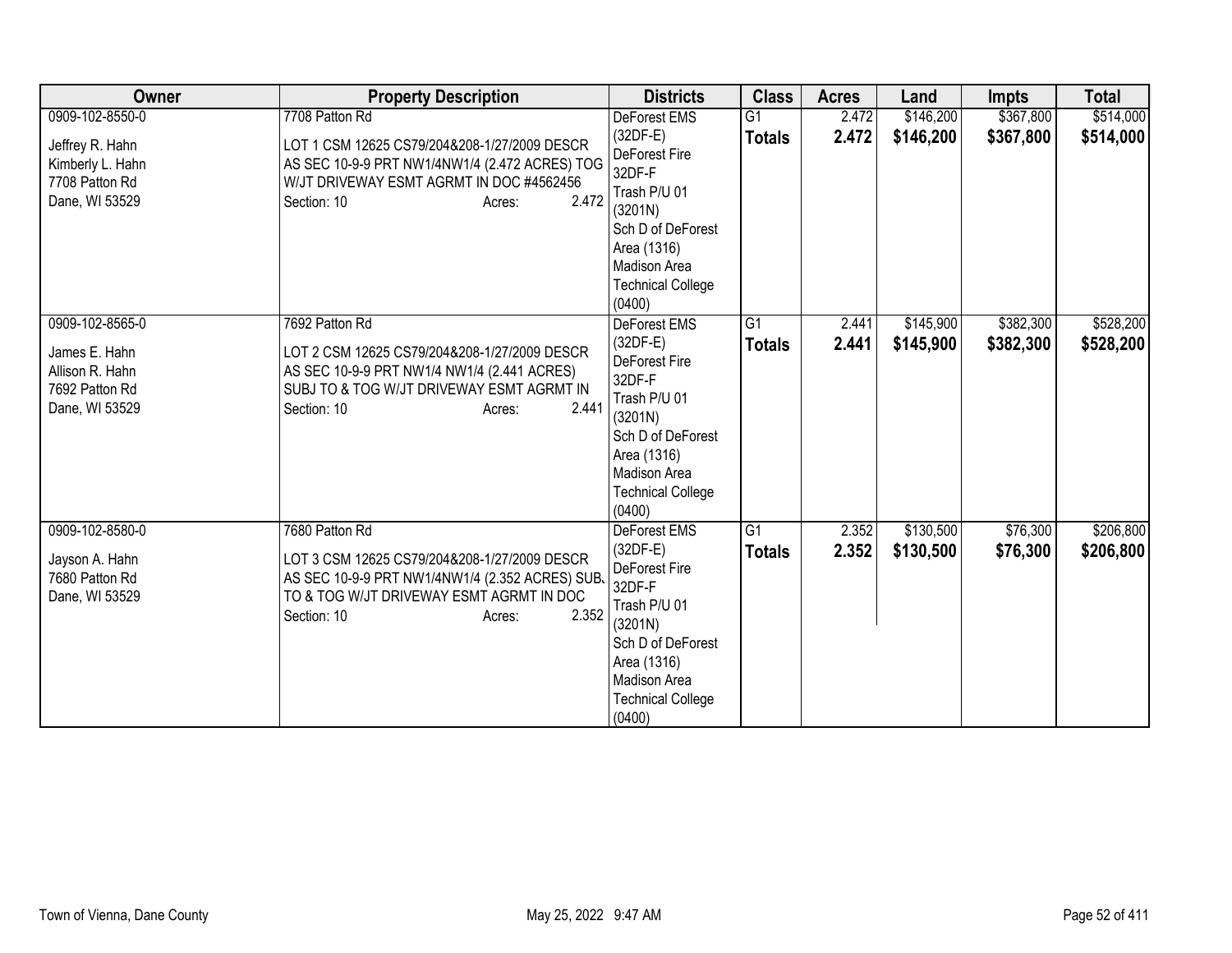| Owner | Property Description | Districts | Class | Acres | Land | Impts | Total |
|---|---|---|---|---|---|---|---|
| 0909-102-8550-0<br><br>Jeffrey R. Hahn<br>Kimberly L. Hahn<br>7708 Patton Rd<br>Dane, WI 53529 | 7708 Patton Rd<br><br>LOT 1 CSM 12625 CS79/204&208-1/27/2009 DESCR AS SEC 10-9-9 PRT NW1/4NW1/4 (2.472 ACRES) TOG W/JT DRIVEWAY ESMT AGRMT IN DOC #4562456<br>Section: 10 Acres: 2.472 | DeForest EMS (32DF-E)<br>DeForest Fire 32DF-F<br>Trash P/U 01 (3201N)<br>Sch D of DeForest Area (1316)<br>Madison Area Technical College (0400) | G1<br>**Totals** | 2.472<br>**2.472** | $146,200<br>**$146,200** | $367,800<br>**$367,800** | $514,000<br>**$514,000** |
| 0909-102-8565-0<br><br>James E. Hahn<br>Allison R. Hahn<br>7692 Patton Rd<br>Dane, WI 53529 | 7692 Patton Rd<br><br>LOT 2 CSM 12625 CS79/204&208-1/27/2009 DESCR AS SEC 10-9-9 PRT NW1/4 NW1/4 (2.441 ACRES) SUBJ TO & TOG W/JT DRIVEWAY ESMT AGRMT IN<br>Section: 10 Acres: 2.441 | DeForest EMS (32DF-E)<br>DeForest Fire 32DF-F<br>Trash P/U 01 (3201N)<br>Sch D of DeForest Area (1316)<br>Madison Area Technical College (0400) | G1<br>**Totals** | 2.441<br>**2.441** | $145,900<br>**$145,900** | $382,300<br>**$382,300** | $528,200<br>**$528,200** |
| 0909-102-8580-0<br><br>Jayson A. Hahn<br>7680 Patton Rd<br>Dane, WI 53529 | 7680 Patton Rd<br><br>LOT 3 CSM 12625 CS79/204&208-1/27/2009 DESCR AS SEC 10-9-9 PRT NW1/4NW1/4 (2.352 ACRES) SUBJ TO & TOG W/JT DRIVEWAY ESMT AGRMT IN DOC<br>Section: 10 Acres: 2.352 | DeForest EMS (32DF-E)<br>DeForest Fire 32DF-F<br>Trash P/U 01 (3201N)<br>Sch D of DeForest Area (1316)<br>Madison Area Technical College (0400) | G1<br>**Totals** | 2.352<br>**2.352** | $130,500<br>**$130,500** | $76,300<br>**$76,300** | $206,800<br>**$206,800** |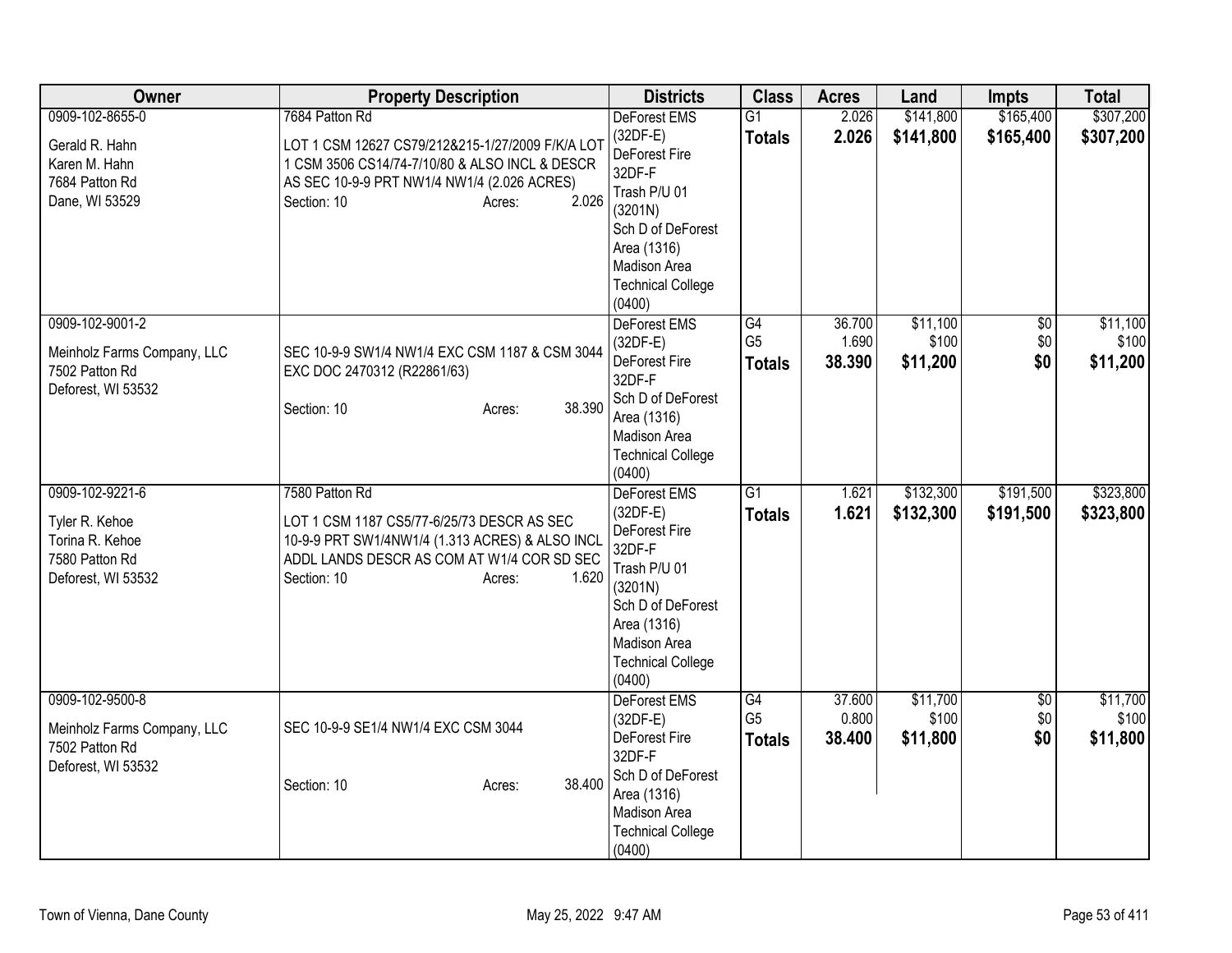| Owner | Property Description | Districts | Class | Acres | Land | Impts | Total |
|---|---|---|---|---|---|---|---|
| 0909-102-8655-0<br><br>Gerald R. Hahn<br>Karen M. Hahn<br>7684 Patton Rd<br>Dane, WI 53529 | 7684 Patton Rd<br><br>LOT 1 CSM 12627 CS79/212&215-1/27/2009 F/K/A LOT 1 CSM 3506 CS14/74-7/10/80 & ALSO INCL & DESCR AS SEC 10-9-9 PRT NW1/4 NW1/4 (2.026 ACRES)<br>Section: 10 Acres: 2.026 | DeForest EMS (32DF-E)<br>DeForest Fire 32DF-F<br>Trash P/U 01 (3201N)<br>Sch D of DeForest Area (1316)<br>Madison Area Technical College (0400) | G1<br>**Totals** | 2.026<br>**2.026** | $141,800<br>**$141,800** | $165,400<br>**$165,400** | $307,200<br>**$307,200** |
| 0909-102-9001-2<br><br>Meinholz Farms Company, LLC<br>7502 Patton Rd<br>Deforest, WI 53532 | SEC 10-9-9 SW1/4 NW1/4 EXC CSM 1187 & CSM 3044 EXC DOC 2470312 (R22861/63)<br><br>Section: 10 Acres: 38.390 | DeForest EMS (32DF-E)<br>DeForest Fire 32DF-F<br>Sch D of DeForest Area (1316)<br>Madison Area Technical College (0400) | G4<br>G5<br>**Totals** | 36.700<br>1.690<br>**38.390** | $11,100<br>$100<br>**$11,200** | $0<br>$0<br>**$0** | $11,100<br>$100<br>**$11,200** |
| 0909-102-9221-6<br><br>Tyler R. Kehoe<br>Torina R. Kehoe<br>7580 Patton Rd<br>Deforest, WI 53532 | 7580 Patton Rd<br><br>LOT 1 CSM 1187 CS5/77-6/25/73 DESCR AS SEC 10-9-9 PRT SW1/4NW1/4 (1.313 ACRES) & ALSO INCL ADDL LANDS DESCR AS COM AT W1/4 COR SD SEC<br>Section: 10 Acres: 1.620 | DeForest EMS (32DF-E)<br>DeForest Fire 32DF-F<br>Trash P/U 01 (3201N)<br>Sch D of DeForest Area (1316)<br>Madison Area Technical College (0400) | G1<br>**Totals** | 1.621<br>**1.621** | $132,300<br>**$132,300** | $191,500<br>**$191,500** | $323,800<br>**$323,800** |
| 0909-102-9500-8<br><br>Meinholz Farms Company, LLC<br>7502 Patton Rd<br>Deforest, WI 53532 | SEC 10-9-9 SE1/4 NW1/4 EXC CSM 3044<br><br>Section: 10 Acres: 38.400 | DeForest EMS (32DF-E)<br>DeForest Fire 32DF-F<br>Sch D of DeForest Area (1316)<br>Madison Area Technical College (0400) | G4<br>G5<br>**Totals** | 37.600<br>0.800<br>**38.400** | $11,700<br>$100<br>**$11,800** | $0<br>$0<br>**$0** | $11,700<br>$100<br>**$11,800** |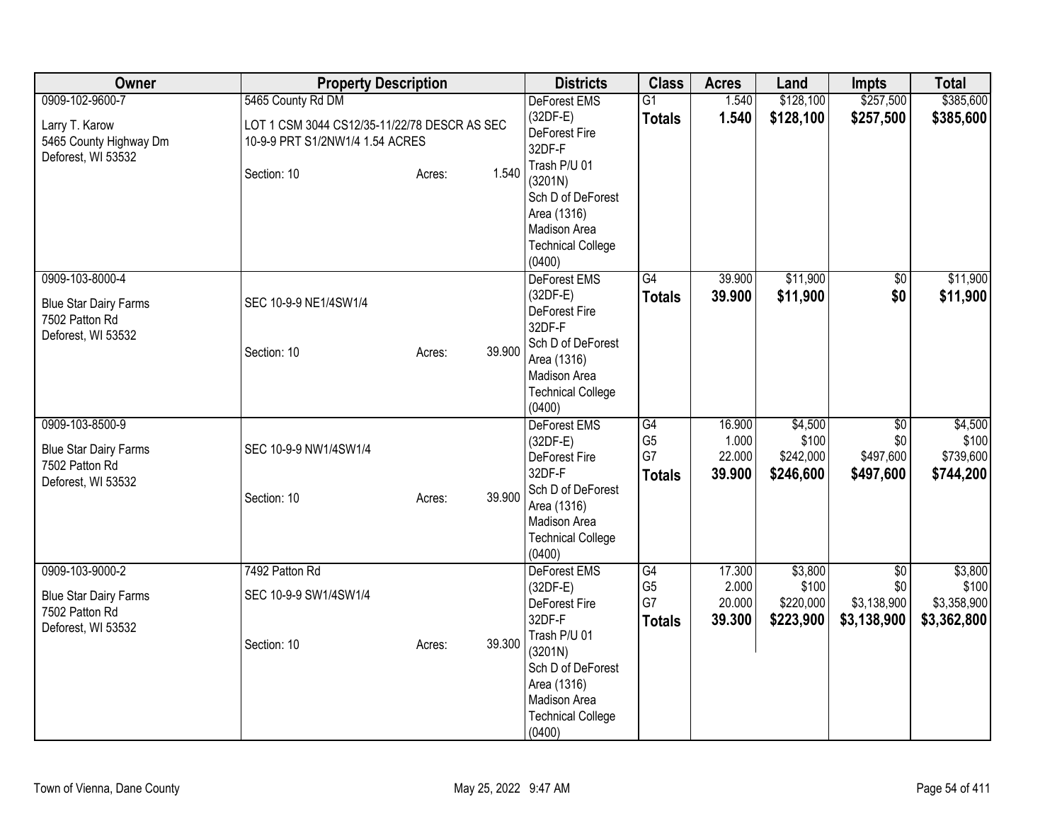| Owner | Property Description | Districts | Class | Acres | Land | Impts | Total |
|---|---|---|---|---|---|---|---|
| 0909-102-9600-7<br><br>Larry T. Karow<br>5465 County Highway Dm<br>Deforest, WI 53532 | 5465 County Rd DM<br><br>LOT 1 CSM 3044 CS12/35-11/22/78 DESCR AS SEC 10-9-9 PRT S1/2NW1/4 1.54 ACRES<br><br>Section: 10 Acres: 1.540 | DeForest EMS (32DF-E)<br>DeForest Fire 32DF-F<br>Trash P/U 01 (3201N)<br>Sch D of DeForest Area (1316)<br>Madison Area Technical College (0400) | G1<br>**Totals** | 1.540<br>**1.540** | $128,100<br>**$128,100** | $257,500<br>**$257,500** | $385,600<br>**$385,600** |
| 0909-103-8000-4<br><br>Blue Star Dairy Farms<br>7502 Patton Rd<br>Deforest, WI 53532 | SEC 10-9-9 NE1/4SW1/4<br><br>Section: 10 Acres: 39.900 | DeForest EMS (32DF-E)<br>DeForest Fire 32DF-F<br>Sch D of DeForest Area (1316)<br>Madison Area Technical College (0400) | G4<br>**Totals** | 39.900<br>**39.900** | $11,900<br>**$11,900** | $0<br>**$0** | $11,900<br>**$11,900** |
| 0909-103-8500-9<br><br>Blue Star Dairy Farms<br>7502 Patton Rd<br>Deforest, WI 53532 | SEC 10-9-9 NW1/4SW1/4<br><br>Section: 10 Acres: 39.900 | DeForest EMS (32DF-E)<br>DeForest Fire 32DF-F<br>Sch D of DeForest Area (1316)<br>Madison Area Technical College (0400) | G4<br>G5<br>G7<br>**Totals** | 16.900<br>1.000<br>22.000<br>**39.900** | $4,500<br>$100<br>$242,000<br>**$246,600** | $0<br>$0<br>$497,600<br>**$497,600** | $4,500<br>$100<br>$739,600<br>**$744,200** |
| 0909-103-9000-2<br><br>Blue Star Dairy Farms<br>7502 Patton Rd<br>Deforest, WI 53532 | 7492 Patton Rd<br><br>SEC 10-9-9 SW1/4SW1/4<br><br>Section: 10 Acres: 39.300 | DeForest EMS (32DF-E)<br>DeForest Fire 32DF-F<br>Trash P/U 01 (3201N)<br>Sch D of DeForest Area (1316)<br>Madison Area Technical College (0400) | G4<br>G5<br>G7<br>**Totals** | 17.300<br>2.000<br>20.000<br>**39.300** | $3,800<br>$100<br>$220,000<br>**$223,900** | $0<br>$0<br>$3,138,900<br>**$3,138,900** | $3,800<br>$100<br>$3,358,900<br>**$3,362,800** |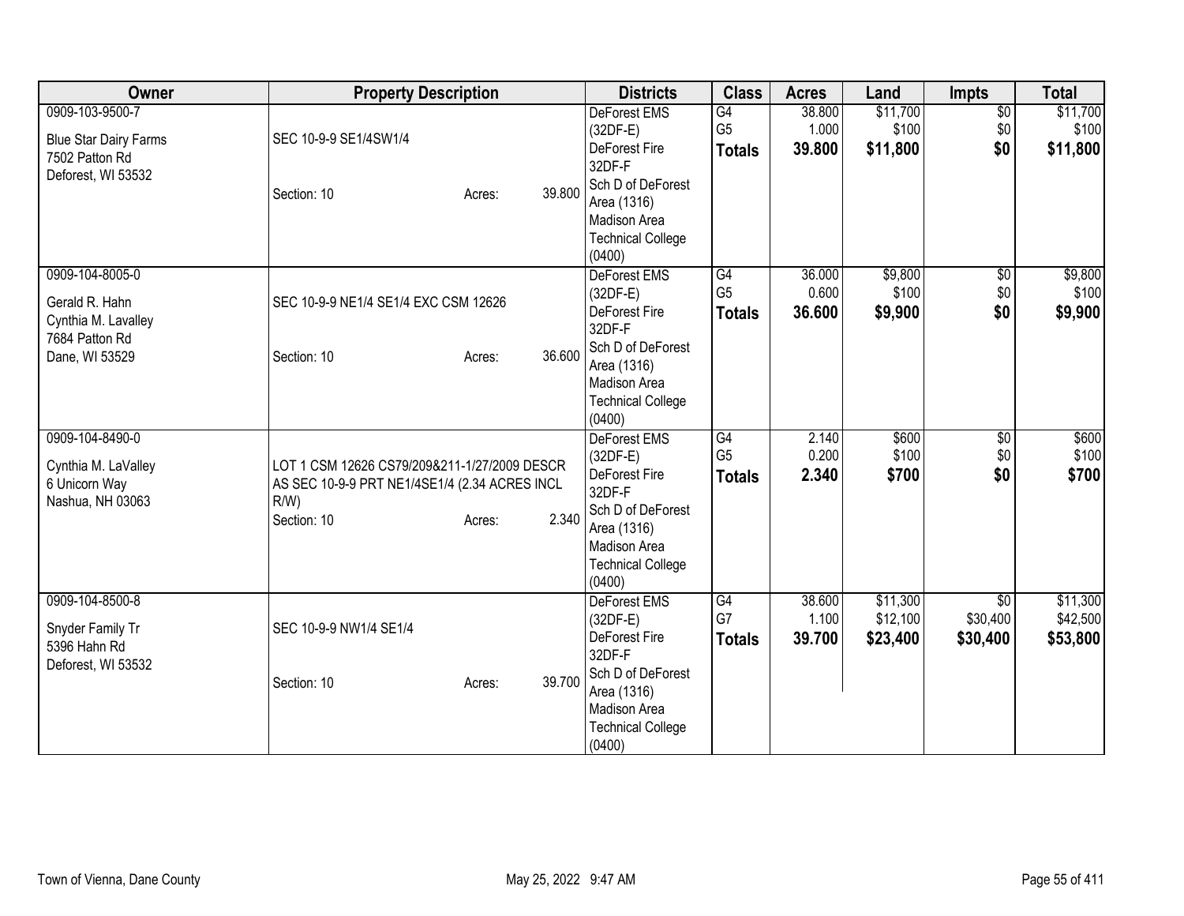| Owner | Property Description | Districts | Class | Acres | Land | Impts | Total |
|---|---|---|---|---|---|---|---|
| 0909-103-9500-7<br><br>Blue Star Dairy Farms<br>7502 Patton Rd<br>Deforest, WI 53532 | SEC 10-9-9 SE1/4SW1/4<br><br>Section: 10 Acres: 39.800 | DeForest EMS (32DF-E)<br>DeForest Fire 32DF-F<br>Sch D of DeForest Area (1316)<br>Madison Area Technical College (0400) | G4<br>G5<br>**Totals** | 38.800<br>1.000<br>**39.800** | $11,700<br>$100<br>**$11,800** | $0<br>$0<br>**$0** | $11,700<br>$100<br>**$11,800** |
| 0909-104-8005-0<br><br>Gerald R. Hahn<br>Cynthia M. Lavalley<br>7684 Patton Rd<br>Dane, WI 53529 | SEC 10-9-9 NE1/4 SE1/4 EXC CSM 12626<br><br>Section: 10 Acres: 36.600 | DeForest EMS (32DF-E)<br>DeForest Fire 32DF-F<br>Sch D of DeForest Area (1316)<br>Madison Area Technical College (0400) | G4<br>G5<br>**Totals** | 36.000<br>0.600<br>**36.600** | $9,800<br>$100<br>**$9,900** | $0<br>$0<br>**$0** | $9,800<br>$100<br>**$9,900** |
| 0909-104-8490-0<br><br>Cynthia M. LaValley<br>6 Unicorn Way<br>Nashua, NH 03063 | LOT 1 CSM 12626 CS79/209&211-1/27/2009 DESCR AS SEC 10-9-9 PRT NE1/4SE1/4 (2.34 ACRES INCL R/W)<br>Section: 10 Acres: 2.340 | DeForest EMS (32DF-E)<br>DeForest Fire 32DF-F<br>Sch D of DeForest Area (1316)<br>Madison Area Technical College (0400) | G4<br>G5<br>**Totals** | 2.140<br>0.200<br>**2.340** | $600<br>$100<br>**$700** | $0<br>$0<br>**$0** | $600<br>$100<br>**$700** |
| 0909-104-8500-8<br><br>Snyder Family Tr<br>5396 Hahn Rd<br>Deforest, WI 53532 | SEC 10-9-9 NW1/4 SE1/4<br><br>Section: 10 Acres: 39.700 | DeForest EMS (32DF-E)<br>DeForest Fire 32DF-F<br>Sch D of DeForest Area (1316)<br>Madison Area Technical College (0400) | G4<br>G7<br>**Totals** | 38.600<br>1.100<br>**39.700** | $11,300<br>$12,100<br>**$23,400** | $0<br>$30,400<br>**$30,400** | $11,300<br>$42,500<br>**$53,800** |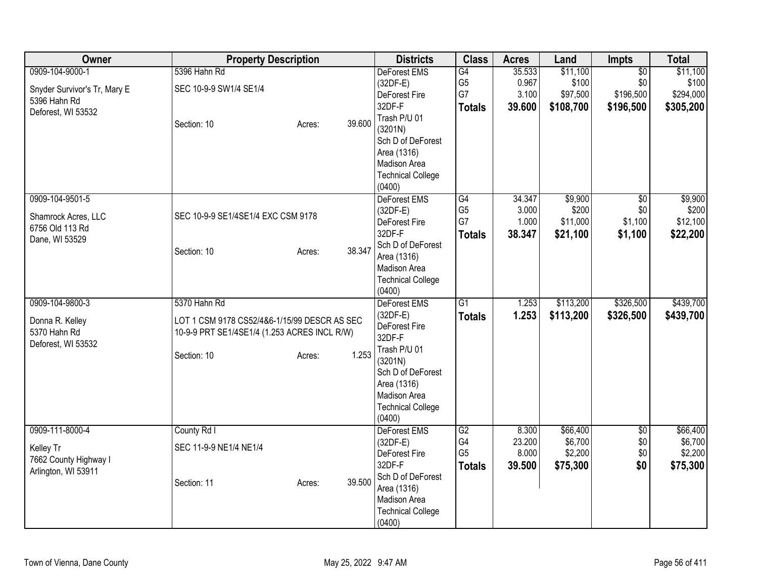| Owner | Property Description | Districts | Class | Acres | Land | Impts | Total |
|---|---|---|---|---|---|---|---|
| 0909-104-9000-1<br>Snyder Survivor's Tr, Mary E<br>5396 Hahn Rd<br>Deforest, WI 53532 | 5396 Hahn Rd<br>SEC 10-9-9 SW1/4 SE1/4<br>Section: 10 Acres: 39.600 | DeForest EMS (32DF-E)<br>DeForest Fire 32DF-F<br>Trash P/U 01 (3201N)<br>Sch D of DeForest Area (1316)<br>Madison Area Technical College (0400) | G4<br>G5<br>G7<br>**Totals** | 35.533<br>0.967<br>3.100<br>**39.600** | $11,100<br>$100<br>$97,500<br>**$108,700** | $0<br>$0<br>$196,500<br>**$196,500** | $11,100<br>$100<br>$294,000<br>**$305,200** |
| 0909-104-9501-5<br>Shamrock Acres, LLC<br>6756 Old 113 Rd<br>Dane, WI 53529 | SEC 10-9-9 SE1/4SE1/4 EXC CSM 9178<br>Section: 10 Acres: 38.347 | DeForest EMS (32DF-E)<br>DeForest Fire 32DF-F<br>Sch D of DeForest Area (1316)<br>Madison Area Technical College (0400) | G4<br>G5<br>G7<br>**Totals** | 34.347<br>3.000<br>1.000<br>**38.347** | $9,900<br>$200<br>$11,000<br>**$21,100** | $0<br>$0<br>$1,100<br>**$1,100** | $9,900<br>$200<br>$12,100<br>**$22,200** |
| 0909-104-9800-3<br>Donna R. Kelley<br>5370 Hahn Rd<br>Deforest, WI 53532 | 5370 Hahn Rd<br>LOT 1 CSM 9178 CS52/4&6-1/15/99 DESCR AS SEC 10-9-9 PRT SE1/4SE1/4 (1.253 ACRES INCL R/W)<br>Section: 10 Acres: 1.253 | DeForest EMS (32DF-E)<br>DeForest Fire 32DF-F<br>Trash P/U 01 (3201N)<br>Sch D of DeForest Area (1316)<br>Madison Area Technical College (0400) | G1<br>**Totals** | 1.253<br>**1.253** | $113,200<br>**$113,200** | $326,500<br>**$326,500** | $439,700<br>**$439,700** |
| 0909-111-8000-4<br>Kelley Tr<br>7662 County Highway I<br>Arlington, WI 53911 | County Rd I<br>SEC 11-9-9 NE1/4 NE1/4<br>Section: 11 Acres: 39.500 | DeForest EMS (32DF-E)<br>DeForest Fire 32DF-F<br>Sch D of DeForest Area (1316)<br>Madison Area Technical College (0400) | G2<br>G4<br>G5<br>**Totals** | 8.300<br>23.200<br>8.000<br>**39.500** | $66,400<br>$6,700<br>$2,200<br>**$75,300** | $0<br>$0<br>$0<br>**$0** | $66,400<br>$6,700<br>$2,200<br>**$75,300** |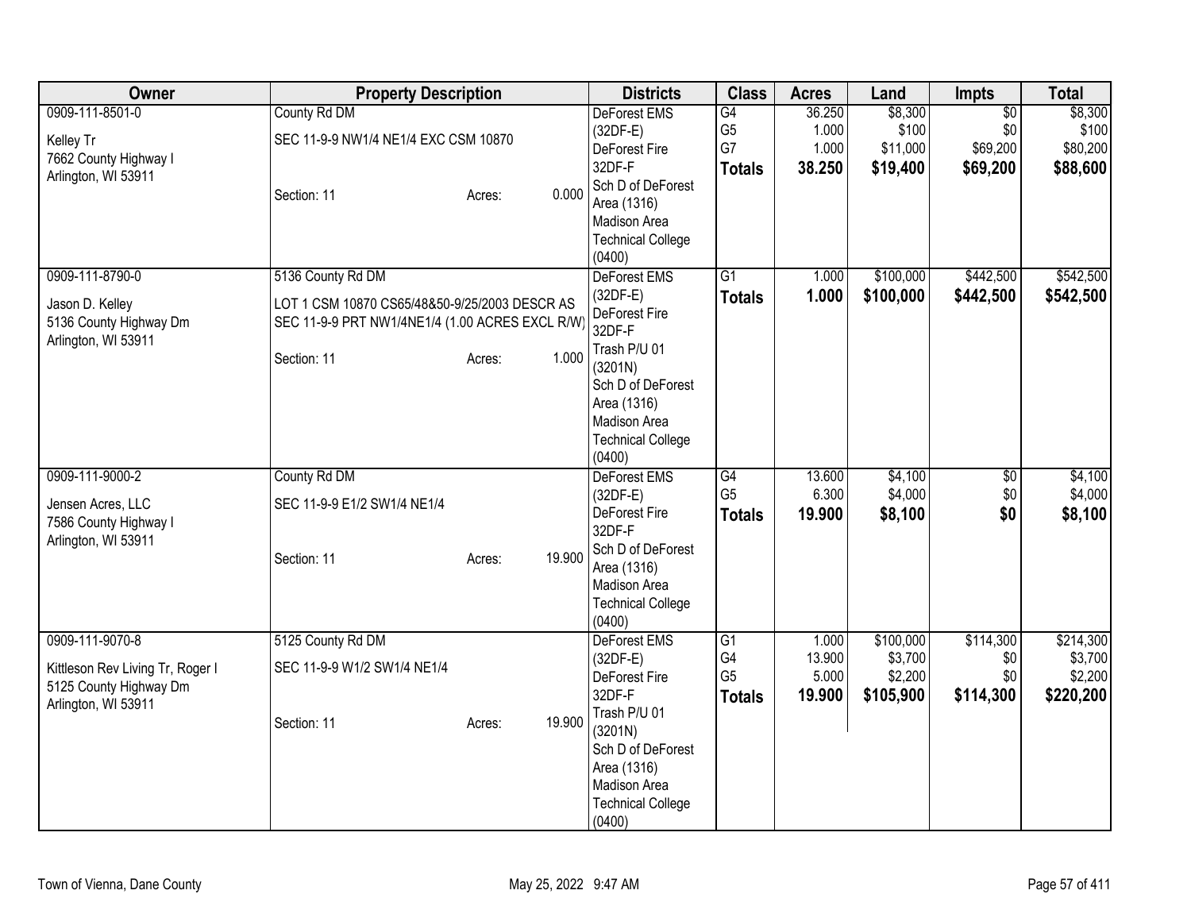| Owner | Property Description | Districts | Class | Acres | Land | Impts | Total |
|---|---|---|---|---|---|---|---|
| 0909-111-8501-0<br><br>Kelley Tr<br>7662 County Highway I<br>Arlington, WI 53911 | County Rd DM<br><br>SEC 11-9-9 NW1/4 NE1/4 EXC CSM 10870<br><br>Section: 11 Acres: 0.000 | DeForest EMS (32DF-E)<br>DeForest Fire 32DF-F<br>Sch D of DeForest Area (1316)<br>Madison Area Technical College (0400) | G4<br>G5<br>G7<br>**Totals** | 36.250<br>1.000<br>1.000<br>**38.250** | $8,300<br>$100<br>$11,000<br>**$19,400** | $0<br>$0<br>$69,200<br>**$69,200** | $8,300<br>$100<br>$80,200<br>**$88,600** |
| 0909-111-8790-0<br><br>Jason D. Kelley<br>5136 County Highway Dm<br>Arlington, WI 53911 | 5136 County Rd DM<br><br>LOT 1 CSM 10870 CS65/48&50-9/25/2003 DESCR AS SEC 11-9-9 PRT NW1/4NE1/4 (1.00 ACRES EXCL R/W)<br><br>Section: 11 Acres: 1.000 | DeForest EMS (32DF-E)<br>DeForest Fire 32DF-F<br>Trash P/U 01 (3201N)<br>Sch D of DeForest Area (1316)<br>Madison Area Technical College (0400) | G1<br>**Totals** | 1.000<br>**1.000** | $100,000<br>**$100,000** | $442,500<br>**$442,500** | $542,500<br>**$542,500** |
| 0909-111-9000-2<br><br>Jensen Acres, LLC<br>7586 County Highway I<br>Arlington, WI 53911 | County Rd DM<br><br>SEC 11-9-9 E1/2 SW1/4 NE1/4<br><br>Section: 11 Acres: 19.900 | DeForest EMS (32DF-E)<br>DeForest Fire 32DF-F<br>Sch D of DeForest Area (1316)<br>Madison Area Technical College (0400) | G4<br>G5<br>**Totals** | 13.600<br>6.300<br>**19.900** | $4,100<br>$4,000<br>**$8,100** | $0<br>$0<br>**$0** | $4,100<br>$4,000<br>**$8,100** |
| 0909-111-9070-8<br><br>Kittleson Rev Living Tr, Roger I<br>5125 County Highway Dm<br>Arlington, WI 53911 | 5125 County Rd DM<br><br>SEC 11-9-9 W1/2 SW1/4 NE1/4<br><br>Section: 11 Acres: 19.900 | DeForest EMS (32DF-E)<br>DeForest Fire 32DF-F<br>Trash P/U 01 (3201N)<br>Sch D of DeForest Area (1316)<br>Madison Area Technical College (0400) | G1<br>G4<br>G5<br>**Totals** | 1.000<br>13.900<br>5.000<br>**19.900** | $100,000<br>$3,700<br>$2,200<br>**$105,900** | $114,300<br>$0<br>$0<br>**$114,300** | $214,300<br>$3,700<br>$2,200<br>**$220,200** |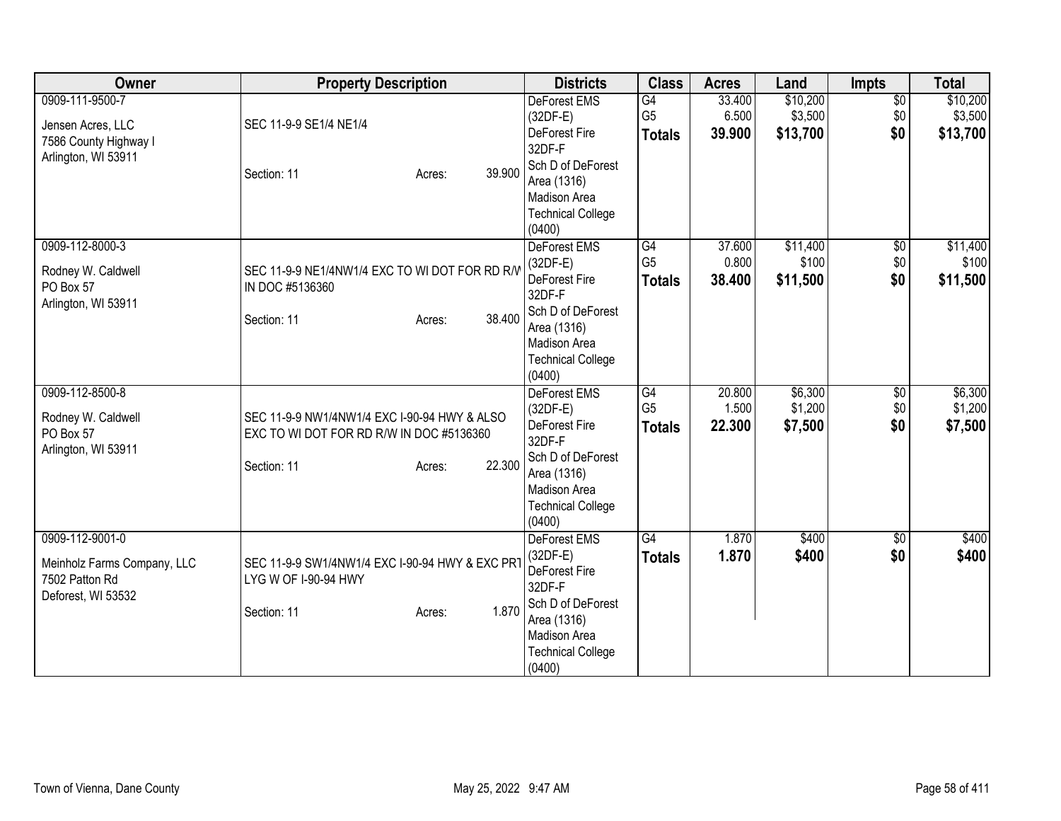| Owner | Property Description | Districts | Class | Acres | Land | Impts | Total |
|---|---|---|---|---|---|---|---|
| 0909-111-9500-7<br>Jensen Acres, LLC<br>7586 County Highway I<br>Arlington, WI 53911 | SEC 11-9-9 SE1/4 NE1/4<br>Section: 11 Acres: 39.900 | DeForest EMS (32DF-E)<br>DeForest Fire 32DF-F<br>Sch D of DeForest Area (1316)<br>Madison Area Technical College (0400) | G4<br>G5<br>**Totals** | 33.400<br>6.500<br>**39.900** | $10,200<br>$3,500<br>**$13,700** | $0<br>$0<br>**$0** | $10,200<br>$3,500<br>**$13,700** |
| 0909-112-8000-3<br>Rodney W. Caldwell<br>PO Box 57<br>Arlington, WI 53911 | SEC 11-9-9 NE1/4NW1/4 EXC TO WI DOT FOR RD R/W IN DOC #5136360<br>Section: 11 Acres: 38.400 | DeForest EMS (32DF-E)<br>DeForest Fire 32DF-F<br>Sch D of DeForest Area (1316)<br>Madison Area Technical College (0400) | G4<br>G5<br>**Totals** | 37.600<br>0.800<br>**38.400** | $11,400<br>$100<br>**$11,500** | $0<br>$0<br>**$0** | $11,400<br>$100<br>**$11,500** |
| 0909-112-8500-8<br>Rodney W. Caldwell<br>PO Box 57<br>Arlington, WI 53911 | SEC 11-9-9 NW1/4NW1/4 EXC I-90-94 HWY & ALSO EXC TO WI DOT FOR RD R/W IN DOC #5136360<br>Section: 11 Acres: 22.300 | DeForest EMS (32DF-E)<br>DeForest Fire 32DF-F<br>Sch D of DeForest Area (1316)<br>Madison Area Technical College (0400) | G4<br>G5<br>**Totals** | 20.800<br>1.500<br>**22.300** | $6,300<br>$1,200<br>**$7,500** | $0<br>$0<br>**$0** | $6,300<br>$1,200<br>**$7,500** |
| 0909-112-9001-0<br>Meinholz Farms Company, LLC<br>7502 Patton Rd<br>Deforest, WI 53532 | SEC 11-9-9 SW1/4NW1/4 EXC I-90-94 HWY & EXC PRT LYG W OF I-90-94 HWY<br>Section: 11 Acres: 1.870 | DeForest EMS (32DF-E)<br>DeForest Fire 32DF-F<br>Sch D of DeForest Area (1316)<br>Madison Area Technical College (0400) | G4<br>**Totals** | 1.870<br>**1.870** | $400<br>**$400** | $0<br>**$0** | $400<br>**$400** |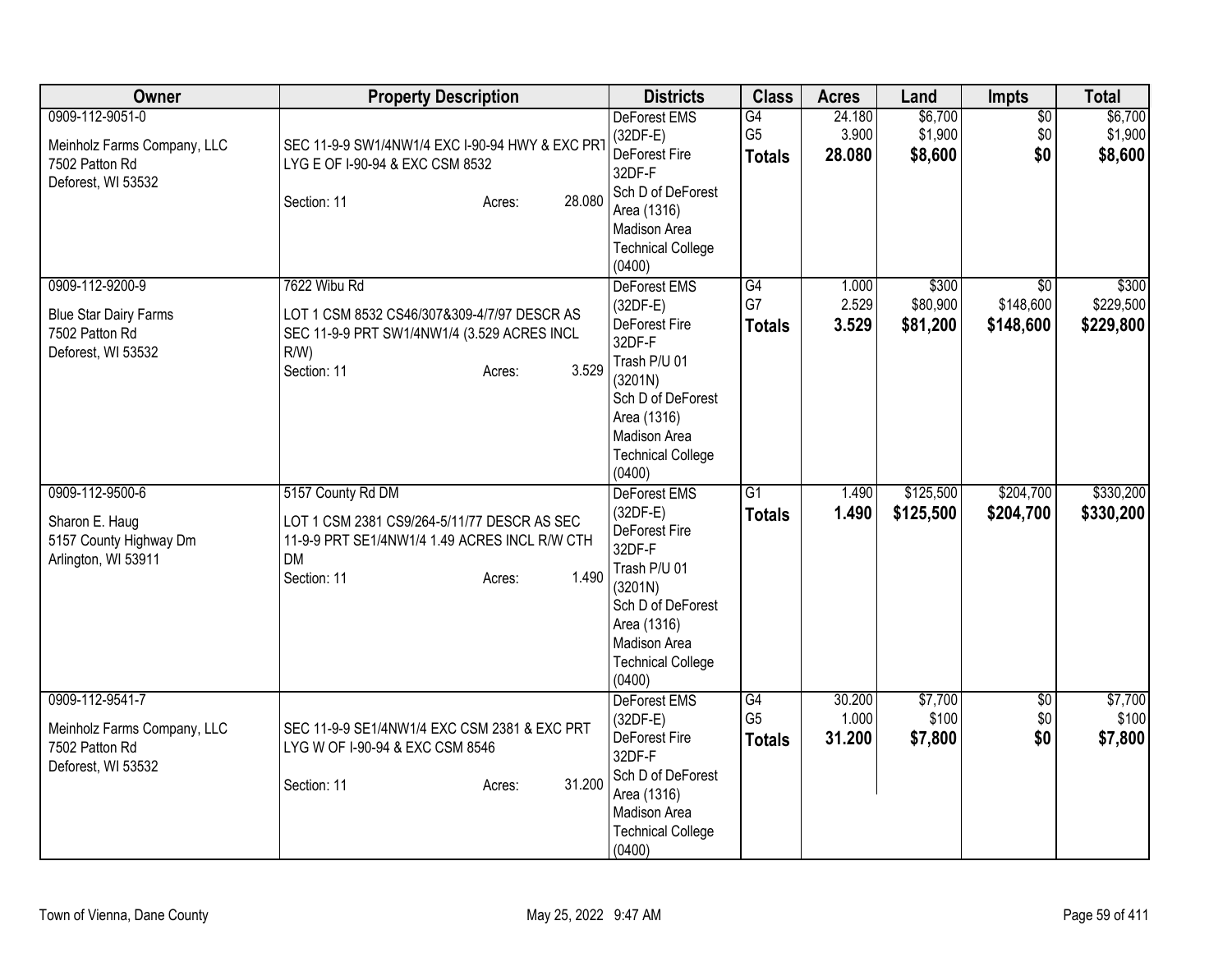| Owner | Property Description | Districts | Class | Acres | Land | Impts | Total |
|---|---|---|---|---|---|---|---|
| 0909-112-9051-0<br><br>Meinholz Farms Company, LLC<br>7502 Patton Rd<br>Deforest, WI 53532 | SEC 11-9-9 SW1/4NW1/4 EXC I-90-94 HWY & EXC PRT LYG E OF I-90-94 & EXC CSM 8532<br><br>Section: 11 Acres: 28.080 | DeForest EMS (32DF-E)<br>DeForest Fire 32DF-F<br>Sch D of DeForest Area (1316)<br>Madison Area Technical College (0400) | G4<br>G5<br>**Totals** | 24.180<br>3.900<br>**28.080** | $6,700<br>$1,900<br>**$8,600** | $0<br>$0<br>**$0** | $6,700<br>$1,900<br>**$8,600** |
| 0909-112-9200-9<br><br>Blue Star Dairy Farms<br>7502 Patton Rd<br>Deforest, WI 53532 | 7622 Wibu Rd<br><br>LOT 1 CSM 8532 CS46/307&309-4/7/97 DESCR AS SEC 11-9-9 PRT SW1/4NW1/4 (3.529 ACRES INCL R/W)<br>Section: 11 Acres: 3.529 | DeForest EMS (32DF-E)<br>DeForest Fire 32DF-F<br>Trash P/U 01 (3201N)<br>Sch D of DeForest Area (1316)<br>Madison Area Technical College (0400) | G4<br>G7<br>**Totals** | 1.000<br>2.529<br>**3.529** | $300<br>$80,900<br>**$81,200** | $0<br>$148,600<br>**$148,600** | $300<br>$229,500<br>**$229,800** |
| 0909-112-9500-6<br><br>Sharon E. Haug<br>5157 County Highway Dm<br>Arlington, WI 53911 | 5157 County Rd DM<br><br>LOT 1 CSM 2381 CS9/264-5/11/77 DESCR AS SEC 11-9-9 PRT SE1/4NW1/4 1.49 ACRES INCL R/W CTH DM<br>Section: 11 Acres: 1.490 | DeForest EMS (32DF-E)<br>DeForest Fire 32DF-F<br>Trash P/U 01 (3201N)<br>Sch D of DeForest Area (1316)<br>Madison Area Technical College (0400) | G1<br>**Totals** | 1.490<br>**1.490** | $125,500<br>**$125,500** | $204,700<br>**$204,700** | $330,200<br>**$330,200** |
| 0909-112-9541-7<br><br>Meinholz Farms Company, LLC<br>7502 Patton Rd<br>Deforest, WI 53532 | SEC 11-9-9 SE1/4NW1/4 EXC CSM 2381 & EXC PRT LYG W OF I-90-94 & EXC CSM 8546<br><br>Section: 11 Acres: 31.200 | DeForest EMS (32DF-E)<br>DeForest Fire 32DF-F<br>Sch D of DeForest Area (1316)<br>Madison Area Technical College (0400) | G4<br>G5<br>**Totals** | 30.200<br>1.000<br>**31.200** | $7,700<br>$100<br>**$7,800** | $0<br>$0<br>**$0** | $7,700<br>$100<br>**$7,800** |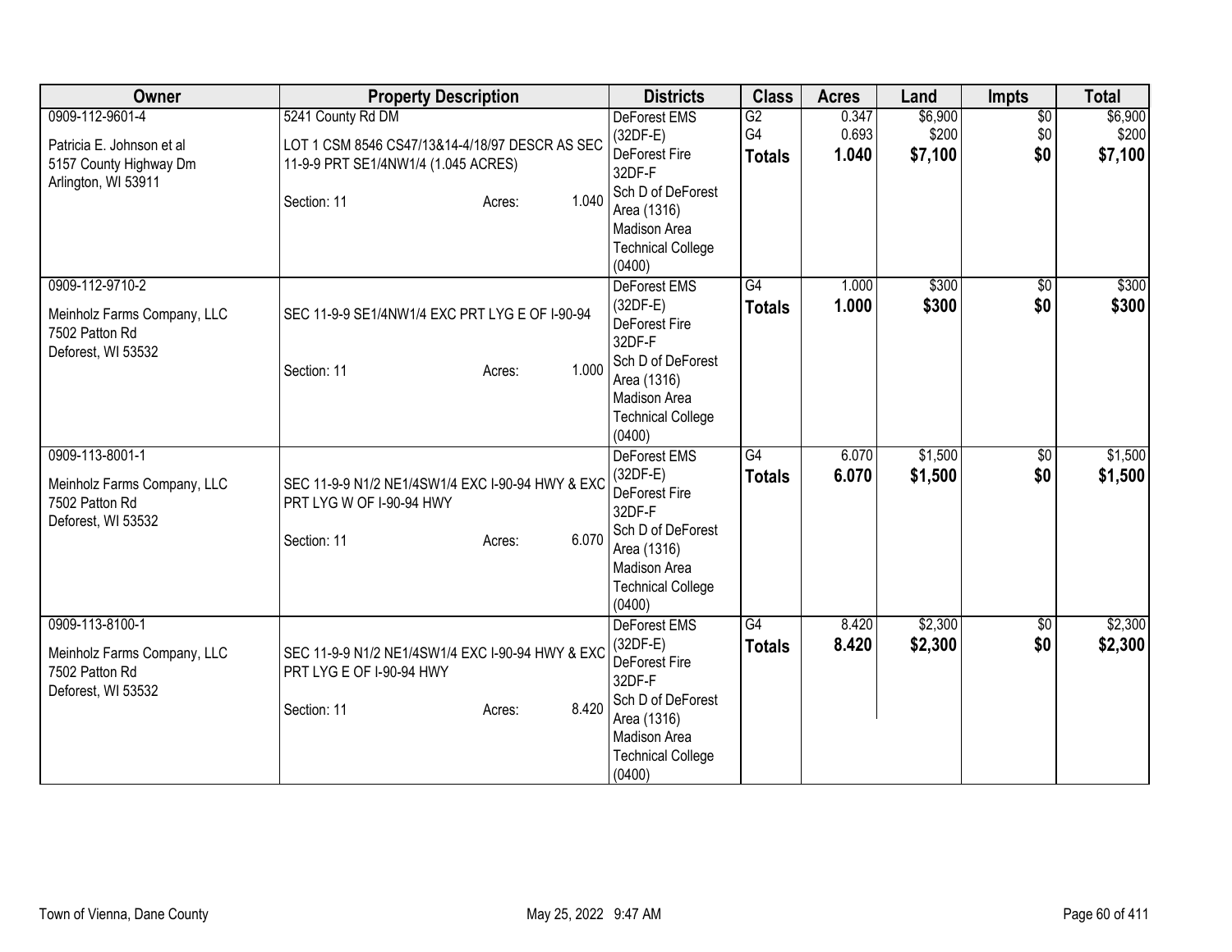| Owner | Property Description | Districts | Class | Acres | Land | Impts | Total |
|---|---|---|---|---|---|---|---|
| 0909-112-9601-4<br>Patricia E. Johnson et al<br>5157 County Highway Dm<br>Arlington, WI 53911 | 5241 County Rd DM<br>LOT 1 CSM 8546 CS47/13&14-4/18/97 DESCR AS SEC 11-9-9 PRT SE1/4NW1/4 (1.045 ACRES)<br>Section: 11 Acres: 1.040 | DeForest EMS (32DF-E)<br>DeForest Fire 32DF-F<br>Sch D of DeForest Area (1316)<br>Madison Area Technical College (0400) | G2<br>G4<br>**Totals** | 0.347<br>0.693<br>**1.040** | $6,900<br>$200<br>**$7,100** | $0<br>$0<br>**$0** | $6,900<br>$200<br>**$7,100** |
| 0909-112-9710-2<br>Meinholz Farms Company, LLC<br>7502 Patton Rd<br>Deforest, WI 53532 | SEC 11-9-9 SE1/4NW1/4 EXC PRT LYG E OF I-90-94<br>Section: 11 Acres: 1.000 | DeForest EMS (32DF-E)<br>DeForest Fire 32DF-F<br>Sch D of DeForest Area (1316)<br>Madison Area Technical College (0400) | G4<br>**Totals** | 1.000<br>**1.000** | $300<br>**$300** | $0<br>**$0** | $300<br>**$300** |
| 0909-113-8001-1<br>Meinholz Farms Company, LLC<br>7502 Patton Rd<br>Deforest, WI 53532 | SEC 11-9-9 N1/2 NE1/4SW1/4 EXC I-90-94 HWY & EXC PRT LYG W OF I-90-94 HWY<br>Section: 11 Acres: 6.070 | DeForest EMS (32DF-E)<br>DeForest Fire 32DF-F<br>Sch D of DeForest Area (1316)<br>Madison Area Technical College (0400) | G4<br>**Totals** | 6.070<br>**6.070** | $1,500<br>**$1,500** | $0<br>**$0** | $1,500<br>**$1,500** |
| 0909-113-8100-1<br>Meinholz Farms Company, LLC<br>7502 Patton Rd<br>Deforest, WI 53532 | SEC 11-9-9 N1/2 NE1/4SW1/4 EXC I-90-94 HWY & EXC PRT LYG E OF I-90-94 HWY<br>Section: 11 Acres: 8.420 | DeForest EMS (32DF-E)<br>DeForest Fire 32DF-F<br>Sch D of DeForest Area (1316)<br>Madison Area Technical College (0400) | G4<br>**Totals** | 8.420<br>**8.420** | $2,300<br>**$2,300** | $0<br>**$0** | $2,300<br>**$2,300** |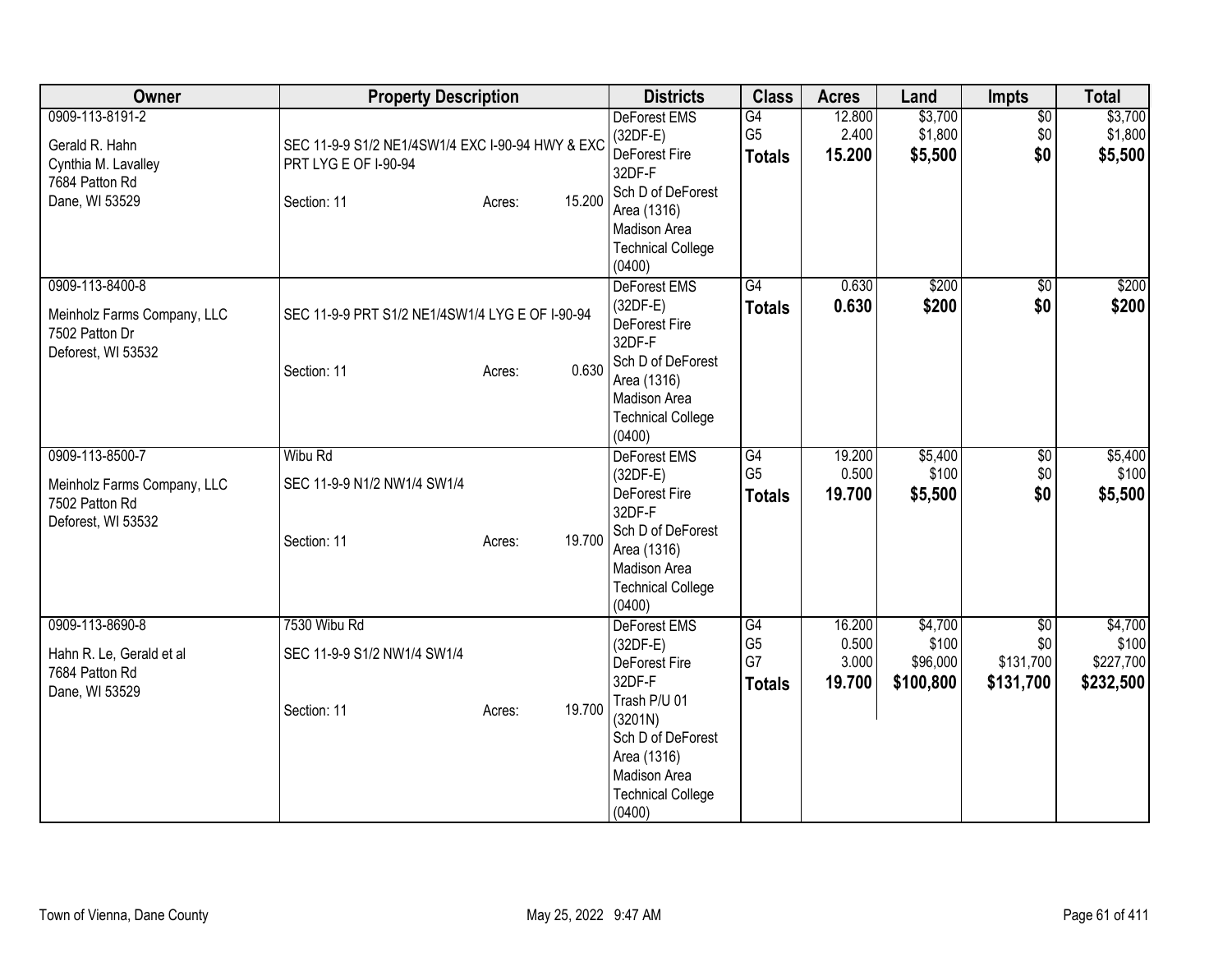| Owner | Property Description | Districts | Class | Acres | Land | Impts | Total |
|---|---|---|---|---|---|---|---|
| 0909-113-8191-2<br><br>Gerald R. Hahn<br>Cynthia M. Lavalley<br>7684 Patton Rd<br>Dane, WI 53529 | SEC 11-9-9 S1/2 NE1/4SW1/4 EXC I-90-94 HWY & EXC PRT LYG E OF I-90-94<br><br>Section: 11 Acres: 15.200 | DeForest EMS (32DF-E)<br>DeForest Fire 32DF-F<br>Sch D of DeForest Area (1316)<br>Madison Area Technical College (0400) | G4<br>G5<br>**Totals** | 12.800<br>2.400<br>**15.200** | $3,700<br>$1,800<br>**$5,500** | $0<br>$0<br>**$0** | $3,700<br>$1,800<br>**$5,500** |
| 0909-113-8400-8<br><br>Meinholz Farms Company, LLC<br>7502 Patton Dr<br>Deforest, WI 53532 | SEC 11-9-9 PRT S1/2 NE1/4SW1/4 LYG E OF I-90-94<br><br>Section: 11 Acres: 0.630 | DeForest EMS (32DF-E)<br>DeForest Fire 32DF-F<br>Sch D of DeForest Area (1316)<br>Madison Area Technical College (0400) | G4<br>**Totals** | 0.630<br>**0.630** | $200<br>**$200** | $0<br>**$0** | $200<br>**$200** |
| 0909-113-8500-7<br><br>Meinholz Farms Company, LLC<br>7502 Patton Rd<br>Deforest, WI 53532 | Wibu Rd<br>SEC 11-9-9 N1/2 NW1/4 SW1/4<br><br>Section: 11 Acres: 19.700 | DeForest EMS (32DF-E)<br>DeForest Fire 32DF-F<br>Sch D of DeForest Area (1316)<br>Madison Area Technical College (0400) | G4<br>G5<br>**Totals** | 19.200<br>0.500<br>**19.700** | $5,400<br>$100<br>**$5,500** | $0<br>$0<br>**$0** | $5,400<br>$100<br>**$5,500** |
| 0909-113-8690-8<br><br>Hahn R. Le, Gerald et al<br>7684 Patton Rd<br>Dane, WI 53529 | 7530 Wibu Rd<br>SEC 11-9-9 S1/2 NW1/4 SW1/4<br><br>Section: 11 Acres: 19.700 | DeForest EMS (32DF-E)<br>DeForest Fire 32DF-F<br>Trash P/U 01 (3201N)<br>Sch D of DeForest Area (1316)<br>Madison Area Technical College (0400) | G4<br>G5<br>G7<br>**Totals** | 16.200<br>0.500<br>3.000<br>**19.700** | $4,700<br>$100<br>$96,000<br>**$100,800** | $0<br>$0<br>$131,700<br>**$131,700** | $4,700<br>$100<br>$227,700<br>**$232,500** |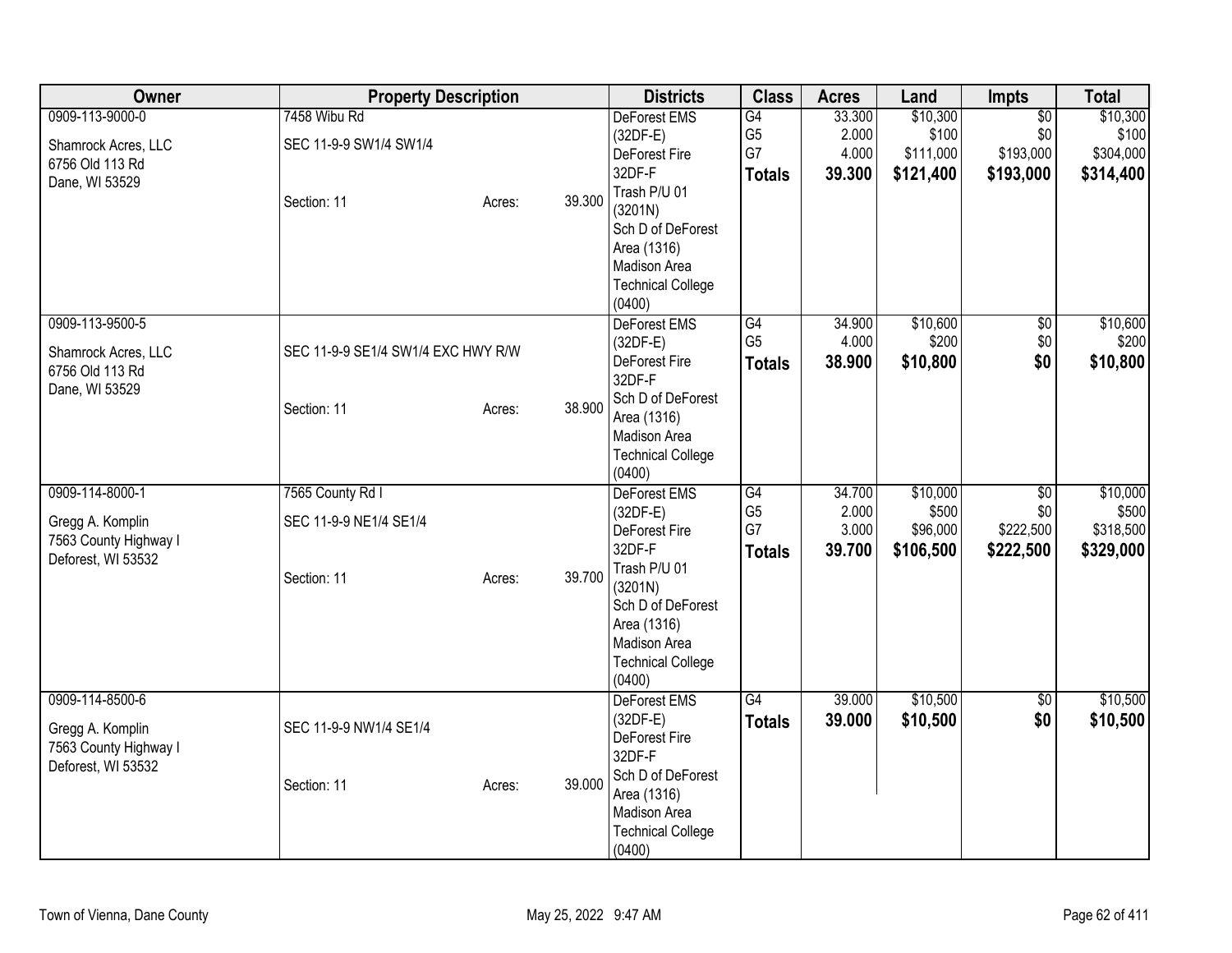| Owner | Property Description | | | Districts | Class | Acres | Land | Impts | Total |
|---|---|---|---|---|---|---|---|---|---|
| 0909-113-9000-0<br>Shamrock Acres, LLC<br>6756 Old 113 Rd<br>Dane, WI 53529 | 7458 Wibu Rd<br>SEC 11-9-9 SW1/4 SW1/4<br>Section: 11 | Acres: | 39.300 | DeForest EMS (32DF-E)<br>DeForest Fire 32DF-F<br>Trash P/U 01 (3201N)<br>Sch D of DeForest Area (1316)<br>Madison Area Technical College (0400) | G4<br>G5<br>G7<br>**Totals** | 33.300<br>2.000<br>4.000<br>**39.300** | $10,300<br>$100<br>$111,000<br>**$121,400** | $0<br>$0<br>$193,000<br>**$193,000** | $10,300<br>$100<br>$304,000<br>**$314,400** |
| 0909-113-9500-5<br>Shamrock Acres, LLC<br>6756 Old 113 Rd<br>Dane, WI 53529 | SEC 11-9-9 SE1/4 SW1/4 EXC HWY R/W<br>Section: 11 | Acres: | 38.900 | DeForest EMS (32DF-E)<br>DeForest Fire 32DF-F<br>Sch D of DeForest Area (1316)<br>Madison Area Technical College (0400) | G4<br>G5<br>**Totals** | 34.900<br>4.000<br>**38.900** | $10,600<br>$200<br>**$10,800** | $0<br>$0<br>**$0** | $10,600<br>$200<br>**$10,800** |
| 0909-114-8000-1<br>Gregg A. Komplin<br>7563 County Highway I<br>Deforest, WI 53532 | 7565 County Rd I<br>SEC 11-9-9 NE1/4 SE1/4<br>Section: 11 | Acres: | 39.700 | DeForest EMS (32DF-E)<br>DeForest Fire 32DF-F<br>Trash P/U 01 (3201N)<br>Sch D of DeForest Area (1316)<br>Madison Area Technical College (0400) | G4<br>G5<br>G7<br>**Totals** | 34.700<br>2.000<br>3.000<br>**39.700** | $10,000<br>$500<br>$96,000<br>**$106,500** | $0<br>$0<br>$222,500<br>**$222,500** | $10,000<br>$500<br>$318,500<br>**$329,000** |
| 0909-114-8500-6<br>Gregg A. Komplin<br>7563 County Highway I<br>Deforest, WI 53532 | SEC 11-9-9 NW1/4 SE1/4<br>Section: 11 | Acres: | 39.000 | DeForest EMS (32DF-E)<br>DeForest Fire 32DF-F<br>Sch D of DeForest Area (1316)<br>Madison Area Technical College (0400) | G4<br>**Totals** | 39.000<br>**39.000** | $10,500<br>**$10,500** | $0<br>**$0** | $10,500<br>**$10,500** |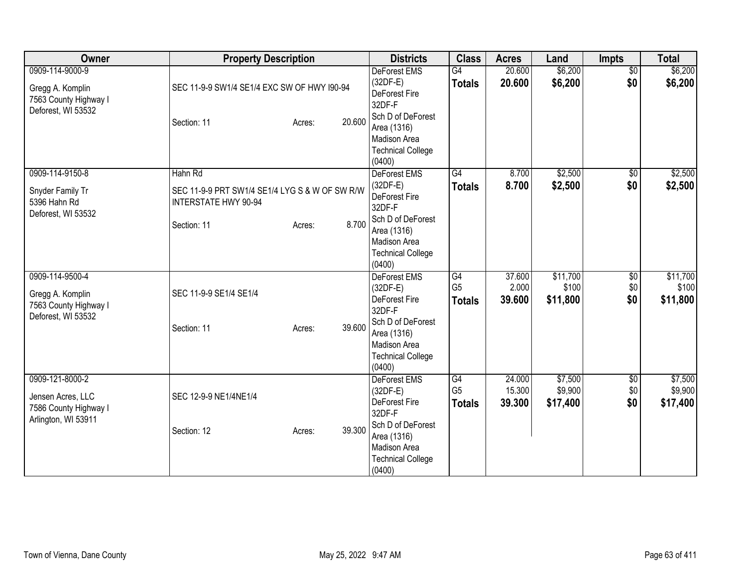| Owner | Property Description | Districts | Class | Acres | Land | Impts | Total |
|---|---|---|---|---|---|---|---|
| 0909-114-9000-9<br><br>Gregg A. Komplin<br>7563 County Highway I<br>Deforest, WI 53532 | SEC 11-9-9 SW1/4 SE1/4 EXC SW OF HWY I90-94<br><br>Section: 11 Acres: 20.600 | DeForest EMS (32DF-E)<br>DeForest Fire 32DF-F<br>Sch D of DeForest Area (1316)<br>Madison Area Technical College (0400) | G4<br>**Totals** | 20.600<br>**20.600** | $6,200<br>**$6,200** | $0<br>**$0** | $6,200<br>**$6,200** |
| 0909-114-9150-8<br><br>Snyder Family Tr<br>5396 Hahn Rd<br>Deforest, WI 53532 | Hahn Rd<br>SEC 11-9-9 PRT SW1/4 SE1/4 LYG S & W OF SW R/W INTERSTATE HWY 90-94<br><br>Section: 11 Acres: 8.700 | DeForest EMS (32DF-E)<br>DeForest Fire 32DF-F<br>Sch D of DeForest Area (1316)<br>Madison Area Technical College (0400) | G4<br>**Totals** | 8.700<br>**8.700** | $2,500<br>**$2,500** | $0<br>**$0** | $2,500<br>**$2,500** |
| 0909-114-9500-4<br><br>Gregg A. Komplin<br>7563 County Highway I<br>Deforest, WI 53532 | SEC 11-9-9 SE1/4 SE1/4<br><br>Section: 11 Acres: 39.600 | DeForest EMS (32DF-E)<br>DeForest Fire 32DF-F<br>Sch D of DeForest Area (1316)<br>Madison Area Technical College (0400) | G4<br>G5<br>**Totals** | 37.600<br>2.000<br>**39.600** | $11,700<br>$100<br>**$11,800** | $0<br>$0<br>**$0** | $11,700<br>$100<br>**$11,800** |
| 0909-121-8000-2<br><br>Jensen Acres, LLC<br>7586 County Highway I<br>Arlington, WI 53911 | SEC 12-9-9 NE1/4NE1/4<br><br>Section: 12 Acres: 39.300 | DeForest EMS (32DF-E)<br>DeForest Fire 32DF-F<br>Sch D of DeForest Area (1316)<br>Madison Area Technical College (0400) | G4<br>G5<br>**Totals** | 24.000<br>15.300<br>**39.300** | $7,500<br>$9,900<br>**$17,400** | $0<br>$0<br>**$0** | $7,500<br>$9,900<br>**$17,400** |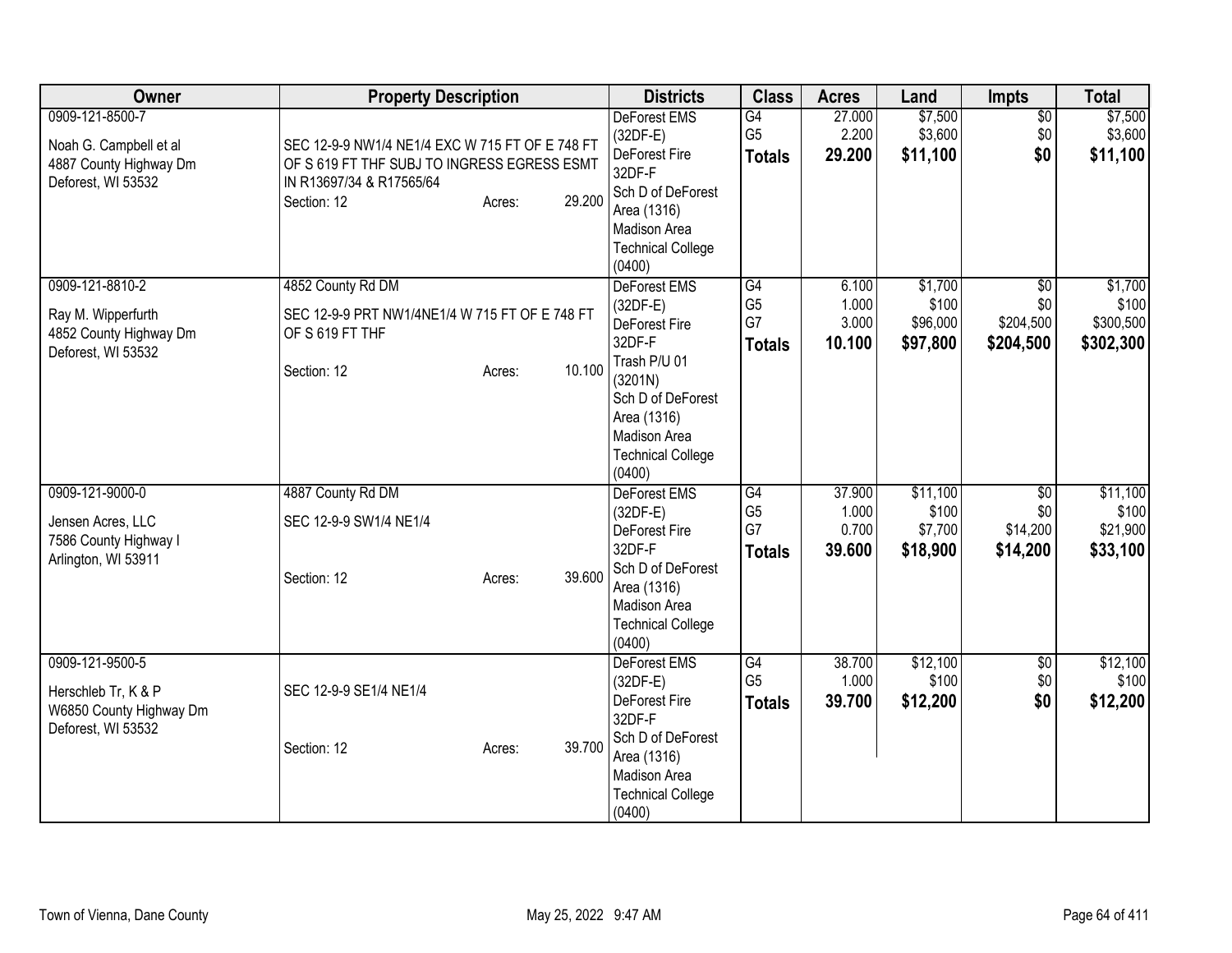| Owner | Property Description | Districts | Class | Acres | Land | Impts | Total |
|---|---|---|---|---|---|---|---|
| 0909-121-8500-7<br><br>Noah G. Campbell et al<br>4887 County Highway Dm<br>Deforest, WI 53532 | SEC 12-9-9 NW1/4 NE1/4 EXC W 715 FT OF E 748 FT OF S 619 FT THF SUBJ TO INGRESS EGRESS ESMT IN R13697/34 & R17565/64<br>Section: 12 Acres: 29.200 | DeForest EMS (32DF-E)<br>DeForest Fire 32DF-F<br>Sch D of DeForest Area (1316)<br>Madison Area Technical College (0400) | G4<br>G5<br>**Totals** | 27.000<br>2.200<br>**29.200** | $7,500<br>$3,600<br>**$11,100** | $0<br>$0<br>**$0** | $7,500<br>$3,600<br>**$11,100** |
| 0909-121-8810-2<br><br>Ray M. Wipperfurth<br>4852 County Highway Dm<br>Deforest, WI 53532 | 4852 County Rd DM<br>SEC 12-9-9 PRT NW1/4NE1/4 W 715 FT OF E 748 FT OF S 619 FT THF<br>Section: 12 Acres: 10.100 | DeForest EMS (32DF-E)<br>DeForest Fire 32DF-F<br>Trash P/U 01 (3201N)<br>Sch D of DeForest Area (1316)<br>Madison Area Technical College (0400) | G4<br>G5<br>G7<br>**Totals** | 6.100<br>1.000<br>3.000<br>**10.100** | $1,700<br>$100<br>$96,000<br>**$97,800** | $0<br>$0<br>$204,500<br>**$204,500** | $1,700<br>$100<br>$300,500<br>**$302,300** |
| 0909-121-9000-0<br><br>Jensen Acres, LLC<br>7586 County Highway I<br>Arlington, WI 53911 | 4887 County Rd DM<br>SEC 12-9-9 SW1/4 NE1/4<br>Section: 12 Acres: 39.600 | DeForest EMS (32DF-E)<br>DeForest Fire 32DF-F<br>Sch D of DeForest Area (1316)<br>Madison Area Technical College (0400) | G4<br>G5<br>G7<br>**Totals** | 37.900<br>1.000<br>0.700<br>**39.600** | $11,100<br>$100<br>$7,700<br>**$18,900** | $0<br>$0<br>$14,200<br>**$14,200** | $11,100<br>$100<br>$21,900<br>**$33,100** |
| 0909-121-9500-5<br><br>Herschleb Tr, K & P<br>W6850 County Highway Dm<br>Deforest, WI 53532 | SEC 12-9-9 SE1/4 NE1/4<br>Section: 12 Acres: 39.700 | DeForest EMS (32DF-E)<br>DeForest Fire 32DF-F<br>Sch D of DeForest Area (1316)<br>Madison Area Technical College (0400) | G4<br>G5<br>**Totals** | 38.700<br>1.000<br>**39.700** | $12,100<br>$100<br>**$12,200** | $0<br>$0<br>**$0** | $12,100<br>$100<br>**$12,200** |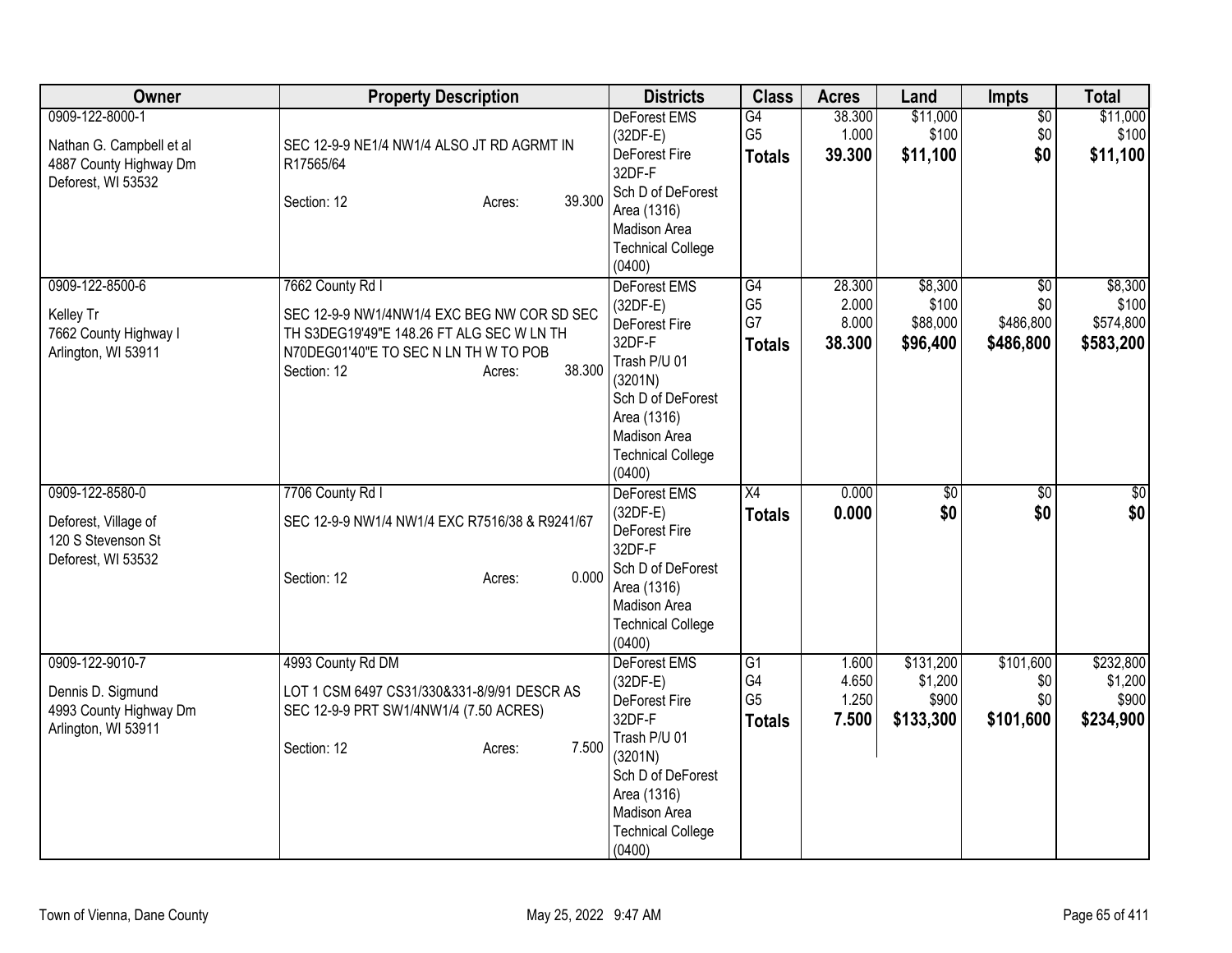| Owner | Property Description | Districts | Class | Acres | Land | Impts | Total |
|---|---|---|---|---|---|---|---|
| 0909-122-8000-1<br><br>Nathan G. Campbell et al<br>4887 County Highway Dm<br>Deforest, WI 53532 | SEC 12-9-9 NE1/4 NW1/4 ALSO JT RD AGRMT IN R17565/64<br><br>Section: 12 Acres: 39.300 | DeForest EMS (32DF-E)<br>DeForest Fire 32DF-F<br>Sch D of DeForest Area (1316)<br>Madison Area Technical College (0400) | G4<br>G5<br>**Totals** | 38.300<br>1.000<br>**39.300** | $11,000<br>$100<br>**$11,100** | $0<br>$0<br>**$0** | $11,000<br>$100<br>**$11,100** |
| 0909-122-8500-6<br><br>Kelley Tr<br>7662 County Highway I<br>Arlington, WI 53911 | 7662 County Rd I<br><br>SEC 12-9-9 NW1/4NW1/4 EXC BEG NW COR SD SEC TH S3DEG19'49"E 148.26 FT ALG SEC W LN TH N70DEG01'40"E TO SEC N LN TH W TO POB<br>Section: 12 Acres: 38.300 | DeForest EMS (32DF-E)<br>DeForest Fire 32DF-F<br>Trash P/U 01 (3201N)<br>Sch D of DeForest Area (1316)<br>Madison Area Technical College (0400) | G4<br>G5<br>G7<br>**Totals** | 28.300<br>2.000<br>8.000<br>**38.300** | $8,300<br>$100<br>$88,000<br>**$96,400** | $0<br>$0<br>$486,800<br>**$486,800** | $8,300<br>$100<br>$574,800<br>**$583,200** |
| 0909-122-8580-0<br><br>Deforest, Village of<br>120 S Stevenson St<br>Deforest, WI 53532 | 7706 County Rd I<br><br>SEC 12-9-9 NW1/4 NW1/4 EXC R7516/38 & R9241/67<br><br>Section: 12 Acres: 0.000 | DeForest EMS (32DF-E)<br>DeForest Fire 32DF-F<br>Sch D of DeForest Area (1316)<br>Madison Area Technical College (0400) | X4<br>**Totals** | 0.000<br>**0.000** | $0<br>**$0** | $0<br>**$0** | $0<br>**$0** |
| 0909-122-9010-7<br><br>Dennis D. Sigmund<br>4993 County Highway Dm<br>Arlington, WI 53911 | 4993 County Rd DM<br><br>LOT 1 CSM 6497 CS31/330&331-8/9/91 DESCR AS SEC 12-9-9 PRT SW1/4NW1/4 (7.50 ACRES)<br><br>Section: 12 Acres: 7.500 | DeForest EMS (32DF-E)<br>DeForest Fire 32DF-F<br>Trash P/U 01 (3201N)<br>Sch D of DeForest Area (1316)<br>Madison Area Technical College (0400) | G1<br>G4<br>G5<br>**Totals** | 1.600<br>4.650<br>1.250<br>**7.500** | $131,200<br>$1,200<br>$900<br>**$133,300** | $101,600<br>$0<br>$0<br>**$101,600** | $232,800<br>$1,200<br>$900<br>**$234,900** |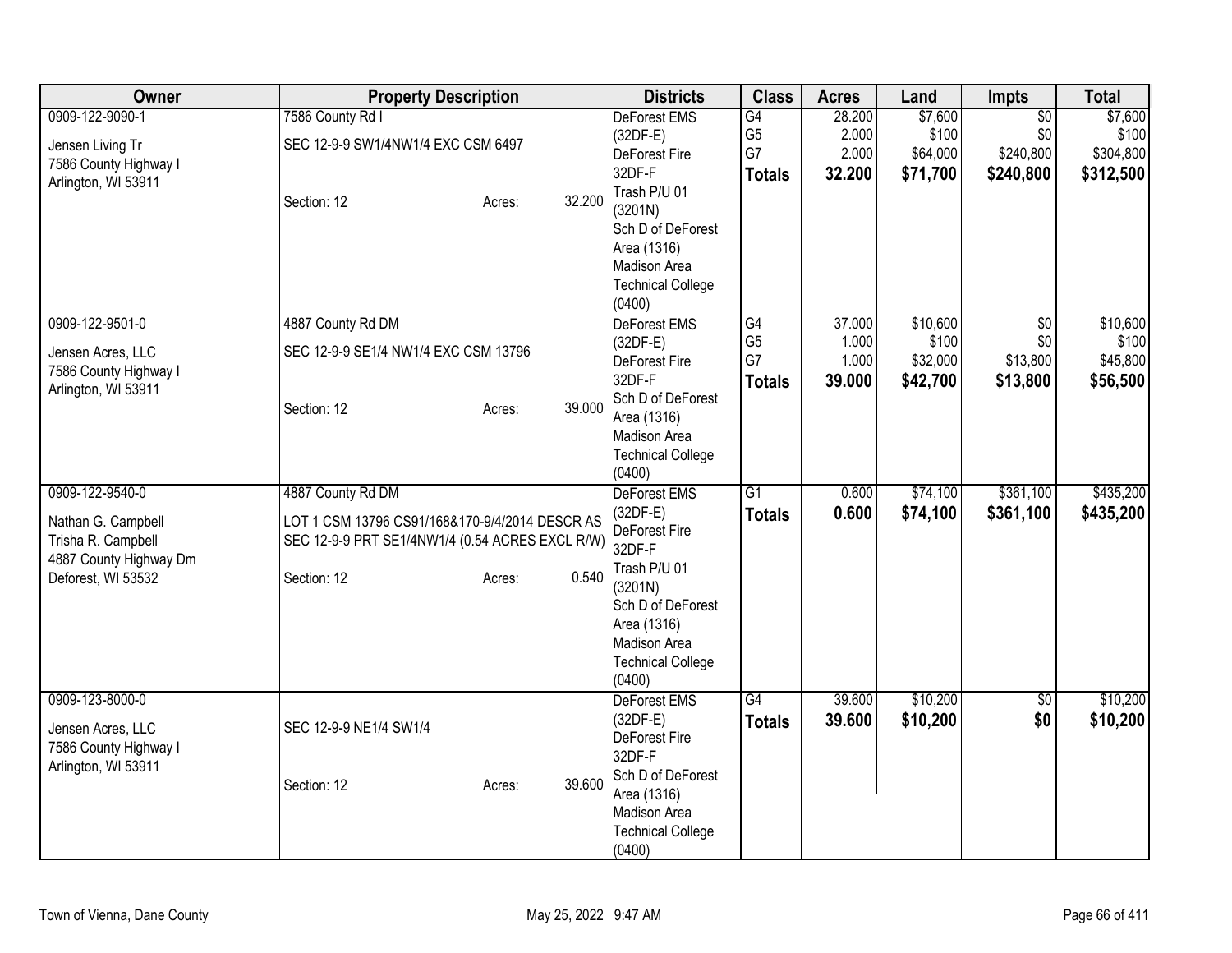| Owner | Property Description | Districts | Class | Acres | Land | Impts | Total |
|---|---|---|---|---|---|---|---|
| 0909-122-9090-1<br><br>Jensen Living Tr<br>7586 County Highway I<br>Arlington, WI 53911 | 7586 County Rd I<br><br>SEC 12-9-9 SW1/4NW1/4 EXC CSM 6497<br><br>Section: 12 Acres: 32.200 | DeForest EMS (32DF-E)<br>DeForest Fire 32DF-F<br>Trash P/U 01 (3201N)<br>Sch D of DeForest Area (1316)<br>Madison Area Technical College (0400) | G4<br>G5<br>G7<br>**Totals** | 28.200<br>2.000<br>2.000<br>**32.200** | $7,600<br>$100<br>$64,000<br>**$71,700** | $0<br>$0<br>$240,800<br>**$240,800** | $7,600<br>$100<br>$304,800<br>**$312,500** |
| 0909-122-9501-0<br><br>Jensen Acres, LLC<br>7586 County Highway I<br>Arlington, WI 53911 | 4887 County Rd DM<br><br>SEC 12-9-9 SE1/4 NW1/4 EXC CSM 13796<br><br>Section: 12 Acres: 39.000 | DeForest EMS (32DF-E)<br>DeForest Fire 32DF-F<br>Sch D of DeForest Area (1316)<br>Madison Area Technical College (0400) | G4<br>G5<br>G7<br>**Totals** | 37.000<br>1.000<br>1.000<br>**39.000** | $10,600<br>$100<br>$32,000<br>**$42,700** | $0<br>$0<br>$13,800<br>**$13,800** | $10,600<br>$100<br>$45,800<br>**$56,500** |
| 0909-122-9540-0<br><br>Nathan G. Campbell<br>Trisha R. Campbell<br>4887 County Highway Dm<br>Deforest, WI 53532 | 4887 County Rd DM<br><br>LOT 1 CSM 13796 CS91/168&170-9/4/2014 DESCR AS SEC 12-9-9 PRT SE1/4NW1/4 (0.54 ACRES EXCL R/W)<br><br>Section: 12 Acres: 0.540 | DeForest EMS (32DF-E)<br>DeForest Fire 32DF-F<br>Trash P/U 01 (3201N)<br>Sch D of DeForest Area (1316)<br>Madison Area Technical College (0400) | G1<br>**Totals** | 0.600<br>**0.600** | $74,100<br>**$74,100** | $361,100<br>**$361,100** | $435,200<br>**$435,200** |
| 0909-123-8000-0<br><br>Jensen Acres, LLC<br>7586 County Highway I<br>Arlington, WI 53911 | SEC 12-9-9 NE1/4 SW1/4<br><br>Section: 12 Acres: 39.600 | DeForest EMS (32DF-E)<br>DeForest Fire 32DF-F<br>Sch D of DeForest Area (1316)<br>Madison Area Technical College (0400) | G4<br>**Totals** | 39.600<br>**39.600** | $10,200<br>**$10,200** | $0<br>**$0** | $10,200<br>**$10,200** |

Town of Vienna, Dane County May 25, 2022 9:47 AM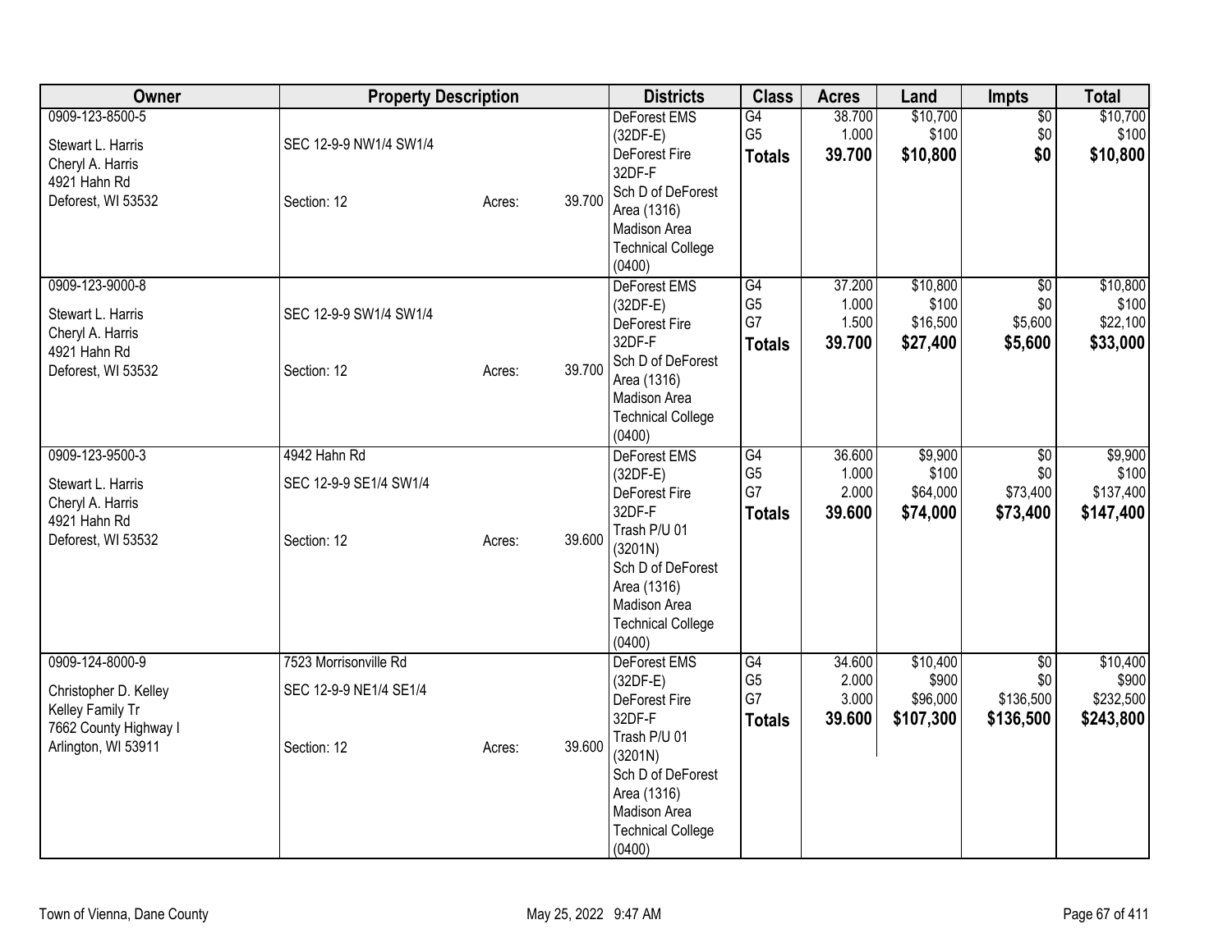| Owner | Property Description | | | Districts | Class | Acres | Land | Impts | Total |
|---|---|---|---|---|---|---|---|---|---|
| 0909-123-8500-5<br>Stewart L. Harris<br>Cheryl A. Harris<br>4921 Hahn Rd<br>Deforest, WI 53532 | SEC 12-9-9 NW1/4 SW1/4<br>Section: 12 | Acres: | 39.700 | DeForest EMS (32DF-E)<br>DeForest Fire 32DF-F<br>Sch D of DeForest Area (1316)<br>Madison Area Technical College (0400) | G4<br>G5<br>**Totals** | 38.700<br>1.000<br>**39.700** | $10,700<br>$100<br>**$10,800** | $0<br>$0<br>**$0** | $10,700<br>$100<br>**$10,800** |
| 0909-123-9000-8<br>Stewart L. Harris<br>Cheryl A. Harris<br>4921 Hahn Rd<br>Deforest, WI 53532 | SEC 12-9-9 SW1/4 SW1/4<br>Section: 12 | Acres: | 39.700 | DeForest EMS (32DF-E)<br>DeForest Fire 32DF-F<br>Sch D of DeForest Area (1316)<br>Madison Area Technical College (0400) | G4<br>G5<br>G7<br>**Totals** | 37.200<br>1.000<br>1.500<br>**39.700** | $10,800<br>$100<br>$16,500<br>**$27,400** | $0<br>$0<br>$5,600<br>**$5,600** | $10,800<br>$100<br>$22,100<br>**$33,000** |
| 0909-123-9500-3<br>Stewart L. Harris<br>Cheryl A. Harris<br>4921 Hahn Rd<br>Deforest, WI 53532 | 4942 Hahn Rd<br>SEC 12-9-9 SE1/4 SW1/4<br>Section: 12 | Acres: | 39.600 | DeForest EMS (32DF-E)<br>DeForest Fire 32DF-F<br>Trash P/U 01 (3201N)<br>Sch D of DeForest Area (1316)<br>Madison Area Technical College (0400) | G4<br>G5<br>G7<br>**Totals** | 36.600<br>1.000<br>2.000<br>**39.600** | $9,900<br>$100<br>$64,000<br>**$74,000** | $0<br>$0<br>$73,400<br>**$73,400** | $9,900<br>$100<br>$137,400<br>**$147,400** |
| 0909-124-8000-9<br>Christopher D. Kelley<br>Kelley Family Tr<br>7662 County Highway I<br>Arlington, WI 53911 | 7523 Morrisonville Rd<br>SEC 12-9-9 NE1/4 SE1/4<br>Section: 12 | Acres: | 39.600 | DeForest EMS (32DF-E)<br>DeForest Fire 32DF-F<br>Trash P/U 01 (3201N)<br>Sch D of DeForest Area (1316)<br>Madison Area Technical College (0400) | G4<br>G5<br>G7<br>**Totals** | 34.600<br>2.000<br>3.000<br>**39.600** | $10,400<br>$900<br>$96,000<br>**$107,300** | $0<br>$0<br>$136,500<br>**$136,500** | $10,400<br>$900<br>$232,500<br>**$243,800** |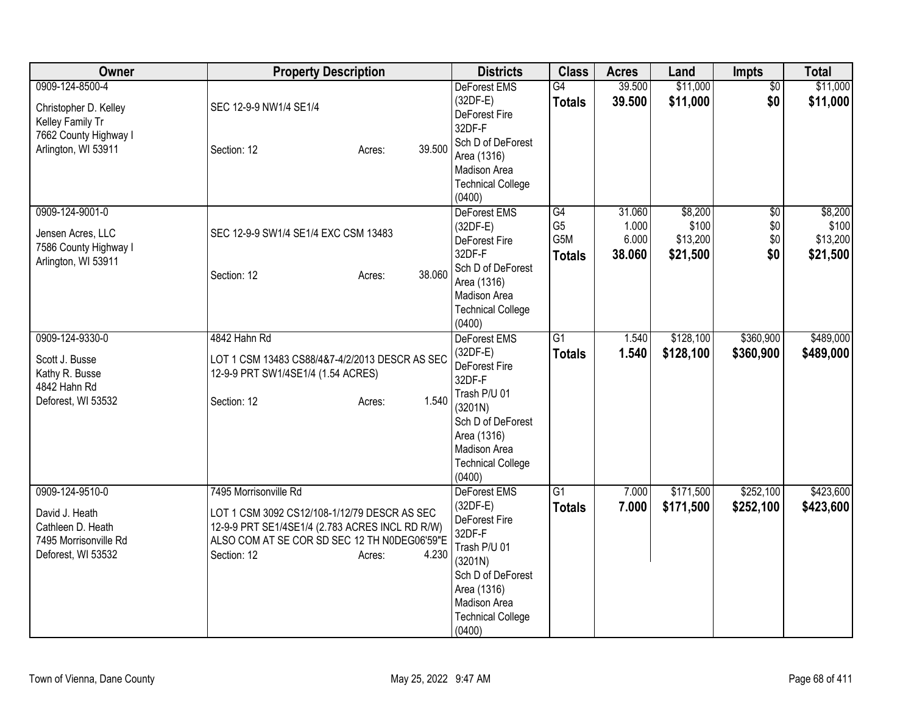| Owner | Property Description | Districts | Class | Acres | Land | Impts | Total |
|---|---|---|---|---|---|---|---|
| 0909-124-8500-4<br><br>Christopher D. Kelley<br>Kelley Family Tr<br>7662 County Highway I<br>Arlington, WI 53911 | SEC 12-9-9 NW1/4 SE1/4<br><br>Section: 12 Acres: 39.500 | DeForest EMS (32DF-E)<br>DeForest Fire 32DF-F<br>Sch D of DeForest Area (1316)<br>Madison Area Technical College (0400) | G4<br>**Totals** | 39.500<br>**39.500** | $11,000<br>**$11,000** | $0<br>**$0** | $11,000<br>**$11,000** |
| 0909-124-9001-0<br><br>Jensen Acres, LLC<br>7586 County Highway I<br>Arlington, WI 53911 | SEC 12-9-9 SW1/4 SE1/4 EXC CSM 13483<br><br>Section: 12 Acres: 38.060 | DeForest EMS (32DF-E)<br>DeForest Fire 32DF-F<br>Sch D of DeForest Area (1316)<br>Madison Area Technical College (0400) | G4<br>G5<br>G5M<br>**Totals** | 31.060<br>1.000<br>6.000<br>**38.060** | $8,200<br>$100<br>$13,200<br>**$21,500** | $0<br>$0<br>$0<br>**$0** | $8,200<br>$100<br>$13,200<br>**$21,500** |
| 0909-124-9330-0<br><br>Scott J. Busse<br>Kathy R. Busse<br>4842 Hahn Rd<br>Deforest, WI 53532 | 4842 Hahn Rd<br><br>LOT 1 CSM 13483 CS88/4&7-4/2/2013 DESCR AS SEC 12-9-9 PRT SW1/4SE1/4 (1.54 ACRES)<br><br>Section: 12 Acres: 1.540 | DeForest EMS (32DF-E)<br>DeForest Fire 32DF-F<br>Trash P/U 01 (3201N)<br>Sch D of DeForest Area (1316)<br>Madison Area Technical College (0400) | G1<br>**Totals** | 1.540<br>**1.540** | $128,100<br>**$128,100** | $360,900<br>**$360,900** | $489,000<br>**$489,000** |
| 0909-124-9510-0<br><br>David J. Heath<br>Cathleen D. Heath<br>7495 Morrisonville Rd<br>Deforest, WI 53532 | 7495 Morrisonville Rd<br><br>LOT 1 CSM 3092 CS12/108-1/12/79 DESCR AS SEC 12-9-9 PRT SE1/4SE1/4 (2.783 ACRES INCL RD R/W) ALSO COM AT SE COR SD SEC 12 TH N0DEG06'59"E<br><br>Section: 12 Acres: 4.230 | DeForest EMS (32DF-E)<br>DeForest Fire 32DF-F<br>Trash P/U 01 (3201N)<br>Sch D of DeForest Area (1316)<br>Madison Area Technical College (0400) | G1<br>**Totals** | 7.000<br>**7.000** | $171,500<br>**$171,500** | $252,100<br>**$252,100** | $423,600<br>**$423,600** |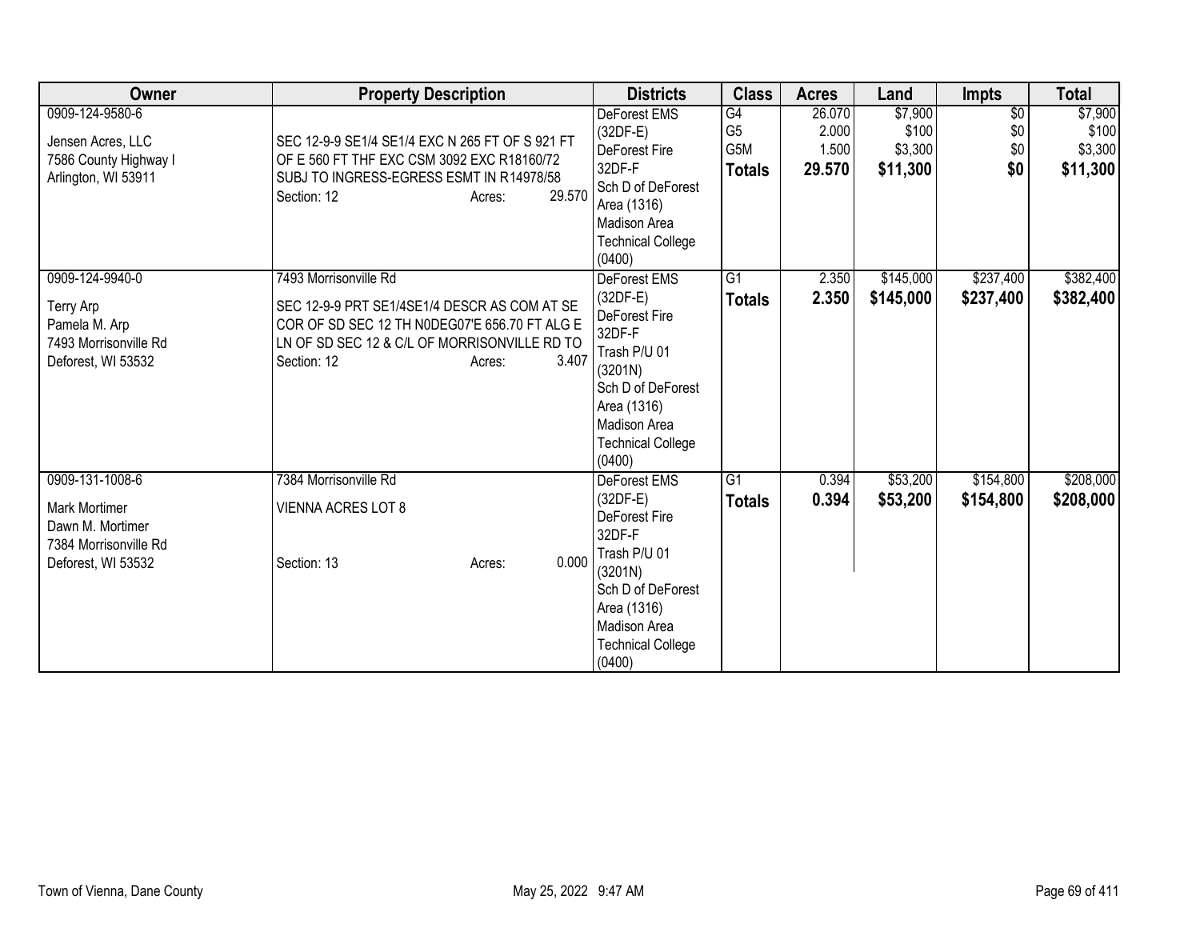| Owner | Property Description | Districts | Class | Acres | Land | Impts | Total |
|---|---|---|---|---|---|---|---|
| 0909-124-9580-6<br><br>Jensen Acres, LLC<br>7586 County Highway I<br>Arlington, WI 53911 | SEC 12-9-9 SE1/4 SE1/4 EXC N 265 FT OF S 921 FT OF E 560 FT THF EXC CSM 3092 EXC R18160/72 SUBJ TO INGRESS-EGRESS ESMT IN R14978/58<br>Section: 12 Acres: 29.570 | DeForest EMS (32DF-E)<br>DeForest Fire 32DF-F<br>Sch D of DeForest Area (1316)<br>Madison Area Technical College (0400) | G4<br>G5<br>G5M<br>**Totals** | 26.070<br>2.000<br>1.500<br>**29.570** | $7,900<br>$100<br>$3,300<br>**$11,300** | $0<br>$0<br>$0<br>**$0** | $7,900<br>$100<br>$3,300<br>**$11,300** |
| 0909-124-9940-0<br><br>Terry Arp<br>Pamela M. Arp<br>7493 Morrisonville Rd<br>Deforest, WI 53532 | 7493 Morrisonville Rd<br><br>SEC 12-9-9 PRT SE1/4SE1/4 DESCR AS COM AT SE COR OF SD SEC 12 TH N0DEG07'E 656.70 FT ALG E LN OF SD SEC 12 & C/L OF MORRISONVILLE RD TO<br>Section: 12 Acres: 3.407 | DeForest EMS (32DF-E)<br>DeForest Fire 32DF-F<br>Trash P/U 01 (3201N)<br>Sch D of DeForest Area (1316)<br>Madison Area Technical College (0400) | G1<br>**Totals** | 2.350<br>**2.350** | $145,000<br>**$145,000** | $237,400<br>**$237,400** | $382,400<br>**$382,400** |
| 0909-131-1008-6<br><br>Mark Mortimer<br>Dawn M. Mortimer<br>7384 Morrisonville Rd<br>Deforest, WI 53532 | 7384 Morrisonville Rd<br><br>VIENNA ACRES LOT 8<br><br>Section: 13 Acres: 0.000 | DeForest EMS (32DF-E)<br>DeForest Fire 32DF-F<br>Trash P/U 01 (3201N)<br>Sch D of DeForest Area (1316)<br>Madison Area Technical College (0400) | G1<br>**Totals** | 0.394<br>**0.394** | $53,200<br>**$53,200** | $154,800<br>**$154,800** | $208,000<br>**$208,000** |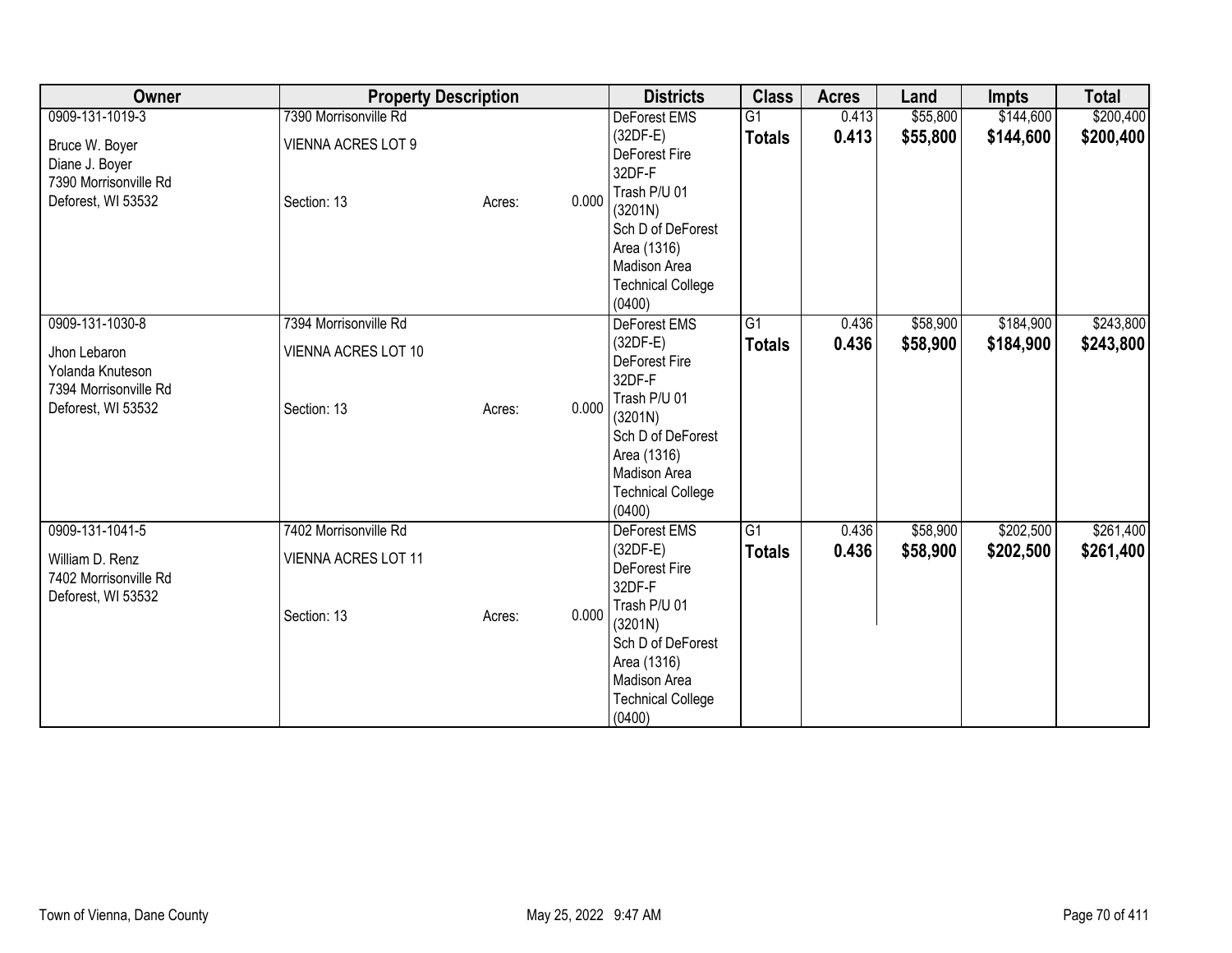| Owner | Property Description | | | Districts | Class | Acres | Land | Impts | Total |
|---|---|---|---|---|---|---|---|---|---|
| 0909-131-1019-3 | 7390 Morrisonville Rd | | | DeForest EMS (32DF-E) | G1 | 0.413 | $55,800 | $144,600 | $200,400 |
| Bruce W. Boyer<br>Diane J. Boyer<br>7390 Morrisonville Rd<br>Deforest, WI 53532 | VIENNA ACRES LOT 9<br><br>Section: 13 | Acres: | 0.000 | DeForest Fire 32DF-F<br>Trash P/U 01 (3201N)<br>Sch D of DeForest Area (1316)<br>Madison Area Technical College (0400) | **Totals** | **0.413** | **$55,800** | **$144,600** | **$200,400** |
| 0909-131-1030-8 | 7394 Morrisonville Rd | | | DeForest EMS (32DF-E) | G1 | 0.436 | $58,900 | $184,900 | $243,800 |
| Jhon Lebaron<br>Yolanda Knuteson<br>7394 Morrisonville Rd<br>Deforest, WI 53532 | VIENNA ACRES LOT 10<br><br>Section: 13 | Acres: | 0.000 | DeForest Fire 32DF-F<br>Trash P/U 01 (3201N)<br>Sch D of DeForest Area (1316)<br>Madison Area Technical College (0400) | **Totals** | **0.436** | **$58,900** | **$184,900** | **$243,800** |
| 0909-131-1041-5 | 7402 Morrisonville Rd | | | DeForest EMS (32DF-E) | G1 | 0.436 | $58,900 | $202,500 | $261,400 |
| William D. Renz<br>7402 Morrisonville Rd<br>Deforest, WI 53532 | VIENNA ACRES LOT 11<br><br>Section: 13 | Acres: | 0.000 | DeForest Fire 32DF-F<br>Trash P/U 01 (3201N)<br>Sch D of DeForest Area (1316)<br>Madison Area Technical College (0400) | **Totals** | **0.436** | **$58,900** | **$202,500** | **$261,400** |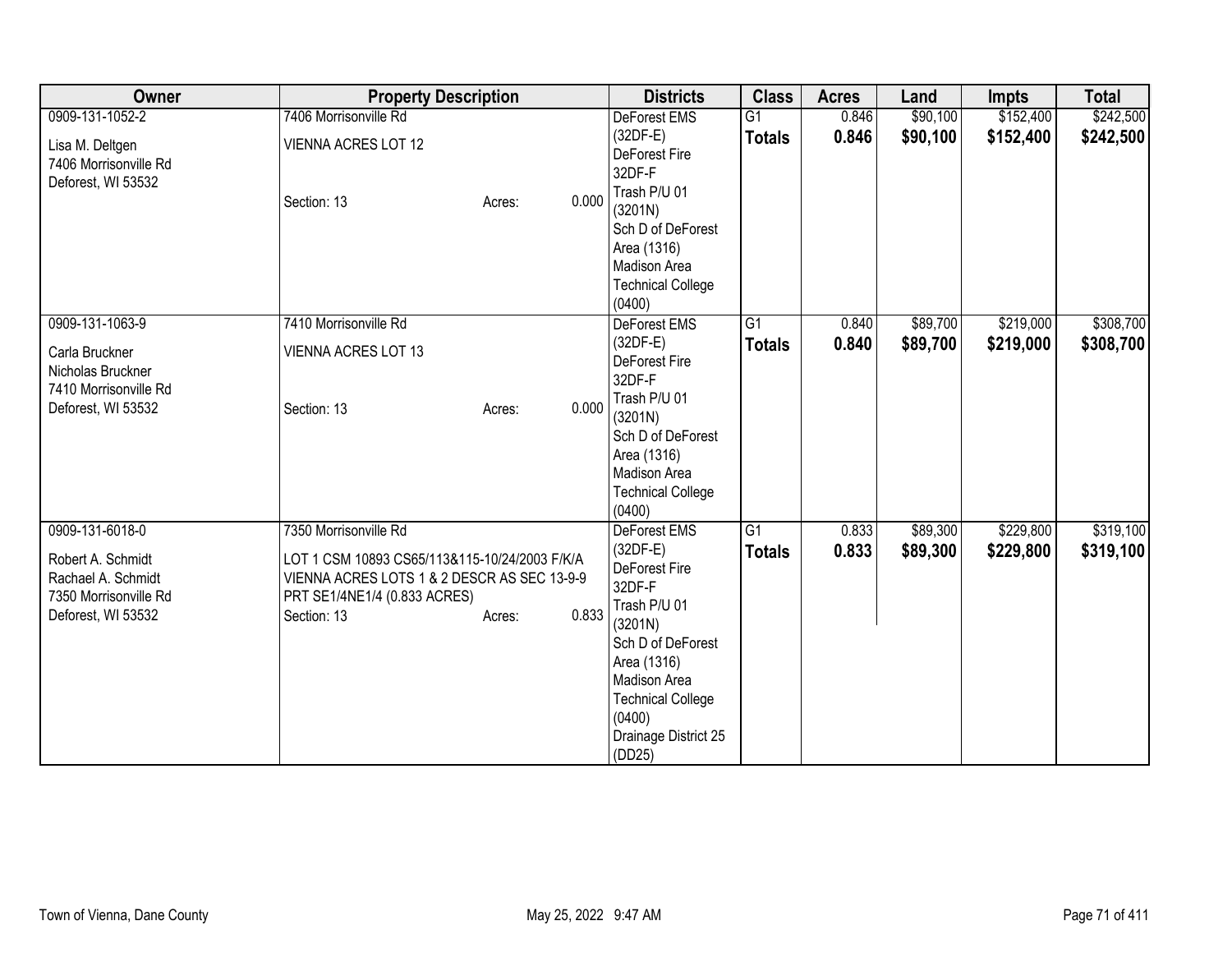| Owner | Property Description | Districts | Class | Acres | Land | Impts | Total |
|---|---|---|---|---|---|---|---|
| 0909-131-1052-2<br><br>Lisa M. Deltgen<br>7406 Morrisonville Rd<br>Deforest, WI 53532 | 7406 Morrisonville Rd<br><br>VIENNA ACRES LOT 12<br><br>Section: 13 Acres: 0.000 | DeForest EMS (32DF-E)<br>DeForest Fire 32DF-F<br>Trash P/U 01 (3201N)<br>Sch D of DeForest Area (1316)<br>Madison Area Technical College (0400) | G1<br>**Totals** | 0.846<br>**0.846** | $90,100<br>**$90,100** | $152,400<br>**$152,400** | $242,500<br>**$242,500** |
| 0909-131-1063-9<br><br>Carla Bruckner<br>Nicholas Bruckner<br>7410 Morrisonville Rd<br>Deforest, WI 53532 | 7410 Morrisonville Rd<br><br>VIENNA ACRES LOT 13<br><br>Section: 13 Acres: 0.000 | DeForest EMS (32DF-E)<br>DeForest Fire 32DF-F<br>Trash P/U 01 (3201N)<br>Sch D of DeForest Area (1316)<br>Madison Area Technical College (0400) | G1<br>**Totals** | 0.840<br>**0.840** | $89,700<br>**$89,700** | $219,000<br>**$219,000** | $308,700<br>**$308,700** |
| 0909-131-6018-0<br><br>Robert A. Schmidt<br>Rachael A. Schmidt<br>7350 Morrisonville Rd<br>Deforest, WI 53532 | 7350 Morrisonville Rd<br><br>LOT 1 CSM 10893 CS65/113&115-10/24/2003 F/K/A VIENNA ACRES LOTS 1 & 2 DESCR AS SEC 13-9-9 PRT SE1/4NE1/4 (0.833 ACRES)<br>Section: 13 Acres: 0.833 | DeForest EMS (32DF-E)<br>DeForest Fire 32DF-F<br>Trash P/U 01 (3201N)<br>Sch D of DeForest Area (1316)<br>Madison Area Technical College (0400)<br>Drainage District 25 (DD25) | G1<br>**Totals** | 0.833<br>**0.833** | $89,300<br>**$89,300** | $229,800<br>**$229,800** | $319,100<br>**$319,100** |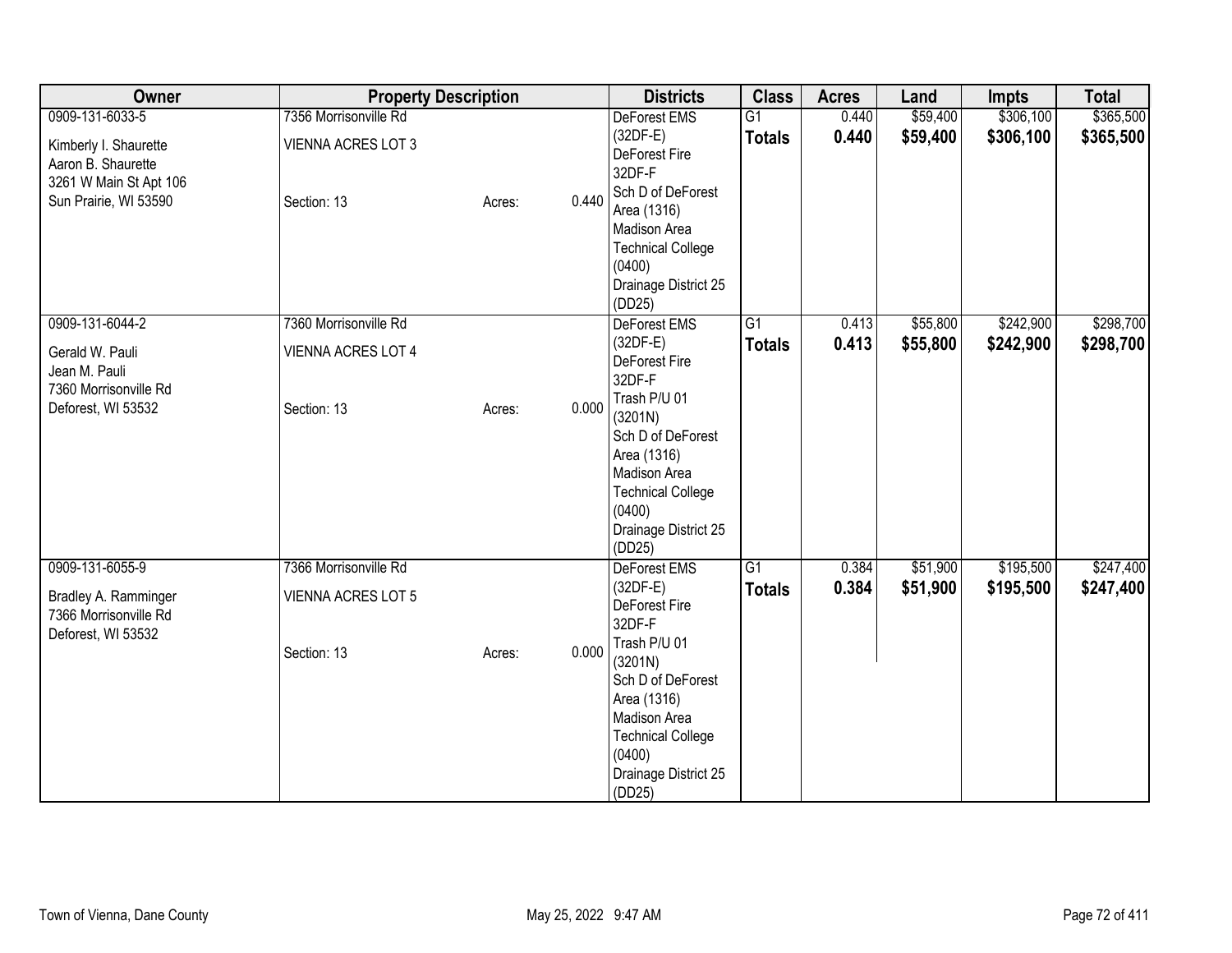| Owner | Property Description | | | Districts | Class | Acres | Land | Impts | Total |
|---|---|---|---|---|---|---|---|---|---|
| 0909-131-6033-5<br>Kimberly I. Shaurette<br>Aaron B. Shaurette<br>3261 W Main St Apt 106<br>Sun Prairie, WI 53590 | 7356 Morrisonville Rd<br>VIENNA ACRES LOT 3<br>Section: 13 | Acres: | 0.440 | DeForest EMS (32DF-E)<br>DeForest Fire 32DF-F<br>Sch D of DeForest Area (1316)<br>Madison Area Technical College (0400)<br>Drainage District 25 (DD25) | G1<br>**Totals** | 0.440<br>**0.440** | $59,400<br>**$59,400** | $306,100<br>**$306,100** | $365,500<br>**$365,500** |
| 0909-131-6044-2<br>Gerald W. Pauli<br>Jean M. Pauli<br>7360 Morrisonville Rd<br>Deforest, WI 53532 | 7360 Morrisonville Rd<br>VIENNA ACRES LOT 4<br>Section: 13 | Acres: | 0.000 | DeForest EMS (32DF-E)<br>DeForest Fire 32DF-F<br>Trash P/U 01 (3201N)<br>Sch D of DeForest Area (1316)<br>Madison Area Technical College (0400)<br>Drainage District 25 (DD25) | G1<br>**Totals** | 0.413<br>**0.413** | $55,800<br>**$55,800** | $242,900<br>**$242,900** | $298,700<br>**$298,700** |
| 0909-131-6055-9<br>Bradley A. Ramminger<br>7366 Morrisonville Rd<br>Deforest, WI 53532 | 7366 Morrisonville Rd<br>VIENNA ACRES LOT 5<br>Section: 13 | Acres: | 0.000 | DeForest EMS (32DF-E)<br>DeForest Fire 32DF-F<br>Trash P/U 01 (3201N)<br>Sch D of DeForest Area (1316)<br>Madison Area Technical College (0400)<br>Drainage District 25 (DD25) | G1<br>**Totals** | 0.384<br>**0.384** | $51,900<br>**$51,900** | $195,500<br>**$195,500** | $247,400<br>**$247,400** |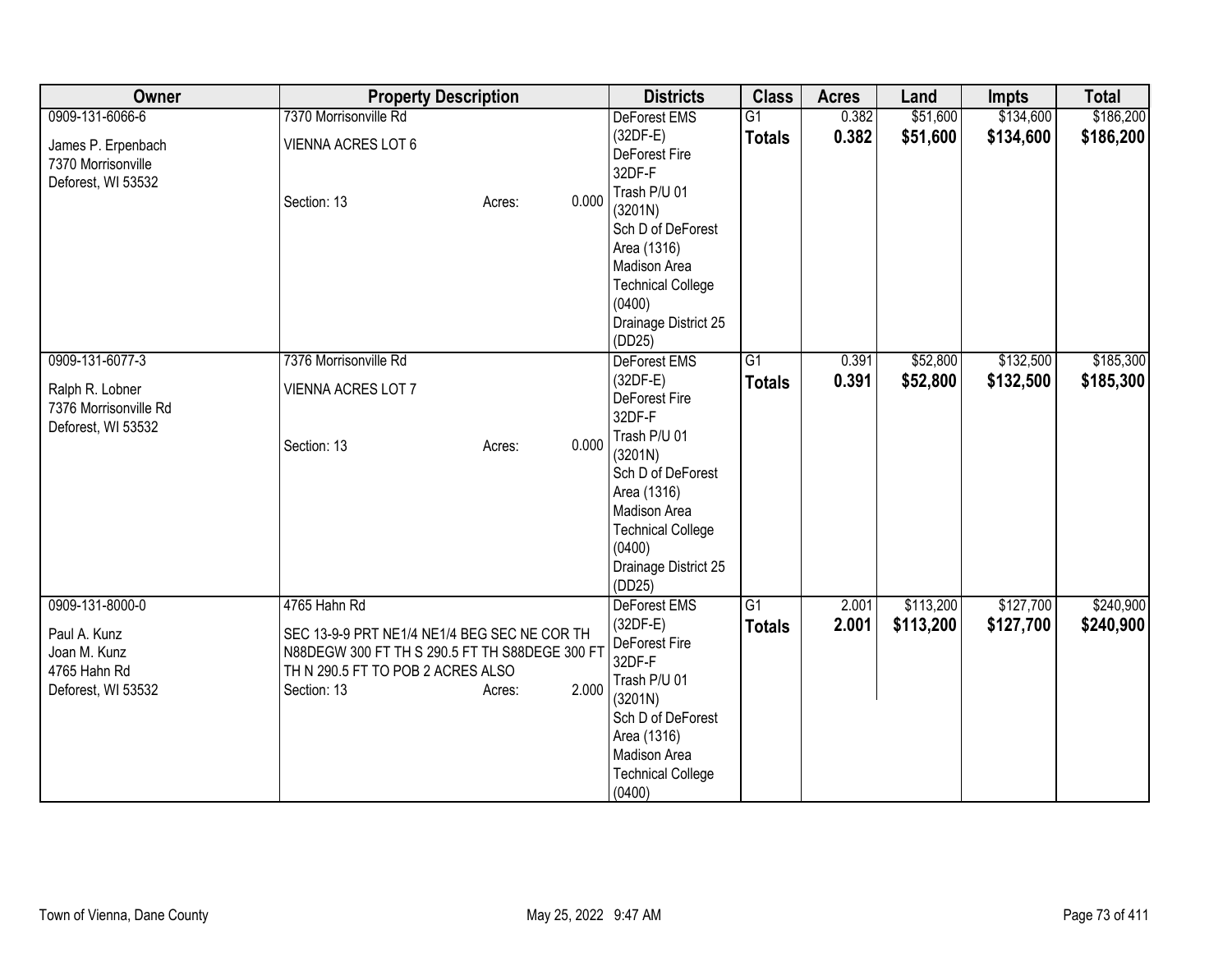| Owner | Property Description | Districts | Class | Acres | Land | Impts | Total |
|---|---|---|---|---|---|---|---|
| 0909-131-6066-6<br><br>James P. Erpenbach<br>7370 Morrisonville<br>Deforest, WI 53532 | 7370 Morrisonville Rd<br><br>VIENNA ACRES LOT 6<br><br>Section: 13 Acres: 0.000 | DeForest EMS (32DF-E)<br>DeForest Fire 32DF-F<br>Trash P/U 01 (3201N)<br>Sch D of DeForest Area (1316)<br>Madison Area Technical College (0400)<br>Drainage District 25 (DD25) | G1<br>**Totals** | 0.382<br>**0.382** | $51,600<br>**$51,600** | $134,600<br>**$134,600** | $186,200<br>**$186,200** |
| 0909-131-6077-3<br><br>Ralph R. Lobner<br>7376 Morrisonville Rd<br>Deforest, WI 53532 | 7376 Morrisonville Rd<br><br>VIENNA ACRES LOT 7<br><br>Section: 13 Acres: 0.000 | DeForest EMS (32DF-E)<br>DeForest Fire 32DF-F<br>Trash P/U 01 (3201N)<br>Sch D of DeForest Area (1316)<br>Madison Area Technical College (0400)<br>Drainage District 25 (DD25) | G1<br>**Totals** | 0.391<br>**0.391** | $52,800<br>**$52,800** | $132,500<br>**$132,500** | $185,300<br>**$185,300** |
| 0909-131-8000-0<br><br>Paul A. Kunz<br>Joan M. Kunz<br>4765 Hahn Rd<br>Deforest, WI 53532 | 4765 Hahn Rd<br><br>SEC 13-9-9 PRT NE1/4 NE1/4 BEG SEC NE COR TH N88DEGW 300 FT TH S 290.5 FT TH S88DEGE 300 FT TH N 290.5 FT TO POB 2 ACRES ALSO<br>Section: 13 Acres: 2.000 | DeForest EMS (32DF-E)<br>DeForest Fire 32DF-F<br>Trash P/U 01 (3201N)<br>Sch D of DeForest Area (1316)<br>Madison Area Technical College (0400) | G1<br>**Totals** | 2.001<br>**2.001** | $113,200<br>**$113,200** | $127,700<br>**$127,700** | $240,900<br>**$240,900** |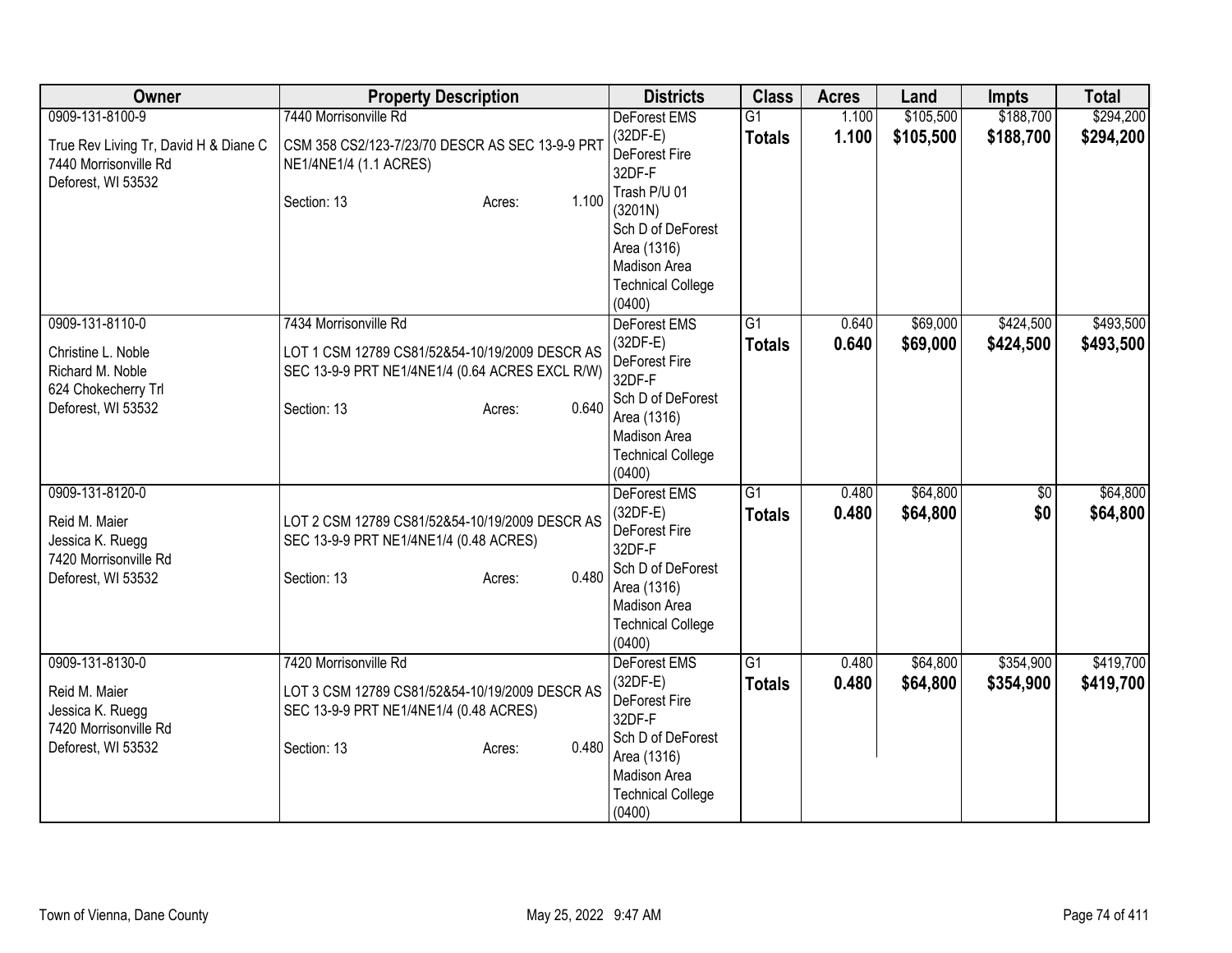| Owner | Property Description | Districts | Class | Acres | Land | Impts | Total |
|---|---|---|---|---|---|---|---|
| 0909-131-8100-9<br>True Rev Living Tr, David H & Diane C<br>7440 Morrisonville Rd<br>Deforest, WI 53532 | 7440 Morrisonville Rd<br>CSM 358 CS2/123-7/23/70 DESCR AS SEC 13-9-9 PRT NE1/4NE1/4 (1.1 ACRES)<br>Section: 13 Acres: 1.100 | DeForest EMS (32DF-E)<br>DeForest Fire 32DF-F<br>Trash P/U 01 (3201N)<br>Sch D of DeForest Area (1316)<br>Madison Area Technical College (0400) | G1<br>**Totals** | 1.100<br>**1.100** | $105,500<br>**$105,500** | $188,700<br>**$188,700** | $294,200<br>**$294,200** |
| 0909-131-8110-0<br>Christine L. Noble<br>Richard M. Noble<br>624 Chokecherry Trl<br>Deforest, WI 53532 | 7434 Morrisonville Rd<br>LOT 1 CSM 12789 CS81/52&54-10/19/2009 DESCR AS SEC 13-9-9 PRT NE1/4NE1/4 (0.64 ACRES EXCL R/W)<br>Section: 13 Acres: 0.640 | DeForest EMS (32DF-E)<br>DeForest Fire 32DF-F<br>Sch D of DeForest Area (1316)<br>Madison Area Technical College (0400) | G1<br>**Totals** | 0.640<br>**0.640** | $69,000<br>**$69,000** | $424,500<br>**$424,500** | $493,500<br>**$493,500** |
| 0909-131-8120-0<br>Reid M. Maier<br>Jessica K. Ruegg<br>7420 Morrisonville Rd<br>Deforest, WI 53532 | LOT 2 CSM 12789 CS81/52&54-10/19/2009 DESCR AS SEC 13-9-9 PRT NE1/4NE1/4 (0.48 ACRES)<br>Section: 13 Acres: 0.480 | DeForest EMS (32DF-E)<br>DeForest Fire 32DF-F<br>Sch D of DeForest Area (1316)<br>Madison Area Technical College (0400) | G1<br>**Totals** | 0.480<br>**0.480** | $64,800<br>**$64,800** | $0<br>**$0** | $64,800<br>**$64,800** |
| 0909-131-8130-0<br>Reid M. Maier<br>Jessica K. Ruegg<br>7420 Morrisonville Rd<br>Deforest, WI 53532 | 7420 Morrisonville Rd<br>LOT 3 CSM 12789 CS81/52&54-10/19/2009 DESCR AS SEC 13-9-9 PRT NE1/4NE1/4 (0.48 ACRES)<br>Section: 13 Acres: 0.480 | DeForest EMS (32DF-E)<br>DeForest Fire 32DF-F<br>Sch D of DeForest Area (1316)<br>Madison Area Technical College (0400) | G1<br>**Totals** | 0.480<br>**0.480** | $64,800<br>**$64,800** | $354,900<br>**$354,900** | $419,700<br>**$419,700** |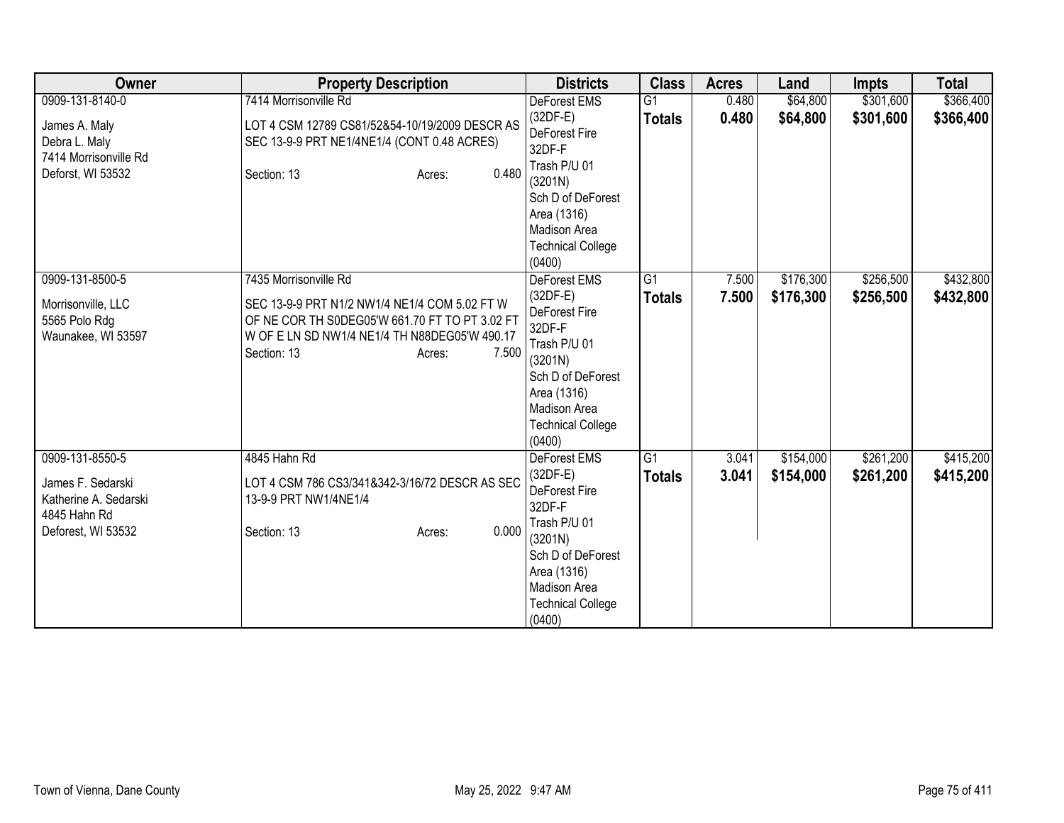| Owner | Property Description | Districts | Class | Acres | Land | Impts | Total |
|---|---|---|---|---|---|---|---|
| 0909-131-8140-0<br><br>James A. Maly<br>Debra L. Maly<br>7414 Morrisonville Rd<br>Deforst, WI 53532 | 7414 Morrisonville Rd<br><br>LOT 4 CSM 12789 CS81/52&54-10/19/2009 DESCR AS SEC 13-9-9 PRT NE1/4NE1/4 (CONT 0.48 ACRES)<br><br>Section: 13 Acres: 0.480 | DeForest EMS (32DF-E)<br>DeForest Fire 32DF-F<br>Trash P/U 01 (3201N)<br>Sch D of DeForest Area (1316)<br>Madison Area Technical College (0400) | G1<br>**Totals** | 0.480<br>**0.480** | $64,800<br>**$64,800** | $301,600<br>**$301,600** | $366,400<br>**$366,400** |
| 0909-131-8500-5<br><br>Morrisonville, LLC<br>5565 Polo Rdg<br>Waunakee, WI 53597 | 7435 Morrisonville Rd<br><br>SEC 13-9-9 PRT N1/2 NW1/4 NE1/4 COM 5.02 FT W OF NE COR TH S0DEG05'W 661.70 FT TO PT 3.02 FT W OF E LN SD NW1/4 NE1/4 TH N88DEG05'W 490.17<br>Section: 13 Acres: 7.500 | DeForest EMS (32DF-E)<br>DeForest Fire 32DF-F<br>Trash P/U 01 (3201N)<br>Sch D of DeForest Area (1316)<br>Madison Area Technical College (0400) | G1<br>**Totals** | 7.500<br>**7.500** | $176,300<br>**$176,300** | $256,500<br>**$256,500** | $432,800<br>**$432,800** |
| 0909-131-8550-5<br><br>James F. Sedarski<br>Katherine A. Sedarski<br>4845 Hahn Rd<br>Deforest, WI 53532 | 4845 Hahn Rd<br><br>LOT 4 CSM 786 CS3/341&342-3/16/72 DESCR AS SEC 13-9-9 PRT NW1/4NE1/4<br><br>Section: 13 Acres: 0.000 | DeForest EMS (32DF-E)<br>DeForest Fire 32DF-F<br>Trash P/U 01 (3201N)<br>Sch D of DeForest Area (1316)<br>Madison Area Technical College (0400) | G1<br>**Totals** | 3.041<br>**3.041** | $154,000<br>**$154,000** | $261,200<br>**$261,200** | $415,200<br>**$415,200** |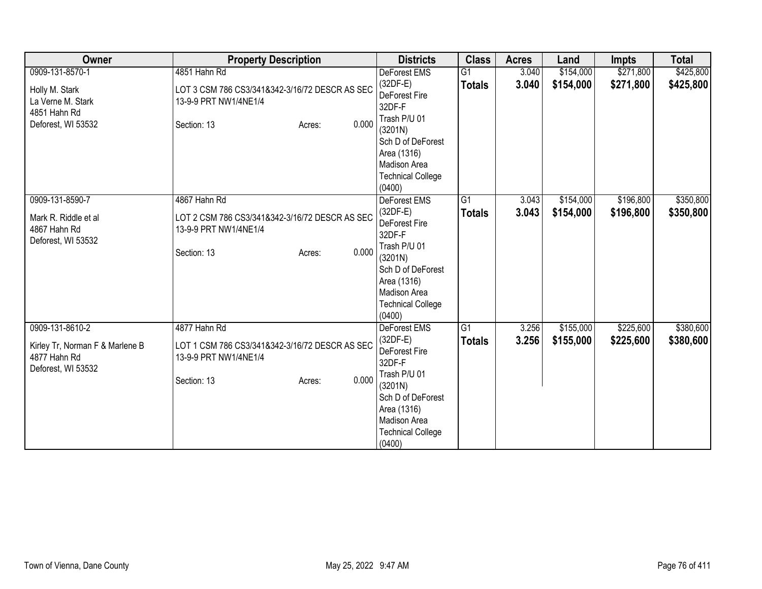| Owner | Property Description | Districts | Class | Acres | Land | Impts | Total |
|---|---|---|---|---|---|---|---|
| 0909-131-8570-1<br><br>Holly M. Stark<br>La Verne M. Stark<br>4851 Hahn Rd<br>Deforest, WI 53532 | 4851 Hahn Rd<br><br>LOT 3 CSM 786 CS3/341&342-3/16/72 DESCR AS SEC 13-9-9 PRT NW1/4NE1/4<br><br>Section: 13 Acres: 0.000 | DeForest EMS (32DF-E)<br>DeForest Fire 32DF-F<br>Trash P/U 01 (3201N)<br>Sch D of DeForest Area (1316)<br>Madison Area Technical College (0400) | G1<br>**Totals** | 3.040<br>**3.040** | $154,000<br>**$154,000** | $271,800<br>**$271,800** | $425,800<br>**$425,800** |
| 0909-131-8590-7<br><br>Mark R. Riddle et al<br>4867 Hahn Rd<br>Deforest, WI 53532 | 4867 Hahn Rd<br><br>LOT 2 CSM 786 CS3/341&342-3/16/72 DESCR AS SEC 13-9-9 PRT NW1/4NE1/4<br><br>Section: 13 Acres: 0.000 | DeForest EMS (32DF-E)<br>DeForest Fire 32DF-F<br>Trash P/U 01 (3201N)<br>Sch D of DeForest Area (1316)<br>Madison Area Technical College (0400) | G1<br>**Totals** | 3.043<br>**3.043** | $154,000<br>**$154,000** | $196,800<br>**$196,800** | $350,800<br>**$350,800** |
| 0909-131-8610-2<br><br>Kirley Tr, Norman F & Marlene B<br>4877 Hahn Rd<br>Deforest, WI 53532 | 4877 Hahn Rd<br><br>LOT 1 CSM 786 CS3/341&342-3/16/72 DESCR AS SEC 13-9-9 PRT NW1/4NE1/4<br><br>Section: 13 Acres: 0.000 | DeForest EMS (32DF-E)<br>DeForest Fire 32DF-F<br>Trash P/U 01 (3201N)<br>Sch D of DeForest Area (1316)<br>Madison Area Technical College (0400) | G1<br>**Totals** | 3.256<br>**3.256** | $155,000<br>**$155,000** | $225,600<br>**$225,600** | $380,600<br>**$380,600** |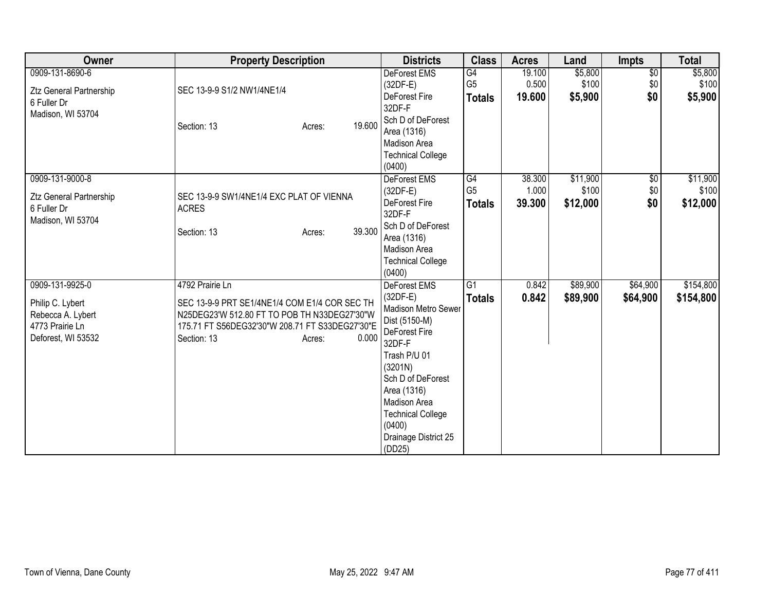| Owner | Property Description | Districts | Class | Acres | Land | Impts | Total |
|---|---|---|---|---|---|---|---|
| 0909-131-8690-6<br><br>Ztz General Partnership<br>6 Fuller Dr<br>Madison, WI 53704 | SEC 13-9-9 S1/2 NW1/4NE1/4<br><br>Section: 13 Acres: 19.600 | DeForest EMS (32DF-E)<br>DeForest Fire 32DF-F<br>Sch D of DeForest Area (1316)<br>Madison Area Technical College (0400) | G4<br>G5<br>**Totals** | 19.100<br>0.500<br>**19.600** | $5,800<br>$100<br>**$5,900** | $0<br>$0<br>**$0** | $5,800<br>$100<br>**$5,900** |
| 0909-131-9000-8<br><br>Ztz General Partnership<br>6 Fuller Dr<br>Madison, WI 53704 | SEC 13-9-9 SW1/4NE1/4 EXC PLAT OF VIENNA ACRES<br><br>Section: 13 Acres: 39.300 | DeForest EMS (32DF-E)<br>DeForest Fire 32DF-F<br>Sch D of DeForest Area (1316)<br>Madison Area Technical College (0400) | G4<br>G5<br>**Totals** | 38.300<br>1.000<br>**39.300** | $11,900<br>$100<br>**$12,000** | $0<br>$0<br>**$0** | $11,900<br>$100<br>**$12,000** |
| 0909-131-9925-0<br><br>Philip C. Lybert<br>Rebecca A. Lybert<br>4773 Prairie Ln<br>Deforest, WI 53532 | 4792 Prairie Ln<br>SEC 13-9-9 PRT SE1/4NE1/4 COM E1/4 COR SEC TH N25DEG23'W 512.80 FT TO POB TH N33DEG27'30"W 175.71 FT S56DEG32'30"W 208.71 FT S33DEG27'30"E<br>Section: 13 Acres: 0.000 | DeForest EMS (32DF-E)<br>Madison Metro Sewer Dist (5150-M)<br>DeForest Fire 32DF-F<br>Trash P/U 01 (3201N)<br>Sch D of DeForest Area (1316)<br>Madison Area Technical College (0400)<br>Drainage District 25 (DD25) | G1<br>**Totals** | 0.842<br>**0.842** | $89,900<br>**$89,900** | $64,900<br>**$64,900** | $154,800<br>**$154,800** |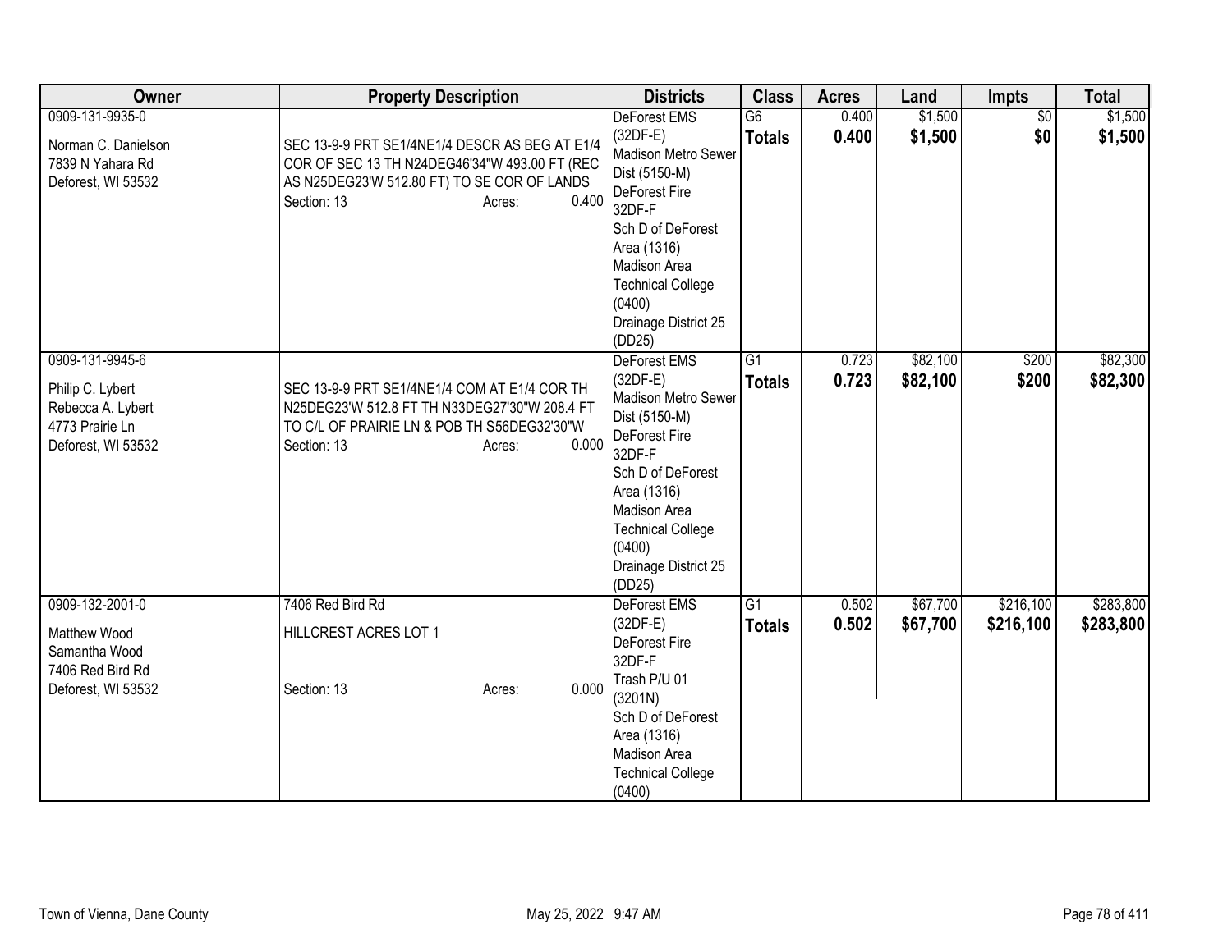| Owner | Property Description | Districts | Class | Acres | Land | Impts | Total |
|---|---|---|---|---|---|---|---|
| 0909-131-9935-0<br><br>Norman C. Danielson<br>7839 N Yahara Rd<br>Deforest, WI 53532 | SEC 13-9-9 PRT SE1/4NE1/4 DESCR AS BEG AT E1/4 COR OF SEC 13 TH N24DEG46'34"W 493.00 FT (REC AS N25DEG23'W 512.80 FT) TO SE COR OF LANDS<br>Section: 13 Acres: 0.400 | DeForest EMS (32DF-E)<br>Madison Metro Sewer Dist (5150-M)<br>DeForest Fire 32DF-F<br>Sch D of DeForest Area (1316)<br>Madison Area Technical College (0400)<br>Drainage District 25 (DD25) | G6<br>**Totals** | 0.400<br>**0.400** | $1,500<br>**$1,500** | $0<br>**$0** | $1,500<br>**$1,500** |
| 0909-131-9945-6<br><br>Philip C. Lybert<br>Rebecca A. Lybert<br>4773 Prairie Ln<br>Deforest, WI 53532 | SEC 13-9-9 PRT SE1/4NE1/4 COM AT E1/4 COR TH N25DEG23'W 512.8 FT TH N33DEG27'30"W 208.4 FT TO C/L OF PRAIRIE LN & POB TH S56DEG32'30"W<br>Section: 13 Acres: 0.000 | DeForest EMS (32DF-E)<br>Madison Metro Sewer Dist (5150-M)<br>DeForest Fire 32DF-F<br>Sch D of DeForest Area (1316)<br>Madison Area Technical College (0400)<br>Drainage District 25 (DD25) | G1<br>**Totals** | 0.723<br>**0.723** | $82,100<br>**$82,100** | $200<br>**$200** | $82,300<br>**$82,300** |
| 0909-132-2001-0<br><br>Matthew Wood<br>Samantha Wood<br>7406 Red Bird Rd<br>Deforest, WI 53532 | 7406 Red Bird Rd<br><br>HILLCREST ACRES LOT 1<br><br>Section: 13 Acres: 0.000 | DeForest EMS (32DF-E)<br>DeForest Fire 32DF-F<br>Trash P/U 01 (3201N)<br>Sch D of DeForest Area (1316)<br>Madison Area Technical College (0400) | G1<br>**Totals** | 0.502<br>**0.502** | $67,700<br>**$67,700** | $216,100<br>**$216,100** | $283,800<br>**$283,800** |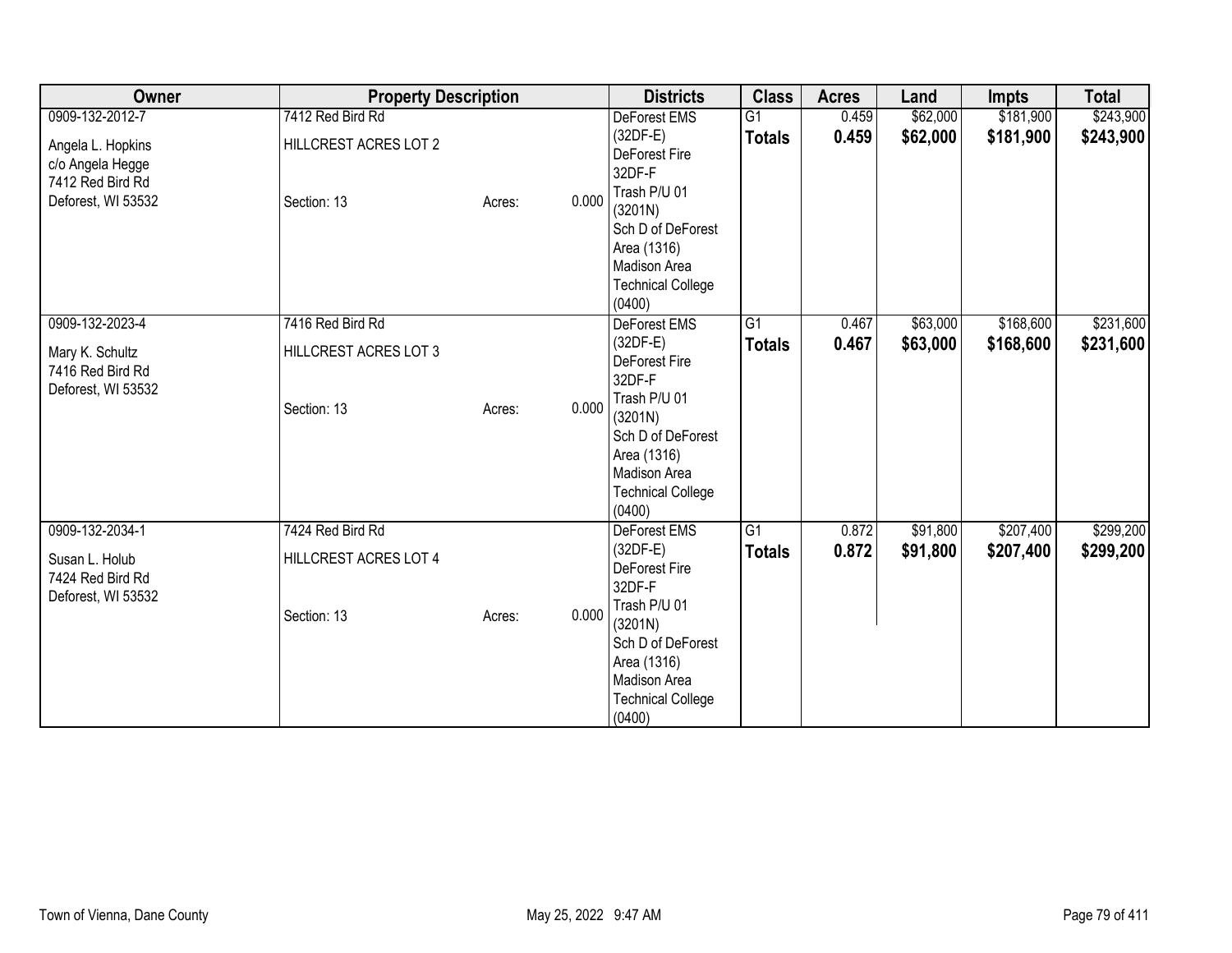| Owner | Property Description | | | Districts | Class | Acres | Land | Impts | Total |
|---|---|---|---|---|---|---|---|---|---|
| 0909-132-2012-7<br>Angela L. Hopkins<br>c/o Angela Hegge<br>7412 Red Bird Rd<br>Deforest, WI 53532 | 7412 Red Bird Rd<br>HILLCREST ACRES LOT 2<br>Section: 13 | Acres: | 0.000 | DeForest EMS (32DF-E)<br>DeForest Fire 32DF-F<br>Trash P/U 01 (3201N)<br>Sch D of DeForest Area (1316)<br>Madison Area Technical College (0400) | G1<br>**Totals** | 0.459<br>**0.459** | $62,000<br>**$62,000** | $181,900<br>**$181,900** | $243,900<br>**$243,900** |
| 0909-132-2023-4<br>Mary K. Schultz<br>7416 Red Bird Rd<br>Deforest, WI 53532 | 7416 Red Bird Rd<br>HILLCREST ACRES LOT 3<br>Section: 13 | Acres: | 0.000 | DeForest EMS (32DF-E)<br>DeForest Fire 32DF-F<br>Trash P/U 01 (3201N)<br>Sch D of DeForest Area (1316)<br>Madison Area Technical College (0400) | G1<br>**Totals** | 0.467<br>**0.467** | $63,000<br>**$63,000** | $168,600<br>**$168,600** | $231,600<br>**$231,600** |
| 0909-132-2034-1<br>Susan L. Holub<br>7424 Red Bird Rd<br>Deforest, WI 53532 | 7424 Red Bird Rd<br>HILLCREST ACRES LOT 4<br>Section: 13 | Acres: | 0.000 | DeForest EMS (32DF-E)<br>DeForest Fire 32DF-F<br>Trash P/U 01 (3201N)<br>Sch D of DeForest Area (1316)<br>Madison Area Technical College (0400) | G1<br>**Totals** | 0.872<br>**0.872** | $91,800<br>**$91,800** | $207,400<br>**$207,400** | $299,200<br>**$299,200** |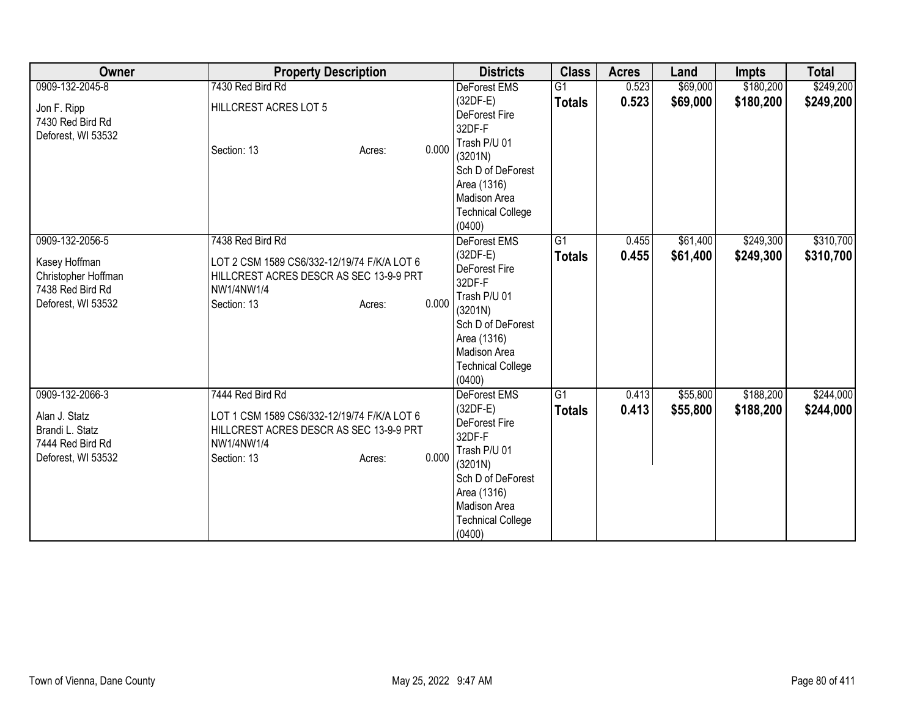| Owner | Property Description | Districts | Class | Acres | Land | Impts | Total |
|---|---|---|---|---|---|---|---|
| 0909-132-2045-8<br><br>Jon F. Ripp<br>7430 Red Bird Rd<br>Deforest, WI 53532 | 7430 Red Bird Rd<br><br>HILLCREST ACRES LOT 5<br><br>Section: 13 Acres: 0.000 | DeForest EMS (32DF-E)<br>DeForest Fire 32DF-F<br>Trash P/U 01 (3201N)<br>Sch D of DeForest Area (1316)<br>Madison Area Technical College (0400) | G1<br>**Totals** | 0.523<br>**0.523** | $69,000<br>**$69,000** | $180,200<br>**$180,200** | $249,200<br>**$249,200** |
| 0909-132-2056-5<br><br>Kasey Hoffman<br>Christopher Hoffman<br>7438 Red Bird Rd<br>Deforest, WI 53532 | 7438 Red Bird Rd<br><br>LOT 2 CSM 1589 CS6/332-12/19/74 F/K/A LOT 6 HILLCREST ACRES DESCR AS SEC 13-9-9 PRT NW1/4NW1/4<br>Section: 13 Acres: 0.000 | DeForest EMS (32DF-E)<br>DeForest Fire 32DF-F<br>Trash P/U 01 (3201N)<br>Sch D of DeForest Area (1316)<br>Madison Area Technical College (0400) | G1<br>**Totals** | 0.455<br>**0.455** | $61,400<br>**$61,400** | $249,300<br>**$249,300** | $310,700<br>**$310,700** |
| 0909-132-2066-3<br><br>Alan J. Statz<br>Brandi L. Statz<br>7444 Red Bird Rd<br>Deforest, WI 53532 | 7444 Red Bird Rd<br><br>LOT 1 CSM 1589 CS6/332-12/19/74 F/K/A LOT 6 HILLCREST ACRES DESCR AS SEC 13-9-9 PRT NW1/4NW1/4<br>Section: 13 Acres: 0.000 | DeForest EMS (32DF-E)<br>DeForest Fire 32DF-F<br>Trash P/U 01 (3201N)<br>Sch D of DeForest Area (1316)<br>Madison Area Technical College (0400) | G1<br>**Totals** | 0.413<br>**0.413** | $55,800<br>**$55,800** | $188,200<br>**$188,200** | $244,000<br>**$244,000** |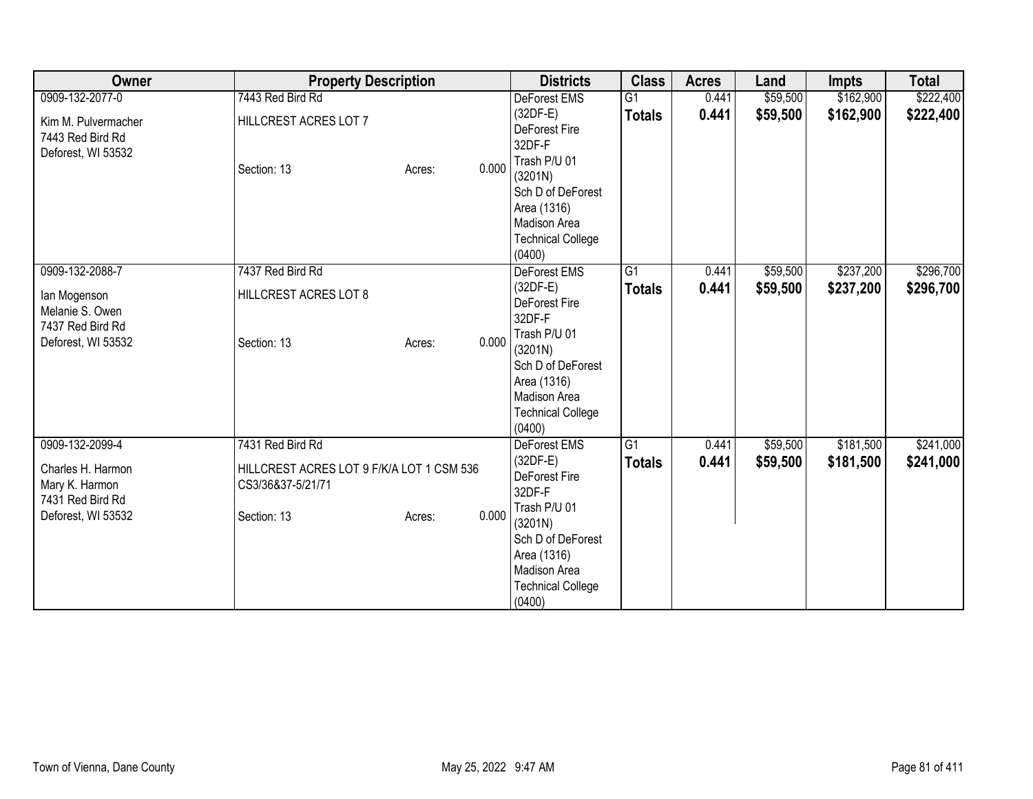| Owner | Property Description | Districts | Class | Acres | Land | Impts | Total |
|---|---|---|---|---|---|---|---|
| 0909-132-2077-0<br><br>Kim M. Pulvermacher<br>7443 Red Bird Rd<br>Deforest, WI 53532 | 7443 Red Bird Rd<br><br>HILLCREST ACRES LOT 7<br><br>Section: 13 Acres: 0.000 | DeForest EMS (32DF-E)<br>DeForest Fire 32DF-F<br>Trash P/U 01 (3201N)<br>Sch D of DeForest Area (1316)<br>Madison Area Technical College (0400) | G1<br>**Totals** | 0.441<br>**0.441** | $59,500<br>**$59,500** | $162,900<br>**$162,900** | $222,400<br>**$222,400** |
| 0909-132-2088-7<br><br>Ian Mogenson<br>Melanie S. Owen<br>7437 Red Bird Rd<br>Deforest, WI 53532 | 7437 Red Bird Rd<br><br>HILLCREST ACRES LOT 8<br><br>Section: 13 Acres: 0.000 | DeForest EMS (32DF-E)<br>DeForest Fire 32DF-F<br>Trash P/U 01 (3201N)<br>Sch D of DeForest Area (1316)<br>Madison Area Technical College (0400) | G1<br>**Totals** | 0.441<br>**0.441** | $59,500<br>**$59,500** | $237,200<br>**$237,200** | $296,700<br>**$296,700** |
| 0909-132-2099-4<br><br>Charles H. Harmon<br>Mary K. Harmon<br>7431 Red Bird Rd<br>Deforest, WI 53532 | 7431 Red Bird Rd<br><br>HILLCREST ACRES LOT 9 F/K/A LOT 1 CSM 536 CS3/36&37-5/21/71<br><br>Section: 13 Acres: 0.000 | DeForest EMS (32DF-E)<br>DeForest Fire 32DF-F<br>Trash P/U 01 (3201N)<br>Sch D of DeForest Area (1316)<br>Madison Area Technical College (0400) | G1<br>**Totals** | 0.441<br>**0.441** | $59,500<br>**$59,500** | $181,500<br>**$181,500** | $241,000<br>**$241,000** |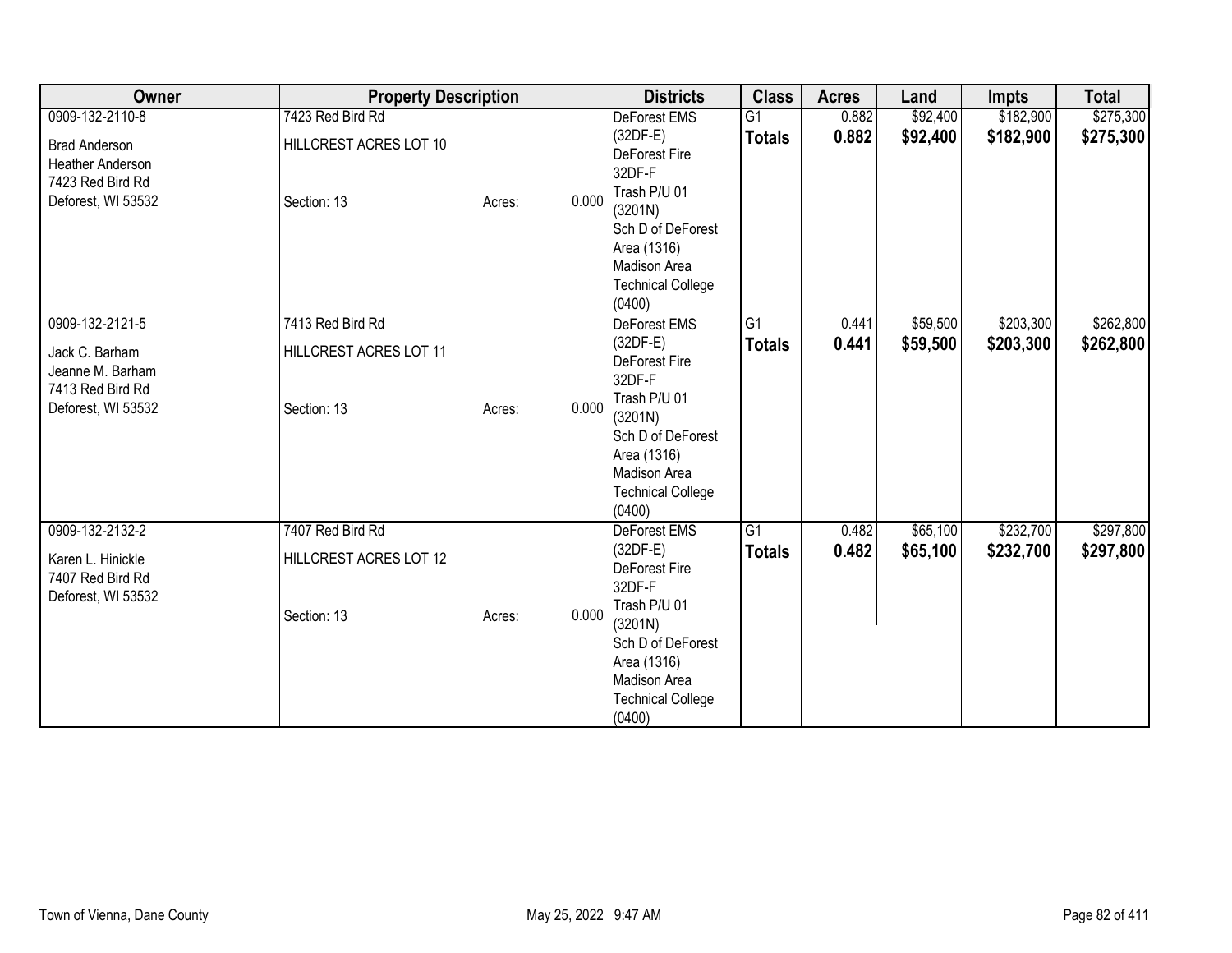| Owner | Property Description | | | Districts | Class | Acres | Land | Impts | Total |
|---|---|---|---|---|---|---|---|---|---|
| 0909-132-2110-8<br><br>Brad Anderson<br>Heather Anderson<br>7423 Red Bird Rd<br>Deforest, WI 53532 | 7423 Red Bird Rd<br><br>HILLCREST ACRES LOT 10<br><br>Section: 13 | Acres: | 0.000 | DeForest EMS (32DF-E)<br>DeForest Fire 32DF-F<br>Trash P/U 01 (3201N)<br>Sch D of DeForest Area (1316)<br>Madison Area Technical College (0400) | G1<br>**Totals** | 0.882<br>**0.882** | $92,400<br>**$92,400** | $182,900<br>**$182,900** | $275,300<br>**$275,300** |
| 0909-132-2121-5<br><br>Jack C. Barham<br>Jeanne M. Barham<br>7413 Red Bird Rd<br>Deforest, WI 53532 | 7413 Red Bird Rd<br><br>HILLCREST ACRES LOT 11<br><br>Section: 13 | Acres: | 0.000 | DeForest EMS (32DF-E)<br>DeForest Fire 32DF-F<br>Trash P/U 01 (3201N)<br>Sch D of DeForest Area (1316)<br>Madison Area Technical College (0400) | G1<br>**Totals** | 0.441<br>**0.441** | $59,500<br>**$59,500** | $203,300<br>**$203,300** | $262,800<br>**$262,800** |
| 0909-132-2132-2<br><br>Karen L. Hinickle<br>7407 Red Bird Rd<br>Deforest, WI 53532 | 7407 Red Bird Rd<br><br>HILLCREST ACRES LOT 12<br><br>Section: 13 | Acres: | 0.000 | DeForest EMS (32DF-E)<br>DeForest Fire 32DF-F<br>Trash P/U 01 (3201N)<br>Sch D of DeForest Area (1316)<br>Madison Area Technical College (0400) | G1<br>**Totals** | 0.482<br>**0.482** | $65,100<br>**$65,100** | $232,700<br>**$232,700** | $297,800<br>**$297,800** |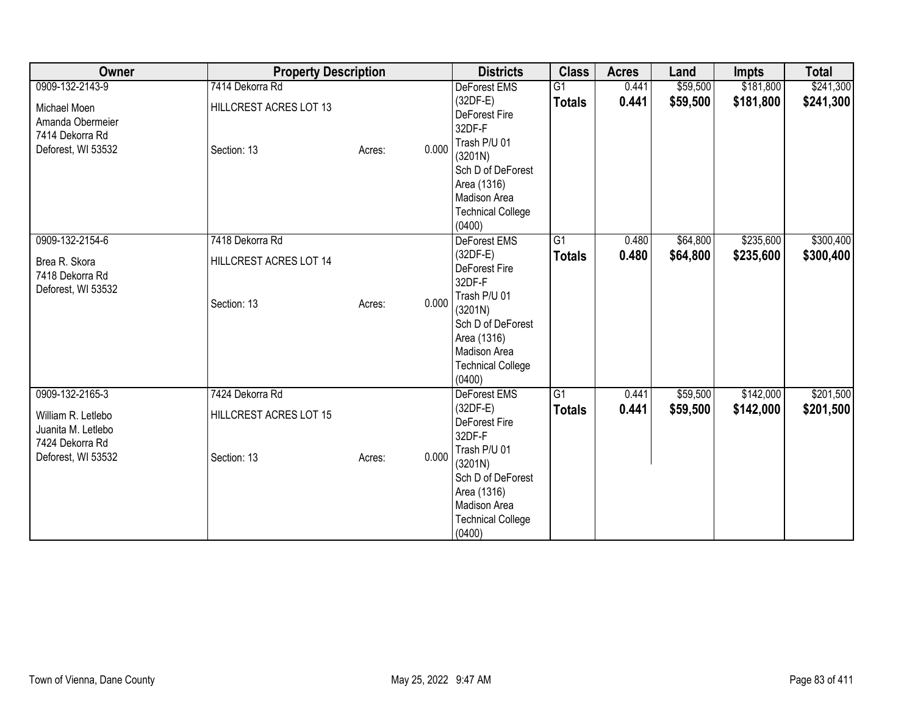| Owner | Property Description | | | Districts | Class | Acres | Land | Impts | Total |
|---|---|---|---|---|---|---|---|---|---|
| 0909-132-2143-9<br>Michael Moen<br>Amanda Obermeier<br>7414 Dekorra Rd<br>Deforest, WI 53532 | 7414 Dekorra Rd<br>HILLCREST ACRES LOT 13<br>Section: 13 | Acres: | 0.000 | DeForest EMS (32DF-E)<br>DeForest Fire 32DF-F<br>Trash P/U 01 (3201N)<br>Sch D of DeForest Area (1316)<br>Madison Area Technical College (0400) | G1<br>**Totals** | 0.441<br>**0.441** | $59,500<br>**$59,500** | $181,800<br>**$181,800** | $241,300<br>**$241,300** |
| 0909-132-2154-6<br>Brea R. Skora<br>7418 Dekorra Rd<br>Deforest, WI 53532 | 7418 Dekorra Rd<br>HILLCREST ACRES LOT 14<br>Section: 13 | Acres: | 0.000 | DeForest EMS (32DF-E)<br>DeForest Fire 32DF-F<br>Trash P/U 01 (3201N)<br>Sch D of DeForest Area (1316)<br>Madison Area Technical College (0400) | G1<br>**Totals** | 0.480<br>**0.480** | $64,800<br>**$64,800** | $235,600<br>**$235,600** | $300,400<br>**$300,400** |
| 0909-132-2165-3<br>William R. Letlebo<br>Juanita M. Letlebo<br>7424 Dekorra Rd<br>Deforest, WI 53532 | 7424 Dekorra Rd<br>HILLCREST ACRES LOT 15<br>Section: 13 | Acres: | 0.000 | DeForest EMS (32DF-E)<br>DeForest Fire 32DF-F<br>Trash P/U 01 (3201N)<br>Sch D of DeForest Area (1316)<br>Madison Area Technical College (0400) | G1<br>**Totals** | 0.441<br>**0.441** | $59,500<br>**$59,500** | $142,000<br>**$142,000** | $201,500<br>**$201,500** |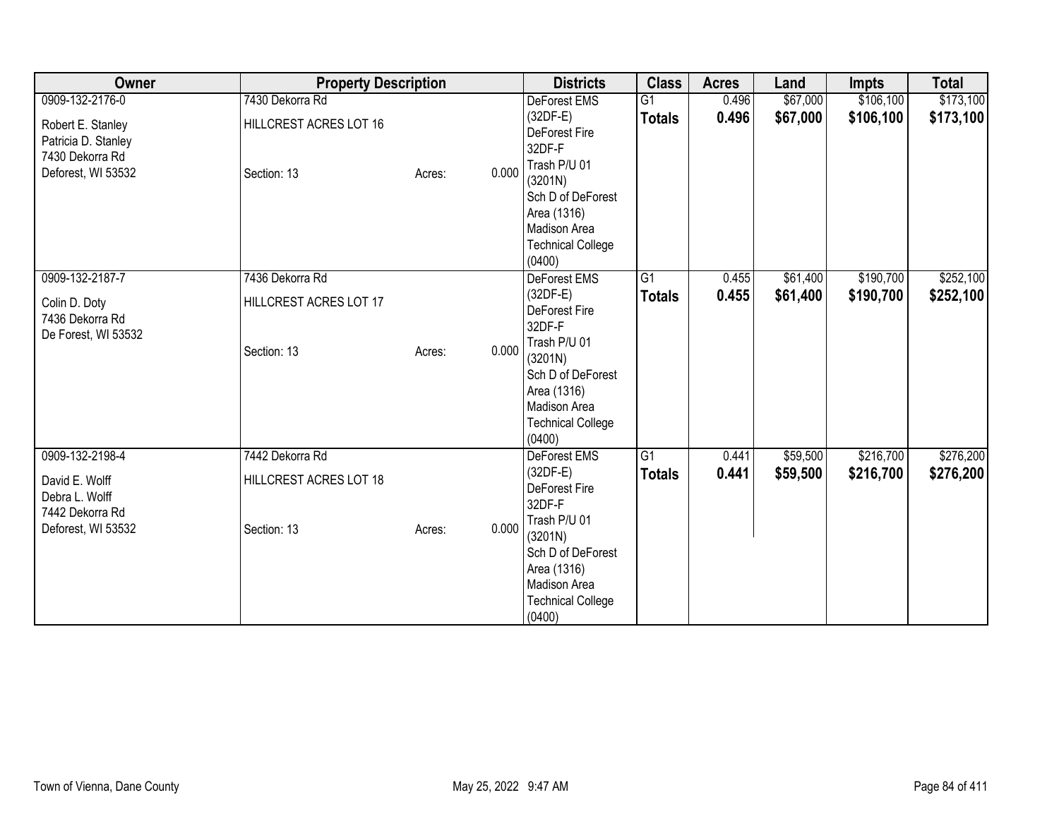| Owner | Property Description | | | Districts | Class | Acres | Land | Impts | Total |
|---|---|---|---|---|---|---|---|---|---|
| 0909-132-2176-0 | 7430 Dekorra Rd | | | DeForest EMS (32DF-E) | G1 | 0.496 | $67,000 | $106,100 | $173,100 |
| Robert E. Stanley<br>Patricia D. Stanley<br>7430 Dekorra Rd<br>Deforest, WI 53532 | HILLCREST ACRES LOT 16<br><br>Section: 13 | Acres: | 0.000 | DeForest Fire 32DF-F<br>Trash P/U 01 (3201N)<br>Sch D of DeForest Area (1316)<br>Madison Area Technical College (0400) | **Totals** | **0.496** | **$67,000** | **$106,100** | **$173,100** |
| 0909-132-2187-7 | 7436 Dekorra Rd | | | DeForest EMS (32DF-E) | G1 | 0.455 | $61,400 | $190,700 | $252,100 |
| Colin D. Doty<br>7436 Dekorra Rd<br>De Forest, WI 53532 | HILLCREST ACRES LOT 17<br><br>Section: 13 | Acres: | 0.000 | DeForest Fire 32DF-F<br>Trash P/U 01 (3201N)<br>Sch D of DeForest Area (1316)<br>Madison Area Technical College (0400) | **Totals** | **0.455** | **$61,400** | **$190,700** | **$252,100** |
| 0909-132-2198-4 | 7442 Dekorra Rd | | | DeForest EMS (32DF-E) | G1 | 0.441 | $59,500 | $216,700 | $276,200 |
| David E. Wolff<br>Debra L. Wolff<br>7442 Dekorra Rd<br>Deforest, WI 53532 | HILLCREST ACRES LOT 18<br><br>Section: 13 | Acres: | 0.000 | DeForest Fire 32DF-F<br>Trash P/U 01 (3201N)<br>Sch D of DeForest Area (1316)<br>Madison Area Technical College (0400) | **Totals** | **0.441** | **$59,500** | **$216,700** | **$276,200** |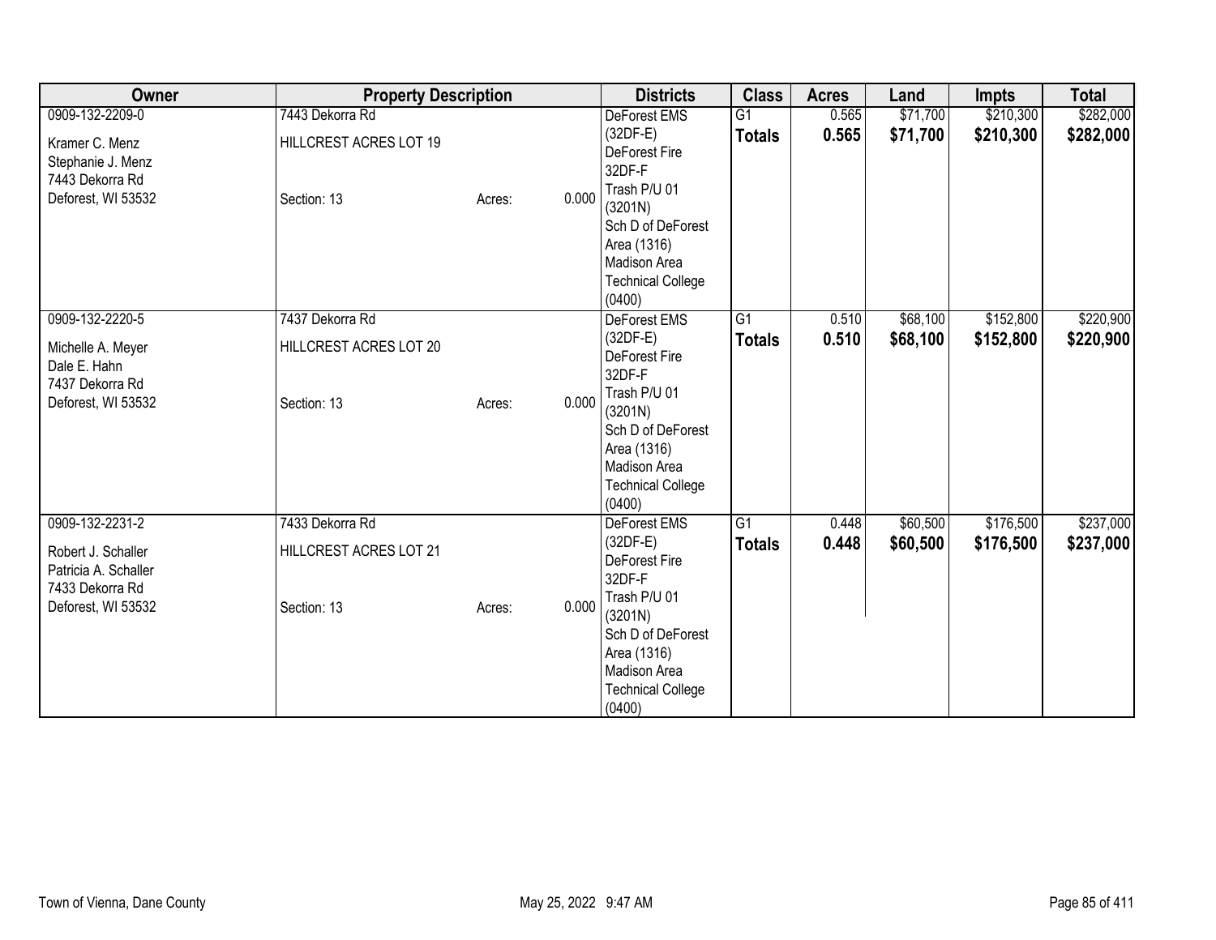| Owner | Property Description | | | Districts | Class | Acres | Land | Impts | Total |
|---|---|---|---|---|---|---|---|---|---|
| 0909-132-2209-0<br>Kramer C. Menz<br>Stephanie J. Menz<br>7443 Dekorra Rd<br>Deforest, WI 53532 | 7443 Dekorra Rd<br>HILLCREST ACRES LOT 19<br>Section: 13 | Acres: | 0.000 | DeForest EMS (32DF-E)<br>DeForest Fire 32DF-F<br>Trash P/U 01 (3201N)<br>Sch D of DeForest Area (1316)<br>Madison Area Technical College (0400) | G1<br>**Totals** | 0.565<br>**0.565** | $71,700<br>**$71,700** | $210,300<br>**$210,300** | $282,000<br>**$282,000** |
| 0909-132-2220-5<br>Michelle A. Meyer<br>Dale E. Hahn<br>7437 Dekorra Rd<br>Deforest, WI 53532 | 7437 Dekorra Rd<br>HILLCREST ACRES LOT 20<br>Section: 13 | Acres: | 0.000 | DeForest EMS (32DF-E)<br>DeForest Fire 32DF-F<br>Trash P/U 01 (3201N)<br>Sch D of DeForest Area (1316)<br>Madison Area Technical College (0400) | G1<br>**Totals** | 0.510<br>**0.510** | $68,100<br>**$68,100** | $152,800<br>**$152,800** | $220,900<br>**$220,900** |
| 0909-132-2231-2<br>Robert J. Schaller<br>Patricia A. Schaller<br>7433 Dekorra Rd<br>Deforest, WI 53532 | 7433 Dekorra Rd<br>HILLCREST ACRES LOT 21<br>Section: 13 | Acres: | 0.000 | DeForest EMS (32DF-E)<br>DeForest Fire 32DF-F<br>Trash P/U 01 (3201N)<br>Sch D of DeForest Area (1316)<br>Madison Area Technical College (0400) | G1<br>**Totals** | 0.448<br>**0.448** | $60,500<br>**$60,500** | $176,500<br>**$176,500** | $237,000<br>**$237,000** |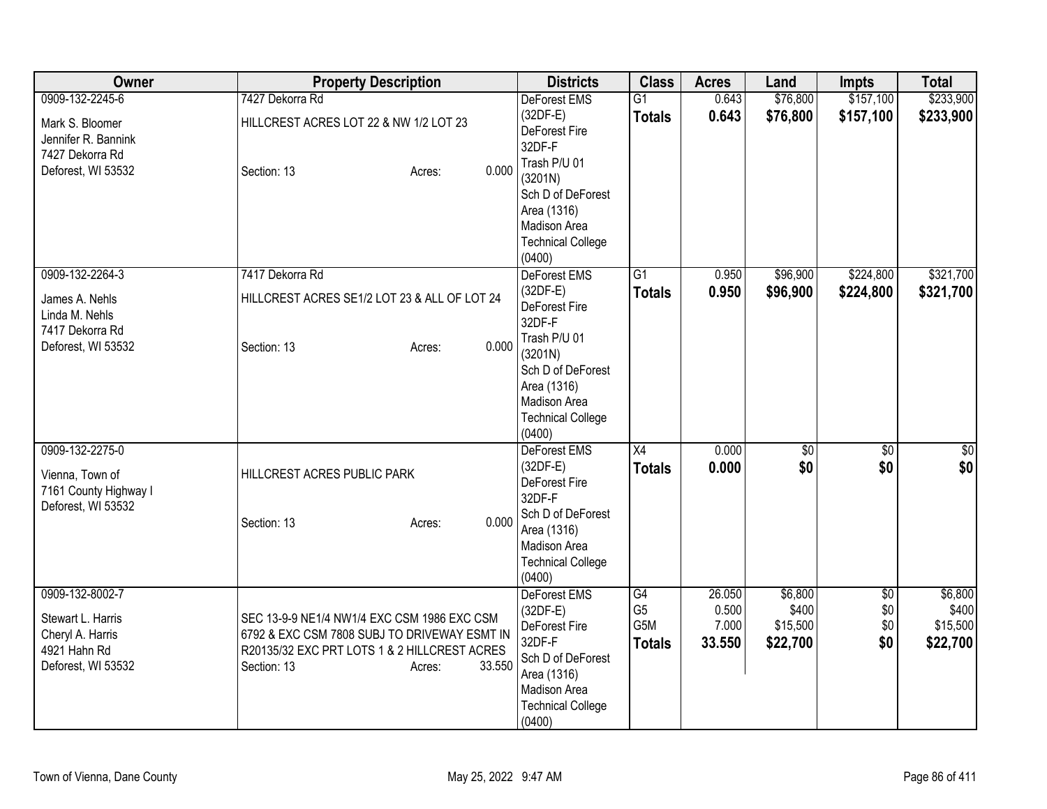| Owner | Property Description | Districts | Class | Acres | Land | Impts | Total |
|---|---|---|---|---|---|---|---|
| 0909-132-2245-6<br>Mark S. Bloomer<br>Jennifer R. Bannink<br>7427 Dekorra Rd<br>Deforest, WI 53532 | 7427 Dekorra Rd<br>HILLCREST ACRES LOT 22 & NW 1/2 LOT 23<br>Section: 13 Acres: 0.000 | DeForest EMS (32DF-E)<br>DeForest Fire 32DF-F<br>Trash P/U 01 (3201N)<br>Sch D of DeForest Area (1316)<br>Madison Area Technical College (0400) | G1<br>**Totals** | 0.643<br>**0.643** | $76,800<br>**$76,800** | $157,100<br>**$157,100** | $233,900<br>**$233,900** |
| 0909-132-2264-3<br>James A. Nehls<br>Linda M. Nehls<br>7417 Dekorra Rd<br>Deforest, WI 53532 | 7417 Dekorra Rd<br>HILLCREST ACRES SE1/2 LOT 23 & ALL OF LOT 24<br>Section: 13 Acres: 0.000 | DeForest EMS (32DF-E)<br>DeForest Fire 32DF-F<br>Trash P/U 01 (3201N)<br>Sch D of DeForest Area (1316)<br>Madison Area Technical College (0400) | G1<br>**Totals** | 0.950<br>**0.950** | $96,900<br>**$96,900** | $224,800<br>**$224,800** | $321,700<br>**$321,700** |
| 0909-132-2275-0<br>Vienna, Town of<br>7161 County Highway I<br>Deforest, WI 53532 | HILLCREST ACRES PUBLIC PARK<br>Section: 13 Acres: 0.000 | DeForest EMS (32DF-E)<br>DeForest Fire 32DF-F<br>Sch D of DeForest Area (1316)<br>Madison Area Technical College (0400) | X4<br>**Totals** | 0.000<br>**0.000** | $0<br>**$0** | $0<br>**$0** | $0<br>**$0** |
| 0909-132-8002-7<br>Stewart L. Harris<br>Cheryl A. Harris<br>4921 Hahn Rd<br>Deforest, WI 53532 | SEC 13-9-9 NE1/4 NW1/4 EXC CSM 1986 EXC CSM 6792 & EXC CSM 7808 SUBJ TO DRIVEWAY ESMT IN R20135/32 EXC PRT LOTS 1 & 2 HILLCREST ACRES<br>Section: 13 Acres: 33.550 | DeForest EMS (32DF-E)<br>DeForest Fire 32DF-F<br>Sch D of DeForest Area (1316)<br>Madison Area Technical College (0400) | G4<br>G5<br>G5M<br>**Totals** | 26.050<br>0.500<br>7.000<br>**33.550** | $6,800<br>$400<br>$15,500<br>**$22,700** | $0<br>$0<br>$0<br>**$0** | $6,800<br>$400<br>$15,500<br>**$22,700** |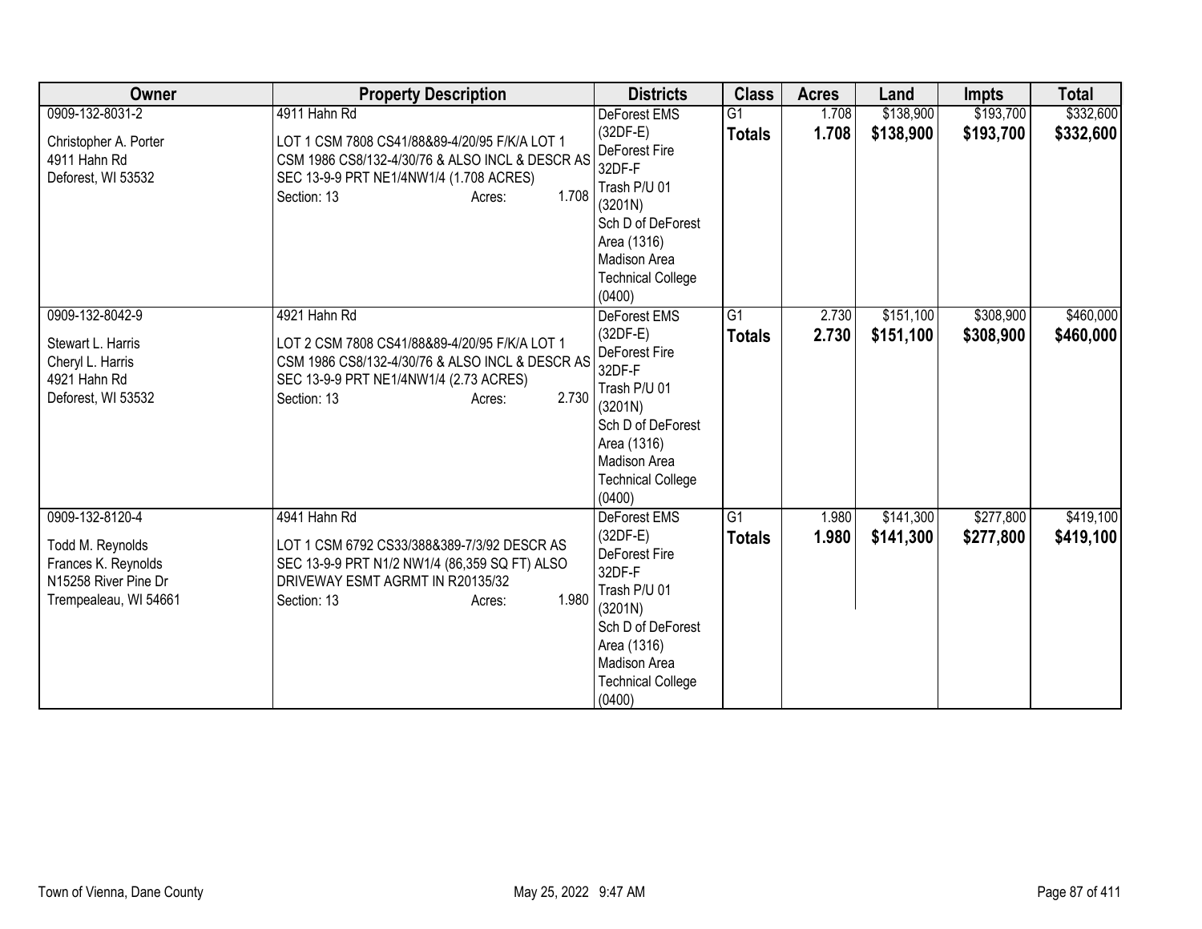| Owner | Property Description | Districts | Class | Acres | Land | Impts | Total |
|---|---|---|---|---|---|---|---|
| 0909-132-8031-2<br><br>Christopher A. Porter<br>4911 Hahn Rd<br>Deforest, WI 53532 | 4911 Hahn Rd<br><br>LOT 1 CSM 7808 CS41/88&89-4/20/95 F/K/A LOT 1 CSM 1986 CS8/132-4/30/76 & ALSO INCL & DESCR AS SEC 13-9-9 PRT NE1/4NW1/4 (1.708 ACRES)<br>Section: 13 Acres: 1.708 | DeForest EMS (32DF-E)<br>DeForest Fire 32DF-F<br>Trash P/U 01 (3201N)<br>Sch D of DeForest Area (1316)<br>Madison Area Technical College (0400) | G1<br>**Totals** | 1.708<br>**1.708** | $138,900<br>**$138,900** | $193,700<br>**$193,700** | $332,600<br>**$332,600** |
| 0909-132-8042-9<br><br>Stewart L. Harris<br>Cheryl L. Harris<br>4921 Hahn Rd<br>Deforest, WI 53532 | 4921 Hahn Rd<br><br>LOT 2 CSM 7808 CS41/88&89-4/20/95 F/K/A LOT 1 CSM 1986 CS8/132-4/30/76 & ALSO INCL & DESCR AS SEC 13-9-9 PRT NE1/4NW1/4 (2.73 ACRES)<br>Section: 13 Acres: 2.730 | DeForest EMS (32DF-E)<br>DeForest Fire 32DF-F<br>Trash P/U 01 (3201N)<br>Sch D of DeForest Area (1316)<br>Madison Area Technical College (0400) | G1<br>**Totals** | 2.730<br>**2.730** | $151,100<br>**$151,100** | $308,900<br>**$308,900** | $460,000<br>**$460,000** |
| 0909-132-8120-4<br><br>Todd M. Reynolds<br>Frances K. Reynolds<br>N15258 River Pine Dr<br>Trempealeau, WI 54661 | 4941 Hahn Rd<br><br>LOT 1 CSM 6792 CS33/388&389-7/3/92 DESCR AS SEC 13-9-9 PRT N1/2 NW1/4 (86,359 SQ FT) ALSO DRIVEWAY ESMT AGRMT IN R20135/32<br>Section: 13 Acres: 1.980 | DeForest EMS (32DF-E)<br>DeForest Fire 32DF-F<br>Trash P/U 01 (3201N)<br>Sch D of DeForest Area (1316)<br>Madison Area Technical College (0400) | G1<br>**Totals** | 1.980<br>**1.980** | $141,300<br>**$141,300** | $277,800<br>**$277,800** | $419,100<br>**$419,100** |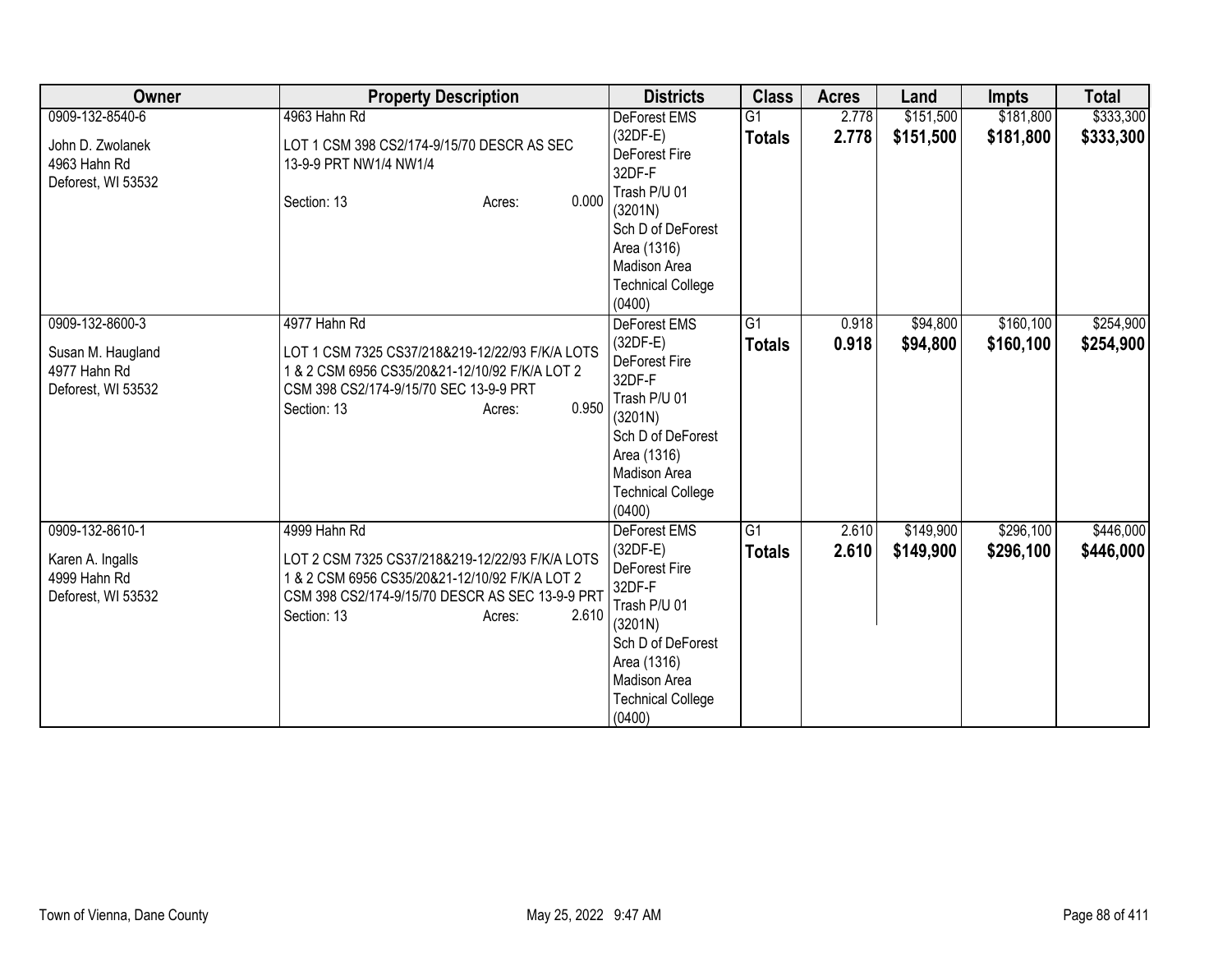| Owner | Property Description | Districts | Class | Acres | Land | Impts | Total |
|---|---|---|---|---|---|---|---|
| 0909-132-8540-6<br><br>John D. Zwolanek<br>4963 Hahn Rd<br>Deforest, WI 53532 | 4963 Hahn Rd<br><br>LOT 1 CSM 398 CS2/174-9/15/70 DESCR AS SEC 13-9-9 PRT NW1/4 NW1/4<br><br>Section: 13 Acres: 0.000 | DeForest EMS (32DF-E)<br>DeForest Fire 32DF-F<br>Trash P/U 01 (3201N)<br>Sch D of DeForest Area (1316)<br>Madison Area Technical College (0400) | G1<br>**Totals** | 2.778<br>**2.778** | $151,500<br>**$151,500** | $181,800<br>**$181,800** | $333,300<br>**$333,300** |
| 0909-132-8600-3<br><br>Susan M. Haugland<br>4977 Hahn Rd<br>Deforest, WI 53532 | 4977 Hahn Rd<br><br>LOT 1 CSM 7325 CS37/218&219-12/22/93 F/K/A LOTS 1 & 2 CSM 6956 CS35/20&21-12/10/92 F/K/A LOT 2 CSM 398 CS2/174-9/15/70 SEC 13-9-9 PRT<br>Section: 13 Acres: 0.950 | DeForest EMS (32DF-E)<br>DeForest Fire 32DF-F<br>Trash P/U 01 (3201N)<br>Sch D of DeForest Area (1316)<br>Madison Area Technical College (0400) | G1<br>**Totals** | 0.918<br>**0.918** | $94,800<br>**$94,800** | $160,100<br>**$160,100** | $254,900<br>**$254,900** |
| 0909-132-8610-1<br><br>Karen A. Ingalls<br>4999 Hahn Rd<br>Deforest, WI 53532 | 4999 Hahn Rd<br><br>LOT 2 CSM 7325 CS37/218&219-12/22/93 F/K/A LOTS 1 & 2 CSM 6956 CS35/20&21-12/10/92 F/K/A LOT 2 CSM 398 CS2/174-9/15/70 DESCR AS SEC 13-9-9 PRT<br>Section: 13 Acres: 2.610 | DeForest EMS (32DF-E)<br>DeForest Fire 32DF-F<br>Trash P/U 01 (3201N)<br>Sch D of DeForest Area (1316)<br>Madison Area Technical College (0400) | G1<br>**Totals** | 2.610<br>**2.610** | $149,900<br>**$149,900** | $296,100<br>**$296,100** | $446,000<br>**$446,000** |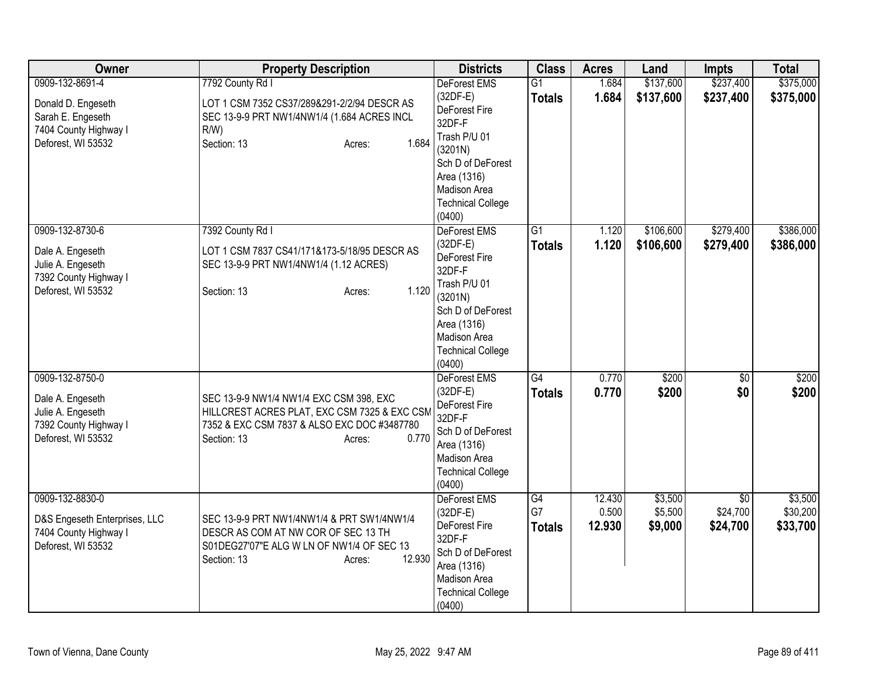| Owner | Property Description | Districts | Class | Acres | Land | Impts | Total |
|---|---|---|---|---|---|---|---|
| 0909-132-8691-4<br><br>Donald D. Engeseth<br>Sarah E. Engeseth<br>7404 County Highway I<br>Deforest, WI 53532 | 7792 County Rd I<br><br>LOT 1 CSM 7352 CS37/289&291-2/2/94 DESCR AS SEC 13-9-9 PRT NW1/4NW1/4 (1.684 ACRES INCL R/W)<br>Section: 13 Acres: 1.684 | DeForest EMS (32DF-E)<br>DeForest Fire 32DF-F<br>Trash P/U 01 (3201N)<br>Sch D of DeForest Area (1316)<br>Madison Area Technical College (0400) | G1<br>**Totals** | 1.684<br>**1.684** | $137,600<br>**$137,600** | $237,400<br>**$237,400** | $375,000<br>**$375,000** |
| 0909-132-8730-6<br><br>Dale A. Engeseth<br>Julie A. Engeseth<br>7392 County Highway I<br>Deforest, WI 53532 | 7392 County Rd I<br><br>LOT 1 CSM 7837 CS41/171&173-5/18/95 DESCR AS SEC 13-9-9 PRT NW1/4NW1/4 (1.12 ACRES)<br><br>Section: 13 Acres: 1.120 | DeForest EMS (32DF-E)<br>DeForest Fire 32DF-F<br>Trash P/U 01 (3201N)<br>Sch D of DeForest Area (1316)<br>Madison Area Technical College (0400) | G1<br>**Totals** | 1.120<br>**1.120** | $106,600<br>**$106,600** | $279,400<br>**$279,400** | $386,000<br>**$386,000** |
| 0909-132-8750-0<br><br>Dale A. Engeseth<br>Julie A. Engeseth<br>7392 County Highway I<br>Deforest, WI 53532 | SEC 13-9-9 NW1/4 NW1/4 EXC CSM 398, EXC HILLCREST ACRES PLAT, EXC CSM 7325 & EXC CSM 7352 & EXC CSM 7837 & ALSO EXC DOC #3487780<br>Section: 13 Acres: 0.770 | DeForest EMS (32DF-E)<br>DeForest Fire 32DF-F<br>Sch D of DeForest Area (1316)<br>Madison Area Technical College (0400) | G4<br>**Totals** | 0.770<br>**0.770** | $200<br>**$200** | $0<br>**$0** | $200<br>**$200** |
| 0909-132-8830-0<br><br>D&S Engeseth Enterprises, LLC<br>7404 County Highway I<br>Deforest, WI 53532 | SEC 13-9-9 PRT NW1/4NW1/4 & PRT SW1/4NW1/4 DESCR AS COM AT NW COR OF SEC 13 TH S01DEG27'07"E ALG W LN OF NW1/4 OF SEC 13<br>Section: 13 Acres: 12.930 | DeForest EMS (32DF-E)<br>DeForest Fire 32DF-F<br>Sch D of DeForest Area (1316)<br>Madison Area Technical College (0400) | G4<br>G7<br>**Totals** | 12.430<br>0.500<br>**12.930** | $3,500<br>$5,500<br>**$9,000** | $0<br>$24,700<br>**$24,700** | $3,500<br>$30,200<br>**$33,700** |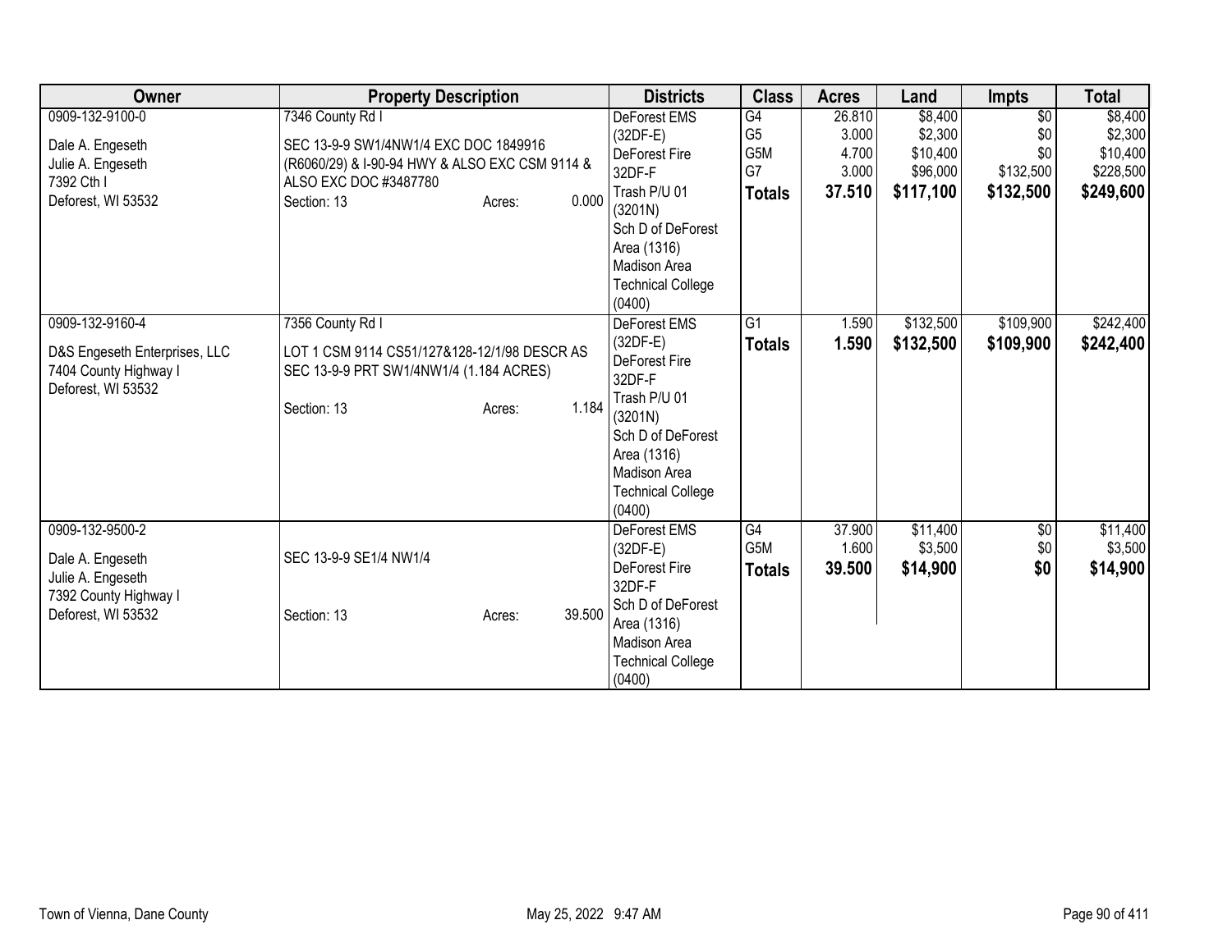| Owner | Property Description | Districts | Class | Acres | Land | Impts | Total |
|---|---|---|---|---|---|---|---|
| 0909-132-9100-0<br><br>Dale A. Engeseth<br>Julie A. Engeseth<br>7392 Cth I<br>Deforest, WI 53532 | 7346 County Rd I<br><br>SEC 13-9-9 SW1/4NW1/4 EXC DOC 1849916 (R6060/29) & I-90-94 HWY & ALSO EXC CSM 9114 & ALSO EXC DOC #3487780<br>Section: 13 Acres: 0.000 | DeForest EMS (32DF-E)<br>DeForest Fire 32DF-F<br>Trash P/U 01 (3201N)<br>Sch D of DeForest Area (1316)<br>Madison Area Technical College (0400) | G4<br>G5<br>G5M<br>G7<br>**Totals** | 26.810<br>3.000<br>4.700<br>3.000<br>**37.510** | $8,400<br>$2,300<br>$10,400<br>$96,000<br>**$117,100** | $0<br>$0<br>$0<br>$132,500<br>**$132,500** | $8,400<br>$2,300<br>$10,400<br>$228,500<br>**$249,600** |
| 0909-132-9160-4<br><br>D&S Engeseth Enterprises, LLC<br>7404 County Highway I<br>Deforest, WI 53532 | 7356 County Rd I<br><br>LOT 1 CSM 9114 CS51/127&128-12/1/98 DESCR AS SEC 13-9-9 PRT SW1/4NW1/4 (1.184 ACRES)<br><br>Section: 13 Acres: 1.184 | DeForest EMS (32DF-E)<br>DeForest Fire 32DF-F<br>Trash P/U 01 (3201N)<br>Sch D of DeForest Area (1316)<br>Madison Area Technical College (0400) | G1<br>**Totals** | 1.590<br>**1.590** | $132,500<br>**$132,500** | $109,900<br>**$109,900** | $242,400<br>**$242,400** |
| 0909-132-9500-2<br><br>Dale A. Engeseth<br>Julie A. Engeseth<br>7392 County Highway I<br>Deforest, WI 53532 | SEC 13-9-9 SE1/4 NW1/4<br><br>Section: 13 Acres: 39.500 | DeForest EMS (32DF-E)<br>DeForest Fire 32DF-F<br>Sch D of DeForest Area (1316)<br>Madison Area Technical College (0400) | G4<br>G5M<br>**Totals** | 37.900<br>1.600<br>**39.500** | $11,400<br>$3,500<br>**$14,900** | $0<br>$0<br>**$0** | $11,400<br>$3,500<br>**$14,900** |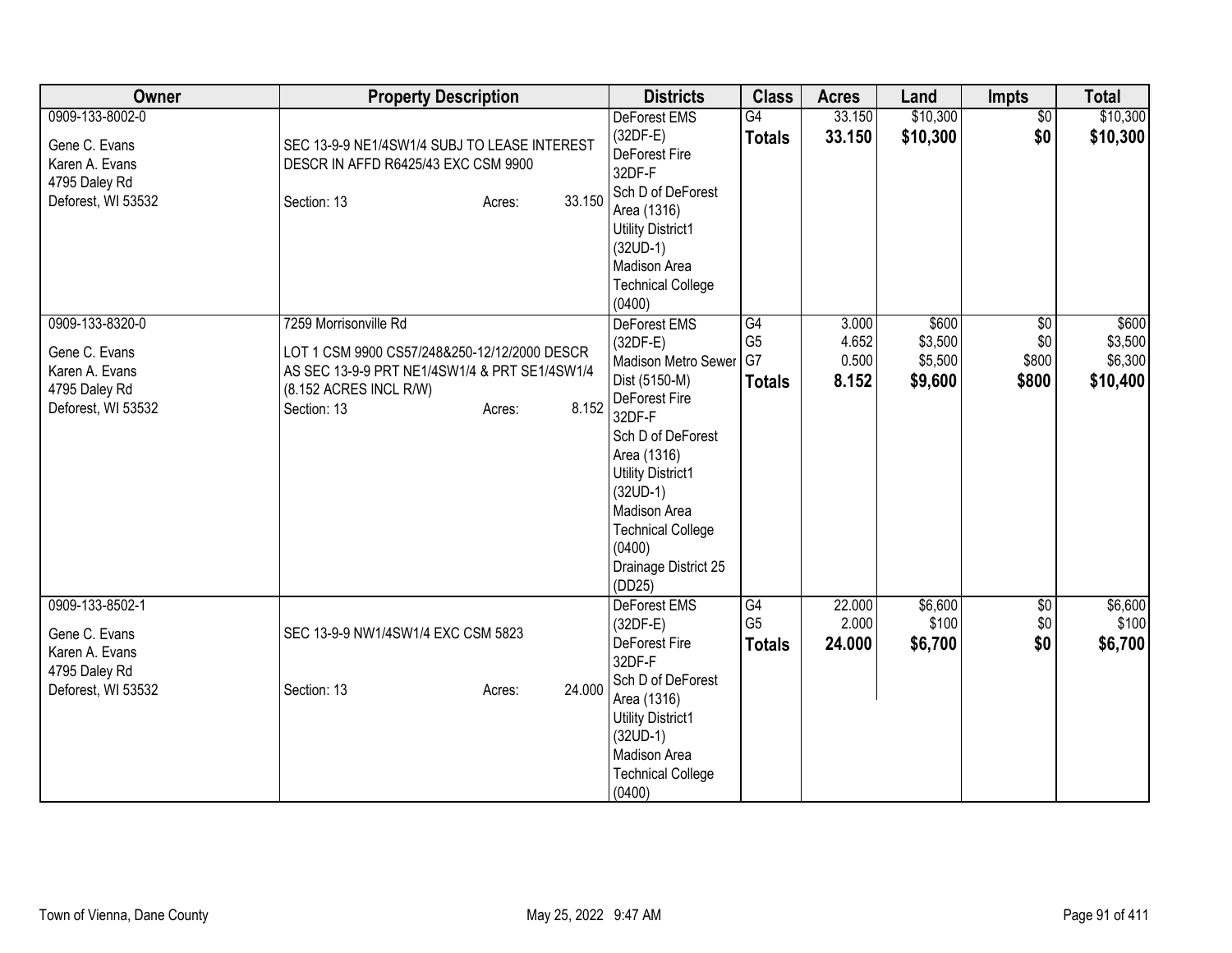| Owner | Property Description | Districts | Class | Acres | Land | Impts | Total |
|---|---|---|---|---|---|---|---|
| 0909-133-8002-0<br>Gene C. Evans<br>Karen A. Evans<br>4795 Daley Rd<br>Deforest, WI 53532 | SEC 13-9-9 NE1/4SW1/4 SUBJ TO LEASE INTEREST DESCR IN AFFD R6425/43 EXC CSM 9900<br>Section: 13 Acres: 33.150 | DeForest EMS (32DF-E)<br>DeForest Fire 32DF-F<br>Sch D of DeForest Area (1316)<br>Utility District1 (32UD-1)<br>Madison Area Technical College (0400) | G4<br>**Totals** | 33.150<br>**33.150** | $10,300<br>**$10,300** | $0<br>**$0** | $10,300<br>**$10,300** |
| 0909-133-8320-0<br>Gene C. Evans<br>Karen A. Evans<br>4795 Daley Rd<br>Deforest, WI 53532 | 7259 Morrisonville Rd<br>LOT 1 CSM 9900 CS57/248&250-12/12/2000 DESCR AS SEC 13-9-9 PRT NE1/4SW1/4 & PRT SE1/4SW1/4 (8.152 ACRES INCL R/W)<br>Section: 13 Acres: 8.152 | DeForest EMS (32DF-E)<br>Madison Metro Sewer Dist (5150-M)<br>DeForest Fire 32DF-F<br>Sch D of DeForest Area (1316)<br>Utility District1 (32UD-1)<br>Madison Area Technical College (0400)<br>Drainage District 25 (DD25) | G4<br>G5<br>G7<br>**Totals** | 3.000<br>4.652<br>0.500<br>**8.152** | $600<br>$3,500<br>$5,500<br>**$9,600** | $0<br>$0<br>$800<br>**$800** | $600<br>$3,500<br>$6,300<br>**$10,400** |
| 0909-133-8502-1<br>Gene C. Evans<br>Karen A. Evans<br>4795 Daley Rd<br>Deforest, WI 53532 | SEC 13-9-9 NW1/4SW1/4 EXC CSM 5823<br>Section: 13 Acres: 24.000 | DeForest EMS (32DF-E)<br>DeForest Fire 32DF-F<br>Sch D of DeForest Area (1316)<br>Utility District1 (32UD-1)<br>Madison Area Technical College (0400) | G4<br>G5<br>**Totals** | 22.000<br>2.000<br>**24.000** | $6,600<br>$100<br>**$6,700** | $0<br>$0<br>**$0** | $6,600<br>$100<br>**$6,700** |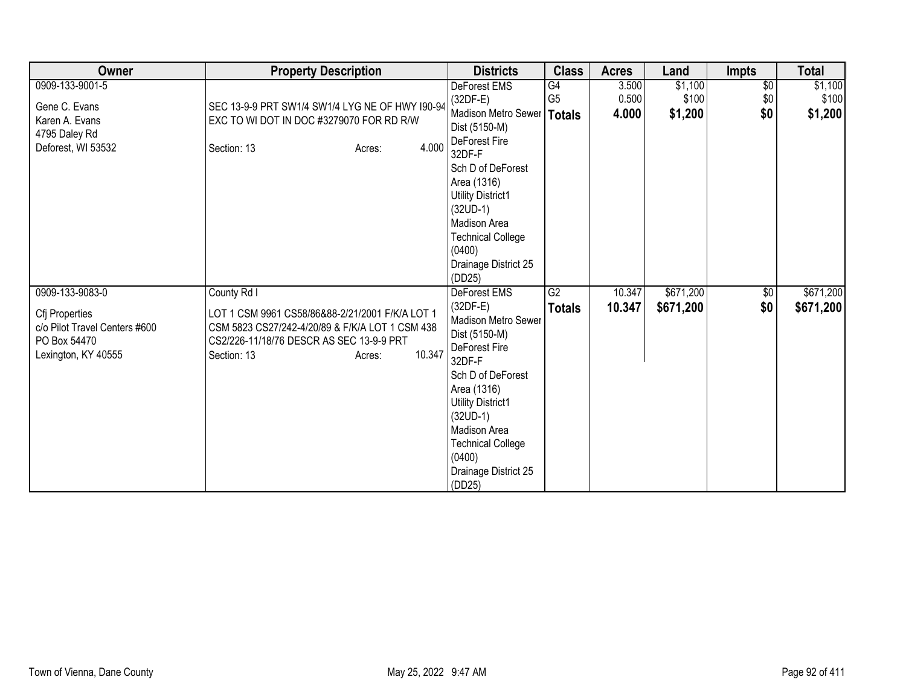| Owner | Property Description | Districts | Class | Acres | Land | Impts | Total |
|---|---|---|---|---|---|---|---|
| 0909-133-9001-5<br><br>Gene C. Evans<br>Karen A. Evans<br>4795 Daley Rd<br>Deforest, WI 53532 | SEC 13-9-9 PRT SW1/4 SW1/4 LYG NE OF HWY I90-94 EXC TO WI DOT IN DOC #3279070 FOR RD R/W<br><br>Section: 13 Acres: 4.000 | DeForest EMS (32DF-E)<br>Madison Metro Sewer Dist (5150-M)<br>DeForest Fire 32DF-F<br>Sch D of DeForest Area (1316)<br>Utility District1 (32UD-1)<br>Madison Area Technical College (0400)<br>Drainage District 25 (DD25) | G4<br>G5<br>**Totals** | 3.500<br>0.500<br>**4.000** | $1,100<br>$100<br>**$1,200** | $0<br>$0<br>**$0** | $1,100<br>$100<br>**$1,200** |
| 0909-133-9083-0<br><br>Cfj Properties<br>c/o Pilot Travel Centers #600<br>PO Box 54470<br>Lexington, KY 40555 | County Rd I<br><br>LOT 1 CSM 9961 CS58/86&88-2/21/2001 F/K/A LOT 1 CSM 5823 CS27/242-4/20/89 & F/K/A LOT 1 CSM 438 CS2/226-11/18/76 DESCR AS SEC 13-9-9 PRT<br>Section: 13 Acres: 10.347 | DeForest EMS (32DF-E)<br>Madison Metro Sewer Dist (5150-M)<br>DeForest Fire 32DF-F<br>Sch D of DeForest Area (1316)<br>Utility District1 (32UD-1)<br>Madison Area Technical College (0400)<br>Drainage District 25 (DD25) | G2<br>**Totals** | 10.347<br>**10.347** | $671,200<br>**$671,200** | $0<br>**$0** | $671,200<br>**$671,200** |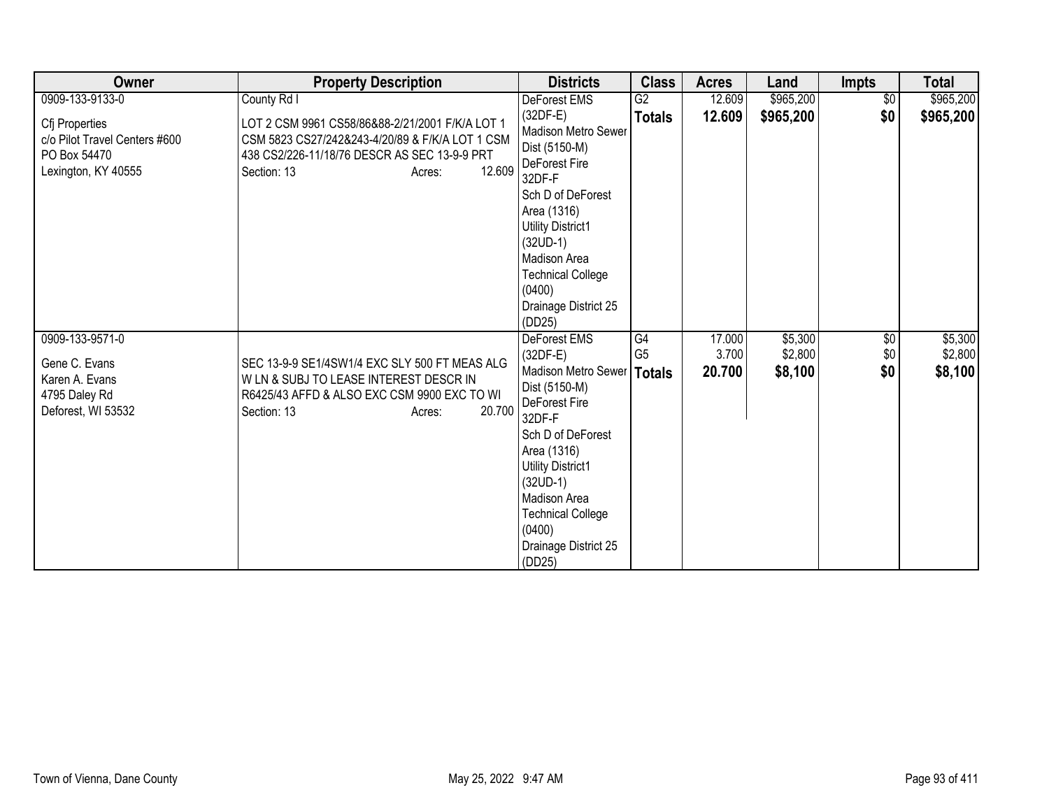| Owner | Property Description | Districts | Class | Acres | Land | Impts | Total |
|---|---|---|---|---|---|---|---|
| 0909-133-9133-0<br><br>Cfj Properties<br>c/o Pilot Travel Centers #600<br>PO Box 54470<br>Lexington, KY 40555 | County Rd I<br><br>LOT 2 CSM 9961 CS58/86&88-2/21/2001 F/K/A LOT 1 CSM 5823 CS27/242&243-4/20/89 & F/K/A LOT 1 CSM 438 CS2/226-11/18/76 DESCR AS SEC 13-9-9 PRT<br>Section: 13 Acres: 12.609 | DeForest EMS (32DF-E)<br>Madison Metro Sewer Dist (5150-M)<br>DeForest Fire 32DF-F<br>Sch D of DeForest Area (1316)<br>Utility District1 (32UD-1)<br>Madison Area Technical College (0400)<br>Drainage District 25 (DD25) | G2<br>**Totals** | 12.609<br>**12.609** | $965,200<br>**$965,200** | $0<br>**$0** | $965,200<br>**$965,200** |
| 0909-133-9571-0<br><br>Gene C. Evans<br>Karen A. Evans<br>4795 Daley Rd<br>Deforest, WI 53532 | SEC 13-9-9 SE1/4SW1/4 EXC SLY 500 FT MEAS ALG W LN & SUBJ TO LEASE INTEREST DESCR IN R6425/43 AFFD & ALSO EXC CSM 9900 EXC TO WI<br>Section: 13 Acres: 20.700 | DeForest EMS (32DF-E)<br>Madison Metro Sewer Dist (5150-M)<br>DeForest Fire 32DF-F<br>Sch D of DeForest Area (1316)<br>Utility District1 (32UD-1)<br>Madison Area Technical College (0400)<br>Drainage District 25 (DD25) | G4<br>G5<br>**Totals** | 17.000<br>3.700<br>**20.700** | $5,300<br>$2,800<br>**$8,100** | $0<br>$0<br>**$0** | $5,300<br>$2,800<br>**$8,100** |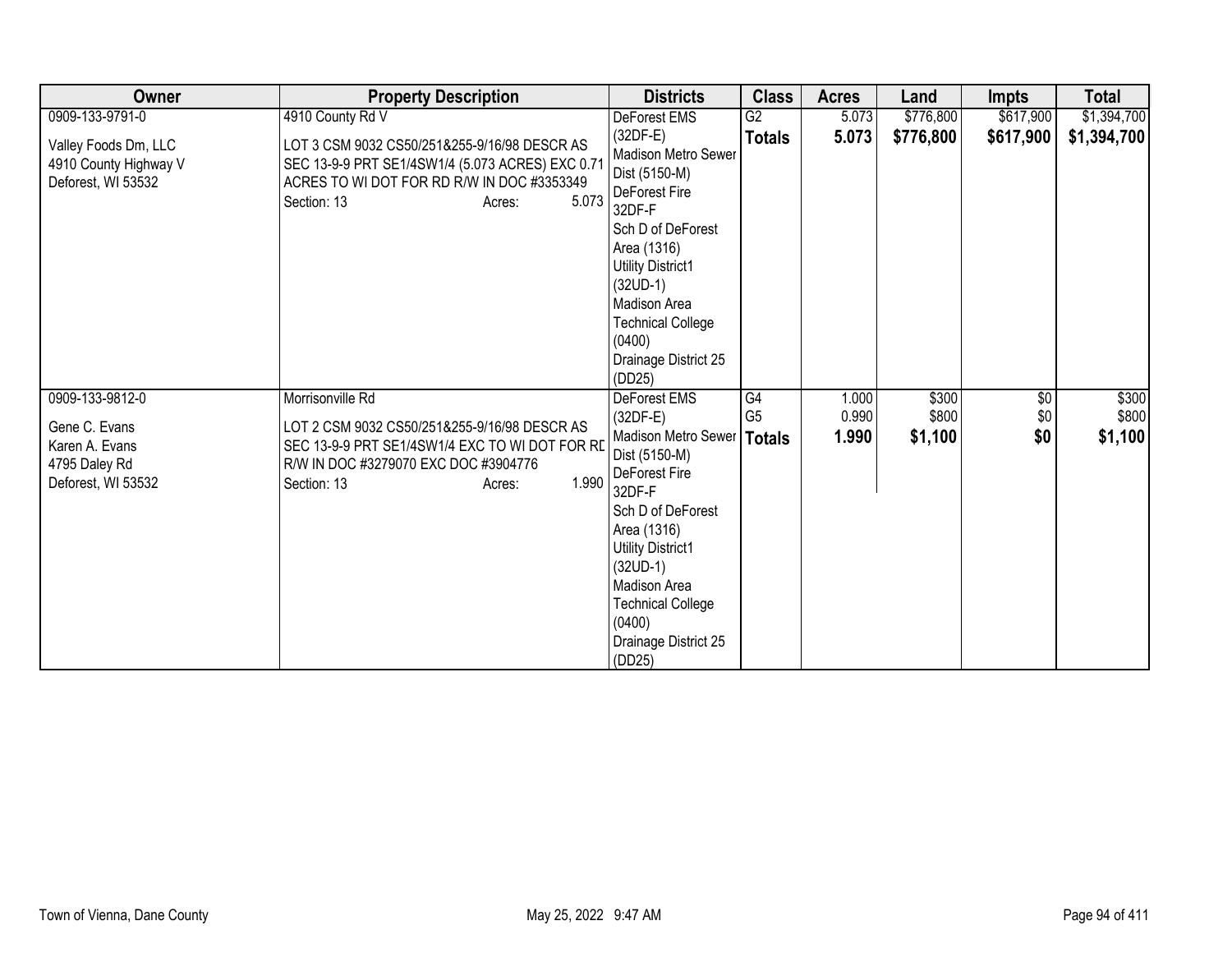| Owner | Property Description | Districts | Class | Acres | Land | Impts | Total |
|---|---|---|---|---|---|---|---|
| 0909-133-9791-0<br><br>Valley Foods Dm, LLC<br>4910 County Highway V<br>Deforest, WI 53532 | 4910 County Rd V<br><br>LOT 3 CSM 9032 CS50/251&255-9/16/98 DESCR AS SEC 13-9-9 PRT SE1/4SW1/4 (5.073 ACRES) EXC 0.71 ACRES TO WI DOT FOR RD R/W IN DOC #3353349<br>Section: 13 Acres: 5.073 | DeForest EMS (32DF-E)<br>Madison Metro Sewer Dist (5150-M)<br>DeForest Fire 32DF-F<br>Sch D of DeForest Area (1316)<br>Utility District1 (32UD-1)<br>Madison Area Technical College (0400)<br>Drainage District 25 (DD25) | G2<br>**Totals** | 5.073<br>**5.073** | $776,800<br>**$776,800** | $617,900<br>**$617,900** | $1,394,700<br>**$1,394,700** |
| 0909-133-9812-0<br><br>Gene C. Evans<br>Karen A. Evans<br>4795 Daley Rd<br>Deforest, WI 53532 | Morrisonville Rd<br><br>LOT 2 CSM 9032 CS50/251&255-9/16/98 DESCR AS SEC 13-9-9 PRT SE1/4SW1/4 EXC TO WI DOT FOR RD R/W IN DOC #3279070 EXC DOC #3904776<br>Section: 13 Acres: 1.990 | DeForest EMS (32DF-E)<br>Madison Metro Sewer Dist (5150-M)<br>DeForest Fire 32DF-F<br>Sch D of DeForest Area (1316)<br>Utility District1 (32UD-1)<br>Madison Area Technical College (0400)<br>Drainage District 25 (DD25) | G4<br>G5<br>**Totals** | 1.000<br>0.990<br>**1.990** | $300<br>$800<br>**$1,100** | $0<br>$0<br>**$0** | $300<br>$800<br>**$1,100** |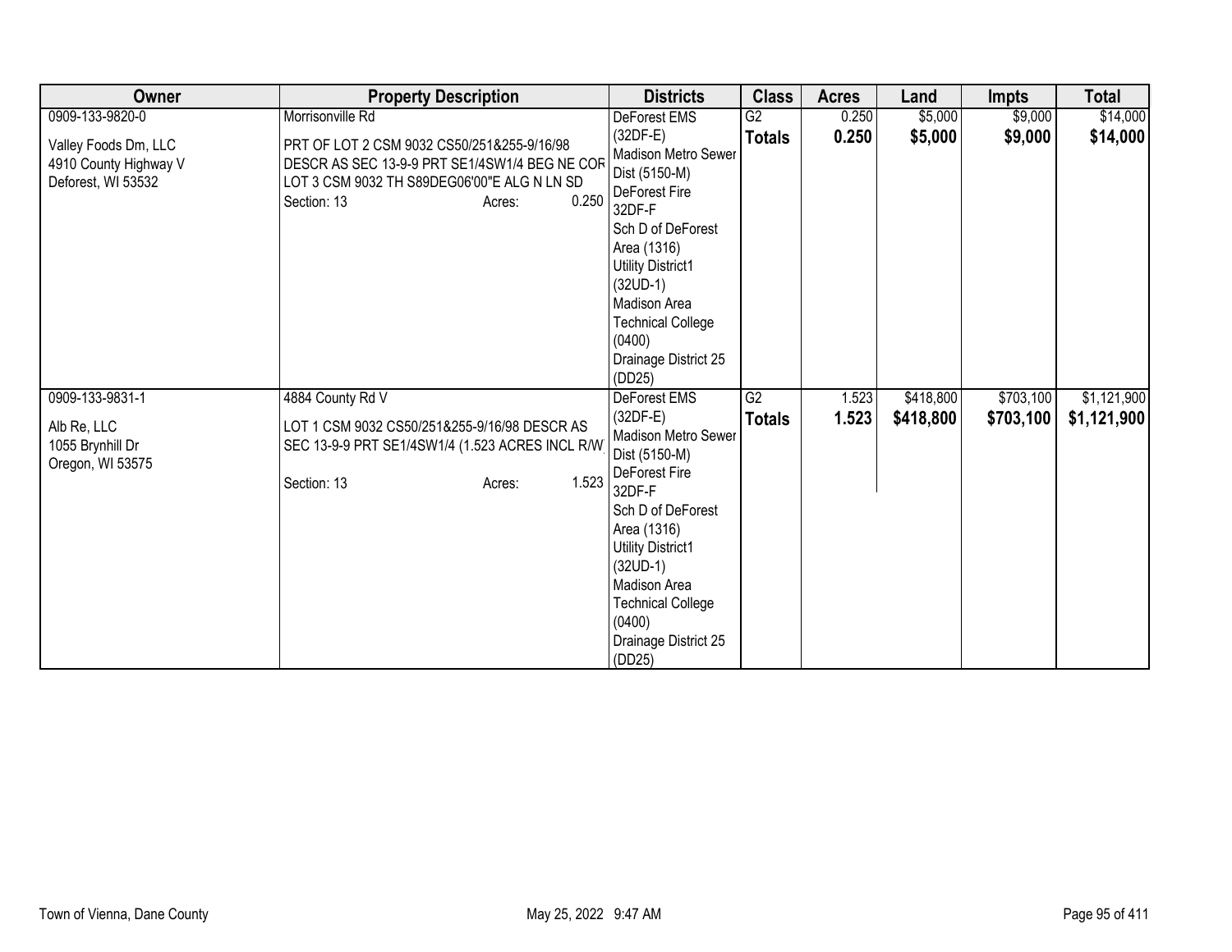| Owner | Property Description | Districts | Class | Acres | Land | Impts | Total |
|---|---|---|---|---|---|---|---|
| 0909-133-9820-0<br><br>Valley Foods Dm, LLC<br>4910 County Highway V<br>Deforest, WI 53532 | Morrisonville Rd<br><br>PRT OF LOT 2 CSM 9032 CS50/251&255-9/16/98 DESCR AS SEC 13-9-9 PRT SE1/4SW1/4 BEG NE COR LOT 3 CSM 9032 TH S89DEG06'00"E ALG N LN SD<br>Section: 13 Acres: 0.250 | DeForest EMS (32DF-E)<br>Madison Metro Sewer Dist (5150-M)<br>DeForest Fire 32DF-F<br>Sch D of DeForest Area (1316)<br>Utility District1 (32UD-1)<br>Madison Area Technical College (0400)<br>Drainage District 25 (DD25) | G2<br>**Totals** | 0.250<br>**0.250** | $5,000<br>**$5,000** | $9,000<br>**$9,000** | $14,000<br>**$14,000** |
| 0909-133-9831-1<br><br>Alb Re, LLC<br>1055 Brynhill Dr<br>Oregon, WI 53575 | 4884 County Rd V<br><br>LOT 1 CSM 9032 CS50/251&255-9/16/98 DESCR AS SEC 13-9-9 PRT SE1/4SW1/4 (1.523 ACRES INCL R/W<br><br>Section: 13 Acres: 1.523 | DeForest EMS (32DF-E)<br>Madison Metro Sewer Dist (5150-M)<br>DeForest Fire 32DF-F<br>Sch D of DeForest Area (1316)<br>Utility District1 (32UD-1)<br>Madison Area Technical College (0400)<br>Drainage District 25 (DD25) | G2<br>**Totals** | 1.523<br>**1.523** | $418,800<br>**$418,800** | $703,100<br>**$703,100** | $1,121,900<br>**$1,121,900** |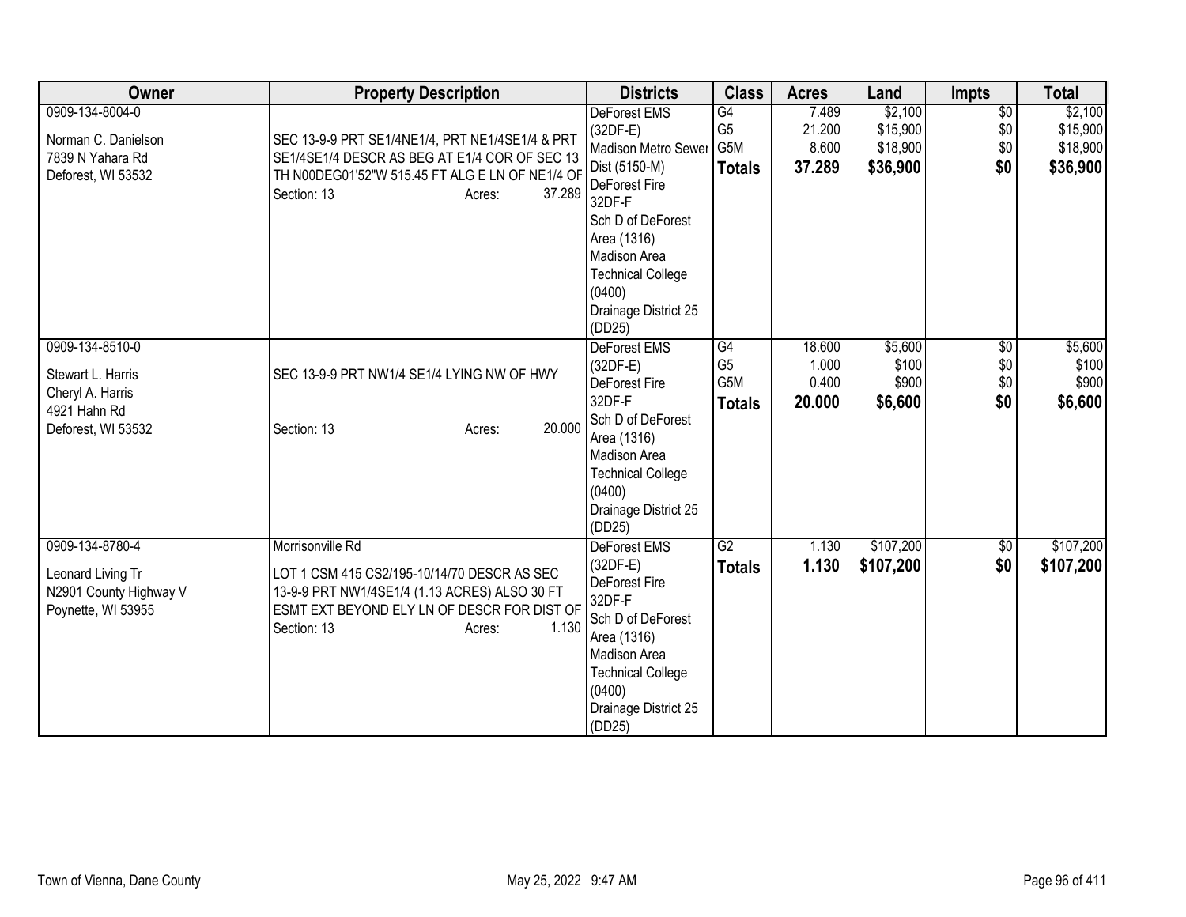| Owner | Property Description | Districts | Class | Acres | Land | Impts | Total |
|---|---|---|---|---|---|---|---|
| 0909-134-8004-0<br><br>Norman C. Danielson<br>7839 N Yahara Rd<br>Deforest, WI 53532 | SEC 13-9-9 PRT SE1/4NE1/4, PRT NE1/4SE1/4 & PRT SE1/4SE1/4 DESCR AS BEG AT E1/4 COR OF SEC 13 TH N00DEG01'52"W 515.45 FT ALG E LN OF NE1/4 OF<br>Section: 13 Acres: 37.289 | DeForest EMS (32DF-E)<br>Madison Metro Sewer Dist (5150-M)<br>DeForest Fire 32DF-F<br>Sch D of DeForest Area (1316)<br>Madison Area Technical College (0400)<br>Drainage District 25 (DD25) | G4<br>G5<br>G5M<br>**Totals** | 7.489<br>21.200<br>8.600<br>**37.289** | $2,100<br>$15,900<br>$18,900<br>**$36,900** | $0<br>$0<br>$0<br>**$0** | $2,100<br>$15,900<br>$18,900<br>**$36,900** |
| 0909-134-8510-0<br><br>Stewart L. Harris<br>Cheryl A. Harris<br>4921 Hahn Rd<br>Deforest, WI 53532 | SEC 13-9-9 PRT NW1/4 SE1/4 LYING NW OF HWY<br><br>Section: 13 Acres: 20.000 | DeForest EMS (32DF-E)<br>DeForest Fire 32DF-F<br>Sch D of DeForest Area (1316)<br>Madison Area Technical College (0400)<br>Drainage District 25 (DD25) | G4<br>G5<br>G5M<br>**Totals** | 18.600<br>1.000<br>0.400<br>**20.000** | $5,600<br>$100<br>$900<br>**$6,600** | $0<br>$0<br>$0<br>**$0** | $5,600<br>$100<br>$900<br>**$6,600** |
| 0909-134-8780-4<br><br>Leonard Living Tr<br>N2901 County Highway V<br>Poynette, WI 53955 | Morrisonville Rd<br><br>LOT 1 CSM 415 CS2/195-10/14/70 DESCR AS SEC 13-9-9 PRT NW1/4SE1/4 (1.13 ACRES) ALSO 30 FT ESMT EXT BEYOND ELY LN OF DESCR FOR DIST OF<br>Section: 13 Acres: 1.130 | DeForest EMS (32DF-E)<br>DeForest Fire 32DF-F<br>Sch D of DeForest Area (1316)<br>Madison Area Technical College (0400)<br>Drainage District 25 (DD25) | G2<br>**Totals** | 1.130<br>**1.130** | $107,200<br>**$107,200** | $0<br>**$0** | $107,200<br>**$107,200** |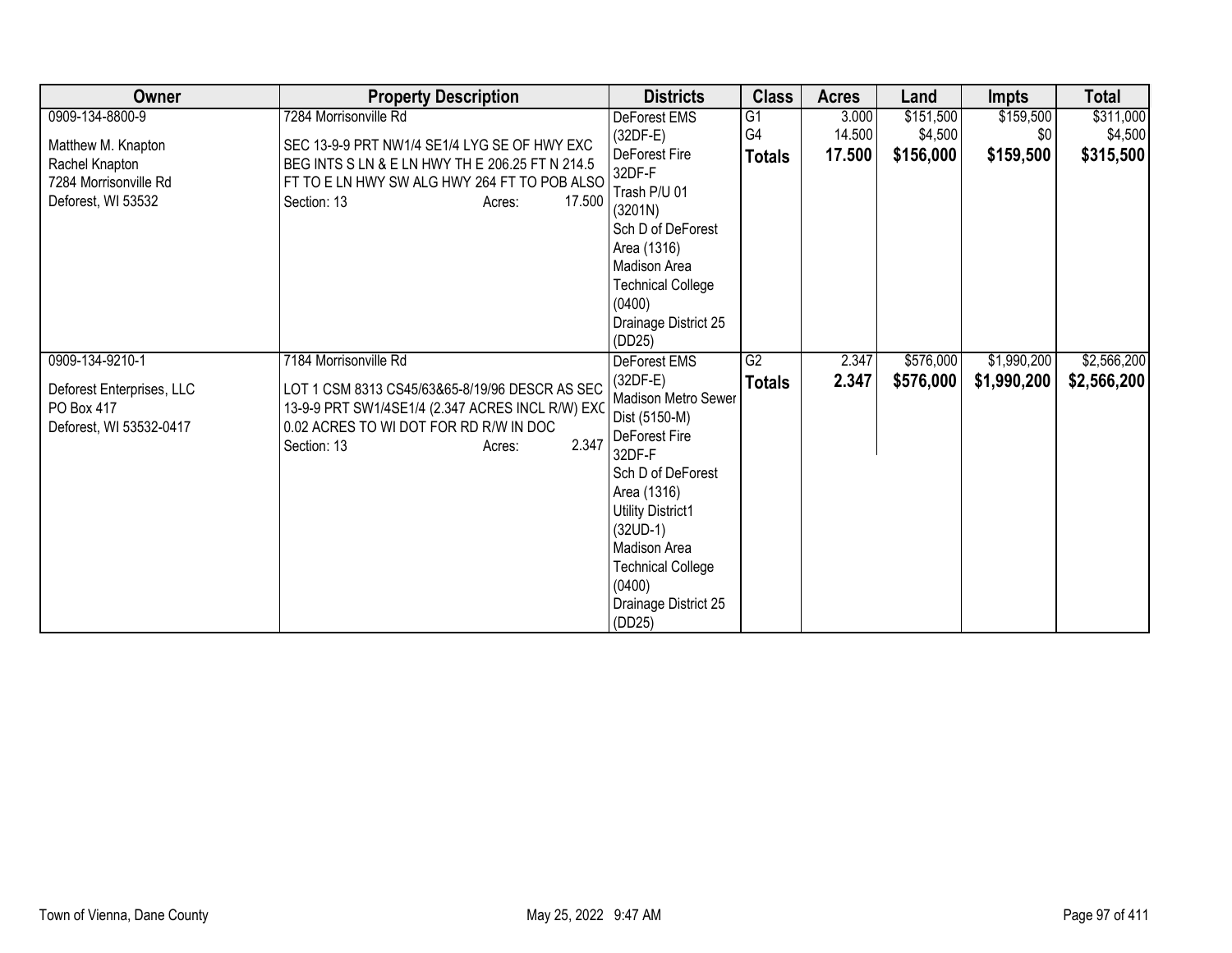| Owner | Property Description | Districts | Class | Acres | Land | Impts | Total |
|---|---|---|---|---|---|---|---|
| 0909-134-8800-9<br><br>Matthew M. Knapton<br>Rachel Knapton<br>7284 Morrisonville Rd<br>Deforest, WI 53532 | 7284 Morrisonville Rd<br><br>SEC 13-9-9 PRT NW1/4 SE1/4 LYG SE OF HWY EXC BEG INTS S LN & E LN HWY TH E 206.25 FT N 214.5 FT TO E LN HWY SW ALG HWY 264 FT TO POB ALSO<br>Section: 13 Acres: 17.500 | DeForest EMS (32DF-E)<br>DeForest Fire 32DF-F<br>Trash P/U 01 (3201N)<br>Sch D of DeForest Area (1316)<br>Madison Area Technical College (0400)<br>Drainage District 25 (DD25) | G1<br>G4<br>**Totals** | 3.000<br>14.500<br>**17.500** | $151,500<br>$4,500<br>**$156,000** | $159,500<br>$0<br>**$159,500** | $311,000<br>$4,500<br>**$315,500** |
| 0909-134-9210-1<br><br>Deforest Enterprises, LLC<br>PO Box 417<br>Deforest, WI 53532-0417 | 7184 Morrisonville Rd<br><br>LOT 1 CSM 8313 CS45/63&65-8/19/96 DESCR AS SEC 13-9-9 PRT SW1/4SE1/4 (2.347 ACRES INCL R/W) EXC 0.02 ACRES TO WI DOT FOR RD R/W IN DOC<br>Section: 13 Acres: 2.347 | DeForest EMS (32DF-E)<br>Madison Metro Sewer Dist (5150-M)<br>DeForest Fire 32DF-F<br>Sch D of DeForest Area (1316)<br>Utility District1 (32UD-1)<br>Madison Area Technical College (0400)<br>Drainage District 25 (DD25) | G2<br>**Totals** | 2.347<br>**2.347** | $576,000<br>**$576,000** | $1,990,200<br>**$1,990,200** | $2,566,200<br>**$2,566,200** |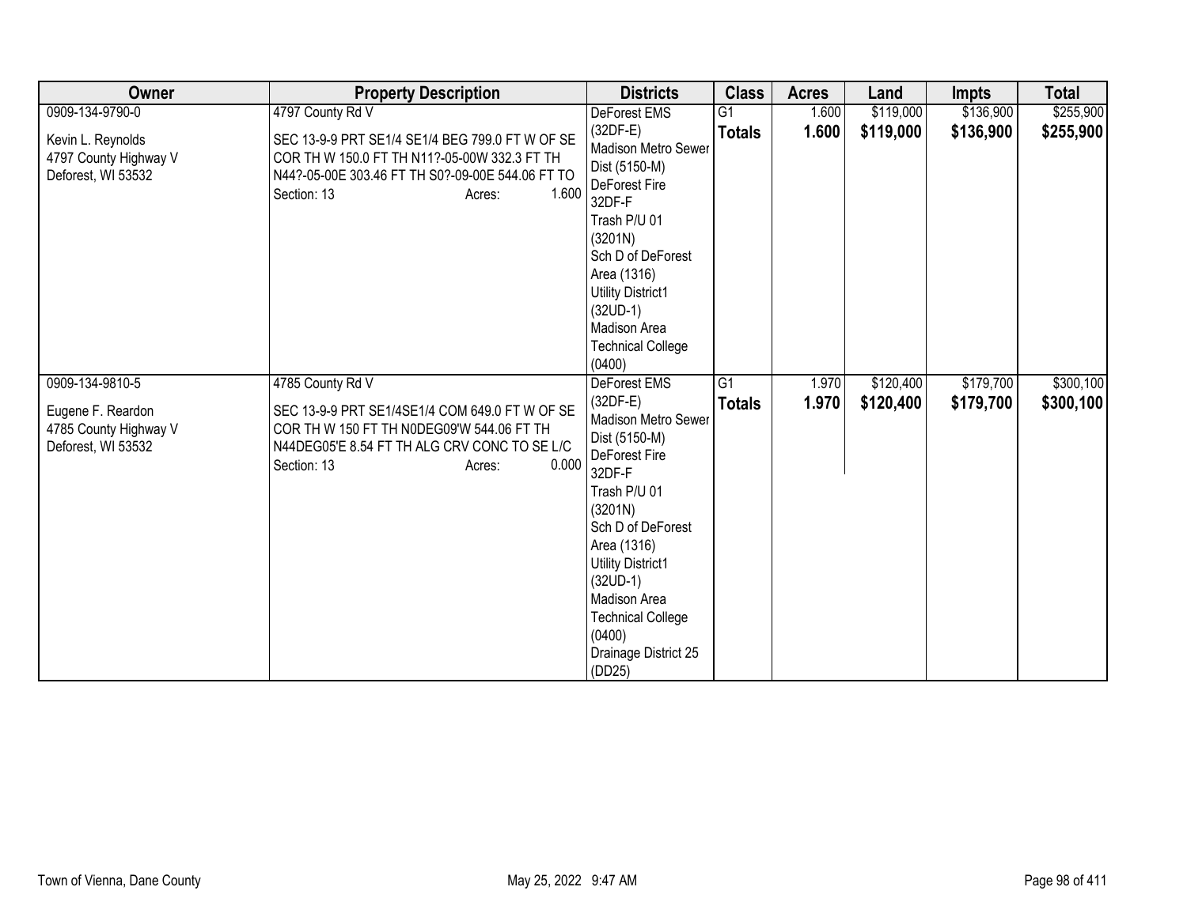| Owner | Property Description | Districts | Class | Acres | Land | Impts | Total |
|---|---|---|---|---|---|---|---|
| 0909-134-9790-0<br><br>Kevin L. Reynolds<br>4797 County Highway V<br>Deforest, WI 53532 | 4797 County Rd V<br><br>SEC 13-9-9 PRT SE1/4 SE1/4 BEG 799.0 FT W OF SE COR TH W 150.0 FT TH N11?-05-00W 332.3 FT TH N44?-05-00E 303.46 FT TH S0?-09-00E 544.06 FT TO<br>Section: 13 Acres: 1.600 | DeForest EMS (32DF-E)<br>Madison Metro Sewer Dist (5150-M)<br>DeForest Fire 32DF-F<br>Trash P/U 01 (3201N)<br>Sch D of DeForest Area (1316)<br>Utility District1 (32UD-1)<br>Madison Area Technical College (0400) | G1<br>**Totals** | 1.600<br>**1.600** | $119,000<br>**$119,000** | $136,900<br>**$136,900** | $255,900<br>**$255,900** |
| 0909-134-9810-5<br><br>Eugene F. Reardon<br>4785 County Highway V<br>Deforest, WI 53532 | 4785 County Rd V<br><br>SEC 13-9-9 PRT SE1/4SE1/4 COM 649.0 FT W OF SE COR TH W 150 FT TH N0DEG09'W 544.06 FT TH N44DEG05'E 8.54 FT TH ALG CRV CONC TO SE L/C<br>Section: 13 Acres: 0.000 | DeForest EMS (32DF-E)<br>Madison Metro Sewer Dist (5150-M)<br>DeForest Fire 32DF-F<br>Trash P/U 01 (3201N)<br>Sch D of DeForest Area (1316)<br>Utility District1 (32UD-1)<br>Madison Area Technical College (0400)<br>Drainage District 25 (DD25) | G1<br>**Totals** | 1.970<br>**1.970** | $120,400<br>**$120,400** | $179,700<br>**$179,700** | $300,100<br>**$300,100** |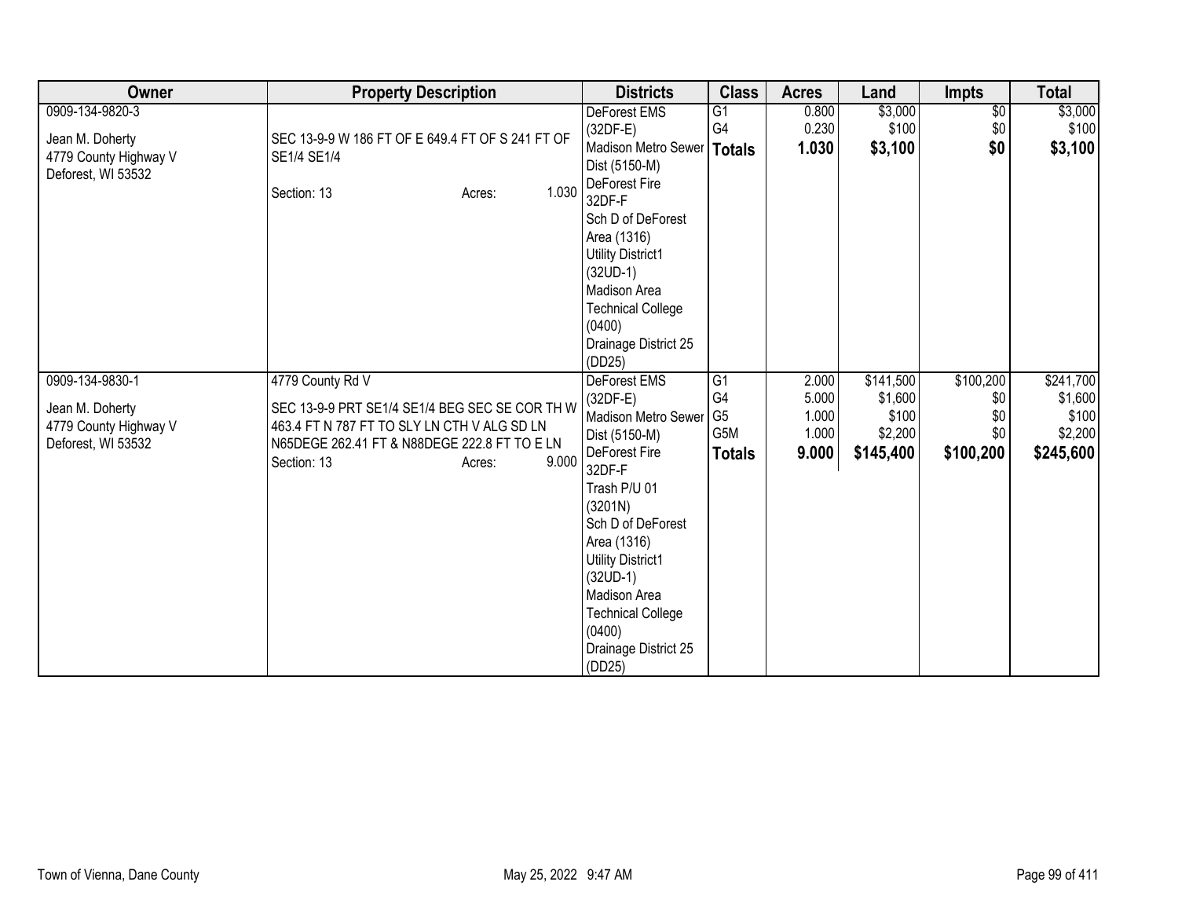| Owner | Property Description | Districts | Class | Acres | Land | Impts | Total |
|---|---|---|---|---|---|---|---|
| 0909-134-9820-3<br><br>Jean M. Doherty<br>4779 County Highway V<br>Deforest, WI 53532 | SEC 13-9-9 W 186 FT OF E 649.4 FT OF S 241 FT OF SE1/4 SE1/4<br><br>Section: 13 Acres: 1.030 | DeForest EMS (32DF-E)<br>Madison Metro Sewer Dist (5150-M)<br>DeForest Fire 32DF-F<br>Sch D of DeForest Area (1316)<br>Utility District1 (32UD-1)<br>Madison Area Technical College (0400)<br>Drainage District 25 (DD25) | G1<br>G4<br>**Totals** | 0.800<br>0.230<br>**1.030** | $3,000<br>$100<br>**$3,100** | $0<br>$0<br>**$0** | $3,000<br>$100<br>**$3,100** |
| 0909-134-9830-1<br><br>Jean M. Doherty<br>4779 County Highway V<br>Deforest, WI 53532 | 4779 County Rd V<br><br>SEC 13-9-9 PRT SE1/4 SE1/4 BEG SEC SE COR TH W 463.4 FT N 787 FT TO SLY LN CTH V ALG SD LN N65DEGE 262.41 FT & N88DEGE 222.8 FT TO E LN<br>Section: 13 Acres: 9.000 | DeForest EMS (32DF-E)<br>Madison Metro Sewer Dist (5150-M)<br>DeForest Fire 32DF-F<br>Trash P/U 01 (3201N)<br>Sch D of DeForest Area (1316)<br>Utility District1 (32UD-1)<br>Madison Area Technical College (0400)<br>Drainage District 25 (DD25) | G1<br>G4<br>G5<br>G5M<br>**Totals** | 2.000<br>5.000<br>1.000<br>1.000<br>**9.000** | $141,500<br>$1,600<br>$100<br>$2,200<br>**$145,400** | $100,200<br>$0<br>$0<br>$0<br>**$100,200** | $241,700<br>$1,600<br>$100<br>$2,200<br>**$245,600** |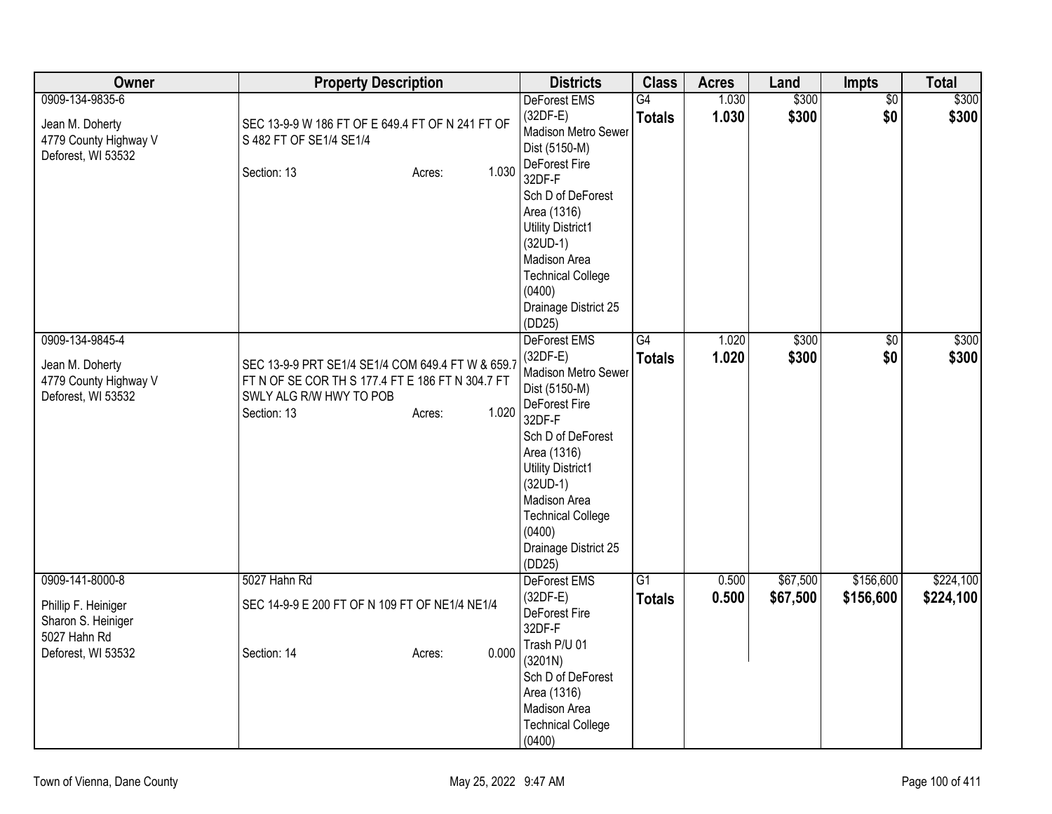| Owner | Property Description | Districts | Class | Acres | Land | Impts | Total |
|---|---|---|---|---|---|---|---|
| 0909-134-9835-6<br><br>Jean M. Doherty<br>4779 County Highway V<br>Deforest, WI 53532 | SEC 13-9-9 W 186 FT OF E 649.4 FT OF N 241 FT OF S 482 FT OF SE1/4 SE1/4<br><br>Section: 13 Acres: 1.030 | DeForest EMS (32DF-E)<br>Madison Metro Sewer Dist (5150-M)<br>DeForest Fire 32DF-F<br>Sch D of DeForest Area (1316)<br>Utility District1 (32UD-1)<br>Madison Area Technical College (0400)<br>Drainage District 25 (DD25) | G4<br>**Totals** | 1.030<br>**1.030** | $300<br>**$300** | $0<br>**$0** | $300<br>**$300** |
| 0909-134-9845-4<br><br>Jean M. Doherty<br>4779 County Highway V<br>Deforest, WI 53532 | SEC 13-9-9 PRT SE1/4 SE1/4 COM 649.4 FT W & 659.7 FT N OF SE COR TH S 177.4 FT E 186 FT N 304.7 FT SWLY ALG R/W HWY TO POB<br>Section: 13 Acres: 1.020 | DeForest EMS (32DF-E)<br>Madison Metro Sewer Dist (5150-M)<br>DeForest Fire 32DF-F<br>Sch D of DeForest Area (1316)<br>Utility District1 (32UD-1)<br>Madison Area Technical College (0400)<br>Drainage District 25 (DD25) | G4<br>**Totals** | 1.020<br>**1.020** | $300<br>**$300** | $0<br>**$0** | $300<br>**$300** |
| 0909-141-8000-8<br><br>Phillip F. Heiniger<br>Sharon S. Heiniger<br>5027 Hahn Rd<br>Deforest, WI 53532 | 5027 Hahn Rd<br>SEC 14-9-9 E 200 FT OF N 109 FT OF NE1/4 NE1/4<br><br>Section: 14 Acres: 0.000 | DeForest EMS (32DF-E)<br>DeForest Fire 32DF-F<br>Trash P/U 01 (3201N)<br>Sch D of DeForest Area (1316)<br>Madison Area Technical College (0400) | G1<br>**Totals** | 0.500<br>**0.500** | $67,500<br>**$67,500** | $156,600<br>**$156,600** | $224,100<br>**$224,100** |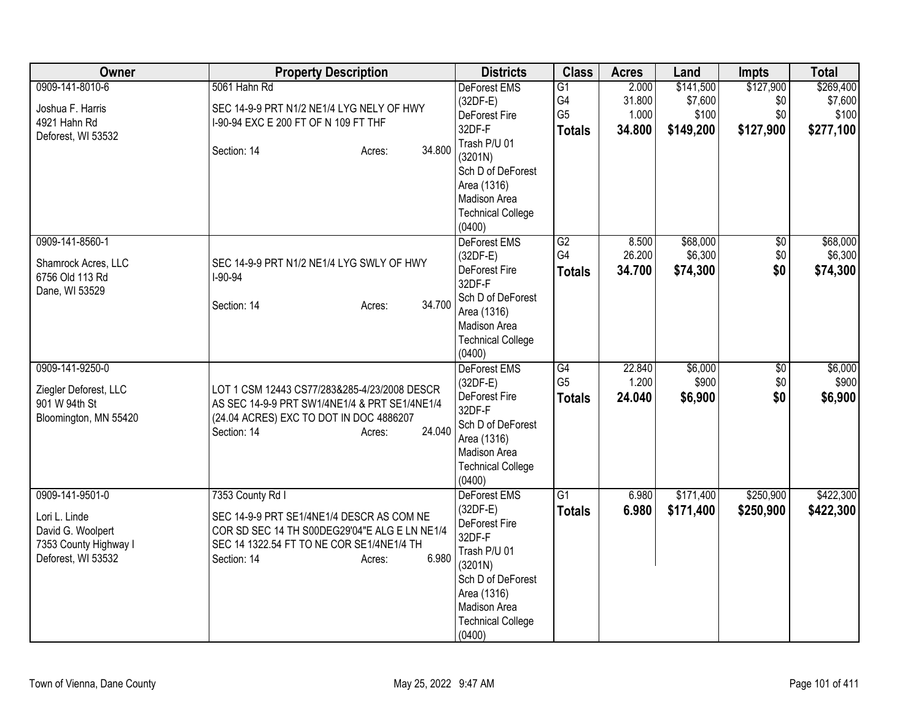| Owner | Property Description | Districts | Class | Acres | Land | Impts | Total |
|---|---|---|---|---|---|---|---|
| 0909-141-8010-6<br><br>Joshua F. Harris<br>4921 Hahn Rd<br>Deforest, WI 53532 | 5061 Hahn Rd<br><br>SEC 14-9-9 PRT N1/2 NE1/4 LYG NELY OF HWY I-90-94 EXC E 200 FT OF N 109 FT THF<br><br>Section: 14 Acres: 34.800 | DeForest EMS (32DF-E)<br>DeForest Fire 32DF-F<br>Trash P/U 01 (3201N)<br>Sch D of DeForest Area (1316)<br>Madison Area Technical College (0400) | G1<br>G4<br>G5<br>**Totals** | 2.000<br>31.800<br>1.000<br>**34.800** | $141,500<br>$7,600<br>$100<br>**$149,200** | $127,900<br>$0<br>$0<br>**$127,900** | $269,400<br>$7,600<br>$100<br>**$277,100** |
| 0909-141-8560-1<br><br>Shamrock Acres, LLC<br>6756 Old 113 Rd<br>Dane, WI 53529 | SEC 14-9-9 PRT N1/2 NE1/4 LYG SWLY OF HWY I-90-94<br><br>Section: 14 Acres: 34.700 | DeForest EMS (32DF-E)<br>DeForest Fire 32DF-F<br>Sch D of DeForest Area (1316)<br>Madison Area Technical College (0400) | G2<br>G4<br>**Totals** | 8.500<br>26.200<br>**34.700** | $68,000<br>$6,300<br>**$74,300** | $0<br>$0<br>**$0** | $68,000<br>$6,300<br>**$74,300** |
| 0909-141-9250-0<br><br>Ziegler Deforest, LLC<br>901 W 94th St<br>Bloomington, MN 55420 | LOT 1 CSM 12443 CS77/283&285-4/23/2008 DESCR AS SEC 14-9-9 PRT SW1/4NE1/4 & PRT SE1/4NE1/4 (24.04 ACRES) EXC TO DOT IN DOC 4886207<br>Section: 14 Acres: 24.040 | DeForest EMS (32DF-E)<br>DeForest Fire 32DF-F<br>Sch D of DeForest Area (1316)<br>Madison Area Technical College (0400) | G4<br>G5<br>**Totals** | 22.840<br>1.200<br>**24.040** | $6,000<br>$900<br>**$6,900** | $0<br>$0<br>**$0** | $6,000<br>$900<br>**$6,900** |
| 0909-141-9501-0<br><br>Lori L. Linde<br>David G. Woolpert<br>7353 County Highway I<br>Deforest, WI 53532 | 7353 County Rd I<br><br>SEC 14-9-9 PRT SE1/4NE1/4 DESCR AS COM NE COR SD SEC 14 TH S00DEG29'04"E ALG E LN NE1/4 SEC 14 1322.54 FT TO NE COR SE1/4NE1/4 TH<br>Section: 14 Acres: 6.980 | DeForest EMS (32DF-E)<br>DeForest Fire 32DF-F<br>Trash P/U 01 (3201N)<br>Sch D of DeForest Area (1316)<br>Madison Area Technical College (0400) | G1<br>**Totals** | 6.980<br>**6.980** | $171,400<br>**$171,400** | $250,900<br>**$250,900** | $422,300<br>**$422,300** |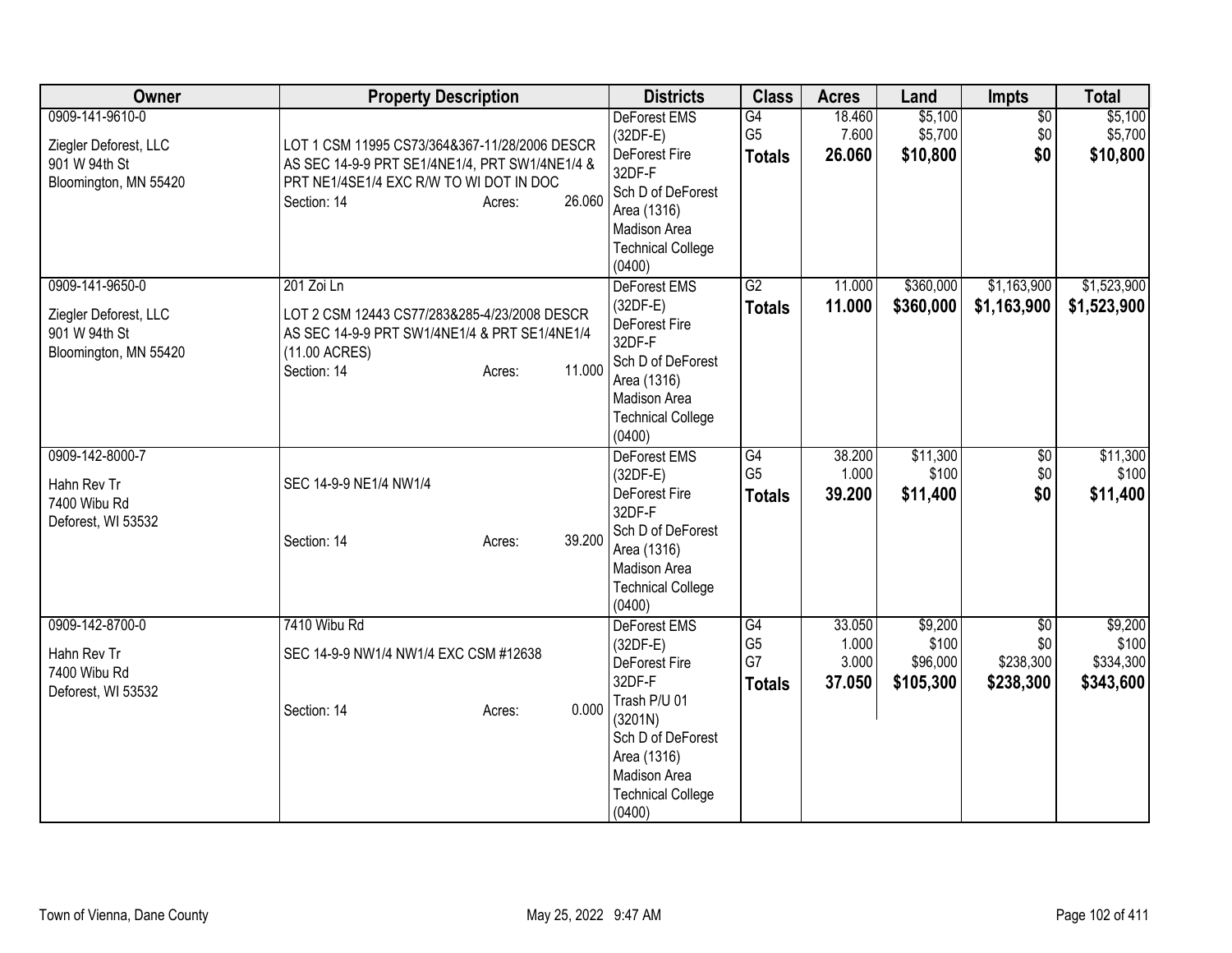| Owner | Property Description | Districts | Class | Acres | Land | Impts | Total |
|---|---|---|---|---|---|---|---|
| 0909-141-9610-0<br><br>Ziegler Deforest, LLC<br>901 W 94th St<br>Bloomington, MN 55420 | LOT 1 CSM 11995 CS73/364&367-11/28/2006 DESCR AS SEC 14-9-9 PRT SE1/4NE1/4, PRT SW1/4NE1/4 & PRT NE1/4SE1/4 EXC R/W TO WI DOT IN DOC<br>Section: 14 Acres: 26.060 | DeForest EMS (32DF-E)<br>DeForest Fire 32DF-F<br>Sch D of DeForest Area (1316)<br>Madison Area Technical College (0400) | G4<br>G5<br>**Totals** | 18.460<br>7.600<br>**26.060** | $5,100<br>$5,700<br>**$10,800** | $0<br>$0<br>**$0** | $5,100<br>$5,700<br>**$10,800** |
| 0909-141-9650-0<br><br>Ziegler Deforest, LLC<br>901 W 94th St<br>Bloomington, MN 55420 | 201 Zoi Ln<br>LOT 2 CSM 12443 CS77/283&285-4/23/2008 DESCR AS SEC 14-9-9 PRT SW1/4NE1/4 & PRT SE1/4NE1/4 (11.00 ACRES)<br>Section: 14 Acres: 11.000 | DeForest EMS (32DF-E)<br>DeForest Fire 32DF-F<br>Sch D of DeForest Area (1316)<br>Madison Area Technical College (0400) | G2<br>**Totals** | 11.000<br>**11.000** | $360,000<br>**$360,000** | $1,163,900<br>**$1,163,900** | $1,523,900<br>**$1,523,900** |
| 0909-142-8000-7<br><br>Hahn Rev Tr<br>7400 Wibu Rd<br>Deforest, WI 53532 | SEC 14-9-9 NE1/4 NW1/4<br>Section: 14 Acres: 39.200 | DeForest EMS (32DF-E)<br>DeForest Fire 32DF-F<br>Sch D of DeForest Area (1316)<br>Madison Area Technical College (0400) | G4<br>G5<br>**Totals** | 38.200<br>1.000<br>**39.200** | $11,300<br>$100<br>**$11,400** | $0<br>$0<br>**$0** | $11,300<br>$100<br>**$11,400** |
| 0909-142-8700-0<br><br>Hahn Rev Tr<br>7400 Wibu Rd<br>Deforest, WI 53532 | 7410 Wibu Rd<br>SEC 14-9-9 NW1/4 NW1/4 EXC CSM #12638<br>Section: 14 Acres: 0.000 | DeForest EMS (32DF-E)<br>DeForest Fire 32DF-F<br>Trash P/U 01 (3201N)<br>Sch D of DeForest Area (1316)<br>Madison Area Technical College (0400) | G4<br>G5<br>G7<br>**Totals** | 33.050<br>1.000<br>3.000<br>**37.050** | $9,200<br>$100<br>$96,000<br>**$105,300** | $0<br>$0<br>$238,300<br>**$238,300** | $9,200<br>$100<br>$334,300<br>**$343,600** |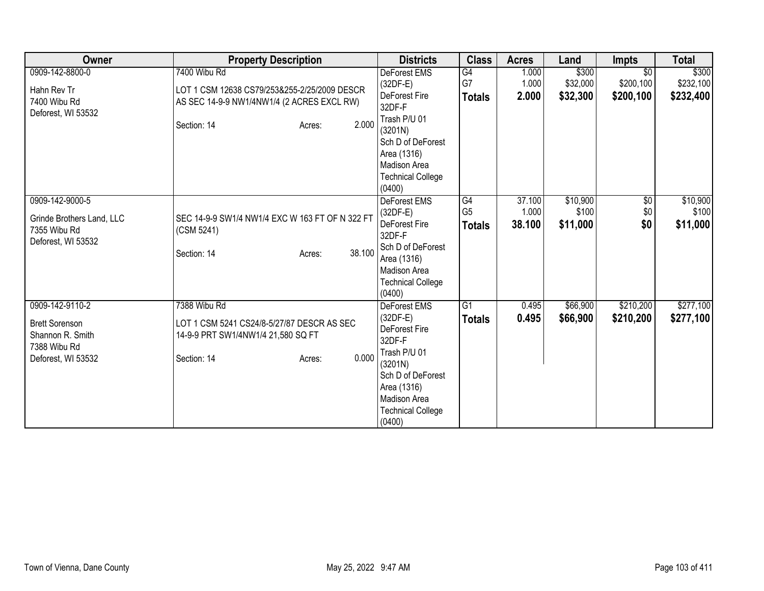| Owner | Property Description | Districts | Class | Acres | Land | Impts | Total |
|---|---|---|---|---|---|---|---|
| 0909-142-8800-0<br><br>Hahn Rev Tr<br>7400 Wibu Rd<br>Deforest, WI 53532 | 7400 Wibu Rd<br><br>LOT 1 CSM 12638 CS79/253&255-2/25/2009 DESCR AS SEC 14-9-9 NW1/4NW1/4 (2 ACRES EXCL RW)<br><br>Section: 14 Acres: 2.000 | DeForest EMS (32DF-E)<br>DeForest Fire 32DF-F<br>Trash P/U 01 (3201N)<br>Sch D of DeForest Area (1316)<br>Madison Area Technical College (0400) | G4<br>G7<br>**Totals** | 1.000<br>1.000<br>**2.000** | $300<br>$32,000<br>**$32,300** | $0<br>$200,100<br>**$200,100** | $300<br>$232,100<br>**$232,400** |
| 0909-142-9000-5<br><br>Grinde Brothers Land, LLC<br>7355 Wibu Rd<br>Deforest, WI 53532 | SEC 14-9-9 SW1/4 NW1/4 EXC W 163 FT OF N 322 FT (CSM 5241)<br><br>Section: 14 Acres: 38.100 | DeForest EMS (32DF-E)<br>DeForest Fire 32DF-F<br>Sch D of DeForest Area (1316)<br>Madison Area Technical College (0400) | G4<br>G5<br>**Totals** | 37.100<br>1.000<br>**38.100** | $10,900<br>$100<br>**$11,000** | $0<br>$0<br>**$0** | $10,900<br>$100<br>**$11,000** |
| 0909-142-9110-2<br><br>Brett Sorenson<br>Shannon R. Smith<br>7388 Wibu Rd<br>Deforest, WI 53532 | 7388 Wibu Rd<br><br>LOT 1 CSM 5241 CS24/8-5/27/87 DESCR AS SEC 14-9-9 PRT SW1/4NW1/4 21,580 SQ FT<br><br>Section: 14 Acres: 0.000 | DeForest EMS (32DF-E)<br>DeForest Fire 32DF-F<br>Trash P/U 01 (3201N)<br>Sch D of DeForest Area (1316)<br>Madison Area Technical College (0400) | G1<br>**Totals** | 0.495<br>**0.495** | $66,900<br>**$66,900** | $210,200<br>**$210,200** | $277,100<br>**$277,100** |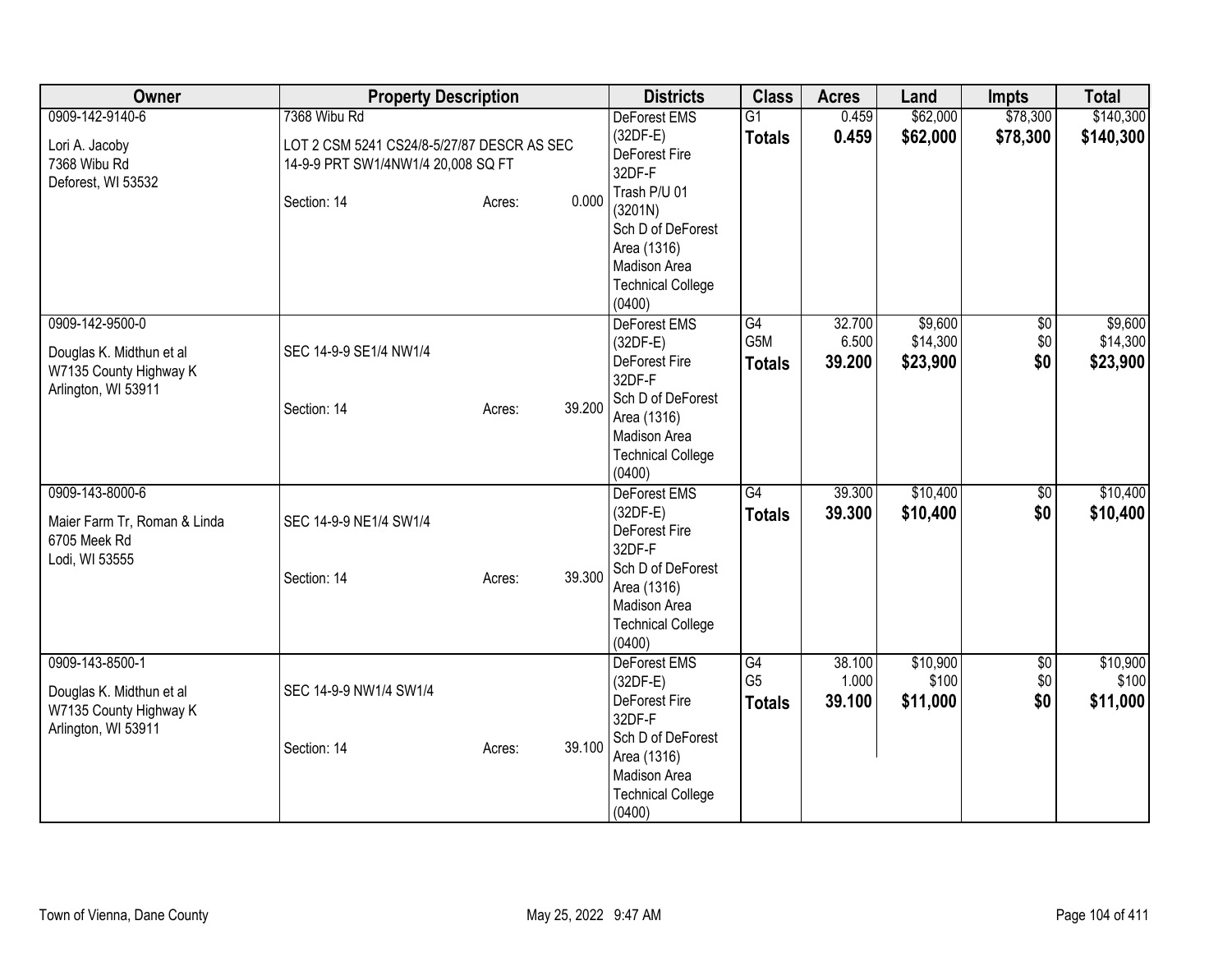| Owner | Property Description | Districts | Class | Acres | Land | Impts | Total |
|---|---|---|---|---|---|---|---|
| 0909-142-9140-6<br><br>Lori A. Jacoby<br>7368 Wibu Rd<br>Deforest, WI 53532 | 7368 Wibu Rd<br><br>LOT 2 CSM 5241 CS24/8-5/27/87 DESCR AS SEC 14-9-9 PRT SW1/4NW1/4 20,008 SQ FT<br><br>Section: 14 Acres: 0.000 | DeForest EMS (32DF-E)<br>DeForest Fire 32DF-F<br>Trash P/U 01 (3201N)<br>Sch D of DeForest Area (1316)<br>Madison Area Technical College (0400) | G1<br>**Totals** | 0.459<br>**0.459** | $62,000<br>**$62,000** | $78,300<br>**$78,300** | $140,300<br>**$140,300** |
| 0909-142-9500-0<br><br>Douglas K. Midthun et al<br>W7135 County Highway K<br>Arlington, WI 53911 | SEC 14-9-9 SE1/4 NW1/4<br><br>Section: 14 Acres: 39.200 | DeForest EMS (32DF-E)<br>DeForest Fire 32DF-F<br>Sch D of DeForest Area (1316)<br>Madison Area Technical College (0400) | G4<br>G5M<br>**Totals** | 32.700<br>6.500<br>**39.200** | $9,600<br>$14,300<br>**$23,900** | $0<br>$0<br>**$0** | $9,600<br>$14,300<br>**$23,900** |
| 0909-143-8000-6<br><br>Maier Farm Tr, Roman & Linda<br>6705 Meek Rd<br>Lodi, WI 53555 | SEC 14-9-9 NE1/4 SW1/4<br><br>Section: 14 Acres: 39.300 | DeForest EMS (32DF-E)<br>DeForest Fire 32DF-F<br>Sch D of DeForest Area (1316)<br>Madison Area Technical College (0400) | G4<br>**Totals** | 39.300<br>**39.300** | $10,400<br>**$10,400** | $0<br>**$0** | $10,400<br>**$10,400** |
| 0909-143-8500-1<br><br>Douglas K. Midthun et al<br>W7135 County Highway K<br>Arlington, WI 53911 | SEC 14-9-9 NW1/4 SW1/4<br><br>Section: 14 Acres: 39.100 | DeForest EMS (32DF-E)<br>DeForest Fire 32DF-F<br>Sch D of DeForest Area (1316)<br>Madison Area Technical College (0400) | G4<br>G5<br>**Totals** | 38.100<br>1.000<br>**39.100** | $10,900<br>$100<br>**$11,000** | $0<br>$0<br>**$0** | $10,900<br>$100<br>**$11,000** |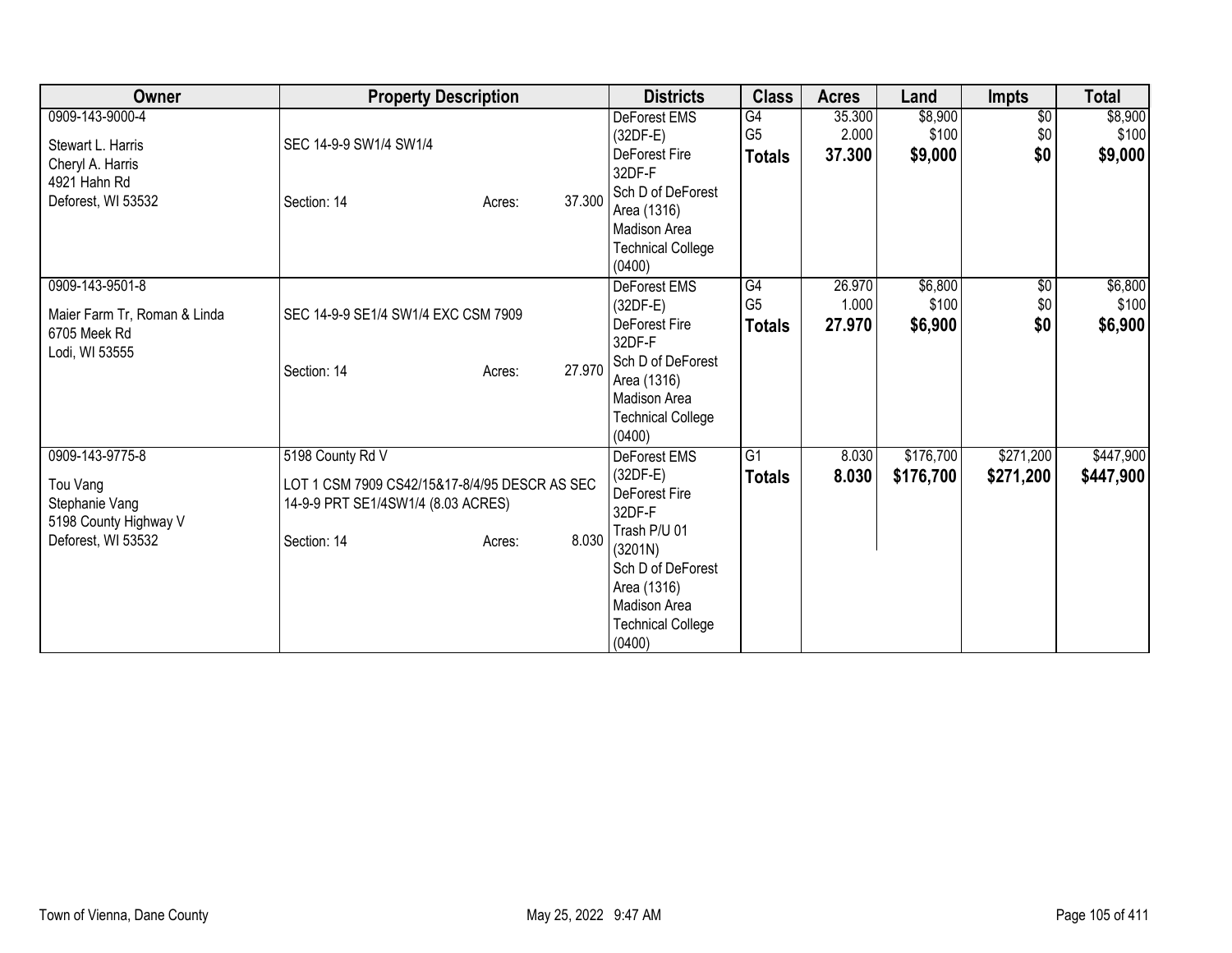| Owner | Property Description | Districts | Class | Acres | Land | Impts | Total |
|---|---|---|---|---|---|---|---|
| 0909-143-9000-4<br>Stewart L. Harris<br>Cheryl A. Harris<br>4921 Hahn Rd<br>Deforest, WI 53532 | SEC 14-9-9 SW1/4 SW1/4<br>Section: 14 Acres: 37.300 | DeForest EMS (32DF-E)<br>DeForest Fire 32DF-F<br>Sch D of DeForest Area (1316)<br>Madison Area Technical College (0400) | G4<br>G5<br>**Totals** | 35.300<br>2.000<br>**37.300** | $8,900<br>$100<br>**$9,000** | $0<br>$0<br>**$0** | $8,900<br>$100<br>**$9,000** |
| 0909-143-9501-8<br>Maier Farm Tr, Roman & Linda<br>6705 Meek Rd<br>Lodi, WI 53555 | SEC 14-9-9 SE1/4 SW1/4 EXC CSM 7909<br>Section: 14 Acres: 27.970 | DeForest EMS (32DF-E)<br>DeForest Fire 32DF-F<br>Sch D of DeForest Area (1316)<br>Madison Area Technical College (0400) | G4<br>G5<br>**Totals** | 26.970<br>1.000<br>**27.970** | $6,800<br>$100<br>**$6,900** | $0<br>$0<br>**$0** | $6,800<br>$100<br>**$6,900** |
| 0909-143-9775-8<br>Tou Vang<br>Stephanie Vang<br>5198 County Highway V<br>Deforest, WI 53532 | 5198 County Rd V<br>LOT 1 CSM 7909 CS42/15&17-8/4/95 DESCR AS SEC 14-9-9 PRT SE1/4SW1/4 (8.03 ACRES)<br>Section: 14 Acres: 8.030 | DeForest EMS (32DF-E)<br>DeForest Fire 32DF-F<br>Trash P/U 01 (3201N)<br>Sch D of DeForest Area (1316)<br>Madison Area Technical College (0400) | G1<br>**Totals** | 8.030<br>**8.030** | $176,700<br>**$176,700** | $271,200<br>**$271,200** | $447,900<br>**$447,900** |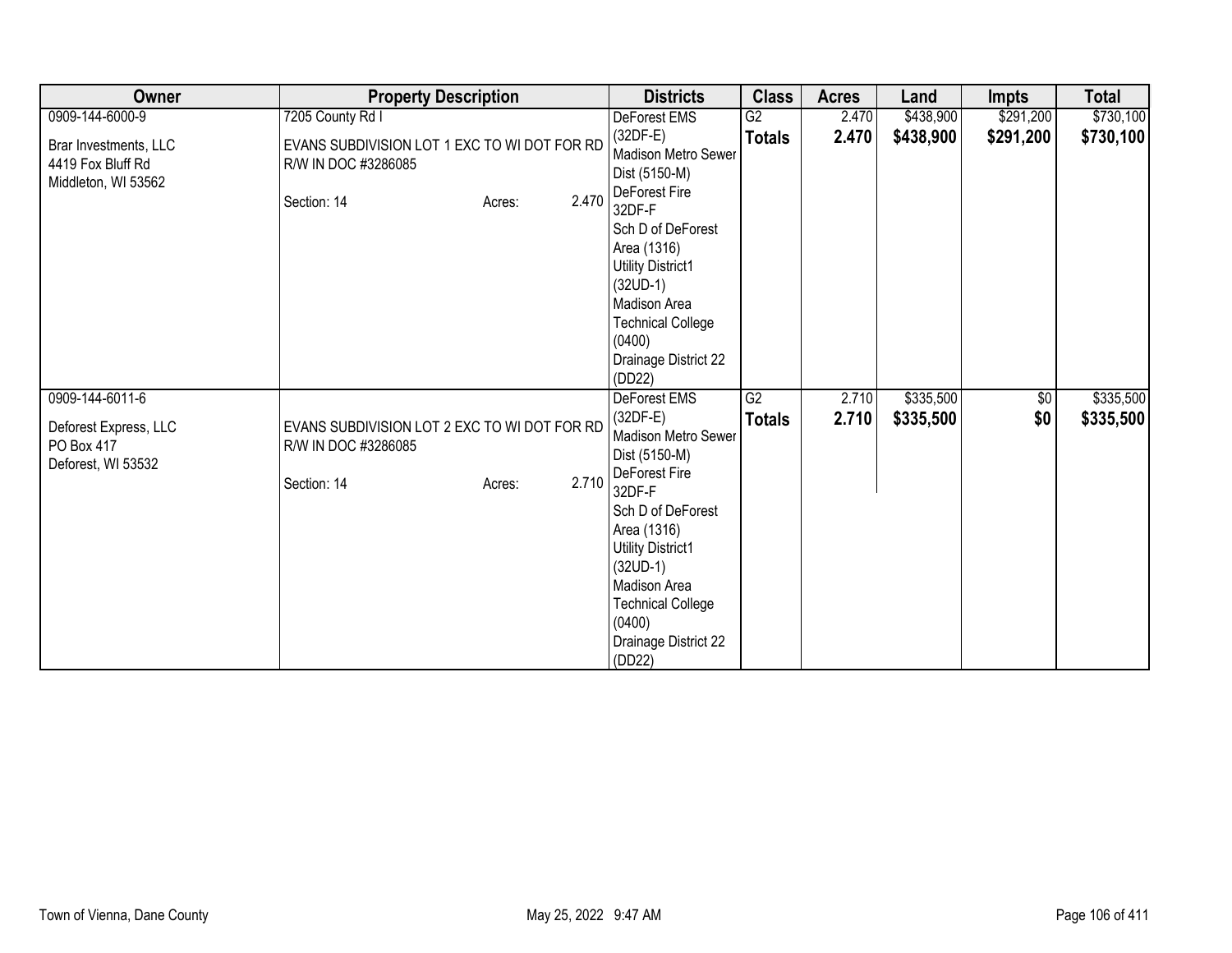| Owner | Property Description | Districts | Class | Acres | Land | Impts | Total |
|---|---|---|---|---|---|---|---|
| 0909-144-6000-9<br><br>Brar Investments, LLC<br>4419 Fox Bluff Rd<br>Middleton, WI 53562 | 7205 County Rd I<br><br>EVANS SUBDIVISION LOT 1 EXC TO WI DOT FOR RD R/W IN DOC #3286085<br><br>Section: 14 Acres: 2.470 | DeForest EMS (32DF-E)<br>Madison Metro Sewer Dist (5150-M)<br>DeForest Fire 32DF-F<br>Sch D of DeForest Area (1316)<br>Utility District1 (32UD-1)<br>Madison Area Technical College (0400)<br>Drainage District 22 (DD22) | G2<br>**Totals** | 2.470<br>**2.470** | $438,900<br>**$438,900** | $291,200<br>**$291,200** | $730,100<br>**$730,100** |
| 0909-144-6011-6<br><br>Deforest Express, LLC<br>PO Box 417<br>Deforest, WI 53532 | EVANS SUBDIVISION LOT 2 EXC TO WI DOT FOR RD R/W IN DOC #3286085<br><br>Section: 14 Acres: 2.710 | DeForest EMS (32DF-E)<br>Madison Metro Sewer Dist (5150-M)<br>DeForest Fire 32DF-F<br>Sch D of DeForest Area (1316)<br>Utility District1 (32UD-1)<br>Madison Area Technical College (0400)<br>Drainage District 22 (DD22) | G2<br>**Totals** | 2.710<br>**2.710** | $335,500<br>**$335,500** | $0<br>**$0** | $335,500<br>**$335,500** |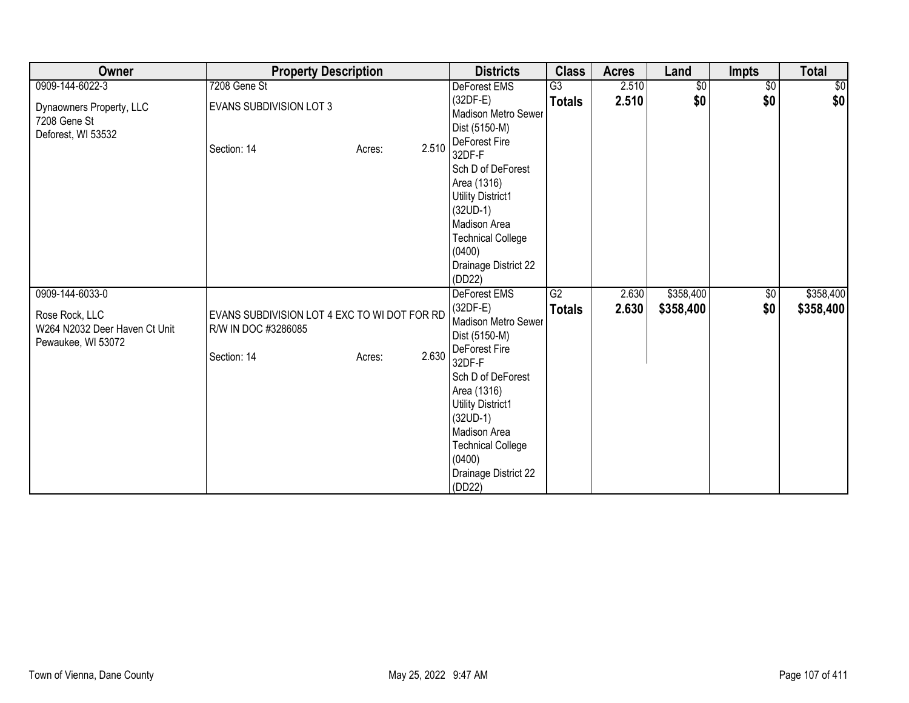| Owner | Property Description | Districts | Class | Acres | Land | Impts | Total |
|---|---|---|---|---|---|---|---|
| 0909-144-6022-3<br><br>Dynaowners Property, LLC<br>7208 Gene St<br>Deforest, WI 53532 | 7208 Gene St<br><br>EVANS SUBDIVISION LOT 3<br><br>Section: 14 Acres: 2.510 | DeForest EMS (32DF-E)<br>Madison Metro Sewer Dist (5150-M)<br>DeForest Fire 32DF-F<br>Sch D of DeForest Area (1316)<br>Utility District1 (32UD-1)<br>Madison Area Technical College (0400)<br>Drainage District 22 (DD22) | G3<br>**Totals** | 2.510<br>**2.510** | $0<br>**$0** | $0<br>**$0** | $0<br>**$0** |
| 0909-144-6033-0<br><br>Rose Rock, LLC<br>W264 N2032 Deer Haven Ct Unit<br>Pewaukee, WI 53072 | EVANS SUBDIVISION LOT 4 EXC TO WI DOT FOR RD R/W IN DOC #3286085<br><br>Section: 14 Acres: 2.630 | DeForest EMS (32DF-E)<br>Madison Metro Sewer Dist (5150-M)<br>DeForest Fire 32DF-F<br>Sch D of DeForest Area (1316)<br>Utility District1 (32UD-1)<br>Madison Area Technical College (0400)<br>Drainage District 22 (DD22) | G2<br>**Totals** | 2.630<br>**2.630** | $358,400<br>**$358,400** | $0<br>**$0** | $358,400<br>**$358,400** |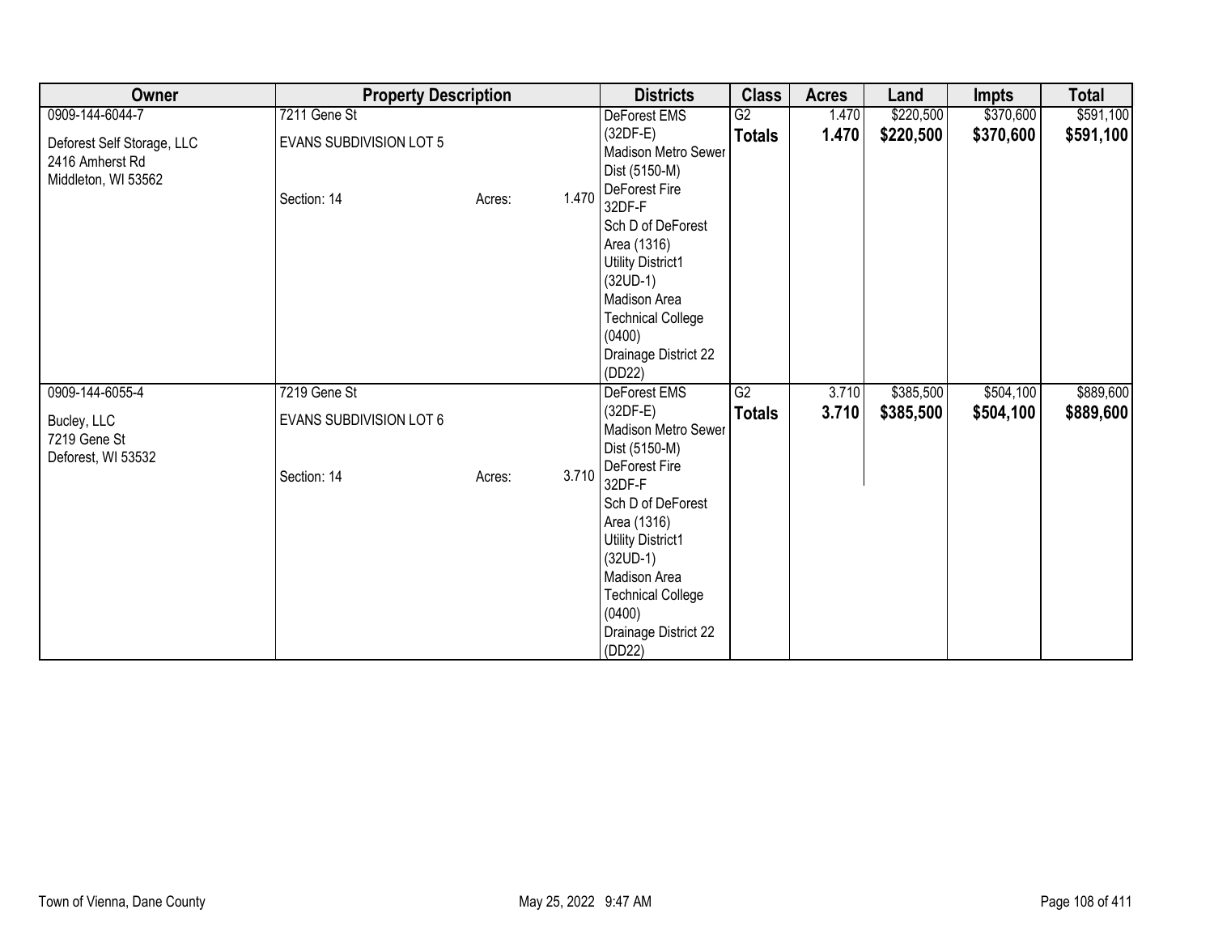| Owner | Property Description | Districts | Class | Acres | Land | Impts | Total |
|---|---|---|---|---|---|---|---|
| 0909-144-6044-7<br>Deforest Self Storage, LLC<br>2416 Amherst Rd<br>Middleton, WI 53562 | 7211 Gene St<br>EVANS SUBDIVISION LOT 5<br>Section: 14 Acres: 1.470 | DeForest EMS (32DF-E)<br>Madison Metro Sewer Dist (5150-M)<br>DeForest Fire 32DF-F<br>Sch D of DeForest Area (1316)<br>Utility District1 (32UD-1)<br>Madison Area Technical College (0400)<br>Drainage District 22 (DD22) | G2<br>**Totals** | 1.470<br>**1.470** | $220,500<br>**$220,500** | $370,600<br>**$370,600** | $591,100<br>**$591,100** |
| 0909-144-6055-4<br>Bucley, LLC<br>7219 Gene St<br>Deforest, WI 53532 | 7219 Gene St<br>EVANS SUBDIVISION LOT 6<br>Section: 14 Acres: 3.710 | DeForest EMS (32DF-E)<br>Madison Metro Sewer Dist (5150-M)<br>DeForest Fire 32DF-F<br>Sch D of DeForest Area (1316)<br>Utility District1 (32UD-1)<br>Madison Area Technical College (0400)<br>Drainage District 22 (DD22) | G2<br>**Totals** | 3.710<br>**3.710** | $385,500<br>**$385,500** | $504,100<br>**$504,100** | $889,600<br>**$889,600** |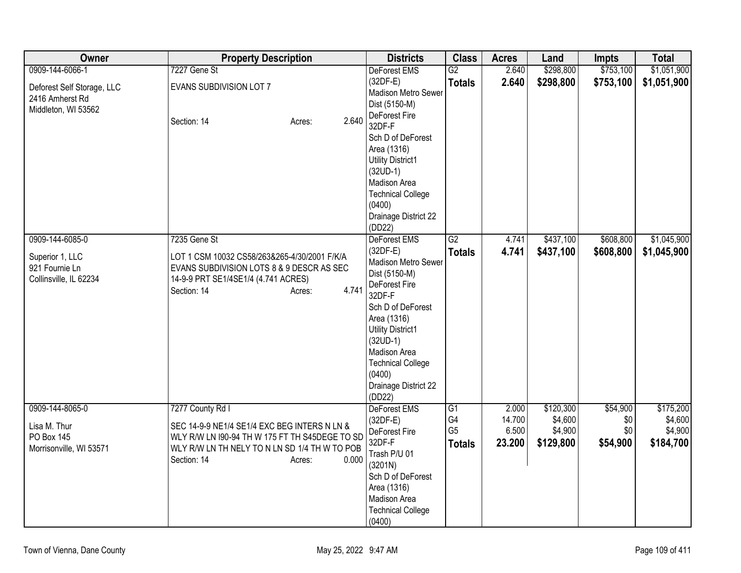| Owner | Property Description | Districts | Class | Acres | Land | Impts | Total |
|---|---|---|---|---|---|---|---|
| 0909-144-6066-1<br><br>Deforest Self Storage, LLC<br>2416 Amherst Rd<br>Middleton, WI 53562 | 7227 Gene St<br><br>EVANS SUBDIVISION LOT 7<br><br>Section: 14 Acres: 2.640 | DeForest EMS (32DF-E)<br>Madison Metro Sewer Dist (5150-M)<br>DeForest Fire 32DF-F<br>Sch D of DeForest Area (1316)<br>Utility District1 (32UD-1)<br>Madison Area Technical College (0400)<br>Drainage District 22 (DD22) | G2<br>**Totals** | 2.640<br>**2.640** | $298,800<br>**$298,800** | $753,100<br>**$753,100** | $1,051,900<br>**$1,051,900** |
| 0909-144-6085-0<br><br>Superior 1, LLC<br>921 Fournie Ln<br>Collinsville, IL 62234 | 7235 Gene St<br><br>LOT 1 CSM 10032 CS58/263&265-4/30/2001 F/K/A EVANS SUBDIVISION LOTS 8 & 9 DESCR AS SEC 14-9-9 PRT SE1/4SE1/4 (4.741 ACRES)<br>Section: 14 Acres: 4.741 | DeForest EMS (32DF-E)<br>Madison Metro Sewer Dist (5150-M)<br>DeForest Fire 32DF-F<br>Sch D of DeForest Area (1316)<br>Utility District1 (32UD-1)<br>Madison Area Technical College (0400)<br>Drainage District 22 (DD22) | G2<br>**Totals** | 4.741<br>**4.741** | $437,100<br>**$437,100** | $608,800<br>**$608,800** | $1,045,900<br>**$1,045,900** |
| 0909-144-8065-0<br><br>Lisa M. Thur<br>PO Box 145<br>Morrisonville, WI 53571 | 7277 County Rd I<br><br>SEC 14-9-9 NE1/4 SE1/4 EXC BEG INTERS N LN & WLY R/W LN I90-94 TH W 175 FT TH S45DEGE TO SD WLY R/W LN TH NELY TO N LN SD 1/4 TH W TO POB<br>Section: 14 Acres: 0.000 | DeForest EMS (32DF-E)<br>DeForest Fire 32DF-F<br>Trash P/U 01 (3201N)<br>Sch D of DeForest Area (1316)<br>Madison Area Technical College (0400) | G1<br>G4<br>G5<br>**Totals** | 2.000<br>14.700<br>6.500<br>**23.200** | $120,300<br>$4,600<br>$4,900<br>**$129,800** | $54,900<br>$0<br>$0<br>**$54,900** | $175,200<br>$4,600<br>$4,900<br>**$184,700** |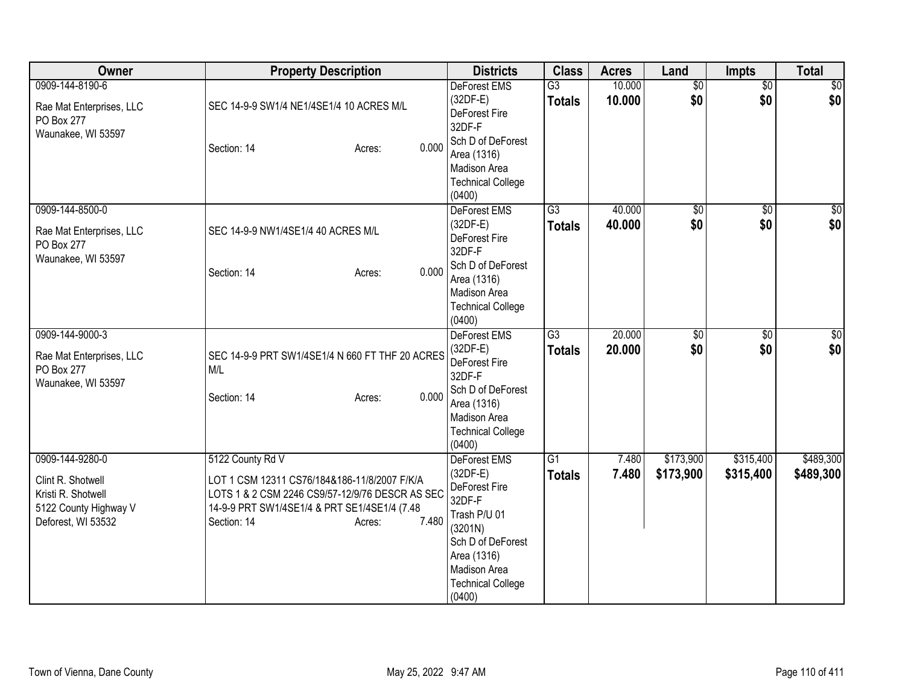| Owner | Property Description | Districts | Class | Acres | Land | Impts | Total |
|---|---|---|---|---|---|---|---|
| 0909-144-8190-6<br>Rae Mat Enterprises, LLC<br>PO Box 277<br>Waunakee, WI 53597 | SEC 14-9-9 SW1/4 NE1/4SE1/4 10 ACRES M/L<br>Section: 14 Acres: 0.000 | DeForest EMS (32DF-E)<br>DeForest Fire 32DF-F<br>Sch D of DeForest Area (1316)<br>Madison Area Technical College (0400) | G3<br>**Totals** | 10.000<br>**10.000** | $0<br>**$0** | $0<br>**$0** | $0<br>**$0** |
| 0909-144-8500-0<br>Rae Mat Enterprises, LLC<br>PO Box 277<br>Waunakee, WI 53597 | SEC 14-9-9 NW1/4SE1/4 40 ACRES M/L<br>Section: 14 Acres: 0.000 | DeForest EMS (32DF-E)<br>DeForest Fire 32DF-F<br>Sch D of DeForest Area (1316)<br>Madison Area Technical College (0400) | G3<br>**Totals** | 40.000<br>**40.000** | $0<br>**$0** | $0<br>**$0** | $0<br>**$0** |
| 0909-144-9000-3<br>Rae Mat Enterprises, LLC<br>PO Box 277<br>Waunakee, WI 53597 | SEC 14-9-9 PRT SW1/4SE1/4 N 660 FT THF 20 ACRES M/L<br>Section: 14 Acres: 0.000 | DeForest EMS (32DF-E)<br>DeForest Fire 32DF-F<br>Sch D of DeForest Area (1316)<br>Madison Area Technical College (0400) | G3<br>**Totals** | 20.000<br>**20.000** | $0<br>**$0** | $0<br>**$0** | $0<br>**$0** |
| 0909-144-9280-0<br>Clint R. Shotwell<br>Kristi R. Shotwell<br>5122 County Highway V<br>Deforest, WI 53532 | 5122 County Rd V<br>LOT 1 CSM 12311 CS76/184&186-11/8/2007 F/K/A LOTS 1 & 2 CSM 2246 CS9/57-12/9/76 DESCR AS SEC 14-9-9 PRT SW1/4SE1/4 & PRT SE1/4SE1/4 (7.48<br>Section: 14 Acres: 7.480 | DeForest EMS (32DF-E)<br>DeForest Fire 32DF-F<br>Trash P/U 01 (3201N)<br>Sch D of DeForest Area (1316)<br>Madison Area Technical College (0400) | G1<br>**Totals** | 7.480<br>**7.480** | $173,900<br>**$173,900** | $315,400<br>**$315,400** | $489,300<br>**$489,300** |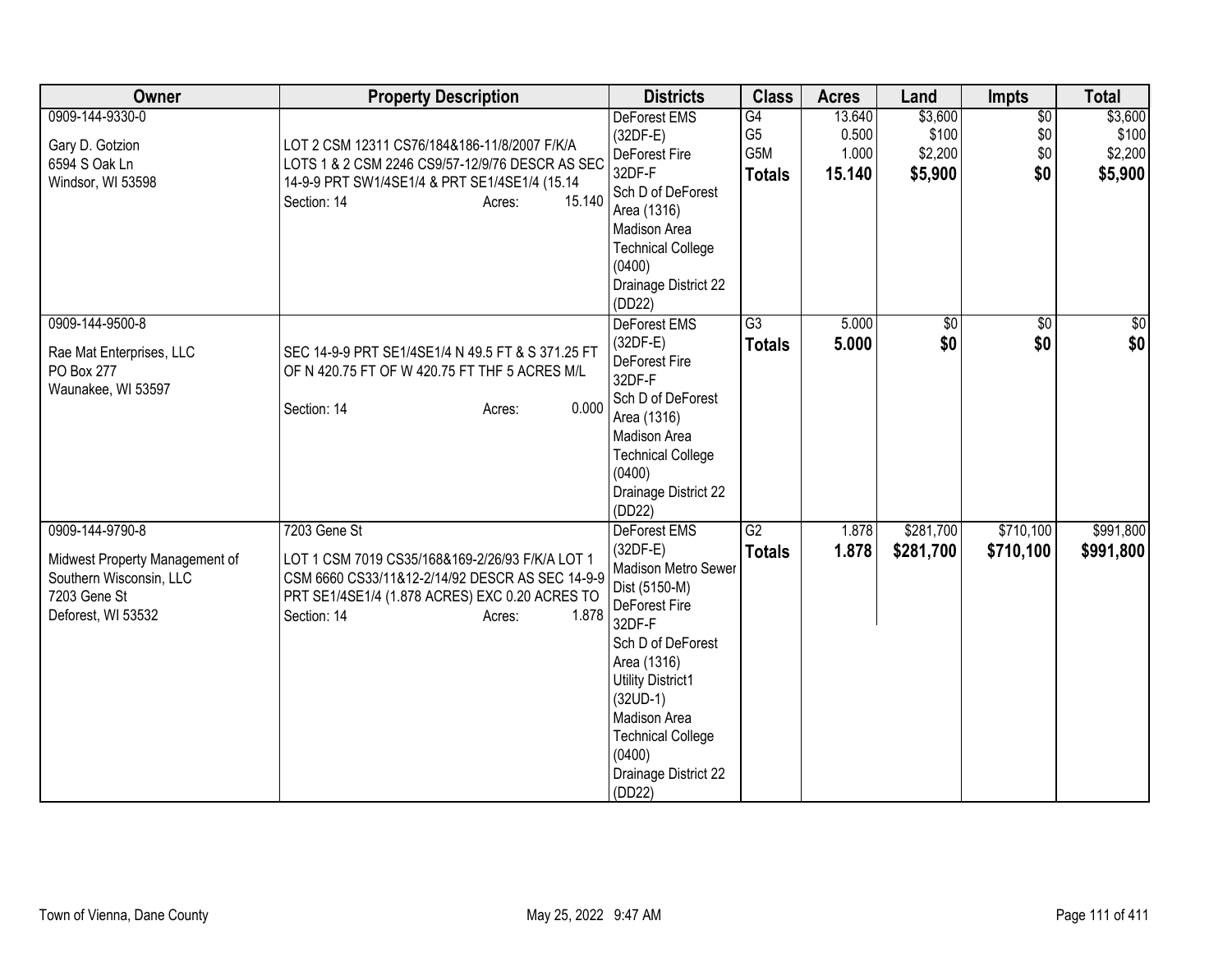| Owner | Property Description | Districts | Class | Acres | Land | Impts | Total |
|---|---|---|---|---|---|---|---|
| 0909-144-9330-0<br><br>Gary D. Gotzion<br>6594 S Oak Ln<br>Windsor, WI 53598 | LOT 2 CSM 12311 CS76/184&186-11/8/2007 F/K/A LOTS 1 & 2 CSM 2246 CS9/57-12/9/76 DESCR AS SEC 14-9-9 PRT SW1/4SE1/4 & PRT SE1/4SE1/4 (15.14<br>Section: 14 Acres: 15.140 | DeForest EMS (32DF-E)<br>DeForest Fire 32DF-F<br>Sch D of DeForest Area (1316)<br>Madison Area Technical College (0400)<br>Drainage District 22 (DD22) | G4<br>G5<br>G5M<br>**Totals** | 13.640<br>0.500<br>1.000<br>**15.140** | $3,600<br>$100<br>$2,200<br>**$5,900** | $0<br>$0<br>$0<br>**$0** | $3,600<br>$100<br>$2,200<br>**$5,900** |
| 0909-144-9500-8<br><br>Rae Mat Enterprises, LLC<br>PO Box 277<br>Waunakee, WI 53597 | SEC 14-9-9 PRT SE1/4SE1/4 N 49.5 FT & S 371.25 FT OF N 420.75 FT OF W 420.75 FT THF 5 ACRES M/L<br><br>Section: 14 Acres: 0.000 | DeForest EMS (32DF-E)<br>DeForest Fire 32DF-F<br>Sch D of DeForest Area (1316)<br>Madison Area Technical College (0400)<br>Drainage District 22 (DD22) | G3<br>**Totals** | 5.000<br>**5.000** | $0<br>**$0** | $0<br>**$0** | $0<br>**$0** |
| 0909-144-9790-8<br><br>Midwest Property Management of Southern Wisconsin, LLC<br>7203 Gene St<br>Deforest, WI 53532 | 7203 Gene St<br>LOT 1 CSM 7019 CS35/168&169-2/26/93 F/K/A LOT 1 CSM 6660 CS33/11&12-2/14/92 DESCR AS SEC 14-9-9 PRT SE1/4SE1/4 (1.878 ACRES) EXC 0.20 ACRES TO<br>Section: 14 Acres: 1.878 | DeForest EMS (32DF-E)<br>Madison Metro Sewer Dist (5150-M)<br>DeForest Fire 32DF-F<br>Sch D of DeForest Area (1316)<br>Utility District1 (32UD-1)<br>Madison Area Technical College (0400)<br>Drainage District 22 (DD22) | G2<br>**Totals** | 1.878<br>**1.878** | $281,700<br>**$281,700** | $710,100<br>**$710,100** | $991,800<br>**$991,800** |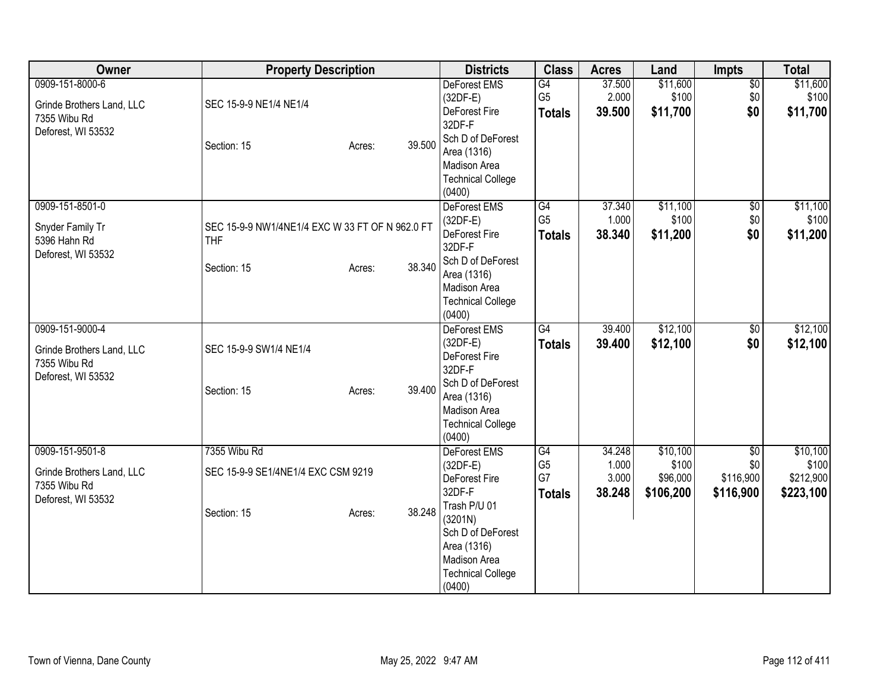| Owner | Property Description | Districts | Class | Acres | Land | Impts | Total |
|---|---|---|---|---|---|---|---|
| 0909-151-8000-6<br>Grinde Brothers Land, LLC<br>7355 Wibu Rd<br>Deforest, WI 53532 | SEC 15-9-9 NE1/4 NE1/4<br>Section: 15 Acres: 39.500 | DeForest EMS (32DF-E)<br>DeForest Fire 32DF-F<br>Sch D of DeForest Area (1316)<br>Madison Area Technical College (0400) | G4<br>G5<br>**Totals** | 37.500<br>2.000<br>**39.500** | $11,600<br>$100<br>**$11,700** | $0<br>$0<br>**$0** | $11,600<br>$100<br>**$11,700** |
| 0909-151-8501-0<br>Snyder Family Tr<br>5396 Hahn Rd<br>Deforest, WI 53532 | SEC 15-9-9 NW1/4NE1/4 EXC W 33 FT OF N 962.0 FT THF<br>Section: 15 Acres: 38.340 | DeForest EMS (32DF-E)<br>DeForest Fire 32DF-F<br>Sch D of DeForest Area (1316)<br>Madison Area Technical College (0400) | G4<br>G5<br>**Totals** | 37.340<br>1.000<br>**38.340** | $11,100<br>$100<br>**$11,200** | $0<br>$0<br>**$0** | $11,100<br>$100<br>**$11,200** |
| 0909-151-9000-4<br>Grinde Brothers Land, LLC<br>7355 Wibu Rd<br>Deforest, WI 53532 | SEC 15-9-9 SW1/4 NE1/4<br>Section: 15 Acres: 39.400 | DeForest EMS (32DF-E)<br>DeForest Fire 32DF-F<br>Sch D of DeForest Area (1316)<br>Madison Area Technical College (0400) | G4<br>**Totals** | 39.400<br>**39.400** | $12,100<br>**$12,100** | $0<br>**$0** | $12,100<br>**$12,100** |
| 0909-151-9501-8<br>Grinde Brothers Land, LLC<br>7355 Wibu Rd<br>Deforest, WI 53532 | 7355 Wibu Rd<br>SEC 15-9-9 SE1/4NE1/4 EXC CSM 9219<br>Section: 15 Acres: 38.248 | DeForest EMS (32DF-E)<br>DeForest Fire 32DF-F<br>Trash P/U 01 (3201N)<br>Sch D of DeForest Area (1316)<br>Madison Area Technical College (0400) | G4<br>G5<br>G7<br>**Totals** | 34.248<br>1.000<br>3.000<br>**38.248** | $10,100<br>$100<br>$96,000<br>**$106,200** | $0<br>$0<br>$116,900<br>**$116,900** | $10,100<br>$100<br>$212,900<br>**$223,100** |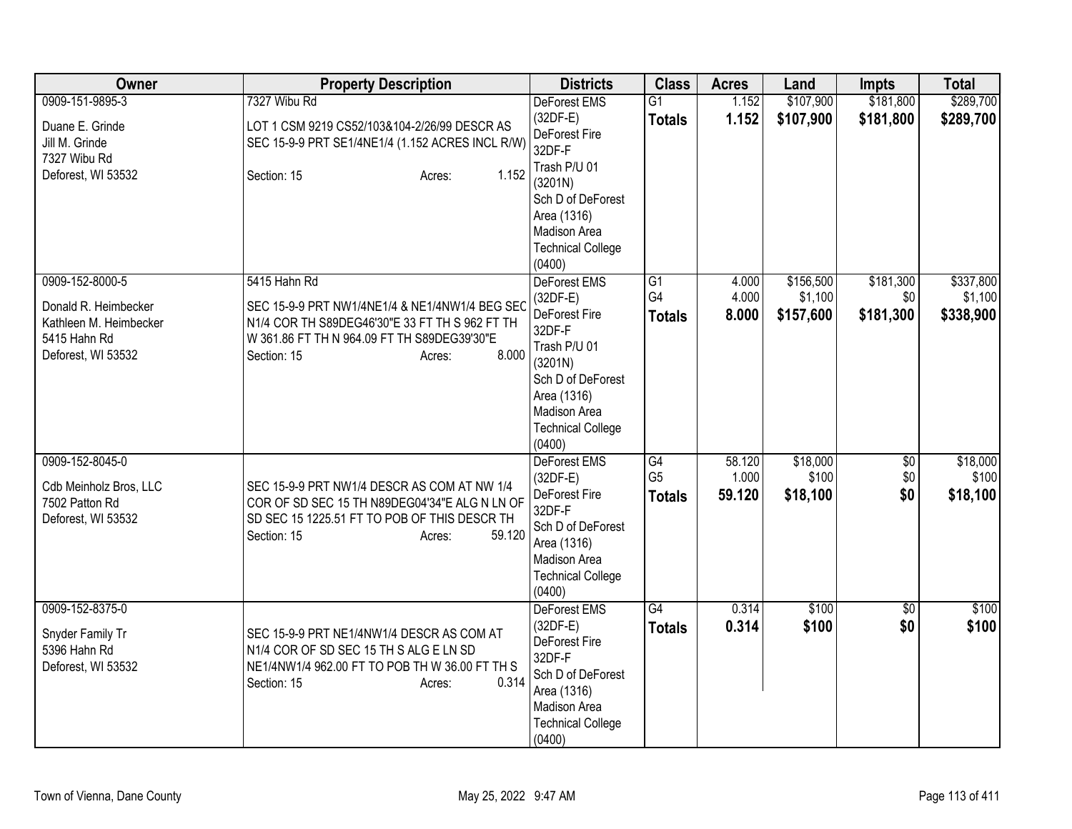| Owner | Property Description | Districts | Class | Acres | Land | Impts | Total |
|---|---|---|---|---|---|---|---|
| 0909-151-9895-3<br><br>Duane E. Grinde<br>Jill M. Grinde<br>7327 Wibu Rd<br>Deforest, WI 53532 | 7327 Wibu Rd<br><br>LOT 1 CSM 9219 CS52/103&104-2/26/99 DESCR AS SEC 15-9-9 PRT SE1/4NE1/4 (1.152 ACRES INCL R/W)<br><br>Section: 15 Acres: 1.152 | DeForest EMS (32DF-E)<br>DeForest Fire 32DF-F<br>Trash P/U 01 (3201N)<br>Sch D of DeForest Area (1316)<br>Madison Area Technical College (0400) | G1<br>**Totals** | 1.152<br>**1.152** | $107,900<br>**$107,900** | $181,800<br>**$181,800** | $289,700<br>**$289,700** |
| 0909-152-8000-5<br><br>Donald R. Heimbecker<br>Kathleen M. Heimbecker<br>5415 Hahn Rd<br>Deforest, WI 53532 | 5415 Hahn Rd<br><br>SEC 15-9-9 PRT NW1/4NE1/4 & NE1/4NW1/4 BEG SEC N1/4 COR TH S89DEG46'30"E 33 FT TH S 962 FT TH W 361.86 FT TH N 964.09 FT TH S89DEG39'30"E<br>Section: 15 Acres: 8.000 | DeForest EMS (32DF-E)<br>DeForest Fire 32DF-F<br>Trash P/U 01 (3201N)<br>Sch D of DeForest Area (1316)<br>Madison Area Technical College (0400) | G1<br>G4<br>**Totals** | 4.000<br>4.000<br>**8.000** | $156,500<br>$1,100<br>**$157,600** | $181,300<br>$0<br>**$181,300** | $337,800<br>$1,100<br>**$338,900** |
| 0909-152-8045-0<br><br>Cdb Meinholz Bros, LLC<br>7502 Patton Rd<br>Deforest, WI 53532 | SEC 15-9-9 PRT NW1/4 DESCR AS COM AT NW 1/4 COR OF SD SEC 15 TH N89DEG04'34"E ALG N LN OF SD SEC 15 1225.51 FT TO POB OF THIS DESCR TH<br>Section: 15 Acres: 59.120 | DeForest EMS (32DF-E)<br>DeForest Fire 32DF-F<br>Sch D of DeForest Area (1316)<br>Madison Area Technical College (0400) | G4<br>G5<br>**Totals** | 58.120<br>1.000<br>**59.120** | $18,000<br>$100<br>**$18,100** | $0<br>$0<br>**$0** | $18,000<br>$100<br>**$18,100** |
| 0909-152-8375-0<br><br>Snyder Family Tr<br>5396 Hahn Rd<br>Deforest, WI 53532 | SEC 15-9-9 PRT NE1/4NW1/4 DESCR AS COM AT N1/4 COR OF SD SEC 15 TH S ALG E LN SD NE1/4NW1/4 962.00 FT TO POB TH W 36.00 FT TH S<br>Section: 15 Acres: 0.314 | DeForest EMS (32DF-E)<br>DeForest Fire 32DF-F<br>Sch D of DeForest Area (1316)<br>Madison Area Technical College (0400) | G4<br>**Totals** | 0.314<br>**0.314** | $100<br>**$100** | $0<br>**$0** | $100<br>**$100** |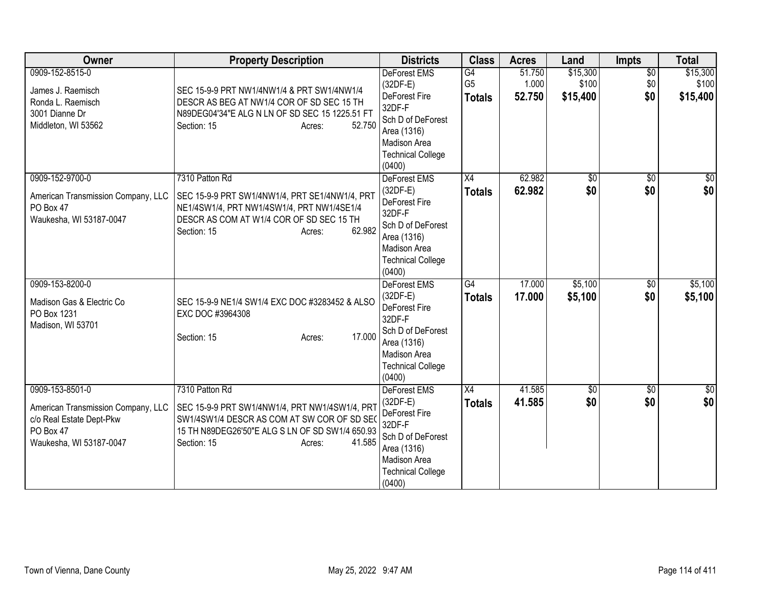| Owner | Property Description | Districts | Class | Acres | Land | Impts | Total |
|---|---|---|---|---|---|---|---|
| 0909-152-8515-0<br>James J. Raemisch<br>Ronda L. Raemisch<br>3001 Dianne Dr<br>Middleton, WI 53562 | SEC 15-9-9 PRT NW1/4NW1/4 & PRT SW1/4NW1/4 DESCR AS BEG AT NW1/4 COR OF SD SEC 15 TH N89DEG04'34"E ALG N LN OF SD SEC 15 1225.51 FT<br>Section: 15 Acres: 52.750 | DeForest EMS (32DF-E)<br>DeForest Fire 32DF-F<br>Sch D of DeForest Area (1316)<br>Madison Area Technical College (0400) | G4<br>G5<br>**Totals** | 51.750<br>1.000<br>**52.750** | $15,300<br>$100<br>**$15,400** | $0<br>$0<br>**$0** | $15,300<br>$100<br>**$15,400** |
| 0909-152-9700-0<br>American Transmission Company, LLC<br>PO Box 47<br>Waukesha, WI 53187-0047 | 7310 Patton Rd<br>SEC 15-9-9 PRT SW1/4NW1/4, PRT SE1/4NW1/4, PRT NE1/4SW1/4, PRT NW1/4SW1/4, PRT NW1/4SE1/4 DESCR AS COM AT W1/4 COR OF SD SEC 15 TH<br>Section: 15 Acres: 62.982 | DeForest EMS (32DF-E)<br>DeForest Fire 32DF-F<br>Sch D of DeForest Area (1316)<br>Madison Area Technical College (0400) | X4<br>**Totals** | 62.982<br>**62.982** | $0<br>**$0** | $0<br>**$0** | $0<br>**$0** |
| 0909-153-8200-0<br>Madison Gas & Electric Co<br>PO Box 1231<br>Madison, WI 53701 | SEC 15-9-9 NE1/4 SW1/4 EXC DOC #3283452 & ALSO EXC DOC #3964308<br>Section: 15 Acres: 17.000 | DeForest EMS (32DF-E)<br>DeForest Fire 32DF-F<br>Sch D of DeForest Area (1316)<br>Madison Area Technical College (0400) | G4<br>**Totals** | 17.000<br>**17.000** | $5,100<br>**$5,100** | $0<br>**$0** | $5,100<br>**$5,100** |
| 0909-153-8501-0<br>American Transmission Company, LLC<br>c/o Real Estate Dept-Pkw<br>PO Box 47<br>Waukesha, WI 53187-0047 | 7310 Patton Rd<br>SEC 15-9-9 PRT SW1/4NW1/4, PRT NW1/4SW1/4, PRT SW1/4SW1/4 DESCR AS COM AT SW COR OF SD SEC 15 TH N89DEG26'50"E ALG S LN OF SD SW1/4 650.93<br>Section: 15 Acres: 41.585 | DeForest EMS (32DF-E)<br>DeForest Fire 32DF-F<br>Sch D of DeForest Area (1316)<br>Madison Area Technical College (0400) | X4<br>**Totals** | 41.585<br>**41.585** | $0<br>**$0** | $0<br>**$0** | $0<br>**$0** |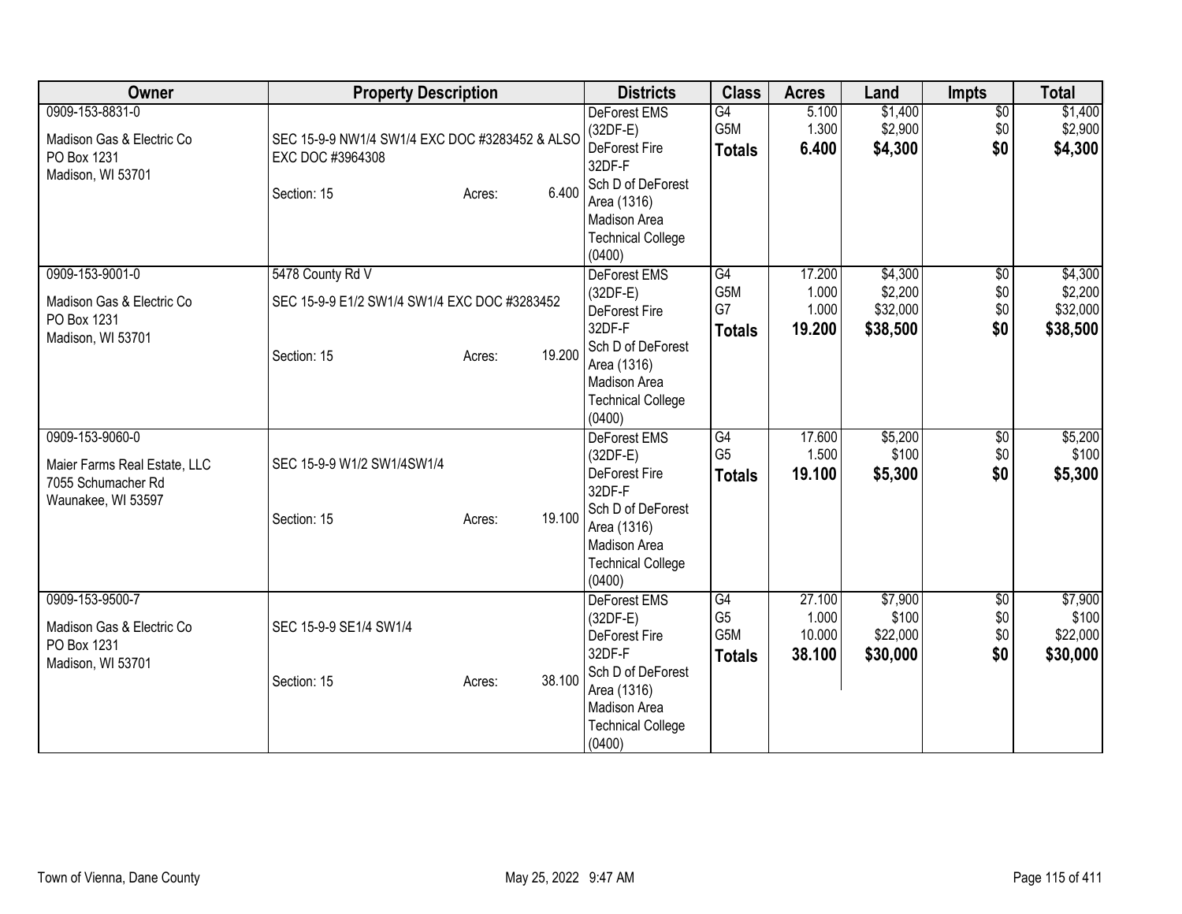| Owner | Property Description | Districts | Class | Acres | Land | Impts | Total |
|---|---|---|---|---|---|---|---|
| 0909-153-8831-0<br><br>Madison Gas & Electric Co<br>PO Box 1231<br>Madison, WI 53701 | SEC 15-9-9 NW1/4 SW1/4 EXC DOC #3283452 & ALSO EXC DOC #3964308<br><br>Section: 15 Acres: 6.400 | DeForest EMS (32DF-E)<br>DeForest Fire 32DF-F<br>Sch D of DeForest Area (1316)<br>Madison Area Technical College (0400) | G4<br>G5M<br>**Totals** | 5.100<br>1.300<br>**6.400** | $1,400<br>$2,900<br>**$4,300** | $0<br>$0<br>**$0** | $1,400<br>$2,900<br>**$4,300** |
| 0909-153-9001-0<br><br>Madison Gas & Electric Co<br>PO Box 1231<br>Madison, WI 53701 | 5478 County Rd V<br>SEC 15-9-9 E1/2 SW1/4 SW1/4 EXC DOC #3283452<br><br>Section: 15 Acres: 19.200 | DeForest EMS (32DF-E)<br>DeForest Fire 32DF-F<br>Sch D of DeForest Area (1316)<br>Madison Area Technical College (0400) | G4<br>G5M<br>G7<br>**Totals** | 17.200<br>1.000<br>1.000<br>**19.200** | $4,300<br>$2,200<br>$32,000<br>**$38,500** | $0<br>$0<br>$0<br>**$0** | $4,300<br>$2,200<br>$32,000<br>**$38,500** |
| 0909-153-9060-0<br><br>Maier Farms Real Estate, LLC<br>7055 Schumacher Rd<br>Waunakee, WI 53597 | SEC 15-9-9 W1/2 SW1/4SW1/4<br><br>Section: 15 Acres: 19.100 | DeForest EMS (32DF-E)<br>DeForest Fire 32DF-F<br>Sch D of DeForest Area (1316)<br>Madison Area Technical College (0400) | G4<br>G5<br>**Totals** | 17.600<br>1.500<br>**19.100** | $5,200<br>$100<br>**$5,300** | $0<br>$0<br>**$0** | $5,200<br>$100<br>**$5,300** |
| 0909-153-9500-7<br><br>Madison Gas & Electric Co<br>PO Box 1231<br>Madison, WI 53701 | SEC 15-9-9 SE1/4 SW1/4<br><br>Section: 15 Acres: 38.100 | DeForest EMS (32DF-E)<br>DeForest Fire 32DF-F<br>Sch D of DeForest Area (1316)<br>Madison Area Technical College (0400) | G4<br>G5<br>G5M<br>**Totals** | 27.100<br>1.000<br>10.000<br>**38.100** | $7,900<br>$100<br>$22,000<br>**$30,000** | $0<br>$0<br>$0<br>**$0** | $7,900<br>$100<br>$22,000<br>**$30,000** |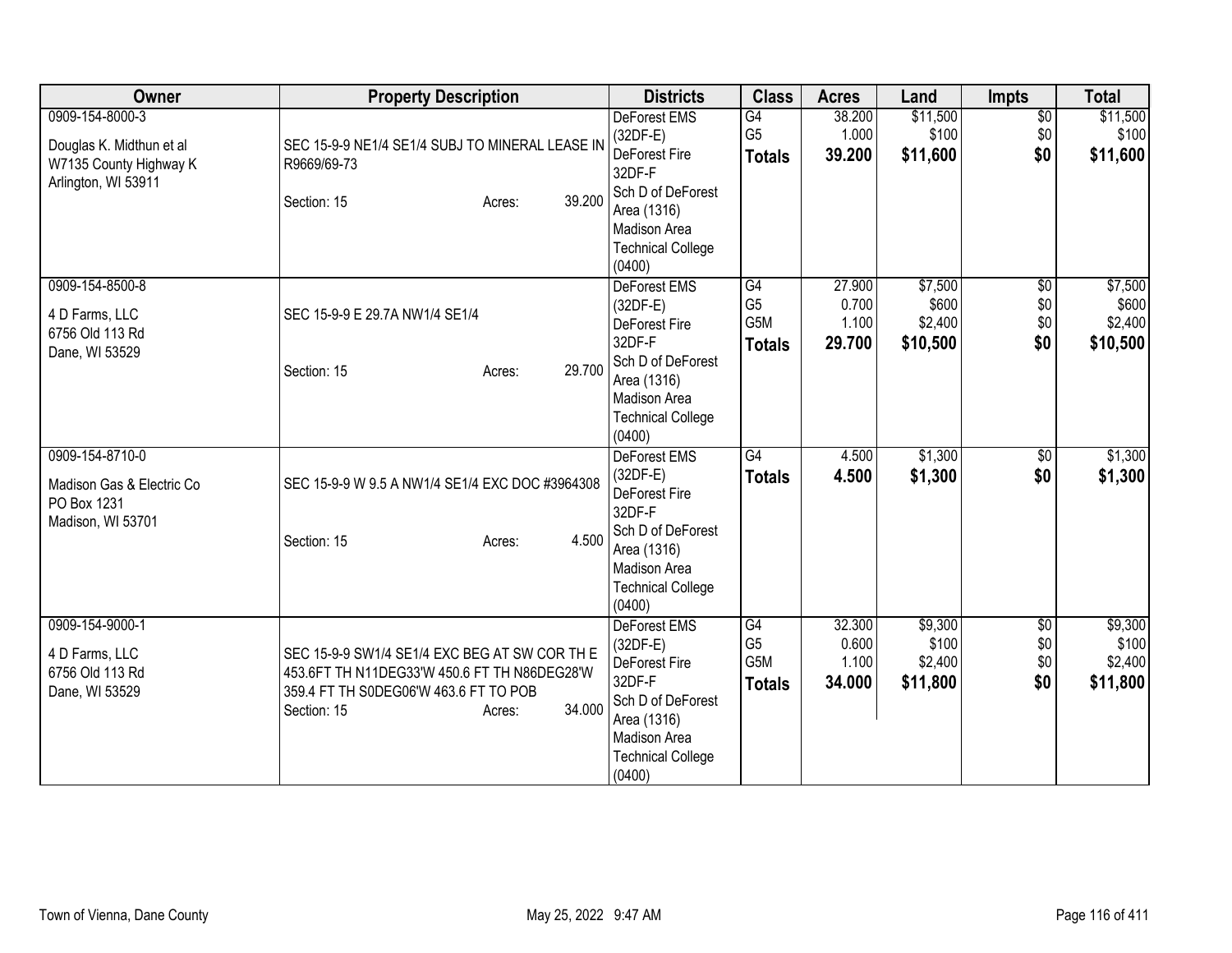| Owner | Property Description | Districts | Class | Acres | Land | Impts | Total |
|---|---|---|---|---|---|---|---|
| 0909-154-8000-3<br>Douglas K. Midthun et al<br>W7135 County Highway K<br>Arlington, WI 53911 | SEC 15-9-9 NE1/4 SE1/4 SUBJ TO MINERAL LEASE IN R9669/69-73<br>Section: 15 Acres: 39.200 | DeForest EMS (32DF-E)<br>DeForest Fire 32DF-F<br>Sch D of DeForest Area (1316)<br>Madison Area Technical College (0400) | G4<br>G5<br>**Totals** | 38.200<br>1.000<br>**39.200** | $11,500<br>$100<br>**$11,600** | $0<br>$0<br>**$0** | $11,500<br>$100<br>**$11,600** |
| 0909-154-8500-8<br>4 D Farms, LLC<br>6756 Old 113 Rd<br>Dane, WI 53529 | SEC 15-9-9 E 29.7A NW1/4 SE1/4<br>Section: 15 Acres: 29.700 | DeForest EMS (32DF-E)<br>DeForest Fire 32DF-F<br>Sch D of DeForest Area (1316)<br>Madison Area Technical College (0400) | G4<br>G5<br>G5M<br>**Totals** | 27.900<br>0.700<br>1.100<br>**29.700** | $7,500<br>$600<br>$2,400<br>**$10,500** | $0<br>$0<br>$0<br>**$0** | $7,500<br>$600<br>$2,400<br>**$10,500** |
| 0909-154-8710-0<br>Madison Gas & Electric Co<br>PO Box 1231<br>Madison, WI 53701 | SEC 15-9-9 W 9.5 A NW1/4 SE1/4 EXC DOC #3964308<br>Section: 15 Acres: 4.500 | DeForest EMS (32DF-E)<br>DeForest Fire 32DF-F<br>Sch D of DeForest Area (1316)<br>Madison Area Technical College (0400) | G4<br>**Totals** | 4.500<br>**4.500** | $1,300<br>**$1,300** | $0<br>**$0** | $1,300<br>**$1,300** |
| 0909-154-9000-1<br>4 D Farms, LLC<br>6756 Old 113 Rd<br>Dane, WI 53529 | SEC 15-9-9 SW1/4 SE1/4 EXC BEG AT SW COR TH E 453.6FT TH N11DEG33'W 450.6 FT TH N86DEG28'W 359.4 FT TH S0DEG06'W 463.6 FT TO POB<br>Section: 15 Acres: 34.000 | DeForest EMS (32DF-E)<br>DeForest Fire 32DF-F<br>Sch D of DeForest Area (1316)<br>Madison Area Technical College (0400) | G4<br>G5<br>G5M<br>**Totals** | 32.300<br>0.600<br>1.100<br>**34.000** | $9,300<br>$100<br>$2,400<br>**$11,800** | $0<br>$0<br>$0<br>**$0** | $9,300<br>$100<br>$2,400<br>**$11,800** |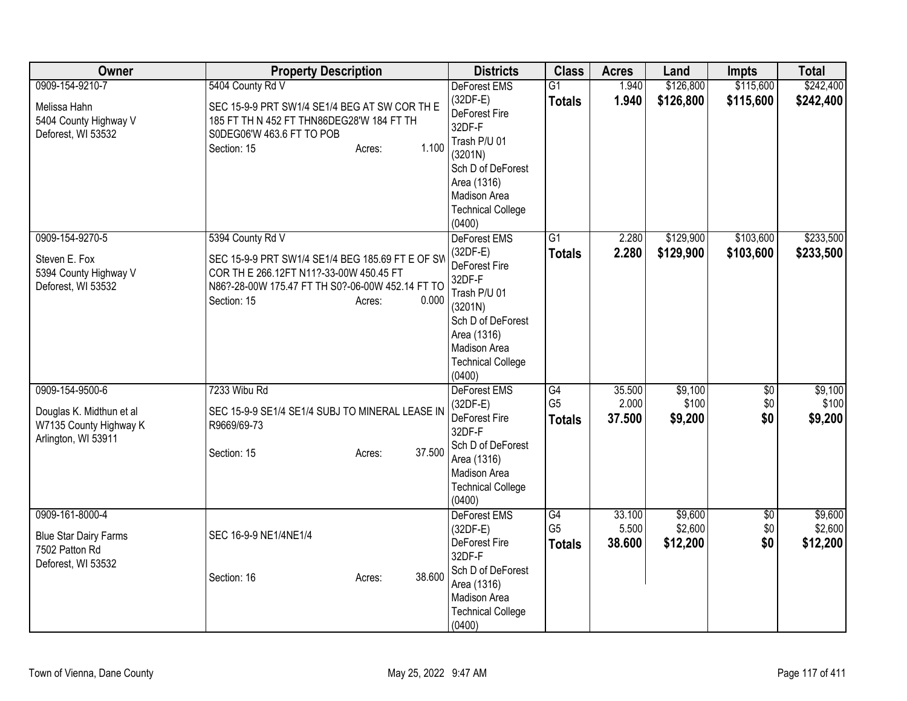| Owner | Property Description | Districts | Class | Acres | Land | Impts | Total |
|---|---|---|---|---|---|---|---|
| 0909-154-9210-7<br><br>Melissa Hahn<br>5404 County Highway V<br>Deforest, WI 53532 | 5404 County Rd V<br><br>SEC 15-9-9 PRT SW1/4 SE1/4 BEG AT SW COR TH E 185 FT TH N 452 FT THN86DEG28'W 184 FT TH S0DEG06'W 463.6 FT TO POB<br>Section: 15 Acres: 1.100 | DeForest EMS (32DF-E)<br>DeForest Fire 32DF-F<br>Trash P/U 01 (3201N)<br>Sch D of DeForest Area (1316)<br>Madison Area Technical College (0400) | G1<br>**Totals** | 1.940<br>**1.940** | $126,800<br>**$126,800** | $115,600<br>**$115,600** | $242,400<br>**$242,400** |
| 0909-154-9270-5<br><br>Steven E. Fox<br>5394 County Highway V<br>Deforest, WI 53532 | 5394 County Rd V<br><br>SEC 15-9-9 PRT SW1/4 SE1/4 BEG 185.69 FT E OF SW COR TH E 266.12FT N11?-33-00W 450.45 FT N86?-28-00W 175.47 FT TH S0?-06-00W 452.14 FT TO<br>Section: 15 Acres: 0.000 | DeForest EMS (32DF-E)<br>DeForest Fire 32DF-F<br>Trash P/U 01 (3201N)<br>Sch D of DeForest Area (1316)<br>Madison Area Technical College (0400) | G1<br>**Totals** | 2.280<br>**2.280** | $129,900<br>**$129,900** | $103,600<br>**$103,600** | $233,500<br>**$233,500** |
| 0909-154-9500-6<br><br>Douglas K. Midthun et al<br>W7135 County Highway K<br>Arlington, WI 53911 | 7233 Wibu Rd<br><br>SEC 15-9-9 SE1/4 SE1/4 SUBJ TO MINERAL LEASE IN R9669/69-73<br><br>Section: 15 Acres: 37.500 | DeForest EMS (32DF-E)<br>DeForest Fire 32DF-F<br>Sch D of DeForest Area (1316)<br>Madison Area Technical College (0400) | G4<br>G5<br>**Totals** | 35.500<br>2.000<br>**37.500** | $9,100<br>$100<br>**$9,200** | $0<br>$0<br>**$0** | $9,100<br>$100<br>**$9,200** |
| 0909-161-8000-4<br><br>Blue Star Dairy Farms<br>7502 Patton Rd<br>Deforest, WI 53532 | SEC 16-9-9 NE1/4NE1/4<br><br>Section: 16 Acres: 38.600 | DeForest EMS (32DF-E)<br>DeForest Fire 32DF-F<br>Sch D of DeForest Area (1316)<br>Madison Area Technical College (0400) | G4<br>G5<br>**Totals** | 33.100<br>5.500<br>**38.600** | $9,600<br>$2,600<br>**$12,200** | $0<br>$0<br>**$0** | $9,600<br>$2,600<br>**$12,200** |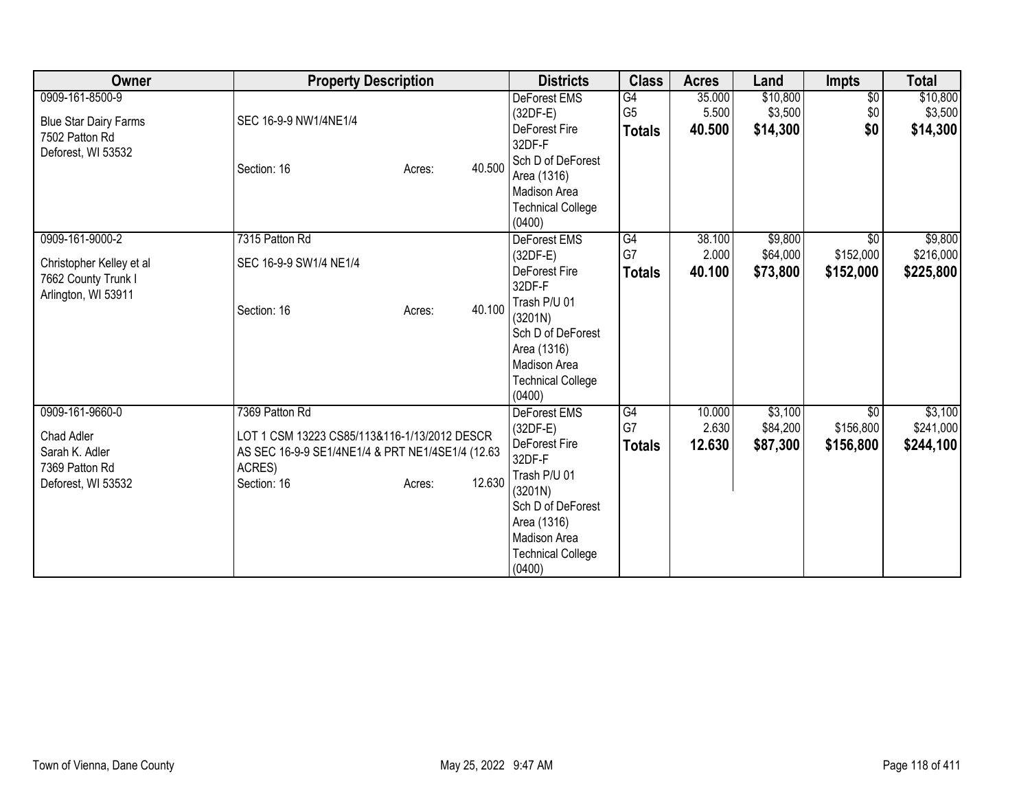| Owner | Property Description | Districts | Class | Acres | Land | Impts | Total |
|---|---|---|---|---|---|---|---|
| 0909-161-8500-9<br><br>Blue Star Dairy Farms<br>7502 Patton Rd<br>Deforest, WI 53532 | SEC 16-9-9 NW1/4NE1/4<br><br>Section: 16 Acres: 40.500 | DeForest EMS (32DF-E)<br>DeForest Fire 32DF-F<br>Sch D of DeForest Area (1316)<br>Madison Area Technical College (0400) | G4<br>G5<br>**Totals** | 35.000<br>5.500<br>**40.500** | $10,800<br>$3,500<br>**$14,300** | $0<br>$0<br>**$0** | $10,800<br>$3,500<br>**$14,300** |
| 0909-161-9000-2<br><br>Christopher Kelley et al<br>7662 County Trunk I<br>Arlington, WI 53911 | 7315 Patton Rd<br>SEC 16-9-9 SW1/4 NE1/4<br><br>Section: 16 Acres: 40.100 | DeForest EMS (32DF-E)<br>DeForest Fire 32DF-F<br>Trash P/U 01 (3201N)<br>Sch D of DeForest Area (1316)<br>Madison Area Technical College (0400) | G4<br>G7<br>**Totals** | 38.100<br>2.000<br>**40.100** | $9,800<br>$64,000<br>**$73,800** | $0<br>$152,000<br>**$152,000** | $9,800<br>$216,000<br>**$225,800** |
| 0909-161-9660-0<br><br>Chad Adler<br>Sarah K. Adler<br>7369 Patton Rd<br>Deforest, WI 53532 | 7369 Patton Rd<br>LOT 1 CSM 13223 CS85/113&116-1/13/2012 DESCR AS SEC 16-9-9 SE1/4NE1/4 & PRT NE1/4SE1/4 (12.63 ACRES)<br>Section: 16 Acres: 12.630 | DeForest EMS (32DF-E)<br>DeForest Fire 32DF-F<br>Trash P/U 01 (3201N)<br>Sch D of DeForest Area (1316)<br>Madison Area Technical College (0400) | G4<br>G7<br>**Totals** | 10.000<br>2.630<br>**12.630** | $3,100<br>$84,200<br>**$87,300** | $0<br>$156,800<br>**$156,800** | $3,100<br>$241,000<br>**$244,100** |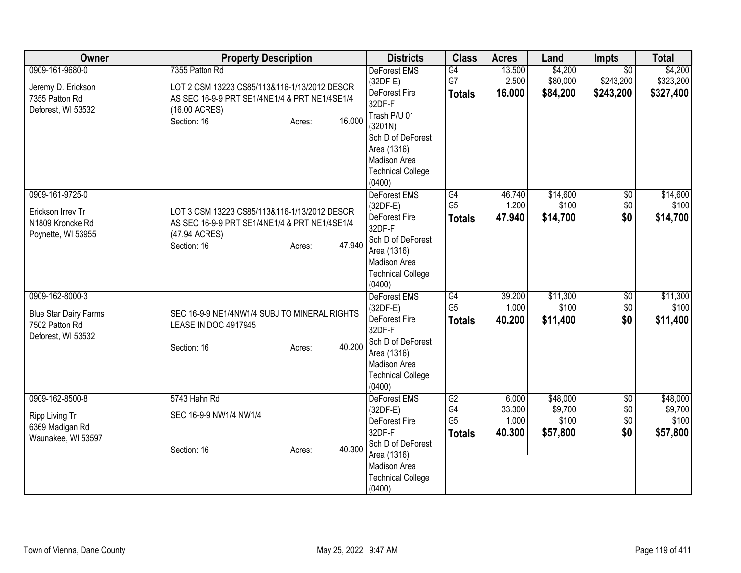| Owner | Property Description | Districts | Class | Acres | Land | Impts | Total |
|---|---|---|---|---|---|---|---|
| 0909-161-9680-0<br><br>Jeremy D. Erickson<br>7355 Patton Rd<br>Deforest, WI 53532 | 7355 Patton Rd<br><br>LOT 2 CSM 13223 CS85/113&116-1/13/2012 DESCR AS SEC 16-9-9 PRT SE1/4NE1/4 & PRT NE1/4SE1/4 (16.00 ACRES)<br>Section: 16 Acres: 16.000 | DeForest EMS (32DF-E)<br>DeForest Fire 32DF-F<br>Trash P/U 01 (3201N)<br>Sch D of DeForest Area (1316)<br>Madison Area Technical College (0400) | G4<br>G7<br>**Totals** | 13.500<br>2.500<br>**16.000** | $4,200<br>$80,000<br>**$84,200** | $0<br>$243,200<br>**$243,200** | $4,200<br>$323,200<br>**$327,400** |
| 0909-161-9725-0<br><br>Erickson Irrev Tr<br>N1809 Kroncke Rd<br>Poynette, WI 53955 | LOT 3 CSM 13223 CS85/113&116-1/13/2012 DESCR AS SEC 16-9-9 PRT SE1/4NE1/4 & PRT NE1/4SE1/4 (47.94 ACRES)<br>Section: 16 Acres: 47.940 | DeForest EMS (32DF-E)<br>DeForest Fire 32DF-F<br>Sch D of DeForest Area (1316)<br>Madison Area Technical College (0400) | G4<br>G5<br>**Totals** | 46.740<br>1.200<br>**47.940** | $14,600<br>$100<br>**$14,700** | $0<br>$0<br>**$0** | $14,600<br>$100<br>**$14,700** |
| 0909-162-8000-3<br><br>Blue Star Dairy Farms<br>7502 Patton Rd<br>Deforest, WI 53532 | SEC 16-9-9 NE1/4NW1/4 SUBJ TO MINERAL RIGHTS LEASE IN DOC 4917945<br><br>Section: 16 Acres: 40.200 | DeForest EMS (32DF-E)<br>DeForest Fire 32DF-F<br>Sch D of DeForest Area (1316)<br>Madison Area Technical College (0400) | G4<br>G5<br>**Totals** | 39.200<br>1.000<br>**40.200** | $11,300<br>$100<br>**$11,400** | $0<br>$0<br>**$0** | $11,300<br>$100<br>**$11,400** |
| 0909-162-8500-8<br><br>Ripp Living Tr<br>6369 Madigan Rd<br>Waunakee, WI 53597 | 5743 Hahn Rd<br><br>SEC 16-9-9 NW1/4 NW1/4<br><br>Section: 16 Acres: 40.300 | DeForest EMS (32DF-E)<br>DeForest Fire 32DF-F<br>Sch D of DeForest Area (1316)<br>Madison Area Technical College (0400) | G2<br>G4<br>G5<br>**Totals** | 6.000<br>33.300<br>1.000<br>**40.300** | $48,000<br>$9,700<br>$100<br>**$57,800** | $0<br>$0<br>$0<br>**$0** | $48,000<br>$9,700<br>$100<br>**$57,800** |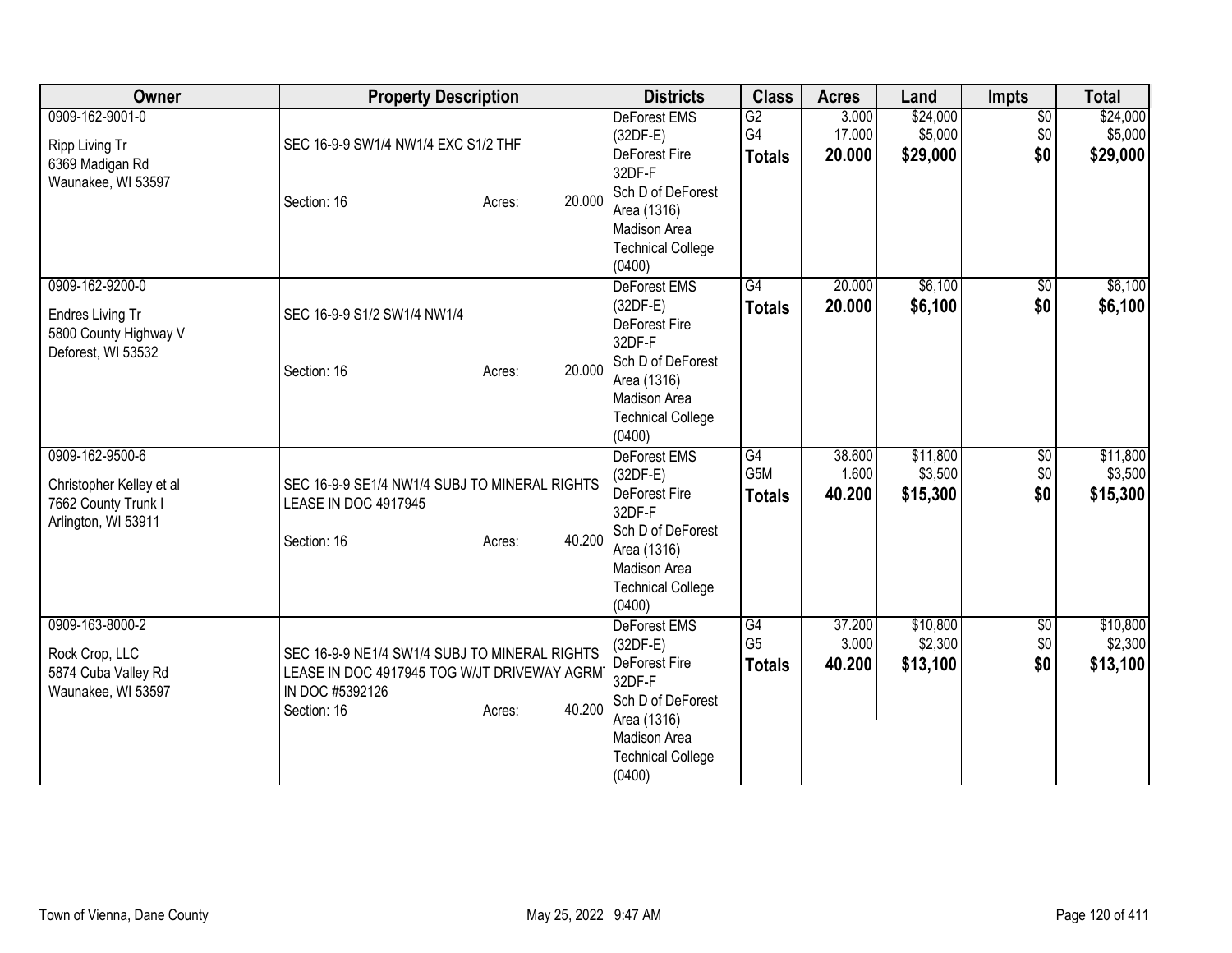| Owner | Property Description | Districts | Class | Acres | Land | Impts | Total |
|---|---|---|---|---|---|---|---|
| 0909-162-9001-0<br><br>Ripp Living Tr<br>6369 Madigan Rd<br>Waunakee, WI 53597 | SEC 16-9-9 SW1/4 NW1/4 EXC S1/2 THF<br><br>Section: 16 Acres: 20.000 | DeForest EMS (32DF-E)<br>DeForest Fire 32DF-F<br>Sch D of DeForest Area (1316)<br>Madison Area Technical College (0400) | G2<br>G4<br>**Totals** | 3.000<br>17.000<br>**20.000** | $24,000<br>$5,000<br>**$29,000** | $0<br>$0<br>**$0** | $24,000<br>$5,000<br>**$29,000** |
| 0909-162-9200-0<br><br>Endres Living Tr<br>5800 County Highway V<br>Deforest, WI 53532 | SEC 16-9-9 S1/2 SW1/4 NW1/4<br><br>Section: 16 Acres: 20.000 | DeForest EMS (32DF-E)<br>DeForest Fire 32DF-F<br>Sch D of DeForest Area (1316)<br>Madison Area Technical College (0400) | G4<br>**Totals** | 20.000<br>**20.000** | $6,100<br>**$6,100** | $0<br>**$0** | $6,100<br>**$6,100** |
| 0909-162-9500-6<br><br>Christopher Kelley et al<br>7662 County Trunk I<br>Arlington, WI 53911 | SEC 16-9-9 SE1/4 NW1/4 SUBJ TO MINERAL RIGHTS LEASE IN DOC 4917945<br><br>Section: 16 Acres: 40.200 | DeForest EMS (32DF-E)<br>DeForest Fire 32DF-F<br>Sch D of DeForest Area (1316)<br>Madison Area Technical College (0400) | G4<br>G5M<br>**Totals** | 38.600<br>1.600<br>**40.200** | $11,800<br>$3,500<br>**$15,300** | $0<br>$0<br>**$0** | $11,800<br>$3,500<br>**$15,300** |
| 0909-163-8000-2<br><br>Rock Crop, LLC<br>5874 Cuba Valley Rd<br>Waunakee, WI 53597 | SEC 16-9-9 NE1/4 SW1/4 SUBJ TO MINERAL RIGHTS LEASE IN DOC 4917945 TOG W/JT DRIVEWAY AGRMT IN DOC #5392126<br>Section: 16 Acres: 40.200 | DeForest EMS (32DF-E)<br>DeForest Fire 32DF-F<br>Sch D of DeForest Area (1316)<br>Madison Area Technical College (0400) | G4<br>G5<br>**Totals** | 37.200<br>3.000<br>**40.200** | $10,800<br>$2,300<br>**$13,100** | $0<br>$0<br>**$0** | $10,800<br>$2,300<br>**$13,100** |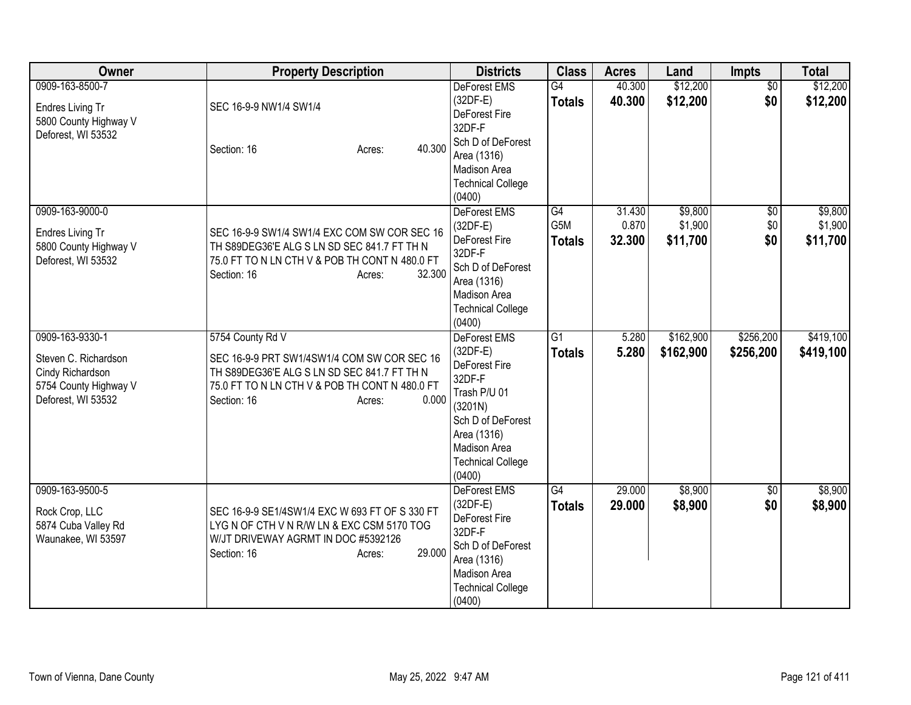| Owner | Property Description | Districts | Class | Acres | Land | Impts | Total |
|---|---|---|---|---|---|---|---|
| 0909-163-8500-7<br><br>Endres Living Tr<br>5800 County Highway V<br>Deforest, WI 53532 | SEC 16-9-9 NW1/4 SW1/4<br><br>Section: 16 Acres: 40.300 | DeForest EMS (32DF-E)<br>DeForest Fire 32DF-F<br>Sch D of DeForest Area (1316)<br>Madison Area Technical College (0400) | G4<br>**Totals** | 40.300<br>**40.300** | $12,200<br>**$12,200** | $0<br>**$0** | $12,200<br>**$12,200** |
| 0909-163-9000-0<br><br>Endres Living Tr<br>5800 County Highway V<br>Deforest, WI 53532 | SEC 16-9-9 SW1/4 SW1/4 EXC COM SW COR SEC 16 TH S89DEG36'E ALG S LN SD SEC 841.7 FT TH N 75.0 FT TO N LN CTH V & POB TH CONT N 480.0 FT<br>Section: 16 Acres: 32.300 | DeForest EMS (32DF-E)<br>DeForest Fire 32DF-F<br>Sch D of DeForest Area (1316)<br>Madison Area Technical College (0400) | G4<br>G5M<br>**Totals** | 31.430<br>0.870<br>**32.300** | $9,800<br>$1,900<br>**$11,700** | $0<br>$0<br>**$0** | $9,800<br>$1,900<br>**$11,700** |
| 0909-163-9330-1<br><br>Steven C. Richardson<br>Cindy Richardson<br>5754 County Highway V<br>Deforest, WI 53532 | 5754 County Rd V<br><br>SEC 16-9-9 PRT SW1/4SW1/4 COM SW COR SEC 16 TH S89DEG36'E ALG S LN SD SEC 841.7 FT TH N 75.0 FT TO N LN CTH V & POB TH CONT N 480.0 FT<br>Section: 16 Acres: 0.000 | DeForest EMS (32DF-E)<br>DeForest Fire 32DF-F<br>Trash P/U 01 (3201N)<br>Sch D of DeForest Area (1316)<br>Madison Area Technical College (0400) | G1<br>**Totals** | 5.280<br>**5.280** | $162,900<br>**$162,900** | $256,200<br>**$256,200** | $419,100<br>**$419,100** |
| 0909-163-9500-5<br><br>Rock Crop, LLC<br>5874 Cuba Valley Rd<br>Waunakee, WI 53597 | SEC 16-9-9 SE1/4SW1/4 EXC W 693 FT OF S 330 FT LYG N OF CTH V N R/W LN & EXC CSM 5170 TOG W/JT DRIVEWAY AGRMT IN DOC #5392126<br>Section: 16 Acres: 29.000 | DeForest EMS (32DF-E)<br>DeForest Fire 32DF-F<br>Sch D of DeForest Area (1316)<br>Madison Area Technical College (0400) | G4<br>**Totals** | 29.000<br>**29.000** | $8,900<br>**$8,900** | $0<br>**$0** | $8,900<br>**$8,900** |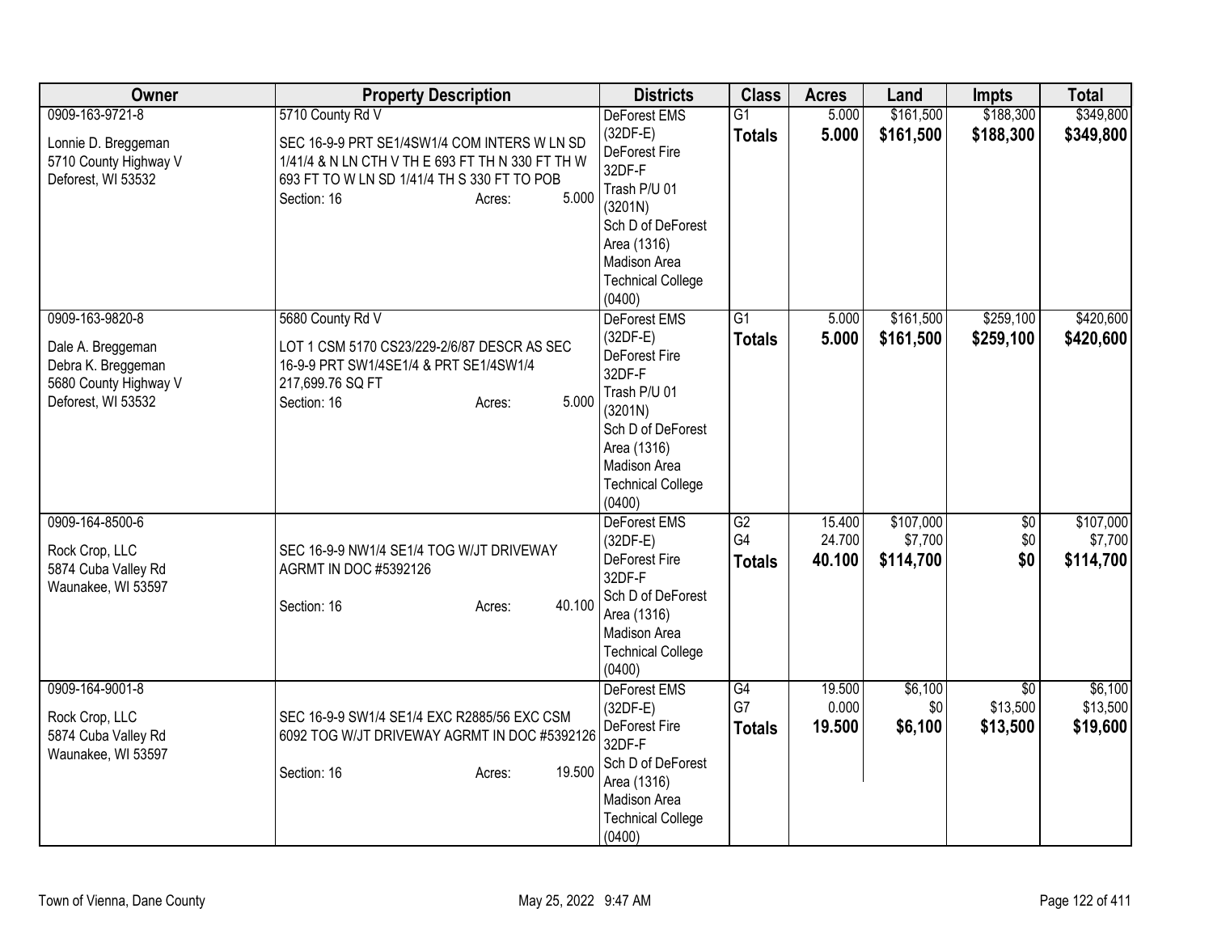| Owner | Property Description | Districts | Class | Acres | Land | Impts | Total |
|---|---|---|---|---|---|---|---|
| 0909-163-9721-8<br><br>Lonnie D. Breggeman<br>5710 County Highway V<br>Deforest, WI 53532 | 5710 County Rd V<br><br>SEC 16-9-9 PRT SE1/4SW1/4 COM INTERS W LN SD 1/41/4 & N LN CTH V TH E 693 FT TH N 330 FT TH W 693 FT TO W LN SD 1/41/4 TH S 330 FT TO POB<br>Section: 16 Acres: 5.000 | DeForest EMS (32DF-E)<br>DeForest Fire 32DF-F<br>Trash P/U 01 (3201N)<br>Sch D of DeForest Area (1316)<br>Madison Area Technical College (0400) | G1<br>**Totals** | 5.000<br>**5.000** | $161,500<br>**$161,500** | $188,300<br>**$188,300** | $349,800<br>**$349,800** |
| 0909-163-9820-8<br><br>Dale A. Breggeman<br>Debra K. Breggeman<br>5680 County Highway V<br>Deforest, WI 53532 | 5680 County Rd V<br><br>LOT 1 CSM 5170 CS23/229-2/6/87 DESCR AS SEC 16-9-9 PRT SW1/4SE1/4 & PRT SE1/4SW1/4 217,699.76 SQ FT<br>Section: 16 Acres: 5.000 | DeForest EMS (32DF-E)<br>DeForest Fire 32DF-F<br>Trash P/U 01 (3201N)<br>Sch D of DeForest Area (1316)<br>Madison Area Technical College (0400) | G1<br>**Totals** | 5.000<br>**5.000** | $161,500<br>**$161,500** | $259,100<br>**$259,100** | $420,600<br>**$420,600** |
| 0909-164-8500-6<br><br>Rock Crop, LLC<br>5874 Cuba Valley Rd<br>Waunakee, WI 53597 | SEC 16-9-9 NW1/4 SE1/4 TOG W/JT DRIVEWAY AGRMT IN DOC #5392126<br><br>Section: 16 Acres: 40.100 | DeForest EMS (32DF-E)<br>DeForest Fire 32DF-F<br>Sch D of DeForest Area (1316)<br>Madison Area Technical College (0400) | G2<br>G4<br>**Totals** | 15.400<br>24.700<br>**40.100** | $107,000<br>$7,700<br>**$114,700** | $0<br>$0<br>**$0** | $107,000<br>$7,700<br>**$114,700** |
| 0909-164-9001-8<br><br>Rock Crop, LLC<br>5874 Cuba Valley Rd<br>Waunakee, WI 53597 | SEC 16-9-9 SW1/4 SE1/4 EXC R2885/56 EXC CSM 6092 TOG W/JT DRIVEWAY AGRMT IN DOC #5392126<br><br>Section: 16 Acres: 19.500 | DeForest EMS (32DF-E)<br>DeForest Fire 32DF-F<br>Sch D of DeForest Area (1316)<br>Madison Area Technical College (0400) | G4<br>G7<br>**Totals** | 19.500<br>0.000<br>**19.500** | $6,100<br>$0<br>**$6,100** | $0<br>$13,500<br>**$13,500** | $6,100<br>$13,500<br>**$19,600** |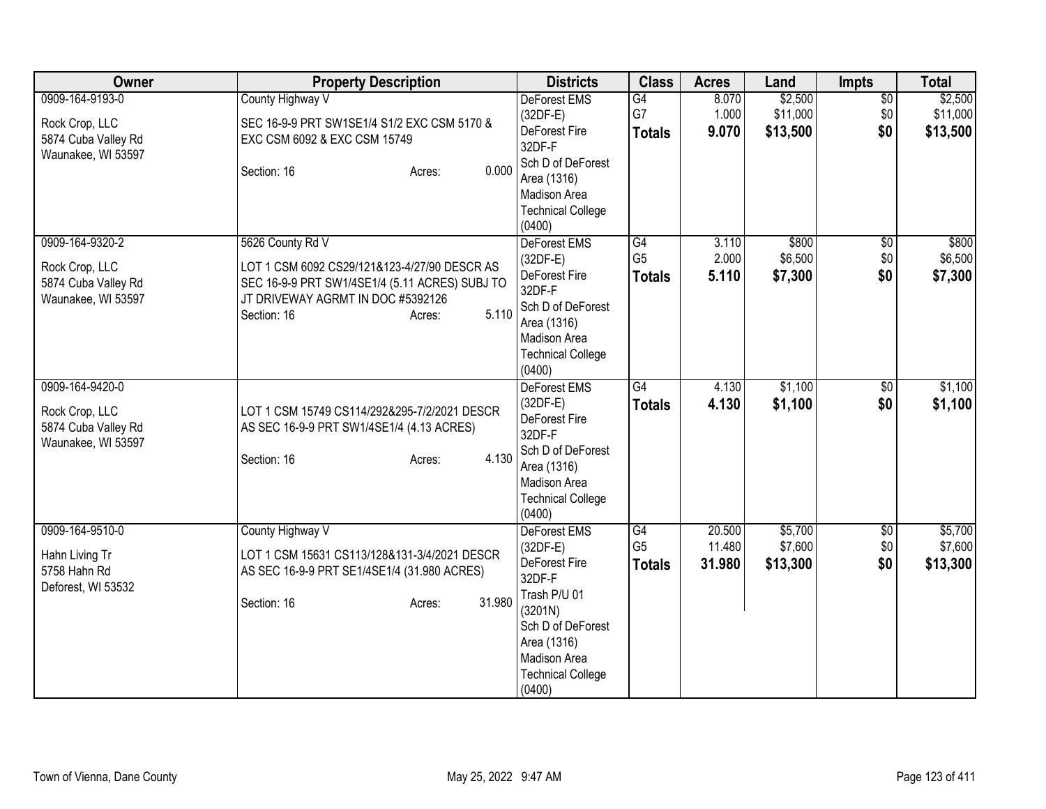| Owner | Property Description | Districts | Class | Acres | Land | Impts | Total |
|---|---|---|---|---|---|---|---|
| 0909-164-9193-0<br><br>Rock Crop, LLC<br>5874 Cuba Valley Rd<br>Waunakee, WI 53597 | County Highway V<br><br>SEC 16-9-9 PRT SW1SE1/4 S1/2 EXC CSM 5170 & EXC CSM 6092 & EXC CSM 15749<br><br>Section: 16 Acres: 0.000 | DeForest EMS (32DF-E)<br>DeForest Fire 32DF-F<br>Sch D of DeForest Area (1316)<br>Madison Area Technical College (0400) | G4<br>G7<br>**Totals** | 8.070<br>1.000<br>**9.070** | $2,500<br>$11,000<br>**$13,500** | $0<br>$0<br>**$0** | $2,500<br>$11,000<br>**$13,500** |
| 0909-164-9320-2<br><br>Rock Crop, LLC<br>5874 Cuba Valley Rd<br>Waunakee, WI 53597 | 5626 County Rd V<br><br>LOT 1 CSM 6092 CS29/121&123-4/27/90 DESCR AS SEC 16-9-9 PRT SW1/4SE1/4 (5.11 ACRES) SUBJ TO JT DRIVEWAY AGRMT IN DOC #5392126<br>Section: 16 Acres: 5.110 | DeForest EMS (32DF-E)<br>DeForest Fire 32DF-F<br>Sch D of DeForest Area (1316)<br>Madison Area Technical College (0400) | G4<br>G5<br>**Totals** | 3.110<br>2.000<br>**5.110** | $800<br>$6,500<br>**$7,300** | $0<br>$0<br>**$0** | $800<br>$6,500<br>**$7,300** |
| 0909-164-9420-0<br><br>Rock Crop, LLC<br>5874 Cuba Valley Rd<br>Waunakee, WI 53597 | LOT 1 CSM 15749 CS114/292&295-7/2/2021 DESCR AS SEC 16-9-9 PRT SW1/4SE1/4 (4.13 ACRES)<br><br>Section: 16 Acres: 4.130 | DeForest EMS (32DF-E)<br>DeForest Fire 32DF-F<br>Sch D of DeForest Area (1316)<br>Madison Area Technical College (0400) | G4<br>**Totals** | 4.130<br>**4.130** | $1,100<br>**$1,100** | $0<br>**$0** | $1,100<br>**$1,100** |
| 0909-164-9510-0<br><br>Hahn Living Tr<br>5758 Hahn Rd<br>Deforest, WI 53532 | County Highway V<br><br>LOT 1 CSM 15631 CS113/128&131-3/4/2021 DESCR AS SEC 16-9-9 PRT SE1/4SE1/4 (31.980 ACRES)<br><br>Section: 16 Acres: 31.980 | DeForest EMS (32DF-E)<br>DeForest Fire 32DF-F<br>Trash P/U 01 (3201N)<br>Sch D of DeForest Area (1316)<br>Madison Area Technical College (0400) | G4<br>G5<br>**Totals** | 20.500<br>11.480<br>**31.980** | $5,700<br>$7,600<br>**$13,300** | $0<br>$0<br>**$0** | $5,700<br>$7,600<br>**$13,300** |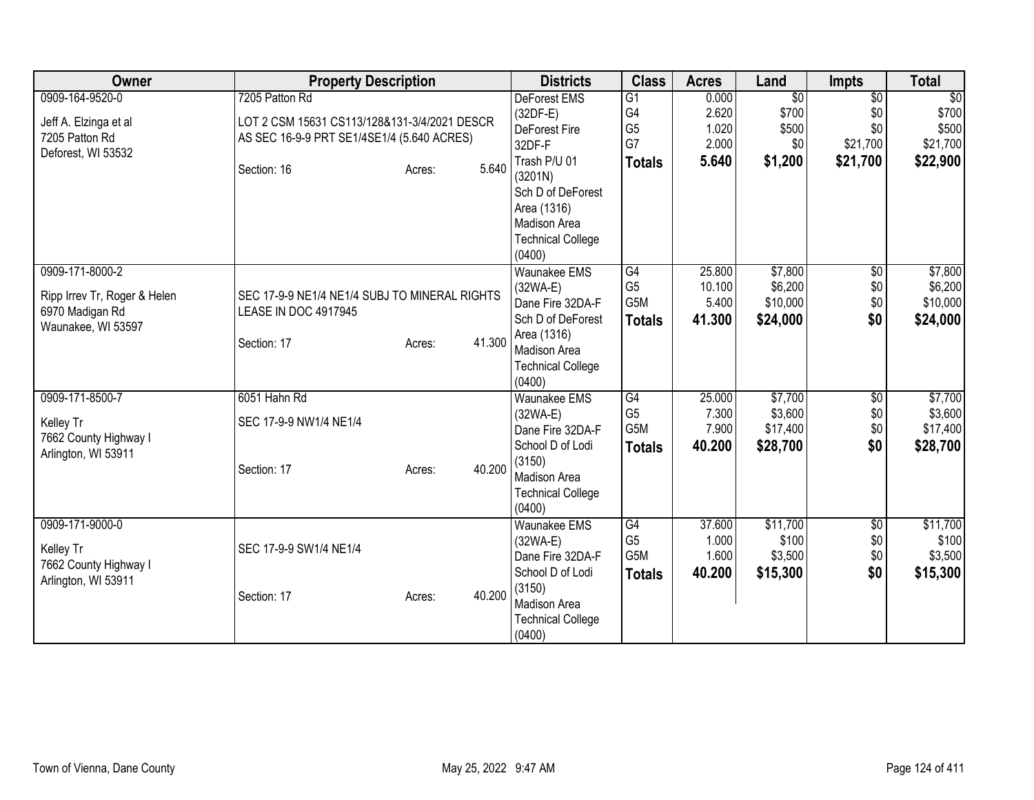| Owner | Property Description | Districts | Class | Acres | Land | Impts | Total |
|---|---|---|---|---|---|---|---|
| 0909-164-9520-0<br><br>Jeff A. Elzinga et al<br>7205 Patton Rd<br>Deforest, WI 53532 | 7205 Patton Rd<br><br>LOT 2 CSM 15631 CS113/128&131-3/4/2021 DESCR AS SEC 16-9-9 PRT SE1/4SE1/4 (5.640 ACRES)<br><br>Section: 16 Acres: 5.640 | DeForest EMS (32DF-E)<br>DeForest Fire 32DF-F<br>Trash P/U 01 (3201N)<br>Sch D of DeForest Area (1316)<br>Madison Area Technical College (0400) | G1<br>G4<br>G5<br>G7<br>**Totals** | 0.000<br>2.620<br>1.020<br>2.000<br>**5.640** | $0<br>$700<br>$500<br>$0<br>**$1,200** | $0<br>$0<br>$0<br>$21,700<br>**$21,700** | $0<br>$700<br>$500<br>$21,700<br>**$22,900** |
| 0909-171-8000-2<br><br>Ripp Irrev Tr, Roger & Helen<br>6970 Madigan Rd<br>Waunakee, WI 53597 | SEC 17-9-9 NE1/4 NE1/4 SUBJ TO MINERAL RIGHTS LEASE IN DOC 4917945<br><br>Section: 17 Acres: 41.300 | Waunakee EMS (32WA-E)<br>Dane Fire 32DA-F<br>Sch D of DeForest Area (1316)<br>Madison Area Technical College (0400) | G4<br>G5<br>G5M<br>**Totals** | 25.800<br>10.100<br>5.400<br>**41.300** | $7,800<br>$6,200<br>$10,000<br>**$24,000** | $0<br>$0<br>$0<br>**$0** | $7,800<br>$6,200<br>$10,000<br>**$24,000** |
| 0909-171-8500-7<br><br>Kelley Tr<br>7662 County Highway I<br>Arlington, WI 53911 | 6051 Hahn Rd<br><br>SEC 17-9-9 NW1/4 NE1/4<br><br>Section: 17 Acres: 40.200 | Waunakee EMS (32WA-E)<br>Dane Fire 32DA-F<br>School D of Lodi (3150)<br>Madison Area Technical College (0400) | G4<br>G5<br>G5M<br>**Totals** | 25.000<br>7.300<br>7.900<br>**40.200** | $7,700<br>$3,600<br>$17,400<br>**$28,700** | $0<br>$0<br>$0<br>**$0** | $7,700<br>$3,600<br>$17,400<br>**$28,700** |
| 0909-171-9000-0<br><br>Kelley Tr<br>7662 County Highway I<br>Arlington, WI 53911 | SEC 17-9-9 SW1/4 NE1/4<br><br>Section: 17 Acres: 40.200 | Waunakee EMS (32WA-E)<br>Dane Fire 32DA-F<br>School D of Lodi (3150)<br>Madison Area Technical College (0400) | G4<br>G5<br>G5M<br>**Totals** | 37.600<br>1.000<br>1.600<br>**40.200** | $11,700<br>$100<br>$3,500<br>**$15,300** | $0<br>$0<br>$0<br>**$0** | $11,700<br>$100<br>$3,500<br>**$15,300** |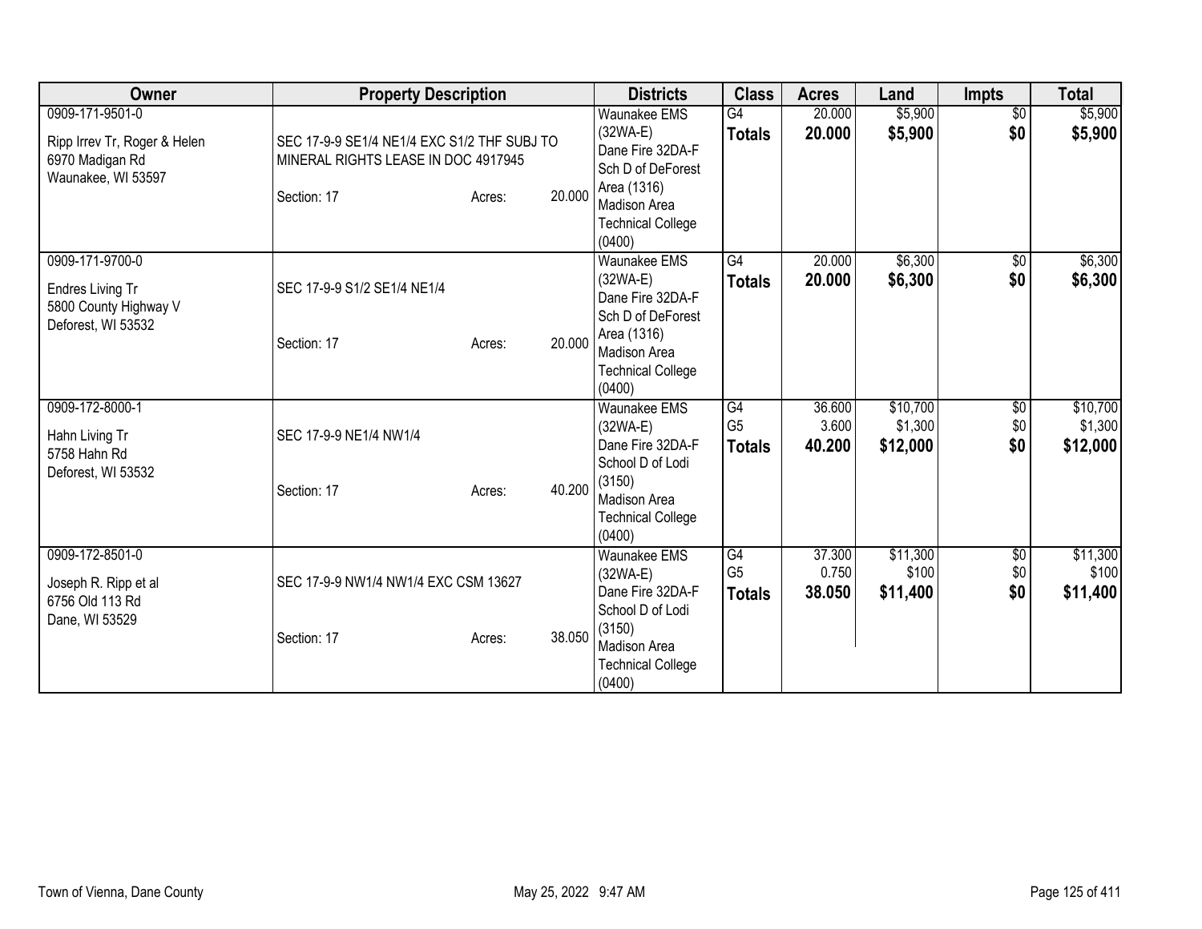| Owner | Property Description | Districts | Class | Acres | Land | Impts | Total |
|---|---|---|---|---|---|---|---|
| 0909-171-9501-0<br><br>Ripp Irrev Tr, Roger & Helen<br>6970 Madigan Rd<br>Waunakee, WI 53597 | SEC 17-9-9 SE1/4 NE1/4 EXC S1/2 THF SUBJ TO MINERAL RIGHTS LEASE IN DOC 4917945<br><br>Section: 17 Acres: 20.000 | Waunakee EMS (32WA-E)<br>Dane Fire 32DA-F<br>Sch D of DeForest Area (1316)<br>Madison Area Technical College (0400) | G4<br>**Totals** | 20.000<br>**20.000** | $5,900<br>**$5,900** | $0<br>**$0** | $5,900<br>**$5,900** |
| 0909-171-9700-0<br><br>Endres Living Tr<br>5800 County Highway V<br>Deforest, WI 53532 | SEC 17-9-9 S1/2 SE1/4 NE1/4<br><br>Section: 17 Acres: 20.000 | Waunakee EMS (32WA-E)<br>Dane Fire 32DA-F<br>Sch D of DeForest Area (1316)<br>Madison Area Technical College (0400) | G4<br>**Totals** | 20.000<br>**20.000** | $6,300<br>**$6,300** | $0<br>**$0** | $6,300<br>**$6,300** |
| 0909-172-8000-1<br><br>Hahn Living Tr<br>5758 Hahn Rd<br>Deforest, WI 53532 | SEC 17-9-9 NE1/4 NW1/4<br><br>Section: 17 Acres: 40.200 | Waunakee EMS (32WA-E)<br>Dane Fire 32DA-F<br>School D of Lodi (3150)<br>Madison Area Technical College (0400) | G4<br>G5<br>**Totals** | 36.600<br>3.600<br>**40.200** | $10,700<br>$1,300<br>**$12,000** | $0<br>$0<br>**$0** | $10,700<br>$1,300<br>**$12,000** |
| 0909-172-8501-0<br><br>Joseph R. Ripp et al<br>6756 Old 113 Rd<br>Dane, WI 53529 | SEC 17-9-9 NW1/4 NW1/4 EXC CSM 13627<br><br>Section: 17 Acres: 38.050 | Waunakee EMS (32WA-E)<br>Dane Fire 32DA-F<br>School D of Lodi (3150)<br>Madison Area Technical College (0400) | G4<br>G5<br>**Totals** | 37.300<br>0.750<br>**38.050** | $11,300<br>$100<br>**$11,400** | $0<br>$0<br>**$0** | $11,300<br>$100<br>**$11,400** |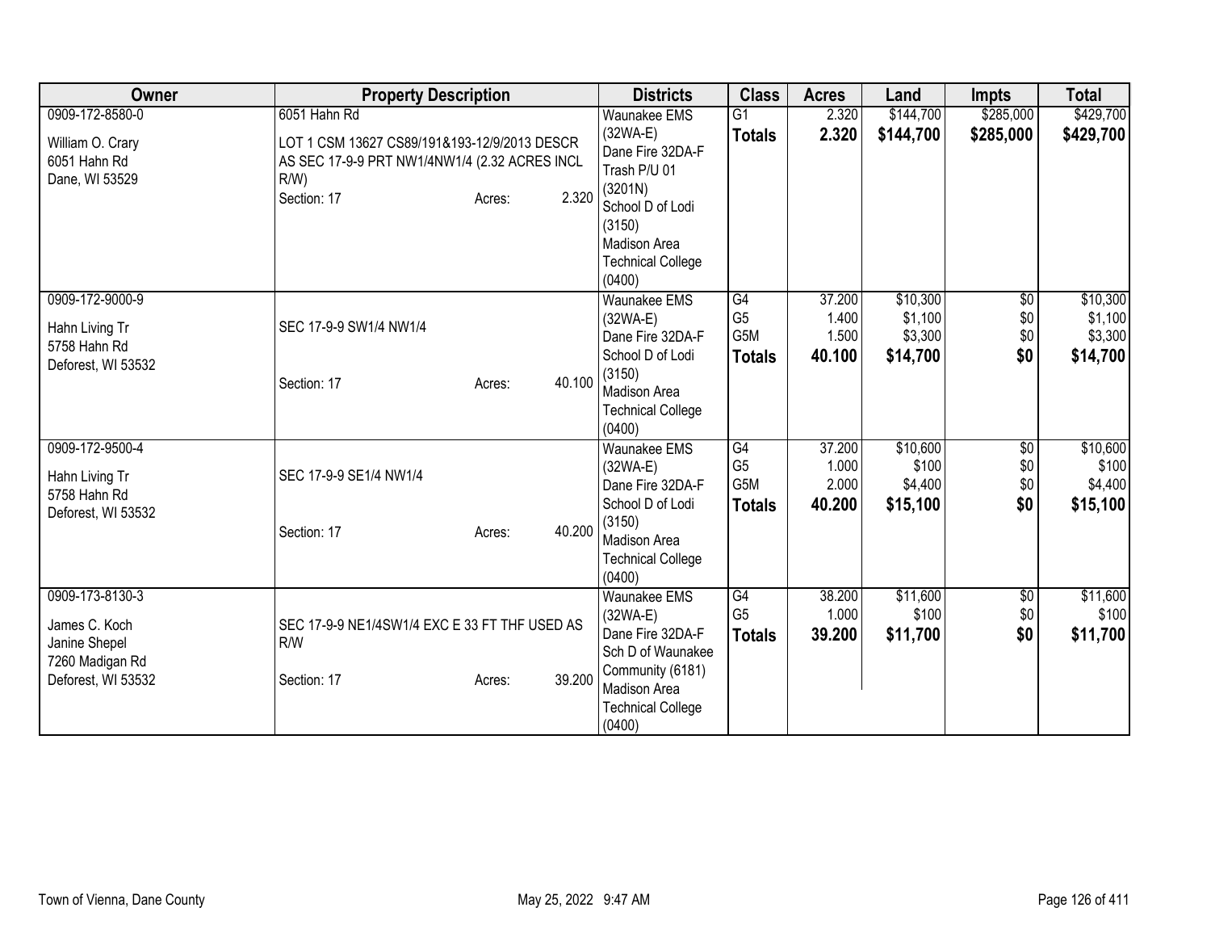| Owner | Property Description | Districts | Class | Acres | Land | Impts | Total |
|---|---|---|---|---|---|---|---|
| 0909-172-8580-0<br><br>William O. Crary<br>6051 Hahn Rd<br>Dane, WI 53529 | 6051 Hahn Rd<br><br>LOT 1 CSM 13627 CS89/191&193-12/9/2013 DESCR AS SEC 17-9-9 PRT NW1/4NW1/4 (2.32 ACRES INCL R/W)<br>Section: 17 Acres: 2.320 | Waunakee EMS (32WA-E)<br>Dane Fire 32DA-F<br>Trash P/U 01 (3201N)<br>School D of Lodi (3150)<br>Madison Area Technical College (0400) | G1<br>**Totals** | 2.320<br>**2.320** | $144,700<br>**$144,700** | $285,000<br>**$285,000** | $429,700<br>**$429,700** |
| 0909-172-9000-9<br><br>Hahn Living Tr<br>5758 Hahn Rd<br>Deforest, WI 53532 | SEC 17-9-9 SW1/4 NW1/4<br><br>Section: 17 Acres: 40.100 | Waunakee EMS (32WA-E)<br>Dane Fire 32DA-F<br>School D of Lodi (3150)<br>Madison Area Technical College (0400) | G4<br>G5<br>G5M<br>**Totals** | 37.200<br>1.400<br>1.500<br>**40.100** | $10,300<br>$1,100<br>$3,300<br>**$14,700** | $0<br>$0<br>$0<br>**$0** | $10,300<br>$1,100<br>$3,300<br>**$14,700** |
| 0909-172-9500-4<br><br>Hahn Living Tr<br>5758 Hahn Rd<br>Deforest, WI 53532 | SEC 17-9-9 SE1/4 NW1/4<br><br>Section: 17 Acres: 40.200 | Waunakee EMS (32WA-E)<br>Dane Fire 32DA-F<br>School D of Lodi (3150)<br>Madison Area Technical College (0400) | G4<br>G5<br>G5M<br>**Totals** | 37.200<br>1.000<br>2.000<br>**40.200** | $10,600<br>$100<br>$4,400<br>**$15,100** | $0<br>$0<br>$0<br>**$0** | $10,600<br>$100<br>$4,400<br>**$15,100** |
| 0909-173-8130-3<br><br>James C. Koch<br>Janine Shepel<br>7260 Madigan Rd<br>Deforest, WI 53532 | SEC 17-9-9 NE1/4SW1/4 EXC E 33 FT THF USED AS R/W<br><br>Section: 17 Acres: 39.200 | Waunakee EMS (32WA-E)<br>Dane Fire 32DA-F<br>Sch D of Waunakee Community (6181)<br>Madison Area Technical College (0400) | G4<br>G5<br>**Totals** | 38.200<br>1.000<br>**39.200** | $11,600<br>$100<br>**$11,700** | $0<br>$0<br>**$0** | $11,600<br>$100<br>**$11,700** |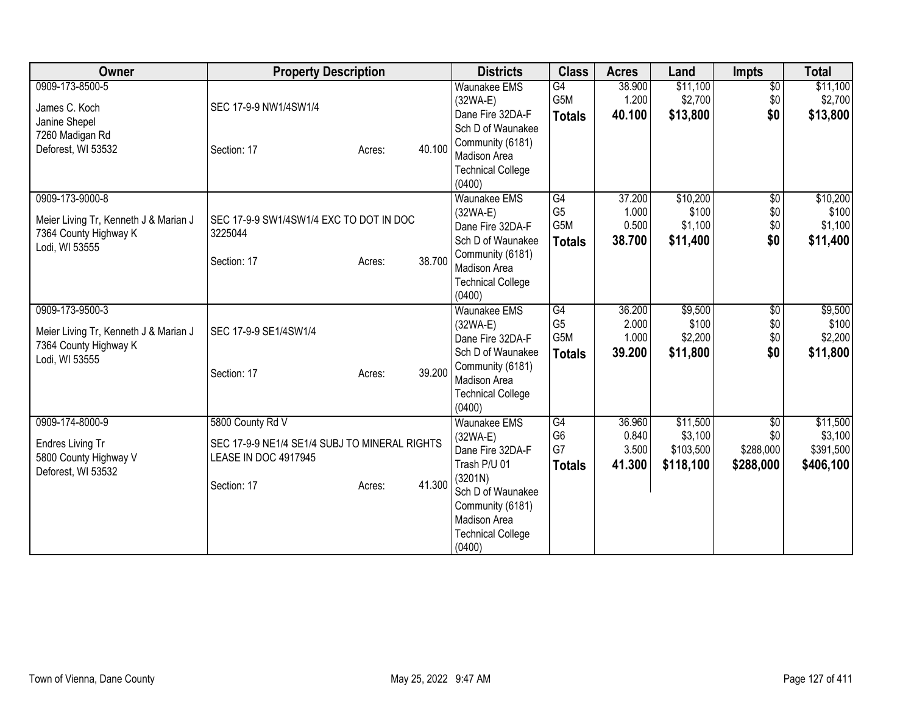| Owner | Property Description | Districts | Class | Acres | Land | Impts | Total |
|---|---|---|---|---|---|---|---|
| 0909-173-8500-5<br>James C. Koch<br>Janine Shepel<br>7260 Madigan Rd<br>Deforest, WI 53532 | SEC 17-9-9 NW1/4SW1/4<br><br>Section: 17 Acres: 40.100 | Waunakee EMS (32WA-E)<br>Dane Fire 32DA-F<br>Sch D of Waunakee Community (6181)<br>Madison Area Technical College (0400) | G4<br>G5M<br>**Totals** | 38.900<br>1.200<br>**40.100** | $11,100<br>$2,700<br>**$13,800** | $0<br>$0<br>**$0** | $11,100<br>$2,700<br>**$13,800** |
| 0909-173-9000-8<br>Meier Living Tr, Kenneth J & Marian J<br>7364 County Highway K<br>Lodi, WI 53555 | SEC 17-9-9 SW1/4SW1/4 EXC TO DOT IN DOC 3225044<br><br>Section: 17 Acres: 38.700 | Waunakee EMS (32WA-E)<br>Dane Fire 32DA-F<br>Sch D of Waunakee Community (6181)<br>Madison Area Technical College (0400) | G4<br>G5<br>G5M<br>**Totals** | 37.200<br>1.000<br>0.500<br>**38.700** | $10,200<br>$100<br>$1,100<br>**$11,400** | $0<br>$0<br>$0<br>**$0** | $10,200<br>$100<br>$1,100<br>**$11,400** |
| 0909-173-9500-3<br>Meier Living Tr, Kenneth J & Marian J<br>7364 County Highway K<br>Lodi, WI 53555 | SEC 17-9-9 SE1/4SW1/4<br><br>Section: 17 Acres: 39.200 | Waunakee EMS (32WA-E)<br>Dane Fire 32DA-F<br>Sch D of Waunakee Community (6181)<br>Madison Area Technical College (0400) | G4<br>G5<br>G5M<br>**Totals** | 36.200<br>2.000<br>1.000<br>**39.200** | $9,500<br>$100<br>$2,200<br>**$11,800** | $0<br>$0<br>$0<br>**$0** | $9,500<br>$100<br>$2,200<br>**$11,800** |
| 0909-174-8000-9<br>Endres Living Tr<br>5800 County Highway V<br>Deforest, WI 53532 | 5800 County Rd V<br>SEC 17-9-9 NE1/4 SE1/4 SUBJ TO MINERAL RIGHTS LEASE IN DOC 4917945<br><br>Section: 17 Acres: 41.300 | Waunakee EMS (32WA-E)<br>Dane Fire 32DA-F<br>Trash P/U 01 (3201N)<br>Sch D of Waunakee Community (6181)<br>Madison Area Technical College (0400) | G4<br>G6<br>G7<br>**Totals** | 36.960<br>0.840<br>3.500<br>**41.300** | $11,500<br>$3,100<br>$103,500<br>**$118,100** | $0<br>$0<br>$288,000<br>**$288,000** | $11,500<br>$3,100<br>$391,500<br>**$406,100** |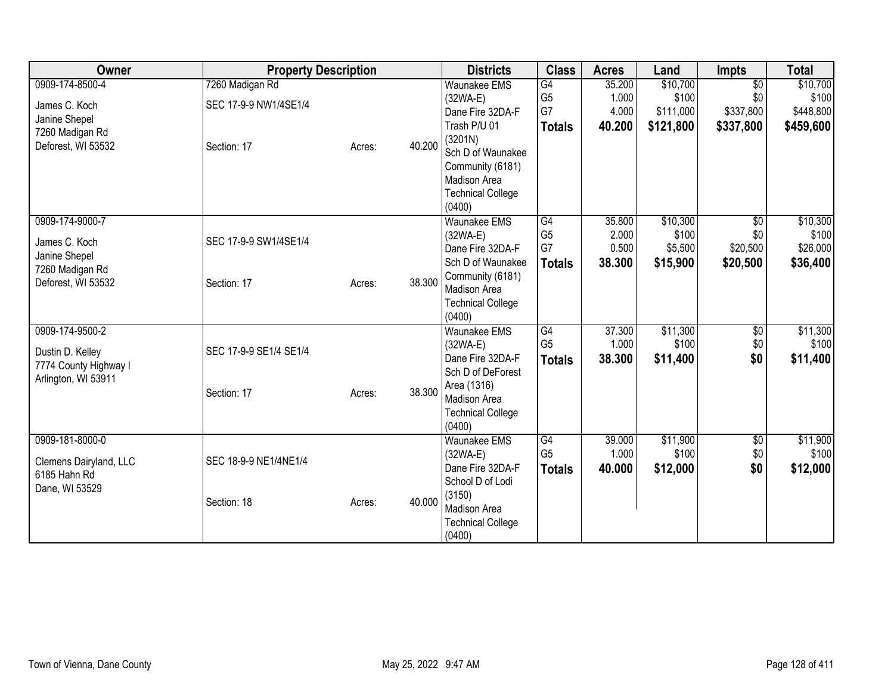| Owner | Property Description | | | Districts | Class | Acres | Land | Impts | Total |
|---|---|---|---|---|---|---|---|---|---|
| 0909-174-8500-4<br>James C. Koch<br>Janine Shepel<br>7260 Madigan Rd<br>Deforest, WI 53532 | 7260 Madigan Rd<br>SEC 17-9-9 NW1/4SE1/4<br>Section: 17 | Acres: | 40.200 | Waunakee EMS (32WA-E)<br>Dane Fire 32DA-F<br>Trash P/U 01 (3201N)<br>Sch D of Waunakee Community (6181)<br>Madison Area Technical College (0400) | G4<br>G5<br>G7<br>**Totals** | 35.200<br>1.000<br>4.000<br>**40.200** | $10,700<br>$100<br>$111,000<br>**$121,800** | $0<br>$0<br>$337,800<br>**$337,800** | $10,700<br>$100<br>$448,800<br>**$459,600** |
| 0909-174-9000-7<br>James C. Koch<br>Janine Shepel<br>7260 Madigan Rd<br>Deforest, WI 53532 | SEC 17-9-9 SW1/4SE1/4<br>Section: 17 | Acres: | 38.300 | Waunakee EMS (32WA-E)<br>Dane Fire 32DA-F<br>Sch D of Waunakee Community (6181)<br>Madison Area Technical College (0400) | G4<br>G5<br>G7<br>**Totals** | 35.800<br>2.000<br>0.500<br>**38.300** | $10,300<br>$100<br>$5,500<br>**$15,900** | $0<br>$0<br>$20,500<br>**$20,500** | $10,300<br>$100<br>$26,000<br>**$36,400** |
| 0909-174-9500-2<br>Dustin D. Kelley<br>7774 County Highway I<br>Arlington, WI 53911 | SEC 17-9-9 SE1/4 SE1/4<br>Section: 17 | Acres: | 38.300 | Waunakee EMS (32WA-E)<br>Dane Fire 32DA-F<br>Sch D of DeForest Area (1316)<br>Madison Area Technical College (0400) | G4<br>G5<br>**Totals** | 37.300<br>1.000<br>**38.300** | $11,300<br>$100<br>**$11,400** | $0<br>$0<br>**$0** | $11,300<br>$100<br>**$11,400** |
| 0909-181-8000-0<br>Clemens Dairyland, LLC<br>6185 Hahn Rd<br>Dane, WI 53529 | SEC 18-9-9 NE1/4NE1/4<br>Section: 18 | Acres: | 40.000 | Waunakee EMS (32WA-E)<br>Dane Fire 32DA-F<br>School D of Lodi (3150)<br>Madison Area Technical College (0400) | G4<br>G5<br>**Totals** | 39.000<br>1.000<br>**40.000** | $11,900<br>$100<br>**$12,000** | $0<br>$0<br>**$0** | $11,900<br>$100<br>**$12,000** |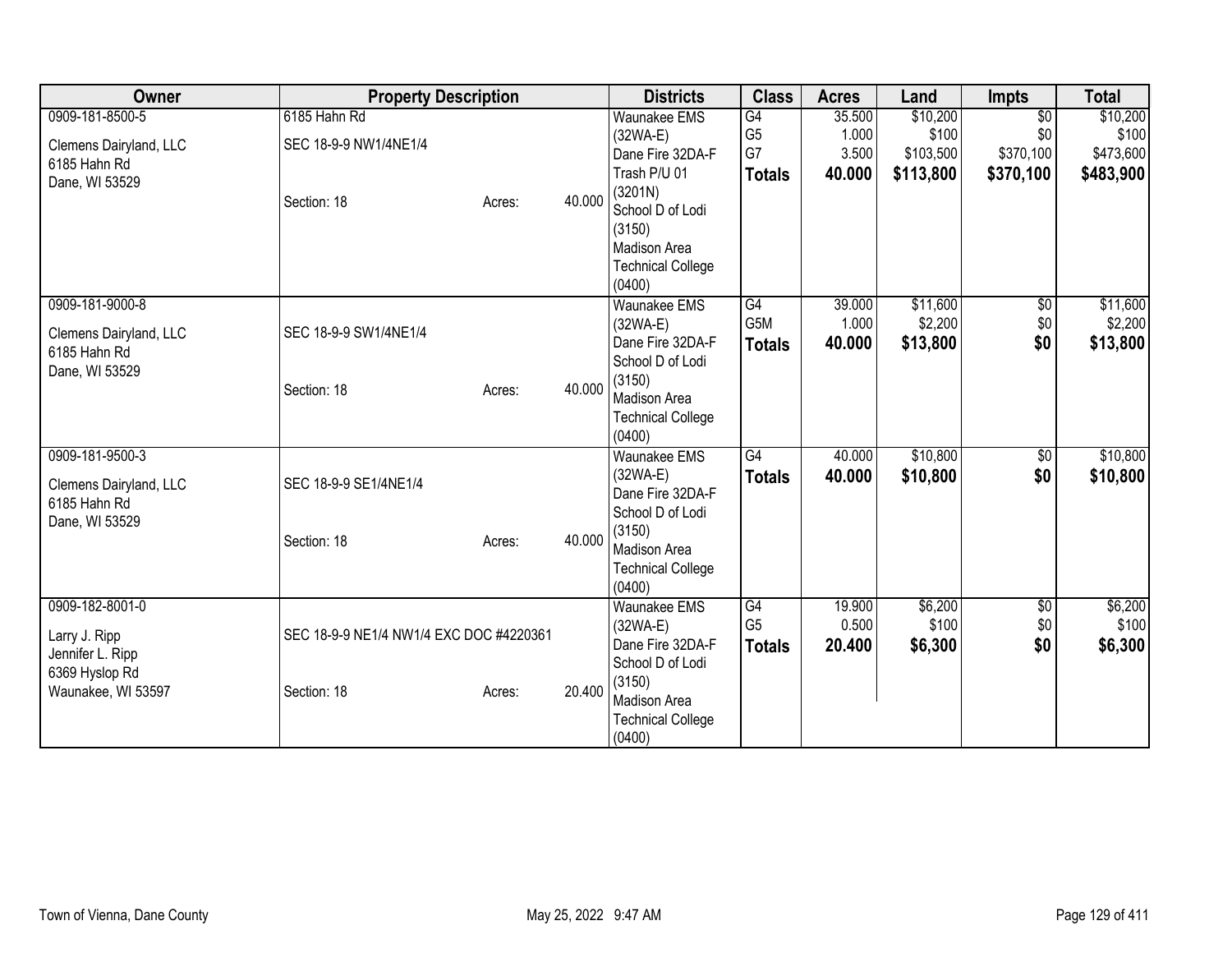| Owner | Property Description | | | Districts | Class | Acres | Land | Impts | Total |
|---|---|---|---|---|---|---|---|---|---|
| 0909-181-8500-5<br>Clemens Dairyland, LLC<br>6185 Hahn Rd<br>Dane, WI 53529 | 6185 Hahn Rd<br>SEC 18-9-9 NW1/4NE1/4<br>Section: 18 | Acres: | 40.000 | Waunakee EMS (32WA-E)<br>Dane Fire 32DA-F<br>Trash P/U 01 (3201N)<br>School D of Lodi (3150)<br>Madison Area Technical College (0400) | G4<br>G5<br>G7<br>**Totals** | 35.500<br>1.000<br>3.500<br>**40.000** | $10,200<br>$100<br>$103,500<br>**$113,800** | $0<br>$0<br>$370,100<br>**$370,100** | $10,200<br>$100<br>$473,600<br>**$483,900** |
| 0909-181-9000-8<br>Clemens Dairyland, LLC<br>6185 Hahn Rd<br>Dane, WI 53529 | SEC 18-9-9 SW1/4NE1/4<br>Section: 18 | Acres: | 40.000 | Waunakee EMS (32WA-E)<br>Dane Fire 32DA-F<br>School D of Lodi (3150)<br>Madison Area Technical College (0400) | G4<br>G5M<br>**Totals** | 39.000<br>1.000<br>**40.000** | $11,600<br>$2,200<br>**$13,800** | $0<br>$0<br>**$0** | $11,600<br>$2,200<br>**$13,800** |
| 0909-181-9500-3<br>Clemens Dairyland, LLC<br>6185 Hahn Rd<br>Dane, WI 53529 | SEC 18-9-9 SE1/4NE1/4<br>Section: 18 | Acres: | 40.000 | Waunakee EMS (32WA-E)<br>Dane Fire 32DA-F<br>School D of Lodi (3150)<br>Madison Area Technical College (0400) | G4<br>**Totals** | 40.000<br>**40.000** | $10,800<br>**$10,800** | $0<br>**$0** | $10,800<br>**$10,800** |
| 0909-182-8001-0<br>Larry J. Ripp<br>Jennifer L. Ripp<br>6369 Hyslop Rd<br>Waunakee, WI 53597 | SEC 18-9-9 NE1/4 NW1/4 EXC DOC #4220361<br>Section: 18 | Acres: | 20.400 | Waunakee EMS (32WA-E)<br>Dane Fire 32DA-F<br>School D of Lodi (3150)<br>Madison Area Technical College (0400) | G4<br>G5<br>**Totals** | 19.900<br>0.500<br>**20.400** | $6,200<br>$100<br>**$6,300** | $0<br>$0<br>**$0** | $6,200<br>$100<br>**$6,300** |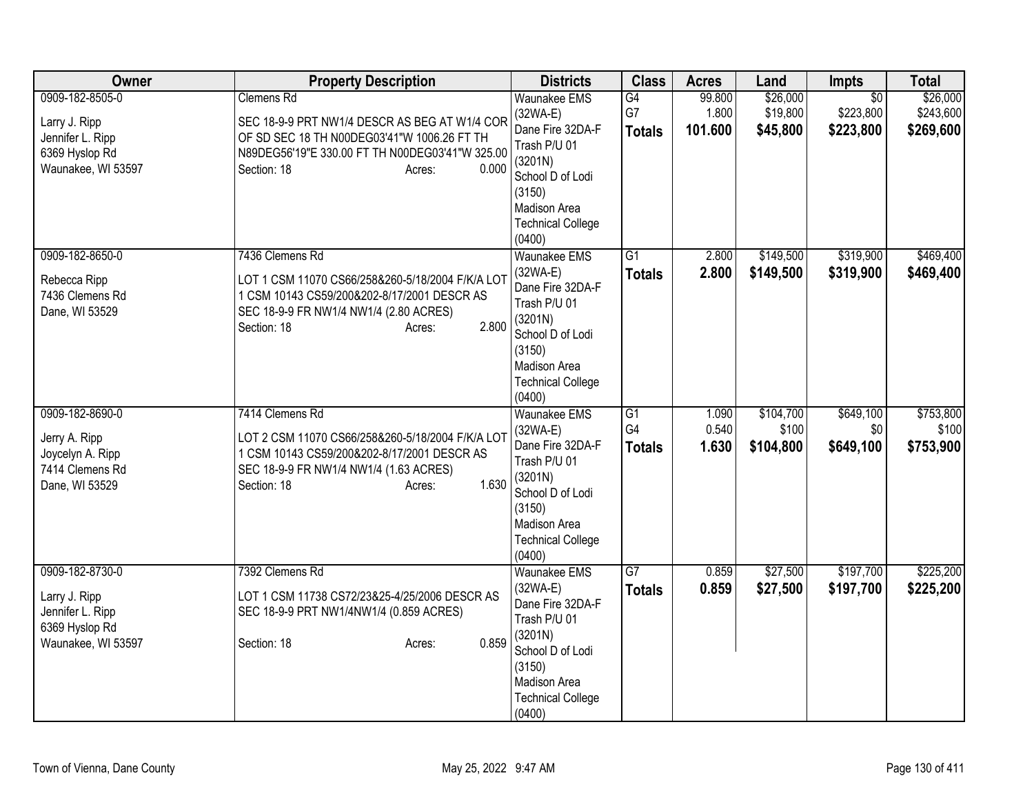| Owner | Property Description | Districts | Class | Acres | Land | Impts | Total |
|---|---|---|---|---|---|---|---|
| 0909-182-8505-0<br><br>Larry J. Ripp<br>Jennifer L. Ripp<br>6369 Hyslop Rd<br>Waunakee, WI 53597 | Clemens Rd<br><br>SEC 18-9-9 PRT NW1/4 DESCR AS BEG AT W1/4 COR OF SD SEC 18 TH N00DEG03'41"W 1006.26 FT TH N89DEG56'19"E 330.00 FT TH N00DEG03'41"W 325.00<br>Section: 18 Acres: 0.000 | Waunakee EMS (32WA-E)<br>Dane Fire 32DA-F<br>Trash P/U 01 (3201N)<br>School D of Lodi (3150)<br>Madison Area Technical College (0400) | G4<br>G7<br>**Totals** | 99.800<br>1.800<br>**101.600** | $26,000<br>$19,800<br>**$45,800** | $0<br>$223,800<br>**$223,800** | $26,000<br>$243,600<br>**$269,600** |
| 0909-182-8650-0<br><br>Rebecca Ripp<br>7436 Clemens Rd<br>Dane, WI 53529 | 7436 Clemens Rd<br><br>LOT 1 CSM 11070 CS66/258&260-5/18/2004 F/K/A LOT 1 CSM 10143 CS59/200&202-8/17/2001 DESCR AS SEC 18-9-9 FR NW1/4 NW1/4 (2.80 ACRES)<br>Section: 18 Acres: 2.800 | Waunakee EMS (32WA-E)<br>Dane Fire 32DA-F<br>Trash P/U 01 (3201N)<br>School D of Lodi (3150)<br>Madison Area Technical College (0400) | G1<br>**Totals** | 2.800<br>**2.800** | $149,500<br>**$149,500** | $319,900<br>**$319,900** | $469,400<br>**$469,400** |
| 0909-182-8690-0<br><br>Jerry A. Ripp<br>Joycelyn A. Ripp<br>7414 Clemens Rd<br>Dane, WI 53529 | 7414 Clemens Rd<br><br>LOT 2 CSM 11070 CS66/258&260-5/18/2004 F/K/A LOT 1 CSM 10143 CS59/200&202-8/17/2001 DESCR AS SEC 18-9-9 FR NW1/4 NW1/4 (1.63 ACRES)<br>Section: 18 Acres: 1.630 | Waunakee EMS (32WA-E)<br>Dane Fire 32DA-F<br>Trash P/U 01 (3201N)<br>School D of Lodi (3150)<br>Madison Area Technical College (0400) | G1<br>G4<br>**Totals** | 1.090<br>0.540<br>**1.630** | $104,700<br>$100<br>**$104,800** | $649,100<br>$0<br>**$649,100** | $753,800<br>$100<br>**$753,900** |
| 0909-182-8730-0<br><br>Larry J. Ripp<br>Jennifer L. Ripp<br>6369 Hyslop Rd<br>Waunakee, WI 53597 | 7392 Clemens Rd<br><br>LOT 1 CSM 11738 CS72/23&25-4/25/2006 DESCR AS SEC 18-9-9 PRT NW1/4NW1/4 (0.859 ACRES)<br><br>Section: 18 Acres: 0.859 | Waunakee EMS (32WA-E)<br>Dane Fire 32DA-F<br>Trash P/U 01 (3201N)<br>School D of Lodi (3150)<br>Madison Area Technical College (0400) | G7<br>**Totals** | 0.859<br>**0.859** | $27,500<br>**$27,500** | $197,700<br>**$197,700** | $225,200<br>**$225,200** |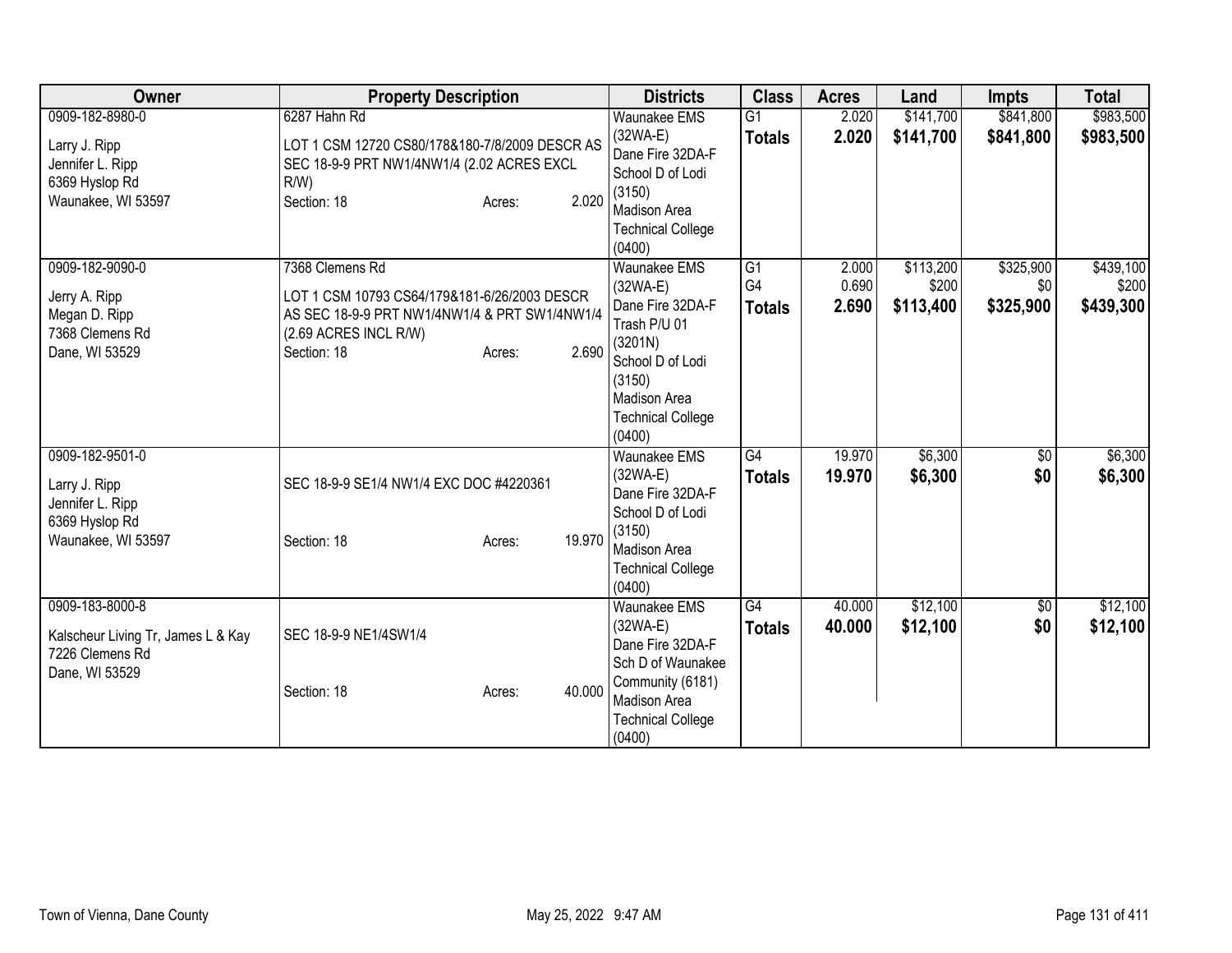| Owner | Property Description | Districts | Class | Acres | Land | Impts | Total |
|---|---|---|---|---|---|---|---|
| 0909-182-8980-0<br>Larry J. Ripp<br>Jennifer L. Ripp<br>6369 Hyslop Rd<br>Waunakee, WI 53597 | 6287 Hahn Rd<br>LOT 1 CSM 12720 CS80/178&180-7/8/2009 DESCR AS SEC 18-9-9 PRT NW1/4NW1/4 (2.02 ACRES EXCL R/W)<br>Section: 18 Acres: 2.020 | Waunakee EMS (32WA-E)<br>Dane Fire 32DA-F<br>School D of Lodi (3150)<br>Madison Area Technical College (0400) | G1<br>**Totals** | 2.020<br>**2.020** | $141,700<br>**$141,700** | $841,800<br>**$841,800** | $983,500<br>**$983,500** |
| 0909-182-9090-0<br>Jerry A. Ripp<br>Megan D. Ripp<br>7368 Clemens Rd<br>Dane, WI 53529 | 7368 Clemens Rd<br>LOT 1 CSM 10793 CS64/179&181-6/26/2003 DESCR AS SEC 18-9-9 PRT NW1/4NW1/4 & PRT SW1/4NW1/4 (2.69 ACRES INCL R/W)<br>Section: 18 Acres: 2.690 | Waunakee EMS (32WA-E)<br>Dane Fire 32DA-F<br>Trash P/U 01 (3201N)<br>School D of Lodi (3150)<br>Madison Area Technical College (0400) | G1<br>G4<br>**Totals** | 2.000<br>0.690<br>**2.690** | $113,200<br>$200<br>**$113,400** | $325,900<br>$0<br>**$325,900** | $439,100<br>$200<br>**$439,300** |
| 0909-182-9501-0<br>Larry J. Ripp<br>Jennifer L. Ripp<br>6369 Hyslop Rd<br>Waunakee, WI 53597 | SEC 18-9-9 SE1/4 NW1/4 EXC DOC #4220361<br>Section: 18 Acres: 19.970 | Waunakee EMS (32WA-E)<br>Dane Fire 32DA-F<br>School D of Lodi (3150)<br>Madison Area Technical College (0400) | G4<br>**Totals** | 19.970<br>**19.970** | $6,300<br>**$6,300** | $0<br>**$0** | $6,300<br>**$6,300** |
| 0909-183-8000-8<br>Kalscheur Living Tr, James L & Kay<br>7226 Clemens Rd<br>Dane, WI 53529 | SEC 18-9-9 NE1/4SW1/4<br>Section: 18 Acres: 40.000 | Waunakee EMS (32WA-E)<br>Dane Fire 32DA-F<br>Sch D of Waunakee Community (6181)<br>Madison Area Technical College (0400) | G4<br>**Totals** | 40.000<br>**40.000** | $12,100<br>**$12,100** | $0<br>**$0** | $12,100<br>**$12,100** |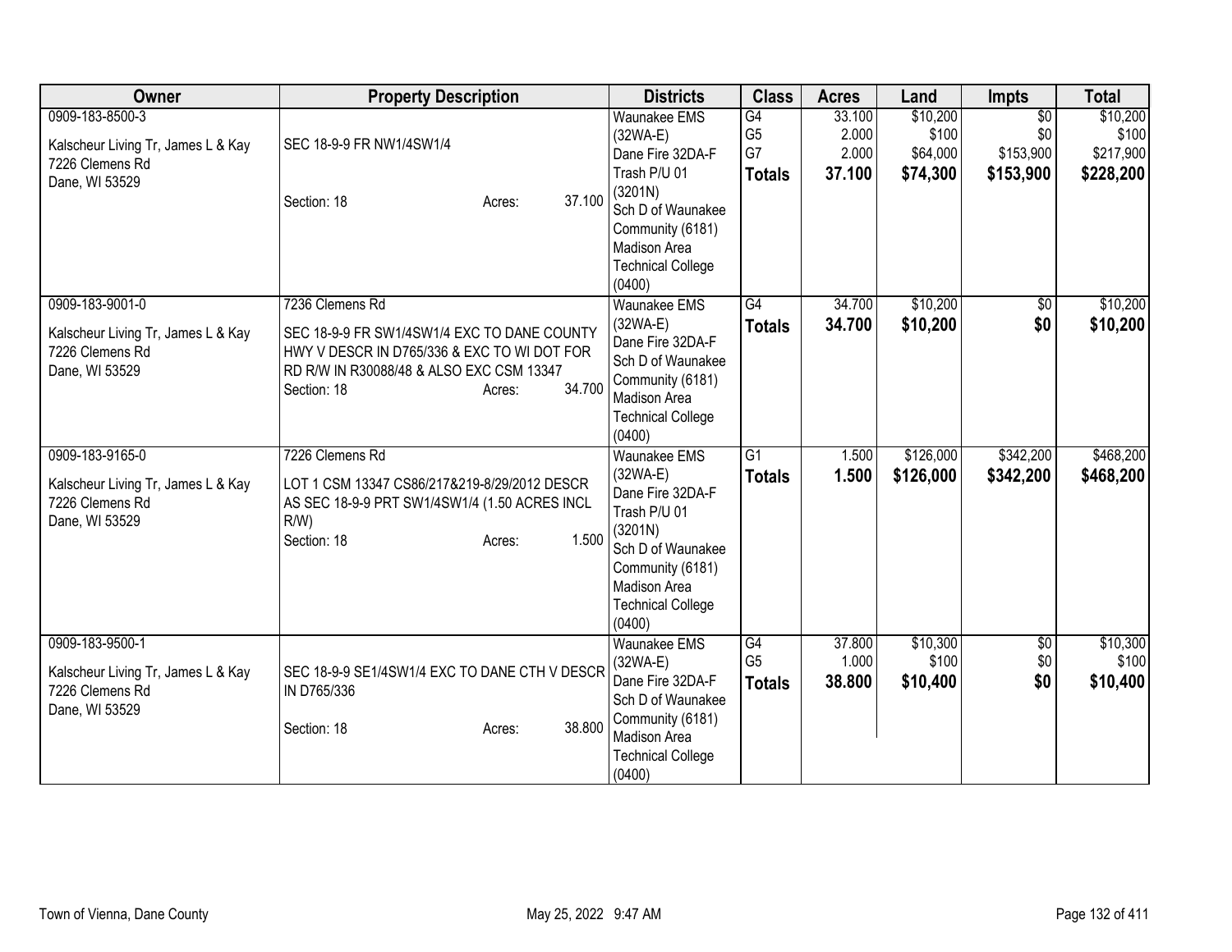| Owner | Property Description | Districts | Class | Acres | Land | Impts | Total |
|---|---|---|---|---|---|---|---|
| 0909-183-8500-3<br><br>Kalscheur Living Tr, James L & Kay<br>7226 Clemens Rd<br>Dane, WI 53529 | SEC 18-9-9 FR NW1/4SW1/4<br><br>Section: 18 Acres: 37.100 | Waunakee EMS (32WA-E)<br>Dane Fire 32DA-F<br>Trash P/U 01 (3201N)<br>Sch D of Waunakee Community (6181)<br>Madison Area Technical College (0400) | G4<br>G5<br>G7<br>**Totals** | 33.100<br>2.000<br>2.000<br>**37.100** | $10,200<br>$100<br>$64,000<br>**$74,300** | $0<br>$0<br>$153,900<br>**$153,900** | $10,200<br>$100<br>$217,900<br>**$228,200** |
| 0909-183-9001-0<br><br>Kalscheur Living Tr, James L & Kay<br>7226 Clemens Rd<br>Dane, WI 53529 | 7236 Clemens Rd<br><br>SEC 18-9-9 FR SW1/4SW1/4 EXC TO DANE COUNTY HWY V DESCR IN D765/336 & EXC TO WI DOT FOR RD R/W IN R30088/48 & ALSO EXC CSM 13347<br>Section: 18 Acres: 34.700 | Waunakee EMS (32WA-E)<br>Dane Fire 32DA-F<br>Sch D of Waunakee Community (6181)<br>Madison Area Technical College (0400) | G4<br>**Totals** | 34.700<br>**34.700** | $10,200<br>**$10,200** | $0<br>**$0** | $10,200<br>**$10,200** |
| 0909-183-9165-0<br><br>Kalscheur Living Tr, James L & Kay<br>7226 Clemens Rd<br>Dane, WI 53529 | 7226 Clemens Rd<br><br>LOT 1 CSM 13347 CS86/217&219-8/29/2012 DESCR AS SEC 18-9-9 PRT SW1/4SW1/4 (1.50 ACRES INCL R/W)<br>Section: 18 Acres: 1.500 | Waunakee EMS (32WA-E)<br>Dane Fire 32DA-F<br>Trash P/U 01 (3201N)<br>Sch D of Waunakee Community (6181)<br>Madison Area Technical College (0400) | G1<br>**Totals** | 1.500<br>**1.500** | $126,000<br>**$126,000** | $342,200<br>**$342,200** | $468,200<br>**$468,200** |
| 0909-183-9500-1<br><br>Kalscheur Living Tr, James L & Kay<br>7226 Clemens Rd<br>Dane, WI 53529 | SEC 18-9-9 SE1/4SW1/4 EXC TO DANE CTH V DESCR IN D765/336<br><br>Section: 18 Acres: 38.800 | Waunakee EMS (32WA-E)<br>Dane Fire 32DA-F<br>Sch D of Waunakee Community (6181)<br>Madison Area Technical College (0400) | G4<br>G5<br>**Totals** | 37.800<br>1.000<br>**38.800** | $10,300<br>$100<br>**$10,400** | $0<br>$0<br>**$0** | $10,300<br>$100<br>**$10,400** |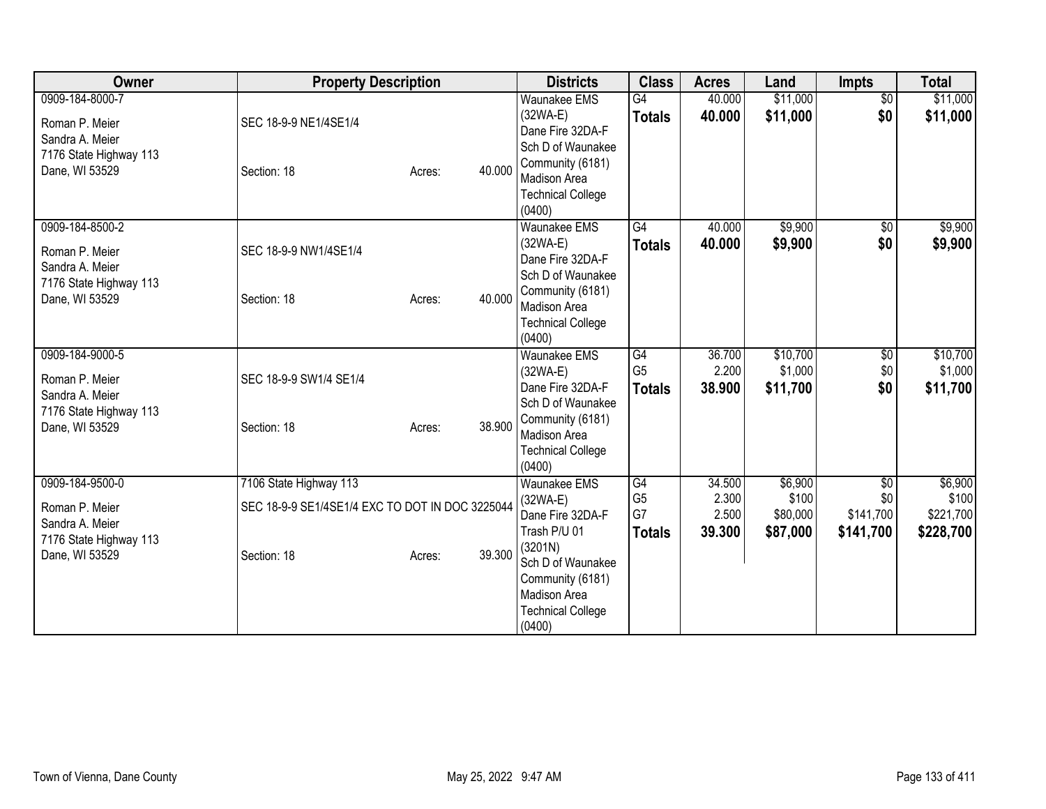| Owner | Property Description | Districts | Class | Acres | Land | Impts | Total |
|---|---|---|---|---|---|---|---|
| 0909-184-8000-7<br>Roman P. Meier<br>Sandra A. Meier<br>7176 State Highway 113<br>Dane, WI 53529 | SEC 18-9-9 NE1/4SE1/4<br>Section: 18 Acres: 40.000 | Waunakee EMS (32WA-E)<br>Dane Fire 32DA-F<br>Sch D of Waunakee Community (6181)<br>Madison Area Technical College (0400) | G4<br>**Totals** | 40.000<br>**40.000** | $11,000<br>**$11,000** | $0<br>**$0** | $11,000<br>**$11,000** |
| 0909-184-8500-2<br>Roman P. Meier<br>Sandra A. Meier<br>7176 State Highway 113<br>Dane, WI 53529 | SEC 18-9-9 NW1/4SE1/4<br>Section: 18 Acres: 40.000 | Waunakee EMS (32WA-E)<br>Dane Fire 32DA-F<br>Sch D of Waunakee Community (6181)<br>Madison Area Technical College (0400) | G4<br>**Totals** | 40.000<br>**40.000** | $9,900<br>**$9,900** | $0<br>**$0** | $9,900<br>**$9,900** |
| 0909-184-9000-5<br>Roman P. Meier<br>Sandra A. Meier<br>7176 State Highway 113<br>Dane, WI 53529 | SEC 18-9-9 SW1/4 SE1/4<br>Section: 18 Acres: 38.900 | Waunakee EMS (32WA-E)<br>Dane Fire 32DA-F<br>Sch D of Waunakee Community (6181)<br>Madison Area Technical College (0400) | G4<br>G5<br>**Totals** | 36.700<br>2.200<br>**38.900** | $10,700<br>$1,000<br>**$11,700** | $0<br>$0<br>**$0** | $10,700<br>$1,000<br>**$11,700** |
| 0909-184-9500-0<br>Roman P. Meier<br>Sandra A. Meier<br>7176 State Highway 113<br>Dane, WI 53529 | 7106 State Highway 113<br>SEC 18-9-9 SE1/4SE1/4 EXC TO DOT IN DOC 3225044<br>Section: 18 Acres: 39.300 | Waunakee EMS (32WA-E)<br>Dane Fire 32DA-F<br>Trash P/U 01 (3201N)<br>Sch D of Waunakee Community (6181)<br>Madison Area Technical College (0400) | G4<br>G5<br>G7<br>**Totals** | 34.500<br>2.300<br>2.500<br>**39.300** | $6,900<br>$100<br>$80,000<br>**$87,000** | $0<br>$0<br>$141,700<br>**$141,700** | $6,900<br>$100<br>$221,700<br>**$228,700** |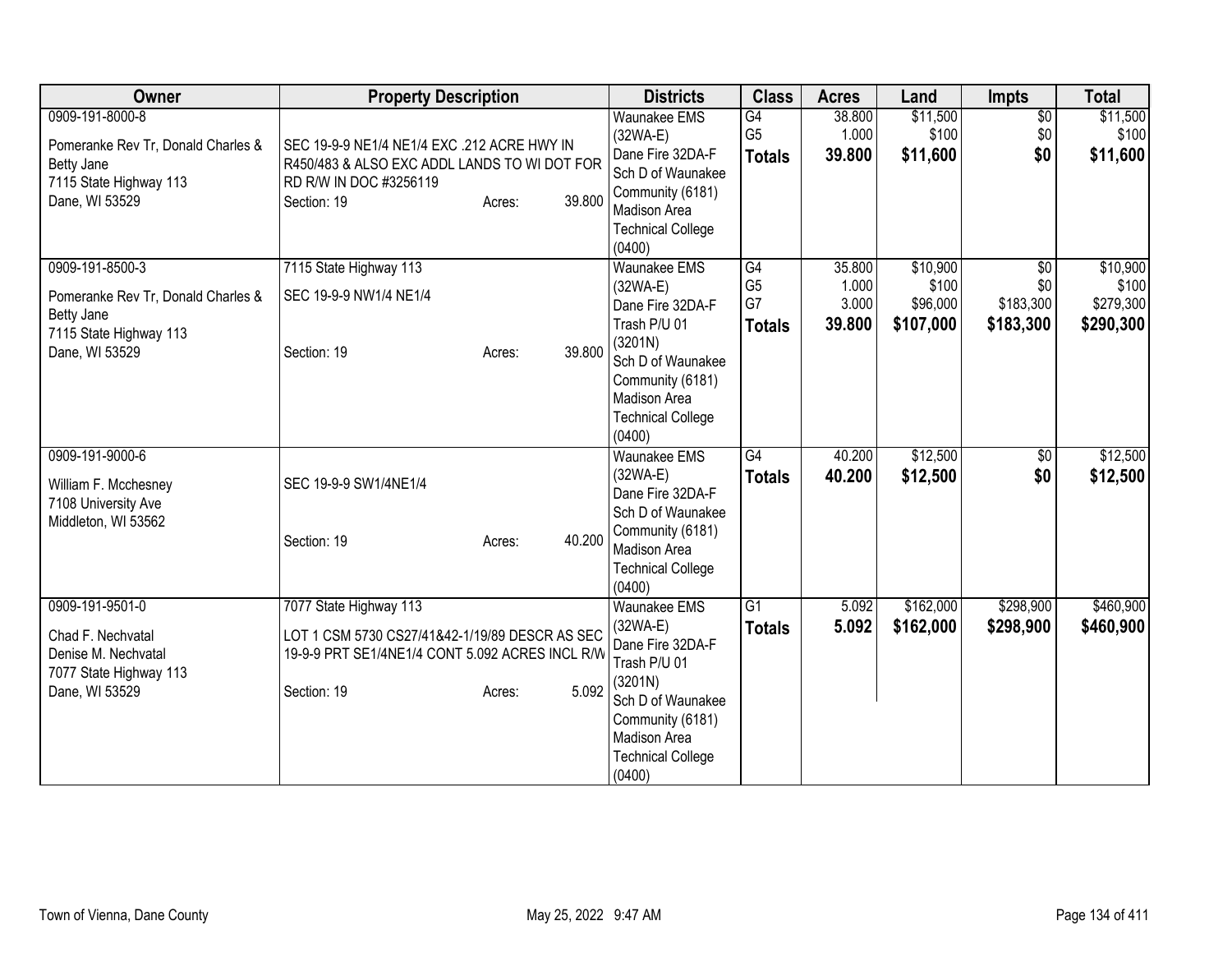| Owner | Property Description | Districts | Class | Acres | Land | Impts | Total |
|---|---|---|---|---|---|---|---|
| 0909-191-8000-8<br><br>Pomeranke Rev Tr, Donald Charles & Betty Jane<br>7115 State Highway 113<br>Dane, WI 53529 | SEC 19-9-9 NE1/4 NE1/4 EXC .212 ACRE HWY IN R450/483 & ALSO EXC ADDL LANDS TO WI DOT FOR RD R/W IN DOC #3256119<br>Section: 19 Acres: 39.800 | Waunakee EMS (32WA-E)<br>Dane Fire 32DA-F<br>Sch D of Waunakee Community (6181)<br>Madison Area Technical College (0400) | G4<br>G5<br>**Totals** | 38.800<br>1.000<br>**39.800** | $11,500<br>$100<br>**$11,600** | $0<br>$0<br>**$0** | $11,500<br>$100<br>**$11,600** |
| 0909-191-8500-3<br><br>Pomeranke Rev Tr, Donald Charles & Betty Jane<br>7115 State Highway 113<br>Dane, WI 53529 | 7115 State Highway 113<br>SEC 19-9-9 NW1/4 NE1/4<br><br>Section: 19 Acres: 39.800 | Waunakee EMS (32WA-E)<br>Dane Fire 32DA-F<br>Trash P/U 01 (3201N)<br>Sch D of Waunakee Community (6181)<br>Madison Area Technical College (0400) | G4<br>G5<br>G7<br>**Totals** | 35.800<br>1.000<br>3.000<br>**39.800** | $10,900<br>$100<br>$96,000<br>**$107,000** | $0<br>$0<br>$183,300<br>**$183,300** | $10,900<br>$100<br>$279,300<br>**$290,300** |
| 0909-191-9000-6<br><br>William F. Mcchesney<br>7108 University Ave<br>Middleton, WI 53562 | SEC 19-9-9 SW1/4NE1/4<br><br>Section: 19 Acres: 40.200 | Waunakee EMS (32WA-E)<br>Dane Fire 32DA-F<br>Sch D of Waunakee Community (6181)<br>Madison Area Technical College (0400) | G4<br>**Totals** | 40.200<br>**40.200** | $12,500<br>**$12,500** | $0<br>**$0** | $12,500<br>**$12,500** |
| 0909-191-9501-0<br><br>Chad F. Nechvatal<br>Denise M. Nechvatal<br>7077 State Highway 113<br>Dane, WI 53529 | 7077 State Highway 113<br>LOT 1 CSM 5730 CS27/41&42-1/19/89 DESCR AS SEC 19-9-9 PRT SE1/4NE1/4 CONT 5.092 ACRES INCL R/W<br>Section: 19 Acres: 5.092 | Waunakee EMS (32WA-E)<br>Dane Fire 32DA-F<br>Trash P/U 01 (3201N)<br>Sch D of Waunakee Community (6181)<br>Madison Area Technical College (0400) | G1<br>**Totals** | 5.092<br>**5.092** | $162,000<br>**$162,000** | $298,900<br>**$298,900** | $460,900<br>**$460,900** |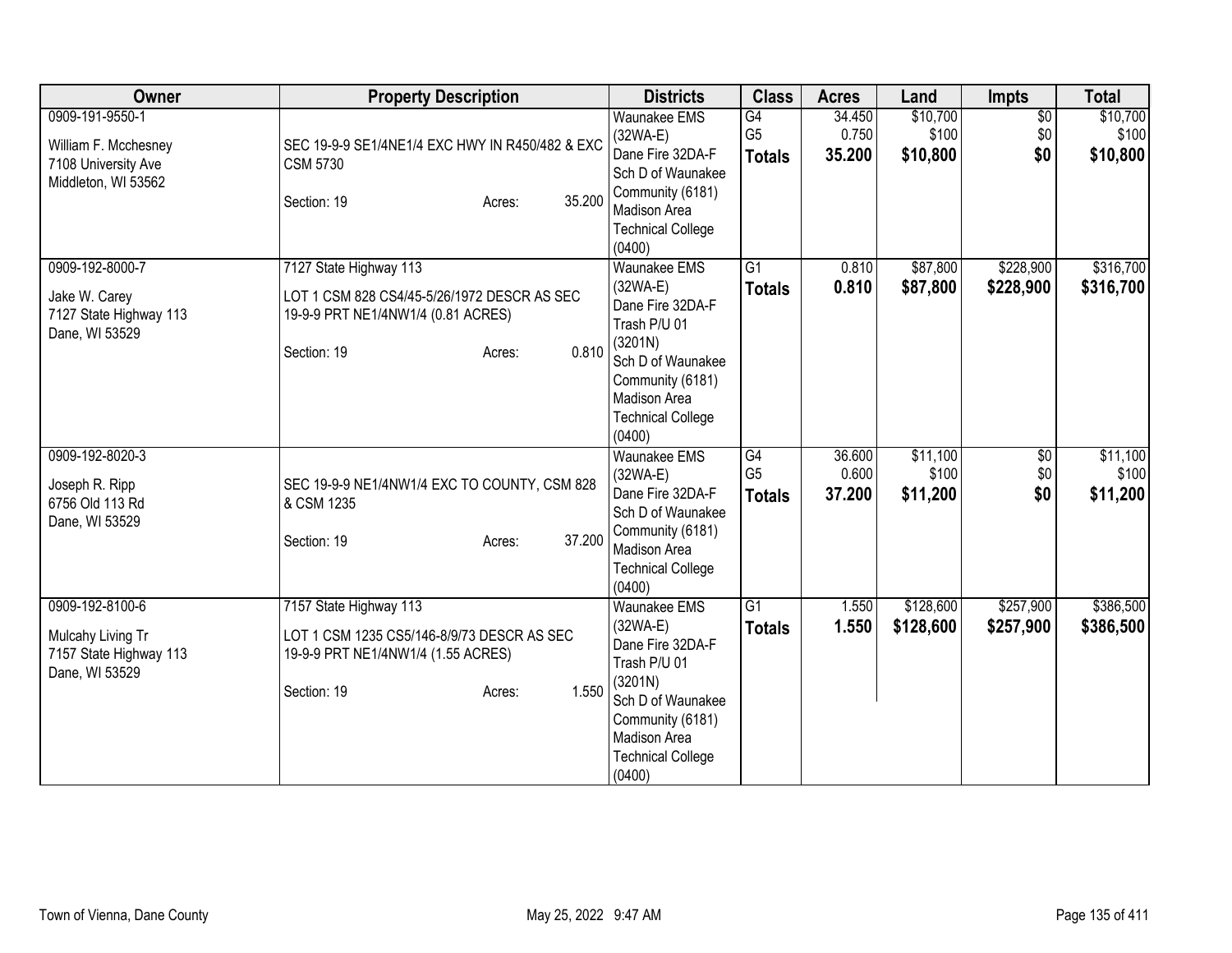| Owner | Property Description | Districts | Class | Acres | Land | Impts | Total |
|---|---|---|---|---|---|---|---|
| 0909-191-9550-1<br><br>William F. Mcchesney<br>7108 University Ave<br>Middleton, WI 53562 | SEC 19-9-9 SE1/4NE1/4 EXC HWY IN R450/482 & EXC CSM 5730<br><br>Section: 19 Acres: 35.200 | Waunakee EMS (32WA-E)<br>Dane Fire 32DA-F<br>Sch D of Waunakee Community (6181)<br>Madison Area Technical College (0400) | G4<br>G5<br>**Totals** | 34.450<br>0.750<br>**35.200** | $10,700<br>$100<br>**$10,800** | $0<br>$0<br>**$0** | $10,700<br>$100<br>**$10,800** |
| 0909-192-8000-7<br><br>Jake W. Carey<br>7127 State Highway 113<br>Dane, WI 53529 | 7127 State Highway 113<br><br>LOT 1 CSM 828 CS4/45-5/26/1972 DESCR AS SEC 19-9-9 PRT NE1/4NW1/4 (0.81 ACRES)<br><br>Section: 19 Acres: 0.810 | Waunakee EMS (32WA-E)<br>Dane Fire 32DA-F<br>Trash P/U 01 (3201N)<br>Sch D of Waunakee Community (6181)<br>Madison Area Technical College (0400) | G1<br>**Totals** | 0.810<br>**0.810** | $87,800<br>**$87,800** | $228,900<br>**$228,900** | $316,700<br>**$316,700** |
| 0909-192-8020-3<br><br>Joseph R. Ripp<br>6756 Old 113 Rd<br>Dane, WI 53529 | SEC 19-9-9 NE1/4NW1/4 EXC TO COUNTY, CSM 828 & CSM 1235<br><br>Section: 19 Acres: 37.200 | Waunakee EMS (32WA-E)<br>Dane Fire 32DA-F<br>Sch D of Waunakee Community (6181)<br>Madison Area Technical College (0400) | G4<br>G5<br>**Totals** | 36.600<br>0.600<br>**37.200** | $11,100<br>$100<br>**$11,200** | $0<br>$0<br>**$0** | $11,100<br>$100<br>**$11,200** |
| 0909-192-8100-6<br><br>Mulcahy Living Tr<br>7157 State Highway 113<br>Dane, WI 53529 | 7157 State Highway 113<br><br>LOT 1 CSM 1235 CS5/146-8/9/73 DESCR AS SEC 19-9-9 PRT NE1/4NW1/4 (1.55 ACRES)<br><br>Section: 19 Acres: 1.550 | Waunakee EMS (32WA-E)<br>Dane Fire 32DA-F<br>Trash P/U 01 (3201N)<br>Sch D of Waunakee Community (6181)<br>Madison Area Technical College (0400) | G1<br>**Totals** | 1.550<br>**1.550** | $128,600<br>**$128,600** | $257,900<br>**$257,900** | $386,500<br>**$386,500** |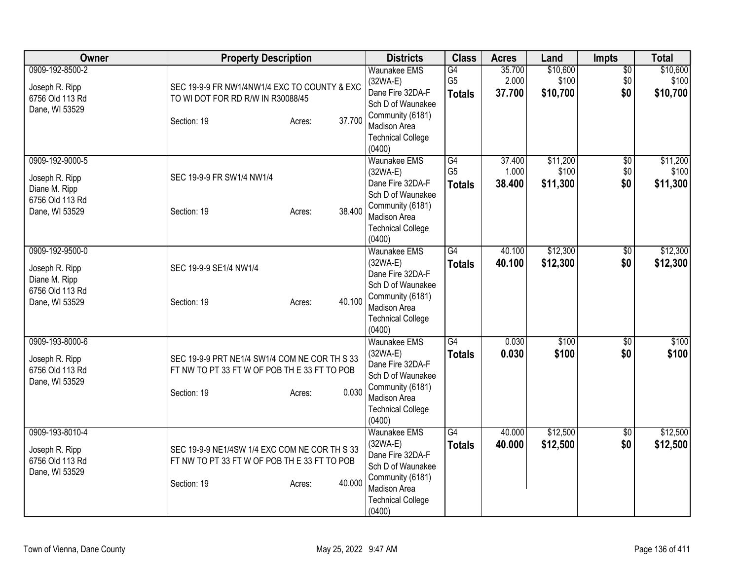| Owner | Property Description | Districts | Class | Acres | Land | Impts | Total |
|---|---|---|---|---|---|---|---|
| 0909-192-8500-2<br>Joseph R. Ripp<br>6756 Old 113 Rd<br>Dane, WI 53529 | SEC 19-9-9 FR NW1/4NW1/4 EXC TO COUNTY & EXC TO WI DOT FOR RD R/W IN R30088/45<br>Section: 19 Acres: 37.700 | Waunakee EMS (32WA-E)<br>Dane Fire 32DA-F<br>Sch D of Waunakee Community (6181)<br>Madison Area Technical College (0400) | G4<br>G5<br>**Totals** | 35.700<br>2.000<br>**37.700** | $10,600<br>$100<br>**$10,700** | $0<br>$0<br>**$0** | $10,600<br>$100<br>**$10,700** |
| 0909-192-9000-5<br>Joseph R. Ripp<br>Diane M. Ripp<br>6756 Old 113 Rd<br>Dane, WI 53529 | SEC 19-9-9 FR SW1/4 NW1/4<br>Section: 19 Acres: 38.400 | Waunakee EMS (32WA-E)<br>Dane Fire 32DA-F<br>Sch D of Waunakee Community (6181)<br>Madison Area Technical College (0400) | G4<br>G5<br>**Totals** | 37.400<br>1.000<br>**38.400** | $11,200<br>$100<br>**$11,300** | $0<br>$0<br>**$0** | $11,200<br>$100<br>**$11,300** |
| 0909-192-9500-0<br>Joseph R. Ripp<br>Diane M. Ripp<br>6756 Old 113 Rd<br>Dane, WI 53529 | SEC 19-9-9 SE1/4 NW1/4<br>Section: 19 Acres: 40.100 | Waunakee EMS (32WA-E)<br>Dane Fire 32DA-F<br>Sch D of Waunakee Community (6181)<br>Madison Area Technical College (0400) | G4<br>**Totals** | 40.100<br>**40.100** | $12,300<br>**$12,300** | $0<br>**$0** | $12,300<br>**$12,300** |
| 0909-193-8000-6<br>Joseph R. Ripp<br>6756 Old 113 Rd<br>Dane, WI 53529 | SEC 19-9-9 PRT NE1/4 SW1/4 COM NE COR TH S 33 FT NW TO PT 33 FT W OF POB TH E 33 FT TO POB<br>Section: 19 Acres: 0.030 | Waunakee EMS (32WA-E)<br>Dane Fire 32DA-F<br>Sch D of Waunakee Community (6181)<br>Madison Area Technical College (0400) | G4<br>**Totals** | 0.030<br>**0.030** | $100<br>**$100** | $0<br>**$0** | $100<br>**$100** |
| 0909-193-8010-4<br>Joseph R. Ripp<br>6756 Old 113 Rd<br>Dane, WI 53529 | SEC 19-9-9 NE1/4SW 1/4 EXC COM NE COR TH S 33 FT NW TO PT 33 FT W OF POB TH E 33 FT TO POB<br>Section: 19 Acres: 40.000 | Waunakee EMS (32WA-E)<br>Dane Fire 32DA-F<br>Sch D of Waunakee Community (6181)<br>Madison Area Technical College (0400) | G4<br>**Totals** | 40.000<br>**40.000** | $12,500<br>**$12,500** | $0<br>**$0** | $12,500<br>**$12,500** |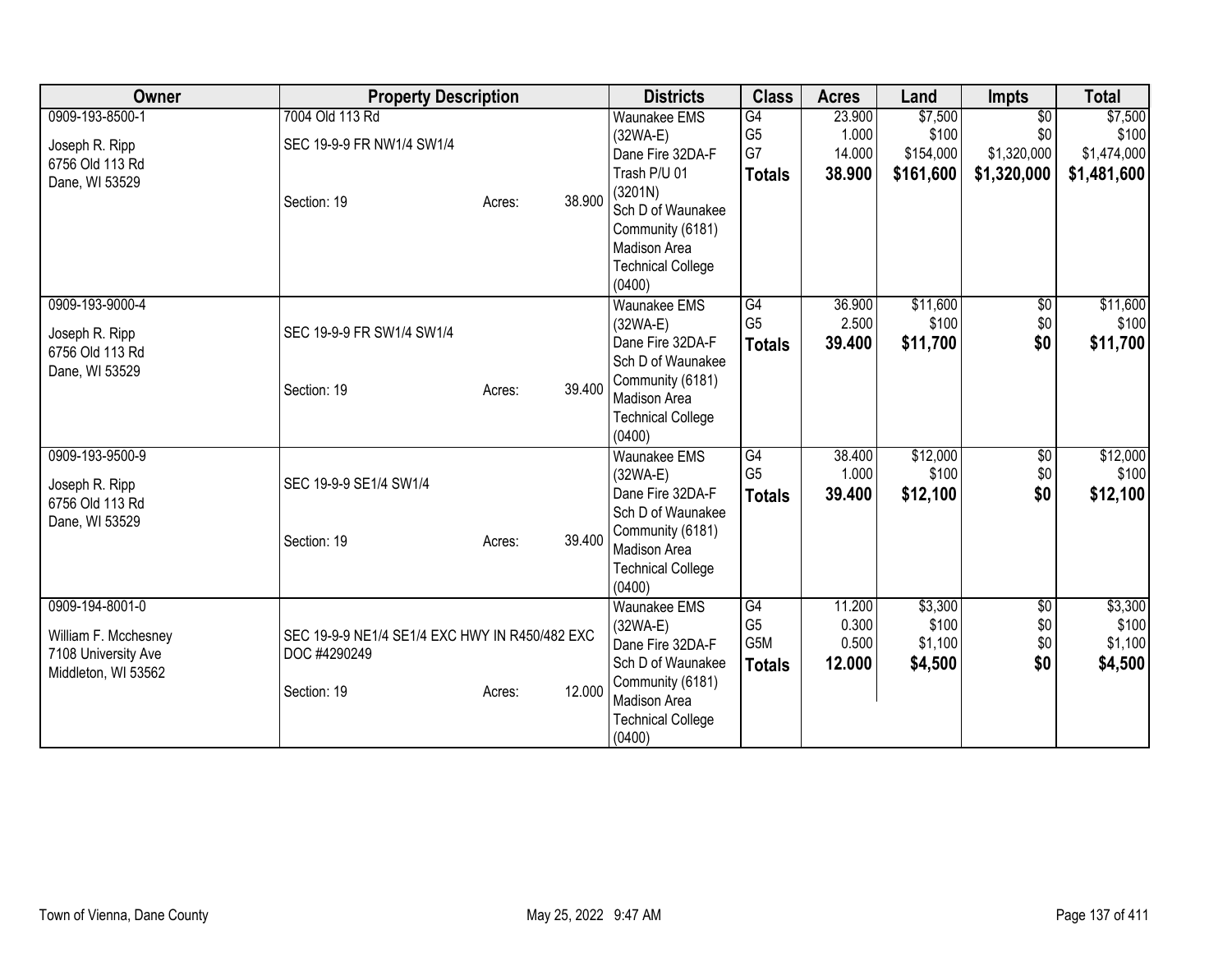| Owner | Property Description | | | Districts | Class | Acres | Land | Impts | Total |
|---|---|---|---|---|---|---|---|---|---|
| 0909-193-8500-1<br>Joseph R. Ripp<br>6756 Old 113 Rd<br>Dane, WI 53529 | 7004 Old 113 Rd<br>SEC 19-9-9 FR NW1/4 SW1/4<br>Section: 19 | Acres: | 38.900 | Waunakee EMS (32WA-E)<br>Dane Fire 32DA-F<br>Trash P/U 01 (3201N)<br>Sch D of Waunakee Community (6181)<br>Madison Area Technical College (0400) | G4<br>G5<br>G7<br>**Totals** | 23.900<br>1.000<br>14.000<br>**38.900** | $7,500<br>$100<br>$154,000<br>**$161,600** | $0<br>$0<br>$1,320,000<br>**$1,320,000** | $7,500<br>$100<br>$1,474,000<br>**$1,481,600** |
| 0909-193-9000-4<br>Joseph R. Ripp<br>6756 Old 113 Rd<br>Dane, WI 53529 | SEC 19-9-9 FR SW1/4 SW1/4<br>Section: 19 | Acres: | 39.400 | Waunakee EMS (32WA-E)<br>Dane Fire 32DA-F<br>Sch D of Waunakee Community (6181)<br>Madison Area Technical College (0400) | G4<br>G5<br>**Totals** | 36.900<br>2.500<br>**39.400** | $11,600<br>$100<br>**$11,700** | $0<br>$0<br>**$0** | $11,600<br>$100<br>**$11,700** |
| 0909-193-9500-9<br>Joseph R. Ripp<br>6756 Old 113 Rd<br>Dane, WI 53529 | SEC 19-9-9 SE1/4 SW1/4<br>Section: 19 | Acres: | 39.400 | Waunakee EMS (32WA-E)<br>Dane Fire 32DA-F<br>Sch D of Waunakee Community (6181)<br>Madison Area Technical College (0400) | G4<br>G5<br>**Totals** | 38.400<br>1.000<br>**39.400** | $12,000<br>$100<br>**$12,100** | $0<br>$0<br>**$0** | $12,000<br>$100<br>**$12,100** |
| 0909-194-8001-0<br>William F. Mcchesney<br>7108 University Ave<br>Middleton, WI 53562 | SEC 19-9-9 NE1/4 SE1/4 EXC HWY IN R450/482 EXC DOC #4290249<br>Section: 19 | Acres: | 12.000 | Waunakee EMS (32WA-E)<br>Dane Fire 32DA-F<br>Sch D of Waunakee Community (6181)<br>Madison Area Technical College (0400) | G4<br>G5<br>G5M<br>**Totals** | 11.200<br>0.300<br>0.500<br>**12.000** | $3,300<br>$100<br>$1,100<br>**$4,500** | $0<br>$0<br>$0<br>**$0** | $3,300<br>$100<br>$1,100<br>**$4,500** |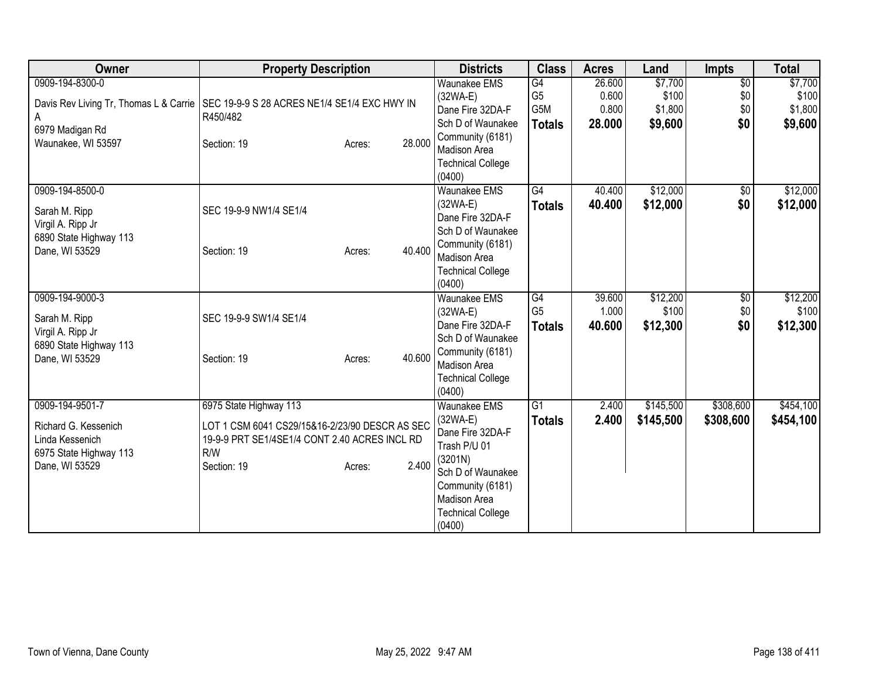| Owner | Property Description | Districts | Class | Acres | Land | Impts | Total |
|---|---|---|---|---|---|---|---|
| 0909-194-8300-0<br>Davis Rev Living Tr, Thomas L & Carrie A<br>6979 Madigan Rd<br>Waunakee, WI 53597 | SEC 19-9-9 S 28 ACRES NE1/4 SE1/4 EXC HWY IN R450/482<br>Section: 19 Acres: 28.000 | Waunakee EMS (32WA-E)<br>Dane Fire 32DA-F<br>Sch D of Waunakee Community (6181)<br>Madison Area Technical College (0400) | G4<br>G5<br>G5M<br>**Totals** | 26.600<br>0.600<br>0.800<br>**28.000** | $7,700<br>$100<br>$1,800<br>**$9,600** | $0<br>$0<br>$0<br>**$0** | $7,700<br>$100<br>$1,800<br>**$9,600** |
| 0909-194-8500-0<br>Sarah M. Ripp<br>Virgil A. Ripp Jr<br>6890 State Highway 113<br>Dane, WI 53529 | SEC 19-9-9 NW1/4 SE1/4<br>Section: 19 Acres: 40.400 | Waunakee EMS (32WA-E)<br>Dane Fire 32DA-F<br>Sch D of Waunakee Community (6181)<br>Madison Area Technical College (0400) | G4<br>**Totals** | 40.400<br>**40.400** | $12,000<br>**$12,000** | $0<br>**$0** | $12,000<br>**$12,000** |
| 0909-194-9000-3<br>Sarah M. Ripp<br>Virgil A. Ripp Jr<br>6890 State Highway 113<br>Dane, WI 53529 | SEC 19-9-9 SW1/4 SE1/4<br>Section: 19 Acres: 40.600 | Waunakee EMS (32WA-E)<br>Dane Fire 32DA-F<br>Sch D of Waunakee Community (6181)<br>Madison Area Technical College (0400) | G4<br>G5<br>**Totals** | 39.600<br>1.000<br>**40.600** | $12,200<br>$100<br>**$12,300** | $0<br>$0<br>**$0** | $12,200<br>$100<br>**$12,300** |
| 0909-194-9501-7<br>Richard G. Kessenich<br>Linda Kessenich<br>6975 State Highway 113<br>Dane, WI 53529 | 6975 State Highway 113<br>LOT 1 CSM 6041 CS29/15&16-2/23/90 DESCR AS SEC 19-9-9 PRT SE1/4SE1/4 CONT 2.40 ACRES INCL RD R/W<br>Section: 19 Acres: 2.400 | Waunakee EMS (32WA-E)<br>Dane Fire 32DA-F<br>Trash P/U 01 (3201N)<br>Sch D of Waunakee Community (6181)<br>Madison Area Technical College (0400) | G1<br>**Totals** | 2.400<br>**2.400** | $145,500<br>**$145,500** | $308,600<br>**$308,600** | $454,100<br>**$454,100** |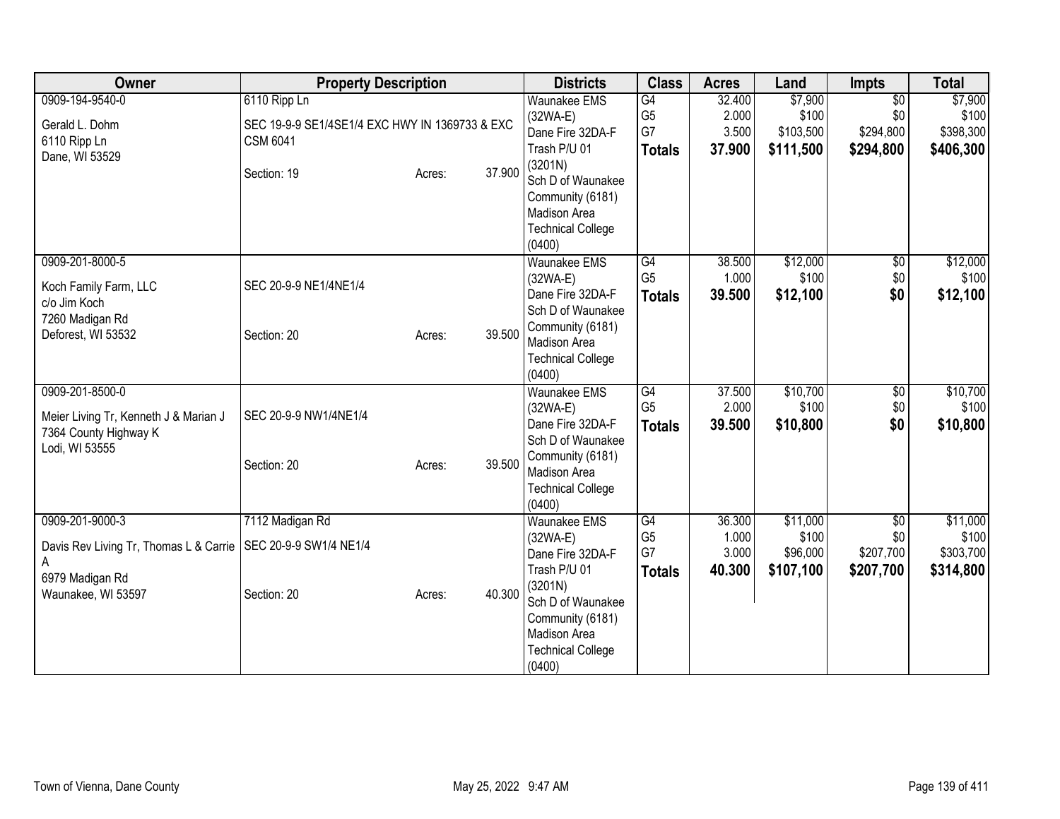| Owner | Property Description | Districts | Class | Acres | Land | Impts | Total |
|---|---|---|---|---|---|---|---|
| 0909-194-9540-0<br><br>Gerald L. Dohm<br>6110 Ripp Ln<br>Dane, WI 53529 | 6110 Ripp Ln<br><br>SEC 19-9-9 SE1/4SE1/4 EXC HWY IN 1369733 & EXC CSM 6041<br><br>Section: 19 Acres: 37.900 | Waunakee EMS (32WA-E)<br>Dane Fire 32DA-F<br>Trash P/U 01 (3201N)<br>Sch D of Waunakee Community (6181)<br>Madison Area Technical College (0400) | G4<br>G5<br>G7<br>**Totals** | 32.400<br>2.000<br>3.500<br>**37.900** | $7,900<br>$100<br>$103,500<br>**$111,500** | $0<br>$0<br>$294,800<br>**$294,800** | $7,900<br>$100<br>$398,300<br>**$406,300** |
| 0909-201-8000-5<br><br>Koch Family Farm, LLC<br>c/o Jim Koch<br>7260 Madigan Rd<br>Deforest, WI 53532 | SEC 20-9-9 NE1/4NE1/4<br><br>Section: 20 Acres: 39.500 | Waunakee EMS (32WA-E)<br>Dane Fire 32DA-F<br>Sch D of Waunakee Community (6181)<br>Madison Area Technical College (0400) | G4<br>G5<br>**Totals** | 38.500<br>1.000<br>**39.500** | $12,000<br>$100<br>**$12,100** | $0<br>$0<br>**$0** | $12,000<br>$100<br>**$12,100** |
| 0909-201-8500-0<br><br>Meier Living Tr, Kenneth J & Marian J<br>7364 County Highway K<br>Lodi, WI 53555 | SEC 20-9-9 NW1/4NE1/4<br><br>Section: 20 Acres: 39.500 | Waunakee EMS (32WA-E)<br>Dane Fire 32DA-F<br>Sch D of Waunakee Community (6181)<br>Madison Area Technical College (0400) | G4<br>G5<br>**Totals** | 37.500<br>2.000<br>**39.500** | $10,700<br>$100<br>**$10,800** | $0<br>$0<br>**$0** | $10,700<br>$100<br>**$10,800** |
| 0909-201-9000-3<br><br>Davis Rev Living Tr, Thomas L & Carrie A<br>6979 Madigan Rd<br>Waunakee, WI 53597 | 7112 Madigan Rd<br><br>SEC 20-9-9 SW1/4 NE1/4<br><br>Section: 20 Acres: 40.300 | Waunakee EMS (32WA-E)<br>Dane Fire 32DA-F<br>Trash P/U 01 (3201N)<br>Sch D of Waunakee Community (6181)<br>Madison Area Technical College (0400) | G4<br>G5<br>G7<br>**Totals** | 36.300<br>1.000<br>3.000<br>**40.300** | $11,000<br>$100<br>$96,000<br>**$107,100** | $0<br>$0<br>$207,700<br>**$207,700** | $11,000<br>$100<br>$303,700<br>**$314,800** |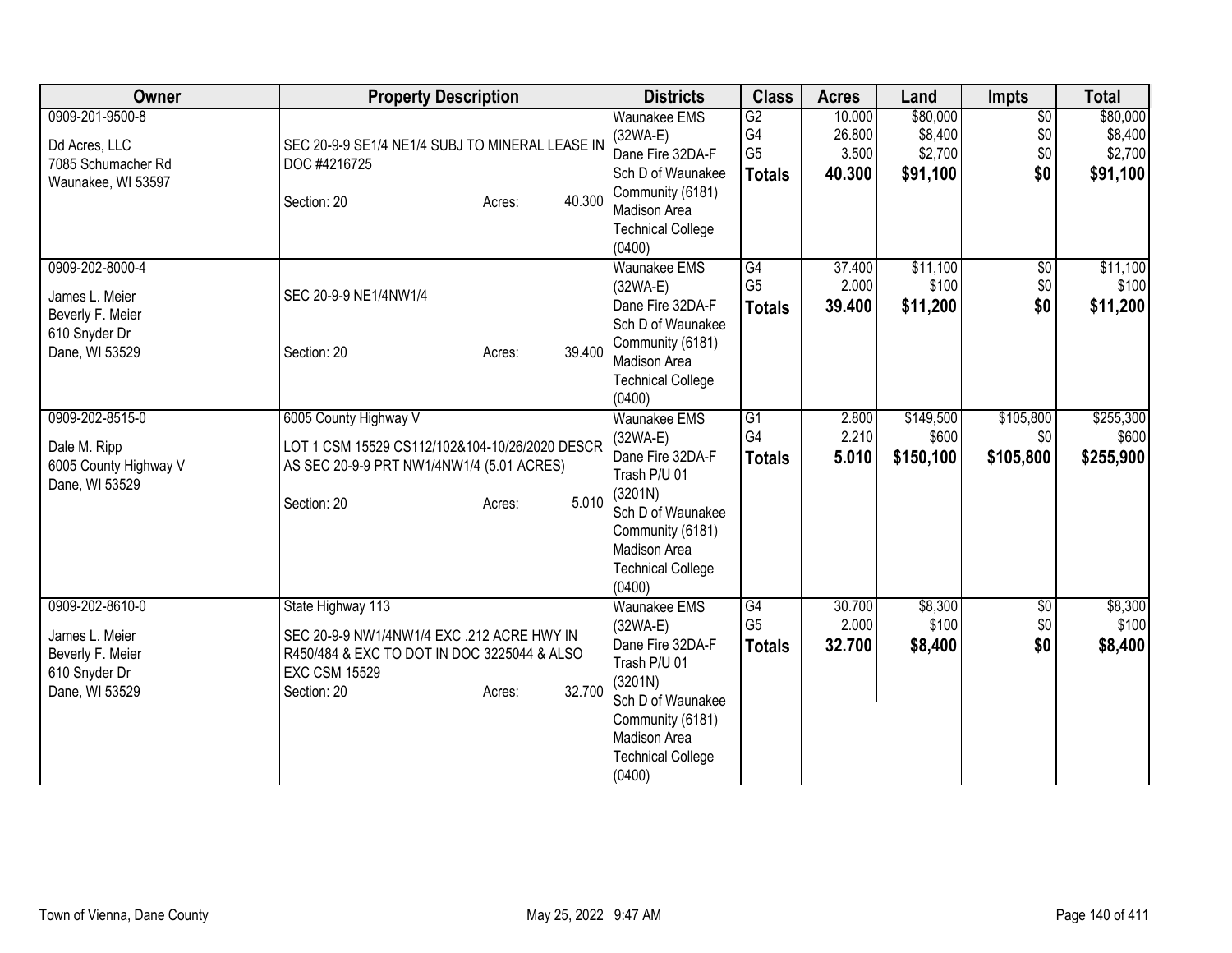| Owner | Property Description | Districts | Class | Acres | Land | Impts | Total |
|---|---|---|---|---|---|---|---|
| 0909-201-9500-8<br><br>Dd Acres, LLC<br>7085 Schumacher Rd<br>Waunakee, WI 53597 | SEC 20-9-9 SE1/4 NE1/4 SUBJ TO MINERAL LEASE IN DOC #4216725<br><br>Section: 20 Acres: 40.300 | Waunakee EMS (32WA-E)<br>Dane Fire 32DA-F<br>Sch D of Waunakee Community (6181)<br>Madison Area Technical College (0400) | G2<br>G4<br>G5<br>**Totals** | 10.000<br>26.800<br>3.500<br>**40.300** | $80,000<br>$8,400<br>$2,700<br>**$91,100** | $0<br>$0<br>$0<br>**$0** | $80,000<br>$8,400<br>$2,700<br>**$91,100** |
| 0909-202-8000-4<br><br>James L. Meier<br>Beverly F. Meier<br>610 Snyder Dr<br>Dane, WI 53529 | SEC 20-9-9 NE1/4NW1/4<br><br>Section: 20 Acres: 39.400 | Waunakee EMS (32WA-E)<br>Dane Fire 32DA-F<br>Sch D of Waunakee Community (6181)<br>Madison Area Technical College (0400) | G4<br>G5<br>**Totals** | 37.400<br>2.000<br>**39.400** | $11,100<br>$100<br>**$11,200** | $0<br>$0<br>**$0** | $11,100<br>$100<br>**$11,200** |
| 0909-202-8515-0<br><br>Dale M. Ripp<br>6005 County Highway V<br>Dane, WI 53529 | 6005 County Highway V<br>LOT 1 CSM 15529 CS112/102&104-10/26/2020 DESCR AS SEC 20-9-9 PRT NW1/4NW1/4 (5.01 ACRES)<br><br>Section: 20 Acres: 5.010 | Waunakee EMS (32WA-E)<br>Dane Fire 32DA-F<br>Trash P/U 01 (3201N)<br>Sch D of Waunakee Community (6181)<br>Madison Area Technical College (0400) | G1<br>G4<br>**Totals** | 2.800<br>2.210<br>**5.010** | $149,500<br>$600<br>**$150,100** | $105,800<br>$0<br>**$105,800** | $255,300<br>$600<br>**$255,900** |
| 0909-202-8610-0<br><br>James L. Meier<br>Beverly F. Meier<br>610 Snyder Dr<br>Dane, WI 53529 | State Highway 113<br>SEC 20-9-9 NW1/4NW1/4 EXC .212 ACRE HWY IN R450/484 & EXC TO DOT IN DOC 3225044 & ALSO EXC CSM 15529<br>Section: 20 Acres: 32.700 | Waunakee EMS (32WA-E)<br>Dane Fire 32DA-F<br>Trash P/U 01 (3201N)<br>Sch D of Waunakee Community (6181)<br>Madison Area Technical College (0400) | G4<br>G5<br>**Totals** | 30.700<br>2.000<br>**32.700** | $8,300<br>$100<br>**$8,400** | $0<br>$0<br>**$0** | $8,300<br>$100<br>**$8,400** |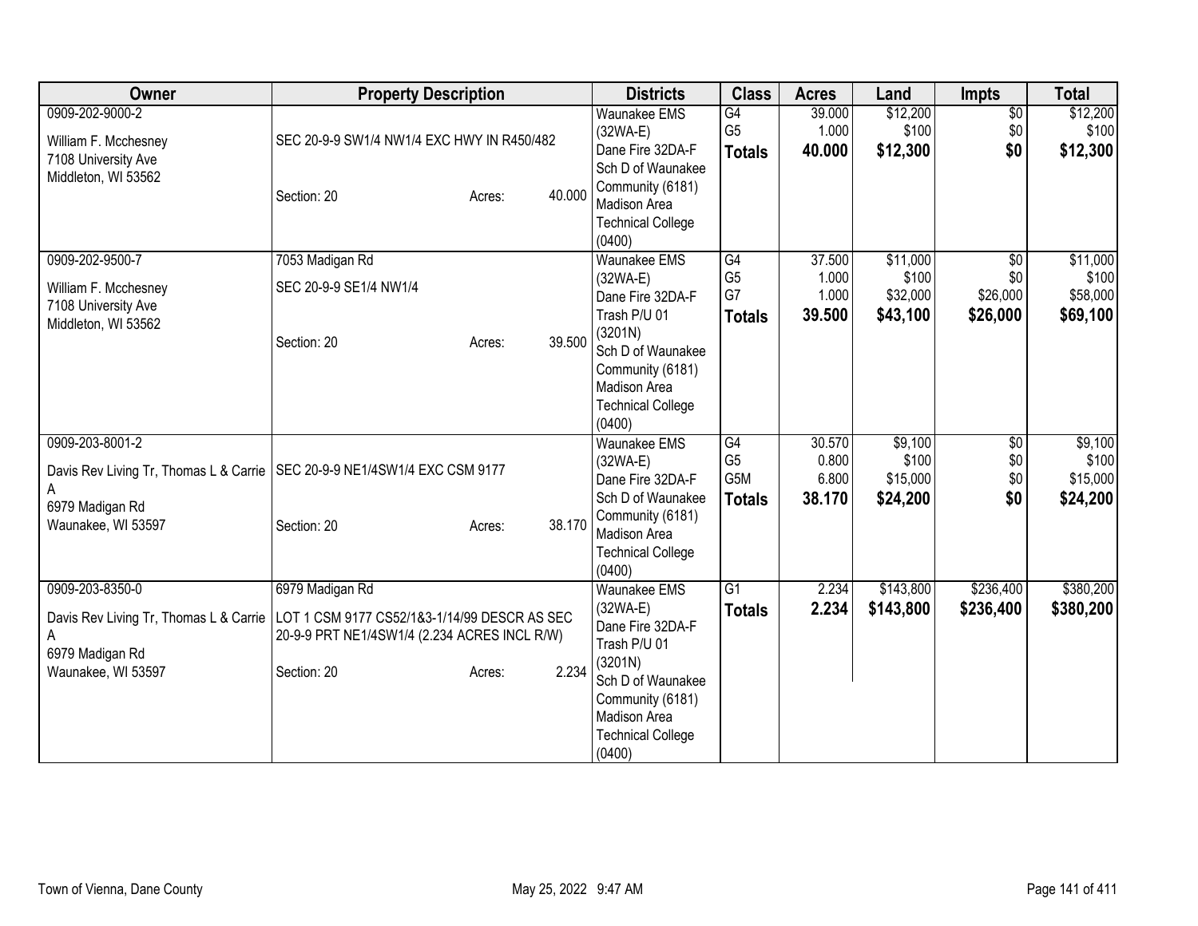| Owner | Property Description | Districts | Class | Acres | Land | Impts | Total |
|---|---|---|---|---|---|---|---|
| 0909-202-9000-2<br><br>William F. Mcchesney<br>7108 University Ave<br>Middleton, WI 53562 | SEC 20-9-9 SW1/4 NW1/4 EXC HWY IN R450/482<br><br>Section: 20 Acres: 40.000 | Waunakee EMS (32WA-E)<br>Dane Fire 32DA-F<br>Sch D of Waunakee Community (6181)<br>Madison Area Technical College (0400) | G4<br>G5<br>**Totals** | 39.000<br>1.000<br>**40.000** | $12,200<br>$100<br>**$12,300** | $0<br>$0<br>**$0** | $12,200<br>$100<br>**$12,300** |
| 0909-202-9500-7<br><br>William F. Mcchesney<br>7108 University Ave<br>Middleton, WI 53562 | 7053 Madigan Rd<br>SEC 20-9-9 SE1/4 NW1/4<br><br>Section: 20 Acres: 39.500 | Waunakee EMS (32WA-E)<br>Dane Fire 32DA-F<br>Trash P/U 01 (3201N)<br>Sch D of Waunakee Community (6181)<br>Madison Area Technical College (0400) | G4<br>G5<br>G7<br>**Totals** | 37.500<br>1.000<br>1.000<br>**39.500** | $11,000<br>$100<br>$32,000<br>**$43,100** | $0<br>$0<br>$26,000<br>**$26,000** | $11,000<br>$100<br>$58,000<br>**$69,100** |
| 0909-203-8001-2<br><br>Davis Rev Living Tr, Thomas L & Carrie A<br>6979 Madigan Rd<br>Waunakee, WI 53597 | SEC 20-9-9 NE1/4SW1/4 EXC CSM 9177<br><br>Section: 20 Acres: 38.170 | Waunakee EMS (32WA-E)<br>Dane Fire 32DA-F<br>Sch D of Waunakee Community (6181)<br>Madison Area Technical College (0400) | G4<br>G5<br>G5M<br>**Totals** | 30.570<br>0.800<br>6.800<br>**38.170** | $9,100<br>$100<br>$15,000<br>**$24,200** | $0<br>$0<br>$0<br>**$0** | $9,100<br>$100<br>$15,000<br>**$24,200** |
| 0909-203-8350-0<br><br>Davis Rev Living Tr, Thomas L & Carrie A<br>6979 Madigan Rd<br>Waunakee, WI 53597 | 6979 Madigan Rd<br>LOT 1 CSM 9177 CS52/1&3-1/14/99 DESCR AS SEC 20-9-9 PRT NE1/4SW1/4 (2.234 ACRES INCL R/W)<br><br>Section: 20 Acres: 2.234 | Waunakee EMS (32WA-E)<br>Dane Fire 32DA-F<br>Trash P/U 01 (3201N)<br>Sch D of Waunakee Community (6181)<br>Madison Area Technical College (0400) | G1<br>**Totals** | 2.234<br>**2.234** | $143,800<br>**$143,800** | $236,400<br>**$236,400** | $380,200<br>**$380,200** |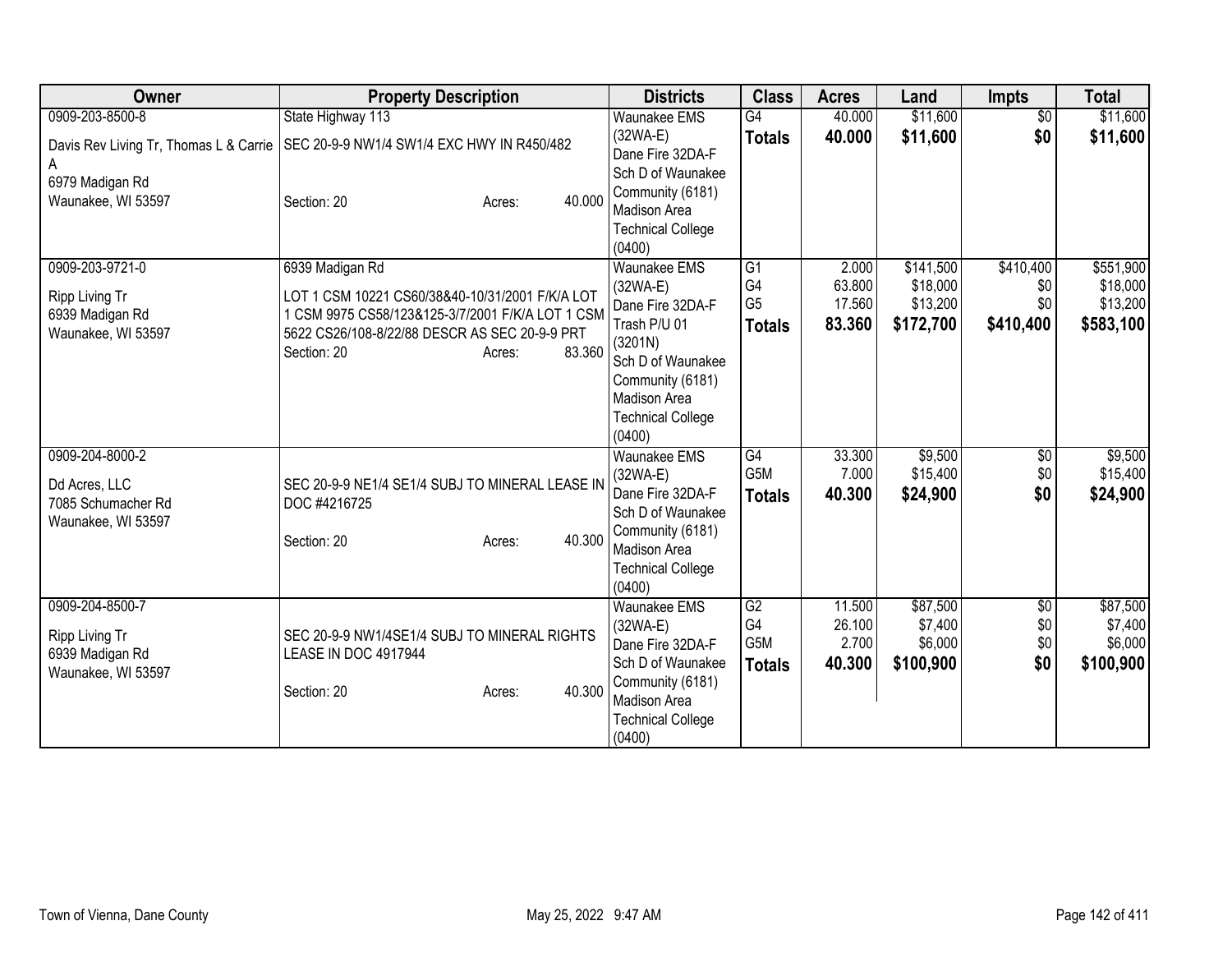| Owner | Property Description | Districts | Class | Acres | Land | Impts | Total |
|---|---|---|---|---|---|---|---|
| 0909-203-8500-8<br>Davis Rev Living Tr, Thomas L & Carrie A<br>6979 Madigan Rd<br>Waunakee, WI 53597 | State Highway 113<br>SEC 20-9-9 NW1/4 SW1/4 EXC HWY IN R450/482<br>Section: 20 Acres: 40.000 | Waunakee EMS (32WA-E)<br>Dane Fire 32DA-F<br>Sch D of Waunakee Community (6181)<br>Madison Area Technical College (0400) | G4<br>**Totals** | 40.000<br>**40.000** | $11,600<br>**$11,600** | $0<br>**$0** | $11,600<br>**$11,600** |
| 0909-203-9721-0<br>Ripp Living Tr<br>6939 Madigan Rd<br>Waunakee, WI 53597 | 6939 Madigan Rd<br>LOT 1 CSM 10221 CS60/38&40-10/31/2001 F/K/A LOT 1 CSM 9975 CS58/123&125-3/7/2001 F/K/A LOT 1 CSM 5622 CS26/108-8/22/88 DESCR AS SEC 20-9-9 PRT<br>Section: 20 Acres: 83.360 | Waunakee EMS (32WA-E)<br>Dane Fire 32DA-F<br>Trash P/U 01 (3201N)<br>Sch D of Waunakee Community (6181)<br>Madison Area Technical College (0400) | G1<br>G4<br>G5<br>**Totals** | 2.000<br>63.800<br>17.560<br>**83.360** | $141,500<br>$18,000<br>$13,200<br>**$172,700** | $410,400<br>$0<br>$0<br>**$410,400** | $551,900<br>$18,000<br>$13,200<br>**$583,100** |
| 0909-204-8000-2<br>Dd Acres, LLC<br>7085 Schumacher Rd<br>Waunakee, WI 53597 | SEC 20-9-9 NE1/4 SE1/4 SUBJ TO MINERAL LEASE IN DOC #4216725<br>Section: 20 Acres: 40.300 | Waunakee EMS (32WA-E)<br>Dane Fire 32DA-F<br>Sch D of Waunakee Community (6181)<br>Madison Area Technical College (0400) | G4<br>G5M<br>**Totals** | 33.300<br>7.000<br>**40.300** | $9,500<br>$15,400<br>**$24,900** | $0<br>$0<br>**$0** | $9,500<br>$15,400<br>**$24,900** |
| 0909-204-8500-7<br>Ripp Living Tr<br>6939 Madigan Rd<br>Waunakee, WI 53597 | SEC 20-9-9 NW1/4SE1/4 SUBJ TO MINERAL RIGHTS LEASE IN DOC 4917944<br>Section: 20 Acres: 40.300 | Waunakee EMS (32WA-E)<br>Dane Fire 32DA-F<br>Sch D of Waunakee Community (6181)<br>Madison Area Technical College (0400) | G2<br>G4<br>G5M<br>**Totals** | 11.500<br>26.100<br>2.700<br>**40.300** | $87,500<br>$7,400<br>$6,000<br>**$100,900** | $0<br>$0<br>$0<br>**$0** | $87,500<br>$7,400<br>$6,000<br>**$100,900** |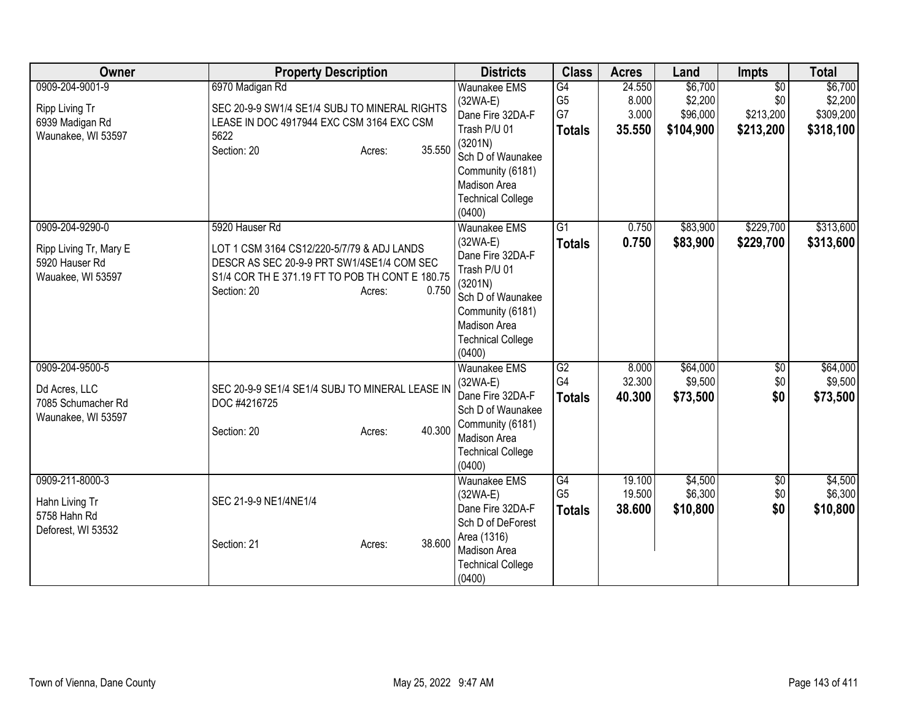| Owner | Property Description | Districts | Class | Acres | Land | Impts | Total |
|---|---|---|---|---|---|---|---|
| 0909-204-9001-9<br><br>Ripp Living Tr<br>6939 Madigan Rd<br>Waunakee, WI 53597 | 6970 Madigan Rd<br><br>SEC 20-9-9 SW1/4 SE1/4 SUBJ TO MINERAL RIGHTS LEASE IN DOC 4917944 EXC CSM 3164 EXC CSM 5622<br>Section: 20 Acres: 35.550 | Waunakee EMS (32WA-E)<br>Dane Fire 32DA-F<br>Trash P/U 01 (3201N)<br>Sch D of Waunakee Community (6181)<br>Madison Area Technical College (0400) | G4<br>G5<br>G7<br>**Totals** | 24.550<br>8.000<br>3.000<br>**35.550** | $6,700<br>$2,200<br>$96,000<br>**$104,900** | $0<br>$0<br>$213,200<br>**$213,200** | $6,700<br>$2,200<br>$309,200<br>**$318,100** |
| 0909-204-9290-0<br><br>Ripp Living Tr, Mary E<br>5920 Hauser Rd<br>Wauakee, WI 53597 | 5920 Hauser Rd<br><br>LOT 1 CSM 3164 CS12/220-5/7/79 & ADJ LANDS DESCR AS SEC 20-9-9 PRT SW1/4SE1/4 COM SEC S1/4 COR TH E 371.19 FT TO POB TH CONT E 180.75<br>Section: 20 Acres: 0.750 | Waunakee EMS (32WA-E)<br>Dane Fire 32DA-F<br>Trash P/U 01 (3201N)<br>Sch D of Waunakee Community (6181)<br>Madison Area Technical College (0400) | G1<br>**Totals** | 0.750<br>**0.750** | $83,900<br>**$83,900** | $229,700<br>**$229,700** | $313,600<br>**$313,600** |
| 0909-204-9500-5<br><br>Dd Acres, LLC<br>7085 Schumacher Rd<br>Waunakee, WI 53597 | SEC 20-9-9 SE1/4 SE1/4 SUBJ TO MINERAL LEASE IN DOC #4216725<br><br>Section: 20 Acres: 40.300 | Waunakee EMS (32WA-E)<br>Dane Fire 32DA-F<br>Sch D of Waunakee Community (6181)<br>Madison Area Technical College (0400) | G2<br>G4<br>**Totals** | 8.000<br>32.300<br>**40.300** | $64,000<br>$9,500<br>**$73,500** | $0<br>$0<br>**$0** | $64,000<br>$9,500<br>**$73,500** |
| 0909-211-8000-3<br><br>Hahn Living Tr<br>5758 Hahn Rd<br>Deforest, WI 53532 | SEC 21-9-9 NE1/4NE1/4<br><br>Section: 21 Acres: 38.600 | Waunakee EMS (32WA-E)<br>Dane Fire 32DA-F<br>Sch D of DeForest Area (1316)<br>Madison Area Technical College (0400) | G4<br>G5<br>**Totals** | 19.100<br>19.500<br>**38.600** | $4,500<br>$6,300<br>**$10,800** | $0<br>$0<br>**$0** | $4,500<br>$6,300<br>**$10,800** |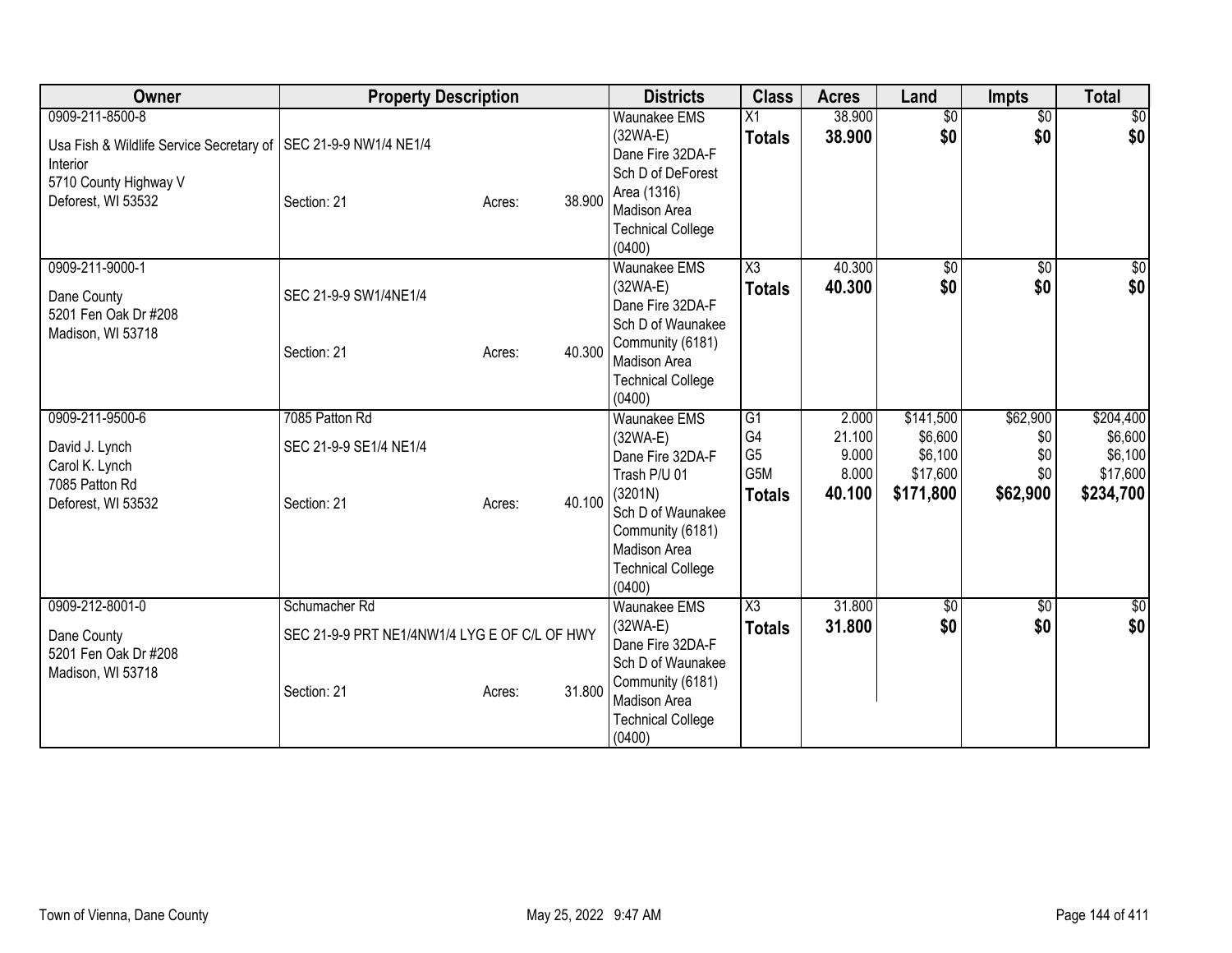| Owner | Property Description | Districts | Class | Acres | Land | Impts | Total |
|---|---|---|---|---|---|---|---|
| 0909-211-8500-8<br>Usa Fish & Wildlife Service Secretary of Interior<br>5710 County Highway V<br>Deforest, WI 53532 | SEC 21-9-9 NW1/4 NE1/4<br>Section: 21 Acres: 38.900 | Waunakee EMS (32WA-E)<br>Dane Fire 32DA-F<br>Sch D of DeForest Area (1316)<br>Madison Area Technical College (0400) | X1<br>**Totals** | 38.900<br>**38.900** | $0<br>**$0** | $0<br>**$0** | $0<br>**$0** |
| 0909-211-9000-1<br>Dane County<br>5201 Fen Oak Dr #208<br>Madison, WI 53718 | SEC 21-9-9 SW1/4NE1/4<br>Section: 21 Acres: 40.300 | Waunakee EMS (32WA-E)<br>Dane Fire 32DA-F<br>Sch D of Waunakee Community (6181)<br>Madison Area Technical College (0400) | X3<br>**Totals** | 40.300<br>**40.300** | $0<br>**$0** | $0<br>**$0** | $0<br>**$0** |
| 0909-211-9500-6<br>David J. Lynch<br>Carol K. Lynch<br>7085 Patton Rd<br>Deforest, WI 53532 | 7085 Patton Rd<br>SEC 21-9-9 SE1/4 NE1/4<br>Section: 21 Acres: 40.100 | Waunakee EMS (32WA-E)<br>Dane Fire 32DA-F<br>Trash P/U 01 (3201N)<br>Sch D of Waunakee Community (6181)<br>Madison Area Technical College (0400) | G1<br>G4<br>G5<br>G5M<br>**Totals** | 2.000<br>21.100<br>9.000<br>8.000<br>**40.100** | $141,500<br>$6,600<br>$6,100<br>$17,600<br>**$171,800** | $62,900<br>$0<br>$0<br>$0<br>**$62,900** | $204,400<br>$6,600<br>$6,100<br>$17,600<br>**$234,700** |
| 0909-212-8001-0<br>Dane County<br>5201 Fen Oak Dr #208<br>Madison, WI 53718 | Schumacher Rd<br>SEC 21-9-9 PRT NE1/4NW1/4 LYG E OF C/L OF HWY<br>Section: 21 Acres: 31.800 | Waunakee EMS (32WA-E)<br>Dane Fire 32DA-F<br>Sch D of Waunakee Community (6181)<br>Madison Area Technical College (0400) | X3<br>**Totals** | 31.800<br>**31.800** | $0<br>**$0** | $0<br>**$0** | $0<br>**$0** |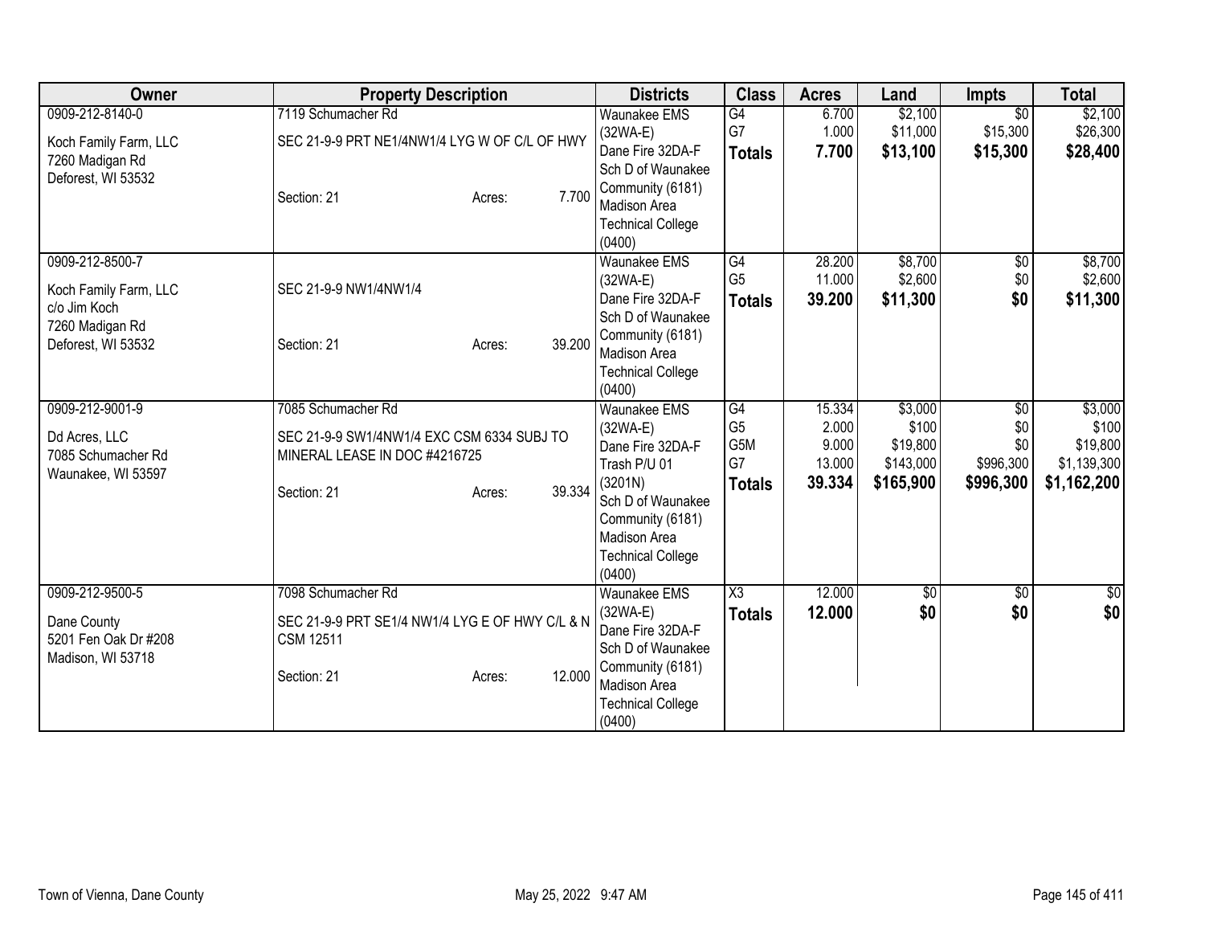| Owner | Property Description | Districts | Class | Acres | Land | Impts | Total |
|---|---|---|---|---|---|---|---|
| 0909-212-8140-0<br><br>Koch Family Farm, LLC<br>7260 Madigan Rd<br>Deforest, WI 53532 | 7119 Schumacher Rd<br><br>SEC 21-9-9 PRT NE1/4NW1/4 LYG W OF C/L OF HWY<br><br>Section: 21 Acres: 7.700 | Waunakee EMS (32WA-E)<br>Dane Fire 32DA-F<br>Sch D of Waunakee Community (6181)<br>Madison Area Technical College (0400) | G4<br>G7<br>**Totals** | 6.700<br>1.000<br>**7.700** | $2,100<br>$11,000<br>**$13,100** | $0<br>$15,300<br>**$15,300** | $2,100<br>$26,300<br>**$28,400** |
| 0909-212-8500-7<br><br>Koch Family Farm, LLC<br>c/o Jim Koch<br>7260 Madigan Rd<br>Deforest, WI 53532 | SEC 21-9-9 NW1/4NW1/4<br><br>Section: 21 Acres: 39.200 | Waunakee EMS (32WA-E)<br>Dane Fire 32DA-F<br>Sch D of Waunakee Community (6181)<br>Madison Area Technical College (0400) | G4<br>G5<br>**Totals** | 28.200<br>11.000<br>**39.200** | $8,700<br>$2,600<br>**$11,300** | $0<br>$0<br>**$0** | $8,700<br>$2,600<br>**$11,300** |
| 0909-212-9001-9<br><br>Dd Acres, LLC<br>7085 Schumacher Rd<br>Waunakee, WI 53597 | 7085 Schumacher Rd<br><br>SEC 21-9-9 SW1/4NW1/4 EXC CSM 6334 SUBJ TO MINERAL LEASE IN DOC #4216725<br><br>Section: 21 Acres: 39.334 | Waunakee EMS (32WA-E)<br>Dane Fire 32DA-F<br>Trash P/U 01 (3201N)<br>Sch D of Waunakee Community (6181)<br>Madison Area Technical College (0400) | G4<br>G5<br>G5M<br>G7<br>**Totals** | 15.334<br>2.000<br>9.000<br>13.000<br>**39.334** | $3,000<br>$100<br>$19,800<br>$143,000<br>**$165,900** | $0<br>$0<br>$0<br>$996,300<br>**$996,300** | $3,000<br>$100<br>$19,800<br>$1,139,300<br>**$1,162,200** |
| 0909-212-9500-5<br><br>Dane County<br>5201 Fen Oak Dr #208<br>Madison, WI 53718 | 7098 Schumacher Rd<br><br>SEC 21-9-9 PRT SE1/4 NW1/4 LYG E OF HWY C/L & N CSM 12511<br><br>Section: 21 Acres: 12.000 | Waunakee EMS (32WA-E)<br>Dane Fire 32DA-F<br>Sch D of Waunakee Community (6181)<br>Madison Area Technical College (0400) | X3<br>**Totals** | 12.000<br>**12.000** | $0<br>**$0** | $0<br>**$0** | $0<br>**$0** |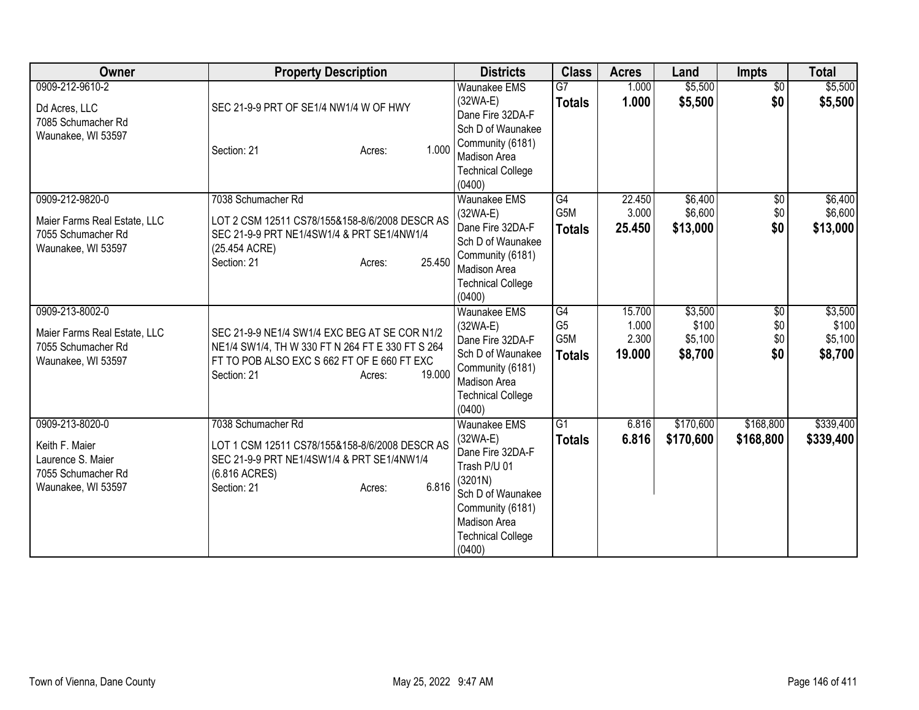| Owner | Property Description | Districts | Class | Acres | Land | Impts | Total |
|---|---|---|---|---|---|---|---|
| 0909-212-9610-2<br>Dd Acres, LLC<br>7085 Schumacher Rd<br>Waunakee, WI 53597 | SEC 21-9-9 PRT OF SE1/4 NW1/4 W OF HWY<br>Section: 21 Acres: 1.000 | Waunakee EMS (32WA-E)<br>Dane Fire 32DA-F<br>Sch D of Waunakee Community (6181)<br>Madison Area Technical College (0400) | G7<br>**Totals** | 1.000<br>**1.000** | $5,500<br>**$5,500** | $0<br>**$0** | $5,500<br>**$5,500** |
| 0909-212-9820-0<br>Maier Farms Real Estate, LLC<br>7055 Schumacher Rd<br>Waunakee, WI 53597 | 7038 Schumacher Rd<br>LOT 2 CSM 12511 CS78/155&158-8/6/2008 DESCR AS SEC 21-9-9 PRT NE1/4SW1/4 & PRT SE1/4NW1/4 (25.454 ACRE)<br>Section: 21 Acres: 25.450 | Waunakee EMS (32WA-E)<br>Dane Fire 32DA-F<br>Sch D of Waunakee Community (6181)<br>Madison Area Technical College (0400) | G4<br>G5M<br>**Totals** | 22.450<br>3.000<br>**25.450** | $6,400<br>$6,600<br>**$13,000** | $0<br>$0<br>**$0** | $6,400<br>$6,600<br>**$13,000** |
| 0909-213-8002-0<br>Maier Farms Real Estate, LLC<br>7055 Schumacher Rd<br>Waunakee, WI 53597 | SEC 21-9-9 NE1/4 SW1/4 EXC BEG AT SE COR N1/2 NE1/4 SW1/4, TH W 330 FT N 264 FT E 330 FT S 264 FT TO POB ALSO EXC S 662 FT OF E 660 FT EXC<br>Section: 21 Acres: 19.000 | Waunakee EMS (32WA-E)<br>Dane Fire 32DA-F<br>Sch D of Waunakee Community (6181)<br>Madison Area Technical College (0400) | G4<br>G5<br>G5M<br>**Totals** | 15.700<br>1.000<br>2.300<br>**19.000** | $3,500<br>$100<br>$5,100<br>**$8,700** | $0<br>$0<br>$0<br>**$0** | $3,500<br>$100<br>$5,100<br>**$8,700** |
| 0909-213-8020-0<br>Keith F. Maier<br>Laurence S. Maier<br>7055 Schumacher Rd<br>Waunakee, WI 53597 | 7038 Schumacher Rd<br>LOT 1 CSM 12511 CS78/155&158-8/6/2008 DESCR AS SEC 21-9-9 PRT NE1/4SW1/4 & PRT SE1/4NW1/4 (6.816 ACRES)<br>Section: 21 Acres: 6.816 | Waunakee EMS (32WA-E)<br>Dane Fire 32DA-F<br>Trash P/U 01 (3201N)<br>Sch D of Waunakee Community (6181)<br>Madison Area Technical College (0400) | G1<br>**Totals** | 6.816<br>**6.816** | $170,600<br>**$170,600** | $168,800<br>**$168,800** | $339,400<br>**$339,400** |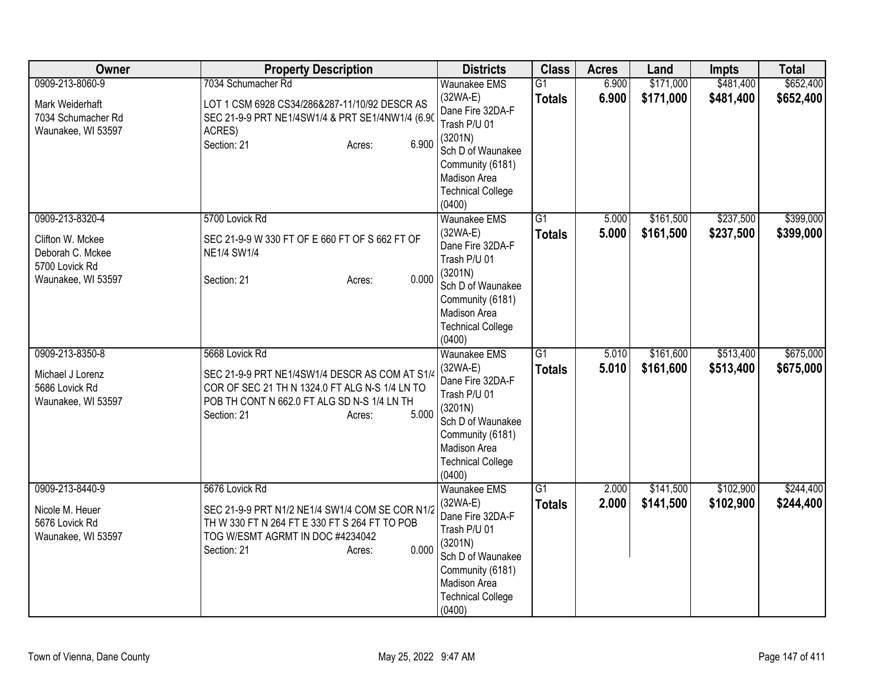| Owner | Property Description | Districts | Class | Acres | Land | Impts | Total |
|---|---|---|---|---|---|---|---|
| 0909-213-8060-9<br><br>Mark Weiderhaft<br>7034 Schumacher Rd<br>Waunakee, WI 53597 | 7034 Schumacher Rd<br><br>LOT 1 CSM 6928 CS34/286&287-11/10/92 DESCR AS SEC 21-9-9 PRT NE1/4SW1/4 & PRT SE1/4NW1/4 (6.90 ACRES)<br>Section: 21 Acres: 6.900 | Waunakee EMS (32WA-E)<br>Dane Fire 32DA-F<br>Trash P/U 01 (3201N)<br>Sch D of Waunakee Community (6181)<br>Madison Area Technical College (0400) | G1<br>**Totals** | 6.900<br>**6.900** | $171,000<br>**$171,000** | $481,400<br>**$481,400** | $652,400<br>**$652,400** |
| 0909-213-8320-4<br><br>Clifton W. Mckee<br>Deborah C. Mckee<br>5700 Lovick Rd<br>Waunakee, WI 53597 | 5700 Lovick Rd<br><br>SEC 21-9-9 W 330 FT OF E 660 FT OF S 662 FT OF NE1/4 SW1/4<br><br>Section: 21 Acres: 0.000 | Waunakee EMS (32WA-E)<br>Dane Fire 32DA-F<br>Trash P/U 01 (3201N)<br>Sch D of Waunakee Community (6181)<br>Madison Area Technical College (0400) | G1<br>**Totals** | 5.000<br>**5.000** | $161,500<br>**$161,500** | $237,500<br>**$237,500** | $399,000<br>**$399,000** |
| 0909-213-8350-8<br><br>Michael J Lorenz<br>5686 Lovick Rd<br>Waunakee, WI 53597 | 5668 Lovick Rd<br><br>SEC 21-9-9 PRT NE1/4SW1/4 DESCR AS COM AT S1/4 COR OF SEC 21 TH N 1324.0 FT ALG N-S 1/4 LN TO POB TH CONT N 662.0 FT ALG SD N-S 1/4 LN TH<br>Section: 21 Acres: 5.000 | Waunakee EMS (32WA-E)<br>Dane Fire 32DA-F<br>Trash P/U 01 (3201N)<br>Sch D of Waunakee Community (6181)<br>Madison Area Technical College (0400) | G1<br>**Totals** | 5.010<br>**5.010** | $161,600<br>**$161,600** | $513,400<br>**$513,400** | $675,000<br>**$675,000** |
| 0909-213-8440-9<br><br>Nicole M. Heuer<br>5676 Lovick Rd<br>Waunakee, WI 53597 | 5676 Lovick Rd<br><br>SEC 21-9-9 PRT N1/2 NE1/4 SW1/4 COM SE COR N1/2 TH W 330 FT N 264 FT E 330 FT S 264 FT TO POB TOG W/ESMT AGRMT IN DOC #4234042<br>Section: 21 Acres: 0.000 | Waunakee EMS (32WA-E)<br>Dane Fire 32DA-F<br>Trash P/U 01 (3201N)<br>Sch D of Waunakee Community (6181)<br>Madison Area Technical College (0400) | G1<br>**Totals** | 2.000<br>**2.000** | $141,500<br>**$141,500** | $102,900<br>**$102,900** | $244,400<br>**$244,400** |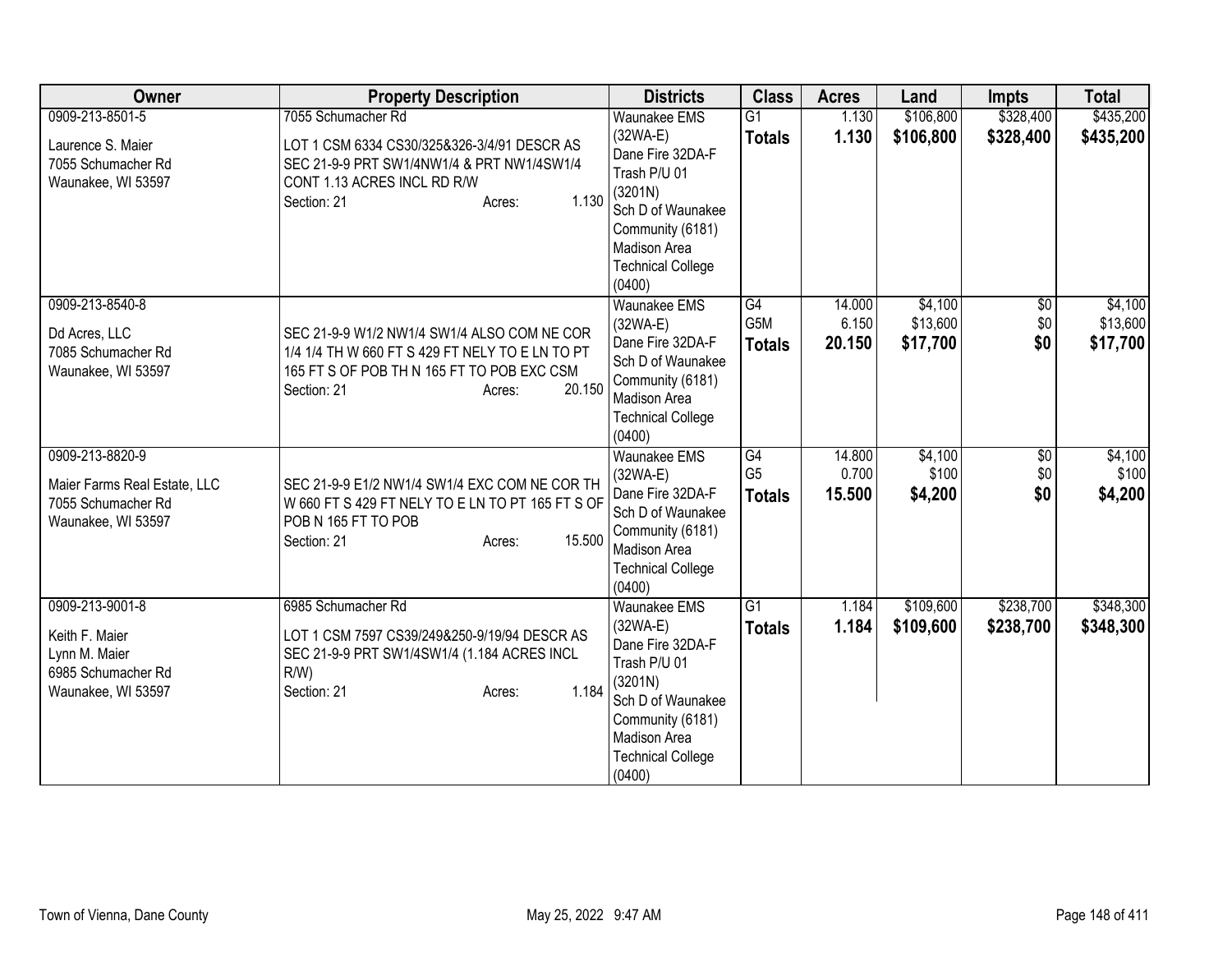| Owner | Property Description | Districts | Class | Acres | Land | Impts | Total |
|---|---|---|---|---|---|---|---|
| 0909-213-8501-5<br><br>Laurence S. Maier<br>7055 Schumacher Rd<br>Waunakee, WI 53597 | 7055 Schumacher Rd<br><br>LOT 1 CSM 6334 CS30/325&326-3/4/91 DESCR AS SEC 21-9-9 PRT SW1/4NW1/4 & PRT NW1/4SW1/4 CONT 1.13 ACRES INCL RD R/W<br>Section: 21 Acres: 1.130 | Waunakee EMS (32WA-E)<br>Dane Fire 32DA-F<br>Trash P/U 01 (3201N)<br>Sch D of Waunakee Community (6181)<br>Madison Area Technical College (0400) | G1<br>**Totals** | 1.130<br>**1.130** | $106,800<br>**$106,800** | $328,400<br>**$328,400** | $435,200<br>**$435,200** |
| 0909-213-8540-8<br><br>Dd Acres, LLC<br>7085 Schumacher Rd<br>Waunakee, WI 53597 | SEC 21-9-9 W1/2 NW1/4 SW1/4 ALSO COM NE COR 1/4 1/4 TH W 660 FT S 429 FT NELY TO E LN TO PT 165 FT S OF POB TH N 165 FT TO POB EXC CSM<br>Section: 21 Acres: 20.150 | Waunakee EMS (32WA-E)<br>Dane Fire 32DA-F<br>Sch D of Waunakee Community (6181)<br>Madison Area Technical College (0400) | G4<br>G5M<br>**Totals** | 14.000<br>6.150<br>**20.150** | $4,100<br>$13,600<br>**$17,700** | $0<br>$0<br>**$0** | $4,100<br>$13,600<br>**$17,700** |
| 0909-213-8820-9<br><br>Maier Farms Real Estate, LLC<br>7055 Schumacher Rd<br>Waunakee, WI 53597 | SEC 21-9-9 E1/2 NW1/4 SW1/4 EXC COM NE COR TH W 660 FT S 429 FT NELY TO E LN TO PT 165 FT S OF POB N 165 FT TO POB<br>Section: 21 Acres: 15.500 | Waunakee EMS (32WA-E)<br>Dane Fire 32DA-F<br>Sch D of Waunakee Community (6181)<br>Madison Area Technical College (0400) | G4<br>G5<br>**Totals** | 14.800<br>0.700<br>**15.500** | $4,100<br>$100<br>**$4,200** | $0<br>$0<br>**$0** | $4,100<br>$100<br>**$4,200** |
| 0909-213-9001-8<br><br>Keith F. Maier<br>Lynn M. Maier<br>6985 Schumacher Rd<br>Waunakee, WI 53597 | 6985 Schumacher Rd<br><br>LOT 1 CSM 7597 CS39/249&250-9/19/94 DESCR AS SEC 21-9-9 PRT SW1/4SW1/4 (1.184 ACRES INCL R/W)<br>Section: 21 Acres: 1.184 | Waunakee EMS (32WA-E)<br>Dane Fire 32DA-F<br>Trash P/U 01 (3201N)<br>Sch D of Waunakee Community (6181)<br>Madison Area Technical College (0400) | G1<br>**Totals** | 1.184<br>**1.184** | $109,600<br>**$109,600** | $238,700<br>**$238,700** | $348,300<br>**$348,300** |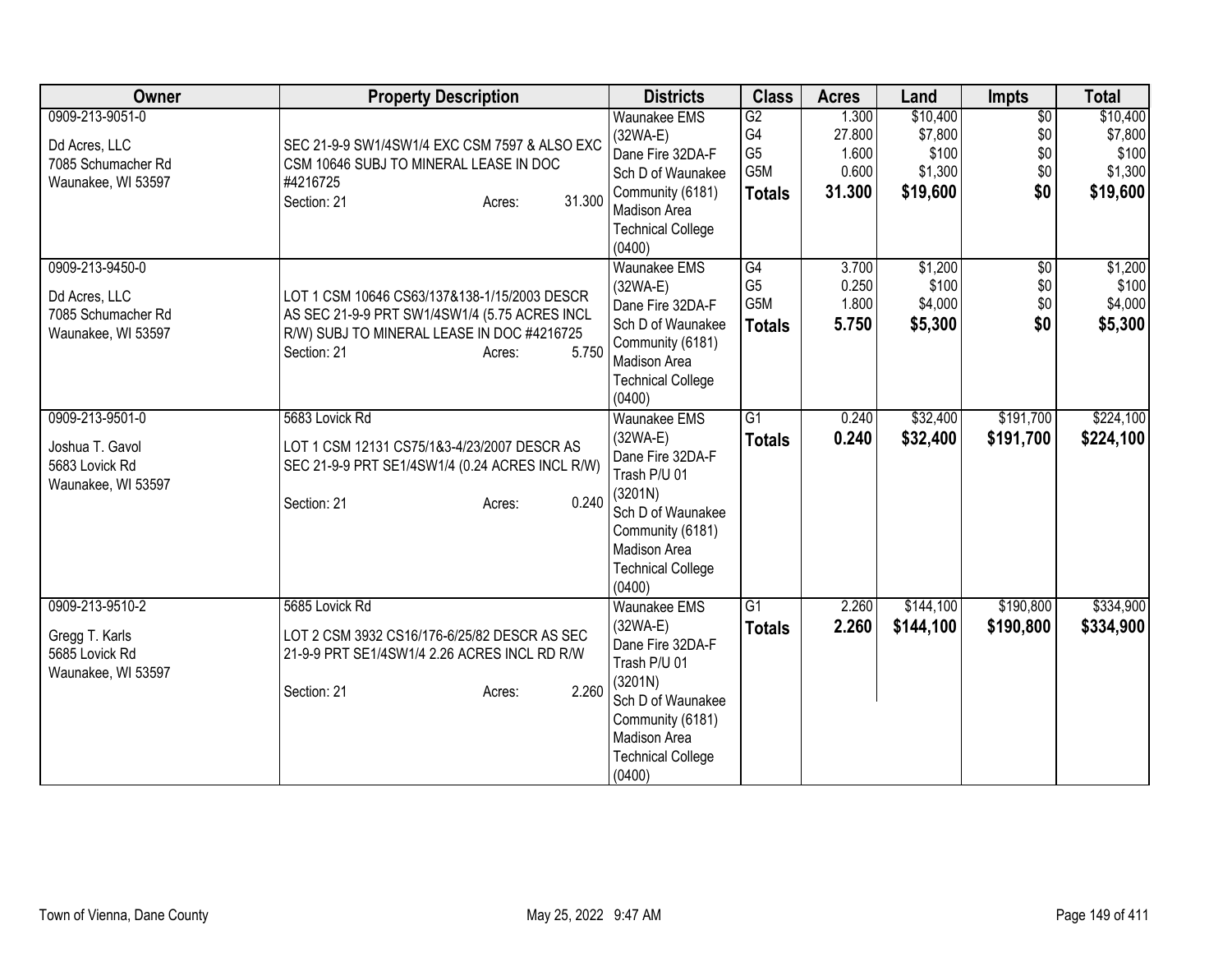| Owner | Property Description | Districts | Class | Acres | Land | Impts | Total |
|---|---|---|---|---|---|---|---|
| 0909-213-9051-0<br><br>Dd Acres, LLC<br>7085 Schumacher Rd<br>Waunakee, WI 53597 | SEC 21-9-9 SW1/4SW1/4 EXC CSM 7597 & ALSO EXC CSM 10646 SUBJ TO MINERAL LEASE IN DOC #4216725<br>Section: 21 Acres: 31.300 | Waunakee EMS (32WA-E)<br>Dane Fire 32DA-F<br>Sch D of Waunakee Community (6181)<br>Madison Area Technical College (0400) | G2<br>G4<br>G5<br>G5M<br>**Totals** | 1.300<br>27.800<br>1.600<br>0.600<br>**31.300** | $10,400<br>$7,800<br>$100<br>$1,300<br>**$19,600** | $0<br>$0<br>$0<br>$0<br>**$0** | $10,400<br>$7,800<br>$100<br>$1,300<br>**$19,600** |
| 0909-213-9450-0<br><br>Dd Acres, LLC<br>7085 Schumacher Rd<br>Waunakee, WI 53597 | LOT 1 CSM 10646 CS63/137&138-1/15/2003 DESCR AS SEC 21-9-9 PRT SW1/4SW1/4 (5.75 ACRES INCL R/W) SUBJ TO MINERAL LEASE IN DOC #4216725<br>Section: 21 Acres: 5.750 | Waunakee EMS (32WA-E)<br>Dane Fire 32DA-F<br>Sch D of Waunakee Community (6181)<br>Madison Area Technical College (0400) | G4<br>G5<br>G5M<br>**Totals** | 3.700<br>0.250<br>1.800<br>**5.750** | $1,200<br>$100<br>$4,000<br>**$5,300** | $0<br>$0<br>$0<br>**$0** | $1,200<br>$100<br>$4,000<br>**$5,300** |
| 0909-213-9501-0<br><br>Joshua T. Gavol<br>5683 Lovick Rd<br>Waunakee, WI 53597 | 5683 Lovick Rd<br><br>LOT 1 CSM 12131 CS75/1&3-4/23/2007 DESCR AS SEC 21-9-9 PRT SE1/4SW1/4 (0.24 ACRES INCL R/W)<br>Section: 21 Acres: 0.240 | Waunakee EMS (32WA-E)<br>Dane Fire 32DA-F<br>Trash P/U 01 (3201N)<br>Sch D of Waunakee Community (6181)<br>Madison Area Technical College (0400) | G1<br>**Totals** | 0.240<br>**0.240** | $32,400<br>**$32,400** | $191,700<br>**$191,700** | $224,100<br>**$224,100** |
| 0909-213-9510-2<br><br>Gregg T. Karls<br>5685 Lovick Rd<br>Waunakee, WI 53597 | 5685 Lovick Rd<br><br>LOT 2 CSM 3932 CS16/176-6/25/82 DESCR AS SEC 21-9-9 PRT SE1/4SW1/4 2.26 ACRES INCL RD R/W<br>Section: 21 Acres: 2.260 | Waunakee EMS (32WA-E)<br>Dane Fire 32DA-F<br>Trash P/U 01 (3201N)<br>Sch D of Waunakee Community (6181)<br>Madison Area Technical College (0400) | G1<br>**Totals** | 2.260<br>**2.260** | $144,100<br>**$144,100** | $190,800<br>**$190,800** | $334,900<br>**$334,900** |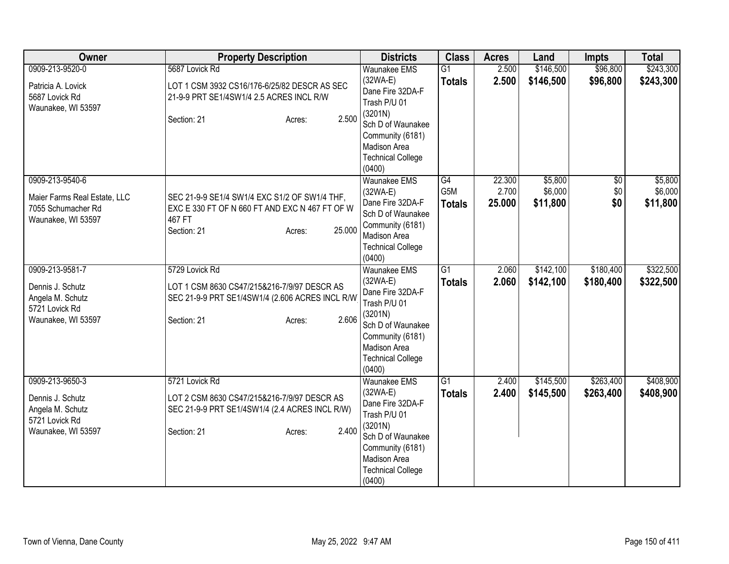| Owner | Property Description | Districts | Class | Acres | Land | Impts | Total |
|---|---|---|---|---|---|---|---|
| 0909-213-9520-0<br><br>Patricia A. Lovick<br>5687 Lovick Rd<br>Waunakee, WI 53597 | 5687 Lovick Rd<br><br>LOT 1 CSM 3932 CS16/176-6/25/82 DESCR AS SEC 21-9-9 PRT SE1/4SW1/4 2.5 ACRES INCL R/W<br><br>Section: 21 Acres: 2.500 | Waunakee EMS (32WA-E)<br>Dane Fire 32DA-F<br>Trash P/U 01 (3201N)<br>Sch D of Waunakee Community (6181)<br>Madison Area Technical College (0400) | G1<br>**Totals** | 2.500<br>**2.500** | $146,500<br>**$146,500** | $96,800<br>**$96,800** | $243,300<br>**$243,300** |
| 0909-213-9540-6<br><br>Maier Farms Real Estate, LLC<br>7055 Schumacher Rd<br>Waunakee, WI 53597 | SEC 21-9-9 SE1/4 SW1/4 EXC S1/2 OF SW1/4 THF, EXC E 330 FT OF N 660 FT AND EXC N 467 FT OF W 467 FT<br>Section: 21 Acres: 25.000 | Waunakee EMS (32WA-E)<br>Dane Fire 32DA-F<br>Sch D of Waunakee Community (6181)<br>Madison Area Technical College (0400) | G4<br>G5M<br>**Totals** | 22.300<br>2.700<br>**25.000** | $5,800<br>$6,000<br>**$11,800** | $0<br>$0<br>**$0** | $5,800<br>$6,000<br>**$11,800** |
| 0909-213-9581-7<br><br>Dennis J. Schutz<br>Angela M. Schutz<br>5721 Lovick Rd<br>Waunakee, WI 53597 | 5729 Lovick Rd<br><br>LOT 1 CSM 8630 CS47/215&216-7/9/97 DESCR AS SEC 21-9-9 PRT SE1/4SW1/4 (2.606 ACRES INCL R/W)<br><br>Section: 21 Acres: 2.606 | Waunakee EMS (32WA-E)<br>Dane Fire 32DA-F<br>Trash P/U 01 (3201N)<br>Sch D of Waunakee Community (6181)<br>Madison Area Technical College (0400) | G1<br>**Totals** | 2.060<br>**2.060** | $142,100<br>**$142,100** | $180,400<br>**$180,400** | $322,500<br>**$322,500** |
| 0909-213-9650-3<br><br>Dennis J. Schutz<br>Angela M. Schutz<br>5721 Lovick Rd<br>Waunakee, WI 53597 | 5721 Lovick Rd<br><br>LOT 2 CSM 8630 CS47/215&216-7/9/97 DESCR AS SEC 21-9-9 PRT SE1/4SW1/4 (2.4 ACRES INCL R/W)<br><br>Section: 21 Acres: 2.400 | Waunakee EMS (32WA-E)<br>Dane Fire 32DA-F<br>Trash P/U 01 (3201N)<br>Sch D of Waunakee Community (6181)<br>Madison Area Technical College (0400) | G1<br>**Totals** | 2.400<br>**2.400** | $145,500<br>**$145,500** | $263,400<br>**$263,400** | $408,900<br>**$408,900** |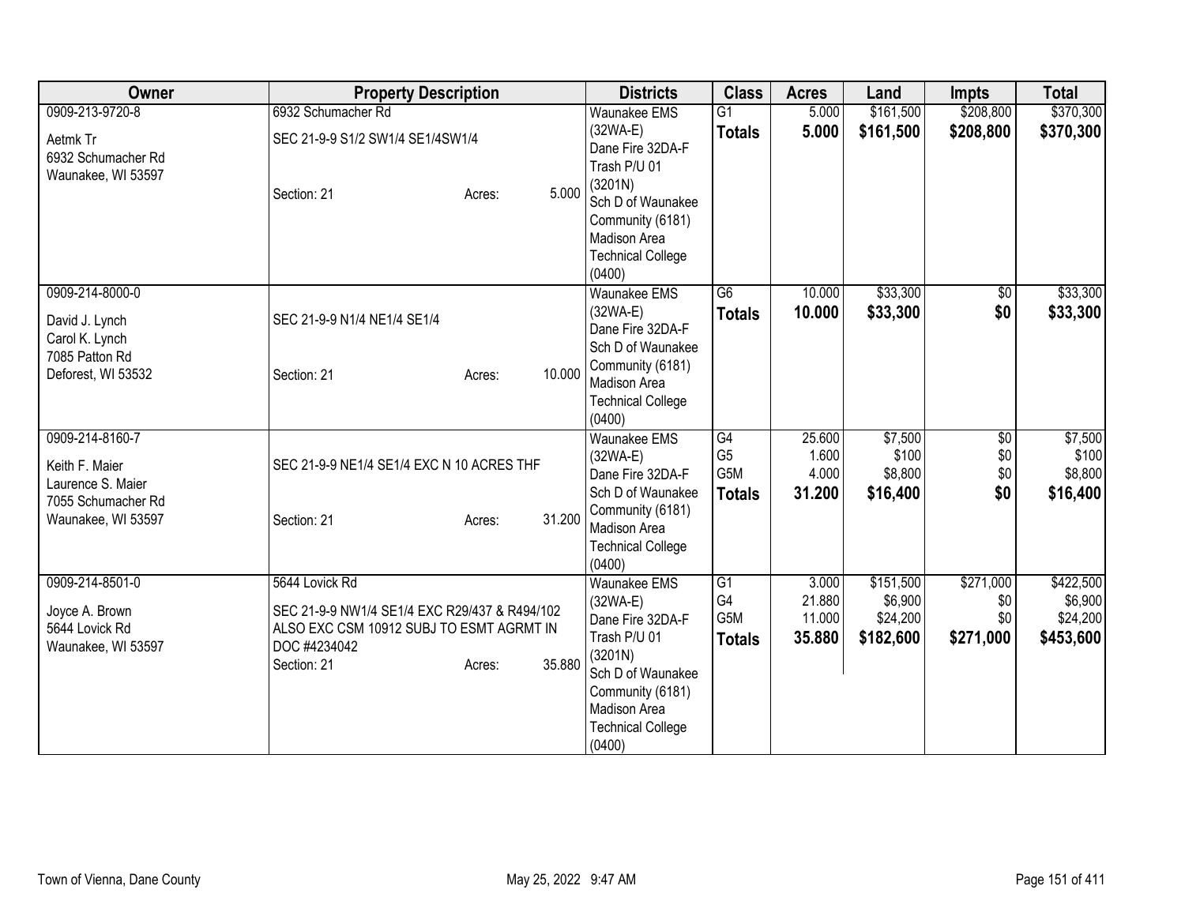| Owner | Property Description | Districts | Class | Acres | Land | Impts | Total |
|---|---|---|---|---|---|---|---|
| 0909-213-9720-8<br>Aetmk Tr<br>6932 Schumacher Rd<br>Waunakee, WI 53597 | 6932 Schumacher Rd<br>SEC 21-9-9 S1/2 SW1/4 SE1/4SW1/4<br>Section: 21 Acres: 5.000 | Waunakee EMS (32WA-E)<br>Dane Fire 32DA-F<br>Trash P/U 01 (3201N)<br>Sch D of Waunakee Community (6181)<br>Madison Area Technical College (0400) | G1<br>**Totals** | 5.000<br>**5.000** | $161,500<br>**$161,500** | $208,800<br>**$208,800** | $370,300<br>**$370,300** |
| 0909-214-8000-0<br>David J. Lynch<br>Carol K. Lynch<br>7085 Patton Rd<br>Deforest, WI 53532 | SEC 21-9-9 N1/4 NE1/4 SE1/4<br>Section: 21 Acres: 10.000 | Waunakee EMS (32WA-E)<br>Dane Fire 32DA-F<br>Sch D of Waunakee Community (6181)<br>Madison Area Technical College (0400) | G6<br>**Totals** | 10.000<br>**10.000** | $33,300<br>**$33,300** | $0<br>**$0** | $33,300<br>**$33,300** |
| 0909-214-8160-7<br>Keith F. Maier<br>Laurence S. Maier<br>7055 Schumacher Rd<br>Waunakee, WI 53597 | SEC 21-9-9 NE1/4 SE1/4 EXC N 10 ACRES THF<br>Section: 21 Acres: 31.200 | Waunakee EMS (32WA-E)<br>Dane Fire 32DA-F<br>Sch D of Waunakee Community (6181)<br>Madison Area Technical College (0400) | G4<br>G5<br>G5M<br>**Totals** | 25.600<br>1.600<br>4.000<br>**31.200** | $7,500<br>$100<br>$8,800<br>**$16,400** | $0<br>$0<br>$0<br>**$0** | $7,500<br>$100<br>$8,800<br>**$16,400** |
| 0909-214-8501-0<br>Joyce A. Brown<br>5644 Lovick Rd<br>Waunakee, WI 53597 | 5644 Lovick Rd<br>SEC 21-9-9 NW1/4 SE1/4 EXC R29/437 & R494/102 ALSO EXC CSM 10912 SUBJ TO ESMT AGRMT IN DOC #4234042<br>Section: 21 Acres: 35.880 | Waunakee EMS (32WA-E)<br>Dane Fire 32DA-F<br>Trash P/U 01 (3201N)<br>Sch D of Waunakee Community (6181)<br>Madison Area Technical College (0400) | G1<br>G4<br>G5M<br>**Totals** | 3.000<br>21.880<br>11.000<br>**35.880** | $151,500<br>$6,900<br>$24,200<br>**$182,600** | $271,000<br>$0<br>$0<br>**$271,000** | $422,500<br>$6,900<br>$24,200<br>**$453,600** |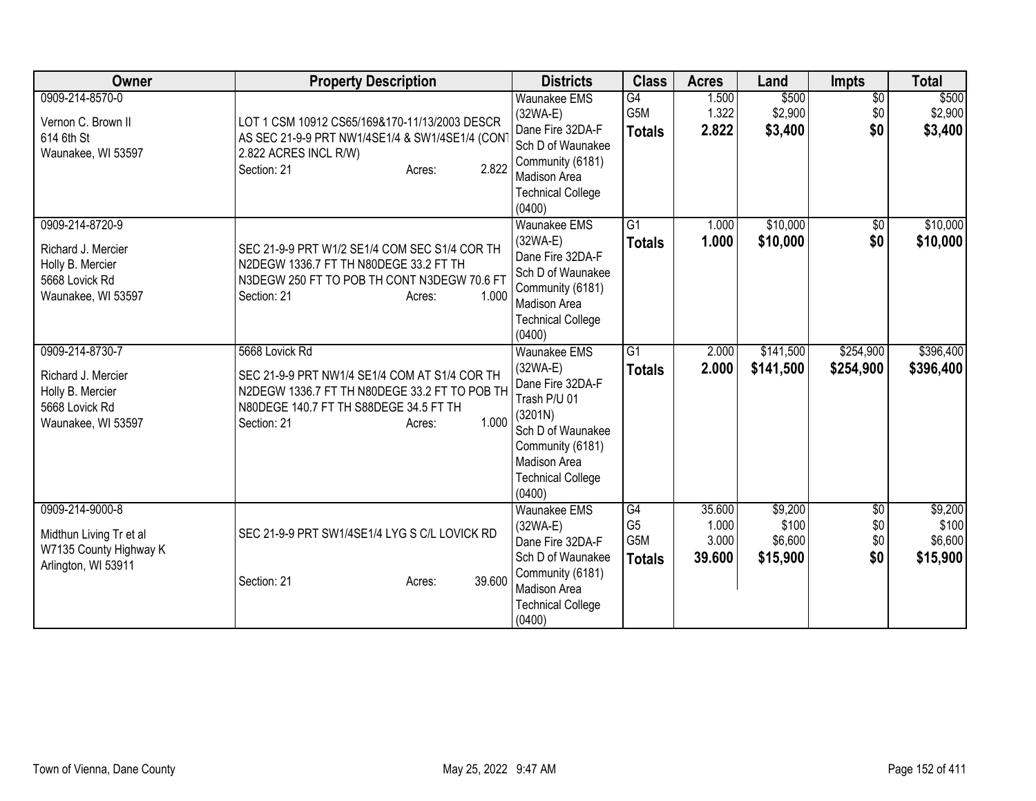| Owner | Property Description | Districts | Class | Acres | Land | Impts | Total |
|---|---|---|---|---|---|---|---|
| 0909-214-8570-0<br><br>Vernon C. Brown II<br>614 6th St<br>Waunakee, WI 53597 | LOT 1 CSM 10912 CS65/169&170-11/13/2003 DESCR AS SEC 21-9-9 PRT NW1/4SE1/4 & SW1/4SE1/4 (CONT 2.822 ACRES INCL R/W)<br>Section: 21 Acres: 2.822 | Waunakee EMS (32WA-E)<br>Dane Fire 32DA-F<br>Sch D of Waunakee Community (6181)<br>Madison Area Technical College (0400) | G4<br>G5M<br>**Totals** | 1.500<br>1.322<br>**2.822** | \$500<br>\$2,900<br>**\$3,400** | \$0<br>\$0<br>**\$0** | \$500<br>\$2,900<br>**\$3,400** |
| 0909-214-8720-9<br><br>Richard J. Mercier<br>Holly B. Mercier<br>5668 Lovick Rd<br>Waunakee, WI 53597 | SEC 21-9-9 PRT W1/2 SE1/4 COM SEC S1/4 COR TH N2DEGW 1336.7 FT TH N80DEGE 33.2 FT TH N3DEGW 250 FT TO POB TH CONT N3DEGW 70.6 FT<br>Section: 21 Acres: 1.000 | Waunakee EMS (32WA-E)<br>Dane Fire 32DA-F<br>Sch D of Waunakee Community (6181)<br>Madison Area Technical College (0400) | G1<br>**Totals** | 1.000<br>**1.000** | \$10,000<br>**\$10,000** | \$0<br>**\$0** | \$10,000<br>**\$10,000** |
| 0909-214-8730-7<br><br>Richard J. Mercier<br>Holly B. Mercier<br>5668 Lovick Rd<br>Waunakee, WI 53597 | 5668 Lovick Rd<br>SEC 21-9-9 PRT NW1/4 SE1/4 COM AT S1/4 COR TH N2DEGW 1336.7 FT TH N80DEGE 33.2 FT TO POB TH N80DEGE 140.7 FT TH S88DEGE 34.5 FT TH<br>Section: 21 Acres: 1.000 | Waunakee EMS (32WA-E)<br>Dane Fire 32DA-F<br>Trash P/U 01 (3201N)<br>Sch D of Waunakee Community (6181)<br>Madison Area Technical College (0400) | G1<br>**Totals** | 2.000<br>**2.000** | \$141,500<br>**\$141,500** | \$254,900<br>**\$254,900** | \$396,400<br>**\$396,400** |
| 0909-214-9000-8<br><br>Midthun Living Tr et al<br>W7135 County Highway K<br>Arlington, WI 53911 | SEC 21-9-9 PRT SW1/4SE1/4 LYG S C/L LOVICK RD<br><br>Section: 21 Acres: 39.600 | Waunakee EMS (32WA-E)<br>Dane Fire 32DA-F<br>Sch D of Waunakee Community (6181)<br>Madison Area Technical College (0400) | G4<br>G5<br>G5M<br>**Totals** | 35.600<br>1.000<br>3.000<br>**39.600** | \$9,200<br>\$100<br>\$6,600<br>**\$15,900** | \$0<br>\$0<br>\$0<br>**\$0** | \$9,200<br>\$100<br>\$6,600<br>**\$15,900** |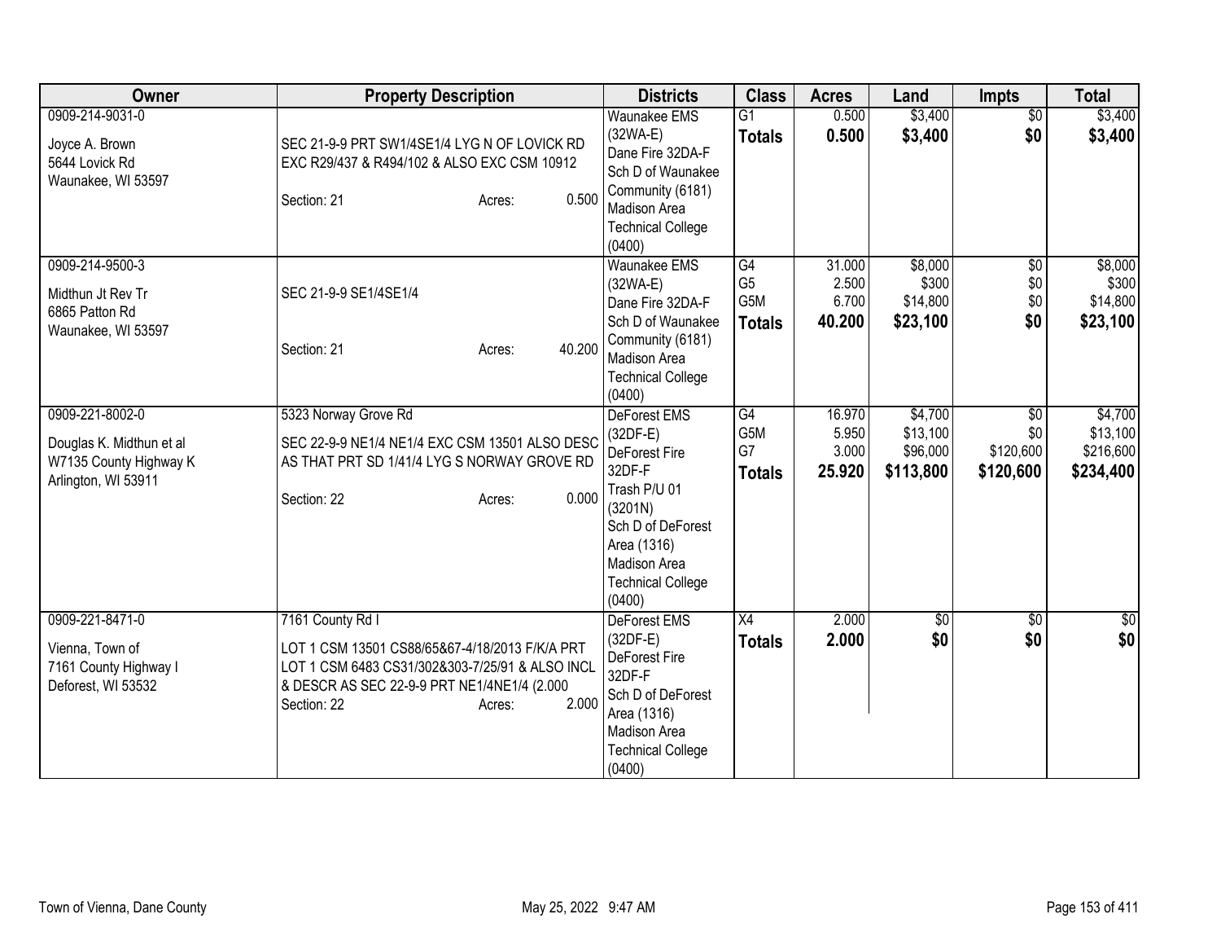| Owner | Property Description | Districts | Class | Acres | Land | Impts | Total |
|---|---|---|---|---|---|---|---|
| 0909-214-9031-0<br><br>Joyce A. Brown<br>5644 Lovick Rd<br>Waunakee, WI 53597 | SEC 21-9-9 PRT SW1/4SE1/4 LYG N OF LOVICK RD EXC R29/437 & R494/102 & ALSO EXC CSM 10912<br><br>Section: 21 Acres: 0.500 | Waunakee EMS (32WA-E)<br>Dane Fire 32DA-F<br>Sch D of Waunakee Community (6181)<br>Madison Area Technical College (0400) | G1<br>**Totals** | 0.500<br>**0.500** | $3,400<br>**$3,400** | $0<br>**$0** | $3,400<br>**$3,400** |
| 0909-214-9500-3<br><br>Midthun Jt Rev Tr<br>6865 Patton Rd<br>Waunakee, WI 53597 | SEC 21-9-9 SE1/4SE1/4<br><br>Section: 21 Acres: 40.200 | Waunakee EMS (32WA-E)<br>Dane Fire 32DA-F<br>Sch D of Waunakee Community (6181)<br>Madison Area Technical College (0400) | G4<br>G5<br>G5M<br>**Totals** | 31.000<br>2.500<br>6.700<br>**40.200** | $8,000<br>$300<br>$14,800<br>**$23,100** | $0<br>$0<br>$0<br>**$0** | $8,000<br>$300<br>$14,800<br>**$23,100** |
| 0909-221-8002-0<br><br>Douglas K. Midthun et al<br>W7135 County Highway K<br>Arlington, WI 53911 | 5323 Norway Grove Rd<br>SEC 22-9-9 NE1/4 NE1/4 EXC CSM 13501 ALSO DESC AS THAT PRT SD 1/41/4 LYG S NORWAY GROVE RD<br><br>Section: 22 Acres: 0.000 | DeForest EMS (32DF-E)<br>DeForest Fire 32DF-F<br>Trash P/U 01 (3201N)<br>Sch D of DeForest Area (1316)<br>Madison Area Technical College (0400) | G4<br>G5M<br>G7<br>**Totals** | 16.970<br>5.950<br>3.000<br>**25.920** | $4,700<br>$13,100<br>$96,000<br>**$113,800** | $0<br>$0<br>$120,600<br>**$120,600** | $4,700<br>$13,100<br>$216,600<br>**$234,400** |
| 0909-221-8471-0<br><br>Vienna, Town of<br>7161 County Highway I<br>Deforest, WI 53532 | 7161 County Rd I<br>LOT 1 CSM 13501 CS88/65&67-4/18/2013 F/K/A PRT LOT 1 CSM 6483 CS31/302&303-7/25/91 & ALSO INCL & DESCR AS SEC 22-9-9 PRT NE1/4NE1/4 (2.000<br>Section: 22 Acres: 2.000 | DeForest EMS (32DF-E)<br>DeForest Fire 32DF-F<br>Sch D of DeForest Area (1316)<br>Madison Area Technical College (0400) | X4<br>**Totals** | 2.000<br>**2.000** | $0<br>**$0** | $0<br>**$0** | $0<br>**$0** |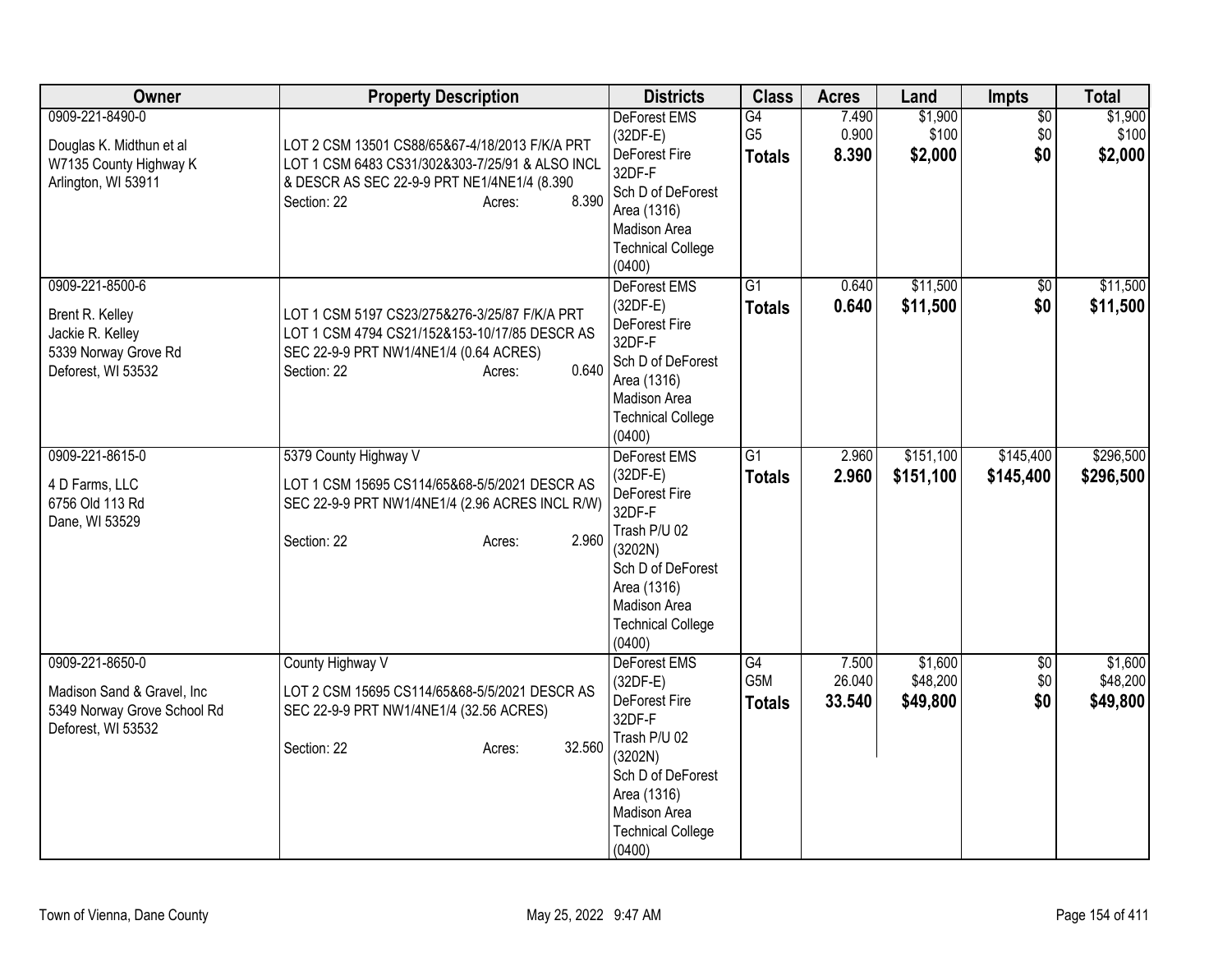| Owner | Property Description | Districts | Class | Acres | Land | Impts | Total |
|---|---|---|---|---|---|---|---|
| 0909-221-8490-0<br><br>Douglas K. Midthun et al<br>W7135 County Highway K<br>Arlington, WI 53911 | LOT 2 CSM 13501 CS88/65&67-4/18/2013 F/K/A PRT LOT 1 CSM 6483 CS31/302&303-7/25/91 & ALSO INCL & DESCR AS SEC 22-9-9 PRT NE1/4NE1/4 (8.390<br>Section: 22 Acres: 8.390 | DeForest EMS (32DF-E)<br>DeForest Fire 32DF-F<br>Sch D of DeForest Area (1316)<br>Madison Area Technical College (0400) | G4<br>G5<br>**Totals** | 7.490<br>0.900<br>**8.390** | $1,900<br>$100<br>**$2,000** | $0<br>$0<br>**$0** | $1,900<br>$100<br>**$2,000** |
| 0909-221-8500-6<br><br>Brent R. Kelley<br>Jackie R. Kelley<br>5339 Norway Grove Rd<br>Deforest, WI 53532 | LOT 1 CSM 5197 CS23/275&276-3/25/87 F/K/A PRT LOT 1 CSM 4794 CS21/152&153-10/17/85 DESCR AS SEC 22-9-9 PRT NW1/4NE1/4 (0.64 ACRES)<br>Section: 22 Acres: 0.640 | DeForest EMS (32DF-E)<br>DeForest Fire 32DF-F<br>Sch D of DeForest Area (1316)<br>Madison Area Technical College (0400) | G1<br>**Totals** | 0.640<br>**0.640** | $11,500<br>**$11,500** | $0<br>**$0** | $11,500<br>**$11,500** |
| 0909-221-8615-0<br><br>4 D Farms, LLC<br>6756 Old 113 Rd<br>Dane, WI 53529 | 5379 County Highway V<br>LOT 1 CSM 15695 CS114/65&68-5/5/2021 DESCR AS SEC 22-9-9 PRT NW1/4NE1/4 (2.96 ACRES INCL R/W)<br>Section: 22 Acres: 2.960 | DeForest EMS (32DF-E)<br>DeForest Fire 32DF-F<br>Trash P/U 02 (3202N)<br>Sch D of DeForest Area (1316)<br>Madison Area Technical College (0400) | G1<br>**Totals** | 2.960<br>**2.960** | $151,100<br>**$151,100** | $145,400<br>**$145,400** | $296,500<br>**$296,500** |
| 0909-221-8650-0<br><br>Madison Sand & Gravel, Inc<br>5349 Norway Grove School Rd<br>Deforest, WI 53532 | County Highway V<br>LOT 2 CSM 15695 CS114/65&68-5/5/2021 DESCR AS SEC 22-9-9 PRT NW1/4NE1/4 (32.56 ACRES)<br>Section: 22 Acres: 32.560 | DeForest EMS (32DF-E)<br>DeForest Fire 32DF-F<br>Trash P/U 02 (3202N)<br>Sch D of DeForest Area (1316)<br>Madison Area Technical College (0400) | G4<br>G5M<br>**Totals** | 7.500<br>26.040<br>**33.540** | $1,600<br>$48,200<br>**$49,800** | $0<br>$0<br>**$0** | $1,600<br>$48,200<br>**$49,800** |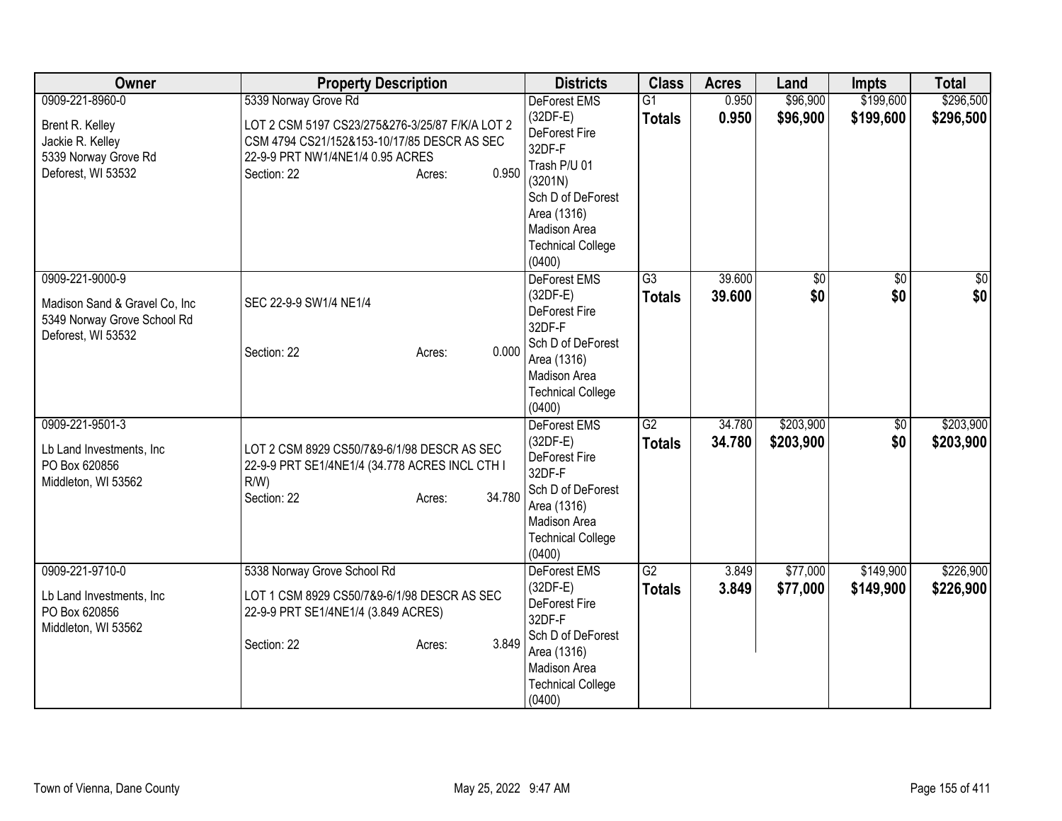| Owner | Property Description | Districts | Class | Acres | Land | Impts | Total |
|---|---|---|---|---|---|---|---|
| 0909-221-8960-0<br>Brent R. Kelley<br>Jackie R. Kelley<br>5339 Norway Grove Rd<br>Deforest, WI 53532 | 5339 Norway Grove Rd<br>LOT 2 CSM 5197 CS23/275&276-3/25/87 F/K/A LOT 2 CSM 4794 CS21/152&153-10/17/85 DESCR AS SEC 22-9-9 PRT NW1/4NE1/4 0.95 ACRES<br>Section: 22 Acres: 0.950 | DeForest EMS (32DF-E)<br>DeForest Fire 32DF-F<br>Trash P/U 01 (3201N)<br>Sch D of DeForest Area (1316)<br>Madison Area Technical College (0400) | G1<br>**Totals** | 0.950<br>**0.950** | $96,900<br>**$96,900** | $199,600<br>**$199,600** | $296,500<br>**$296,500** |
| 0909-221-9000-9<br>Madison Sand & Gravel Co, Inc<br>5349 Norway Grove School Rd<br>Deforest, WI 53532 | SEC 22-9-9 SW1/4 NE1/4<br>Section: 22 Acres: 0.000 | DeForest EMS (32DF-E)<br>DeForest Fire 32DF-F<br>Sch D of DeForest Area (1316)<br>Madison Area Technical College (0400) | G3<br>**Totals** | 39.600<br>**39.600** | $0<br>**$0** | $0<br>**$0** | $0<br>**$0** |
| 0909-221-9501-3<br>Lb Land Investments, Inc<br>PO Box 620856<br>Middleton, WI 53562 | LOT 2 CSM 8929 CS50/7&9-6/1/98 DESCR AS SEC 22-9-9 PRT SE1/4NE1/4 (34.778 ACRES INCL CTH I R/W)<br>Section: 22 Acres: 34.780 | DeForest EMS (32DF-E)<br>DeForest Fire 32DF-F<br>Sch D of DeForest Area (1316)<br>Madison Area Technical College (0400) | G2<br>**Totals** | 34.780<br>**34.780** | $203,900<br>**$203,900** | $0<br>**$0** | $203,900<br>**$203,900** |
| 0909-221-9710-0<br>Lb Land Investments, Inc<br>PO Box 620856<br>Middleton, WI 53562 | 5338 Norway Grove School Rd<br>LOT 1 CSM 8929 CS50/7&9-6/1/98 DESCR AS SEC 22-9-9 PRT SE1/4NE1/4 (3.849 ACRES)<br>Section: 22 Acres: 3.849 | DeForest EMS (32DF-E)<br>DeForest Fire 32DF-F<br>Sch D of DeForest Area (1316)<br>Madison Area Technical College (0400) | G2<br>**Totals** | 3.849<br>**3.849** | $77,000<br>**$77,000** | $149,900<br>**$149,900** | $226,900<br>**$226,900** |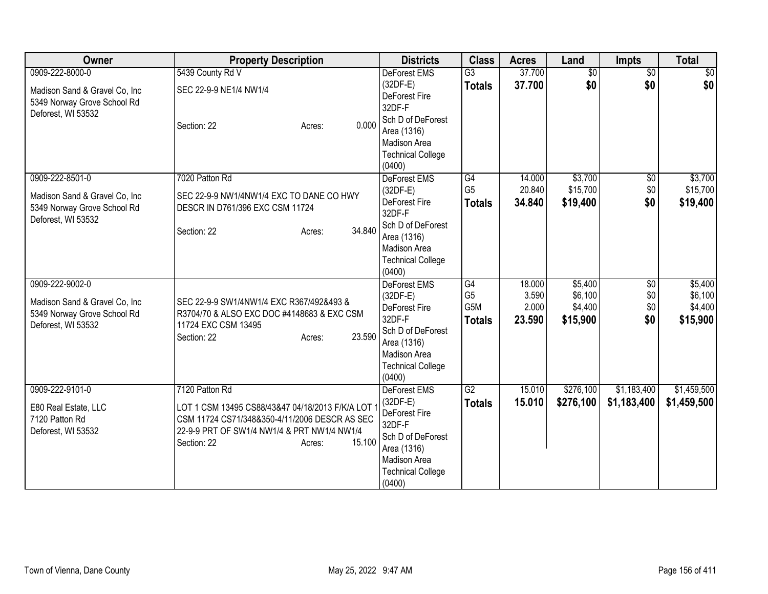| Owner | Property Description | Districts | Class | Acres | Land | Impts | Total |
|---|---|---|---|---|---|---|---|
| 0909-222-8000-0<br><br>Madison Sand & Gravel Co, Inc<br>5349 Norway Grove School Rd<br>Deforest, WI 53532 | 5439 County Rd V<br><br>SEC 22-9-9 NE1/4 NW1/4<br><br>Section: 22 Acres: 0.000 | DeForest EMS (32DF-E)<br>DeForest Fire 32DF-F<br>Sch D of DeForest Area (1316)<br>Madison Area Technical College (0400) | G3<br>**Totals** | 37.700<br>**37.700** | $0<br>**$0** | $0<br>**$0** | $0<br>**$0** |
| 0909-222-8501-0<br><br>Madison Sand & Gravel Co, Inc<br>5349 Norway Grove School Rd<br>Deforest, WI 53532 | 7020 Patton Rd<br><br>SEC 22-9-9 NW1/4NW1/4 EXC TO DANE CO HWY DESCR IN D761/396 EXC CSM 11724<br><br>Section: 22 Acres: 34.840 | DeForest EMS (32DF-E)<br>DeForest Fire 32DF-F<br>Sch D of DeForest Area (1316)<br>Madison Area Technical College (0400) | G4<br>G5<br>**Totals** | 14.000<br>20.840<br>**34.840** | $3,700<br>$15,700<br>**$19,400** | $0<br>$0<br>**$0** | $3,700<br>$15,700<br>**$19,400** |
| 0909-222-9002-0<br><br>Madison Sand & Gravel Co, Inc<br>5349 Norway Grove School Rd<br>Deforest, WI 53532 | SEC 22-9-9 SW1/4NW1/4 EXC R367/492&493 & R3704/70 & ALSO EXC DOC #4148683 & EXC CSM 11724 EXC CSM 13495<br>Section: 22 Acres: 23.590 | DeForest EMS (32DF-E)<br>DeForest Fire 32DF-F<br>Sch D of DeForest Area (1316)<br>Madison Area Technical College (0400) | G4<br>G5<br>G5M<br>**Totals** | 18.000<br>3.590<br>2.000<br>**23.590** | $5,400<br>$6,100<br>$4,400<br>**$15,900** | $0<br>$0<br>$0<br>**$0** | $5,400<br>$6,100<br>$4,400<br>**$15,900** |
| 0909-222-9101-0<br><br>E80 Real Estate, LLC<br>7120 Patton Rd<br>Deforest, WI 53532 | 7120 Patton Rd<br><br>LOT 1 CSM 13495 CS88/43&47 04/18/2013 F/K/A LOT 1 CSM 11724 CS71/348&350-4/11/2006 DESCR AS SEC 22-9-9 PRT OF SW1/4 NW1/4 & PRT NW1/4 NW1/4<br>Section: 22 Acres: 15.100 | DeForest EMS (32DF-E)<br>DeForest Fire 32DF-F<br>Sch D of DeForest Area (1316)<br>Madison Area Technical College (0400) | G2<br>**Totals** | 15.010<br>**15.010** | $276,100<br>**$276,100** | $1,183,400<br>**$1,183,400** | $1,459,500<br>**$1,459,500** |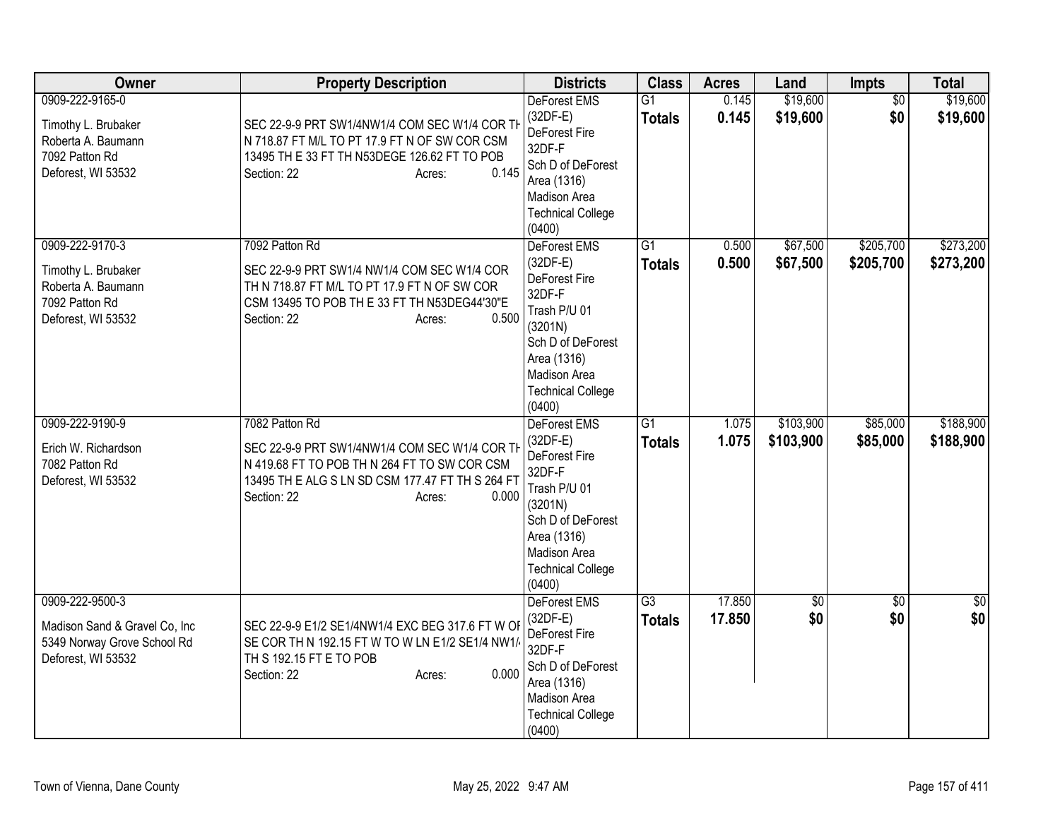| Owner | Property Description | Districts | Class | Acres | Land | Impts | Total |
|---|---|---|---|---|---|---|---|
| 0909-222-9165-0<br>Timothy L. Brubaker<br>Roberta A. Baumann<br>7092 Patton Rd<br>Deforest, WI 53532 | SEC 22-9-9 PRT SW1/4NW1/4 COM SEC W1/4 COR TH N 718.87 FT M/L TO PT 17.9 FT N OF SW COR CSM 13495 TH E 33 FT TH N53DEGE 126.62 FT TO POB<br>Section: 22 Acres: 0.145 | DeForest EMS (32DF-E)<br>DeForest Fire 32DF-F<br>Sch D of DeForest Area (1316)<br>Madison Area Technical College (0400) | G1<br>**Totals** | 0.145<br>**0.145** | $19,600<br>**$19,600** | $0<br>**$0** | $19,600<br>**$19,600** |
| 0909-222-9170-3<br>Timothy L. Brubaker<br>Roberta A. Baumann<br>7092 Patton Rd<br>Deforest, WI 53532 | 7092 Patton Rd<br>SEC 22-9-9 PRT SW1/4 NW1/4 COM SEC W1/4 COR TH N 718.87 FT M/L TO PT 17.9 FT N OF SW COR CSM 13495 TO POB TH E 33 FT TH N53DEG44'30"E<br>Section: 22 Acres: 0.500 | DeForest EMS (32DF-E)<br>DeForest Fire 32DF-F<br>Trash P/U 01 (3201N)<br>Sch D of DeForest Area (1316)<br>Madison Area Technical College (0400) | G1<br>**Totals** | 0.500<br>**0.500** | $67,500<br>**$67,500** | $205,700<br>**$205,700** | $273,200<br>**$273,200** |
| 0909-222-9190-9<br>Erich W. Richardson<br>7082 Patton Rd<br>Deforest, WI 53532 | 7082 Patton Rd<br>SEC 22-9-9 PRT SW1/4NW1/4 COM SEC W1/4 COR TH N 419.68 FT TO POB TH N 264 FT TO SW COR CSM 13495 TH E ALG S LN SD CSM 177.47 FT TH S 264 FT<br>Section: 22 Acres: 0.000 | DeForest EMS (32DF-E)<br>DeForest Fire 32DF-F<br>Trash P/U 01 (3201N)<br>Sch D of DeForest Area (1316)<br>Madison Area Technical College (0400) | G1<br>**Totals** | 1.075<br>**1.075** | $103,900<br>**$103,900** | $85,000<br>**$85,000** | $188,900<br>**$188,900** |
| 0909-222-9500-3<br>Madison Sand & Gravel Co, Inc<br>5349 Norway Grove School Rd<br>Deforest, WI 53532 | SEC 22-9-9 E1/2 SE1/4NW1/4 EXC BEG 317.6 FT W OF SE COR TH N 192.15 FT W TO W LN E1/2 SE1/4 NW1/4 TH S 192.15 FT E TO POB<br>Section: 22 Acres: 0.000 | DeForest EMS (32DF-E)<br>DeForest Fire 32DF-F<br>Sch D of DeForest Area (1316)<br>Madison Area Technical College (0400) | G3<br>**Totals** | 17.850<br>**17.850** | $0<br>**$0** | $0<br>**$0** | $0<br>**$0** |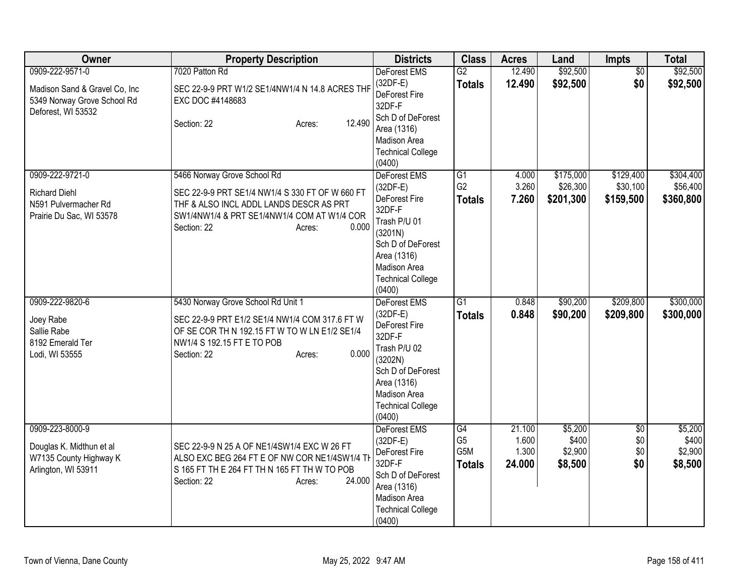| Owner | Property Description | Districts | Class | Acres | Land | Impts | Total |
|---|---|---|---|---|---|---|---|
| 0909-222-9571-0<br><br>Madison Sand & Gravel Co, Inc<br>5349 Norway Grove School Rd<br>Deforest, WI 53532 | 7020 Patton Rd<br><br>SEC 22-9-9 PRT W1/2 SE1/4NW1/4 N 14.8 ACRES THF EXC DOC #4148683<br><br>Section: 22 Acres: 12.490 | DeForest EMS (32DF-E)<br>DeForest Fire 32DF-F<br>Sch D of DeForest Area (1316)<br>Madison Area Technical College (0400) | G2<br>**Totals** | 12.490<br>**12.490** | \$92,500<br>**\$92,500** | \$0<br>**\$0** | \$92,500<br>**\$92,500** |
| 0909-222-9721-0<br><br>Richard Diehl<br>N591 Pulvermacher Rd<br>Prairie Du Sac, WI 53578 | 5466 Norway Grove School Rd<br><br>SEC 22-9-9 PRT SE1/4 NW1/4 S 330 FT OF W 660 FT THF & ALSO INCL ADDL LANDS DESCR AS PRT SW1/4NW1/4 & PRT SE1/4NW1/4 COM AT W1/4 COR<br>Section: 22 Acres: 0.000 | DeForest EMS (32DF-E)<br>DeForest Fire 32DF-F<br>Trash P/U 01 (3201N)<br>Sch D of DeForest Area (1316)<br>Madison Area Technical College (0400) | G1<br>G2<br>**Totals** | 4.000<br>3.260<br>**7.260** | \$175,000<br>\$26,300<br>**\$201,300** | \$129,400<br>\$30,100<br>**\$159,500** | \$304,400<br>\$56,400<br>**\$360,800** |
| 0909-222-9820-6<br><br>Joey Rabe<br>Sallie Rabe<br>8192 Emerald Ter<br>Lodi, WI 53555 | 5430 Norway Grove School Rd Unit 1<br><br>SEC 22-9-9 PRT E1/2 SE1/4 NW1/4 COM 317.6 FT W OF SE COR TH N 192.15 FT W TO W LN E1/2 SE1/4 NW1/4 S 192.15 FT E TO POB<br>Section: 22 Acres: 0.000 | DeForest EMS (32DF-E)<br>DeForest Fire 32DF-F<br>Trash P/U 02 (3202N)<br>Sch D of DeForest Area (1316)<br>Madison Area Technical College (0400) | G1<br>**Totals** | 0.848<br>**0.848** | \$90,200<br>**\$90,200** | \$209,800<br>**\$209,800** | \$300,000<br>**\$300,000** |
| 0909-223-8000-9<br><br>Douglas K. Midthun et al<br>W7135 County Highway K<br>Arlington, WI 53911 | SEC 22-9-9 N 25 A OF NE1/4SW1/4 EXC W 26 FT ALSO EXC BEG 264 FT E OF NW COR NE1/4SW1/4 TH S 165 FT TH E 264 FT TH N 165 FT TH W TO POB<br>Section: 22 Acres: 24.000 | DeForest EMS (32DF-E)<br>DeForest Fire 32DF-F<br>Sch D of DeForest Area (1316)<br>Madison Area Technical College (0400) | G4<br>G5<br>G5M<br>**Totals** | 21.100<br>1.600<br>1.300<br>**24.000** | \$5,200<br>\$400<br>\$2,900<br>**\$8,500** | \$0<br>\$0<br>\$0<br>**\$0** | \$5,200<br>\$400<br>\$2,900<br>**\$8,500** |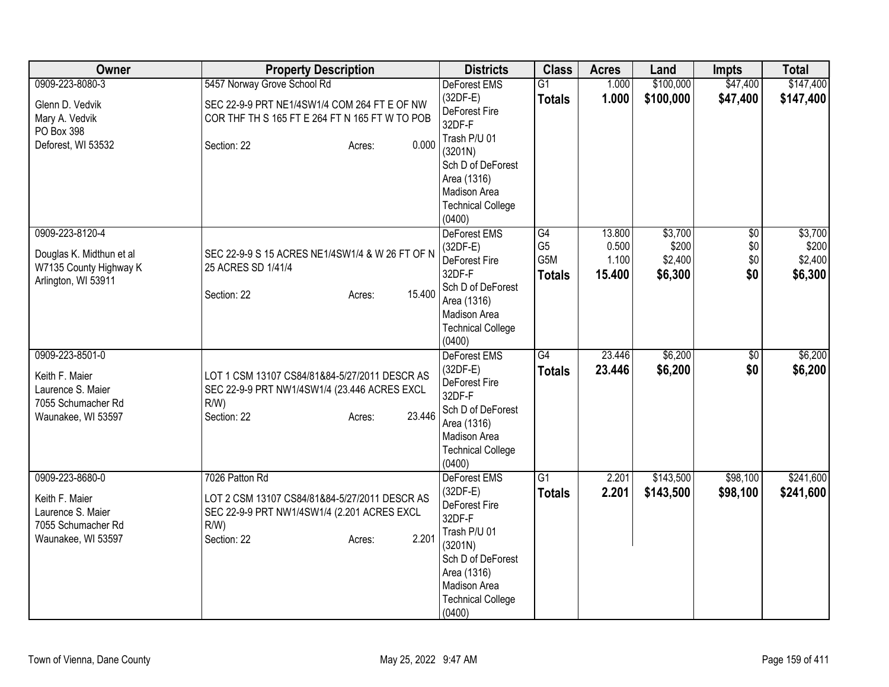| Owner | Property Description | Districts | Class | Acres | Land | Impts | Total |
|---|---|---|---|---|---|---|---|
| 0909-223-8080-3<br>Glenn D. Vedvik<br>Mary A. Vedvik<br>PO Box 398<br>Deforest, WI 53532 | 5457 Norway Grove School Rd<br>SEC 22-9-9 PRT NE1/4SW1/4 COM 264 FT E OF NW COR THF TH S 165 FT E 264 FT N 165 FT W TO POB<br>Section: 22 Acres: 0.000 | DeForest EMS (32DF-E)<br>DeForest Fire 32DF-F<br>Trash P/U 01 (3201N)<br>Sch D of DeForest Area (1316)<br>Madison Area Technical College (0400) | G1<br>**Totals** | 1.000<br>**1.000** | $100,000<br>**$100,000** | $47,400<br>**$47,400** | $147,400<br>**$147,400** |
| 0909-223-8120-4<br>Douglas K. Midthun et al<br>W7135 County Highway K<br>Arlington, WI 53911 | SEC 22-9-9 S 15 ACRES NE1/4SW1/4 & W 26 FT OF N 25 ACRES SD 1/41/4<br>Section: 22 Acres: 15.400 | DeForest EMS (32DF-E)<br>DeForest Fire 32DF-F<br>Sch D of DeForest Area (1316)<br>Madison Area Technical College (0400) | G4<br>G5<br>G5M<br>**Totals** | 13.800<br>0.500<br>1.100<br>**15.400** | $3,700<br>$200<br>$2,400<br>**$6,300** | $0<br>$0<br>$0<br>**$0** | $3,700<br>$200<br>$2,400<br>**$6,300** |
| 0909-223-8501-0<br>Keith F. Maier<br>Laurence S. Maier<br>7055 Schumacher Rd<br>Waunakee, WI 53597 | LOT 1 CSM 13107 CS84/81&84-5/27/2011 DESCR AS SEC 22-9-9 PRT NW1/4SW1/4 (23.446 ACRES EXCL R/W)<br>Section: 22 Acres: 23.446 | DeForest EMS (32DF-E)<br>DeForest Fire 32DF-F<br>Sch D of DeForest Area (1316)<br>Madison Area Technical College (0400) | G4<br>**Totals** | 23.446<br>**23.446** | $6,200<br>**$6,200** | $0<br>**$0** | $6,200<br>**$6,200** |
| 0909-223-8680-0<br>Keith F. Maier<br>Laurence S. Maier<br>7055 Schumacher Rd<br>Waunakee, WI 53597 | 7026 Patton Rd<br>LOT 2 CSM 13107 CS84/81&84-5/27/2011 DESCR AS SEC 22-9-9 PRT NW1/4SW1/4 (2.201 ACRES EXCL R/W)<br>Section: 22 Acres: 2.201 | DeForest EMS (32DF-E)<br>DeForest Fire 32DF-F<br>Trash P/U 01 (3201N)<br>Sch D of DeForest Area (1316)<br>Madison Area Technical College (0400) | G1<br>**Totals** | 2.201<br>**2.201** | $143,500<br>**$143,500** | $98,100<br>**$98,100** | $241,600<br>**$241,600** |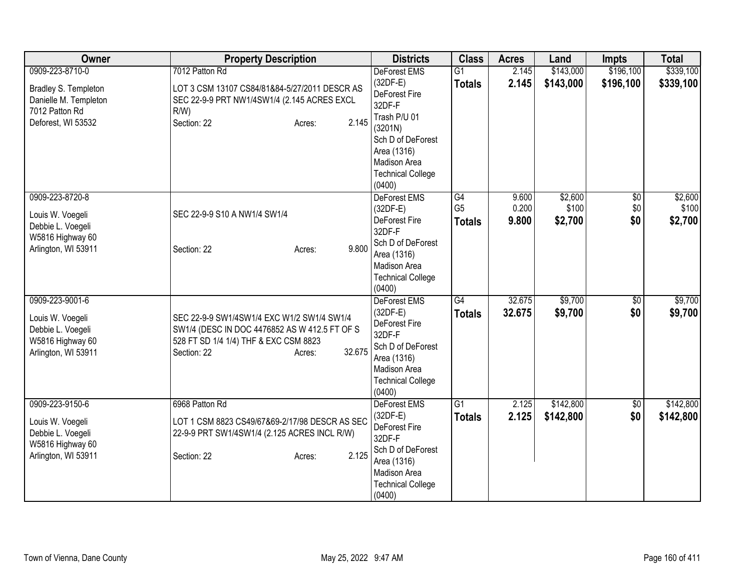| Owner | Property Description | Districts | Class | Acres | Land | Impts | Total |
|---|---|---|---|---|---|---|---|
| 0909-223-8710-0<br><br>Bradley S. Templeton<br>Danielle M. Templeton<br>7012 Patton Rd<br>Deforest, WI 53532 | 7012 Patton Rd<br><br>LOT 3 CSM 13107 CS84/81&84-5/27/2011 DESCR AS SEC 22-9-9 PRT NW1/4SW1/4 (2.145 ACRES EXCL R/W)<br>Section: 22 Acres: 2.145 | DeForest EMS (32DF-E)<br>DeForest Fire 32DF-F<br>Trash P/U 01 (3201N)<br>Sch D of DeForest Area (1316)<br>Madison Area Technical College (0400) | G1<br>**Totals** | 2.145<br>**2.145** | \$143,000<br>**\$143,000** | \$196,100<br>**\$196,100** | \$339,100<br>**\$339,100** |
| 0909-223-8720-8<br><br>Louis W. Voegeli<br>Debbie L. Voegeli<br>W5816 Highway 60<br>Arlington, WI 53911 | SEC 22-9-9 S10 A NW1/4 SW1/4<br><br>Section: 22 Acres: 9.800 | DeForest EMS (32DF-E)<br>DeForest Fire 32DF-F<br>Sch D of DeForest Area (1316)<br>Madison Area Technical College (0400) | G4<br>G5<br>**Totals** | 9.600<br>0.200<br>**9.800** | \$2,600<br>\$100<br>**\$2,700** | \$0<br>\$0<br>**\$0** | \$2,600<br>\$100<br>**\$2,700** |
| 0909-223-9001-6<br><br>Louis W. Voegeli<br>Debbie L. Voegeli<br>W5816 Highway 60<br>Arlington, WI 53911 | SEC 22-9-9 SW1/4SW1/4 EXC W1/2 SW1/4 SW1/4 SW1/4 (DESC IN DOC 4476852 AS W 412.5 FT OF S 528 FT SD 1/4 1/4) THF & EXC CSM 8823<br>Section: 22 Acres: 32.675 | DeForest EMS (32DF-E)<br>DeForest Fire 32DF-F<br>Sch D of DeForest Area (1316)<br>Madison Area Technical College (0400) | G4<br>**Totals** | 32.675<br>**32.675** | \$9,700<br>**\$9,700** | \$0<br>**\$0** | \$9,700<br>**\$9,700** |
| 0909-223-9150-6<br><br>Louis W. Voegeli<br>Debbie L. Voegeli<br>W5816 Highway 60<br>Arlington, WI 53911 | 6968 Patton Rd<br><br>LOT 1 CSM 8823 CS49/67&69-2/17/98 DESCR AS SEC 22-9-9 PRT SW1/4SW1/4 (2.125 ACRES INCL R/W)<br>Section: 22 Acres: 2.125 | DeForest EMS (32DF-E)<br>DeForest Fire 32DF-F<br>Sch D of DeForest Area (1316)<br>Madison Area Technical College (0400) | G1<br>**Totals** | 2.125<br>**2.125** | \$142,800<br>**\$142,800** | \$0<br>**\$0** | \$142,800<br>**\$142,800** |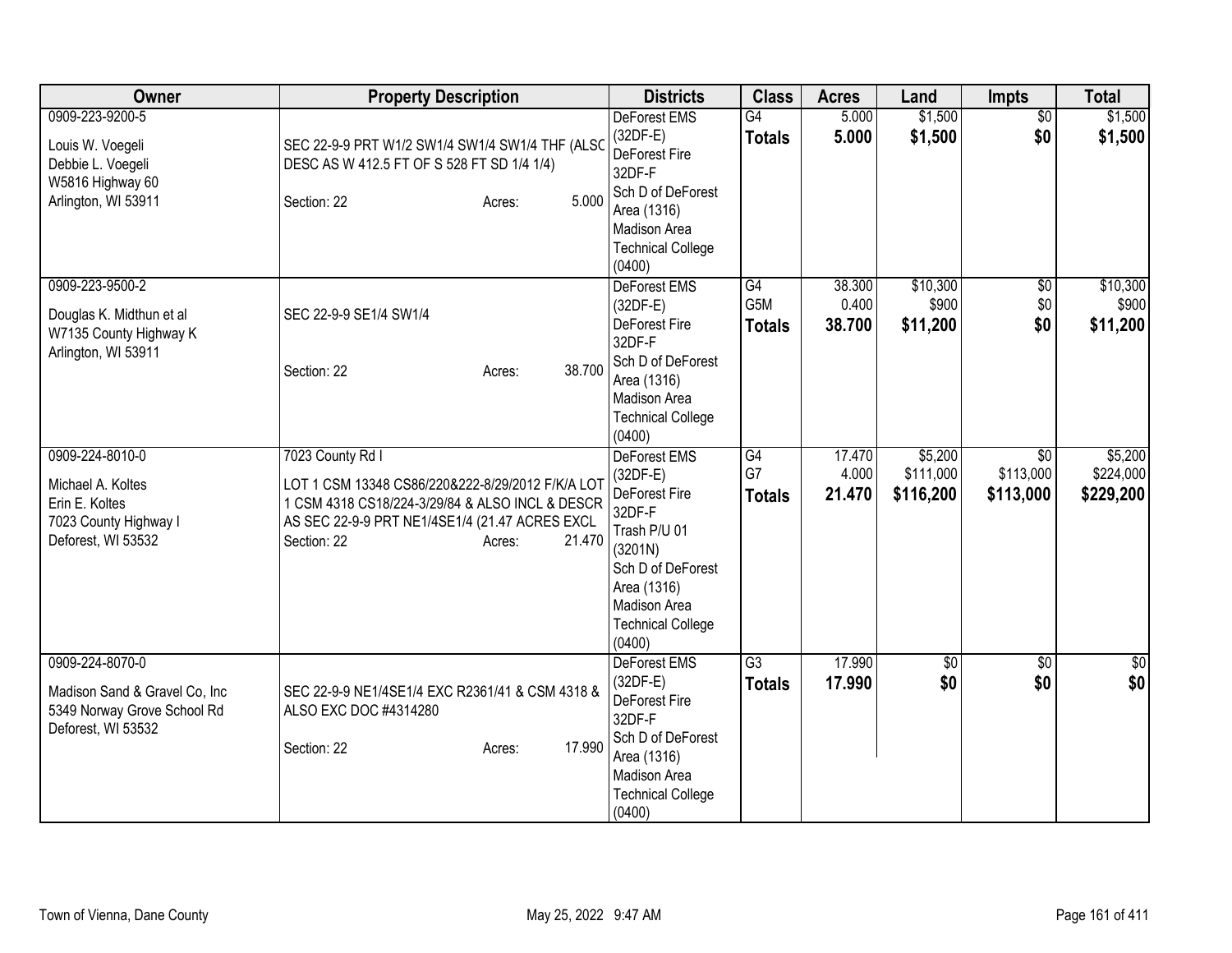| Owner | Property Description | Districts | Class | Acres | Land | Impts | Total |
|---|---|---|---|---|---|---|---|
| 0909-223-9200-5<br><br>Louis W. Voegeli<br>Debbie L. Voegeli<br>W5816 Highway 60<br>Arlington, WI 53911 | SEC 22-9-9 PRT W1/2 SW1/4 SW1/4 SW1/4 THF (ALSC DESC AS W 412.5 FT OF S 528 FT SD 1/4 1/4)<br><br>Section: 22 Acres: 5.000 | DeForest EMS (32DF-E)<br>DeForest Fire 32DF-F<br>Sch D of DeForest Area (1316)<br>Madison Area Technical College (0400) | G4<br>**Totals** | 5.000<br>**5.000** | $1,500<br>**$1,500** | $0<br>**$0** | $1,500<br>**$1,500** |
| 0909-223-9500-2<br><br>Douglas K. Midthun et al<br>W7135 County Highway K<br>Arlington, WI 53911 | SEC 22-9-9 SE1/4 SW1/4<br><br>Section: 22 Acres: 38.700 | DeForest EMS (32DF-E)<br>DeForest Fire 32DF-F<br>Sch D of DeForest Area (1316)<br>Madison Area Technical College (0400) | G4<br>G5M<br>**Totals** | 38.300<br>0.400<br>**38.700** | $10,300<br>$900<br>**$11,200** | $0<br>$0<br>**$0** | $10,300<br>$900<br>**$11,200** |
| 0909-224-8010-0<br><br>Michael A. Koltes<br>Erin E. Koltes<br>7023 County Highway I<br>Deforest, WI 53532 | 7023 County Rd I<br>LOT 1 CSM 13348 CS86/220&222-8/29/2012 F/K/A LOT 1 CSM 4318 CS18/224-3/29/84 & ALSO INCL & DESCR AS SEC 22-9-9 PRT NE1/4SE1/4 (21.47 ACRES EXCL<br>Section: 22 Acres: 21.470 | DeForest EMS (32DF-E)<br>DeForest Fire 32DF-F<br>Trash P/U 01 (3201N)<br>Sch D of DeForest Area (1316)<br>Madison Area Technical College (0400) | G4<br>G7<br>**Totals** | 17.470<br>4.000<br>**21.470** | $5,200<br>$111,000<br>**$116,200** | $0<br>$113,000<br>**$113,000** | $5,200<br>$224,000<br>**$229,200** |
| 0909-224-8070-0<br><br>Madison Sand & Gravel Co, Inc<br>5349 Norway Grove School Rd<br>Deforest, WI 53532 | SEC 22-9-9 NE1/4SE1/4 EXC R2361/41 & CSM 4318 & ALSO EXC DOC #4314280<br><br>Section: 22 Acres: 17.990 | DeForest EMS (32DF-E)<br>DeForest Fire 32DF-F<br>Sch D of DeForest Area (1316)<br>Madison Area Technical College (0400) | G3<br>**Totals** | 17.990<br>**17.990** | $0<br>**$0** | $0<br>**$0** | $0<br>**$0** |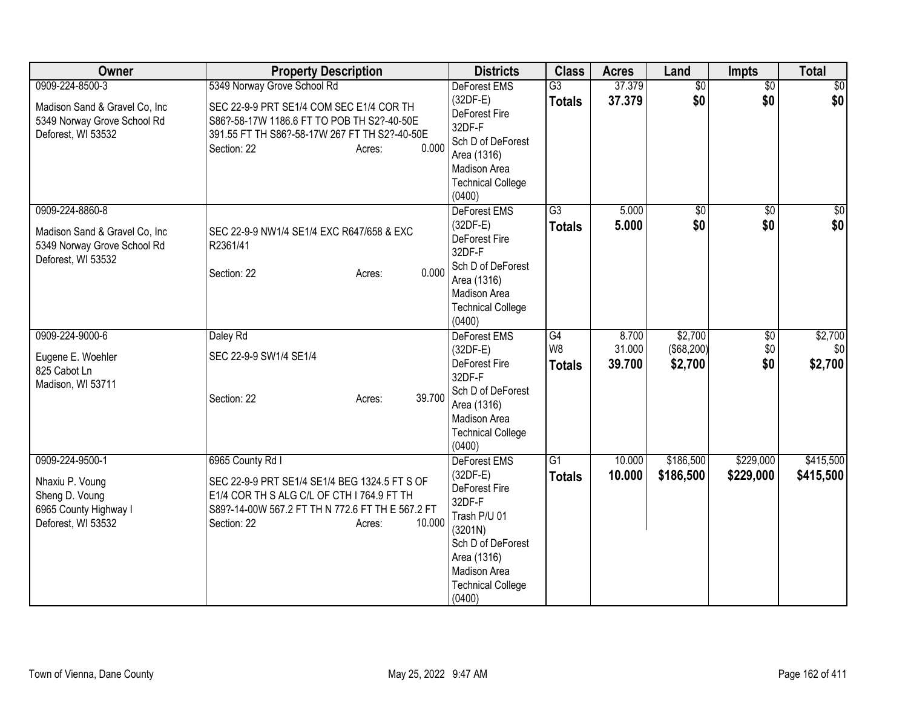| Owner | Property Description | Districts | Class | Acres | Land | Impts | Total |
|---|---|---|---|---|---|---|---|
| 0909-224-8500-3<br><br>Madison Sand & Gravel Co, Inc<br>5349 Norway Grove School Rd<br>Deforest, WI 53532 | 5349 Norway Grove School Rd<br><br>SEC 22-9-9 PRT SE1/4 COM SEC E1/4 COR TH S86?-58-17W 1186.6 FT TO POB TH S2?-40-50E 391.55 FT TH S86?-58-17W 267 FT TH S2?-40-50E<br>Section: 22 Acres: 0.000 | DeForest EMS (32DF-E)<br>DeForest Fire 32DF-F<br>Sch D of DeForest Area (1316)<br>Madison Area Technical College (0400) | G3<br>**Totals** | 37.379<br>**37.379** | $0<br>**$0** | $0<br>**$0** | $0<br>**$0** |
| 0909-224-8860-8<br><br>Madison Sand & Gravel Co, Inc<br>5349 Norway Grove School Rd<br>Deforest, WI 53532 | SEC 22-9-9 NW1/4 SE1/4 EXC R647/658 & EXC R2361/41<br><br>Section: 22 Acres: 0.000 | DeForest EMS (32DF-E)<br>DeForest Fire 32DF-F<br>Sch D of DeForest Area (1316)<br>Madison Area Technical College (0400) | G3<br>**Totals** | 5.000<br>**5.000** | $0<br>**$0** | $0<br>**$0** | $0<br>**$0** |
| 0909-224-9000-6<br><br>Eugene E. Woehler<br>825 Cabot Ln<br>Madison, WI 53711 | Daley Rd<br><br>SEC 22-9-9 SW1/4 SE1/4<br><br>Section: 22 Acres: 39.700 | DeForest EMS (32DF-E)<br>DeForest Fire 32DF-F<br>Sch D of DeForest Area (1316)<br>Madison Area Technical College (0400) | G4<br>W8<br>**Totals** | 8.700<br>31.000<br>**39.700** | $2,700<br>($68,200)<br>**$2,700** | $0<br>$0<br>**$0** | $2,700<br>$0<br>**$2,700** |
| 0909-224-9500-1<br><br>Nhaxiu P. Voung<br>Sheng D. Voung<br>6965 County Highway I<br>Deforest, WI 53532 | 6965 County Rd I<br><br>SEC 22-9-9 PRT SE1/4 SE1/4 BEG 1324.5 FT S OF E1/4 COR TH S ALG C/L OF CTH I 764.9 FT TH S89?-14-00W 567.2 FT TH N 772.6 FT TH E 567.2 FT<br>Section: 22 Acres: 10.000 | DeForest EMS (32DF-E)<br>DeForest Fire 32DF-F<br>Trash P/U 01 (3201N)<br>Sch D of DeForest Area (1316)<br>Madison Area Technical College (0400) | G1<br>**Totals** | 10.000<br>**10.000** | $186,500<br>**$186,500** | $229,000<br>**$229,000** | $415,500<br>**$415,500** |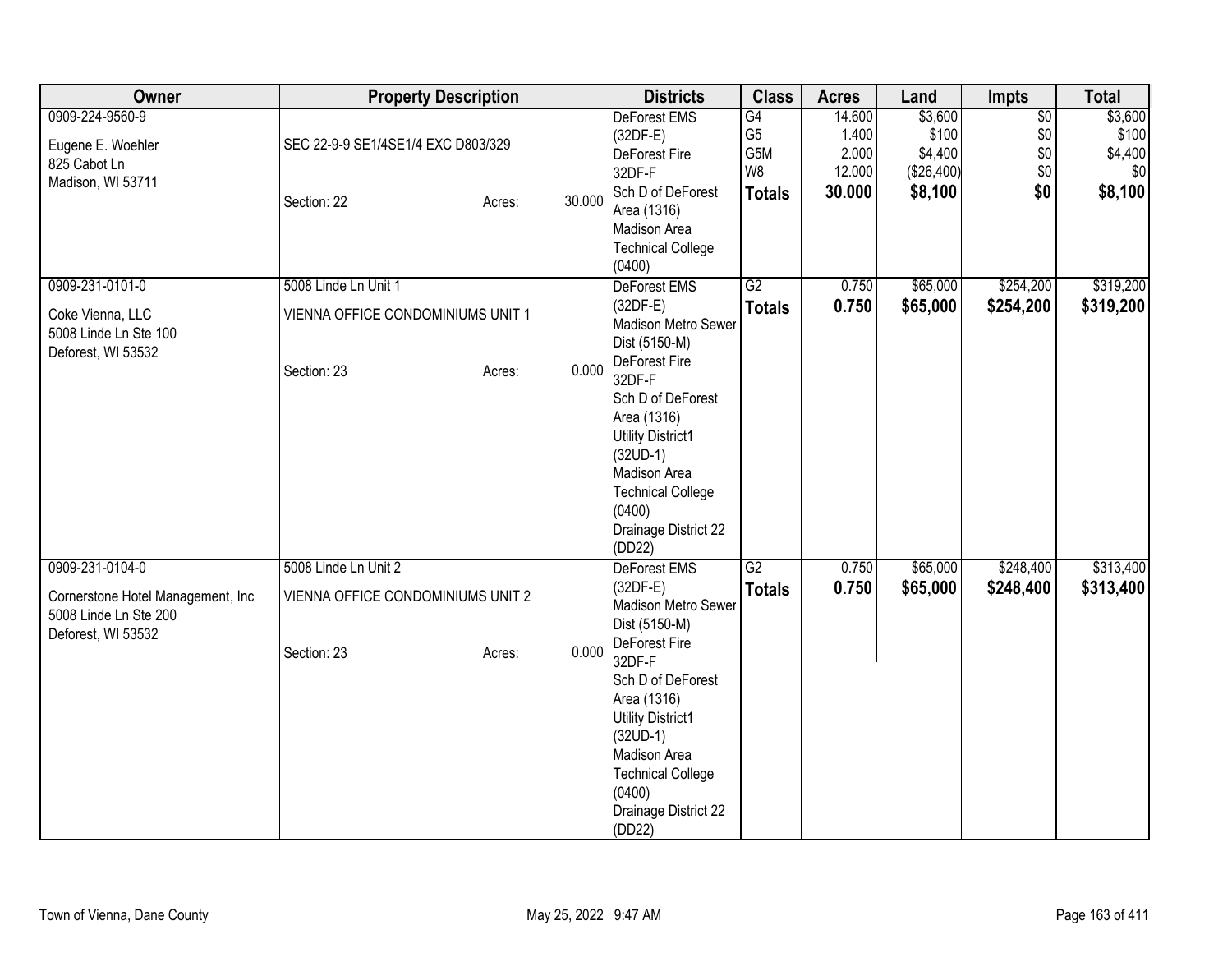| Owner | Property Description | Districts | Class | Acres | Land | Impts | Total |
|---|---|---|---|---|---|---|---|
| 0909-224-9560-9<br><br>Eugene E. Woehler<br>825 Cabot Ln<br>Madison, WI 53711 | SEC 22-9-9 SE1/4SE1/4 EXC D803/329<br><br>Section: 22 Acres: 30.000 | DeForest EMS (32DF-E)<br>DeForest Fire 32DF-F<br>Sch D of DeForest Area (1316)<br>Madison Area Technical College (0400) | G4<br>G5<br>G5M<br>W8<br>**Totals** | 14.600<br>1.400<br>2.000<br>12.000<br>**30.000** | $3,600<br>$100<br>$4,400<br>($26,400)<br>**$8,100** | $0<br>$0<br>$0<br>$0<br>**$0** | $3,600<br>$100<br>$4,400<br>$0<br>**$8,100** |
| 0909-231-0101-0<br><br>Coke Vienna, LLC<br>5008 Linde Ln Ste 100<br>Deforest, WI 53532 | 5008 Linde Ln Unit 1<br>VIENNA OFFICE CONDOMINIUMS UNIT 1<br><br>Section: 23 Acres: 0.000 | DeForest EMS (32DF-E)<br>Madison Metro Sewer Dist (5150-M)<br>DeForest Fire 32DF-F<br>Sch D of DeForest Area (1316)<br>Utility District1 (32UD-1)<br>Madison Area Technical College (0400)<br>Drainage District 22 (DD22) | G2<br>**Totals** | 0.750<br>**0.750** | $65,000<br>**$65,000** | $254,200<br>**$254,200** | $319,200<br>**$319,200** |
| 0909-231-0104-0<br><br>Cornerstone Hotel Management, Inc<br>5008 Linde Ln Ste 200<br>Deforest, WI 53532 | 5008 Linde Ln Unit 2<br>VIENNA OFFICE CONDOMINIUMS UNIT 2<br><br>Section: 23 Acres: 0.000 | DeForest EMS (32DF-E)<br>Madison Metro Sewer Dist (5150-M)<br>DeForest Fire 32DF-F<br>Sch D of DeForest Area (1316)<br>Utility District1 (32UD-1)<br>Madison Area Technical College (0400)<br>Drainage District 22 (DD22) | G2<br>**Totals** | 0.750<br>**0.750** | $65,000<br>**$65,000** | $248,400<br>**$248,400** | $313,400<br>**$313,400** |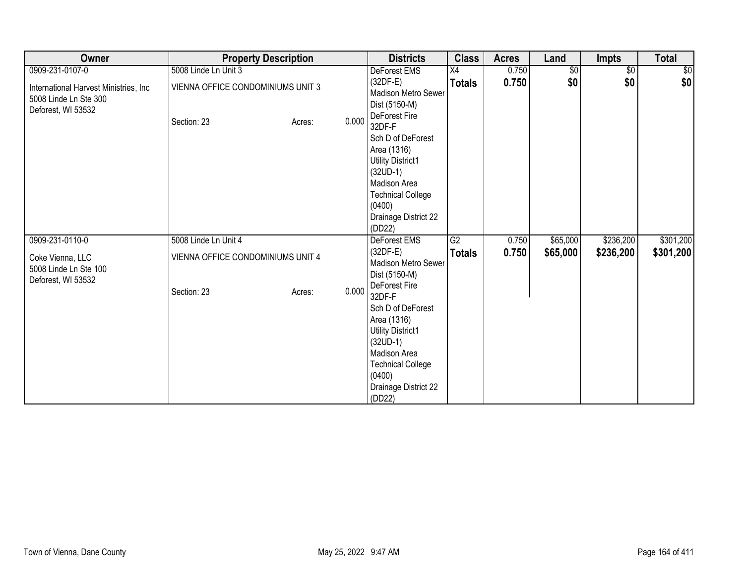| Owner | Property Description | Districts | Class | Acres | Land | Impts | Total |
|---|---|---|---|---|---|---|---|
| 0909-231-0107-0<br><br>International Harvest Ministries, Inc<br>5008 Linde Ln Ste 300<br>Deforest, WI 53532 | 5008 Linde Ln Unit 3<br><br>VIENNA OFFICE CONDOMINIUMS UNIT 3<br><br>Section: 23 Acres: 0.000 | DeForest EMS (32DF-E)<br>Madison Metro Sewer Dist (5150-M)<br>DeForest Fire 32DF-F<br>Sch D of DeForest Area (1316)<br>Utility District1 (32UD-1)<br>Madison Area Technical College (0400)<br>Drainage District 22 (DD22) | X4<br>**Totals** | 0.750<br>**0.750** | $0<br>**$0** | $0<br>**$0** | $0<br>**$0** |
| 0909-231-0110-0<br><br>Coke Vienna, LLC<br>5008 Linde Ln Ste 100<br>Deforest, WI 53532 | 5008 Linde Ln Unit 4<br><br>VIENNA OFFICE CONDOMINIUMS UNIT 4<br><br>Section: 23 Acres: 0.000 | DeForest EMS (32DF-E)<br>Madison Metro Sewer Dist (5150-M)<br>DeForest Fire 32DF-F<br>Sch D of DeForest Area (1316)<br>Utility District1 (32UD-1)<br>Madison Area Technical College (0400)<br>Drainage District 22 (DD22) | G2<br>**Totals** | 0.750<br>**0.750** | $65,000<br>**$65,000** | $236,200<br>**$236,200** | $301,200<br>**$301,200** |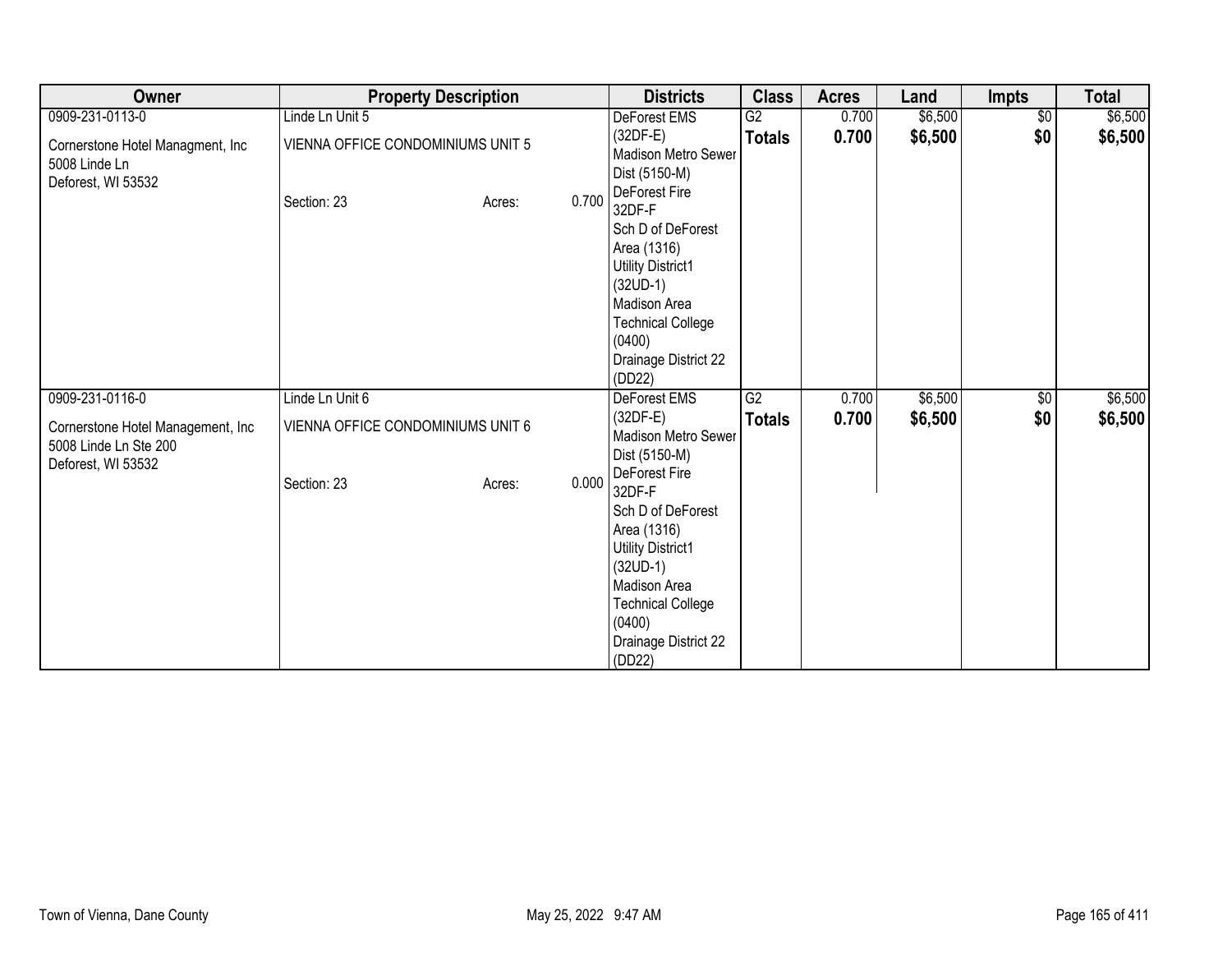| Owner | Property Description | Districts | Class | Acres | Land | Impts | Total |
|---|---|---|---|---|---|---|---|
| 0909-231-0113-0<br><br>Cornerstone Hotel Managment, Inc<br>5008 Linde Ln<br>Deforest, WI 53532 | Linde Ln Unit 5<br><br>VIENNA OFFICE CONDOMINIUMS UNIT 5<br><br>Section: 23 Acres: 0.700 | DeForest EMS (32DF-E)<br>Madison Metro Sewer Dist (5150-M)<br>DeForest Fire 32DF-F<br>Sch D of DeForest Area (1316)<br>Utility District1 (32UD-1)<br>Madison Area Technical College (0400)<br>Drainage District 22 (DD22) | G2<br>**Totals** | 0.700<br>**0.700** | $6,500<br>**$6,500** | $0<br>**$0** | $6,500<br>**$6,500** |
| 0909-231-0116-0<br><br>Cornerstone Hotel Management, Inc<br>5008 Linde Ln Ste 200<br>Deforest, WI 53532 | Linde Ln Unit 6<br><br>VIENNA OFFICE CONDOMINIUMS UNIT 6<br><br>Section: 23 Acres: 0.000 | DeForest EMS (32DF-E)<br>Madison Metro Sewer Dist (5150-M)<br>DeForest Fire 32DF-F<br>Sch D of DeForest Area (1316)<br>Utility District1 (32UD-1)<br>Madison Area Technical College (0400)<br>Drainage District 22 (DD22) | G2<br>**Totals** | 0.700<br>**0.700** | $6,500<br>**$6,500** | $0<br>**$0** | $6,500<br>**$6,500** |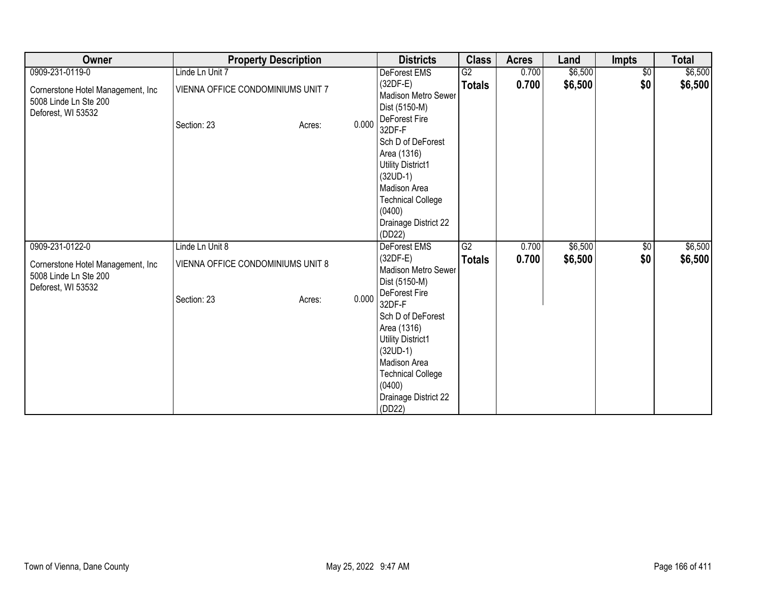| Owner | Property Description | Districts | Class | Acres | Land | Impts | Total |
|---|---|---|---|---|---|---|---|
| 0909-231-0119-0<br><br>Cornerstone Hotel Management, Inc<br>5008 Linde Ln Ste 200<br>Deforest, WI 53532 | Linde Ln Unit 7<br><br>VIENNA OFFICE CONDOMINIUMS UNIT 7<br><br>Section: 23 Acres: 0.000 | DeForest EMS (32DF-E)<br>Madison Metro Sewer Dist (5150-M)<br>DeForest Fire 32DF-F<br>Sch D of DeForest Area (1316)<br>Utility District1 (32UD-1)<br>Madison Area Technical College (0400)<br>Drainage District 22 (DD22) | G2<br>**Totals** | 0.700<br>**0.700** | $6,500<br>**$6,500** | $0<br>**$0** | $6,500<br>**$6,500** |
| 0909-231-0122-0<br><br>Cornerstone Hotel Management, Inc<br>5008 Linde Ln Ste 200<br>Deforest, WI 53532 | Linde Ln Unit 8<br><br>VIENNA OFFICE CONDOMINIUMS UNIT 8<br><br>Section: 23 Acres: 0.000 | DeForest EMS (32DF-E)<br>Madison Metro Sewer Dist (5150-M)<br>DeForest Fire 32DF-F<br>Sch D of DeForest Area (1316)<br>Utility District1 (32UD-1)<br>Madison Area Technical College (0400)<br>Drainage District 22 (DD22) | G2<br>**Totals** | 0.700<br>**0.700** | $6,500<br>**$6,500** | $0<br>**$0** | $6,500<br>**$6,500** |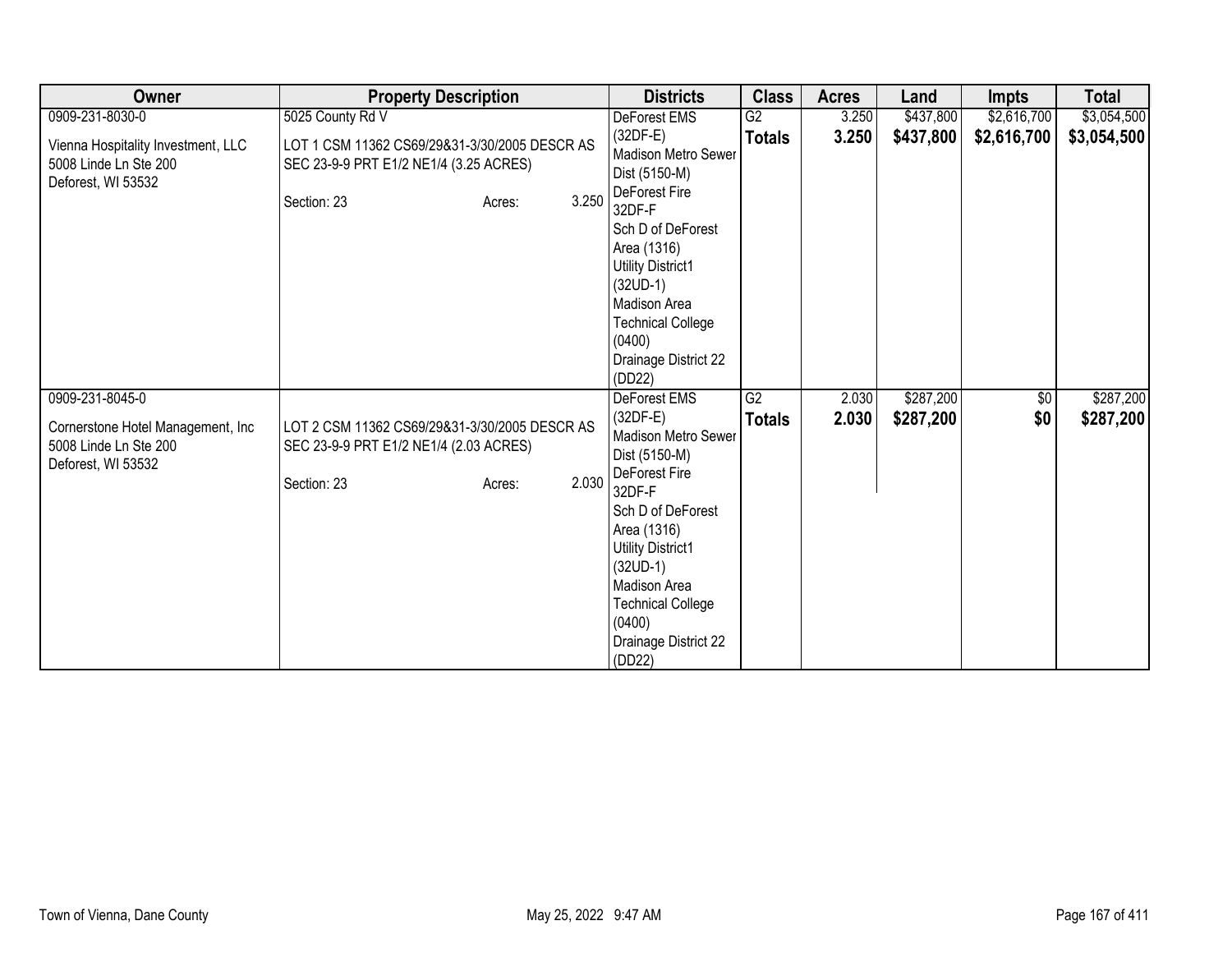| Owner | Property Description | Districts | Class | Acres | Land | Impts | Total |
|---|---|---|---|---|---|---|---|
| 0909-231-8030-0<br><br>Vienna Hospitality Investment, LLC<br>5008 Linde Ln Ste 200<br>Deforest, WI 53532 | 5025 County Rd V<br><br>LOT 1 CSM 11362 CS69/29&31-3/30/2005 DESCR AS SEC 23-9-9 PRT E1/2 NE1/4 (3.25 ACRES)<br><br>Section: 23 Acres: 3.250 | DeForest EMS (32DF-E)<br>Madison Metro Sewer Dist (5150-M)<br>DeForest Fire 32DF-F<br>Sch D of DeForest Area (1316)<br>Utility District1 (32UD-1)<br>Madison Area Technical College (0400)<br>Drainage District 22 (DD22) | G2<br>**Totals** | 3.250<br>**3.250** | $437,800<br>**$437,800** | $2,616,700<br>**$2,616,700** | $3,054,500<br>**$3,054,500** |
| 0909-231-8045-0<br><br>Cornerstone Hotel Management, Inc<br>5008 Linde Ln Ste 200<br>Deforest, WI 53532 | LOT 2 CSM 11362 CS69/29&31-3/30/2005 DESCR AS SEC 23-9-9 PRT E1/2 NE1/4 (2.03 ACRES)<br><br>Section: 23 Acres: 2.030 | DeForest EMS (32DF-E)<br>Madison Metro Sewer Dist (5150-M)<br>DeForest Fire 32DF-F<br>Sch D of DeForest Area (1316)<br>Utility District1 (32UD-1)<br>Madison Area Technical College (0400)<br>Drainage District 22 (DD22) | G2<br>**Totals** | 2.030<br>**2.030** | $287,200<br>**$287,200** | $0<br>**$0** | $287,200<br>**$287,200** |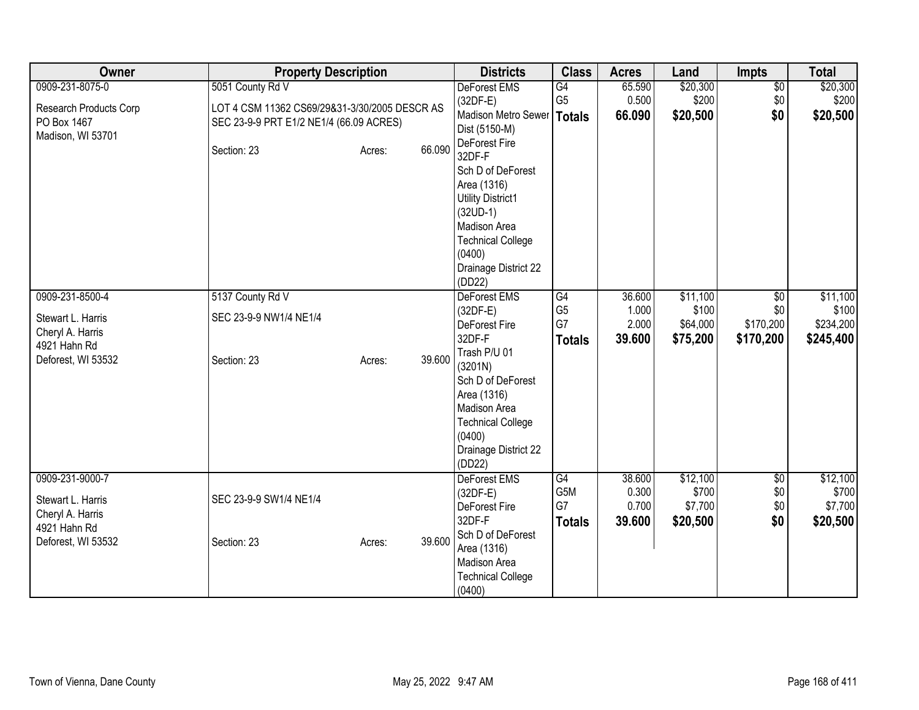| Owner | Property Description | Districts | Class | Acres | Land | Impts | Total |
|---|---|---|---|---|---|---|---|
| 0909-231-8075-0<br><br>Research Products Corp<br>PO Box 1467<br>Madison, WI 53701 | 5051 County Rd V<br><br>LOT 4 CSM 11362 CS69/29&31-3/30/2005 DESCR AS SEC 23-9-9 PRT E1/2 NE1/4 (66.09 ACRES)<br><br>Section: 23 Acres: 66.090 | DeForest EMS (32DF-E)<br>Madison Metro Sewer Dist (5150-M)<br>DeForest Fire 32DF-F<br>Sch D of DeForest Area (1316)<br>Utility District1 (32UD-1)<br>Madison Area Technical College (0400)<br>Drainage District 22 (DD22) | G4<br>G5<br>**Totals** | 65.590<br>0.500<br>**66.090** | $20,300<br>$200<br>**$20,500** | $0<br>$0<br>**$0** | $20,300<br>$200<br>**$20,500** |
| 0909-231-8500-4<br><br>Stewart L. Harris<br>Cheryl A. Harris<br>4921 Hahn Rd<br>Deforest, WI 53532 | 5137 County Rd V<br><br>SEC 23-9-9 NW1/4 NE1/4<br><br>Section: 23 Acres: 39.600 | DeForest EMS (32DF-E)<br>DeForest Fire 32DF-F<br>Trash P/U 01 (3201N)<br>Sch D of DeForest Area (1316)<br>Madison Area Technical College (0400)<br>Drainage District 22 (DD22) | G4<br>G5<br>G7<br>**Totals** | 36.600<br>1.000<br>2.000<br>**39.600** | $11,100<br>$100<br>$64,000<br>**$75,200** | $0<br>$0<br>$170,200<br>**$170,200** | $11,100<br>$100<br>$234,200<br>**$245,400** |
| 0909-231-9000-7<br><br>Stewart L. Harris<br>Cheryl A. Harris<br>4921 Hahn Rd<br>Deforest, WI 53532 | SEC 23-9-9 SW1/4 NE1/4<br><br>Section: 23 Acres: 39.600 | DeForest EMS (32DF-E)<br>DeForest Fire 32DF-F<br>Sch D of DeForest Area (1316)<br>Madison Area Technical College (0400) | G4<br>G5M<br>G7<br>**Totals** | 38.600<br>0.300<br>0.700<br>**39.600** | $12,100<br>$700<br>$7,700<br>**$20,500** | $0<br>$0<br>$0<br>**$0** | $12,100<br>$700<br>$7,700<br>**$20,500** |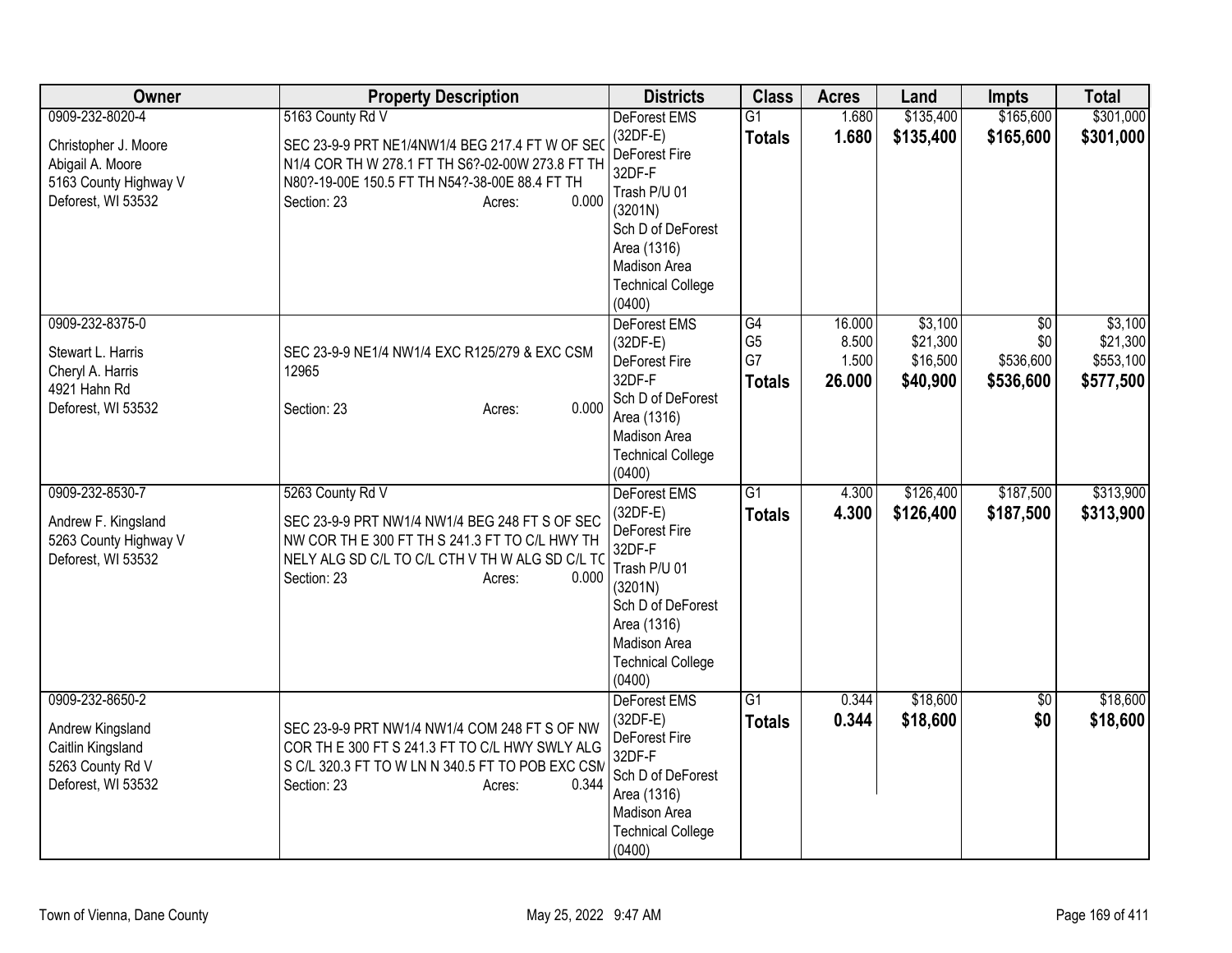| Owner | Property Description | Districts | Class | Acres | Land | Impts | Total |
|---|---|---|---|---|---|---|---|
| 0909-232-8020-4<br><br>Christopher J. Moore<br>Abigail A. Moore<br>5163 County Highway V<br>Deforest, WI 53532 | 5163 County Rd V<br><br>SEC 23-9-9 PRT NE1/4NW1/4 BEG 217.4 FT W OF SEC N1/4 COR TH W 278.1 FT TH S6?-02-00W 273.8 FT TH N80?-19-00E 150.5 FT TH N54?-38-00E 88.4 FT TH<br>Section: 23 Acres: 0.000 | DeForest EMS (32DF-E)<br>DeForest Fire 32DF-F<br>Trash P/U 01 (3201N)<br>Sch D of DeForest Area (1316)<br>Madison Area Technical College (0400) | G1<br>**Totals** | 1.680<br>**1.680** | $135,400<br>**$135,400** | $165,600<br>**$165,600** | $301,000<br>**$301,000** |
| 0909-232-8375-0<br><br>Stewart L. Harris<br>Cheryl A. Harris<br>4921 Hahn Rd<br>Deforest, WI 53532 | SEC 23-9-9 NE1/4 NW1/4 EXC R125/279 & EXC CSM 12965<br><br>Section: 23 Acres: 0.000 | DeForest EMS (32DF-E)<br>DeForest Fire 32DF-F<br>Sch D of DeForest Area (1316)<br>Madison Area Technical College (0400) | G4<br>G5<br>G7<br>**Totals** | 16.000<br>8.500<br>1.500<br>**26.000** | $3,100<br>$21,300<br>$16,500<br>**$40,900** | $0<br>$0<br>$536,600<br>**$536,600** | $3,100<br>$21,300<br>$553,100<br>**$577,500** |
| 0909-232-8530-7<br><br>Andrew F. Kingsland<br>5263 County Highway V<br>Deforest, WI 53532 | 5263 County Rd V<br><br>SEC 23-9-9 PRT NW1/4 NW1/4 BEG 248 FT S OF SEC NW COR TH E 300 FT TH S 241.3 FT TO C/L HWY TH NELY ALG SD C/L TO C/L CTH V TH W ALG SD C/L TO<br>Section: 23 Acres: 0.000 | DeForest EMS (32DF-E)<br>DeForest Fire 32DF-F<br>Trash P/U 01 (3201N)<br>Sch D of DeForest Area (1316)<br>Madison Area Technical College (0400) | G1<br>**Totals** | 4.300<br>**4.300** | $126,400<br>**$126,400** | $187,500<br>**$187,500** | $313,900<br>**$313,900** |
| 0909-232-8650-2<br><br>Andrew Kingsland<br>Caitlin Kingsland<br>5263 County Rd V<br>Deforest, WI 53532 | SEC 23-9-9 PRT NW1/4 NW1/4 COM 248 FT S OF NW COR TH E 300 FT S 241.3 FT TO C/L HWY SWLY ALG S C/L 320.3 FT TO W LN N 340.5 FT TO POB EXC CSM<br>Section: 23 Acres: 0.344 | DeForest EMS (32DF-E)<br>DeForest Fire 32DF-F<br>Sch D of DeForest Area (1316)<br>Madison Area Technical College (0400) | G1<br>**Totals** | 0.344<br>**0.344** | $18,600<br>**$18,600** | $0<br>**$0** | $18,600<br>**$18,600** |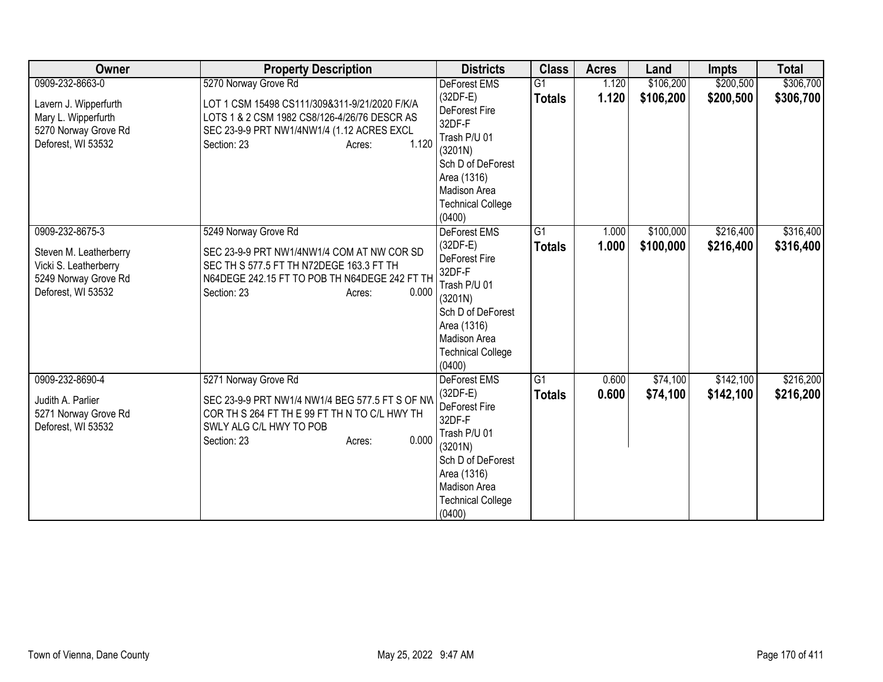| Owner | Property Description | Districts | Class | Acres | Land | Impts | Total |
|---|---|---|---|---|---|---|---|
| 0909-232-8663-0<br><br>Lavern J. Wipperfurth<br>Mary L. Wipperfurth<br>5270 Norway Grove Rd<br>Deforest, WI 53532 | 5270 Norway Grove Rd<br><br>LOT 1 CSM 15498 CS111/309&311-9/21/2020 F/K/A LOTS 1 & 2 CSM 1982 CS8/126-4/26/76 DESCR AS SEC 23-9-9 PRT NW1/4NW1/4 (1.12 ACRES EXCL<br>Section: 23 Acres: 1.120 | DeForest EMS (32DF-E)<br>DeForest Fire 32DF-F<br>Trash P/U 01 (3201N)<br>Sch D of DeForest Area (1316)<br>Madison Area Technical College (0400) | G1<br>**Totals** | 1.120<br>**1.120** | $106,200<br>**$106,200** | $200,500<br>**$200,500** | $306,700<br>**$306,700** |
| 0909-232-8675-3<br><br>Steven M. Leatherberry<br>Vicki S. Leatherberry<br>5249 Norway Grove Rd<br>Deforest, WI 53532 | 5249 Norway Grove Rd<br><br>SEC 23-9-9 PRT NW1/4NW1/4 COM AT NW COR SD SEC TH S 577.5 FT TH N72DEGE 163.3 FT TH N64DEGE 242.15 FT TO POB TH N64DEGE 242 FT TH<br>Section: 23 Acres: 0.000 | DeForest EMS (32DF-E)<br>DeForest Fire 32DF-F<br>Trash P/U 01 (3201N)<br>Sch D of DeForest Area (1316)<br>Madison Area Technical College (0400) | G1<br>**Totals** | 1.000<br>**1.000** | $100,000<br>**$100,000** | $216,400<br>**$216,400** | $316,400<br>**$316,400** |
| 0909-232-8690-4<br><br>Judith A. Parlier<br>5271 Norway Grove Rd<br>Deforest, WI 53532 | 5271 Norway Grove Rd<br><br>SEC 23-9-9 PRT NW1/4 NW1/4 BEG 577.5 FT S OF NW COR TH S 264 FT TH E 99 FT TH N TO C/L HWY TH SWLY ALG C/L HWY TO POB<br>Section: 23 Acres: 0.000 | DeForest EMS (32DF-E)<br>DeForest Fire 32DF-F<br>Trash P/U 01 (3201N)<br>Sch D of DeForest Area (1316)<br>Madison Area Technical College (0400) | G1<br>**Totals** | 0.600<br>**0.600** | $74,100<br>**$74,100** | $142,100<br>**$142,100** | $216,200<br>**$216,200** |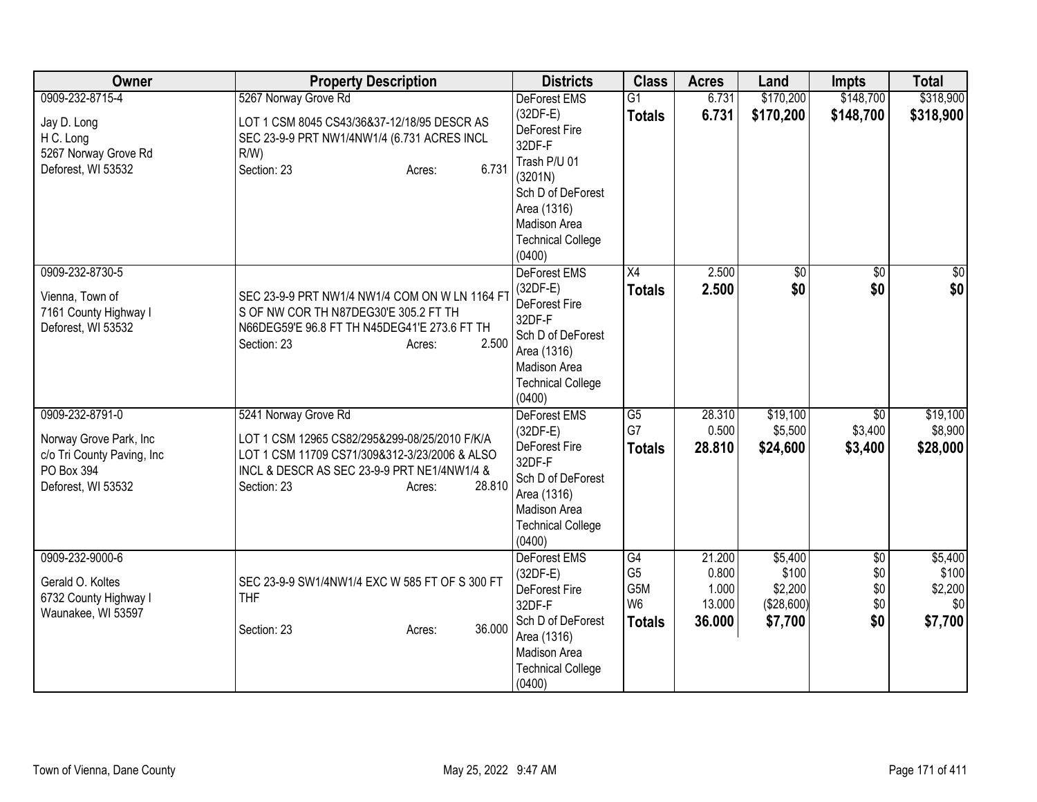| Owner | Property Description | Districts | Class | Acres | Land | Impts | Total |
|---|---|---|---|---|---|---|---|
| 0909-232-8715-4<br><br>Jay D. Long<br>H C. Long<br>5267 Norway Grove Rd<br>Deforest, WI 53532 | 5267 Norway Grove Rd<br><br>LOT 1 CSM 8045 CS43/36&37-12/18/95 DESCR AS SEC 23-9-9 PRT NW1/4NW1/4 (6.731 ACRES INCL R/W)<br>Section: 23 Acres: 6.731 | DeForest EMS (32DF-E)<br>DeForest Fire 32DF-F<br>Trash P/U 01 (3201N)<br>Sch D of DeForest Area (1316)<br>Madison Area Technical College (0400) | G1<br>**Totals** | 6.731<br>**6.731** | $170,200<br>**$170,200** | $148,700<br>**$148,700** | $318,900<br>**$318,900** |
| 0909-232-8730-5<br><br>Vienna, Town of<br>7161 County Highway I<br>Deforest, WI 53532 | SEC 23-9-9 PRT NW1/4 NW1/4 COM ON W LN 1164 FT S OF NW COR TH N87DEG30'E 305.2 FT TH N66DEG59'E 96.8 FT TH N45DEG41'E 273.6 FT TH<br>Section: 23 Acres: 2.500 | DeForest EMS (32DF-E)<br>DeForest Fire 32DF-F<br>Sch D of DeForest Area (1316)<br>Madison Area Technical College (0400) | X4<br>**Totals** | 2.500<br>**2.500** | $0<br>**$0** | $0<br>**$0** | $0<br>**$0** |
| 0909-232-8791-0<br><br>Norway Grove Park, Inc<br>c/o Tri County Paving, Inc<br>PO Box 394<br>Deforest, WI 53532 | 5241 Norway Grove Rd<br><br>LOT 1 CSM 12965 CS82/295&299-08/25/2010 F/K/A LOT 1 CSM 11709 CS71/309&312-3/23/2006 & ALSO INCL & DESCR AS SEC 23-9-9 PRT NE1/4NW1/4 &<br>Section: 23 Acres: 28.810 | DeForest EMS (32DF-E)<br>DeForest Fire 32DF-F<br>Sch D of DeForest Area (1316)<br>Madison Area Technical College (0400) | G5<br>G7<br>**Totals** | 28.310<br>0.500<br>**28.810** | $19,100<br>$5,500<br>**$24,600** | $0<br>$3,400<br>**$3,400** | $19,100<br>$8,900<br>**$28,000** |
| 0909-232-9000-6<br><br>Gerald O. Koltes<br>6732 County Highway I<br>Waunakee, WI 53597 | SEC 23-9-9 SW1/4NW1/4 EXC W 585 FT OF S 300 FT THF<br><br>Section: 23 Acres: 36.000 | DeForest EMS (32DF-E)<br>DeForest Fire 32DF-F<br>Sch D of DeForest Area (1316)<br>Madison Area Technical College (0400) | G4<br>G5<br>G5M<br>W6<br>**Totals** | 21.200<br>0.800<br>1.000<br>13.000<br>**36.000** | $5,400<br>$100<br>$2,200<br>($28,600)<br>**$7,700** | $0<br>$0<br>$0<br>$0<br>**$0** | $5,400<br>$100<br>$2,200<br>$0<br>**$7,700** |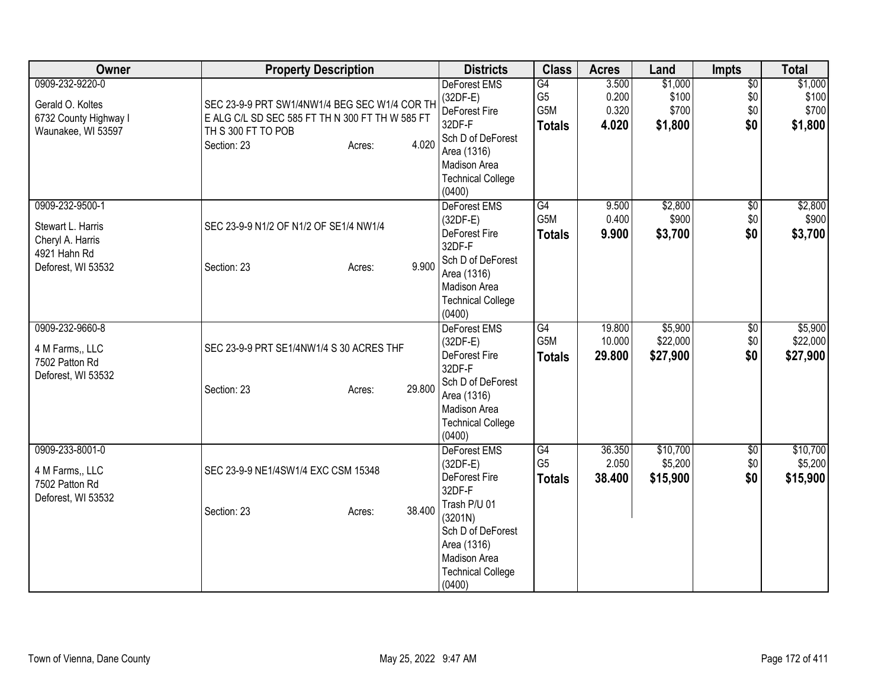| Owner | Property Description | Districts | Class | Acres | Land | Impts | Total |
|---|---|---|---|---|---|---|---|
| 0909-232-9220-0<br><br>Gerald O. Koltes<br>6732 County Highway I<br>Waunakee, WI 53597 | SEC 23-9-9 PRT SW1/4NW1/4 BEG SEC W1/4 COR TH E ALG C/L SD SEC 585 FT TH N 300 FT TH W 585 FT TH S 300 FT TO POB<br>Section: 23 Acres: 4.020 | DeForest EMS (32DF-E)<br>DeForest Fire 32DF-F<br>Sch D of DeForest Area (1316)<br>Madison Area Technical College (0400) | G4<br>G5<br>G5M<br>**Totals** | 3.500<br>0.200<br>0.320<br>**4.020** | $1,000<br>$100<br>$700<br>**$1,800** | $0<br>$0<br>$0<br>**$0** | $1,000<br>$100<br>$700<br>**$1,800** |
| 0909-232-9500-1<br><br>Stewart L. Harris<br>Cheryl A. Harris<br>4921 Hahn Rd<br>Deforest, WI 53532 | SEC 23-9-9 N1/2 OF N1/2 OF SE1/4 NW1/4<br>Section: 23 Acres: 9.900 | DeForest EMS (32DF-E)<br>DeForest Fire 32DF-F<br>Sch D of DeForest Area (1316)<br>Madison Area Technical College (0400) | G4<br>G5M<br>**Totals** | 9.500<br>0.400<br>**9.900** | $2,800<br>$900<br>**$3,700** | $0<br>$0<br>**$0** | $2,800<br>$900<br>**$3,700** |
| 0909-232-9660-8<br><br>4 M Farms,, LLC<br>7502 Patton Rd<br>Deforest, WI 53532 | SEC 23-9-9 PRT SE1/4NW1/4 S 30 ACRES THF<br>Section: 23 Acres: 29.800 | DeForest EMS (32DF-E)<br>DeForest Fire 32DF-F<br>Sch D of DeForest Area (1316)<br>Madison Area Technical College (0400) | G4<br>G5M<br>**Totals** | 19.800<br>10.000<br>**29.800** | $5,900<br>$22,000<br>**$27,900** | $0<br>$0<br>**$0** | $5,900<br>$22,000<br>**$27,900** |
| 0909-233-8001-0<br><br>4 M Farms,, LLC<br>7502 Patton Rd<br>Deforest, WI 53532 | SEC 23-9-9 NE1/4SW1/4 EXC CSM 15348<br>Section: 23 Acres: 38.400 | DeForest EMS (32DF-E)<br>DeForest Fire 32DF-F<br>Trash P/U 01 (3201N)<br>Sch D of DeForest Area (1316)<br>Madison Area Technical College (0400) | G4<br>G5<br>**Totals** | 36.350<br>2.050<br>**38.400** | $10,700<br>$5,200<br>**$15,900** | $0<br>$0<br>**$0** | $10,700<br>$5,200<br>**$15,900** |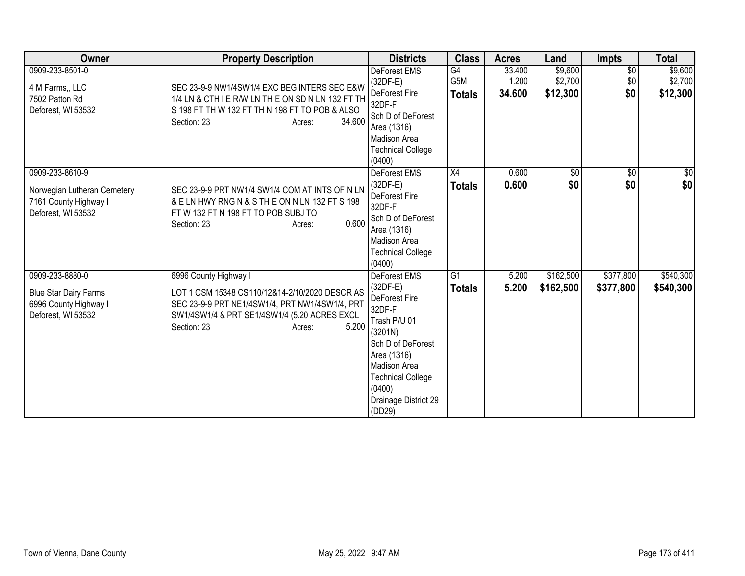| Owner | Property Description | Districts | Class | Acres | Land | Impts | Total |
|---|---|---|---|---|---|---|---|
| 0909-233-8501-0<br>4 M Farms,, LLC<br>7502 Patton Rd<br>Deforest, WI 53532 | SEC 23-9-9 NW1/4SW1/4 EXC BEG INTERS SEC E&W 1/4 LN & CTH I E R/W LN TH E ON SD N LN 132 FT TH S 198 FT TH W 132 FT TH N 198 FT TO POB & ALSO<br>Section: 23 Acres: 34.600 | DeForest EMS (32DF-E)<br>DeForest Fire 32DF-F<br>Sch D of DeForest Area (1316)<br>Madison Area Technical College (0400) | G4<br>G5M<br>**Totals** | 33.400<br>1.200<br>**34.600** | $9,600<br>$2,700<br>**$12,300** | $0<br>$0<br>**$0** | $9,600<br>$2,700<br>**$12,300** |
| 0909-233-8610-9<br>Norwegian Lutheran Cemetery<br>7161 County Highway I<br>Deforest, WI 53532 | SEC 23-9-9 PRT NW1/4 SW1/4 COM AT INTS OF N LN & E LN HWY RNG N & S TH E ON N LN 132 FT S 198 FT W 132 FT N 198 FT TO POB SUBJ TO<br>Section: 23 Acres: 0.600 | DeForest EMS (32DF-E)<br>DeForest Fire 32DF-F<br>Sch D of DeForest Area (1316)<br>Madison Area Technical College (0400) | X4<br>**Totals** | 0.600<br>**0.600** | $0<br>**$0** | $0<br>**$0** | $0<br>**$0** |
| 0909-233-8880-0<br>Blue Star Dairy Farms<br>6996 County Highway I<br>Deforest, WI 53532 | 6996 County Highway I<br>LOT 1 CSM 15348 CS110/12&14-2/10/2020 DESCR AS SEC 23-9-9 PRT NE1/4SW1/4, PRT NW1/4SW1/4, PRT SW1/4SW1/4 & PRT SE1/4SW1/4 (5.20 ACRES EXCL<br>Section: 23 Acres: 5.200 | DeForest EMS (32DF-E)<br>DeForest Fire 32DF-F<br>Trash P/U 01 (3201N)<br>Sch D of DeForest Area (1316)<br>Madison Area Technical College (0400)<br>Drainage District 29 (DD29) | G1<br>**Totals** | 5.200<br>**5.200** | $162,500<br>**$162,500** | $377,800<br>**$377,800** | $540,300<br>**$540,300** |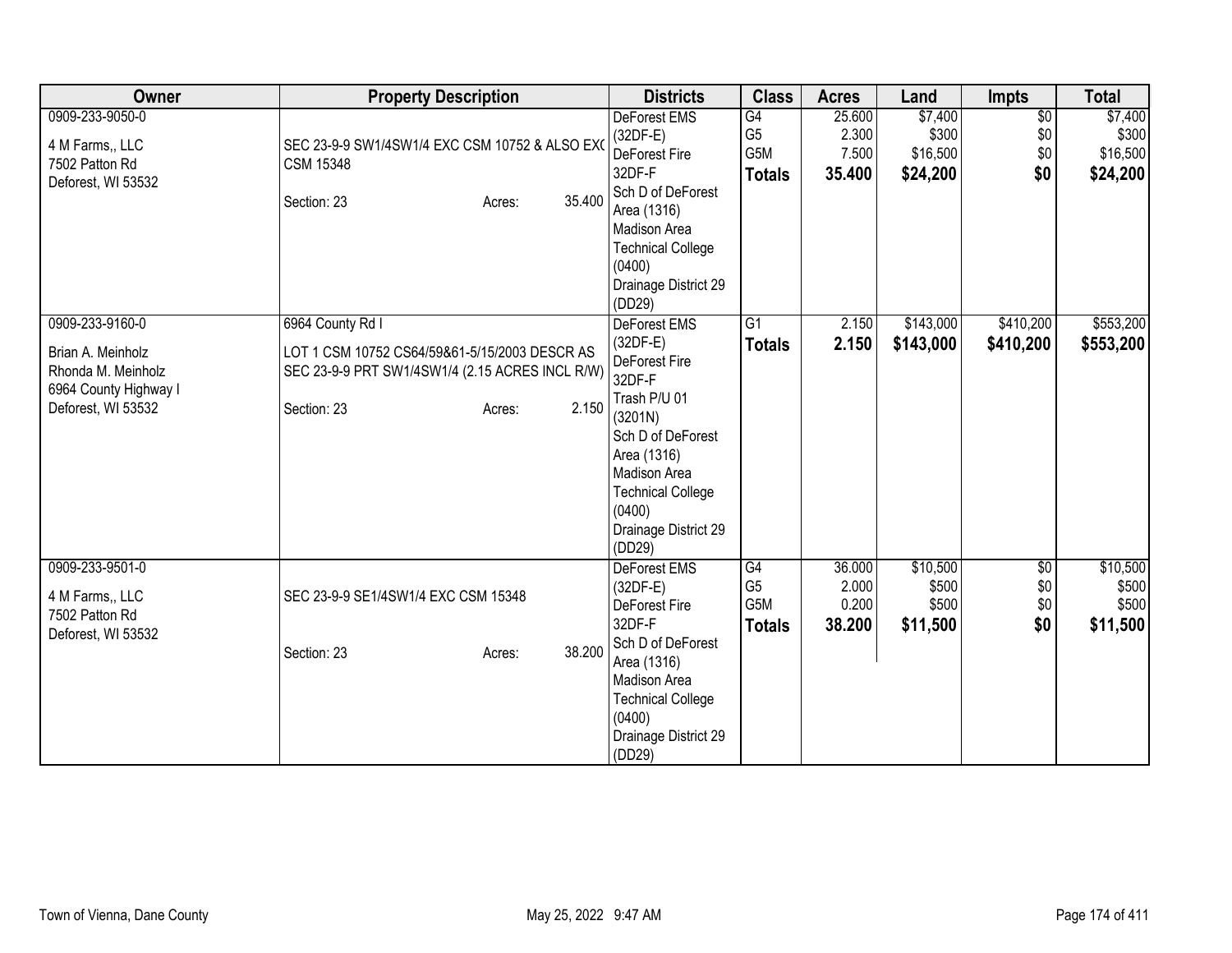| Owner | Property Description | Districts | Class | Acres | Land | Impts | Total |
|---|---|---|---|---|---|---|---|
| 0909-233-9050-0<br>4 M Farms,, LLC<br>7502 Patton Rd<br>Deforest, WI 53532 | SEC 23-9-9 SW1/4SW1/4 EXC CSM 10752 & ALSO EXC CSM 15348<br>Section: 23 Acres: 35.400 | DeForest EMS (32DF-E)<br>DeForest Fire 32DF-F<br>Sch D of DeForest Area (1316)<br>Madison Area Technical College (0400)<br>Drainage District 29 (DD29) | G4<br>G5<br>G5M<br>**Totals** | 25.600<br>2.300<br>7.500<br>**35.400** | $7,400<br>$300<br>$16,500<br>**$24,200** | $0<br>$0<br>$0<br>**$0** | $7,400<br>$300<br>$16,500<br>**$24,200** |
| 0909-233-9160-0<br>Brian A. Meinholz<br>Rhonda M. Meinholz<br>6964 County Highway I<br>Deforest, WI 53532 | 6964 County Rd I<br>LOT 1 CSM 10752 CS64/59&61-5/15/2003 DESCR AS SEC 23-9-9 PRT SW1/4SW1/4 (2.15 ACRES INCL R/W)<br>Section: 23 Acres: 2.150 | DeForest EMS (32DF-E)<br>DeForest Fire 32DF-F<br>Trash P/U 01 (3201N)<br>Sch D of DeForest Area (1316)<br>Madison Area Technical College (0400)<br>Drainage District 29 (DD29) | G1<br>**Totals** | 2.150<br>**2.150** | $143,000<br>**$143,000** | $410,200<br>**$410,200** | $553,200<br>**$553,200** |
| 0909-233-9501-0<br>4 M Farms,, LLC<br>7502 Patton Rd<br>Deforest, WI 53532 | SEC 23-9-9 SE1/4SW1/4 EXC CSM 15348<br>Section: 23 Acres: 38.200 | DeForest EMS (32DF-E)<br>DeForest Fire 32DF-F<br>Sch D of DeForest Area (1316)<br>Madison Area Technical College (0400)<br>Drainage District 29 (DD29) | G4<br>G5<br>G5M<br>**Totals** | 36.000<br>2.000<br>0.200<br>**38.200** | $10,500<br>$500<br>$500<br>**$11,500** | $0<br>$0<br>$0<br>**$0** | $10,500<br>$500<br>$500<br>**$11,500** |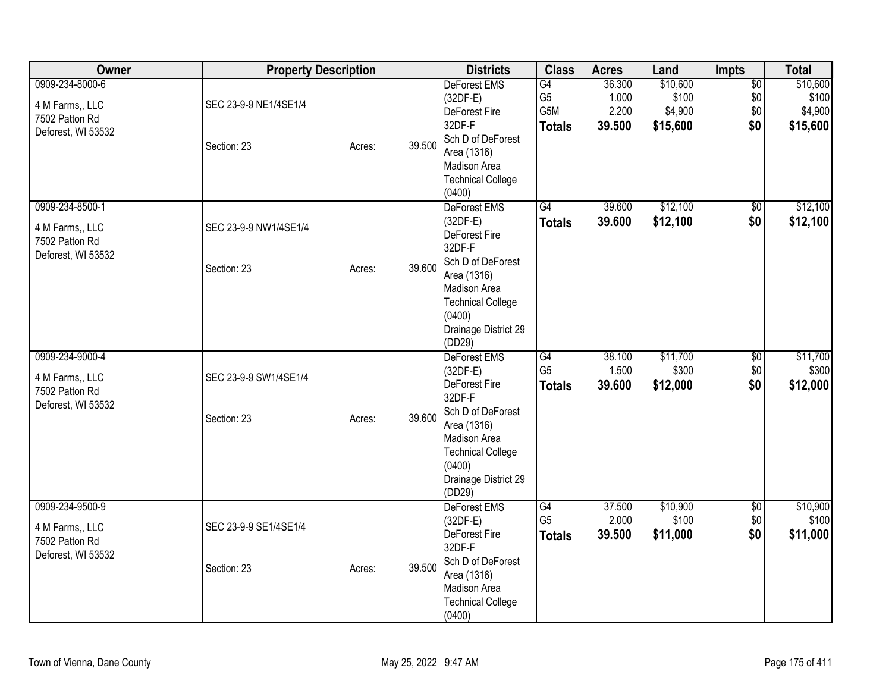| Owner | Property Description | | | Districts | Class | Acres | Land | Impts | Total |
|---|---|---|---|---|---|---|---|---|---|
| 0909-234-8000-6<br>4 M Farms,, LLC<br>7502 Patton Rd<br>Deforest, WI 53532 | SEC 23-9-9 NE1/4SE1/4<br><br>Section: 23 | Acres: | 39.500 | DeForest EMS (32DF-E)<br>DeForest Fire 32DF-F<br>Sch D of DeForest Area (1316)<br>Madison Area Technical College (0400) | G4<br>G5<br>G5M<br>**Totals** | 36.300<br>1.000<br>2.200<br>**39.500** | $10,600<br>$100<br>$4,900<br>**$15,600** | $0<br>$0<br>$0<br>**$0** | $10,600<br>$100<br>$4,900<br>**$15,600** |
| 0909-234-8500-1<br>4 M Farms,, LLC<br>7502 Patton Rd<br>Deforest, WI 53532 | SEC 23-9-9 NW1/4SE1/4<br><br>Section: 23 | Acres: | 39.600 | DeForest EMS (32DF-E)<br>DeForest Fire 32DF-F<br>Sch D of DeForest Area (1316)<br>Madison Area Technical College (0400)<br>Drainage District 29 (DD29) | G4<br>**Totals** | 39.600<br>**39.600** | $12,100<br>**$12,100** | $0<br>**$0** | $12,100<br>**$12,100** |
| 0909-234-9000-4<br>4 M Farms,, LLC<br>7502 Patton Rd<br>Deforest, WI 53532 | SEC 23-9-9 SW1/4SE1/4<br><br>Section: 23 | Acres: | 39.600 | DeForest EMS (32DF-E)<br>DeForest Fire 32DF-F<br>Sch D of DeForest Area (1316)<br>Madison Area Technical College (0400)<br>Drainage District 29 (DD29) | G4<br>G5<br>**Totals** | 38.100<br>1.500<br>**39.600** | $11,700<br>$300<br>**$12,000** | $0<br>$0<br>**$0** | $11,700<br>$300<br>**$12,000** |
| 0909-234-9500-9<br>4 M Farms,, LLC<br>7502 Patton Rd<br>Deforest, WI 53532 | SEC 23-9-9 SE1/4SE1/4<br><br>Section: 23 | Acres: | 39.500 | DeForest EMS (32DF-E)<br>DeForest Fire 32DF-F<br>Sch D of DeForest Area (1316)<br>Madison Area Technical College (0400) | G4<br>G5<br>**Totals** | 37.500<br>2.000<br>**39.500** | $10,900<br>$100<br>**$11,000** | $0<br>$0<br>**$0** | $10,900<br>$100<br>**$11,000** |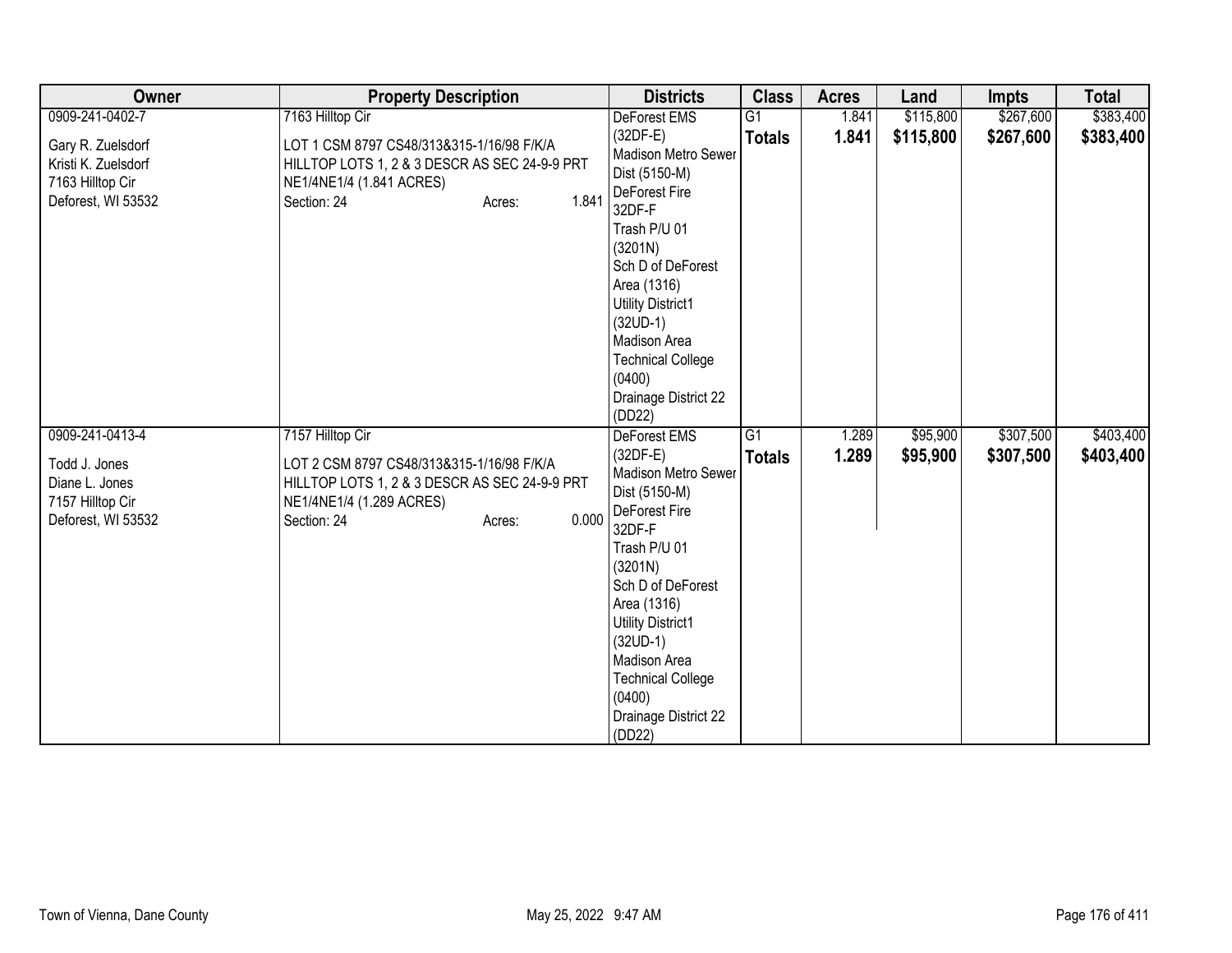| Owner | Property Description | Districts | Class | Acres | Land | Impts | Total |
|---|---|---|---|---|---|---|---|
| 0909-241-0402-7<br><br>Gary R. Zuelsdorf<br>Kristi K. Zuelsdorf<br>7163 Hilltop Cir<br>Deforest, WI 53532 | 7163 Hilltop Cir<br><br>LOT 1 CSM 8797 CS48/313&315-1/16/98 F/K/A HILLTOP LOTS 1, 2 & 3 DESCR AS SEC 24-9-9 PRT NE1/4NE1/4 (1.841 ACRES)<br>Section: 24 Acres: 1.841 | DeForest EMS (32DF-E)<br>Madison Metro Sewer Dist (5150-M)<br>DeForest Fire 32DF-F<br>Trash P/U 01 (3201N)<br>Sch D of DeForest Area (1316)<br>Utility District1 (32UD-1)<br>Madison Area Technical College (0400)<br>Drainage District 22 (DD22) | G1<br>**Totals** | 1.841<br>**1.841** | \$115,800<br>**\$115,800** | \$267,600<br>**\$267,600** | \$383,400<br>**\$383,400** |
| 0909-241-0413-4<br><br>Todd J. Jones<br>Diane L. Jones<br>7157 Hilltop Cir<br>Deforest, WI 53532 | 7157 Hilltop Cir<br><br>LOT 2 CSM 8797 CS48/313&315-1/16/98 F/K/A HILLTOP LOTS 1, 2 & 3 DESCR AS SEC 24-9-9 PRT NE1/4NE1/4 (1.289 ACRES)<br>Section: 24 Acres: 0.000 | DeForest EMS (32DF-E)<br>Madison Metro Sewer Dist (5150-M)<br>DeForest Fire 32DF-F<br>Trash P/U 01 (3201N)<br>Sch D of DeForest Area (1316)<br>Utility District1 (32UD-1)<br>Madison Area Technical College (0400)<br>Drainage District 22 (DD22) | G1<br>**Totals** | 1.289<br>**1.289** | \$95,900<br>**\$95,900** | \$307,500<br>**\$307,500** | \$403,400<br>**\$403,400** |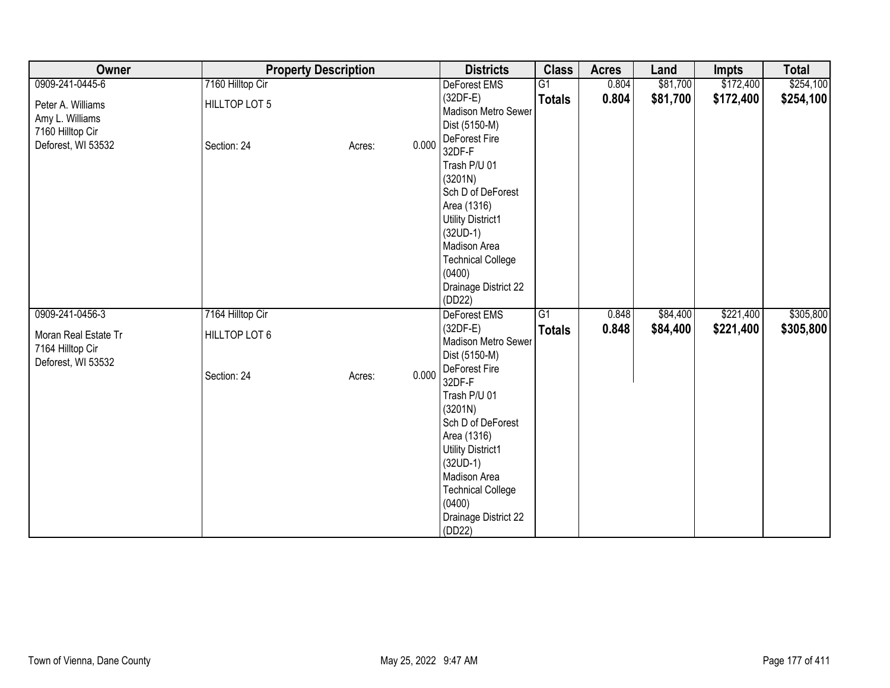| Owner | Property Description | Districts | Class | Acres | Land | Impts | Total |
|---|---|---|---|---|---|---|---|
| 0909-241-0445-6<br><br>Peter A. Williams<br>Amy L. Williams<br>7160 Hilltop Cir<br>Deforest, WI 53532 | 7160 Hilltop Cir<br><br>HILLTOP LOT 5<br><br>Section: 24 Acres: 0.000 | DeForest EMS (32DF-E)<br>Madison Metro Sewer Dist (5150-M)<br>DeForest Fire 32DF-F<br>Trash P/U 01 (3201N)<br>Sch D of DeForest Area (1316)<br>Utility District1 (32UD-1)<br>Madison Area Technical College (0400)<br>Drainage District 22 (DD22) | G1<br>**Totals** | 0.804<br>**0.804** | $81,700<br>**$81,700** | $172,400<br>**$172,400** | $254,100<br>**$254,100** |
| 0909-241-0456-3<br><br>Moran Real Estate Tr<br>7164 Hilltop Cir<br>Deforest, WI 53532 | 7164 Hilltop Cir<br><br>HILLTOP LOT 6<br><br>Section: 24 Acres: 0.000 | DeForest EMS (32DF-E)<br>Madison Metro Sewer Dist (5150-M)<br>DeForest Fire 32DF-F<br>Trash P/U 01 (3201N)<br>Sch D of DeForest Area (1316)<br>Utility District1 (32UD-1)<br>Madison Area Technical College (0400)<br>Drainage District 22 (DD22) | G1<br>**Totals** | 0.848<br>**0.848** | $84,400<br>**$84,400** | $221,400<br>**$221,400** | $305,800<br>**$305,800** |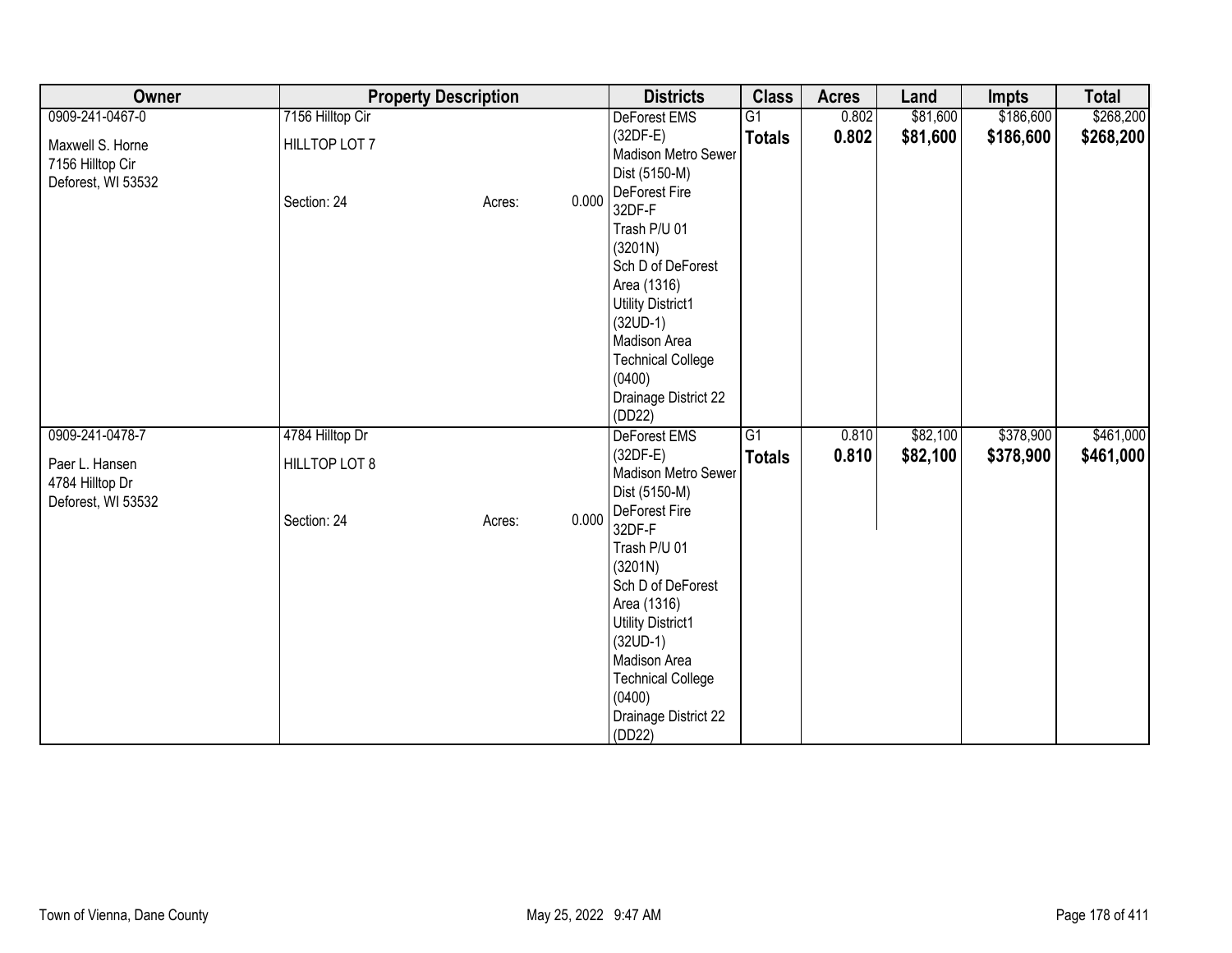| Owner | Property Description | Districts | Class | Acres | Land | Impts | Total |
|---|---|---|---|---|---|---|---|
| 0909-241-0467-0<br><br>Maxwell S. Horne<br>7156 Hilltop Cir<br>Deforest, WI 53532 | 7156 Hilltop Cir<br><br>HILLTOP LOT 7<br><br>Section: 24 Acres: 0.000 | DeForest EMS (32DF-E)<br>Madison Metro Sewer Dist (5150-M)<br>DeForest Fire 32DF-F<br>Trash P/U 01 (3201N)<br>Sch D of DeForest Area (1316)<br>Utility District1 (32UD-1)<br>Madison Area Technical College (0400)<br>Drainage District 22 (DD22) | G1<br>**Totals** | 0.802<br>**0.802** | $81,600<br>**$81,600** | $186,600<br>**$186,600** | $268,200<br>**$268,200** |
| 0909-241-0478-7<br><br>Paer L. Hansen<br>4784 Hilltop Dr<br>Deforest, WI 53532 | 4784 Hilltop Dr<br><br>HILLTOP LOT 8<br><br>Section: 24 Acres: 0.000 | DeForest EMS (32DF-E)<br>Madison Metro Sewer Dist (5150-M)<br>DeForest Fire 32DF-F<br>Trash P/U 01 (3201N)<br>Sch D of DeForest Area (1316)<br>Utility District1 (32UD-1)<br>Madison Area Technical College (0400)<br>Drainage District 22 (DD22) | G1<br>**Totals** | 0.810<br>**0.810** | $82,100<br>**$82,100** | $378,900<br>**$378,900** | $461,000<br>**$461,000** |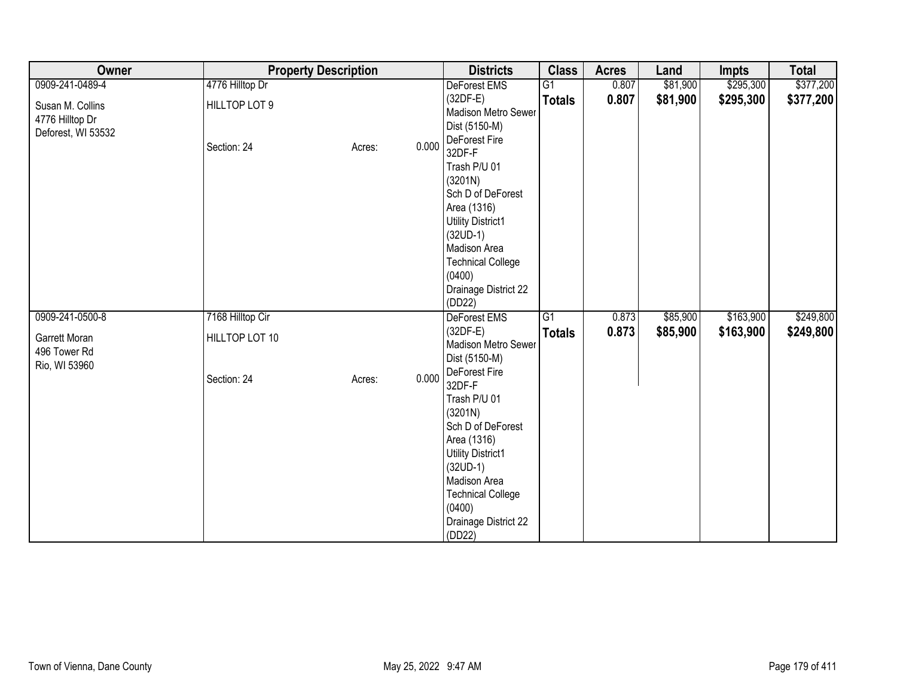| Owner | Property Description | | | Districts | Class | Acres | Land | Impts | Total |
|---|---|---|---|---|---|---|---|---|---|
| 0909-241-0489-4<br>Susan M. Collins<br>4776 Hilltop Dr<br>Deforest, WI 53532 | 4776 Hilltop Dr<br>HILLTOP LOT 9<br>Section: 24 | Acres: | 0.000 | DeForest EMS (32DF-E)<br>Madison Metro Sewer Dist (5150-M)<br>DeForest Fire 32DF-F<br>Trash P/U 01 (3201N)<br>Sch D of DeForest Area (1316)<br>Utility District1 (32UD-1)<br>Madison Area Technical College (0400)<br>Drainage District 22 (DD22) | G1<br>**Totals** | 0.807<br>**0.807** | $81,900<br>**$81,900** | $295,300<br>**$295,300** | $377,200<br>**$377,200** |
| 0909-241-0500-8<br>Garrett Moran<br>496 Tower Rd<br>Rio, WI 53960 | 7168 Hilltop Cir<br>HILLTOP LOT 10<br>Section: 24 | Acres: | 0.000 | DeForest EMS (32DF-E)<br>Madison Metro Sewer Dist (5150-M)<br>DeForest Fire 32DF-F<br>Trash P/U 01 (3201N)<br>Sch D of DeForest Area (1316)<br>Utility District1 (32UD-1)<br>Madison Area Technical College (0400)<br>Drainage District 22 (DD22) | G1<br>**Totals** | 0.873<br>**0.873** | $85,900<br>**$85,900** | $163,900<br>**$163,900** | $249,800<br>**$249,800** |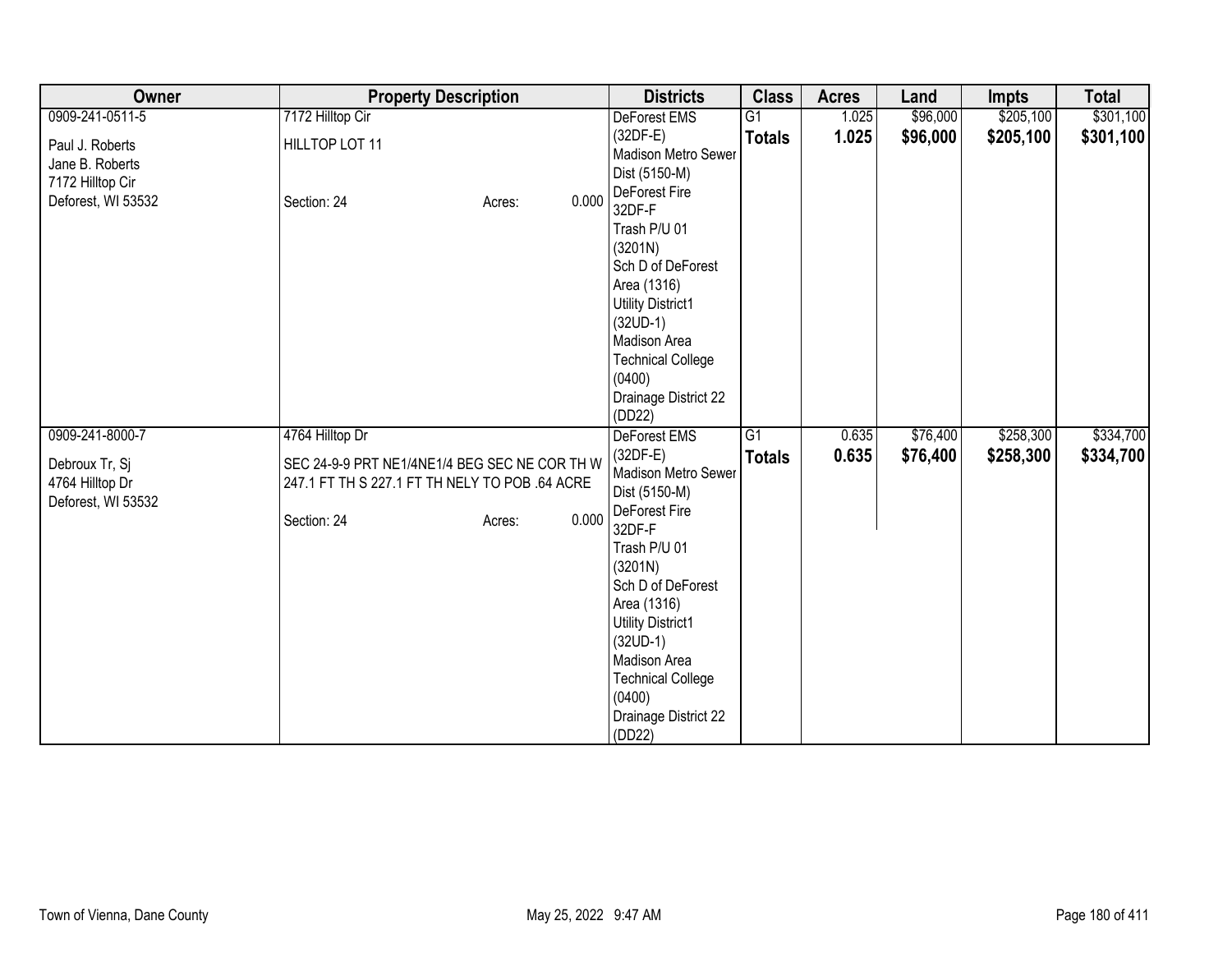| Owner | Property Description | Districts | Class | Acres | Land | Impts | Total |
|---|---|---|---|---|---|---|---|
| 0909-241-0511-5<br><br>Paul J. Roberts<br>Jane B. Roberts<br>7172 Hilltop Cir<br>Deforest, WI 53532 | 7172 Hilltop Cir<br><br>HILLTOP LOT 11<br><br>Section: 24 Acres: 0.000 | DeForest EMS (32DF-E)<br>Madison Metro Sewer Dist (5150-M)<br>DeForest Fire 32DF-F<br>Trash P/U 01 (3201N)<br>Sch D of DeForest Area (1316)<br>Utility District1 (32UD-1)<br>Madison Area Technical College (0400)<br>Drainage District 22 (DD22) | G1<br>**Totals** | 1.025<br>**1.025** | $96,000<br>**$96,000** | $205,100<br>**$205,100** | $301,100<br>**$301,100** |
| 0909-241-8000-7<br><br>Debroux Tr, Sj<br>4764 Hilltop Dr<br>Deforest, WI 53532 | 4764 Hilltop Dr<br><br>SEC 24-9-9 PRT NE1/4NE1/4 BEG SEC NE COR TH W 247.1 FT TH S 227.1 FT TH NELY TO POB .64 ACRE<br><br>Section: 24 Acres: 0.000 | DeForest EMS (32DF-E)<br>Madison Metro Sewer Dist (5150-M)<br>DeForest Fire 32DF-F<br>Trash P/U 01 (3201N)<br>Sch D of DeForest Area (1316)<br>Utility District1 (32UD-1)<br>Madison Area Technical College (0400)<br>Drainage District 22 (DD22) | G1<br>**Totals** | 0.635<br>**0.635** | $76,400<br>**$76,400** | $258,300<br>**$258,300** | $334,700<br>**$334,700** |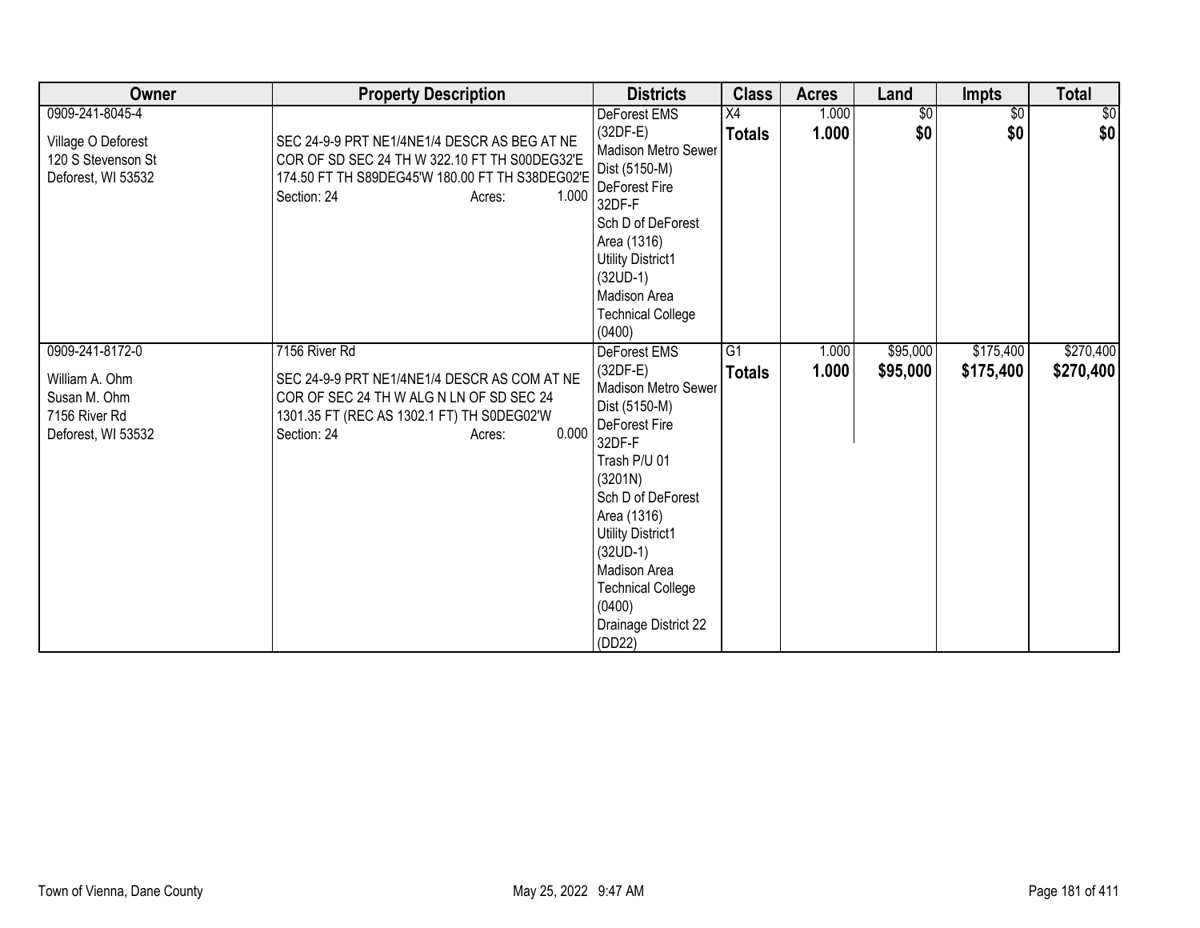| Owner | Property Description | Districts | Class | Acres | Land | Impts | Total |
|---|---|---|---|---|---|---|---|
| 0909-241-8045-4<br><br>Village O Deforest<br>120 S Stevenson St<br>Deforest, WI 53532 | SEC 24-9-9 PRT NE1/4NE1/4 DESCR AS BEG AT NE COR OF SD SEC 24 TH W 322.10 FT TH S00DEG32'E 174.50 FT TH S89DEG45'W 180.00 FT TH S38DEG02'E<br>Section: 24 Acres: 1.000 | DeForest EMS (32DF-E)<br>Madison Metro Sewer Dist (5150-M)<br>DeForest Fire 32DF-F<br>Sch D of DeForest Area (1316)<br>Utility District1 (32UD-1)<br>Madison Area Technical College (0400) | X4<br>**Totals** | 1.000<br>**1.000** | $0<br>**$0** | $0<br>**$0** | $0<br>**$0** |
| 0909-241-8172-0<br><br>William A. Ohm<br>Susan M. Ohm<br>7156 River Rd<br>Deforest, WI 53532 | 7156 River Rd<br>SEC 24-9-9 PRT NE1/4NE1/4 DESCR AS COM AT NE COR OF SEC 24 TH W ALG N LN OF SD SEC 24 1301.35 FT (REC AS 1302.1 FT) TH S0DEG02'W<br>Section: 24 Acres: 0.000 | DeForest EMS (32DF-E)<br>Madison Metro Sewer Dist (5150-M)<br>DeForest Fire 32DF-F<br>Trash P/U 01 (3201N)<br>Sch D of DeForest Area (1316)<br>Utility District1 (32UD-1)<br>Madison Area Technical College (0400)<br>Drainage District 22 (DD22) | G1<br>**Totals** | 1.000<br>**1.000** | $95,000<br>**$95,000** | $175,400<br>**$175,400** | $270,400<br>**$270,400** |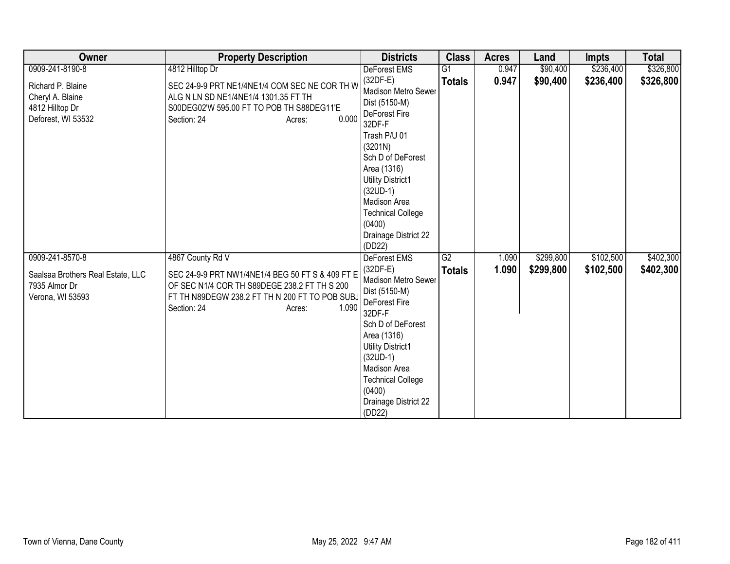| Owner | Property Description | Districts | Class | Acres | Land | Impts | Total |
|---|---|---|---|---|---|---|---|
| 0909-241-8190-8<br><br>Richard P. Blaine<br>Cheryl A. Blaine<br>4812 Hilltop Dr<br>Deforest, WI 53532 | 4812 Hilltop Dr<br><br>SEC 24-9-9 PRT NE1/4NE1/4 COM SEC NE COR TH W ALG N LN SD NE1/4NE1/4 1301.35 FT TH S00DEG02'W 595.00 FT TO POB TH S88DEG11'E<br>Section: 24 Acres: 0.000 | DeForest EMS (32DF-E)<br>Madison Metro Sewer Dist (5150-M)<br>DeForest Fire 32DF-F<br>Trash P/U 01 (3201N)<br>Sch D of DeForest Area (1316)<br>Utility District1 (32UD-1)<br>Madison Area Technical College (0400)<br>Drainage District 22 (DD22) | G1<br>**Totals** | 0.947<br>**0.947** | $90,400<br>**$90,400** | $236,400<br>**$236,400** | $326,800<br>**$326,800** |
| 0909-241-8570-8<br><br>Saalsaa Brothers Real Estate, LLC<br>7935 Almor Dr<br>Verona, WI 53593 | 4867 County Rd V<br><br>SEC 24-9-9 PRT NW1/4NE1/4 BEG 50 FT S & 409 FT E OF SEC N1/4 COR TH S89DEGE 238.2 FT TH S 200 FT TH N89DEGW 238.2 FT TH N 200 FT TO POB SUBJ<br>Section: 24 Acres: 1.090 | DeForest EMS (32DF-E)<br>Madison Metro Sewer Dist (5150-M)<br>DeForest Fire 32DF-F<br>Sch D of DeForest Area (1316)<br>Utility District1 (32UD-1)<br>Madison Area Technical College (0400)<br>Drainage District 22 (DD22) | G2<br>**Totals** | 1.090<br>**1.090** | $299,800<br>**$299,800** | $102,500<br>**$102,500** | $402,300<br>**$402,300** |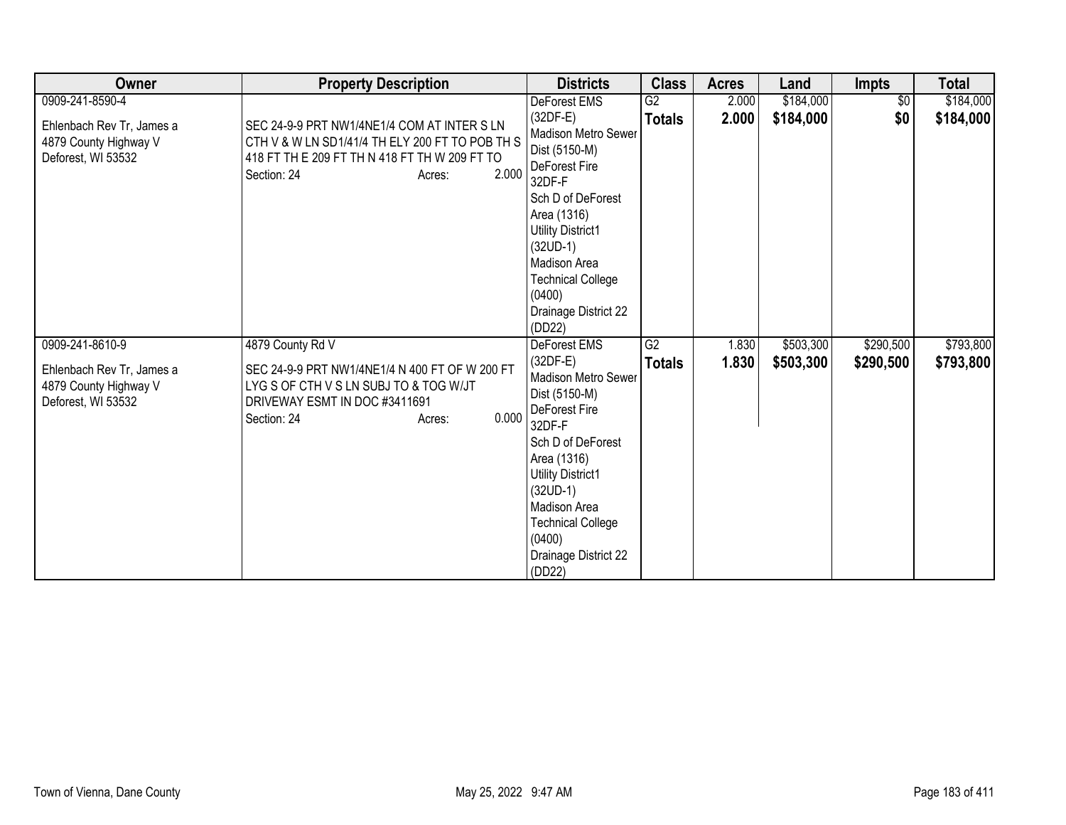| Owner | Property Description | Districts | Class | Acres | Land | Impts | Total |
|---|---|---|---|---|---|---|---|
| 0909-241-8590-4<br><br>Ehlenbach Rev Tr, James a<br>4879 County Highway V<br>Deforest, WI 53532 | SEC 24-9-9 PRT NW1/4NE1/4 COM AT INTER S LN CTH V & W LN SD1/41/4 TH ELY 200 FT TO POB TH S 418 FT TH E 209 FT TH N 418 FT TH W 209 FT TO<br>Section: 24 Acres: 2.000 | DeForest EMS (32DF-E)<br>Madison Metro Sewer Dist (5150-M)<br>DeForest Fire 32DF-F<br>Sch D of DeForest Area (1316)<br>Utility District1 (32UD-1)<br>Madison Area Technical College (0400)<br>Drainage District 22 (DD22) | G2<br>**Totals** | 2.000<br>**2.000** | $184,000<br>**$184,000** | $0<br>**$0** | $184,000<br>**$184,000** |
| 0909-241-8610-9<br><br>Ehlenbach Rev Tr, James a<br>4879 County Highway V<br>Deforest, WI 53532 | 4879 County Rd V<br>SEC 24-9-9 PRT NW1/4NE1/4 N 400 FT OF W 200 FT LYG S OF CTH V S LN SUBJ TO & TOG W/JT DRIVEWAY ESMT IN DOC #3411691<br>Section: 24 Acres: 0.000 | DeForest EMS (32DF-E)<br>Madison Metro Sewer Dist (5150-M)<br>DeForest Fire 32DF-F<br>Sch D of DeForest Area (1316)<br>Utility District1 (32UD-1)<br>Madison Area Technical College (0400)<br>Drainage District 22 (DD22) | G2<br>**Totals** | 1.830<br>**1.830** | $503,300<br>**$503,300** | $290,500<br>**$290,500** | $793,800<br>**$793,800** |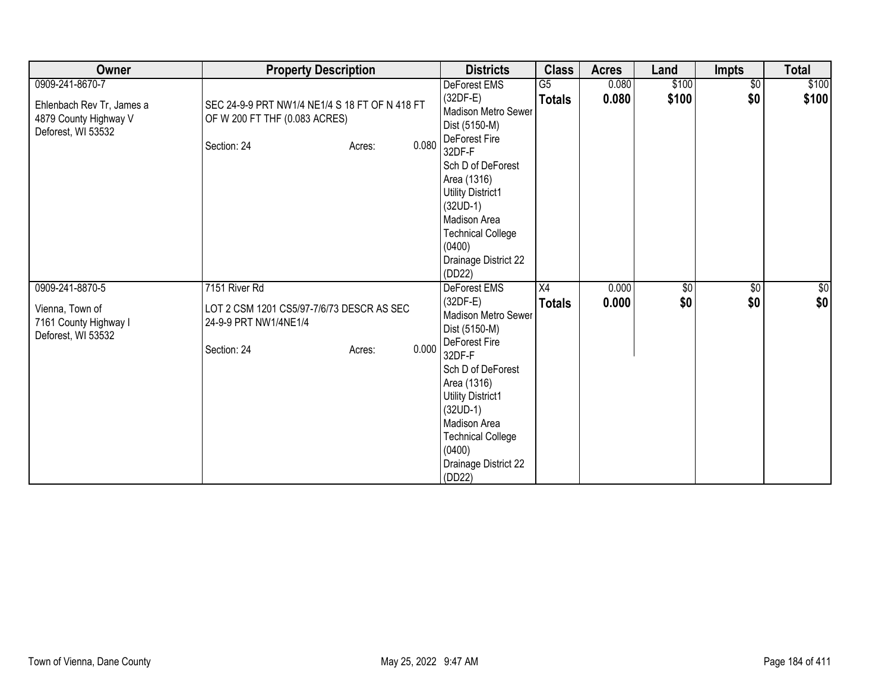| Owner | Property Description | Districts | Class | Acres | Land | Impts | Total |
|---|---|---|---|---|---|---|---|
| 0909-241-8670-7<br><br>Ehlenbach Rev Tr, James a<br>4879 County Highway V<br>Deforest, WI 53532 | SEC 24-9-9 PRT NW1/4 NE1/4 S 18 FT OF N 418 FT OF W 200 FT THF (0.083 ACRES)<br><br>Section: 24 Acres: 0.080 | DeForest EMS (32DF-E)<br>Madison Metro Sewer Dist (5150-M)<br>DeForest Fire 32DF-F<br>Sch D of DeForest Area (1316)<br>Utility District1 (32UD-1)<br>Madison Area Technical College (0400)<br>Drainage District 22 (DD22) | G5<br>**Totals** | 0.080<br>**0.080** | \$100<br>**\$100** | \$0<br>**\$0** | \$100<br>**\$100** |
| 0909-241-8870-5<br><br>Vienna, Town of<br>7161 County Highway I<br>Deforest, WI 53532 | 7151 River Rd<br><br>LOT 2 CSM 1201 CS5/97-7/6/73 DESCR AS SEC 24-9-9 PRT NW1/4NE1/4<br><br>Section: 24 Acres: 0.000 | DeForest EMS (32DF-E)<br>Madison Metro Sewer Dist (5150-M)<br>DeForest Fire 32DF-F<br>Sch D of DeForest Area (1316)<br>Utility District1 (32UD-1)<br>Madison Area Technical College (0400)<br>Drainage District 22 (DD22) | X4<br>**Totals** | 0.000<br>**0.000** | \$0<br>**\$0** | \$0<br>**\$0** | \$0<br>**\$0** |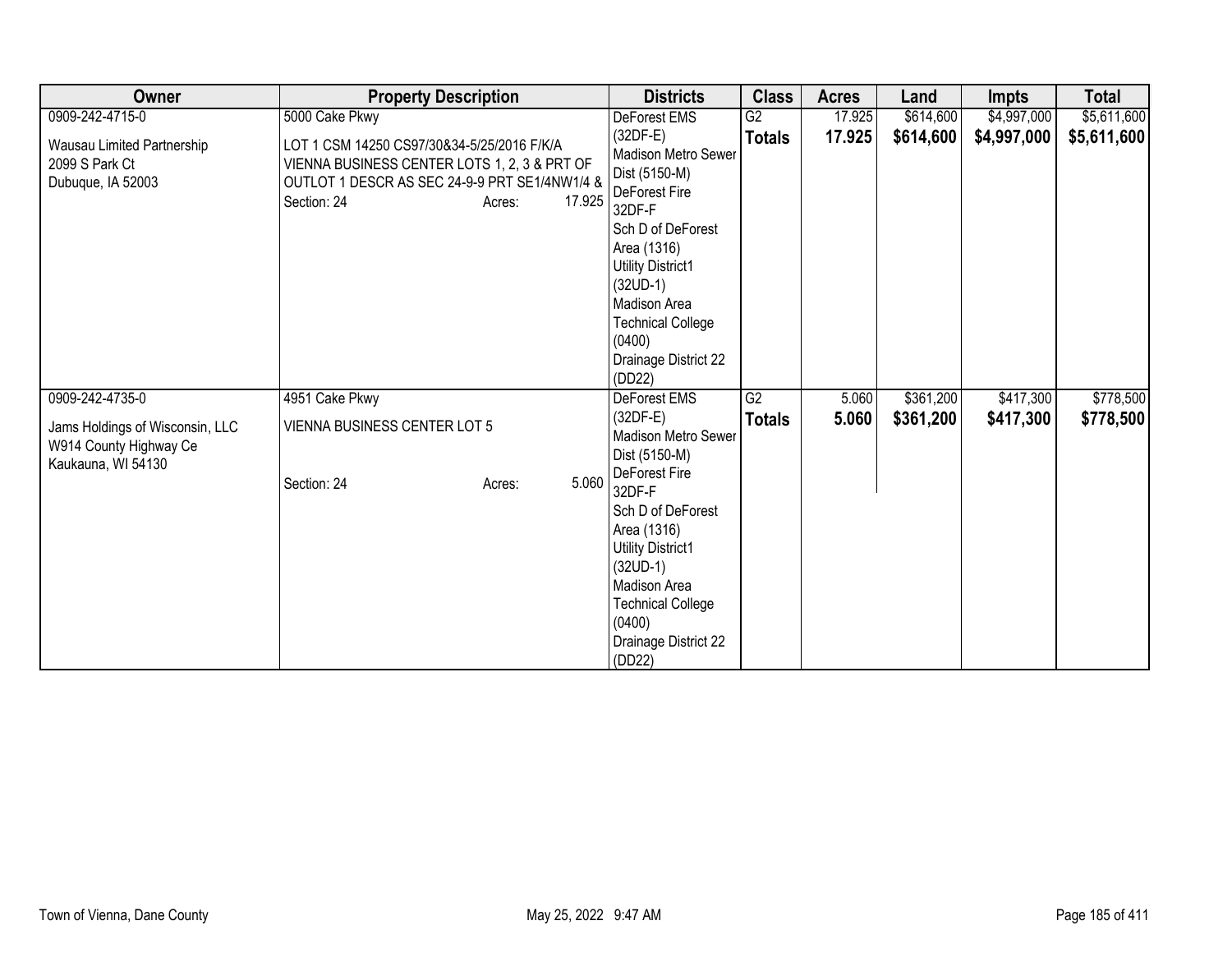| Owner | Property Description | Districts | Class | Acres | Land | Impts | Total |
|---|---|---|---|---|---|---|---|
| 0909-242-4715-0<br>Wausau Limited Partnership<br>2099 S Park Ct<br>Dubuque, IA 52003 | 5000 Cake Pkwy<br>LOT 1 CSM 14250 CS97/30&34-5/25/2016 F/K/A VIENNA BUSINESS CENTER LOTS 1, 2, 3 & PRT OF OUTLOT 1 DESCR AS SEC 24-9-9 PRT SE1/4NW1/4 &<br>Section: 24 Acres: 17.925 | DeForest EMS (32DF-E)<br>Madison Metro Sewer Dist (5150-M)<br>DeForest Fire 32DF-F<br>Sch D of DeForest Area (1316)<br>Utility District1 (32UD-1)<br>Madison Area Technical College (0400)<br>Drainage District 22 (DD22) | G2<br>**Totals** | 17.925<br>**17.925** | $614,600<br>**$614,600** | $4,997,000<br>**$4,997,000** | $5,611,600<br>**$5,611,600** |
| 0909-242-4735-0<br>Jams Holdings of Wisconsin, LLC<br>W914 County Highway Ce<br>Kaukauna, WI 54130 | 4951 Cake Pkwy<br>VIENNA BUSINESS CENTER LOT 5<br>Section: 24 Acres: 5.060 | DeForest EMS (32DF-E)<br>Madison Metro Sewer Dist (5150-M)<br>DeForest Fire 32DF-F<br>Sch D of DeForest Area (1316)<br>Utility District1 (32UD-1)<br>Madison Area Technical College (0400)<br>Drainage District 22 (DD22) | G2<br>**Totals** | 5.060<br>**5.060** | $361,200<br>**$361,200** | $417,300<br>**$417,300** | $778,500<br>**$778,500** |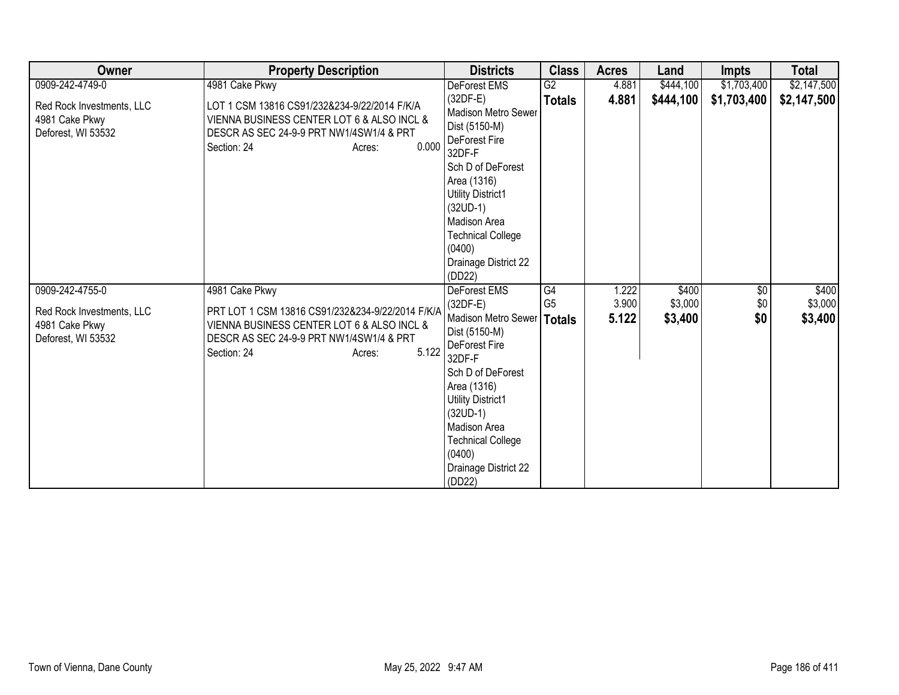| Owner | Property Description | Districts | Class | Acres | Land | Impts | Total |
|---|---|---|---|---|---|---|---|
| 0909-242-4749-0<br><br>Red Rock Investments, LLC<br>4981 Cake Pkwy<br>Deforest, WI 53532 | 4981 Cake Pkwy<br><br>LOT 1 CSM 13816 CS91/232&234-9/22/2014 F/K/A VIENNA BUSINESS CENTER LOT 6 & ALSO INCL & DESCR AS SEC 24-9-9 PRT NW1/4SW1/4 & PRT<br>Section: 24 Acres: 0.000 | DeForest EMS (32DF-E)<br>Madison Metro Sewer Dist (5150-M)<br>DeForest Fire 32DF-F<br>Sch D of DeForest Area (1316)<br>Utility District1 (32UD-1)<br>Madison Area Technical College (0400)<br>Drainage District 22 (DD22) | G2<br>**Totals** | 4.881<br>**4.881** | $444,100<br>**$444,100** | $1,703,400<br>**$1,703,400** | $2,147,500<br>**$2,147,500** |
| 0909-242-4755-0<br><br>Red Rock Investments, LLC<br>4981 Cake Pkwy<br>Deforest, WI 53532 | 4981 Cake Pkwy<br><br>PRT LOT 1 CSM 13816 CS91/232&234-9/22/2014 F/K/A VIENNA BUSINESS CENTER LOT 6 & ALSO INCL & DESCR AS SEC 24-9-9 PRT NW1/4SW1/4 & PRT<br>Section: 24 Acres: 5.122 | DeForest EMS (32DF-E)<br>Madison Metro Sewer Dist (5150-M)<br>DeForest Fire 32DF-F<br>Sch D of DeForest Area (1316)<br>Utility District1 (32UD-1)<br>Madison Area Technical College (0400)<br>Drainage District 22 (DD22) | G4<br>G5<br>**Totals** | 1.222<br>3.900<br>**5.122** | $400<br>$3,000<br>**$3,400** | $0<br>$0<br>**$0** | $400<br>$3,000<br>**$3,400** |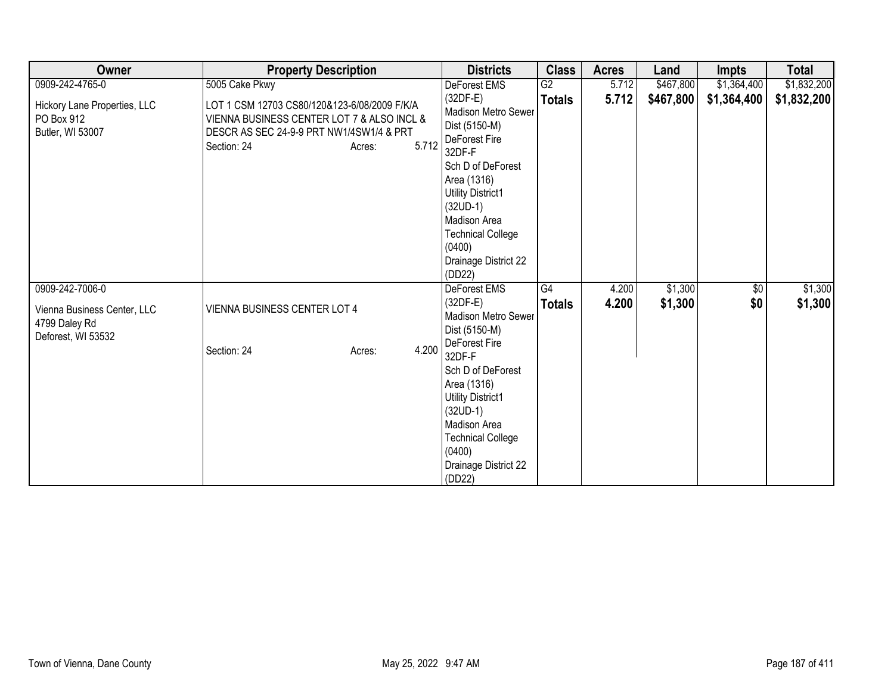| Owner | Property Description | Districts | Class | Acres | Land | Impts | Total |
|---|---|---|---|---|---|---|---|
| 0909-242-4765-0<br><br>Hickory Lane Properties, LLC<br>PO Box 912<br>Butler, WI 53007 | 5005 Cake Pkwy<br><br>LOT 1 CSM 12703 CS80/120&123-6/08/2009 F/K/A VIENNA BUSINESS CENTER LOT 7 & ALSO INCL & DESCR AS SEC 24-9-9 PRT NW1/4SW1/4 & PRT<br>Section: 24 Acres: 5.712 | DeForest EMS (32DF-E)<br>Madison Metro Sewer Dist (5150-M)<br>DeForest Fire 32DF-F<br>Sch D of DeForest Area (1316)<br>Utility District1 (32UD-1)<br>Madison Area Technical College (0400)<br>Drainage District 22 (DD22) | G2<br>**Totals** | 5.712<br>**5.712** | $467,800<br>**$467,800** | $1,364,400<br>**$1,364,400** | $1,832,200<br>**$1,832,200** |
| 0909-242-7006-0<br><br>Vienna Business Center, LLC<br>4799 Daley Rd<br>Deforest, WI 53532 | VIENNA BUSINESS CENTER LOT 4<br><br>Section: 24 Acres: 4.200 | DeForest EMS (32DF-E)<br>Madison Metro Sewer Dist (5150-M)<br>DeForest Fire 32DF-F<br>Sch D of DeForest Area (1316)<br>Utility District1 (32UD-1)<br>Madison Area Technical College (0400)<br>Drainage District 22 (DD22) | G4<br>**Totals** | 4.200<br>**4.200** | $1,300<br>**$1,300** | $0<br>**$0** | $1,300<br>**$1,300** |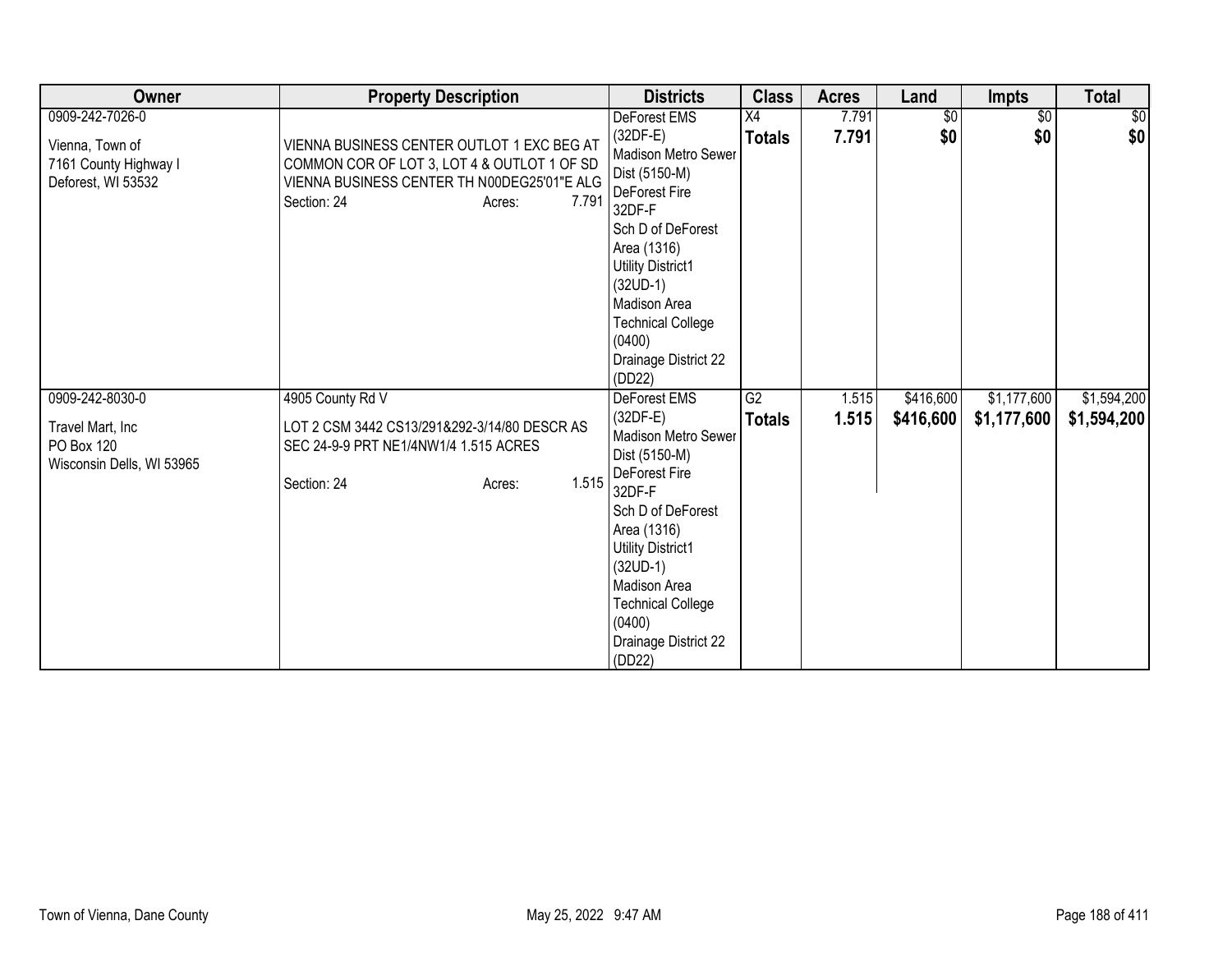| Owner | Property Description | Districts | Class | Acres | Land | Impts | Total |
|---|---|---|---|---|---|---|---|
| 0909-242-7026-0<br><br>Vienna, Town of<br>7161 County Highway I<br>Deforest, WI 53532 | VIENNA BUSINESS CENTER OUTLOT 1 EXC BEG AT COMMON COR OF LOT 3, LOT 4 & OUTLOT 1 OF SD VIENNA BUSINESS CENTER TH N00DEG25'01"E ALG<br>Section: 24 Acres: 7.791 | DeForest EMS (32DF-E)<br>Madison Metro Sewer Dist (5150-M)<br>DeForest Fire 32DF-F<br>Sch D of DeForest Area (1316)<br>Utility District1 (32UD-1)<br>Madison Area Technical College (0400)<br>Drainage District 22 (DD22) | X4<br>**Totals** | 7.791<br>**7.791** | $0<br>**$0** | $0<br>**$0** | $0<br>**$0** |
| 0909-242-8030-0<br><br>Travel Mart, Inc<br>PO Box 120<br>Wisconsin Dells, WI 53965 | 4905 County Rd V<br><br>LOT 2 CSM 3442 CS13/291&292-3/14/80 DESCR AS SEC 24-9-9 PRT NE1/4NW1/4 1.515 ACRES<br><br>Section: 24 Acres: 1.515 | DeForest EMS (32DF-E)<br>Madison Metro Sewer Dist (5150-M)<br>DeForest Fire 32DF-F<br>Sch D of DeForest Area (1316)<br>Utility District1 (32UD-1)<br>Madison Area Technical College (0400)<br>Drainage District 22 (DD22) | G2<br>**Totals** | 1.515<br>**1.515** | $416,600<br>**$416,600** | $1,177,600<br>**$1,177,600** | $1,594,200<br>**$1,594,200** |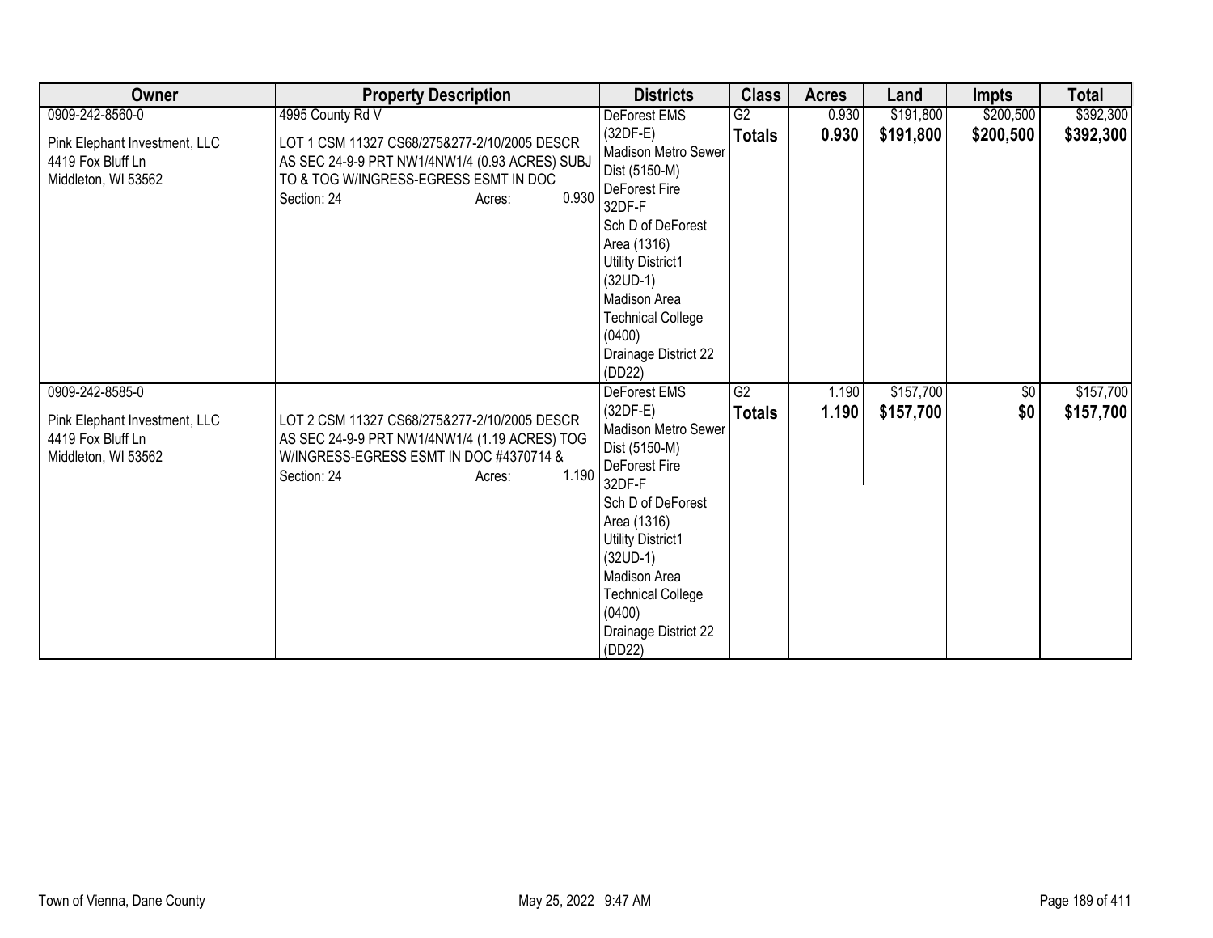| Owner | Property Description | Districts | Class | Acres | Land | Impts | Total |
|---|---|---|---|---|---|---|---|
| 0909-242-8560-0<br><br>Pink Elephant Investment, LLC<br>4419 Fox Bluff Ln<br>Middleton, WI 53562 | 4995 County Rd V<br><br>LOT 1 CSM 11327 CS68/275&277-2/10/2005 DESCR AS SEC 24-9-9 PRT NW1/4NW1/4 (0.93 ACRES) SUBJ TO & TOG W/INGRESS-EGRESS ESMT IN DOC<br>Section: 24 Acres: 0.930 | DeForest EMS (32DF-E)<br>Madison Metro Sewer Dist (5150-M)<br>DeForest Fire 32DF-F<br>Sch D of DeForest Area (1316)<br>Utility District1 (32UD-1)<br>Madison Area Technical College (0400)<br>Drainage District 22 (DD22) | G2<br>**Totals** | 0.930<br>**0.930** | $191,800<br>**$191,800** | $200,500<br>**$200,500** | $392,300<br>**$392,300** |
| 0909-242-8585-0<br><br>Pink Elephant Investment, LLC<br>4419 Fox Bluff Ln<br>Middleton, WI 53562 | LOT 2 CSM 11327 CS68/275&277-2/10/2005 DESCR AS SEC 24-9-9 PRT NW1/4NW1/4 (1.19 ACRES) TOG W/INGRESS-EGRESS ESMT IN DOC #4370714 &<br>Section: 24 Acres: 1.190 | DeForest EMS (32DF-E)<br>Madison Metro Sewer Dist (5150-M)<br>DeForest Fire 32DF-F<br>Sch D of DeForest Area (1316)<br>Utility District1 (32UD-1)<br>Madison Area Technical College (0400)<br>Drainage District 22 (DD22) | G2<br>**Totals** | 1.190<br>**1.190** | $157,700<br>**$157,700** | $0<br>**$0** | $157,700<br>**$157,700** |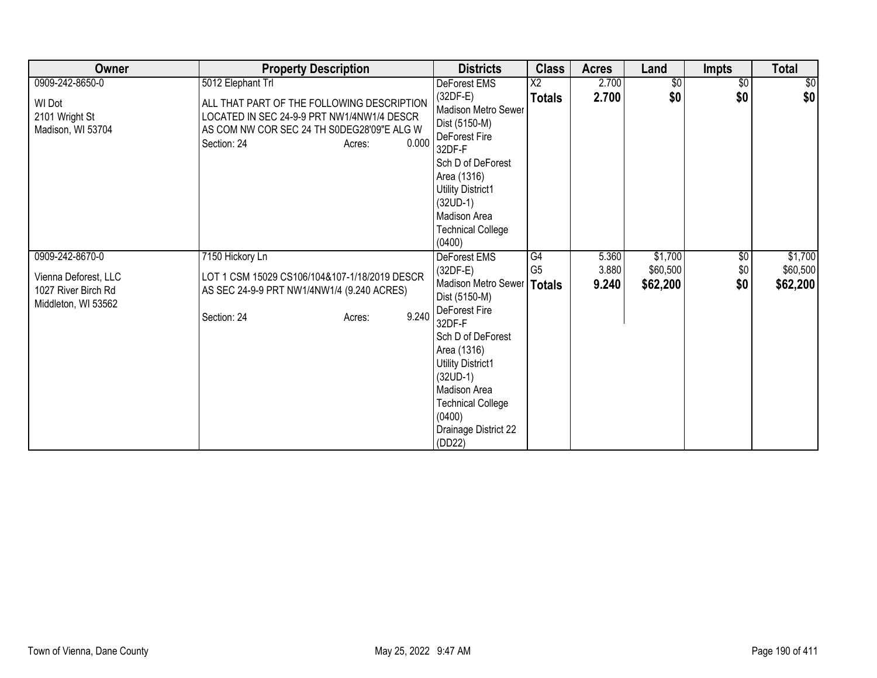| Owner | Property Description | Districts | Class | Acres | Land | Impts | Total |
|---|---|---|---|---|---|---|---|
| 0909-242-8650-0<br><br>WI Dot<br>2101 Wright St<br>Madison, WI 53704 | 5012 Elephant Trl<br><br>ALL THAT PART OF THE FOLLOWING DESCRIPTION LOCATED IN SEC 24-9-9 PRT NW1/4NW1/4 DESCR AS COM NW COR SEC 24 TH S0DEG28'09"E ALG W<br>Section: 24 Acres: 0.000 | DeForest EMS (32DF-E)<br>Madison Metro Sewer Dist (5150-M)<br>DeForest Fire 32DF-F<br>Sch D of DeForest Area (1316)<br>Utility District1 (32UD-1)<br>Madison Area Technical College (0400) | X2<br>**Totals** | 2.700<br>**2.700** | $0<br>**$0** | $0<br>**$0** | $0<br>**$0** |
| 0909-242-8670-0<br><br>Vienna Deforest, LLC<br>1027 River Birch Rd<br>Middleton, WI 53562 | 7150 Hickory Ln<br><br>LOT 1 CSM 15029 CS106/104&107-1/18/2019 DESCR AS SEC 24-9-9 PRT NW1/4NW1/4 (9.240 ACRES)<br><br>Section: 24 Acres: 9.240 | DeForest EMS (32DF-E)<br>Madison Metro Sewer Dist (5150-M)<br>DeForest Fire 32DF-F<br>Sch D of DeForest Area (1316)<br>Utility District1 (32UD-1)<br>Madison Area Technical College (0400)<br>Drainage District 22 (DD22) | G4<br>G5<br>**Totals** | 5.360<br>3.880<br>**9.240** | $1,700<br>$60,500<br>**$62,200** | $0<br>$0<br>**$0** | $1,700<br>$60,500<br>**$62,200** |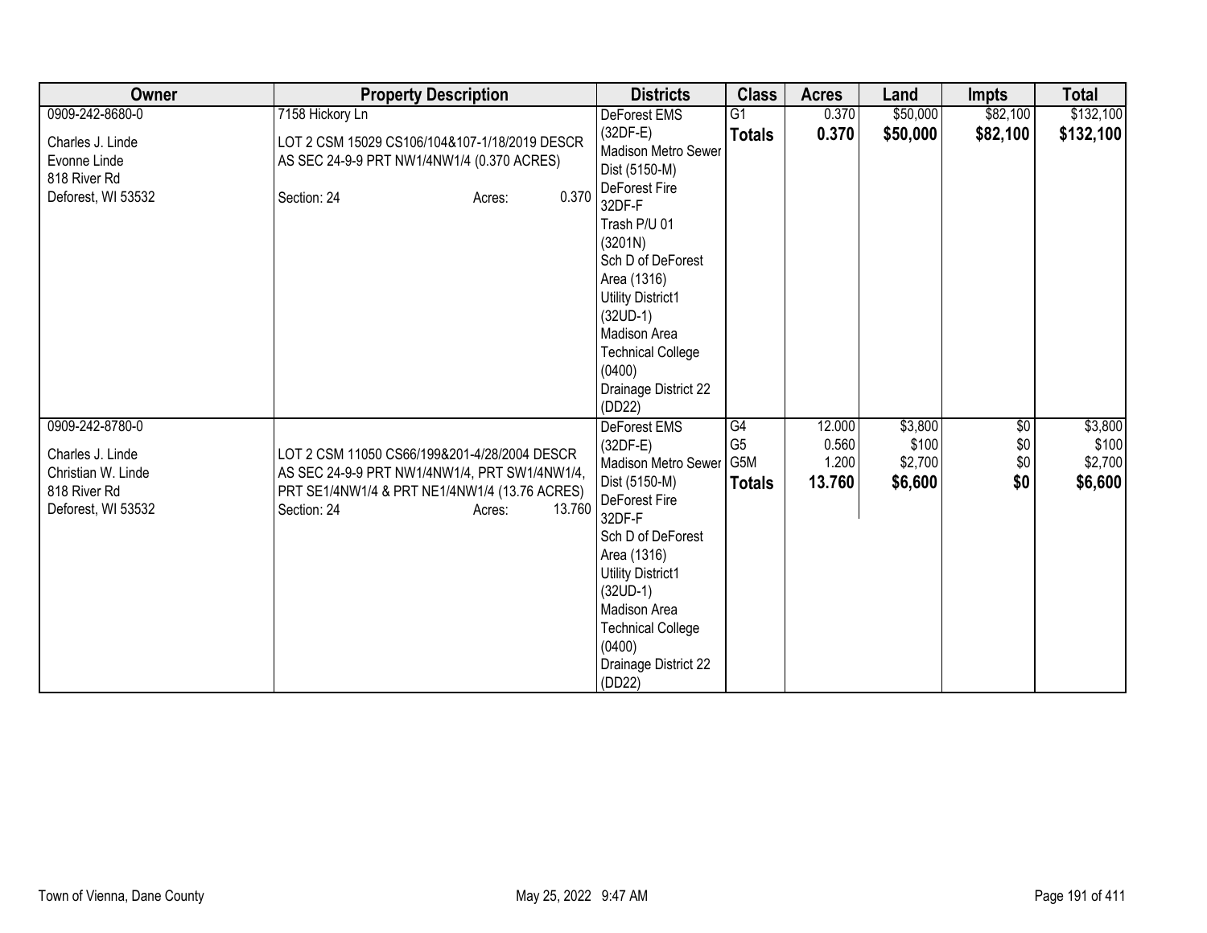| Owner | Property Description | Districts | Class | Acres | Land | Impts | Total |
|---|---|---|---|---|---|---|---|
| 0909-242-8680-0<br><br>Charles J. Linde<br>Evonne Linde<br>818 River Rd<br>Deforest, WI 53532 | 7158 Hickory Ln<br><br>LOT 2 CSM 15029 CS106/104&107-1/18/2019 DESCR AS SEC 24-9-9 PRT NW1/4NW1/4 (0.370 ACRES)<br><br>Section: 24 Acres: 0.370 | DeForest EMS (32DF-E)<br>Madison Metro Sewer Dist (5150-M)<br>DeForest Fire 32DF-F<br>Trash P/U 01 (3201N)<br>Sch D of DeForest Area (1316)<br>Utility District1 (32UD-1)<br>Madison Area Technical College (0400)<br>Drainage District 22 (DD22) | G1<br>**Totals** | 0.370<br>**0.370** | $50,000<br>**$50,000** | $82,100<br>**$82,100** | $132,100<br>**$132,100** |
| 0909-242-8780-0<br><br>Charles J. Linde<br>Christian W. Linde<br>818 River Rd<br>Deforest, WI 53532 | LOT 2 CSM 11050 CS66/199&201-4/28/2004 DESCR AS SEC 24-9-9 PRT NW1/4NW1/4, PRT SW1/4NW1/4, PRT SE1/4NW1/4 & PRT NE1/4NW1/4 (13.76 ACRES)<br>Section: 24 Acres: 13.760 | DeForest EMS (32DF-E)<br>Madison Metro Sewer Dist (5150-M)<br>DeForest Fire 32DF-F<br>Sch D of DeForest Area (1316)<br>Utility District1 (32UD-1)<br>Madison Area Technical College (0400)<br>Drainage District 22 (DD22) | G4<br>G5<br>G5M<br>**Totals** | 12.000<br>0.560<br>1.200<br>**13.760** | $3,800<br>$100<br>$2,700<br>**$6,600** | $0<br>$0<br>$0<br>**$0** | $3,800<br>$100<br>$2,700<br>**$6,600** |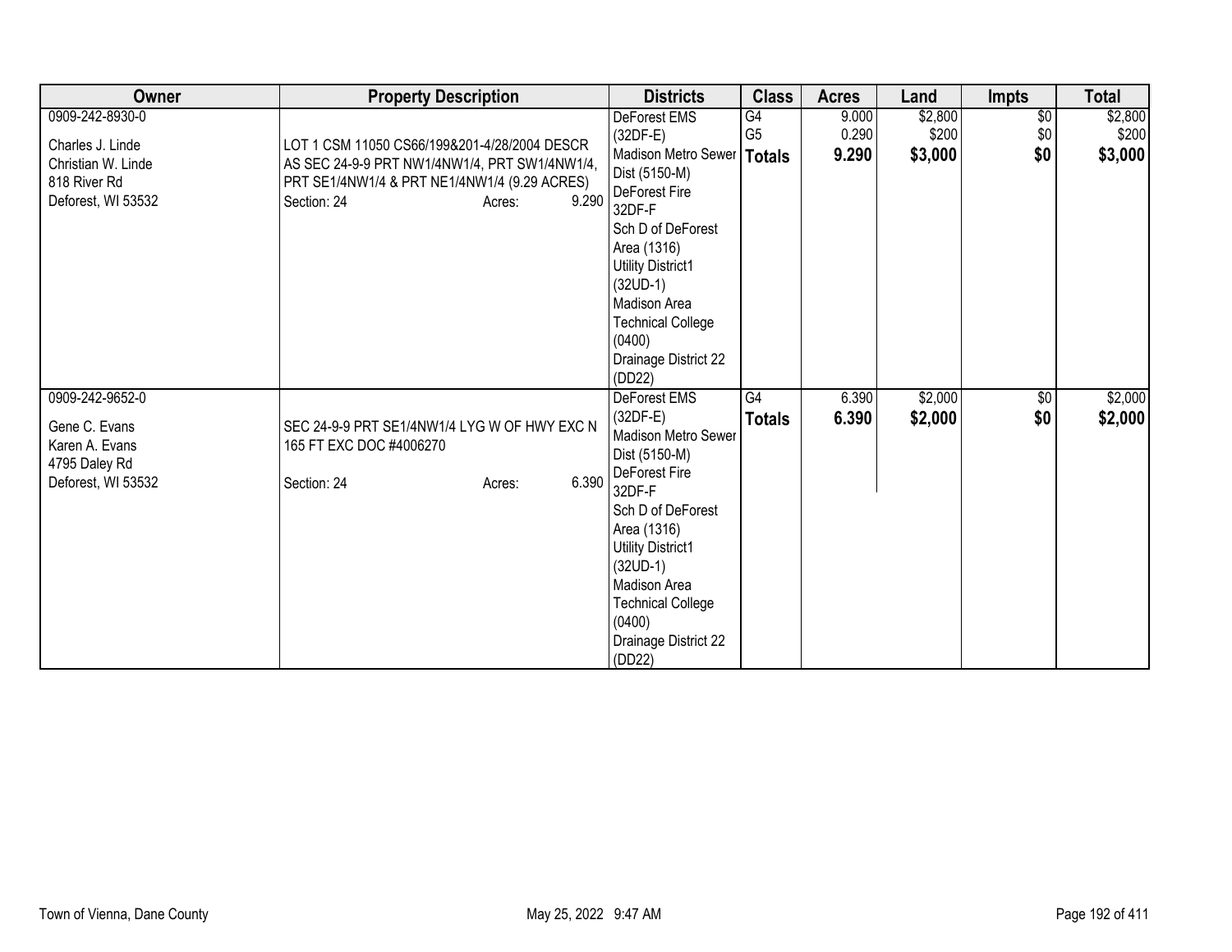| Owner | Property Description | Districts | Class | Acres | Land | Impts | Total |
|---|---|---|---|---|---|---|---|
| 0909-242-8930-0<br><br>Charles J. Linde<br>Christian W. Linde<br>818 River Rd<br>Deforest, WI 53532 | LOT 1 CSM 11050 CS66/199&201-4/28/2004 DESCR AS SEC 24-9-9 PRT NW1/4NW1/4, PRT SW1/4NW1/4, PRT SE1/4NW1/4 & PRT NE1/4NW1/4 (9.29 ACRES)<br>Section: 24 Acres: 9.290 | DeForest EMS (32DF-E)<br>Madison Metro Sewer Dist (5150-M)<br>DeForest Fire 32DF-F<br>Sch D of DeForest Area (1316)<br>Utility District1 (32UD-1)<br>Madison Area Technical College (0400)<br>Drainage District 22 (DD22) | G4<br>G5<br>**Totals** | 9.000<br>0.290<br>**9.290** | $2,800<br>$200<br>**$3,000** | $0<br>$0<br>**$0** | $2,800<br>$200<br>**$3,000** |
| 0909-242-9652-0<br><br>Gene C. Evans<br>Karen A. Evans<br>4795 Daley Rd<br>Deforest, WI 53532 | SEC 24-9-9 PRT SE1/4NW1/4 LYG W OF HWY EXC N 165 FT EXC DOC #4006270<br>Section: 24 Acres: 6.390 | DeForest EMS (32DF-E)<br>Madison Metro Sewer Dist (5150-M)<br>DeForest Fire 32DF-F<br>Sch D of DeForest Area (1316)<br>Utility District1 (32UD-1)<br>Madison Area Technical College (0400)<br>Drainage District 22 (DD22) | G4<br>**Totals** | 6.390<br>**6.390** | $2,000<br>**$2,000** | $0<br>**$0** | $2,000<br>**$2,000** |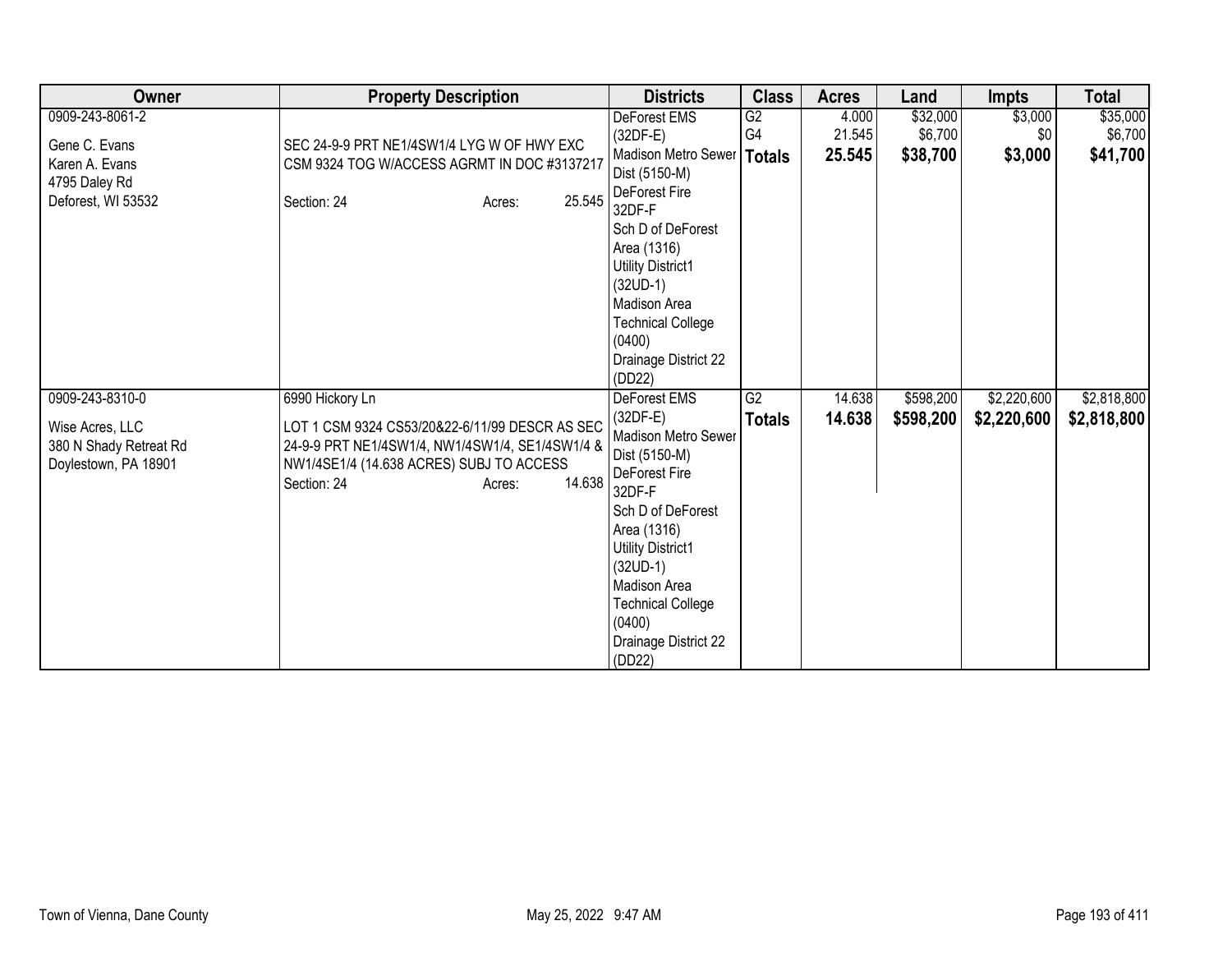| Owner | Property Description | Districts | Class | Acres | Land | Impts | Total |
|---|---|---|---|---|---|---|---|
| 0909-243-8061-2<br><br>Gene C. Evans<br>Karen A. Evans<br>4795 Daley Rd<br>Deforest, WI 53532 | SEC 24-9-9 PRT NE1/4SW1/4 LYG W OF HWY EXC CSM 9324 TOG W/ACCESS AGRMT IN DOC #3137217<br><br>Section: 24 Acres: 25.545 | DeForest EMS (32DF-E)<br>Madison Metro Sewer Dist (5150-M)<br>DeForest Fire 32DF-F<br>Sch D of DeForest Area (1316)<br>Utility District1 (32UD-1)<br>Madison Area Technical College (0400)<br>Drainage District 22 (DD22) | G2<br>G4<br>**Totals** | 4.000<br>21.545<br>**25.545** | $32,000<br>$6,700<br>**$38,700** | $3,000<br>$0<br>**$3,000** | $35,000<br>$6,700<br>**$41,700** |
| 0909-243-8310-0<br><br>Wise Acres, LLC<br>380 N Shady Retreat Rd<br>Doylestown, PA 18901 | 6990 Hickory Ln<br><br>LOT 1 CSM 9324 CS53/20&22-6/11/99 DESCR AS SEC 24-9-9 PRT NE1/4SW1/4, NW1/4SW1/4, SE1/4SW1/4 & NW1/4SE1/4 (14.638 ACRES) SUBJ TO ACCESS<br>Section: 24 Acres: 14.638 | DeForest EMS (32DF-E)<br>Madison Metro Sewer Dist (5150-M)<br>DeForest Fire 32DF-F<br>Sch D of DeForest Area (1316)<br>Utility District1 (32UD-1)<br>Madison Area Technical College (0400)<br>Drainage District 22 (DD22) | G2<br>**Totals** | 14.638<br>**14.638** | $598,200<br>**$598,200** | $2,220,600<br>**$2,220,600** | $2,818,800<br>**$2,818,800** |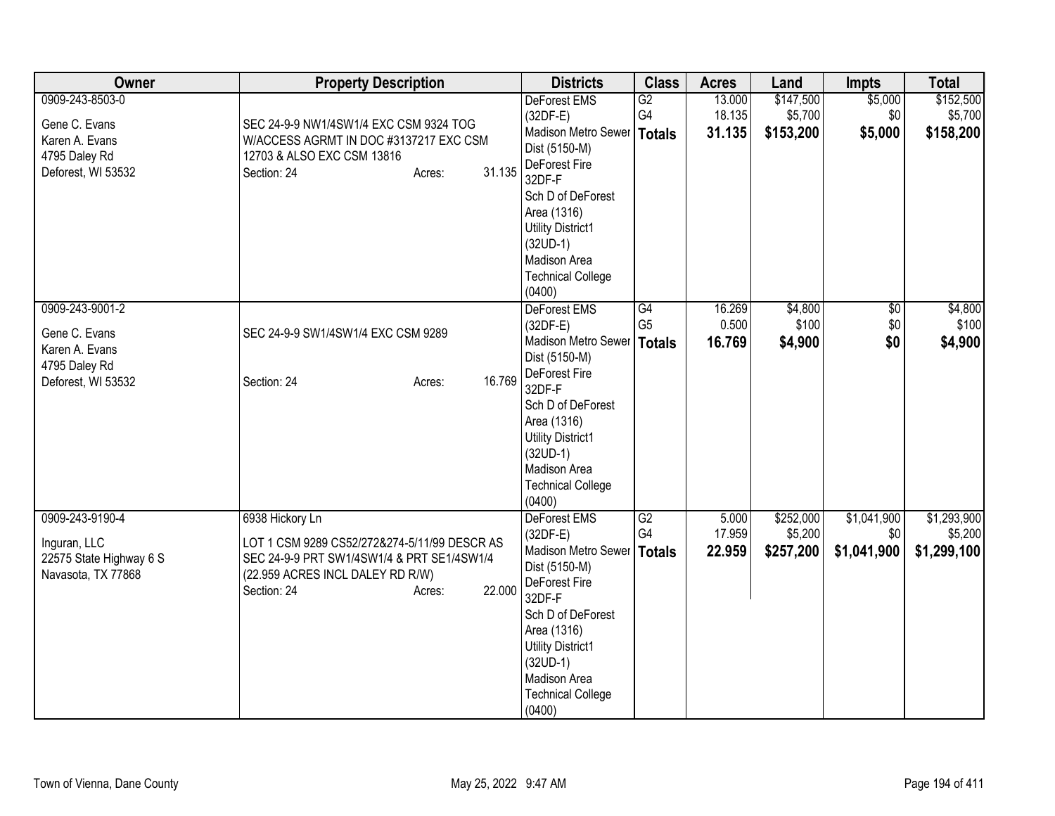| Owner | Property Description | Districts | Class | Acres | Land | Impts | Total |
|---|---|---|---|---|---|---|---|
| 0909-243-8503-0<br><br>Gene C. Evans<br>Karen A. Evans<br>4795 Daley Rd<br>Deforest, WI 53532 | SEC 24-9-9 NW1/4SW1/4 EXC CSM 9324 TOG W/ACCESS AGRMT IN DOC #3137217 EXC CSM 12703 & ALSO EXC CSM 13816<br>Section: 24 Acres: 31.135 | DeForest EMS (32DF-E)<br>Madison Metro Sewer Dist (5150-M)<br>DeForest Fire 32DF-F<br>Sch D of DeForest Area (1316)<br>Utility District1 (32UD-1)<br>Madison Area Technical College (0400) | G2<br>G4<br>**Totals** | 13.000<br>18.135<br>**31.135** | $147,500<br>$5,700<br>**$153,200** | $5,000<br>$0<br>**$5,000** | $152,500<br>$5,700<br>**$158,200** |
| 0909-243-9001-2<br><br>Gene C. Evans<br>Karen A. Evans<br>4795 Daley Rd<br>Deforest, WI 53532 | SEC 24-9-9 SW1/4SW1/4 EXC CSM 9289<br><br>Section: 24 Acres: 16.769 | DeForest EMS (32DF-E)<br>Madison Metro Sewer Dist (5150-M)<br>DeForest Fire 32DF-F<br>Sch D of DeForest Area (1316)<br>Utility District1 (32UD-1)<br>Madison Area Technical College (0400) | G4<br>G5<br>**Totals** | 16.269<br>0.500<br>**16.769** | $4,800<br>$100<br>**$4,900** | $0<br>$0<br>**$0** | $4,800<br>$100<br>**$4,900** |
| 0909-243-9190-4<br><br>Inguran, LLC<br>22575 State Highway 6 S<br>Navasota, TX 77868 | 6938 Hickory Ln<br>LOT 1 CSM 9289 CS52/272&274-5/11/99 DESCR AS SEC 24-9-9 PRT SW1/4SW1/4 & PRT SE1/4SW1/4 (22.959 ACRES INCL DALEY RD R/W)<br>Section: 24 Acres: 22.000 | DeForest EMS (32DF-E)<br>Madison Metro Sewer Dist (5150-M)<br>DeForest Fire 32DF-F<br>Sch D of DeForest Area (1316)<br>Utility District1 (32UD-1)<br>Madison Area Technical College (0400) | G2<br>G4<br>**Totals** | 5.000<br>17.959<br>**22.959** | $252,000<br>$5,200<br>**$257,200** | $1,041,900<br>$0<br>**$1,041,900** | $1,293,900<br>$5,200<br>**$1,299,100** |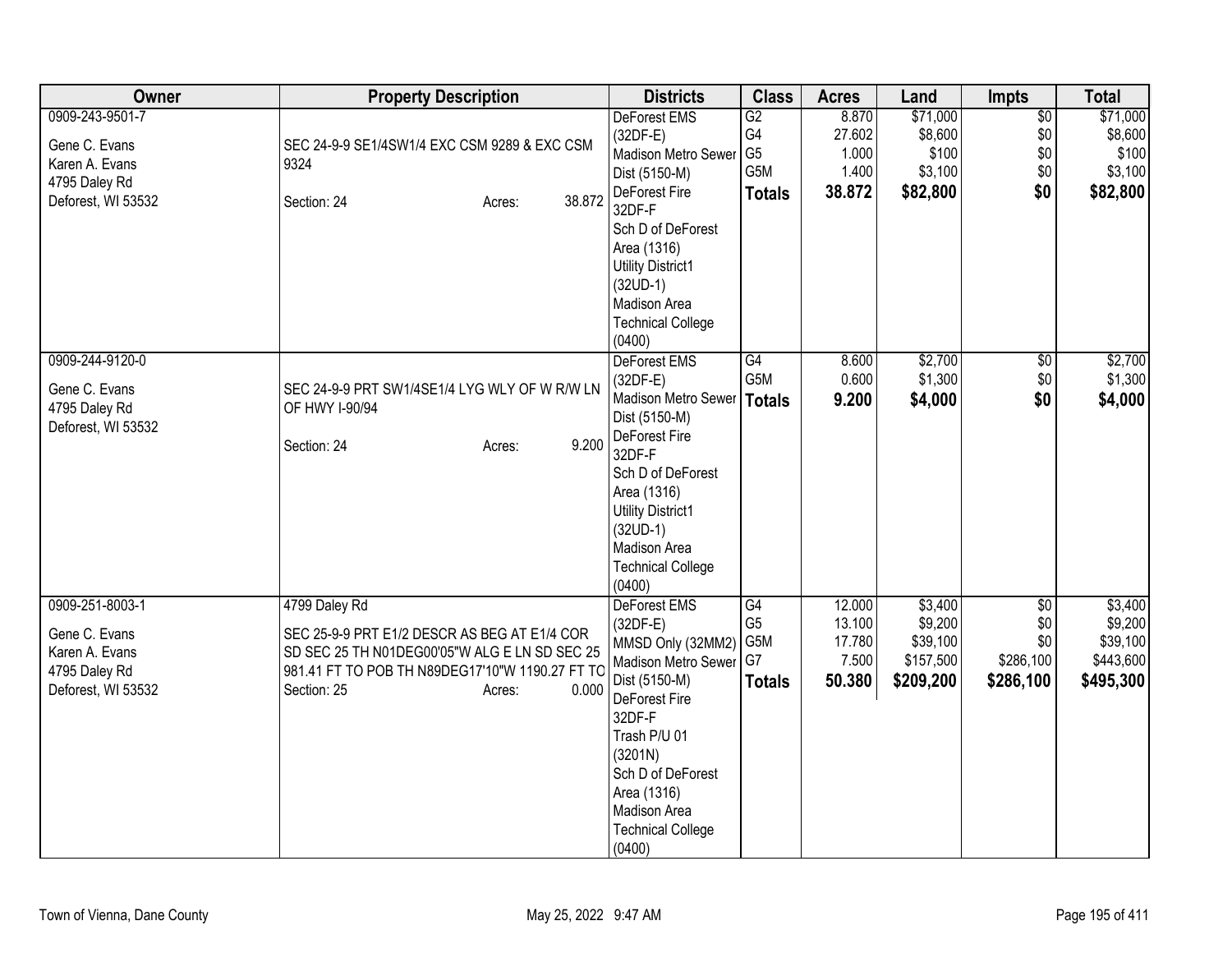| Owner | Property Description | Districts | Class | Acres | Land | Impts | Total |
|---|---|---|---|---|---|---|---|
| 0909-243-9501-7<br><br>Gene C. Evans<br>Karen A. Evans<br>4795 Daley Rd<br>Deforest, WI 53532 | SEC 24-9-9 SE1/4SW1/4 EXC CSM 9289 & EXC CSM 9324<br><br>Section: 24 Acres: 38.872 | DeForest EMS (32DF-E)<br>Madison Metro Sewer Dist (5150-M)<br>DeForest Fire 32DF-F<br>Sch D of DeForest Area (1316)<br>Utility District1 (32UD-1)<br>Madison Area Technical College (0400) | G2<br>G4<br>G5<br>G5M<br>**Totals** | 8.870<br>27.602<br>1.000<br>1.400<br>**38.872** | $71,000<br>$8,600<br>$100<br>$3,100<br>**$82,800** | $0<br>$0<br>$0<br>$0<br>**$0** | $71,000<br>$8,600<br>$100<br>$3,100<br>**$82,800** |
| 0909-244-9120-0<br><br>Gene C. Evans<br>4795 Daley Rd<br>Deforest, WI 53532 | SEC 24-9-9 PRT SW1/4SE1/4 LYG WLY OF W R/W LN OF HWY I-90/94<br><br>Section: 24 Acres: 9.200 | DeForest EMS (32DF-E)<br>Madison Metro Sewer Dist (5150-M)<br>DeForest Fire 32DF-F<br>Sch D of DeForest Area (1316)<br>Utility District1 (32UD-1)<br>Madison Area Technical College (0400) | G4<br>G5M<br>**Totals** | 8.600<br>0.600<br>**9.200** | $2,700<br>$1,300<br>**$4,000** | $0<br>$0<br>**$0** | $2,700<br>$1,300<br>**$4,000** |
| 0909-251-8003-1<br><br>Gene C. Evans<br>Karen A. Evans<br>4795 Daley Rd<br>Deforest, WI 53532 | 4799 Daley Rd<br>SEC 25-9-9 PRT E1/2 DESCR AS BEG AT E1/4 COR SD SEC 25 TH N01DEG00'05"W ALG E LN SD SEC 25 981.41 FT TO POB TH N89DEG17'10"W 1190.27 FT TO<br>Section: 25 Acres: 0.000 | DeForest EMS (32DF-E)<br>MMSD Only (32MM2)<br>Madison Metro Sewer Dist (5150-M)<br>DeForest Fire 32DF-F<br>Trash P/U 01 (3201N)<br>Sch D of DeForest Area (1316)<br>Madison Area Technical College (0400) | G4<br>G5<br>G5M<br>G7<br>**Totals** | 12.000<br>13.100<br>17.780<br>7.500<br>**50.380** | $3,400<br>$9,200<br>$39,100<br>$157,500<br>**$209,200** | $0<br>$0<br>$0<br>$286,100<br>**$286,100** | $3,400<br>$9,200<br>$39,100<br>$443,600<br>**$495,300** |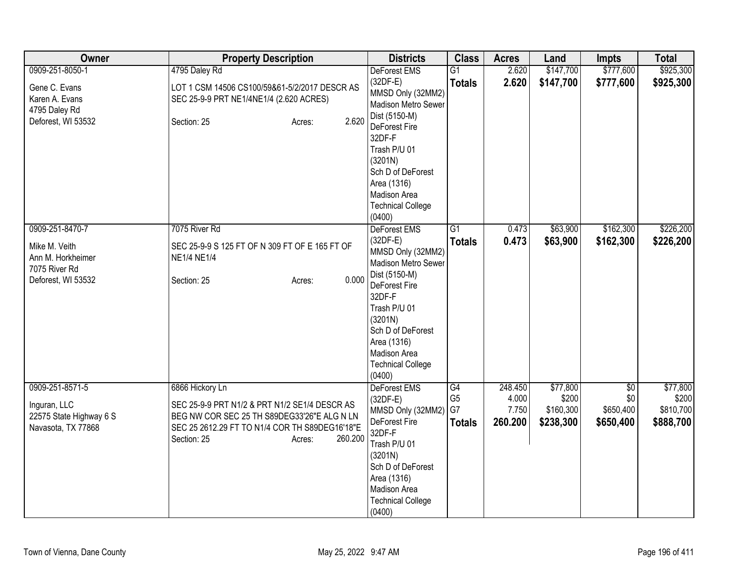| Owner | Property Description | Districts | Class | Acres | Land | Impts | Total |
|---|---|---|---|---|---|---|---|
| 0909-251-8050-1<br><br>Gene C. Evans<br>Karen A. Evans<br>4795 Daley Rd<br>Deforest, WI 53532 | 4795 Daley Rd<br><br>LOT 1 CSM 14506 CS100/59&61-5/2/2017 DESCR AS SEC 25-9-9 PRT NE1/4NE1/4 (2.620 ACRES)<br><br>Section: 25 Acres: 2.620 | DeForest EMS (32DF-E)<br>MMSD Only (32MM2)<br>Madison Metro Sewer Dist (5150-M)<br>DeForest Fire 32DF-F<br>Trash P/U 01 (3201N)<br>Sch D of DeForest Area (1316)<br>Madison Area Technical College (0400) | G1<br>**Totals** | 2.620<br>**2.620** | $147,700<br>**$147,700** | $777,600<br>**$777,600** | $925,300<br>**$925,300** |
| 0909-251-8470-7<br><br>Mike M. Veith<br>Ann M. Horkheimer<br>7075 River Rd<br>Deforest, WI 53532 | 7075 River Rd<br><br>SEC 25-9-9 S 125 FT OF N 309 FT OF E 165 FT OF NE1/4 NE1/4<br><br>Section: 25 Acres: 0.000 | DeForest EMS (32DF-E)<br>MMSD Only (32MM2)<br>Madison Metro Sewer Dist (5150-M)<br>DeForest Fire 32DF-F<br>Trash P/U 01 (3201N)<br>Sch D of DeForest Area (1316)<br>Madison Area Technical College (0400) | G1<br>**Totals** | 0.473<br>**0.473** | $63,900<br>**$63,900** | $162,300<br>**$162,300** | $226,200<br>**$226,200** |
| 0909-251-8571-5<br><br>Inguran, LLC<br>22575 State Highway 6 S<br>Navasota, TX 77868 | 6866 Hickory Ln<br><br>SEC 25-9-9 PRT N1/2 & PRT N1/2 SE1/4 DESCR AS BEG NW COR SEC 25 TH S89DEG33'26"E ALG N LN SEC 25 2612.29 FT TO N1/4 COR TH S89DEG16'18"E<br>Section: 25 Acres: 260.200 | DeForest EMS (32DF-E)<br>MMSD Only (32MM2)<br>DeForest Fire 32DF-F<br>Trash P/U 01 (3201N)<br>Sch D of DeForest Area (1316)<br>Madison Area Technical College (0400) | G4<br>G5<br>G7<br>**Totals** | 248.450<br>4.000<br>7.750<br>**260.200** | $77,800<br>$200<br>$160,300<br>**$238,300** | $0<br>$0<br>$650,400<br>**$650,400** | $77,800<br>$200<br>$810,700<br>**$888,700** |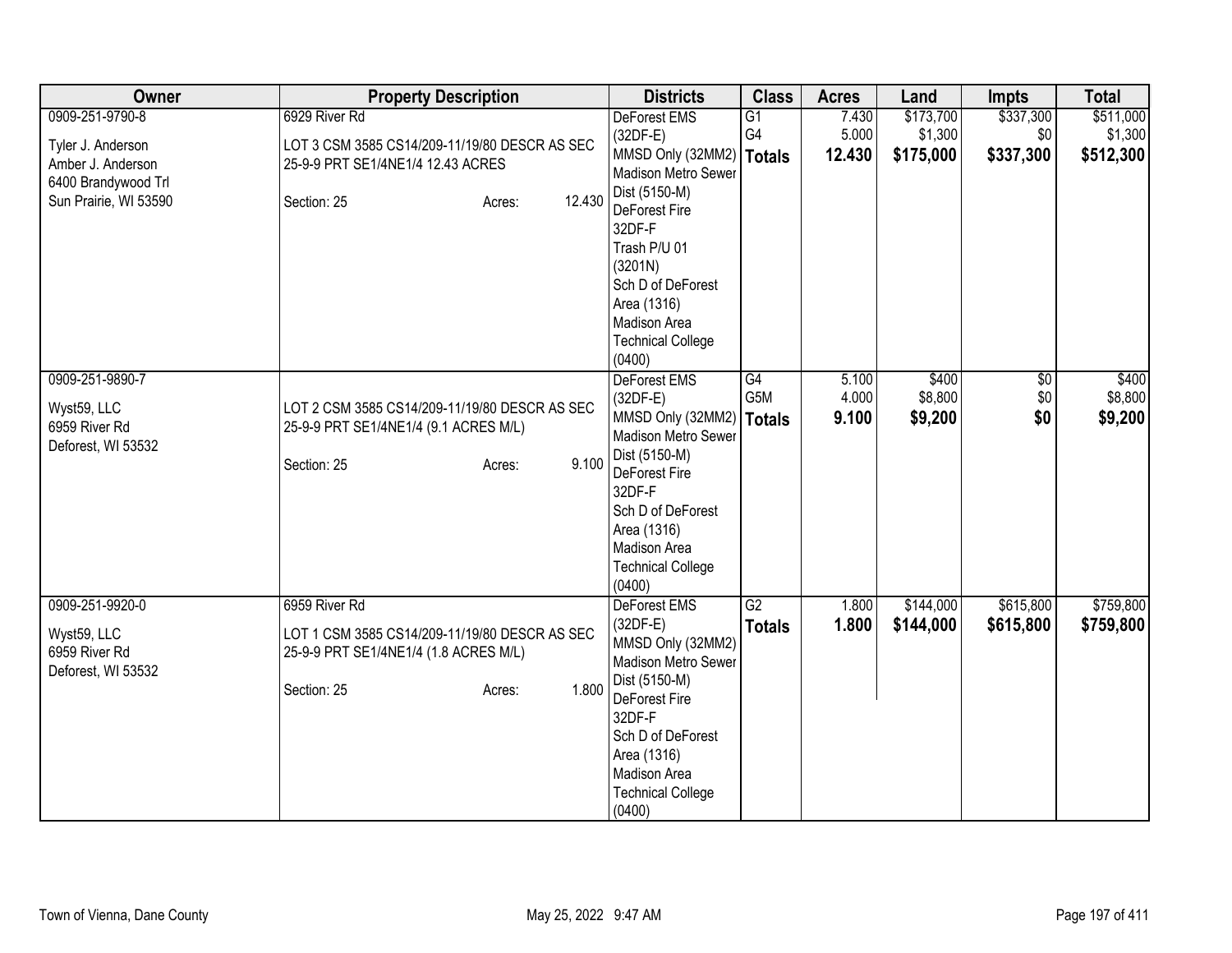| Owner | Property Description | Districts | Class | Acres | Land | Impts | Total |
|---|---|---|---|---|---|---|---|
| 0909-251-9790-8<br><br>Tyler J. Anderson<br>Amber J. Anderson<br>6400 Brandywood Trl<br>Sun Prairie, WI 53590 | 6929 River Rd<br><br>LOT 3 CSM 3585 CS14/209-11/19/80 DESCR AS SEC 25-9-9 PRT SE1/4NE1/4 12.43 ACRES<br><br>Section: 25 Acres: 12.430 | DeForest EMS (32DF-E)<br>MMSD Only (32MM2)<br>Madison Metro Sewer Dist (5150-M)<br>DeForest Fire 32DF-F<br>Trash P/U 01 (3201N)<br>Sch D of DeForest Area (1316)<br>Madison Area Technical College (0400) | G1<br>G4<br>**Totals** | 7.430<br>5.000<br>**12.430** | $173,700<br>$1,300<br>**$175,000** | $337,300<br>$0<br>**$337,300** | $511,000<br>$1,300<br>**$512,300** |
| 0909-251-9890-7<br><br>Wyst59, LLC<br>6959 River Rd<br>Deforest, WI 53532 | LOT 2 CSM 3585 CS14/209-11/19/80 DESCR AS SEC 25-9-9 PRT SE1/4NE1/4 (9.1 ACRES M/L)<br><br>Section: 25 Acres: 9.100 | DeForest EMS (32DF-E)<br>MMSD Only (32MM2)<br>Madison Metro Sewer Dist (5150-M)<br>DeForest Fire 32DF-F<br>Sch D of DeForest Area (1316)<br>Madison Area Technical College (0400) | G4<br>G5M<br>**Totals** | 5.100<br>4.000<br>**9.100** | $400<br>$8,800<br>**$9,200** | $0<br>$0<br>**$0** | $400<br>$8,800<br>**$9,200** |
| 0909-251-9920-0<br><br>Wyst59, LLC<br>6959 River Rd<br>Deforest, WI 53532 | 6959 River Rd<br><br>LOT 1 CSM 3585 CS14/209-11/19/80 DESCR AS SEC 25-9-9 PRT SE1/4NE1/4 (1.8 ACRES M/L)<br><br>Section: 25 Acres: 1.800 | DeForest EMS (32DF-E)<br>MMSD Only (32MM2)<br>Madison Metro Sewer Dist (5150-M)<br>DeForest Fire 32DF-F<br>Sch D of DeForest Area (1316)<br>Madison Area Technical College (0400) | G2<br>**Totals** | 1.800<br>**1.800** | $144,000<br>**$144,000** | $615,800<br>**$615,800** | $759,800<br>**$759,800** |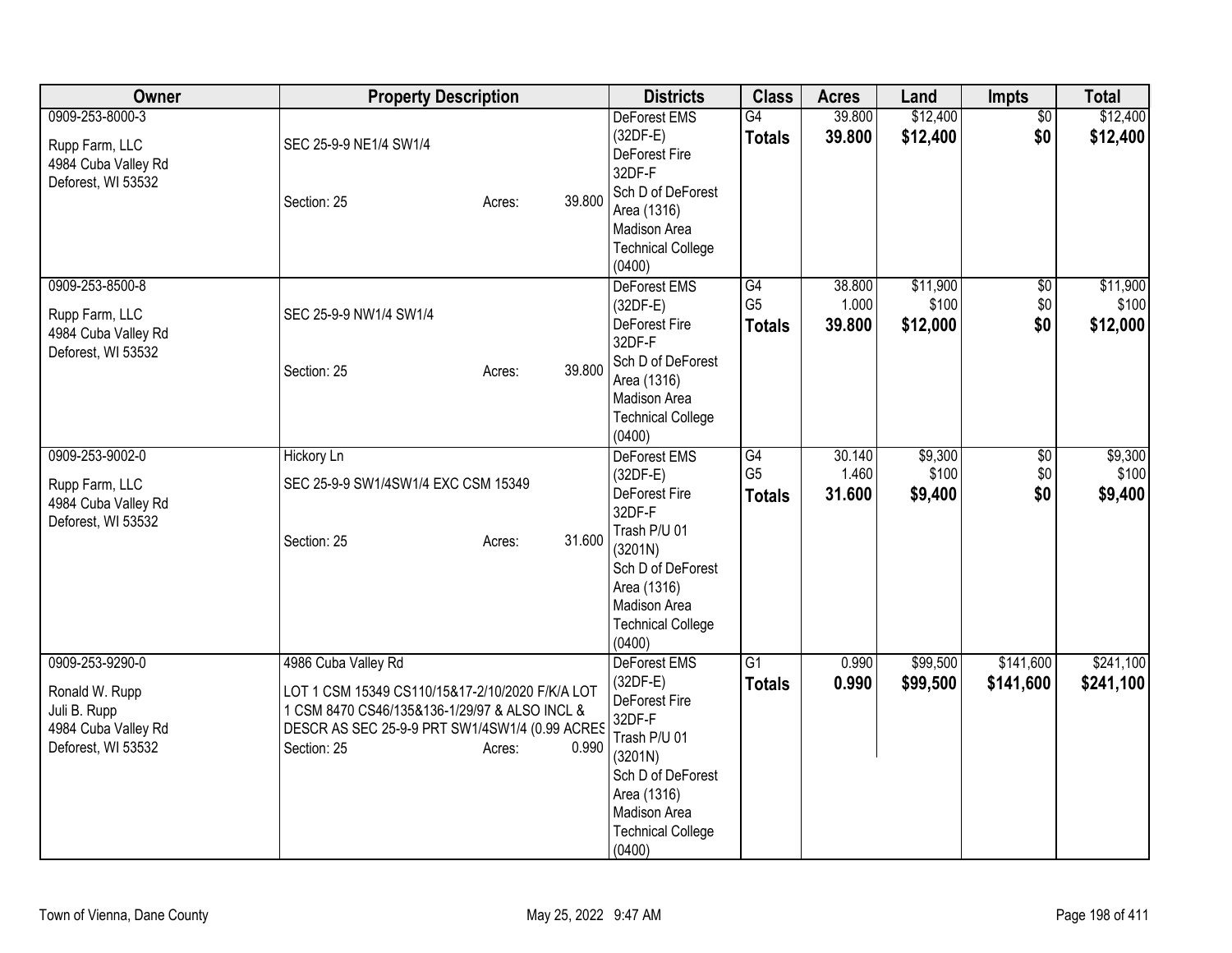| Owner | Property Description | Districts | Class | Acres | Land | Impts | Total |
|---|---|---|---|---|---|---|---|
| 0909-253-8000-3<br><br>Rupp Farm, LLC<br>4984 Cuba Valley Rd<br>Deforest, WI 53532 | SEC 25-9-9 NE1/4 SW1/4<br><br>Section: 25 Acres: 39.800 | DeForest EMS (32DF-E)<br>DeForest Fire 32DF-F<br>Sch D of DeForest Area (1316)<br>Madison Area Technical College (0400) | G4<br>**Totals** | 39.800<br>**39.800** | $12,400<br>**$12,400** | $0<br>**$0** | $12,400<br>**$12,400** |
| 0909-253-8500-8<br><br>Rupp Farm, LLC<br>4984 Cuba Valley Rd<br>Deforest, WI 53532 | SEC 25-9-9 NW1/4 SW1/4<br><br>Section: 25 Acres: 39.800 | DeForest EMS (32DF-E)<br>DeForest Fire 32DF-F<br>Sch D of DeForest Area (1316)<br>Madison Area Technical College (0400) | G4<br>G5<br>**Totals** | 38.800<br>1.000<br>**39.800** | $11,900<br>$100<br>**$12,000** | $0<br>$0<br>**$0** | $11,900<br>$100<br>**$12,000** |
| 0909-253-9002-0<br><br>Rupp Farm, LLC<br>4984 Cuba Valley Rd<br>Deforest, WI 53532 | Hickory Ln<br>SEC 25-9-9 SW1/4SW1/4 EXC CSM 15349<br><br>Section: 25 Acres: 31.600 | DeForest EMS (32DF-E)<br>DeForest Fire 32DF-F<br>Trash P/U 01 (3201N)<br>Sch D of DeForest Area (1316)<br>Madison Area Technical College (0400) | G4<br>G5<br>**Totals** | 30.140<br>1.460<br>**31.600** | $9,300<br>$100<br>**$9,400** | $0<br>$0<br>**$0** | $9,300<br>$100<br>**$9,400** |
| 0909-253-9290-0<br><br>Ronald W. Rupp<br>Juli B. Rupp<br>4984 Cuba Valley Rd<br>Deforest, WI 53532 | 4986 Cuba Valley Rd<br>LOT 1 CSM 15349 CS110/15&17-2/10/2020 F/K/A LOT 1 CSM 8470 CS46/135&136-1/29/97 & ALSO INCL & DESCR AS SEC 25-9-9 PRT SW1/4SW1/4 (0.99 ACRES<br>Section: 25 Acres: 0.990 | DeForest EMS (32DF-E)<br>DeForest Fire 32DF-F<br>Trash P/U 01 (3201N)<br>Sch D of DeForest Area (1316)<br>Madison Area Technical College (0400) | G1<br>**Totals** | 0.990<br>**0.990** | $99,500<br>**$99,500** | $141,600<br>**$141,600** | $241,100<br>**$241,100** |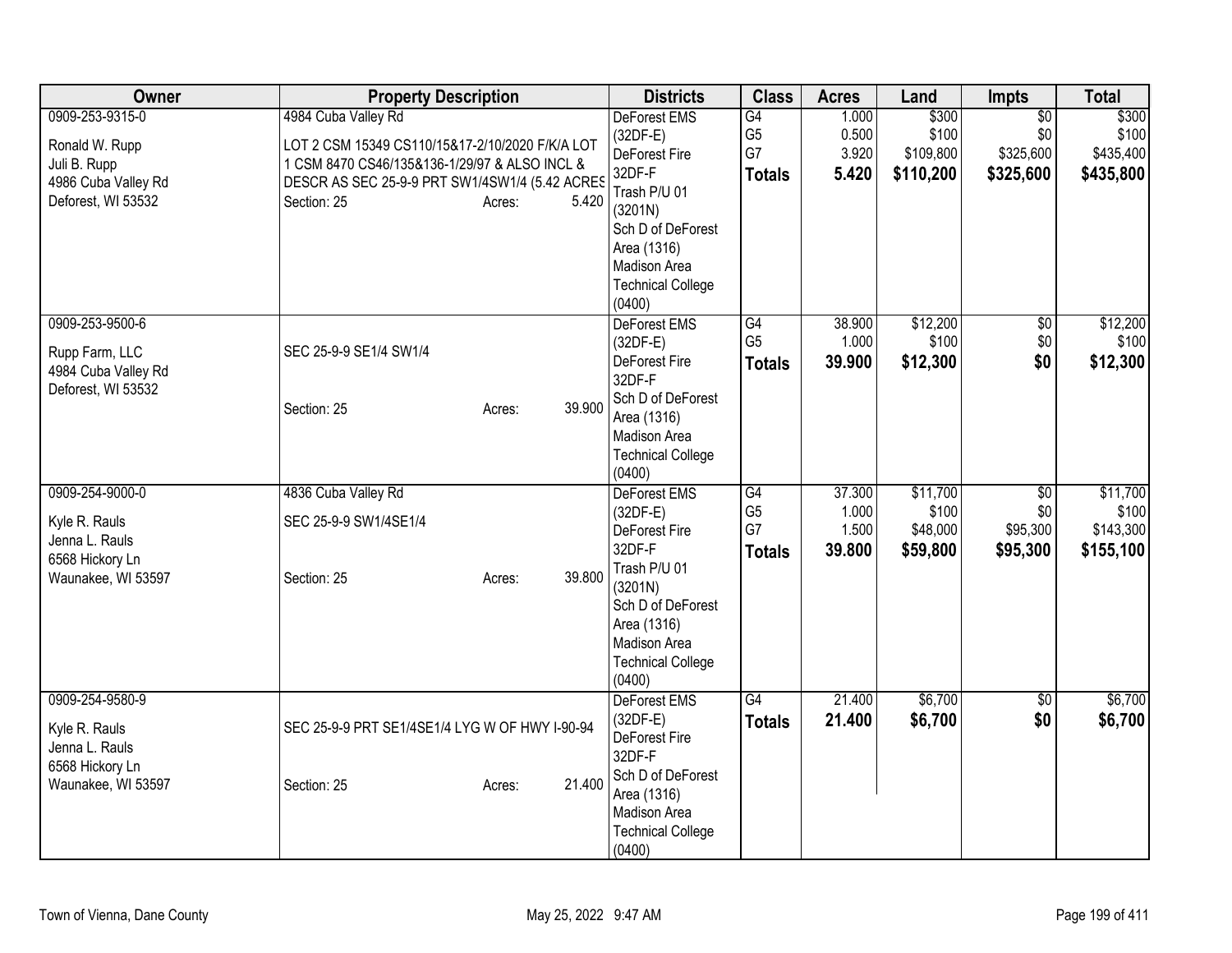| Owner | Property Description | Districts | Class | Acres | Land | Impts | Total |
|---|---|---|---|---|---|---|---|
| 0909-253-9315-0<br><br>Ronald W. Rupp<br>Juli B. Rupp<br>4986 Cuba Valley Rd<br>Deforest, WI 53532 | 4984 Cuba Valley Rd<br><br>LOT 2 CSM 15349 CS110/15&17-2/10/2020 F/K/A LOT 1 CSM 8470 CS46/135&136-1/29/97 & ALSO INCL & DESCR AS SEC 25-9-9 PRT SW1/4SW1/4 (5.42 ACRES<br>Section: 25 Acres: 5.420 | DeForest EMS (32DF-E)<br>DeForest Fire 32DF-F<br>Trash P/U 01 (3201N)<br>Sch D of DeForest Area (1316)<br>Madison Area Technical College (0400) | G4<br>G5<br>G7<br>**Totals** | 1.000<br>0.500<br>3.920<br>**5.420** | \$300<br>\$100<br>\$109,800<br>**\$110,200** | \$0<br>\$0<br>\$325,600<br>**\$325,600** | \$300<br>\$100<br>\$435,400<br>**\$435,800** |
| 0909-253-9500-6<br><br>Rupp Farm, LLC<br>4984 Cuba Valley Rd<br>Deforest, WI 53532 | SEC 25-9-9 SE1/4 SW1/4<br><br>Section: 25 Acres: 39.900 | DeForest EMS (32DF-E)<br>DeForest Fire 32DF-F<br>Sch D of DeForest Area (1316)<br>Madison Area Technical College (0400) | G4<br>G5<br>**Totals** | 38.900<br>1.000<br>**39.900** | \$12,200<br>\$100<br>**\$12,300** | \$0<br>\$0<br>**\$0** | \$12,200<br>\$100<br>**\$12,300** |
| 0909-254-9000-0<br><br>Kyle R. Rauls<br>Jenna L. Rauls<br>6568 Hickory Ln<br>Waunakee, WI 53597 | 4836 Cuba Valley Rd<br><br>SEC 25-9-9 SW1/4SE1/4<br><br>Section: 25 Acres: 39.800 | DeForest EMS (32DF-E)<br>DeForest Fire 32DF-F<br>Trash P/U 01 (3201N)<br>Sch D of DeForest Area (1316)<br>Madison Area Technical College (0400) | G4<br>G5<br>G7<br>**Totals** | 37.300<br>1.000<br>1.500<br>**39.800** | \$11,700<br>\$100<br>\$48,000<br>**\$59,800** | \$0<br>\$0<br>\$95,300<br>**\$95,300** | \$11,700<br>\$100<br>\$143,300<br>**\$155,100** |
| 0909-254-9580-9<br><br>Kyle R. Rauls<br>Jenna L. Rauls<br>6568 Hickory Ln<br>Waunakee, WI 53597 | SEC 25-9-9 PRT SE1/4SE1/4 LYG W OF HWY I-90-94<br><br>Section: 25 Acres: 21.400 | DeForest EMS (32DF-E)<br>DeForest Fire 32DF-F<br>Sch D of DeForest Area (1316)<br>Madison Area Technical College (0400) | G4<br>**Totals** | 21.400<br>**21.400** | \$6,700<br>**\$6,700** | \$0<br>**\$0** | \$6,700<br>**\$6,700** |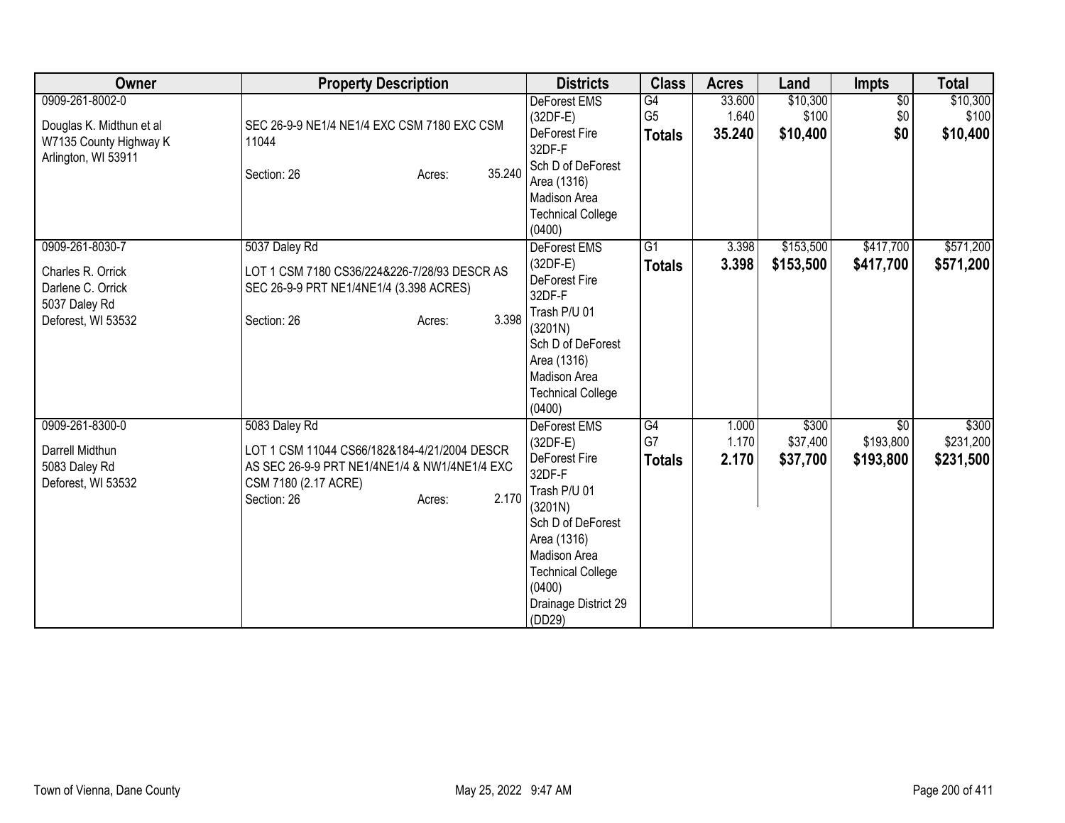| Owner | Property Description | Districts | Class | Acres | Land | Impts | Total |
|---|---|---|---|---|---|---|---|
| 0909-261-8002-0<br><br>Douglas K. Midthun et al<br>W7135 County Highway K<br>Arlington, WI 53911 | SEC 26-9-9 NE1/4 NE1/4 EXC CSM 7180 EXC CSM 11044<br><br>Section: 26 Acres: 35.240 | DeForest EMS (32DF-E)<br>DeForest Fire 32DF-F<br>Sch D of DeForest Area (1316)<br>Madison Area Technical College (0400) | G4<br>G5<br>**Totals** | 33.600<br>1.640<br>**35.240** | $10,300<br>$100<br>**$10,400** | $0<br>$0<br>**$0** | $10,300<br>$100<br>**$10,400** |
| 0909-261-8030-7<br><br>Charles R. Orrick<br>Darlene C. Orrick<br>5037 Daley Rd<br>Deforest, WI 53532 | 5037 Daley Rd<br>LOT 1 CSM 7180 CS36/224&226-7/28/93 DESCR AS SEC 26-9-9 PRT NE1/4NE1/4 (3.398 ACRES)<br><br>Section: 26 Acres: 3.398 | DeForest EMS (32DF-E)<br>DeForest Fire 32DF-F<br>Trash P/U 01 (3201N)<br>Sch D of DeForest Area (1316)<br>Madison Area Technical College (0400) | G1<br>**Totals** | 3.398<br>**3.398** | $153,500<br>**$153,500** | $417,700<br>**$417,700** | $571,200<br>**$571,200** |
| 0909-261-8300-0<br><br>Darrell Midthun<br>5083 Daley Rd<br>Deforest, WI 53532 | 5083 Daley Rd<br>LOT 1 CSM 11044 CS66/182&184-4/21/2004 DESCR AS SEC 26-9-9 PRT NE1/4NE1/4 & NW1/4NE1/4 EXC CSM 7180 (2.17 ACRE)<br>Section: 26 Acres: 2.170 | DeForest EMS (32DF-E)<br>DeForest Fire 32DF-F<br>Trash P/U 01 (3201N)<br>Sch D of DeForest Area (1316)<br>Madison Area Technical College (0400)<br>Drainage District 29 (DD29) | G4<br>G7<br>**Totals** | 1.000<br>1.170<br>**2.170** | $300<br>$37,400<br>**$37,700** | $0<br>$193,800<br>**$193,800** | $300<br>$231,200<br>**$231,500** |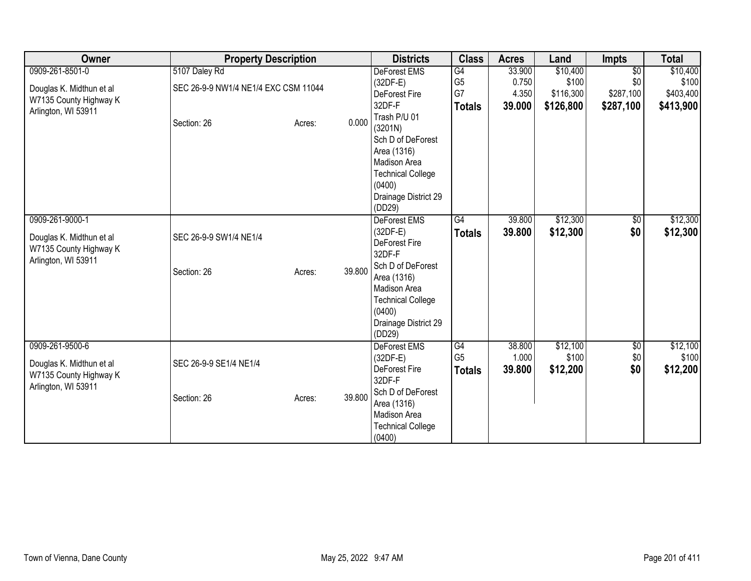| Owner | Property Description | | | Districts | Class | Acres | Land | Impts | Total |
|---|---|---|---|---|---|---|---|---|---|
| 0909-261-8501-0<br><br>Douglas K. Midthun et al<br>W7135 County Highway K<br>Arlington, WI 53911 | 5107 Daley Rd<br><br>SEC 26-9-9 NW1/4 NE1/4 EXC CSM 11044<br><br>Section: 26 | Acres: | 0.000 | DeForest EMS (32DF-E)<br>DeForest Fire 32DF-F<br>Trash P/U 01 (3201N)<br>Sch D of DeForest Area (1316)<br>Madison Area Technical College (0400)<br>Drainage District 29 (DD29) | G4<br>G5<br>G7<br>**Totals** | 33.900<br>0.750<br>4.350<br>**39.000** | $10,400<br>$100<br>$116,300<br>**$126,800** | $0<br>$0<br>$287,100<br>**$287,100** | $10,400<br>$100<br>$403,400<br>**$413,900** |
| 0909-261-9000-1<br><br>Douglas K. Midthun et al<br>W7135 County Highway K<br>Arlington, WI 53911 | SEC 26-9-9 SW1/4 NE1/4<br><br>Section: 26 | Acres: | 39.800 | DeForest EMS (32DF-E)<br>DeForest Fire 32DF-F<br>Sch D of DeForest Area (1316)<br>Madison Area Technical College (0400)<br>Drainage District 29 (DD29) | G4<br>**Totals** | 39.800<br>**39.800** | $12,300<br>**$12,300** | $0<br>**$0** | $12,300<br>**$12,300** |
| 0909-261-9500-6<br><br>Douglas K. Midthun et al<br>W7135 County Highway K<br>Arlington, WI 53911 | SEC 26-9-9 SE1/4 NE1/4<br><br>Section: 26 | Acres: | 39.800 | DeForest EMS (32DF-E)<br>DeForest Fire 32DF-F<br>Sch D of DeForest Area (1316)<br>Madison Area Technical College (0400) | G4<br>G5<br>**Totals** | 38.800<br>1.000<br>**39.800** | $12,100<br>$100<br>**$12,200** | $0<br>$0<br>**$0** | $12,100<br>$100<br>**$12,200** |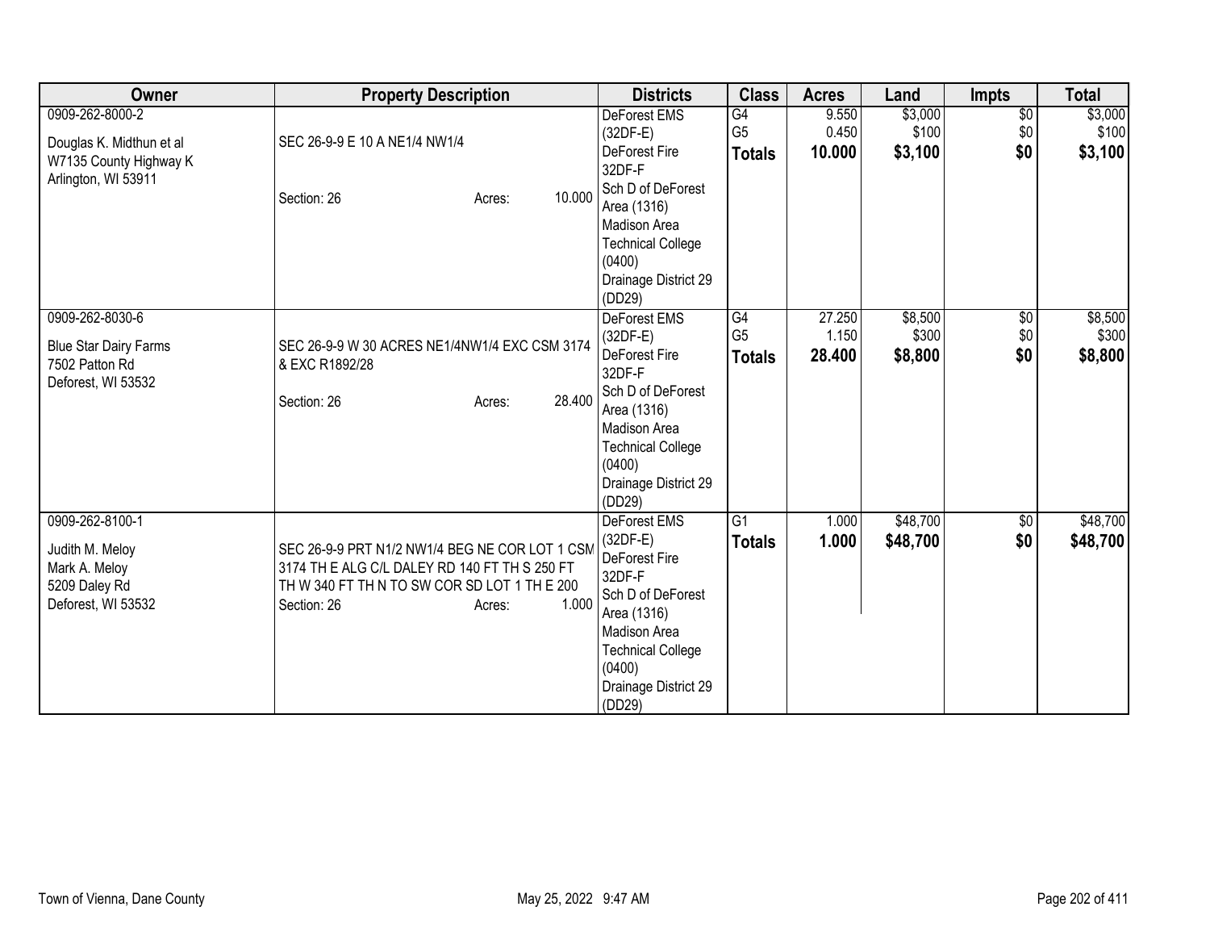| Owner | Property Description | Districts | Class | Acres | Land | Impts | Total |
|---|---|---|---|---|---|---|---|
| 0909-262-8000-2<br><br>Douglas K. Midthun et al<br>W7135 County Highway K<br>Arlington, WI 53911 | SEC 26-9-9 E 10 A NE1/4 NW1/4<br><br>Section: 26 Acres: 10.000 | DeForest EMS (32DF-E)<br>DeForest Fire 32DF-F<br>Sch D of DeForest Area (1316)<br>Madison Area Technical College (0400)<br>Drainage District 29 (DD29) | G4<br>G5<br>**Totals** | 9.550<br>0.450<br>**10.000** | $3,000<br>$100<br>**$3,100** | $0<br>$0<br>**$0** | $3,000<br>$100<br>**$3,100** |
| 0909-262-8030-6<br><br>Blue Star Dairy Farms<br>7502 Patton Rd<br>Deforest, WI 53532 | SEC 26-9-9 W 30 ACRES NE1/4NW1/4 EXC CSM 3174 & EXC R1892/28<br><br>Section: 26 Acres: 28.400 | DeForest EMS (32DF-E)<br>DeForest Fire 32DF-F<br>Sch D of DeForest Area (1316)<br>Madison Area Technical College (0400)<br>Drainage District 29 (DD29) | G4<br>G5<br>**Totals** | 27.250<br>1.150<br>**28.400** | $8,500<br>$300<br>**$8,800** | $0<br>$0<br>**$0** | $8,500<br>$300<br>**$8,800** |
| 0909-262-8100-1<br><br>Judith M. Meloy<br>Mark A. Meloy<br>5209 Daley Rd<br>Deforest, WI 53532 | SEC 26-9-9 PRT N1/2 NW1/4 BEG NE COR LOT 1 CSM 3174 TH E ALG C/L DALEY RD 140 FT TH S 250 FT TH W 340 FT TH N TO SW COR SD LOT 1 TH E 200<br>Section: 26 Acres: 1.000 | DeForest EMS (32DF-E)<br>DeForest Fire 32DF-F<br>Sch D of DeForest Area (1316)<br>Madison Area Technical College (0400)<br>Drainage District 29 (DD29) | G1<br>**Totals** | 1.000<br>**1.000** | $48,700<br>**$48,700** | $0<br>**$0** | $48,700<br>**$48,700** |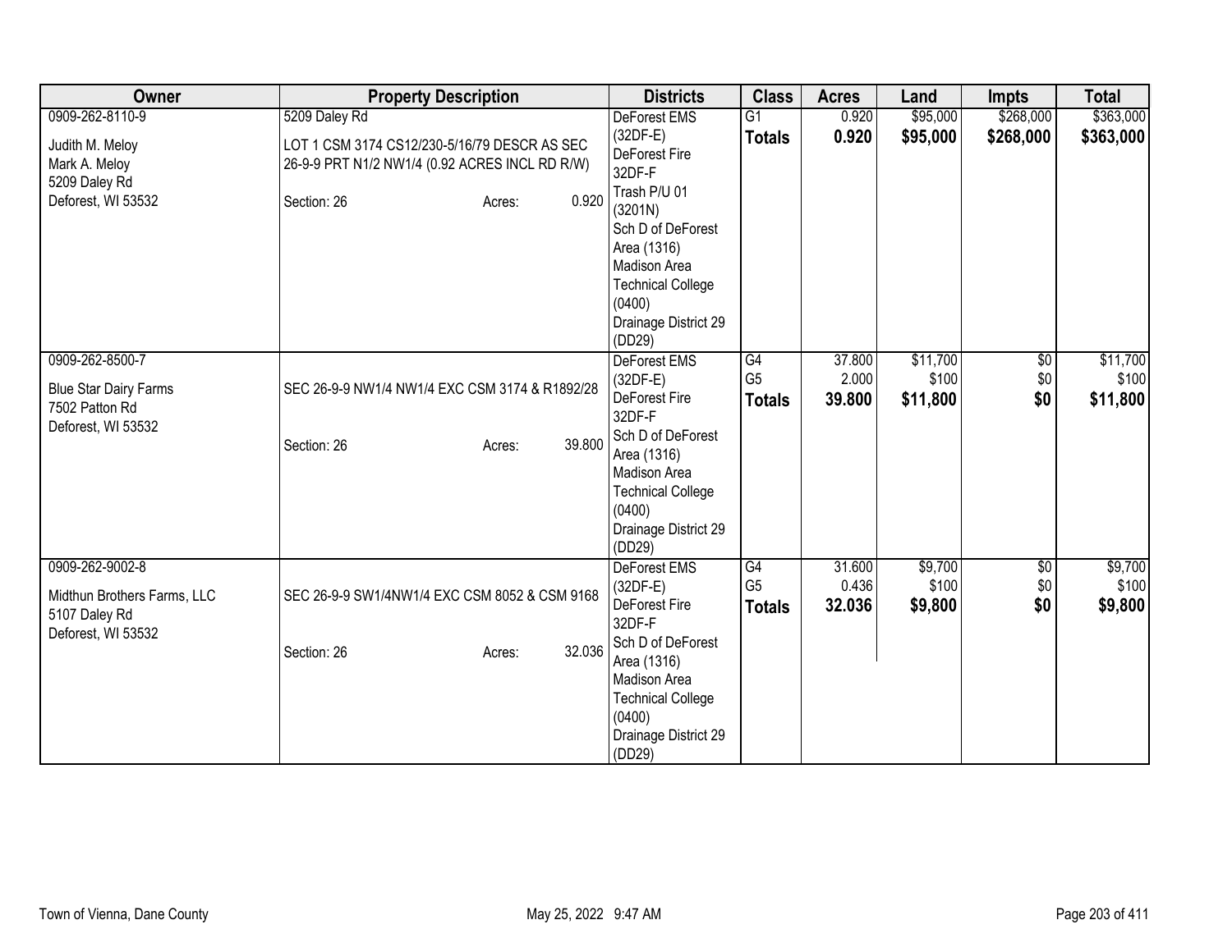| Owner | Property Description | Districts | Class | Acres | Land | Impts | Total |
|---|---|---|---|---|---|---|---|
| 0909-262-8110-9<br><br>Judith M. Meloy<br>Mark A. Meloy<br>5209 Daley Rd<br>Deforest, WI 53532 | 5209 Daley Rd<br><br>LOT 1 CSM 3174 CS12/230-5/16/79 DESCR AS SEC 26-9-9 PRT N1/2 NW1/4 (0.92 ACRES INCL RD R/W)<br><br>Section: 26 Acres: 0.920 | DeForest EMS (32DF-E)<br>DeForest Fire 32DF-F<br>Trash P/U 01 (3201N)<br>Sch D of DeForest Area (1316)<br>Madison Area Technical College (0400)<br>Drainage District 29 (DD29) | G1<br>**Totals** | 0.920<br>**0.920** | $95,000<br>**$95,000** | $268,000<br>**$268,000** | $363,000<br>**$363,000** |
| 0909-262-8500-7<br><br>Blue Star Dairy Farms<br>7502 Patton Rd<br>Deforest, WI 53532 | SEC 26-9-9 NW1/4 NW1/4 EXC CSM 3174 & R1892/28<br><br>Section: 26 Acres: 39.800 | DeForest EMS (32DF-E)<br>DeForest Fire 32DF-F<br>Sch D of DeForest Area (1316)<br>Madison Area Technical College (0400)<br>Drainage District 29 (DD29) | G4<br>G5<br>**Totals** | 37.800<br>2.000<br>**39.800** | $11,700<br>$100<br>**$11,800** | $0<br>$0<br>**$0** | $11,700<br>$100<br>**$11,800** |
| 0909-262-9002-8<br><br>Midthun Brothers Farms, LLC<br>5107 Daley Rd<br>Deforest, WI 53532 | SEC 26-9-9 SW1/4NW1/4 EXC CSM 8052 & CSM 9168<br><br>Section: 26 Acres: 32.036 | DeForest EMS (32DF-E)<br>DeForest Fire 32DF-F<br>Sch D of DeForest Area (1316)<br>Madison Area Technical College (0400)<br>Drainage District 29 (DD29) | G4<br>G5<br>**Totals** | 31.600<br>0.436<br>**32.036** | $9,700<br>$100<br>**$9,800** | $0<br>$0<br>**$0** | $9,700<br>$100<br>**$9,800** |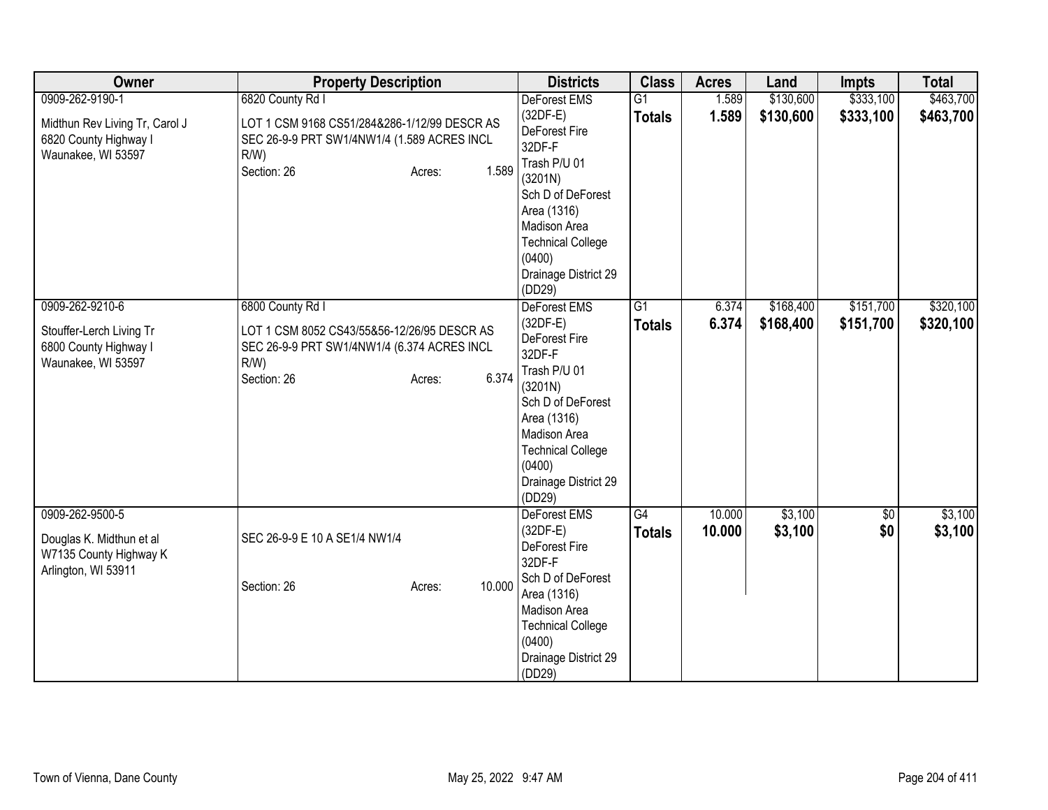| Owner | Property Description | Districts | Class | Acres | Land | Impts | Total |
|---|---|---|---|---|---|---|---|
| 0909-262-9190-1<br><br>Midthun Rev Living Tr, Carol J<br>6820 County Highway I<br>Waunakee, WI 53597 | 6820 County Rd I<br><br>LOT 1 CSM 9168 CS51/284&286-1/12/99 DESCR AS SEC 26-9-9 PRT SW1/4NW1/4 (1.589 ACRES INCL R/W)<br>Section: 26 Acres: 1.589 | DeForest EMS (32DF-E)<br>DeForest Fire 32DF-F<br>Trash P/U 01 (3201N)<br>Sch D of DeForest Area (1316)<br>Madison Area Technical College (0400)<br>Drainage District 29 (DD29) | G1<br>**Totals** | 1.589<br>**1.589** | $130,600<br>**$130,600** | $333,100<br>**$333,100** | $463,700<br>**$463,700** |
| 0909-262-9210-6<br><br>Stouffer-Lerch Living Tr<br>6800 County Highway I<br>Waunakee, WI 53597 | 6800 County Rd I<br><br>LOT 1 CSM 8052 CS43/55&56-12/26/95 DESCR AS SEC 26-9-9 PRT SW1/4NW1/4 (6.374 ACRES INCL R/W)<br>Section: 26 Acres: 6.374 | DeForest EMS (32DF-E)<br>DeForest Fire 32DF-F<br>Trash P/U 01 (3201N)<br>Sch D of DeForest Area (1316)<br>Madison Area Technical College (0400)<br>Drainage District 29 (DD29) | G1<br>**Totals** | 6.374<br>**6.374** | $168,400<br>**$168,400** | $151,700<br>**$151,700** | $320,100<br>**$320,100** |
| 0909-262-9500-5<br><br>Douglas K. Midthun et al<br>W7135 County Highway K<br>Arlington, WI 53911 | SEC 26-9-9 E 10 A SE1/4 NW1/4<br><br>Section: 26 Acres: 10.000 | DeForest EMS (32DF-E)<br>DeForest Fire 32DF-F<br>Sch D of DeForest Area (1316)<br>Madison Area Technical College (0400)<br>Drainage District 29 (DD29) | G4<br>**Totals** | 10.000<br>**10.000** | $3,100<br>**$3,100** | $0<br>**$0** | $3,100<br>**$3,100** |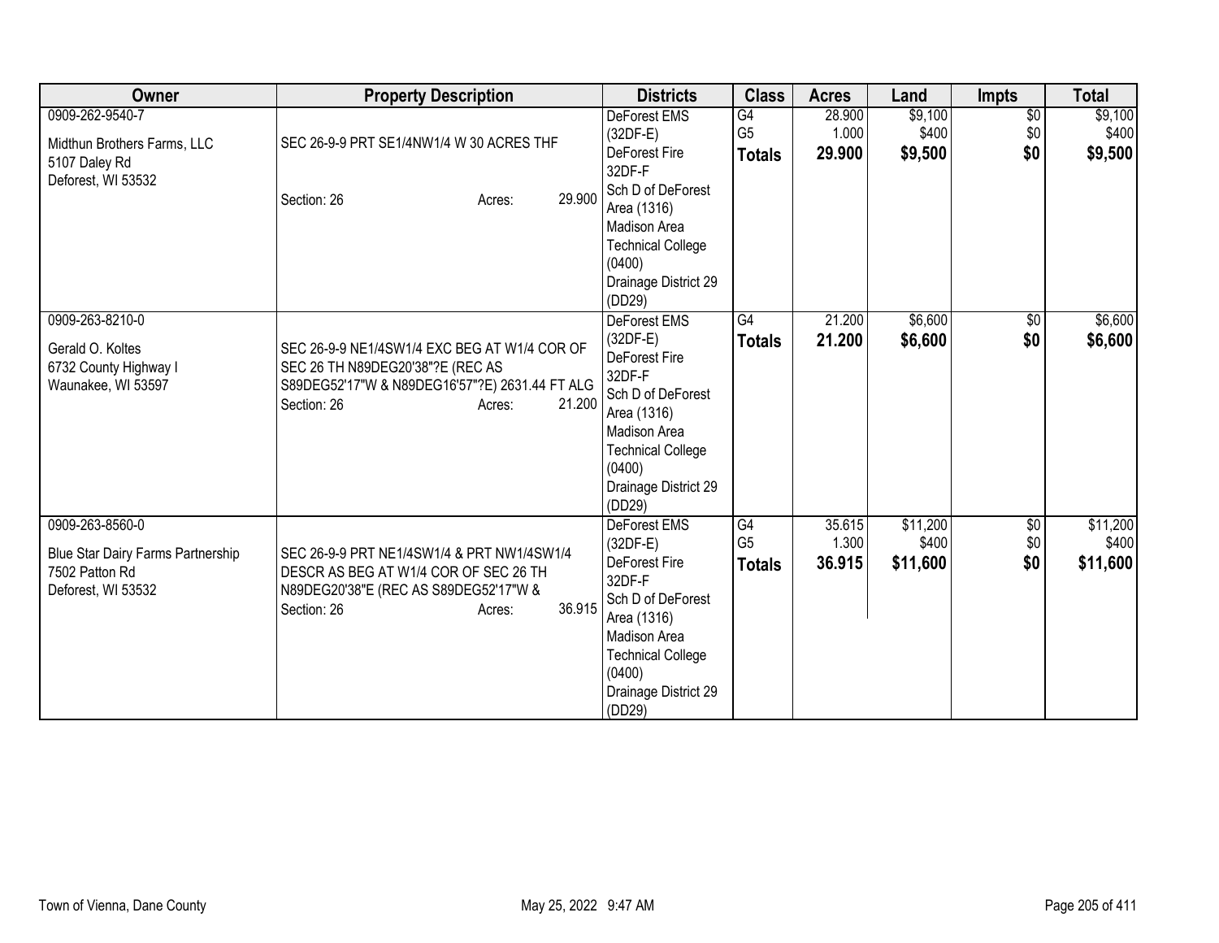| Owner | Property Description | Districts | Class | Acres | Land | Impts | Total |
|---|---|---|---|---|---|---|---|
| 0909-262-9540-7<br><br>Midthun Brothers Farms, LLC<br>5107 Daley Rd<br>Deforest, WI 53532 | SEC 26-9-9 PRT SE1/4NW1/4 W 30 ACRES THF<br><br>Section: 26 Acres: 29.900 | DeForest EMS (32DF-E)<br>DeForest Fire 32DF-F<br>Sch D of DeForest Area (1316)<br>Madison Area Technical College (0400)<br>Drainage District 29 (DD29) | G4<br>G5<br>**Totals** | 28.900<br>1.000<br>**29.900** | $9,100<br>$400<br>**$9,500** | $0<br>$0<br>**$0** | $9,100<br>$400<br>**$9,500** |
| 0909-263-8210-0<br><br>Gerald O. Koltes<br>6732 County Highway I<br>Waunakee, WI 53597 | SEC 26-9-9 NE1/4SW1/4 EXC BEG AT W1/4 COR OF SEC 26 TH N89DEG20'38"?E (REC AS S89DEG52'17"W & N89DEG16'57"?E) 2631.44 FT ALG<br>Section: 26 Acres: 21.200 | DeForest EMS (32DF-E)<br>DeForest Fire 32DF-F<br>Sch D of DeForest Area (1316)<br>Madison Area Technical College (0400)<br>Drainage District 29 (DD29) | G4<br>**Totals** | 21.200<br>**21.200** | $6,600<br>**$6,600** | $0<br>**$0** | $6,600<br>**$6,600** |
| 0909-263-8560-0<br><br>Blue Star Dairy Farms Partnership<br>7502 Patton Rd<br>Deforest, WI 53532 | SEC 26-9-9 PRT NE1/4SW1/4 & PRT NW1/4SW1/4 DESCR AS BEG AT W1/4 COR OF SEC 26 TH N89DEG20'38"E (REC AS S89DEG52'17"W &<br>Section: 26 Acres: 36.915 | DeForest EMS (32DF-E)<br>DeForest Fire 32DF-F<br>Sch D of DeForest Area (1316)<br>Madison Area Technical College (0400)<br>Drainage District 29 (DD29) | G4<br>G5<br>**Totals** | 35.615<br>1.300<br>**36.915** | $11,200<br>$400<br>**$11,600** | $0<br>$0<br>**$0** | $11,200<br>$400<br>**$11,600** |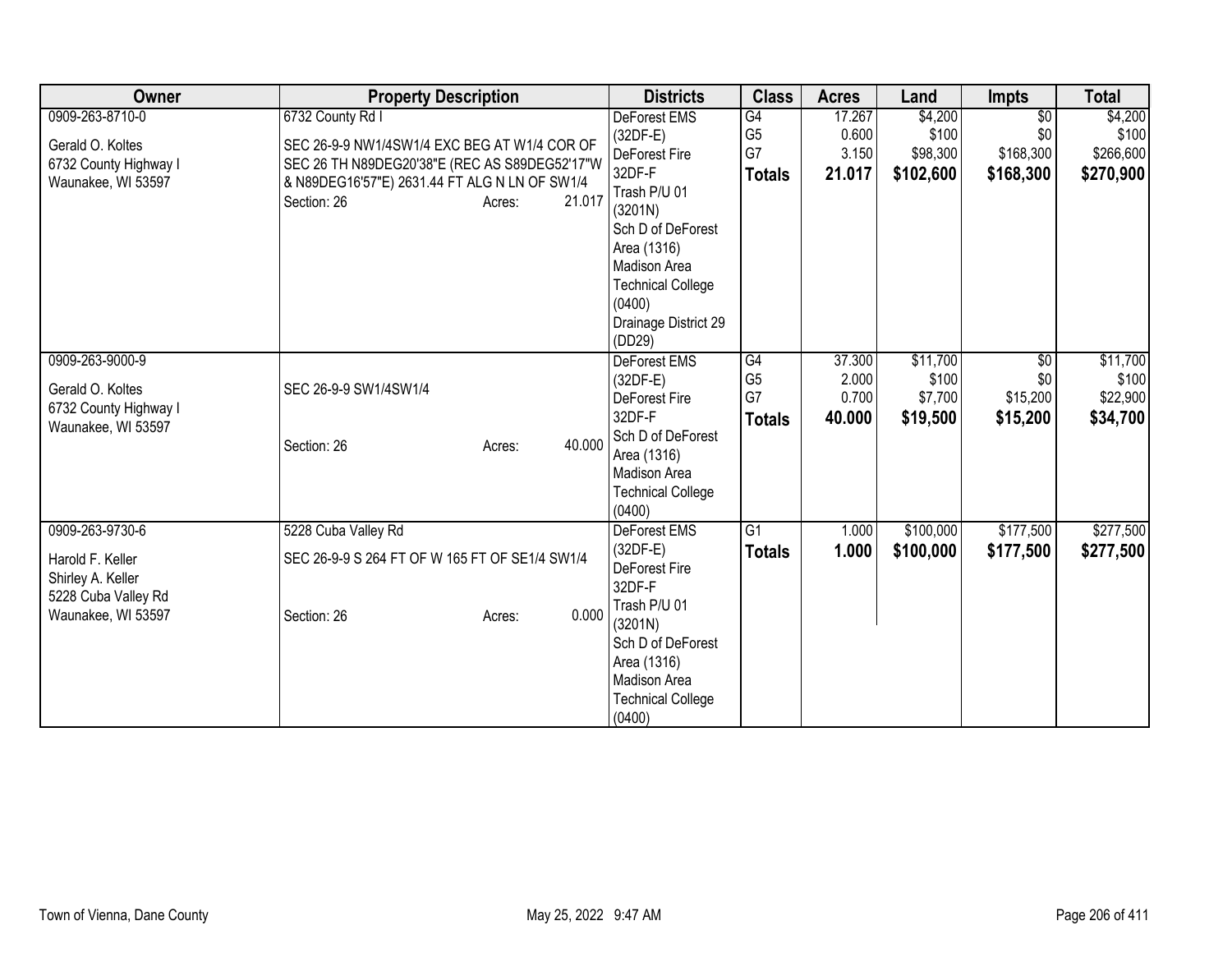| Owner | Property Description | Districts | Class | Acres | Land | Impts | Total |
|---|---|---|---|---|---|---|---|
| 0909-263-8710-0<br><br>Gerald O. Koltes<br>6732 County Highway I<br>Waunakee, WI 53597 | 6732 County Rd I<br><br>SEC 26-9-9 NW1/4SW1/4 EXC BEG AT W1/4 COR OF SEC 26 TH N89DEG20'38"E (REC AS S89DEG52'17"W & N89DEG16'57"E) 2631.44 FT ALG N LN OF SW1/4<br>Section: 26 Acres: 21.017 | DeForest EMS (32DF-E)<br>DeForest Fire 32DF-F<br>Trash P/U 01 (3201N)<br>Sch D of DeForest Area (1316)<br>Madison Area Technical College (0400)<br>Drainage District 29 (DD29) | G4<br>G5<br>G7<br>**Totals** | 17.267<br>0.600<br>3.150<br>**21.017** | $4,200<br>$100<br>$98,300<br>**$102,600** | $0<br>$0<br>$168,300<br>**$168,300** | $4,200<br>$100<br>$266,600<br>**$270,900** |
| 0909-263-9000-9<br><br>Gerald O. Koltes<br>6732 County Highway I<br>Waunakee, WI 53597 | SEC 26-9-9 SW1/4SW1/4<br><br>Section: 26 Acres: 40.000 | DeForest EMS (32DF-E)<br>DeForest Fire 32DF-F<br>Sch D of DeForest Area (1316)<br>Madison Area Technical College (0400) | G4<br>G5<br>G7<br>**Totals** | 37.300<br>2.000<br>0.700<br>**40.000** | $11,700<br>$100<br>$7,700<br>**$19,500** | $0<br>$0<br>$15,200<br>**$15,200** | $11,700<br>$100<br>$22,900<br>**$34,700** |
| 0909-263-9730-6<br><br>Harold F. Keller<br>Shirley A. Keller<br>5228 Cuba Valley Rd<br>Waunakee, WI 53597 | 5228 Cuba Valley Rd<br><br>SEC 26-9-9 S 264 FT OF W 165 FT OF SE1/4 SW1/4<br><br>Section: 26 Acres: 0.000 | DeForest EMS (32DF-E)<br>DeForest Fire 32DF-F<br>Trash P/U 01 (3201N)<br>Sch D of DeForest Area (1316)<br>Madison Area Technical College (0400) | G1<br>**Totals** | 1.000<br>**1.000** | $100,000<br>**$100,000** | $177,500<br>**$177,500** | $277,500<br>**$277,500** |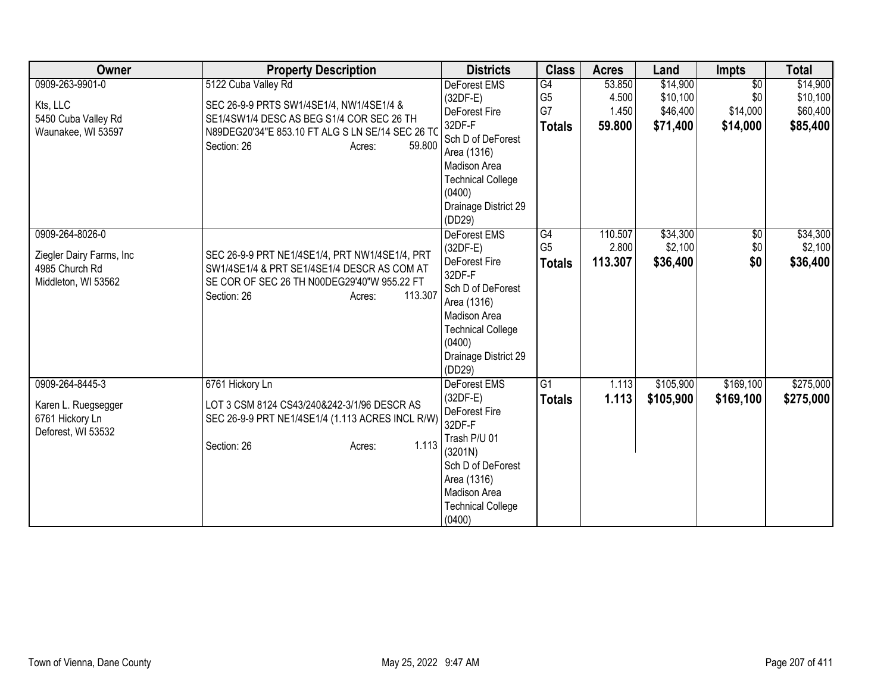| Owner | Property Description | Districts | Class | Acres | Land | Impts | Total |
|---|---|---|---|---|---|---|---|
| 0909-263-9901-0<br><br>Kts, LLC<br>5450 Cuba Valley Rd<br>Waunakee, WI 53597 | 5122 Cuba Valley Rd<br><br>SEC 26-9-9 PRTS SW1/4SE1/4, NW1/4SE1/4 & SE1/4SW1/4 DESC AS BEG S1/4 COR SEC 26 TH N89DEG20'34"E 853.10 FT ALG S LN SE/14 SEC 26 TO<br>Section: 26 Acres: 59.800 | DeForest EMS (32DF-E)<br>DeForest Fire 32DF-F<br>Sch D of DeForest Area (1316)<br>Madison Area Technical College (0400)<br>Drainage District 29 (DD29) | G4<br>G5<br>G7<br>**Totals** | 53.850<br>4.500<br>1.450<br>**59.800** | $14,900<br>$10,100<br>$46,400<br>**$71,400** | $0<br>$0<br>$14,000<br>**$14,000** | $14,900<br>$10,100<br>$60,400<br>**$85,400** |
| 0909-264-8026-0<br><br>Ziegler Dairy Farms, Inc<br>4985 Church Rd<br>Middleton, WI 53562 | SEC 26-9-9 PRT NE1/4SE1/4, PRT NW1/4SE1/4, PRT SW1/4SE1/4 & PRT SE1/4SE1/4 DESCR AS COM AT SE COR OF SEC 26 TH N00DEG29'40"W 955.22 FT<br>Section: 26 Acres: 113.307 | DeForest EMS (32DF-E)<br>DeForest Fire 32DF-F<br>Sch D of DeForest Area (1316)<br>Madison Area Technical College (0400)<br>Drainage District 29 (DD29) | G4<br>G5<br>**Totals** | 110.507<br>2.800<br>**113.307** | $34,300<br>$2,100<br>**$36,400** | $0<br>$0<br>**$0** | $34,300<br>$2,100<br>**$36,400** |
| 0909-264-8445-3<br><br>Karen L. Ruegsegger<br>6761 Hickory Ln<br>Deforest, WI 53532 | 6761 Hickory Ln<br><br>LOT 3 CSM 8124 CS43/240&242-3/1/96 DESCR AS SEC 26-9-9 PRT NE1/4SE1/4 (1.113 ACRES INCL R/W)<br>Section: 26 Acres: 1.113 | DeForest EMS (32DF-E)<br>DeForest Fire 32DF-F<br>Trash P/U 01 (3201N)<br>Sch D of DeForest Area (1316)<br>Madison Area Technical College (0400) | G1<br>**Totals** | 1.113<br>**1.113** | $105,900<br>**$105,900** | $169,100<br>**$169,100** | $275,000<br>**$275,000** |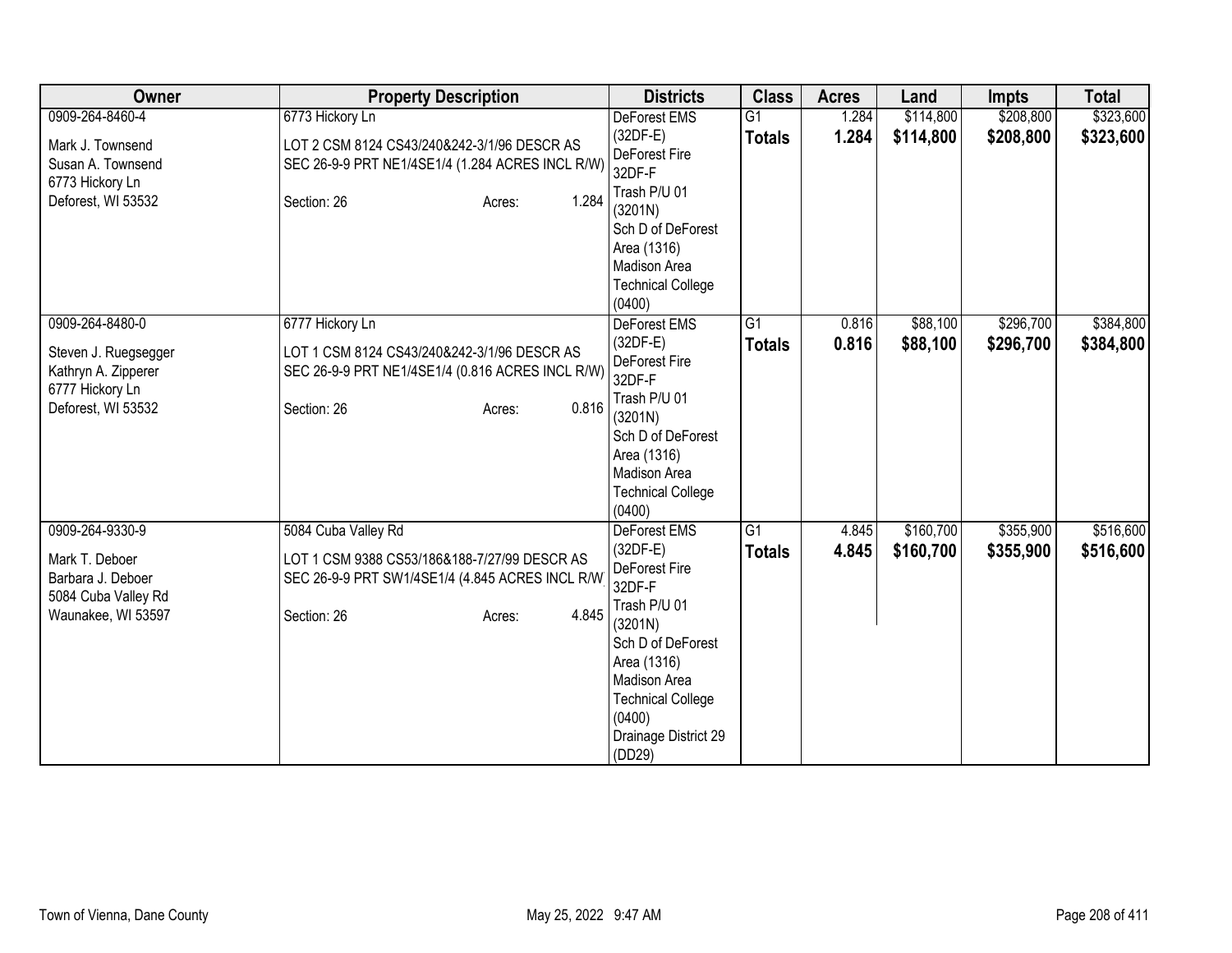| Owner | Property Description | Districts | Class | Acres | Land | Impts | Total |
|---|---|---|---|---|---|---|---|
| 0909-264-8460-4<br><br>Mark J. Townsend<br>Susan A. Townsend<br>6773 Hickory Ln<br>Deforest, WI 53532 | 6773 Hickory Ln<br><br>LOT 2 CSM 8124 CS43/240&242-3/1/96 DESCR AS SEC 26-9-9 PRT NE1/4SE1/4 (1.284 ACRES INCL R/W)<br><br>Section: 26 Acres: 1.284 | DeForest EMS (32DF-E)<br>DeForest Fire 32DF-F<br>Trash P/U 01 (3201N)<br>Sch D of DeForest Area (1316)<br>Madison Area Technical College (0400) | G1<br>**Totals** | 1.284<br>**1.284** | $114,800<br>**$114,800** | $208,800<br>**$208,800** | $323,600<br>**$323,600** |
| 0909-264-8480-0<br><br>Steven J. Ruegsegger<br>Kathryn A. Zipperer<br>6777 Hickory Ln<br>Deforest, WI 53532 | 6777 Hickory Ln<br><br>LOT 1 CSM 8124 CS43/240&242-3/1/96 DESCR AS SEC 26-9-9 PRT NE1/4SE1/4 (0.816 ACRES INCL R/W)<br><br>Section: 26 Acres: 0.816 | DeForest EMS (32DF-E)<br>DeForest Fire 32DF-F<br>Trash P/U 01 (3201N)<br>Sch D of DeForest Area (1316)<br>Madison Area Technical College (0400) | G1<br>**Totals** | 0.816<br>**0.816** | $88,100<br>**$88,100** | $296,700<br>**$296,700** | $384,800<br>**$384,800** |
| 0909-264-9330-9<br><br>Mark T. Deboer<br>Barbara J. Deboer<br>5084 Cuba Valley Rd<br>Waunakee, WI 53597 | 5084 Cuba Valley Rd<br><br>LOT 1 CSM 9388 CS53/186&188-7/27/99 DESCR AS SEC 26-9-9 PRT SW1/4SE1/4 (4.845 ACRES INCL R/W<br><br>Section: 26 Acres: 4.845 | DeForest EMS (32DF-E)<br>DeForest Fire 32DF-F<br>Trash P/U 01 (3201N)<br>Sch D of DeForest Area (1316)<br>Madison Area Technical College (0400)<br>Drainage District 29 (DD29) | G1<br>**Totals** | 4.845<br>**4.845** | $160,700<br>**$160,700** | $355,900<br>**$355,900** | $516,600<br>**$516,600** |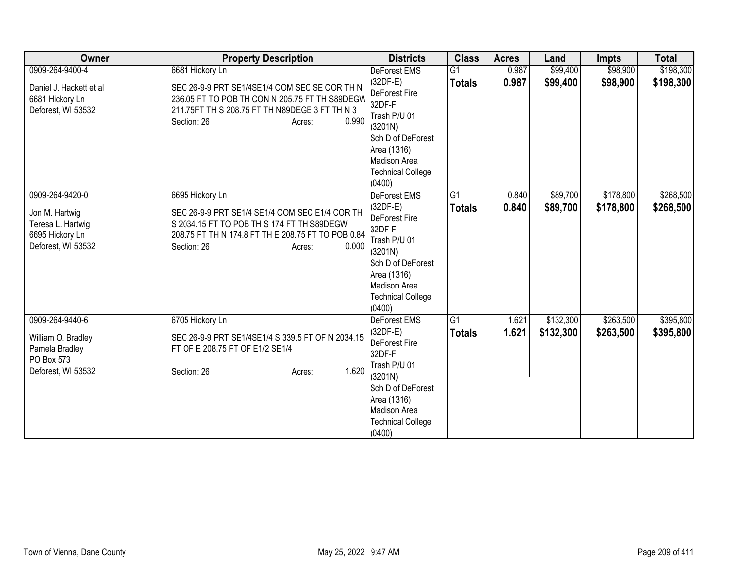| Owner | Property Description | Districts | Class | Acres | Land | Impts | Total |
|---|---|---|---|---|---|---|---|
| 0909-264-9400-4<br><br>Daniel J. Hackett et al<br>6681 Hickory Ln<br>Deforest, WI 53532 | 6681 Hickory Ln<br><br>SEC 26-9-9 PRT SE1/4SE1/4 COM SEC SE COR TH N 236.05 FT TO POB TH CON N 205.75 FT TH S89DEGW 211.75FT TH S 208.75 FT TH N89DEGE 3 FT TH N 3<br>Section: 26 Acres: 0.990 | DeForest EMS (32DF-E)<br>DeForest Fire 32DF-F<br>Trash P/U 01 (3201N)<br>Sch D of DeForest Area (1316)<br>Madison Area Technical College (0400) | G1<br>**Totals** | 0.987<br>**0.987** | $99,400<br>**$99,400** | $98,900<br>**$98,900** | $198,300<br>**$198,300** |
| 0909-264-9420-0<br><br>Jon M. Hartwig<br>Teresa L. Hartwig<br>6695 Hickory Ln<br>Deforest, WI 53532 | 6695 Hickory Ln<br><br>SEC 26-9-9 PRT SE1/4 SE1/4 COM SEC E1/4 COR TH S 2034.15 FT TO POB TH S 174 FT TH S89DEGW 208.75 FT TH N 174.8 FT TH E 208.75 FT TO POB 0.84<br>Section: 26 Acres: 0.000 | DeForest EMS (32DF-E)<br>DeForest Fire 32DF-F<br>Trash P/U 01 (3201N)<br>Sch D of DeForest Area (1316)<br>Madison Area Technical College (0400) | G1<br>**Totals** | 0.840<br>**0.840** | $89,700<br>**$89,700** | $178,800<br>**$178,800** | $268,500<br>**$268,500** |
| 0909-264-9440-6<br><br>William O. Bradley<br>Pamela Bradley<br>PO Box 573<br>Deforest, WI 53532 | 6705 Hickory Ln<br><br>SEC 26-9-9 PRT SE1/4SE1/4 S 339.5 FT OF N 2034.15 FT OF E 208.75 FT OF E1/2 SE1/4<br><br>Section: 26 Acres: 1.620 | DeForest EMS (32DF-E)<br>DeForest Fire 32DF-F<br>Trash P/U 01 (3201N)<br>Sch D of DeForest Area (1316)<br>Madison Area Technical College (0400) | G1<br>**Totals** | 1.621<br>**1.621** | $132,300<br>**$132,300** | $263,500<br>**$263,500** | $395,800<br>**$395,800** |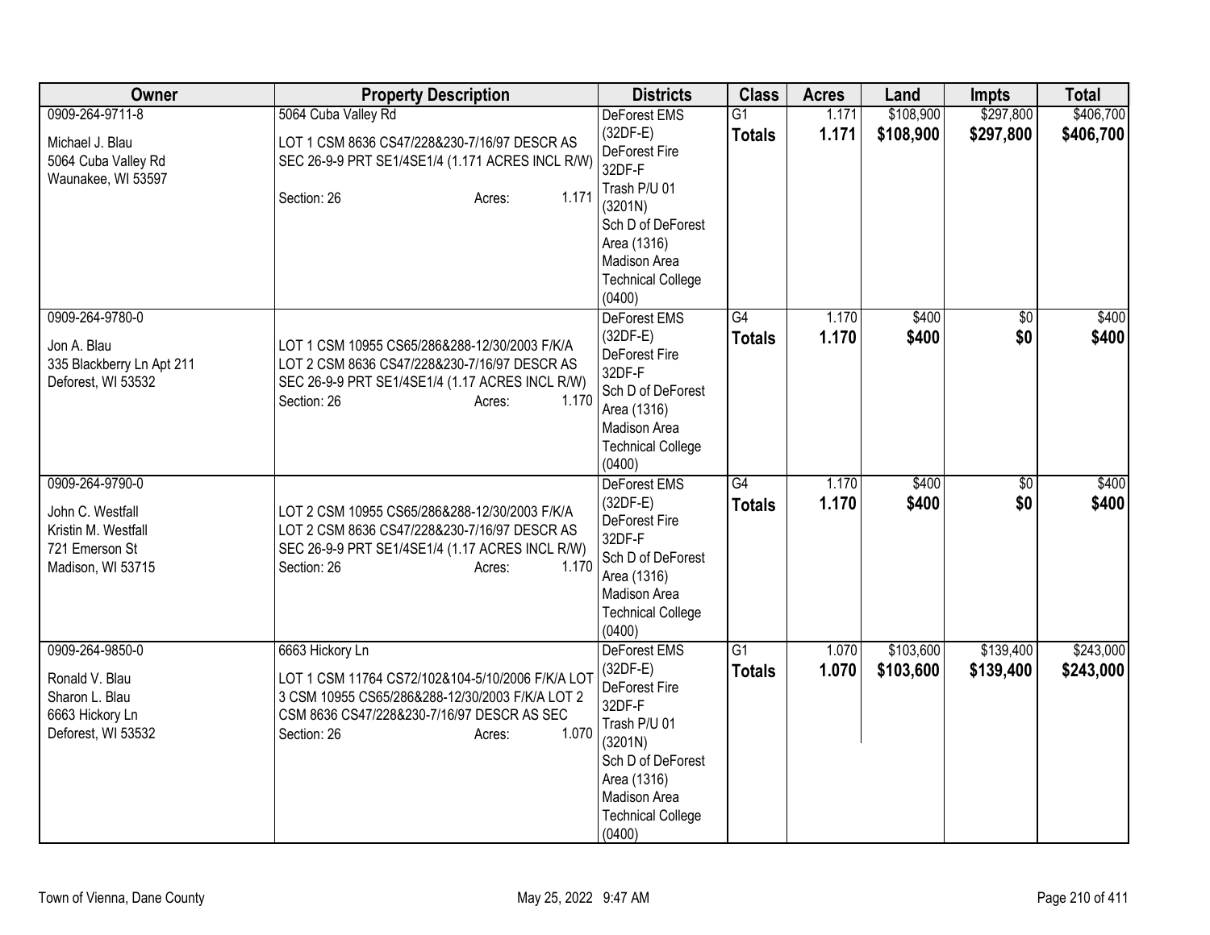| Owner | Property Description | Districts | Class | Acres | Land | Impts | Total |
|---|---|---|---|---|---|---|---|
| 0909-264-9711-8<br><br>Michael J. Blau<br>5064 Cuba Valley Rd<br>Waunakee, WI 53597 | 5064 Cuba Valley Rd<br><br>LOT 1 CSM 8636 CS47/228&230-7/16/97 DESCR AS SEC 26-9-9 PRT SE1/4SE1/4 (1.171 ACRES INCL R/W)<br><br>Section: 26 Acres: 1.171 | DeForest EMS (32DF-E)<br>DeForest Fire 32DF-F<br>Trash P/U 01 (3201N)<br>Sch D of DeForest Area (1316)<br>Madison Area Technical College (0400) | G1<br>**Totals** | 1.171<br>**1.171** | $108,900<br>**$108,900** | $297,800<br>**$297,800** | $406,700<br>**$406,700** |
| 0909-264-9780-0<br><br>Jon A. Blau<br>335 Blackberry Ln Apt 211<br>Deforest, WI 53532 | LOT 1 CSM 10955 CS65/286&288-12/30/2003 F/K/A LOT 2 CSM 8636 CS47/228&230-7/16/97 DESCR AS SEC 26-9-9 PRT SE1/4SE1/4 (1.17 ACRES INCL R/W)<br>Section: 26 Acres: 1.170 | DeForest EMS (32DF-E)<br>DeForest Fire 32DF-F<br>Sch D of DeForest Area (1316)<br>Madison Area Technical College (0400) | G4<br>**Totals** | 1.170<br>**1.170** | $400<br>**$400** | $0<br>**$0** | $400<br>**$400** |
| 0909-264-9790-0<br><br>John C. Westfall<br>Kristin M. Westfall<br>721 Emerson St<br>Madison, WI 53715 | LOT 2 CSM 10955 CS65/286&288-12/30/2003 F/K/A LOT 2 CSM 8636 CS47/228&230-7/16/97 DESCR AS SEC 26-9-9 PRT SE1/4SE1/4 (1.17 ACRES INCL R/W)<br>Section: 26 Acres: 1.170 | DeForest EMS (32DF-E)<br>DeForest Fire 32DF-F<br>Sch D of DeForest Area (1316)<br>Madison Area Technical College (0400) | G4<br>**Totals** | 1.170<br>**1.170** | $400<br>**$400** | $0<br>**$0** | $400<br>**$400** |
| 0909-264-9850-0<br><br>Ronald V. Blau<br>Sharon L. Blau<br>6663 Hickory Ln<br>Deforest, WI 53532 | 6663 Hickory Ln<br><br>LOT 1 CSM 11764 CS72/102&104-5/10/2006 F/K/A LOT 3 CSM 10955 CS65/286&288-12/30/2003 F/K/A LOT 2 CSM 8636 CS47/228&230-7/16/97 DESCR AS SEC<br>Section: 26 Acres: 1.070 | DeForest EMS (32DF-E)<br>DeForest Fire 32DF-F<br>Trash P/U 01 (3201N)<br>Sch D of DeForest Area (1316)<br>Madison Area Technical College (0400) | G1<br>**Totals** | 1.070<br>**1.070** | $103,600<br>**$103,600** | $139,400<br>**$139,400** | $243,000<br>**$243,000** |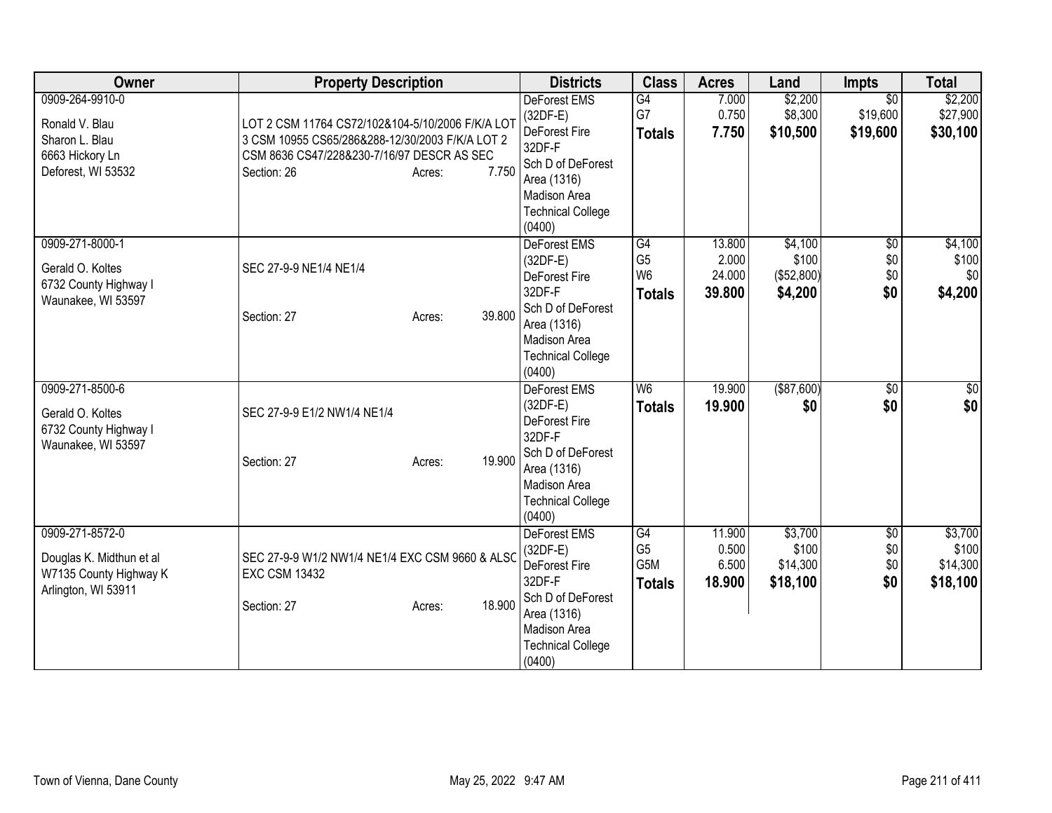| Owner | Property Description | Districts | Class | Acres | Land | Impts | Total |
|---|---|---|---|---|---|---|---|
| 0909-264-9910-0<br><br>Ronald V. Blau<br>Sharon L. Blau<br>6663 Hickory Ln<br>Deforest, WI 53532 | LOT 2 CSM 11764 CS72/102&104-5/10/2006 F/K/A LOT 3 CSM 10955 CS65/286&288-12/30/2003 F/K/A LOT 2 CSM 8636 CS47/228&230-7/16/97 DESCR AS SEC<br>Section: 26 Acres: 7.750 | DeForest EMS (32DF-E)<br>DeForest Fire 32DF-F<br>Sch D of DeForest Area (1316)<br>Madison Area Technical College (0400) | G4<br>G7<br>**Totals** | 7.000<br>0.750<br>**7.750** | $2,200<br>$8,300<br>**$10,500** | $0<br>$19,600<br>**$19,600** | $2,200<br>$27,900<br>**$30,100** |
| 0909-271-8000-1<br><br>Gerald O. Koltes<br>6732 County Highway I<br>Waunakee, WI 53597 | SEC 27-9-9 NE1/4 NE1/4<br><br>Section: 27 Acres: 39.800 | DeForest EMS (32DF-E)<br>DeForest Fire 32DF-F<br>Sch D of DeForest Area (1316)<br>Madison Area Technical College (0400) | G4<br>G5<br>W6<br>**Totals** | 13.800<br>2.000<br>24.000<br>**39.800** | $4,100<br>$100<br>($52,800)<br>**$4,200** | $0<br>$0<br>$0<br>**$0** | $4,100<br>$100<br>$0<br>**$4,200** |
| 0909-271-8500-6<br><br>Gerald O. Koltes<br>6732 County Highway I<br>Waunakee, WI 53597 | SEC 27-9-9 E1/2 NW1/4 NE1/4<br><br>Section: 27 Acres: 19.900 | DeForest EMS (32DF-E)<br>DeForest Fire 32DF-F<br>Sch D of DeForest Area (1316)<br>Madison Area Technical College (0400) | W6<br>**Totals** | 19.900<br>**19.900** | ($87,600)<br>**$0** | $0<br>**$0** | $0<br>**$0** |
| 0909-271-8572-0<br><br>Douglas K. Midthun et al<br>W7135 County Highway K<br>Arlington, WI 53911 | SEC 27-9-9 W1/2 NW1/4 NE1/4 EXC CSM 9660 & ALSO EXC CSM 13432<br><br>Section: 27 Acres: 18.900 | DeForest EMS (32DF-E)<br>DeForest Fire 32DF-F<br>Sch D of DeForest Area (1316)<br>Madison Area Technical College (0400) | G4<br>G5<br>G5M<br>**Totals** | 11.900<br>0.500<br>6.500<br>**18.900** | $3,700<br>$100<br>$14,300<br>**$18,100** | $0<br>$0<br>$0<br>**$0** | $3,700<br>$100<br>$14,300<br>**$18,100** |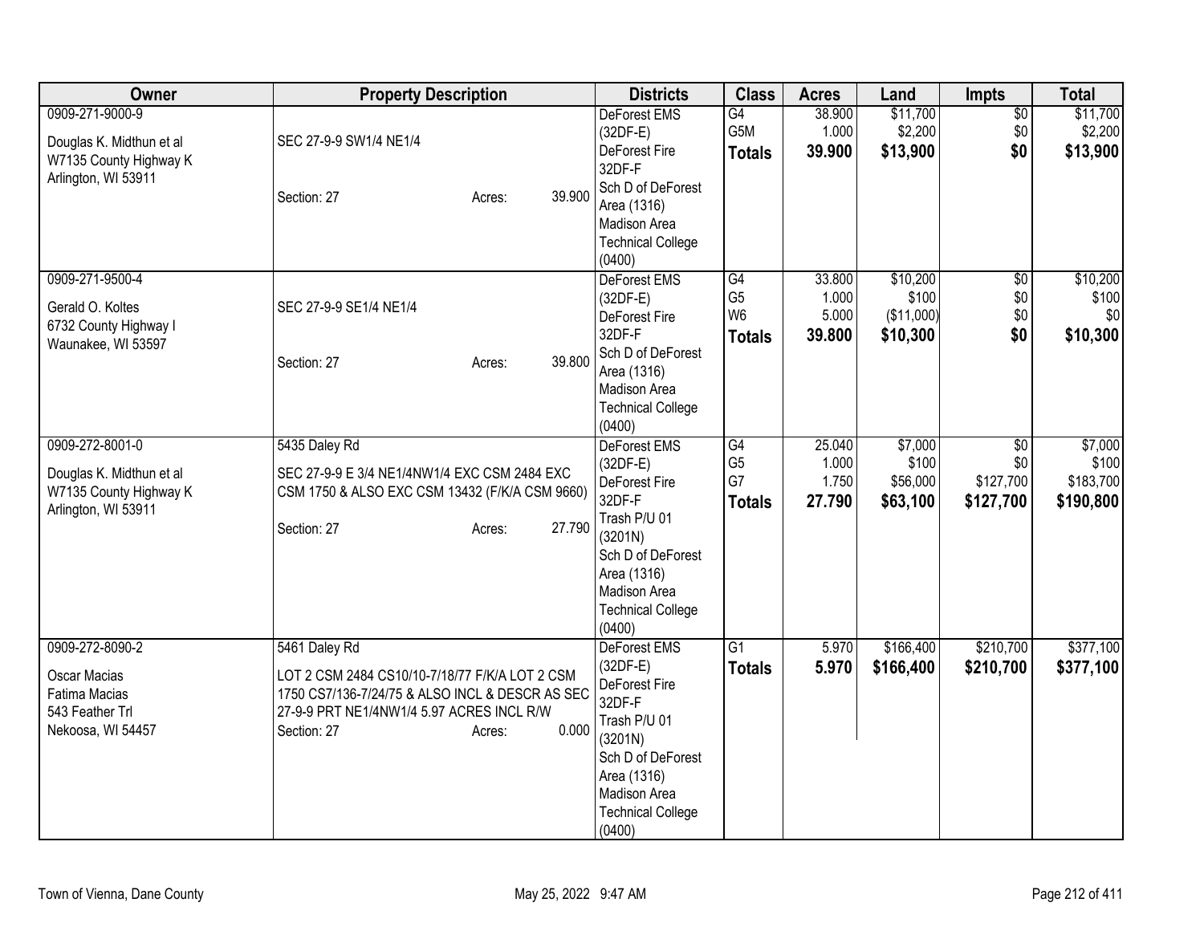| Owner | Property Description | Districts | Class | Acres | Land | Impts | Total |
|---|---|---|---|---|---|---|---|
| 0909-271-9000-9<br><br>Douglas K. Midthun et al<br>W7135 County Highway K<br>Arlington, WI 53911 | SEC 27-9-9 SW1/4 NE1/4<br><br>Section: 27 Acres: 39.900 | DeForest EMS (32DF-E)<br>DeForest Fire 32DF-F<br>Sch D of DeForest Area (1316)<br>Madison Area Technical College (0400) | G4<br>G5M<br>**Totals** | 38.900<br>1.000<br>**39.900** | $11,700<br>$2,200<br>**$13,900** | $0<br>$0<br>**$0** | $11,700<br>$2,200<br>**$13,900** |
| 0909-271-9500-4<br><br>Gerald O. Koltes<br>6732 County Highway I<br>Waunakee, WI 53597 | SEC 27-9-9 SE1/4 NE1/4<br><br>Section: 27 Acres: 39.800 | DeForest EMS (32DF-E)<br>DeForest Fire 32DF-F<br>Sch D of DeForest Area (1316)<br>Madison Area Technical College (0400) | G4<br>G5<br>W6<br>**Totals** | 33.800<br>1.000<br>5.000<br>**39.800** | $10,200<br>$100<br>($11,000)<br>**$10,300** | $0<br>$0<br>$0<br>**$0** | $10,200<br>$100<br>$0<br>**$10,300** |
| 0909-272-8001-0<br><br>Douglas K. Midthun et al<br>W7135 County Highway K<br>Arlington, WI 53911 | 5435 Daley Rd<br><br>SEC 27-9-9 E 3/4 NE1/4NW1/4 EXC CSM 2484 EXC CSM 1750 & ALSO EXC CSM 13432 (F/K/A CSM 9660)<br><br>Section: 27 Acres: 27.790 | DeForest EMS (32DF-E)<br>DeForest Fire 32DF-F<br>Trash P/U 01 (3201N)<br>Sch D of DeForest Area (1316)<br>Madison Area Technical College (0400) | G4<br>G5<br>G7<br>**Totals** | 25.040<br>1.000<br>1.750<br>**27.790** | $7,000<br>$100<br>$56,000<br>**$63,100** | $0<br>$0<br>$127,700<br>**$127,700** | $7,000<br>$100<br>$183,700<br>**$190,800** |
| 0909-272-8090-2<br><br>Oscar Macias<br>Fatima Macias<br>543 Feather Trl<br>Nekoosa, WI 54457 | 5461 Daley Rd<br><br>LOT 2 CSM 2484 CS10/10-7/18/77 F/K/A LOT 2 CSM 1750 CS7/136-7/24/75 & ALSO INCL & DESCR AS SEC 27-9-9 PRT NE1/4NW1/4 5.97 ACRES INCL R/W<br>Section: 27 Acres: 0.000 | DeForest EMS (32DF-E)<br>DeForest Fire 32DF-F<br>Trash P/U 01 (3201N)<br>Sch D of DeForest Area (1316)<br>Madison Area Technical College (0400) | G1<br>**Totals** | 5.970<br>**5.970** | $166,400<br>**$166,400** | $210,700<br>**$210,700** | $377,100<br>**$377,100** |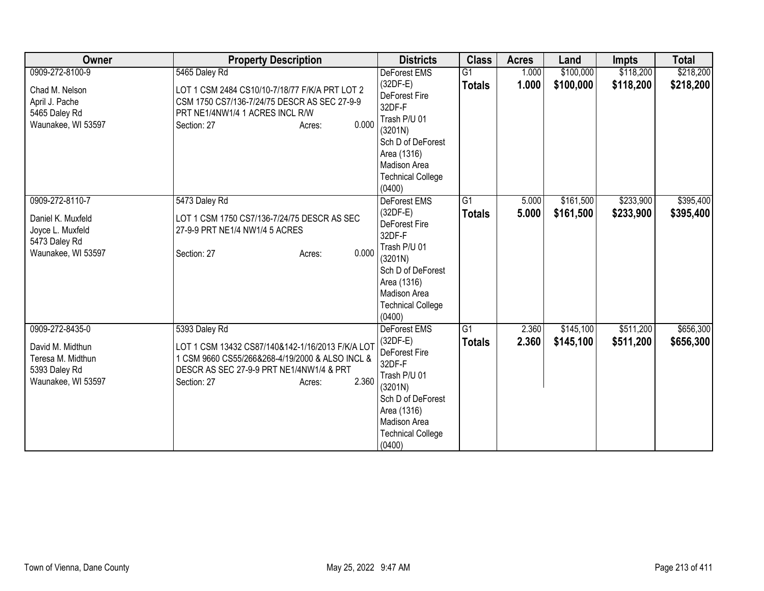| Owner | Property Description | Districts | Class | Acres | Land | Impts | Total |
|---|---|---|---|---|---|---|---|
| 0909-272-8100-9<br><br>Chad M. Nelson<br>April J. Pache<br>5465 Daley Rd<br>Waunakee, WI 53597 | 5465 Daley Rd<br><br>LOT 1 CSM 2484 CS10/10-7/18/77 F/K/A PRT LOT 2 CSM 1750 CS7/136-7/24/75 DESCR AS SEC 27-9-9 PRT NE1/4NW1/4 1 ACRES INCL R/W<br>Section: 27 Acres: 0.000 | DeForest EMS (32DF-E)<br>DeForest Fire 32DF-F<br>Trash P/U 01 (3201N)<br>Sch D of DeForest Area (1316)<br>Madison Area Technical College (0400) | G1<br>**Totals** | 1.000<br>**1.000** | $100,000<br>**$100,000** | $118,200<br>**$118,200** | $218,200<br>**$218,200** |
| 0909-272-8110-7<br><br>Daniel K. Muxfeld<br>Joyce L. Muxfeld<br>5473 Daley Rd<br>Waunakee, WI 53597 | 5473 Daley Rd<br><br>LOT 1 CSM 1750 CS7/136-7/24/75 DESCR AS SEC 27-9-9 PRT NE1/4 NW1/4 5 ACRES<br><br>Section: 27 Acres: 0.000 | DeForest EMS (32DF-E)<br>DeForest Fire 32DF-F<br>Trash P/U 01 (3201N)<br>Sch D of DeForest Area (1316)<br>Madison Area Technical College (0400) | G1<br>**Totals** | 5.000<br>**5.000** | $161,500<br>**$161,500** | $233,900<br>**$233,900** | $395,400<br>**$395,400** |
| 0909-272-8435-0<br><br>David M. Midthun<br>Teresa M. Midthun<br>5393 Daley Rd<br>Waunakee, WI 53597 | 5393 Daley Rd<br><br>LOT 1 CSM 13432 CS87/140&142-1/16/2013 F/K/A LOT 1 CSM 9660 CS55/266&268-4/19/2000 & ALSO INCL & DESCR AS SEC 27-9-9 PRT NE1/4NW1/4 & PRT<br>Section: 27 Acres: 2.360 | DeForest EMS (32DF-E)<br>DeForest Fire 32DF-F<br>Trash P/U 01 (3201N)<br>Sch D of DeForest Area (1316)<br>Madison Area Technical College (0400) | G1<br>**Totals** | 2.360<br>**2.360** | $145,100<br>**$145,100** | $511,200<br>**$511,200** | $656,300<br>**$656,300** |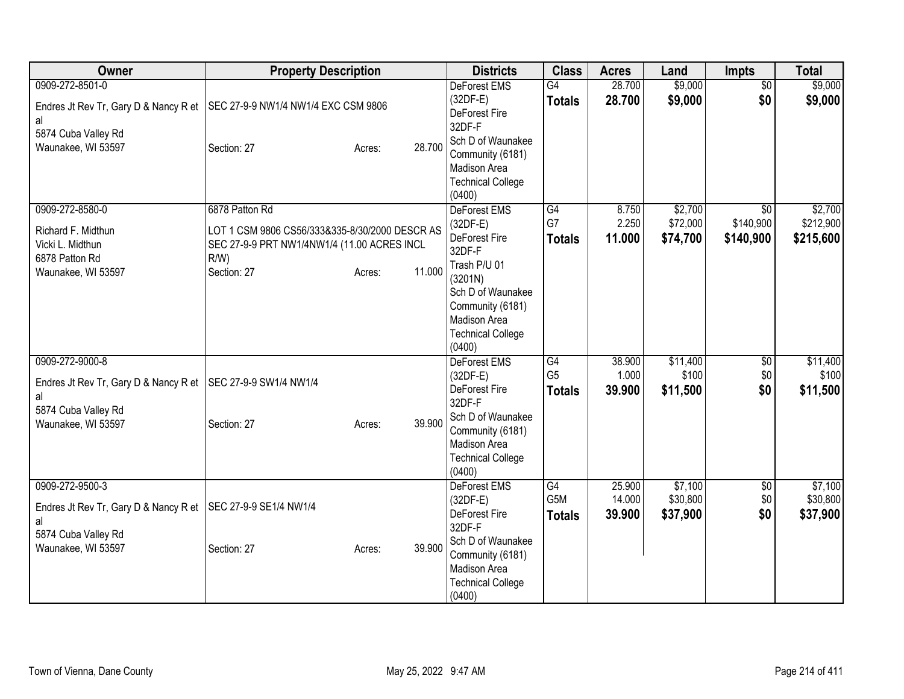| Owner | Property Description | Districts | Class | Acres | Land | Impts | Total |
|---|---|---|---|---|---|---|---|
| 0909-272-8501-0<br>Endres Jt Rev Tr, Gary D & Nancy R et al<br>5874 Cuba Valley Rd<br>Waunakee, WI 53597 | SEC 27-9-9 NW1/4 NW1/4 EXC CSM 9806<br>Section: 27 Acres: 28.700 | DeForest EMS (32DF-E)<br>DeForest Fire 32DF-F<br>Sch D of Waunakee Community (6181)<br>Madison Area Technical College (0400) | G4<br>**Totals** | 28.700<br>**28.700** | $9,000<br>**$9,000** | $0<br>**$0** | $9,000<br>**$9,000** |
| 0909-272-8580-0<br>Richard F. Midthun<br>Vicki L. Midthun<br>6878 Patton Rd<br>Waunakee, WI 53597 | 6878 Patton Rd<br>LOT 1 CSM 9806 CS56/333&335-8/30/2000 DESCR AS SEC 27-9-9 PRT NW1/4NW1/4 (11.00 ACRES INCL R/W)<br>Section: 27 Acres: 11.000 | DeForest EMS (32DF-E)<br>DeForest Fire 32DF-F<br>Trash P/U 01 (3201N)<br>Sch D of Waunakee Community (6181)<br>Madison Area Technical College (0400) | G4<br>G7<br>**Totals** | 8.750<br>2.250<br>**11.000** | $2,700<br>$72,000<br>**$74,700** | $0<br>$140,900<br>**$140,900** | $2,700<br>$212,900<br>**$215,600** |
| 0909-272-9000-8<br>Endres Jt Rev Tr, Gary D & Nancy R et al<br>5874 Cuba Valley Rd<br>Waunakee, WI 53597 | SEC 27-9-9 SW1/4 NW1/4<br>Section: 27 Acres: 39.900 | DeForest EMS (32DF-E)<br>DeForest Fire 32DF-F<br>Sch D of Waunakee Community (6181)<br>Madison Area Technical College (0400) | G4<br>G5<br>**Totals** | 38.900<br>1.000<br>**39.900** | $11,400<br>$100<br>**$11,500** | $0<br>$0<br>**$0** | $11,400<br>$100<br>**$11,500** |
| 0909-272-9500-3<br>Endres Jt Rev Tr, Gary D & Nancy R et al<br>5874 Cuba Valley Rd<br>Waunakee, WI 53597 | SEC 27-9-9 SE1/4 NW1/4<br>Section: 27 Acres: 39.900 | DeForest EMS (32DF-E)<br>DeForest Fire 32DF-F<br>Sch D of Waunakee Community (6181)<br>Madison Area Technical College (0400) | G4<br>G5M<br>**Totals** | 25.900<br>14.000<br>**39.900** | $7,100<br>$30,800<br>**$37,900** | $0<br>$0<br>**$0** | $7,100<br>$30,800<br>**$37,900** |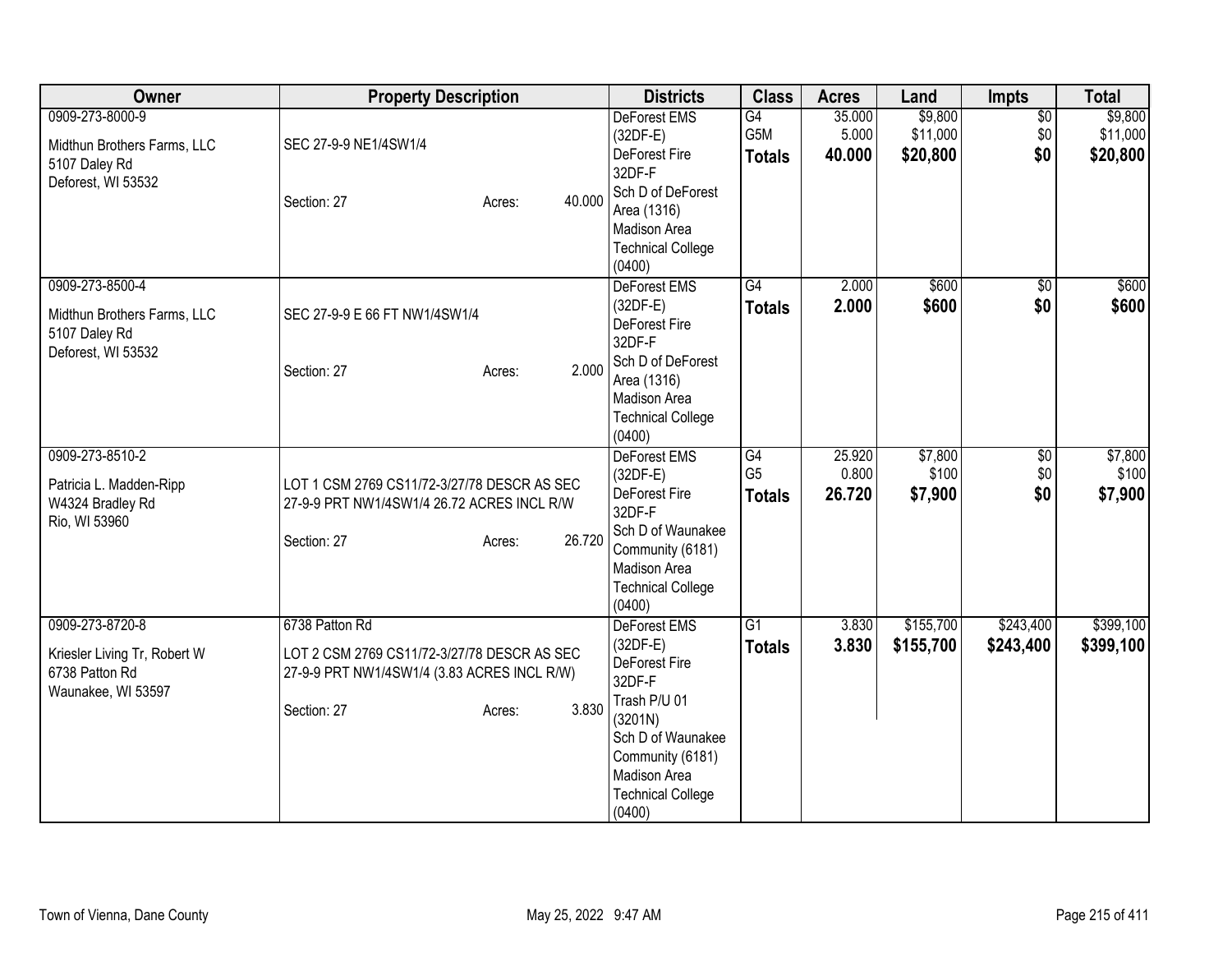| Owner | Property Description | Districts | Class | Acres | Land | Impts | Total |
|---|---|---|---|---|---|---|---|
| 0909-273-8000-9<br><br>Midthun Brothers Farms, LLC<br>5107 Daley Rd<br>Deforest, WI 53532 | SEC 27-9-9 NE1/4SW1/4<br><br>Section: 27 Acres: 40.000 | DeForest EMS (32DF-E)<br>DeForest Fire 32DF-F<br>Sch D of DeForest Area (1316)<br>Madison Area Technical College (0400) | G4<br>G5M<br>**Totals** | 35.000<br>5.000<br>**40.000** | $9,800<br>$11,000<br>**$20,800** | $0<br>$0<br>**$0** | $9,800<br>$11,000<br>**$20,800** |
| 0909-273-8500-4<br><br>Midthun Brothers Farms, LLC<br>5107 Daley Rd<br>Deforest, WI 53532 | SEC 27-9-9 E 66 FT NW1/4SW1/4<br><br>Section: 27 Acres: 2.000 | DeForest EMS (32DF-E)<br>DeForest Fire 32DF-F<br>Sch D of DeForest Area (1316)<br>Madison Area Technical College (0400) | G4<br>**Totals** | 2.000<br>**2.000** | $600<br>**$600** | $0<br>**$0** | $600<br>**$600** |
| 0909-273-8510-2<br><br>Patricia L. Madden-Ripp<br>W4324 Bradley Rd<br>Rio, WI 53960 | LOT 1 CSM 2769 CS11/72-3/27/78 DESCR AS SEC 27-9-9 PRT NW1/4SW1/4 26.72 ACRES INCL R/W<br><br>Section: 27 Acres: 26.720 | DeForest EMS (32DF-E)<br>DeForest Fire 32DF-F<br>Sch D of Waunakee Community (6181)<br>Madison Area Technical College (0400) | G4<br>G5<br>**Totals** | 25.920<br>0.800<br>**26.720** | $7,800<br>$100<br>**$7,900** | $0<br>$0<br>**$0** | $7,800<br>$100<br>**$7,900** |
| 0909-273-8720-8<br><br>Kriesler Living Tr, Robert W<br>6738 Patton Rd<br>Waunakee, WI 53597 | 6738 Patton Rd<br>LOT 2 CSM 2769 CS11/72-3/27/78 DESCR AS SEC 27-9-9 PRT NW1/4SW1/4 (3.83 ACRES INCL R/W)<br><br>Section: 27 Acres: 3.830 | DeForest EMS (32DF-E)<br>DeForest Fire 32DF-F<br>Trash P/U 01 (3201N)<br>Sch D of Waunakee Community (6181)<br>Madison Area Technical College (0400) | G1<br>**Totals** | 3.830<br>**3.830** | $155,700<br>**$155,700** | $243,400<br>**$243,400** | $399,100<br>**$399,100** |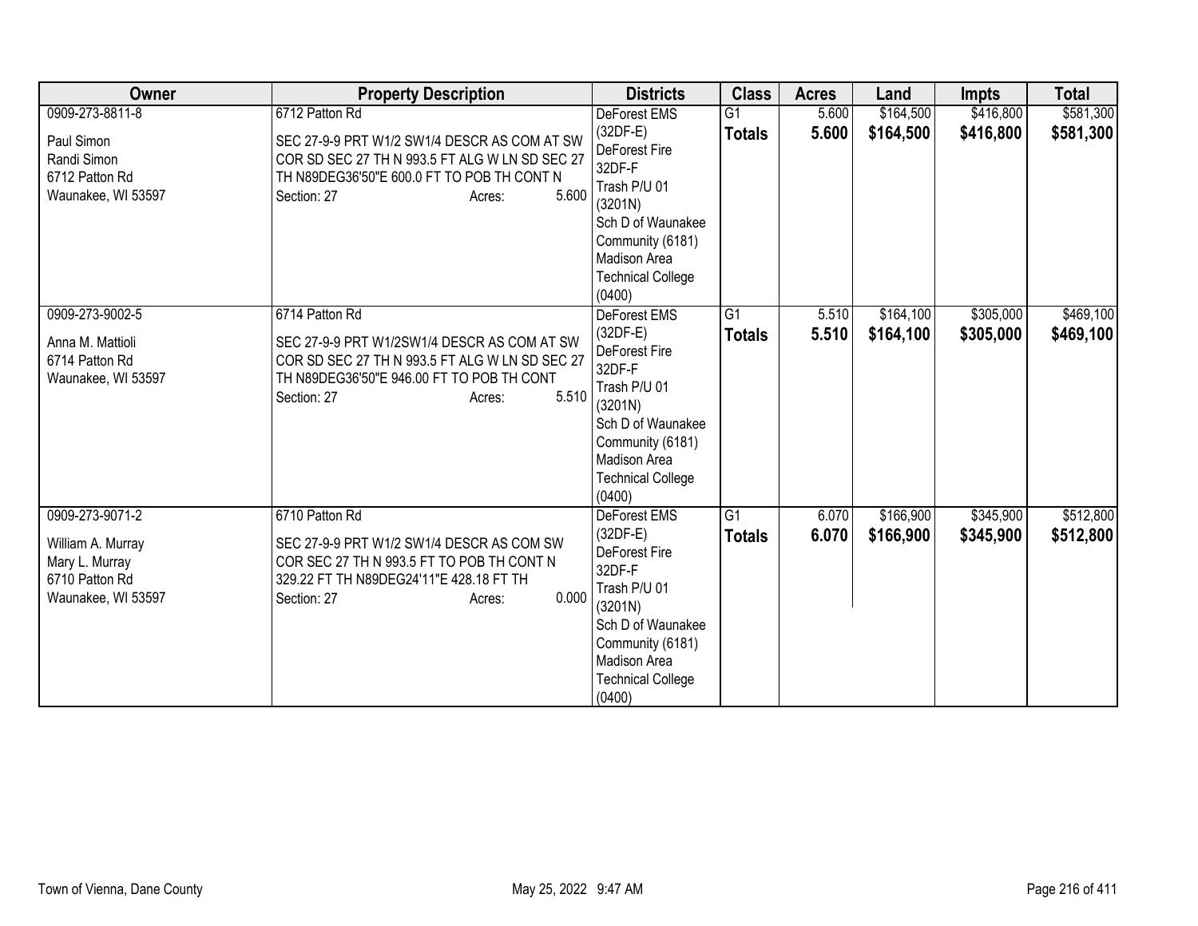| Owner | Property Description | Districts | Class | Acres | Land | Impts | Total |
|---|---|---|---|---|---|---|---|
| 0909-273-8811-8<br><br>Paul Simon<br>Randi Simon<br>6712 Patton Rd<br>Waunakee, WI 53597 | 6712 Patton Rd<br><br>SEC 27-9-9 PRT W1/2 SW1/4 DESCR AS COM AT SW COR SD SEC 27 TH N 993.5 FT ALG W LN SD SEC 27 TH N89DEG36'50"E 600.0 FT TO POB TH CONT N<br>Section: 27 Acres: 5.600 | DeForest EMS (32DF-E)<br>DeForest Fire 32DF-F<br>Trash P/U 01 (3201N)<br>Sch D of Waunakee Community (6181)<br>Madison Area Technical College (0400) | G1<br>**Totals** | 5.600<br>**5.600** | $164,500<br>**$164,500** | $416,800<br>**$416,800** | $581,300<br>**$581,300** |
| 0909-273-9002-5<br><br>Anna M. Mattioli<br>6714 Patton Rd<br>Waunakee, WI 53597 | 6714 Patton Rd<br><br>SEC 27-9-9 PRT W1/2SW1/4 DESCR AS COM AT SW COR SD SEC 27 TH N 993.5 FT ALG W LN SD SEC 27 TH N89DEG36'50"E 946.00 FT TO POB TH CONT<br>Section: 27 Acres: 5.510 | DeForest EMS (32DF-E)<br>DeForest Fire 32DF-F<br>Trash P/U 01 (3201N)<br>Sch D of Waunakee Community (6181)<br>Madison Area Technical College (0400) | G1<br>**Totals** | 5.510<br>**5.510** | $164,100<br>**$164,100** | $305,000<br>**$305,000** | $469,100<br>**$469,100** |
| 0909-273-9071-2<br><br>William A. Murray<br>Mary L. Murray<br>6710 Patton Rd<br>Waunakee, WI 53597 | 6710 Patton Rd<br><br>SEC 27-9-9 PRT W1/2 SW1/4 DESCR AS COM SW COR SEC 27 TH N 993.5 FT TO POB TH CONT N 329.22 FT TH N89DEG24'11"E 428.18 FT TH<br>Section: 27 Acres: 0.000 | DeForest EMS (32DF-E)<br>DeForest Fire 32DF-F<br>Trash P/U 01 (3201N)<br>Sch D of Waunakee Community (6181)<br>Madison Area Technical College (0400) | G1<br>**Totals** | 6.070<br>**6.070** | $166,900<br>**$166,900** | $345,900<br>**$345,900** | $512,800<br>**$512,800** |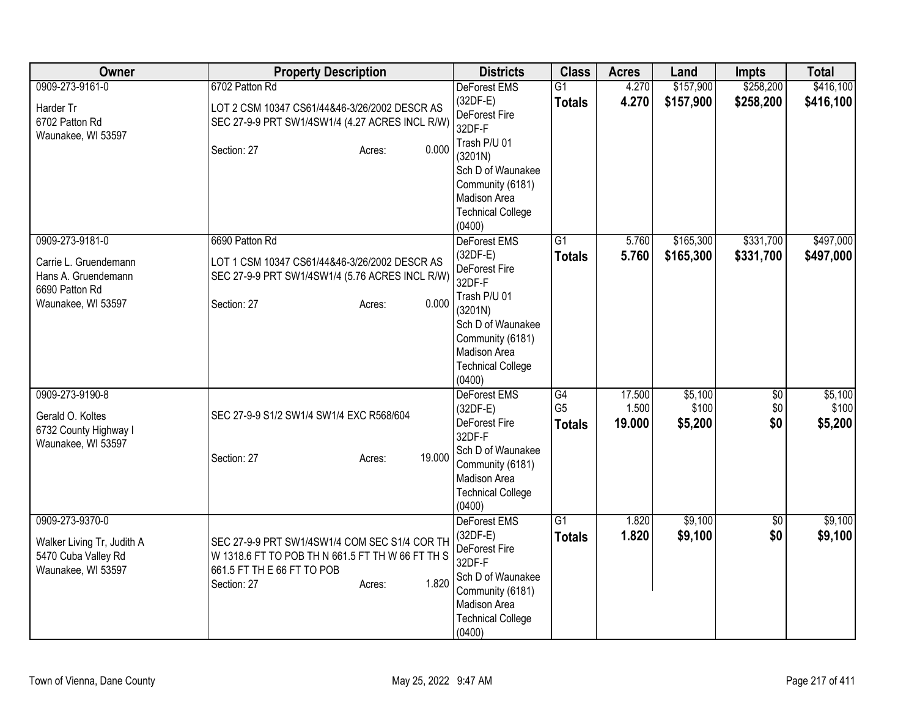| Owner | Property Description | Districts | Class | Acres | Land | Impts | Total |
|---|---|---|---|---|---|---|---|
| 0909-273-9161-0<br><br>Harder Tr<br>6702 Patton Rd<br>Waunakee, WI 53597 | 6702 Patton Rd<br><br>LOT 2 CSM 10347 CS61/44&46-3/26/2002 DESCR AS SEC 27-9-9 PRT SW1/4SW1/4 (4.27 ACRES INCL R/W)<br><br>Section: 27 Acres: 0.000 | DeForest EMS (32DF-E)<br>DeForest Fire 32DF-F<br>Trash P/U 01 (3201N)<br>Sch D of Waunakee Community (6181)<br>Madison Area Technical College (0400) | G1<br>**Totals** | 4.270<br>**4.270** | $157,900<br>**$157,900** | $258,200<br>**$258,200** | $416,100<br>**$416,100** |
| 0909-273-9181-0<br><br>Carrie L. Gruendemann<br>Hans A. Gruendemann<br>6690 Patton Rd<br>Waunakee, WI 53597 | 6690 Patton Rd<br><br>LOT 1 CSM 10347 CS61/44&46-3/26/2002 DESCR AS SEC 27-9-9 PRT SW1/4SW1/4 (5.76 ACRES INCL R/W)<br><br>Section: 27 Acres: 0.000 | DeForest EMS (32DF-E)<br>DeForest Fire 32DF-F<br>Trash P/U 01 (3201N)<br>Sch D of Waunakee Community (6181)<br>Madison Area Technical College (0400) | G1<br>**Totals** | 5.760<br>**5.760** | $165,300<br>**$165,300** | $331,700<br>**$331,700** | $497,000<br>**$497,000** |
| 0909-273-9190-8<br><br>Gerald O. Koltes<br>6732 County Highway I<br>Waunakee, WI 53597 | SEC 27-9-9 S1/2 SW1/4 SW1/4 EXC R568/604<br><br>Section: 27 Acres: 19.000 | DeForest EMS (32DF-E)<br>DeForest Fire 32DF-F<br>Sch D of Waunakee Community (6181)<br>Madison Area Technical College (0400) | G4<br>G5<br>**Totals** | 17.500<br>1.500<br>**19.000** | $5,100<br>$100<br>**$5,200** | $0<br>$0<br>**$0** | $5,100<br>$100<br>**$5,200** |
| 0909-273-9370-0<br><br>Walker Living Tr, Judith A<br>5470 Cuba Valley Rd<br>Waunakee, WI 53597 | SEC 27-9-9 PRT SW1/4SW1/4 COM SEC S1/4 COR TH W 1318.6 FT TO POB TH N 661.5 FT TH W 66 FT TH S 661.5 FT TH E 66 FT TO POB<br>Section: 27 Acres: 1.820 | DeForest EMS (32DF-E)<br>DeForest Fire 32DF-F<br>Sch D of Waunakee Community (6181)<br>Madison Area Technical College (0400) | G1<br>**Totals** | 1.820<br>**1.820** | $9,100<br>**$9,100** | $0<br>**$0** | $9,100<br>**$9,100** |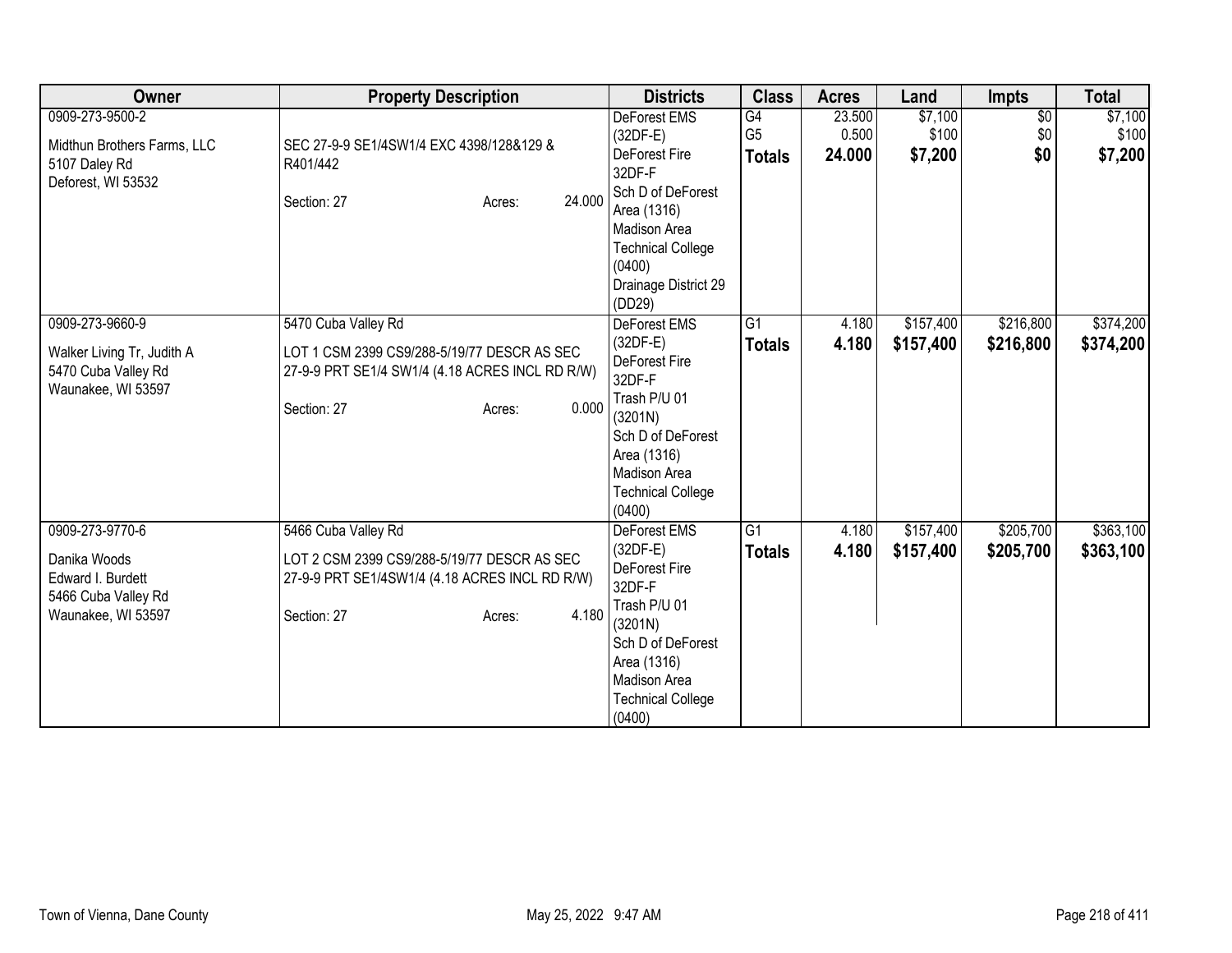| Owner | Property Description | Districts | Class | Acres | Land | Impts | Total |
|---|---|---|---|---|---|---|---|
| 0909-273-9500-2<br><br>Midthun Brothers Farms, LLC<br>5107 Daley Rd<br>Deforest, WI 53532 | SEC 27-9-9 SE1/4SW1/4 EXC 4398/128&129 & R401/442<br><br>Section: 27 Acres: 24.000 | DeForest EMS (32DF-E)<br>DeForest Fire 32DF-F<br>Sch D of DeForest Area (1316)<br>Madison Area Technical College (0400)<br>Drainage District 29 (DD29) | G4<br>G5<br>**Totals** | 23.500<br>0.500<br>**24.000** | $7,100<br>$100<br>**$7,200** | $0<br>$0<br>**$0** | $7,100<br>$100<br>**$7,200** |
| 0909-273-9660-9<br><br>Walker Living Tr, Judith A<br>5470 Cuba Valley Rd<br>Waunakee, WI 53597 | 5470 Cuba Valley Rd<br>LOT 1 CSM 2399 CS9/288-5/19/77 DESCR AS SEC 27-9-9 PRT SE1/4 SW1/4 (4.18 ACRES INCL RD R/W)<br><br>Section: 27 Acres: 0.000 | DeForest EMS (32DF-E)<br>DeForest Fire 32DF-F<br>Trash P/U 01 (3201N)<br>Sch D of DeForest Area (1316)<br>Madison Area Technical College (0400) | G1<br>**Totals** | 4.180<br>**4.180** | $157,400<br>**$157,400** | $216,800<br>**$216,800** | $374,200<br>**$374,200** |
| 0909-273-9770-6<br><br>Danika Woods<br>Edward I. Burdett<br>5466 Cuba Valley Rd<br>Waunakee, WI 53597 | 5466 Cuba Valley Rd<br>LOT 2 CSM 2399 CS9/288-5/19/77 DESCR AS SEC 27-9-9 PRT SE1/4SW1/4 (4.18 ACRES INCL RD R/W)<br><br>Section: 27 Acres: 4.180 | DeForest EMS (32DF-E)<br>DeForest Fire 32DF-F<br>Trash P/U 01 (3201N)<br>Sch D of DeForest Area (1316)<br>Madison Area Technical College (0400) | G1<br>**Totals** | 4.180<br>**4.180** | $157,400<br>**$157,400** | $205,700<br>**$205,700** | $363,100<br>**$363,100** |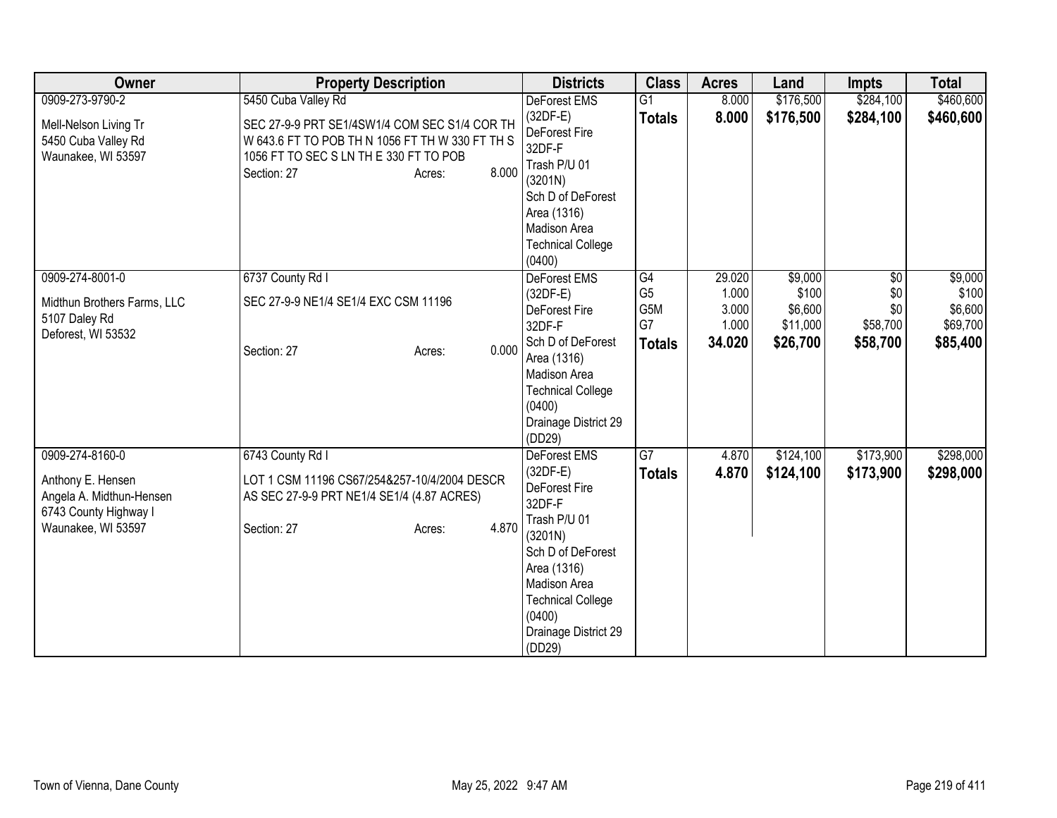| Owner | Property Description | Districts | Class | Acres | Land | Impts | Total |
|---|---|---|---|---|---|---|---|
| 0909-273-9790-2<br><br>Mell-Nelson Living Tr<br>5450 Cuba Valley Rd<br>Waunakee, WI 53597 | 5450 Cuba Valley Rd<br><br>SEC 27-9-9 PRT SE1/4SW1/4 COM SEC S1/4 COR TH W 643.6 FT TO POB TH N 1056 FT TH W 330 FT TH S 1056 FT TO SEC S LN TH E 330 FT TO POB<br>Section: 27 Acres: 8.000 | DeForest EMS (32DF-E)<br>DeForest Fire 32DF-F<br>Trash P/U 01 (3201N)<br>Sch D of DeForest Area (1316)<br>Madison Area Technical College (0400) | G1<br>**Totals** | 8.000<br>**8.000** | $176,500<br>**$176,500** | $284,100<br>**$284,100** | $460,600<br>**$460,600** |
| 0909-274-8001-0<br><br>Midthun Brothers Farms, LLC<br>5107 Daley Rd<br>Deforest, WI 53532 | 6737 County Rd I<br><br>SEC 27-9-9 NE1/4 SE1/4 EXC CSM 11196<br><br>Section: 27 Acres: 0.000 | DeForest EMS (32DF-E)<br>DeForest Fire 32DF-F<br>Sch D of DeForest Area (1316)<br>Madison Area Technical College (0400)<br>Drainage District 29 (DD29) | G4<br>G5<br>G5M<br>G7<br>**Totals** | 29.020<br>1.000<br>3.000<br>1.000<br>**34.020** | $9,000<br>$100<br>$6,600<br>$11,000<br>**$26,700** | $0<br>$0<br>$0<br>$58,700<br>**$58,700** | $9,000<br>$100<br>$6,600<br>$69,700<br>**$85,400** |
| 0909-274-8160-0<br><br>Anthony E. Hensen<br>Angela A. Midthun-Hensen<br>6743 County Highway I<br>Waunakee, WI 53597 | 6743 County Rd I<br><br>LOT 1 CSM 11196 CS67/254&257-10/4/2004 DESCR AS SEC 27-9-9 PRT NE1/4 SE1/4 (4.87 ACRES)<br><br>Section: 27 Acres: 4.870 | DeForest EMS (32DF-E)<br>DeForest Fire 32DF-F<br>Trash P/U 01 (3201N)<br>Sch D of DeForest Area (1316)<br>Madison Area Technical College (0400)<br>Drainage District 29 (DD29) | G7<br>**Totals** | 4.870<br>**4.870** | $124,100<br>**$124,100** | $173,900<br>**$173,900** | $298,000<br>**$298,000** |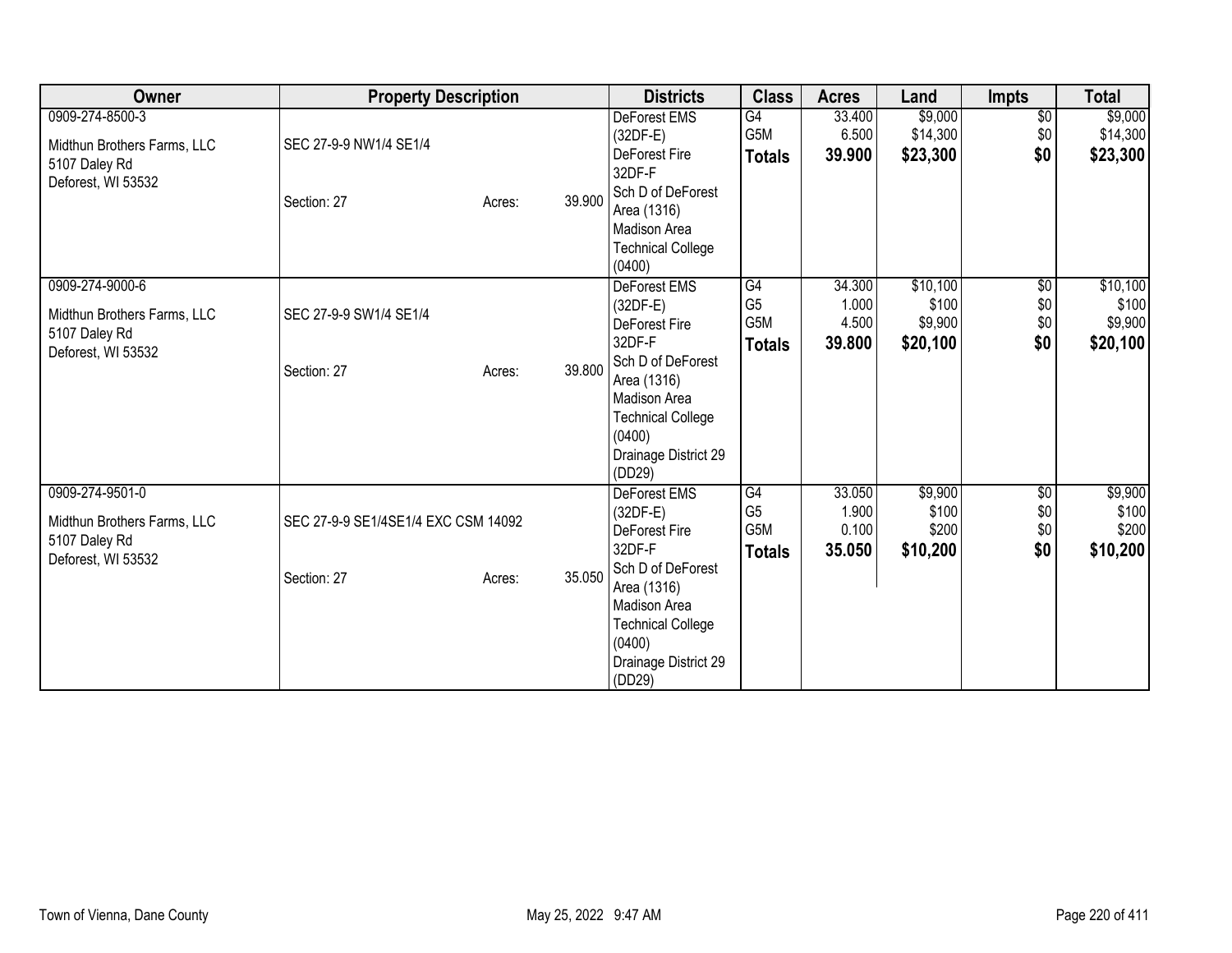| Owner | Property Description | Districts | Class | Acres | Land | Impts | Total |
|---|---|---|---|---|---|---|---|
| 0909-274-8500-3<br>Midthun Brothers Farms, LLC<br>5107 Daley Rd<br>Deforest, WI 53532 | SEC 27-9-9 NW1/4 SE1/4<br>Section: 27 Acres: 39.900 | DeForest EMS (32DF-E)<br>DeForest Fire 32DF-F<br>Sch D of DeForest Area (1316)<br>Madison Area Technical College (0400) | G4<br>G5M<br>**Totals** | 33.400<br>6.500<br>**39.900** | $9,000<br>$14,300<br>**$23,300** | $0<br>$0<br>**$0** | $9,000<br>$14,300<br>**$23,300** |
| 0909-274-9000-6<br>Midthun Brothers Farms, LLC<br>5107 Daley Rd<br>Deforest, WI 53532 | SEC 27-9-9 SW1/4 SE1/4<br>Section: 27 Acres: 39.800 | DeForest EMS (32DF-E)<br>DeForest Fire 32DF-F<br>Sch D of DeForest Area (1316)<br>Madison Area Technical College (0400)<br>Drainage District 29 (DD29) | G4<br>G5<br>G5M<br>**Totals** | 34.300<br>1.000<br>4.500<br>**39.800** | $10,100<br>$100<br>$9,900<br>**$20,100** | $0<br>$0<br>$0<br>**$0** | $10,100<br>$100<br>$9,900<br>**$20,100** |
| 0909-274-9501-0<br>Midthun Brothers Farms, LLC<br>5107 Daley Rd<br>Deforest, WI 53532 | SEC 27-9-9 SE1/4SE1/4 EXC CSM 14092<br>Section: 27 Acres: 35.050 | DeForest EMS (32DF-E)<br>DeForest Fire 32DF-F<br>Sch D of DeForest Area (1316)<br>Madison Area Technical College (0400)<br>Drainage District 29 (DD29) | G4<br>G5<br>G5M<br>**Totals** | 33.050<br>1.900<br>0.100<br>**35.050** | $9,900<br>$100<br>$200<br>**$10,200** | $0<br>$0<br>$0<br>**$0** | $9,900<br>$100<br>$200<br>**$10,200** |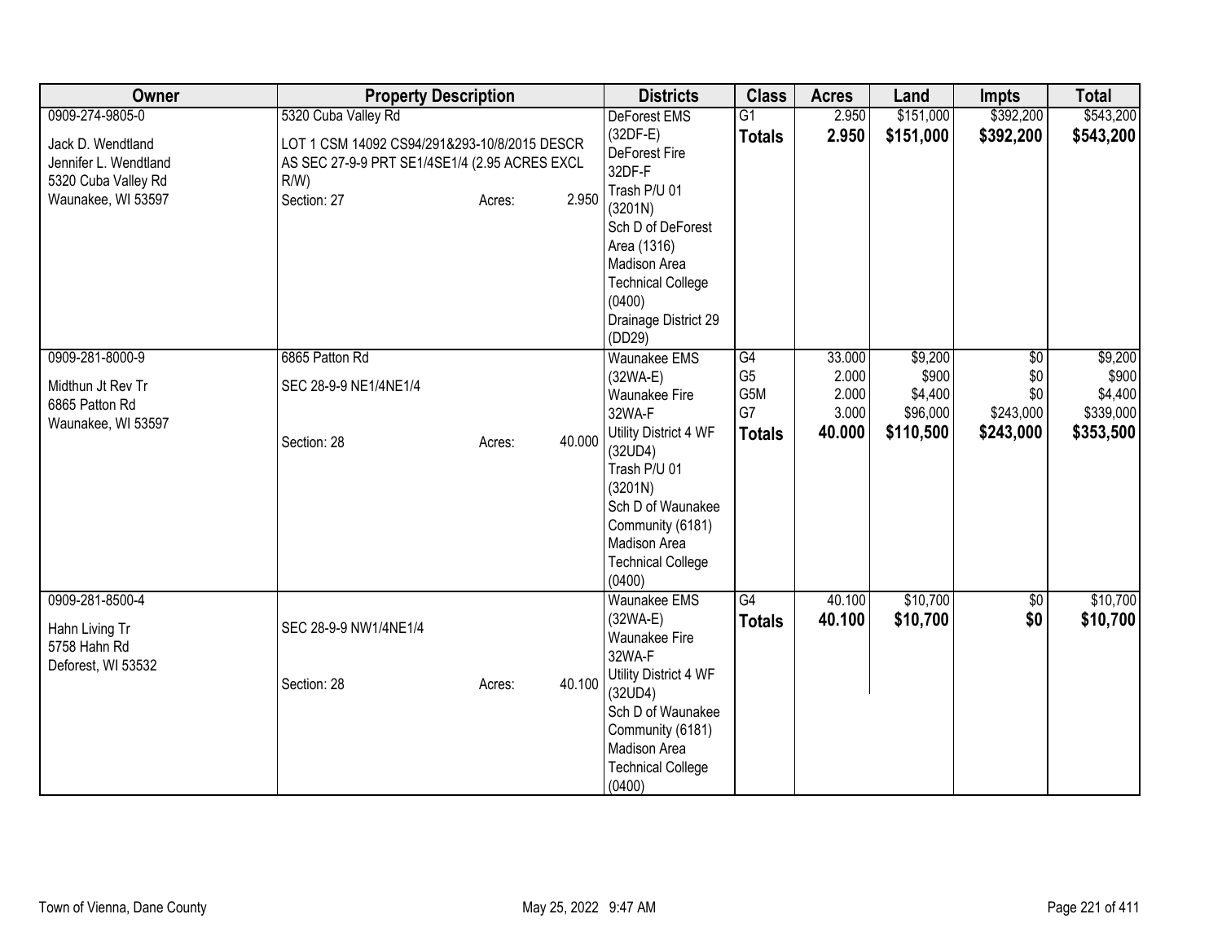| Owner | Property Description | Districts | Class | Acres | Land | Impts | Total |
|---|---|---|---|---|---|---|---|
| 0909-274-9805-0<br>Jack D. Wendtland<br>Jennifer L. Wendtland<br>5320 Cuba Valley Rd<br>Waunakee, WI 53597 | 5320 Cuba Valley Rd<br>LOT 1 CSM 14092 CS94/291&293-10/8/2015 DESCR AS SEC 27-9-9 PRT SE1/4SE1/4 (2.95 ACRES EXCL R/W)<br>Section: 27 Acres: 2.950 | DeForest EMS (32DF-E)<br>DeForest Fire 32DF-F<br>Trash P/U 01 (3201N)<br>Sch D of DeForest Area (1316)<br>Madison Area Technical College (0400)<br>Drainage District 29 (DD29) | G1<br>**Totals** | 2.950<br>**2.950** | $151,000<br>**$151,000** | $392,200<br>**$392,200** | $543,200<br>**$543,200** |
| 0909-281-8000-9<br>Midthun Jt Rev Tr<br>6865 Patton Rd<br>Waunakee, WI 53597 | 6865 Patton Rd<br>SEC 28-9-9 NE1/4NE1/4<br>Section: 28 Acres: 40.000 | Waunakee EMS (32WA-E)<br>Waunakee Fire 32WA-F<br>Utility District 4 WF (32UD4)<br>Trash P/U 01 (3201N)<br>Sch D of Waunakee Community (6181)<br>Madison Area Technical College (0400) | G4<br>G5<br>G5M<br>G7<br>**Totals** | 33.000<br>2.000<br>2.000<br>3.000<br>**40.000** | $9,200<br>$900<br>$4,400<br>$96,000<br>**$110,500** | $0<br>$0<br>$0<br>$243,000<br>**$243,000** | $9,200<br>$900<br>$4,400<br>$339,000<br>**$353,500** |
| 0909-281-8500-4<br>Hahn Living Tr<br>5758 Hahn Rd<br>Deforest, WI 53532 | SEC 28-9-9 NW1/4NE1/4<br>Section: 28 Acres: 40.100 | Waunakee EMS (32WA-E)<br>Waunakee Fire 32WA-F<br>Utility District 4 WF (32UD4)<br>Sch D of Waunakee Community (6181)<br>Madison Area Technical College (0400) | G4<br>**Totals** | 40.100<br>**40.100** | $10,700<br>**$10,700** | $0<br>**$0** | $10,700<br>**$10,700** |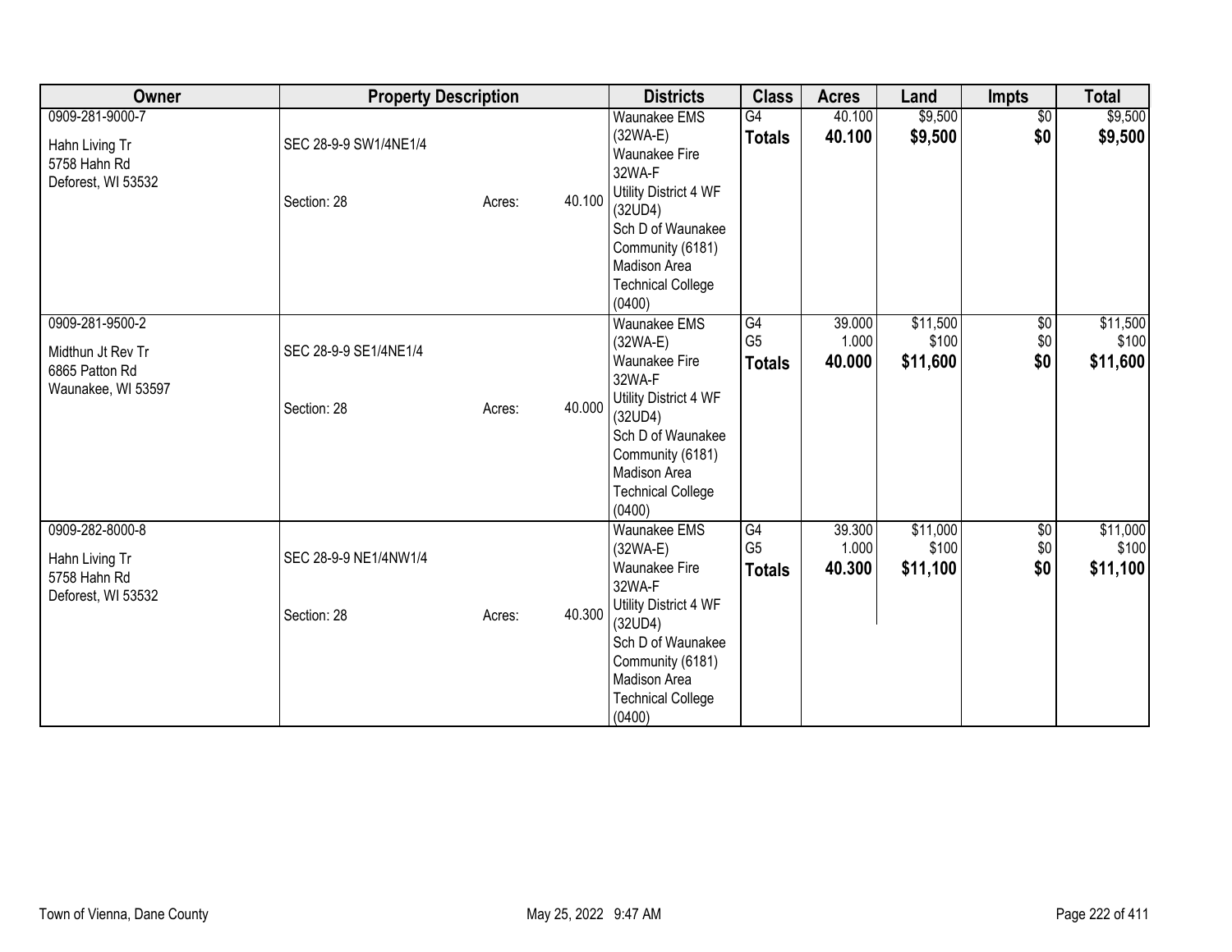| Owner | Property Description | Districts | Class | Acres | Land | Impts | Total |
|---|---|---|---|---|---|---|---|
| 0909-281-9000-7<br>Hahn Living Tr<br>5758 Hahn Rd<br>Deforest, WI 53532 | SEC 28-9-9 SW1/4NE1/4<br>Section: 28 Acres: 40.100 | Waunakee EMS (32WA-E)<br>Waunakee Fire 32WA-F<br>Utility District 4 WF (32UD4)<br>Sch D of Waunakee Community (6181)<br>Madison Area Technical College (0400) | G4<br>**Totals** | 40.100<br>**40.100** | $9,500<br>**$9,500** | $0<br>**$0** | $9,500<br>**$9,500** |
| 0909-281-9500-2<br>Midthun Jt Rev Tr<br>6865 Patton Rd<br>Waunakee, WI 53597 | SEC 28-9-9 SE1/4NE1/4<br>Section: 28 Acres: 40.000 | Waunakee EMS (32WA-E)<br>Waunakee Fire 32WA-F<br>Utility District 4 WF (32UD4)<br>Sch D of Waunakee Community (6181)<br>Madison Area Technical College (0400) | G4<br>G5<br>**Totals** | 39.000<br>1.000<br>**40.000** | $11,500<br>$100<br>**$11,600** | $0<br>$0<br>**$0** | $11,500<br>$100<br>**$11,600** |
| 0909-282-8000-8<br>Hahn Living Tr<br>5758 Hahn Rd<br>Deforest, WI 53532 | SEC 28-9-9 NE1/4NW1/4<br>Section: 28 Acres: 40.300 | Waunakee EMS (32WA-E)<br>Waunakee Fire 32WA-F<br>Utility District 4 WF (32UD4)<br>Sch D of Waunakee Community (6181)<br>Madison Area Technical College (0400) | G4<br>G5<br>**Totals** | 39.300<br>1.000<br>**40.300** | $11,000<br>$100<br>**$11,100** | $0<br>$0<br>**$0** | $11,000<br>$100<br>**$11,100** |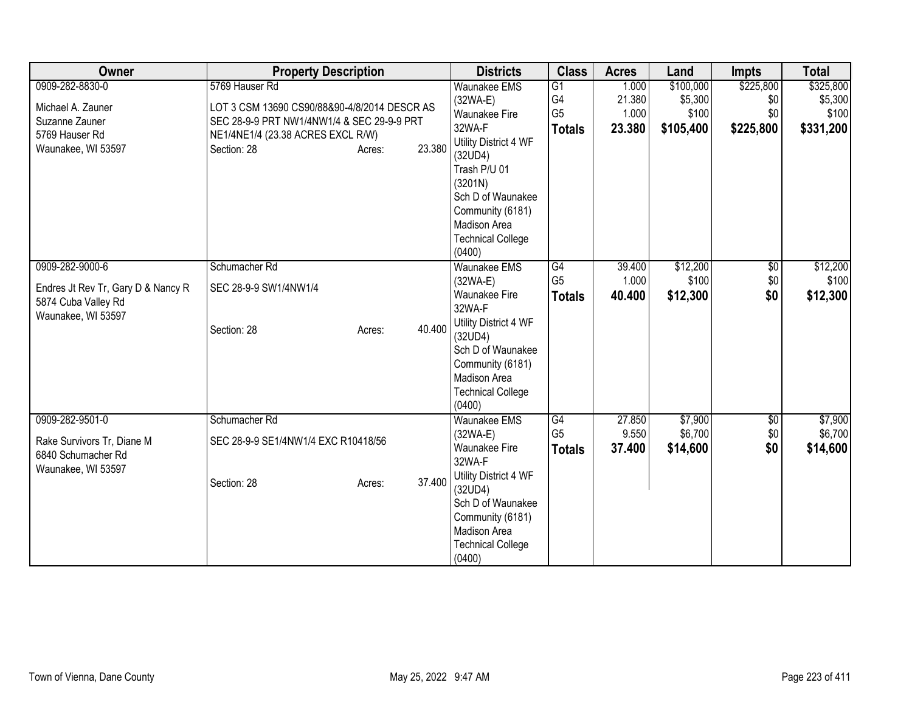| Owner | Property Description | Districts | Class | Acres | Land | Impts | Total |
|---|---|---|---|---|---|---|---|
| 0909-282-8830-0<br><br>Michael A. Zauner<br>Suzanne Zauner<br>5769 Hauser Rd<br>Waunakee, WI 53597 | 5769 Hauser Rd<br><br>LOT 3 CSM 13690 CS90/88&90-4/8/2014 DESCR AS SEC 28-9-9 PRT NW1/4NW1/4 & SEC 29-9-9 PRT NE1/4NE1/4 (23.38 ACRES EXCL R/W)<br>Section: 28 Acres: 23.380 | Waunakee EMS (32WA-E)<br>Waunakee Fire 32WA-F<br>Utility District 4 WF (32UD4)<br>Trash P/U 01 (3201N)<br>Sch D of Waunakee Community (6181)<br>Madison Area Technical College (0400) | G1<br>G4<br>G5<br>**Totals** | 1.000<br>21.380<br>1.000<br>**23.380** | $100,000<br>$5,300<br>$100<br>**$105,400** | $225,800<br>$0<br>$0<br>**$225,800** | $325,800<br>$5,300<br>$100<br>**$331,200** |
| 0909-282-9000-6<br><br>Endres Jt Rev Tr, Gary D & Nancy R<br>5874 Cuba Valley Rd<br>Waunakee, WI 53597 | Schumacher Rd<br><br>SEC 28-9-9 SW1/4NW1/4<br><br>Section: 28 Acres: 40.400 | Waunakee EMS (32WA-E)<br>Waunakee Fire 32WA-F<br>Utility District 4 WF (32UD4)<br>Sch D of Waunakee Community (6181)<br>Madison Area Technical College (0400) | G4<br>G5<br>**Totals** | 39.400<br>1.000<br>**40.400** | $12,200<br>$100<br>**$12,300** | $0<br>$0<br>**$0** | $12,200<br>$100<br>**$12,300** |
| 0909-282-9501-0<br><br>Rake Survivors Tr, Diane M<br>6840 Schumacher Rd<br>Waunakee, WI 53597 | Schumacher Rd<br><br>SEC 28-9-9 SE1/4NW1/4 EXC R10418/56<br><br>Section: 28 Acres: 37.400 | Waunakee EMS (32WA-E)<br>Waunakee Fire 32WA-F<br>Utility District 4 WF (32UD4)<br>Sch D of Waunakee Community (6181)<br>Madison Area Technical College (0400) | G4<br>G5<br>**Totals** | 27.850<br>9.550<br>**37.400** | $7,900<br>$6,700<br>**$14,600** | $0<br>$0<br>**$0** | $7,900<br>$6,700<br>**$14,600** |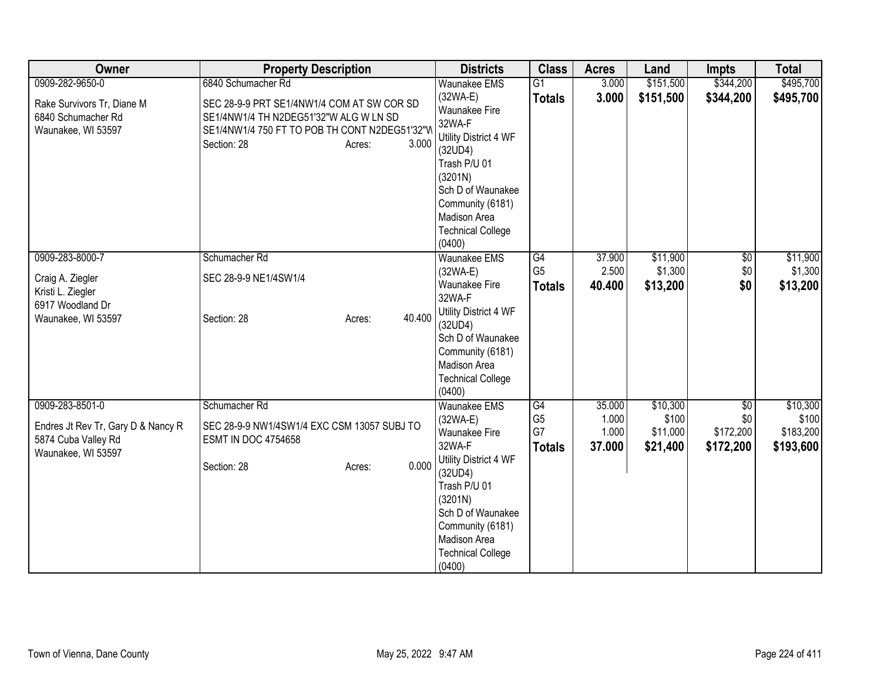| Owner | Property Description | Districts | Class | Acres | Land | Impts | Total |
|---|---|---|---|---|---|---|---|
| 0909-282-9650-0<br><br>Rake Survivors Tr, Diane M<br>6840 Schumacher Rd<br>Waunakee, WI 53597 | 6840 Schumacher Rd<br><br>SEC 28-9-9 PRT SE1/4NW1/4 COM AT SW COR SD SE1/4NW1/4 TH N2DEG51'32"W ALG W LN SD SE1/4NW1/4 750 FT TO POB TH CONT N2DEG51'32"W<br>Section: 28 Acres: 3.000 | Waunakee EMS (32WA-E)<br>Waunakee Fire 32WA-F<br>Utility District 4 WF (32UD4)<br>Trash P/U 01 (3201N)<br>Sch D of Waunakee Community (6181)<br>Madison Area Technical College (0400) | G1<br>**Totals** | 3.000<br>**3.000** | $151,500<br>**$151,500** | $344,200<br>**$344,200** | $495,700<br>**$495,700** |
| 0909-283-8000-7<br><br>Craig A. Ziegler<br>Kristi L. Ziegler<br>6917 Woodland Dr<br>Waunakee, WI 53597 | Schumacher Rd<br><br>SEC 28-9-9 NE1/4SW1/4<br><br>Section: 28 Acres: 40.400 | Waunakee EMS (32WA-E)<br>Waunakee Fire 32WA-F<br>Utility District 4 WF (32UD4)<br>Sch D of Waunakee Community (6181)<br>Madison Area Technical College (0400) | G4<br>G5<br>**Totals** | 37.900<br>2.500<br>**40.400** | $11,900<br>$1,300<br>**$13,200** | $0<br>$0<br>**$0** | $11,900<br>$1,300<br>**$13,200** |
| 0909-283-8501-0<br><br>Endres Jt Rev Tr, Gary D & Nancy R<br>5874 Cuba Valley Rd<br>Waunakee, WI 53597 | Schumacher Rd<br><br>SEC 28-9-9 NW1/4SW1/4 EXC CSM 13057 SUBJ TO ESMT IN DOC 4754658<br><br>Section: 28 Acres: 0.000 | Waunakee EMS (32WA-E)<br>Waunakee Fire 32WA-F<br>Utility District 4 WF (32UD4)<br>Trash P/U 01 (3201N)<br>Sch D of Waunakee Community (6181)<br>Madison Area Technical College (0400) | G4<br>G5<br>G7<br>**Totals** | 35.000<br>1.000<br>1.000<br>**37.000** | $10,300<br>$100<br>$11,000<br>**$21,400** | $0<br>$0<br>$172,200<br>**$172,200** | $10,300<br>$100<br>$183,200<br>**$193,600** |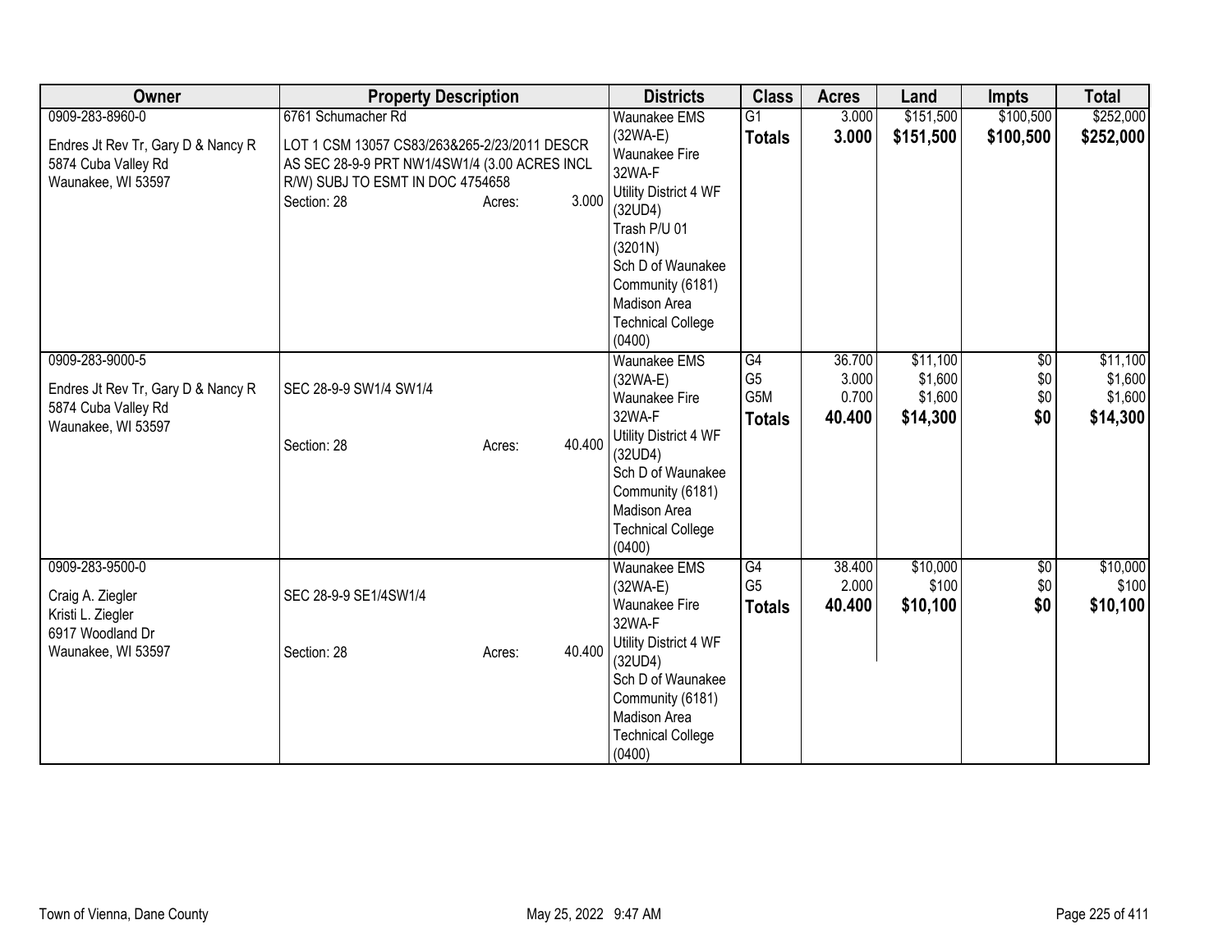| Owner | Property Description | Districts | Class | Acres | Land | Impts | Total |
|---|---|---|---|---|---|---|---|
| 0909-283-8960-0<br>Endres Jt Rev Tr, Gary D & Nancy R<br>5874 Cuba Valley Rd<br>Waunakee, WI 53597 | 6761 Schumacher Rd<br>LOT 1 CSM 13057 CS83/263&265-2/23/2011 DESCR AS SEC 28-9-9 PRT NW1/4SW1/4 (3.00 ACRES INCL R/W) SUBJ TO ESMT IN DOC 4754658<br>Section: 28 Acres: 3.000 | Waunakee EMS (32WA-E)<br>Waunakee Fire 32WA-F<br>Utility District 4 WF (32UD4)<br>Trash P/U 01 (3201N)<br>Sch D of Waunakee Community (6181)<br>Madison Area Technical College (0400) | G1<br>**Totals** | 3.000<br>**3.000** | $151,500<br>**$151,500** | $100,500<br>**$100,500** | $252,000<br>**$252,000** |
| 0909-283-9000-5<br>Endres Jt Rev Tr, Gary D & Nancy R<br>5874 Cuba Valley Rd<br>Waunakee, WI 53597 | SEC 28-9-9 SW1/4 SW1/4<br>Section: 28 Acres: 40.400 | Waunakee EMS (32WA-E)<br>Waunakee Fire 32WA-F<br>Utility District 4 WF (32UD4)<br>Sch D of Waunakee Community (6181)<br>Madison Area Technical College (0400) | G4<br>G5<br>G5M<br>**Totals** | 36.700<br>3.000<br>0.700<br>**40.400** | $11,100<br>$1,600<br>$1,600<br>**$14,300** | $0<br>$0<br>$0<br>**$0** | $11,100<br>$1,600<br>$1,600<br>**$14,300** |
| 0909-283-9500-0<br>Craig A. Ziegler<br>Kristi L. Ziegler<br>6917 Woodland Dr<br>Waunakee, WI 53597 | SEC 28-9-9 SE1/4SW1/4<br>Section: 28 Acres: 40.400 | Waunakee EMS (32WA-E)<br>Waunakee Fire 32WA-F<br>Utility District 4 WF (32UD4)<br>Sch D of Waunakee Community (6181)<br>Madison Area Technical College (0400) | G4<br>G5<br>**Totals** | 38.400<br>2.000<br>**40.400** | $10,000<br>$100<br>**$10,100** | $0<br>$0<br>**$0** | $10,000<br>$100<br>**$10,100** |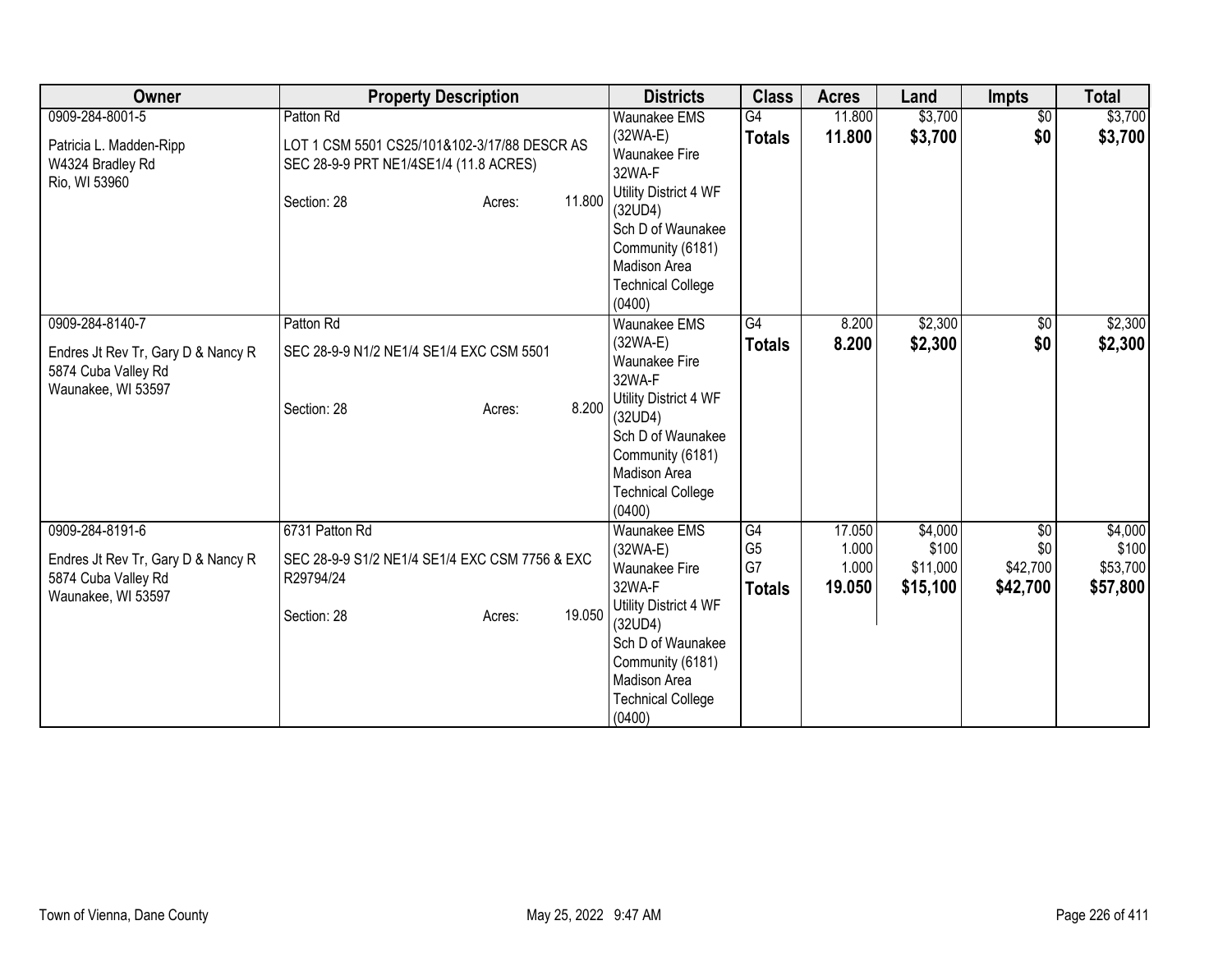| Owner | Property Description | Districts | Class | Acres | Land | Impts | Total |
|---|---|---|---|---|---|---|---|
| 0909-284-8001-5<br><br>Patricia L. Madden-Ripp<br>W4324 Bradley Rd<br>Rio, WI 53960 | Patton Rd<br><br>LOT 1 CSM 5501 CS25/101&102-3/17/88 DESCR AS SEC 28-9-9 PRT NE1/4SE1/4 (11.8 ACRES)<br><br>Section: 28 Acres: 11.800 | Waunakee EMS (32WA-E)<br>Waunakee Fire 32WA-F<br>Utility District 4 WF (32UD4)<br>Sch D of Waunakee Community (6181)<br>Madison Area Technical College (0400) | G4<br>**Totals** | 11.800<br>**11.800** | $3,700<br>**$3,700** | $0<br>**$0** | $3,700<br>**$3,700** |
| 0909-284-8140-7<br><br>Endres Jt Rev Tr, Gary D & Nancy R<br>5874 Cuba Valley Rd<br>Waunakee, WI 53597 | Patton Rd<br><br>SEC 28-9-9 N1/2 NE1/4 SE1/4 EXC CSM 5501<br><br>Section: 28 Acres: 8.200 | Waunakee EMS (32WA-E)<br>Waunakee Fire 32WA-F<br>Utility District 4 WF (32UD4)<br>Sch D of Waunakee Community (6181)<br>Madison Area Technical College (0400) | G4<br>**Totals** | 8.200<br>**8.200** | $2,300<br>**$2,300** | $0<br>**$0** | $2,300<br>**$2,300** |
| 0909-284-8191-6<br><br>Endres Jt Rev Tr, Gary D & Nancy R<br>5874 Cuba Valley Rd<br>Waunakee, WI 53597 | 6731 Patton Rd<br><br>SEC 28-9-9 S1/2 NE1/4 SE1/4 EXC CSM 7756 & EXC R29794/24<br><br>Section: 28 Acres: 19.050 | Waunakee EMS (32WA-E)<br>Waunakee Fire 32WA-F<br>Utility District 4 WF (32UD4)<br>Sch D of Waunakee Community (6181)<br>Madison Area Technical College (0400) | G4<br>G5<br>G7<br>**Totals** | 17.050<br>1.000<br>1.000<br>**19.050** | $4,000<br>$100<br>$11,000<br>**$15,100** | $0<br>$0<br>$42,700<br>**$42,700** | $4,000<br>$100<br>$53,700<br>**$57,800** |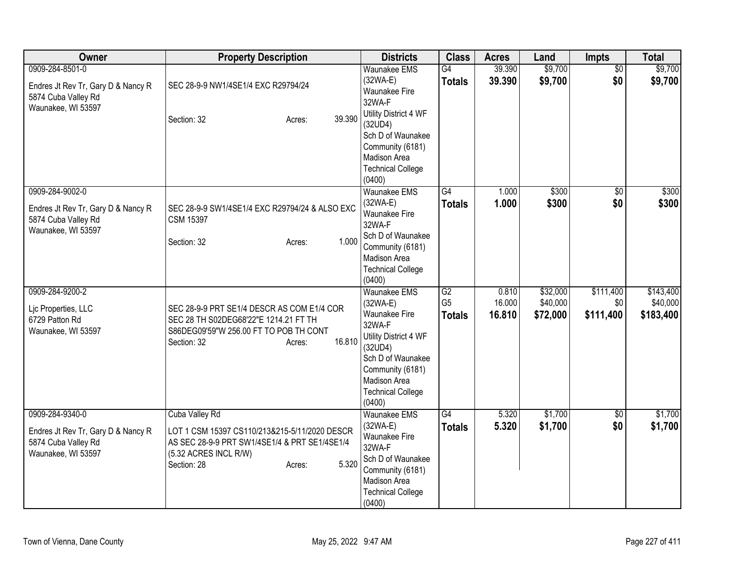| Owner | Property Description | Districts | Class | Acres | Land | Impts | Total |
|---|---|---|---|---|---|---|---|
| 0909-284-8501-0<br>Endres Jt Rev Tr, Gary D & Nancy R<br>5874 Cuba Valley Rd<br>Waunakee, WI 53597 | SEC 28-9-9 NW1/4SE1/4 EXC R29794/24<br><br>Section: 32 Acres: 39.390 | Waunakee EMS (32WA-E)<br>Waunakee Fire 32WA-F<br>Utility District 4 WF (32UD4)<br>Sch D of Waunakee Community (6181)<br>Madison Area Technical College (0400) | G4<br>**Totals** | 39.390<br>**39.390** | $9,700<br>**$9,700** | $0<br>**$0** | $9,700<br>**$9,700** |
| 0909-284-9002-0<br>Endres Jt Rev Tr, Gary D & Nancy R<br>5874 Cuba Valley Rd<br>Waunakee, WI 53597 | SEC 28-9-9 SW1/4SE1/4 EXC R29794/24 & ALSO EXC CSM 15397<br><br>Section: 32 Acres: 1.000 | Waunakee EMS (32WA-E)<br>Waunakee Fire 32WA-F<br>Sch D of Waunakee Community (6181)<br>Madison Area Technical College (0400) | G4<br>**Totals** | 1.000<br>**1.000** | $300<br>**$300** | $0<br>**$0** | $300<br>**$300** |
| 0909-284-9200-2<br>Ljc Properties, LLC<br>6729 Patton Rd<br>Waunakee, WI 53597 | SEC 28-9-9 PRT SE1/4 DESCR AS COM E1/4 COR SEC 28 TH S02DEG68'22"E 1214.21 FT TH S86DEG09'59"W 256.00 FT TO POB TH CONT<br>Section: 32 Acres: 16.810 | Waunakee EMS (32WA-E)<br>Waunakee Fire 32WA-F<br>Utility District 4 WF (32UD4)<br>Sch D of Waunakee Community (6181)<br>Madison Area Technical College (0400) | G2<br>G5<br>**Totals** | 0.810<br>16.000<br>**16.810** | $32,000<br>$40,000<br>**$72,000** | $111,400<br>$0<br>**$111,400** | $143,400<br>$40,000<br>**$183,400** |
| 0909-284-9340-0<br>Endres Jt Rev Tr, Gary D & Nancy R<br>5874 Cuba Valley Rd<br>Waunakee, WI 53597 | Cuba Valley Rd<br>LOT 1 CSM 15397 CS110/213&215-5/11/2020 DESCR AS SEC 28-9-9 PRT SW1/4SE1/4 & PRT SE1/4SE1/4 (5.32 ACRES INCL R/W)<br>Section: 28 Acres: 5.320 | Waunakee EMS (32WA-E)<br>Waunakee Fire 32WA-F<br>Sch D of Waunakee Community (6181)<br>Madison Area Technical College (0400) | G4<br>**Totals** | 5.320<br>**5.320** | $1,700<br>**$1,700** | $0<br>**$0** | $1,700<br>**$1,700** |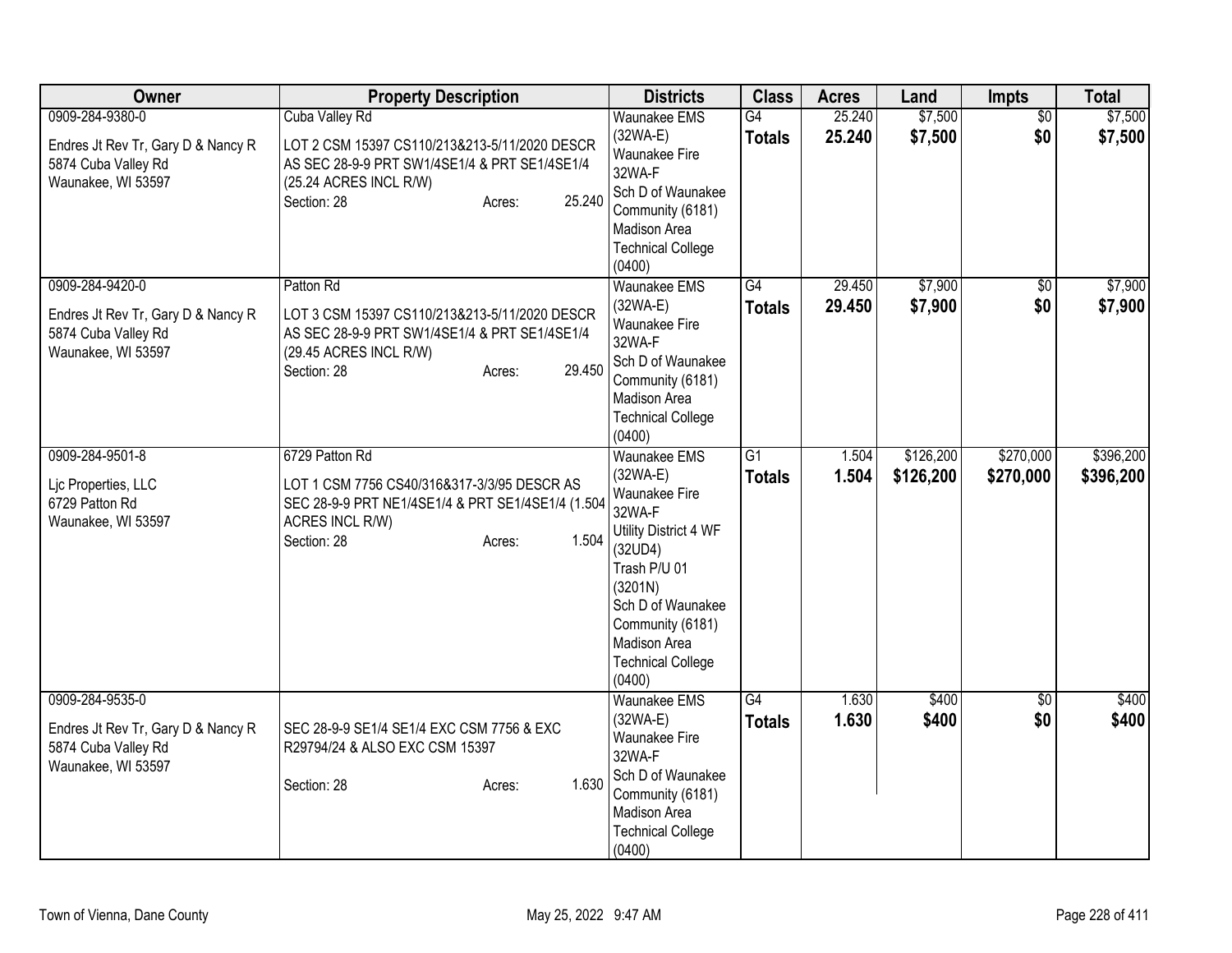| Owner | Property Description | Districts | Class | Acres | Land | Impts | Total |
|---|---|---|---|---|---|---|---|
| 0909-284-9380-0<br><br>Endres Jt Rev Tr, Gary D & Nancy R<br>5874 Cuba Valley Rd<br>Waunakee, WI 53597 | Cuba Valley Rd<br><br>LOT 2 CSM 15397 CS110/213&213-5/11/2020 DESCR AS SEC 28-9-9 PRT SW1/4SE1/4 & PRT SE1/4SE1/4 (25.24 ACRES INCL R/W)<br>Section: 28 Acres: 25.240 | Waunakee EMS (32WA-E)<br>Waunakee Fire 32WA-F<br>Sch D of Waunakee Community (6181)<br>Madison Area Technical College (0400) | G4<br>**Totals** | 25.240<br>**25.240** | $7,500<br>**$7,500** | $0<br>**$0** | $7,500<br>**$7,500** |
| 0909-284-9420-0<br><br>Endres Jt Rev Tr, Gary D & Nancy R<br>5874 Cuba Valley Rd<br>Waunakee, WI 53597 | Patton Rd<br><br>LOT 3 CSM 15397 CS110/213&213-5/11/2020 DESCR AS SEC 28-9-9 PRT SW1/4SE1/4 & PRT SE1/4SE1/4 (29.45 ACRES INCL R/W)<br>Section: 28 Acres: 29.450 | Waunakee EMS (32WA-E)<br>Waunakee Fire 32WA-F<br>Sch D of Waunakee Community (6181)<br>Madison Area Technical College (0400) | G4<br>**Totals** | 29.450<br>**29.450** | $7,900<br>**$7,900** | $0<br>**$0** | $7,900<br>**$7,900** |
| 0909-284-9501-8<br><br>Ljc Properties, LLC<br>6729 Patton Rd<br>Waunakee, WI 53597 | 6729 Patton Rd<br><br>LOT 1 CSM 7756 CS40/316&317-3/3/95 DESCR AS SEC 28-9-9 PRT NE1/4SE1/4 & PRT SE1/4SE1/4 (1.504 ACRES INCL R/W)<br>Section: 28 Acres: 1.504 | Waunakee EMS (32WA-E)<br>Waunakee Fire 32WA-F<br>Utility District 4 WF (32UD4)<br>Trash P/U 01 (3201N)<br>Sch D of Waunakee Community (6181)<br>Madison Area Technical College (0400) | G1<br>**Totals** | 1.504<br>**1.504** | $126,200<br>**$126,200** | $270,000<br>**$270,000** | $396,200<br>**$396,200** |
| 0909-284-9535-0<br><br>Endres Jt Rev Tr, Gary D & Nancy R<br>5874 Cuba Valley Rd<br>Waunakee, WI 53597 | SEC 28-9-9 SE1/4 SE1/4 EXC CSM 7756 & EXC R29794/24 & ALSO EXC CSM 15397<br>Section: 28 Acres: 1.630 | Waunakee EMS (32WA-E)<br>Waunakee Fire 32WA-F<br>Sch D of Waunakee Community (6181)<br>Madison Area Technical College (0400) | G4<br>**Totals** | 1.630<br>**1.630** | $400<br>**$400** | $0<br>**$0** | $400<br>**$400** |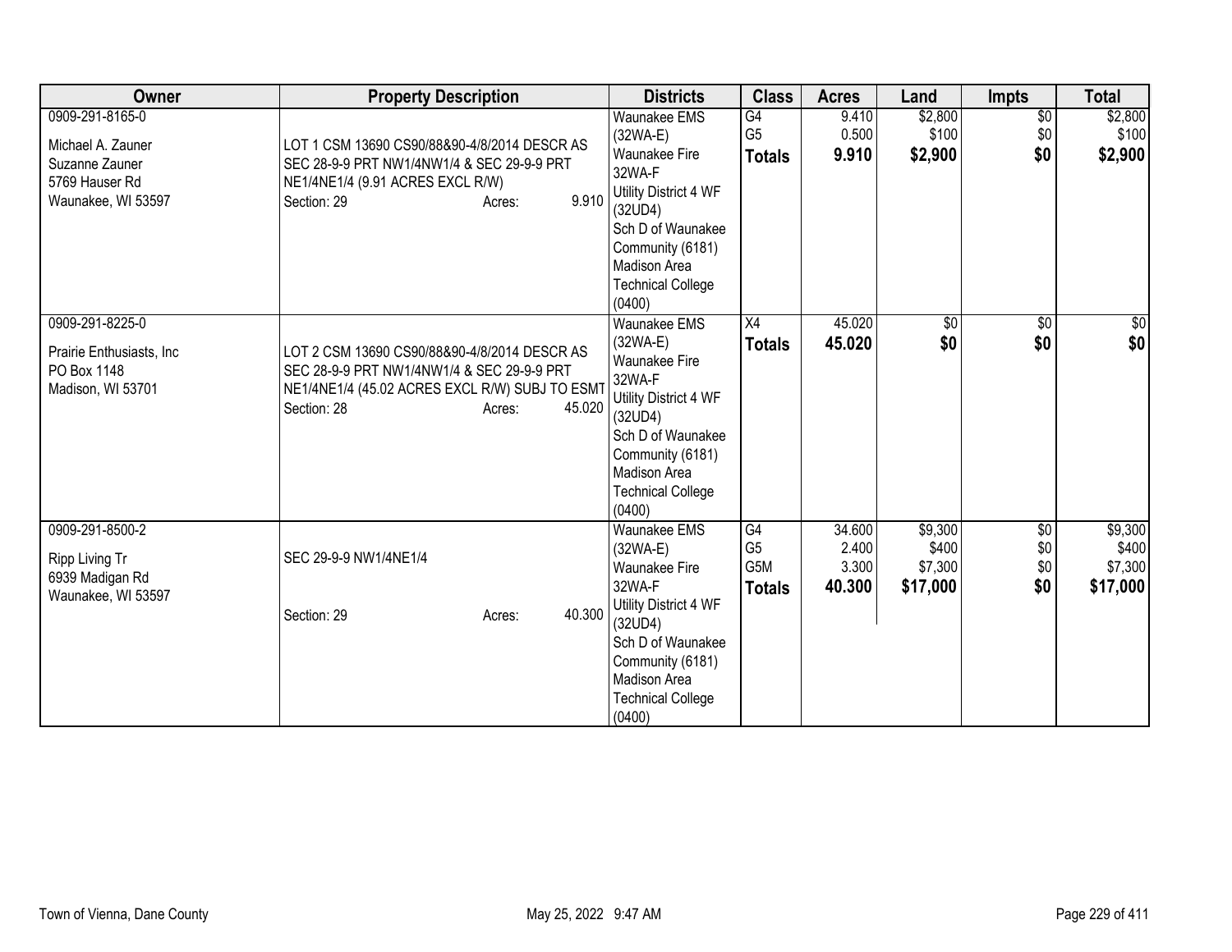| Owner | Property Description | Districts | Class | Acres | Land | Impts | Total |
|---|---|---|---|---|---|---|---|
| 0909-291-8165-0<br><br>Michael A. Zauner<br>Suzanne Zauner<br>5769 Hauser Rd<br>Waunakee, WI 53597 | LOT 1 CSM 13690 CS90/88&90-4/8/2014 DESCR AS SEC 28-9-9 PRT NW1/4NW1/4 & SEC 29-9-9 PRT NE1/4NE1/4 (9.91 ACRES EXCL R/W)<br>Section: 29 Acres: 9.910 | Waunakee EMS (32WA-E)<br>Waunakee Fire 32WA-F<br>Utility District 4 WF (32UD4)<br>Sch D of Waunakee Community (6181)<br>Madison Area Technical College (0400) | G4<br>G5<br>**Totals** | 9.410<br>0.500<br>**9.910** | $2,800<br>$100<br>**$2,900** | $0<br>$0<br>**$0** | $2,800<br>$100<br>**$2,900** |
| 0909-291-8225-0<br><br>Prairie Enthusiasts, Inc<br>PO Box 1148<br>Madison, WI 53701 | LOT 2 CSM 13690 CS90/88&90-4/8/2014 DESCR AS SEC 28-9-9 PRT NW1/4NW1/4 & SEC 29-9-9 PRT NE1/4NE1/4 (45.02 ACRES EXCL R/W) SUBJ TO ESMT<br>Section: 28 Acres: 45.020 | Waunakee EMS (32WA-E)<br>Waunakee Fire 32WA-F<br>Utility District 4 WF (32UD4)<br>Sch D of Waunakee Community (6181)<br>Madison Area Technical College (0400) | X4<br>**Totals** | 45.020<br>**45.020** | $0<br>**$0** | $0<br>**$0** | $0<br>**$0** |
| 0909-291-8500-2<br><br>Ripp Living Tr<br>6939 Madigan Rd<br>Waunakee, WI 53597 | SEC 29-9-9 NW1/4NE1/4<br><br>Section: 29 Acres: 40.300 | Waunakee EMS (32WA-E)<br>Waunakee Fire 32WA-F<br>Utility District 4 WF (32UD4)<br>Sch D of Waunakee Community (6181)<br>Madison Area Technical College (0400) | G4<br>G5<br>G5M<br>**Totals** | 34.600<br>2.400<br>3.300<br>**40.300** | $9,300<br>$400<br>$7,300<br>**$17,000** | $0<br>$0<br>$0<br>**$0** | $9,300<br>$400<br>$7,300<br>**$17,000** |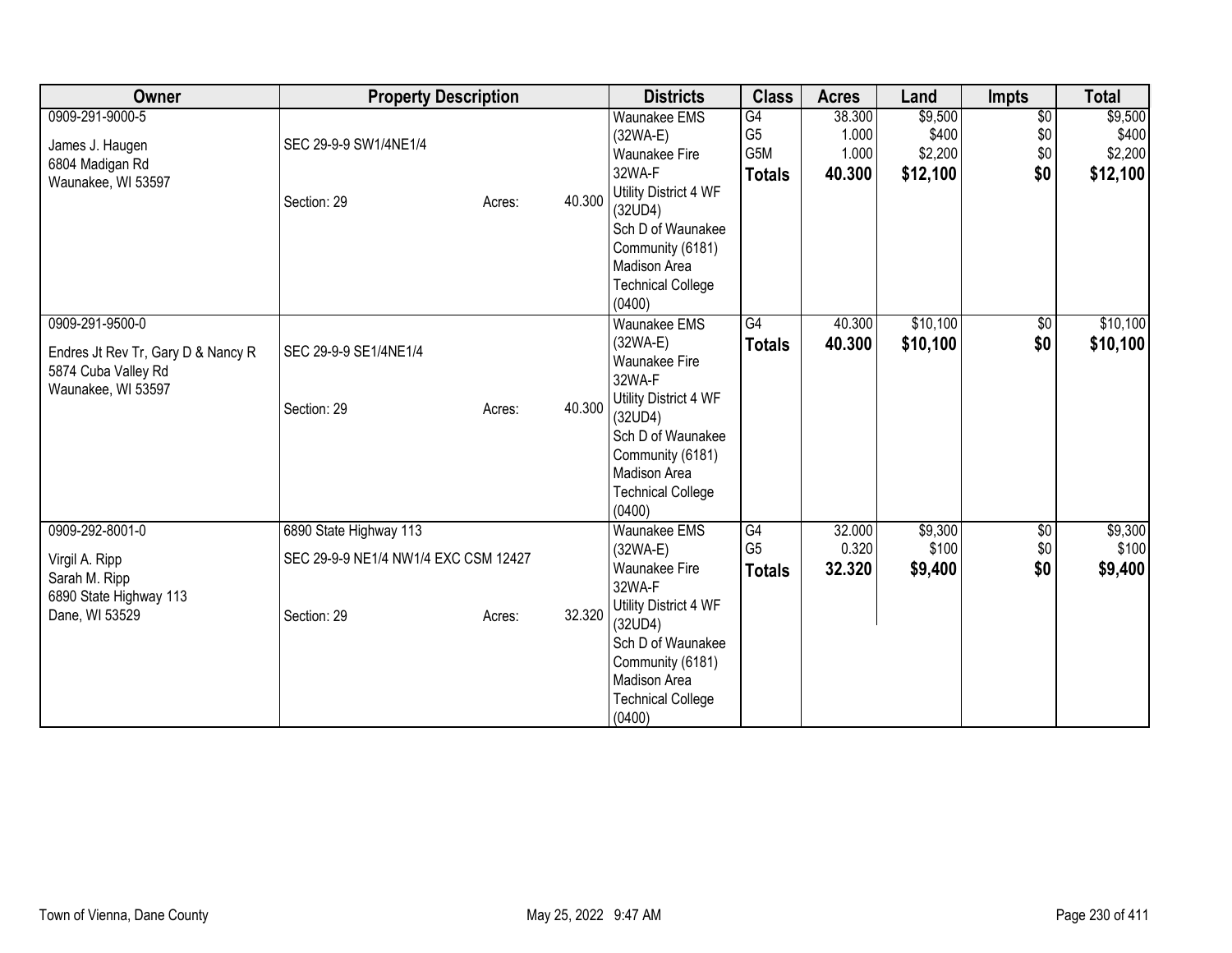| Owner | Property Description | Districts | Class | Acres | Land | Impts | Total |
|---|---|---|---|---|---|---|---|
| 0909-291-9000-5<br><br>James J. Haugen<br>6804 Madigan Rd<br>Waunakee, WI 53597 | SEC 29-9-9 SW1/4NE1/4<br><br>Section: 29 Acres: 40.300 | Waunakee EMS (32WA-E)<br>Waunakee Fire 32WA-F<br>Utility District 4 WF (32UD4)<br>Sch D of Waunakee Community (6181)<br>Madison Area Technical College (0400) | G4<br>G5<br>G5M<br>**Totals** | 38.300<br>1.000<br>1.000<br>**40.300** | $9,500<br>$400<br>$2,200<br>**$12,100** | $0<br>$0<br>$0<br>**$0** | $9,500<br>$400<br>$2,200<br>**$12,100** |
| 0909-291-9500-0<br><br>Endres Jt Rev Tr, Gary D & Nancy R<br>5874 Cuba Valley Rd<br>Waunakee, WI 53597 | SEC 29-9-9 SE1/4NE1/4<br><br>Section: 29 Acres: 40.300 | Waunakee EMS (32WA-E)<br>Waunakee Fire 32WA-F<br>Utility District 4 WF (32UD4)<br>Sch D of Waunakee Community (6181)<br>Madison Area Technical College (0400) | G4<br>**Totals** | 40.300<br>**40.300** | $10,100<br>**$10,100** | $0<br>**$0** | $10,100<br>**$10,100** |
| 0909-292-8001-0<br><br>Virgil A. Ripp<br>Sarah M. Ripp<br>6890 State Highway 113<br>Dane, WI 53529 | 6890 State Highway 113<br>SEC 29-9-9 NE1/4 NW1/4 EXC CSM 12427<br><br>Section: 29 Acres: 32.320 | Waunakee EMS (32WA-E)<br>Waunakee Fire 32WA-F<br>Utility District 4 WF (32UD4)<br>Sch D of Waunakee Community (6181)<br>Madison Area Technical College (0400) | G4<br>G5<br>**Totals** | 32.000<br>0.320<br>**32.320** | $9,300<br>$100<br>**$9,400** | $0<br>$0<br>**$0** | $9,300<br>$100<br>**$9,400** |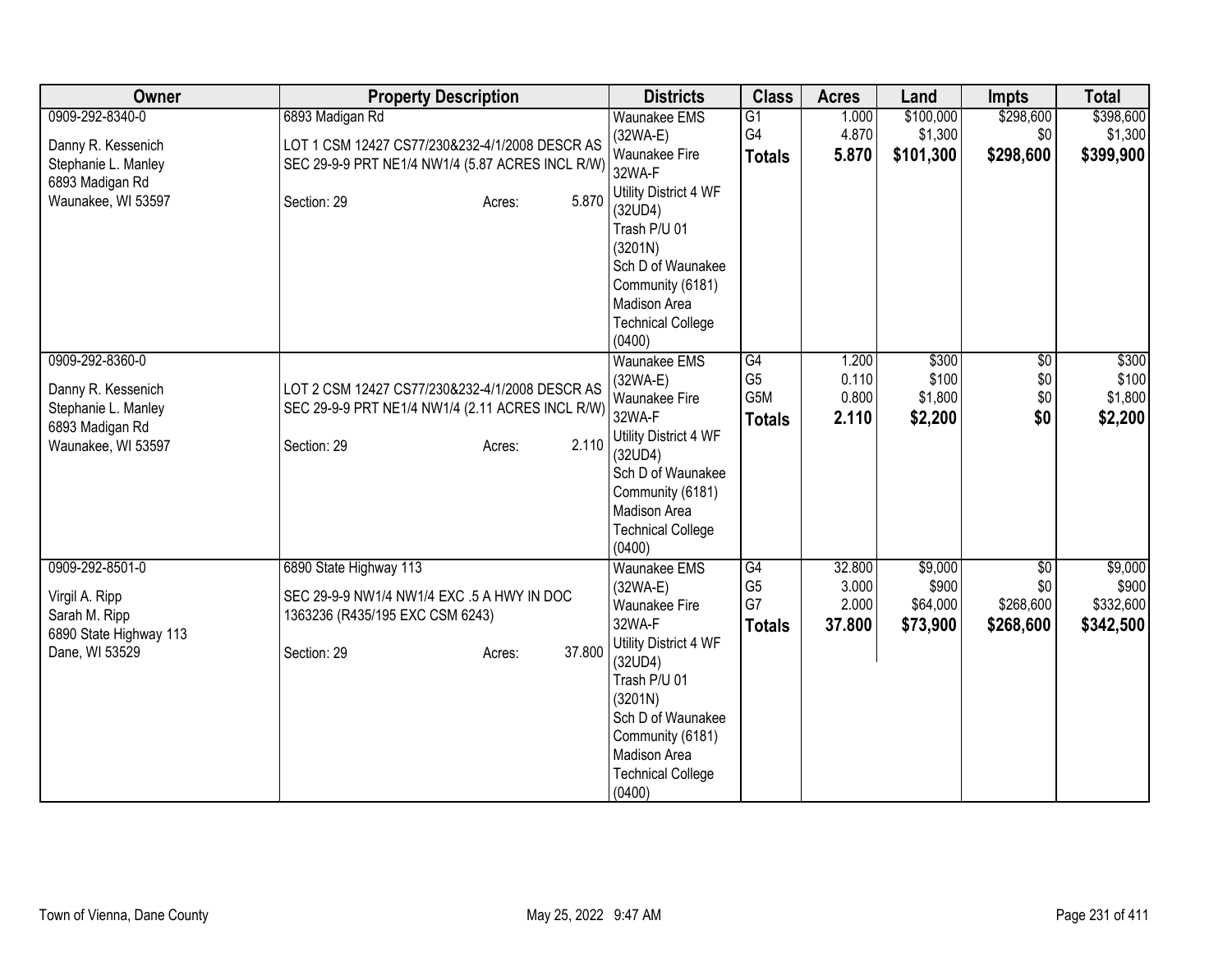| Owner | Property Description | Districts | Class | Acres | Land | Impts | Total |
|---|---|---|---|---|---|---|---|
| 0909-292-8340-0<br><br>Danny R. Kessenich<br>Stephanie L. Manley<br>6893 Madigan Rd<br>Waunakee, WI 53597 | 6893 Madigan Rd<br><br>LOT 1 CSM 12427 CS77/230&232-4/1/2008 DESCR AS SEC 29-9-9 PRT NE1/4 NW1/4 (5.87 ACRES INCL R/W)<br><br>Section: 29 Acres: 5.870 | Waunakee EMS (32WA-E)<br>Waunakee Fire 32WA-F<br>Utility District 4 WF (32UD4)<br>Trash P/U 01 (3201N)<br>Sch D of Waunakee Community (6181)<br>Madison Area Technical College (0400) | G1<br>G4<br>**Totals** | 1.000<br>4.870<br>**5.870** | $100,000<br>$1,300<br>**$101,300** | $298,600<br>$0<br>**$298,600** | $398,600<br>$1,300<br>**$399,900** |
| 0909-292-8360-0<br><br>Danny R. Kessenich<br>Stephanie L. Manley<br>6893 Madigan Rd<br>Waunakee, WI 53597 | LOT 2 CSM 12427 CS77/230&232-4/1/2008 DESCR AS SEC 29-9-9 PRT NE1/4 NW1/4 (2.11 ACRES INCL R/W)<br><br>Section: 29 Acres: 2.110 | Waunakee EMS (32WA-E)<br>Waunakee Fire 32WA-F<br>Utility District 4 WF (32UD4)<br>Sch D of Waunakee Community (6181)<br>Madison Area Technical College (0400) | G4<br>G5<br>G5M<br>**Totals** | 1.200<br>0.110<br>0.800<br>**2.110** | $300<br>$100<br>$1,800<br>**$2,200** | $0<br>$0<br>$0<br>**$0** | $300<br>$100<br>$1,800<br>**$2,200** |
| 0909-292-8501-0<br><br>Virgil A. Ripp<br>Sarah M. Ripp<br>6890 State Highway 113<br>Dane, WI 53529 | 6890 State Highway 113<br><br>SEC 29-9-9 NW1/4 NW1/4 EXC .5 A HWY IN DOC 1363236 (R435/195 EXC CSM 6243)<br><br>Section: 29 Acres: 37.800 | Waunakee EMS (32WA-E)<br>Waunakee Fire 32WA-F<br>Utility District 4 WF (32UD4)<br>Trash P/U 01 (3201N)<br>Sch D of Waunakee Community (6181)<br>Madison Area Technical College (0400) | G4<br>G5<br>G7<br>**Totals** | 32.800<br>3.000<br>2.000<br>**37.800** | $9,000<br>$900<br>$64,000<br>**$73,900** | $0<br>$0<br>$268,600<br>**$268,600** | $9,000<br>$900<br>$332,600<br>**$342,500** |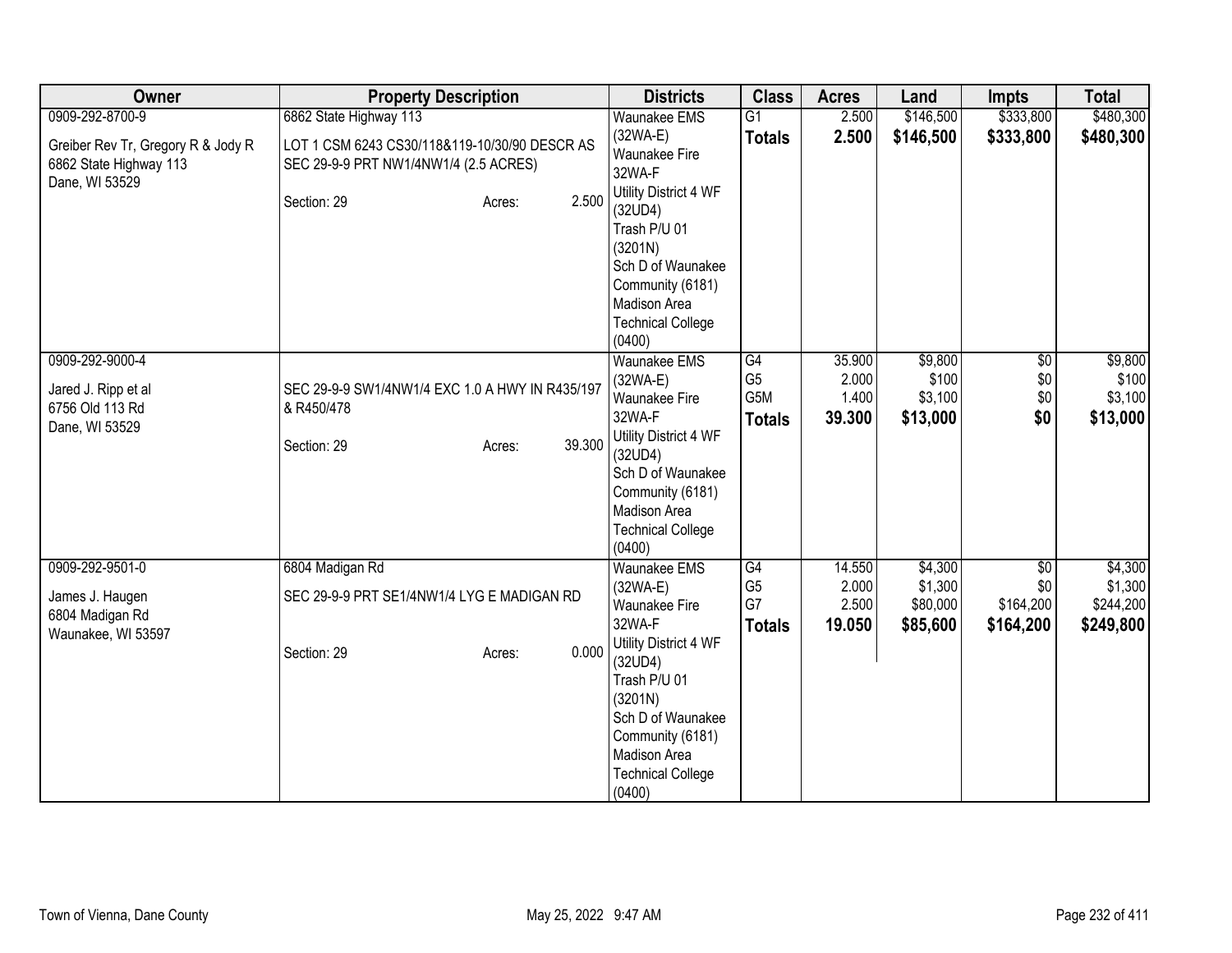| Owner | Property Description | Districts | Class | Acres | Land | Impts | Total |
|---|---|---|---|---|---|---|---|
| 0909-292-8700-9<br><br>Greiber Rev Tr, Gregory R & Jody R<br>6862 State Highway 113<br>Dane, WI 53529 | 6862 State Highway 113<br><br>LOT 1 CSM 6243 CS30/118&119-10/30/90 DESCR AS SEC 29-9-9 PRT NW1/4NW1/4 (2.5 ACRES)<br><br>Section: 29 Acres: 2.500 | Waunakee EMS (32WA-E)<br>Waunakee Fire 32WA-F<br>Utility District 4 WF (32UD4)<br>Trash P/U 01 (3201N)<br>Sch D of Waunakee Community (6181)<br>Madison Area Technical College (0400) | G1<br>**Totals** | 2.500<br>**2.500** | $146,500<br>**$146,500** | $333,800<br>**$333,800** | $480,300<br>**$480,300** |
| 0909-292-9000-4<br><br>Jared J. Ripp et al<br>6756 Old 113 Rd<br>Dane, WI 53529 | SEC 29-9-9 SW1/4NW1/4 EXC 1.0 A HWY IN R435/197 & R450/478<br><br>Section: 29 Acres: 39.300 | Waunakee EMS (32WA-E)<br>Waunakee Fire 32WA-F<br>Utility District 4 WF (32UD4)<br>Sch D of Waunakee Community (6181)<br>Madison Area Technical College (0400) | G4<br>G5<br>G5M<br>**Totals** | 35.900<br>2.000<br>1.400<br>**39.300** | $9,800<br>$100<br>$3,100<br>**$13,000** | $0<br>$0<br>$0<br>**$0** | $9,800<br>$100<br>$3,100<br>**$13,000** |
| 0909-292-9501-0<br><br>James J. Haugen<br>6804 Madigan Rd<br>Waunakee, WI 53597 | 6804 Madigan Rd<br><br>SEC 29-9-9 PRT SE1/4NW1/4 LYG E MADIGAN RD<br><br>Section: 29 Acres: 0.000 | Waunakee EMS (32WA-E)<br>Waunakee Fire 32WA-F<br>Utility District 4 WF (32UD4)<br>Trash P/U 01 (3201N)<br>Sch D of Waunakee Community (6181)<br>Madison Area Technical College (0400) | G4<br>G5<br>G7<br>**Totals** | 14.550<br>2.000<br>2.500<br>**19.050** | $4,300<br>$1,300<br>$80,000<br>**$85,600** | $0<br>$0<br>$164,200<br>**$164,200** | $4,300<br>$1,300<br>$244,200<br>**$249,800** |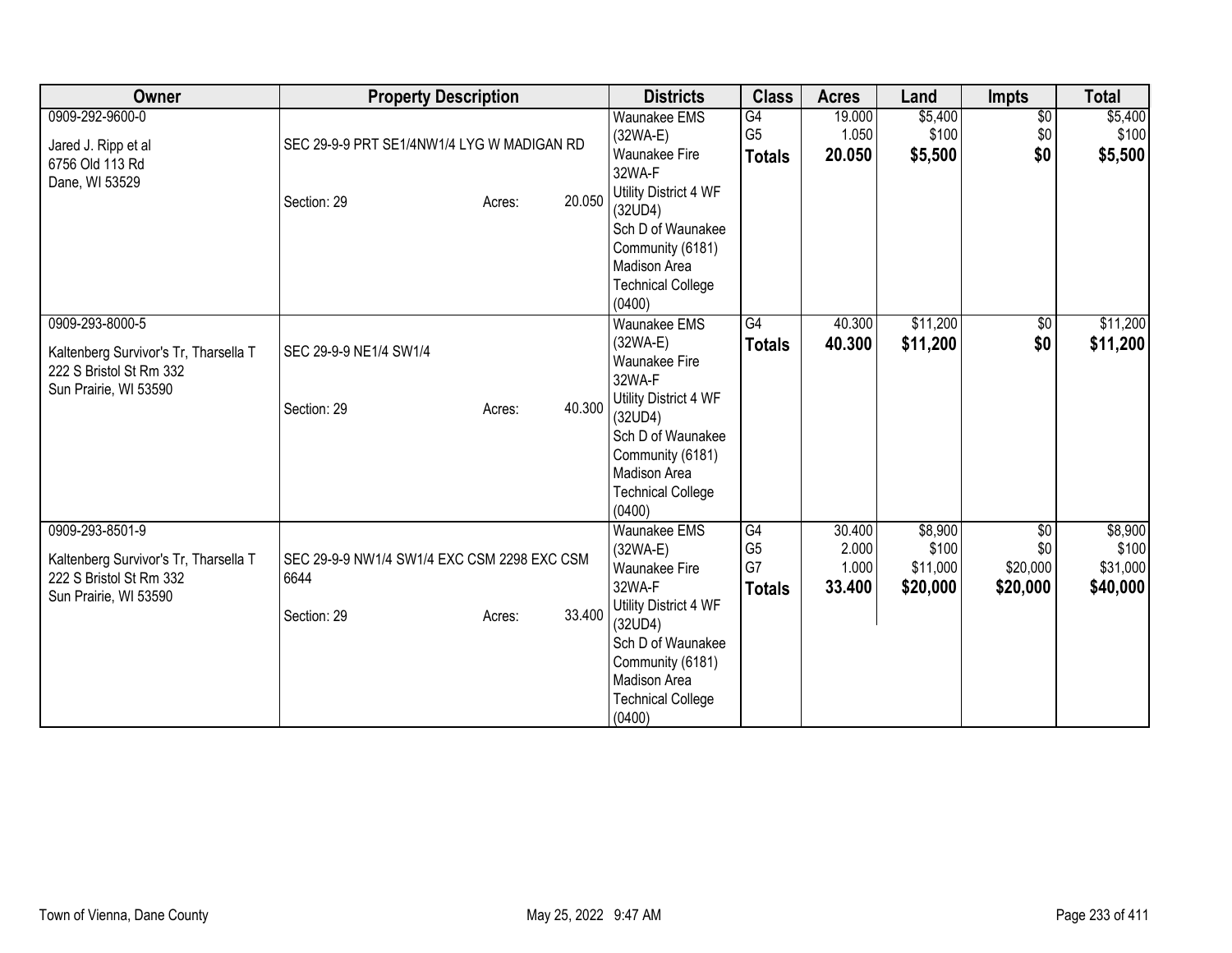| Owner | Property Description | Districts | Class | Acres | Land | Impts | Total |
|---|---|---|---|---|---|---|---|
| 0909-292-9600-0<br>Jared J. Ripp et al<br>6756 Old 113 Rd<br>Dane, WI 53529 | SEC 29-9-9 PRT SE1/4NW1/4 LYG W MADIGAN RD<br>Section: 29 Acres: 20.050 | Waunakee EMS (32WA-E)<br>Waunakee Fire 32WA-F<br>Utility District 4 WF (32UD4)<br>Sch D of Waunakee Community (6181)<br>Madison Area Technical College (0400) | G4<br>G5<br>**Totals** | 19.000<br>1.050<br>**20.050** | $5,400<br>$100<br>**$5,500** | $0<br>$0<br>**$0** | $5,400<br>$100<br>**$5,500** |
| 0909-293-8000-5<br>Kaltenberg Survivor's Tr, Tharsella T<br>222 S Bristol St Rm 332<br>Sun Prairie, WI 53590 | SEC 29-9-9 NE1/4 SW1/4<br>Section: 29 Acres: 40.300 | Waunakee EMS (32WA-E)<br>Waunakee Fire 32WA-F<br>Utility District 4 WF (32UD4)<br>Sch D of Waunakee Community (6181)<br>Madison Area Technical College (0400) | G4<br>**Totals** | 40.300<br>**40.300** | $11,200<br>**$11,200** | $0<br>**$0** | $11,200<br>**$11,200** |
| 0909-293-8501-9<br>Kaltenberg Survivor's Tr, Tharsella T<br>222 S Bristol St Rm 332<br>Sun Prairie, WI 53590 | SEC 29-9-9 NW1/4 SW1/4 EXC CSM 2298 EXC CSM 6644<br>Section: 29 Acres: 33.400 | Waunakee EMS (32WA-E)<br>Waunakee Fire 32WA-F<br>Utility District 4 WF (32UD4)<br>Sch D of Waunakee Community (6181)<br>Madison Area Technical College (0400) | G4<br>G5<br>G7<br>**Totals** | 30.400<br>2.000<br>1.000<br>**33.400** | $8,900<br>$100<br>$11,000<br>**$20,000** | $0<br>$0<br>$20,000<br>**$20,000** | $8,900<br>$100<br>$31,000<br>**$40,000** |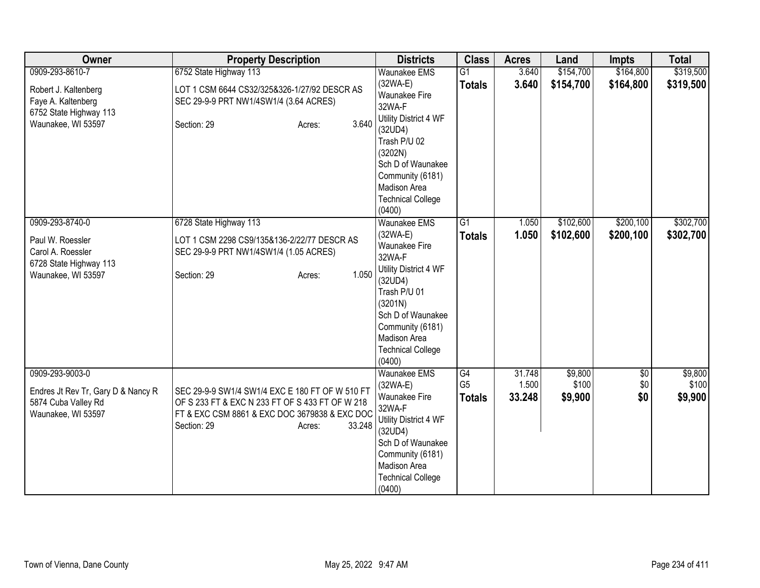| Owner | Property Description | Districts | Class | Acres | Land | Impts | Total |
|---|---|---|---|---|---|---|---|
| 0909-293-8610-7<br>Robert J. Kaltenberg<br>Faye A. Kaltenberg<br>6752 State Highway 113<br>Waunakee, WI 53597 | 6752 State Highway 113<br>LOT 1 CSM 6644 CS32/325&326-1/27/92 DESCR AS SEC 29-9-9 PRT NW1/4SW1/4 (3.64 ACRES)<br>Section: 29 Acres: 3.640 | Waunakee EMS (32WA-E)<br>Waunakee Fire 32WA-F<br>Utility District 4 WF (32UD4)<br>Trash P/U 02 (3202N)<br>Sch D of Waunakee Community (6181)<br>Madison Area Technical College (0400) | G1<br>**Totals** | 3.640<br>**3.640** | $154,700<br>**$154,700** | $164,800<br>**$164,800** | $319,500<br>**$319,500** |
| 0909-293-8740-0<br>Paul W. Roessler<br>Carol A. Roessler<br>6728 State Highway 113<br>Waunakee, WI 53597 | 6728 State Highway 113<br>LOT 1 CSM 2298 CS9/135&136-2/22/77 DESCR AS SEC 29-9-9 PRT NW1/4SW1/4 (1.05 ACRES)<br>Section: 29 Acres: 1.050 | Waunakee EMS (32WA-E)<br>Waunakee Fire 32WA-F<br>Utility District 4 WF (32UD4)<br>Trash P/U 01 (3201N)<br>Sch D of Waunakee Community (6181)<br>Madison Area Technical College (0400) | G1<br>**Totals** | 1.050<br>**1.050** | $102,600<br>**$102,600** | $200,100<br>**$200,100** | $302,700<br>**$302,700** |
| 0909-293-9003-0<br>Endres Jt Rev Tr, Gary D & Nancy R<br>5874 Cuba Valley Rd<br>Waunakee, WI 53597 | SEC 29-9-9 SW1/4 SW1/4 EXC E 180 FT OF W 510 FT OF S 233 FT & EXC N 233 FT OF S 433 FT OF W 218 FT & EXC CSM 8861 & EXC DOC 3679838 & EXC DOC<br>Section: 29 Acres: 33.248 | Waunakee EMS (32WA-E)<br>Waunakee Fire 32WA-F<br>Utility District 4 WF (32UD4)<br>Sch D of Waunakee Community (6181)<br>Madison Area Technical College (0400) | G4<br>G5<br>**Totals** | 31.748<br>1.500<br>**33.248** | $9,800<br>$100<br>**$9,900** | $0<br>$0<br>**$0** | $9,800<br>$100<br>**$9,900** |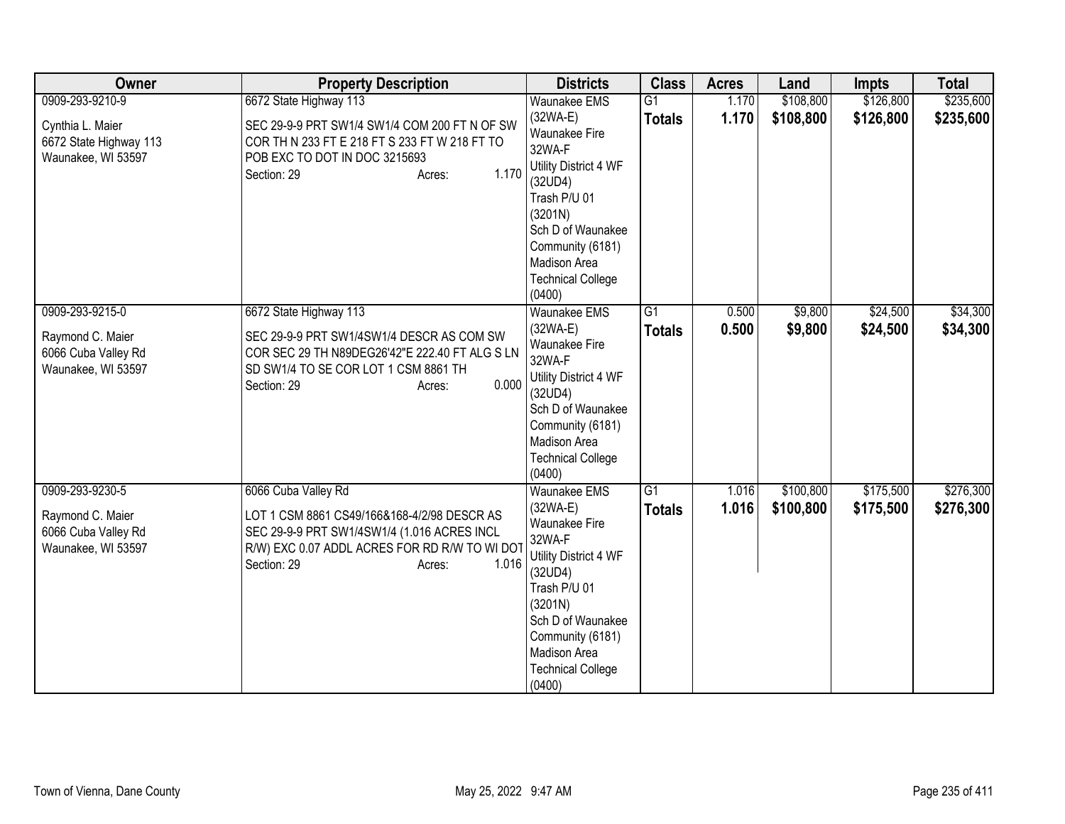| Owner | Property Description | Districts | Class | Acres | Land | Impts | Total |
|---|---|---|---|---|---|---|---|
| 0909-293-9210-9<br><br>Cynthia L. Maier<br>6672 State Highway 113<br>Waunakee, WI 53597 | 6672 State Highway 113<br><br>SEC 29-9-9 PRT SW1/4 SW1/4 COM 200 FT N OF SW COR TH N 233 FT E 218 FT S 233 FT W 218 FT TO POB EXC TO DOT IN DOC 3215693<br>Section: 29 Acres: 1.170 | Waunakee EMS (32WA-E)<br>Waunakee Fire 32WA-F<br>Utility District 4 WF (32UD4)<br>Trash P/U 01 (3201N)<br>Sch D of Waunakee Community (6181)<br>Madison Area Technical College (0400) | G1<br>**Totals** | 1.170<br>**1.170** | $108,800<br>**$108,800** | $126,800<br>**$126,800** | $235,600<br>**$235,600** |
| 0909-293-9215-0<br><br>Raymond C. Maier<br>6066 Cuba Valley Rd<br>Waunakee, WI 53597 | 6672 State Highway 113<br><br>SEC 29-9-9 PRT SW1/4SW1/4 DESCR AS COM SW COR SEC 29 TH N89DEG26'42"E 222.40 FT ALG S LN SD SW1/4 TO SE COR LOT 1 CSM 8861 TH<br>Section: 29 Acres: 0.000 | Waunakee EMS (32WA-E)<br>Waunakee Fire 32WA-F<br>Utility District 4 WF (32UD4)<br>Sch D of Waunakee Community (6181)<br>Madison Area Technical College (0400) | G1<br>**Totals** | 0.500<br>**0.500** | $9,800<br>**$9,800** | $24,500<br>**$24,500** | $34,300<br>**$34,300** |
| 0909-293-9230-5<br><br>Raymond C. Maier<br>6066 Cuba Valley Rd<br>Waunakee, WI 53597 | 6066 Cuba Valley Rd<br><br>LOT 1 CSM 8861 CS49/166&168-4/2/98 DESCR AS SEC 29-9-9 PRT SW1/4SW1/4 (1.016 ACRES INCL R/W) EXC 0.07 ADDL ACRES FOR RD R/W TO WI DOT<br>Section: 29 Acres: 1.016 | Waunakee EMS (32WA-E)<br>Waunakee Fire 32WA-F<br>Utility District 4 WF (32UD4)<br>Trash P/U 01 (3201N)<br>Sch D of Waunakee Community (6181)<br>Madison Area Technical College (0400) | G1<br>**Totals** | 1.016<br>**1.016** | $100,800<br>**$100,800** | $175,500<br>**$175,500** | $276,300<br>**$276,300** |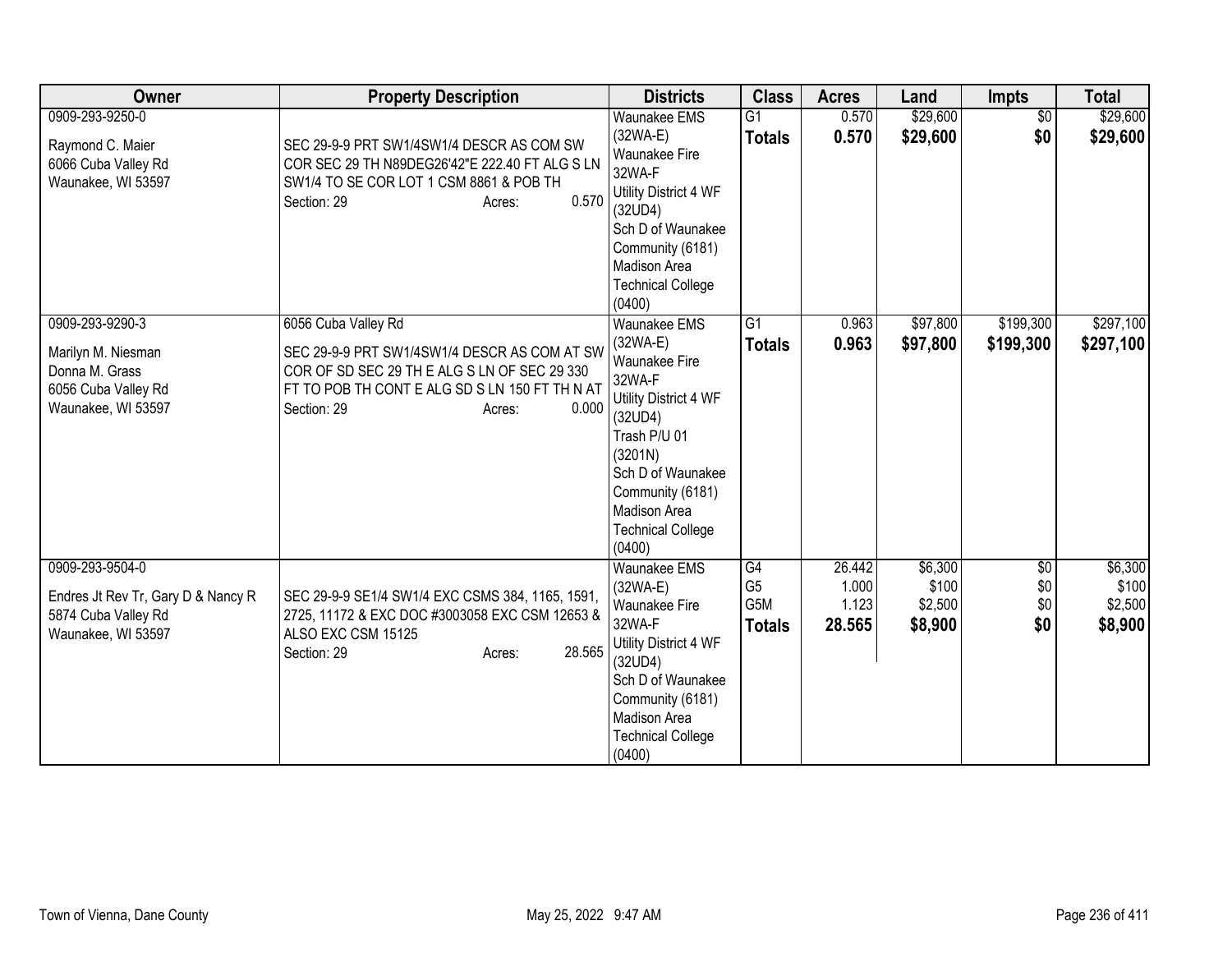| Owner | Property Description | Districts | Class | Acres | Land | Impts | Total |
|---|---|---|---|---|---|---|---|
| 0909-293-9250-0<br><br>Raymond C. Maier<br>6066 Cuba Valley Rd<br>Waunakee, WI 53597 | SEC 29-9-9 PRT SW1/4SW1/4 DESCR AS COM SW COR SEC 29 TH N89DEG26'42"E 222.40 FT ALG S LN SW1/4 TO SE COR LOT 1 CSM 8861 & POB TH<br>Section: 29 Acres: 0.570 | Waunakee EMS (32WA-E)<br>Waunakee Fire 32WA-F<br>Utility District 4 WF (32UD4)<br>Sch D of Waunakee Community (6181)<br>Madison Area Technical College (0400) | G1<br>**Totals** | 0.570<br>**0.570** | $29,600<br>**$29,600** | $0<br>**$0** | $29,600<br>**$29,600** |
| 0909-293-9290-3<br><br>Marilyn M. Niesman<br>Donna M. Grass<br>6056 Cuba Valley Rd<br>Waunakee, WI 53597 | 6056 Cuba Valley Rd<br><br>SEC 29-9-9 PRT SW1/4SW1/4 DESCR AS COM AT SW COR OF SD SEC 29 TH E ALG S LN OF SEC 29 330 FT TO POB TH CONT E ALG SD S LN 150 FT TH N AT<br>Section: 29 Acres: 0.000 | Waunakee EMS (32WA-E)<br>Waunakee Fire 32WA-F<br>Utility District 4 WF (32UD4)<br>Trash P/U 01 (3201N)<br>Sch D of Waunakee Community (6181)<br>Madison Area Technical College (0400) | G1<br>**Totals** | 0.963<br>**0.963** | $97,800<br>**$97,800** | $199,300<br>**$199,300** | $297,100<br>**$297,100** |
| 0909-293-9504-0<br><br>Endres Jt Rev Tr, Gary D & Nancy R<br>5874 Cuba Valley Rd<br>Waunakee, WI 53597 | SEC 29-9-9 SE1/4 SW1/4 EXC CSMS 384, 1165, 1591, 2725, 11172 & EXC DOC #3003058 EXC CSM 12653 & ALSO EXC CSM 15125<br>Section: 29 Acres: 28.565 | Waunakee EMS (32WA-E)<br>Waunakee Fire 32WA-F<br>Utility District 4 WF (32UD4)<br>Sch D of Waunakee Community (6181)<br>Madison Area Technical College (0400) | G4<br>G5<br>G5M<br>**Totals** | 26.442<br>1.000<br>1.123<br>**28.565** | $6,300<br>$100<br>$2,500<br>**$8,900** | $0<br>$0<br>$0<br>**$0** | $6,300<br>$100<br>$2,500<br>**$8,900** |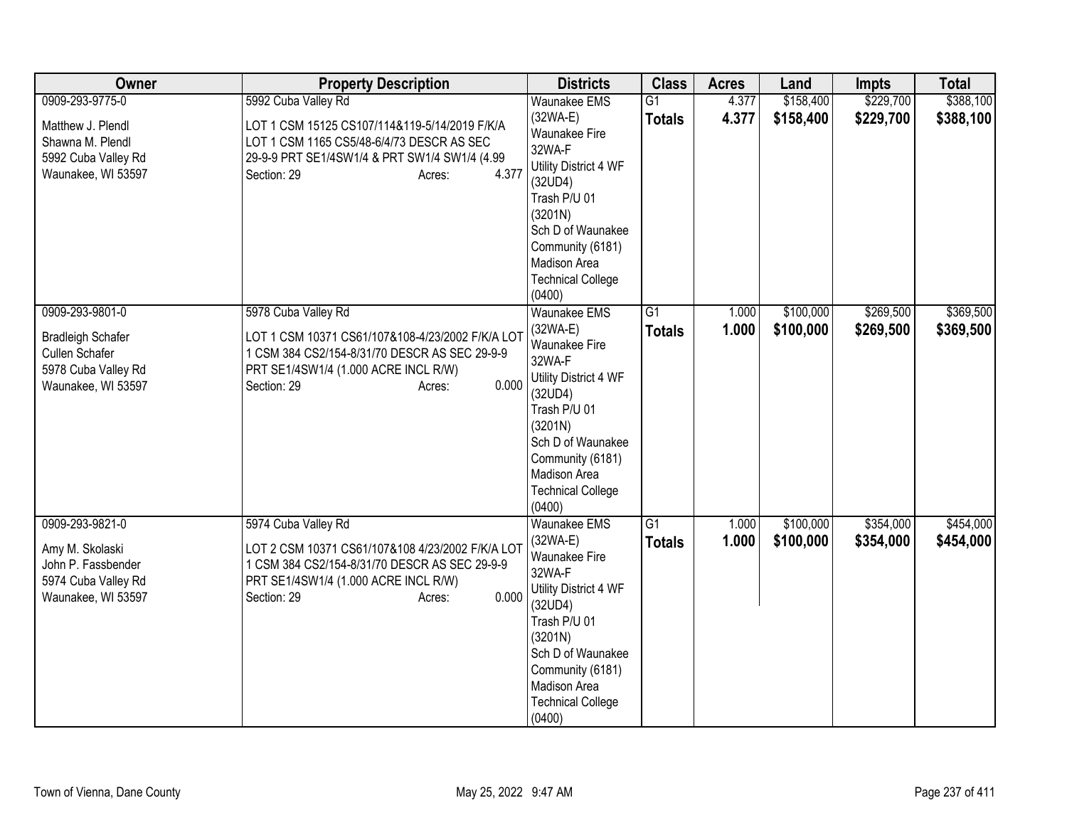| Owner | Property Description | Districts | Class | Acres | Land | Impts | Total |
|---|---|---|---|---|---|---|---|
| 0909-293-9775-0<br><br>Matthew J. Plendl<br>Shawna M. Plendl<br>5992 Cuba Valley Rd<br>Waunakee, WI 53597 | 5992 Cuba Valley Rd<br><br>LOT 1 CSM 15125 CS107/114&119-5/14/2019 F/K/A LOT 1 CSM 1165 CS5/48-6/4/73 DESCR AS SEC 29-9-9 PRT SE1/4SW1/4 & PRT SW1/4 SW1/4 (4.99<br>Section: 29 Acres: 4.377 | Waunakee EMS (32WA-E)<br>Waunakee Fire 32WA-F<br>Utility District 4 WF (32UD4)<br>Trash P/U 01 (3201N)<br>Sch D of Waunakee Community (6181)<br>Madison Area Technical College (0400) | G1<br>**Totals** | 4.377<br>**4.377** | $158,400<br>**$158,400** | $229,700<br>**$229,700** | $388,100<br>**$388,100** |
| 0909-293-9801-0<br><br>Bradleigh Schafer<br>Cullen Schafer<br>5978 Cuba Valley Rd<br>Waunakee, WI 53597 | 5978 Cuba Valley Rd<br><br>LOT 1 CSM 10371 CS61/107&108-4/23/2002 F/K/A LOT 1 CSM 384 CS2/154-8/31/70 DESCR AS SEC 29-9-9 PRT SE1/4SW1/4 (1.000 ACRE INCL R/W)<br>Section: 29 Acres: 0.000 | Waunakee EMS (32WA-E)<br>Waunakee Fire 32WA-F<br>Utility District 4 WF (32UD4)<br>Trash P/U 01 (3201N)<br>Sch D of Waunakee Community (6181)<br>Madison Area Technical College (0400) | G1<br>**Totals** | 1.000<br>**1.000** | $100,000<br>**$100,000** | $269,500<br>**$269,500** | $369,500<br>**$369,500** |
| 0909-293-9821-0<br><br>Amy M. Skolaski<br>John P. Fassbender<br>5974 Cuba Valley Rd<br>Waunakee, WI 53597 | 5974 Cuba Valley Rd<br><br>LOT 2 CSM 10371 CS61/107&108 4/23/2002 F/K/A LOT 1 CSM 384 CS2/154-8/31/70 DESCR AS SEC 29-9-9 PRT SE1/4SW1/4 (1.000 ACRE INCL R/W)<br>Section: 29 Acres: 0.000 | Waunakee EMS (32WA-E)<br>Waunakee Fire 32WA-F<br>Utility District 4 WF (32UD4)<br>Trash P/U 01 (3201N)<br>Sch D of Waunakee Community (6181)<br>Madison Area Technical College (0400) | G1<br>**Totals** | 1.000<br>**1.000** | $100,000<br>**$100,000** | $354,000<br>**$354,000** | $454,000<br>**$454,000** |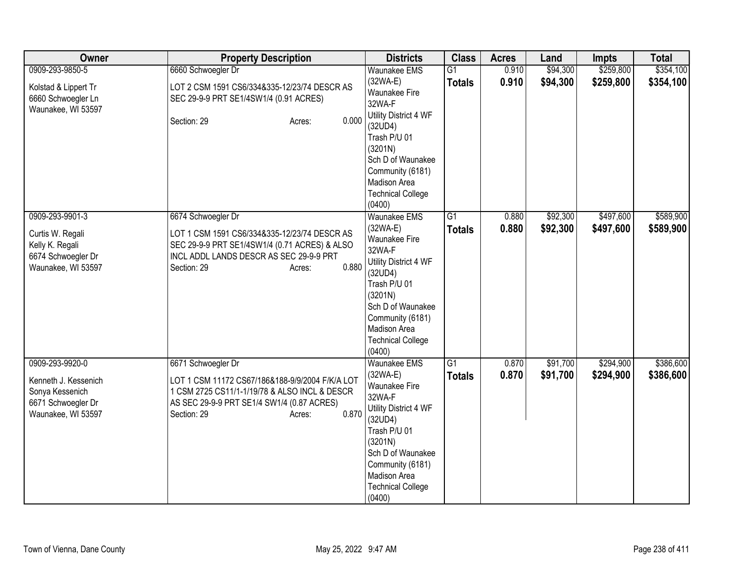| Owner | Property Description | Districts | Class | Acres | Land | Impts | Total |
|---|---|---|---|---|---|---|---|
| 0909-293-9850-5<br><br>Kolstad & Lippert Tr<br>6660 Schwoegler Ln<br>Waunakee, WI 53597 | 6660 Schwoegler Dr<br><br>LOT 2 CSM 1591 CS6/334&335-12/23/74 DESCR AS SEC 29-9-9 PRT SE1/4SW1/4 (0.91 ACRES)<br><br>Section: 29 Acres: 0.000 | Waunakee EMS (32WA-E)<br>Waunakee Fire 32WA-F<br>Utility District 4 WF (32UD4)<br>Trash P/U 01 (3201N)<br>Sch D of Waunakee Community (6181)<br>Madison Area Technical College (0400) | G1<br>**Totals** | 0.910<br>**0.910** | $94,300<br>**$94,300** | $259,800<br>**$259,800** | $354,100<br>**$354,100** |
| 0909-293-9901-3<br><br>Curtis W. Regali<br>Kelly K. Regali<br>6674 Schwoegler Dr<br>Waunakee, WI 53597 | 6674 Schwoegler Dr<br><br>LOT 1 CSM 1591 CS6/334&335-12/23/74 DESCR AS SEC 29-9-9 PRT SE1/4SW1/4 (0.71 ACRES) & ALSO INCL ADDL LANDS DESCR AS SEC 29-9-9 PRT<br>Section: 29 Acres: 0.880 | Waunakee EMS (32WA-E)<br>Waunakee Fire 32WA-F<br>Utility District 4 WF (32UD4)<br>Trash P/U 01 (3201N)<br>Sch D of Waunakee Community (6181)<br>Madison Area Technical College (0400) | G1<br>**Totals** | 0.880<br>**0.880** | $92,300<br>**$92,300** | $497,600<br>**$497,600** | $589,900<br>**$589,900** |
| 0909-293-9920-0<br><br>Kenneth J. Kessenich<br>Sonya Kessenich<br>6671 Schwoegler Dr<br>Waunakee, WI 53597 | 6671 Schwoegler Dr<br><br>LOT 1 CSM 11172 CS67/186&188-9/9/2004 F/K/A LOT 1 CSM 2725 CS11/1-1/19/78 & ALSO INCL & DESCR AS SEC 29-9-9 PRT SE1/4 SW1/4 (0.87 ACRES)<br>Section: 29 Acres: 0.870 | Waunakee EMS (32WA-E)<br>Waunakee Fire 32WA-F<br>Utility District 4 WF (32UD4)<br>Trash P/U 01 (3201N)<br>Sch D of Waunakee Community (6181)<br>Madison Area Technical College (0400) | G1<br>**Totals** | 0.870<br>**0.870** | $91,700<br>**$91,700** | $294,900<br>**$294,900** | $386,600<br>**$386,600** |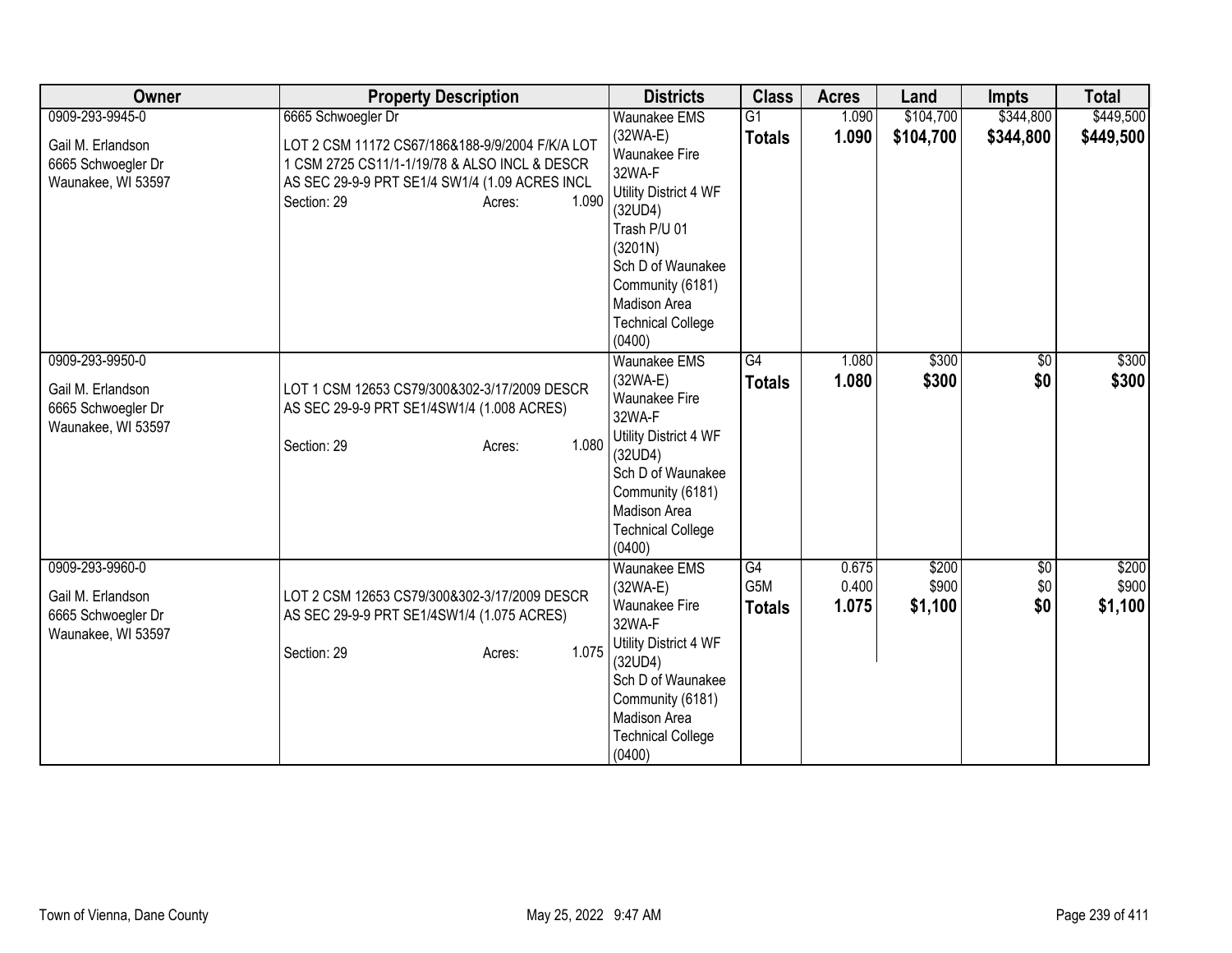| Owner | Property Description | Districts | Class | Acres | Land | Impts | Total |
|---|---|---|---|---|---|---|---|
| 0909-293-9945-0<br>Gail M. Erlandson<br>6665 Schwoegler Dr<br>Waunakee, WI 53597 | 6665 Schwoegler Dr<br>LOT 2 CSM 11172 CS67/186&188-9/9/2004 F/K/A LOT 1 CSM 2725 CS11/1-1/19/78 & ALSO INCL & DESCR AS SEC 29-9-9 PRT SE1/4 SW1/4 (1.09 ACRES INCL<br>Section: 29 Acres: 1.090 | Waunakee EMS (32WA-E)<br>Waunakee Fire 32WA-F<br>Utility District 4 WF (32UD4)<br>Trash P/U 01 (3201N)<br>Sch D of Waunakee Community (6181)<br>Madison Area Technical College (0400) | G1<br>**Totals** | 1.090<br>**1.090** | $104,700<br>**$104,700** | $344,800<br>**$344,800** | $449,500<br>**$449,500** |
| 0909-293-9950-0<br>Gail M. Erlandson<br>6665 Schwoegler Dr<br>Waunakee, WI 53597 | LOT 1 CSM 12653 CS79/300&302-3/17/2009 DESCR AS SEC 29-9-9 PRT SE1/4SW1/4 (1.008 ACRES)<br>Section: 29 Acres: 1.080 | Waunakee EMS (32WA-E)<br>Waunakee Fire 32WA-F<br>Utility District 4 WF (32UD4)<br>Sch D of Waunakee Community (6181)<br>Madison Area Technical College (0400) | G4<br>**Totals** | 1.080<br>**1.080** | $300<br>**$300** | $0<br>**$0** | $300<br>**$300** |
| 0909-293-9960-0<br>Gail M. Erlandson<br>6665 Schwoegler Dr<br>Waunakee, WI 53597 | LOT 2 CSM 12653 CS79/300&302-3/17/2009 DESCR AS SEC 29-9-9 PRT SE1/4SW1/4 (1.075 ACRES)<br>Section: 29 Acres: 1.075 | Waunakee EMS (32WA-E)<br>Waunakee Fire 32WA-F<br>Utility District 4 WF (32UD4)<br>Sch D of Waunakee Community (6181)<br>Madison Area Technical College (0400) | G4<br>G5M<br>**Totals** | 0.675<br>0.400<br>**1.075** | $200<br>$900<br>**$1,100** | $0<br>$0<br>**$0** | $200<br>$900<br>**$1,100** |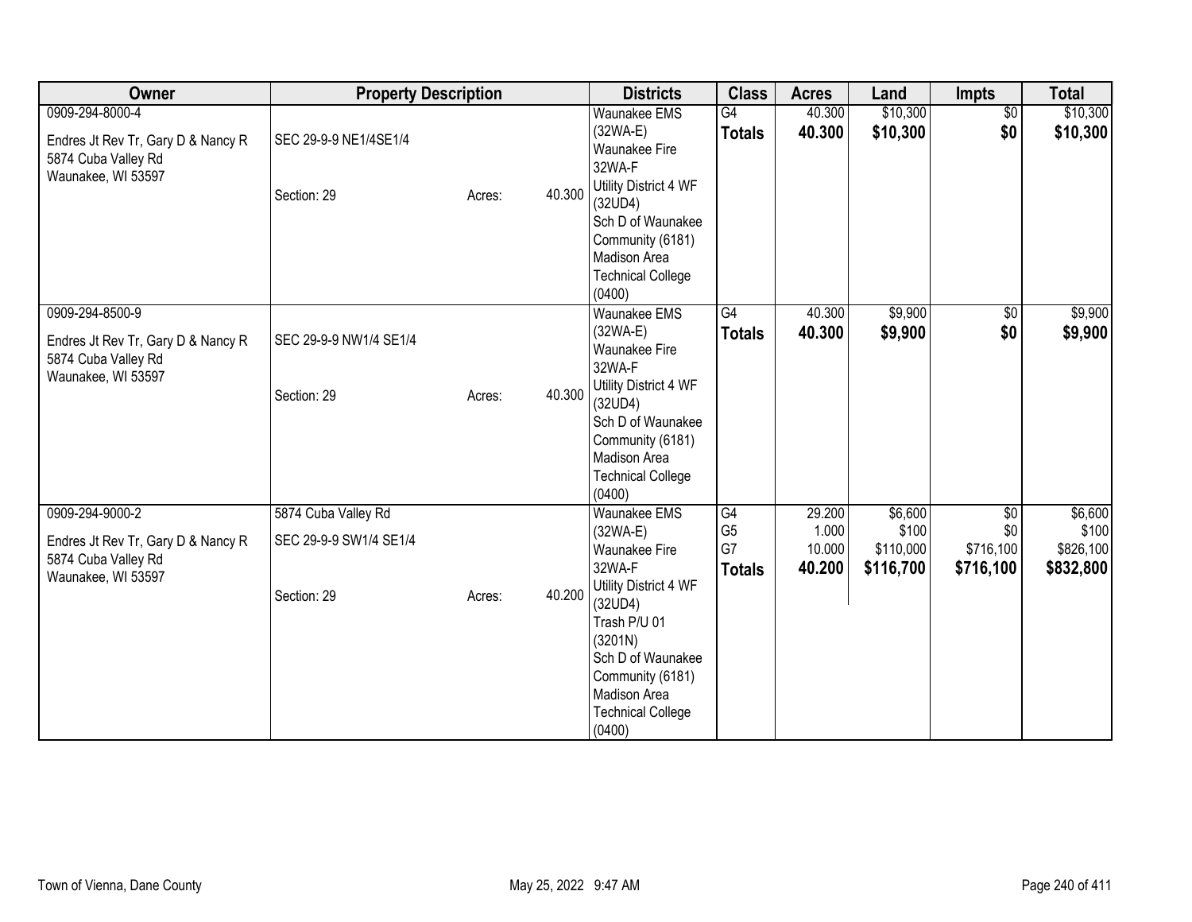| Owner | Property Description | | | Districts | Class | Acres | Land | Impts | Total |
|---|---|---|---|---|---|---|---|---|---|
| 0909-294-8000-4<br>Endres Jt Rev Tr, Gary D & Nancy R<br>5874 Cuba Valley Rd<br>Waunakee, WI 53597 | SEC 29-9-9 NE1/4SE1/4<br>Section: 29 | Acres: | 40.300 | Waunakee EMS (32WA-E)<br>Waunakee Fire 32WA-F<br>Utility District 4 WF (32UD4)<br>Sch D of Waunakee Community (6181)<br>Madison Area Technical College (0400) | G4<br>**Totals** | 40.300<br>**40.300** | $10,300<br>**$10,300** | $0<br>**$0** | $10,300<br>**$10,300** |
| 0909-294-8500-9<br>Endres Jt Rev Tr, Gary D & Nancy R<br>5874 Cuba Valley Rd<br>Waunakee, WI 53597 | SEC 29-9-9 NW1/4 SE1/4<br>Section: 29 | Acres: | 40.300 | Waunakee EMS (32WA-E)<br>Waunakee Fire 32WA-F<br>Utility District 4 WF (32UD4)<br>Sch D of Waunakee Community (6181)<br>Madison Area Technical College (0400) | G4<br>**Totals** | 40.300<br>**40.300** | $9,900<br>**$9,900** | $0<br>**$0** | $9,900<br>**$9,900** |
| 0909-294-9000-2<br>Endres Jt Rev Tr, Gary D & Nancy R<br>5874 Cuba Valley Rd<br>Waunakee, WI 53597 | 5874 Cuba Valley Rd<br>SEC 29-9-9 SW1/4 SE1/4<br>Section: 29 | Acres: | 40.200 | Waunakee EMS (32WA-E)<br>Waunakee Fire 32WA-F<br>Utility District 4 WF (32UD4)<br>Trash P/U 01 (3201N)<br>Sch D of Waunakee Community (6181)<br>Madison Area Technical College (0400) | G4<br>G5<br>G7<br>**Totals** | 29.200<br>1.000<br>10.000<br>**40.200** | $6,600<br>$100<br>$110,000<br>**$116,700** | $0<br>$0<br>$716,100<br>**$716,100** | $6,600<br>$100<br>$826,100<br>**$832,800** |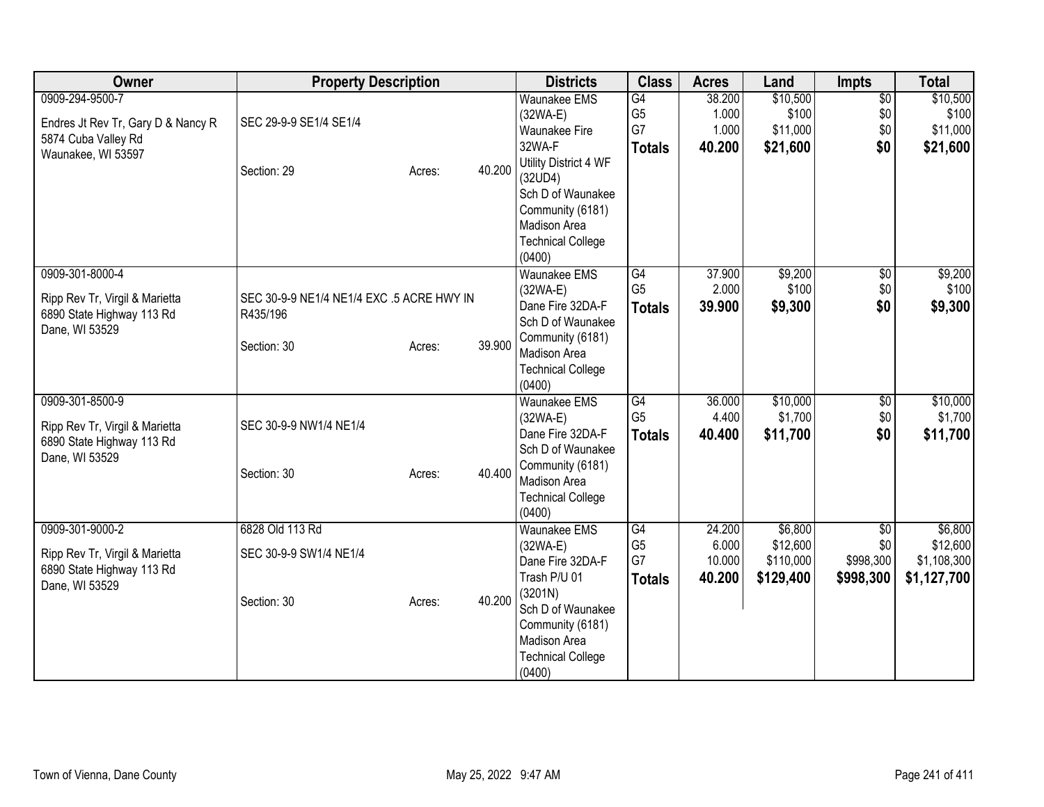| Owner | Property Description | | | Districts | Class | Acres | Land | Impts | Total |
|---|---|---|---|---|---|---|---|---|---|
| 0909-294-9500-7<br>Endres Jt Rev Tr, Gary D & Nancy R<br>5874 Cuba Valley Rd<br>Waunakee, WI 53597 | SEC 29-9-9 SE1/4 SE1/4<br>Section: 29 | Acres: | 40.200 | Waunakee EMS (32WA-E)<br>Waunakee Fire 32WA-F<br>Utility District 4 WF (32UD4)<br>Sch D of Waunakee Community (6181)<br>Madison Area Technical College (0400) | G4<br>G5<br>G7<br>**Totals** | 38.200<br>1.000<br>1.000<br>**40.200** | $10,500<br>$100<br>$11,000<br>**$21,600** | $0<br>$0<br>$0<br>**$0** | $10,500<br>$100<br>$11,000<br>**$21,600** |
| 0909-301-8000-4<br>Ripp Rev Tr, Virgil & Marietta<br>6890 State Highway 113 Rd<br>Dane, WI 53529 | SEC 30-9-9 NE1/4 NE1/4 EXC .5 ACRE HWY IN R435/196<br>Section: 30 | Acres: | 39.900 | Waunakee EMS (32WA-E)<br>Dane Fire 32DA-F<br>Sch D of Waunakee Community (6181)<br>Madison Area Technical College (0400) | G4<br>G5<br>**Totals** | 37.900<br>2.000<br>**39.900** | $9,200<br>$100<br>**$9,300** | $0<br>$0<br>**$0** | $9,200<br>$100<br>**$9,300** |
| 0909-301-8500-9<br>Ripp Rev Tr, Virgil & Marietta<br>6890 State Highway 113 Rd<br>Dane, WI 53529 | SEC 30-9-9 NW1/4 NE1/4<br>Section: 30 | Acres: | 40.400 | Waunakee EMS (32WA-E)<br>Dane Fire 32DA-F<br>Sch D of Waunakee Community (6181)<br>Madison Area Technical College (0400) | G4<br>G5<br>**Totals** | 36.000<br>4.400<br>**40.400** | $10,000<br>$1,700<br>**$11,700** | $0<br>$0<br>**$0** | $10,000<br>$1,700<br>**$11,700** |
| 0909-301-9000-2<br>Ripp Rev Tr, Virgil & Marietta<br>6890 State Highway 113 Rd<br>Dane, WI 53529 | 6828 Old 113 Rd<br>SEC 30-9-9 SW1/4 NE1/4<br>Section: 30 | Acres: | 40.200 | Waunakee EMS (32WA-E)<br>Dane Fire 32DA-F<br>Trash P/U 01 (3201N)<br>Sch D of Waunakee Community (6181)<br>Madison Area Technical College (0400) | G4<br>G5<br>G7<br>**Totals** | 24.200<br>6.000<br>10.000<br>**40.200** | $6,800<br>$12,600<br>$110,000<br>**$129,400** | $0<br>$0<br>$998,300<br>**$998,300** | $6,800<br>$12,600<br>$1,108,300<br>**$1,127,700** |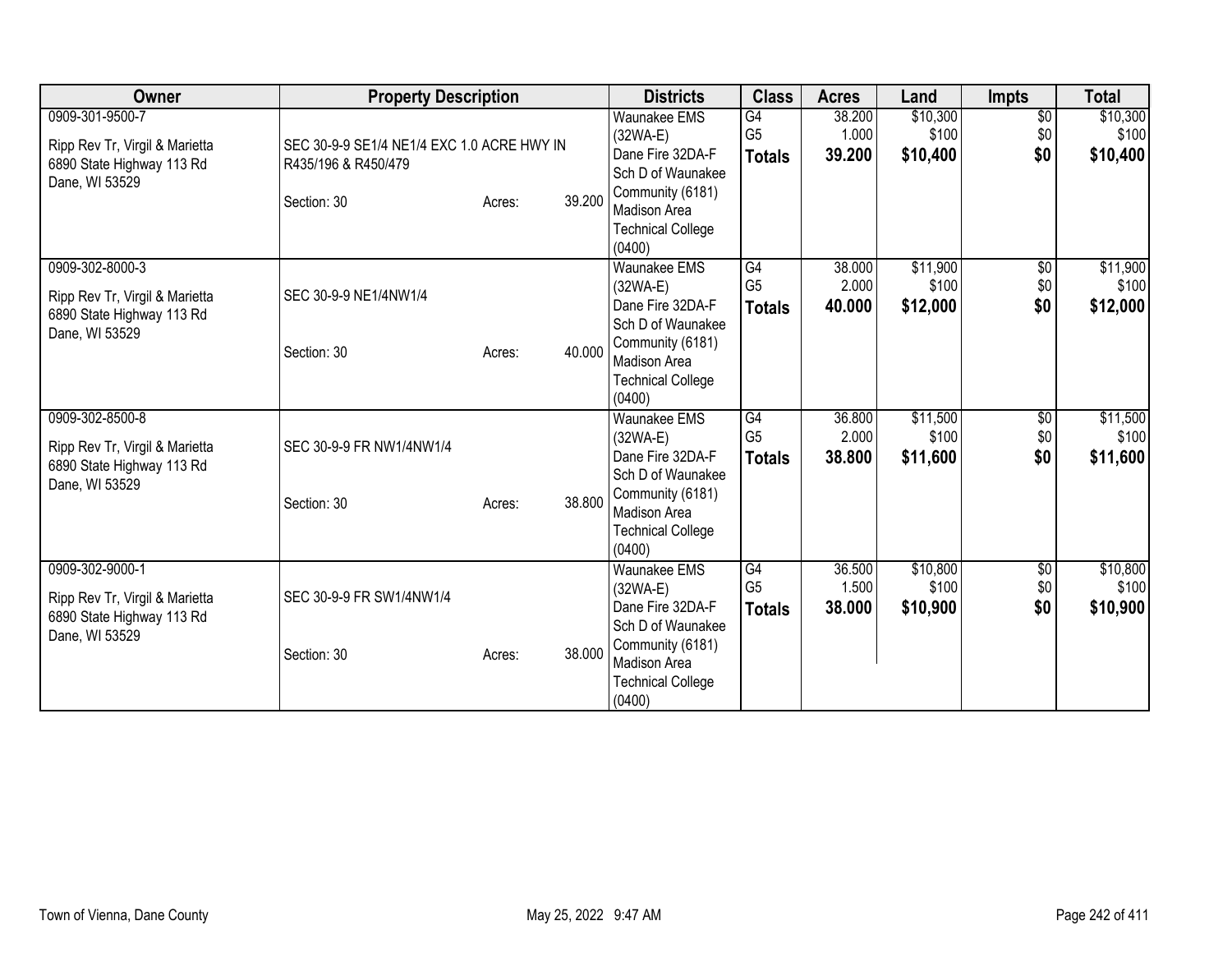| Owner | Property Description | Districts | Class | Acres | Land | Impts | Total |
|---|---|---|---|---|---|---|---|
| 0909-301-9500-7<br>Ripp Rev Tr, Virgil & Marietta<br>6890 State Highway 113 Rd<br>Dane, WI 53529 | SEC 30-9-9 SE1/4 NE1/4 EXC 1.0 ACRE HWY IN R435/196 & R450/479<br>Section: 30 Acres: 39.200 | Waunakee EMS (32WA-E)<br>Dane Fire 32DA-F<br>Sch D of Waunakee Community (6181)<br>Madison Area Technical College (0400) | G4<br>G5<br>**Totals** | 38.200<br>1.000<br>**39.200** | $10,300<br>$100<br>**$10,400** | $0<br>$0<br>**$0** | $10,300<br>$100<br>**$10,400** |
| 0909-302-8000-3<br>Ripp Rev Tr, Virgil & Marietta<br>6890 State Highway 113 Rd<br>Dane, WI 53529 | SEC 30-9-9 NE1/4NW1/4<br>Section: 30 Acres: 40.000 | Waunakee EMS (32WA-E)<br>Dane Fire 32DA-F<br>Sch D of Waunakee Community (6181)<br>Madison Area Technical College (0400) | G4<br>G5<br>**Totals** | 38.000<br>2.000<br>**40.000** | $11,900<br>$100<br>**$12,000** | $0<br>$0<br>**$0** | $11,900<br>$100<br>**$12,000** |
| 0909-302-8500-8<br>Ripp Rev Tr, Virgil & Marietta<br>6890 State Highway 113 Rd<br>Dane, WI 53529 | SEC 30-9-9 FR NW1/4NW1/4<br>Section: 30 Acres: 38.800 | Waunakee EMS (32WA-E)<br>Dane Fire 32DA-F<br>Sch D of Waunakee Community (6181)<br>Madison Area Technical College (0400) | G4<br>G5<br>**Totals** | 36.800<br>2.000<br>**38.800** | $11,500<br>$100<br>**$11,600** | $0<br>$0<br>**$0** | $11,500<br>$100<br>**$11,600** |
| 0909-302-9000-1<br>Ripp Rev Tr, Virgil & Marietta<br>6890 State Highway 113 Rd<br>Dane, WI 53529 | SEC 30-9-9 FR SW1/4NW1/4<br>Section: 30 Acres: 38.000 | Waunakee EMS (32WA-E)<br>Dane Fire 32DA-F<br>Sch D of Waunakee Community (6181)<br>Madison Area Technical College (0400) | G4<br>G5<br>**Totals** | 36.500<br>1.500<br>**38.000** | $10,800<br>$100<br>**$10,900** | $0<br>$0<br>**$0** | $10,800<br>$100<br>**$10,900** |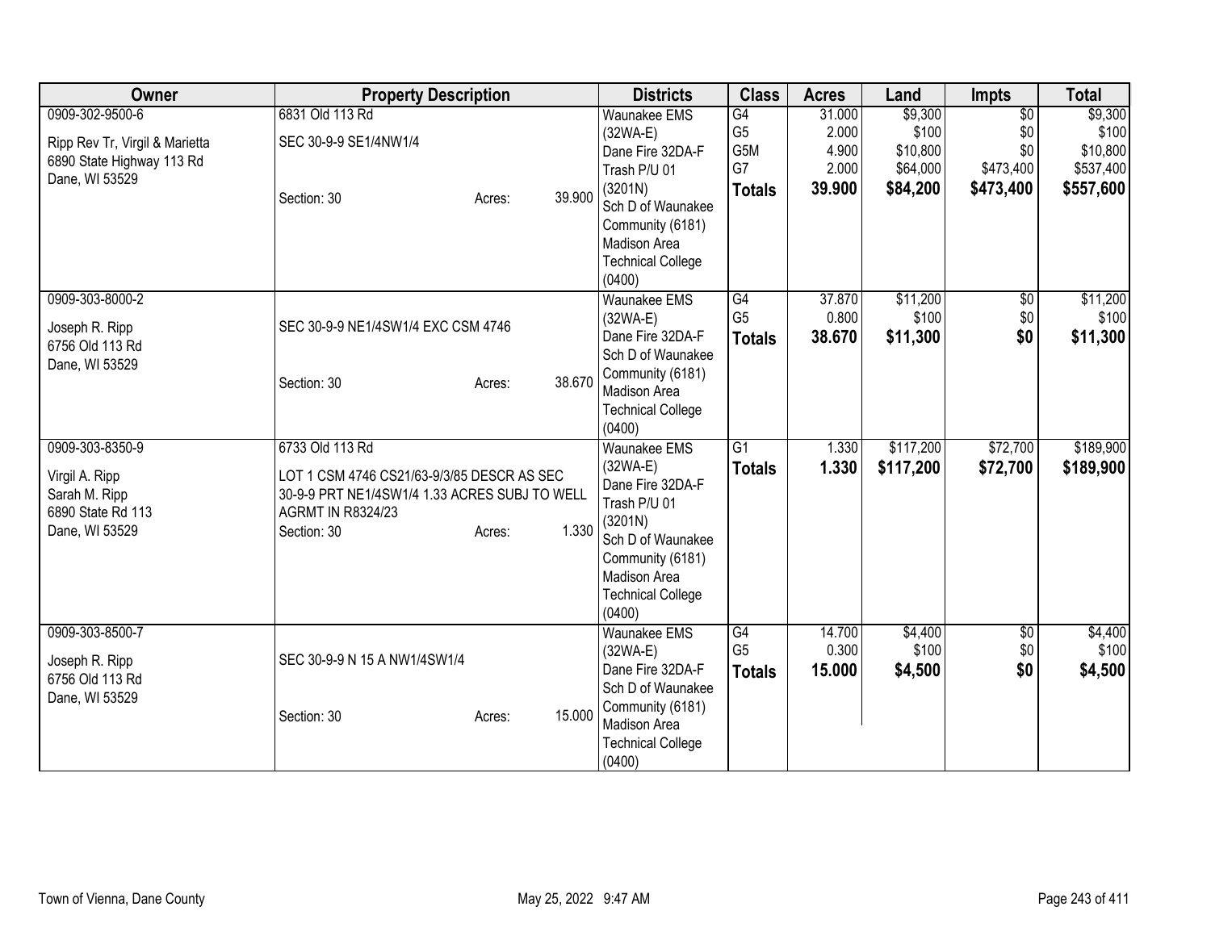| Owner | Property Description | Districts | Class | Acres | Land | Impts | Total |
|---|---|---|---|---|---|---|---|
| 0909-302-9500-6<br>Ripp Rev Tr, Virgil & Marietta<br>6890 State Highway 113 Rd<br>Dane, WI 53529 | 6831 Old 113 Rd<br>SEC 30-9-9 SE1/4NW1/4<br>Section: 30 Acres: 39.900 | Waunakee EMS (32WA-E)<br>Dane Fire 32DA-F<br>Trash P/U 01 (3201N)<br>Sch D of Waunakee Community (6181)<br>Madison Area Technical College (0400) | G4<br>G5<br>G5M<br>G7<br>**Totals** | 31.000<br>2.000<br>4.900<br>2.000<br>**39.900** | $9,300<br>$100<br>$10,800<br>$64,000<br>**$84,200** | $0<br>$0<br>$0<br>$473,400<br>**$473,400** | $9,300<br>$100<br>$10,800<br>$537,400<br>**$557,600** |
| 0909-303-8000-2<br>Joseph R. Ripp<br>6756 Old 113 Rd<br>Dane, WI 53529 | SEC 30-9-9 NE1/4SW1/4 EXC CSM 4746<br>Section: 30 Acres: 38.670 | Waunakee EMS (32WA-E)<br>Dane Fire 32DA-F<br>Sch D of Waunakee Community (6181)<br>Madison Area Technical College (0400) | G4<br>G5<br>**Totals** | 37.870<br>0.800<br>**38.670** | $11,200<br>$100<br>**$11,300** | $0<br>$0<br>**$0** | $11,200<br>$100<br>**$11,300** |
| 0909-303-8350-9<br>Virgil A. Ripp<br>Sarah M. Ripp<br>6890 State Rd 113<br>Dane, WI 53529 | 6733 Old 113 Rd<br>LOT 1 CSM 4746 CS21/63-9/3/85 DESCR AS SEC 30-9-9 PRT NE1/4SW1/4 1.33 ACRES SUBJ TO WELL AGRMT IN R8324/23<br>Section: 30 Acres: 1.330 | Waunakee EMS (32WA-E)<br>Dane Fire 32DA-F<br>Trash P/U 01 (3201N)<br>Sch D of Waunakee Community (6181)<br>Madison Area Technical College (0400) | G1<br>**Totals** | 1.330<br>**1.330** | $117,200<br>**$117,200** | $72,700<br>**$72,700** | $189,900<br>**$189,900** |
| 0909-303-8500-7<br>Joseph R. Ripp<br>6756 Old 113 Rd<br>Dane, WI 53529 | SEC 30-9-9 N 15 A NW1/4SW1/4<br>Section: 30 Acres: 15.000 | Waunakee EMS (32WA-E)<br>Dane Fire 32DA-F<br>Sch D of Waunakee Community (6181)<br>Madison Area Technical College (0400) | G4<br>G5<br>**Totals** | 14.700<br>0.300<br>**15.000** | $4,400<br>$100<br>**$4,500** | $0<br>$0<br>**$0** | $4,400<br>$100<br>**$4,500** |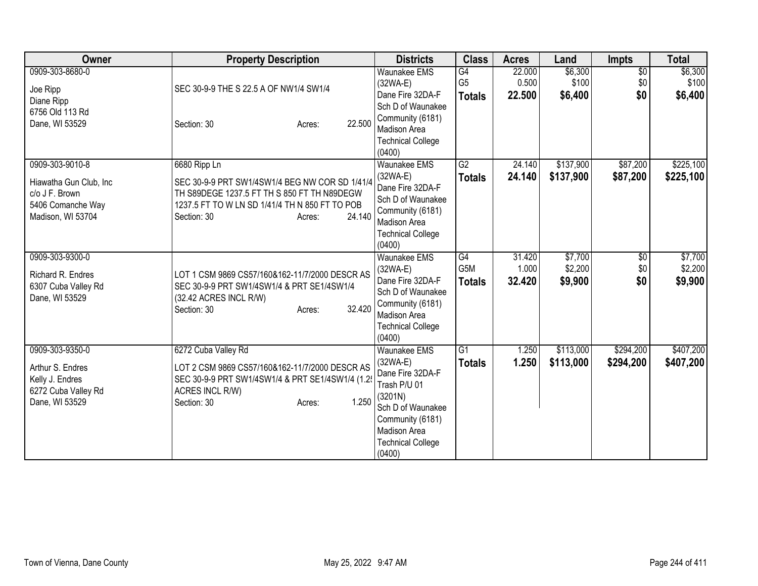| Owner | Property Description | Districts | Class | Acres | Land | Impts | Total |
|---|---|---|---|---|---|---|---|
| 0909-303-8680-0<br><br>Joe Ripp<br>Diane Ripp<br>6756 Old 113 Rd<br>Dane, WI 53529 | SEC 30-9-9 THE S 22.5 A OF NW1/4 SW1/4<br><br>Section: 30 Acres: 22.500 | Waunakee EMS (32WA-E)<br>Dane Fire 32DA-F<br>Sch D of Waunakee Community (6181)<br>Madison Area Technical College (0400) | G4<br>G5<br>**Totals** | 22.000<br>0.500<br>**22.500** | $6,300<br>$100<br>**$6,400** | $0<br>$0<br>**$0** | $6,300<br>$100<br>**$6,400** |
| 0909-303-9010-8<br><br>Hiawatha Gun Club, Inc<br>c/o J F. Brown<br>5406 Comanche Way<br>Madison, WI 53704 | 6680 Ripp Ln<br>SEC 30-9-9 PRT SW1/4SW1/4 BEG NW COR SD 1/41/4 TH S89DEGE 1237.5 FT TH S 850 FT TH N89DEGW 1237.5 FT TO W LN SD 1/41/4 TH N 850 FT TO POB<br>Section: 30 Acres: 24.140 | Waunakee EMS (32WA-E)<br>Dane Fire 32DA-F<br>Sch D of Waunakee Community (6181)<br>Madison Area Technical College (0400) | G2<br>**Totals** | 24.140<br>**24.140** | $137,900<br>**$137,900** | $87,200<br>**$87,200** | $225,100<br>**$225,100** |
| 0909-303-9300-0<br><br>Richard R. Endres<br>6307 Cuba Valley Rd<br>Dane, WI 53529 | LOT 1 CSM 9869 CS57/160&162-11/7/2000 DESCR AS SEC 30-9-9 PRT SW1/4SW1/4 & PRT SE1/4SW1/4 (32.42 ACRES INCL R/W)<br>Section: 30 Acres: 32.420 | Waunakee EMS (32WA-E)<br>Dane Fire 32DA-F<br>Sch D of Waunakee Community (6181)<br>Madison Area Technical College (0400) | G4<br>G5M<br>**Totals** | 31.420<br>1.000<br>**32.420** | $7,700<br>$2,200<br>**$9,900** | $0<br>$0<br>**$0** | $7,700<br>$2,200<br>**$9,900** |
| 0909-303-9350-0<br><br>Arthur S. Endres<br>Kelly J. Endres<br>6272 Cuba Valley Rd<br>Dane, WI 53529 | 6272 Cuba Valley Rd<br>LOT 2 CSM 9869 CS57/160&162-11/7/2000 DESCR AS SEC 30-9-9 PRT SW1/4SW1/4 & PRT SE1/4SW1/4 (1.25 ACRES INCL R/W)<br>Section: 30 Acres: 1.250 | Waunakee EMS (32WA-E)<br>Dane Fire 32DA-F<br>Trash P/U 01 (3201N)<br>Sch D of Waunakee Community (6181)<br>Madison Area Technical College (0400) | G1<br>**Totals** | 1.250<br>**1.250** | $113,000<br>**$113,000** | $294,200<br>**$294,200** | $407,200<br>**$407,200** |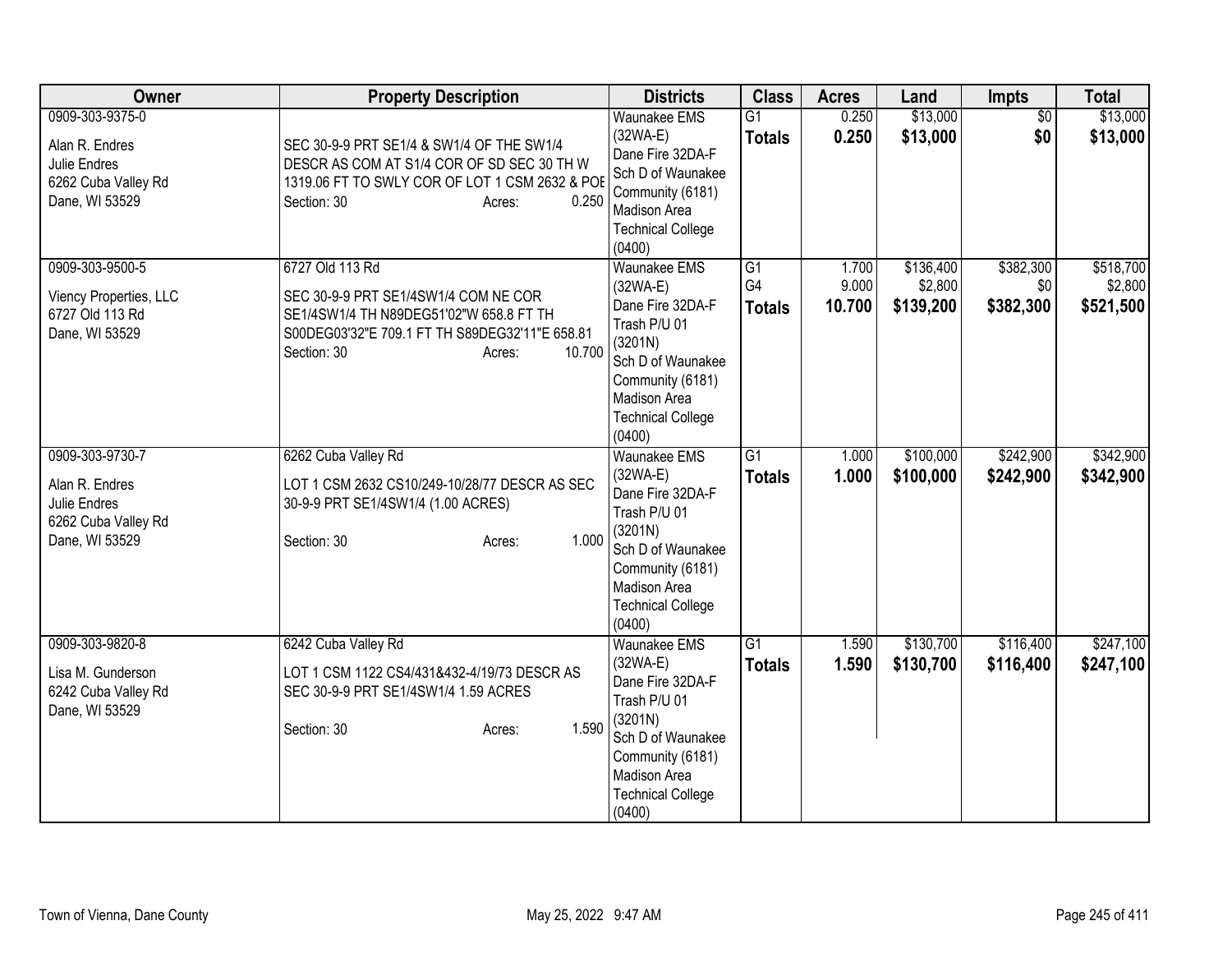| Owner | Property Description | Districts | Class | Acres | Land | Impts | Total |
|---|---|---|---|---|---|---|---|
| 0909-303-9375-0<br><br>Alan R. Endres<br>Julie Endres<br>6262 Cuba Valley Rd<br>Dane, WI 53529 | SEC 30-9-9 PRT SE1/4 & SW1/4 OF THE SW1/4 DESCR AS COM AT S1/4 COR OF SD SEC 30 TH W 1319.06 FT TO SWLY COR OF LOT 1 CSM 2632 & POE<br>Section: 30 Acres: 0.250 | Waunakee EMS (32WA-E)<br>Dane Fire 32DA-F<br>Sch D of Waunakee Community (6181)<br>Madison Area Technical College (0400) | G1<br>**Totals** | 0.250<br>**0.250** | $13,000<br>**$13,000** | $0<br>**$0** | $13,000<br>**$13,000** |
| 0909-303-9500-5<br><br>Viency Properties, LLC<br>6727 Old 113 Rd<br>Dane, WI 53529 | 6727 Old 113 Rd<br><br>SEC 30-9-9 PRT SE1/4SW1/4 COM NE COR SE1/4SW1/4 TH N89DEG51'02"W 658.8 FT TH S00DEG03'32"E 709.1 FT TH S89DEG32'11"E 658.81<br>Section: 30 Acres: 10.700 | Waunakee EMS (32WA-E)<br>Dane Fire 32DA-F<br>Trash P/U 01 (3201N)<br>Sch D of Waunakee Community (6181)<br>Madison Area Technical College (0400) | G1<br>G4<br>**Totals** | 1.700<br>9.000<br>**10.700** | $136,400<br>$2,800<br>**$139,200** | $382,300<br>$0<br>**$382,300** | $518,700<br>$2,800<br>**$521,500** |
| 0909-303-9730-7<br><br>Alan R. Endres<br>Julie Endres<br>6262 Cuba Valley Rd<br>Dane, WI 53529 | 6262 Cuba Valley Rd<br><br>LOT 1 CSM 2632 CS10/249-10/28/77 DESCR AS SEC 30-9-9 PRT SE1/4SW1/4 (1.00 ACRES)<br><br>Section: 30 Acres: 1.000 | Waunakee EMS (32WA-E)<br>Dane Fire 32DA-F<br>Trash P/U 01 (3201N)<br>Sch D of Waunakee Community (6181)<br>Madison Area Technical College (0400) | G1<br>**Totals** | 1.000<br>**1.000** | $100,000<br>**$100,000** | $242,900<br>**$242,900** | $342,900<br>**$342,900** |
| 0909-303-9820-8<br><br>Lisa M. Gunderson<br>6242 Cuba Valley Rd<br>Dane, WI 53529 | 6242 Cuba Valley Rd<br><br>LOT 1 CSM 1122 CS4/431&432-4/19/73 DESCR AS SEC 30-9-9 PRT SE1/4SW1/4 1.59 ACRES<br><br>Section: 30 Acres: 1.590 | Waunakee EMS (32WA-E)<br>Dane Fire 32DA-F<br>Trash P/U 01 (3201N)<br>Sch D of Waunakee Community (6181)<br>Madison Area Technical College (0400) | G1<br>**Totals** | 1.590<br>**1.590** | $130,700<br>**$130,700** | $116,400<br>**$116,400** | $247,100<br>**$247,100** |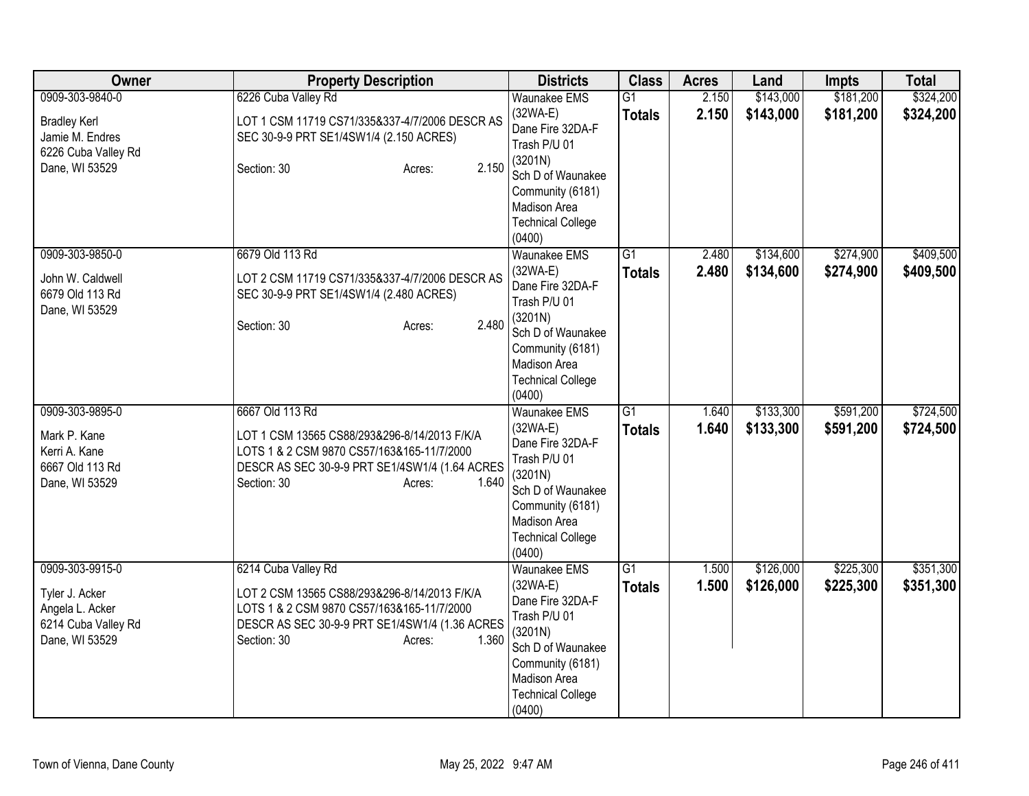| Owner | Property Description | Districts | Class | Acres | Land | Impts | Total |
|---|---|---|---|---|---|---|---|
| 0909-303-9840-0<br><br>Bradley Kerl<br>Jamie M. Endres<br>6226 Cuba Valley Rd<br>Dane, WI 53529 | 6226 Cuba Valley Rd<br><br>LOT 1 CSM 11719 CS71/335&337-4/7/2006 DESCR AS SEC 30-9-9 PRT SE1/4SW1/4 (2.150 ACRES)<br><br>Section: 30 Acres: 2.150 | Waunakee EMS (32WA-E)<br>Dane Fire 32DA-F<br>Trash P/U 01 (3201N)<br>Sch D of Waunakee Community (6181)<br>Madison Area Technical College (0400) | G1<br>**Totals** | 2.150<br>**2.150** | $143,000<br>**$143,000** | $181,200<br>**$181,200** | $324,200<br>**$324,200** |
| 0909-303-9850-0<br><br>John W. Caldwell<br>6679 Old 113 Rd<br>Dane, WI 53529 | 6679 Old 113 Rd<br><br>LOT 2 CSM 11719 CS71/335&337-4/7/2006 DESCR AS SEC 30-9-9 PRT SE1/4SW1/4 (2.480 ACRES)<br><br>Section: 30 Acres: 2.480 | Waunakee EMS (32WA-E)<br>Dane Fire 32DA-F<br>Trash P/U 01 (3201N)<br>Sch D of Waunakee Community (6181)<br>Madison Area Technical College (0400) | G1<br>**Totals** | 2.480<br>**2.480** | $134,600<br>**$134,600** | $274,900<br>**$274,900** | $409,500<br>**$409,500** |
| 0909-303-9895-0<br><br>Mark P. Kane<br>Kerri A. Kane<br>6667 Old 113 Rd<br>Dane, WI 53529 | 6667 Old 113 Rd<br><br>LOT 1 CSM 13565 CS88/293&296-8/14/2013 F/K/A LOTS 1 & 2 CSM 9870 CS57/163&165-11/7/2000 DESCR AS SEC 30-9-9 PRT SE1/4SW1/4 (1.64 ACRES<br>Section: 30 Acres: 1.640 | Waunakee EMS (32WA-E)<br>Dane Fire 32DA-F<br>Trash P/U 01 (3201N)<br>Sch D of Waunakee Community (6181)<br>Madison Area Technical College (0400) | G1<br>**Totals** | 1.640<br>**1.640** | $133,300<br>**$133,300** | $591,200<br>**$591,200** | $724,500<br>**$724,500** |
| 0909-303-9915-0<br><br>Tyler J. Acker<br>Angela L. Acker<br>6214 Cuba Valley Rd<br>Dane, WI 53529 | 6214 Cuba Valley Rd<br><br>LOT 2 CSM 13565 CS88/293&296-8/14/2013 F/K/A LOTS 1 & 2 CSM 9870 CS57/163&165-11/7/2000 DESCR AS SEC 30-9-9 PRT SE1/4SW1/4 (1.36 ACRES<br>Section: 30 Acres: 1.360 | Waunakee EMS (32WA-E)<br>Dane Fire 32DA-F<br>Trash P/U 01 (3201N)<br>Sch D of Waunakee Community (6181)<br>Madison Area Technical College (0400) | G1<br>**Totals** | 1.500<br>**1.500** | $126,000<br>**$126,000** | $225,300<br>**$225,300** | $351,300<br>**$351,300** |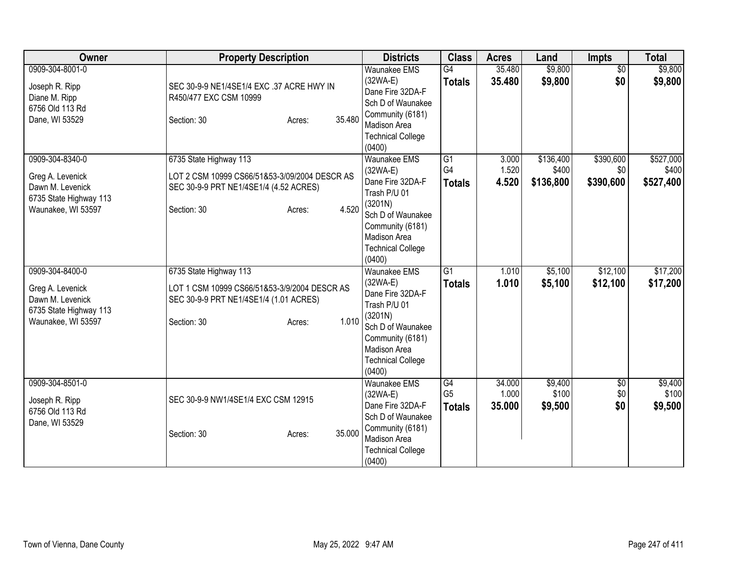| Owner | Property Description | Districts | Class | Acres | Land | Impts | Total |
|---|---|---|---|---|---|---|---|
| 0909-304-8001-0<br><br>Joseph R. Ripp<br>Diane M. Ripp<br>6756 Old 113 Rd<br>Dane, WI 53529 | SEC 30-9-9 NE1/4SE1/4 EXC .37 ACRE HWY IN R450/477 EXC CSM 10999<br><br>Section: 30 Acres: 35.480 | Waunakee EMS (32WA-E)<br>Dane Fire 32DA-F<br>Sch D of Waunakee Community (6181)<br>Madison Area Technical College (0400) | G4<br>**Totals** | 35.480<br>**35.480** | $9,800<br>**$9,800** | $0<br>**$0** | $9,800<br>**$9,800** |
| 0909-304-8340-0<br><br>Greg A. Levenick<br>Dawn M. Levenick<br>6735 State Highway 113<br>Waunakee, WI 53597 | 6735 State Highway 113<br>LOT 2 CSM 10999 CS66/51&53-3/09/2004 DESCR AS SEC 30-9-9 PRT NE1/4SE1/4 (4.52 ACRES)<br><br>Section: 30 Acres: 4.520 | Waunakee EMS (32WA-E)<br>Dane Fire 32DA-F<br>Trash P/U 01 (3201N)<br>Sch D of Waunakee Community (6181)<br>Madison Area Technical College (0400) | G1<br>G4<br>**Totals** | 3.000<br>1.520<br>**4.520** | $136,400<br>$400<br>**$136,800** | $390,600<br>$0<br>**$390,600** | $527,000<br>$400<br>**$527,400** |
| 0909-304-8400-0<br><br>Greg A. Levenick<br>Dawn M. Levenick<br>6735 State Highway 113<br>Waunakee, WI 53597 | 6735 State Highway 113<br>LOT 1 CSM 10999 CS66/51&53-3/9/2004 DESCR AS SEC 30-9-9 PRT NE1/4SE1/4 (1.01 ACRES)<br><br>Section: 30 Acres: 1.010 | Waunakee EMS (32WA-E)<br>Dane Fire 32DA-F<br>Trash P/U 01 (3201N)<br>Sch D of Waunakee Community (6181)<br>Madison Area Technical College (0400) | G1<br>**Totals** | 1.010<br>**1.010** | $5,100<br>**$5,100** | $12,100<br>**$12,100** | $17,200<br>**$17,200** |
| 0909-304-8501-0<br><br>Joseph R. Ripp<br>6756 Old 113 Rd<br>Dane, WI 53529 | SEC 30-9-9 NW1/4SE1/4 EXC CSM 12915<br><br>Section: 30 Acres: 35.000 | Waunakee EMS (32WA-E)<br>Dane Fire 32DA-F<br>Sch D of Waunakee Community (6181)<br>Madison Area Technical College (0400) | G4<br>G5<br>**Totals** | 34.000<br>1.000<br>**35.000** | $9,400<br>$100<br>**$9,500** | $0<br>$0<br>**$0** | $9,400<br>$100<br>**$9,500** |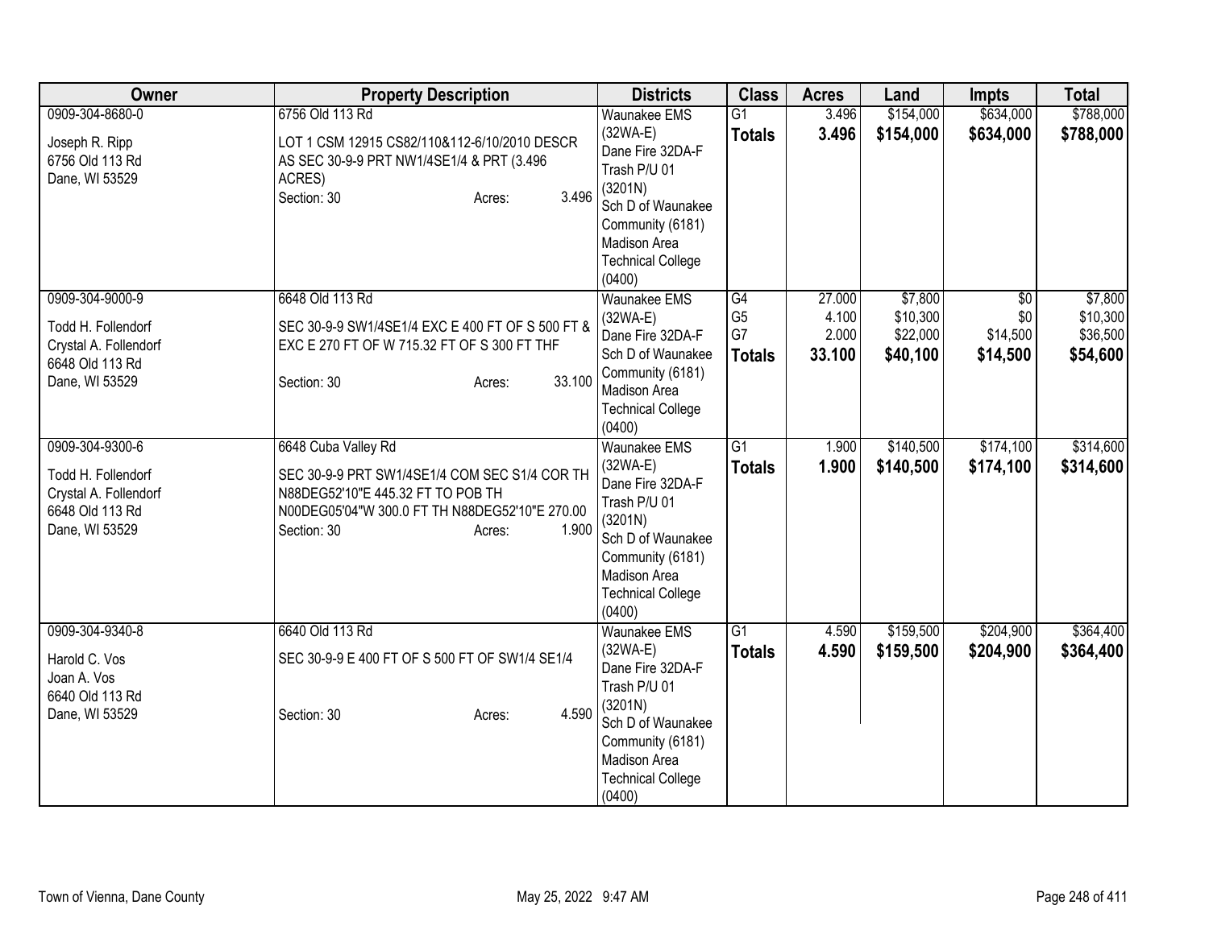| Owner | Property Description | Districts | Class | Acres | Land | Impts | Total |
|---|---|---|---|---|---|---|---|
| 0909-304-8680-0<br>Joseph R. Ripp<br>6756 Old 113 Rd<br>Dane, WI 53529 | 6756 Old 113 Rd<br>LOT 1 CSM 12915 CS82/110&112-6/10/2010 DESCR AS SEC 30-9-9 PRT NW1/4SE1/4 & PRT (3.496 ACRES)<br>Section: 30 Acres: 3.496 | Waunakee EMS (32WA-E)<br>Dane Fire 32DA-F<br>Trash P/U 01 (3201N)<br>Sch D of Waunakee Community (6181)<br>Madison Area Technical College (0400) | G1<br>**Totals** | 3.496<br>**3.496** | $154,000<br>**$154,000** | $634,000<br>**$634,000** | $788,000<br>**$788,000** |
| 0909-304-9000-9<br>Todd H. Follendorf<br>Crystal A. Follendorf<br>6648 Old 113 Rd<br>Dane, WI 53529 | 6648 Old 113 Rd<br>SEC 30-9-9 SW1/4SE1/4 EXC E 400 FT OF S 500 FT & EXC E 270 FT OF W 715.32 FT OF S 300 FT THF<br>Section: 30 Acres: 33.100 | Waunakee EMS (32WA-E)<br>Dane Fire 32DA-F<br>Sch D of Waunakee Community (6181)<br>Madison Area Technical College (0400) | G4<br>G5<br>G7<br>**Totals** | 27.000<br>4.100<br>2.000<br>**33.100** | $7,800<br>$10,300<br>$22,000<br>**$40,100** | $0<br>$0<br>$14,500<br>**$14,500** | $7,800<br>$10,300<br>$36,500<br>**$54,600** |
| 0909-304-9300-6<br>Todd H. Follendorf<br>Crystal A. Follendorf<br>6648 Old 113 Rd<br>Dane, WI 53529 | 6648 Cuba Valley Rd<br>SEC 30-9-9 PRT SW1/4SE1/4 COM SEC S1/4 COR TH N88DEG52'10"E 445.32 FT TO POB TH N00DEG05'04"W 300.0 FT TH N88DEG52'10"E 270.00<br>Section: 30 Acres: 1.900 | Waunakee EMS (32WA-E)<br>Dane Fire 32DA-F<br>Trash P/U 01 (3201N)<br>Sch D of Waunakee Community (6181)<br>Madison Area Technical College (0400) | G1<br>**Totals** | 1.900<br>**1.900** | $140,500<br>**$140,500** | $174,100<br>**$174,100** | $314,600<br>**$314,600** |
| 0909-304-9340-8<br>Harold C. Vos<br>Joan A. Vos<br>6640 Old 113 Rd<br>Dane, WI 53529 | 6640 Old 113 Rd<br>SEC 30-9-9 E 400 FT OF S 500 FT OF SW1/4 SE1/4<br>Section: 30 Acres: 4.590 | Waunakee EMS (32WA-E)<br>Dane Fire 32DA-F<br>Trash P/U 01 (3201N)<br>Sch D of Waunakee Community (6181)<br>Madison Area Technical College (0400) | G1<br>**Totals** | 4.590<br>**4.590** | $159,500<br>**$159,500** | $204,900<br>**$204,900** | $364,400<br>**$364,400** |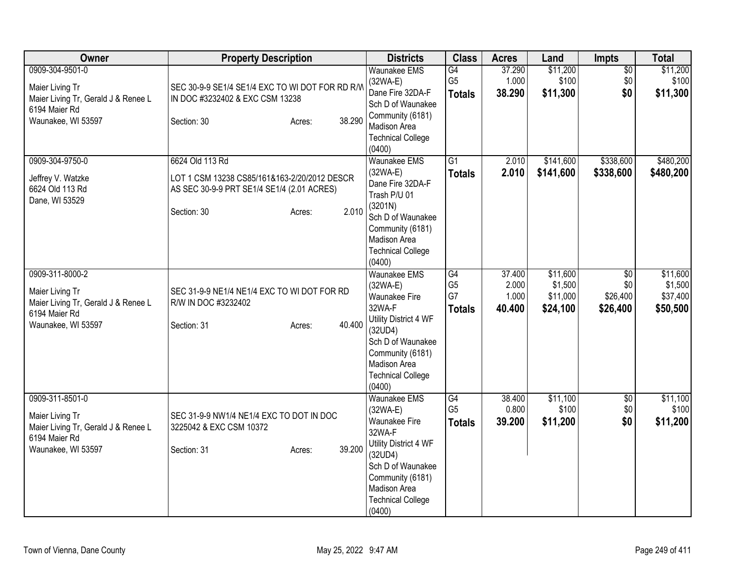| Owner | Property Description | Districts | Class | Acres | Land | Impts | Total |
|---|---|---|---|---|---|---|---|
| 0909-304-9501-0<br><br>Maier Living Tr<br>Maier Living Tr, Gerald J & Renee L<br>6194 Maier Rd<br>Waunakee, WI 53597 | SEC 30-9-9 SE1/4 SE1/4 EXC TO WI DOT FOR RD R/W IN DOC #3232402 & EXC CSM 13238<br><br>Section: 30 Acres: 38.290 | Waunakee EMS (32WA-E)<br>Dane Fire 32DA-F<br>Sch D of Waunakee Community (6181)<br>Madison Area Technical College (0400) | G4<br>G5<br>**Totals** | 37.290<br>1.000<br>**38.290** | $11,200<br>$100<br>**$11,300** | $0<br>$0<br>**$0** | $11,200<br>$100<br>**$11,300** |
| 0909-304-9750-0<br><br>Jeffrey V. Watzke<br>6624 Old 113 Rd<br>Dane, WI 53529 | 6624 Old 113 Rd<br><br>LOT 1 CSM 13238 CS85/161&163-2/20/2012 DESCR AS SEC 30-9-9 PRT SE1/4 SE1/4 (2.01 ACRES)<br><br>Section: 30 Acres: 2.010 | Waunakee EMS (32WA-E)<br>Dane Fire 32DA-F<br>Trash P/U 01 (3201N)<br>Sch D of Waunakee Community (6181)<br>Madison Area Technical College (0400) | G1<br>**Totals** | 2.010<br>**2.010** | $141,600<br>**$141,600** | $338,600<br>**$338,600** | $480,200<br>**$480,200** |
| 0909-311-8000-2<br><br>Maier Living Tr<br>Maier Living Tr, Gerald J & Renee L<br>6194 Maier Rd<br>Waunakee, WI 53597 | SEC 31-9-9 NE1/4 NE1/4 EXC TO WI DOT FOR RD R/W IN DOC #3232402<br><br>Section: 31 Acres: 40.400 | Waunakee EMS (32WA-E)<br>Waunakee Fire 32WA-F<br>Utility District 4 WF (32UD4)<br>Sch D of Waunakee Community (6181)<br>Madison Area Technical College (0400) | G4<br>G5<br>G7<br>**Totals** | 37.400<br>2.000<br>1.000<br>**40.400** | $11,600<br>$1,500<br>$11,000<br>**$24,100** | $0<br>$0<br>$26,400<br>**$26,400** | $11,600<br>$1,500<br>$37,400<br>**$50,500** |
| 0909-311-8501-0<br><br>Maier Living Tr<br>Maier Living Tr, Gerald J & Renee L<br>6194 Maier Rd<br>Waunakee, WI 53597 | SEC 31-9-9 NW1/4 NE1/4 EXC TO DOT IN DOC 3225042 & EXC CSM 10372<br><br>Section: 31 Acres: 39.200 | Waunakee EMS (32WA-E)<br>Waunakee Fire 32WA-F<br>Utility District 4 WF (32UD4)<br>Sch D of Waunakee Community (6181)<br>Madison Area Technical College (0400) | G4<br>G5<br>**Totals** | 38.400<br>0.800<br>**39.200** | $11,100<br>$100<br>**$11,200** | $0<br>$0<br>**$0** | $11,100<br>$100<br>**$11,200** |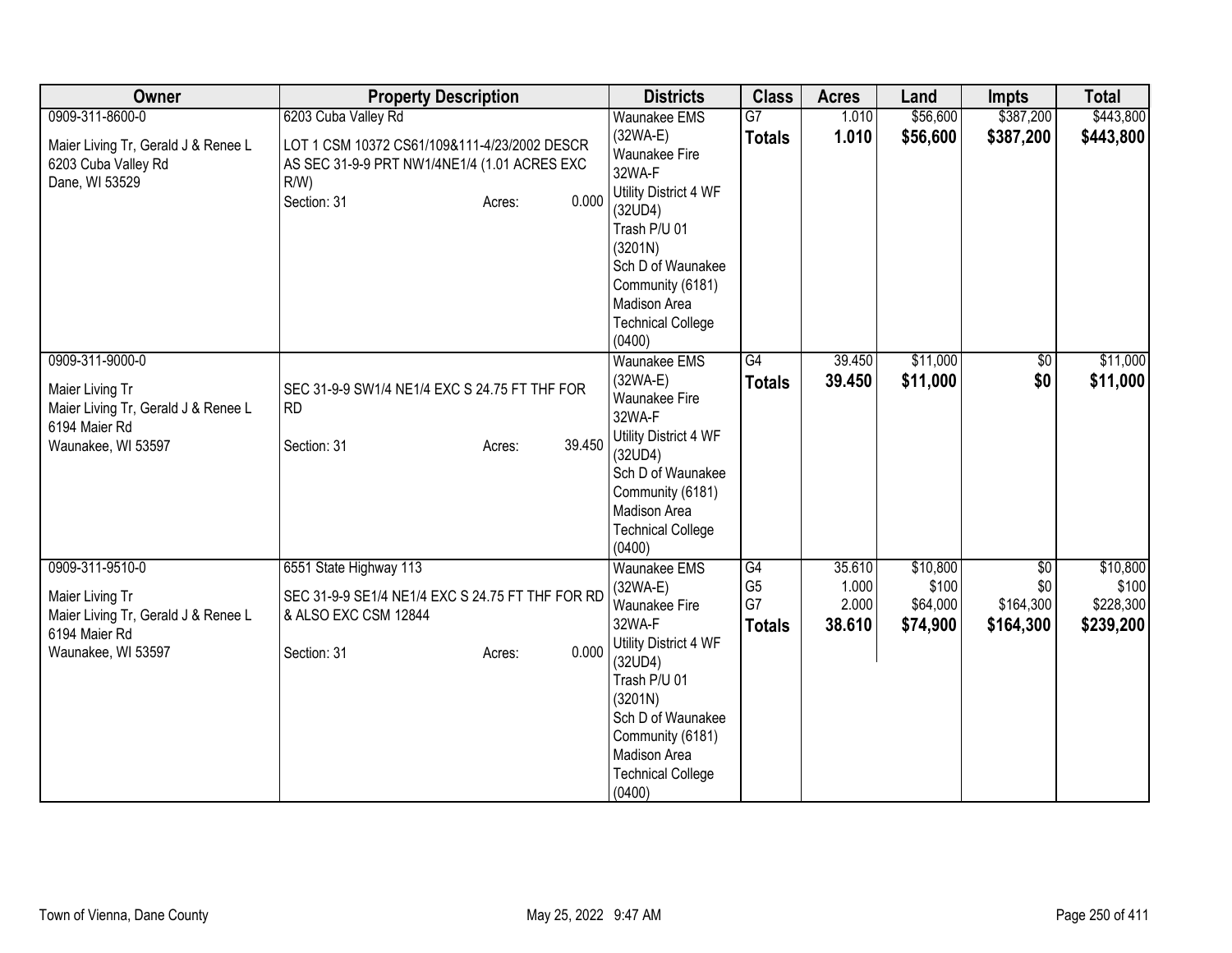| Owner | Property Description | Districts | Class | Acres | Land | Impts | Total |
|---|---|---|---|---|---|---|---|
| 0909-311-8600-0<br><br>Maier Living Tr, Gerald J & Renee L<br>6203 Cuba Valley Rd<br>Dane, WI 53529 | 6203 Cuba Valley Rd<br><br>LOT 1 CSM 10372 CS61/109&111-4/23/2002 DESCR AS SEC 31-9-9 PRT NW1/4NE1/4 (1.01 ACRES EXC R/W)<br>Section: 31 Acres: 0.000 | Waunakee EMS (32WA-E)<br>Waunakee Fire 32WA-F<br>Utility District 4 WF (32UD4)<br>Trash P/U 01 (3201N)<br>Sch D of Waunakee Community (6181)<br>Madison Area Technical College (0400) | G7<br>**Totals** | 1.010<br>**1.010** | $56,600<br>**$56,600** | $387,200<br>**$387,200** | $443,800<br>**$443,800** |
| 0909-311-9000-0<br><br>Maier Living Tr<br>Maier Living Tr, Gerald J & Renee L<br>6194 Maier Rd<br>Waunakee, WI 53597 | SEC 31-9-9 SW1/4 NE1/4 EXC S 24.75 FT THF FOR RD<br><br>Section: 31 Acres: 39.450 | Waunakee EMS (32WA-E)<br>Waunakee Fire 32WA-F<br>Utility District 4 WF (32UD4)<br>Sch D of Waunakee Community (6181)<br>Madison Area Technical College (0400) | G4<br>**Totals** | 39.450<br>**39.450** | $11,000<br>**$11,000** | $0<br>**$0** | $11,000<br>**$11,000** |
| 0909-311-9510-0<br><br>Maier Living Tr<br>Maier Living Tr, Gerald J & Renee L<br>6194 Maier Rd<br>Waunakee, WI 53597 | 6551 State Highway 113<br><br>SEC 31-9-9 SE1/4 NE1/4 EXC S 24.75 FT THF FOR RD & ALSO EXC CSM 12844<br><br>Section: 31 Acres: 0.000 | Waunakee EMS (32WA-E)<br>Waunakee Fire 32WA-F<br>Utility District 4 WF (32UD4)<br>Trash P/U 01 (3201N)<br>Sch D of Waunakee Community (6181)<br>Madison Area Technical College (0400) | G4<br>G5<br>G7<br>**Totals** | 35.610<br>1.000<br>2.000<br>**38.610** | $10,800<br>$100<br>$64,000<br>**$74,900** | $0<br>$0<br>$164,300<br>**$164,300** | $10,800<br>$100<br>$228,300<br>**$239,200** |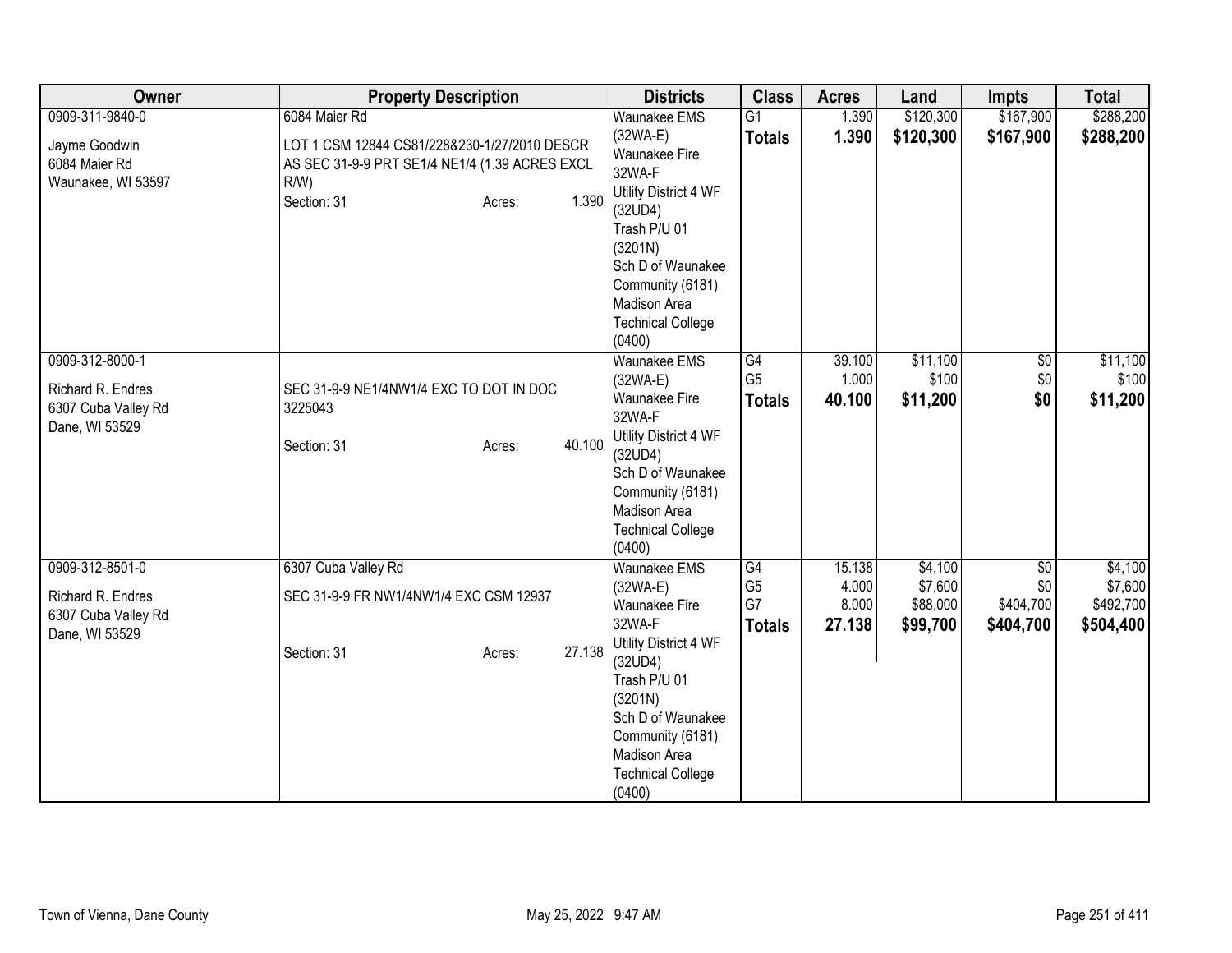| Owner | Property Description | Districts | Class | Acres | Land | Impts | Total |
|---|---|---|---|---|---|---|---|
| 0909-311-9840-0<br><br>Jayme Goodwin<br>6084 Maier Rd<br>Waunakee, WI 53597 | 6084 Maier Rd<br><br>LOT 1 CSM 12844 CS81/228&230-1/27/2010 DESCR AS SEC 31-9-9 PRT SE1/4 NE1/4 (1.39 ACRES EXCL R/W)<br>Section: 31 Acres: 1.390 | Waunakee EMS (32WA-E)<br>Waunakee Fire 32WA-F<br>Utility District 4 WF (32UD4)<br>Trash P/U 01 (3201N)<br>Sch D of Waunakee Community (6181)<br>Madison Area Technical College (0400) | G1<br>**Totals** | 1.390<br>**1.390** | $120,300<br>**$120,300** | $167,900<br>**$167,900** | $288,200<br>**$288,200** |
| 0909-312-8000-1<br><br>Richard R. Endres<br>6307 Cuba Valley Rd<br>Dane, WI 53529 | SEC 31-9-9 NE1/4NW1/4 EXC TO DOT IN DOC 3225043<br><br>Section: 31 Acres: 40.100 | Waunakee EMS (32WA-E)<br>Waunakee Fire 32WA-F<br>Utility District 4 WF (32UD4)<br>Sch D of Waunakee Community (6181)<br>Madison Area Technical College (0400) | G4<br>G5<br>**Totals** | 39.100<br>1.000<br>**40.100** | $11,100<br>$100<br>**$11,200** | $0<br>$0<br>**$0** | $11,100<br>$100<br>**$11,200** |
| 0909-312-8501-0<br><br>Richard R. Endres<br>6307 Cuba Valley Rd<br>Dane, WI 53529 | 6307 Cuba Valley Rd<br><br>SEC 31-9-9 FR NW1/4NW1/4 EXC CSM 12937<br><br>Section: 31 Acres: 27.138 | Waunakee EMS (32WA-E)<br>Waunakee Fire 32WA-F<br>Utility District 4 WF (32UD4)<br>Trash P/U 01 (3201N)<br>Sch D of Waunakee Community (6181)<br>Madison Area Technical College (0400) | G4<br>G5<br>G7<br>**Totals** | 15.138<br>4.000<br>8.000<br>**27.138** | $4,100<br>$7,600<br>$88,000<br>**$99,700** | $0<br>$0<br>$404,700<br>**$404,700** | $4,100<br>$7,600<br>$492,700<br>**$504,400** |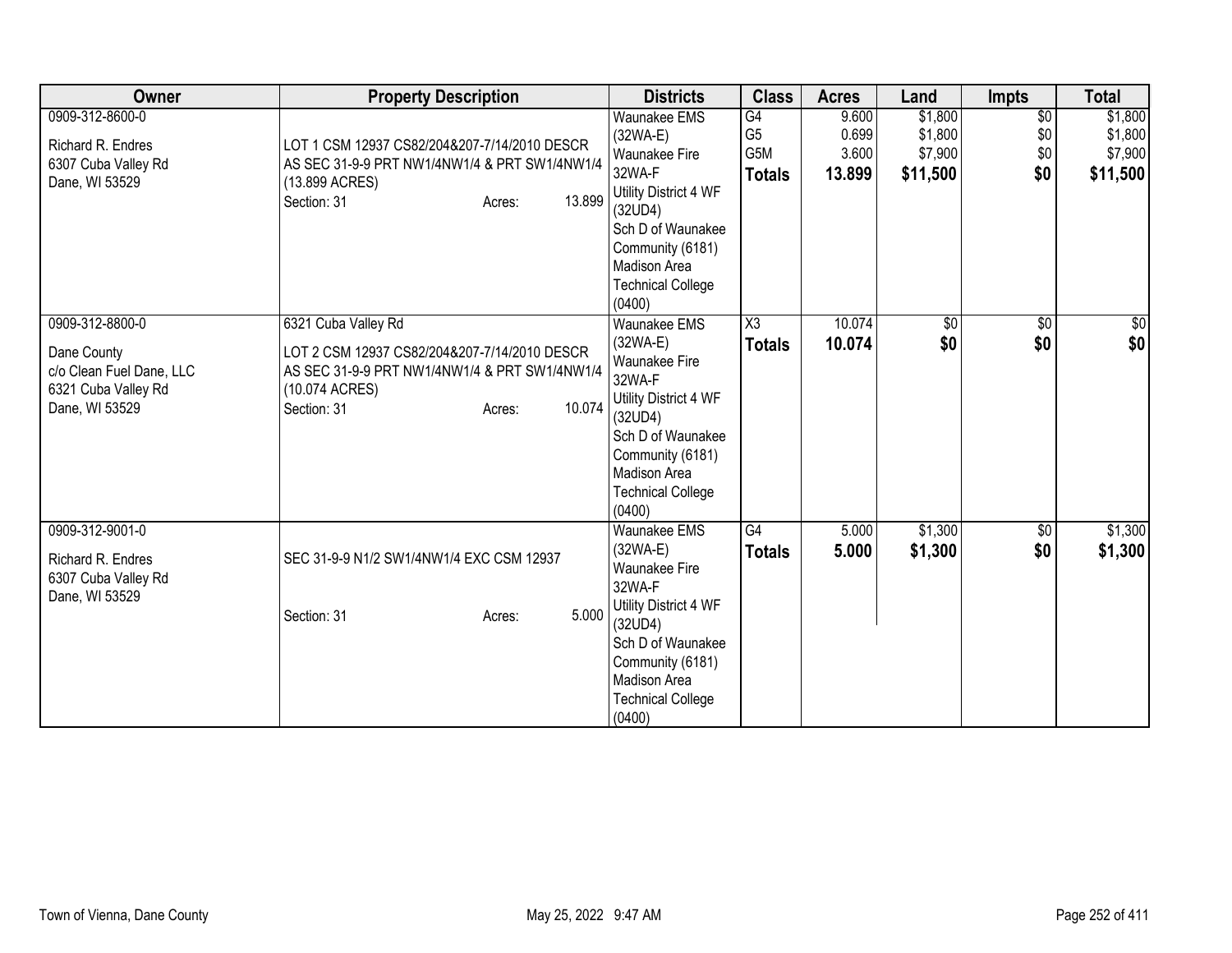| Owner | Property Description | Districts | Class | Acres | Land | Impts | Total |
|---|---|---|---|---|---|---|---|
| 0909-312-8600-0<br><br>Richard R. Endres<br>6307 Cuba Valley Rd<br>Dane, WI 53529 | LOT 1 CSM 12937 CS82/204&207-7/14/2010 DESCR AS SEC 31-9-9 PRT NW1/4NW1/4 & PRT SW1/4NW1/4 (13.899 ACRES)<br>Section: 31 Acres: 13.899 | Waunakee EMS (32WA-E)<br>Waunakee Fire 32WA-F<br>Utility District 4 WF (32UD4)<br>Sch D of Waunakee Community (6181)<br>Madison Area Technical College (0400) | G4<br>G5<br>G5M<br>**Totals** | 9.600<br>0.699<br>3.600<br>**13.899** | $1,800<br>$1,800<br>$7,900<br>**$11,500** | $0<br>$0<br>$0<br>**$0** | $1,800<br>$1,800<br>$7,900<br>**$11,500** |
| 0909-312-8800-0<br><br>Dane County<br>c/o Clean Fuel Dane, LLC<br>6321 Cuba Valley Rd<br>Dane, WI 53529 | 6321 Cuba Valley Rd<br><br>LOT 2 CSM 12937 CS82/204&207-7/14/2010 DESCR AS SEC 31-9-9 PRT NW1/4NW1/4 & PRT SW1/4NW1/4 (10.074 ACRES)<br>Section: 31 Acres: 10.074 | Waunakee EMS (32WA-E)<br>Waunakee Fire 32WA-F<br>Utility District 4 WF (32UD4)<br>Sch D of Waunakee Community (6181)<br>Madison Area Technical College (0400) | X3<br>**Totals** | 10.074<br>**10.074** | $0<br>**$0** | $0<br>**$0** | $0<br>**$0** |
| 0909-312-9001-0<br><br>Richard R. Endres<br>6307 Cuba Valley Rd<br>Dane, WI 53529 | SEC 31-9-9 N1/2 SW1/4NW1/4 EXC CSM 12937<br><br>Section: 31 Acres: 5.000 | Waunakee EMS (32WA-E)<br>Waunakee Fire 32WA-F<br>Utility District 4 WF (32UD4)<br>Sch D of Waunakee Community (6181)<br>Madison Area Technical College (0400) | G4<br>**Totals** | 5.000<br>**5.000** | $1,300<br>**$1,300** | $0<br>**$0** | $1,300<br>**$1,300** |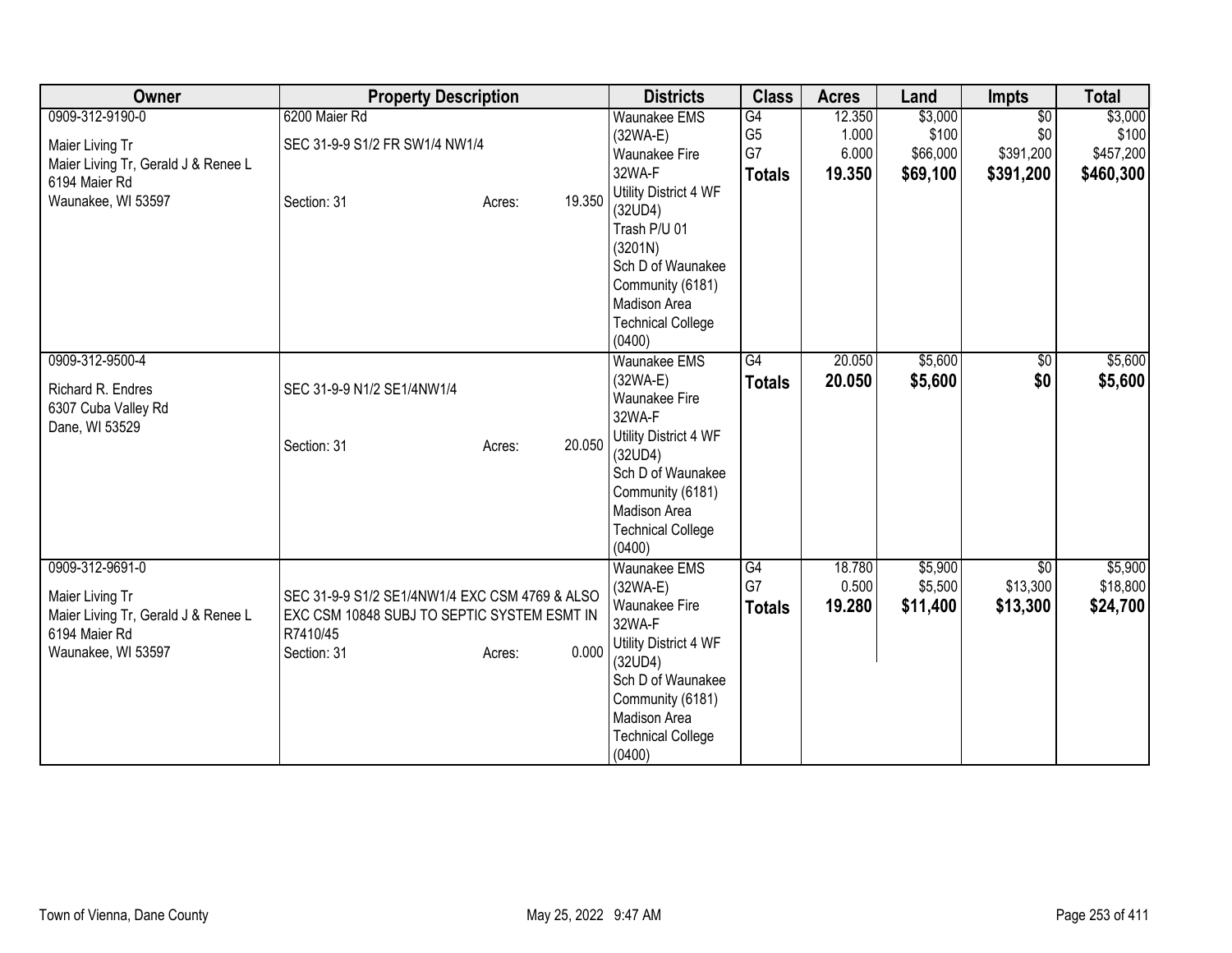| Owner | Property Description | Districts | Class | Acres | Land | Impts | Total |
|---|---|---|---|---|---|---|---|
| 0909-312-9190-0<br><br>Maier Living Tr<br>Maier Living Tr, Gerald J & Renee L<br>6194 Maier Rd<br>Waunakee, WI 53597 | 6200 Maier Rd<br><br>SEC 31-9-9 S1/2 FR SW1/4 NW1/4<br><br>Section: 31 Acres: 19.350 | Waunakee EMS (32WA-E)<br>Waunakee Fire 32WA-F<br>Utility District 4 WF (32UD4)<br>Trash P/U 01 (3201N)<br>Sch D of Waunakee Community (6181)<br>Madison Area Technical College (0400) | G4<br>G5<br>G7<br>**Totals** | 12.350<br>1.000<br>6.000<br>**19.350** | $3,000<br>$100<br>$66,000<br>**$69,100** | $0<br>$0<br>$391,200<br>**$391,200** | $3,000<br>$100<br>$457,200<br>**$460,300** |
| 0909-312-9500-4<br><br>Richard R. Endres<br>6307 Cuba Valley Rd<br>Dane, WI 53529 | SEC 31-9-9 N1/2 SE1/4NW1/4<br><br>Section: 31 Acres: 20.050 | Waunakee EMS (32WA-E)<br>Waunakee Fire 32WA-F<br>Utility District 4 WF (32UD4)<br>Sch D of Waunakee Community (6181)<br>Madison Area Technical College (0400) | G4<br>**Totals** | 20.050<br>**20.050** | $5,600<br>**$5,600** | $0<br>**$0** | $5,600<br>**$5,600** |
| 0909-312-9691-0<br><br>Maier Living Tr<br>Maier Living Tr, Gerald J & Renee L<br>6194 Maier Rd<br>Waunakee, WI 53597 | SEC 31-9-9 S1/2 SE1/4NW1/4 EXC CSM 4769 & ALSO EXC CSM 10848 SUBJ TO SEPTIC SYSTEM ESMT IN R7410/45<br>Section: 31 Acres: 0.000 | Waunakee EMS (32WA-E)<br>Waunakee Fire 32WA-F<br>Utility District 4 WF (32UD4)<br>Sch D of Waunakee Community (6181)<br>Madison Area Technical College (0400) | G4<br>G7<br>**Totals** | 18.780<br>0.500<br>**19.280** | $5,900<br>$5,500<br>**$11,400** | $0<br>$13,300<br>**$13,300** | $5,900<br>$18,800<br>**$24,700** |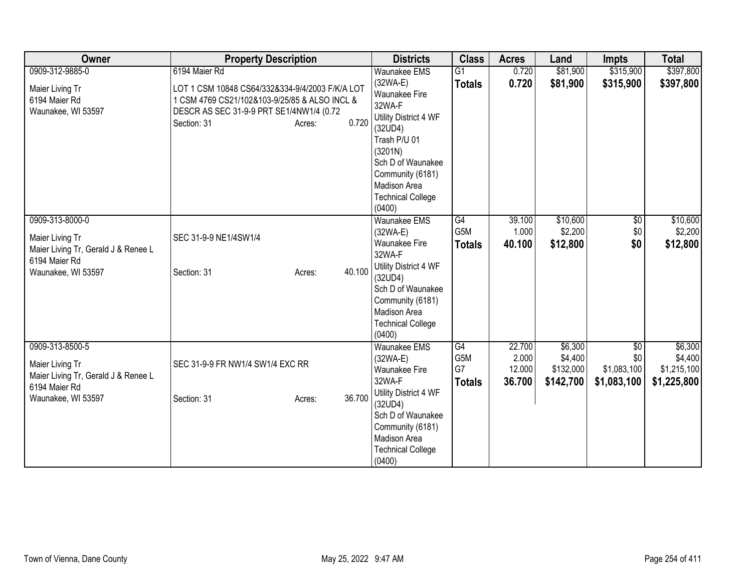| Owner | Property Description | Districts | Class | Acres | Land | Impts | Total |
|---|---|---|---|---|---|---|---|
| 0909-312-9885-0<br>Maier Living Tr<br>6194 Maier Rd<br>Waunakee, WI 53597 | 6194 Maier Rd<br>LOT 1 CSM 10848 CS64/332&334-9/4/2003 F/K/A LOT 1 CSM 4769 CS21/102&103-9/25/85 & ALSO INCL & DESCR AS SEC 31-9-9 PRT SE1/4NW1/4 (0.72<br>Section: 31 Acres: 0.720 | Waunakee EMS (32WA-E)<br>Waunakee Fire 32WA-F<br>Utility District 4 WF (32UD4)<br>Trash P/U 01 (3201N)<br>Sch D of Waunakee Community (6181)<br>Madison Area Technical College (0400) | G1<br>**Totals** | 0.720<br>**0.720** | $81,900<br>**$81,900** | $315,900<br>**$315,900** | $397,800<br>**$397,800** |
| 0909-313-8000-0<br>Maier Living Tr<br>Maier Living Tr, Gerald J & Renee L<br>6194 Maier Rd<br>Waunakee, WI 53597 | SEC 31-9-9 NE1/4SW1/4<br>Section: 31 Acres: 40.100 | Waunakee EMS (32WA-E)<br>Waunakee Fire 32WA-F<br>Utility District 4 WF (32UD4)<br>Sch D of Waunakee Community (6181)<br>Madison Area Technical College (0400) | G4<br>G5M<br>**Totals** | 39.100<br>1.000<br>**40.100** | $10,600<br>$2,200<br>**$12,800** | $0<br>$0<br>**$0** | $10,600<br>$2,200<br>**$12,800** |
| 0909-313-8500-5<br>Maier Living Tr<br>Maier Living Tr, Gerald J & Renee L<br>6194 Maier Rd<br>Waunakee, WI 53597 | SEC 31-9-9 FR NW1/4 SW1/4 EXC RR<br>Section: 31 Acres: 36.700 | Waunakee EMS (32WA-E)<br>Waunakee Fire 32WA-F<br>Utility District 4 WF (32UD4)<br>Sch D of Waunakee Community (6181)<br>Madison Area Technical College (0400) | G4<br>G5M<br>G7<br>**Totals** | 22.700<br>2.000<br>12.000<br>**36.700** | $6,300<br>$4,400<br>$132,000<br>**$142,700** | $0<br>$0<br>$1,083,100<br>**$1,083,100** | $6,300<br>$4,400<br>$1,215,100<br>**$1,225,800** |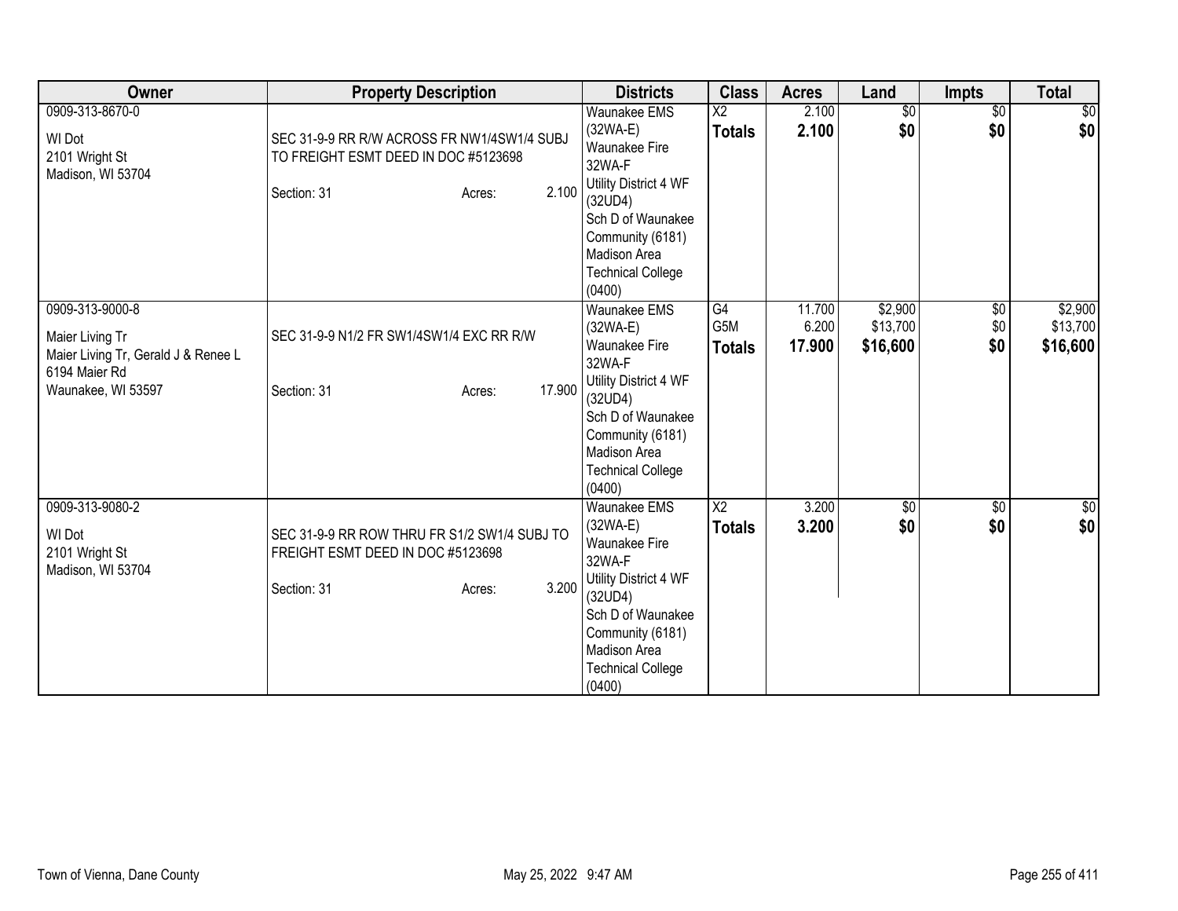| Owner | Property Description | Districts | Class | Acres | Land | Impts | Total |
|---|---|---|---|---|---|---|---|
| 0909-313-8670-0<br>WI Dot<br>2101 Wright St<br>Madison, WI 53704 | SEC 31-9-9 RR R/W ACROSS FR NW1/4SW1/4 SUBJ TO FREIGHT ESMT DEED IN DOC #5123698<br>Section: 31 Acres: 2.100 | Waunakee EMS (32WA-E)<br>Waunakee Fire 32WA-F<br>Utility District 4 WF (32UD4)<br>Sch D of Waunakee Community (6181)<br>Madison Area Technical College (0400) | X2<br>**Totals** | 2.100<br>**2.100** | $0<br>**$0** | $0<br>**$0** | $0<br>**$0** |
| 0909-313-9000-8<br>Maier Living Tr<br>Maier Living Tr, Gerald J & Renee L<br>6194 Maier Rd<br>Waunakee, WI 53597 | SEC 31-9-9 N1/2 FR SW1/4SW1/4 EXC RR R/W<br>Section: 31 Acres: 17.900 | Waunakee EMS (32WA-E)<br>Waunakee Fire 32WA-F<br>Utility District 4 WF (32UD4)<br>Sch D of Waunakee Community (6181)<br>Madison Area Technical College (0400) | G4<br>G5M<br>**Totals** | 11.700<br>6.200<br>**17.900** | $2,900<br>$13,700<br>**$16,600** | $0<br>$0<br>**$0** | $2,900<br>$13,700<br>**$16,600** |
| 0909-313-9080-2<br>WI Dot<br>2101 Wright St<br>Madison, WI 53704 | SEC 31-9-9 RR ROW THRU FR S1/2 SW1/4 SUBJ TO FREIGHT ESMT DEED IN DOC #5123698<br>Section: 31 Acres: 3.200 | Waunakee EMS (32WA-E)<br>Waunakee Fire 32WA-F<br>Utility District 4 WF (32UD4)<br>Sch D of Waunakee Community (6181)<br>Madison Area Technical College (0400) | X2<br>**Totals** | 3.200<br>**3.200** | $0<br>**$0** | $0<br>**$0** | $0<br>**$0** |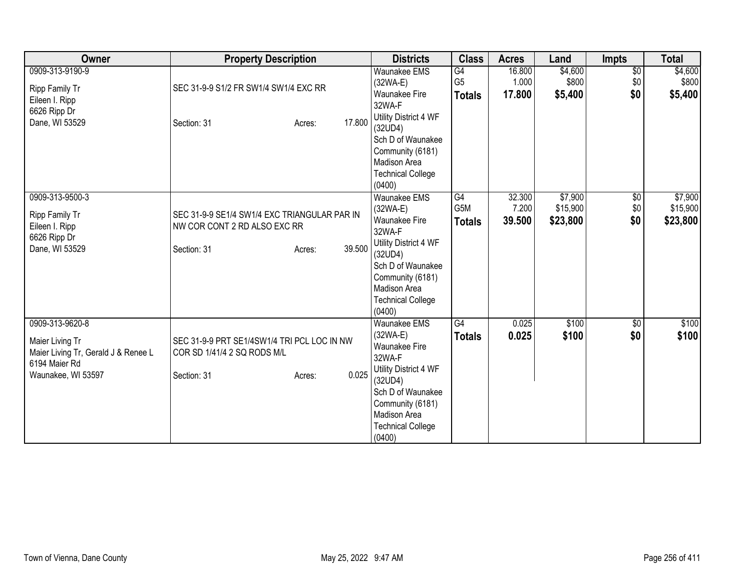| Owner | Property Description | Districts | Class | Acres | Land | Impts | Total |
|---|---|---|---|---|---|---|---|
| 0909-313-9190-9<br><br>Ripp Family Tr<br>Eileen I. Ripp<br>6626 Ripp Dr<br>Dane, WI 53529 | SEC 31-9-9 S1/2 FR SW1/4 SW1/4 EXC RR<br><br>Section: 31 Acres: 17.800 | Waunakee EMS (32WA-E)<br>Waunakee Fire 32WA-F<br>Utility District 4 WF (32UD4)<br>Sch D of Waunakee Community (6181)<br>Madison Area Technical College (0400) | G4<br>G5<br>**Totals** | 16.800<br>1.000<br>**17.800** | $4,600<br>$800<br>**$5,400** | $0<br>$0<br>**$0** | $4,600<br>$800<br>**$5,400** |
| 0909-313-9500-3<br><br>Ripp Family Tr<br>Eileen I. Ripp<br>6626 Ripp Dr<br>Dane, WI 53529 | SEC 31-9-9 SE1/4 SW1/4 EXC TRIANGULAR PAR IN NW COR CONT 2 RD ALSO EXC RR<br><br>Section: 31 Acres: 39.500 | Waunakee EMS (32WA-E)<br>Waunakee Fire 32WA-F<br>Utility District 4 WF (32UD4)<br>Sch D of Waunakee Community (6181)<br>Madison Area Technical College (0400) | G4<br>G5M<br>**Totals** | 32.300<br>7.200<br>**39.500** | $7,900<br>$15,900<br>**$23,800** | $0<br>$0<br>**$0** | $7,900<br>$15,900<br>**$23,800** |
| 0909-313-9620-8<br><br>Maier Living Tr<br>Maier Living Tr, Gerald J & Renee L<br>6194 Maier Rd<br>Waunakee, WI 53597 | SEC 31-9-9 PRT SE1/4SW1/4 TRI PCL LOC IN NW COR SD 1/41/4 2 SQ RODS M/L<br><br>Section: 31 Acres: 0.025 | Waunakee EMS (32WA-E)<br>Waunakee Fire 32WA-F<br>Utility District 4 WF (32UD4)<br>Sch D of Waunakee Community (6181)<br>Madison Area Technical College (0400) | G4<br>**Totals** | 0.025<br>**0.025** | $100<br>**$100** | $0<br>**$0** | $100<br>**$100** |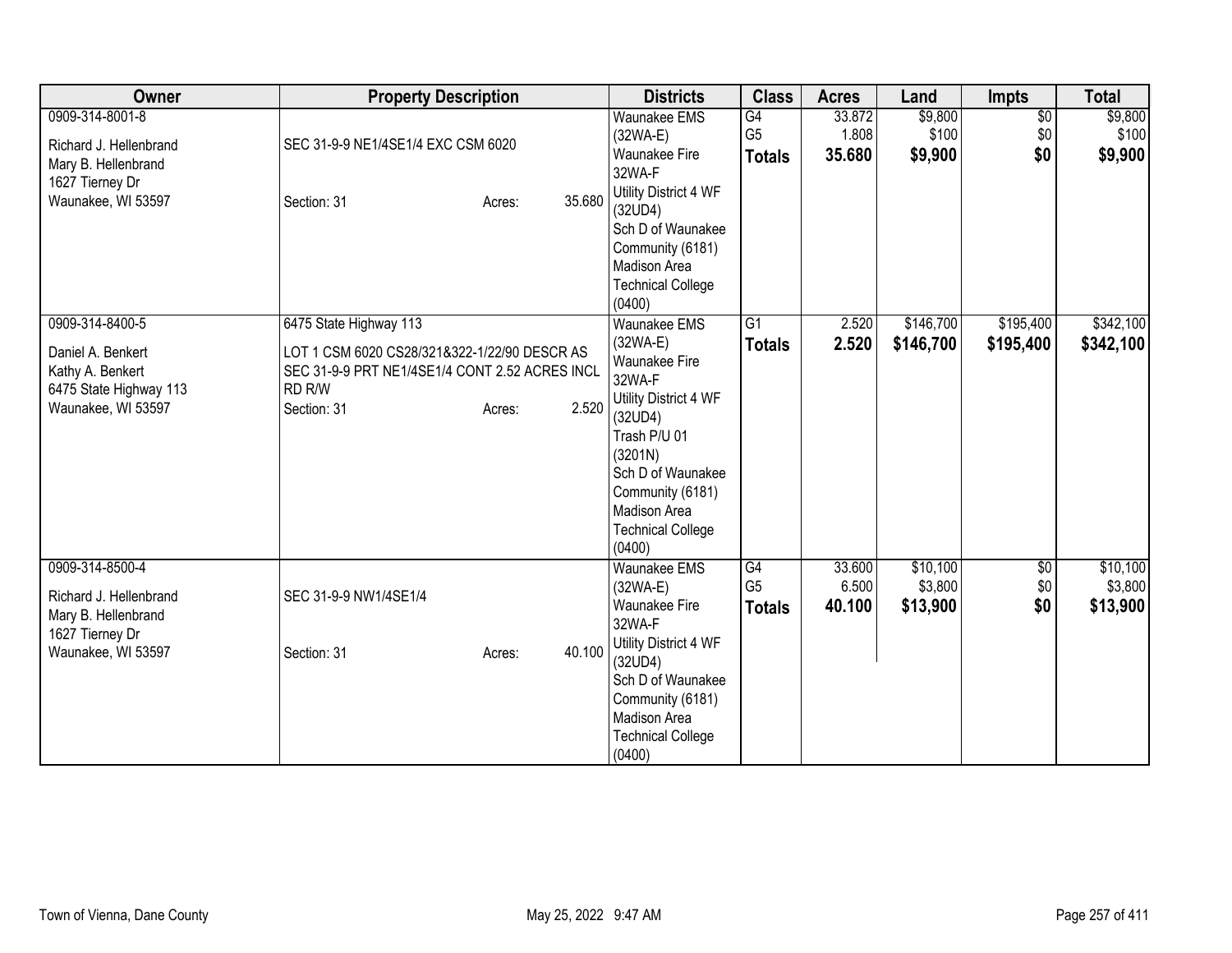| Owner | Property Description | Districts | Class | Acres | Land | Impts | Total |
|---|---|---|---|---|---|---|---|
| 0909-314-8001-8<br><br>Richard J. Hellenbrand<br>Mary B. Hellenbrand<br>1627 Tierney Dr<br>Waunakee, WI 53597 | SEC 31-9-9 NE1/4SE1/4 EXC CSM 6020<br><br>Section: 31 Acres: 35.680 | Waunakee EMS (32WA-E)<br>Waunakee Fire 32WA-F<br>Utility District 4 WF (32UD4)<br>Sch D of Waunakee Community (6181)<br>Madison Area Technical College (0400) | G4<br>G5<br>**Totals** | 33.872<br>1.808<br>**35.680** | $9,800<br>$100<br>**$9,900** | $0<br>$0<br>**$0** | $9,800<br>$100<br>**$9,900** |
| 0909-314-8400-5<br><br>Daniel A. Benkert<br>Kathy A. Benkert<br>6475 State Highway 113<br>Waunakee, WI 53597 | 6475 State Highway 113<br><br>LOT 1 CSM 6020 CS28/321&322-1/22/90 DESCR AS SEC 31-9-9 PRT NE1/4SE1/4 CONT 2.52 ACRES INCL RD R/W<br>Section: 31 Acres: 2.520 | Waunakee EMS (32WA-E)<br>Waunakee Fire 32WA-F<br>Utility District 4 WF (32UD4)<br>Trash P/U 01 (3201N)<br>Sch D of Waunakee Community (6181)<br>Madison Area Technical College (0400) | G1<br>**Totals** | 2.520<br>**2.520** | $146,700<br>**$146,700** | $195,400<br>**$195,400** | $342,100<br>**$342,100** |
| 0909-314-8500-4<br><br>Richard J. Hellenbrand<br>Mary B. Hellenbrand<br>1627 Tierney Dr<br>Waunakee, WI 53597 | SEC 31-9-9 NW1/4SE1/4<br><br>Section: 31 Acres: 40.100 | Waunakee EMS (32WA-E)<br>Waunakee Fire 32WA-F<br>Utility District 4 WF (32UD4)<br>Sch D of Waunakee Community (6181)<br>Madison Area Technical College (0400) | G4<br>G5<br>**Totals** | 33.600<br>6.500<br>**40.100** | $10,100<br>$3,800<br>**$13,900** | $0<br>$0<br>**$0** | $10,100<br>$3,800<br>**$13,900** |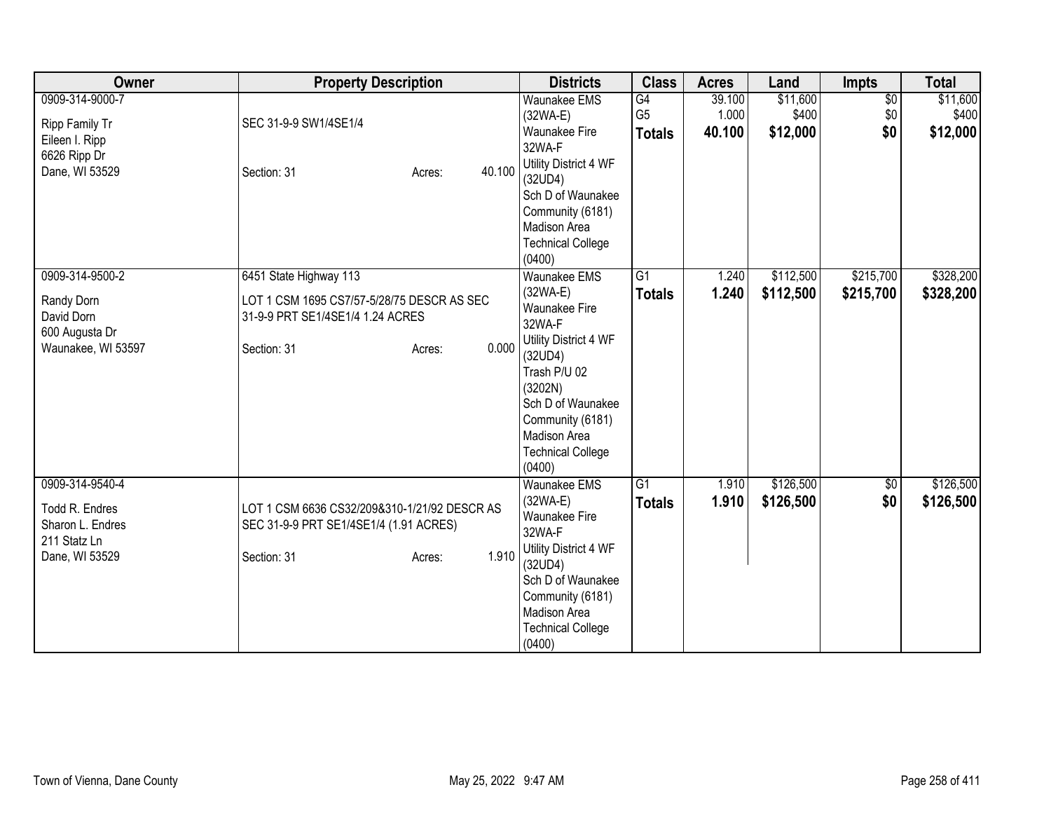| Owner | Property Description | Districts | Class | Acres | Land | Impts | Total |
| --- | --- | --- | --- | --- | --- | --- | --- |
| 0909-314-9000-7<br><br>Ripp Family Tr<br>Eileen I. Ripp<br>6626 Ripp Dr<br>Dane, WI 53529 | SEC 31-9-9 SW1/4SE1/4<br><br>Section: 31 Acres: 40.100 | Waunakee EMS (32WA-E)<br>Waunakee Fire 32WA-F<br>Utility District 4 WF (32UD4)<br>Sch D of Waunakee Community (6181)<br>Madison Area Technical College (0400) | G4<br>G5<br>**Totals** | 39.100<br>1.000<br>**40.100** | $11,600<br>$400<br>**$12,000** | $0<br>$0<br>**$0** | $11,600<br>$400<br>**$12,000** |
| 0909-314-9500-2<br><br>Randy Dorn<br>David Dorn<br>600 Augusta Dr<br>Waunakee, WI 53597 | 6451 State Highway 113<br><br>LOT 1 CSM 1695 CS7/57-5/28/75 DESCR AS SEC 31-9-9 PRT SE1/4SE1/4 1.24 ACRES<br><br>Section: 31 Acres: 0.000 | Waunakee EMS (32WA-E)<br>Waunakee Fire 32WA-F<br>Utility District 4 WF (32UD4)<br>Trash P/U 02 (3202N)<br>Sch D of Waunakee Community (6181)<br>Madison Area Technical College (0400) | G1<br>**Totals** | 1.240<br>**1.240** | $112,500<br>**$112,500** | $215,700<br>**$215,700** | $328,200<br>**$328,200** |
| 0909-314-9540-4<br><br>Todd R. Endres<br>Sharon L. Endres<br>211 Statz Ln<br>Dane, WI 53529 | LOT 1 CSM 6636 CS32/209&310-1/21/92 DESCR AS SEC 31-9-9 PRT SE1/4SE1/4 (1.91 ACRES)<br><br>Section: 31 Acres: 1.910 | Waunakee EMS (32WA-E)<br>Waunakee Fire 32WA-F<br>Utility District 4 WF (32UD4)<br>Sch D of Waunakee Community (6181)<br>Madison Area Technical College (0400) | G1<br>**Totals** | 1.910<br>**1.910** | $126,500<br>**$126,500** | $0<br>**$0** | $126,500<br>**$126,500** |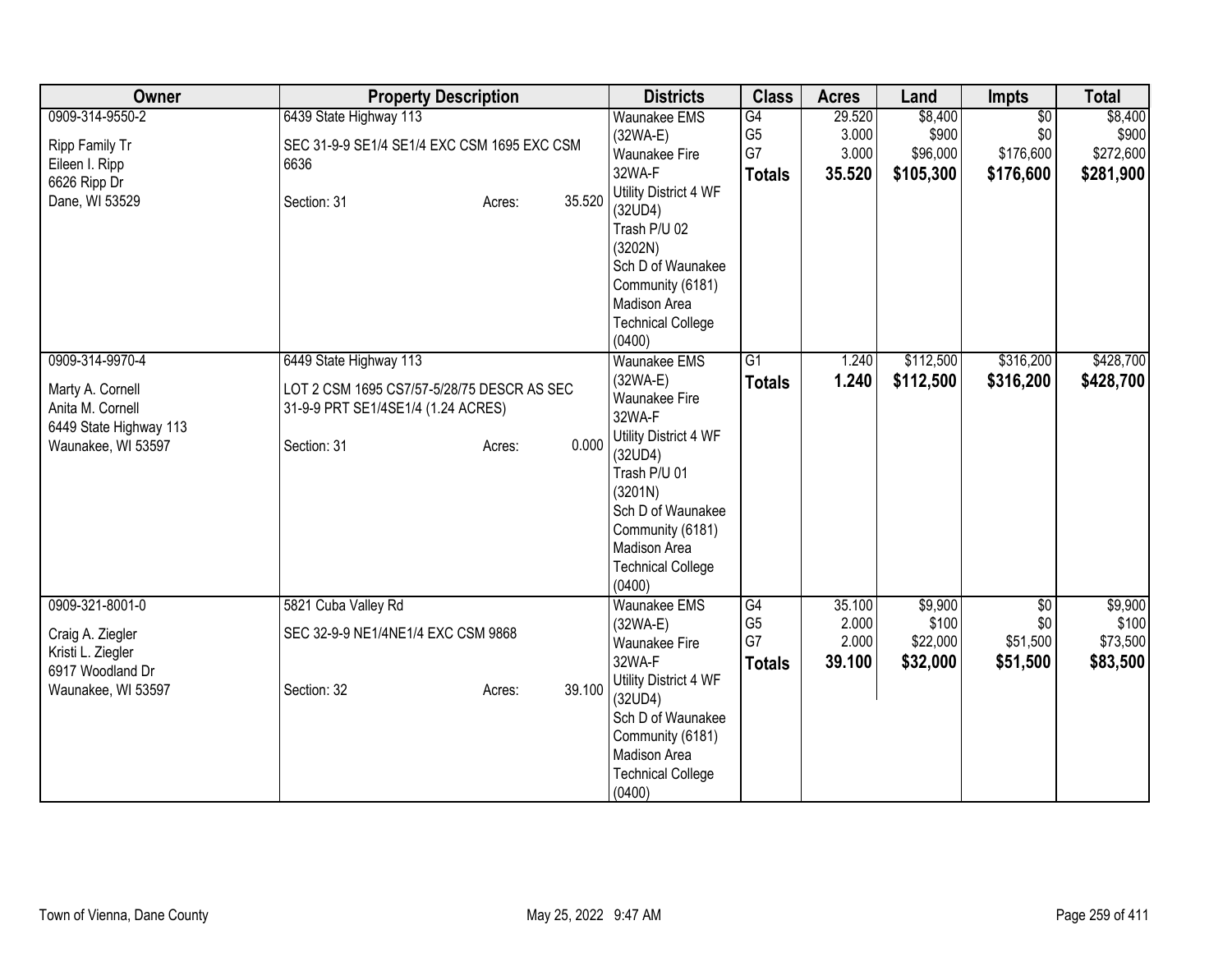| Owner | Property Description | Districts | Class | Acres | Land | Impts | Total |
|---|---|---|---|---|---|---|---|
| 0909-314-9550-2<br>Ripp Family Tr<br>Eileen I. Ripp<br>6626 Ripp Dr<br>Dane, WI 53529 | 6439 State Highway 113<br>SEC 31-9-9 SE1/4 SE1/4 EXC CSM 1695 EXC CSM 6636<br>Section: 31 Acres: 35.520 | Waunakee EMS (32WA-E)<br>Waunakee Fire 32WA-F<br>Utility District 4 WF (32UD4)<br>Trash P/U 02 (3202N)<br>Sch D of Waunakee Community (6181)<br>Madison Area Technical College (0400) | G4<br>G5<br>G7<br>**Totals** | 29.520<br>3.000<br>3.000<br>**35.520** | $8,400<br>$900<br>$96,000<br>**$105,300** | $0<br>$0<br>$176,600<br>**$176,600** | $8,400<br>$900<br>$272,600<br>**$281,900** |
| 0909-314-9970-4<br>Marty A. Cornell<br>Anita M. Cornell<br>6449 State Highway 113<br>Waunakee, WI 53597 | 6449 State Highway 113<br>LOT 2 CSM 1695 CS7/57-5/28/75 DESCR AS SEC 31-9-9 PRT SE1/4SE1/4 (1.24 ACRES)<br>Section: 31 Acres: 0.000 | Waunakee EMS (32WA-E)<br>Waunakee Fire 32WA-F<br>Utility District 4 WF (32UD4)<br>Trash P/U 01 (3201N)<br>Sch D of Waunakee Community (6181)<br>Madison Area Technical College (0400) | G1<br>**Totals** | 1.240<br>**1.240** | $112,500<br>**$112,500** | $316,200<br>**$316,200** | $428,700<br>**$428,700** |
| 0909-321-8001-0<br>Craig A. Ziegler<br>Kristi L. Ziegler<br>6917 Woodland Dr<br>Waunakee, WI 53597 | 5821 Cuba Valley Rd<br>SEC 32-9-9 NE1/4NE1/4 EXC CSM 9868<br>Section: 32 Acres: 39.100 | Waunakee EMS (32WA-E)<br>Waunakee Fire 32WA-F<br>Utility District 4 WF (32UD4)<br>Sch D of Waunakee Community (6181)<br>Madison Area Technical College (0400) | G4<br>G5<br>G7<br>**Totals** | 35.100<br>2.000<br>2.000<br>**39.100** | $9,900<br>$100<br>$22,000<br>**$32,000** | $0<br>$0<br>$51,500<br>**$51,500** | $9,900<br>$100<br>$73,500<br>**$83,500** |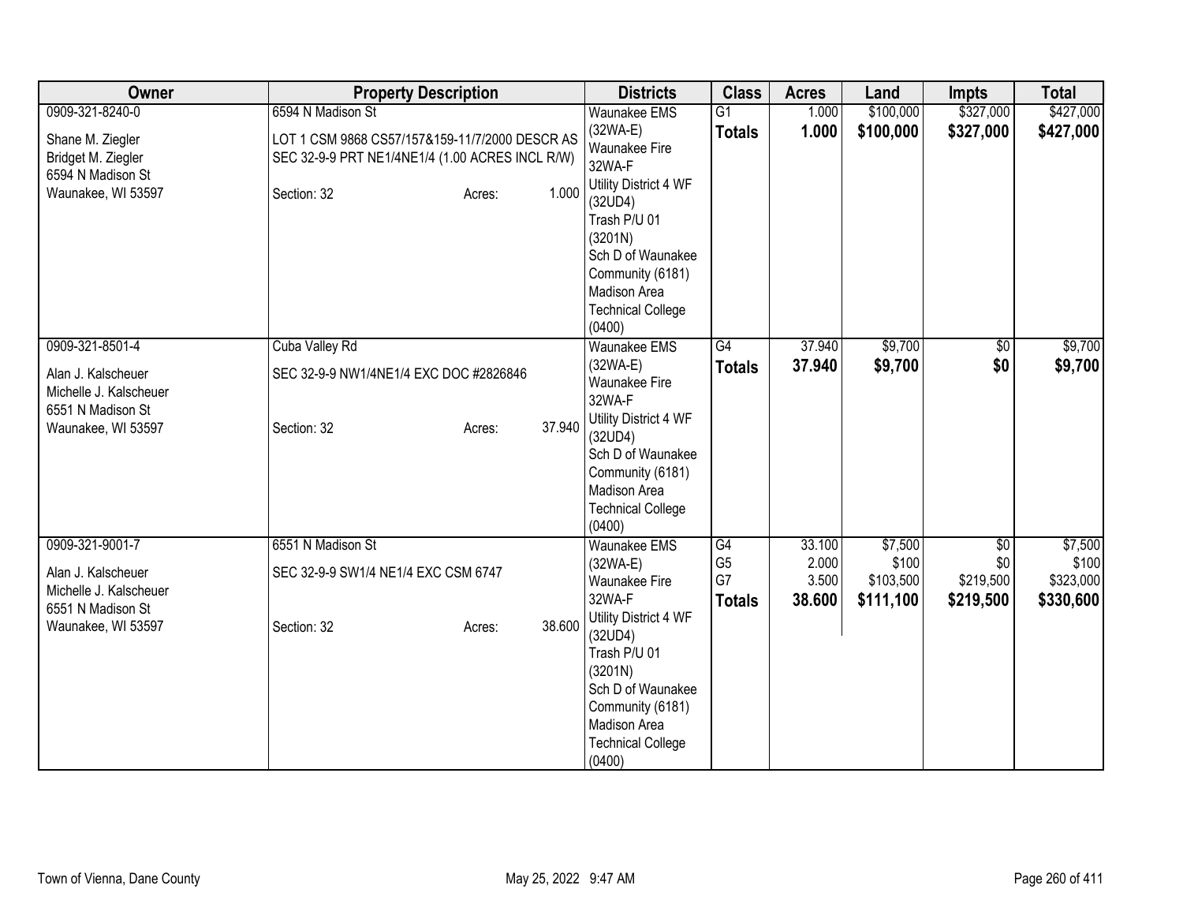| Owner | Property Description | Districts | Class | Acres | Land | Impts | Total |
|---|---|---|---|---|---|---|---|
| 0909-321-8240-0<br><br>Shane M. Ziegler<br>Bridget M. Ziegler<br>6594 N Madison St<br>Waunakee, WI 53597 | 6594 N Madison St<br><br>LOT 1 CSM 9868 CS57/157&159-11/7/2000 DESCR AS SEC 32-9-9 PRT NE1/4NE1/4 (1.00 ACRES INCL R/W)<br><br>Section: 32 Acres: 1.000 | Waunakee EMS (32WA-E)<br>Waunakee Fire 32WA-F<br>Utility District 4 WF (32UD4)<br>Trash P/U 01 (3201N)<br>Sch D of Waunakee Community (6181)<br>Madison Area Technical College (0400) | G1<br>**Totals** | 1.000<br>**1.000** | $100,000<br>**$100,000** | $327,000<br>**$327,000** | $427,000<br>**$427,000** |
| 0909-321-8501-4<br><br>Alan J. Kalscheuer<br>Michelle J. Kalscheuer<br>6551 N Madison St<br>Waunakee, WI 53597 | Cuba Valley Rd<br><br>SEC 32-9-9 NW1/4NE1/4 EXC DOC #2826846<br><br>Section: 32 Acres: 37.940 | Waunakee EMS (32WA-E)<br>Waunakee Fire 32WA-F<br>Utility District 4 WF (32UD4)<br>Sch D of Waunakee Community (6181)<br>Madison Area Technical College (0400) | G4<br>**Totals** | 37.940<br>**37.940** | $9,700<br>**$9,700** | $0<br>**$0** | $9,700<br>**$9,700** |
| 0909-321-9001-7<br><br>Alan J. Kalscheuer<br>Michelle J. Kalscheuer<br>6551 N Madison St<br>Waunakee, WI 53597 | 6551 N Madison St<br><br>SEC 32-9-9 SW1/4 NE1/4 EXC CSM 6747<br><br>Section: 32 Acres: 38.600 | Waunakee EMS (32WA-E)<br>Waunakee Fire 32WA-F<br>Utility District 4 WF (32UD4)<br>Trash P/U 01 (3201N)<br>Sch D of Waunakee Community (6181)<br>Madison Area Technical College (0400) | G4<br>G5<br>G7<br>**Totals** | 33.100<br>2.000<br>3.500<br>**38.600** | $7,500<br>$100<br>$103,500<br>**$111,100** | $0<br>$0<br>$219,500<br>**$219,500** | $7,500<br>$100<br>$323,000<br>**$330,600** |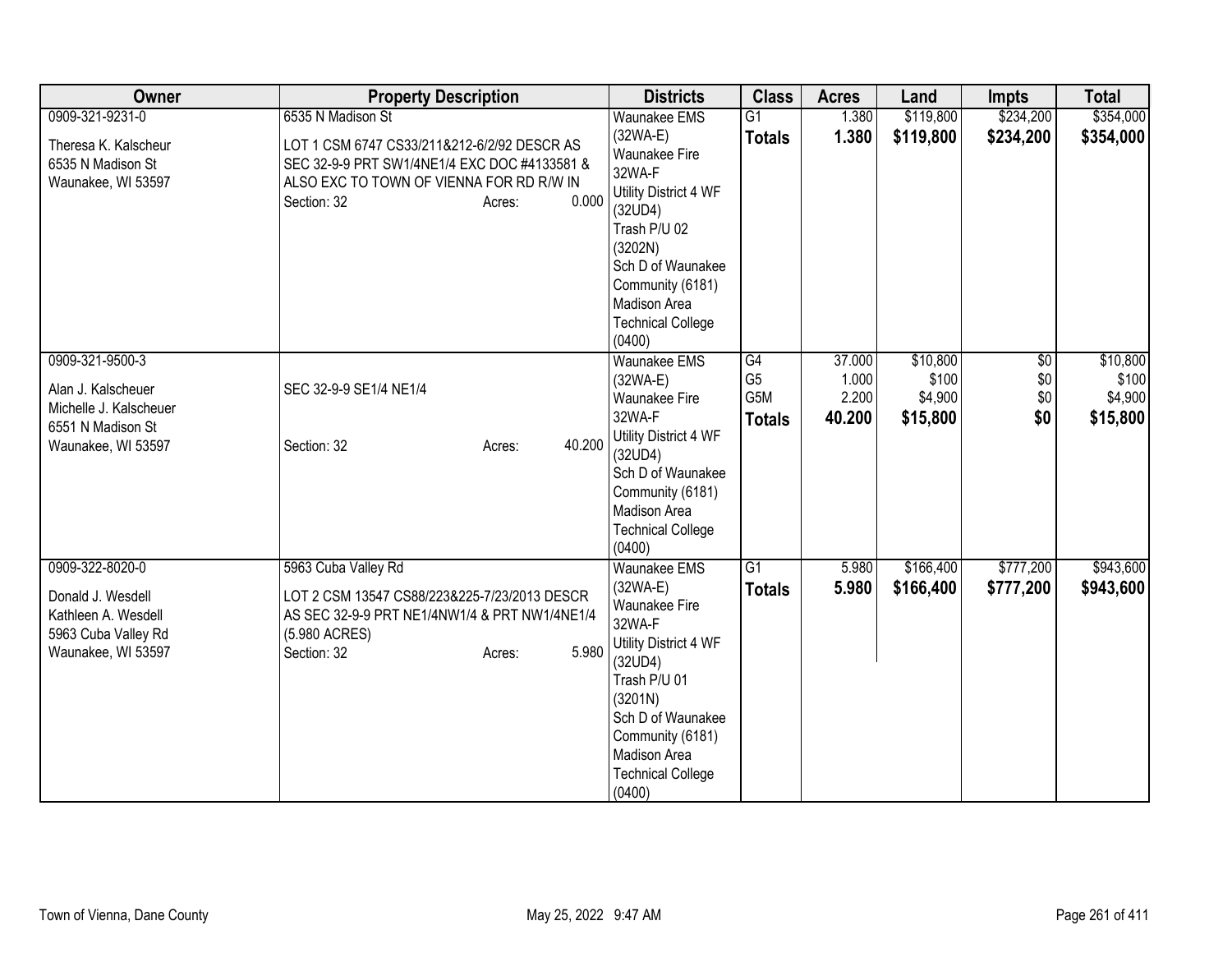| Owner | Property Description | Districts | Class | Acres | Land | Impts | Total |
|---|---|---|---|---|---|---|---|
| 0909-321-9231-0<br><br>Theresa K. Kalscheur<br>6535 N Madison St<br>Waunakee, WI 53597 | 6535 N Madison St<br><br>LOT 1 CSM 6747 CS33/211&212-6/2/92 DESCR AS SEC 32-9-9 PRT SW1/4NE1/4 EXC DOC #4133581 & ALSO EXC TO TOWN OF VIENNA FOR RD R/W IN<br>Section: 32 Acres: 0.000 | Waunakee EMS (32WA-E)<br>Waunakee Fire 32WA-F<br>Utility District 4 WF (32UD4)<br>Trash P/U 02 (3202N)<br>Sch D of Waunakee Community (6181)<br>Madison Area Technical College (0400) | G1<br>**Totals** | 1.380<br>**1.380** | $119,800<br>**$119,800** | $234,200<br>**$234,200** | $354,000<br>**$354,000** |
| 0909-321-9500-3<br><br>Alan J. Kalscheuer<br>Michelle J. Kalscheuer<br>6551 N Madison St<br>Waunakee, WI 53597 | SEC 32-9-9 SE1/4 NE1/4<br><br>Section: 32 Acres: 40.200 | Waunakee EMS (32WA-E)<br>Waunakee Fire 32WA-F<br>Utility District 4 WF (32UD4)<br>Sch D of Waunakee Community (6181)<br>Madison Area Technical College (0400) | G4<br>G5<br>G5M<br>**Totals** | 37.000<br>1.000<br>2.200<br>**40.200** | $10,800<br>$100<br>$4,900<br>**$15,800** | $0<br>$0<br>$0<br>**$0** | $10,800<br>$100<br>$4,900<br>**$15,800** |
| 0909-322-8020-0<br><br>Donald J. Wesdell<br>Kathleen A. Wesdell<br>5963 Cuba Valley Rd<br>Waunakee, WI 53597 | 5963 Cuba Valley Rd<br><br>LOT 2 CSM 13547 CS88/223&225-7/23/2013 DESCR AS SEC 32-9-9 PRT NE1/4NW1/4 & PRT NW1/4NE1/4 (5.980 ACRES)<br>Section: 32 Acres: 5.980 | Waunakee EMS (32WA-E)<br>Waunakee Fire 32WA-F<br>Utility District 4 WF (32UD4)<br>Trash P/U 01 (3201N)<br>Sch D of Waunakee Community (6181)<br>Madison Area Technical College (0400) | G1<br>**Totals** | 5.980<br>**5.980** | $166,400<br>**$166,400** | $777,200<br>**$777,200** | $943,600<br>**$943,600** |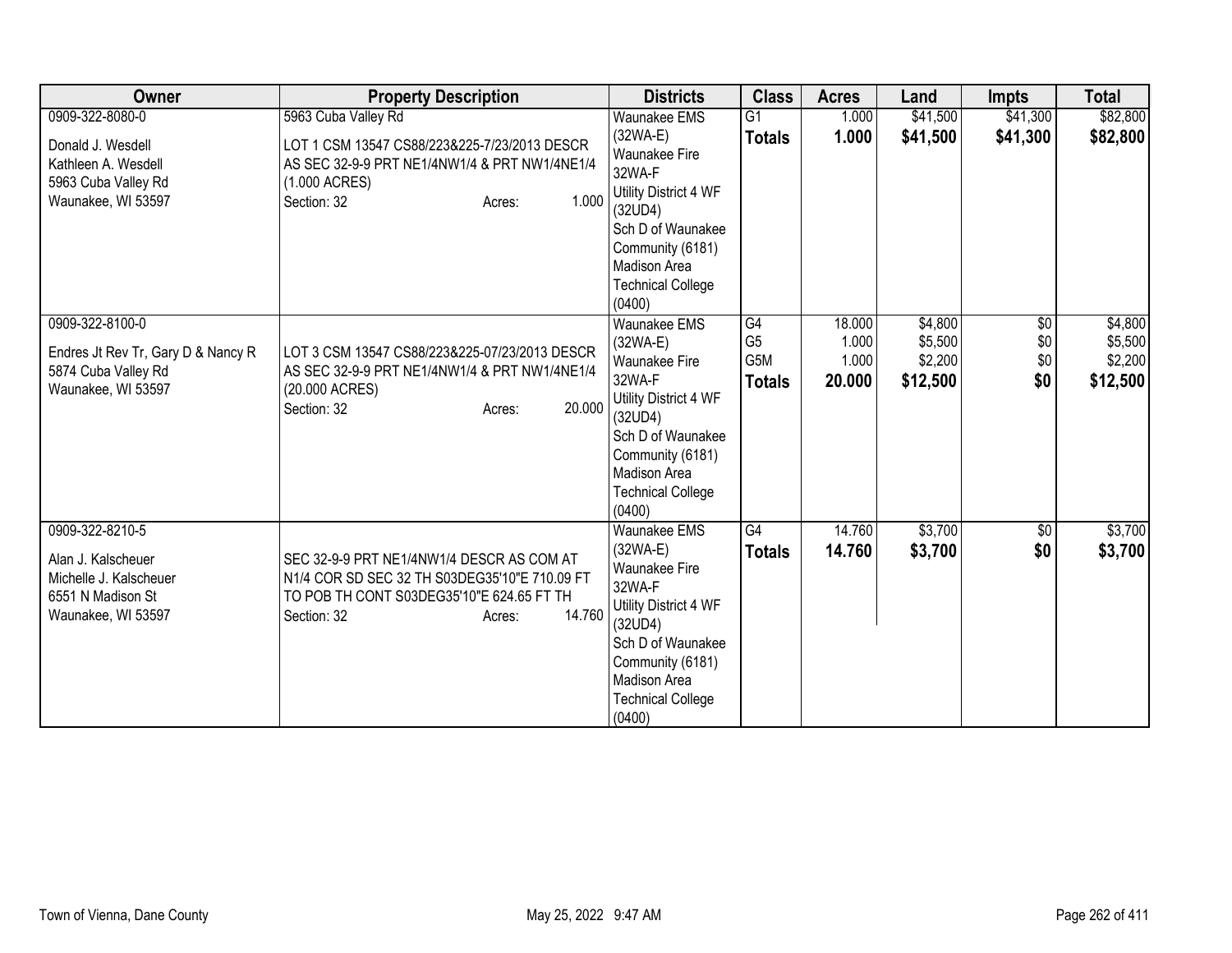| Owner | Property Description | Districts | Class | Acres | Land | Impts | Total |
|---|---|---|---|---|---|---|---|
| 0909-322-8080-0<br><br>Donald J. Wesdell<br>Kathleen A. Wesdell<br>5963 Cuba Valley Rd<br>Waunakee, WI 53597 | 5963 Cuba Valley Rd<br><br>LOT 1 CSM 13547 CS88/223&225-7/23/2013 DESCR AS SEC 32-9-9 PRT NE1/4NW1/4 & PRT NW1/4NE1/4 (1.000 ACRES)<br>Section: 32 Acres: 1.000 | Waunakee EMS (32WA-E)<br>Waunakee Fire 32WA-F<br>Utility District 4 WF (32UD4)<br>Sch D of Waunakee Community (6181)<br>Madison Area Technical College (0400) | G1<br>**Totals** | 1.000<br>**1.000** | $41,500<br>**$41,500** | $41,300<br>**$41,300** | $82,800<br>**$82,800** |
| 0909-322-8100-0<br><br>Endres Jt Rev Tr, Gary D & Nancy R<br>5874 Cuba Valley Rd<br>Waunakee, WI 53597 | LOT 3 CSM 13547 CS88/223&225-07/23/2013 DESCR AS SEC 32-9-9 PRT NE1/4NW1/4 & PRT NW1/4NE1/4 (20.000 ACRES)<br>Section: 32 Acres: 20.000 | Waunakee EMS (32WA-E)<br>Waunakee Fire 32WA-F<br>Utility District 4 WF (32UD4)<br>Sch D of Waunakee Community (6181)<br>Madison Area Technical College (0400) | G4<br>G5<br>G5M<br>**Totals** | 18.000<br>1.000<br>1.000<br>**20.000** | $4,800<br>$5,500<br>$2,200<br>**$12,500** | $0<br>$0<br>$0<br>**$0** | $4,800<br>$5,500<br>$2,200<br>**$12,500** |
| 0909-322-8210-5<br><br>Alan J. Kalscheuer<br>Michelle J. Kalscheuer<br>6551 N Madison St<br>Waunakee, WI 53597 | SEC 32-9-9 PRT NE1/4NW1/4 DESCR AS COM AT N1/4 COR SD SEC 32 TH S03DEG35'10"E 710.09 FT TO POB TH CONT S03DEG35'10"E 624.65 FT TH<br>Section: 32 Acres: 14.760 | Waunakee EMS (32WA-E)<br>Waunakee Fire 32WA-F<br>Utility District 4 WF (32UD4)<br>Sch D of Waunakee Community (6181)<br>Madison Area Technical College (0400) | G4<br>**Totals** | 14.760<br>**14.760** | $3,700<br>**$3,700** | $0<br>**$0** | $3,700<br>**$3,700** |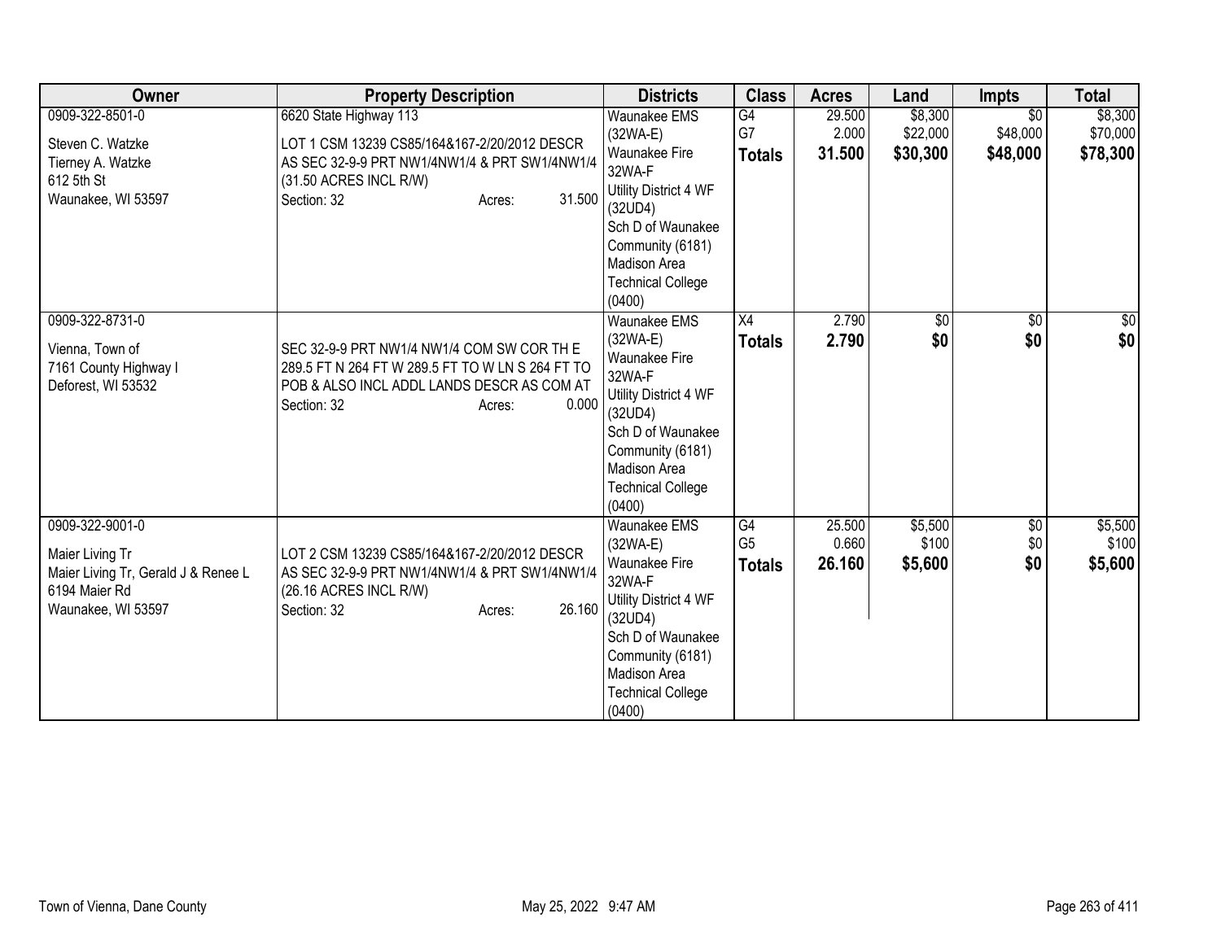| Owner | Property Description | Districts | Class | Acres | Land | Impts | Total |
|---|---|---|---|---|---|---|---|
| 0909-322-8501-0<br><br>Steven C. Watzke<br>Tierney A. Watzke<br>612 5th St<br>Waunakee, WI 53597 | 6620 State Highway 113<br><br>LOT 1 CSM 13239 CS85/164&167-2/20/2012 DESCR AS SEC 32-9-9 PRT NW1/4NW1/4 & PRT SW1/4NW1/4 (31.50 ACRES INCL R/W)<br>Section: 32 Acres: 31.500 | Waunakee EMS (32WA-E)<br>Waunakee Fire 32WA-F<br>Utility District 4 WF (32UD4)<br>Sch D of Waunakee Community (6181)<br>Madison Area Technical College (0400) | G4<br>G7<br>**Totals** | 29.500<br>2.000<br>**31.500** | $8,300<br>$22,000<br>**$30,300** | $0<br>$48,000<br>**$48,000** | $8,300<br>$70,000<br>**$78,300** |
| 0909-322-8731-0<br><br>Vienna, Town of<br>7161 County Highway I<br>Deforest, WI 53532 | SEC 32-9-9 PRT NW1/4 NW1/4 COM SW COR TH E 289.5 FT N 264 FT W 289.5 FT TO W LN S 264 FT TO POB & ALSO INCL ADDL LANDS DESCR AS COM AT<br>Section: 32 Acres: 0.000 | Waunakee EMS (32WA-E)<br>Waunakee Fire 32WA-F<br>Utility District 4 WF (32UD4)<br>Sch D of Waunakee Community (6181)<br>Madison Area Technical College (0400) | X4<br>**Totals** | 2.790<br>**2.790** | $0<br>**$0** | $0<br>**$0** | $0<br>**$0** |
| 0909-322-9001-0<br><br>Maier Living Tr<br>Maier Living Tr, Gerald J & Renee L<br>6194 Maier Rd<br>Waunakee, WI 53597 | LOT 2 CSM 13239 CS85/164&167-2/20/2012 DESCR AS SEC 32-9-9 PRT NW1/4NW1/4 & PRT SW1/4NW1/4 (26.16 ACRES INCL R/W)<br>Section: 32 Acres: 26.160 | Waunakee EMS (32WA-E)<br>Waunakee Fire 32WA-F<br>Utility District 4 WF (32UD4)<br>Sch D of Waunakee Community (6181)<br>Madison Area Technical College (0400) | G4<br>G5<br>**Totals** | 25.500<br>0.660<br>**26.160** | $5,500<br>$100<br>**$5,600** | $0<br>$0<br>**$0** | $5,500<br>$100<br>**$5,600** |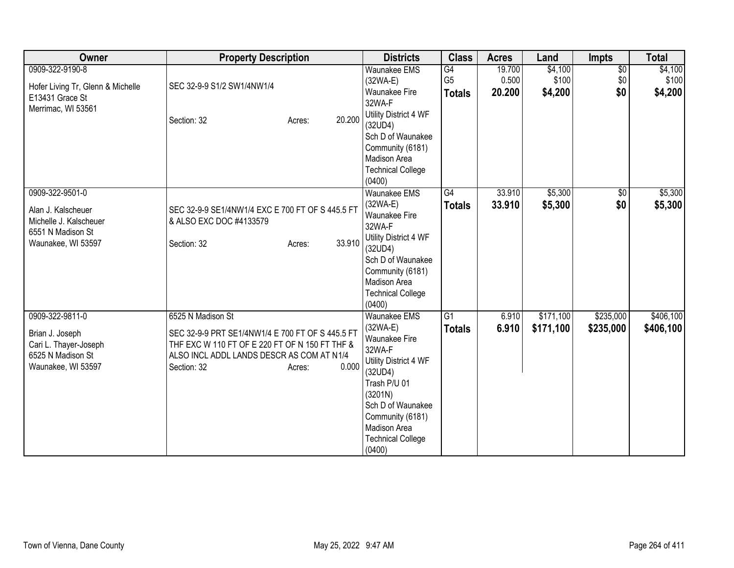| Owner | Property Description | Districts | Class | Acres | Land | Impts | Total |
|---|---|---|---|---|---|---|---|
| 0909-322-9190-8<br><br>Hofer Living Tr, Glenn & Michelle<br>E13431 Grace St<br>Merrimac, WI 53561 | SEC 32-9-9 S1/2 SW1/4NW1/4<br><br>Section: 32 Acres: 20.200 | Waunakee EMS (32WA-E)<br>Waunakee Fire 32WA-F<br>Utility District 4 WF (32UD4)<br>Sch D of Waunakee Community (6181)<br>Madison Area Technical College (0400) | G4<br>G5<br>**Totals** | 19.700<br>0.500<br>**20.200** | $4,100<br>$100<br>**$4,200** | $0<br>$0<br>**$0** | $4,100<br>$100<br>**$4,200** |
| 0909-322-9501-0<br><br>Alan J. Kalscheuer<br>Michelle J. Kalscheuer<br>6551 N Madison St<br>Waunakee, WI 53597 | SEC 32-9-9 SE1/4NW1/4 EXC E 700 FT OF S 445.5 FT & ALSO EXC DOC #4133579<br><br>Section: 32 Acres: 33.910 | Waunakee EMS (32WA-E)<br>Waunakee Fire 32WA-F<br>Utility District 4 WF (32UD4)<br>Sch D of Waunakee Community (6181)<br>Madison Area Technical College (0400) | G4<br>**Totals** | 33.910<br>**33.910** | $5,300<br>**$5,300** | $0<br>**$0** | $5,300<br>**$5,300** |
| 0909-322-9811-0<br><br>Brian J. Joseph<br>Cari L. Thayer-Joseph<br>6525 N Madison St<br>Waunakee, WI 53597 | 6525 N Madison St<br><br>SEC 32-9-9 PRT SE1/4NW1/4 E 700 FT OF S 445.5 FT THF EXC W 110 FT OF E 220 FT OF N 150 FT THF & ALSO INCL ADDL LANDS DESCR AS COM AT N1/4<br>Section: 32 Acres: 0.000 | Waunakee EMS (32WA-E)<br>Waunakee Fire 32WA-F<br>Utility District 4 WF (32UD4)<br>Trash P/U 01 (3201N)<br>Sch D of Waunakee Community (6181)<br>Madison Area Technical College (0400) | G1<br>**Totals** | 6.910<br>**6.910** | $171,100<br>**$171,100** | $235,000<br>**$235,000** | $406,100<br>**$406,100** |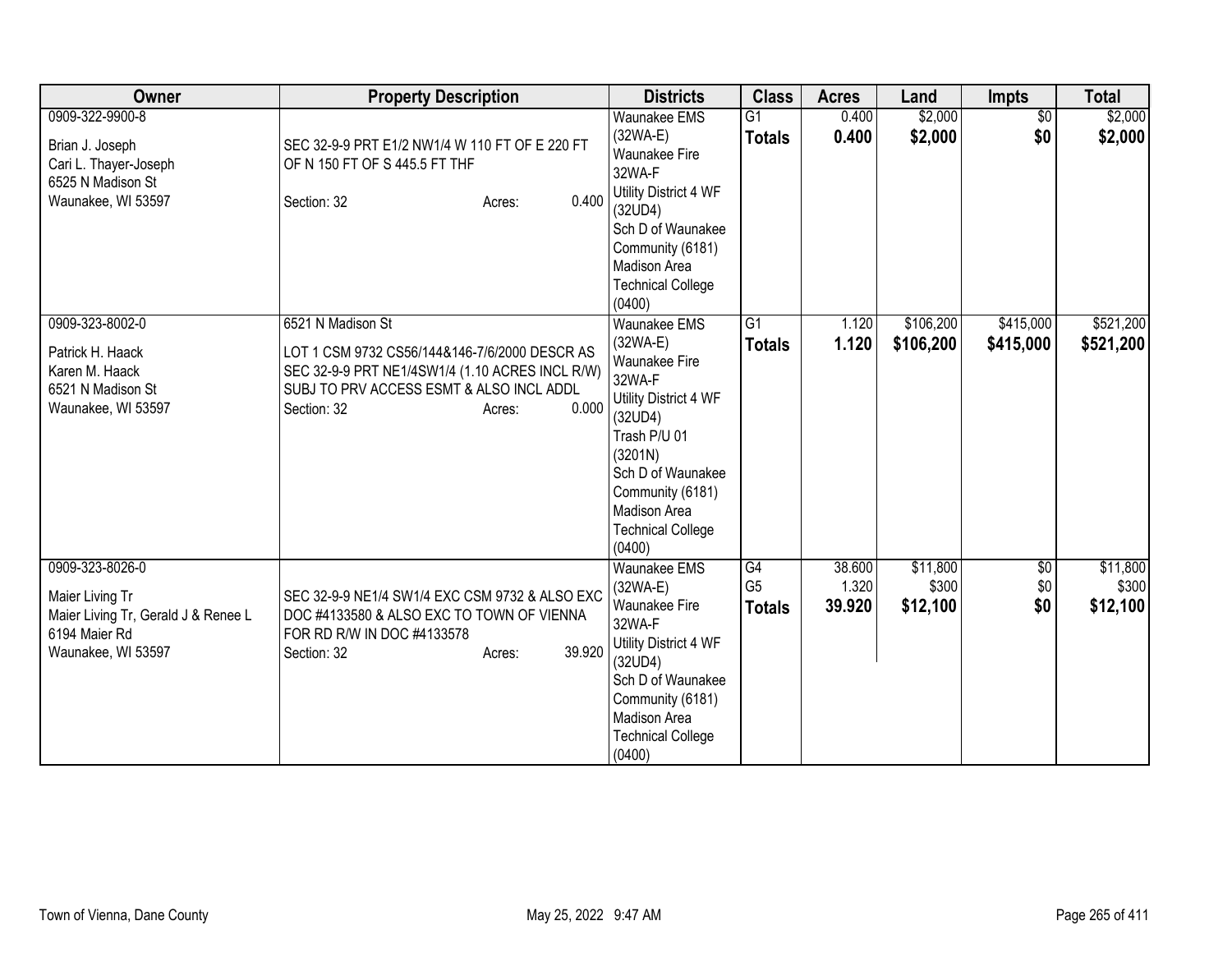| Owner | Property Description | Districts | Class | Acres | Land | Impts | Total |
|---|---|---|---|---|---|---|---|
| 0909-322-9900-8<br><br>Brian J. Joseph<br>Cari L. Thayer-Joseph<br>6525 N Madison St<br>Waunakee, WI 53597 | SEC 32-9-9 PRT E1/2 NW1/4 W 110 FT OF E 220 FT OF N 150 FT OF S 445.5 FT THF<br><br>Section: 32 Acres: 0.400 | Waunakee EMS (32WA-E)<br>Waunakee Fire 32WA-F<br>Utility District 4 WF (32UD4)<br>Sch D of Waunakee Community (6181)<br>Madison Area Technical College (0400) | G1<br>**Totals** | 0.400<br>**0.400** | $2,000<br>**$2,000** | $0<br>**$0** | $2,000<br>**$2,000** |
| 0909-323-8002-0<br><br>Patrick H. Haack<br>Karen M. Haack<br>6521 N Madison St<br>Waunakee, WI 53597 | 6521 N Madison St<br><br>LOT 1 CSM 9732 CS56/144&146-7/6/2000 DESCR AS SEC 32-9-9 PRT NE1/4SW1/4 (1.10 ACRES INCL R/W) SUBJ TO PRV ACCESS ESMT & ALSO INCL ADDL<br>Section: 32 Acres: 0.000 | Waunakee EMS (32WA-E)<br>Waunakee Fire 32WA-F<br>Utility District 4 WF (32UD4)<br>Trash P/U 01 (3201N)<br>Sch D of Waunakee Community (6181)<br>Madison Area Technical College (0400) | G1<br>**Totals** | 1.120<br>**1.120** | $106,200<br>**$106,200** | $415,000<br>**$415,000** | $521,200<br>**$521,200** |
| 0909-323-8026-0<br><br>Maier Living Tr<br>Maier Living Tr, Gerald J & Renee L<br>6194 Maier Rd<br>Waunakee, WI 53597 | SEC 32-9-9 NE1/4 SW1/4 EXC CSM 9732 & ALSO EXC DOC #4133580 & ALSO EXC TO TOWN OF VIENNA FOR RD R/W IN DOC #4133578<br>Section: 32 Acres: 39.920 | Waunakee EMS (32WA-E)<br>Waunakee Fire 32WA-F<br>Utility District 4 WF (32UD4)<br>Sch D of Waunakee Community (6181)<br>Madison Area Technical College (0400) | G4<br>G5<br>**Totals** | 38.600<br>1.320<br>**39.920** | $11,800<br>$300<br>**$12,100** | $0<br>$0<br>**$0** | $11,800<br>$300<br>**$12,100** |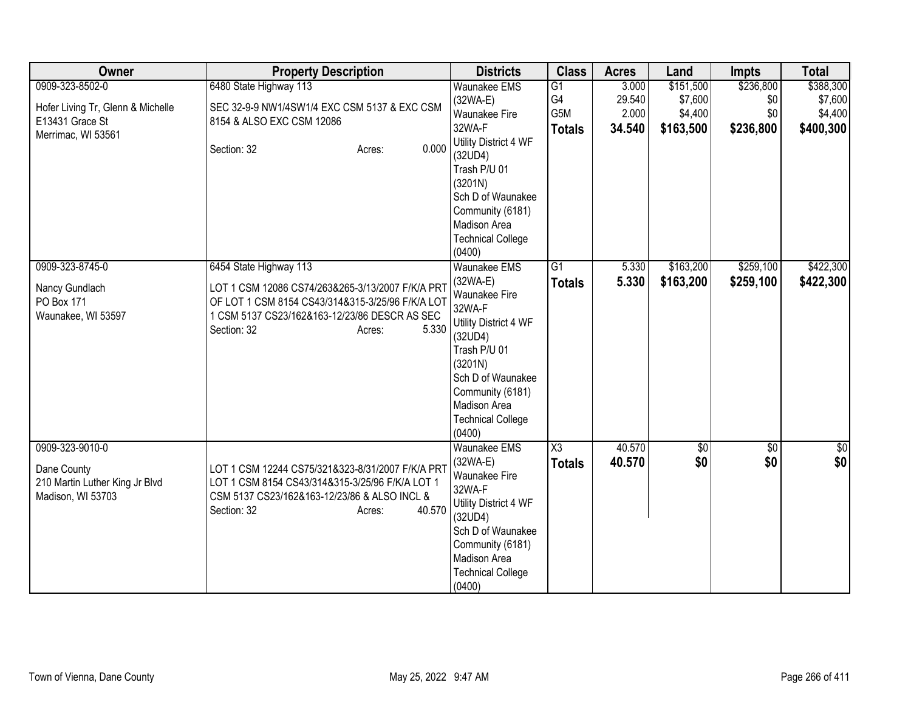| Owner | Property Description | Districts | Class | Acres | Land | Impts | Total |
|---|---|---|---|---|---|---|---|
| 0909-323-8502-0<br>Hofer Living Tr, Glenn & Michelle<br>E13431 Grace St<br>Merrimac, WI 53561 | 6480 State Highway 113<br>SEC 32-9-9 NW1/4SW1/4 EXC CSM 5137 & EXC CSM 8154 & ALSO EXC CSM 12086<br>Section: 32 Acres: 0.000 | Waunakee EMS (32WA-E)<br>Waunakee Fire 32WA-F<br>Utility District 4 WF (32UD4)<br>Trash P/U 01 (3201N)<br>Sch D of Waunakee Community (6181)<br>Madison Area Technical College (0400) | G1<br>G4<br>G5M<br>**Totals** | 3.000<br>29.540<br>2.000<br>**34.540** | $151,500<br>$7,600<br>$4,400<br>**$163,500** | $236,800<br>$0<br>$0<br>**$236,800** | $388,300<br>$7,600<br>$4,400<br>**$400,300** |
| 0909-323-8745-0<br>Nancy Gundlach<br>PO Box 171<br>Waunakee, WI 53597 | 6454 State Highway 113<br>LOT 1 CSM 12086 CS74/263&265-3/13/2007 F/K/A PRT OF LOT 1 CSM 8154 CS43/314&315-3/25/96 F/K/A LOT 1 CSM 5137 CS23/162&163-12/23/86 DESCR AS SEC<br>Section: 32 Acres: 5.330 | Waunakee EMS (32WA-E)<br>Waunakee Fire 32WA-F<br>Utility District 4 WF (32UD4)<br>Trash P/U 01 (3201N)<br>Sch D of Waunakee Community (6181)<br>Madison Area Technical College (0400) | G1<br>**Totals** | 5.330<br>**5.330** | $163,200<br>**$163,200** | $259,100<br>**$259,100** | $422,300<br>**$422,300** |
| 0909-323-9010-0<br>Dane County<br>210 Martin Luther King Jr Blvd<br>Madison, WI 53703 | LOT 1 CSM 12244 CS75/321&323-8/31/2007 F/K/A PRT LOT 1 CSM 8154 CS43/314&315-3/25/96 F/K/A LOT 1 CSM 5137 CS23/162&163-12/23/86 & ALSO INCL &<br>Section: 32 Acres: 40.570 | Waunakee EMS (32WA-E)<br>Waunakee Fire 32WA-F<br>Utility District 4 WF (32UD4)<br>Sch D of Waunakee Community (6181)<br>Madison Area Technical College (0400) | X3<br>**Totals** | 40.570<br>**40.570** | $0<br>**$0** | $0<br>**$0** | $0<br>**$0** |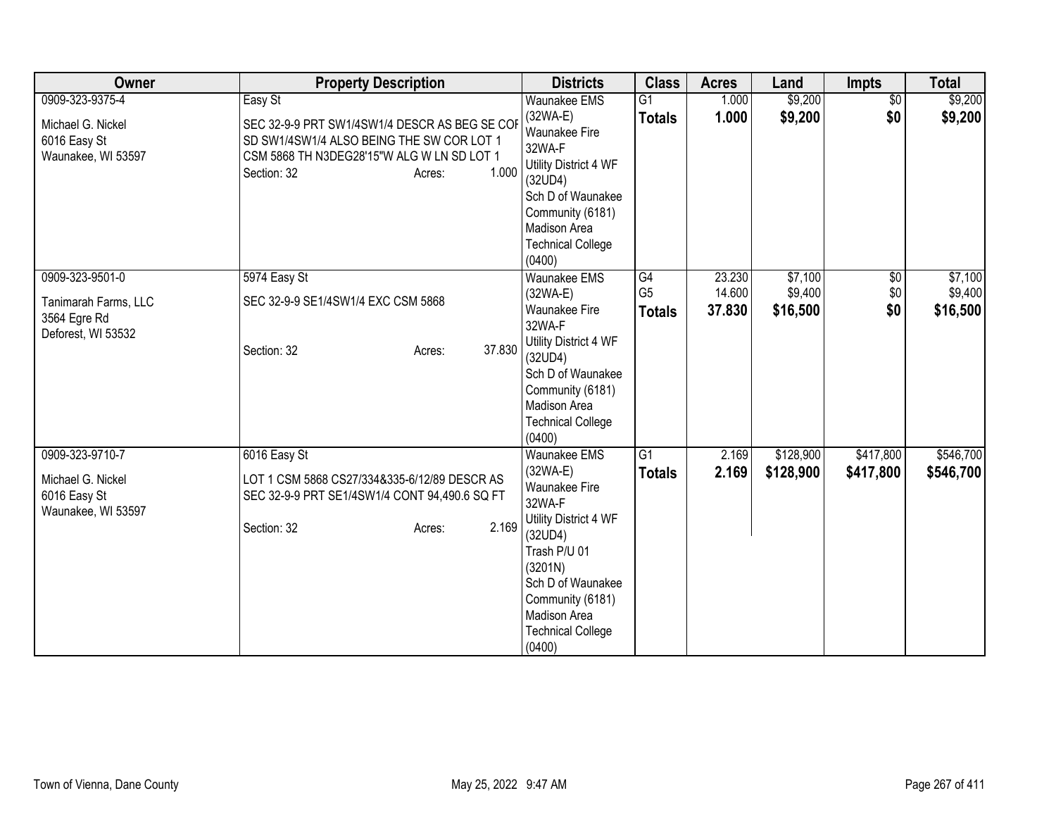| Owner | Property Description | Districts | Class | Acres | Land | Impts | Total |
|---|---|---|---|---|---|---|---|
| 0909-323-9375-4<br><br>Michael G. Nickel<br>6016 Easy St<br>Waunakee, WI 53597 | Easy St<br><br>SEC 32-9-9 PRT SW1/4SW1/4 DESCR AS BEG SE COF SD SW1/4SW1/4 ALSO BEING THE SW COR LOT 1 CSM 5868 TH N3DEG28'15"W ALG W LN SD LOT 1<br>Section: 32 Acres: 1.000 | Waunakee EMS (32WA-E)<br>Waunakee Fire 32WA-F<br>Utility District 4 WF (32UD4)<br>Sch D of Waunakee Community (6181)<br>Madison Area Technical College (0400) | G1<br>**Totals** | 1.000<br>**1.000** | $9,200<br>**$9,200** | $0<br>**$0** | $9,200<br>**$9,200** |
| 0909-323-9501-0<br><br>Tanimarah Farms, LLC<br>3564 Egre Rd<br>Deforest, WI 53532 | 5974 Easy St<br><br>SEC 32-9-9 SE1/4SW1/4 EXC CSM 5868<br><br>Section: 32 Acres: 37.830 | Waunakee EMS (32WA-E)<br>Waunakee Fire 32WA-F<br>Utility District 4 WF (32UD4)<br>Sch D of Waunakee Community (6181)<br>Madison Area Technical College (0400) | G4<br>G5<br>**Totals** | 23.230<br>14.600<br>**37.830** | $7,100<br>$9,400<br>**$16,500** | $0<br>$0<br>**$0** | $7,100<br>$9,400<br>**$16,500** |
| 0909-323-9710-7<br><br>Michael G. Nickel<br>6016 Easy St<br>Waunakee, WI 53597 | 6016 Easy St<br><br>LOT 1 CSM 5868 CS27/334&335-6/12/89 DESCR AS SEC 32-9-9 PRT SE1/4SW1/4 CONT 94,490.6 SQ FT<br><br>Section: 32 Acres: 2.169 | Waunakee EMS (32WA-E)<br>Waunakee Fire 32WA-F<br>Utility District 4 WF (32UD4)<br>Trash P/U 01 (3201N)<br>Sch D of Waunakee Community (6181)<br>Madison Area Technical College (0400) | G1<br>**Totals** | 2.169<br>**2.169** | $128,900<br>**$128,900** | $417,800<br>**$417,800** | $546,700<br>**$546,700** |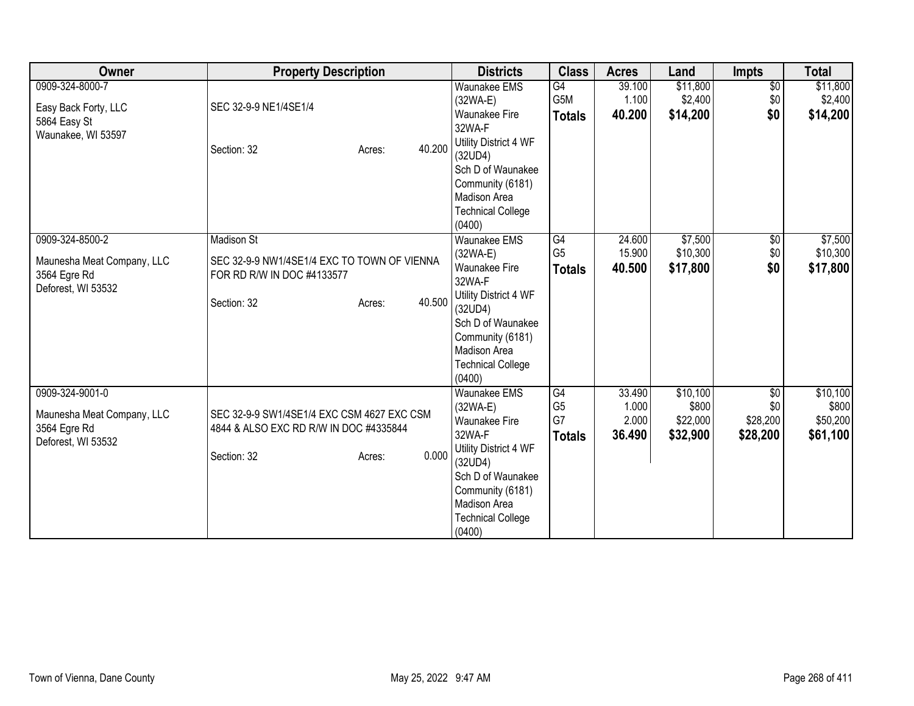| Owner | Property Description | Districts | Class | Acres | Land | Impts | Total |
|---|---|---|---|---|---|---|---|
| 0909-324-8000-7<br>Easy Back Forty, LLC<br>5864 Easy St<br>Waunakee, WI 53597 | SEC 32-9-9 NE1/4SE1/4<br>Section: 32 Acres: 40.200 | Waunakee EMS (32WA-E)<br>Waunakee Fire 32WA-F<br>Utility District 4 WF (32UD4)<br>Sch D of Waunakee Community (6181)<br>Madison Area Technical College (0400) | G4<br>G5M<br>**Totals** | 39.100<br>1.100<br>**40.200** | $11,800<br>$2,400<br>**$14,200** | $0<br>$0<br>**$0** | $11,800<br>$2,400<br>**$14,200** |
| 0909-324-8500-2<br>Maunesha Meat Company, LLC<br>3564 Egre Rd<br>Deforest, WI 53532 | Madison St<br>SEC 32-9-9 NW1/4SE1/4 EXC TO TOWN OF VIENNA FOR RD R/W IN DOC #4133577<br>Section: 32 Acres: 40.500 | Waunakee EMS (32WA-E)<br>Waunakee Fire 32WA-F<br>Utility District 4 WF (32UD4)<br>Sch D of Waunakee Community (6181)<br>Madison Area Technical College (0400) | G4<br>G5<br>**Totals** | 24.600<br>15.900<br>**40.500** | $7,500<br>$10,300<br>**$17,800** | $0<br>$0<br>**$0** | $7,500<br>$10,300<br>**$17,800** |
| 0909-324-9001-0<br>Maunesha Meat Company, LLC<br>3564 Egre Rd<br>Deforest, WI 53532 | SEC 32-9-9 SW1/4SE1/4 EXC CSM 4627 EXC CSM 4844 & ALSO EXC RD R/W IN DOC #4335844<br>Section: 32 Acres: 0.000 | Waunakee EMS (32WA-E)<br>Waunakee Fire 32WA-F<br>Utility District 4 WF (32UD4)<br>Sch D of Waunakee Community (6181)<br>Madison Area Technical College (0400) | G4<br>G5<br>G7<br>**Totals** | 33.490<br>1.000<br>2.000<br>**36.490** | $10,100<br>$800<br>$22,000<br>**$32,900** | $0<br>$0<br>$28,200<br>**$28,200** | $10,100<br>$800<br>$50,200<br>**$61,100** |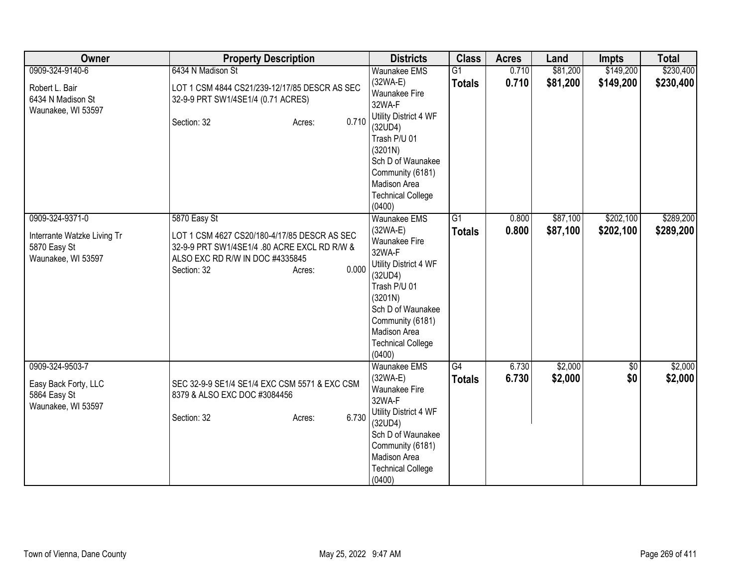| Owner | Property Description | Districts | Class | Acres | Land | Impts | Total |
|---|---|---|---|---|---|---|---|
| 0909-324-9140-6<br><br>Robert L. Bair<br>6434 N Madison St<br>Waunakee, WI 53597 | 6434 N Madison St<br><br>LOT 1 CSM 4844 CS21/239-12/17/85 DESCR AS SEC 32-9-9 PRT SW1/4SE1/4 (0.71 ACRES)<br><br>Section: 32 Acres: 0.710 | Waunakee EMS (32WA-E)<br>Waunakee Fire 32WA-F<br>Utility District 4 WF (32UD4)<br>Trash P/U 01 (3201N)<br>Sch D of Waunakee Community (6181)<br>Madison Area Technical College (0400) | G1<br>**Totals** | 0.710<br>**0.710** | $81,200<br>**$81,200** | $149,200<br>**$149,200** | $230,400<br>**$230,400** |
| 0909-324-9371-0<br><br>Interrante Watzke Living Tr<br>5870 Easy St<br>Waunakee, WI 53597 | 5870 Easy St<br><br>LOT 1 CSM 4627 CS20/180-4/17/85 DESCR AS SEC 32-9-9 PRT SW1/4SE1/4 .80 ACRE EXCL RD R/W & ALSO EXC RD R/W IN DOC #4335845<br>Section: 32 Acres: 0.000 | Waunakee EMS (32WA-E)<br>Waunakee Fire 32WA-F<br>Utility District 4 WF (32UD4)<br>Trash P/U 01 (3201N)<br>Sch D of Waunakee Community (6181)<br>Madison Area Technical College (0400) | G1<br>**Totals** | 0.800<br>**0.800** | $87,100<br>**$87,100** | $202,100<br>**$202,100** | $289,200<br>**$289,200** |
| 0909-324-9503-7<br><br>Easy Back Forty, LLC<br>5864 Easy St<br>Waunakee, WI 53597 | SEC 32-9-9 SE1/4 SE1/4 EXC CSM 5571 & EXC CSM 8379 & ALSO EXC DOC #3084456<br><br>Section: 32 Acres: 6.730 | Waunakee EMS (32WA-E)<br>Waunakee Fire 32WA-F<br>Utility District 4 WF (32UD4)<br>Sch D of Waunakee Community (6181)<br>Madison Area Technical College (0400) | G4<br>**Totals** | 6.730<br>**6.730** | $2,000<br>**$2,000** | $0<br>**$0** | $2,000<br>**$2,000** |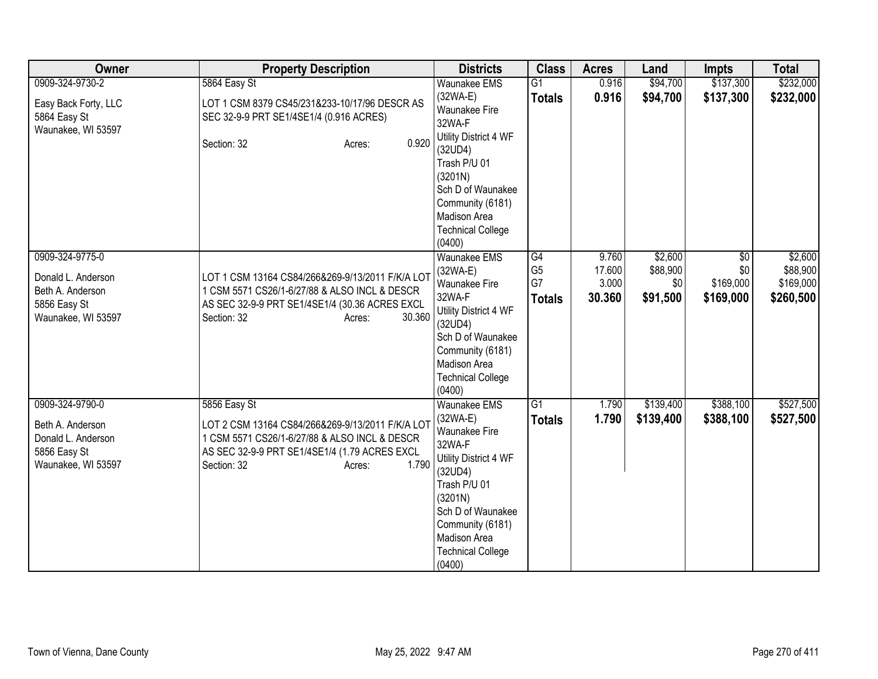| Owner | Property Description | Districts | Class | Acres | Land | Impts | Total |
|---|---|---|---|---|---|---|---|
| 0909-324-9730-2<br><br>Easy Back Forty, LLC<br>5864 Easy St<br>Waunakee, WI 53597 | 5864 Easy St<br><br>LOT 1 CSM 8379 CS45/231&233-10/17/96 DESCR AS SEC 32-9-9 PRT SE1/4SE1/4 (0.916 ACRES)<br><br>Section: 32 Acres: 0.920 | Waunakee EMS (32WA-E)<br>Waunakee Fire 32WA-F<br>Utility District 4 WF (32UD4)<br>Trash P/U 01 (3201N)<br>Sch D of Waunakee Community (6181)<br>Madison Area Technical College (0400) | G1<br>**Totals** | 0.916<br>**0.916** | $94,700<br>**$94,700** | $137,300<br>**$137,300** | $232,000<br>**$232,000** |
| 0909-324-9775-0<br><br>Donald L. Anderson<br>Beth A. Anderson<br>5856 Easy St<br>Waunakee, WI 53597 | LOT 1 CSM 13164 CS84/266&269-9/13/2011 F/K/A LOT 1 CSM 5571 CS26/1-6/27/88 & ALSO INCL & DESCR AS SEC 32-9-9 PRT SE1/4SE1/4 (30.36 ACRES EXCL<br>Section: 32 Acres: 30.360 | Waunakee EMS (32WA-E)<br>Waunakee Fire 32WA-F<br>Utility District 4 WF (32UD4)<br>Sch D of Waunakee Community (6181)<br>Madison Area Technical College (0400) | G4<br>G5<br>G7<br>**Totals** | 9.760<br>17.600<br>3.000<br>**30.360** | $2,600<br>$88,900<br>$0<br>**$91,500** | $0<br>$0<br>$169,000<br>**$169,000** | $2,600<br>$88,900<br>$169,000<br>**$260,500** |
| 0909-324-9790-0<br><br>Beth A. Anderson<br>Donald L. Anderson<br>5856 Easy St<br>Waunakee, WI 53597 | 5856 Easy St<br><br>LOT 2 CSM 13164 CS84/266&269-9/13/2011 F/K/A LOT 1 CSM 5571 CS26/1-6/27/88 & ALSO INCL & DESCR AS SEC 32-9-9 PRT SE1/4SE1/4 (1.79 ACRES EXCL<br>Section: 32 Acres: 1.790 | Waunakee EMS (32WA-E)<br>Waunakee Fire 32WA-F<br>Utility District 4 WF (32UD4)<br>Trash P/U 01 (3201N)<br>Sch D of Waunakee Community (6181)<br>Madison Area Technical College (0400) | G1<br>**Totals** | 1.790<br>**1.790** | $139,400<br>**$139,400** | $388,100<br>**$388,100** | $527,500<br>**$527,500** |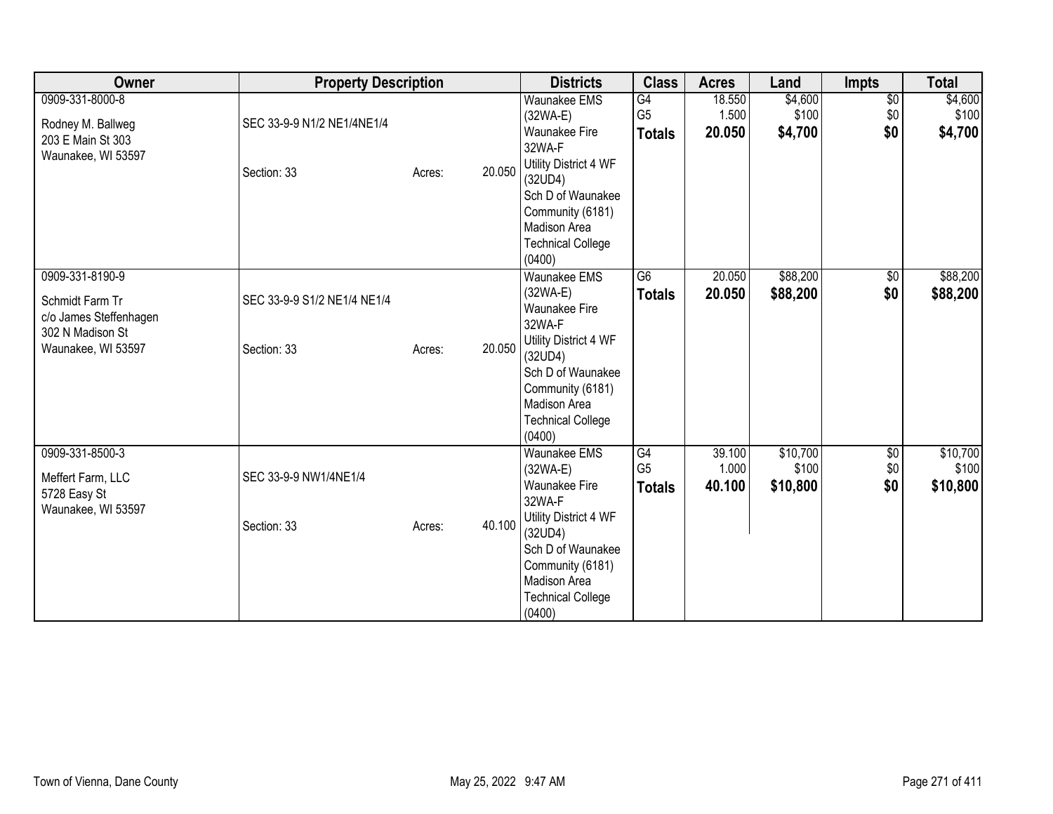| Owner | Property Description | Districts | Class | Acres | Land | Impts | Total |
|---|---|---|---|---|---|---|---|
| 0909-331-8000-8<br><br>Rodney M. Ballweg<br>203 E Main St 303<br>Waunakee, WI 53597 | SEC 33-9-9 N1/2 NE1/4NE1/4<br><br>Section: 33 Acres: 20.050 | Waunakee EMS (32WA-E)<br>Waunakee Fire 32WA-F<br>Utility District 4 WF (32UD4)<br>Sch D of Waunakee Community (6181)<br>Madison Area Technical College (0400) | G4<br>G5<br>**Totals** | 18.550<br>1.500<br>**20.050** | $4,600<br>$100<br>**$4,700** | $0<br>$0<br>**$0** | $4,600<br>$100<br>**$4,700** |
| 0909-331-8190-9<br><br>Schmidt Farm Tr<br>c/o James Steffenhagen<br>302 N Madison St<br>Waunakee, WI 53597 | SEC 33-9-9 S1/2 NE1/4 NE1/4<br><br>Section: 33 Acres: 20.050 | Waunakee EMS (32WA-E)<br>Waunakee Fire 32WA-F<br>Utility District 4 WF (32UD4)<br>Sch D of Waunakee Community (6181)<br>Madison Area Technical College (0400) | G6<br>**Totals** | 20.050<br>**20.050** | $88,200<br>**$88,200** | $0<br>**$0** | $88,200<br>**$88,200** |
| 0909-331-8500-3<br><br>Meffert Farm, LLC<br>5728 Easy St<br>Waunakee, WI 53597 | SEC 33-9-9 NW1/4NE1/4<br><br>Section: 33 Acres: 40.100 | Waunakee EMS (32WA-E)<br>Waunakee Fire 32WA-F<br>Utility District 4 WF (32UD4)<br>Sch D of Waunakee Community (6181)<br>Madison Area Technical College (0400) | G4<br>G5<br>**Totals** | 39.100<br>1.000<br>**40.100** | $10,700<br>$100<br>**$10,800** | $0<br>$0<br>**$0** | $10,700<br>$100<br>**$10,800** |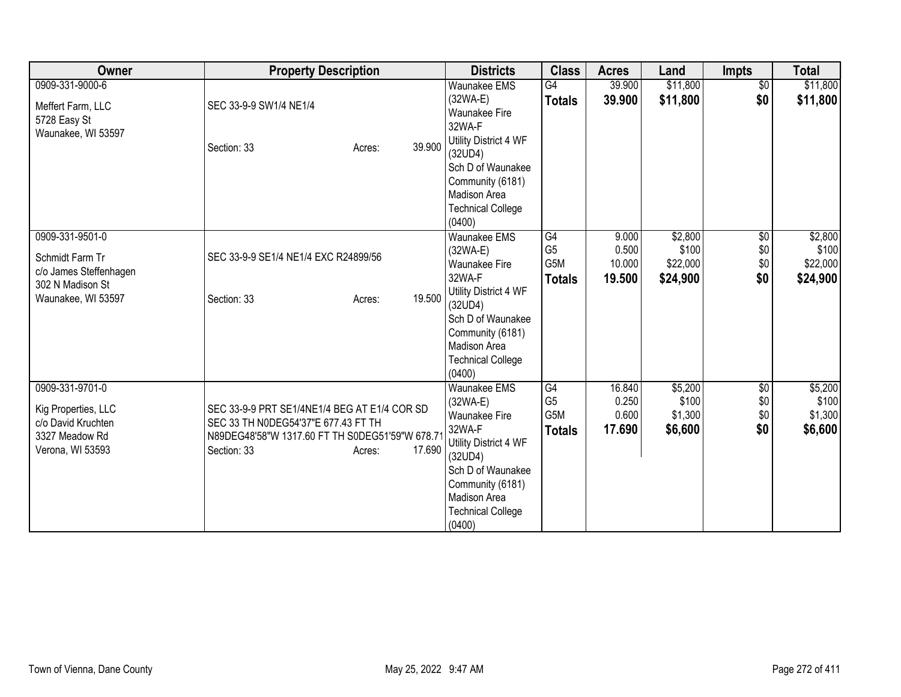| Owner | Property Description | Districts | Class | Acres | Land | Impts | Total |
|---|---|---|---|---|---|---|---|
| 0909-331-9000-6<br><br>Meffert Farm, LLC<br>5728 Easy St<br>Waunakee, WI 53597 | SEC 33-9-9 SW1/4 NE1/4<br><br>Section: 33 Acres: 39.900 | Waunakee EMS (32WA-E)<br>Waunakee Fire 32WA-F<br>Utility District 4 WF (32UD4)<br>Sch D of Waunakee Community (6181)<br>Madison Area Technical College (0400) | G4<br>**Totals** | 39.900<br>**39.900** | $11,800<br>**$11,800** | $0<br>**$0** | $11,800<br>**$11,800** |
| 0909-331-9501-0<br><br>Schmidt Farm Tr<br>c/o James Steffenhagen<br>302 N Madison St<br>Waunakee, WI 53597 | SEC 33-9-9 SE1/4 NE1/4 EXC R24899/56<br><br>Section: 33 Acres: 19.500 | Waunakee EMS (32WA-E)<br>Waunakee Fire 32WA-F<br>Utility District 4 WF (32UD4)<br>Sch D of Waunakee Community (6181)<br>Madison Area Technical College (0400) | G4<br>G5<br>G5M<br>**Totals** | 9.000<br>0.500<br>10.000<br>**19.500** | $2,800<br>$100<br>$22,000<br>**$24,900** | $0<br>$0<br>$0<br>**$0** | $2,800<br>$100<br>$22,000<br>**$24,900** |
| 0909-331-9701-0<br><br>Kig Properties, LLC<br>c/o David Kruchten<br>3327 Meadow Rd<br>Verona, WI 53593 | SEC 33-9-9 PRT SE1/4NE1/4 BEG AT E1/4 COR SD SEC 33 TH N0DEG54'37"E 677.43 FT TH N89DEG48'58"W 1317.60 FT TH S0DEG51'59"W 678.71<br>Section: 33 Acres: 17.690 | Waunakee EMS (32WA-E)<br>Waunakee Fire 32WA-F<br>Utility District 4 WF (32UD4)<br>Sch D of Waunakee Community (6181)<br>Madison Area Technical College (0400) | G4<br>G5<br>G5M<br>**Totals** | 16.840<br>0.250<br>0.600<br>**17.690** | $5,200<br>$100<br>$1,300<br>**$6,600** | $0<br>$0<br>$0<br>**$0** | $5,200<br>$100<br>$1,300<br>**$6,600** |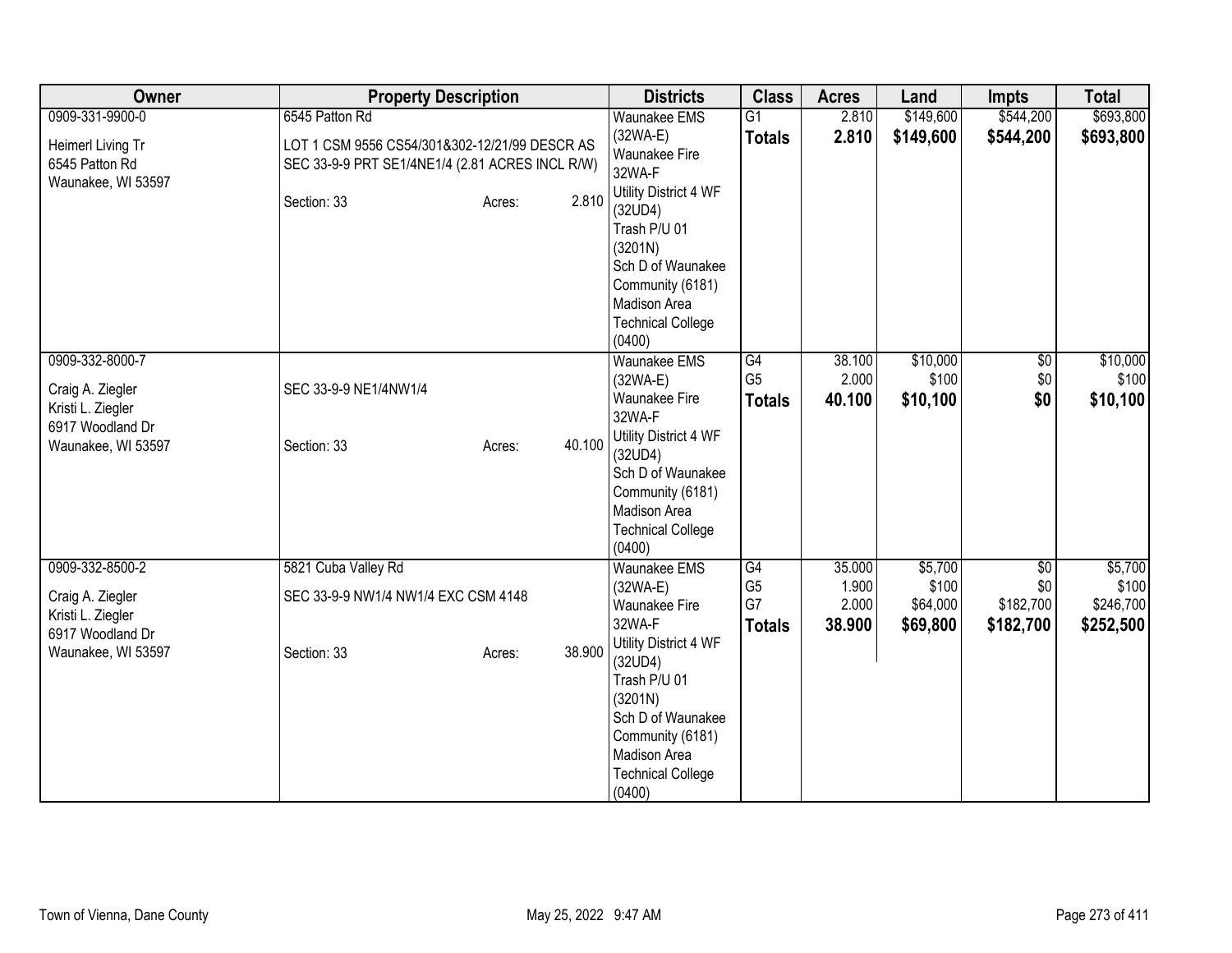| Owner | Property Description | Districts | Class | Acres | Land | Impts | Total |
|---|---|---|---|---|---|---|---|
| 0909-331-9900-0<br><br>Heimerl Living Tr<br>6545 Patton Rd<br>Waunakee, WI 53597 | 6545 Patton Rd<br><br>LOT 1 CSM 9556 CS54/301&302-12/21/99 DESCR AS SEC 33-9-9 PRT SE1/4NE1/4 (2.81 ACRES INCL R/W)<br><br>Section: 33 Acres: 2.810 | Waunakee EMS (32WA-E)<br>Waunakee Fire 32WA-F<br>Utility District 4 WF (32UD4)<br>Trash P/U 01 (3201N)<br>Sch D of Waunakee Community (6181)<br>Madison Area Technical College (0400) | G1<br>**Totals** | 2.810<br>**2.810** | $149,600<br>**$149,600** | $544,200<br>**$544,200** | $693,800<br>**$693,800** |
| 0909-332-8000-7<br><br>Craig A. Ziegler<br>Kristi L. Ziegler<br>6917 Woodland Dr<br>Waunakee, WI 53597 | SEC 33-9-9 NE1/4NW1/4<br><br>Section: 33 Acres: 40.100 | Waunakee EMS (32WA-E)<br>Waunakee Fire 32WA-F<br>Utility District 4 WF (32UD4)<br>Sch D of Waunakee Community (6181)<br>Madison Area Technical College (0400) | G4<br>G5<br>**Totals** | 38.100<br>2.000<br>**40.100** | $10,000<br>$100<br>**$10,100** | $0<br>$0<br>**$0** | $10,000<br>$100<br>**$10,100** |
| 0909-332-8500-2<br><br>Craig A. Ziegler<br>Kristi L. Ziegler<br>6917 Woodland Dr<br>Waunakee, WI 53597 | 5821 Cuba Valley Rd<br><br>SEC 33-9-9 NW1/4 NW1/4 EXC CSM 4148<br><br>Section: 33 Acres: 38.900 | Waunakee EMS (32WA-E)<br>Waunakee Fire 32WA-F<br>Utility District 4 WF (32UD4)<br>Trash P/U 01 (3201N)<br>Sch D of Waunakee Community (6181)<br>Madison Area Technical College (0400) | G4<br>G5<br>G7<br>**Totals** | 35.000<br>1.900<br>2.000<br>**38.900** | $5,700<br>$100<br>$64,000<br>**$69,800** | $0<br>$0<br>$182,700<br>**$182,700** | $5,700<br>$100<br>$246,700<br>**$252,500** |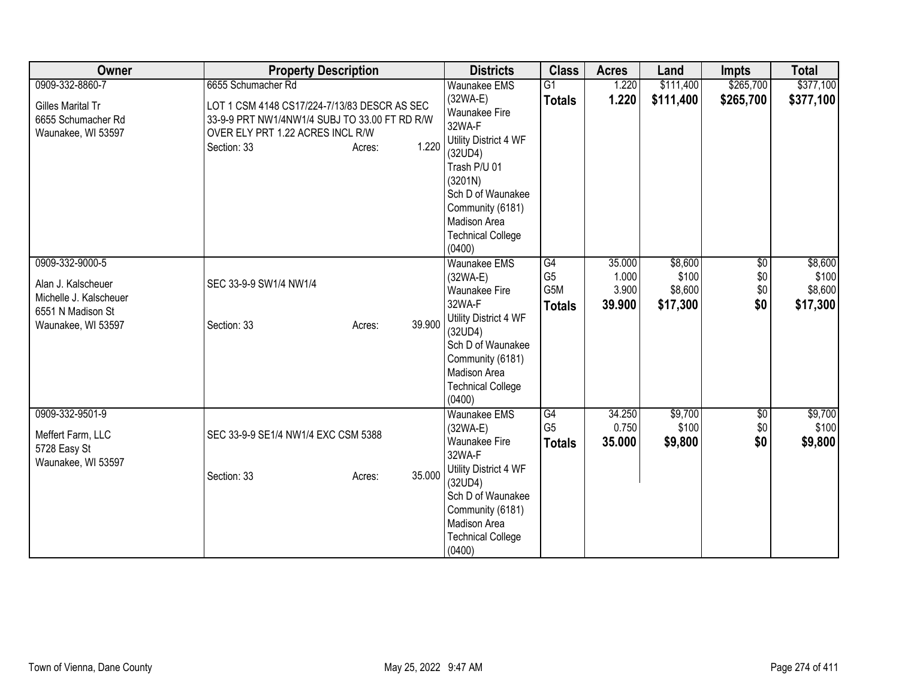| Owner | Property Description | Districts | Class | Acres | Land | Impts | Total |
|---|---|---|---|---|---|---|---|
| 0909-332-8860-7<br><br>Gilles Marital Tr<br>6655 Schumacher Rd<br>Waunakee, WI 53597 | 6655 Schumacher Rd<br><br>LOT 1 CSM 4148 CS17/224-7/13/83 DESCR AS SEC 33-9-9 PRT NW1/4NW1/4 SUBJ TO 33.00 FT RD R/W OVER ELY PRT 1.22 ACRES INCL R/W<br>Section: 33 Acres: 1.220 | Waunakee EMS (32WA-E)<br>Waunakee Fire 32WA-F<br>Utility District 4 WF (32UD4)<br>Trash P/U 01 (3201N)<br>Sch D of Waunakee Community (6181)<br>Madison Area Technical College (0400) | G1<br>**Totals** | 1.220<br>**1.220** | $111,400<br>**$111,400** | $265,700<br>**$265,700** | $377,100<br>**$377,100** |
| 0909-332-9000-5<br><br>Alan J. Kalscheuer<br>Michelle J. Kalscheuer<br>6551 N Madison St<br>Waunakee, WI 53597 | SEC 33-9-9 SW1/4 NW1/4<br><br>Section: 33 Acres: 39.900 | Waunakee EMS (32WA-E)<br>Waunakee Fire 32WA-F<br>Utility District 4 WF (32UD4)<br>Sch D of Waunakee Community (6181)<br>Madison Area Technical College (0400) | G4<br>G5<br>G5M<br>**Totals** | 35.000<br>1.000<br>3.900<br>**39.900** | $8,600<br>$100<br>$8,600<br>**$17,300** | $0<br>$0<br>$0<br>**$0** | $8,600<br>$100<br>$8,600<br>**$17,300** |
| 0909-332-9501-9<br><br>Meffert Farm, LLC<br>5728 Easy St<br>Waunakee, WI 53597 | SEC 33-9-9 SE1/4 NW1/4 EXC CSM 5388<br><br>Section: 33 Acres: 35.000 | Waunakee EMS (32WA-E)<br>Waunakee Fire 32WA-F<br>Utility District 4 WF (32UD4)<br>Sch D of Waunakee Community (6181)<br>Madison Area Technical College (0400) | G4<br>G5<br>**Totals** | 34.250<br>0.750<br>**35.000** | $9,700<br>$100<br>**$9,800** | $0<br>$0<br>**$0** | $9,700<br>$100<br>**$9,800** |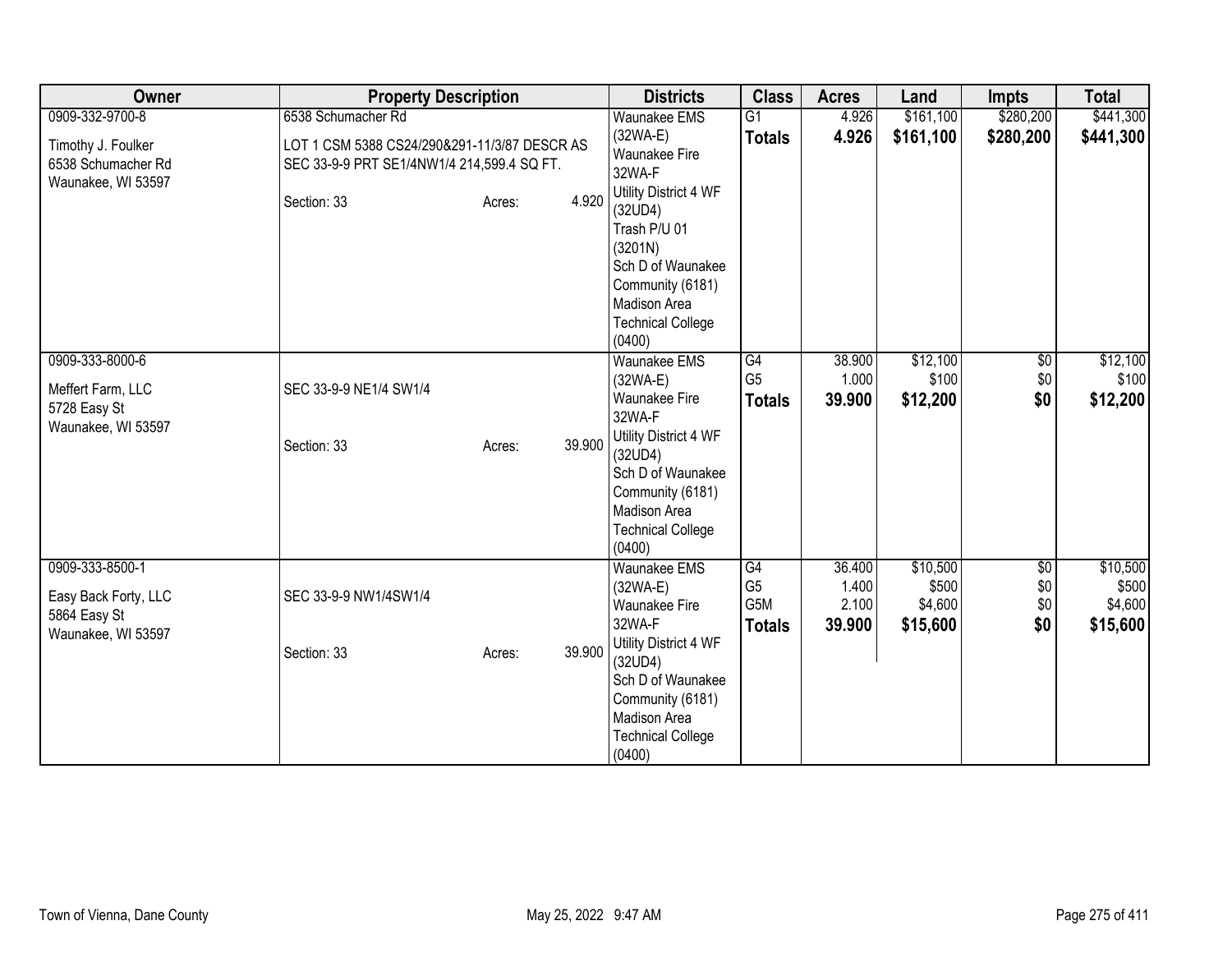| Owner | Property Description | Districts | Class | Acres | Land | Impts | Total |
|---|---|---|---|---|---|---|---|
| 0909-332-9700-8<br><br>Timothy J. Foulker<br>6538 Schumacher Rd<br>Waunakee, WI 53597 | 6538 Schumacher Rd<br><br>LOT 1 CSM 5388 CS24/290&291-11/3/87 DESCR AS SEC 33-9-9 PRT SE1/4NW1/4 214,599.4 SQ FT.<br><br>Section: 33 Acres: 4.920 | Waunakee EMS (32WA-E)<br>Waunakee Fire 32WA-F<br>Utility District 4 WF (32UD4)<br>Trash P/U 01 (3201N)<br>Sch D of Waunakee Community (6181)<br>Madison Area Technical College (0400) | G1<br>**Totals** | 4.926<br>**4.926** | $161,100<br>**$161,100** | $280,200<br>**$280,200** | $441,300<br>**$441,300** |
| 0909-333-8000-6<br><br>Meffert Farm, LLC<br>5728 Easy St<br>Waunakee, WI 53597 | SEC 33-9-9 NE1/4 SW1/4<br><br>Section: 33 Acres: 39.900 | Waunakee EMS (32WA-E)<br>Waunakee Fire 32WA-F<br>Utility District 4 WF (32UD4)<br>Sch D of Waunakee Community (6181)<br>Madison Area Technical College (0400) | G4<br>G5<br>**Totals** | 38.900<br>1.000<br>**39.900** | $12,100<br>$100<br>**$12,200** | $0<br>$0<br>**$0** | $12,100<br>$100<br>**$12,200** |
| 0909-333-8500-1<br><br>Easy Back Forty, LLC<br>5864 Easy St<br>Waunakee, WI 53597 | SEC 33-9-9 NW1/4SW1/4<br><br>Section: 33 Acres: 39.900 | Waunakee EMS (32WA-E)<br>Waunakee Fire 32WA-F<br>Utility District 4 WF (32UD4)<br>Sch D of Waunakee Community (6181)<br>Madison Area Technical College (0400) | G4<br>G5<br>G5M<br>**Totals** | 36.400<br>1.400<br>2.100<br>**39.900** | $10,500<br>$500<br>$4,600<br>**$15,600** | $0<br>$0<br>$0<br>**$0** | $10,500<br>$500<br>$4,600<br>**$15,600** |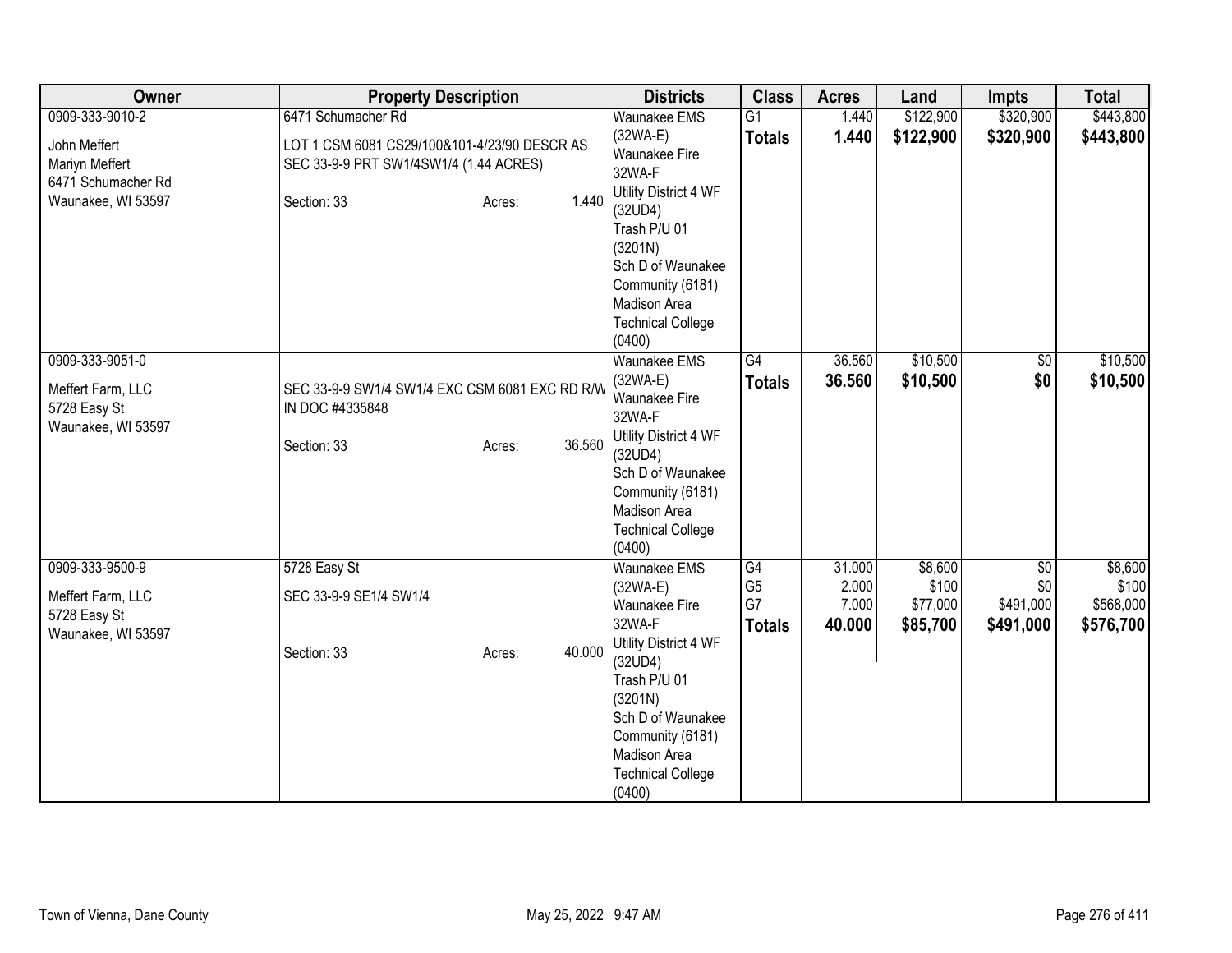| Owner | Property Description | Districts | Class | Acres | Land | Impts | Total |
|---|---|---|---|---|---|---|---|
| 0909-333-9010-2<br>John Meffert<br>Mariyn Meffert<br>6471 Schumacher Rd<br>Waunakee, WI 53597 | 6471 Schumacher Rd<br>LOT 1 CSM 6081 CS29/100&101-4/23/90 DESCR AS SEC 33-9-9 PRT SW1/4SW1/4 (1.44 ACRES)<br>Section: 33 Acres: 1.440 | Waunakee EMS (32WA-E)<br>Waunakee Fire 32WA-F<br>Utility District 4 WF (32UD4)<br>Trash P/U 01 (3201N)<br>Sch D of Waunakee Community (6181)<br>Madison Area Technical College (0400) | G1<br>**Totals** | 1.440<br>**1.440** | $122,900<br>**$122,900** | $320,900<br>**$320,900** | $443,800<br>**$443,800** |
| 0909-333-9051-0<br>Meffert Farm, LLC<br>5728 Easy St<br>Waunakee, WI 53597 | SEC 33-9-9 SW1/4 SW1/4 EXC CSM 6081 EXC RD R/W IN DOC #4335848<br>Section: 33 Acres: 36.560 | Waunakee EMS (32WA-E)<br>Waunakee Fire 32WA-F<br>Utility District 4 WF (32UD4)<br>Sch D of Waunakee Community (6181)<br>Madison Area Technical College (0400) | G4<br>**Totals** | 36.560<br>**36.560** | $10,500<br>**$10,500** | $0<br>**$0** | $10,500<br>**$10,500** |
| 0909-333-9500-9<br>Meffert Farm, LLC<br>5728 Easy St<br>Waunakee, WI 53597 | 5728 Easy St<br>SEC 33-9-9 SE1/4 SW1/4<br>Section: 33 Acres: 40.000 | Waunakee EMS (32WA-E)<br>Waunakee Fire 32WA-F<br>Utility District 4 WF (32UD4)<br>Trash P/U 01 (3201N)<br>Sch D of Waunakee Community (6181)<br>Madison Area Technical College (0400) | G4<br>G5<br>G7<br>**Totals** | 31.000<br>2.000<br>7.000<br>**40.000** | $8,600<br>$100<br>$77,000<br>**$85,700** | $0<br>$0<br>$491,000<br>**$491,000** | $8,600<br>$100<br>$568,000<br>**$576,700** |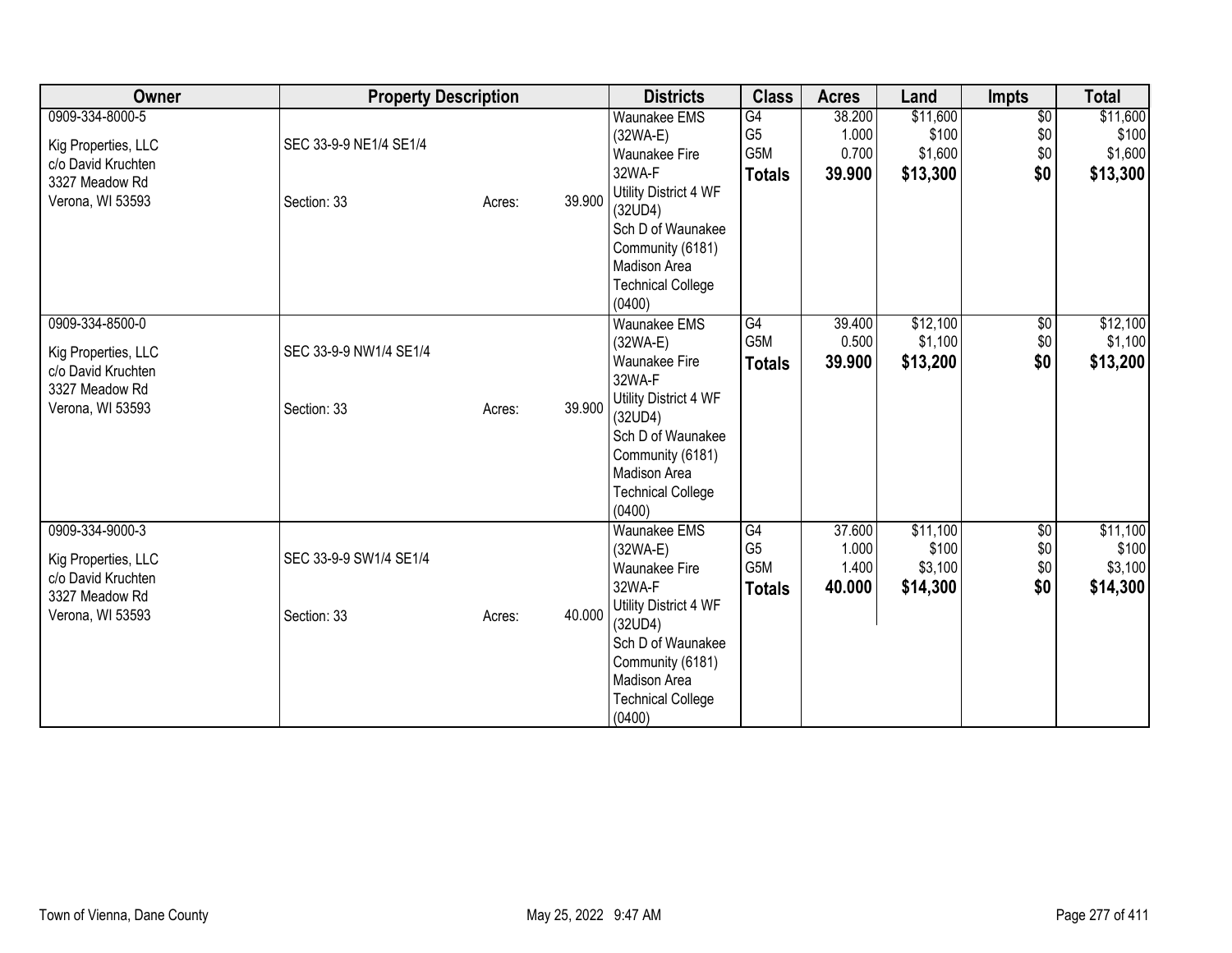| Owner | Property Description | | | Districts | Class | Acres | Land | Impts | Total |
|---|---|---|---|---|---|---|---|---|---|
| 0909-334-8000-5<br>Kig Properties, LLC<br>c/o David Kruchten<br>3327 Meadow Rd<br>Verona, WI 53593 | SEC 33-9-9 NE1/4 SE1/4<br>Section: 33 | Acres: | 39.900 | Waunakee EMS (32WA-E)<br>Waunakee Fire 32WA-F<br>Utility District 4 WF (32UD4)<br>Sch D of Waunakee Community (6181)<br>Madison Area Technical College (0400) | G4<br>G5<br>G5M<br>**Totals** | 38.200<br>1.000<br>0.700<br>**39.900** | $11,600<br>$100<br>$1,600<br>**$13,300** | $0<br>$0<br>$0<br>**$0** | $11,600<br>$100<br>$1,600<br>**$13,300** |
| 0909-334-8500-0<br>Kig Properties, LLC<br>c/o David Kruchten<br>3327 Meadow Rd<br>Verona, WI 53593 | SEC 33-9-9 NW1/4 SE1/4<br>Section: 33 | Acres: | 39.900 | Waunakee EMS (32WA-E)<br>Waunakee Fire 32WA-F<br>Utility District 4 WF (32UD4)<br>Sch D of Waunakee Community (6181)<br>Madison Area Technical College (0400) | G4<br>G5M<br>**Totals** | 39.400<br>0.500<br>**39.900** | $12,100<br>$1,100<br>**$13,200** | $0<br>$0<br>**$0** | $12,100<br>$1,100<br>**$13,200** |
| 0909-334-9000-3<br>Kig Properties, LLC<br>c/o David Kruchten<br>3327 Meadow Rd<br>Verona, WI 53593 | SEC 33-9-9 SW1/4 SE1/4<br>Section: 33 | Acres: | 40.000 | Waunakee EMS (32WA-E)<br>Waunakee Fire 32WA-F<br>Utility District 4 WF (32UD4)<br>Sch D of Waunakee Community (6181)<br>Madison Area Technical College (0400) | G4<br>G5<br>G5M<br>**Totals** | 37.600<br>1.000<br>1.400<br>**40.000** | $11,100<br>$100<br>$3,100<br>**$14,300** | $0<br>$0<br>$0<br>**$0** | $11,100<br>$100<br>$3,100<br>**$14,300** |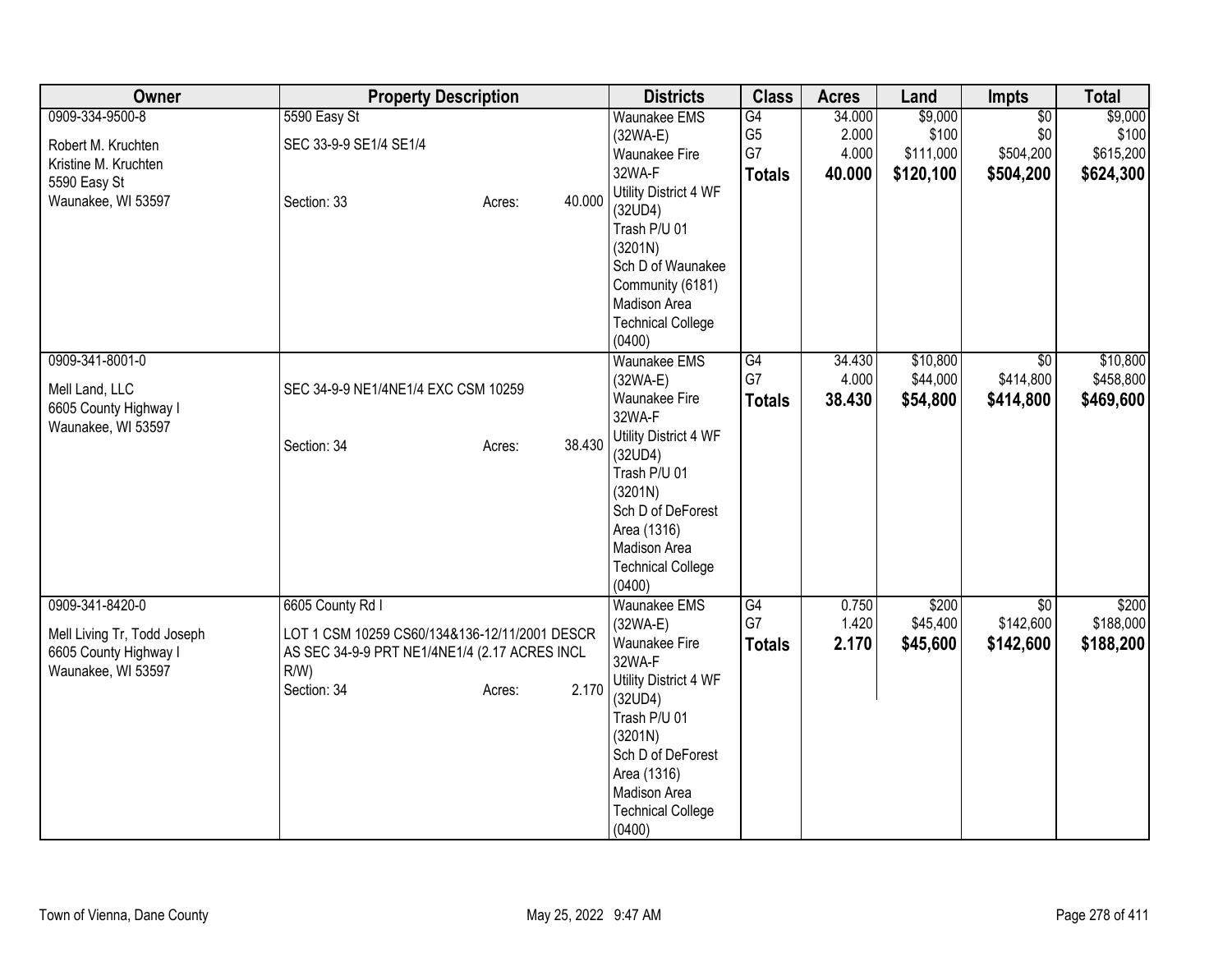| Owner | Property Description | Districts | Class | Acres | Land | Impts | Total |
|---|---|---|---|---|---|---|---|
| 0909-334-9500-8<br>Robert M. Kruchten<br>Kristine M. Kruchten<br>5590 Easy St<br>Waunakee, WI 53597 | 5590 Easy St<br>SEC 33-9-9 SE1/4 SE1/4<br>Section: 33 Acres: 40.000 | Waunakee EMS (32WA-E)<br>Waunakee Fire 32WA-F<br>Utility District 4 WF (32UD4)<br>Trash P/U 01 (3201N)<br>Sch D of Waunakee Community (6181)<br>Madison Area Technical College (0400) | G4<br>G5<br>G7<br>**Totals** | 34.000<br>2.000<br>4.000<br>**40.000** | $9,000<br>$100<br>$111,000<br>**$120,100** | $0<br>$0<br>$504,200<br>**$504,200** | $9,000<br>$100<br>$615,200<br>**$624,300** |
| 0909-341-8001-0<br>Mell Land, LLC<br>6605 County Highway I<br>Waunakee, WI 53597 | SEC 34-9-9 NE1/4NE1/4 EXC CSM 10259<br>Section: 34 Acres: 38.430 | Waunakee EMS (32WA-E)<br>Waunakee Fire 32WA-F<br>Utility District 4 WF (32UD4)<br>Trash P/U 01 (3201N)<br>Sch D of DeForest Area (1316)<br>Madison Area Technical College (0400) | G4<br>G7<br>**Totals** | 34.430<br>4.000<br>**38.430** | $10,800<br>$44,000<br>**$54,800** | $0<br>$414,800<br>**$414,800** | $10,800<br>$458,800<br>**$469,600** |
| 0909-341-8420-0<br>Mell Living Tr, Todd Joseph<br>6605 County Highway I<br>Waunakee, WI 53597 | 6605 County Rd I<br>LOT 1 CSM 10259 CS60/134&136-12/11/2001 DESCR AS SEC 34-9-9 PRT NE1/4NE1/4 (2.17 ACRES INCL R/W)<br>Section: 34 Acres: 2.170 | Waunakee EMS (32WA-E)<br>Waunakee Fire 32WA-F<br>Utility District 4 WF (32UD4)<br>Trash P/U 01 (3201N)<br>Sch D of DeForest Area (1316)<br>Madison Area Technical College (0400) | G4<br>G7<br>**Totals** | 0.750<br>1.420<br>**2.170** | $200<br>$45,400<br>**$45,600** | $0<br>$142,600<br>**$142,600** | $200<br>$188,000<br>**$188,200** |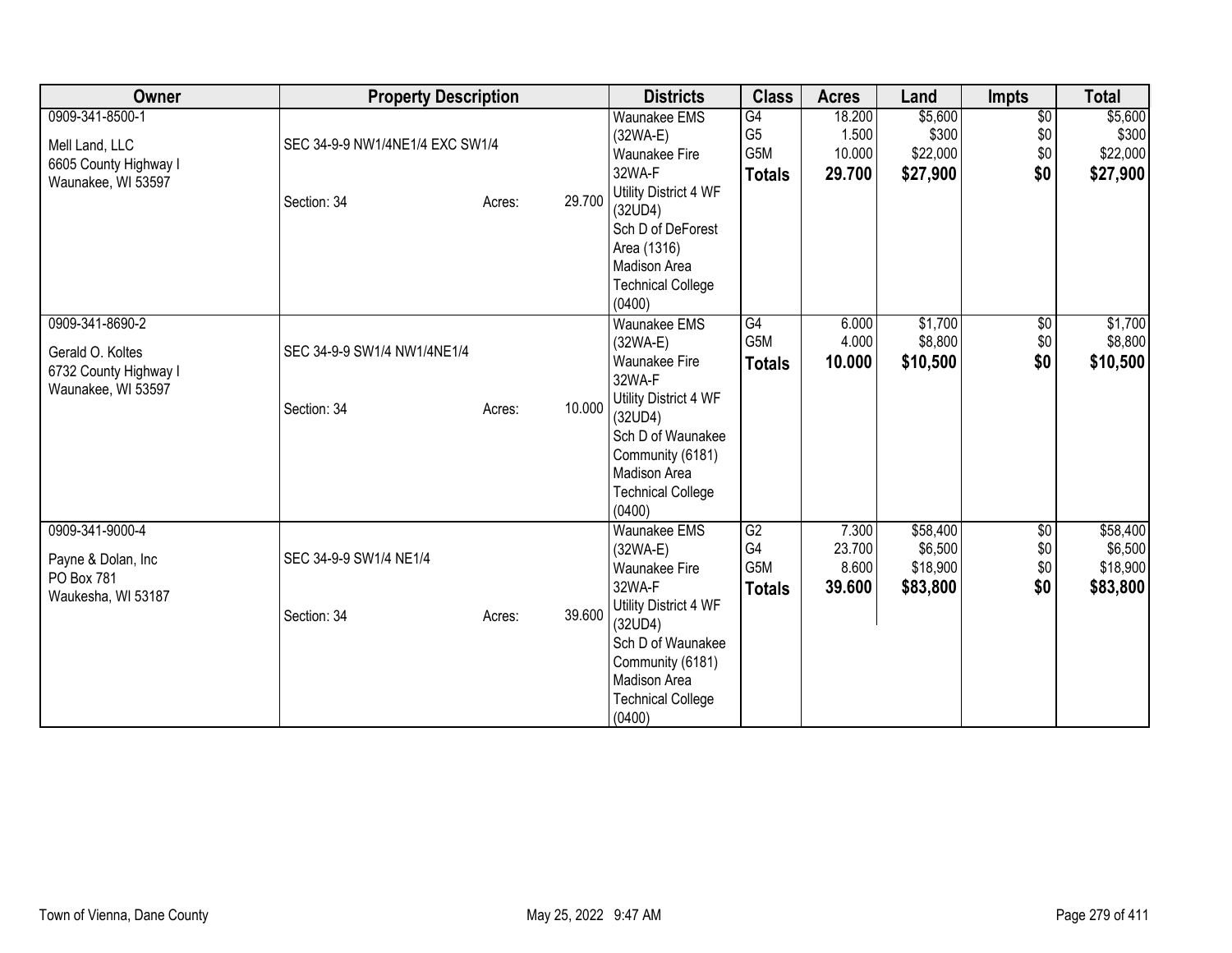| Owner | Property Description | Districts | Class | Acres | Land | Impts | Total |
|---|---|---|---|---|---|---|---|
| 0909-341-8500-1<br>Mell Land, LLC<br>6605 County Highway I<br>Waunakee, WI 53597 | SEC 34-9-9 NW1/4NE1/4 EXC SW1/4<br>Section: 34 Acres: 29.700 | Waunakee EMS (32WA-E)<br>Waunakee Fire 32WA-F<br>Utility District 4 WF (32UD4)<br>Sch D of DeForest Area (1316)<br>Madison Area Technical College (0400) | G4<br>G5<br>G5M<br>**Totals** | 18.200<br>1.500<br>10.000<br>**29.700** | $5,600<br>$300<br>$22,000<br>**$27,900** | $0<br>$0<br>$0<br>**$0** | $5,600<br>$300<br>$22,000<br>**$27,900** |
| 0909-341-8690-2<br>Gerald O. Koltes<br>6732 County Highway I<br>Waunakee, WI 53597 | SEC 34-9-9 SW1/4 NW1/4NE1/4<br>Section: 34 Acres: 10.000 | Waunakee EMS (32WA-E)<br>Waunakee Fire 32WA-F<br>Utility District 4 WF (32UD4)<br>Sch D of Waunakee Community (6181)<br>Madison Area Technical College (0400) | G4<br>G5M<br>**Totals** | 6.000<br>4.000<br>**10.000** | $1,700<br>$8,800<br>**$10,500** | $0<br>$0<br>**$0** | $1,700<br>$8,800<br>**$10,500** |
| 0909-341-9000-4<br>Payne & Dolan, Inc<br>PO Box 781<br>Waukesha, WI 53187 | SEC 34-9-9 SW1/4 NE1/4<br>Section: 34 Acres: 39.600 | Waunakee EMS (32WA-E)<br>Waunakee Fire 32WA-F<br>Utility District 4 WF (32UD4)<br>Sch D of Waunakee Community (6181)<br>Madison Area Technical College (0400) | G2<br>G4<br>G5M<br>**Totals** | 7.300<br>23.700<br>8.600<br>**39.600** | $58,400<br>$6,500<br>$18,900<br>**$83,800** | $0<br>$0<br>$0<br>**$0** | $58,400<br>$6,500<br>$18,900<br>**$83,800** |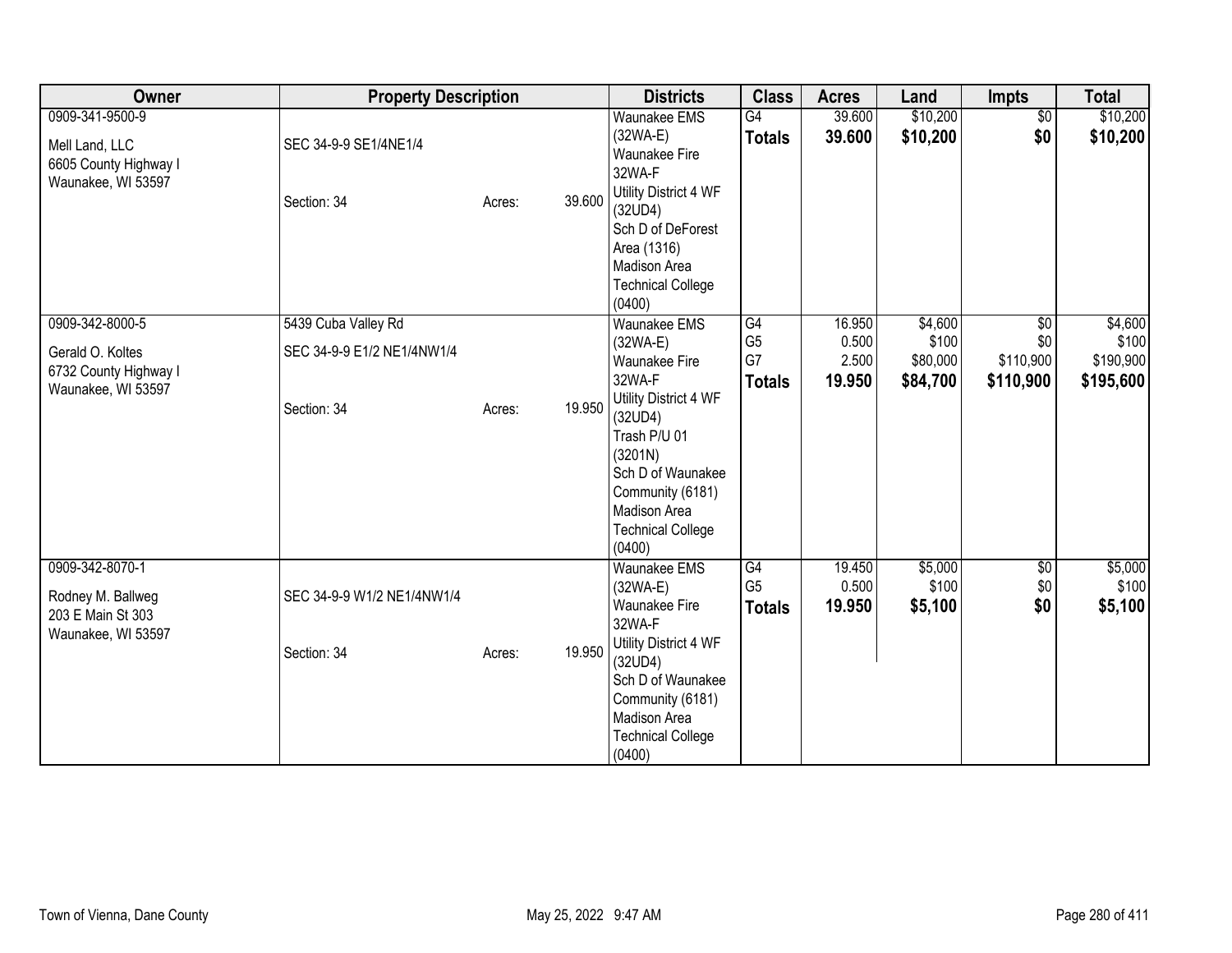| Owner | Property Description | | | Districts | Class | Acres | Land | Impts | Total |
|---|---|---|---|---|---|---|---|---|---|
| 0909-341-9500-9<br><br>Mell Land, LLC<br>6605 County Highway I<br>Waunakee, WI 53597 | SEC 34-9-9 SE1/4NE1/4<br><br>Section: 34 | Acres: | 39.600 | Waunakee EMS (32WA-E)<br>Waunakee Fire 32WA-F<br>Utility District 4 WF (32UD4)<br>Sch D of DeForest Area (1316)<br>Madison Area Technical College (0400) | G4<br>**Totals** | 39.600<br>**39.600** | $10,200<br>**$10,200** | $0<br>**$0** | $10,200<br>**$10,200** |
| 0909-342-8000-5<br><br>Gerald O. Koltes<br>6732 County Highway I<br>Waunakee, WI 53597 | 5439 Cuba Valley Rd<br>SEC 34-9-9 E1/2 NE1/4NW1/4<br><br>Section: 34 | Acres: | 19.950 | Waunakee EMS (32WA-E)<br>Waunakee Fire 32WA-F<br>Utility District 4 WF (32UD4)<br>Trash P/U 01 (3201N)<br>Sch D of Waunakee Community (6181)<br>Madison Area Technical College (0400) | G4<br>G5<br>G7<br>**Totals** | 16.950<br>0.500<br>2.500<br>**19.950** | $4,600<br>$100<br>$80,000<br>**$84,700** | $0<br>$0<br>$110,900<br>**$110,900** | $4,600<br>$100<br>$190,900<br>**$195,600** |
| 0909-342-8070-1<br><br>Rodney M. Ballweg<br>203 E Main St 303<br>Waunakee, WI 53597 | SEC 34-9-9 W1/2 NE1/4NW1/4<br><br>Section: 34 | Acres: | 19.950 | Waunakee EMS (32WA-E)<br>Waunakee Fire 32WA-F<br>Utility District 4 WF (32UD4)<br>Sch D of Waunakee Community (6181)<br>Madison Area Technical College (0400) | G4<br>G5<br>**Totals** | 19.450<br>0.500<br>**19.950** | $5,000<br>$100<br>**$5,100** | $0<br>$0<br>**$0** | $5,000<br>$100<br>**$5,100** |

Town of Vienna, Dane County May 25, 2022 9:47 AM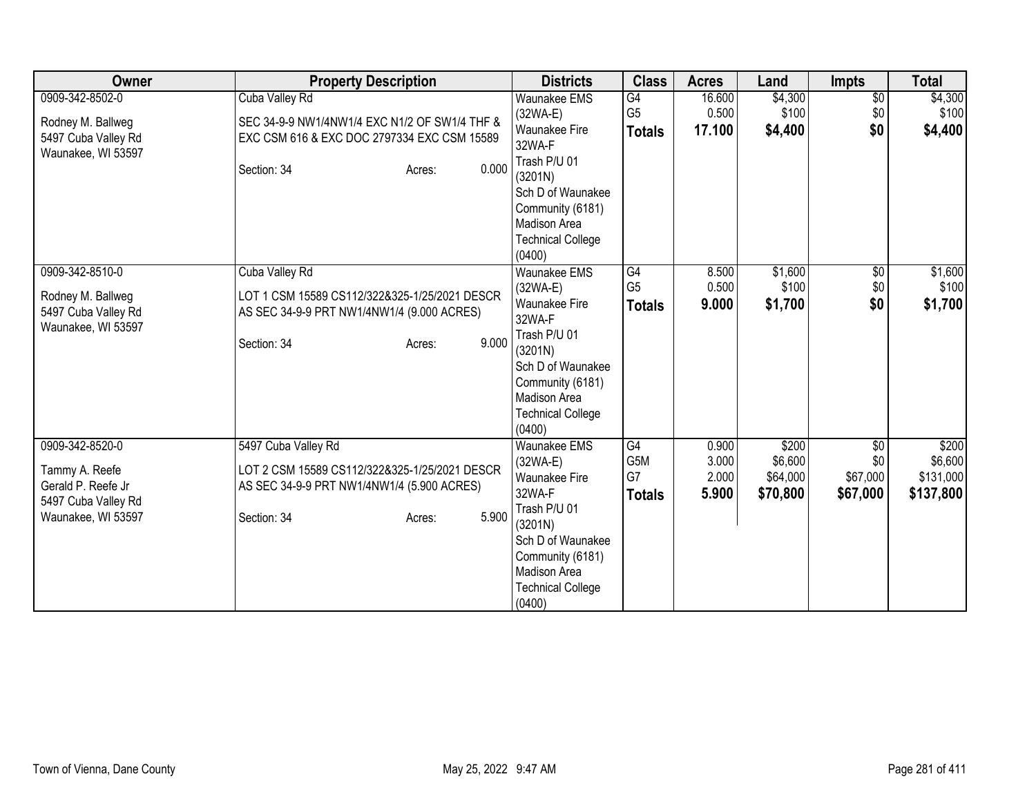| Owner | Property Description | Districts | Class | Acres | Land | Impts | Total |
|---|---|---|---|---|---|---|---|
| 0909-342-8502-0<br><br>Rodney M. Ballweg<br>5497 Cuba Valley Rd<br>Waunakee, WI 53597 | Cuba Valley Rd<br><br>SEC 34-9-9 NW1/4NW1/4 EXC N1/2 OF SW1/4 THF & EXC CSM 616 & EXC DOC 2797334 EXC CSM 15589<br><br>Section: 34 Acres: 0.000 | Waunakee EMS (32WA-E)<br>Waunakee Fire 32WA-F<br>Trash P/U 01 (3201N)<br>Sch D of Waunakee Community (6181)<br>Madison Area Technical College (0400) | G4<br>G5<br>**Totals** | 16.600<br>0.500<br>**17.100** | $4,300<br>$100<br>**$4,400** | $0<br>$0<br>**$0** | $4,300<br>$100<br>**$4,400** |
| 0909-342-8510-0<br><br>Rodney M. Ballweg<br>5497 Cuba Valley Rd<br>Waunakee, WI 53597 | Cuba Valley Rd<br><br>LOT 1 CSM 15589 CS112/322&325-1/25/2021 DESCR AS SEC 34-9-9 PRT NW1/4NW1/4 (9.000 ACRES)<br><br>Section: 34 Acres: 9.000 | Waunakee EMS (32WA-E)<br>Waunakee Fire 32WA-F<br>Trash P/U 01 (3201N)<br>Sch D of Waunakee Community (6181)<br>Madison Area Technical College (0400) | G4<br>G5<br>**Totals** | 8.500<br>0.500<br>**9.000** | $1,600<br>$100<br>**$1,700** | $0<br>$0<br>**$0** | $1,600<br>$100<br>**$1,700** |
| 0909-342-8520-0<br><br>Tammy A. Reefe<br>Gerald P. Reefe Jr<br>5497 Cuba Valley Rd<br>Waunakee, WI 53597 | 5497 Cuba Valley Rd<br><br>LOT 2 CSM 15589 CS112/322&325-1/25/2021 DESCR AS SEC 34-9-9 PRT NW1/4NW1/4 (5.900 ACRES)<br><br>Section: 34 Acres: 5.900 | Waunakee EMS (32WA-E)<br>Waunakee Fire 32WA-F<br>Trash P/U 01 (3201N)<br>Sch D of Waunakee Community (6181)<br>Madison Area Technical College (0400) | G4<br>G5M<br>G7<br>**Totals** | 0.900<br>3.000<br>2.000<br>**5.900** | $200<br>$6,600<br>$64,000<br>**$70,800** | $0<br>$0<br>$67,000<br>**$67,000** | $200<br>$6,600<br>$131,000<br>**$137,800** |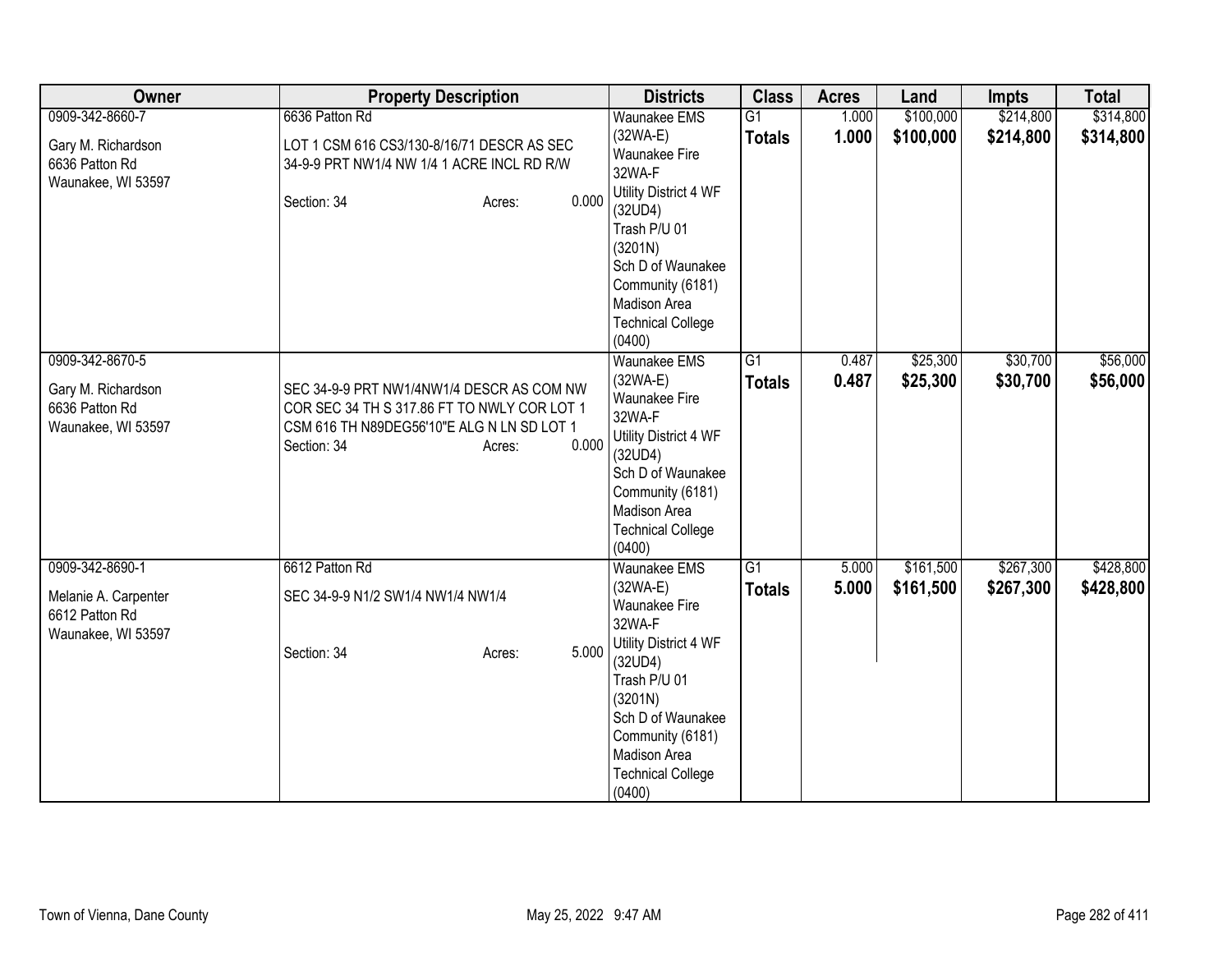| Owner | Property Description | Districts | Class | Acres | Land | Impts | Total |
|---|---|---|---|---|---|---|---|
| 0909-342-8660-7<br><br>Gary M. Richardson<br>6636 Patton Rd<br>Waunakee, WI 53597 | 6636 Patton Rd<br><br>LOT 1 CSM 616 CS3/130-8/16/71 DESCR AS SEC 34-9-9 PRT NW1/4 NW 1/4 1 ACRE INCL RD R/W<br><br>Section: 34 Acres: 0.000 | Waunakee EMS (32WA-E)<br>Waunakee Fire 32WA-F<br>Utility District 4 WF (32UD4)<br>Trash P/U 01 (3201N)<br>Sch D of Waunakee Community (6181)<br>Madison Area Technical College (0400) | G1<br>**Totals** | 1.000<br>**1.000** | $100,000<br>**$100,000** | $214,800<br>**$214,800** | $314,800<br>**$314,800** |
| 0909-342-8670-5<br><br>Gary M. Richardson<br>6636 Patton Rd<br>Waunakee, WI 53597 | SEC 34-9-9 PRT NW1/4NW1/4 DESCR AS COM NW COR SEC 34 TH S 317.86 FT TO NWLY COR LOT 1 CSM 616 TH N89DEG56'10"E ALG N LN SD LOT 1<br>Section: 34 Acres: 0.000 | Waunakee EMS (32WA-E)<br>Waunakee Fire 32WA-F<br>Utility District 4 WF (32UD4)<br>Sch D of Waunakee Community (6181)<br>Madison Area Technical College (0400) | G1<br>**Totals** | 0.487<br>**0.487** | $25,300<br>**$25,300** | $30,700<br>**$30,700** | $56,000<br>**$56,000** |
| 0909-342-8690-1<br><br>Melanie A. Carpenter<br>6612 Patton Rd<br>Waunakee, WI 53597 | 6612 Patton Rd<br><br>SEC 34-9-9 N1/2 SW1/4 NW1/4 NW1/4<br><br>Section: 34 Acres: 5.000 | Waunakee EMS (32WA-E)<br>Waunakee Fire 32WA-F<br>Utility District 4 WF (32UD4)<br>Trash P/U 01 (3201N)<br>Sch D of Waunakee Community (6181)<br>Madison Area Technical College (0400) | G1<br>**Totals** | 5.000<br>**5.000** | $161,500<br>**$161,500** | $267,300<br>**$267,300** | $428,800<br>**$428,800** |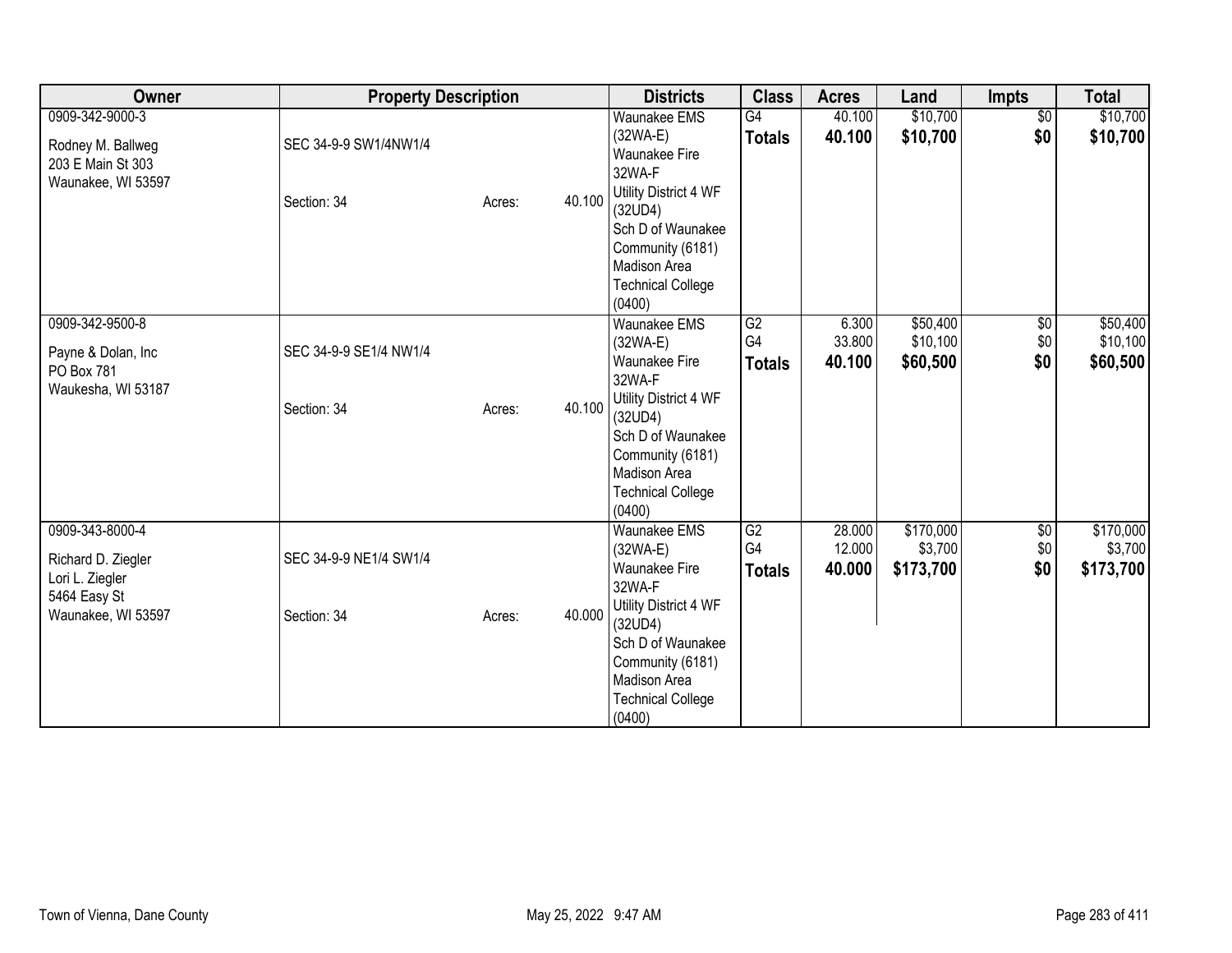| Owner | Property Description | | | Districts | Class | Acres | Land | Impts | Total |
|---|---|---|---|---|---|---|---|---|---|
| 0909-342-9000-3<br><br>Rodney M. Ballweg<br>203 E Main St 303<br>Waunakee, WI 53597 | SEC 34-9-9 SW1/4NW1/4<br><br>Section: 34 | Acres: | 40.100 | Waunakee EMS (32WA-E)<br>Waunakee Fire 32WA-F<br>Utility District 4 WF (32UD4)<br>Sch D of Waunakee Community (6181)<br>Madison Area Technical College (0400) | G4<br>**Totals** | 40.100<br>**40.100** | $10,700<br>**$10,700** | $0<br>**$0** | $10,700<br>**$10,700** |
| 0909-342-9500-8<br><br>Payne & Dolan, Inc<br>PO Box 781<br>Waukesha, WI 53187 | SEC 34-9-9 SE1/4 NW1/4<br><br>Section: 34 | Acres: | 40.100 | Waunakee EMS (32WA-E)<br>Waunakee Fire 32WA-F<br>Utility District 4 WF (32UD4)<br>Sch D of Waunakee Community (6181)<br>Madison Area Technical College (0400) | G2<br>G4<br>**Totals** | 6.300<br>33.800<br>**40.100** | $50,400<br>$10,100<br>**$60,500** | $0<br>$0<br>**$0** | $50,400<br>$10,100<br>**$60,500** |
| 0909-343-8000-4<br><br>Richard D. Ziegler<br>Lori L. Ziegler<br>5464 Easy St<br>Waunakee, WI 53597 | SEC 34-9-9 NE1/4 SW1/4<br><br>Section: 34 | Acres: | 40.000 | Waunakee EMS (32WA-E)<br>Waunakee Fire 32WA-F<br>Utility District 4 WF (32UD4)<br>Sch D of Waunakee Community (6181)<br>Madison Area Technical College (0400) | G2<br>G4<br>**Totals** | 28.000<br>12.000<br>**40.000** | $170,000<br>$3,700<br>**$173,700** | $0<br>$0<br>**$0** | $170,000<br>$3,700<br>**$173,700** |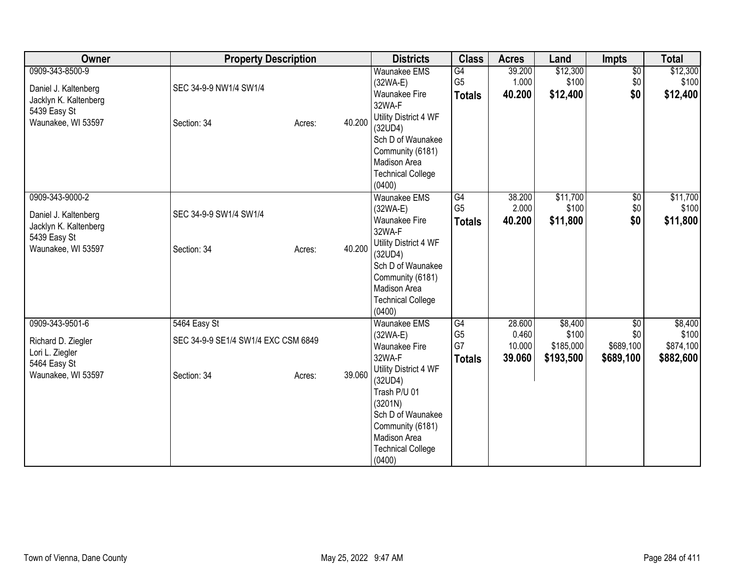| Owner | Property Description | | | Districts | Class | Acres | Land | Impts | Total |
|---|---|---|---|---|---|---|---|---|---|
| 0909-343-8500-9<br>Daniel J. Kaltenberg<br>Jacklyn K. Kaltenberg<br>5439 Easy St<br>Waunakee, WI 53597 | SEC 34-9-9 NW1/4 SW1/4<br>Section: 34 | Acres: | 40.200 | Waunakee EMS (32WA-E)<br>Waunakee Fire 32WA-F<br>Utility District 4 WF (32UD4)<br>Sch D of Waunakee Community (6181)<br>Madison Area Technical College (0400) | G4<br>G5<br>**Totals** | 39.200<br>1.000<br>**40.200** | $12,300<br>$100<br>**$12,400** | $0<br>$0<br>**$0** | $12,300<br>$100<br>**$12,400** |
| 0909-343-9000-2<br>Daniel J. Kaltenberg<br>Jacklyn K. Kaltenberg<br>5439 Easy St<br>Waunakee, WI 53597 | SEC 34-9-9 SW1/4 SW1/4<br>Section: 34 | Acres: | 40.200 | Waunakee EMS (32WA-E)<br>Waunakee Fire 32WA-F<br>Utility District 4 WF (32UD4)<br>Sch D of Waunakee Community (6181)<br>Madison Area Technical College (0400) | G4<br>G5<br>**Totals** | 38.200<br>2.000<br>**40.200** | $11,700<br>$100<br>**$11,800** | $0<br>$0<br>**$0** | $11,700<br>$100<br>**$11,800** |
| 0909-343-9501-6<br>Richard D. Ziegler<br>Lori L. Ziegler<br>5464 Easy St<br>Waunakee, WI 53597 | 5464 Easy St<br>SEC 34-9-9 SE1/4 SW1/4 EXC CSM 6849<br>Section: 34 | Acres: | 39.060 | Waunakee EMS (32WA-E)<br>Waunakee Fire 32WA-F<br>Utility District 4 WF (32UD4)<br>Trash P/U 01 (3201N)<br>Sch D of Waunakee Community (6181)<br>Madison Area Technical College (0400) | G4<br>G5<br>G7<br>**Totals** | 28.600<br>0.460<br>10.000<br>**39.060** | $8,400<br>$100<br>$185,000<br>**$193,500** | $0<br>$0<br>$689,100<br>**$689,100** | $8,400<br>$100<br>$874,100<br>**$882,600** |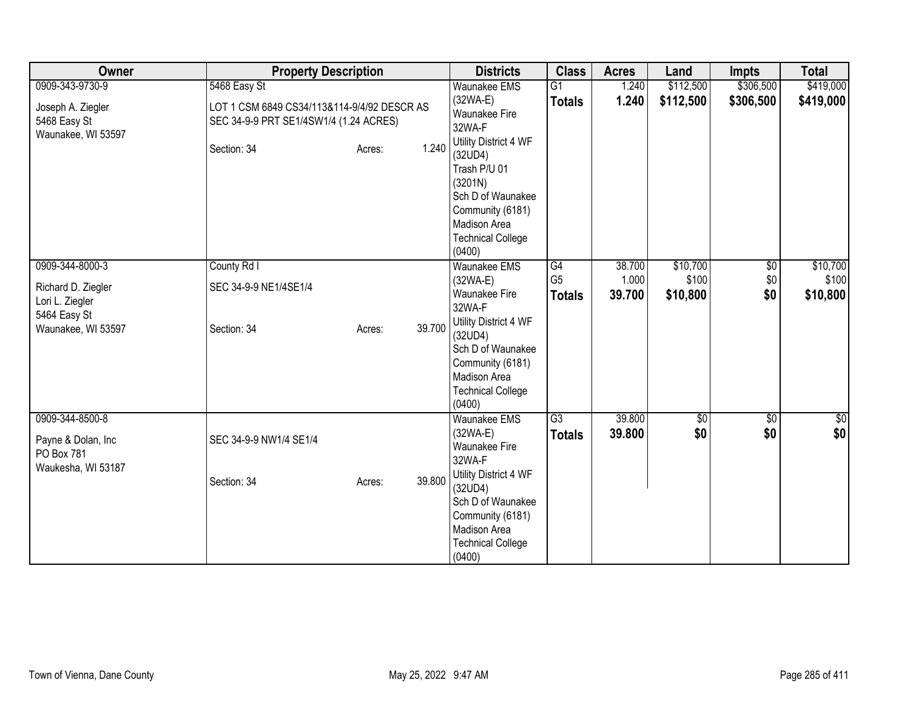| Owner | Property Description | Districts | Class | Acres | Land | Impts | Total |
|---|---|---|---|---|---|---|---|
| 0909-343-9730-9<br><br>Joseph A. Ziegler<br>5468 Easy St<br>Waunakee, WI 53597 | 5468 Easy St<br><br>LOT 1 CSM 6849 CS34/113&114-9/4/92 DESCR AS SEC 34-9-9 PRT SE1/4SW1/4 (1.24 ACRES)<br><br>Section: 34 Acres: 1.240 | Waunakee EMS (32WA-E)<br>Waunakee Fire 32WA-F<br>Utility District 4 WF (32UD4)<br>Trash P/U 01 (3201N)<br>Sch D of Waunakee Community (6181)<br>Madison Area Technical College (0400) | G1<br>**Totals** | 1.240<br>**1.240** | $112,500<br>**$112,500** | $306,500<br>**$306,500** | $419,000<br>**$419,000** |
| 0909-344-8000-3<br><br>Richard D. Ziegler<br>Lori L. Ziegler<br>5464 Easy St<br>Waunakee, WI 53597 | County Rd I<br><br>SEC 34-9-9 NE1/4SE1/4<br><br>Section: 34 Acres: 39.700 | Waunakee EMS (32WA-E)<br>Waunakee Fire 32WA-F<br>Utility District 4 WF (32UD4)<br>Sch D of Waunakee Community (6181)<br>Madison Area Technical College (0400) | G4<br>G5<br>**Totals** | 38.700<br>1.000<br>**39.700** | $10,700<br>$100<br>**$10,800** | $0<br>$0<br>**$0** | $10,700<br>$100<br>**$10,800** |
| 0909-344-8500-8<br><br>Payne & Dolan, Inc<br>PO Box 781<br>Waukesha, WI 53187 | SEC 34-9-9 NW1/4 SE1/4<br><br>Section: 34 Acres: 39.800 | Waunakee EMS (32WA-E)<br>Waunakee Fire 32WA-F<br>Utility District 4 WF (32UD4)<br>Sch D of Waunakee Community (6181)<br>Madison Area Technical College (0400) | G3<br>**Totals** | 39.800<br>**39.800** | $0<br>**$0** | $0<br>**$0** | $0<br>**$0** |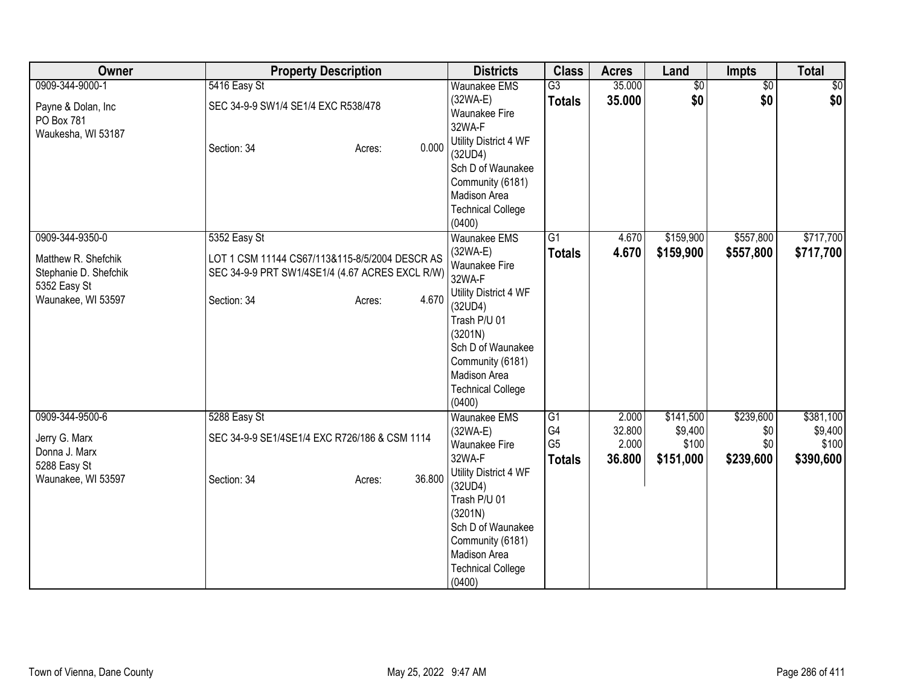| Owner | Property Description | Districts | Class | Acres | Land | Impts | Total |
|---|---|---|---|---|---|---|---|
| 0909-344-9000-1<br><br>Payne & Dolan, Inc<br>PO Box 781<br>Waukesha, WI 53187 | 5416 Easy St<br><br>SEC 34-9-9 SW1/4 SE1/4 EXC R538/478<br><br>Section: 34 Acres: 0.000 | Waunakee EMS (32WA-E)<br>Waunakee Fire 32WA-F<br>Utility District 4 WF (32UD4)<br>Sch D of Waunakee Community (6181)<br>Madison Area Technical College (0400) | G3<br>**Totals** | 35.000<br>**35.000** | $0<br>**$0** | $0<br>**$0** | $0<br>**$0** |
| 0909-344-9350-0<br><br>Matthew R. Shefchik<br>Stephanie D. Shefchik<br>5352 Easy St<br>Waunakee, WI 53597 | 5352 Easy St<br><br>LOT 1 CSM 11144 CS67/113&115-8/5/2004 DESCR AS SEC 34-9-9 PRT SW1/4SE1/4 (4.67 ACRES EXCL R/W)<br><br>Section: 34 Acres: 4.670 | Waunakee EMS (32WA-E)<br>Waunakee Fire 32WA-F<br>Utility District 4 WF (32UD4)<br>Trash P/U 01 (3201N)<br>Sch D of Waunakee Community (6181)<br>Madison Area Technical College (0400) | G1<br>**Totals** | 4.670<br>**4.670** | $159,900<br>**$159,900** | $557,800<br>**$557,800** | $717,700<br>**$717,700** |
| 0909-344-9500-6<br><br>Jerry G. Marx<br>Donna J. Marx<br>5288 Easy St<br>Waunakee, WI 53597 | 5288 Easy St<br><br>SEC 34-9-9 SE1/4SE1/4 EXC R726/186 & CSM 1114<br><br>Section: 34 Acres: 36.800 | Waunakee EMS (32WA-E)<br>Waunakee Fire 32WA-F<br>Utility District 4 WF (32UD4)<br>Trash P/U 01 (3201N)<br>Sch D of Waunakee Community (6181)<br>Madison Area Technical College (0400) | G1<br>G4<br>G5<br>**Totals** | 2.000<br>32.800<br>2.000<br>**36.800** | $141,500<br>$9,400<br>$100<br>**$151,000** | $239,600<br>$0<br>$0<br>**$239,600** | $381,100<br>$9,400<br>$100<br>**$390,600** |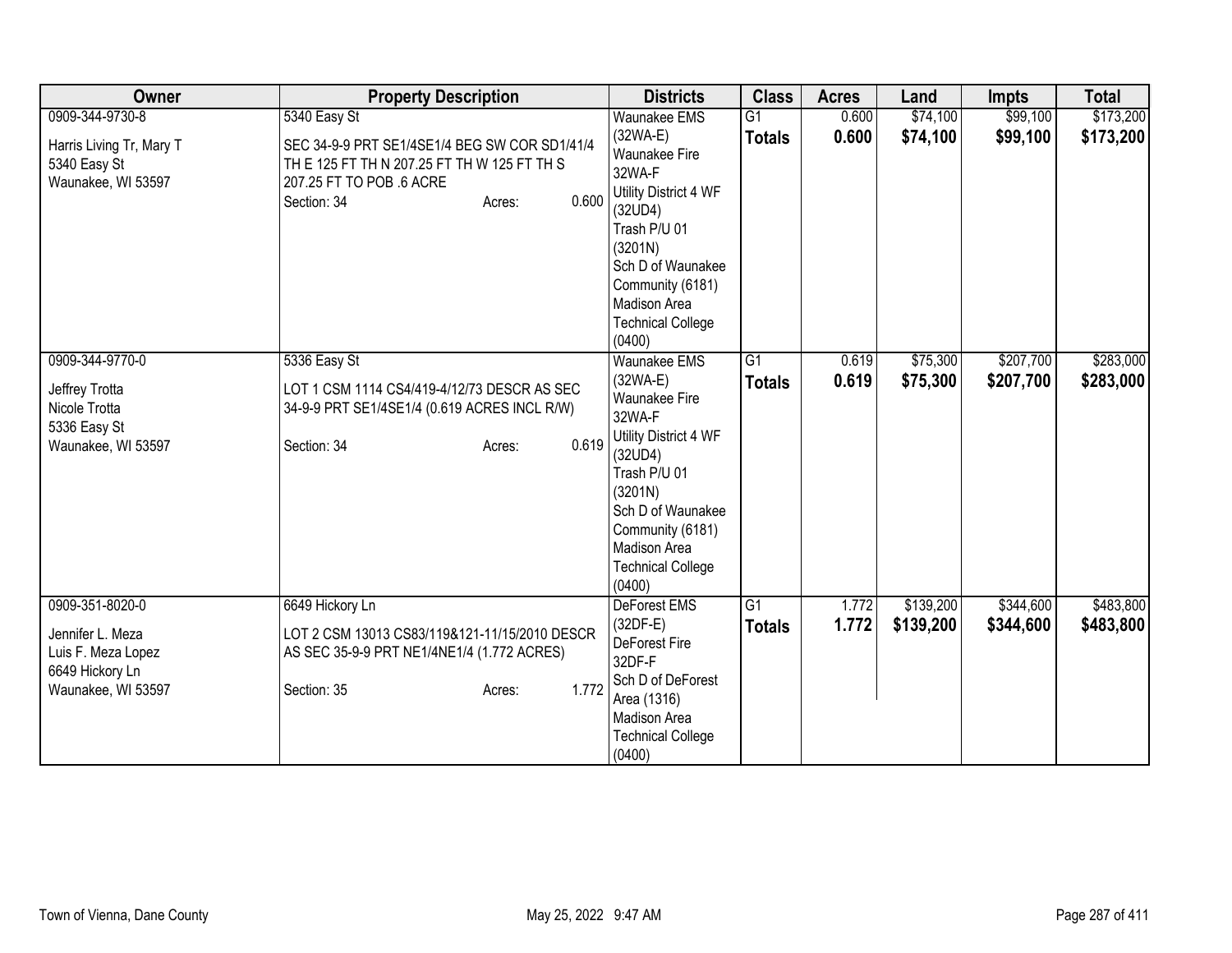| Owner | Property Description | Districts | Class | Acres | Land | Impts | Total |
|---|---|---|---|---|---|---|---|
| 0909-344-9730-8<br><br>Harris Living Tr, Mary T<br>5340 Easy St<br>Waunakee, WI 53597 | 5340 Easy St<br><br>SEC 34-9-9 PRT SE1/4SE1/4 BEG SW COR SD1/41/4 TH E 125 FT TH N 207.25 FT TH W 125 FT TH S 207.25 FT TO POB .6 ACRE<br>Section: 34 Acres: 0.600 | Waunakee EMS (32WA-E)<br>Waunakee Fire 32WA-F<br>Utility District 4 WF (32UD4)<br>Trash P/U 01 (3201N)<br>Sch D of Waunakee Community (6181)<br>Madison Area Technical College (0400) | G1<br>**Totals** | 0.600<br>**0.600** | $74,100<br>**$74,100** | $99,100<br>**$99,100** | $173,200<br>**$173,200** |
| 0909-344-9770-0<br><br>Jeffrey Trotta<br>Nicole Trotta<br>5336 Easy St<br>Waunakee, WI 53597 | 5336 Easy St<br><br>LOT 1 CSM 1114 CS4/419-4/12/73 DESCR AS SEC 34-9-9 PRT SE1/4SE1/4 (0.619 ACRES INCL R/W)<br><br>Section: 34 Acres: 0.619 | Waunakee EMS (32WA-E)<br>Waunakee Fire 32WA-F<br>Utility District 4 WF (32UD4)<br>Trash P/U 01 (3201N)<br>Sch D of Waunakee Community (6181)<br>Madison Area Technical College (0400) | G1<br>**Totals** | 0.619<br>**0.619** | $75,300<br>**$75,300** | $207,700<br>**$207,700** | $283,000<br>**$283,000** |
| 0909-351-8020-0<br><br>Jennifer L. Meza<br>Luis F. Meza Lopez<br>6649 Hickory Ln<br>Waunakee, WI 53597 | 6649 Hickory Ln<br><br>LOT 2 CSM 13013 CS83/119&121-11/15/2010 DESCR AS SEC 35-9-9 PRT NE1/4NE1/4 (1.772 ACRES)<br><br>Section: 35 Acres: 1.772 | DeForest EMS (32DF-E)<br>DeForest Fire 32DF-F<br>Sch D of DeForest Area (1316)<br>Madison Area Technical College (0400) | G1<br>**Totals** | 1.772<br>**1.772** | $139,200<br>**$139,200** | $344,600<br>**$344,600** | $483,800<br>**$483,800** |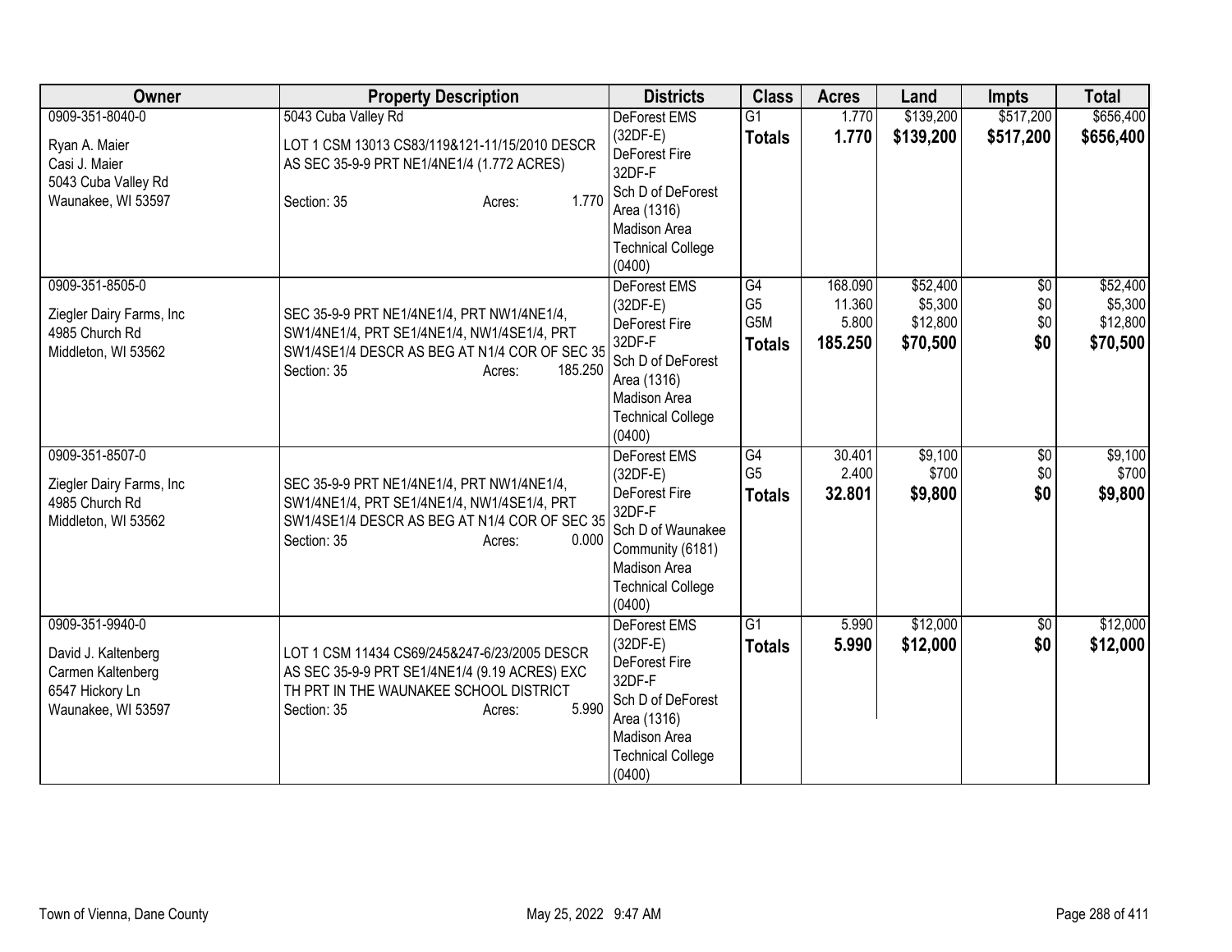| Owner | Property Description | Districts | Class | Acres | Land | Impts | Total |
|---|---|---|---|---|---|---|---|
| 0909-351-8040-0<br><br>Ryan A. Maier<br>Casi J. Maier<br>5043 Cuba Valley Rd<br>Waunakee, WI 53597 | 5043 Cuba Valley Rd<br><br>LOT 1 CSM 13013 CS83/119&121-11/15/2010 DESCR AS SEC 35-9-9 PRT NE1/4NE1/4 (1.772 ACRES)<br><br>Section: 35 Acres: 1.770 | DeForest EMS (32DF-E)<br>DeForest Fire 32DF-F<br>Sch D of DeForest Area (1316)<br>Madison Area Technical College (0400) | G1<br>**Totals** | 1.770<br>**1.770** | $139,200<br>**$139,200** | $517,200<br>**$517,200** | $656,400<br>**$656,400** |
| 0909-351-8505-0<br><br>Ziegler Dairy Farms, Inc<br>4985 Church Rd<br>Middleton, WI 53562 | SEC 35-9-9 PRT NE1/4NE1/4, PRT NW1/4NE1/4, SW1/4NE1/4, PRT SE1/4NE1/4, NW1/4SE1/4, PRT SW1/4SE1/4 DESCR AS BEG AT N1/4 COR OF SEC 35<br><br>Section: 35 Acres: 185.250 | DeForest EMS (32DF-E)<br>DeForest Fire 32DF-F<br>Sch D of DeForest Area (1316)<br>Madison Area Technical College (0400) | G4<br>G5<br>G5M<br>**Totals** | 168.090<br>11.360<br>5.800<br>**185.250** | $52,400<br>$5,300<br>$12,800<br>**$70,500** | $0<br>$0<br>$0<br>**$0** | $52,400<br>$5,300<br>$12,800<br>**$70,500** |
| 0909-351-8507-0<br><br>Ziegler Dairy Farms, Inc<br>4985 Church Rd<br>Middleton, WI 53562 | SEC 35-9-9 PRT NE1/4NE1/4, PRT NW1/4NE1/4, SW1/4NE1/4, PRT SE1/4NE1/4, NW1/4SE1/4, PRT SW1/4SE1/4 DESCR AS BEG AT N1/4 COR OF SEC 35<br><br>Section: 35 Acres: 0.000 | DeForest EMS (32DF-E)<br>DeForest Fire 32DF-F<br>Sch D of Waunakee Community (6181)<br>Madison Area Technical College (0400) | G4<br>G5<br>**Totals** | 30.401<br>2.400<br>**32.801** | $9,100<br>$700<br>**$9,800** | $0<br>$0<br>**$0** | $9,100<br>$700<br>**$9,800** |
| 0909-351-9940-0<br><br>David J. Kaltenberg<br>Carmen Kaltenberg<br>6547 Hickory Ln<br>Waunakee, WI 53597 | LOT 1 CSM 11434 CS69/245&247-6/23/2005 DESCR AS SEC 35-9-9 PRT SE1/4NE1/4 (9.19 ACRES) EXC TH PRT IN THE WAUNAKEE SCHOOL DISTRICT<br><br>Section: 35 Acres: 5.990 | DeForest EMS (32DF-E)<br>DeForest Fire 32DF-F<br>Sch D of DeForest Area (1316)<br>Madison Area Technical College (0400) | G1<br>**Totals** | 5.990<br>**5.990** | $12,000<br>**$12,000** | $0<br>**$0** | $12,000<br>**$12,000** |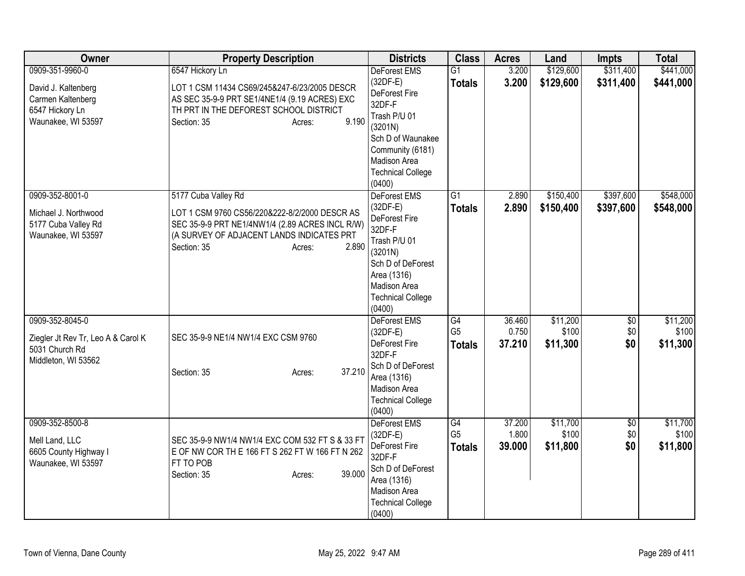| Owner | Property Description | Districts | Class | Acres | Land | Impts | Total |
|---|---|---|---|---|---|---|---|
| 0909-351-9960-0<br><br>David J. Kaltenberg<br>Carmen Kaltenberg<br>6547 Hickory Ln<br>Waunakee, WI 53597 | 6547 Hickory Ln<br><br>LOT 1 CSM 11434 CS69/245&247-6/23/2005 DESCR AS SEC 35-9-9 PRT SE1/4NE1/4 (9.19 ACRES) EXC TH PRT IN THE DEFOREST SCHOOL DISTRICT<br>Section: 35 Acres: 9.190 | DeForest EMS (32DF-E)<br>DeForest Fire 32DF-F<br>Trash P/U 01 (3201N)<br>Sch D of Waunakee Community (6181)<br>Madison Area Technical College (0400) | G1<br>**Totals** | 3.200<br>**3.200** | $129,600<br>**$129,600** | $311,400<br>**$311,400** | $441,000<br>**$441,000** |
| 0909-352-8001-0<br><br>Michael J. Northwood<br>5177 Cuba Valley Rd<br>Waunakee, WI 53597 | 5177 Cuba Valley Rd<br><br>LOT 1 CSM 9760 CS56/220&222-8/2/2000 DESCR AS SEC 35-9-9 PRT NE1/4NW1/4 (2.89 ACRES INCL R/W) (A SURVEY OF ADJACENT LANDS INDICATES PRT<br>Section: 35 Acres: 2.890 | DeForest EMS (32DF-E)<br>DeForest Fire 32DF-F<br>Trash P/U 01 (3201N)<br>Sch D of DeForest Area (1316)<br>Madison Area Technical College (0400) | G1<br>**Totals** | 2.890<br>**2.890** | $150,400<br>**$150,400** | $397,600<br>**$397,600** | $548,000<br>**$548,000** |
| 0909-352-8045-0<br><br>Ziegler Jt Rev Tr, Leo A & Carol K<br>5031 Church Rd<br>Middleton, WI 53562 | SEC 35-9-9 NE1/4 NW1/4 EXC CSM 9760<br><br>Section: 35 Acres: 37.210 | DeForest EMS (32DF-E)<br>DeForest Fire 32DF-F<br>Sch D of DeForest Area (1316)<br>Madison Area Technical College (0400) | G4<br>G5<br>**Totals** | 36.460<br>0.750<br>**37.210** | $11,200<br>$100<br>**$11,300** | $0<br>$0<br>**$0** | $11,200<br>$100<br>**$11,300** |
| 0909-352-8500-8<br><br>Mell Land, LLC<br>6605 County Highway I<br>Waunakee, WI 53597 | SEC 35-9-9 NW1/4 NW1/4 EXC COM 532 FT S & 33 FT E OF NW COR TH E 166 FT S 262 FT W 166 FT N 262 FT TO POB<br>Section: 35 Acres: 39.000 | DeForest EMS (32DF-E)<br>DeForest Fire 32DF-F<br>Sch D of DeForest Area (1316)<br>Madison Area Technical College (0400) | G4<br>G5<br>**Totals** | 37.200<br>1.800<br>**39.000** | $11,700<br>$100<br>**$11,800** | $0<br>$0<br>**$0** | $11,700<br>$100<br>**$11,800** |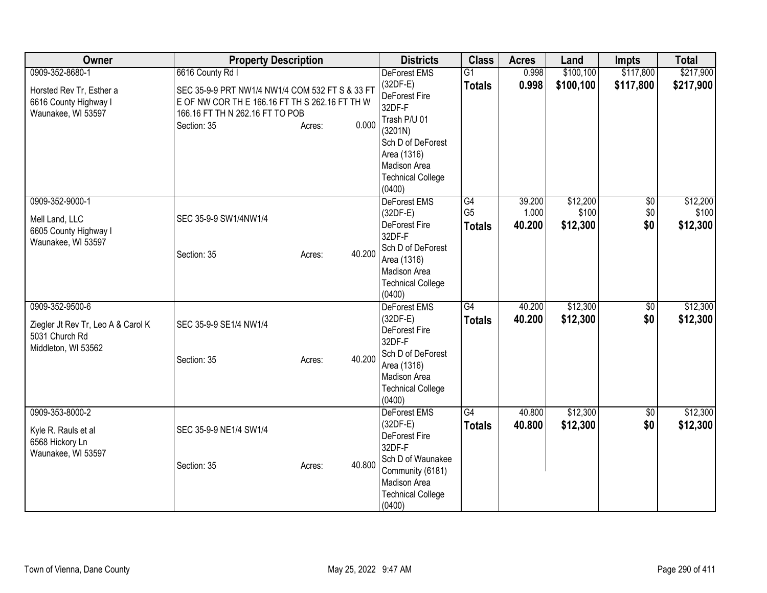| Owner | Property Description | Districts | Class | Acres | Land | Impts | Total |
|---|---|---|---|---|---|---|---|
| 0909-352-8680-1<br><br>Horsted Rev Tr, Esther a<br>6616 County Highway I<br>Waunakee, WI 53597 | 6616 County Rd I<br><br>SEC 35-9-9 PRT NW1/4 NW1/4 COM 532 FT S & 33 FT E OF NW COR TH E 166.16 FT TH S 262.16 FT TH W 166.16 FT TH N 262.16 FT TO POB<br>Section: 35 Acres: 0.000 | DeForest EMS (32DF-E)<br>DeForest Fire 32DF-F<br>Trash P/U 01 (3201N)<br>Sch D of DeForest Area (1316)<br>Madison Area Technical College (0400) | G1<br>**Totals** | 0.998<br>**0.998** | $100,100<br>**$100,100** | $117,800<br>**$117,800** | $217,900<br>**$217,900** |
| 0909-352-9000-1<br><br>Mell Land, LLC<br>6605 County Highway I<br>Waunakee, WI 53597 | SEC 35-9-9 SW1/4NW1/4<br><br>Section: 35 Acres: 40.200 | DeForest EMS (32DF-E)<br>DeForest Fire 32DF-F<br>Sch D of DeForest Area (1316)<br>Madison Area Technical College (0400) | G4<br>G5<br>**Totals** | 39.200<br>1.000<br>**40.200** | $12,200<br>$100<br>**$12,300** | $0<br>$0<br>**$0** | $12,200<br>$100<br>**$12,300** |
| 0909-352-9500-6<br><br>Ziegler Jt Rev Tr, Leo A & Carol K<br>5031 Church Rd<br>Middleton, WI 53562 | SEC 35-9-9 SE1/4 NW1/4<br><br>Section: 35 Acres: 40.200 | DeForest EMS (32DF-E)<br>DeForest Fire 32DF-F<br>Sch D of DeForest Area (1316)<br>Madison Area Technical College (0400) | G4<br>**Totals** | 40.200<br>**40.200** | $12,300<br>**$12,300** | $0<br>**$0** | $12,300<br>**$12,300** |
| 0909-353-8000-2<br><br>Kyle R. Rauls et al<br>6568 Hickory Ln<br>Waunakee, WI 53597 | SEC 35-9-9 NE1/4 SW1/4<br><br>Section: 35 Acres: 40.800 | DeForest EMS (32DF-E)<br>DeForest Fire 32DF-F<br>Sch D of Waunakee Community (6181)<br>Madison Area Technical College (0400) | G4<br>**Totals** | 40.800<br>**40.800** | $12,300<br>**$12,300** | $0<br>**$0** | $12,300<br>**$12,300** |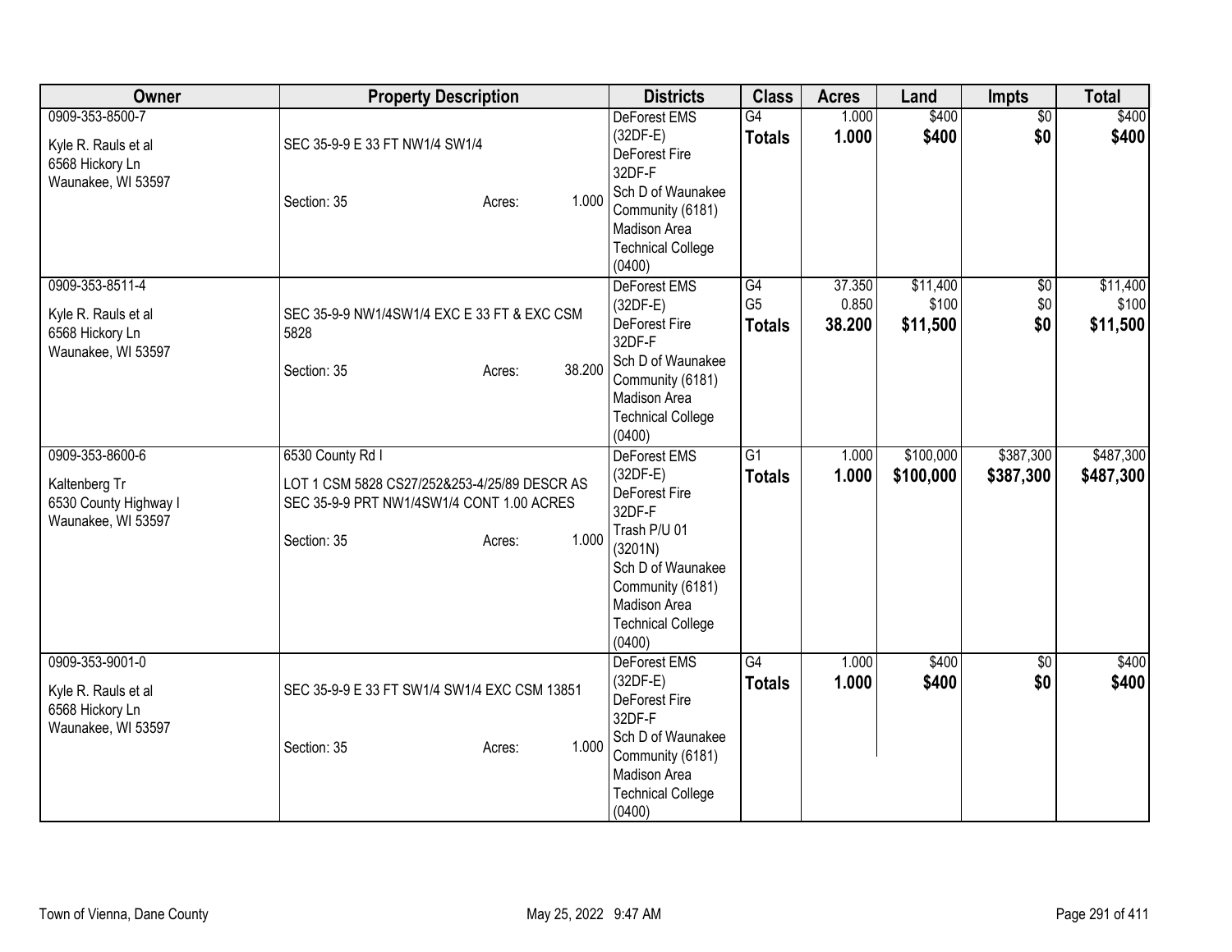| Owner | Property Description | Districts | Class | Acres | Land | Impts | Total |
|---|---|---|---|---|---|---|---|
| 0909-353-8500-7<br><br>Kyle R. Rauls et al<br>6568 Hickory Ln<br>Waunakee, WI 53597 | SEC 35-9-9 E 33 FT NW1/4 SW1/4<br><br>Section: 35 Acres: 1.000 | DeForest EMS (32DF-E)<br>DeForest Fire 32DF-F<br>Sch D of Waunakee Community (6181)<br>Madison Area Technical College (0400) | G4<br>**Totals** | 1.000<br>**1.000** | $400<br>**$400** | $0<br>**$0** | $400<br>**$400** |
| 0909-353-8511-4<br><br>Kyle R. Rauls et al<br>6568 Hickory Ln<br>Waunakee, WI 53597 | SEC 35-9-9 NW1/4SW1/4 EXC E 33 FT & EXC CSM 5828<br><br>Section: 35 Acres: 38.200 | DeForest EMS (32DF-E)<br>DeForest Fire 32DF-F<br>Sch D of Waunakee Community (6181)<br>Madison Area Technical College (0400) | G4<br>G5<br>**Totals** | 37.350<br>0.850<br>**38.200** | $11,400<br>$100<br>**$11,500** | $0<br>$0<br>**$0** | $11,400<br>$100<br>**$11,500** |
| 0909-353-8600-6<br><br>Kaltenberg Tr<br>6530 County Highway I<br>Waunakee, WI 53597 | 6530 County Rd I<br>LOT 1 CSM 5828 CS27/252&253-4/25/89 DESCR AS SEC 35-9-9 PRT NW1/4SW1/4 CONT 1.00 ACRES<br><br>Section: 35 Acres: 1.000 | DeForest EMS (32DF-E)<br>DeForest Fire 32DF-F<br>Trash P/U 01 (3201N)<br>Sch D of Waunakee Community (6181)<br>Madison Area Technical College (0400) | G1<br>**Totals** | 1.000<br>**1.000** | $100,000<br>**$100,000** | $387,300<br>**$387,300** | $487,300<br>**$487,300** |
| 0909-353-9001-0<br><br>Kyle R. Rauls et al<br>6568 Hickory Ln<br>Waunakee, WI 53597 | SEC 35-9-9 E 33 FT SW1/4 SW1/4 EXC CSM 13851<br><br>Section: 35 Acres: 1.000 | DeForest EMS (32DF-E)<br>DeForest Fire 32DF-F<br>Sch D of Waunakee Community (6181)<br>Madison Area Technical College (0400) | G4<br>**Totals** | 1.000<br>**1.000** | $400<br>**$400** | $0<br>**$0** | $400<br>**$400** |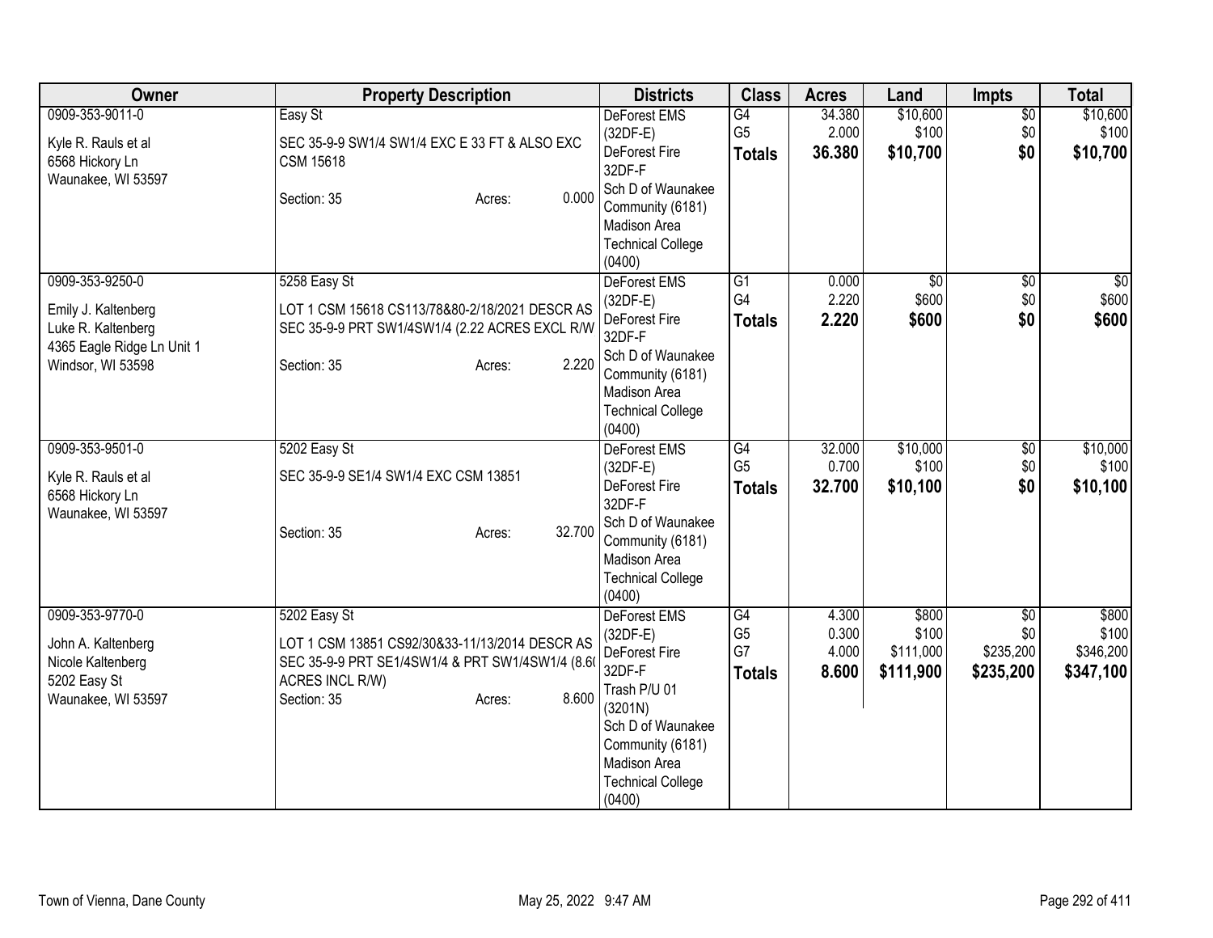| Owner | Property Description | Districts | Class | Acres | Land | Impts | Total |
|---|---|---|---|---|---|---|---|
| 0909-353-9011-0<br>Kyle R. Rauls et al<br>6568 Hickory Ln<br>Waunakee, WI 53597 | Easy St<br>SEC 35-9-9 SW1/4 SW1/4 EXC E 33 FT & ALSO EXC CSM 15618<br>Section: 35 Acres: 0.000 | DeForest EMS (32DF-E)<br>DeForest Fire 32DF-F<br>Sch D of Waunakee Community (6181)<br>Madison Area Technical College (0400) | G4<br>G5<br>**Totals** | 34.380<br>2.000<br>**36.380** | $10,600<br>$100<br>**$10,700** | $0<br>$0<br>**$0** | $10,600<br>$100<br>**$10,700** |
| 0909-353-9250-0<br>Emily J. Kaltenberg<br>Luke R. Kaltenberg<br>4365 Eagle Ridge Ln Unit 1<br>Windsor, WI 53598 | 5258 Easy St<br>LOT 1 CSM 15618 CS113/78&80-2/18/2021 DESCR AS SEC 35-9-9 PRT SW1/4SW1/4 (2.22 ACRES EXCL R/W<br>Section: 35 Acres: 2.220 | DeForest EMS (32DF-E)<br>DeForest Fire 32DF-F<br>Sch D of Waunakee Community (6181)<br>Madison Area Technical College (0400) | G1<br>G4<br>**Totals** | 0.000<br>2.220<br>**2.220** | $0<br>$600<br>**$600** | $0<br>$0<br>**$0** | $0<br>$600<br>**$600** |
| 0909-353-9501-0<br>Kyle R. Rauls et al<br>6568 Hickory Ln<br>Waunakee, WI 53597 | 5202 Easy St<br>SEC 35-9-9 SE1/4 SW1/4 EXC CSM 13851<br>Section: 35 Acres: 32.700 | DeForest EMS (32DF-E)<br>DeForest Fire 32DF-F<br>Sch D of Waunakee Community (6181)<br>Madison Area Technical College (0400) | G4<br>G5<br>**Totals** | 32.000<br>0.700<br>**32.700** | $10,000<br>$100<br>**$10,100** | $0<br>$0<br>**$0** | $10,000<br>$100<br>**$10,100** |
| 0909-353-9770-0<br>John A. Kaltenberg<br>Nicole Kaltenberg<br>5202 Easy St<br>Waunakee, WI 53597 | 5202 Easy St<br>LOT 1 CSM 13851 CS92/30&33-11/13/2014 DESCR AS SEC 35-9-9 PRT SE1/4SW1/4 & PRT SW1/4SW1/4 (8.60 ACRES INCL R/W)<br>Section: 35 Acres: 8.600 | DeForest EMS (32DF-E)<br>DeForest Fire 32DF-F<br>Trash P/U 01 (3201N)<br>Sch D of Waunakee Community (6181)<br>Madison Area Technical College (0400) | G4<br>G5<br>G7<br>**Totals** | 4.300<br>0.300<br>4.000<br>**8.600** | $800<br>$100<br>$111,000<br>**$111,900** | $0<br>$0<br>$235,200<br>**$235,200** | $800<br>$100<br>$346,200<br>**$347,100** |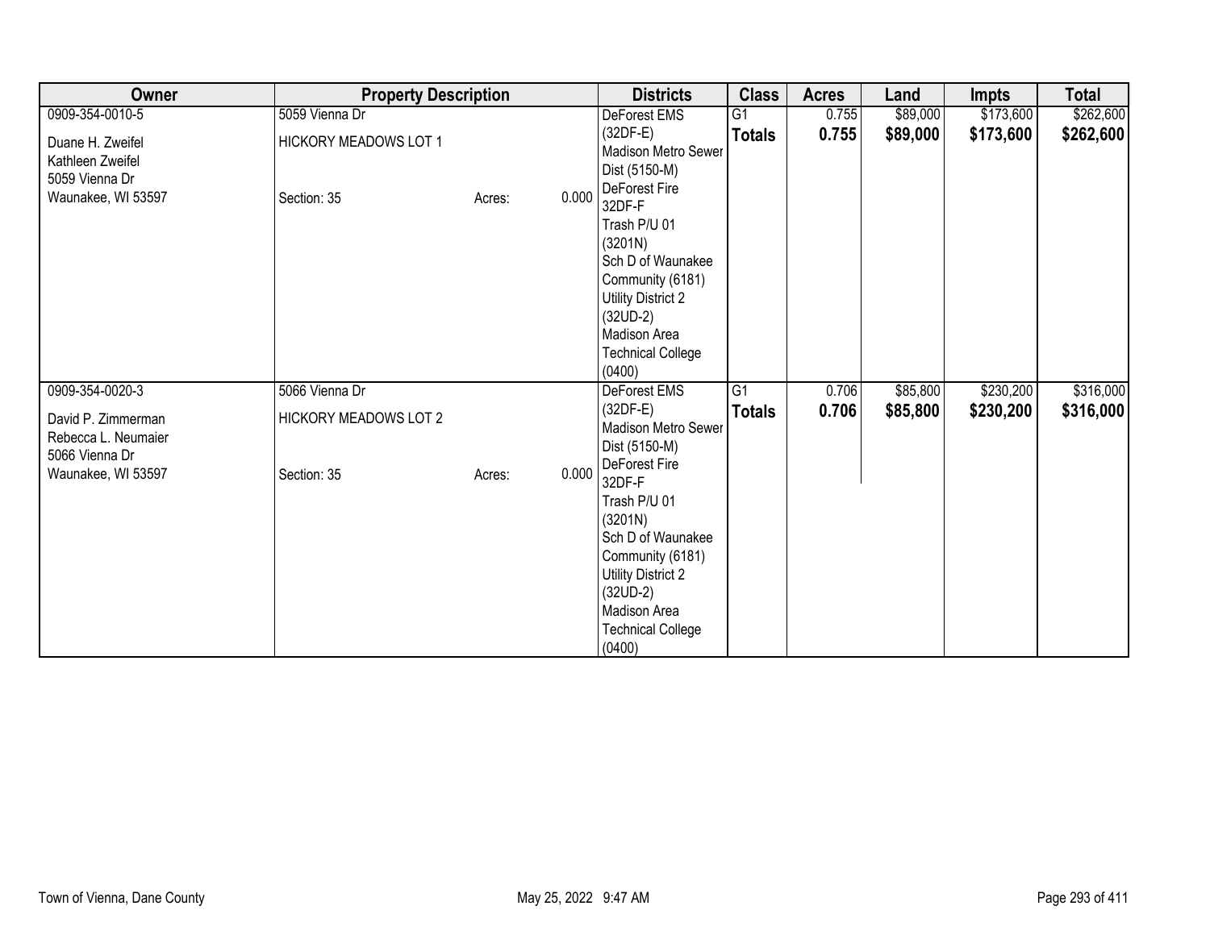| Owner | Property Description | Districts | Class | Acres | Land | Impts | Total |
|---|---|---|---|---|---|---|---|
| 0909-354-0010-5<br><br>Duane H. Zweifel<br>Kathleen Zweifel<br>5059 Vienna Dr<br>Waunakee, WI 53597 | 5059 Vienna Dr<br><br>HICKORY MEADOWS LOT 1<br><br>Section: 35 Acres: 0.000 | DeForest EMS (32DF-E)<br>Madison Metro Sewer Dist (5150-M)<br>DeForest Fire 32DF-F<br>Trash P/U 01 (3201N)<br>Sch D of Waunakee Community (6181)<br>Utility District 2 (32UD-2)<br>Madison Area Technical College (0400) | G1<br>**Totals** | 0.755<br>**0.755** | $89,000<br>**$89,000** | $173,600<br>**$173,600** | $262,600<br>**$262,600** |
| 0909-354-0020-3<br><br>David P. Zimmerman<br>Rebecca L. Neumaier<br>5066 Vienna Dr<br>Waunakee, WI 53597 | 5066 Vienna Dr<br><br>HICKORY MEADOWS LOT 2<br><br>Section: 35 Acres: 0.000 | DeForest EMS (32DF-E)<br>Madison Metro Sewer Dist (5150-M)<br>DeForest Fire 32DF-F<br>Trash P/U 01 (3201N)<br>Sch D of Waunakee Community (6181)<br>Utility District 2 (32UD-2)<br>Madison Area Technical College (0400) | G1<br>**Totals** | 0.706<br>**0.706** | $85,800<br>**$85,800** | $230,200<br>**$230,200** | $316,000<br>**$316,000** |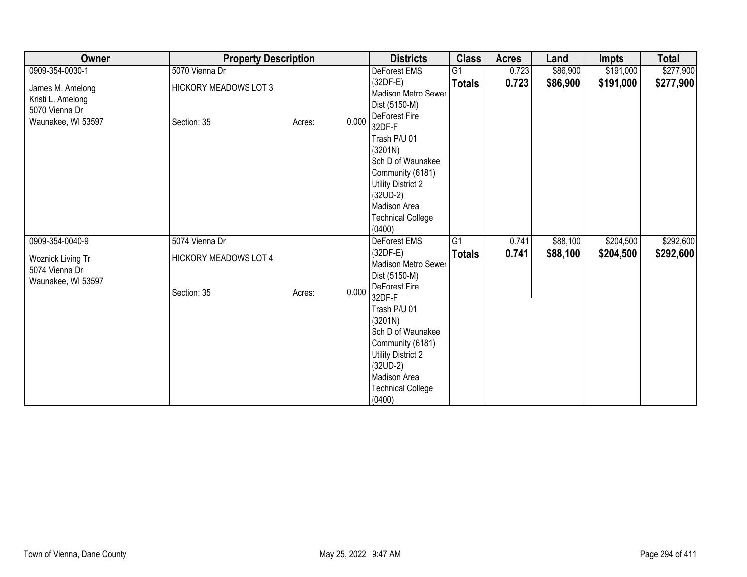| Owner | Property Description | | | Districts | Class | Acres | Land | Impts | Total |
|---|---|---|---|---|---|---|---|---|---|
| 0909-354-0030-1<br><br>James M. Amelong<br>Kristi L. Amelong<br>5070 Vienna Dr<br>Waunakee, WI 53597 | 5070 Vienna Dr<br><br>HICKORY MEADOWS LOT 3<br><br>Section: 35 | Acres: | 0.000 | DeForest EMS (32DF-E)<br>Madison Metro Sewer Dist (5150-M)<br>DeForest Fire 32DF-F<br>Trash P/U 01 (3201N)<br>Sch D of Waunakee Community (6181)<br>Utility District 2 (32UD-2)<br>Madison Area Technical College (0400) | G1<br>**Totals** | 0.723<br>**0.723** | $86,900<br>**$86,900** | $191,000<br>**$191,000** | $277,900<br>**$277,900** |
| 0909-354-0040-9<br><br>Woznick Living Tr<br>5074 Vienna Dr<br>Waunakee, WI 53597 | 5074 Vienna Dr<br><br>HICKORY MEADOWS LOT 4<br><br>Section: 35 | Acres: | 0.000 | DeForest EMS (32DF-E)<br>Madison Metro Sewer Dist (5150-M)<br>DeForest Fire 32DF-F<br>Trash P/U 01 (3201N)<br>Sch D of Waunakee Community (6181)<br>Utility District 2 (32UD-2)<br>Madison Area Technical College (0400) | G1<br>**Totals** | 0.741<br>**0.741** | $88,100<br>**$88,100** | $204,500<br>**$204,500** | $292,600<br>**$292,600** |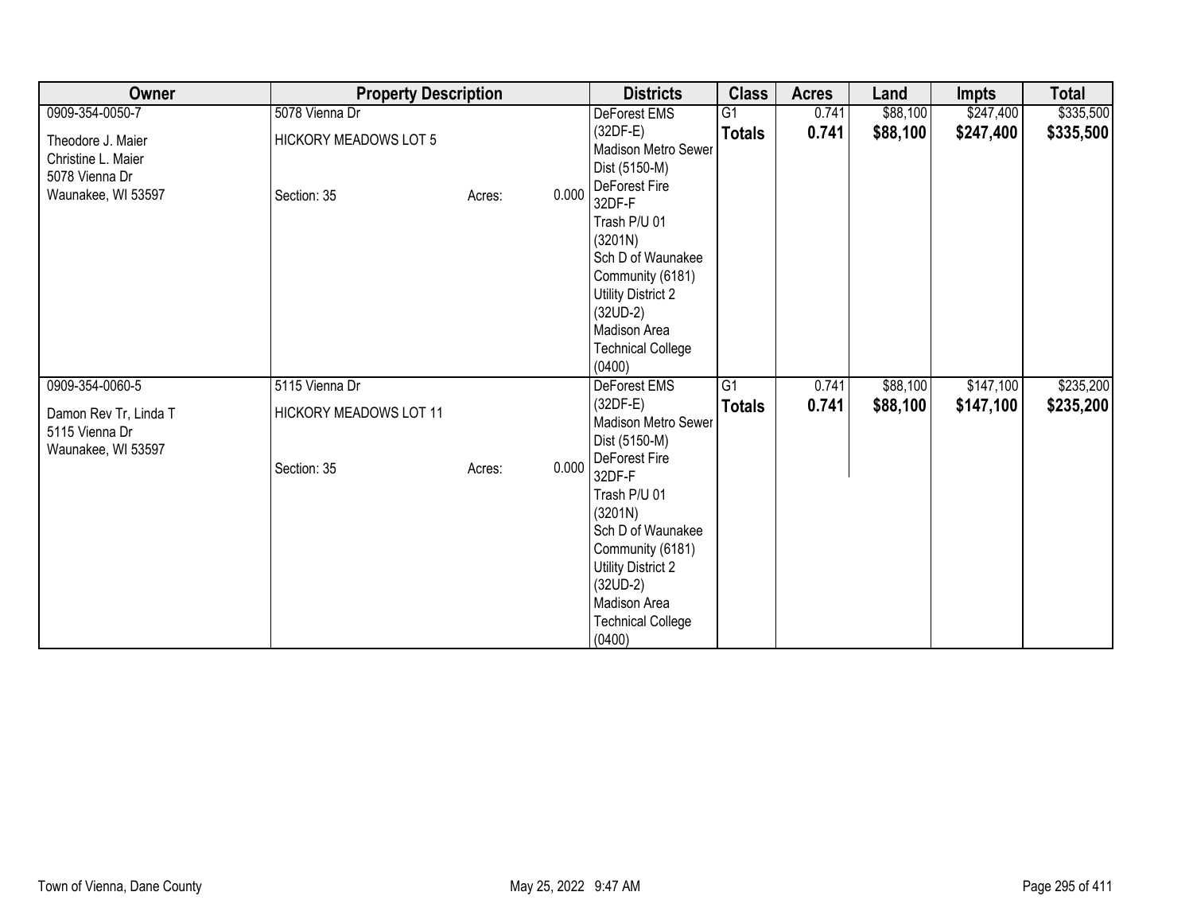| Owner | Property Description | | | Districts | Class | Acres | Land | Impts | Total |
|---|---|---|---|---|---|---|---|---|---|
| 0909-354-0050-7 | 5078 Vienna Dr | | | DeForest EMS (32DF-E) | G1 | 0.741 | $88,100 | $247,400 | $335,500 |
| Theodore J. Maier<br>Christine L. Maier<br>5078 Vienna Dr<br>Waunakee, WI 53597 | HICKORY MEADOWS LOT 5 | | | Madison Metro Sewer Dist (5150-M) | **Totals** | **0.741** | **$88,100** | **$247,400** | **$335,500** |
| | Section: 35 | Acres: | 0.000 | DeForest Fire 32DF-F<br>Trash P/U 01 (3201N)<br>Sch D of Waunakee Community (6181)<br>Utility District 2 (32UD-2)<br>Madison Area Technical College (0400) | | | | | |
| 0909-354-0060-5 | 5115 Vienna Dr | | | DeForest EMS (32DF-E) | G1 | 0.741 | $88,100 | $147,100 | $235,200 |
| Damon Rev Tr, Linda T<br>5115 Vienna Dr<br>Waunakee, WI 53597 | HICKORY MEADOWS LOT 11 | | | Madison Metro Sewer Dist (5150-M) | **Totals** | **0.741** | **$88,100** | **$147,100** | **$235,200** |
| | Section: 35 | Acres: | 0.000 | DeForest Fire 32DF-F<br>Trash P/U 01 (3201N)<br>Sch D of Waunakee Community (6181)<br>Utility District 2 (32UD-2)<br>Madison Area Technical College (0400) | | | | | |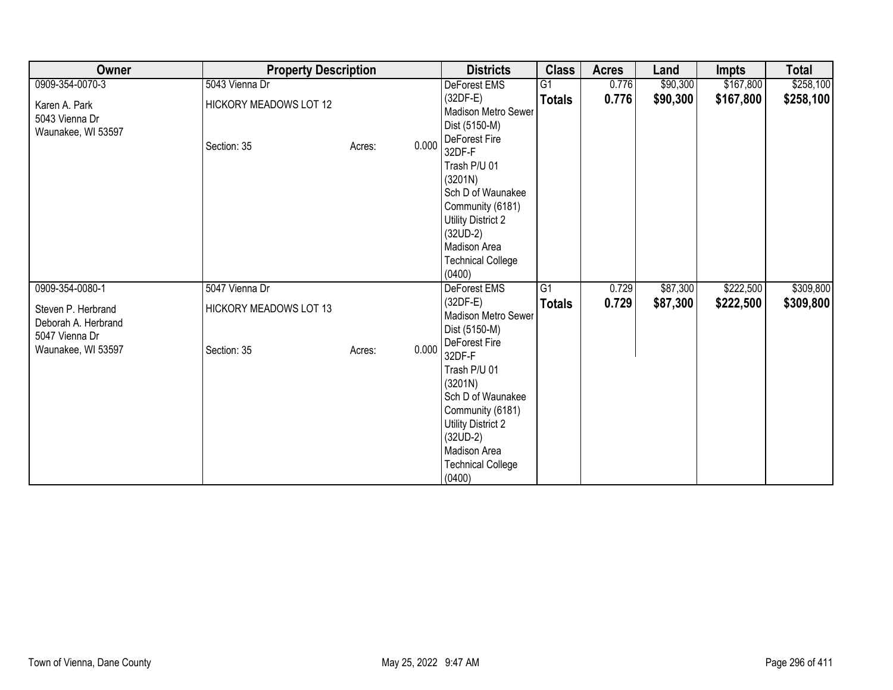| Owner | Property Description | Districts | Class | Acres | Land | Impts | Total |
|---|---|---|---|---|---|---|---|
| 0909-354-0070-3<br>Karen A. Park<br>5043 Vienna Dr<br>Waunakee, WI 53597 | 5043 Vienna Dr<br>HICKORY MEADOWS LOT 12<br>Section: 35 Acres: 0.000 | DeForest EMS (32DF-E)<br>Madison Metro Sewer Dist (5150-M)<br>DeForest Fire 32DF-F<br>Trash P/U 01 (3201N)<br>Sch D of Waunakee Community (6181)<br>Utility District 2 (32UD-2)<br>Madison Area Technical College (0400) | G1<br>**Totals** | 0.776<br>**0.776** | $90,300<br>**$90,300** | $167,800<br>**$167,800** | $258,100<br>**$258,100** |
| 0909-354-0080-1<br>Steven P. Herbrand<br>Deborah A. Herbrand<br>5047 Vienna Dr<br>Waunakee, WI 53597 | 5047 Vienna Dr<br>HICKORY MEADOWS LOT 13<br>Section: 35 Acres: 0.000 | DeForest EMS (32DF-E)<br>Madison Metro Sewer Dist (5150-M)<br>DeForest Fire 32DF-F<br>Trash P/U 01 (3201N)<br>Sch D of Waunakee Community (6181)<br>Utility District 2 (32UD-2)<br>Madison Area Technical College (0400) | G1<br>**Totals** | 0.729<br>**0.729** | $87,300<br>**$87,300** | $222,500<br>**$222,500** | $309,800<br>**$309,800** |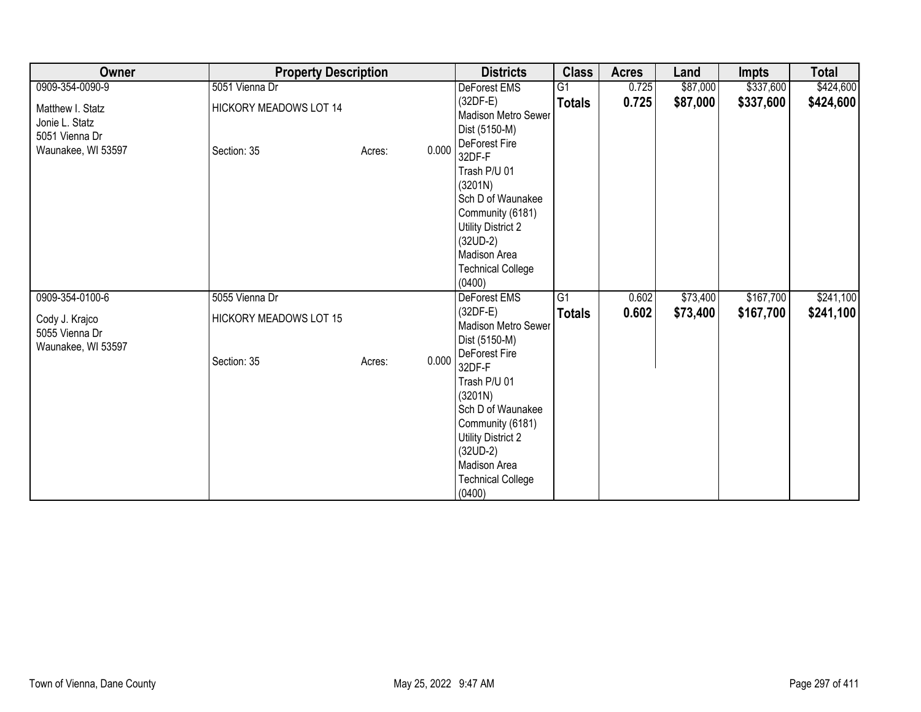| Owner | Property Description | | | Districts | Class | Acres | Land | Impts | Total |
|---|---|---|---|---|---|---|---|---|---|
| 0909-354-0090-9<br><br>Matthew I. Statz<br>Jonie L. Statz<br>5051 Vienna Dr<br>Waunakee, WI 53597 | 5051 Vienna Dr<br><br>HICKORY MEADOWS LOT 14<br><br>Section: 35 | Acres: | 0.000 | DeForest EMS (32DF-E)<br>Madison Metro Sewer Dist (5150-M)<br>DeForest Fire 32DF-F<br>Trash P/U 01 (3201N)<br>Sch D of Waunakee Community (6181)<br>Utility District 2 (32UD-2)<br>Madison Area Technical College (0400) | G1<br>**Totals** | 0.725<br>**0.725** | $87,000<br>**$87,000** | $337,600<br>**$337,600** | $424,600<br>**$424,600** |
| 0909-354-0100-6<br><br>Cody J. Krajco<br>5055 Vienna Dr<br>Waunakee, WI 53597 | 5055 Vienna Dr<br><br>HICKORY MEADOWS LOT 15<br><br>Section: 35 | Acres: | 0.000 | DeForest EMS (32DF-E)<br>Madison Metro Sewer Dist (5150-M)<br>DeForest Fire 32DF-F<br>Trash P/U 01 (3201N)<br>Sch D of Waunakee Community (6181)<br>Utility District 2 (32UD-2)<br>Madison Area Technical College (0400) | G1<br>**Totals** | 0.602<br>**0.602** | $73,400<br>**$73,400** | $167,700<br>**$167,700** | $241,100<br>**$241,100** |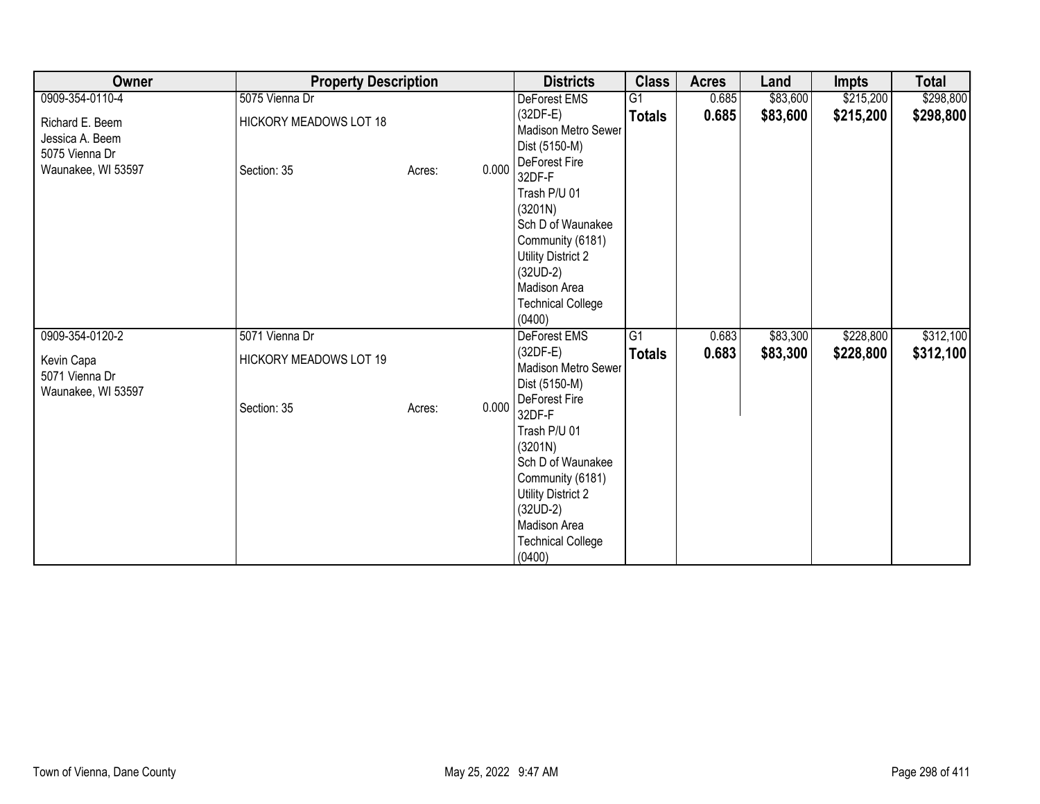| Owner | Property Description | Districts | Class | Acres | Land | Impts | Total |
|---|---|---|---|---|---|---|---|
| 0909-354-0110-4<br><br>Richard E. Beem<br>Jessica A. Beem<br>5075 Vienna Dr<br>Waunakee, WI 53597 | 5075 Vienna Dr<br><br>HICKORY MEADOWS LOT 18<br><br>Section: 35 Acres: 0.000 | DeForest EMS (32DF-E)<br>Madison Metro Sewer Dist (5150-M)<br>DeForest Fire 32DF-F<br>Trash P/U 01 (3201N)<br>Sch D of Waunakee Community (6181)<br>Utility District 2 (32UD-2)<br>Madison Area Technical College (0400) | G1<br>**Totals** | 0.685<br>**0.685** | $83,600<br>**$83,600** | $215,200<br>**$215,200** | $298,800<br>**$298,800** |
| 0909-354-0120-2<br><br>Kevin Capa<br>5071 Vienna Dr<br>Waunakee, WI 53597 | 5071 Vienna Dr<br><br>HICKORY MEADOWS LOT 19<br><br>Section: 35 Acres: 0.000 | DeForest EMS (32DF-E)<br>Madison Metro Sewer Dist (5150-M)<br>DeForest Fire 32DF-F<br>Trash P/U 01 (3201N)<br>Sch D of Waunakee Community (6181)<br>Utility District 2 (32UD-2)<br>Madison Area Technical College (0400) | G1<br>**Totals** | 0.683<br>**0.683** | $83,300<br>**$83,300** | $228,800<br>**$228,800** | $312,100<br>**$312,100** |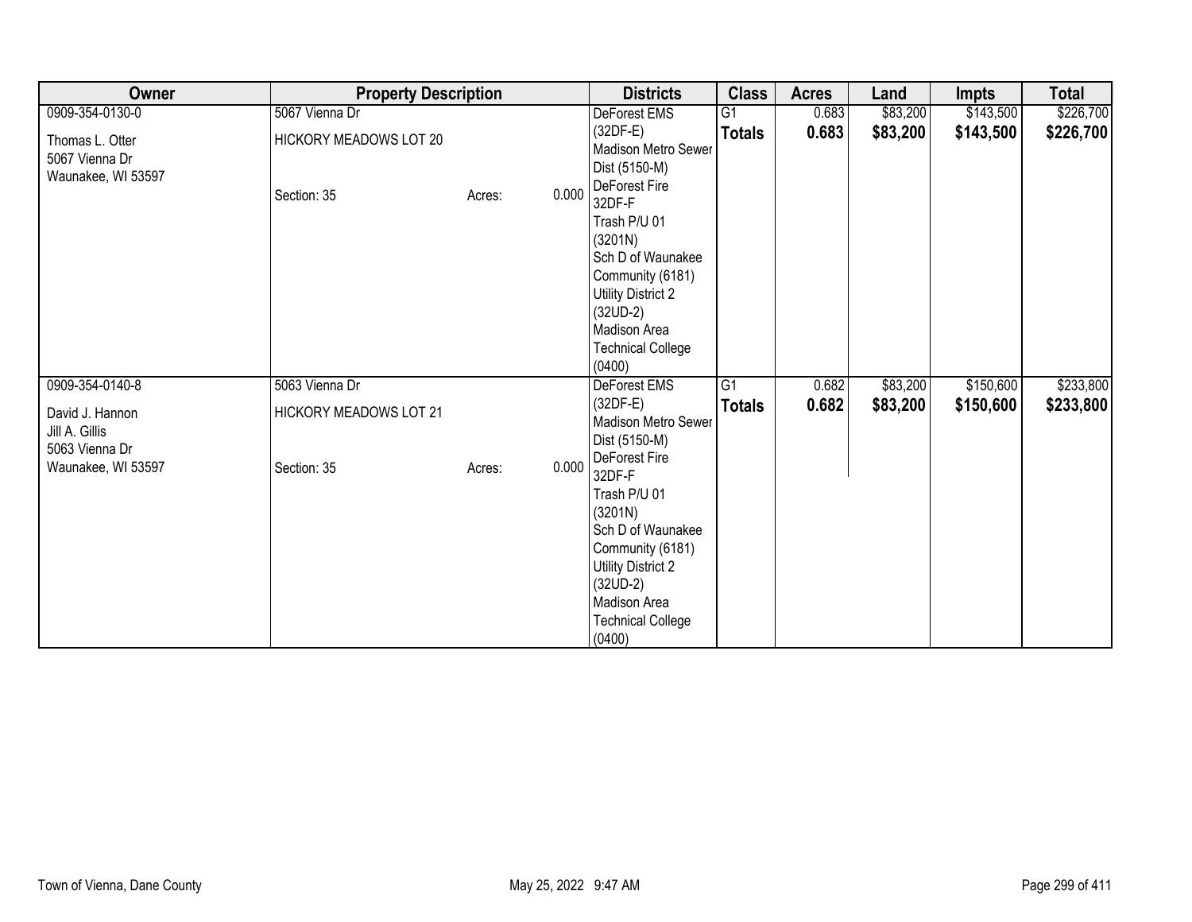| Owner | Property Description | | | Districts | Class | Acres | Land | Impts | Total |
|---|---|---|---|---|---|---|---|---|---|
| 0909-354-0130-0<br><br>Thomas L. Otter<br>5067 Vienna Dr<br>Waunakee, WI 53597 | 5067 Vienna Dr<br><br>HICKORY MEADOWS LOT 20<br><br>Section: 35 | Acres: | 0.000 | DeForest EMS (32DF-E)<br>Madison Metro Sewer Dist (5150-M)<br>DeForest Fire 32DF-F<br>Trash P/U 01 (3201N)<br>Sch D of Waunakee Community (6181)<br>Utility District 2 (32UD-2)<br>Madison Area Technical College (0400) | G1<br>**Totals** | 0.683<br>**0.683** | $83,200<br>**$83,200** | $143,500<br>**$143,500** | $226,700<br>**$226,700** |
| 0909-354-0140-8<br><br>David J. Hannon<br>Jill A. Gillis<br>5063 Vienna Dr<br>Waunakee, WI 53597 | 5063 Vienna Dr<br><br>HICKORY MEADOWS LOT 21<br><br>Section: 35 | Acres: | 0.000 | DeForest EMS (32DF-E)<br>Madison Metro Sewer Dist (5150-M)<br>DeForest Fire 32DF-F<br>Trash P/U 01 (3201N)<br>Sch D of Waunakee Community (6181)<br>Utility District 2 (32UD-2)<br>Madison Area Technical College (0400) | G1<br>**Totals** | 0.682<br>**0.682** | $83,200<br>**$83,200** | $150,600<br>**$150,600** | $233,800<br>**$233,800** |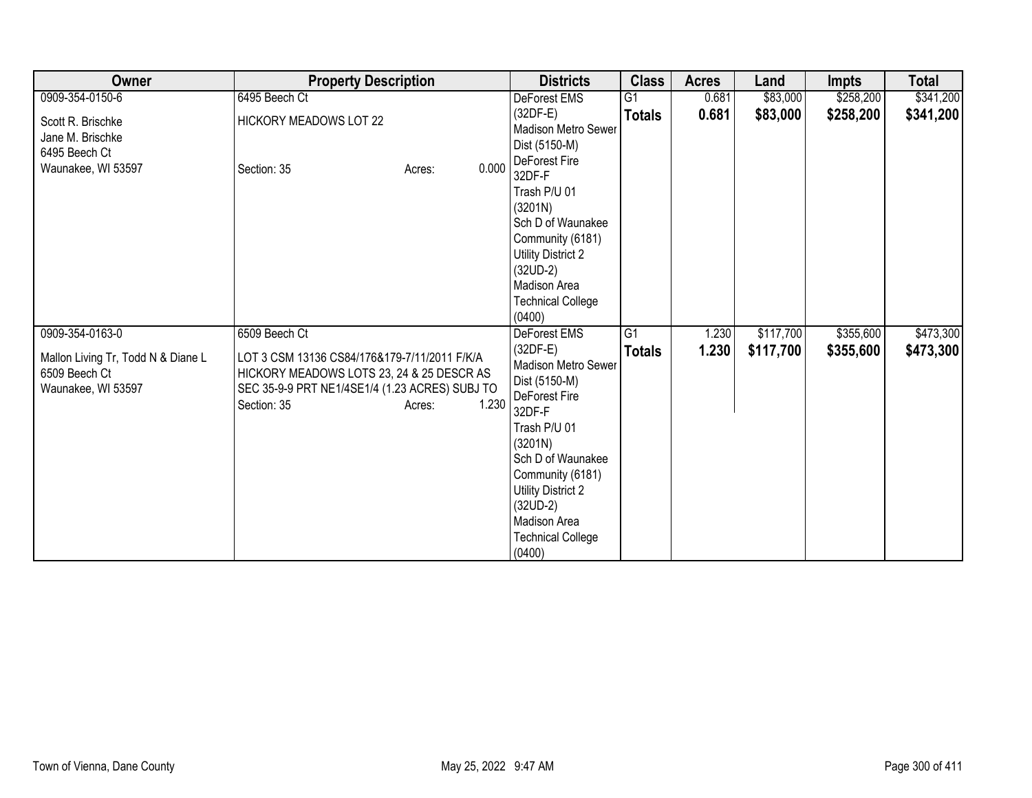| Owner | Property Description | Districts | Class | Acres | Land | Impts | Total |
|---|---|---|---|---|---|---|---|
| 0909-354-0150-6<br>Scott R. Brischke<br>Jane M. Brischke<br>6495 Beech Ct<br>Waunakee, WI 53597 | 6495 Beech Ct<br>HICKORY MEADOWS LOT 22<br>Section: 35 Acres: 0.000 | DeForest EMS (32DF-E)<br>Madison Metro Sewer Dist (5150-M)<br>DeForest Fire 32DF-F<br>Trash P/U 01 (3201N)<br>Sch D of Waunakee Community (6181)<br>Utility District 2 (32UD-2)<br>Madison Area Technical College (0400) | G1<br>**Totals** | 0.681<br>**0.681** | $83,000<br>**$83,000** | $258,200<br>**$258,200** | $341,200<br>**$341,200** |
| 0909-354-0163-0<br>Mallon Living Tr, Todd N & Diane L<br>6509 Beech Ct<br>Waunakee, WI 53597 | 6509 Beech Ct<br>LOT 3 CSM 13136 CS84/176&179-7/11/2011 F/K/A HICKORY MEADOWS LOTS 23, 24 & 25 DESCR AS SEC 35-9-9 PRT NE1/4SE1/4 (1.23 ACRES) SUBJ TO<br>Section: 35 Acres: 1.230 | DeForest EMS (32DF-E)<br>Madison Metro Sewer Dist (5150-M)<br>DeForest Fire 32DF-F<br>Trash P/U 01 (3201N)<br>Sch D of Waunakee Community (6181)<br>Utility District 2 (32UD-2)<br>Madison Area Technical College (0400) | G1<br>**Totals** | 1.230<br>**1.230** | $117,700<br>**$117,700** | $355,600<br>**$355,600** | $473,300<br>**$473,300** |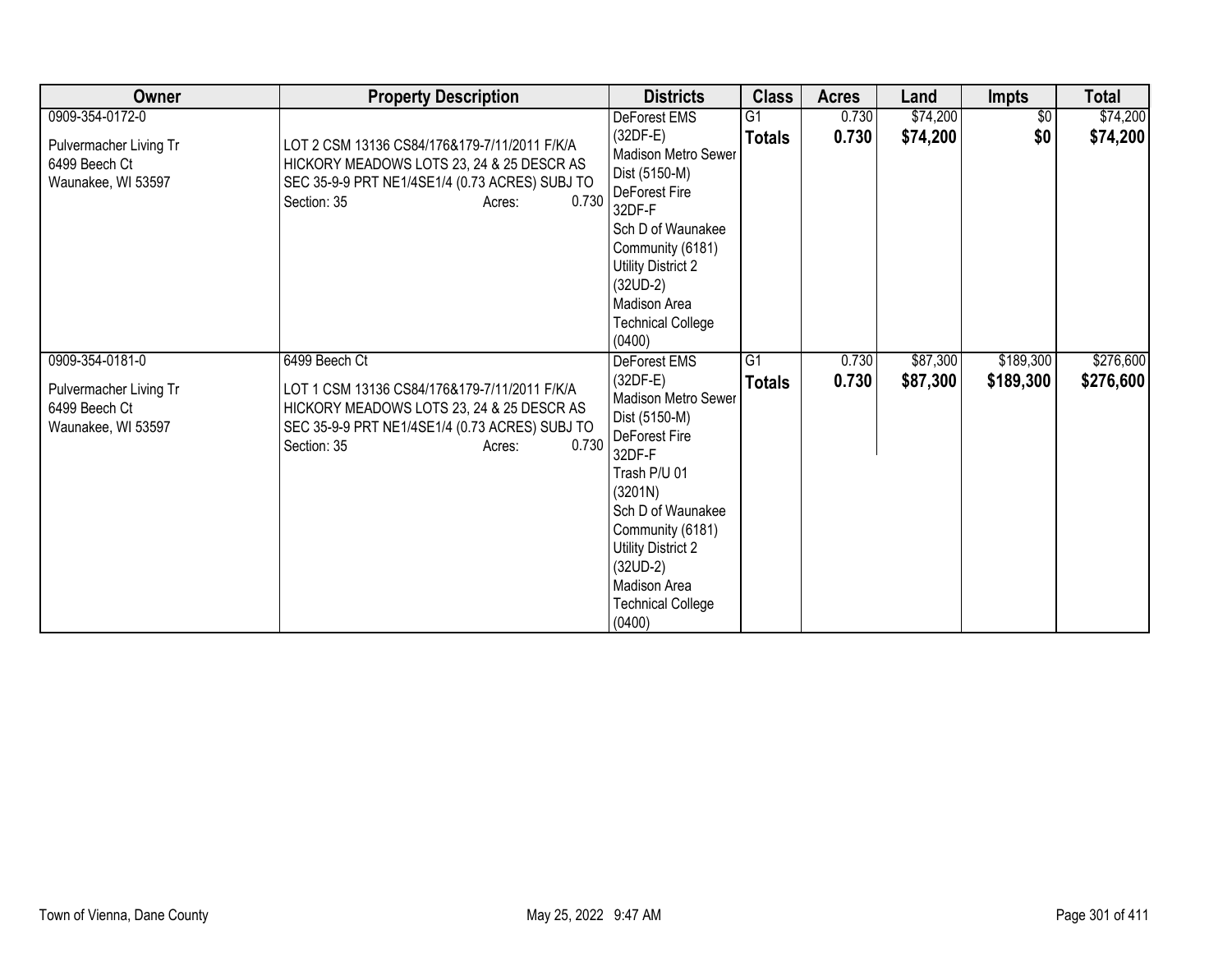| Owner | Property Description | Districts | Class | Acres | Land | Impts | Total |
|---|---|---|---|---|---|---|---|
| 0909-354-0172-0<br><br>Pulvermacher Living Tr<br>6499 Beech Ct<br>Waunakee, WI 53597 | LOT 2 CSM 13136 CS84/176&179-7/11/2011 F/K/A HICKORY MEADOWS LOTS 23, 24 & 25 DESCR AS SEC 35-9-9 PRT NE1/4SE1/4 (0.73 ACRES) SUBJ TO<br>Section: 35 Acres: 0.730 | DeForest EMS (32DF-E)<br>Madison Metro Sewer Dist (5150-M)<br>DeForest Fire 32DF-F<br>Sch D of Waunakee Community (6181)<br>Utility District 2 (32UD-2)<br>Madison Area Technical College (0400) | G1<br>**Totals** | 0.730<br>**0.730** | $74,200<br>**$74,200** | $0<br>**$0** | $74,200<br>**$74,200** |
| 0909-354-0181-0<br><br>Pulvermacher Living Tr<br>6499 Beech Ct<br>Waunakee, WI 53597 | 6499 Beech Ct<br><br>LOT 1 CSM 13136 CS84/176&179-7/11/2011 F/K/A HICKORY MEADOWS LOTS 23, 24 & 25 DESCR AS SEC 35-9-9 PRT NE1/4SE1/4 (0.73 ACRES) SUBJ TO<br>Section: 35 Acres: 0.730 | DeForest EMS (32DF-E)<br>Madison Metro Sewer Dist (5150-M)<br>DeForest Fire 32DF-F<br>Trash P/U 01 (3201N)<br>Sch D of Waunakee Community (6181)<br>Utility District 2 (32UD-2)<br>Madison Area Technical College (0400) | G1<br>**Totals** | 0.730<br>**0.730** | $87,300<br>**$87,300** | $189,300<br>**$189,300** | $276,600<br>**$276,600** |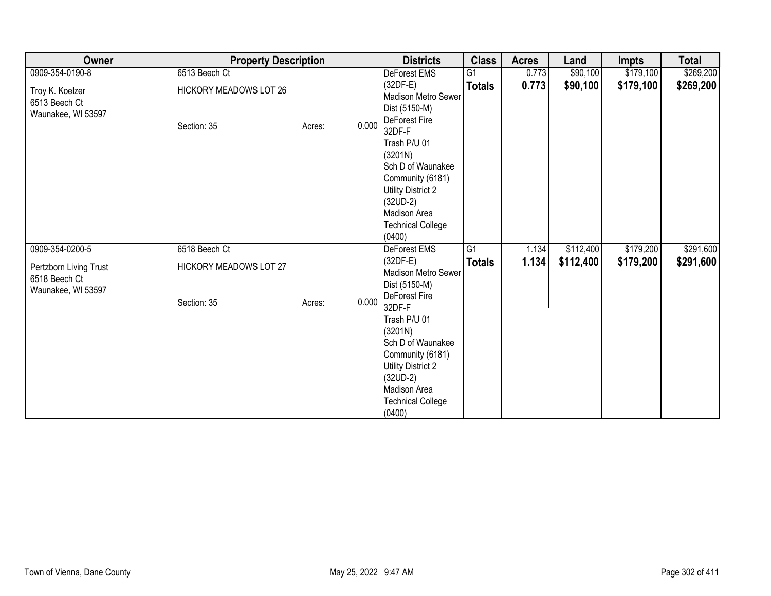| Owner | Property Description | | | Districts | Class | Acres | Land | Impts | Total |
|---|---|---|---|---|---|---|---|---|---|
| 0909-354-0190-8<br>Troy K. Koelzer<br>6513 Beech Ct<br>Waunakee, WI 53597 | 6513 Beech Ct<br>HICKORY MEADOWS LOT 26<br>Section: 35 | Acres: | 0.000 | DeForest EMS (32DF-E)<br>Madison Metro Sewer Dist (5150-M)<br>DeForest Fire 32DF-F<br>Trash P/U 01 (3201N)<br>Sch D of Waunakee Community (6181)<br>Utility District 2 (32UD-2)<br>Madison Area Technical College (0400) | G1 | 0.773 | $90,100 | $179,100 | $269,200 |
| | | | | | **Totals** | **0.773** | **$90,100** | **$179,100** | **$269,200** |
| 0909-354-0200-5<br>Pertzborn Living Trust<br>6518 Beech Ct<br>Waunakee, WI 53597 | 6518 Beech Ct<br>HICKORY MEADOWS LOT 27<br>Section: 35 | Acres: | 0.000 | DeForest EMS (32DF-E)<br>Madison Metro Sewer Dist (5150-M)<br>DeForest Fire 32DF-F<br>Trash P/U 01 (3201N)<br>Sch D of Waunakee Community (6181)<br>Utility District 2 (32UD-2)<br>Madison Area Technical College (0400) | G1 | 1.134 | $112,400 | $179,200 | $291,600 |
| | | | | | **Totals** | **1.134** | **$112,400** | **$179,200** | **$291,600** |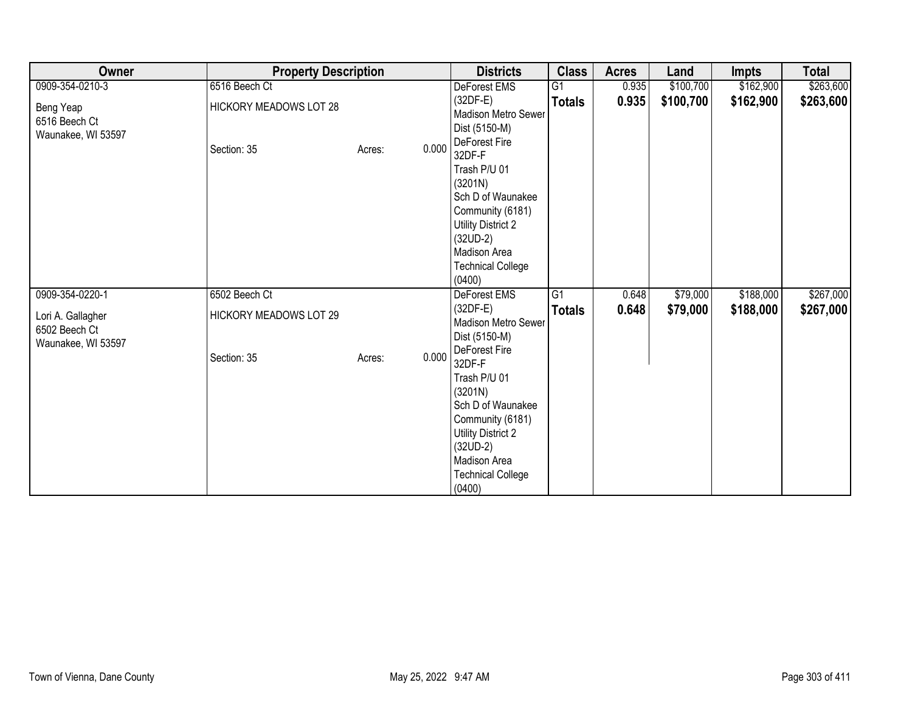| Owner | Property Description | | | Districts | Class | Acres | Land | Impts | Total |
|---|---|---|---|---|---|---|---|---|---|
| 0909-354-0210-3<br>Beng Yeap<br>6516 Beech Ct<br>Waunakee, WI 53597 | 6516 Beech Ct<br>HICKORY MEADOWS LOT 28<br><br>Section: 35 | Acres: | 0.000 | DeForest EMS (32DF-E)<br>Madison Metro Sewer Dist (5150-M)<br>DeForest Fire 32DF-F<br>Trash P/U 01 (3201N)<br>Sch D of Waunakee Community (6181)<br>Utility District 2 (32UD-2)<br>Madison Area Technical College (0400) | G1<br>**Totals** | 0.935<br>**0.935** | $100,700<br>**$100,700** | $162,900<br>**$162,900** | $263,600<br>**$263,600** |
| 0909-354-0220-1<br>Lori A. Gallagher<br>6502 Beech Ct<br>Waunakee, WI 53597 | 6502 Beech Ct<br>HICKORY MEADOWS LOT 29<br><br>Section: 35 | Acres: | 0.000 | DeForest EMS (32DF-E)<br>Madison Metro Sewer Dist (5150-M)<br>DeForest Fire 32DF-F<br>Trash P/U 01 (3201N)<br>Sch D of Waunakee Community (6181)<br>Utility District 2 (32UD-2)<br>Madison Area Technical College (0400) | G1<br>**Totals** | 0.648<br>**0.648** | $79,000<br>**$79,000** | $188,000<br>**$188,000** | $267,000<br>**$267,000** |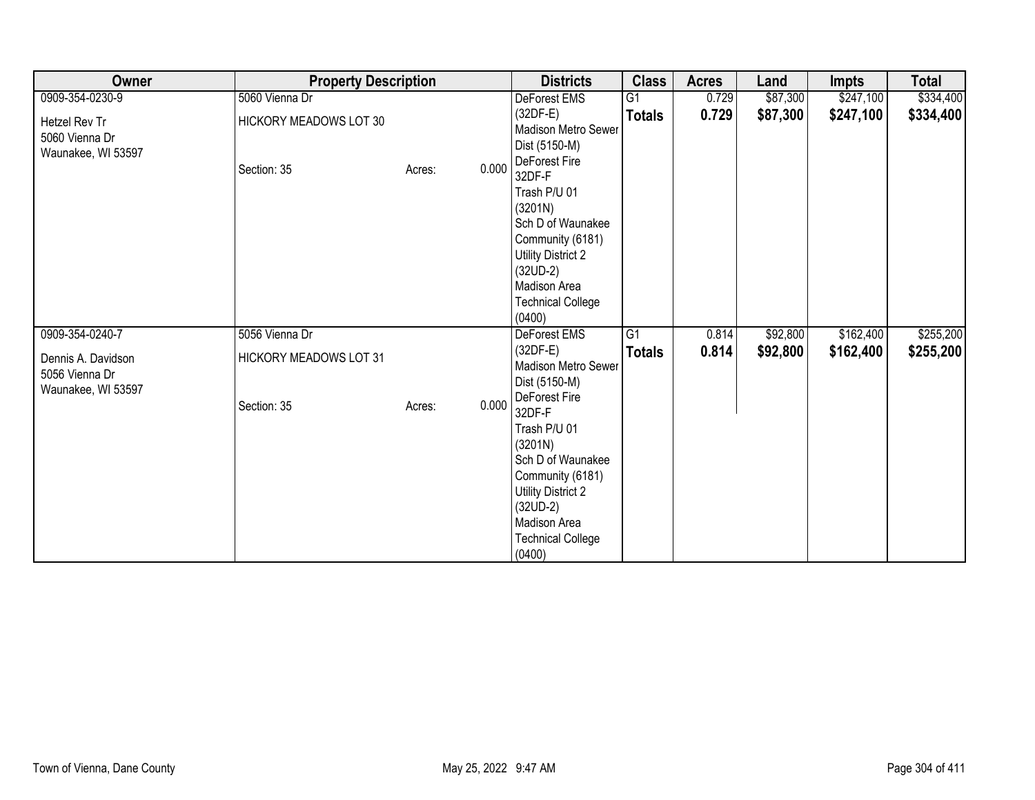| Owner | Property Description | Districts | Class | Acres | Land | Impts | Total |
|---|---|---|---|---|---|---|---|
| 0909-354-0230-9<br><br>Hetzel Rev Tr<br>5060 Vienna Dr<br>Waunakee, WI 53597 | 5060 Vienna Dr<br><br>HICKORY MEADOWS LOT 30<br><br>Section: 35 Acres: 0.000 | DeForest EMS (32DF-E)<br>Madison Metro Sewer Dist (5150-M)<br>DeForest Fire 32DF-F<br>Trash P/U 01 (3201N)<br>Sch D of Waunakee Community (6181)<br>Utility District 2 (32UD-2)<br>Madison Area Technical College (0400) | G1<br>**Totals** | 0.729<br>**0.729** | $87,300<br>**$87,300** | $247,100<br>**$247,100** | $334,400<br>**$334,400** |
| 0909-354-0240-7<br><br>Dennis A. Davidson<br>5056 Vienna Dr<br>Waunakee, WI 53597 | 5056 Vienna Dr<br><br>HICKORY MEADOWS LOT 31<br><br>Section: 35 Acres: 0.000 | DeForest EMS (32DF-E)<br>Madison Metro Sewer Dist (5150-M)<br>DeForest Fire 32DF-F<br>Trash P/U 01 (3201N)<br>Sch D of Waunakee Community (6181)<br>Utility District 2 (32UD-2)<br>Madison Area Technical College (0400) | G1<br>**Totals** | 0.814<br>**0.814** | $92,800<br>**$92,800** | $162,400<br>**$162,400** | $255,200<br>**$255,200** |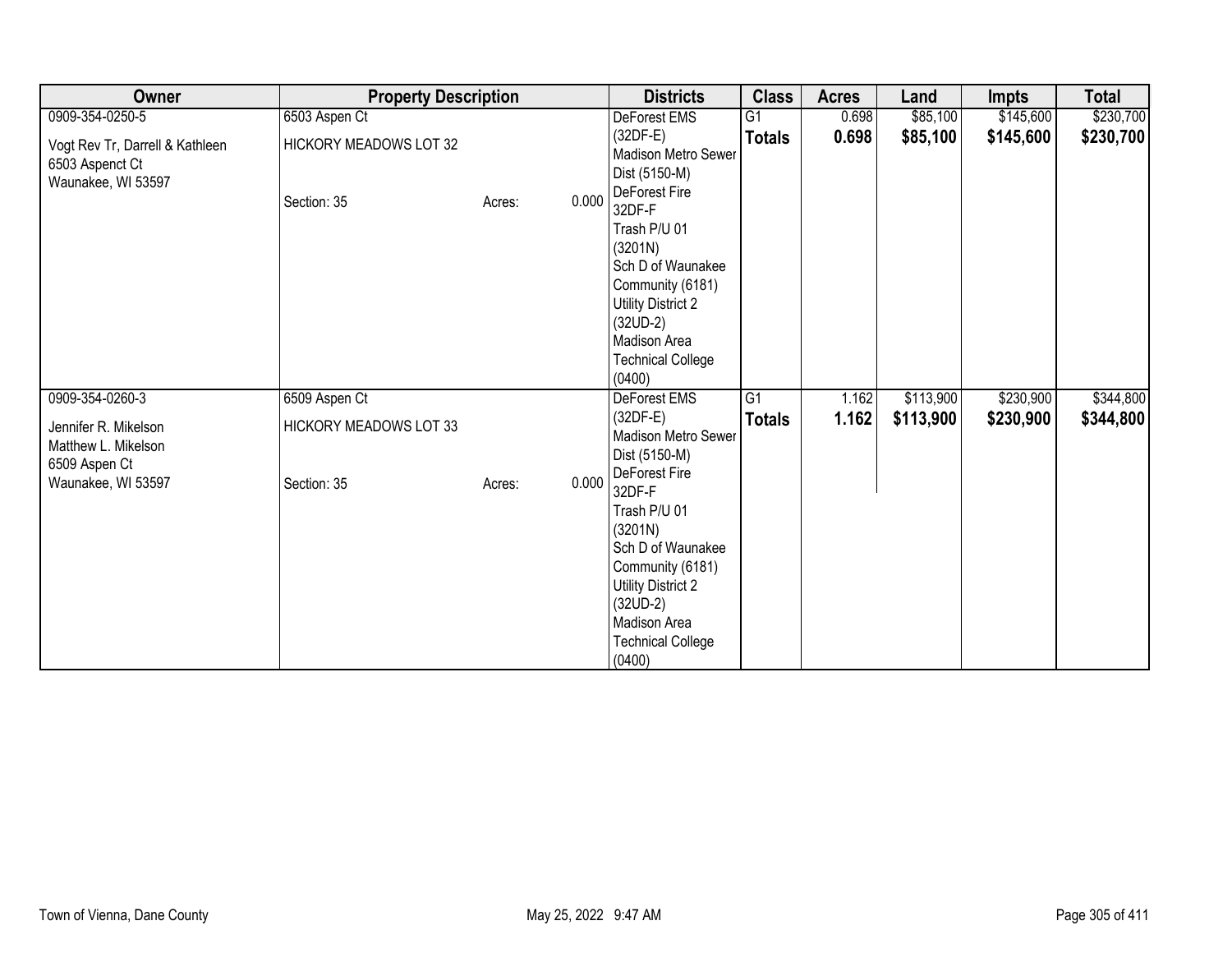| Owner | Property Description | | | Districts | Class | Acres | Land | Impts | Total |
|---|---|---|---|---|---|---|---|---|---|
| 0909-354-0250-5<br>Vogt Rev Tr, Darrell & Kathleen<br>6503 Aspenct Ct<br>Waunakee, WI 53597 | 6503 Aspen Ct<br>HICKORY MEADOWS LOT 32<br>Section: 35 | Acres: | 0.000 | DeForest EMS (32DF-E)<br>Madison Metro Sewer Dist (5150-M)<br>DeForest Fire 32DF-F<br>Trash P/U 01 (3201N)<br>Sch D of Waunakee Community (6181)<br>Utility District 2 (32UD-2)<br>Madison Area Technical College (0400) | G1<br>**Totals** | 0.698<br>**0.698** | $85,100<br>**$85,100** | $145,600<br>**$145,600** | $230,700<br>**$230,700** |
| 0909-354-0260-3<br>Jennifer R. Mikelson<br>Matthew L. Mikelson<br>6509 Aspen Ct<br>Waunakee, WI 53597 | 6509 Aspen Ct<br>HICKORY MEADOWS LOT 33<br>Section: 35 | Acres: | 0.000 | DeForest EMS (32DF-E)<br>Madison Metro Sewer Dist (5150-M)<br>DeForest Fire 32DF-F<br>Trash P/U 01 (3201N)<br>Sch D of Waunakee Community (6181)<br>Utility District 2 (32UD-2)<br>Madison Area Technical College (0400) | G1<br>**Totals** | 1.162<br>**1.162** | $113,900<br>**$113,900** | $230,900<br>**$230,900** | $344,800<br>**$344,800** |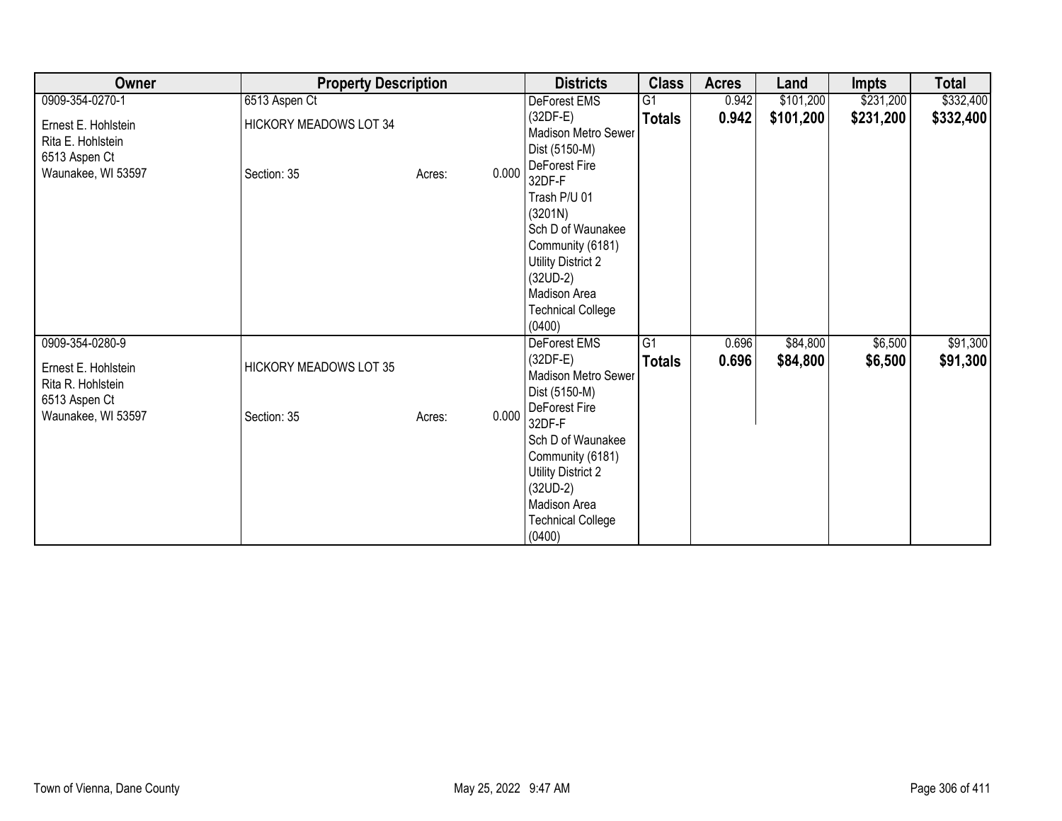| Owner | Property Description | | | Districts | Class | Acres | Land | Impts | Total |
|---|---|---|---|---|---|---|---|---|---|
| 0909-354-0270-1<br>Ernest E. Hohlstein<br>Rita E. Hohlstein<br>6513 Aspen Ct<br>Waunakee, WI 53597 | 6513 Aspen Ct<br>HICKORY MEADOWS LOT 34<br>Section: 35 | Acres: | 0.000 | DeForest EMS (32DF-E)<br>Madison Metro Sewer Dist (5150-M)<br>DeForest Fire 32DF-F<br>Trash P/U 01 (3201N)<br>Sch D of Waunakee Community (6181)<br>Utility District 2 (32UD-2)<br>Madison Area Technical College (0400) | G1 | 0.942 | $101,200 | $231,200 | $332,400 |
| | | | | | **Totals** | **0.942** | **$101,200** | **$231,200** | **$332,400** |
| 0909-354-0280-9<br>Ernest E. Hohlstein<br>Rita R. Hohlstein<br>6513 Aspen Ct<br>Waunakee, WI 53597 | HICKORY MEADOWS LOT 35<br>Section: 35 | Acres: | 0.000 | DeForest EMS (32DF-E)<br>Madison Metro Sewer Dist (5150-M)<br>DeForest Fire 32DF-F<br>Sch D of Waunakee Community (6181)<br>Utility District 2 (32UD-2)<br>Madison Area Technical College (0400) | G1 | 0.696 | $84,800 | $6,500 | $91,300 |
| | | | | | **Totals** | **0.696** | **$84,800** | **$6,500** | **$91,300** |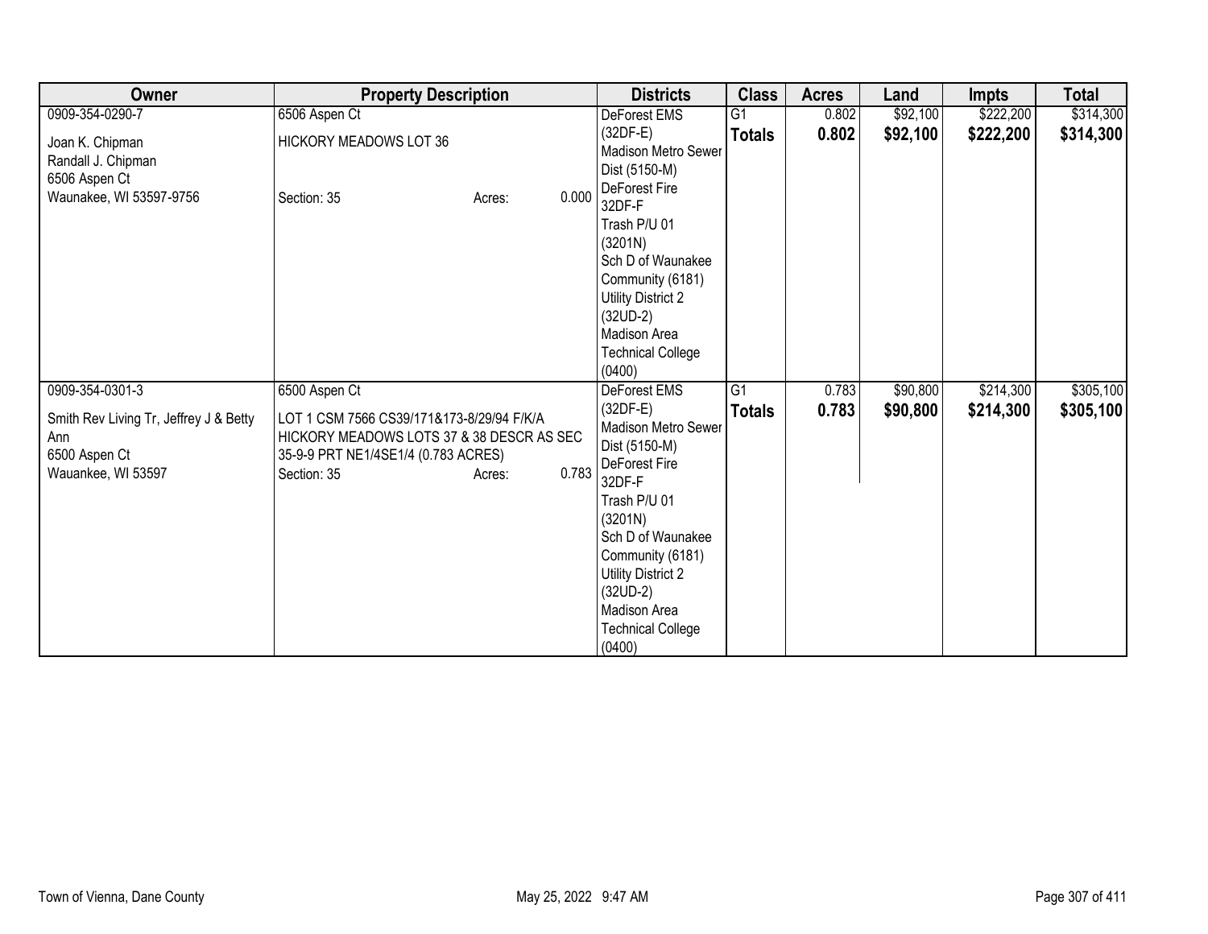| Owner | Property Description | Districts | Class | Acres | Land | Impts | Total |
|---|---|---|---|---|---|---|---|
| 0909-354-0290-7<br><br>Joan K. Chipman<br>Randall J. Chipman<br>6506 Aspen Ct<br>Waunakee, WI 53597-9756 | 6506 Aspen Ct<br><br>HICKORY MEADOWS LOT 36<br><br>Section: 35 Acres: 0.000 | DeForest EMS (32DF-E)<br>Madison Metro Sewer Dist (5150-M)<br>DeForest Fire 32DF-F<br>Trash P/U 01 (3201N)<br>Sch D of Waunakee Community (6181)<br>Utility District 2 (32UD-2)<br>Madison Area Technical College (0400) | G1<br>**Totals** | 0.802<br>**0.802** | $92,100<br>**$92,100** | $222,200<br>**$222,200** | $314,300<br>**$314,300** |
| 0909-354-0301-3<br><br>Smith Rev Living Tr, Jeffrey J & Betty Ann<br>6500 Aspen Ct<br>Wauankee, WI 53597 | 6500 Aspen Ct<br><br>LOT 1 CSM 7566 CS39/171&173-8/29/94 F/K/A HICKORY MEADOWS LOTS 37 & 38 DESCR AS SEC 35-9-9 PRT NE1/4SE1/4 (0.783 ACRES)<br>Section: 35 Acres: 0.783 | DeForest EMS (32DF-E)<br>Madison Metro Sewer Dist (5150-M)<br>DeForest Fire 32DF-F<br>Trash P/U 01 (3201N)<br>Sch D of Waunakee Community (6181)<br>Utility District 2 (32UD-2)<br>Madison Area Technical College (0400) | G1<br>**Totals** | 0.783<br>**0.783** | $90,800<br>**$90,800** | $214,300<br>**$214,300** | $305,100<br>**$305,100** |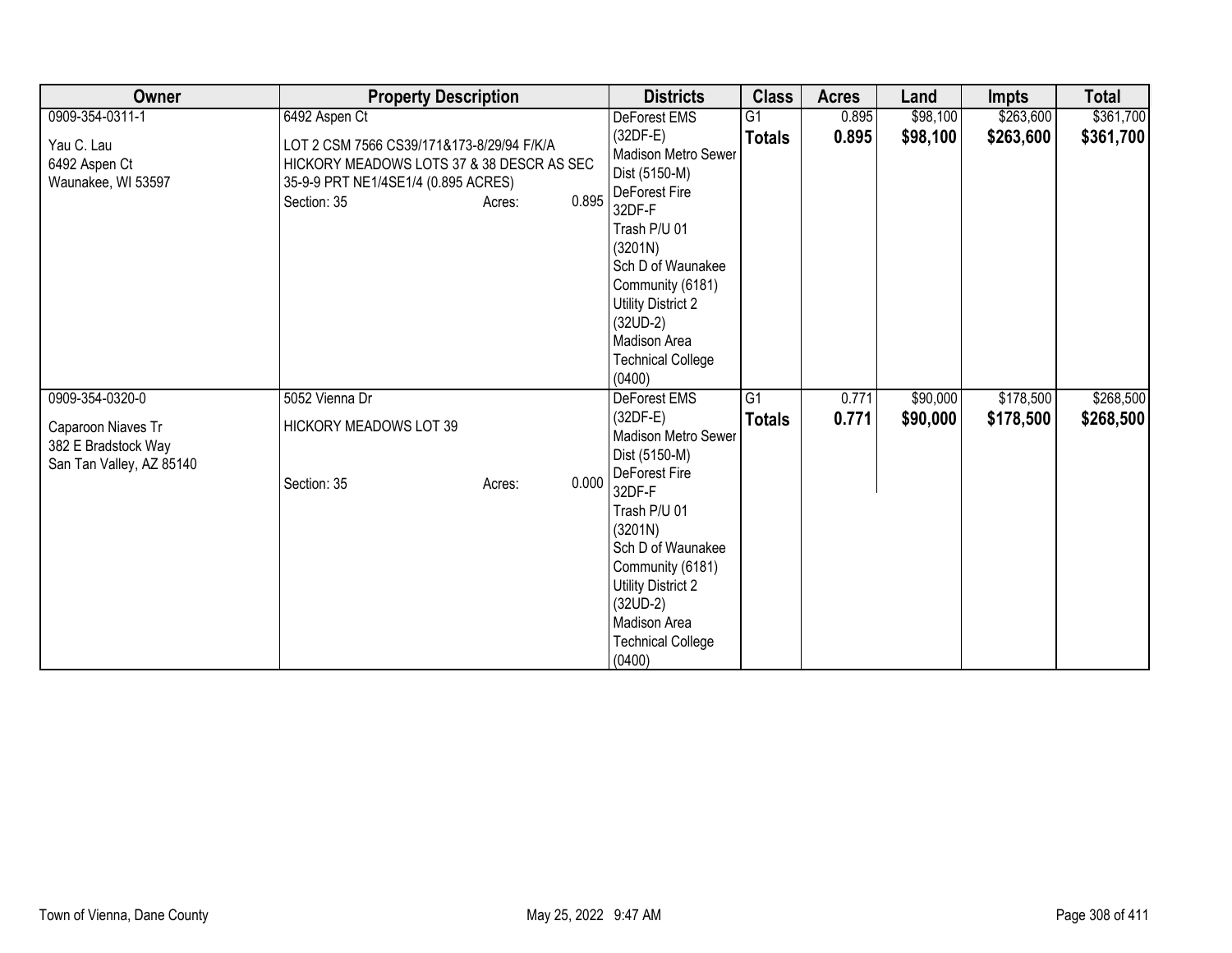| Owner | Property Description | Districts | Class | Acres | Land | Impts | Total |
|---|---|---|---|---|---|---|---|
| 0909-354-0311-1<br><br>Yau C. Lau<br>6492 Aspen Ct<br>Waunakee, WI 53597 | 6492 Aspen Ct<br><br>LOT 2 CSM 7566 CS39/171&173-8/29/94 F/K/A HICKORY MEADOWS LOTS 37 & 38 DESCR AS SEC 35-9-9 PRT NE1/4SE1/4 (0.895 ACRES)<br>Section: 35 Acres: 0.895 | DeForest EMS (32DF-E)<br>Madison Metro Sewer Dist (5150-M)<br>DeForest Fire 32DF-F<br>Trash P/U 01 (3201N)<br>Sch D of Waunakee Community (6181)<br>Utility District 2 (32UD-2)<br>Madison Area Technical College (0400) | G1<br>**Totals** | 0.895<br>**0.895** | $98,100<br>**$98,100** | $263,600<br>**$263,600** | $361,700<br>**$361,700** |
| 0909-354-0320-0<br><br>Caparoon Niaves Tr<br>382 E Bradstock Way<br>San Tan Valley, AZ 85140 | 5052 Vienna Dr<br><br>HICKORY MEADOWS LOT 39<br><br>Section: 35 Acres: 0.000 | DeForest EMS (32DF-E)<br>Madison Metro Sewer Dist (5150-M)<br>DeForest Fire 32DF-F<br>Trash P/U 01 (3201N)<br>Sch D of Waunakee Community (6181)<br>Utility District 2 (32UD-2)<br>Madison Area Technical College (0400) | G1<br>**Totals** | 0.771<br>**0.771** | $90,000<br>**$90,000** | $178,500<br>**$178,500** | $268,500<br>**$268,500** |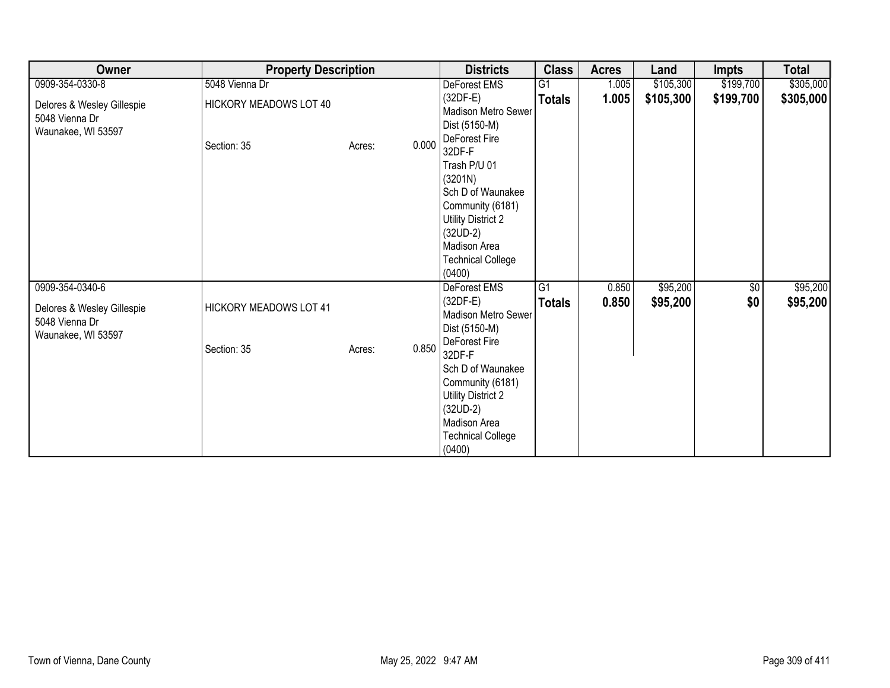| Owner | Property Description | | | Districts | Class | Acres | Land | Impts | Total |
|---|---|---|---|---|---|---|---|---|---|
| 0909-354-0330-8<br><br>Delores & Wesley Gillespie<br>5048 Vienna Dr<br>Waunakee, WI 53597 | 5048 Vienna Dr<br><br>HICKORY MEADOWS LOT 40<br><br>Section: 35 | Acres: | 0.000 | DeForest EMS (32DF-E)<br>Madison Metro Sewer Dist (5150-M)<br>DeForest Fire 32DF-F<br>Trash P/U 01 (3201N)<br>Sch D of Waunakee Community (6181)<br>Utility District 2 (32UD-2)<br>Madison Area Technical College (0400) | G1<br>**Totals** | 1.005<br>**1.005** | $105,300<br>**$105,300** | $199,700<br>**$199,700** | $305,000<br>**$305,000** |
| 0909-354-0340-6<br><br>Delores & Wesley Gillespie<br>5048 Vienna Dr<br>Waunakee, WI 53597 | HICKORY MEADOWS LOT 41<br><br>Section: 35 | Acres: | 0.850 | DeForest EMS (32DF-E)<br>Madison Metro Sewer Dist (5150-M)<br>DeForest Fire 32DF-F<br>Sch D of Waunakee Community (6181)<br>Utility District 2 (32UD-2)<br>Madison Area Technical College (0400) | G1<br>**Totals** | 0.850<br>**0.850** | $95,200<br>**$95,200** | $0<br>**$0** | $95,200<br>**$95,200** |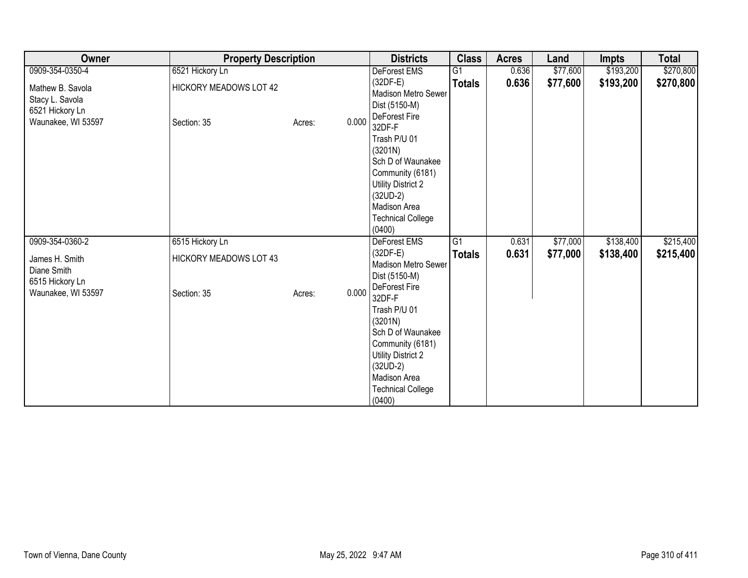| Owner | Property Description | Districts | Class | Acres | Land | Impts | Total |
|---|---|---|---|---|---|---|---|
| 0909-354-0350-4<br>Mathew B. Savola<br>Stacy L. Savola<br>6521 Hickory Ln<br>Waunakee, WI 53597 | 6521 Hickory Ln<br>HICKORY MEADOWS LOT 42<br>Section: 35 Acres: 0.000 | DeForest EMS (32DF-E)<br>Madison Metro Sewer Dist (5150-M)<br>DeForest Fire 32DF-F<br>Trash P/U 01 (3201N)<br>Sch D of Waunakee Community (6181)<br>Utility District 2 (32UD-2)<br>Madison Area Technical College (0400) | G1<br>**Totals** | 0.636<br>**0.636** | \$77,600<br>**\$77,600** | \$193,200<br>**\$193,200** | \$270,800<br>**\$270,800** |
| 0909-354-0360-2<br>James H. Smith<br>Diane Smith<br>6515 Hickory Ln<br>Waunakee, WI 53597 | 6515 Hickory Ln<br>HICKORY MEADOWS LOT 43<br>Section: 35 Acres: 0.000 | DeForest EMS (32DF-E)<br>Madison Metro Sewer Dist (5150-M)<br>DeForest Fire 32DF-F<br>Trash P/U 01 (3201N)<br>Sch D of Waunakee Community (6181)<br>Utility District 2 (32UD-2)<br>Madison Area Technical College (0400) | G1<br>**Totals** | 0.631<br>**0.631** | \$77,000<br>**\$77,000** | \$138,400<br>**\$138,400** | \$215,400<br>**\$215,400** |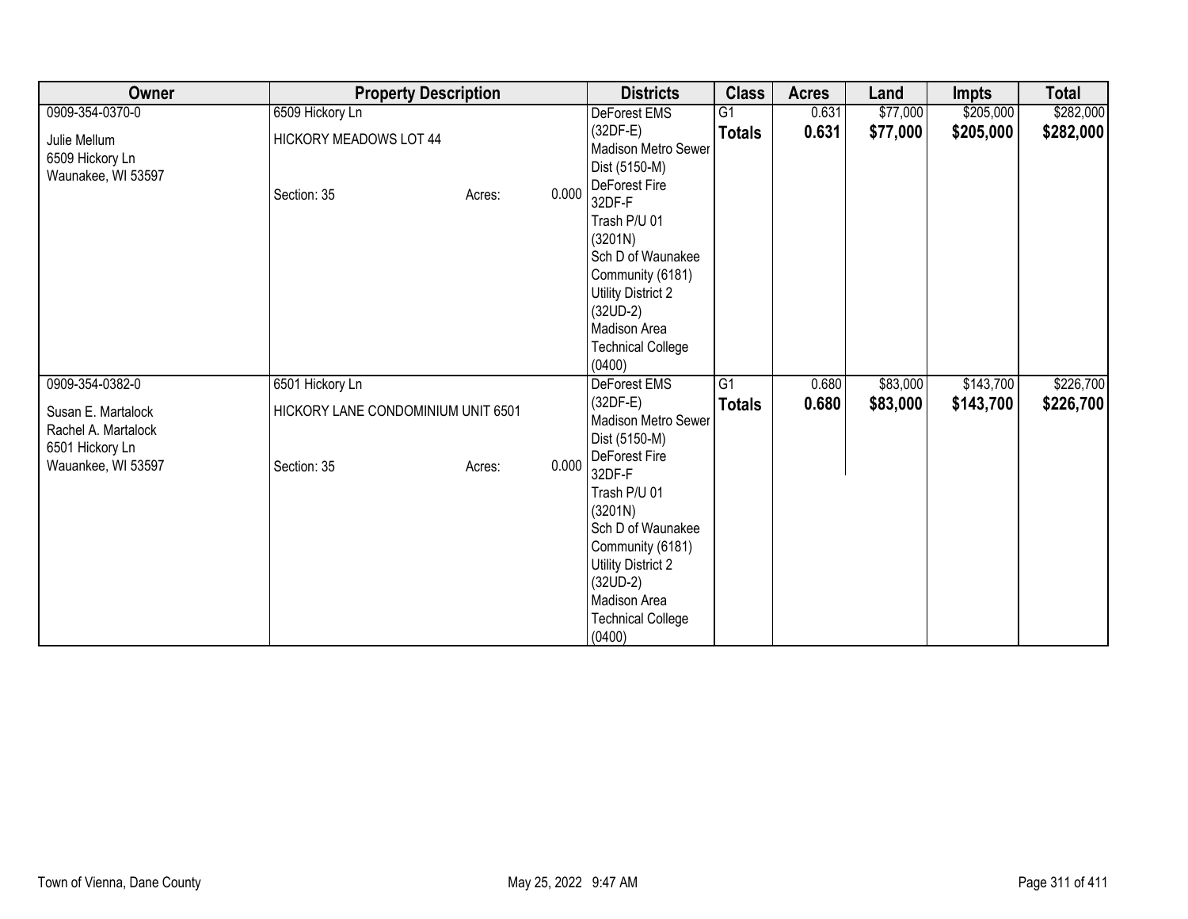| Owner | Property Description | | | Districts | Class | Acres | Land | Impts | Total |
|---|---|---|---|---|---|---|---|---|---|
| 0909-354-0370-0<br><br>Julie Mellum<br>6509 Hickory Ln<br>Waunakee, WI 53597 | 6509 Hickory Ln<br><br>HICKORY MEADOWS LOT 44<br><br>Section: 35 | Acres: | 0.000 | DeForest EMS (32DF-E)<br>Madison Metro Sewer Dist (5150-M)<br>DeForest Fire 32DF-F<br>Trash P/U 01 (3201N)<br>Sch D of Waunakee Community (6181)<br>Utility District 2 (32UD-2)<br>Madison Area Technical College (0400) | G1 | 0.631 | $77,000 | $205,000 | $282,000 |
| | | | | | **Totals** | **0.631** | **$77,000** | **$205,000** | **$282,000** |
| 0909-354-0382-0<br><br>Susan E. Martalock<br>Rachel A. Martalock<br>6501 Hickory Ln<br>Wauankee, WI 53597 | 6501 Hickory Ln<br><br>HICKORY LANE CONDOMINIUM UNIT 6501<br><br>Section: 35 | Acres: | 0.000 | DeForest EMS (32DF-E)<br>Madison Metro Sewer Dist (5150-M)<br>DeForest Fire 32DF-F<br>Trash P/U 01 (3201N)<br>Sch D of Waunakee Community (6181)<br>Utility District 2 (32UD-2)<br>Madison Area Technical College (0400) | G1 | 0.680 | $83,000 | $143,700 | $226,700 |
| | | | | | **Totals** | **0.680** | **$83,000** | **$143,700** | **$226,700** |

Town of Vienna, Dane County

May 25, 2022 9:47 AM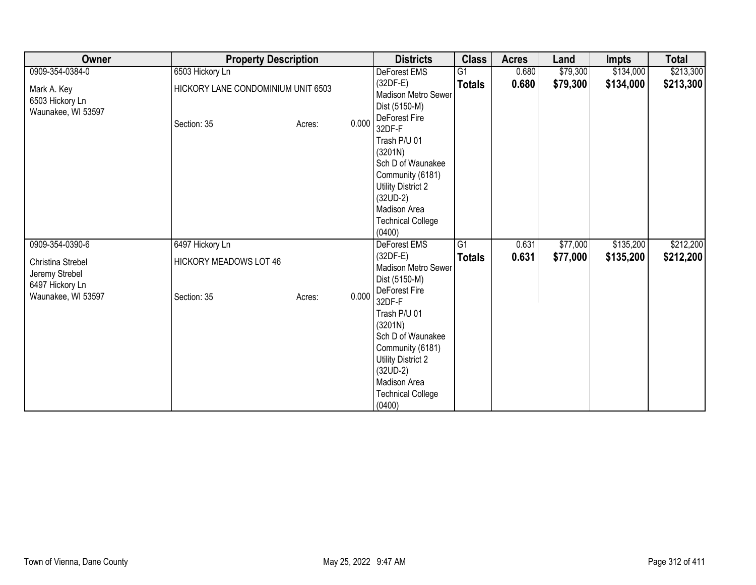| Owner | Property Description | | | Districts | Class | Acres | Land | Impts | Total |
|---|---|---|---|---|---|---|---|---|---|
| 0909-354-0384-0<br><br>Mark A. Key<br>6503 Hickory Ln<br>Waunakee, WI 53597 | 6503 Hickory Ln<br><br>HICKORY LANE CONDOMINIUM UNIT 6503<br><br>Section: 35 | Acres: | 0.000 | DeForest EMS (32DF-E)<br>Madison Metro Sewer Dist (5150-M)<br>DeForest Fire 32DF-F<br>Trash P/U 01 (3201N)<br>Sch D of Waunakee Community (6181)<br>Utility District 2 (32UD-2)<br>Madison Area Technical College (0400) | G1<br>**Totals** | 0.680<br>**0.680** | $79,300<br>**$79,300** | $134,000<br>**$134,000** | $213,300<br>**$213,300** |
| 0909-354-0390-6<br><br>Christina Strebel<br>Jeremy Strebel<br>6497 Hickory Ln<br>Waunakee, WI 53597 | 6497 Hickory Ln<br><br>HICKORY MEADOWS LOT 46<br><br>Section: 35 | Acres: | 0.000 | DeForest EMS (32DF-E)<br>Madison Metro Sewer Dist (5150-M)<br>DeForest Fire 32DF-F<br>Trash P/U 01 (3201N)<br>Sch D of Waunakee Community (6181)<br>Utility District 2 (32UD-2)<br>Madison Area Technical College (0400) | G1<br>**Totals** | 0.631<br>**0.631** | $77,000<br>**$77,000** | $135,200<br>**$135,200** | $212,200<br>**$212,200** |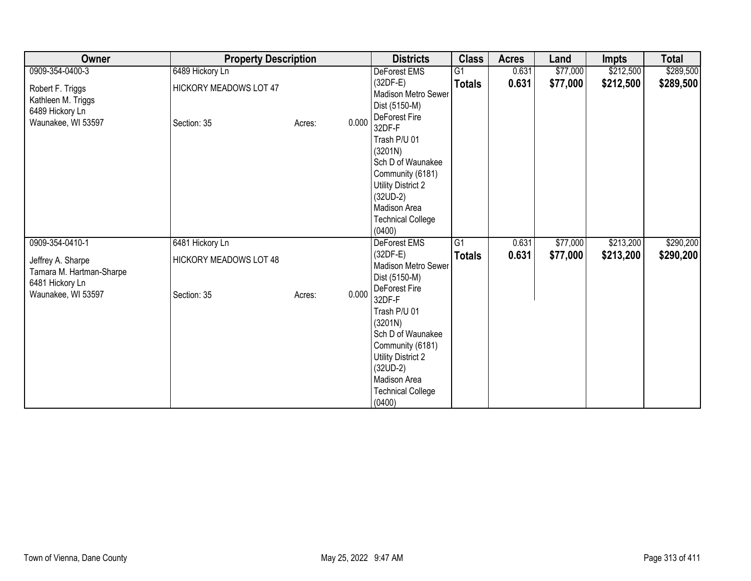| Owner | Property Description | Districts | Class | Acres | Land | Impts | Total |
|---|---|---|---|---|---|---|---|
| 0909-354-0400-3<br><br>Robert F. Triggs<br>Kathleen M. Triggs<br>6489 Hickory Ln<br>Waunakee, WI 53597 | 6489 Hickory Ln<br><br>HICKORY MEADOWS LOT 47<br><br>Section: 35 Acres: 0.000 | DeForest EMS (32DF-E)<br>Madison Metro Sewer Dist (5150-M)<br>DeForest Fire 32DF-F<br>Trash P/U 01 (3201N)<br>Sch D of Waunakee Community (6181)<br>Utility District 2 (32UD-2)<br>Madison Area Technical College (0400) | G1<br>**Totals** | 0.631<br>**0.631** | $77,000<br>**$77,000** | $212,500<br>**$212,500** | $289,500<br>**$289,500** |
| 0909-354-0410-1<br><br>Jeffrey A. Sharpe<br>Tamara M. Hartman-Sharpe<br>6481 Hickory Ln<br>Waunakee, WI 53597 | 6481 Hickory Ln<br><br>HICKORY MEADOWS LOT 48<br><br>Section: 35 Acres: 0.000 | DeForest EMS (32DF-E)<br>Madison Metro Sewer Dist (5150-M)<br>DeForest Fire 32DF-F<br>Trash P/U 01 (3201N)<br>Sch D of Waunakee Community (6181)<br>Utility District 2 (32UD-2)<br>Madison Area Technical College (0400) | G1<br>**Totals** | 0.631<br>**0.631** | $77,000<br>**$77,000** | $213,200<br>**$213,200** | $290,200<br>**$290,200** |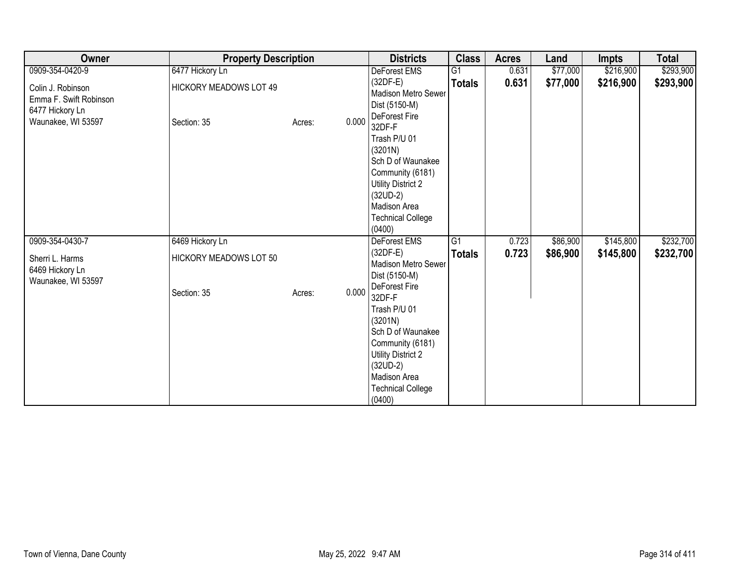| Owner | Property Description | | | Districts | Class | Acres | Land | Impts | Total |
|---|---|---|---|---|---|---|---|---|---|
| 0909-354-0420-9<br><br>Colin J. Robinson<br>Emma F. Swift Robinson<br>6477 Hickory Ln<br>Waunakee, WI 53597 | 6477 Hickory Ln<br><br>HICKORY MEADOWS LOT 49<br><br>Section: 35 | Acres: | 0.000 | DeForest EMS (32DF-E)<br>Madison Metro Sewer Dist (5150-M)<br>DeForest Fire 32DF-F<br>Trash P/U 01 (3201N)<br>Sch D of Waunakee Community (6181)<br>Utility District 2 (32UD-2)<br>Madison Area Technical College (0400) | G1<br>**Totals** | 0.631<br>**0.631** | \$77,000<br>**\$77,000** | \$216,900<br>**\$216,900** | \$293,900<br>**\$293,900** |
| 0909-354-0430-7<br><br>Sherri L. Harms<br>6469 Hickory Ln<br>Waunakee, WI 53597 | 6469 Hickory Ln<br><br>HICKORY MEADOWS LOT 50<br><br>Section: 35 | Acres: | 0.000 | DeForest EMS (32DF-E)<br>Madison Metro Sewer Dist (5150-M)<br>DeForest Fire 32DF-F<br>Trash P/U 01 (3201N)<br>Sch D of Waunakee Community (6181)<br>Utility District 2 (32UD-2)<br>Madison Area Technical College (0400) | G1<br>**Totals** | 0.723<br>**0.723** | \$86,900<br>**\$86,900** | \$145,800<br>**\$145,800** | \$232,700<br>**\$232,700** |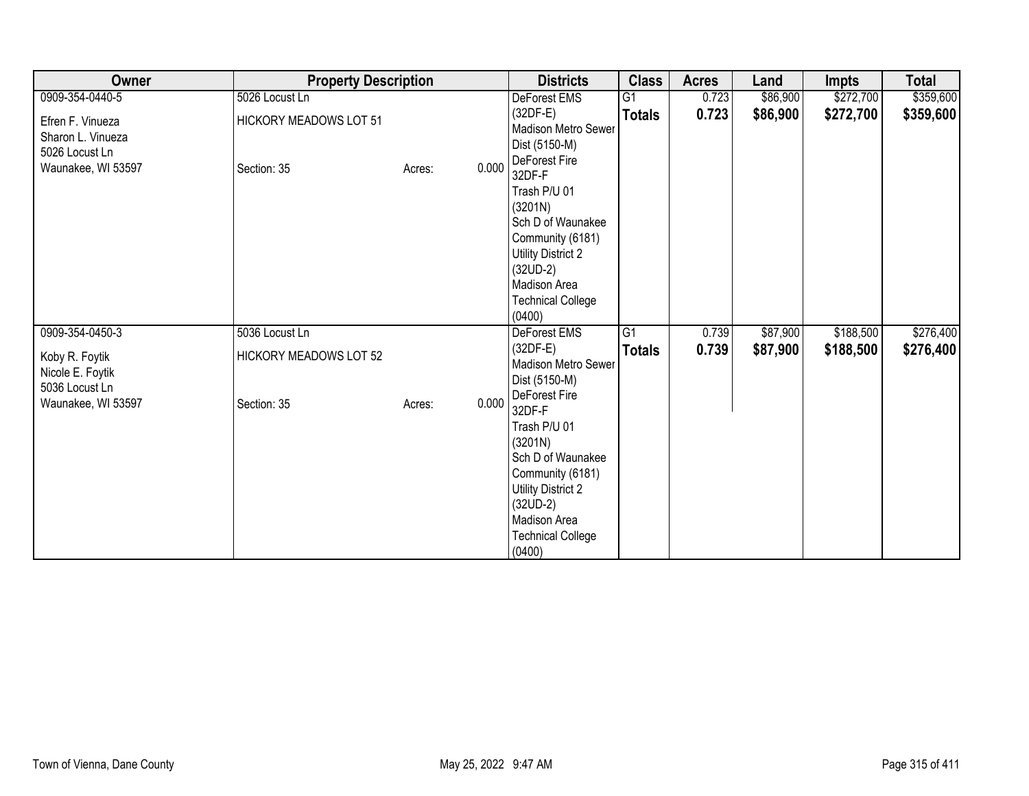| Owner | Property Description | | | Districts | Class | Acres | Land | Impts | Total |
|---|---|---|---|---|---|---|---|---|---|
| 0909-354-0440-5<br><br>Efren F. Vinueza<br>Sharon L. Vinueza<br>5026 Locust Ln<br>Waunakee, WI 53597 | 5026 Locust Ln<br><br>HICKORY MEADOWS LOT 51<br><br><br>Section: 35 | Acres: | 0.000 | DeForest EMS (32DF-E)<br>Madison Metro Sewer Dist (5150-M)<br>DeForest Fire 32DF-F<br>Trash P/U 01 (3201N)<br>Sch D of Waunakee Community (6181)<br>Utility District 2 (32UD-2)<br>Madison Area Technical College (0400) | G1<br>**Totals** | 0.723<br>**0.723** | $86,900<br>**$86,900** | $272,700<br>**$272,700** | $359,600<br>**$359,600** |
| 0909-354-0450-3<br><br>Koby R. Foytik<br>Nicole E. Foytik<br>5036 Locust Ln<br>Waunakee, WI 53597 | 5036 Locust Ln<br><br>HICKORY MEADOWS LOT 52<br><br><br>Section: 35 | Acres: | 0.000 | DeForest EMS (32DF-E)<br>Madison Metro Sewer Dist (5150-M)<br>DeForest Fire 32DF-F<br>Trash P/U 01 (3201N)<br>Sch D of Waunakee Community (6181)<br>Utility District 2 (32UD-2)<br>Madison Area Technical College (0400) | G1<br>**Totals** | 0.739<br>**0.739** | $87,900<br>**$87,900** | $188,500<br>**$188,500** | $276,400<br>**$276,400** |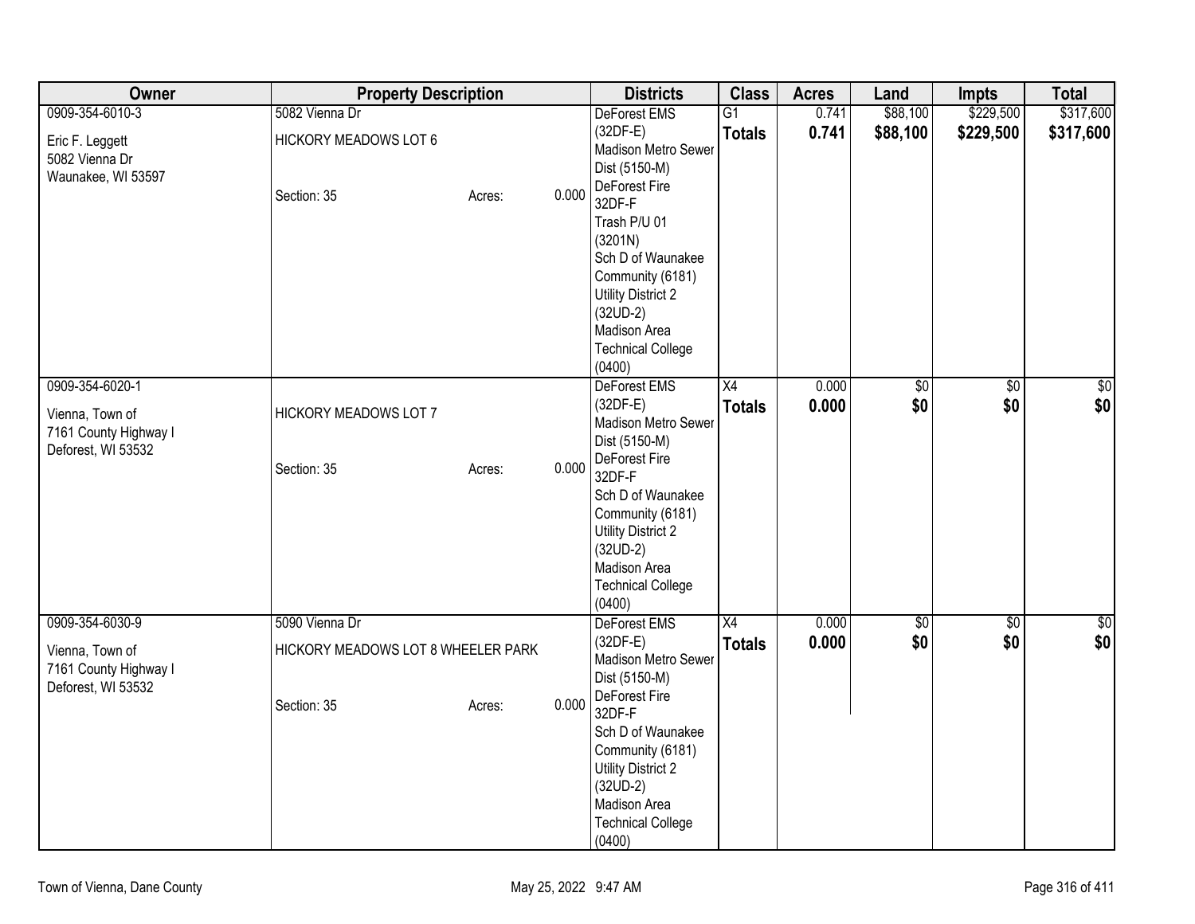| Owner | Property Description | | | Districts | Class | Acres | Land | Impts | Total |
|---|---|---|---|---|---|---|---|---|---|
| 0909-354-6010-3<br>Eric F. Leggett<br>5082 Vienna Dr<br>Waunakee, WI 53597 | 5082 Vienna Dr<br>HICKORY MEADOWS LOT 6<br>Section: 35 | Acres: | 0.000 | DeForest EMS (32DF-E)<br>Madison Metro Sewer Dist (5150-M)<br>DeForest Fire 32DF-F<br>Trash P/U 01 (3201N)<br>Sch D of Waunakee Community (6181)<br>Utility District 2 (32UD-2)<br>Madison Area Technical College (0400) | G1<br>**Totals** | 0.741<br>**0.741** | $88,100<br>**$88,100** | $229,500<br>**$229,500** | $317,600<br>**$317,600** |
| 0909-354-6020-1<br>Vienna, Town of<br>7161 County Highway I<br>Deforest, WI 53532 | HICKORY MEADOWS LOT 7<br>Section: 35 | Acres: | 0.000 | DeForest EMS (32DF-E)<br>Madison Metro Sewer Dist (5150-M)<br>DeForest Fire 32DF-F<br>Sch D of Waunakee Community (6181)<br>Utility District 2 (32UD-2)<br>Madison Area Technical College (0400) | X4<br>**Totals** | 0.000<br>**0.000** | $0<br>**$0** | $0<br>**$0** | $0<br>**$0** |
| 0909-354-6030-9<br>Vienna, Town of<br>7161 County Highway I<br>Deforest, WI 53532 | 5090 Vienna Dr<br>HICKORY MEADOWS LOT 8 WHEELER PARK<br>Section: 35 | Acres: | 0.000 | DeForest EMS (32DF-E)<br>Madison Metro Sewer Dist (5150-M)<br>DeForest Fire 32DF-F<br>Sch D of Waunakee Community (6181)<br>Utility District 2 (32UD-2)<br>Madison Area Technical College (0400) | X4<br>**Totals** | 0.000<br>**0.000** | $0<br>**$0** | $0<br>**$0** | $0<br>**$0** |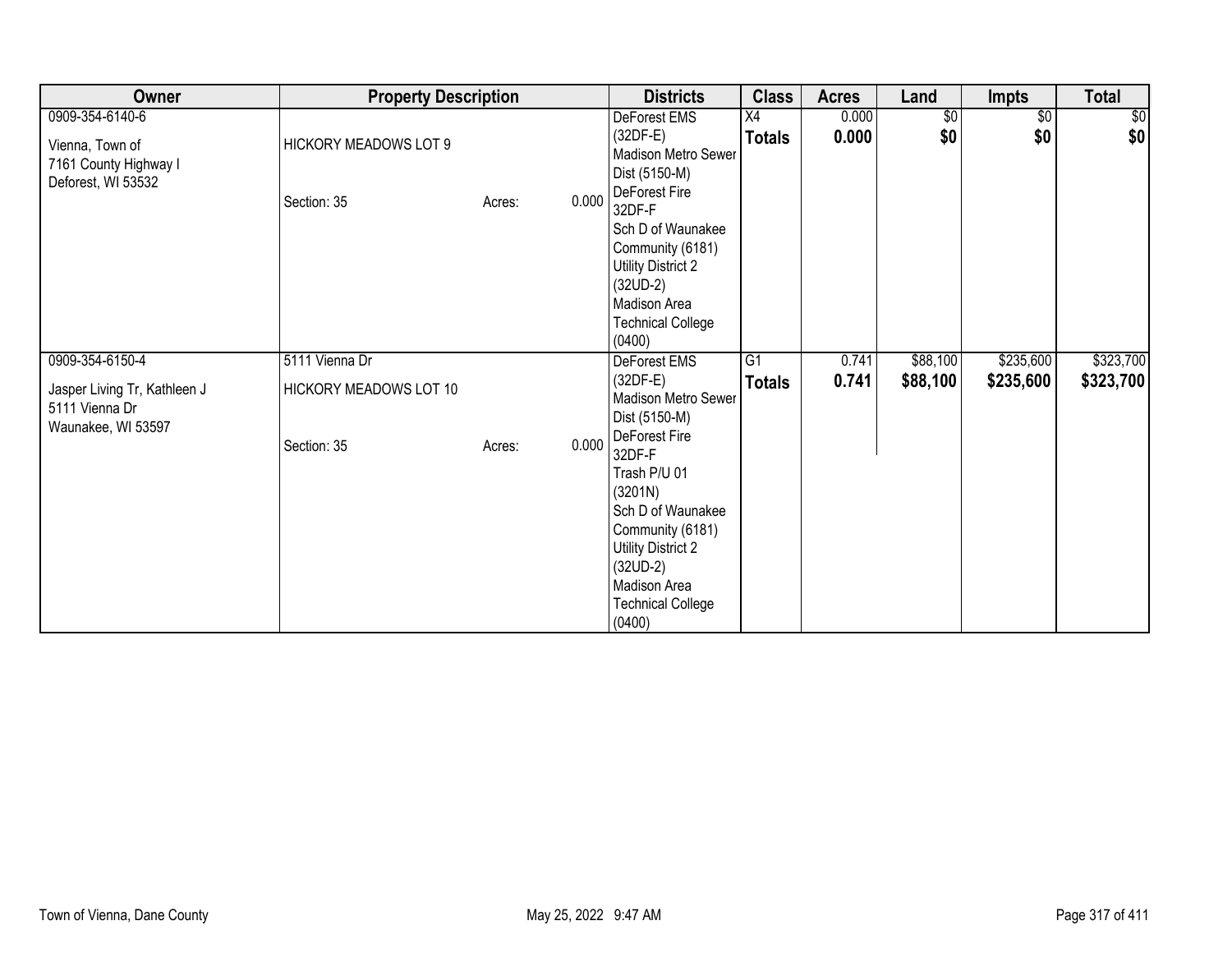| Owner | Property Description | | | Districts | Class | Acres | Land | Impts | Total |
|---|---|---|---|---|---|---|---|---|---|
| 0909-354-6140-6<br><br>Vienna, Town of<br>7161 County Highway I<br>Deforest, WI 53532 | HICKORY MEADOWS LOT 9<br><br>Section: 35 | Acres: | 0.000 | DeForest EMS (32DF-E)<br>Madison Metro Sewer Dist (5150-M)<br>DeForest Fire 32DF-F<br>Sch D of Waunakee Community (6181)<br>Utility District 2 (32UD-2)<br>Madison Area Technical College (0400) | X4<br>**Totals** | 0.000<br>**0.000** | $0<br>**$0** | $0<br>**$0** | $0<br>**$0** |
| 0909-354-6150-4<br><br>Jasper Living Tr, Kathleen J<br>5111 Vienna Dr<br>Waunakee, WI 53597 | 5111 Vienna Dr<br>HICKORY MEADOWS LOT 10<br><br>Section: 35 | Acres: | 0.000 | DeForest EMS (32DF-E)<br>Madison Metro Sewer Dist (5150-M)<br>DeForest Fire 32DF-F<br>Trash P/U 01 (3201N)<br>Sch D of Waunakee Community (6181)<br>Utility District 2 (32UD-2)<br>Madison Area Technical College (0400) | G1<br>**Totals** | 0.741<br>**0.741** | $88,100<br>**$88,100** | $235,600<br>**$235,600** | $323,700<br>**$323,700** |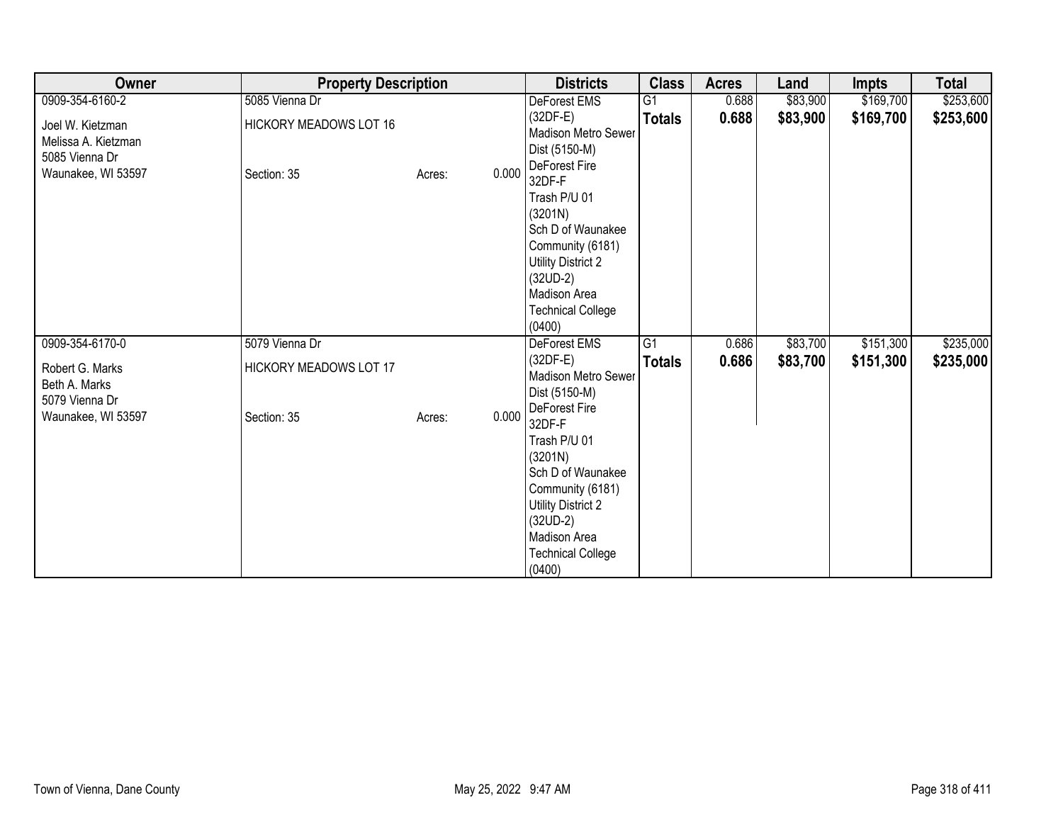| Owner | Property Description | | | Districts | Class | Acres | Land | Impts | Total |
|---|---|---|---|---|---|---|---|---|---|
| 0909-354-6160-2<br><br>Joel W. Kietzman<br>Melissa A. Kietzman<br>5085 Vienna Dr<br>Waunakee, WI 53597 | 5085 Vienna Dr<br><br>HICKORY MEADOWS LOT 16<br><br><br>Section: 35 | Acres: | 0.000 | DeForest EMS (32DF-E)<br>Madison Metro Sewer Dist (5150-M)<br>DeForest Fire 32DF-F<br>Trash P/U 01 (3201N)<br>Sch D of Waunakee Community (6181)<br>Utility District 2 (32UD-2)<br>Madison Area Technical College (0400) | G1<br>**Totals** | 0.688<br>**0.688** | \$83,900<br>**\$83,900** | \$169,700<br>**\$169,700** | \$253,600<br>**\$253,600** |
| 0909-354-6170-0<br><br>Robert G. Marks<br>Beth A. Marks<br>5079 Vienna Dr<br>Waunakee, WI 53597 | 5079 Vienna Dr<br><br>HICKORY MEADOWS LOT 17<br><br><br>Section: 35 | Acres: | 0.000 | DeForest EMS (32DF-E)<br>Madison Metro Sewer Dist (5150-M)<br>DeForest Fire 32DF-F<br>Trash P/U 01 (3201N)<br>Sch D of Waunakee Community (6181)<br>Utility District 2 (32UD-2)<br>Madison Area Technical College (0400) | G1<br>**Totals** | 0.686<br>**0.686** | \$83,700<br>**\$83,700** | \$151,300<br>**\$151,300** | \$235,000<br>**\$235,000** |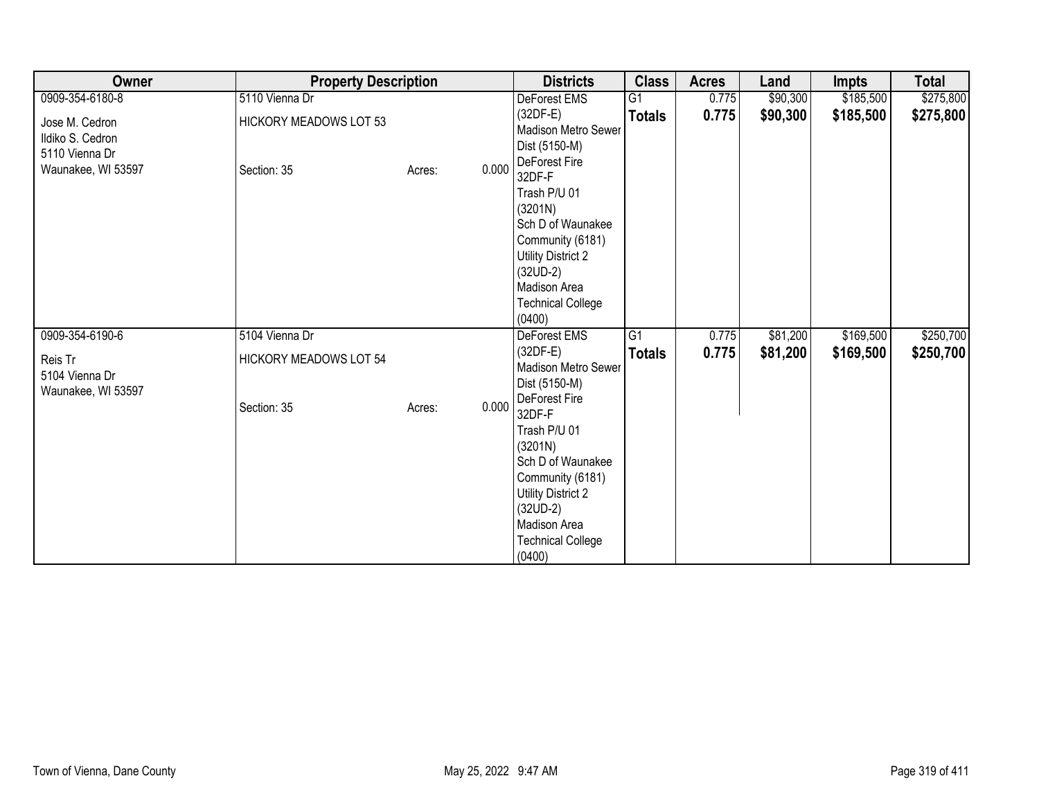| Owner | Property Description | | | Districts | Class | Acres | Land | Impts | Total |
|---|---|---|---|---|---|---|---|---|---|
| 0909-354-6180-8<br><br>Jose M. Cedron<br>Ildiko S. Cedron<br>5110 Vienna Dr<br>Waunakee, WI 53597 | 5110 Vienna Dr<br><br>HICKORY MEADOWS LOT 53<br><br>Section: 35 | Acres: | 0.000 | DeForest EMS (32DF-E)<br>Madison Metro Sewer Dist (5150-M)<br>DeForest Fire 32DF-F<br>Trash P/U 01 (3201N)<br>Sch D of Waunakee Community (6181)<br>Utility District 2 (32UD-2)<br>Madison Area Technical College (0400) | G1<br>**Totals** | 0.775<br>**0.775** | $90,300<br>**$90,300** | $185,500<br>**$185,500** | $275,800<br>**$275,800** |
| 0909-354-6190-6<br><br>Reis Tr<br>5104 Vienna Dr<br>Waunakee, WI 53597 | 5104 Vienna Dr<br><br>HICKORY MEADOWS LOT 54<br><br>Section: 35 | Acres: | 0.000 | DeForest EMS (32DF-E)<br>Madison Metro Sewer Dist (5150-M)<br>DeForest Fire 32DF-F<br>Trash P/U 01 (3201N)<br>Sch D of Waunakee Community (6181)<br>Utility District 2 (32UD-2)<br>Madison Area Technical College (0400) | G1<br>**Totals** | 0.775<br>**0.775** | $81,200<br>**$81,200** | $169,500<br>**$169,500** | $250,700<br>**$250,700** |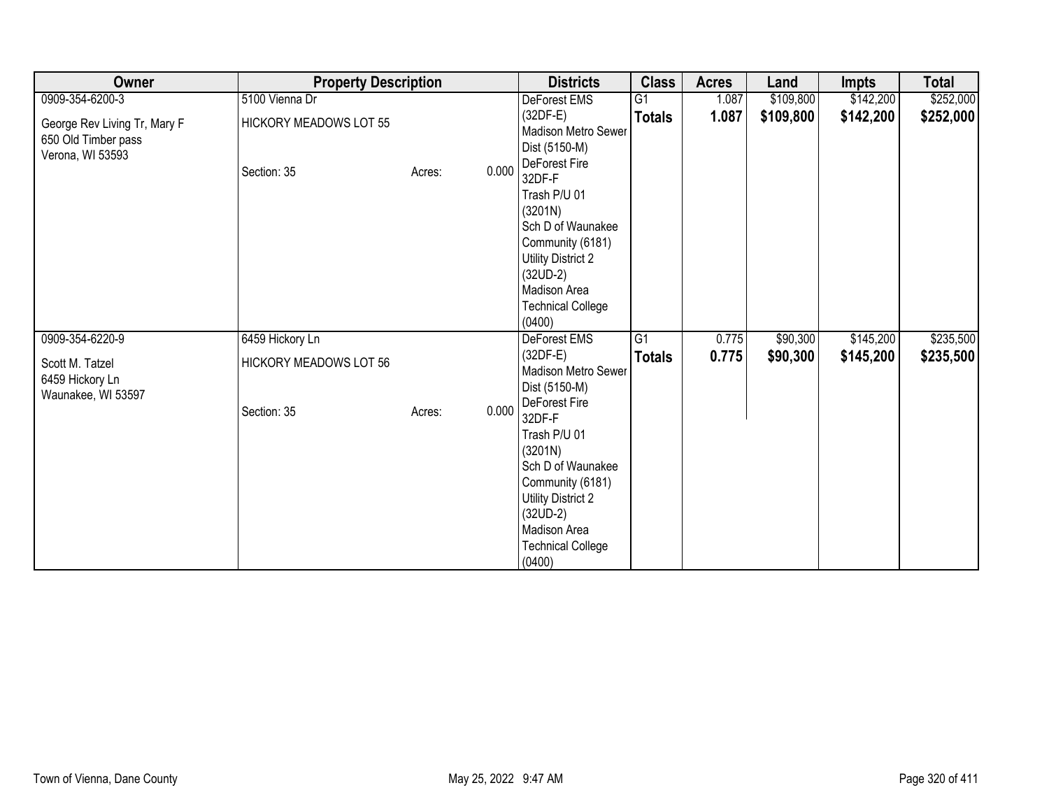| Owner | Property Description | | | Districts | Class | Acres | Land | Impts | Total |
|---|---|---|---|---|---|---|---|---|---|
| 0909-354-6200-3<br><br>George Rev Living Tr, Mary F<br>650 Old Timber pass<br>Verona, WI 53593 | 5100 Vienna Dr<br><br>HICKORY MEADOWS LOT 55<br><br>Section: 35 | Acres: | 0.000 | DeForest EMS (32DF-E)<br>Madison Metro Sewer Dist (5150-M)<br>DeForest Fire 32DF-F<br>Trash P/U 01 (3201N)<br>Sch D of Waunakee Community (6181)<br>Utility District 2 (32UD-2)<br>Madison Area Technical College (0400) | G1<br>**Totals** | 1.087<br>**1.087** | $109,800<br>**$109,800** | $142,200<br>**$142,200** | $252,000<br>**$252,000** |
| 0909-354-6220-9<br><br>Scott M. Tatzel<br>6459 Hickory Ln<br>Waunakee, WI 53597 | 6459 Hickory Ln<br><br>HICKORY MEADOWS LOT 56<br><br>Section: 35 | Acres: | 0.000 | DeForest EMS (32DF-E)<br>Madison Metro Sewer Dist (5150-M)<br>DeForest Fire 32DF-F<br>Trash P/U 01 (3201N)<br>Sch D of Waunakee Community (6181)<br>Utility District 2 (32UD-2)<br>Madison Area Technical College (0400) | G1<br>**Totals** | 0.775<br>**0.775** | $90,300<br>**$90,300** | $145,200<br>**$145,200** | $235,500<br>**$235,500** |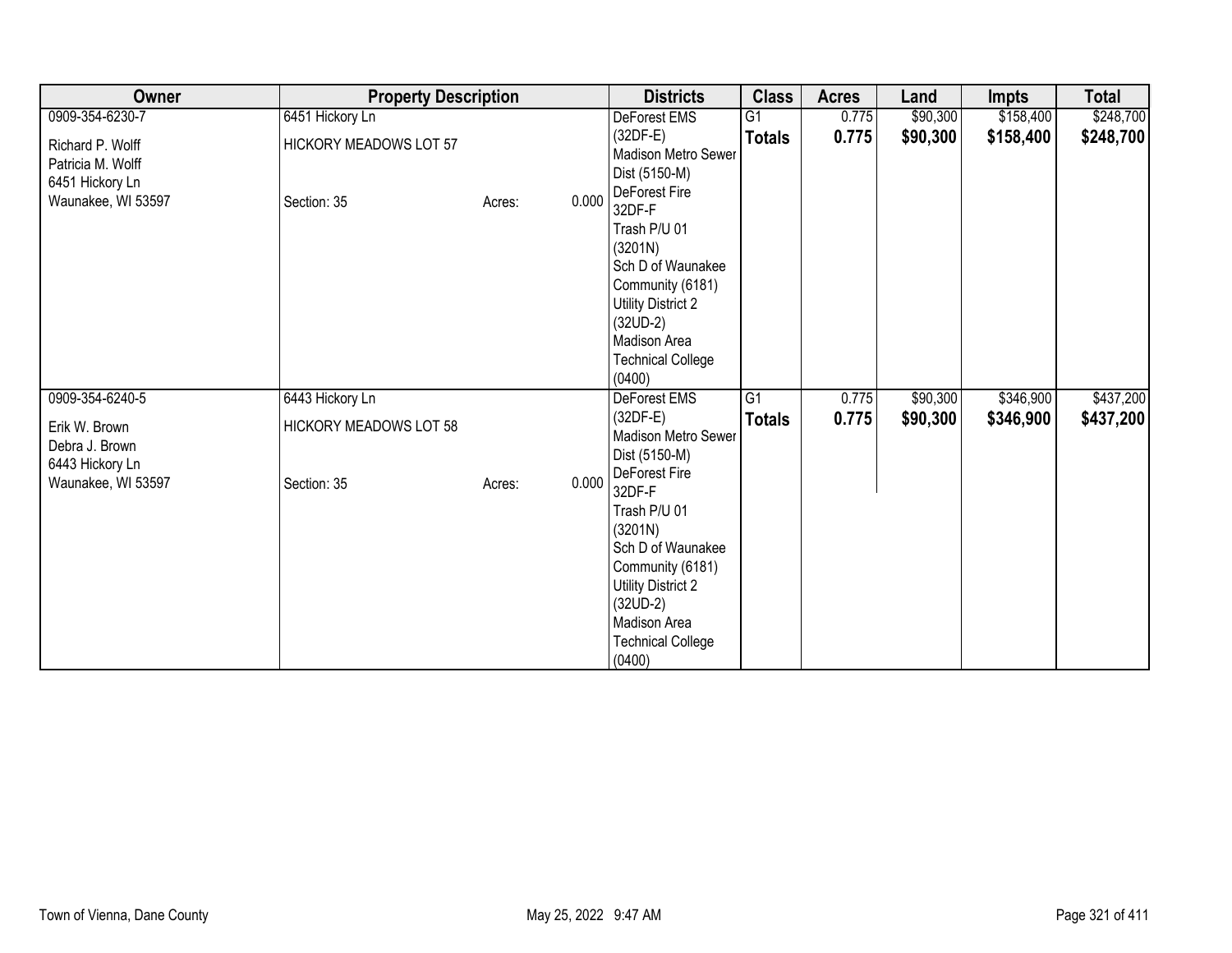| Owner | Property Description | | | Districts | Class | Acres | Land | Impts | Total |
|---|---|---|---|---|---|---|---|---|---|
| 0909-354-6230-7<br>Richard P. Wolff<br>Patricia M. Wolff<br>6451 Hickory Ln<br>Waunakee, WI 53597 | 6451 Hickory Ln<br>HICKORY MEADOWS LOT 57<br><br>Section: 35 | Acres: | 0.000 | DeForest EMS (32DF-E)<br>Madison Metro Sewer Dist (5150-M)<br>DeForest Fire 32DF-F<br>Trash P/U 01 (3201N)<br>Sch D of Waunakee Community (6181)<br>Utility District 2 (32UD-2)<br>Madison Area Technical College (0400) | G1<br>**Totals** | 0.775<br>**0.775** | $90,300<br>**$90,300** | $158,400<br>**$158,400** | $248,700<br>**$248,700** |
| 0909-354-6240-5<br>Erik W. Brown<br>Debra J. Brown<br>6443 Hickory Ln<br>Waunakee, WI 53597 | 6443 Hickory Ln<br>HICKORY MEADOWS LOT 58<br><br>Section: 35 | Acres: | 0.000 | DeForest EMS (32DF-E)<br>Madison Metro Sewer Dist (5150-M)<br>DeForest Fire 32DF-F<br>Trash P/U 01 (3201N)<br>Sch D of Waunakee Community (6181)<br>Utility District 2 (32UD-2)<br>Madison Area Technical College (0400) | G1<br>**Totals** | 0.775<br>**0.775** | $90,300<br>**$90,300** | $346,900<br>**$346,900** | $437,200<br>**$437,200** |

Town of Vienna, Dane County

May 25, 2022 9:47 AM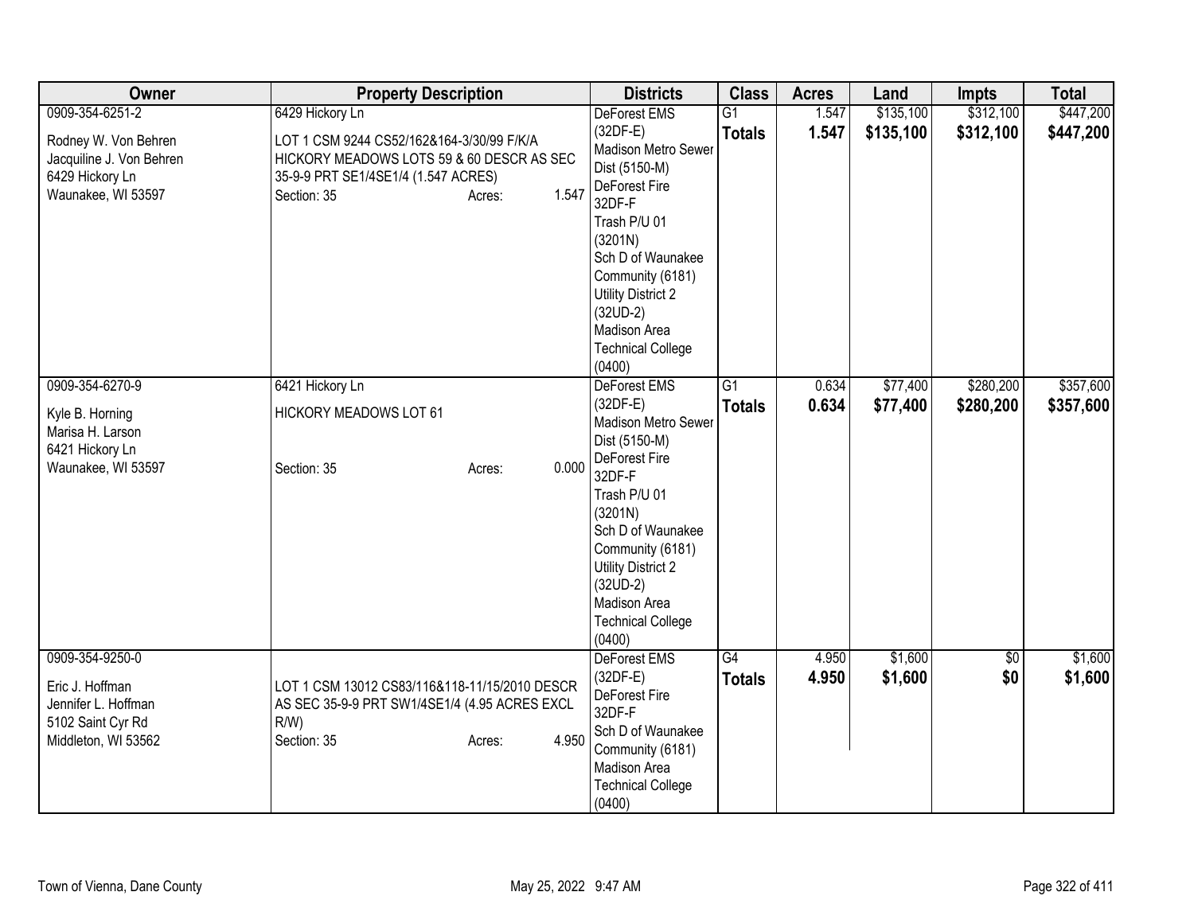| Owner | Property Description | Districts | Class | Acres | Land | Impts | Total |
|---|---|---|---|---|---|---|---|
| 0909-354-6251-2<br><br>Rodney W. Von Behren<br>Jacquiline J. Von Behren<br>6429 Hickory Ln<br>Waunakee, WI 53597 | 6429 Hickory Ln<br><br>LOT 1 CSM 9244 CS52/162&164-3/30/99 F/K/A HICKORY MEADOWS LOTS 59 & 60 DESCR AS SEC 35-9-9 PRT SE1/4SE1/4 (1.547 ACRES)<br>Section: 35 Acres: 1.547 | DeForest EMS (32DF-E)<br>Madison Metro Sewer Dist (5150-M)<br>DeForest Fire 32DF-F<br>Trash P/U 01 (3201N)<br>Sch D of Waunakee Community (6181)<br>Utility District 2 (32UD-2)<br>Madison Area Technical College (0400) | G1<br>**Totals** | 1.547<br>**1.547** | $135,100<br>**$135,100** | $312,100<br>**$312,100** | $447,200<br>**$447,200** |
| 0909-354-6270-9<br><br>Kyle B. Horning<br>Marisa H. Larson<br>6421 Hickory Ln<br>Waunakee, WI 53597 | 6421 Hickory Ln<br><br>HICKORY MEADOWS LOT 61<br><br>Section: 35 Acres: 0.000 | DeForest EMS (32DF-E)<br>Madison Metro Sewer Dist (5150-M)<br>DeForest Fire 32DF-F<br>Trash P/U 01 (3201N)<br>Sch D of Waunakee Community (6181)<br>Utility District 2 (32UD-2)<br>Madison Area Technical College (0400) | G1<br>**Totals** | 0.634<br>**0.634** | $77,400<br>**$77,400** | $280,200<br>**$280,200** | $357,600<br>**$357,600** |
| 0909-354-9250-0<br><br>Eric J. Hoffman<br>Jennifer L. Hoffman<br>5102 Saint Cyr Rd<br>Middleton, WI 53562 | LOT 1 CSM 13012 CS83/116&118-11/15/2010 DESCR AS SEC 35-9-9 PRT SW1/4SE1/4 (4.95 ACRES EXCL R/W)<br>Section: 35 Acres: 4.950 | DeForest EMS (32DF-E)<br>DeForest Fire 32DF-F<br>Sch D of Waunakee Community (6181)<br>Madison Area Technical College (0400) | G4<br>**Totals** | 4.950<br>**4.950** | $1,600<br>**$1,600** | $0<br>**$0** | $1,600<br>**$1,600** |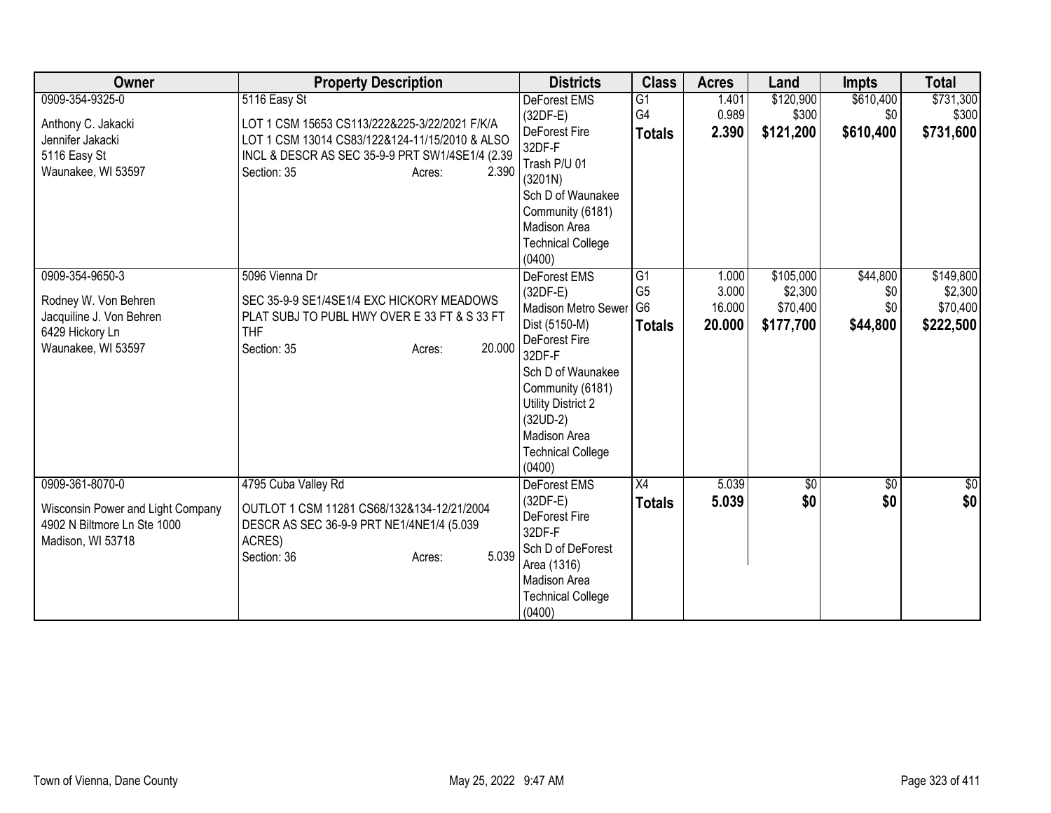| Owner | Property Description | Districts | Class | Acres | Land | Impts | Total |
|---|---|---|---|---|---|---|---|
| 0909-354-9325-0<br><br>Anthony C. Jakacki<br>Jennifer Jakacki<br>5116 Easy St<br>Waunakee, WI 53597 | 5116 Easy St<br><br>LOT 1 CSM 15653 CS113/222&225-3/22/2021 F/K/A LOT 1 CSM 13014 CS83/122&124-11/15/2010 & ALSO INCL & DESCR AS SEC 35-9-9 PRT SW1/4SE1/4 (2.39<br>Section: 35 Acres: 2.390 | DeForest EMS (32DF-E)<br>DeForest Fire 32DF-F<br>Trash P/U 01 (3201N)<br>Sch D of Waunakee Community (6181)<br>Madison Area Technical College (0400) | G1<br>G4<br>**Totals** | 1.401<br>0.989<br>**2.390** | $120,900<br>$300<br>**$121,200** | $610,400<br>$0<br>**$610,400** | $731,300<br>$300<br>**$731,600** |
| 0909-354-9650-3<br><br>Rodney W. Von Behren<br>Jacquiline J. Von Behren<br>6429 Hickory Ln<br>Waunakee, WI 53597 | 5096 Vienna Dr<br><br>SEC 35-9-9 SE1/4SE1/4 EXC HICKORY MEADOWS PLAT SUBJ TO PUBL HWY OVER E 33 FT & S 33 FT THF<br>Section: 35 Acres: 20.000 | DeForest EMS (32DF-E)<br>Madison Metro Sewer Dist (5150-M)<br>DeForest Fire 32DF-F<br>Sch D of Waunakee Community (6181)<br>Utility District 2 (32UD-2)<br>Madison Area Technical College (0400) | G1<br>G5<br>G6<br>**Totals** | 1.000<br>3.000<br>16.000<br>**20.000** | $105,000<br>$2,300<br>$70,400<br>**$177,700** | $44,800<br>$0<br>$0<br>**$44,800** | $149,800<br>$2,300<br>$70,400<br>**$222,500** |
| 0909-361-8070-0<br><br>Wisconsin Power and Light Company<br>4902 N Biltmore Ln Ste 1000<br>Madison, WI 53718 | 4795 Cuba Valley Rd<br><br>OUTLOT 1 CSM 11281 CS68/132&134-12/21/2004 DESCR AS SEC 36-9-9 PRT NE1/4NE1/4 (5.039 ACRES)<br>Section: 36 Acres: 5.039 | DeForest EMS (32DF-E)<br>DeForest Fire 32DF-F<br>Sch D of DeForest Area (1316)<br>Madison Area Technical College (0400) | X4<br>**Totals** | 5.039<br>**5.039** | $0<br>**$0** | $0<br>**$0** | $0<br>**$0** |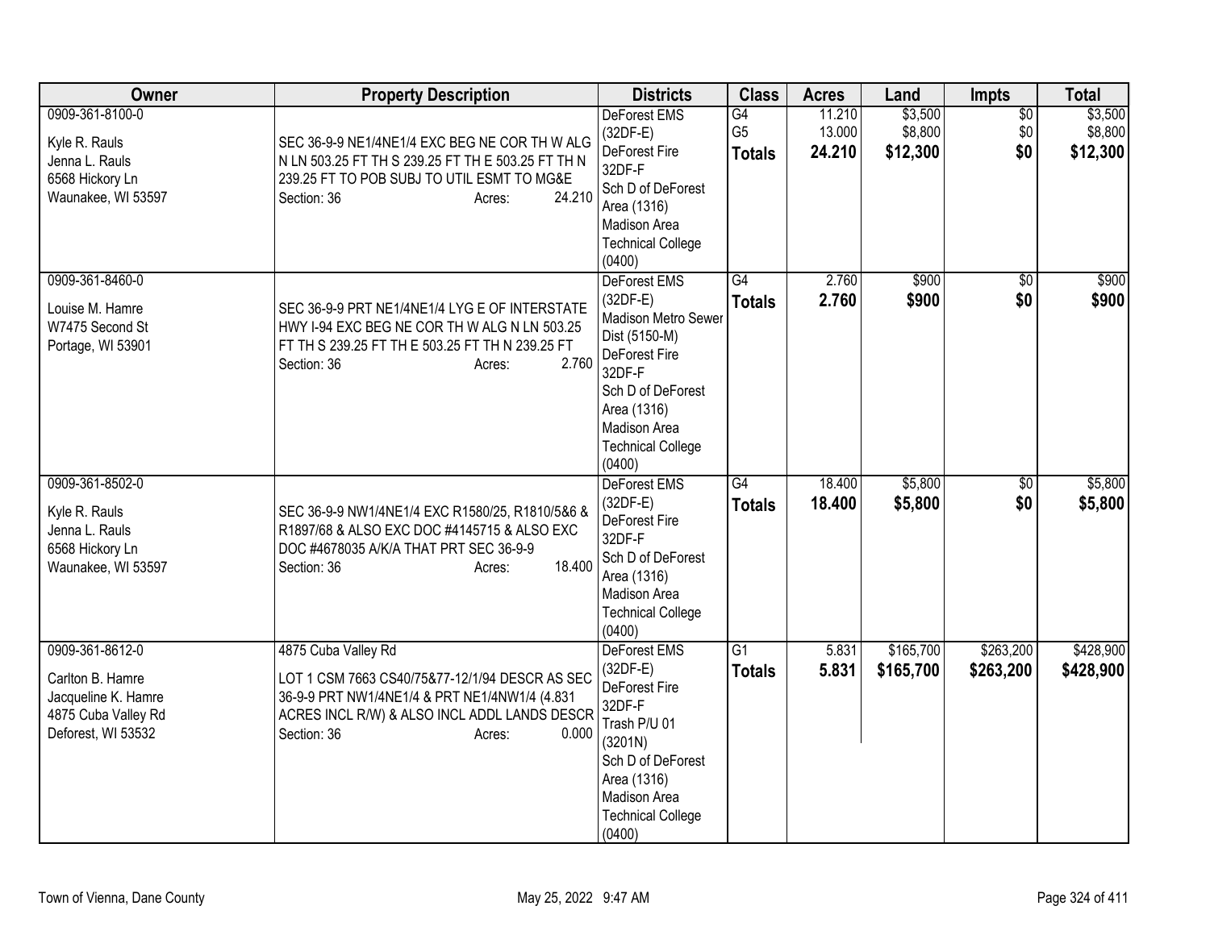| Owner | Property Description | Districts | Class | Acres | Land | Impts | Total |
|---|---|---|---|---|---|---|---|
| 0909-361-8100-0<br><br>Kyle R. Rauls<br>Jenna L. Rauls<br>6568 Hickory Ln<br>Waunakee, WI 53597 | SEC 36-9-9 NE1/4NE1/4 EXC BEG NE COR TH W ALG N LN 503.25 FT TH S 239.25 FT TH E 503.25 FT TH N 239.25 FT TO POB SUBJ TO UTIL ESMT TO MG&E<br>Section: 36 Acres: 24.210 | DeForest EMS (32DF-E)<br>DeForest Fire 32DF-F<br>Sch D of DeForest Area (1316)<br>Madison Area Technical College (0400) | G4<br>G5<br>**Totals** | 11.210<br>13.000<br>**24.210** | $3,500<br>$8,800<br>**$12,300** | $0<br>$0<br>**$0** | $3,500<br>$8,800<br>**$12,300** |
| 0909-361-8460-0<br><br>Louise M. Hamre<br>W7475 Second St<br>Portage, WI 53901 | SEC 36-9-9 PRT NE1/4NE1/4 LYG E OF INTERSTATE HWY I-94 EXC BEG NE COR TH W ALG N LN 503.25 FT TH S 239.25 FT TH E 503.25 FT TH N 239.25 FT<br>Section: 36 Acres: 2.760 | DeForest EMS (32DF-E)<br>Madison Metro Sewer Dist (5150-M)<br>DeForest Fire 32DF-F<br>Sch D of DeForest Area (1316)<br>Madison Area Technical College (0400) | G4<br>**Totals** | 2.760<br>**2.760** | $900<br>**$900** | $0<br>**$0** | $900<br>**$900** |
| 0909-361-8502-0<br><br>Kyle R. Rauls<br>Jenna L. Rauls<br>6568 Hickory Ln<br>Waunakee, WI 53597 | SEC 36-9-9 NW1/4NE1/4 EXC R1580/25, R1810/5&6 & R1897/68 & ALSO EXC DOC #4145715 & ALSO EXC DOC #4678035 A/K/A THAT PRT SEC 36-9-9<br>Section: 36 Acres: 18.400 | DeForest EMS (32DF-E)<br>DeForest Fire 32DF-F<br>Sch D of DeForest Area (1316)<br>Madison Area Technical College (0400) | G4<br>**Totals** | 18.400<br>**18.400** | $5,800<br>**$5,800** | $0<br>**$0** | $5,800<br>**$5,800** |
| 0909-361-8612-0<br><br>Carlton B. Hamre<br>Jacqueline K. Hamre<br>4875 Cuba Valley Rd<br>Deforest, WI 53532 | 4875 Cuba Valley Rd<br>LOT 1 CSM 7663 CS40/75&77-12/1/94 DESCR AS SEC 36-9-9 PRT NW1/4NE1/4 & PRT NE1/4NW1/4 (4.831 ACRES INCL R/W) & ALSO INCL ADDL LANDS DESCR<br>Section: 36 Acres: 0.000 | DeForest EMS (32DF-E)<br>DeForest Fire 32DF-F<br>Trash P/U 01 (3201N)<br>Sch D of DeForest Area (1316)<br>Madison Area Technical College (0400) | G1<br>**Totals** | 5.831<br>**5.831** | $165,700<br>**$165,700** | $263,200<br>**$263,200** | $428,900<br>**$428,900** |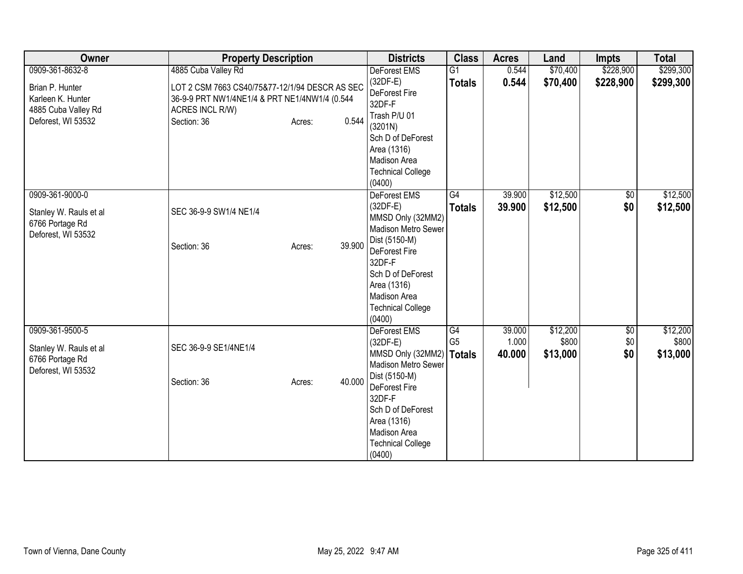| Owner | Property Description | Districts | Class | Acres | Land | Impts | Total |
|---|---|---|---|---|---|---|---|
| 0909-361-8632-8<br><br>Brian P. Hunter<br>Karleen K. Hunter<br>4885 Cuba Valley Rd<br>Deforest, WI 53532 | 4885 Cuba Valley Rd<br><br>LOT 2 CSM 7663 CS40/75&77-12/1/94 DESCR AS SEC 36-9-9 PRT NW1/4NE1/4 & PRT NE1/4NW1/4 (0.544 ACRES INCL R/W)<br>Section: 36 Acres: 0.544 | DeForest EMS (32DF-E)<br>DeForest Fire 32DF-F<br>Trash P/U 01 (3201N)<br>Sch D of DeForest Area (1316)<br>Madison Area Technical College (0400) | G1<br>**Totals** | 0.544<br>**0.544** | $70,400<br>**$70,400** | $228,900<br>**$228,900** | $299,300<br>**$299,300** |
| 0909-361-9000-0<br><br>Stanley W. Rauls et al<br>6766 Portage Rd<br>Deforest, WI 53532 | SEC 36-9-9 SW1/4 NE1/4<br><br>Section: 36 Acres: 39.900 | DeForest EMS (32DF-E)<br>MMSD Only (32MM2)<br>Madison Metro Sewer Dist (5150-M)<br>DeForest Fire 32DF-F<br>Sch D of DeForest Area (1316)<br>Madison Area Technical College (0400) | G4<br>**Totals** | 39.900<br>**39.900** | $12,500<br>**$12,500** | $0<br>**$0** | $12,500<br>**$12,500** |
| 0909-361-9500-5<br><br>Stanley W. Rauls et al<br>6766 Portage Rd<br>Deforest, WI 53532 | SEC 36-9-9 SE1/4NE1/4<br><br>Section: 36 Acres: 40.000 | DeForest EMS (32DF-E)<br>MMSD Only (32MM2)<br>Madison Metro Sewer Dist (5150-M)<br>DeForest Fire 32DF-F<br>Sch D of DeForest Area (1316)<br>Madison Area Technical College (0400) | G4<br>G5<br>**Totals** | 39.000<br>1.000<br>**40.000** | $12,200<br>$800<br>**$13,000** | $0<br>$0<br>**$0** | $12,200<br>$800<br>**$13,000** |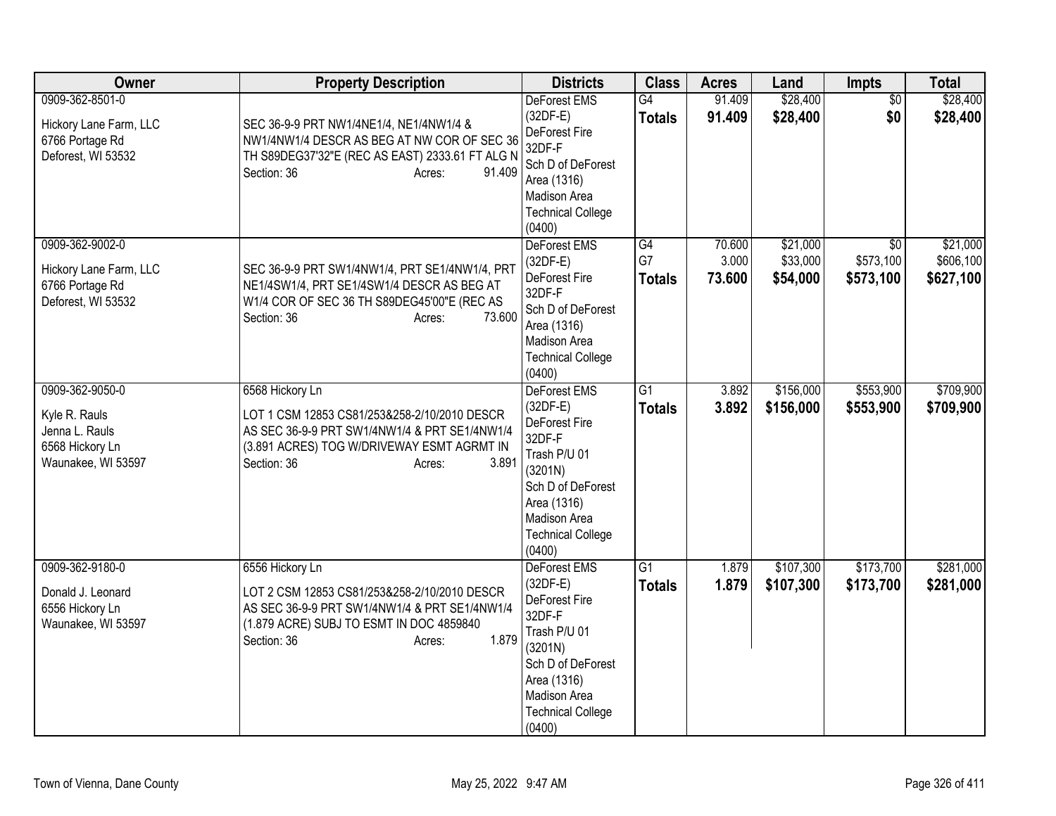| Owner | Property Description | Districts | Class | Acres | Land | Impts | Total |
|---|---|---|---|---|---|---|---|
| 0909-362-8501-0<br><br>Hickory Lane Farm, LLC<br>6766 Portage Rd<br>Deforest, WI 53532 | SEC 36-9-9 PRT NW1/4NE1/4, NE1/4NW1/4 & NW1/4NW1/4 DESCR AS BEG AT NW COR OF SEC 36 TH S89DEG37'32"E (REC AS EAST) 2333.61 FT ALG N<br>Section: 36 Acres: 91.409 | DeForest EMS (32DF-E)<br>DeForest Fire 32DF-F<br>Sch D of DeForest Area (1316)<br>Madison Area Technical College (0400) | G4<br>**Totals** | 91.409<br>**91.409** | $28,400<br>**$28,400** | $0<br>**$0** | $28,400<br>**$28,400** |
| 0909-362-9002-0<br><br>Hickory Lane Farm, LLC<br>6766 Portage Rd<br>Deforest, WI 53532 | SEC 36-9-9 PRT SW1/4NW1/4, PRT SE1/4NW1/4, PRT NE1/4SW1/4, PRT SE1/4SW1/4 DESCR AS BEG AT W1/4 COR OF SEC 36 TH S89DEG45'00"E (REC AS<br>Section: 36 Acres: 73.600 | DeForest EMS (32DF-E)<br>DeForest Fire 32DF-F<br>Sch D of DeForest Area (1316)<br>Madison Area Technical College (0400) | G4<br>G7<br>**Totals** | 70.600<br>3.000<br>**73.600** | $21,000<br>$33,000<br>**$54,000** | $0<br>$573,100<br>**$573,100** | $21,000<br>$606,100<br>**$627,100** |
| 0909-362-9050-0<br><br>Kyle R. Rauls<br>Jenna L. Rauls<br>6568 Hickory Ln<br>Waunakee, WI 53597 | 6568 Hickory Ln<br>LOT 1 CSM 12853 CS81/253&258-2/10/2010 DESCR AS SEC 36-9-9 PRT SW1/4NW1/4 & PRT SE1/4NW1/4 (3.891 ACRES) TOG W/DRIVEWAY ESMT AGRMT IN<br>Section: 36 Acres: 3.891 | DeForest EMS (32DF-E)<br>DeForest Fire 32DF-F<br>Trash P/U 01 (3201N)<br>Sch D of DeForest Area (1316)<br>Madison Area Technical College (0400) | G1<br>**Totals** | 3.892<br>**3.892** | $156,000<br>**$156,000** | $553,900<br>**$553,900** | $709,900<br>**$709,900** |
| 0909-362-9180-0<br><br>Donald J. Leonard<br>6556 Hickory Ln<br>Waunakee, WI 53597 | 6556 Hickory Ln<br>LOT 2 CSM 12853 CS81/253&258-2/10/2010 DESCR AS SEC 36-9-9 PRT SW1/4NW1/4 & PRT SE1/4NW1/4 (1.879 ACRE) SUBJ TO ESMT IN DOC 4859840<br>Section: 36 Acres: 1.879 | DeForest EMS (32DF-E)<br>DeForest Fire 32DF-F<br>Trash P/U 01 (3201N)<br>Sch D of DeForest Area (1316)<br>Madison Area Technical College (0400) | G1<br>**Totals** | 1.879<br>**1.879** | $107,300<br>**$107,300** | $173,700<br>**$173,700** | $281,000<br>**$281,000** |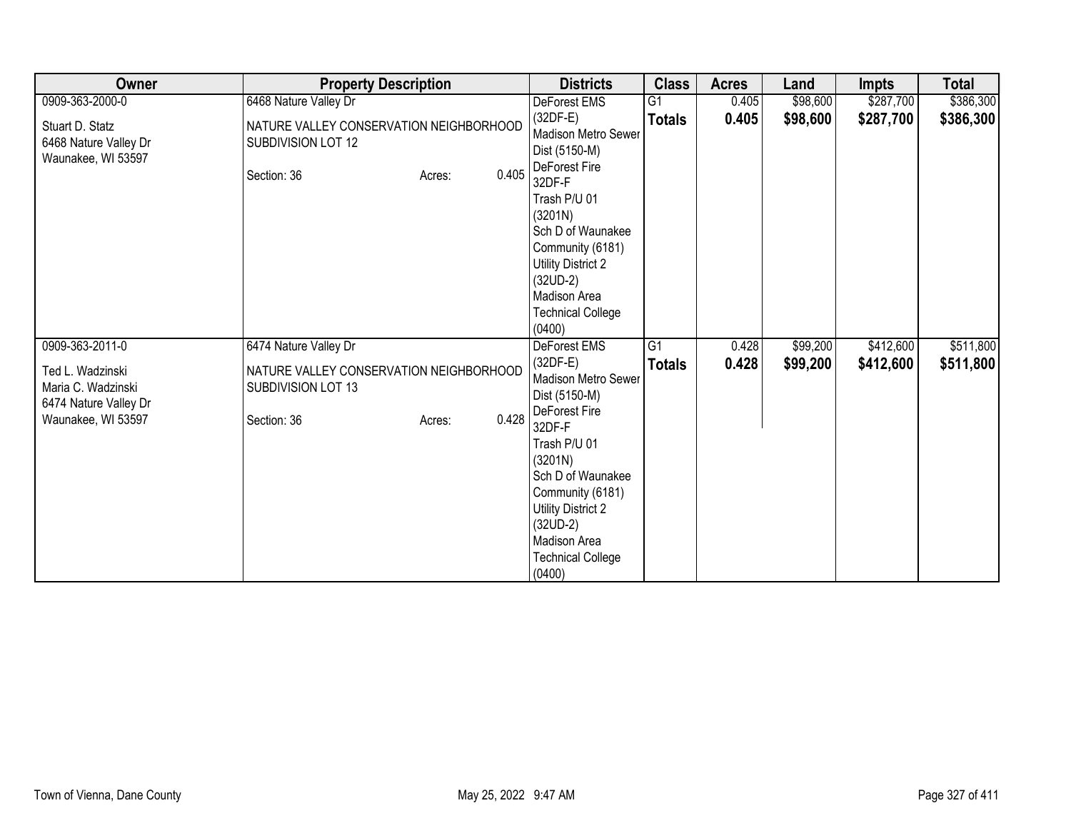| Owner | Property Description | Districts | Class | Acres | Land | Impts | Total |
|---|---|---|---|---|---|---|---|
| 0909-363-2000-0<br>Stuart D. Statz<br>6468 Nature Valley Dr<br>Waunakee, WI 53597 | 6468 Nature Valley Dr<br>NATURE VALLEY CONSERVATION NEIGHBORHOOD SUBDIVISION LOT 12<br>Section: 36 Acres: 0.405 | DeForest EMS (32DF-E)<br>Madison Metro Sewer Dist (5150-M)<br>DeForest Fire 32DF-F<br>Trash P/U 01 (3201N)<br>Sch D of Waunakee Community (6181)<br>Utility District 2 (32UD-2)<br>Madison Area Technical College (0400) | G1<br>**Totals** | 0.405<br>**0.405** | $98,600<br>**$98,600** | $287,700<br>**$287,700** | $386,300<br>**$386,300** |
| 0909-363-2011-0<br>Ted L. Wadzinski<br>Maria C. Wadzinski<br>6474 Nature Valley Dr<br>Waunakee, WI 53597 | 6474 Nature Valley Dr<br>NATURE VALLEY CONSERVATION NEIGHBORHOOD SUBDIVISION LOT 13<br>Section: 36 Acres: 0.428 | DeForest EMS (32DF-E)<br>Madison Metro Sewer Dist (5150-M)<br>DeForest Fire 32DF-F<br>Trash P/U 01 (3201N)<br>Sch D of Waunakee Community (6181)<br>Utility District 2 (32UD-2)<br>Madison Area Technical College (0400) | G1<br>**Totals** | 0.428<br>**0.428** | $99,200<br>**$99,200** | $412,600<br>**$412,600** | $511,800<br>**$511,800** |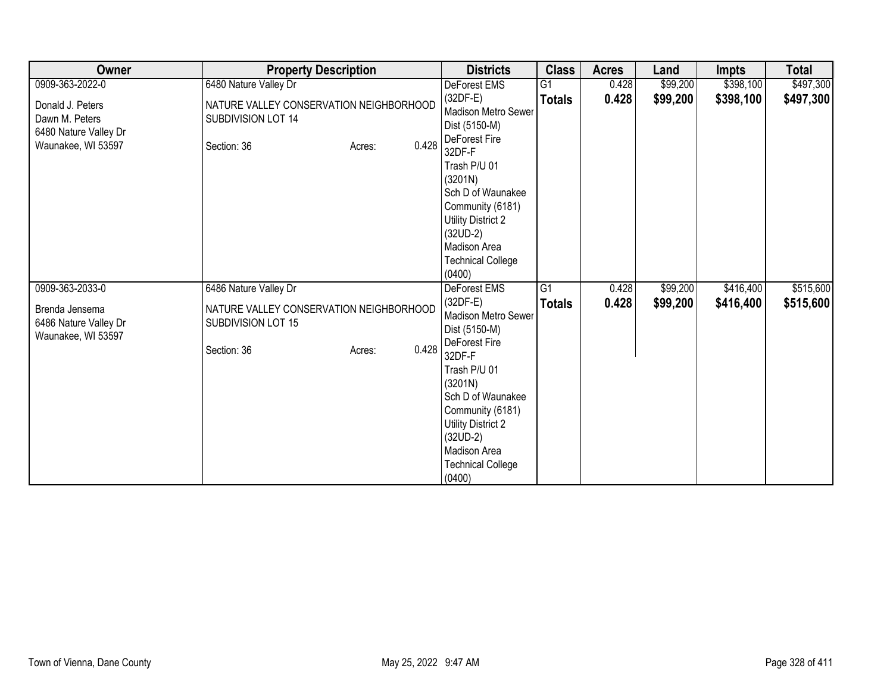| Owner | Property Description | Districts | Class | Acres | Land | Impts | Total |
|---|---|---|---|---|---|---|---|
| 0909-363-2022-0<br><br>Donald J. Peters<br>Dawn M. Peters<br>6480 Nature Valley Dr<br>Waunakee, WI 53597 | 6480 Nature Valley Dr<br><br>NATURE VALLEY CONSERVATION NEIGHBORHOOD SUBDIVISION LOT 14<br><br>Section: 36 Acres: 0.428 | DeForest EMS (32DF-E)<br>Madison Metro Sewer Dist (5150-M)<br>DeForest Fire 32DF-F<br>Trash P/U 01 (3201N)<br>Sch D of Waunakee Community (6181)<br>Utility District 2 (32UD-2)<br>Madison Area Technical College (0400) | G1<br>**Totals** | 0.428<br>**0.428** | $99,200<br>**$99,200** | $398,100<br>**$398,100** | $497,300<br>**$497,300** |
| 0909-363-2033-0<br><br>Brenda Jensema<br>6486 Nature Valley Dr<br>Waunakee, WI 53597 | 6486 Nature Valley Dr<br><br>NATURE VALLEY CONSERVATION NEIGHBORHOOD SUBDIVISION LOT 15<br><br>Section: 36 Acres: 0.428 | DeForest EMS (32DF-E)<br>Madison Metro Sewer Dist (5150-M)<br>DeForest Fire 32DF-F<br>Trash P/U 01 (3201N)<br>Sch D of Waunakee Community (6181)<br>Utility District 2 (32UD-2)<br>Madison Area Technical College (0400) | G1<br>**Totals** | 0.428<br>**0.428** | $99,200<br>**$99,200** | $416,400<br>**$416,400** | $515,600<br>**$515,600** |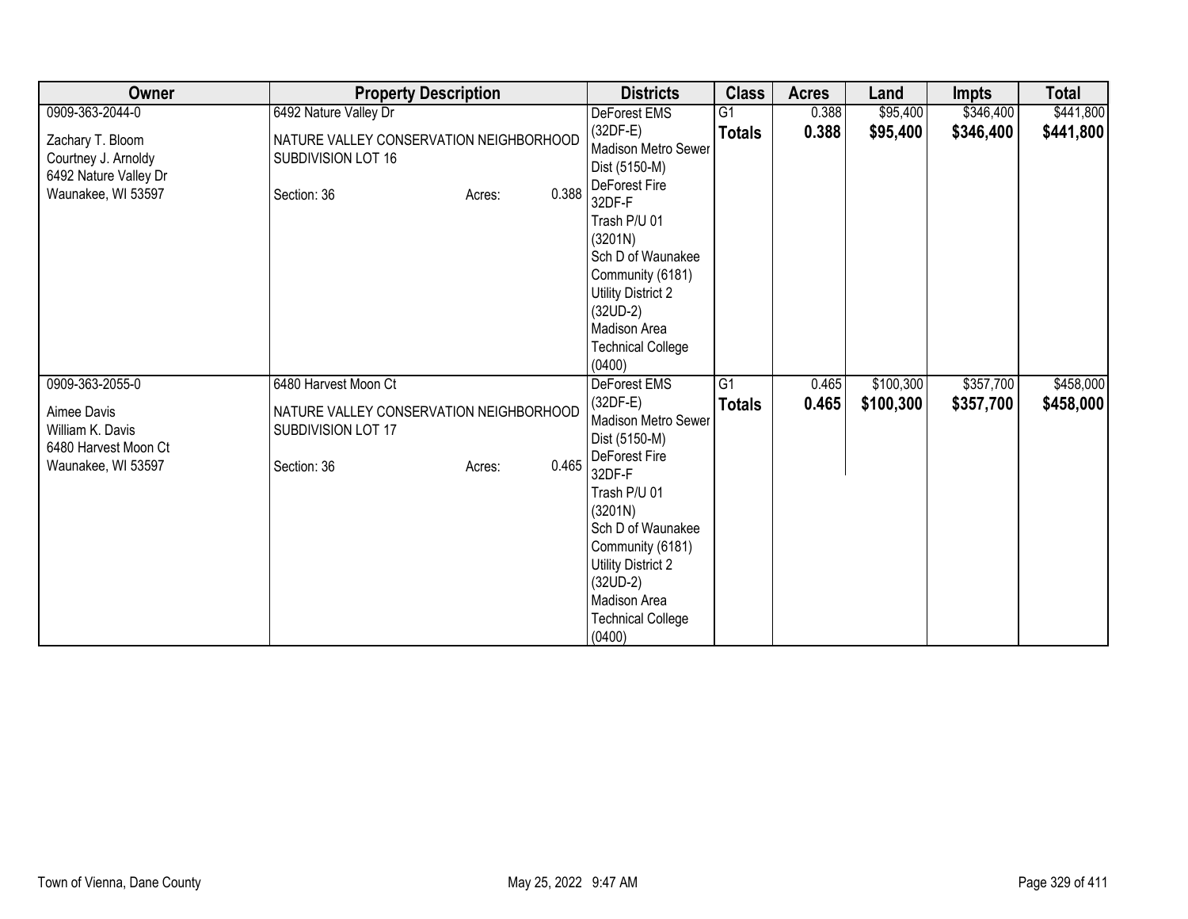| Owner | Property Description | Districts | Class | Acres | Land | Impts | Total |
|---|---|---|---|---|---|---|---|
| 0909-363-2044-0<br><br>Zachary T. Bloom<br>Courtney J. Arnoldy<br>6492 Nature Valley Dr<br>Waunakee, WI 53597 | 6492 Nature Valley Dr<br><br>NATURE VALLEY CONSERVATION NEIGHBORHOOD SUBDIVISION LOT 16<br><br>Section: 36 Acres: 0.388 | DeForest EMS (32DF-E)<br>Madison Metro Sewer Dist (5150-M)<br>DeForest Fire 32DF-F<br>Trash P/U 01 (3201N)<br>Sch D of Waunakee Community (6181)<br>Utility District 2 (32UD-2)<br>Madison Area Technical College (0400) | G1<br>**Totals** | 0.388<br>**0.388** | $95,400<br>**$95,400** | $346,400<br>**$346,400** | $441,800<br>**$441,800** |
| 0909-363-2055-0<br><br>Aimee Davis<br>William K. Davis<br>6480 Harvest Moon Ct<br>Waunakee, WI 53597 | 6480 Harvest Moon Ct<br><br>NATURE VALLEY CONSERVATION NEIGHBORHOOD SUBDIVISION LOT 17<br><br>Section: 36 Acres: 0.465 | DeForest EMS (32DF-E)<br>Madison Metro Sewer Dist (5150-M)<br>DeForest Fire 32DF-F<br>Trash P/U 01 (3201N)<br>Sch D of Waunakee Community (6181)<br>Utility District 2 (32UD-2)<br>Madison Area Technical College (0400) | G1<br>**Totals** | 0.465<br>**0.465** | $100,300<br>**$100,300** | $357,700<br>**$357,700** | $458,000<br>**$458,000** |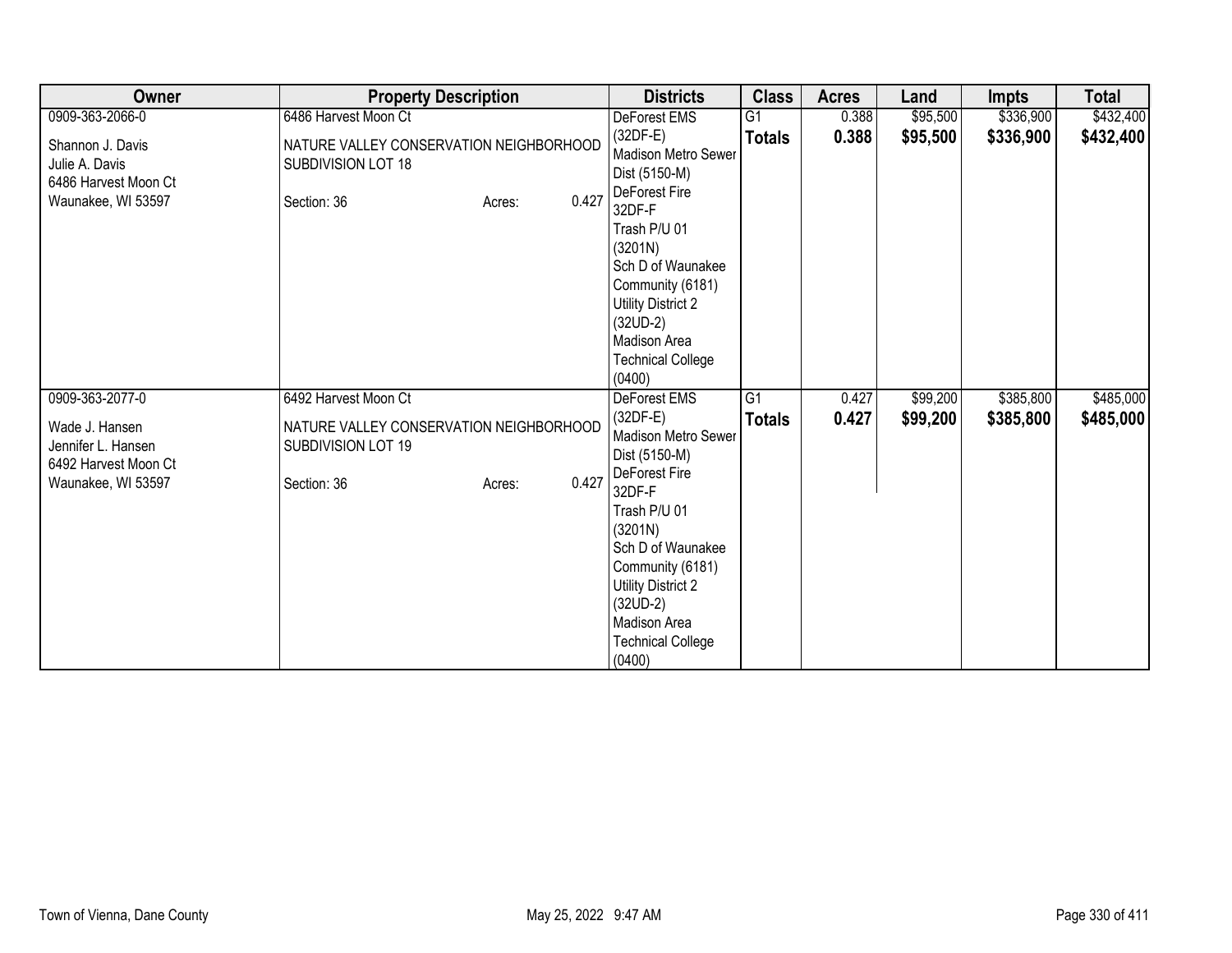| Owner | Property Description | Districts | Class | Acres | Land | Impts | Total |
|---|---|---|---|---|---|---|---|
| 0909-363-2066-0<br>Shannon J. Davis<br>Julie A. Davis<br>6486 Harvest Moon Ct<br>Waunakee, WI 53597 | 6486 Harvest Moon Ct<br>NATURE VALLEY CONSERVATION NEIGHBORHOOD SUBDIVISION LOT 18<br>Section: 36 Acres: 0.427 | DeForest EMS (32DF-E)<br>Madison Metro Sewer Dist (5150-M)<br>DeForest Fire 32DF-F<br>Trash P/U 01 (3201N)<br>Sch D of Waunakee Community (6181)<br>Utility District 2 (32UD-2)<br>Madison Area Technical College (0400) | G1<br>**Totals** | 0.388<br>**0.388** | $95,500<br>**$95,500** | $336,900<br>**$336,900** | $432,400<br>**$432,400** |
| 0909-363-2077-0<br>Wade J. Hansen<br>Jennifer L. Hansen<br>6492 Harvest Moon Ct<br>Waunakee, WI 53597 | 6492 Harvest Moon Ct<br>NATURE VALLEY CONSERVATION NEIGHBORHOOD SUBDIVISION LOT 19<br>Section: 36 Acres: 0.427 | DeForest EMS (32DF-E)<br>Madison Metro Sewer Dist (5150-M)<br>DeForest Fire 32DF-F<br>Trash P/U 01 (3201N)<br>Sch D of Waunakee Community (6181)<br>Utility District 2 (32UD-2)<br>Madison Area Technical College (0400) | G1<br>**Totals** | 0.427<br>**0.427** | $99,200<br>**$99,200** | $385,800<br>**$385,800** | $485,000<br>**$485,000** |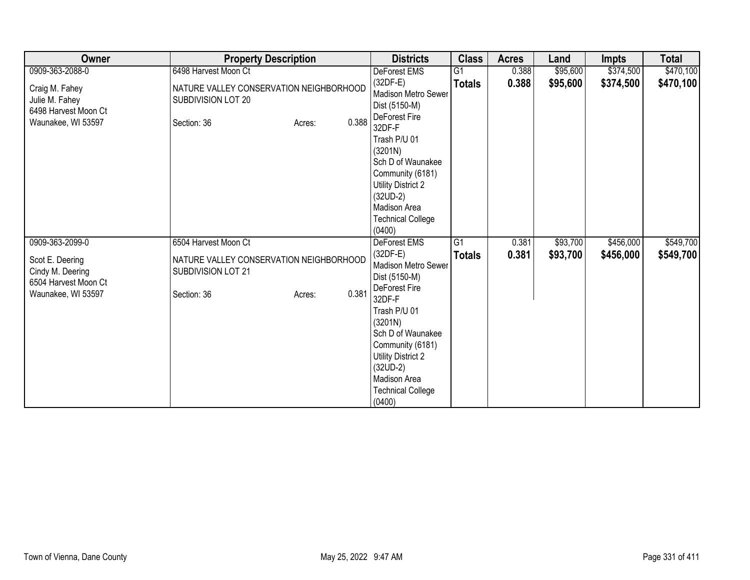| Owner | Property Description | Districts | Class | Acres | Land | Impts | Total |
|---|---|---|---|---|---|---|---|
| 0909-363-2088-0<br><br>Craig M. Fahey<br>Julie M. Fahey<br>6498 Harvest Moon Ct<br>Waunakee, WI 53597 | 6498 Harvest Moon Ct<br><br>NATURE VALLEY CONSERVATION NEIGHBORHOOD SUBDIVISION LOT 20<br><br>Section: 36 Acres: 0.388 | DeForest EMS (32DF-E)<br>Madison Metro Sewer Dist (5150-M)<br>DeForest Fire 32DF-F<br>Trash P/U 01 (3201N)<br>Sch D of Waunakee Community (6181)<br>Utility District 2 (32UD-2)<br>Madison Area Technical College (0400) | G1<br>**Totals** | 0.388<br>**0.388** | $95,600<br>**$95,600** | $374,500<br>**$374,500** | $470,100<br>**$470,100** |
| 0909-363-2099-0<br><br>Scot E. Deering<br>Cindy M. Deering<br>6504 Harvest Moon Ct<br>Waunakee, WI 53597 | 6504 Harvest Moon Ct<br><br>NATURE VALLEY CONSERVATION NEIGHBORHOOD SUBDIVISION LOT 21<br><br>Section: 36 Acres: 0.381 | DeForest EMS (32DF-E)<br>Madison Metro Sewer Dist (5150-M)<br>DeForest Fire 32DF-F<br>Trash P/U 01 (3201N)<br>Sch D of Waunakee Community (6181)<br>Utility District 2 (32UD-2)<br>Madison Area Technical College (0400) | G1<br>**Totals** | 0.381<br>**0.381** | $93,700<br>**$93,700** | $456,000<br>**$456,000** | $549,700<br>**$549,700** |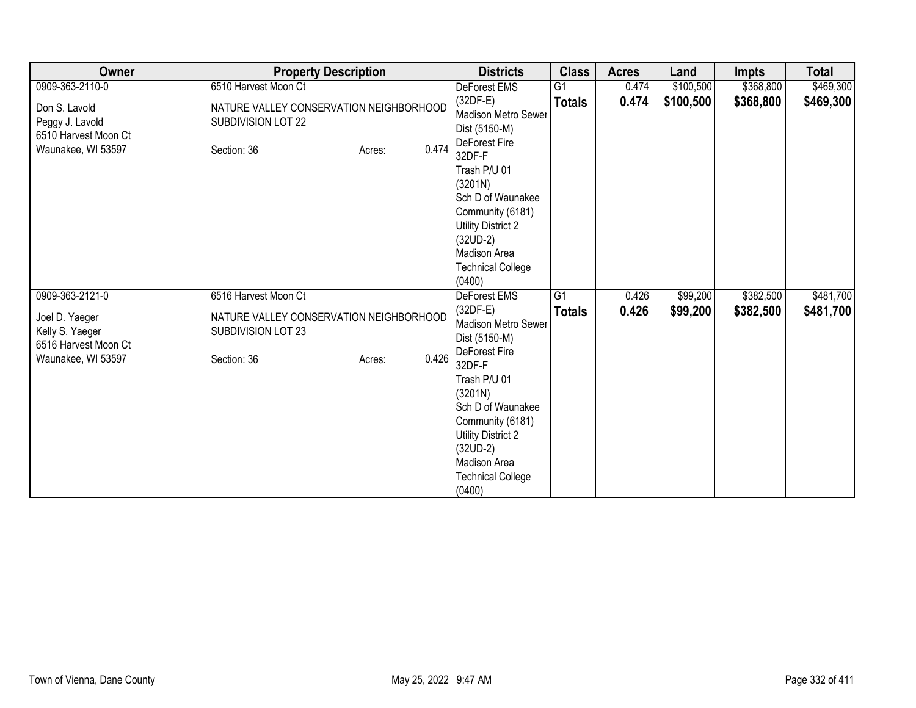| Owner | Property Description | Districts | Class | Acres | Land | Impts | Total |
|---|---|---|---|---|---|---|---|
| 0909-363-2110-0<br><br>Don S. Lavold<br>Peggy J. Lavold<br>6510 Harvest Moon Ct<br>Waunakee, WI 53597 | 6510 Harvest Moon Ct<br><br>NATURE VALLEY CONSERVATION NEIGHBORHOOD SUBDIVISION LOT 22<br><br>Section: 36 Acres: 0.474 | DeForest EMS (32DF-E)<br>Madison Metro Sewer Dist (5150-M)<br>DeForest Fire 32DF-F<br>Trash P/U 01 (3201N)<br>Sch D of Waunakee Community (6181)<br>Utility District 2 (32UD-2)<br>Madison Area Technical College (0400) | G1<br>**Totals** | 0.474<br>**0.474** | $100,500<br>**$100,500** | $368,800<br>**$368,800** | $469,300<br>**$469,300** |
| 0909-363-2121-0<br><br>Joel D. Yaeger<br>Kelly S. Yaeger<br>6516 Harvest Moon Ct<br>Waunakee, WI 53597 | 6516 Harvest Moon Ct<br><br>NATURE VALLEY CONSERVATION NEIGHBORHOOD SUBDIVISION LOT 23<br><br>Section: 36 Acres: 0.426 | DeForest EMS (32DF-E)<br>Madison Metro Sewer Dist (5150-M)<br>DeForest Fire 32DF-F<br>Trash P/U 01 (3201N)<br>Sch D of Waunakee Community (6181)<br>Utility District 2 (32UD-2)<br>Madison Area Technical College (0400) | G1<br>**Totals** | 0.426<br>**0.426** | $99,200<br>**$99,200** | $382,500<br>**$382,500** | $481,700<br>**$481,700** |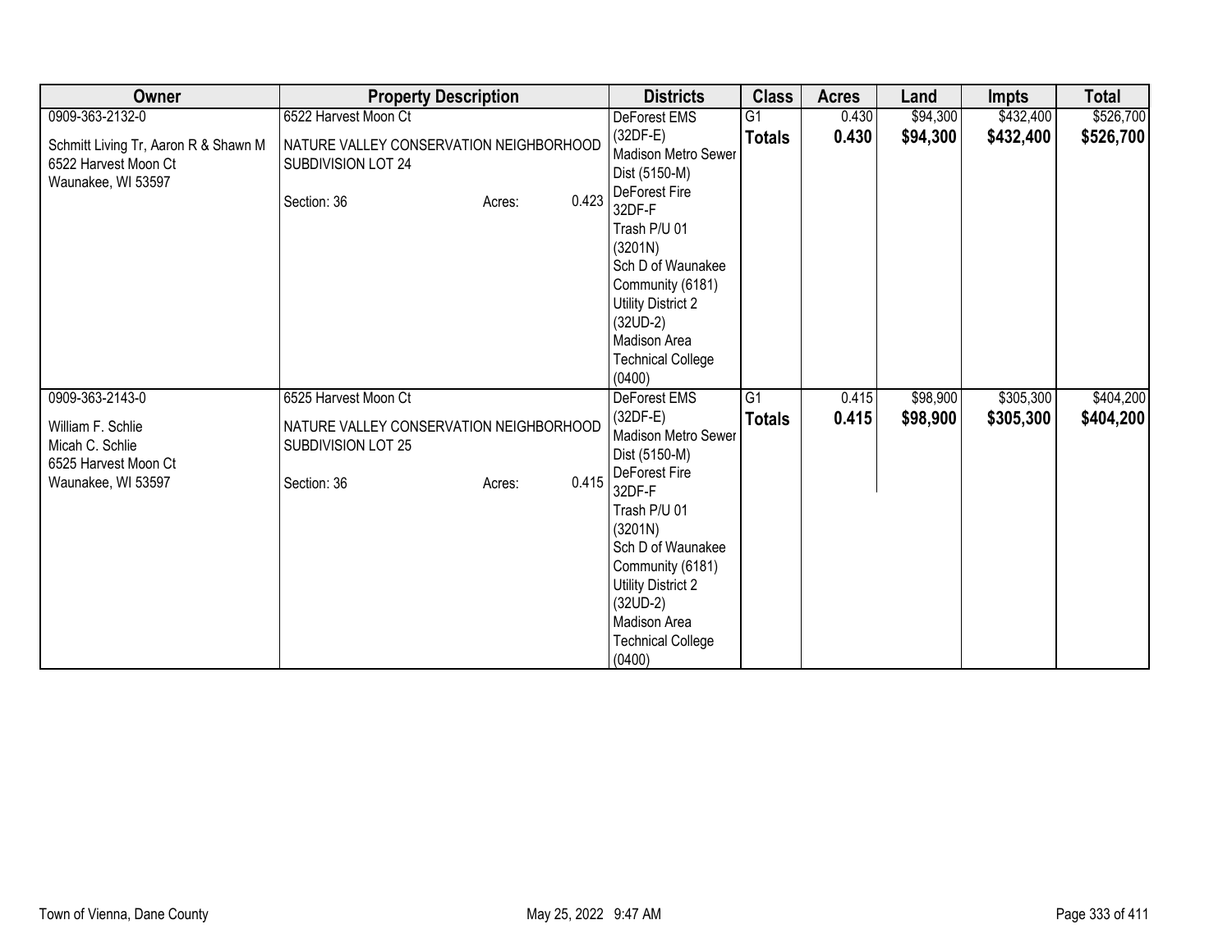| Owner | Property Description | Districts | Class | Acres | Land | Impts | Total |
|---|---|---|---|---|---|---|---|
| 0909-363-2132-0<br><br>Schmitt Living Tr, Aaron R & Shawn M<br>6522 Harvest Moon Ct<br>Waunakee, WI 53597 | 6522 Harvest Moon Ct<br><br>NATURE VALLEY CONSERVATION NEIGHBORHOOD SUBDIVISION LOT 24<br><br>Section: 36 Acres: 0.423 | DeForest EMS (32DF-E)<br>Madison Metro Sewer Dist (5150-M)<br>DeForest Fire 32DF-F<br>Trash P/U 01 (3201N)<br>Sch D of Waunakee Community (6181)<br>Utility District 2 (32UD-2)<br>Madison Area Technical College (0400) | G1<br>**Totals** | 0.430<br>**0.430** | $94,300<br>**$94,300** | $432,400<br>**$432,400** | $526,700<br>**$526,700** |
| 0909-363-2143-0<br><br>William F. Schlie<br>Micah C. Schlie<br>6525 Harvest Moon Ct<br>Waunakee, WI 53597 | 6525 Harvest Moon Ct<br><br>NATURE VALLEY CONSERVATION NEIGHBORHOOD SUBDIVISION LOT 25<br><br>Section: 36 Acres: 0.415 | DeForest EMS (32DF-E)<br>Madison Metro Sewer Dist (5150-M)<br>DeForest Fire 32DF-F<br>Trash P/U 01 (3201N)<br>Sch D of Waunakee Community (6181)<br>Utility District 2 (32UD-2)<br>Madison Area Technical College (0400) | G1<br>**Totals** | 0.415<br>**0.415** | $98,900<br>**$98,900** | $305,300<br>**$305,300** | $404,200<br>**$404,200** |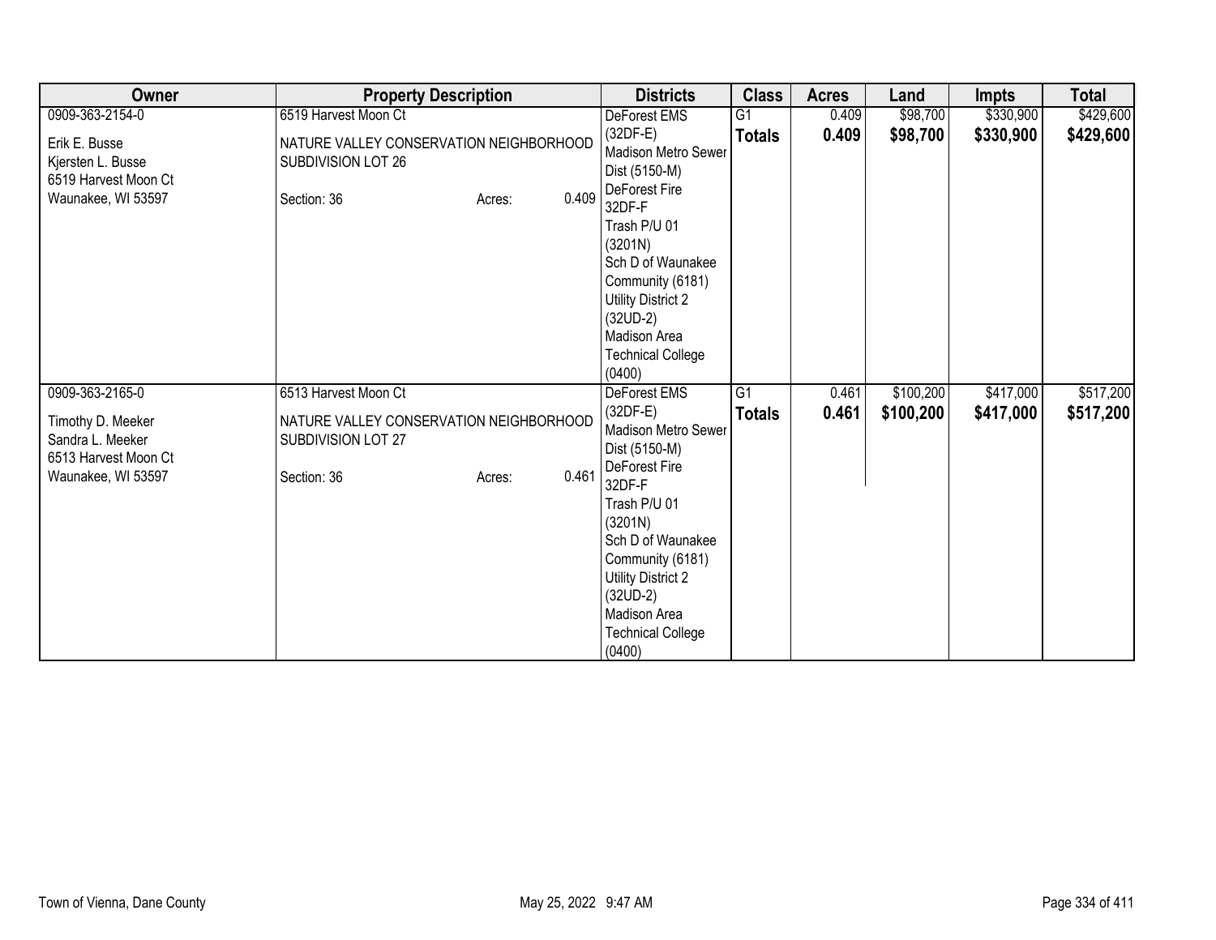| Owner | Property Description | Districts | Class | Acres | Land | Impts | Total |
|---|---|---|---|---|---|---|---|
| 0909-363-2154-0<br><br>Erik E. Busse<br>Kjersten L. Busse<br>6519 Harvest Moon Ct<br>Waunakee, WI 53597 | 6519 Harvest Moon Ct<br><br>NATURE VALLEY CONSERVATION NEIGHBORHOOD SUBDIVISION LOT 26<br><br>Section: 36 Acres: 0.409 | DeForest EMS (32DF-E)<br>Madison Metro Sewer Dist (5150-M)<br>DeForest Fire 32DF-F<br>Trash P/U 01 (3201N)<br>Sch D of Waunakee Community (6181)<br>Utility District 2 (32UD-2)<br>Madison Area Technical College (0400) | G1<br>**Totals** | 0.409<br>**0.409** | $98,700<br>**$98,700** | $330,900<br>**$330,900** | $429,600<br>**$429,600** |
| 0909-363-2165-0<br><br>Timothy D. Meeker<br>Sandra L. Meeker<br>6513 Harvest Moon Ct<br>Waunakee, WI 53597 | 6513 Harvest Moon Ct<br><br>NATURE VALLEY CONSERVATION NEIGHBORHOOD SUBDIVISION LOT 27<br><br>Section: 36 Acres: 0.461 | DeForest EMS (32DF-E)<br>Madison Metro Sewer Dist (5150-M)<br>DeForest Fire 32DF-F<br>Trash P/U 01 (3201N)<br>Sch D of Waunakee Community (6181)<br>Utility District 2 (32UD-2)<br>Madison Area Technical College (0400) | G1<br>**Totals** | 0.461<br>**0.461** | $100,200<br>**$100,200** | $417,000<br>**$417,000** | $517,200<br>**$517,200** |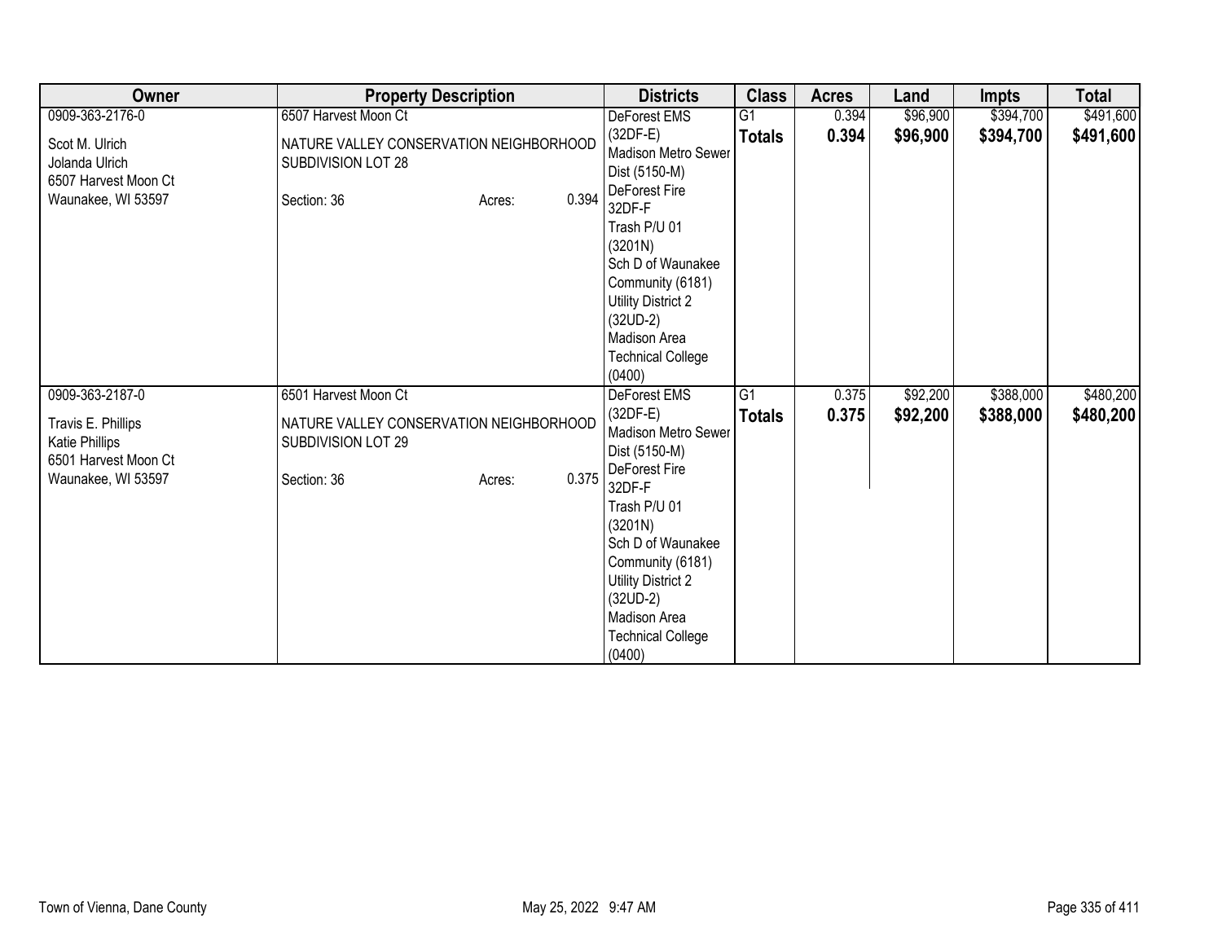| Owner | Property Description | Districts | Class | Acres | Land | Impts | Total |
|---|---|---|---|---|---|---|---|
| 0909-363-2176-0<br><br>Scot M. Ulrich<br>Jolanda Ulrich<br>6507 Harvest Moon Ct<br>Waunakee, WI 53597 | 6507 Harvest Moon Ct<br><br>NATURE VALLEY CONSERVATION NEIGHBORHOOD SUBDIVISION LOT 28<br><br>Section: 36 Acres: 0.394 | DeForest EMS (32DF-E)<br>Madison Metro Sewer Dist (5150-M)<br>DeForest Fire 32DF-F<br>Trash P/U 01 (3201N)<br>Sch D of Waunakee Community (6181)<br>Utility District 2 (32UD-2)<br>Madison Area Technical College (0400) | G1<br>**Totals** | 0.394<br>**0.394** | $96,900<br>**$96,900** | $394,700<br>**$394,700** | $491,600<br>**$491,600** |
| 0909-363-2187-0<br><br>Travis E. Phillips<br>Katie Phillips<br>6501 Harvest Moon Ct<br>Waunakee, WI 53597 | 6501 Harvest Moon Ct<br><br>NATURE VALLEY CONSERVATION NEIGHBORHOOD SUBDIVISION LOT 29<br><br>Section: 36 Acres: 0.375 | DeForest EMS (32DF-E)<br>Madison Metro Sewer Dist (5150-M)<br>DeForest Fire 32DF-F<br>Trash P/U 01 (3201N)<br>Sch D of Waunakee Community (6181)<br>Utility District 2 (32UD-2)<br>Madison Area Technical College (0400) | G1<br>**Totals** | 0.375<br>**0.375** | $92,200<br>**$92,200** | $388,000<br>**$388,000** | $480,200<br>**$480,200** |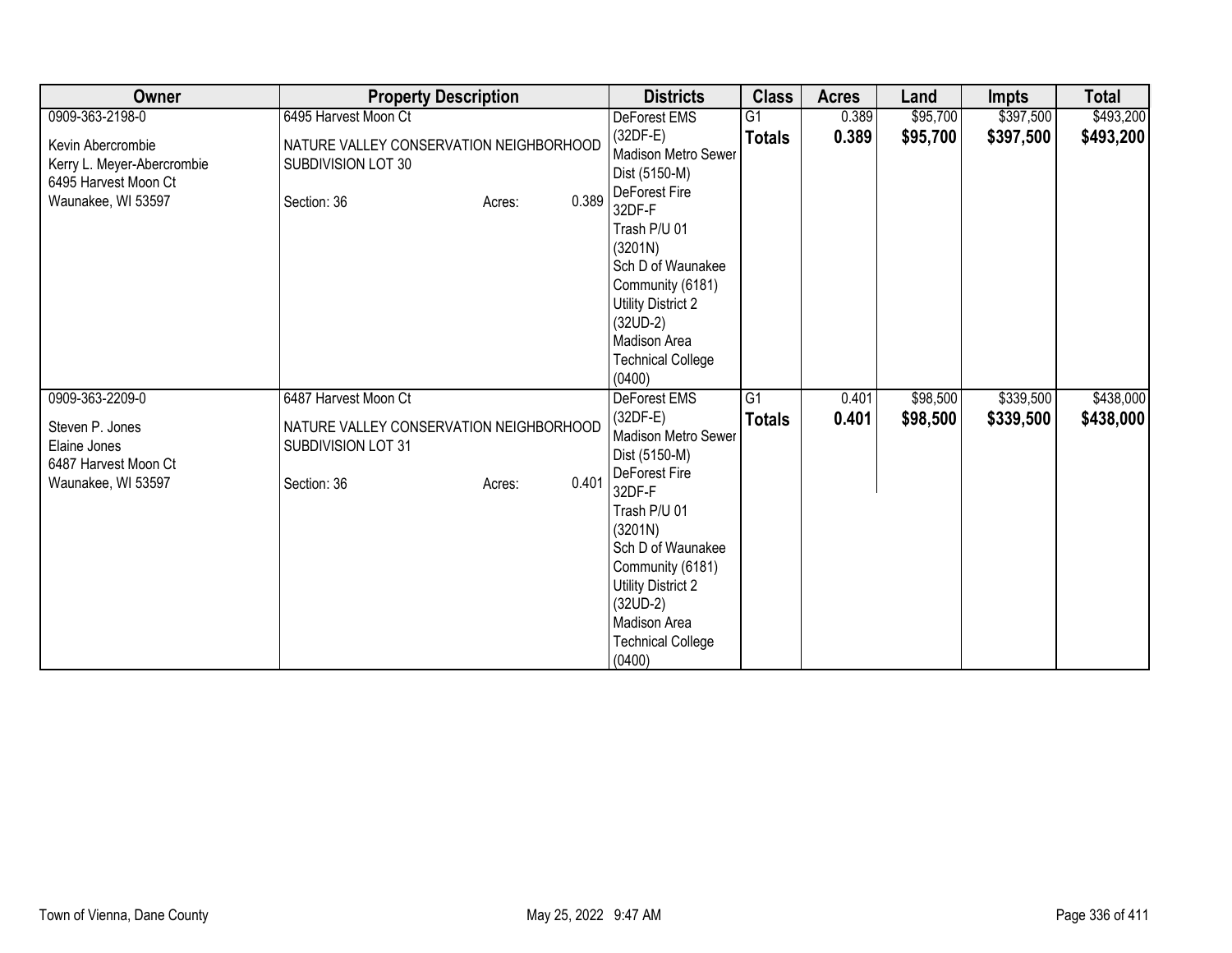| Owner | Property Description | Districts | Class | Acres | Land | Impts | Total |
|---|---|---|---|---|---|---|---|
| 0909-363-2198-0<br>Kevin Abercrombie<br>Kerry L. Meyer-Abercrombie<br>6495 Harvest Moon Ct<br>Waunakee, WI 53597 | 6495 Harvest Moon Ct<br>NATURE VALLEY CONSERVATION NEIGHBORHOOD SUBDIVISION LOT 30<br>Section: 36 Acres: 0.389 | DeForest EMS (32DF-E)<br>Madison Metro Sewer Dist (5150-M)<br>DeForest Fire 32DF-F<br>Trash P/U 01 (3201N)<br>Sch D of Waunakee Community (6181)<br>Utility District 2 (32UD-2)<br>Madison Area Technical College (0400) | G1<br>**Totals** | 0.389<br>**0.389** | $95,700<br>**$95,700** | $397,500<br>**$397,500** | $493,200<br>**$493,200** |
| 0909-363-2209-0<br>Steven P. Jones<br>Elaine Jones<br>6487 Harvest Moon Ct<br>Waunakee, WI 53597 | 6487 Harvest Moon Ct<br>NATURE VALLEY CONSERVATION NEIGHBORHOOD SUBDIVISION LOT 31<br>Section: 36 Acres: 0.401 | DeForest EMS (32DF-E)<br>Madison Metro Sewer Dist (5150-M)<br>DeForest Fire 32DF-F<br>Trash P/U 01 (3201N)<br>Sch D of Waunakee Community (6181)<br>Utility District 2 (32UD-2)<br>Madison Area Technical College (0400) | G1<br>**Totals** | 0.401<br>**0.401** | $98,500<br>**$98,500** | $339,500<br>**$339,500** | $438,000<br>**$438,000** |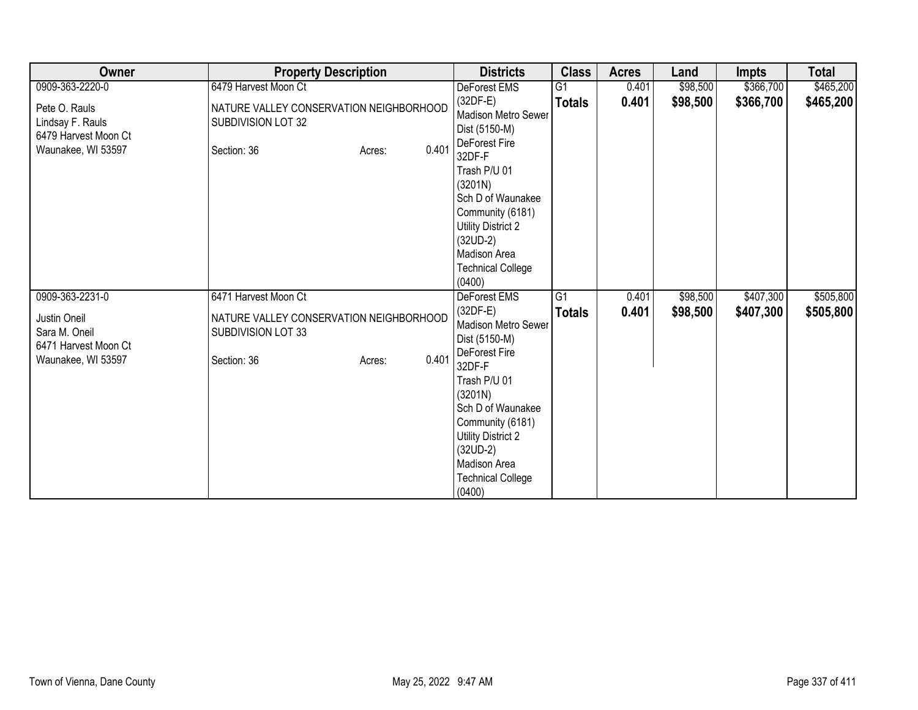| Owner | Property Description | Districts | Class | Acres | Land | Impts | Total |
|---|---|---|---|---|---|---|---|
| 0909-363-2220-0<br><br>Pete O. Rauls<br>Lindsay F. Rauls<br>6479 Harvest Moon Ct<br>Waunakee, WI 53597 | 6479 Harvest Moon Ct<br><br>NATURE VALLEY CONSERVATION NEIGHBORHOOD SUBDIVISION LOT 32<br><br>Section: 36 Acres: 0.401 | DeForest EMS (32DF-E)<br>Madison Metro Sewer Dist (5150-M)<br>DeForest Fire 32DF-F<br>Trash P/U 01 (3201N)<br>Sch D of Waunakee Community (6181)<br>Utility District 2 (32UD-2)<br>Madison Area Technical College (0400) | G1<br>**Totals** | 0.401<br>**0.401** | $98,500<br>**$98,500** | $366,700<br>**$366,700** | $465,200<br>**$465,200** |
| 0909-363-2231-0<br><br>Justin Oneil<br>Sara M. Oneil<br>6471 Harvest Moon Ct<br>Waunakee, WI 53597 | 6471 Harvest Moon Ct<br><br>NATURE VALLEY CONSERVATION NEIGHBORHOOD SUBDIVISION LOT 33<br><br>Section: 36 Acres: 0.401 | DeForest EMS (32DF-E)<br>Madison Metro Sewer Dist (5150-M)<br>DeForest Fire 32DF-F<br>Trash P/U 01 (3201N)<br>Sch D of Waunakee Community (6181)<br>Utility District 2 (32UD-2)<br>Madison Area Technical College (0400) | G1<br>**Totals** | 0.401<br>**0.401** | $98,500<br>**$98,500** | $407,300<br>**$407,300** | $505,800<br>**$505,800** |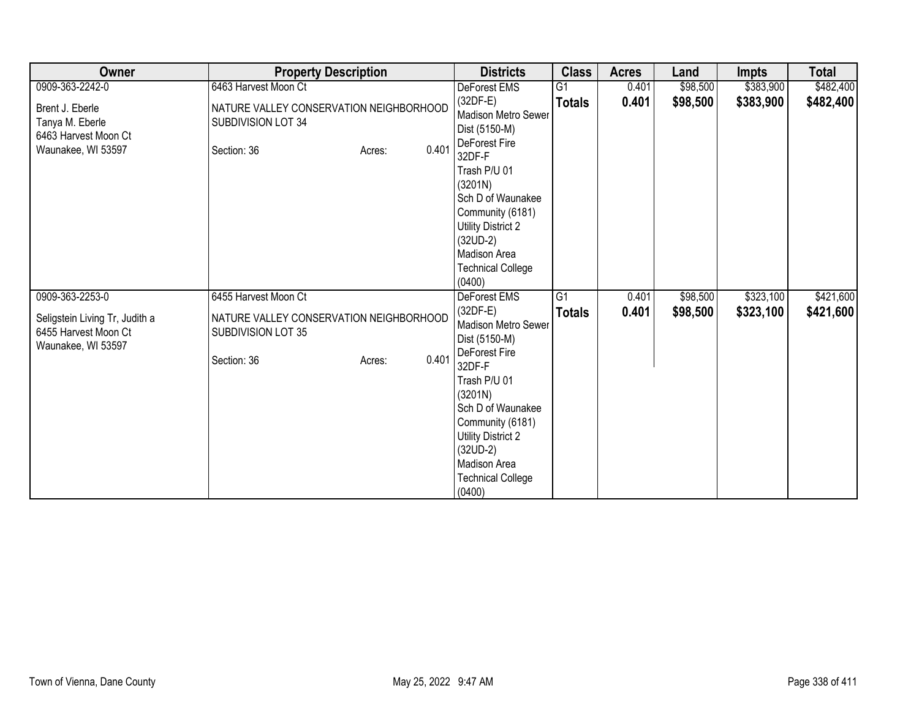| Owner | Property Description | Districts | Class | Acres | Land | Impts | Total |
|---|---|---|---|---|---|---|---|
| 0909-363-2242-0<br><br>Brent J. Eberle<br>Tanya M. Eberle<br>6463 Harvest Moon Ct<br>Waunakee, WI 53597 | 6463 Harvest Moon Ct<br><br>NATURE VALLEY CONSERVATION NEIGHBORHOOD SUBDIVISION LOT 34<br><br>Section: 36 Acres: 0.401 | DeForest EMS (32DF-E)<br>Madison Metro Sewer Dist (5150-M)<br>DeForest Fire 32DF-F<br>Trash P/U 01 (3201N)<br>Sch D of Waunakee Community (6181)<br>Utility District 2 (32UD-2)<br>Madison Area Technical College (0400) | G1<br>**Totals** | 0.401<br>**0.401** | $98,500<br>**$98,500** | $383,900<br>**$383,900** | $482,400<br>**$482,400** |
| 0909-363-2253-0<br><br>Seligstein Living Tr, Judith a<br>6455 Harvest Moon Ct<br>Waunakee, WI 53597 | 6455 Harvest Moon Ct<br><br>NATURE VALLEY CONSERVATION NEIGHBORHOOD SUBDIVISION LOT 35<br><br>Section: 36 Acres: 0.401 | DeForest EMS (32DF-E)<br>Madison Metro Sewer Dist (5150-M)<br>DeForest Fire 32DF-F<br>Trash P/U 01 (3201N)<br>Sch D of Waunakee Community (6181)<br>Utility District 2 (32UD-2)<br>Madison Area Technical College (0400) | G1<br>**Totals** | 0.401<br>**0.401** | $98,500<br>**$98,500** | $323,100<br>**$323,100** | $421,600<br>**$421,600** |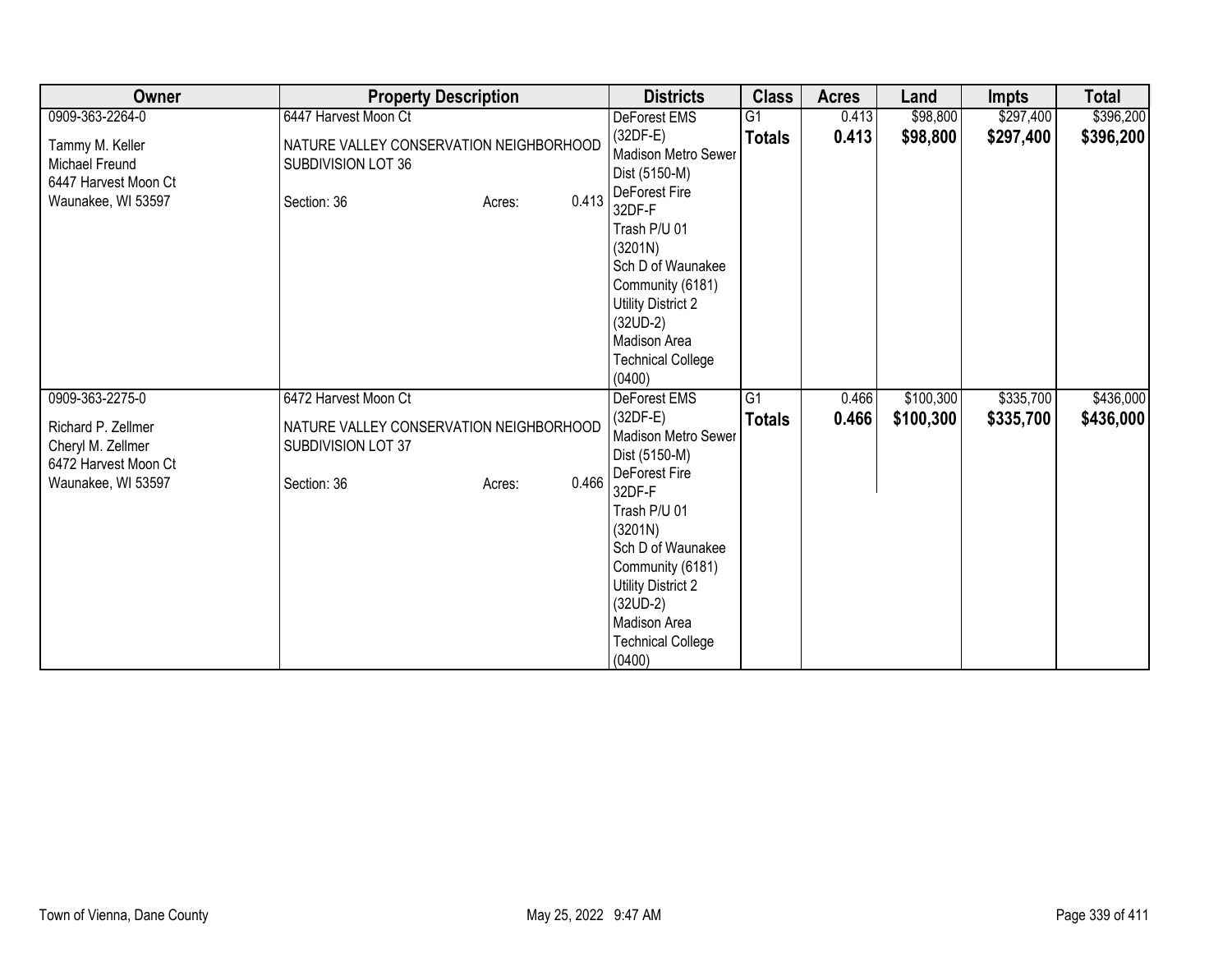| Owner | Property Description | Districts | Class | Acres | Land | Impts | Total |
|---|---|---|---|---|---|---|---|
| 0909-363-2264-0<br><br>Tammy M. Keller<br>Michael Freund<br>6447 Harvest Moon Ct<br>Waunakee, WI 53597 | 6447 Harvest Moon Ct<br><br>NATURE VALLEY CONSERVATION NEIGHBORHOOD SUBDIVISION LOT 36<br><br>Section: 36 Acres: 0.413 | DeForest EMS (32DF-E)<br>Madison Metro Sewer Dist (5150-M)<br>DeForest Fire 32DF-F<br>Trash P/U 01 (3201N)<br>Sch D of Waunakee Community (6181)<br>Utility District 2 (32UD-2)<br>Madison Area Technical College (0400) | G1<br>**Totals** | 0.413<br>**0.413** | $98,800<br>**$98,800** | $297,400<br>**$297,400** | $396,200<br>**$396,200** |
| 0909-363-2275-0<br><br>Richard P. Zellmer<br>Cheryl M. Zellmer<br>6472 Harvest Moon Ct<br>Waunakee, WI 53597 | 6472 Harvest Moon Ct<br><br>NATURE VALLEY CONSERVATION NEIGHBORHOOD SUBDIVISION LOT 37<br><br>Section: 36 Acres: 0.466 | DeForest EMS (32DF-E)<br>Madison Metro Sewer Dist (5150-M)<br>DeForest Fire 32DF-F<br>Trash P/U 01 (3201N)<br>Sch D of Waunakee Community (6181)<br>Utility District 2 (32UD-2)<br>Madison Area Technical College (0400) | G1<br>**Totals** | 0.466<br>**0.466** | $100,300<br>**$100,300** | $335,700<br>**$335,700** | $436,000<br>**$436,000** |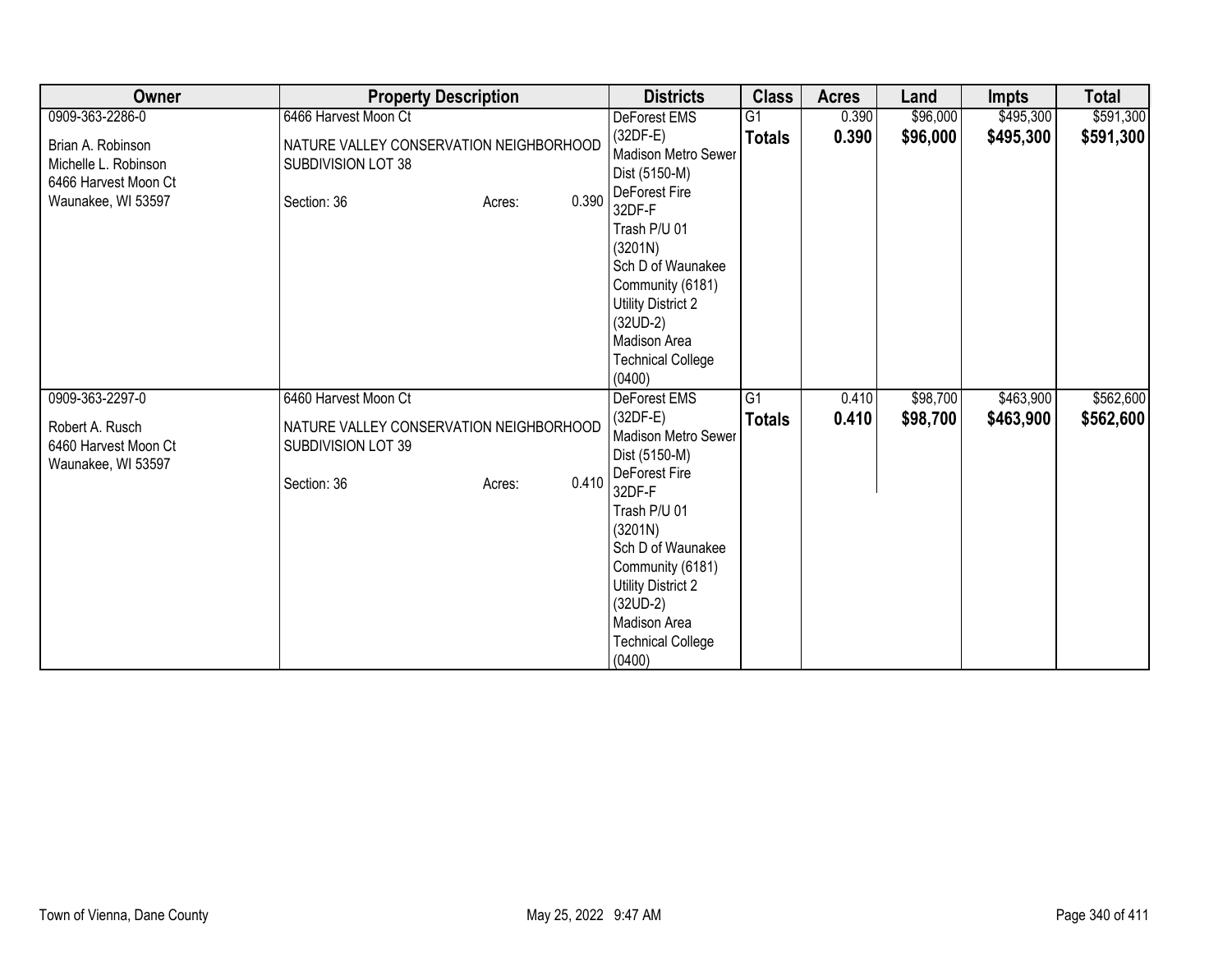| Owner | Property Description | Districts | Class | Acres | Land | Impts | Total |
|---|---|---|---|---|---|---|---|
| 0909-363-2286-0<br><br>Brian A. Robinson<br>Michelle L. Robinson<br>6466 Harvest Moon Ct<br>Waunakee, WI 53597 | 6466 Harvest Moon Ct<br><br>NATURE VALLEY CONSERVATION NEIGHBORHOOD SUBDIVISION LOT 38<br><br>Section: 36 Acres: 0.390 | DeForest EMS (32DF-E)<br>Madison Metro Sewer Dist (5150-M)<br>DeForest Fire 32DF-F<br>Trash P/U 01 (3201N)<br>Sch D of Waunakee Community (6181)<br>Utility District 2 (32UD-2)<br>Madison Area Technical College (0400) | G1<br>**Totals** | 0.390<br>**0.390** | $96,000<br>**$96,000** | $495,300<br>**$495,300** | $591,300<br>**$591,300** |
| 0909-363-2297-0<br><br>Robert A. Rusch<br>6460 Harvest Moon Ct<br>Waunakee, WI 53597 | 6460 Harvest Moon Ct<br><br>NATURE VALLEY CONSERVATION NEIGHBORHOOD SUBDIVISION LOT 39<br><br>Section: 36 Acres: 0.410 | DeForest EMS (32DF-E)<br>Madison Metro Sewer Dist (5150-M)<br>DeForest Fire 32DF-F<br>Trash P/U 01 (3201N)<br>Sch D of Waunakee Community (6181)<br>Utility District 2 (32UD-2)<br>Madison Area Technical College (0400) | G1<br>**Totals** | 0.410<br>**0.410** | $98,700<br>**$98,700** | $463,900<br>**$463,900** | $562,600<br>**$562,600** |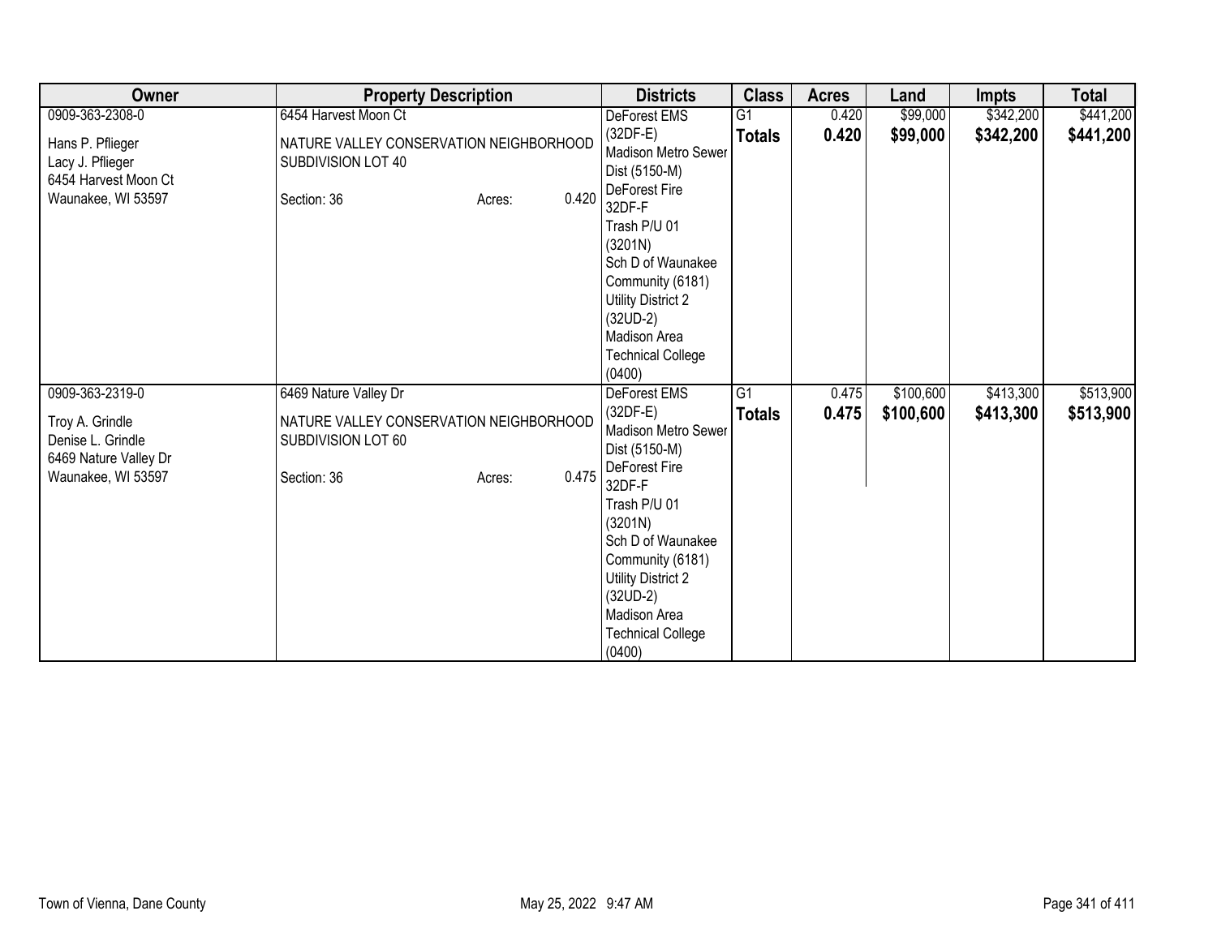| Owner | Property Description | Districts | Class | Acres | Land | Impts | Total |
|---|---|---|---|---|---|---|---|
| 0909-363-2308-0<br><br>Hans P. Pflieger<br>Lacy J. Pflieger<br>6454 Harvest Moon Ct<br>Waunakee, WI 53597 | 6454 Harvest Moon Ct<br><br>NATURE VALLEY CONSERVATION NEIGHBORHOOD SUBDIVISION LOT 40<br><br>Section: 36 Acres: 0.420 | DeForest EMS (32DF-E)<br>Madison Metro Sewer Dist (5150-M)<br>DeForest Fire 32DF-F<br>Trash P/U 01 (3201N)<br>Sch D of Waunakee Community (6181)<br>Utility District 2 (32UD-2)<br>Madison Area Technical College (0400) | G1<br>**Totals** | 0.420<br>**0.420** | $99,000<br>**$99,000** | $342,200<br>**$342,200** | $441,200<br>**$441,200** |
| 0909-363-2319-0<br><br>Troy A. Grindle<br>Denise L. Grindle<br>6469 Nature Valley Dr<br>Waunakee, WI 53597 | 6469 Nature Valley Dr<br><br>NATURE VALLEY CONSERVATION NEIGHBORHOOD SUBDIVISION LOT 60<br><br>Section: 36 Acres: 0.475 | DeForest EMS (32DF-E)<br>Madison Metro Sewer Dist (5150-M)<br>DeForest Fire 32DF-F<br>Trash P/U 01 (3201N)<br>Sch D of Waunakee Community (6181)<br>Utility District 2 (32UD-2)<br>Madison Area Technical College (0400) | G1<br>**Totals** | 0.475<br>**0.475** | $100,600<br>**$100,600** | $413,300<br>**$413,300** | $513,900<br>**$513,900** |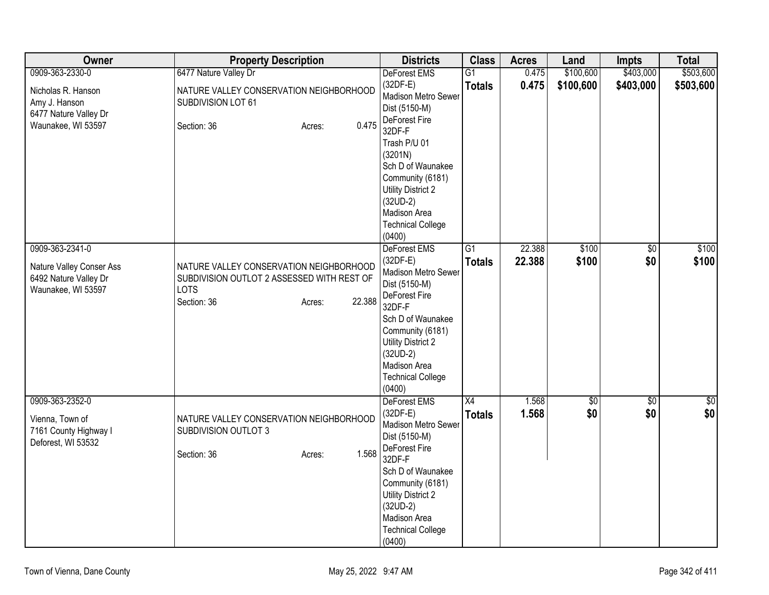| Owner | Property Description | Districts | Class | Acres | Land | Impts | Total |
|---|---|---|---|---|---|---|---|
| 0909-363-2330-0<br><br>Nicholas R. Hanson<br>Amy J. Hanson<br>6477 Nature Valley Dr<br>Waunakee, WI 53597 | 6477 Nature Valley Dr<br><br>NATURE VALLEY CONSERVATION NEIGHBORHOOD SUBDIVISION LOT 61<br><br>Section: 36 Acres: 0.475 | DeForest EMS (32DF-E)<br>Madison Metro Sewer Dist (5150-M)<br>DeForest Fire 32DF-F<br>Trash P/U 01 (3201N)<br>Sch D of Waunakee Community (6181)<br>Utility District 2 (32UD-2)<br>Madison Area Technical College (0400) | G1<br>**Totals** | 0.475<br>**0.475** | $100,600<br>**$100,600** | $403,000<br>**$403,000** | $503,600<br>**$503,600** |
| 0909-363-2341-0<br><br>Nature Valley Conser Ass<br>6492 Nature Valley Dr<br>Waunakee, WI 53597 | NATURE VALLEY CONSERVATION NEIGHBORHOOD SUBDIVISION OUTLOT 2 ASSESSED WITH REST OF LOTS<br>Section: 36 Acres: 22.388 | DeForest EMS (32DF-E)<br>Madison Metro Sewer Dist (5150-M)<br>DeForest Fire 32DF-F<br>Sch D of Waunakee Community (6181)<br>Utility District 2 (32UD-2)<br>Madison Area Technical College (0400) | G1<br>**Totals** | 22.388<br>**22.388** | $100<br>**$100** | $0<br>**$0** | $100<br>**$100** |
| 0909-363-2352-0<br><br>Vienna, Town of<br>7161 County Highway I<br>Deforest, WI 53532 | NATURE VALLEY CONSERVATION NEIGHBORHOOD SUBDIVISION OUTLOT 3<br><br>Section: 36 Acres: 1.568 | DeForest EMS (32DF-E)<br>Madison Metro Sewer Dist (5150-M)<br>DeForest Fire 32DF-F<br>Sch D of Waunakee Community (6181)<br>Utility District 2 (32UD-2)<br>Madison Area Technical College (0400) | X4<br>**Totals** | 1.568<br>**1.568** | $0<br>**$0** | $0<br>**$0** | $0<br>**$0** |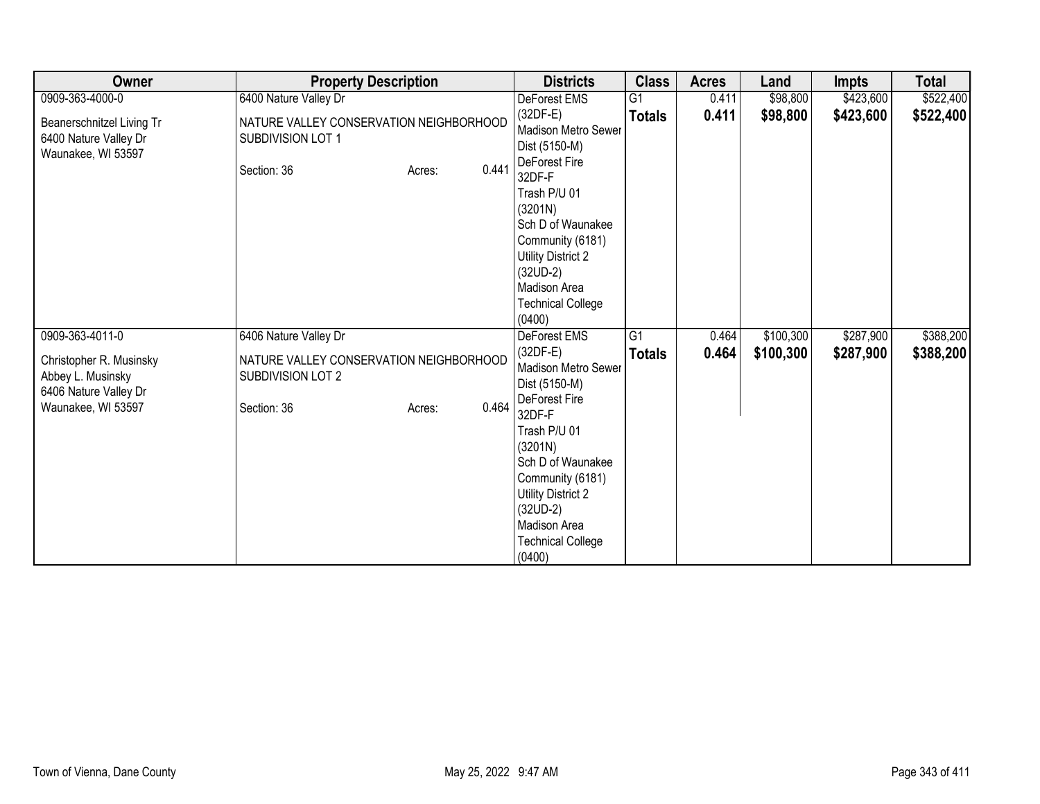| Owner | Property Description | Districts | Class | Acres | Land | Impts | Total |
|---|---|---|---|---|---|---|---|
| 0909-363-4000-0<br><br>Beanerschnitzel Living Tr<br>6400 Nature Valley Dr<br>Waunakee, WI 53597 | 6400 Nature Valley Dr<br><br>NATURE VALLEY CONSERVATION NEIGHBORHOOD SUBDIVISION LOT 1<br><br>Section: 36 Acres: 0.441 | DeForest EMS (32DF-E)<br>Madison Metro Sewer Dist (5150-M)<br>DeForest Fire 32DF-F<br>Trash P/U 01 (3201N)<br>Sch D of Waunakee Community (6181)<br>Utility District 2 (32UD-2)<br>Madison Area Technical College (0400) | G1<br>**Totals** | 0.411<br>**0.411** | $98,800<br>**$98,800** | $423,600<br>**$423,600** | $522,400<br>**$522,400** |
| 0909-363-4011-0<br><br>Christopher R. Musinsky<br>Abbey L. Musinsky<br>6406 Nature Valley Dr<br>Waunakee, WI 53597 | 6406 Nature Valley Dr<br><br>NATURE VALLEY CONSERVATION NEIGHBORHOOD SUBDIVISION LOT 2<br><br>Section: 36 Acres: 0.464 | DeForest EMS (32DF-E)<br>Madison Metro Sewer Dist (5150-M)<br>DeForest Fire 32DF-F<br>Trash P/U 01 (3201N)<br>Sch D of Waunakee Community (6181)<br>Utility District 2 (32UD-2)<br>Madison Area Technical College (0400) | G1<br>**Totals** | 0.464<br>**0.464** | $100,300<br>**$100,300** | $287,900<br>**$287,900** | $388,200<br>**$388,200** |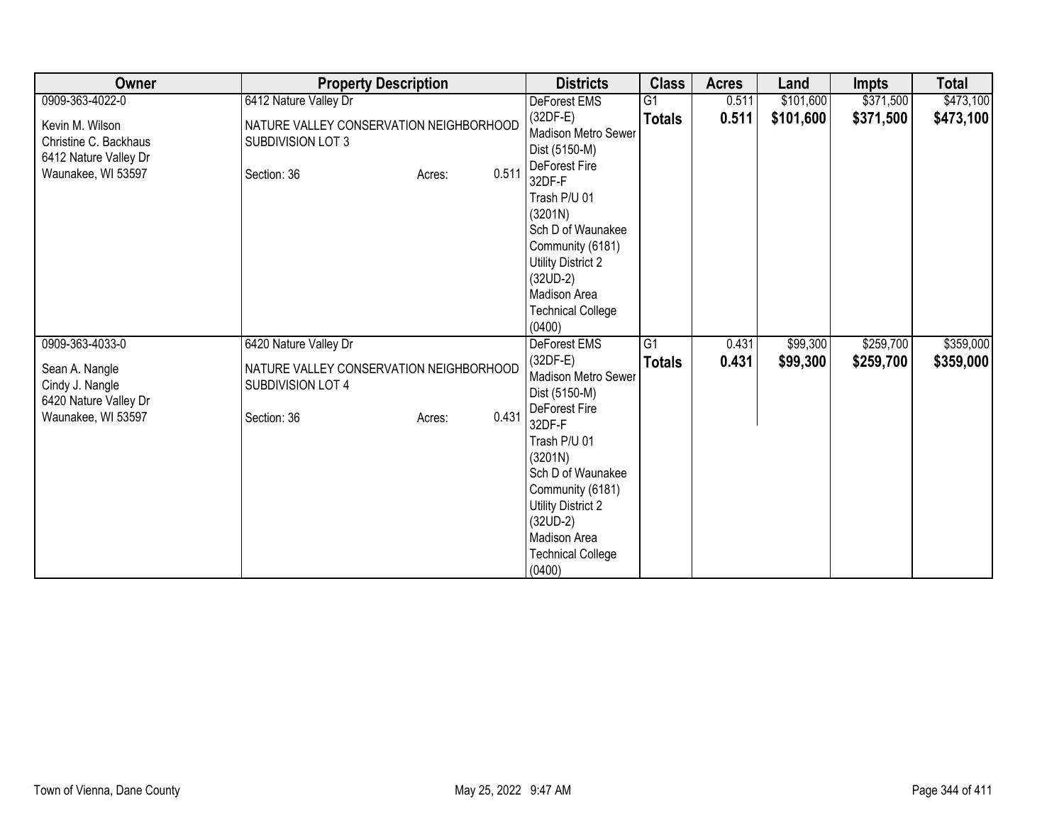| Owner | Property Description | Districts | Class | Acres | Land | Impts | Total |
|---|---|---|---|---|---|---|---|
| 0909-363-4022-0<br><br>Kevin M. Wilson<br>Christine C. Backhaus<br>6412 Nature Valley Dr<br>Waunakee, WI 53597 | 6412 Nature Valley Dr<br><br>NATURE VALLEY CONSERVATION NEIGHBORHOOD SUBDIVISION LOT 3<br><br>Section: 36 Acres: 0.511 | DeForest EMS (32DF-E)<br>Madison Metro Sewer Dist (5150-M)<br>DeForest Fire 32DF-F<br>Trash P/U 01 (3201N)<br>Sch D of Waunakee Community (6181)<br>Utility District 2 (32UD-2)<br>Madison Area Technical College (0400) | G1<br>**Totals** | 0.511<br>**0.511** | \$101,600<br>**\$101,600** | \$371,500<br>**\$371,500** | \$473,100<br>**\$473,100** |
| 0909-363-4033-0<br><br>Sean A. Nangle<br>Cindy J. Nangle<br>6420 Nature Valley Dr<br>Waunakee, WI 53597 | 6420 Nature Valley Dr<br><br>NATURE VALLEY CONSERVATION NEIGHBORHOOD SUBDIVISION LOT 4<br><br>Section: 36 Acres: 0.431 | DeForest EMS (32DF-E)<br>Madison Metro Sewer Dist (5150-M)<br>DeForest Fire 32DF-F<br>Trash P/U 01 (3201N)<br>Sch D of Waunakee Community (6181)<br>Utility District 2 (32UD-2)<br>Madison Area Technical College (0400) | G1<br>**Totals** | 0.431<br>**0.431** | \$99,300<br>**\$99,300** | \$259,700<br>**\$259,700** | \$359,000<br>**\$359,000** |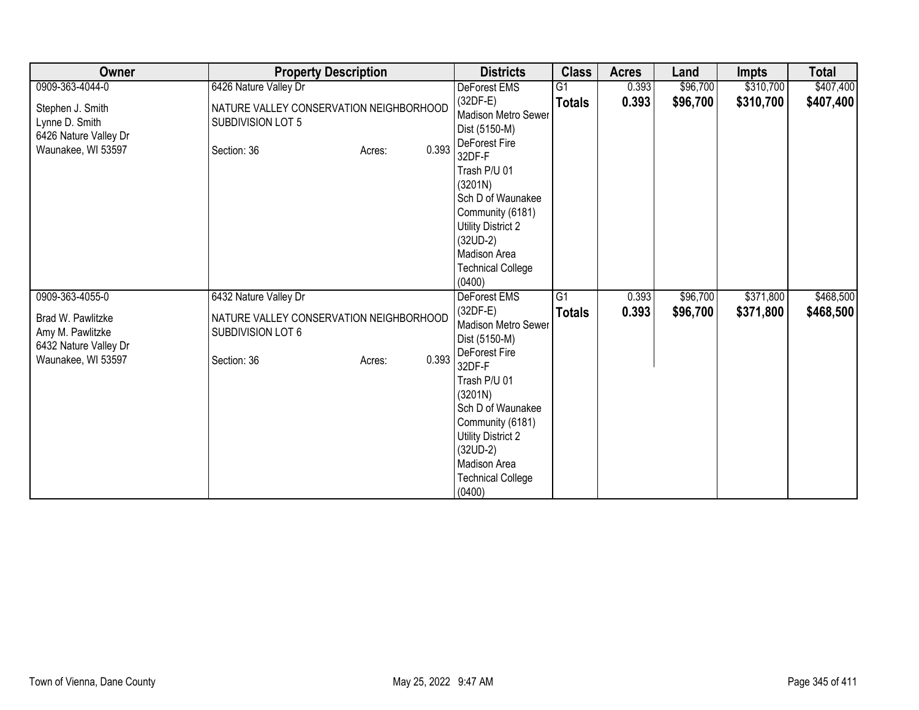| Owner | Property Description | Districts | Class | Acres | Land | Impts | Total |
|---|---|---|---|---|---|---|---|
| 0909-363-4044-0<br>Stephen J. Smith<br>Lynne D. Smith<br>6426 Nature Valley Dr<br>Waunakee, WI 53597 | 6426 Nature Valley Dr<br>NATURE VALLEY CONSERVATION NEIGHBORHOOD SUBDIVISION LOT 5<br>Section: 36 Acres: 0.393 | DeForest EMS (32DF-E)<br>Madison Metro Sewer Dist (5150-M)<br>DeForest Fire 32DF-F<br>Trash P/U 01 (3201N)<br>Sch D of Waunakee Community (6181)<br>Utility District 2 (32UD-2)<br>Madison Area Technical College (0400) | G1<br>**Totals** | 0.393<br>**0.393** | $96,700<br>**$96,700** | $310,700<br>**$310,700** | $407,400<br>**$407,400** |
| 0909-363-4055-0<br>Brad W. Pawlitzke<br>Amy M. Pawlitzke<br>6432 Nature Valley Dr<br>Waunakee, WI 53597 | 6432 Nature Valley Dr<br>NATURE VALLEY CONSERVATION NEIGHBORHOOD SUBDIVISION LOT 6<br>Section: 36 Acres: 0.393 | DeForest EMS (32DF-E)<br>Madison Metro Sewer Dist (5150-M)<br>DeForest Fire 32DF-F<br>Trash P/U 01 (3201N)<br>Sch D of Waunakee Community (6181)<br>Utility District 2 (32UD-2)<br>Madison Area Technical College (0400) | G1<br>**Totals** | 0.393<br>**0.393** | $96,700<br>**$96,700** | $371,800<br>**$371,800** | $468,500<br>**$468,500** |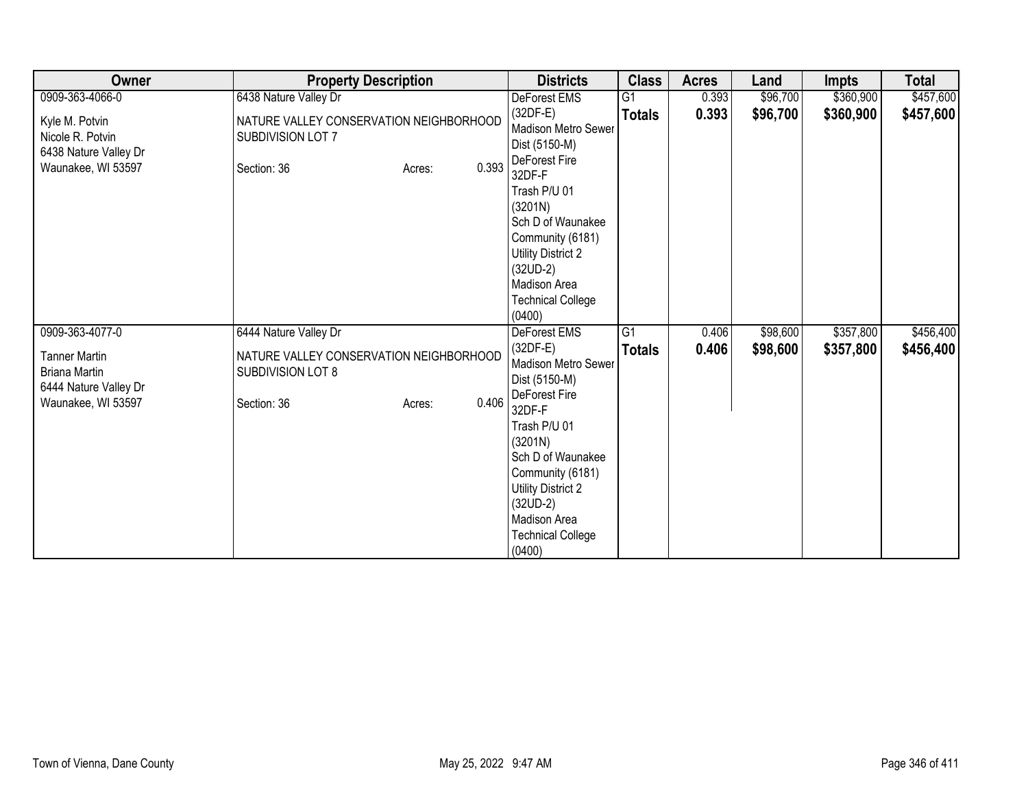| Owner | Property Description | Districts | Class | Acres | Land | Impts | Total |
|---|---|---|---|---|---|---|---|
| 0909-363-4066-0<br><br>Kyle M. Potvin<br>Nicole R. Potvin<br>6438 Nature Valley Dr<br>Waunakee, WI 53597 | 6438 Nature Valley Dr<br><br>NATURE VALLEY CONSERVATION NEIGHBORHOOD SUBDIVISION LOT 7<br><br>Section: 36 Acres: 0.393 | DeForest EMS (32DF-E)<br>Madison Metro Sewer Dist (5150-M)<br>DeForest Fire 32DF-F<br>Trash P/U 01 (3201N)<br>Sch D of Waunakee Community (6181)<br>Utility District 2 (32UD-2)<br>Madison Area Technical College (0400) | G1<br>**Totals** | 0.393<br>**0.393** | $96,700<br>**$96,700** | $360,900<br>**$360,900** | $457,600<br>**$457,600** |
| 0909-363-4077-0<br><br>Tanner Martin<br>Briana Martin<br>6444 Nature Valley Dr<br>Waunakee, WI 53597 | 6444 Nature Valley Dr<br><br>NATURE VALLEY CONSERVATION NEIGHBORHOOD SUBDIVISION LOT 8<br><br>Section: 36 Acres: 0.406 | DeForest EMS (32DF-E)<br>Madison Metro Sewer Dist (5150-M)<br>DeForest Fire 32DF-F<br>Trash P/U 01 (3201N)<br>Sch D of Waunakee Community (6181)<br>Utility District 2 (32UD-2)<br>Madison Area Technical College (0400) | G1<br>**Totals** | 0.406<br>**0.406** | $98,600<br>**$98,600** | $357,800<br>**$357,800** | $456,400<br>**$456,400** |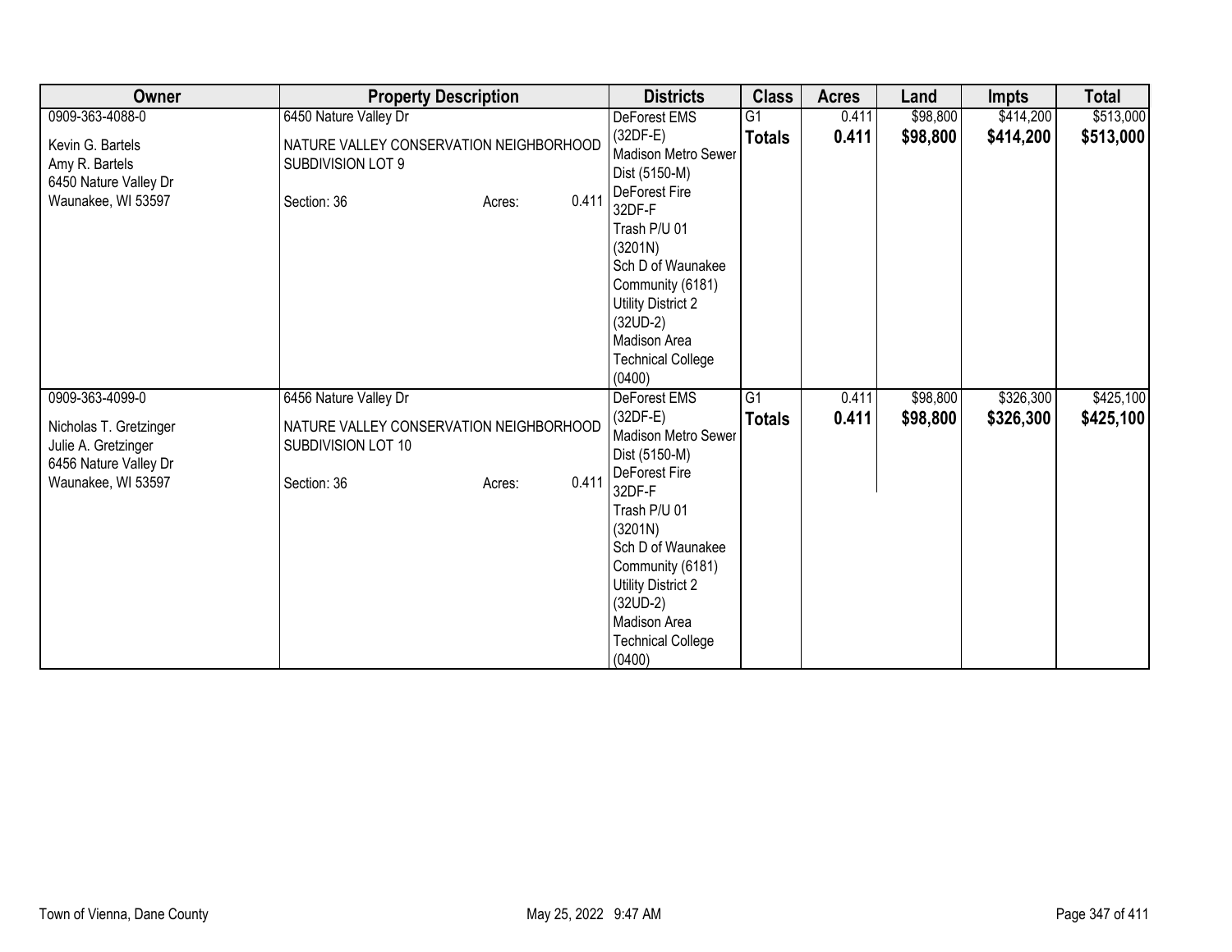| Owner | Property Description | Districts | Class | Acres | Land | Impts | Total |
|---|---|---|---|---|---|---|---|
| 0909-363-4088-0<br>Kevin G. Bartels<br>Amy R. Bartels<br>6450 Nature Valley Dr<br>Waunakee, WI 53597 | 6450 Nature Valley Dr<br>NATURE VALLEY CONSERVATION NEIGHBORHOOD SUBDIVISION LOT 9<br>Section: 36 Acres: 0.411 | DeForest EMS (32DF-E)<br>Madison Metro Sewer Dist (5150-M)<br>DeForest Fire 32DF-F<br>Trash P/U 01 (3201N)<br>Sch D of Waunakee Community (6181)<br>Utility District 2 (32UD-2)<br>Madison Area Technical College (0400) | G1<br>**Totals** | 0.411<br>**0.411** | $98,800<br>**$98,800** | $414,200<br>**$414,200** | $513,000<br>**$513,000** |
| 0909-363-4099-0<br>Nicholas T. Gretzinger<br>Julie A. Gretzinger<br>6456 Nature Valley Dr<br>Waunakee, WI 53597 | 6456 Nature Valley Dr<br>NATURE VALLEY CONSERVATION NEIGHBORHOOD SUBDIVISION LOT 10<br>Section: 36 Acres: 0.411 | DeForest EMS (32DF-E)<br>Madison Metro Sewer Dist (5150-M)<br>DeForest Fire 32DF-F<br>Trash P/U 01 (3201N)<br>Sch D of Waunakee Community (6181)<br>Utility District 2 (32UD-2)<br>Madison Area Technical College (0400) | G1<br>**Totals** | 0.411<br>**0.411** | $98,800<br>**$98,800** | $326,300<br>**$326,300** | $425,100<br>**$425,100** |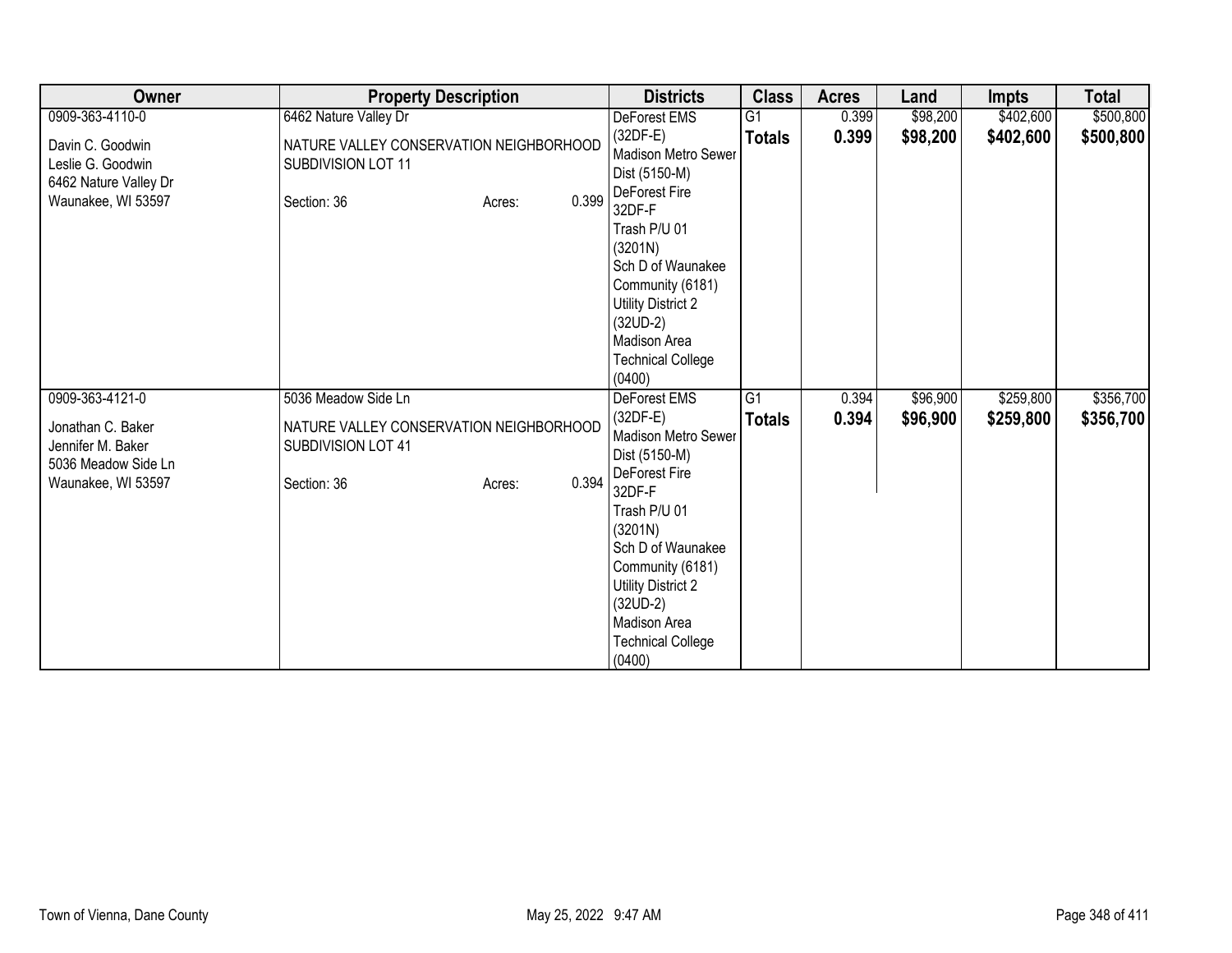| Owner | Property Description | Districts | Class | Acres | Land | Impts | Total |
|---|---|---|---|---|---|---|---|
| 0909-363-4110-0<br>Davin C. Goodwin<br>Leslie G. Goodwin<br>6462 Nature Valley Dr<br>Waunakee, WI 53597 | 6462 Nature Valley Dr<br>NATURE VALLEY CONSERVATION NEIGHBORHOOD SUBDIVISION LOT 11<br>Section: 36 Acres: 0.399 | DeForest EMS (32DF-E)<br>Madison Metro Sewer Dist (5150-M)<br>DeForest Fire 32DF-F<br>Trash P/U 01 (3201N)<br>Sch D of Waunakee Community (6181)<br>Utility District 2 (32UD-2)<br>Madison Area Technical College (0400) | G1<br>**Totals** | 0.399<br>**0.399** | $98,200<br>**$98,200** | $402,600<br>**$402,600** | $500,800<br>**$500,800** |
| 0909-363-4121-0<br>Jonathan C. Baker<br>Jennifer M. Baker<br>5036 Meadow Side Ln<br>Waunakee, WI 53597 | 5036 Meadow Side Ln<br>NATURE VALLEY CONSERVATION NEIGHBORHOOD SUBDIVISION LOT 41<br>Section: 36 Acres: 0.394 | DeForest EMS (32DF-E)<br>Madison Metro Sewer Dist (5150-M)<br>DeForest Fire 32DF-F<br>Trash P/U 01 (3201N)<br>Sch D of Waunakee Community (6181)<br>Utility District 2 (32UD-2)<br>Madison Area Technical College (0400) | G1<br>**Totals** | 0.394<br>**0.394** | $96,900<br>**$96,900** | $259,800<br>**$259,800** | $356,700<br>**$356,700** |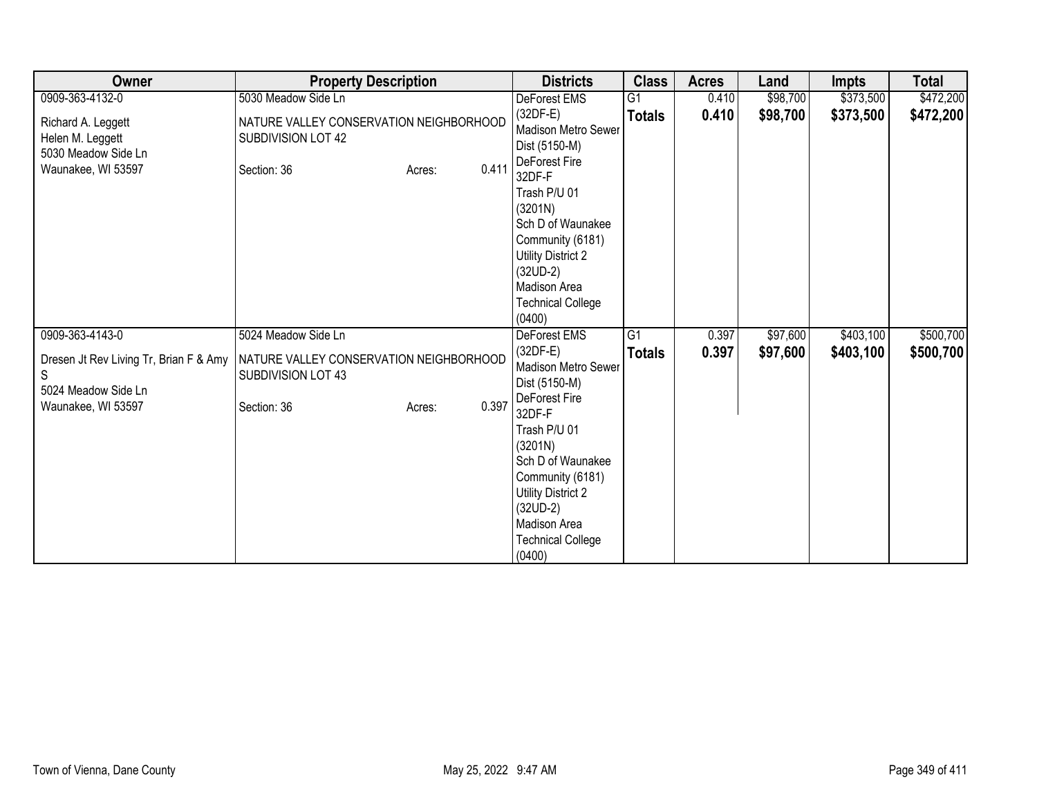| Owner | Property Description | Districts | Class | Acres | Land | Impts | Total |
|---|---|---|---|---|---|---|---|
| 0909-363-4132-0<br><br>Richard A. Leggett<br>Helen M. Leggett<br>5030 Meadow Side Ln<br>Waunakee, WI 53597 | 5030 Meadow Side Ln<br><br>NATURE VALLEY CONSERVATION NEIGHBORHOOD SUBDIVISION LOT 42<br><br>Section: 36 Acres: 0.411 | DeForest EMS (32DF-E)<br>Madison Metro Sewer Dist (5150-M)<br>DeForest Fire 32DF-F<br>Trash P/U 01 (3201N)<br>Sch D of Waunakee Community (6181)<br>Utility District 2 (32UD-2)<br>Madison Area Technical College (0400) | G1<br>**Totals** | 0.410<br>**0.410** | $98,700<br>**$98,700** | $373,500<br>**$373,500** | $472,200<br>**$472,200** |
| 0909-363-4143-0<br><br>Dresen Jt Rev Living Tr, Brian F & Amy S<br>5024 Meadow Side Ln<br>Waunakee, WI 53597 | 5024 Meadow Side Ln<br><br>NATURE VALLEY CONSERVATION NEIGHBORHOOD SUBDIVISION LOT 43<br><br>Section: 36 Acres: 0.397 | DeForest EMS (32DF-E)<br>Madison Metro Sewer Dist (5150-M)<br>DeForest Fire 32DF-F<br>Trash P/U 01 (3201N)<br>Sch D of Waunakee Community (6181)<br>Utility District 2 (32UD-2)<br>Madison Area Technical College (0400) | G1<br>**Totals** | 0.397<br>**0.397** | $97,600<br>**$97,600** | $403,100<br>**$403,100** | $500,700<br>**$500,700** |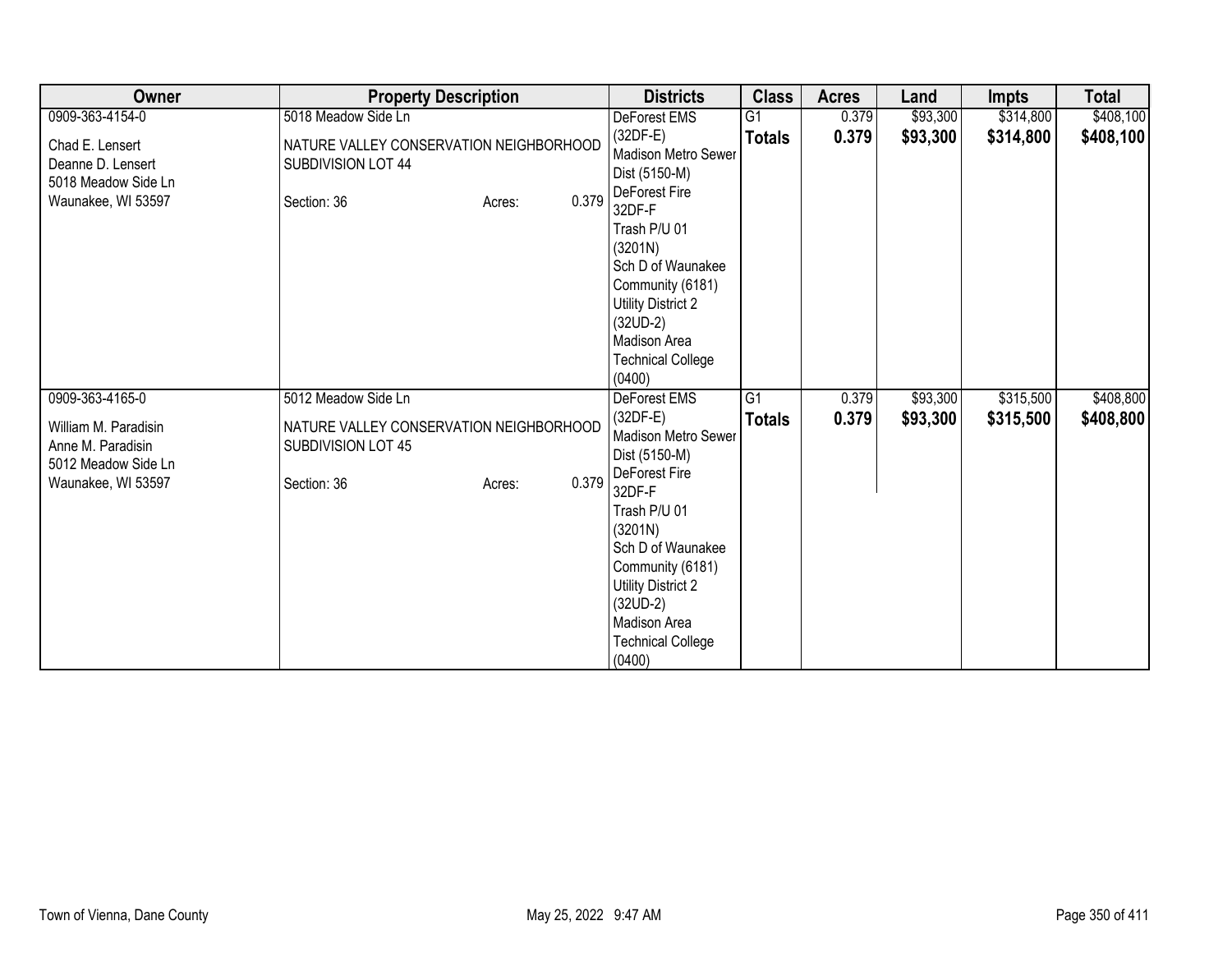| Owner | Property Description | Districts | Class | Acres | Land | Impts | Total |
|---|---|---|---|---|---|---|---|
| 0909-363-4154-0<br><br>Chad E. Lensert<br>Deanne D. Lensert<br>5018 Meadow Side Ln<br>Waunakee, WI 53597 | 5018 Meadow Side Ln<br><br>NATURE VALLEY CONSERVATION NEIGHBORHOOD SUBDIVISION LOT 44<br><br>Section: 36 Acres: 0.379 | DeForest EMS (32DF-E)<br>Madison Metro Sewer Dist (5150-M)<br>DeForest Fire 32DF-F<br>Trash P/U 01 (3201N)<br>Sch D of Waunakee Community (6181)<br>Utility District 2 (32UD-2)<br>Madison Area Technical College (0400) | G1<br>**Totals** | 0.379<br>**0.379** | $93,300<br>**$93,300** | $314,800<br>**$314,800** | $408,100<br>**$408,100** |
| 0909-363-4165-0<br><br>William M. Paradisin<br>Anne M. Paradisin<br>5012 Meadow Side Ln<br>Waunakee, WI 53597 | 5012 Meadow Side Ln<br><br>NATURE VALLEY CONSERVATION NEIGHBORHOOD SUBDIVISION LOT 45<br><br>Section: 36 Acres: 0.379 | DeForest EMS (32DF-E)<br>Madison Metro Sewer Dist (5150-M)<br>DeForest Fire 32DF-F<br>Trash P/U 01 (3201N)<br>Sch D of Waunakee Community (6181)<br>Utility District 2 (32UD-2)<br>Madison Area Technical College (0400) | G1<br>**Totals** | 0.379<br>**0.379** | $93,300<br>**$93,300** | $315,500<br>**$315,500** | $408,800<br>**$408,800** |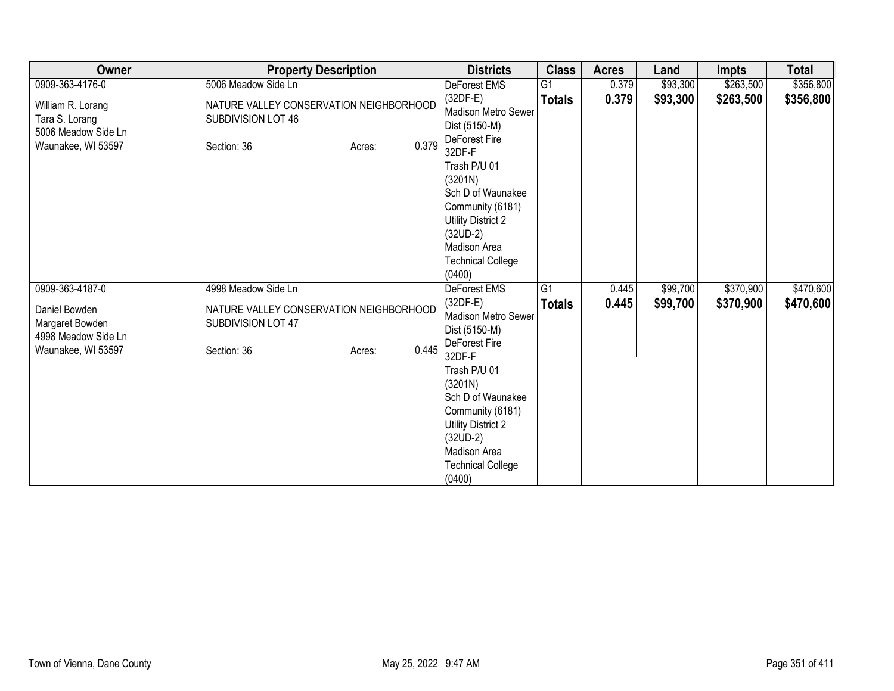| Owner | Property Description | Districts | Class | Acres | Land | Impts | Total |
|---|---|---|---|---|---|---|---|
| 0909-363-4176-0<br>William R. Lorang<br>Tara S. Lorang<br>5006 Meadow Side Ln<br>Waunakee, WI 53597 | 5006 Meadow Side Ln<br>NATURE VALLEY CONSERVATION NEIGHBORHOOD SUBDIVISION LOT 46<br>Section: 36 Acres: 0.379 | DeForest EMS (32DF-E)<br>Madison Metro Sewer Dist (5150-M)<br>DeForest Fire 32DF-F<br>Trash P/U 01 (3201N)<br>Sch D of Waunakee Community (6181)<br>Utility District 2 (32UD-2)<br>Madison Area Technical College (0400) | G1<br>**Totals** | 0.379<br>**0.379** | $93,300<br>**$93,300** | $263,500<br>**$263,500** | $356,800<br>**$356,800** |
| 0909-363-4187-0<br>Daniel Bowden<br>Margaret Bowden<br>4998 Meadow Side Ln<br>Waunakee, WI 53597 | 4998 Meadow Side Ln<br>NATURE VALLEY CONSERVATION NEIGHBORHOOD SUBDIVISION LOT 47<br>Section: 36 Acres: 0.445 | DeForest EMS (32DF-E)<br>Madison Metro Sewer Dist (5150-M)<br>DeForest Fire 32DF-F<br>Trash P/U 01 (3201N)<br>Sch D of Waunakee Community (6181)<br>Utility District 2 (32UD-2)<br>Madison Area Technical College (0400) | G1<br>**Totals** | 0.445<br>**0.445** | $99,700<br>**$99,700** | $370,900<br>**$370,900** | $470,600<br>**$470,600** |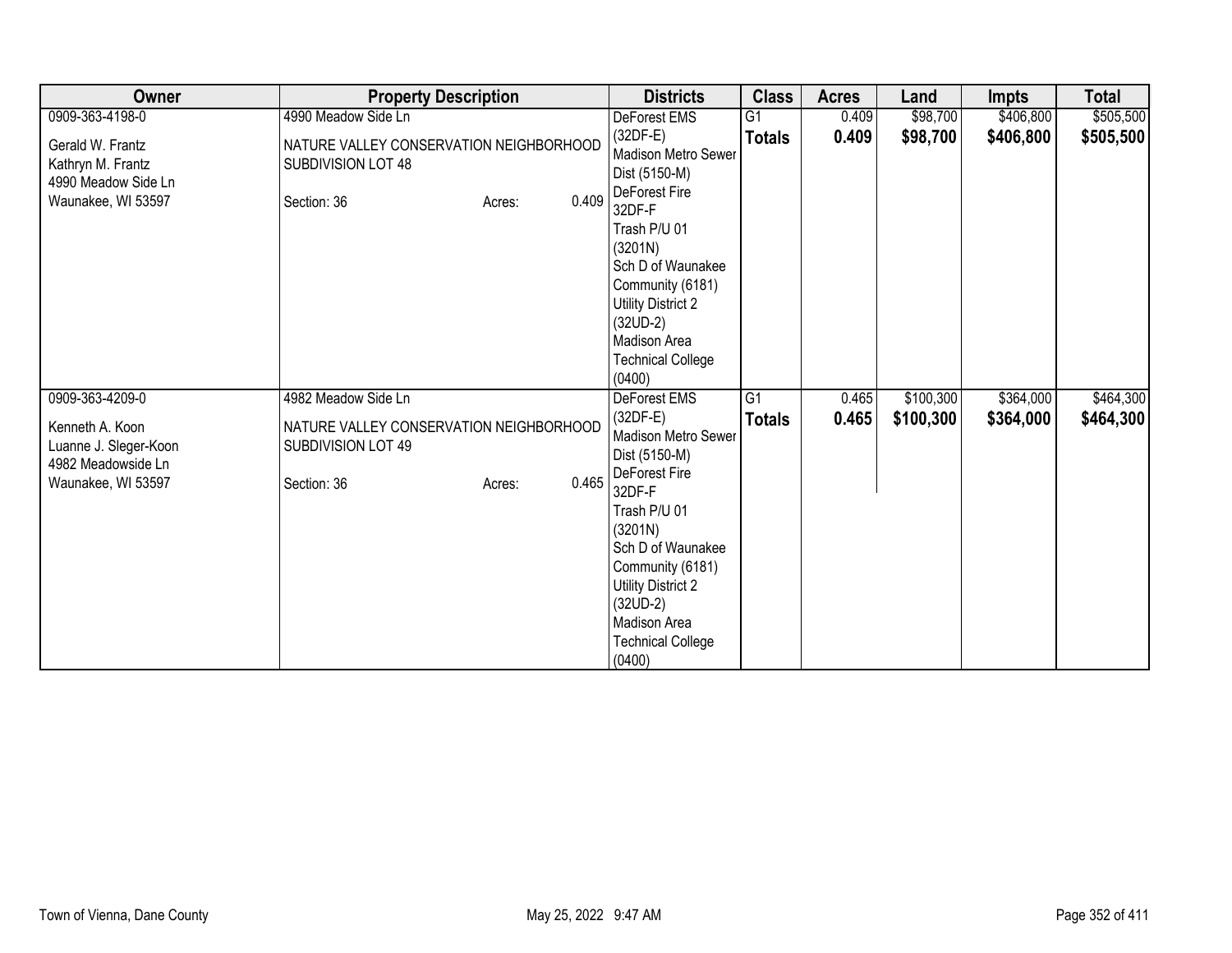| Owner | Property Description | Districts | Class | Acres | Land | Impts | Total |
|---|---|---|---|---|---|---|---|
| 0909-363-4198-0<br><br>Gerald W. Frantz<br>Kathryn M. Frantz<br>4990 Meadow Side Ln<br>Waunakee, WI 53597 | 4990 Meadow Side Ln<br><br>NATURE VALLEY CONSERVATION NEIGHBORHOOD SUBDIVISION LOT 48<br><br>Section: 36 Acres: 0.409 | DeForest EMS (32DF-E)<br>Madison Metro Sewer Dist (5150-M)<br>DeForest Fire 32DF-F<br>Trash P/U 01 (3201N)<br>Sch D of Waunakee Community (6181)<br>Utility District 2 (32UD-2)<br>Madison Area Technical College (0400) | G1<br>**Totals** | 0.409<br>**0.409** | $98,700<br>**$98,700** | $406,800<br>**$406,800** | $505,500<br>**$505,500** |
| 0909-363-4209-0<br><br>Kenneth A. Koon<br>Luanne J. Sleger-Koon<br>4982 Meadowside Ln<br>Waunakee, WI 53597 | 4982 Meadow Side Ln<br><br>NATURE VALLEY CONSERVATION NEIGHBORHOOD SUBDIVISION LOT 49<br><br>Section: 36 Acres: 0.465 | DeForest EMS (32DF-E)<br>Madison Metro Sewer Dist (5150-M)<br>DeForest Fire 32DF-F<br>Trash P/U 01 (3201N)<br>Sch D of Waunakee Community (6181)<br>Utility District 2 (32UD-2)<br>Madison Area Technical College (0400) | G1<br>**Totals** | 0.465<br>**0.465** | $100,300<br>**$100,300** | $364,000<br>**$364,000** | $464,300<br>**$464,300** |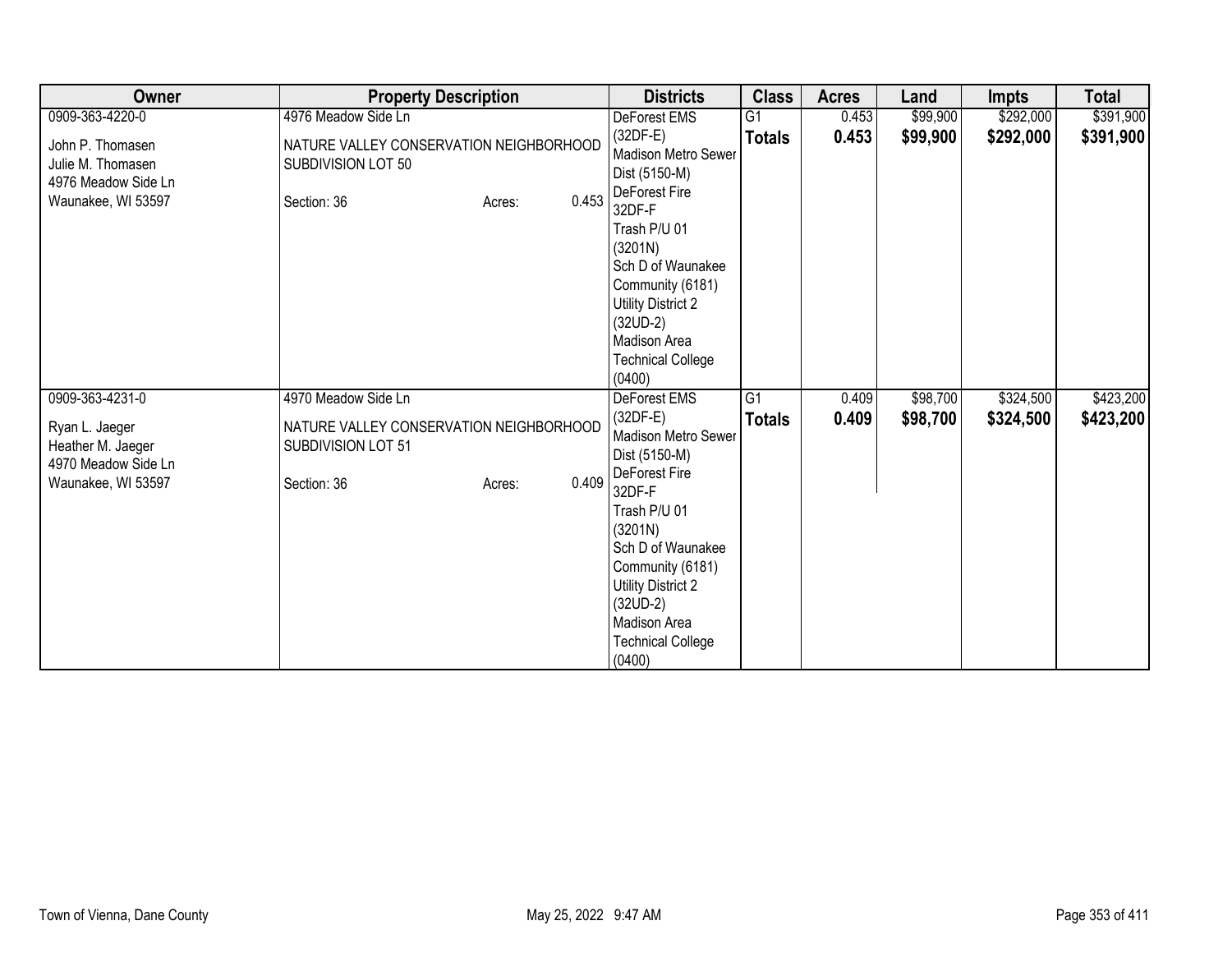| Owner | Property Description | Districts | Class | Acres | Land | Impts | Total |
|---|---|---|---|---|---|---|---|
| 0909-363-4220-0<br><br>John P. Thomasen<br>Julie M. Thomasen<br>4976 Meadow Side Ln<br>Waunakee, WI 53597 | 4976 Meadow Side Ln<br><br>NATURE VALLEY CONSERVATION NEIGHBORHOOD SUBDIVISION LOT 50<br><br>Section: 36 Acres: 0.453 | DeForest EMS (32DF-E)<br>Madison Metro Sewer Dist (5150-M)<br>DeForest Fire 32DF-F<br>Trash P/U 01 (3201N)<br>Sch D of Waunakee Community (6181)<br>Utility District 2 (32UD-2)<br>Madison Area Technical College (0400) | G1<br>**Totals** | 0.453<br>**0.453** | $99,900<br>**$99,900** | $292,000<br>**$292,000** | $391,900<br>**$391,900** |
| 0909-363-4231-0<br><br>Ryan L. Jaeger<br>Heather M. Jaeger<br>4970 Meadow Side Ln<br>Waunakee, WI 53597 | 4970 Meadow Side Ln<br><br>NATURE VALLEY CONSERVATION NEIGHBORHOOD SUBDIVISION LOT 51<br><br>Section: 36 Acres: 0.409 | DeForest EMS (32DF-E)<br>Madison Metro Sewer Dist (5150-M)<br>DeForest Fire 32DF-F<br>Trash P/U 01 (3201N)<br>Sch D of Waunakee Community (6181)<br>Utility District 2 (32UD-2)<br>Madison Area Technical College (0400) | G1<br>**Totals** | 0.409<br>**0.409** | $98,700<br>**$98,700** | $324,500<br>**$324,500** | $423,200<br>**$423,200** |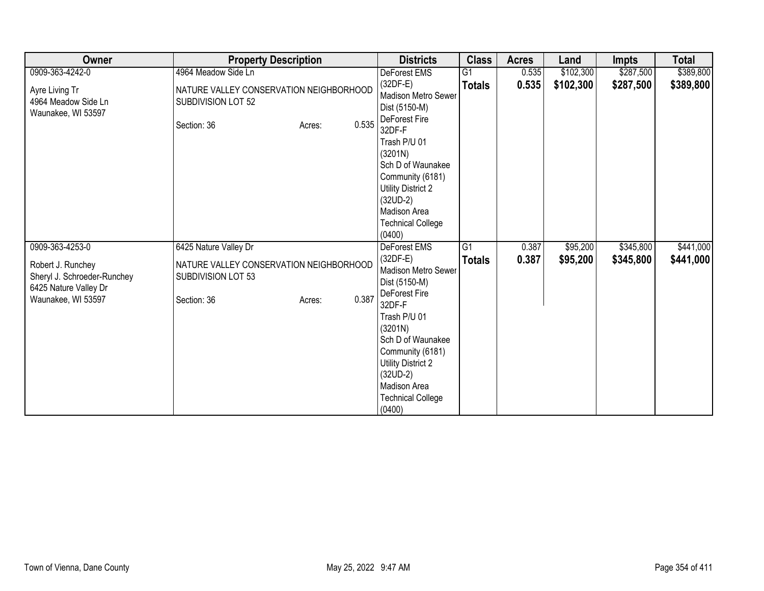| Owner | Property Description | Districts | Class | Acres | Land | Impts | Total |
|---|---|---|---|---|---|---|---|
| 0909-363-4242-0<br><br>Ayre Living Tr<br>4964 Meadow Side Ln<br>Waunakee, WI 53597 | 4964 Meadow Side Ln<br><br>NATURE VALLEY CONSERVATION NEIGHBORHOOD SUBDIVISION LOT 52<br><br>Section: 36 Acres: 0.535 | DeForest EMS (32DF-E)<br>Madison Metro Sewer Dist (5150-M)<br>DeForest Fire 32DF-F<br>Trash P/U 01 (3201N)<br>Sch D of Waunakee Community (6181)<br>Utility District 2 (32UD-2)<br>Madison Area Technical College (0400) | G1<br>**Totals** | 0.535<br>**0.535** | $102,300<br>**$102,300** | $287,500<br>**$287,500** | $389,800<br>**$389,800** |
| 0909-363-4253-0<br><br>Robert J. Runchey<br>Sheryl J. Schroeder-Runchey<br>6425 Nature Valley Dr<br>Waunakee, WI 53597 | 6425 Nature Valley Dr<br><br>NATURE VALLEY CONSERVATION NEIGHBORHOOD SUBDIVISION LOT 53<br><br>Section: 36 Acres: 0.387 | DeForest EMS (32DF-E)<br>Madison Metro Sewer Dist (5150-M)<br>DeForest Fire 32DF-F<br>Trash P/U 01 (3201N)<br>Sch D of Waunakee Community (6181)<br>Utility District 2 (32UD-2)<br>Madison Area Technical College (0400) | G1<br>**Totals** | 0.387<br>**0.387** | $95,200<br>**$95,200** | $345,800<br>**$345,800** | $441,000<br>**$441,000** |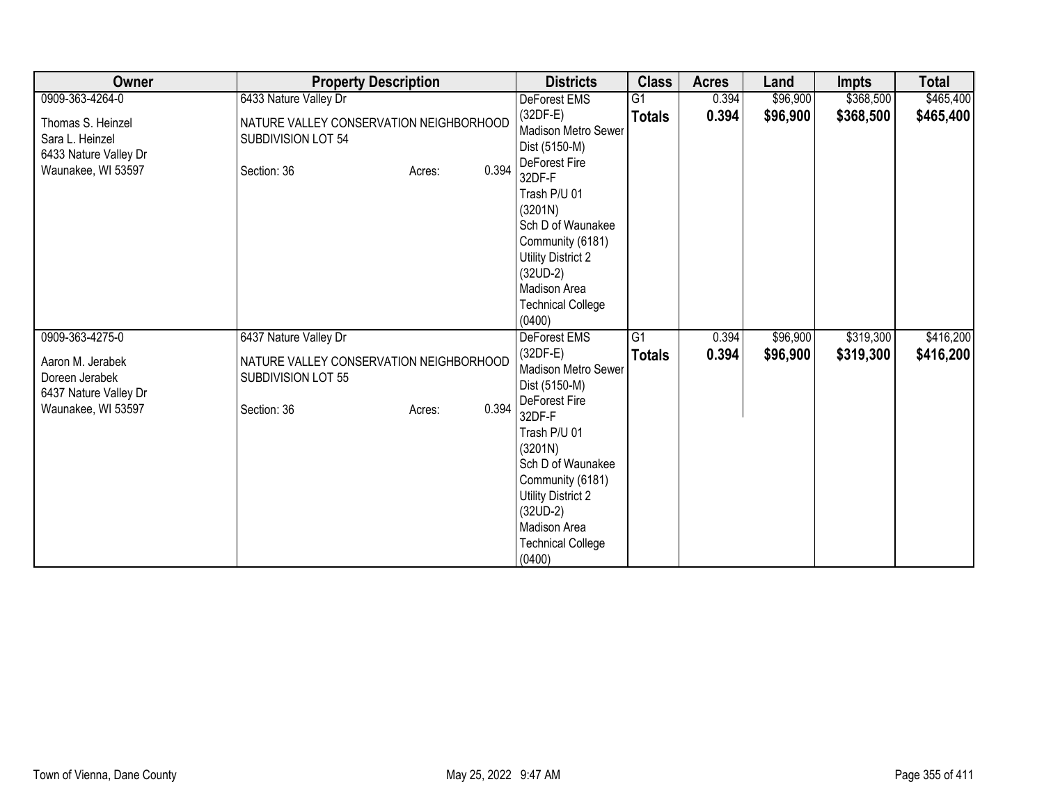| Owner | Property Description | Districts | Class | Acres | Land | Impts | Total |
|---|---|---|---|---|---|---|---|
| 0909-363-4264-0<br>Thomas S. Heinzel<br>Sara L. Heinzel<br>6433 Nature Valley Dr<br>Waunakee, WI 53597 | 6433 Nature Valley Dr<br>NATURE VALLEY CONSERVATION NEIGHBORHOOD SUBDIVISION LOT 54<br>Section: 36 Acres: 0.394 | DeForest EMS (32DF-E)<br>Madison Metro Sewer Dist (5150-M)<br>DeForest Fire 32DF-F<br>Trash P/U 01 (3201N)<br>Sch D of Waunakee Community (6181)<br>Utility District 2 (32UD-2)<br>Madison Area Technical College (0400) | G1<br>**Totals** | 0.394<br>**0.394** | $96,900<br>**$96,900** | $368,500<br>**$368,500** | $465,400<br>**$465,400** |
| 0909-363-4275-0<br>Aaron M. Jerabek<br>Doreen Jerabek<br>6437 Nature Valley Dr<br>Waunakee, WI 53597 | 6437 Nature Valley Dr<br>NATURE VALLEY CONSERVATION NEIGHBORHOOD SUBDIVISION LOT 55<br>Section: 36 Acres: 0.394 | DeForest EMS (32DF-E)<br>Madison Metro Sewer Dist (5150-M)<br>DeForest Fire 32DF-F<br>Trash P/U 01 (3201N)<br>Sch D of Waunakee Community (6181)<br>Utility District 2 (32UD-2)<br>Madison Area Technical College (0400) | G1<br>**Totals** | 0.394<br>**0.394** | $96,900<br>**$96,900** | $319,300<br>**$319,300** | $416,200<br>**$416,200** |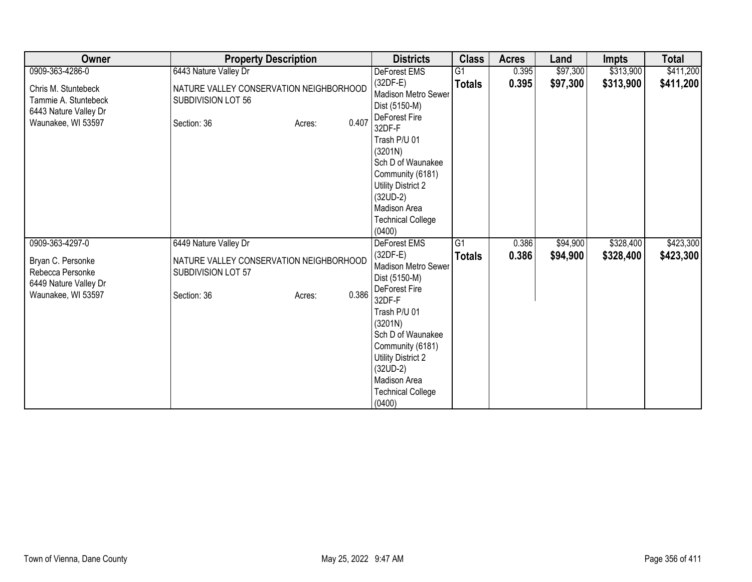| Owner | Property Description | Districts | Class | Acres | Land | Impts | Total |
|---|---|---|---|---|---|---|---|
| 0909-363-4286-0<br><br>Chris M. Stuntebeck<br>Tammie A. Stuntebeck<br>6443 Nature Valley Dr<br>Waunakee, WI 53597 | 6443 Nature Valley Dr<br><br>NATURE VALLEY CONSERVATION NEIGHBORHOOD SUBDIVISION LOT 56<br><br>Section: 36 Acres: 0.407 | DeForest EMS (32DF-E)<br>Madison Metro Sewer Dist (5150-M)<br>DeForest Fire 32DF-F<br>Trash P/U 01 (3201N)<br>Sch D of Waunakee Community (6181)<br>Utility District 2 (32UD-2)<br>Madison Area Technical College (0400) | G1<br>**Totals** | 0.395<br>**0.395** | $97,300<br>**$97,300** | $313,900<br>**$313,900** | $411,200<br>**$411,200** |
| 0909-363-4297-0<br><br>Bryan C. Personke<br>Rebecca Personke<br>6449 Nature Valley Dr<br>Waunakee, WI 53597 | 6449 Nature Valley Dr<br><br>NATURE VALLEY CONSERVATION NEIGHBORHOOD SUBDIVISION LOT 57<br><br>Section: 36 Acres: 0.386 | DeForest EMS (32DF-E)<br>Madison Metro Sewer Dist (5150-M)<br>DeForest Fire 32DF-F<br>Trash P/U 01 (3201N)<br>Sch D of Waunakee Community (6181)<br>Utility District 2 (32UD-2)<br>Madison Area Technical College (0400) | G1<br>**Totals** | 0.386<br>**0.386** | $94,900<br>**$94,900** | $328,400<br>**$328,400** | $423,300<br>**$423,300** |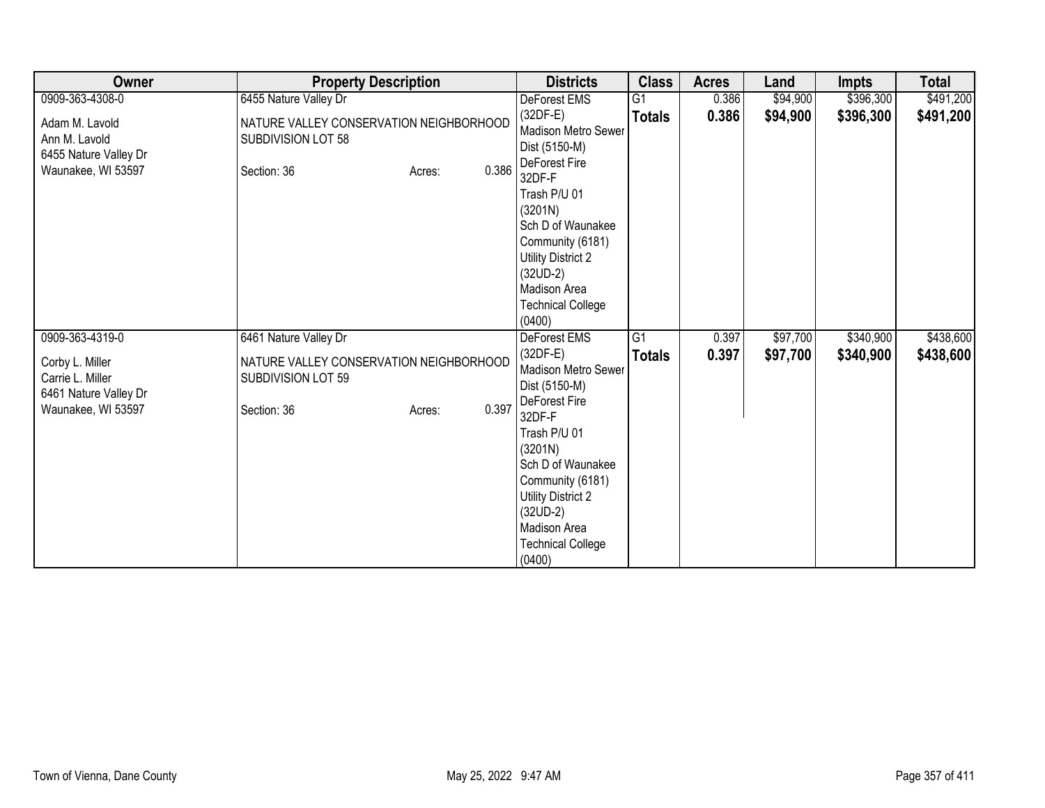| Owner | Property Description | Districts | Class | Acres | Land | Impts | Total |
|---|---|---|---|---|---|---|---|
| 0909-363-4308-0<br><br>Adam M. Lavold<br>Ann M. Lavold<br>6455 Nature Valley Dr<br>Waunakee, WI 53597 | 6455 Nature Valley Dr<br><br>NATURE VALLEY CONSERVATION NEIGHBORHOOD SUBDIVISION LOT 58<br><br>Section: 36 Acres: 0.386 | DeForest EMS (32DF-E)<br>Madison Metro Sewer Dist (5150-M)<br>DeForest Fire 32DF-F<br>Trash P/U 01 (3201N)<br>Sch D of Waunakee Community (6181)<br>Utility District 2 (32UD-2)<br>Madison Area Technical College (0400) | G1<br>**Totals** | 0.386<br>**0.386** | $94,900<br>**$94,900** | $396,300<br>**$396,300** | $491,200<br>**$491,200** |
| 0909-363-4319-0<br><br>Corby L. Miller<br>Carrie L. Miller<br>6461 Nature Valley Dr<br>Waunakee, WI 53597 | 6461 Nature Valley Dr<br><br>NATURE VALLEY CONSERVATION NEIGHBORHOOD SUBDIVISION LOT 59<br><br>Section: 36 Acres: 0.397 | DeForest EMS (32DF-E)<br>Madison Metro Sewer Dist (5150-M)<br>DeForest Fire 32DF-F<br>Trash P/U 01 (3201N)<br>Sch D of Waunakee Community (6181)<br>Utility District 2 (32UD-2)<br>Madison Area Technical College (0400) | G1<br>**Totals** | 0.397<br>**0.397** | $97,700<br>**$97,700** | $340,900<br>**$340,900** | $438,600<br>**$438,600** |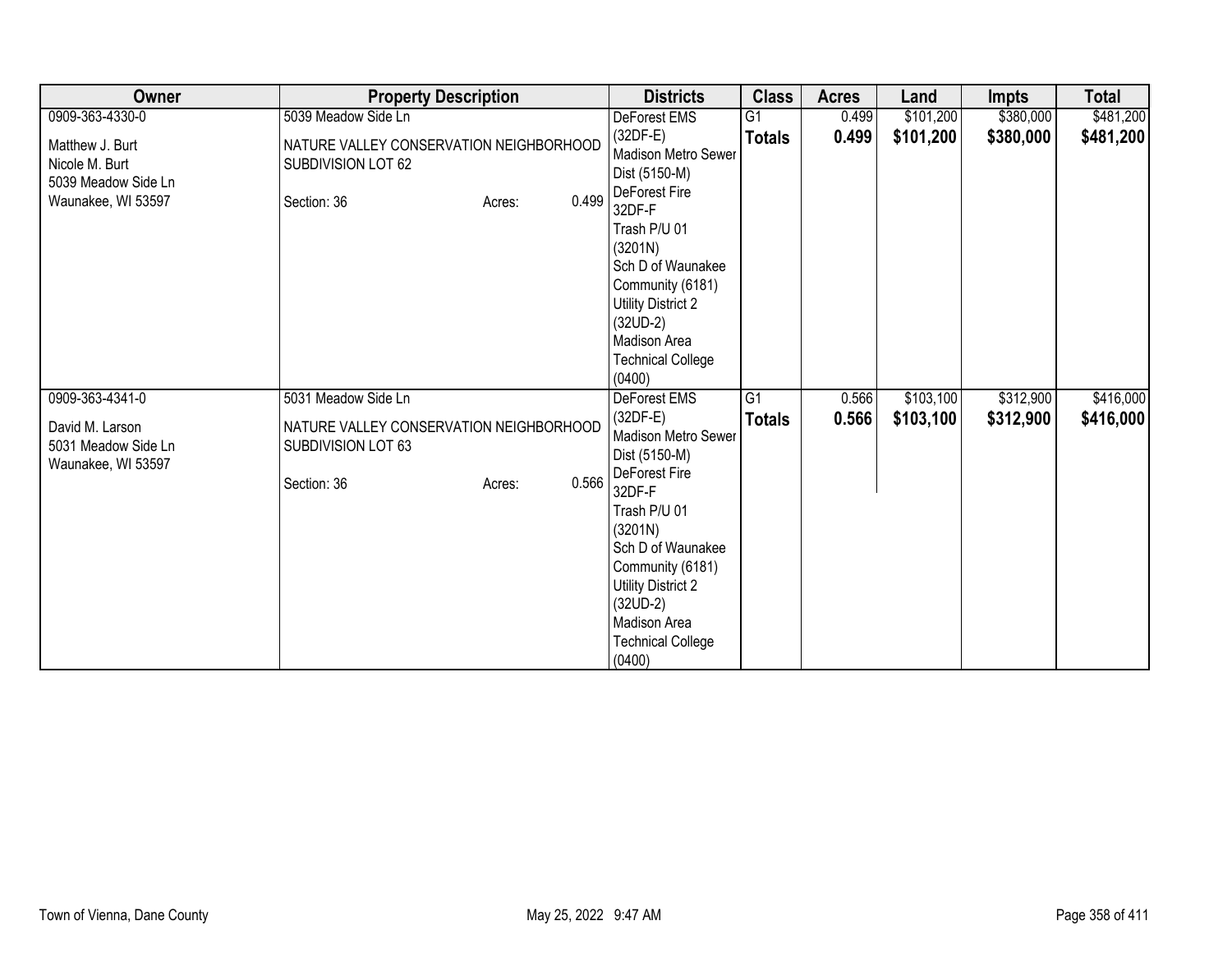| Owner | Property Description | Districts | Class | Acres | Land | Impts | Total |
|---|---|---|---|---|---|---|---|
| 0909-363-4330-0<br><br>Matthew J. Burt<br>Nicole M. Burt<br>5039 Meadow Side Ln<br>Waunakee, WI 53597 | 5039 Meadow Side Ln<br><br>NATURE VALLEY CONSERVATION NEIGHBORHOOD SUBDIVISION LOT 62<br><br>Section: 36 Acres: 0.499 | DeForest EMS (32DF-E)<br>Madison Metro Sewer Dist (5150-M)<br>DeForest Fire 32DF-F<br>Trash P/U 01 (3201N)<br>Sch D of Waunakee Community (6181)<br>Utility District 2 (32UD-2)<br>Madison Area Technical College (0400) | G1<br>**Totals** | 0.499<br>**0.499** | $101,200<br>**$101,200** | $380,000<br>**$380,000** | $481,200<br>**$481,200** |
| 0909-363-4341-0<br><br>David M. Larson<br>5031 Meadow Side Ln<br>Waunakee, WI 53597 | 5031 Meadow Side Ln<br><br>NATURE VALLEY CONSERVATION NEIGHBORHOOD SUBDIVISION LOT 63<br><br>Section: 36 Acres: 0.566 | DeForest EMS (32DF-E)<br>Madison Metro Sewer Dist (5150-M)<br>DeForest Fire 32DF-F<br>Trash P/U 01 (3201N)<br>Sch D of Waunakee Community (6181)<br>Utility District 2 (32UD-2)<br>Madison Area Technical College (0400) | G1<br>**Totals** | 0.566<br>**0.566** | $103,100<br>**$103,100** | $312,900<br>**$312,900** | $416,000<br>**$416,000** |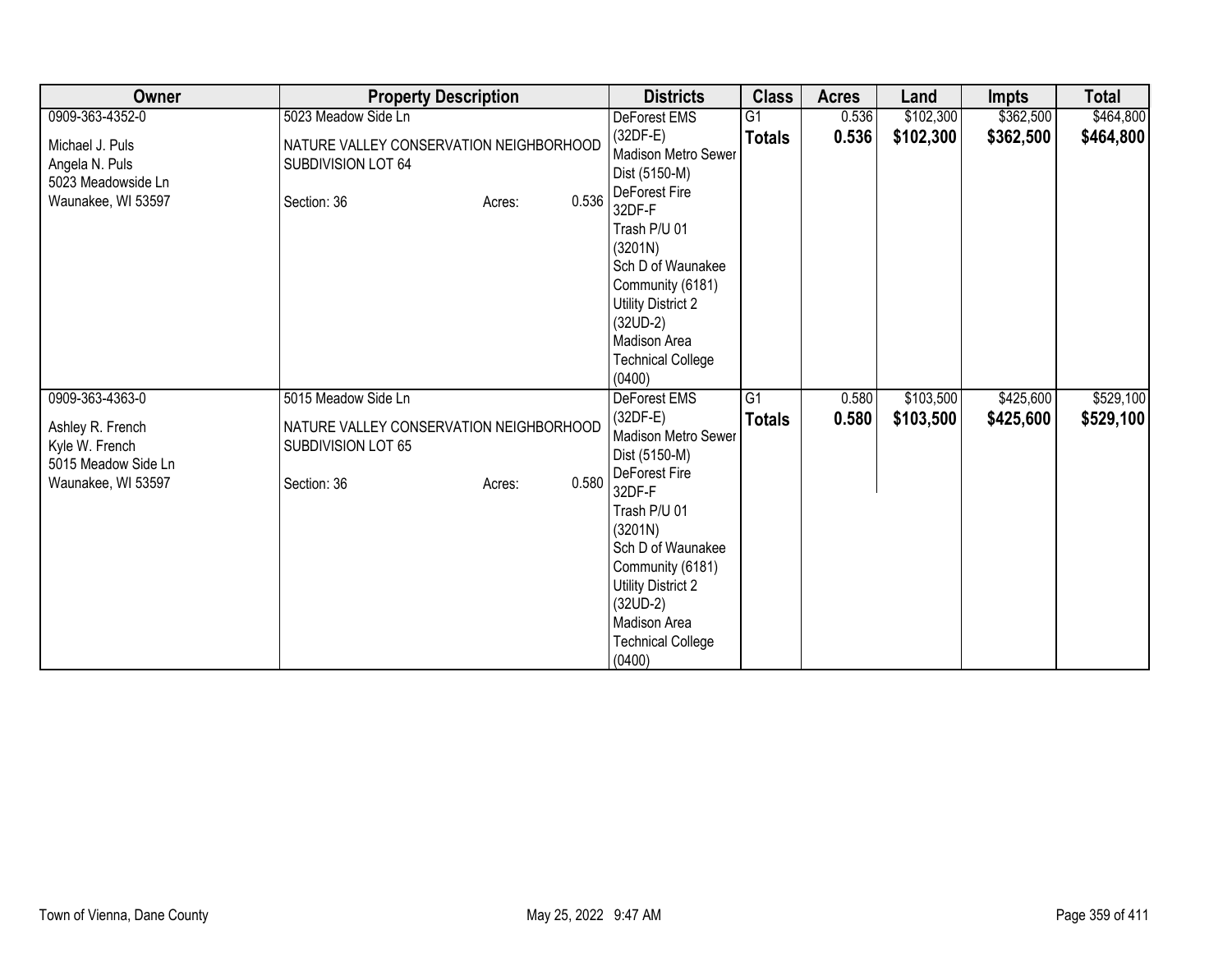| Owner | Property Description | Districts | Class | Acres | Land | Impts | Total |
|---|---|---|---|---|---|---|---|
| 0909-363-4352-0<br><br>Michael J. Puls<br>Angela N. Puls<br>5023 Meadowside Ln<br>Waunakee, WI 53597 | 5023 Meadow Side Ln<br><br>NATURE VALLEY CONSERVATION NEIGHBORHOOD SUBDIVISION LOT 64<br><br>Section: 36 Acres: 0.536 | DeForest EMS (32DF-E)<br>Madison Metro Sewer Dist (5150-M)<br>DeForest Fire 32DF-F<br>Trash P/U 01 (3201N)<br>Sch D of Waunakee Community (6181)<br>Utility District 2 (32UD-2)<br>Madison Area Technical College (0400) | G1<br>**Totals** | 0.536<br>**0.536** | $102,300<br>**$102,300** | $362,500<br>**$362,500** | $464,800<br>**$464,800** |
| 0909-363-4363-0<br><br>Ashley R. French<br>Kyle W. French<br>5015 Meadow Side Ln<br>Waunakee, WI 53597 | 5015 Meadow Side Ln<br><br>NATURE VALLEY CONSERVATION NEIGHBORHOOD SUBDIVISION LOT 65<br><br>Section: 36 Acres: 0.580 | DeForest EMS (32DF-E)<br>Madison Metro Sewer Dist (5150-M)<br>DeForest Fire 32DF-F<br>Trash P/U 01 (3201N)<br>Sch D of Waunakee Community (6181)<br>Utility District 2 (32UD-2)<br>Madison Area Technical College (0400) | G1<br>**Totals** | 0.580<br>**0.580** | $103,500<br>**$103,500** | $425,600<br>**$425,600** | $529,100<br>**$529,100** |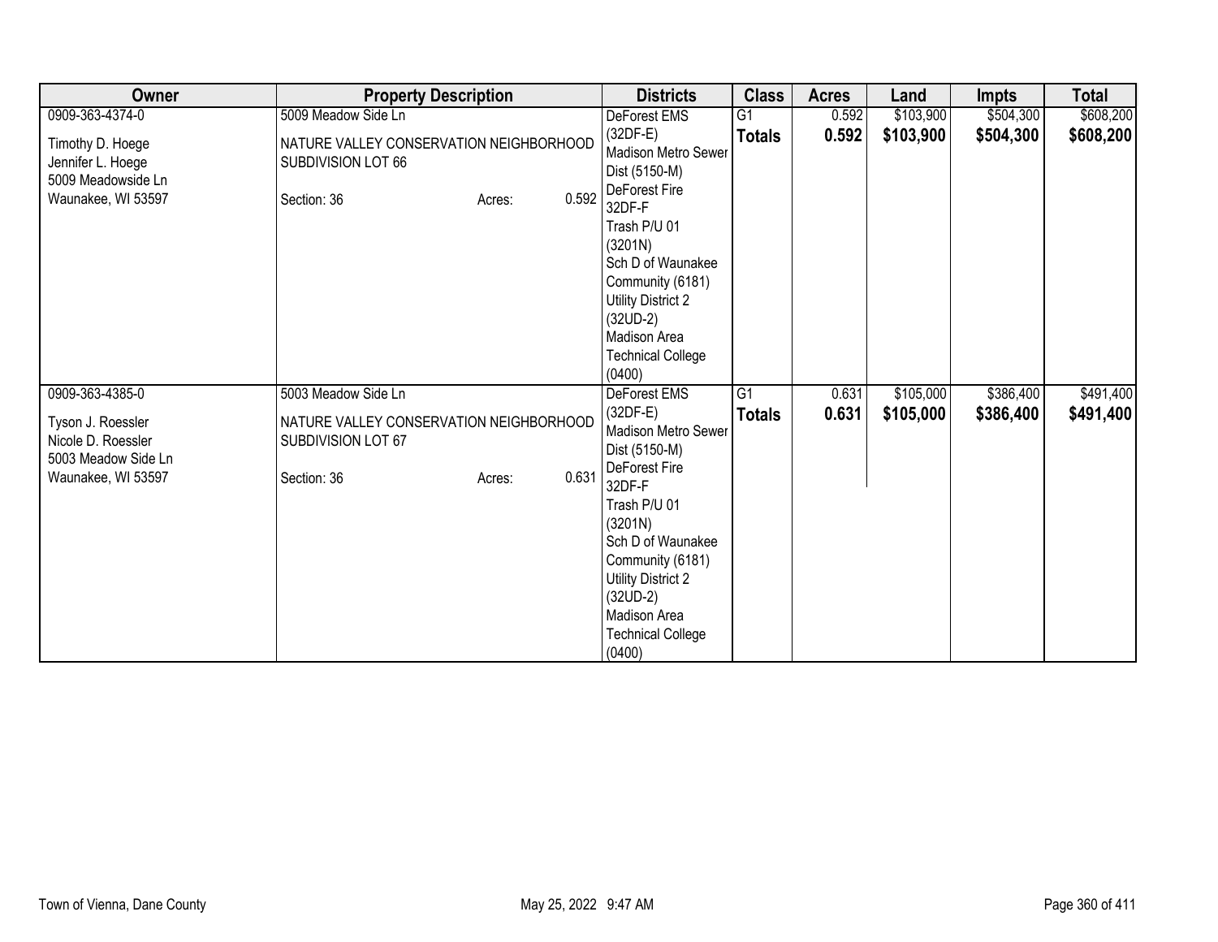| Owner | Property Description | Districts | Class | Acres | Land | Impts | Total |
|---|---|---|---|---|---|---|---|
| 0909-363-4374-0<br><br>Timothy D. Hoege<br>Jennifer L. Hoege<br>5009 Meadowside Ln<br>Waunakee, WI 53597 | 5009 Meadow Side Ln<br><br>NATURE VALLEY CONSERVATION NEIGHBORHOOD SUBDIVISION LOT 66<br><br>Section: 36 Acres: 0.592 | DeForest EMS (32DF-E)<br>Madison Metro Sewer Dist (5150-M)<br>DeForest Fire 32DF-F<br>Trash P/U 01 (3201N)<br>Sch D of Waunakee Community (6181)<br>Utility District 2 (32UD-2)<br>Madison Area Technical College (0400) | G1<br>**Totals** | 0.592<br>**0.592** | $103,900<br>**$103,900** | $504,300<br>**$504,300** | $608,200<br>**$608,200** |
| 0909-363-4385-0<br><br>Tyson J. Roessler<br>Nicole D. Roessler<br>5003 Meadow Side Ln<br>Waunakee, WI 53597 | 5003 Meadow Side Ln<br><br>NATURE VALLEY CONSERVATION NEIGHBORHOOD SUBDIVISION LOT 67<br><br>Section: 36 Acres: 0.631 | DeForest EMS (32DF-E)<br>Madison Metro Sewer Dist (5150-M)<br>DeForest Fire 32DF-F<br>Trash P/U 01 (3201N)<br>Sch D of Waunakee Community (6181)<br>Utility District 2 (32UD-2)<br>Madison Area Technical College (0400) | G1<br>**Totals** | 0.631<br>**0.631** | $105,000<br>**$105,000** | $386,400<br>**$386,400** | $491,400<br>**$491,400** |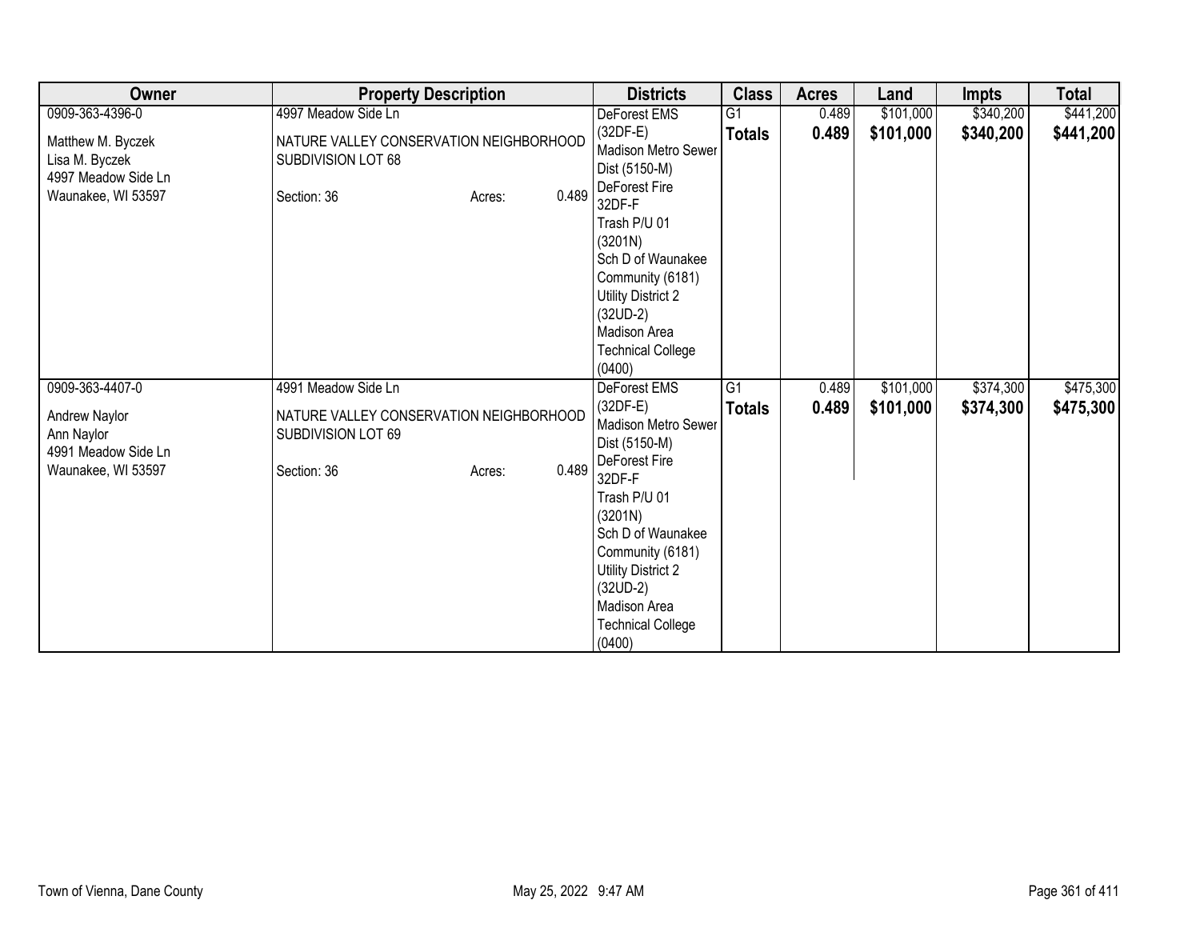| Owner | Property Description | Districts | Class | Acres | Land | Impts | Total |
|---|---|---|---|---|---|---|---|
| 0909-363-4396-0<br><br>Matthew M. Byczek<br>Lisa M. Byczek<br>4997 Meadow Side Ln<br>Waunakee, WI 53597 | 4997 Meadow Side Ln<br><br>NATURE VALLEY CONSERVATION NEIGHBORHOOD SUBDIVISION LOT 68<br><br>Section: 36 Acres: 0.489 | DeForest EMS (32DF-E)<br>Madison Metro Sewer Dist (5150-M)<br>DeForest Fire 32DF-F<br>Trash P/U 01 (3201N)<br>Sch D of Waunakee Community (6181)<br>Utility District 2 (32UD-2)<br>Madison Area Technical College (0400) | G1<br>**Totals** | 0.489<br>**0.489** | $101,000<br>**$101,000** | $340,200<br>**$340,200** | $441,200<br>**$441,200** |
| 0909-363-4407-0<br><br>Andrew Naylor<br>Ann Naylor<br>4991 Meadow Side Ln<br>Waunakee, WI 53597 | 4991 Meadow Side Ln<br><br>NATURE VALLEY CONSERVATION NEIGHBORHOOD SUBDIVISION LOT 69<br><br>Section: 36 Acres: 0.489 | DeForest EMS (32DF-E)<br>Madison Metro Sewer Dist (5150-M)<br>DeForest Fire 32DF-F<br>Trash P/U 01 (3201N)<br>Sch D of Waunakee Community (6181)<br>Utility District 2 (32UD-2)<br>Madison Area Technical College (0400) | G1<br>**Totals** | 0.489<br>**0.489** | $101,000<br>**$101,000** | $374,300<br>**$374,300** | $475,300<br>**$475,300** |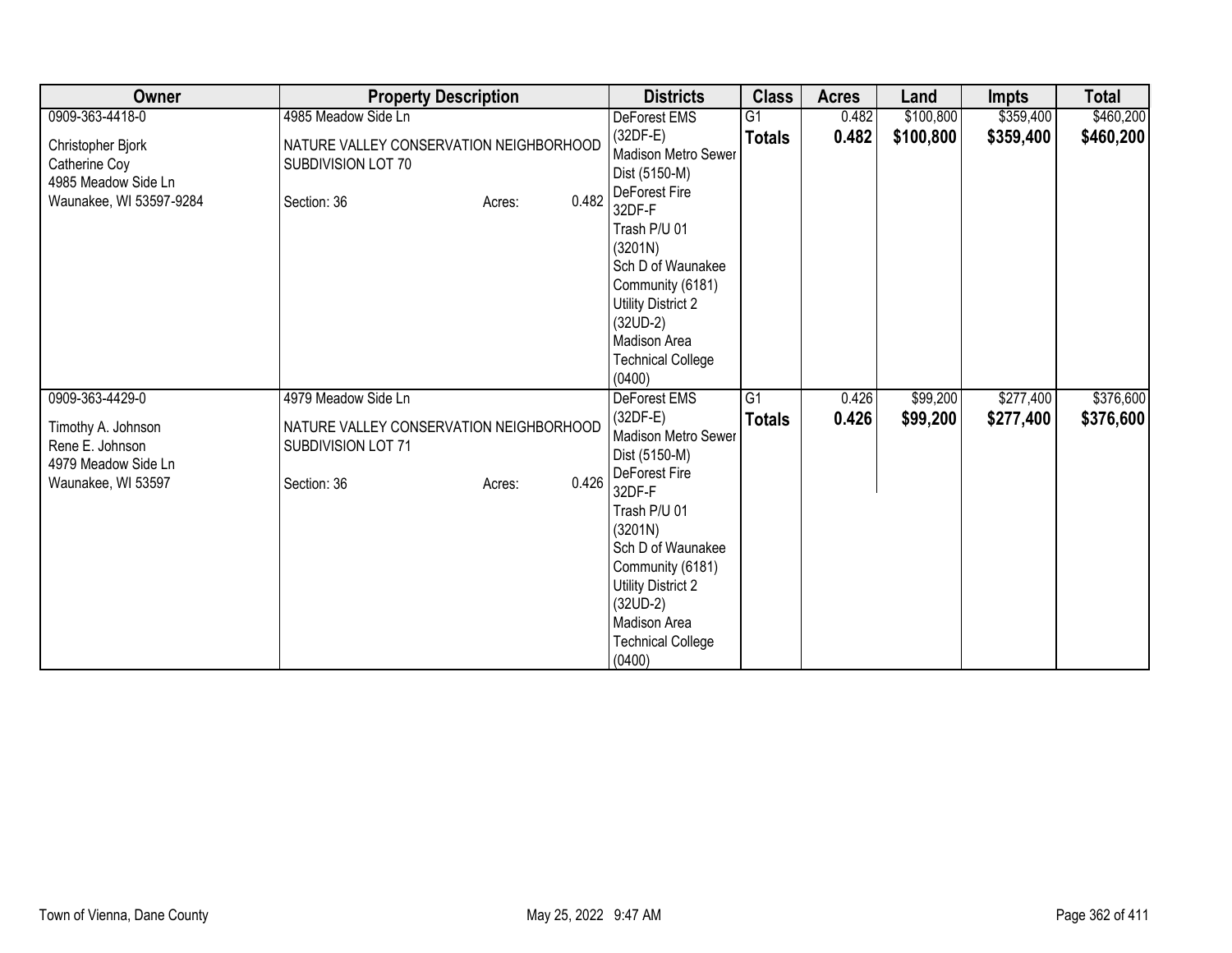| Owner | Property Description | Districts | Class | Acres | Land | Impts | Total |
|---|---|---|---|---|---|---|---|
| 0909-363-4418-0<br><br>Christopher Bjork<br>Catherine Coy<br>4985 Meadow Side Ln<br>Waunakee, WI 53597-9284 | 4985 Meadow Side Ln<br><br>NATURE VALLEY CONSERVATION NEIGHBORHOOD SUBDIVISION LOT 70<br><br>Section: 36 Acres: 0.482 | DeForest EMS (32DF-E)<br>Madison Metro Sewer Dist (5150-M)<br>DeForest Fire 32DF-F<br>Trash P/U 01 (3201N)<br>Sch D of Waunakee Community (6181)<br>Utility District 2 (32UD-2)<br>Madison Area Technical College (0400) | G1<br>**Totals** | 0.482<br>**0.482** | $100,800<br>**$100,800** | $359,400<br>**$359,400** | $460,200<br>**$460,200** |
| 0909-363-4429-0<br><br>Timothy A. Johnson<br>Rene E. Johnson<br>4979 Meadow Side Ln<br>Waunakee, WI 53597 | 4979 Meadow Side Ln<br><br>NATURE VALLEY CONSERVATION NEIGHBORHOOD SUBDIVISION LOT 71<br><br>Section: 36 Acres: 0.426 | DeForest EMS (32DF-E)<br>Madison Metro Sewer Dist (5150-M)<br>DeForest Fire 32DF-F<br>Trash P/U 01 (3201N)<br>Sch D of Waunakee Community (6181)<br>Utility District 2 (32UD-2)<br>Madison Area Technical College (0400) | G1<br>**Totals** | 0.426<br>**0.426** | $99,200<br>**$99,200** | $277,400<br>**$277,400** | $376,600<br>**$376,600** |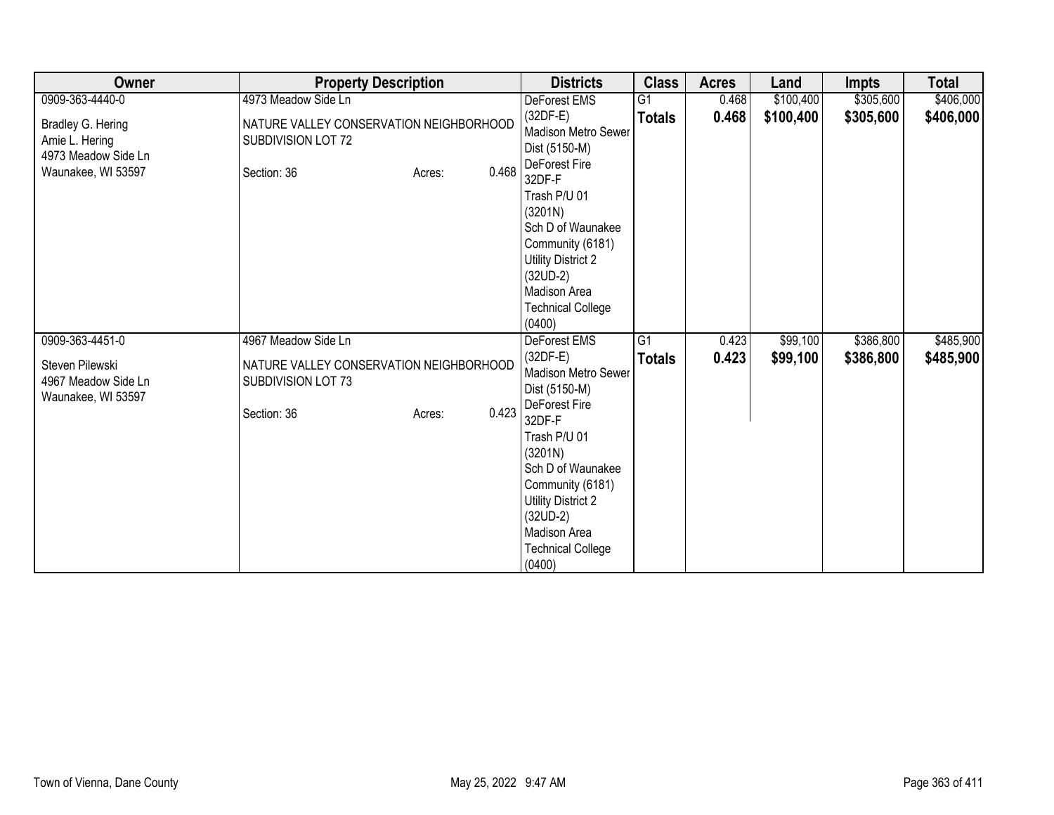| Owner | Property Description | Districts | Class | Acres | Land | Impts | Total |
|---|---|---|---|---|---|---|---|
| 0909-363-4440-0<br><br>Bradley G. Hering<br>Amie L. Hering<br>4973 Meadow Side Ln<br>Waunakee, WI 53597 | 4973 Meadow Side Ln<br><br>NATURE VALLEY CONSERVATION NEIGHBORHOOD SUBDIVISION LOT 72<br><br>Section: 36 Acres: 0.468 | DeForest EMS (32DF-E)<br>Madison Metro Sewer Dist (5150-M)<br>DeForest Fire 32DF-F<br>Trash P/U 01 (3201N)<br>Sch D of Waunakee Community (6181)<br>Utility District 2 (32UD-2)<br>Madison Area Technical College (0400) | G1<br>**Totals** | 0.468<br>**0.468** | $100,400<br>**$100,400** | $305,600<br>**$305,600** | $406,000<br>**$406,000** |
| 0909-363-4451-0<br><br>Steven Pilewski<br>4967 Meadow Side Ln<br>Waunakee, WI 53597 | 4967 Meadow Side Ln<br><br>NATURE VALLEY CONSERVATION NEIGHBORHOOD SUBDIVISION LOT 73<br><br>Section: 36 Acres: 0.423 | DeForest EMS (32DF-E)<br>Madison Metro Sewer Dist (5150-M)<br>DeForest Fire 32DF-F<br>Trash P/U 01 (3201N)<br>Sch D of Waunakee Community (6181)<br>Utility District 2 (32UD-2)<br>Madison Area Technical College (0400) | G1<br>**Totals** | 0.423<br>**0.423** | $99,100<br>**$99,100** | $386,800<br>**$386,800** | $485,900<br>**$485,900** |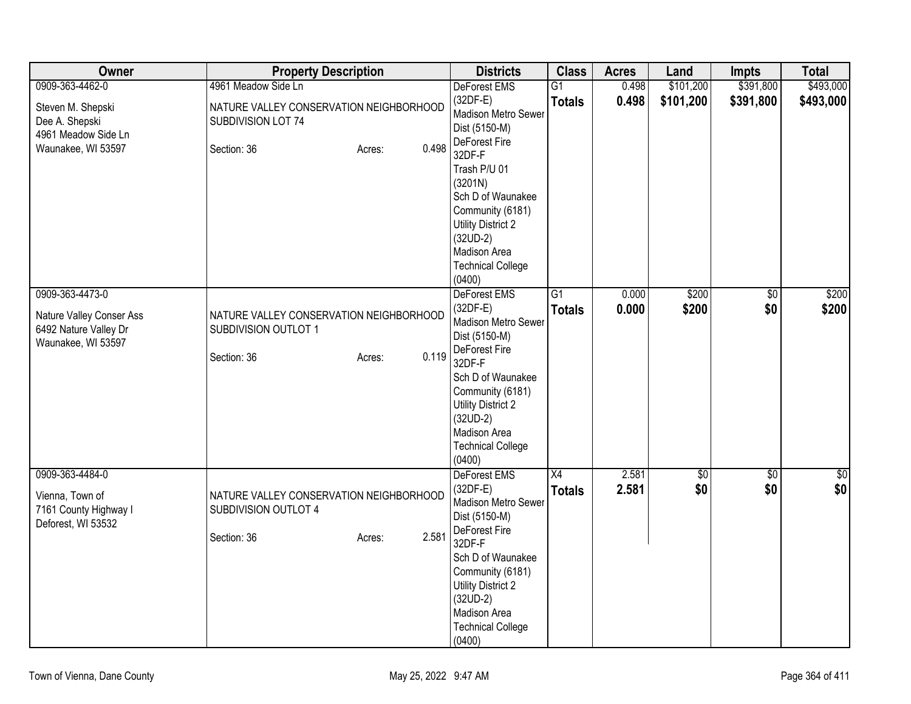| Owner | Property Description | Districts | Class | Acres | Land | Impts | Total |
|---|---|---|---|---|---|---|---|
| 0909-363-4462-0<br><br>Steven M. Shepski<br>Dee A. Shepski<br>4961 Meadow Side Ln<br>Waunakee, WI 53597 | 4961 Meadow Side Ln<br><br>NATURE VALLEY CONSERVATION NEIGHBORHOOD SUBDIVISION LOT 74<br><br>Section: 36 Acres: 0.498 | DeForest EMS (32DF-E)<br>Madison Metro Sewer Dist (5150-M)<br>DeForest Fire 32DF-F<br>Trash P/U 01 (3201N)<br>Sch D of Waunakee Community (6181)<br>Utility District 2 (32UD-2)<br>Madison Area Technical College (0400) | G1<br>**Totals** | 0.498<br>**0.498** | $101,200<br>**$101,200** | $391,800<br>**$391,800** | $493,000<br>**$493,000** |
| 0909-363-4473-0<br><br>Nature Valley Conser Ass<br>6492 Nature Valley Dr<br>Waunakee, WI 53597 | NATURE VALLEY CONSERVATION NEIGHBORHOOD SUBDIVISION OUTLOT 1<br><br>Section: 36 Acres: 0.119 | DeForest EMS (32DF-E)<br>Madison Metro Sewer Dist (5150-M)<br>DeForest Fire 32DF-F<br>Sch D of Waunakee Community (6181)<br>Utility District 2 (32UD-2)<br>Madison Area Technical College (0400) | G1<br>**Totals** | 0.000<br>**0.000** | $200<br>**$200** | $0<br>**$0** | $200<br>**$200** |
| 0909-363-4484-0<br><br>Vienna, Town of<br>7161 County Highway I<br>Deforest, WI 53532 | NATURE VALLEY CONSERVATION NEIGHBORHOOD SUBDIVISION OUTLOT 4<br><br>Section: 36 Acres: 2.581 | DeForest EMS (32DF-E)<br>Madison Metro Sewer Dist (5150-M)<br>DeForest Fire 32DF-F<br>Sch D of Waunakee Community (6181)<br>Utility District 2 (32UD-2)<br>Madison Area Technical College (0400) | X4<br>**Totals** | 2.581<br>**2.581** | $0<br>**$0** | $0<br>**$0** | $0<br>**$0** |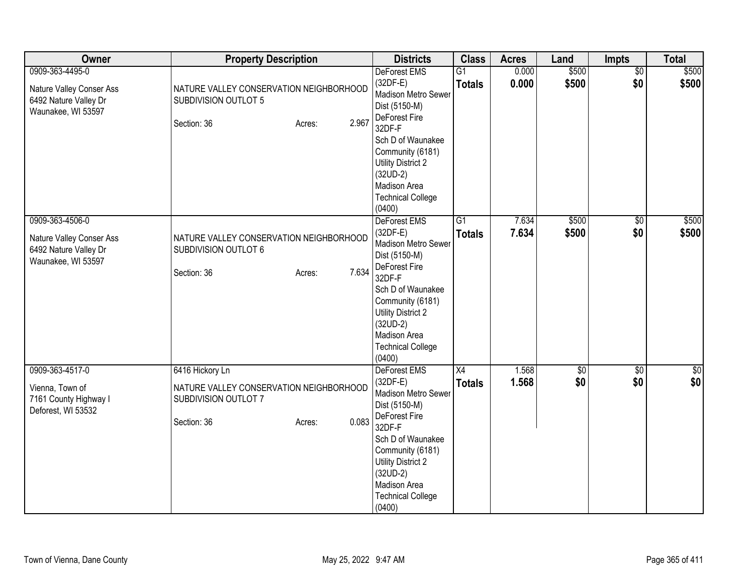| Owner | Property Description | Districts | Class | Acres | Land | Impts | Total |
|---|---|---|---|---|---|---|---|
| 0909-363-4495-0<br>Nature Valley Conser Ass<br>6492 Nature Valley Dr<br>Waunakee, WI 53597 | NATURE VALLEY CONSERVATION NEIGHBORHOOD SUBDIVISION OUTLOT 5<br>Section: 36 Acres: 2.967 | DeForest EMS (32DF-E)<br>Madison Metro Sewer Dist (5150-M)<br>DeForest Fire 32DF-F<br>Sch D of Waunakee Community (6181)<br>Utility District 2 (32UD-2)<br>Madison Area Technical College (0400) | G1<br>**Totals** | 0.000<br>**0.000** | $500<br>**$500** | $0<br>**$0** | $500<br>**$500** |
| 0909-363-4506-0<br>Nature Valley Conser Ass<br>6492 Nature Valley Dr<br>Waunakee, WI 53597 | NATURE VALLEY CONSERVATION NEIGHBORHOOD SUBDIVISION OUTLOT 6<br>Section: 36 Acres: 7.634 | DeForest EMS (32DF-E)<br>Madison Metro Sewer Dist (5150-M)<br>DeForest Fire 32DF-F<br>Sch D of Waunakee Community (6181)<br>Utility District 2 (32UD-2)<br>Madison Area Technical College (0400) | G1<br>**Totals** | 7.634<br>**7.634** | $500<br>**$500** | $0<br>**$0** | $500<br>**$500** |
| 0909-363-4517-0<br>Vienna, Town of<br>7161 County Highway I<br>Deforest, WI 53532 | 6416 Hickory Ln<br>NATURE VALLEY CONSERVATION NEIGHBORHOOD SUBDIVISION OUTLOT 7<br>Section: 36 Acres: 0.083 | DeForest EMS (32DF-E)<br>Madison Metro Sewer Dist (5150-M)<br>DeForest Fire 32DF-F<br>Sch D of Waunakee Community (6181)<br>Utility District 2 (32UD-2)<br>Madison Area Technical College (0400) | X4<br>**Totals** | 1.568<br>**1.568** | $0<br>**$0** | $0<br>**$0** | $0<br>**$0** |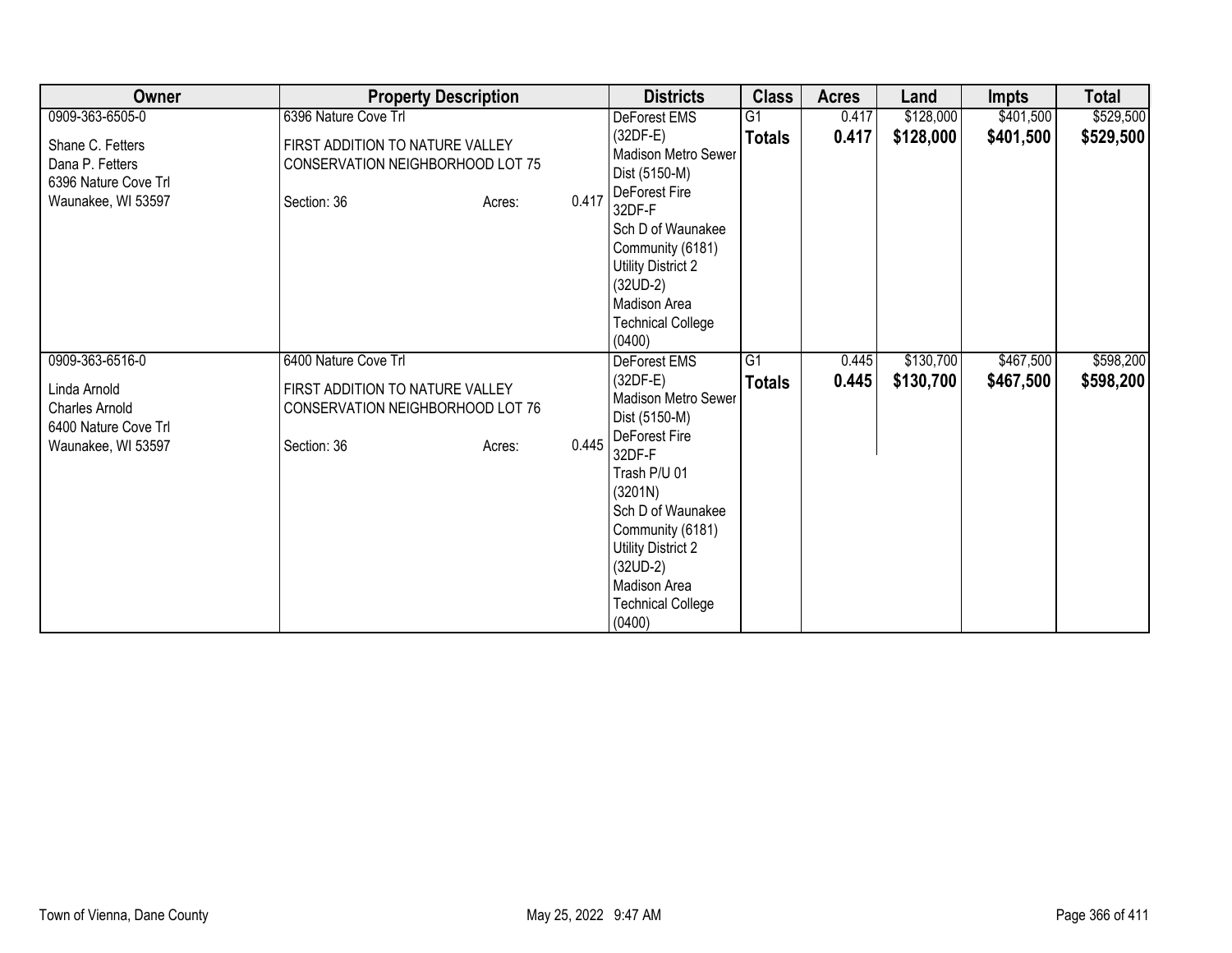| Owner | Property Description | Districts | Class | Acres | Land | Impts | Total |
|---|---|---|---|---|---|---|---|
| 0909-363-6505-0<br><br>Shane C. Fetters<br>Dana P. Fetters<br>6396 Nature Cove Trl<br>Waunakee, WI 53597 | 6396 Nature Cove Trl<br><br>FIRST ADDITION TO NATURE VALLEY CONSERVATION NEIGHBORHOOD LOT 75<br><br>Section: 36 Acres: 0.417 | DeForest EMS (32DF-E)<br>Madison Metro Sewer Dist (5150-M)<br>DeForest Fire 32DF-F<br>Sch D of Waunakee Community (6181)<br>Utility District 2 (32UD-2)<br>Madison Area Technical College (0400) | G1<br>**Totals** | 0.417<br>**0.417** | $128,000<br>**$128,000** | $401,500<br>**$401,500** | $529,500<br>**$529,500** |
| 0909-363-6516-0<br><br>Linda Arnold<br>Charles Arnold<br>6400 Nature Cove Trl<br>Waunakee, WI 53597 | 6400 Nature Cove Trl<br><br>FIRST ADDITION TO NATURE VALLEY CONSERVATION NEIGHBORHOOD LOT 76<br><br>Section: 36 Acres: 0.445 | DeForest EMS (32DF-E)<br>Madison Metro Sewer Dist (5150-M)<br>DeForest Fire 32DF-F<br>Trash P/U 01 (3201N)<br>Sch D of Waunakee Community (6181)<br>Utility District 2 (32UD-2)<br>Madison Area Technical College (0400) | G1<br>**Totals** | 0.445<br>**0.445** | $130,700<br>**$130,700** | $467,500<br>**$467,500** | $598,200<br>**$598,200** |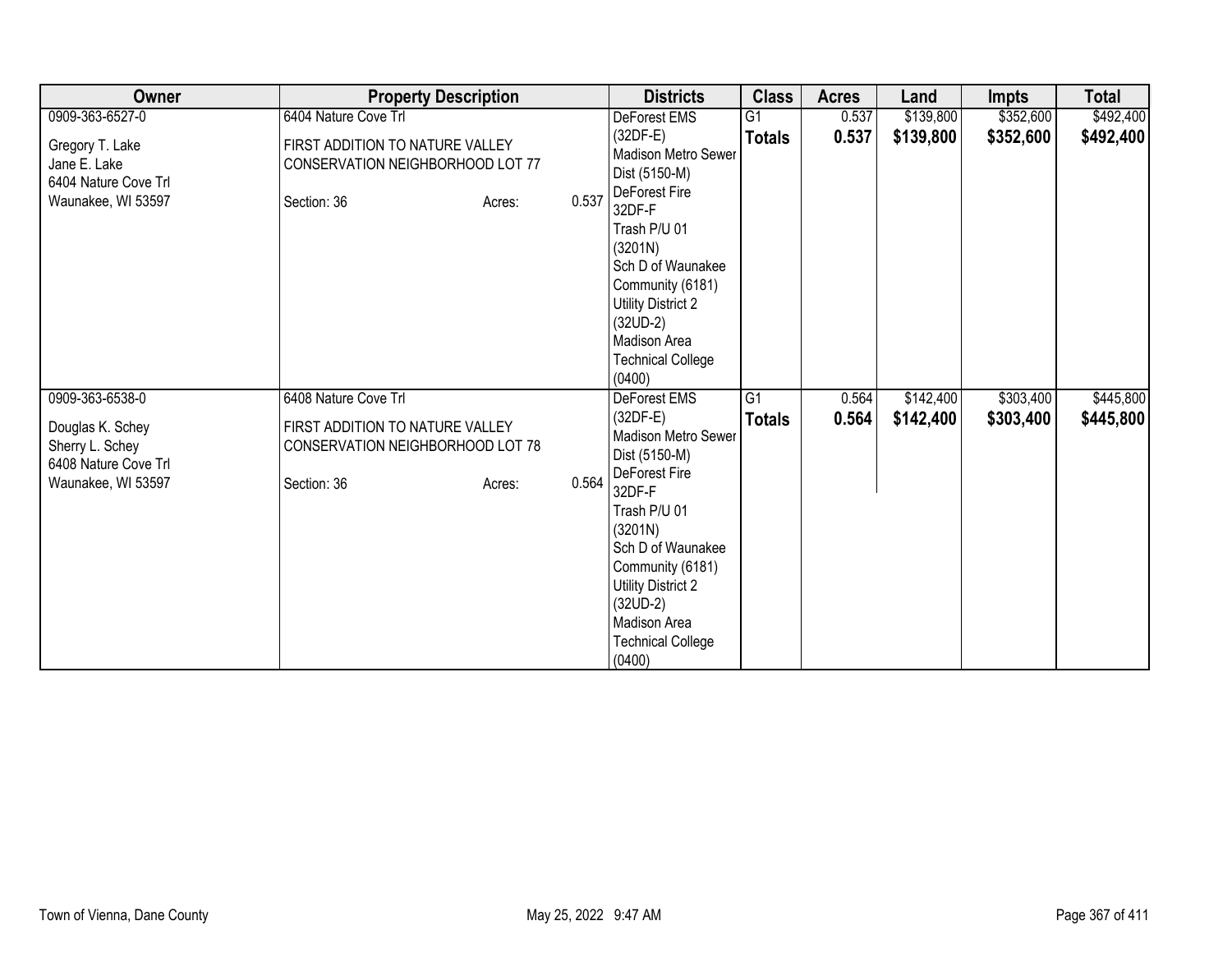| Owner | Property Description | Districts | Class | Acres | Land | Impts | Total |
|---|---|---|---|---|---|---|---|
| 0909-363-6527-0<br>Gregory T. Lake<br>Jane E. Lake<br>6404 Nature Cove Trl<br>Waunakee, WI 53597 | 6404 Nature Cove Trl<br>FIRST ADDITION TO NATURE VALLEY CONSERVATION NEIGHBORHOOD LOT 77<br>Section: 36 Acres: 0.537 | DeForest EMS (32DF-E)<br>Madison Metro Sewer Dist (5150-M)<br>DeForest Fire 32DF-F<br>Trash P/U 01 (3201N)<br>Sch D of Waunakee Community (6181)<br>Utility District 2 (32UD-2)<br>Madison Area Technical College (0400) | G1<br>**Totals** | 0.537<br>**0.537** | $139,800<br>**$139,800** | $352,600<br>**$352,600** | $492,400<br>**$492,400** |
| 0909-363-6538-0<br>Douglas K. Schey<br>Sherry L. Schey<br>6408 Nature Cove Trl<br>Waunakee, WI 53597 | 6408 Nature Cove Trl<br>FIRST ADDITION TO NATURE VALLEY CONSERVATION NEIGHBORHOOD LOT 78<br>Section: 36 Acres: 0.564 | DeForest EMS (32DF-E)<br>Madison Metro Sewer Dist (5150-M)<br>DeForest Fire 32DF-F<br>Trash P/U 01 (3201N)<br>Sch D of Waunakee Community (6181)<br>Utility District 2 (32UD-2)<br>Madison Area Technical College (0400) | G1<br>**Totals** | 0.564<br>**0.564** | $142,400<br>**$142,400** | $303,400<br>**$303,400** | $445,800<br>**$445,800** |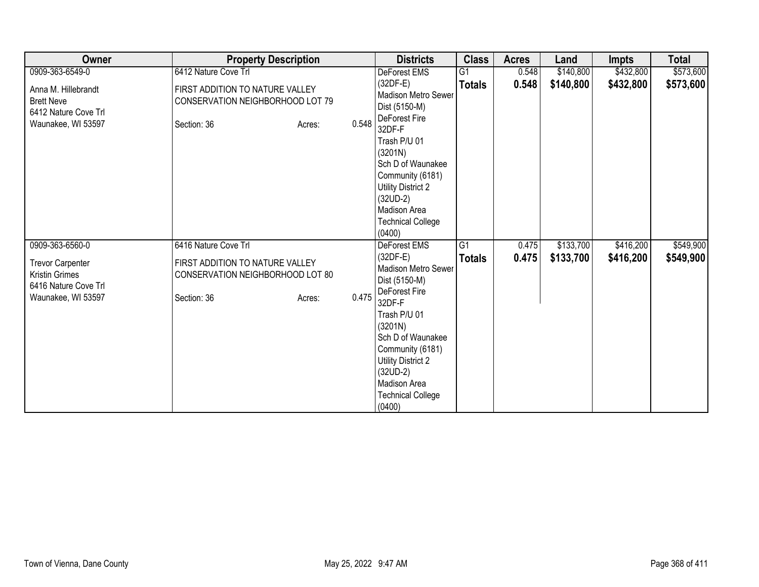| Owner | Property Description | Districts | Class | Acres | Land | Impts | Total |
|---|---|---|---|---|---|---|---|
| 0909-363-6549-0<br><br>Anna M. Hillebrandt<br>Brett Neve<br>6412 Nature Cove Trl<br>Waunakee, WI 53597 | 6412 Nature Cove Trl<br><br>FIRST ADDITION TO NATURE VALLEY CONSERVATION NEIGHBORHOOD LOT 79<br><br>Section: 36 Acres: 0.548 | DeForest EMS (32DF-E)<br>Madison Metro Sewer Dist (5150-M)<br>DeForest Fire 32DF-F<br>Trash P/U 01 (3201N)<br>Sch D of Waunakee Community (6181)<br>Utility District 2 (32UD-2)<br>Madison Area Technical College (0400) | G1<br>**Totals** | 0.548<br>**0.548** | $140,800<br>**$140,800** | $432,800<br>**$432,800** | $573,600<br>**$573,600** |
| 0909-363-6560-0<br><br>Trevor Carpenter<br>Kristin Grimes<br>6416 Nature Cove Trl<br>Waunakee, WI 53597 | 6416 Nature Cove Trl<br><br>FIRST ADDITION TO NATURE VALLEY CONSERVATION NEIGHBORHOOD LOT 80<br><br>Section: 36 Acres: 0.475 | DeForest EMS (32DF-E)<br>Madison Metro Sewer Dist (5150-M)<br>DeForest Fire 32DF-F<br>Trash P/U 01 (3201N)<br>Sch D of Waunakee Community (6181)<br>Utility District 2 (32UD-2)<br>Madison Area Technical College (0400) | G1<br>**Totals** | 0.475<br>**0.475** | $133,700<br>**$133,700** | $416,200<br>**$416,200** | $549,900<br>**$549,900** |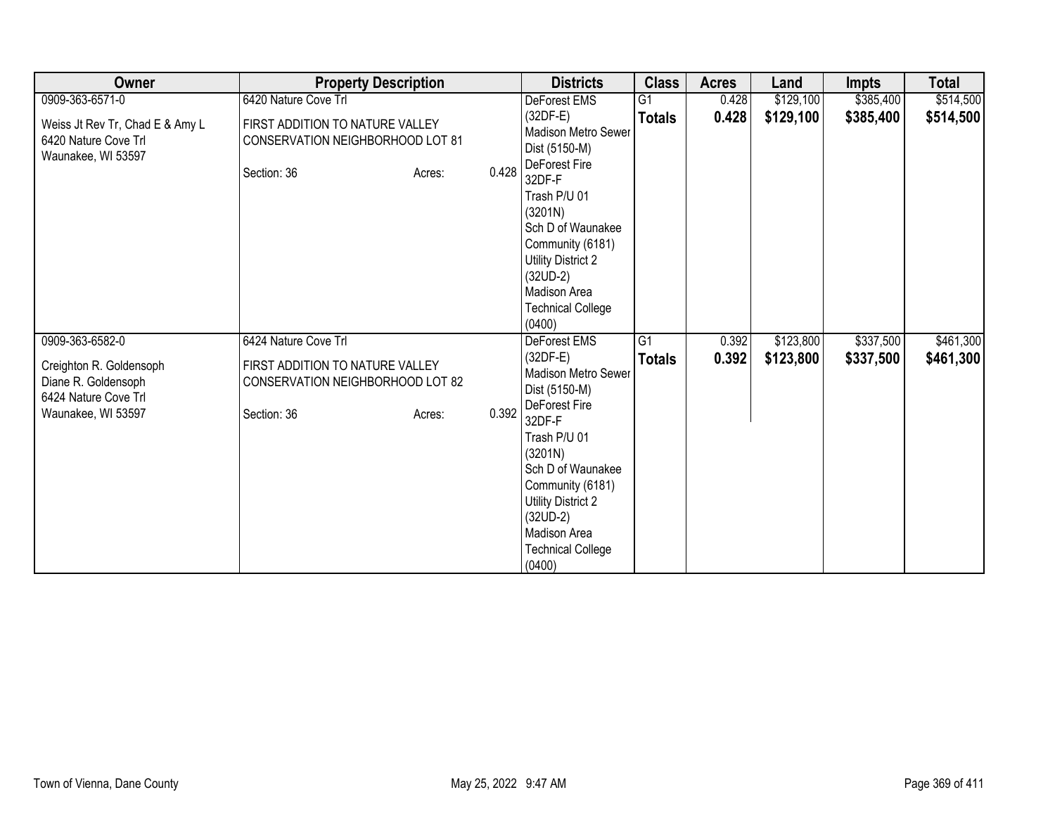| Owner | Property Description | Districts | Class | Acres | Land | Impts | Total |
|---|---|---|---|---|---|---|---|
| 0909-363-6571-0<br>Weiss Jt Rev Tr, Chad E & Amy L<br>6420 Nature Cove Trl<br>Waunakee, WI 53597 | 6420 Nature Cove Trl<br>FIRST ADDITION TO NATURE VALLEY CONSERVATION NEIGHBORHOOD LOT 81<br>Section: 36 Acres: 0.428 | DeForest EMS (32DF-E)<br>Madison Metro Sewer Dist (5150-M)<br>DeForest Fire 32DF-F<br>Trash P/U 01 (3201N)<br>Sch D of Waunakee Community (6181)<br>Utility District 2 (32UD-2)<br>Madison Area Technical College (0400) | G1<br>**Totals** | 0.428<br>**0.428** | $129,100<br>**$129,100** | $385,400<br>**$385,400** | $514,500<br>**$514,500** |
| 0909-363-6582-0<br>Creighton R. Goldensoph<br>Diane R. Goldensoph<br>6424 Nature Cove Trl<br>Waunakee, WI 53597 | 6424 Nature Cove Trl<br>FIRST ADDITION TO NATURE VALLEY CONSERVATION NEIGHBORHOOD LOT 82<br>Section: 36 Acres: 0.392 | DeForest EMS (32DF-E)<br>Madison Metro Sewer Dist (5150-M)<br>DeForest Fire 32DF-F<br>Trash P/U 01 (3201N)<br>Sch D of Waunakee Community (6181)<br>Utility District 2 (32UD-2)<br>Madison Area Technical College (0400) | G1<br>**Totals** | 0.392<br>**0.392** | $123,800<br>**$123,800** | $337,500<br>**$337,500** | $461,300<br>**$461,300** |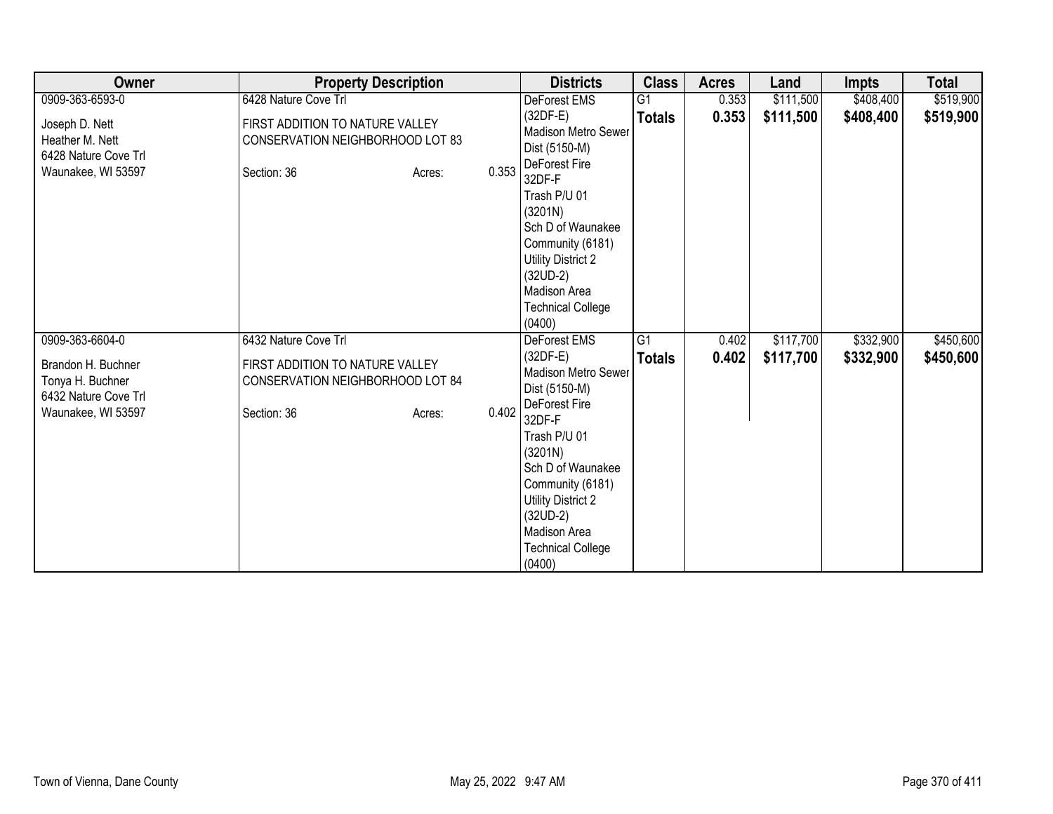| Owner | Property Description | Districts | Class | Acres | Land | Impts | Total |
|---|---|---|---|---|---|---|---|
| 0909-363-6593-0<br><br>Joseph D. Nett<br>Heather M. Nett<br>6428 Nature Cove Trl<br>Waunakee, WI 53597 | 6428 Nature Cove Trl<br><br>FIRST ADDITION TO NATURE VALLEY CONSERVATION NEIGHBORHOOD LOT 83<br><br>Section: 36 Acres: 0.353 | DeForest EMS (32DF-E)<br>Madison Metro Sewer Dist (5150-M)<br>DeForest Fire 32DF-F<br>Trash P/U 01 (3201N)<br>Sch D of Waunakee Community (6181)<br>Utility District 2 (32UD-2)<br>Madison Area Technical College (0400) | G1<br>**Totals** | 0.353<br>**0.353** | $111,500<br>**$111,500** | $408,400<br>**$408,400** | $519,900<br>**$519,900** |
| 0909-363-6604-0<br><br>Brandon H. Buchner<br>Tonya H. Buchner<br>6432 Nature Cove Trl<br>Waunakee, WI 53597 | 6432 Nature Cove Trl<br><br>FIRST ADDITION TO NATURE VALLEY CONSERVATION NEIGHBORHOOD LOT 84<br><br>Section: 36 Acres: 0.402 | DeForest EMS (32DF-E)<br>Madison Metro Sewer Dist (5150-M)<br>DeForest Fire 32DF-F<br>Trash P/U 01 (3201N)<br>Sch D of Waunakee Community (6181)<br>Utility District 2 (32UD-2)<br>Madison Area Technical College (0400) | G1<br>**Totals** | 0.402<br>**0.402** | $117,700<br>**$117,700** | $332,900<br>**$332,900** | $450,600<br>**$450,600** |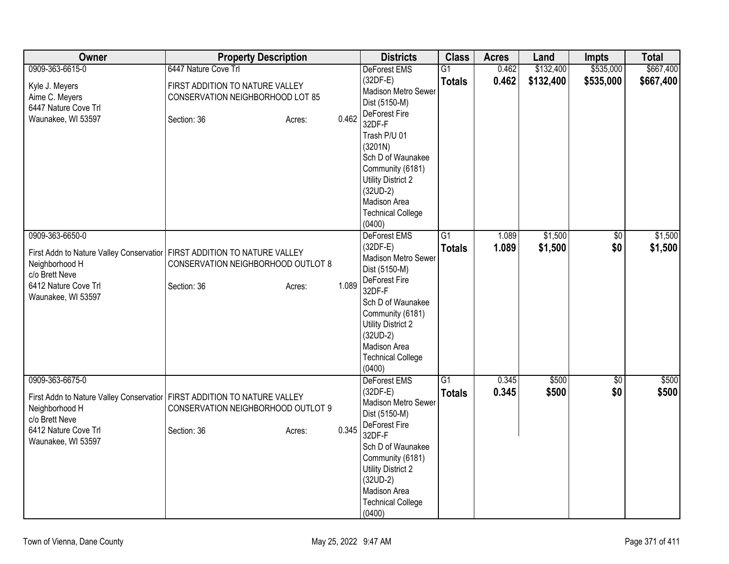| Owner | Property Description | Districts | Class | Acres | Land | Impts | Total |
|---|---|---|---|---|---|---|---|
| 0909-363-6615-0<br>Kyle J. Meyers<br>Aime C. Meyers<br>6447 Nature Cove Trl<br>Waunakee, WI 53597 | 6447 Nature Cove Trl<br>FIRST ADDITION TO NATURE VALLEY CONSERVATION NEIGHBORHOOD LOT 85<br>Section: 36 Acres: 0.462 | DeForest EMS (32DF-E)<br>Madison Metro Sewer Dist (5150-M)<br>DeForest Fire 32DF-F<br>Trash P/U 01 (3201N)<br>Sch D of Waunakee Community (6181)<br>Utility District 2 (32UD-2)<br>Madison Area Technical College (0400) | G1<br>**Totals** | 0.462<br>**0.462** | $132,400<br>**$132,400** | $535,000<br>**$535,000** | $667,400<br>**$667,400** |
| 0909-363-6650-0<br>First Addn to Nature Valley Conservation Neighborhood H<br>c/o Brett Neve<br>6412 Nature Cove Trl<br>Waunakee, WI 53597 | FIRST ADDITION TO NATURE VALLEY CONSERVATION NEIGHBORHOOD OUTLOT 8<br>Section: 36 Acres: 1.089 | DeForest EMS (32DF-E)<br>Madison Metro Sewer Dist (5150-M)<br>DeForest Fire 32DF-F<br>Sch D of Waunakee Community (6181)<br>Utility District 2 (32UD-2)<br>Madison Area Technical College (0400) | G1<br>**Totals** | 1.089<br>**1.089** | $1,500<br>**$1,500** | $0<br>**$0** | $1,500<br>**$1,500** |
| 0909-363-6675-0<br>First Addn to Nature Valley Conservation Neighborhood H<br>c/o Brett Neve<br>6412 Nature Cove Trl<br>Waunakee, WI 53597 | FIRST ADDITION TO NATURE VALLEY CONSERVATION NEIGHBORHOOD OUTLOT 9<br>Section: 36 Acres: 0.345 | DeForest EMS (32DF-E)<br>Madison Metro Sewer Dist (5150-M)<br>DeForest Fire 32DF-F<br>Sch D of Waunakee Community (6181)<br>Utility District 2 (32UD-2)<br>Madison Area Technical College (0400) | G1<br>**Totals** | 0.345<br>**0.345** | $500<br>**$500** | $0<br>**$0** | $500<br>**$500** |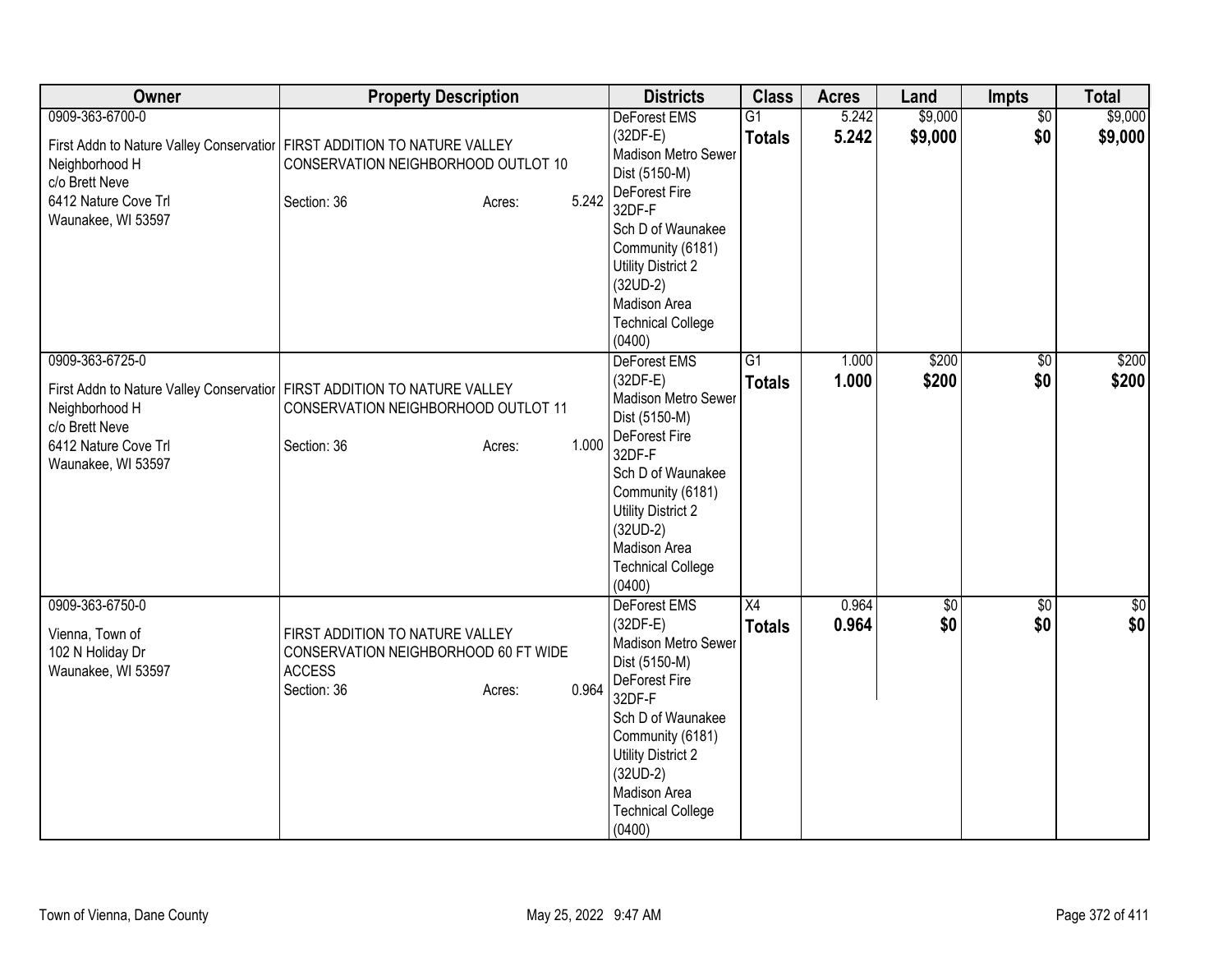| Owner | Property Description | Districts | Class | Acres | Land | Impts | Total |
|---|---|---|---|---|---|---|---|
| 0909-363-6700-0<br><br>First Addn to Nature Valley Conservatior<br>Neighborhood H<br>c/o Brett Neve<br>6412 Nature Cove Trl<br>Waunakee, WI 53597 | FIRST ADDITION TO NATURE VALLEY CONSERVATION NEIGHBORHOOD OUTLOT 10<br><br>Section: 36 Acres: 5.242 | DeForest EMS (32DF-E)<br>Madison Metro Sewer Dist (5150-M)<br>DeForest Fire 32DF-F<br>Sch D of Waunakee Community (6181)<br>Utility District 2 (32UD-2)<br>Madison Area Technical College (0400) | G1<br>**Totals** | 5.242<br>**5.242** | $9,000<br>**$9,000** | $0<br>**$0** | $9,000<br>**$9,000** |
| 0909-363-6725-0<br><br>First Addn to Nature Valley Conservatior<br>Neighborhood H<br>c/o Brett Neve<br>6412 Nature Cove Trl<br>Waunakee, WI 53597 | FIRST ADDITION TO NATURE VALLEY CONSERVATION NEIGHBORHOOD OUTLOT 11<br><br>Section: 36 Acres: 1.000 | DeForest EMS (32DF-E)<br>Madison Metro Sewer Dist (5150-M)<br>DeForest Fire 32DF-F<br>Sch D of Waunakee Community (6181)<br>Utility District 2 (32UD-2)<br>Madison Area Technical College (0400) | G1<br>**Totals** | 1.000<br>**1.000** | $200<br>**$200** | $0<br>**$0** | $200<br>**$200** |
| 0909-363-6750-0<br><br>Vienna, Town of<br>102 N Holiday Dr<br>Waunakee, WI 53597 | FIRST ADDITION TO NATURE VALLEY CONSERVATION NEIGHBORHOOD 60 FT WIDE ACCESS<br>Section: 36 Acres: 0.964 | DeForest EMS (32DF-E)<br>Madison Metro Sewer Dist (5150-M)<br>DeForest Fire 32DF-F<br>Sch D of Waunakee Community (6181)<br>Utility District 2 (32UD-2)<br>Madison Area Technical College (0400) | X4<br>**Totals** | 0.964<br>**0.964** | $0<br>**$0** | $0<br>**$0** | $0<br>**$0** |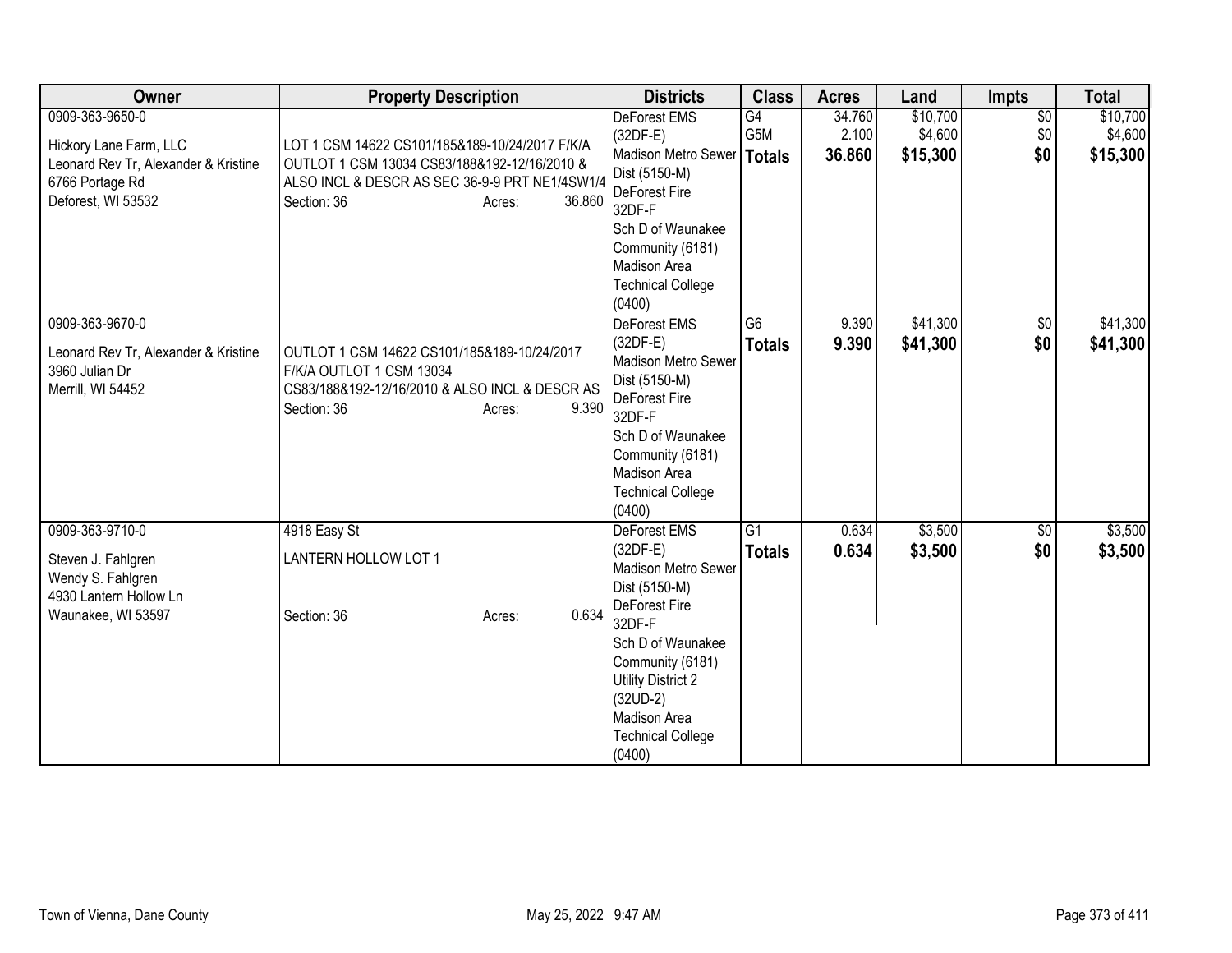| Owner | Property Description | Districts | Class | Acres | Land | Impts | Total |
|---|---|---|---|---|---|---|---|
| 0909-363-9650-0<br><br>Hickory Lane Farm, LLC<br>Leonard Rev Tr, Alexander & Kristine<br>6766 Portage Rd<br>Deforest, WI 53532 | LOT 1 CSM 14622 CS101/185&189-10/24/2017 F/K/A OUTLOT 1 CSM 13034 CS83/188&192-12/16/2010 & ALSO INCL & DESCR AS SEC 36-9-9 PRT NE1/4SW1/4<br>Section: 36 Acres: 36.860 | DeForest EMS (32DF-E)<br>Madison Metro Sewer Dist (5150-M)<br>DeForest Fire 32DF-F<br>Sch D of Waunakee Community (6181)<br>Madison Area Technical College (0400) | G4<br>G5M<br>**Totals** | 34.760<br>2.100<br>**36.860** | $10,700<br>$4,600<br>**$15,300** | $0<br>$0<br>**$0** | $10,700<br>$4,600<br>**$15,300** |
| 0909-363-9670-0<br><br>Leonard Rev Tr, Alexander & Kristine<br>3960 Julian Dr<br>Merrill, WI 54452 | OUTLOT 1 CSM 14622 CS101/185&189-10/24/2017 F/K/A OUTLOT 1 CSM 13034 CS83/188&192-12/16/2010 & ALSO INCL & DESCR AS<br>Section: 36 Acres: 9.390 | DeForest EMS (32DF-E)<br>Madison Metro Sewer Dist (5150-M)<br>DeForest Fire 32DF-F<br>Sch D of Waunakee Community (6181)<br>Madison Area Technical College (0400) | G6<br>**Totals** | 9.390<br>**9.390** | $41,300<br>**$41,300** | $0<br>**$0** | $41,300<br>**$41,300** |
| 0909-363-9710-0<br><br>Steven J. Fahlgren<br>Wendy S. Fahlgren<br>4930 Lantern Hollow Ln<br>Waunakee, WI 53597 | 4918 Easy St<br>LANTERN HOLLOW LOT 1<br><br>Section: 36 Acres: 0.634 | DeForest EMS (32DF-E)<br>Madison Metro Sewer Dist (5150-M)<br>DeForest Fire 32DF-F<br>Sch D of Waunakee Community (6181)<br>Utility District 2 (32UD-2)<br>Madison Area Technical College (0400) | G1<br>**Totals** | 0.634<br>**0.634** | $3,500<br>**$3,500** | $0<br>**$0** | $3,500<br>**$3,500** |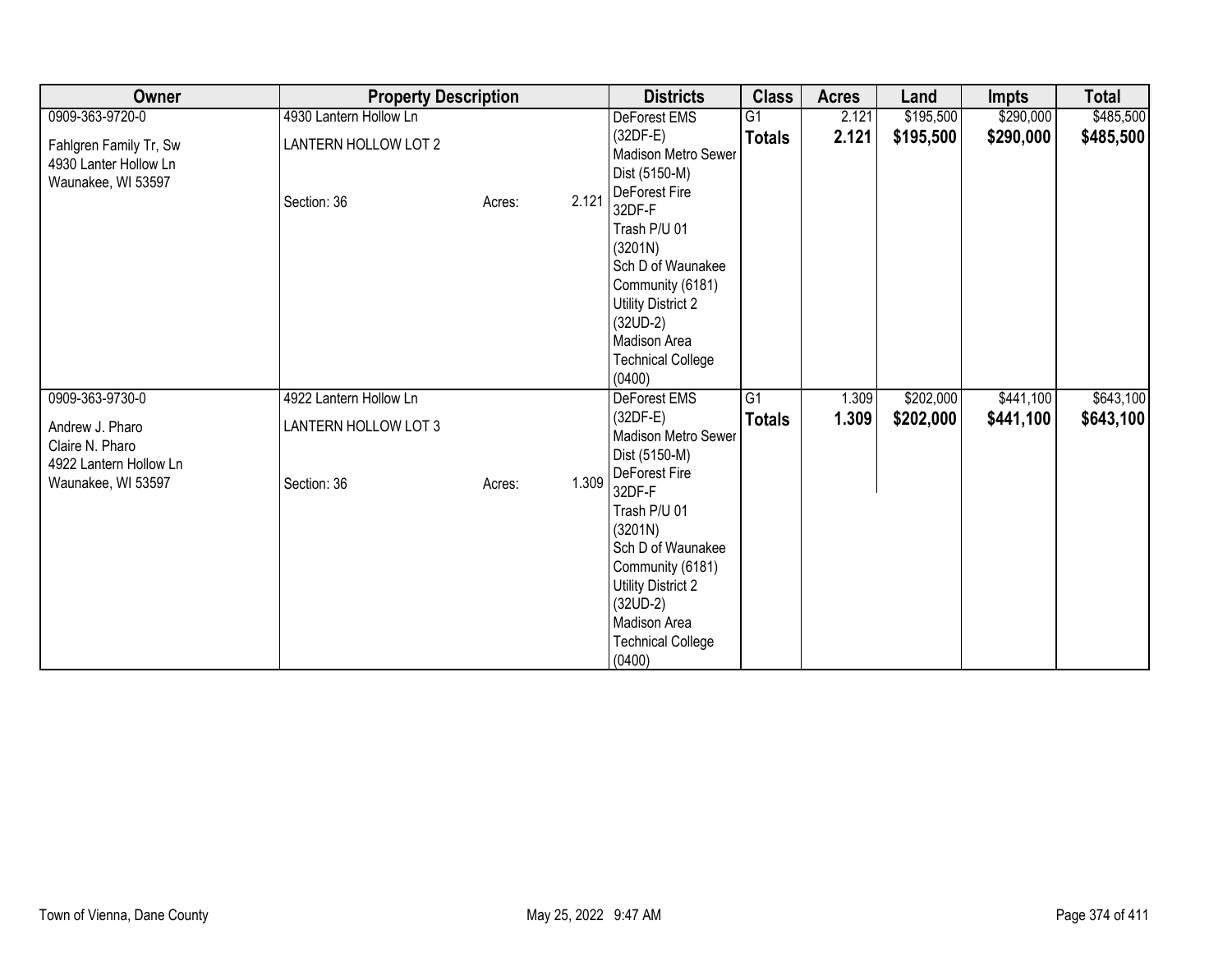| Owner | Property Description | | | Districts | Class | Acres | Land | Impts | Total |
|---|---|---|---|---|---|---|---|---|---|
| 0909-363-9720-0<br><br>Fahlgren Family Tr, Sw<br>4930 Lanter Hollow Ln<br>Waunakee, WI 53597 | 4930 Lantern Hollow Ln<br><br>LANTERN HOLLOW LOT 2<br><br><br><br>Section: 36 | Acres: | 2.121 | DeForest EMS (32DF-E)<br>Madison Metro Sewer Dist (5150-M)<br>DeForest Fire 32DF-F<br>Trash P/U 01 (3201N)<br>Sch D of Waunakee Community (6181)<br>Utility District 2 (32UD-2)<br>Madison Area Technical College (0400) | G1<br>**Totals** | 2.121<br>**2.121** | $195,500<br>**$195,500** | $290,000<br>**$290,000** | $485,500<br>**$485,500** |
| 0909-363-9730-0<br><br>Andrew J. Pharo<br>Claire N. Pharo<br>4922 Lantern Hollow Ln<br>Waunakee, WI 53597 | 4922 Lantern Hollow Ln<br><br>LANTERN HOLLOW LOT 3<br><br><br><br>Section: 36 | Acres: | 1.309 | DeForest EMS (32DF-E)<br>Madison Metro Sewer Dist (5150-M)<br>DeForest Fire 32DF-F<br>Trash P/U 01 (3201N)<br>Sch D of Waunakee Community (6181)<br>Utility District 2 (32UD-2)<br>Madison Area Technical College (0400) | G1<br>**Totals** | 1.309<br>**1.309** | $202,000<br>**$202,000** | $441,100<br>**$441,100** | $643,100<br>**$643,100** |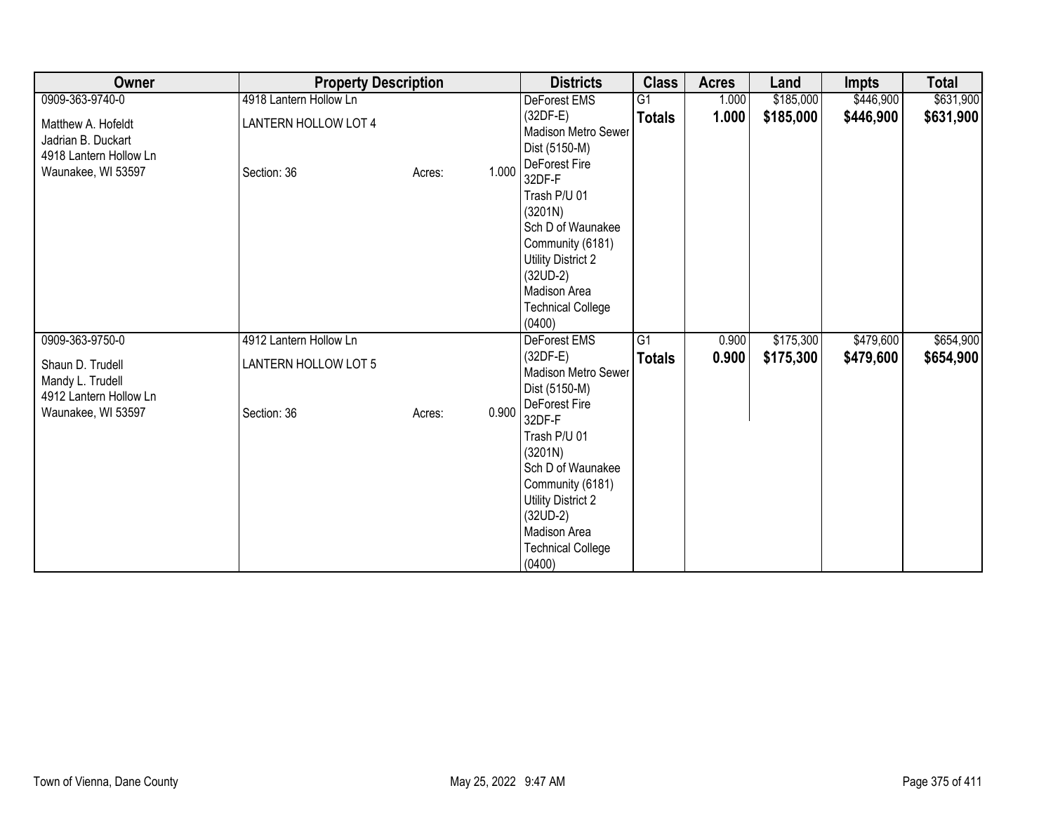| Owner | Property Description | | | Districts | Class | Acres | Land | Impts | Total |
|---|---|---|---|---|---|---|---|---|---|
| 0909-363-9740-0<br>Matthew A. Hofeldt<br>Jadrian B. Duckart<br>4918 Lantern Hollow Ln<br>Waunakee, WI 53597 | 4918 Lantern Hollow Ln<br>LANTERN HOLLOW LOT 4<br>Section: 36 | Acres: | 1.000 | DeForest EMS (32DF-E)<br>Madison Metro Sewer Dist (5150-M)<br>DeForest Fire 32DF-F<br>Trash P/U 01 (3201N)<br>Sch D of Waunakee Community (6181)<br>Utility District 2 (32UD-2)<br>Madison Area Technical College (0400) | G1<br>**Totals** | 1.000<br>**1.000** | $185,000<br>**$185,000** | $446,900<br>**$446,900** | $631,900<br>**$631,900** |
| 0909-363-9750-0<br>Shaun D. Trudell<br>Mandy L. Trudell<br>4912 Lantern Hollow Ln<br>Waunakee, WI 53597 | 4912 Lantern Hollow Ln<br>LANTERN HOLLOW LOT 5<br>Section: 36 | Acres: | 0.900 | DeForest EMS (32DF-E)<br>Madison Metro Sewer Dist (5150-M)<br>DeForest Fire 32DF-F<br>Trash P/U 01 (3201N)<br>Sch D of Waunakee Community (6181)<br>Utility District 2 (32UD-2)<br>Madison Area Technical College (0400) | G1<br>**Totals** | 0.900<br>**0.900** | $175,300<br>**$175,300** | $479,600<br>**$479,600** | $654,900<br>**$654,900** |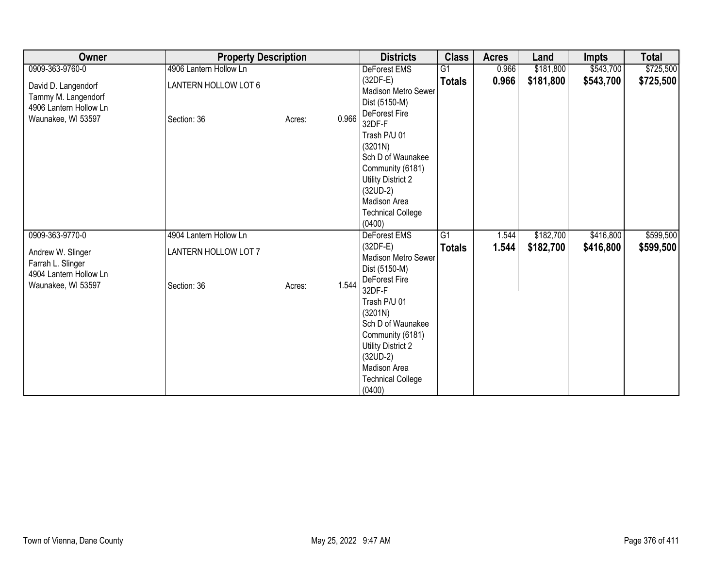| Owner | Property Description | | | Districts | Class | Acres | Land | Impts | Total |
|---|---|---|---|---|---|---|---|---|---|
| 0909-363-9760-0<br><br>David D. Langendorf<br>Tammy M. Langendorf<br>4906 Lantern Hollow Ln<br>Waunakee, WI 53597 | 4906 Lantern Hollow Ln<br><br>LANTERN HOLLOW LOT 6<br><br><br>Section: 36 | Acres: | 0.966 | DeForest EMS (32DF-E)<br>Madison Metro Sewer Dist (5150-M)<br>DeForest Fire 32DF-F<br>Trash P/U 01 (3201N)<br>Sch D of Waunakee Community (6181)<br>Utility District 2 (32UD-2)<br>Madison Area Technical College (0400) | G1<br>**Totals** | 0.966<br>**0.966** | $181,800<br>**$181,800** | $543,700<br>**$543,700** | $725,500<br>**$725,500** |
| 0909-363-9770-0<br><br>Andrew W. Slinger<br>Farrah L. Slinger<br>4904 Lantern Hollow Ln<br>Waunakee, WI 53597 | 4904 Lantern Hollow Ln<br><br>LANTERN HOLLOW LOT 7<br><br><br>Section: 36 | Acres: | 1.544 | DeForest EMS (32DF-E)<br>Madison Metro Sewer Dist (5150-M)<br>DeForest Fire 32DF-F<br>Trash P/U 01 (3201N)<br>Sch D of Waunakee Community (6181)<br>Utility District 2 (32UD-2)<br>Madison Area Technical College (0400) | G1<br>**Totals** | 1.544<br>**1.544** | $182,700<br>**$182,700** | $416,800<br>**$416,800** | $599,500<br>**$599,500** |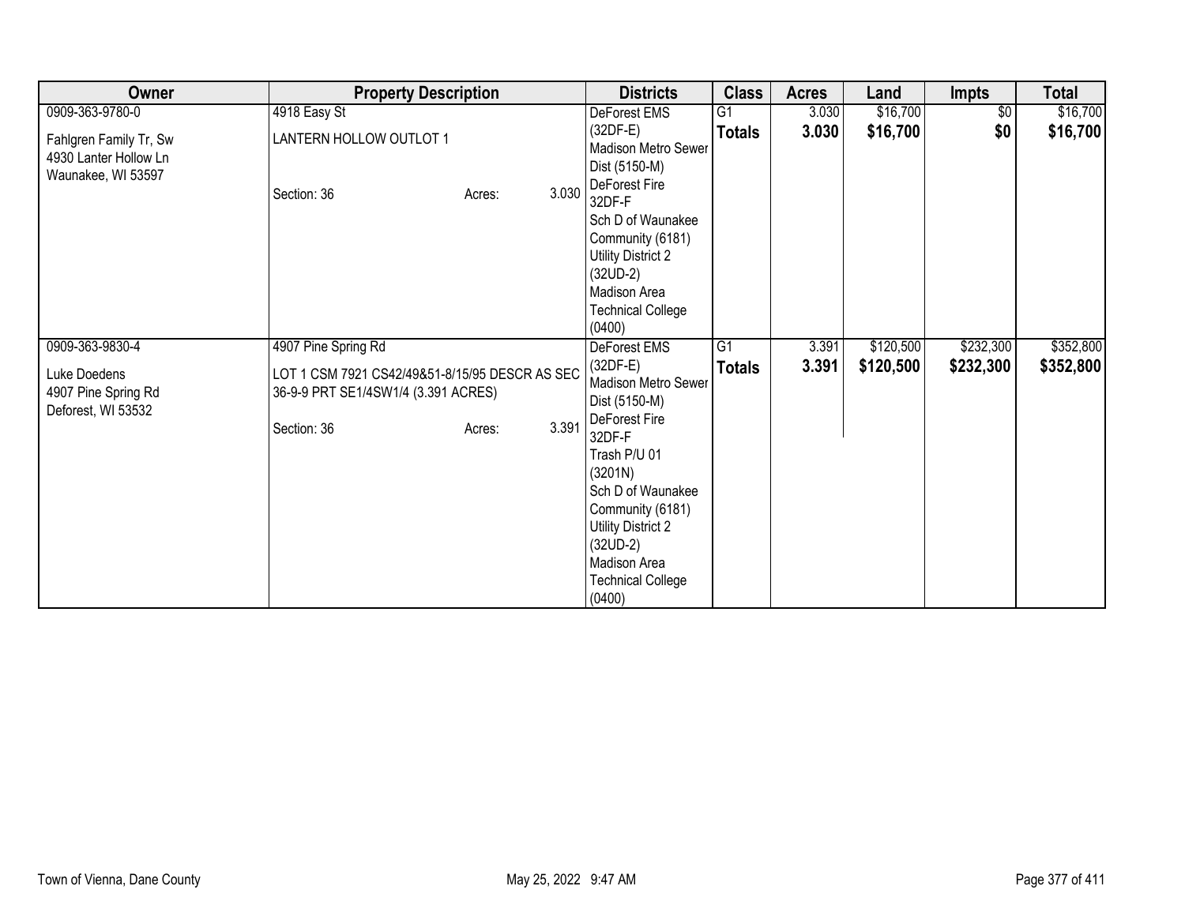| Owner | Property Description | Districts | Class | Acres | Land | Impts | Total |
|---|---|---|---|---|---|---|---|
| 0909-363-9780-0<br><br>Fahlgren Family Tr, Sw<br>4930 Lanter Hollow Ln<br>Waunakee, WI 53597 | 4918 Easy St<br><br>LANTERN HOLLOW OUTLOT 1<br><br>Section: 36 Acres: 3.030 | DeForest EMS (32DF-E)<br>Madison Metro Sewer Dist (5150-M)<br>DeForest Fire 32DF-F<br>Sch D of Waunakee Community (6181)<br>Utility District 2 (32UD-2)<br>Madison Area Technical College (0400) | G1<br>**Totals** | 3.030<br>**3.030** | $16,700<br>**$16,700** | $0<br>**$0** | $16,700<br>**$16,700** |
| 0909-363-9830-4<br><br>Luke Doedens<br>4907 Pine Spring Rd<br>Deforest, WI 53532 | 4907 Pine Spring Rd<br><br>LOT 1 CSM 7921 CS42/49&51-8/15/95 DESCR AS SEC 36-9-9 PRT SE1/4SW1/4 (3.391 ACRES)<br><br>Section: 36 Acres: 3.391 | DeForest EMS (32DF-E)<br>Madison Metro Sewer Dist (5150-M)<br>DeForest Fire 32DF-F<br>Trash P/U 01 (3201N)<br>Sch D of Waunakee Community (6181)<br>Utility District 2 (32UD-2)<br>Madison Area Technical College (0400) | G1<br>**Totals** | 3.391<br>**3.391** | $120,500<br>**$120,500** | $232,300<br>**$232,300** | $352,800<br>**$352,800** |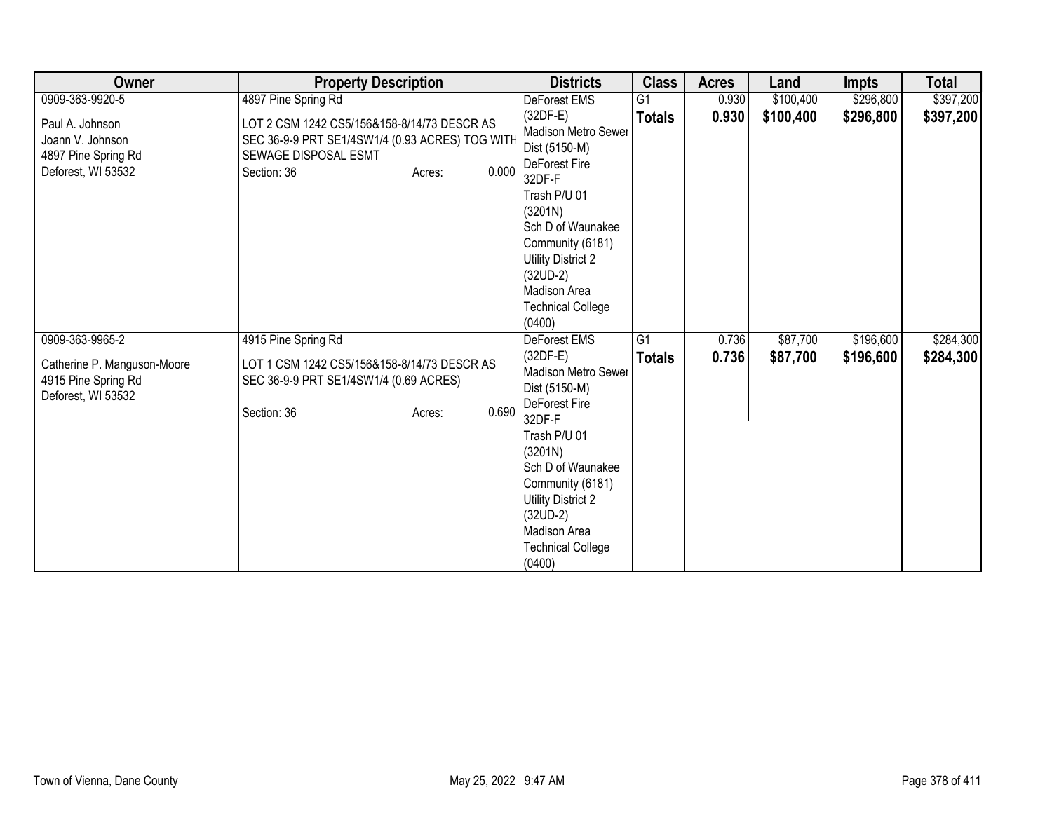| Owner | Property Description | Districts | Class | Acres | Land | Impts | Total |
|---|---|---|---|---|---|---|---|
| 0909-363-9920-5<br><br>Paul A. Johnson<br>Joann V. Johnson<br>4897 Pine Spring Rd<br>Deforest, WI 53532 | 4897 Pine Spring Rd<br><br>LOT 2 CSM 1242 CS5/156&158-8/14/73 DESCR AS SEC 36-9-9 PRT SE1/4SW1/4 (0.93 ACRES) TOG WITH SEWAGE DISPOSAL ESMT<br>Section: 36 Acres: 0.000 | DeForest EMS (32DF-E)<br>Madison Metro Sewer Dist (5150-M)<br>DeForest Fire 32DF-F<br>Trash P/U 01 (3201N)<br>Sch D of Waunakee Community (6181)<br>Utility District 2 (32UD-2)<br>Madison Area Technical College (0400) | G1<br>**Totals** | 0.930<br>**0.930** | $100,400<br>**$100,400** | $296,800<br>**$296,800** | $397,200<br>**$397,200** |
| 0909-363-9965-2<br><br>Catherine P. Manguson-Moore<br>4915 Pine Spring Rd<br>Deforest, WI 53532 | 4915 Pine Spring Rd<br><br>LOT 1 CSM 1242 CS5/156&158-8/14/73 DESCR AS SEC 36-9-9 PRT SE1/4SW1/4 (0.69 ACRES)<br><br>Section: 36 Acres: 0.690 | DeForest EMS (32DF-E)<br>Madison Metro Sewer Dist (5150-M)<br>DeForest Fire 32DF-F<br>Trash P/U 01 (3201N)<br>Sch D of Waunakee Community (6181)<br>Utility District 2 (32UD-2)<br>Madison Area Technical College (0400) | G1<br>**Totals** | 0.736<br>**0.736** | $87,700<br>**$87,700** | $196,600<br>**$196,600** | $284,300<br>**$284,300** |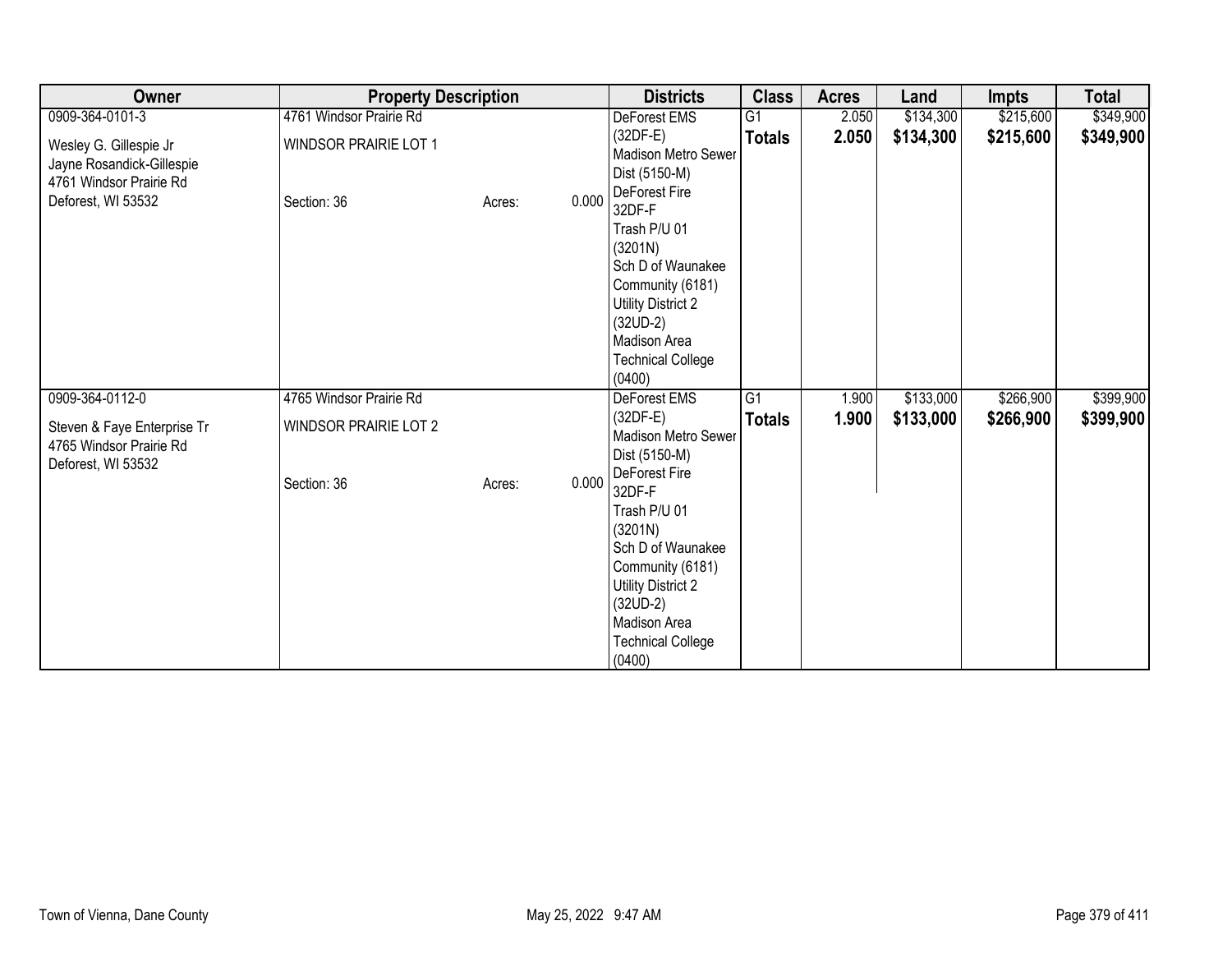| Owner | Property Description | Districts | Class | Acres | Land | Impts | Total |
|---|---|---|---|---|---|---|---|
| 0909-364-0101-3<br><br>Wesley G. Gillespie Jr<br>Jayne Rosandick-Gillespie<br>4761 Windsor Prairie Rd<br>Deforest, WI 53532 | 4761 Windsor Prairie Rd<br><br>WINDSOR PRAIRIE LOT 1<br><br>Section: 36 Acres: 0.000 | DeForest EMS (32DF-E)<br>Madison Metro Sewer Dist (5150-M)<br>DeForest Fire 32DF-F<br>Trash P/U 01 (3201N)<br>Sch D of Waunakee Community (6181)<br>Utility District 2 (32UD-2)<br>Madison Area Technical College (0400) | G1<br>**Totals** | 2.050<br>**2.050** | $134,300<br>**$134,300** | $215,600<br>**$215,600** | $349,900<br>**$349,900** |
| 0909-364-0112-0<br><br>Steven & Faye Enterprise Tr<br>4765 Windsor Prairie Rd<br>Deforest, WI 53532 | 4765 Windsor Prairie Rd<br><br>WINDSOR PRAIRIE LOT 2<br><br>Section: 36 Acres: 0.000 | DeForest EMS (32DF-E)<br>Madison Metro Sewer Dist (5150-M)<br>DeForest Fire 32DF-F<br>Trash P/U 01 (3201N)<br>Sch D of Waunakee Community (6181)<br>Utility District 2 (32UD-2)<br>Madison Area Technical College (0400) | G1<br>**Totals** | 1.900<br>**1.900** | $133,000<br>**$133,000** | $266,900<br>**$266,900** | $399,900<br>**$399,900** |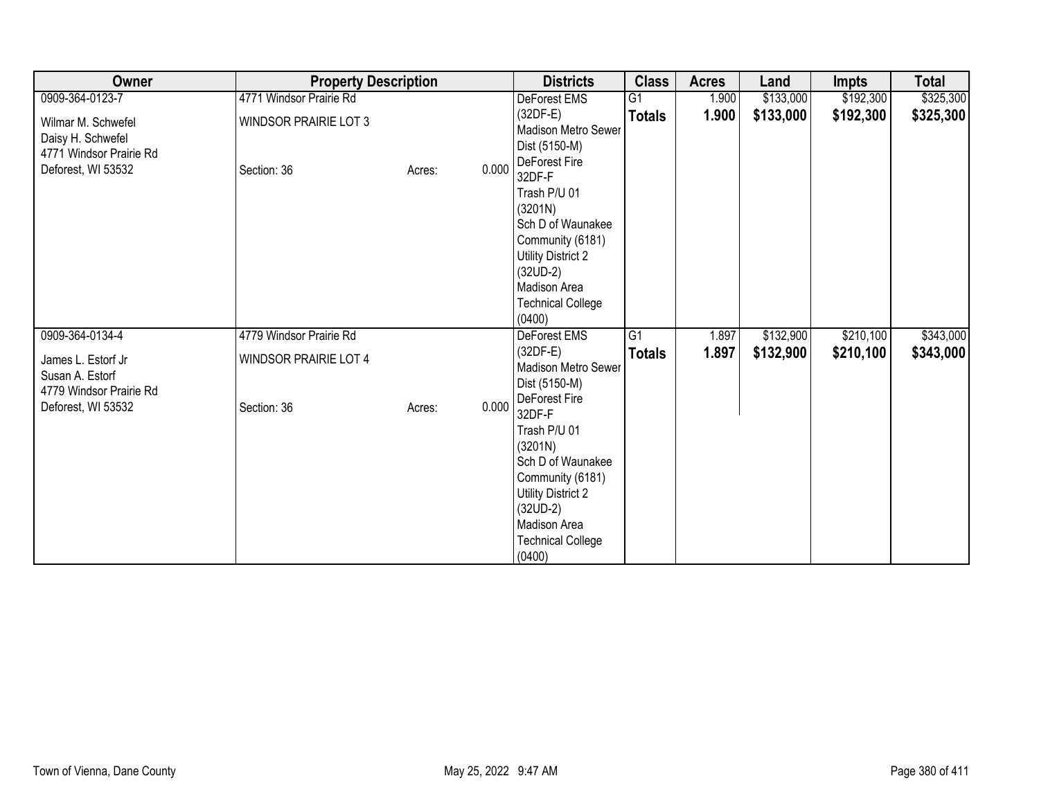| Owner | Property Description | Districts | Class | Acres | Land | Impts | Total |
|---|---|---|---|---|---|---|---|
| 0909-364-0123-7<br>Wilmar M. Schwefel<br>Daisy H. Schwefel<br>4771 Windsor Prairie Rd<br>Deforest, WI 53532 | 4771 Windsor Prairie Rd<br>WINDSOR PRAIRIE LOT 3<br>Section: 36 Acres: 0.000 | DeForest EMS (32DF-E)<br>Madison Metro Sewer Dist (5150-M)<br>DeForest Fire 32DF-F<br>Trash P/U 01 (3201N)<br>Sch D of Waunakee Community (6181)<br>Utility District 2 (32UD-2)<br>Madison Area Technical College (0400) | G1<br>**Totals** | 1.900<br>**1.900** | $133,000<br>**$133,000** | $192,300<br>**$192,300** | $325,300<br>**$325,300** |
| 0909-364-0134-4<br>James L. Estorf Jr<br>Susan A. Estorf<br>4779 Windsor Prairie Rd<br>Deforest, WI 53532 | 4779 Windsor Prairie Rd<br>WINDSOR PRAIRIE LOT 4<br>Section: 36 Acres: 0.000 | DeForest EMS (32DF-E)<br>Madison Metro Sewer Dist (5150-M)<br>DeForest Fire 32DF-F<br>Trash P/U 01 (3201N)<br>Sch D of Waunakee Community (6181)<br>Utility District 2 (32UD-2)<br>Madison Area Technical College (0400) | G1<br>**Totals** | 1.897<br>**1.897** | $132,900<br>**$132,900** | $210,100<br>**$210,100** | $343,000<br>**$343,000** |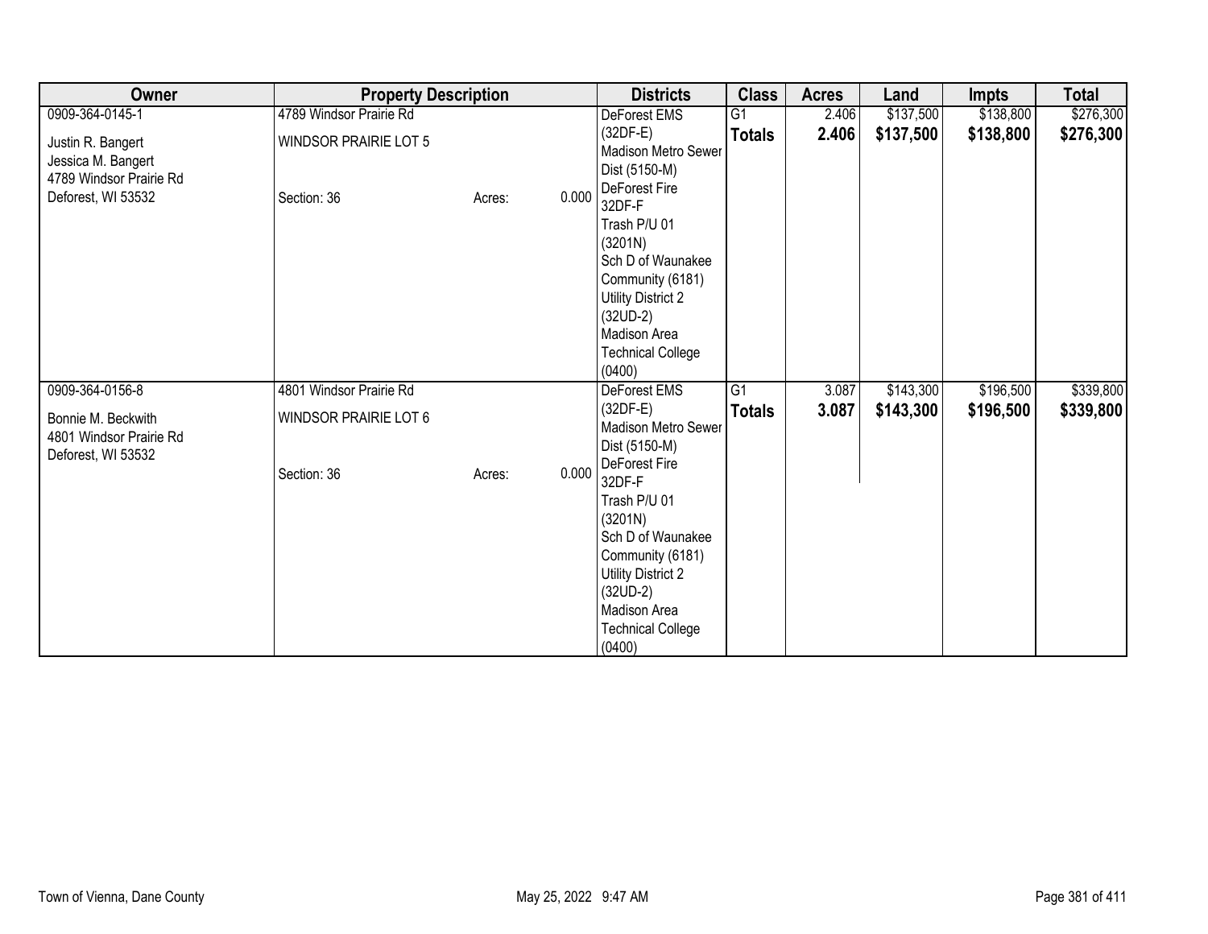| Owner | Property Description | Districts | Class | Acres | Land | Impts | Total |
|---|---|---|---|---|---|---|---|
| 0909-364-0145-1<br><br>Justin R. Bangert<br>Jessica M. Bangert<br>4789 Windsor Prairie Rd<br>Deforest, WI 53532 | 4789 Windsor Prairie Rd<br><br>WINDSOR PRAIRIE LOT 5<br><br>Section: 36 Acres: 0.000 | DeForest EMS (32DF-E)<br>Madison Metro Sewer Dist (5150-M)<br>DeForest Fire 32DF-F<br>Trash P/U 01 (3201N)<br>Sch D of Waunakee Community (6181)<br>Utility District 2 (32UD-2)<br>Madison Area Technical College (0400) | G1<br>**Totals** | 2.406<br>**2.406** | $137,500<br>**$137,500** | $138,800<br>**$138,800** | $276,300<br>**$276,300** |
| 0909-364-0156-8<br><br>Bonnie M. Beckwith<br>4801 Windsor Prairie Rd<br>Deforest, WI 53532 | 4801 Windsor Prairie Rd<br><br>WINDSOR PRAIRIE LOT 6<br><br>Section: 36 Acres: 0.000 | DeForest EMS (32DF-E)<br>Madison Metro Sewer Dist (5150-M)<br>DeForest Fire 32DF-F<br>Trash P/U 01 (3201N)<br>Sch D of Waunakee Community (6181)<br>Utility District 2 (32UD-2)<br>Madison Area Technical College (0400) | G1<br>**Totals** | 3.087<br>**3.087** | $143,300<br>**$143,300** | $196,500<br>**$196,500** | $339,800<br>**$339,800** |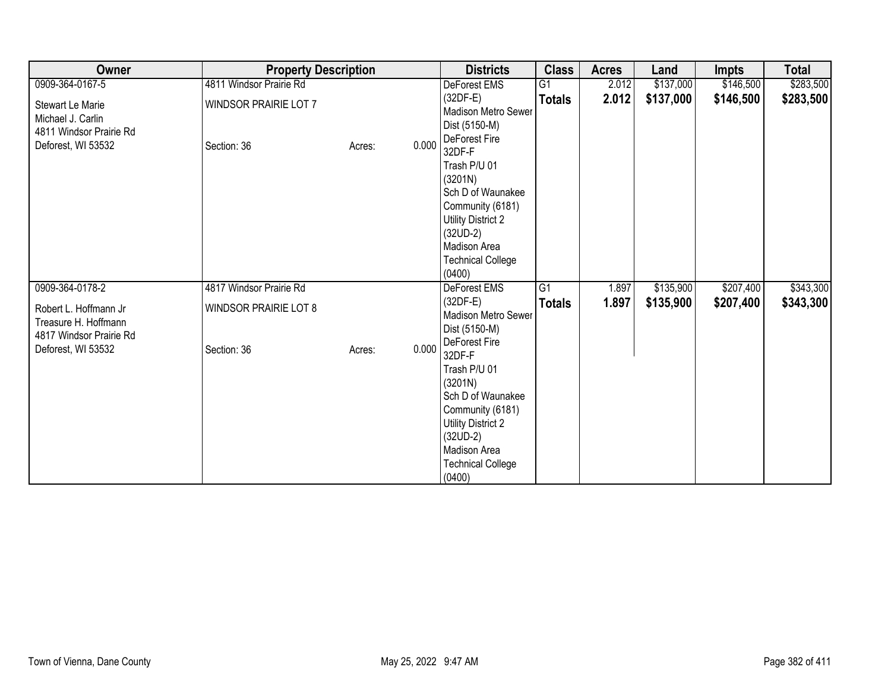| Owner | Property Description | | | Districts | Class | Acres | Land | Impts | Total |
|---|---|---|---|---|---|---|---|---|---|
| 0909-364-0167-5 | 4811 Windsor Prairie Rd | | | DeForest EMS (32DF-E) | G1 | 2.012 | $137,000 | $146,500 | $283,500 |
| Stewart Le Marie | WINDSOR PRAIRIE LOT 7 | | | Madison Metro Sewer Dist (5150-M) | **Totals** | **2.012** | **$137,000** | **$146,500** | **$283,500** |
| Michael J. Carlin | | | | DeForest Fire 32DF-F | | | | | |
| 4811 Windsor Prairie Rd | | | | Trash P/U 01 (3201N) | | | | | |
| Deforest, WI 53532 | Section: 36 | Acres: | 0.000 | Sch D of Waunakee Community (6181) | | | | | |
| | | | | Utility District 2 (32UD-2) | | | | | |
| | | | | Madison Area Technical College (0400) | | | | | |
| 0909-364-0178-2 | 4817 Windsor Prairie Rd | | | DeForest EMS (32DF-E) | G1 | 1.897 | $135,900 | $207,400 | $343,300 |
| Robert L. Hoffmann Jr | WINDSOR PRAIRIE LOT 8 | | | Madison Metro Sewer Dist (5150-M) | **Totals** | **1.897** | **$135,900** | **$207,400** | **$343,300** |
| Treasure H. Hoffmann | | | | DeForest Fire 32DF-F | | | | | |
| 4817 Windsor Prairie Rd | | | | Trash P/U 01 (3201N) | | | | | |
| Deforest, WI 53532 | Section: 36 | Acres: | 0.000 | Sch D of Waunakee Community (6181) | | | | | |
| | | | | Utility District 2 (32UD-2) | | | | | |
| | | | | Madison Area Technical College (0400) | | | | | |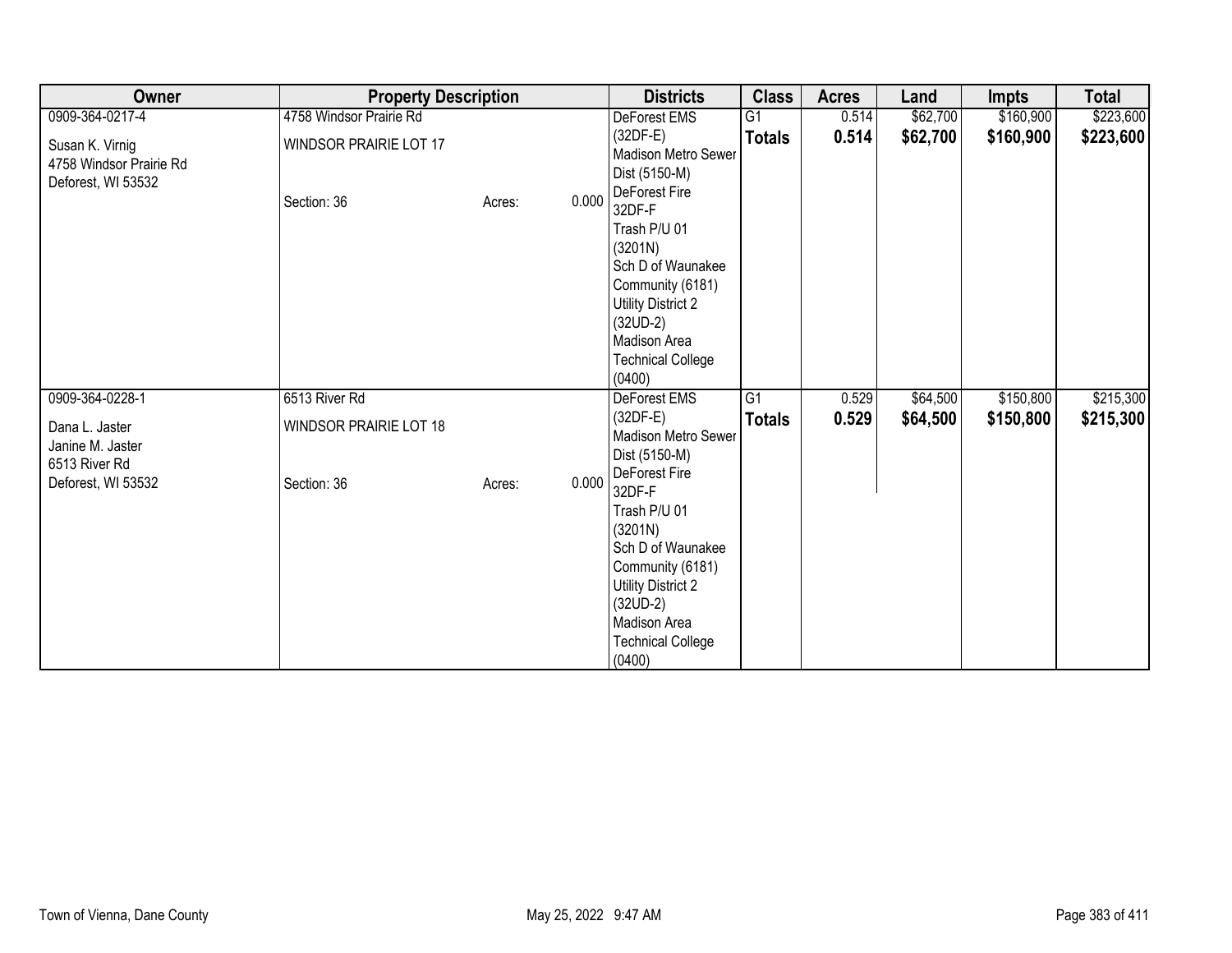| Owner | Property Description | | | Districts | Class | Acres | Land | Impts | Total |
|---|---|---|---|---|---|---|---|---|---|
| 0909-364-0217-4<br>Susan K. Virnig<br>4758 Windsor Prairie Rd<br>Deforest, WI 53532 | 4758 Windsor Prairie Rd<br>WINDSOR PRAIRIE LOT 17<br><br>Section: 36 | Acres: | 0.000 | DeForest EMS (32DF-E)<br>Madison Metro Sewer Dist (5150-M)<br>DeForest Fire 32DF-F<br>Trash P/U 01 (3201N)<br>Sch D of Waunakee Community (6181)<br>Utility District 2 (32UD-2)<br>Madison Area Technical College (0400) | G1<br>**Totals** | 0.514<br>**0.514** | $62,700<br>**$62,700** | $160,900<br>**$160,900** | $223,600<br>**$223,600** |
| 0909-364-0228-1<br>Dana L. Jaster<br>Janine M. Jaster<br>6513 River Rd<br>Deforest, WI 53532 | 6513 River Rd<br>WINDSOR PRAIRIE LOT 18<br><br>Section: 36 | Acres: | 0.000 | DeForest EMS (32DF-E)<br>Madison Metro Sewer Dist (5150-M)<br>DeForest Fire 32DF-F<br>Trash P/U 01 (3201N)<br>Sch D of Waunakee Community (6181)<br>Utility District 2 (32UD-2)<br>Madison Area Technical College (0400) | G1<br>**Totals** | 0.529<br>**0.529** | $64,500<br>**$64,500** | $150,800<br>**$150,800** | $215,300<br>**$215,300** |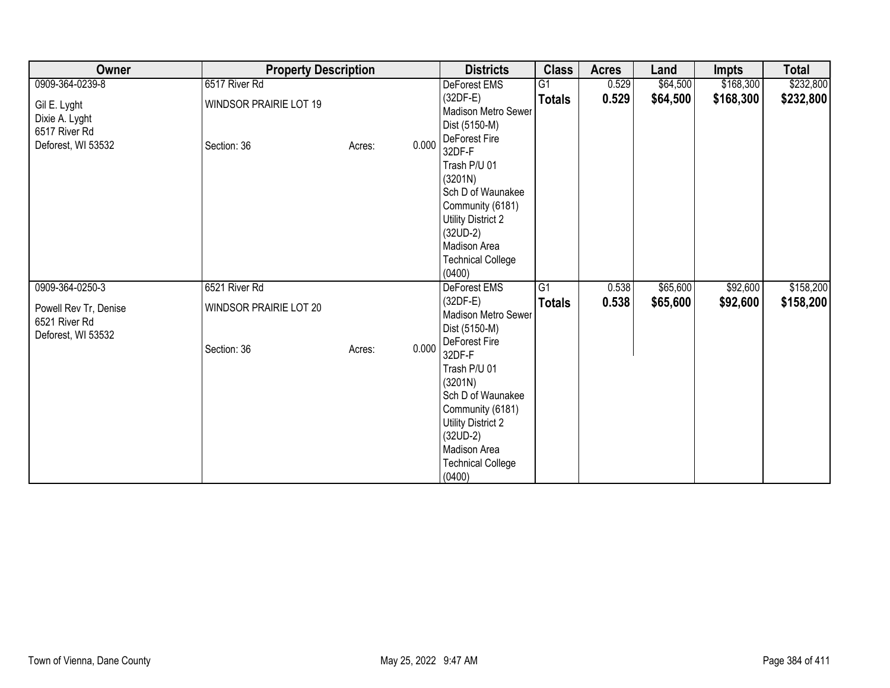| Owner | Property Description | | | Districts | Class | Acres | Land | Impts | Total |
|---|---|---|---|---|---|---|---|---|---|
| 0909-364-0239-8<br>Gil E. Lyght<br>Dixie A. Lyght<br>6517 River Rd<br>Deforest, WI 53532 | 6517 River Rd<br>WINDSOR PRAIRIE LOT 19<br>Section: 36 | Acres: | 0.000 | DeForest EMS (32DF-E)<br>Madison Metro Sewer Dist (5150-M)<br>DeForest Fire 32DF-F<br>Trash P/U 01 (3201N)<br>Sch D of Waunakee Community (6181)<br>Utility District 2 (32UD-2)<br>Madison Area Technical College (0400) | G1<br>**Totals** | 0.529<br>**0.529** | $64,500<br>**$64,500** | $168,300<br>**$168,300** | $232,800<br>**$232,800** |
| 0909-364-0250-3<br>Powell Rev Tr, Denise<br>6521 River Rd<br>Deforest, WI 53532 | 6521 River Rd<br>WINDSOR PRAIRIE LOT 20<br>Section: 36 | Acres: | 0.000 | DeForest EMS (32DF-E)<br>Madison Metro Sewer Dist (5150-M)<br>DeForest Fire 32DF-F<br>Trash P/U 01 (3201N)<br>Sch D of Waunakee Community (6181)<br>Utility District 2 (32UD-2)<br>Madison Area Technical College (0400) | G1<br>**Totals** | 0.538<br>**0.538** | $65,600<br>**$65,600** | $92,600<br>**$92,600** | $158,200<br>**$158,200** |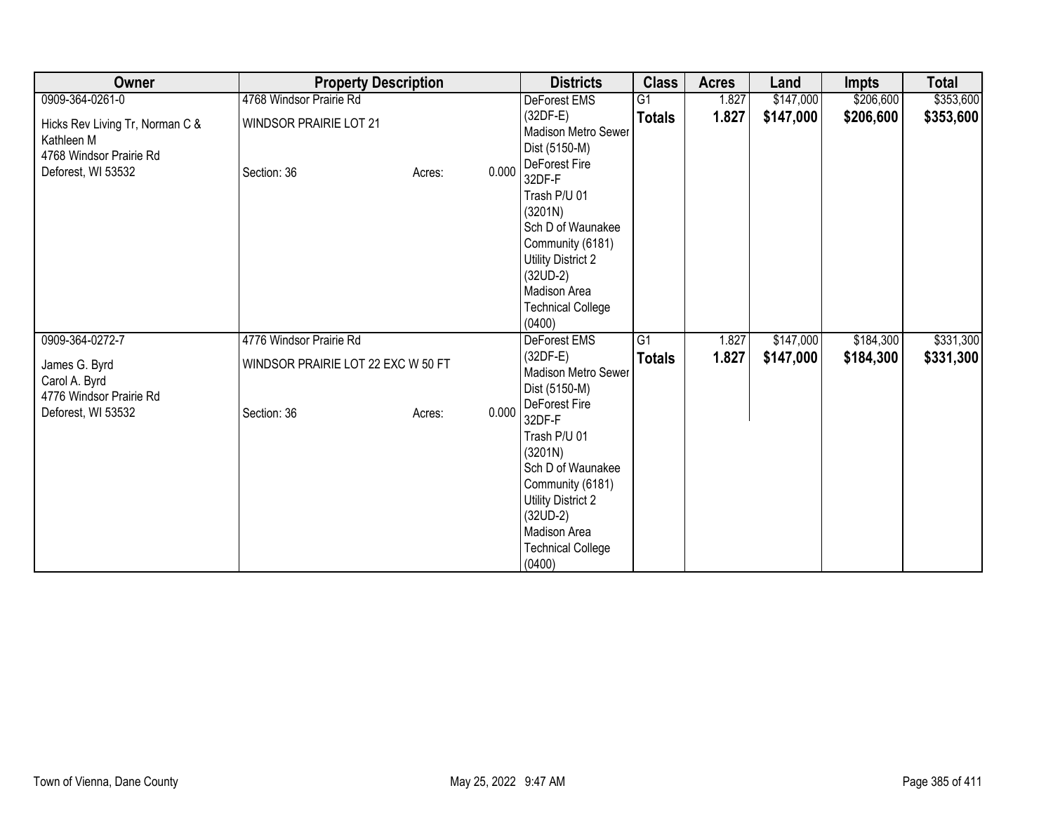| Owner | Property Description | | | Districts | Class | Acres | Land | Impts | Total |
|---|---|---|---|---|---|---|---|---|---|
| 0909-364-0261-0<br><br>Hicks Rev Living Tr, Norman C & Kathleen M<br>4768 Windsor Prairie Rd<br>Deforest, WI 53532 | 4768 Windsor Prairie Rd<br><br>WINDSOR PRAIRIE LOT 21<br><br>Section: 36 | Acres: | 0.000 | DeForest EMS (32DF-E)<br>Madison Metro Sewer Dist (5150-M)<br>DeForest Fire 32DF-F<br>Trash P/U 01 (3201N)<br>Sch D of Waunakee Community (6181)<br>Utility District 2 (32UD-2)<br>Madison Area Technical College (0400) | G1<br>**Totals** | 1.827<br>**1.827** | $147,000<br>**$147,000** | $206,600<br>**$206,600** | $353,600<br>**$353,600** |
| 0909-364-0272-7<br><br>James G. Byrd<br>Carol A. Byrd<br>4776 Windsor Prairie Rd<br>Deforest, WI 53532 | 4776 Windsor Prairie Rd<br><br>WINDSOR PRAIRIE LOT 22 EXC W 50 FT<br><br>Section: 36 | Acres: | 0.000 | DeForest EMS (32DF-E)<br>Madison Metro Sewer Dist (5150-M)<br>DeForest Fire 32DF-F<br>Trash P/U 01 (3201N)<br>Sch D of Waunakee Community (6181)<br>Utility District 2 (32UD-2)<br>Madison Area Technical College (0400) | G1<br>**Totals** | 1.827<br>**1.827** | $147,000<br>**$147,000** | $184,300<br>**$184,300** | $331,300<br>**$331,300** |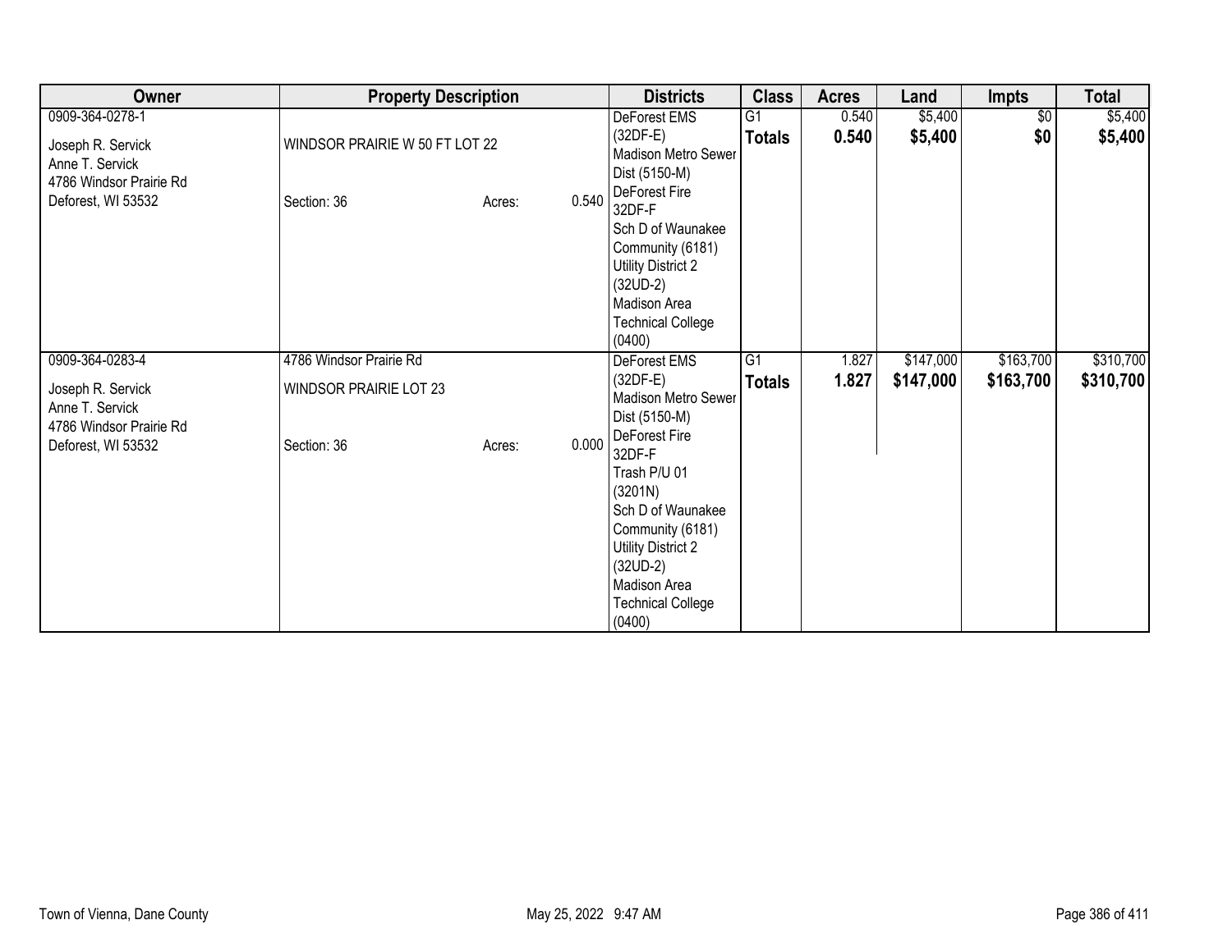| Owner | Property Description | | | Districts | Class | Acres | Land | Impts | Total |
|---|---|---|---|---|---|---|---|---|---|
| 0909-364-0278-1<br><br>Joseph R. Servick<br>Anne T. Servick<br>4786 Windsor Prairie Rd<br>Deforest, WI 53532 | WINDSOR PRAIRIE W 50 FT LOT 22<br><br>Section: 36 | Acres: | 0.540 | DeForest EMS (32DF-E)<br>Madison Metro Sewer Dist (5150-M)<br>DeForest Fire 32DF-F<br>Sch D of Waunakee Community (6181)<br>Utility District 2 (32UD-2)<br>Madison Area Technical College (0400) | G1<br>**Totals** | 0.540<br>**0.540** | $5,400<br>**$5,400** | $0<br>**$0** | $5,400<br>**$5,400** |
| 0909-364-0283-4<br><br>Joseph R. Servick<br>Anne T. Servick<br>4786 Windsor Prairie Rd<br>Deforest, WI 53532 | 4786 Windsor Prairie Rd<br>WINDSOR PRAIRIE LOT 23<br><br>Section: 36 | Acres: | 0.000 | DeForest EMS (32DF-E)<br>Madison Metro Sewer Dist (5150-M)<br>DeForest Fire 32DF-F<br>Trash P/U 01 (3201N)<br>Sch D of Waunakee Community (6181)<br>Utility District 2 (32UD-2)<br>Madison Area Technical College (0400) | G1<br>**Totals** | 1.827<br>**1.827** | $147,000<br>**$147,000** | $163,700<br>**$163,700** | $310,700<br>**$310,700** |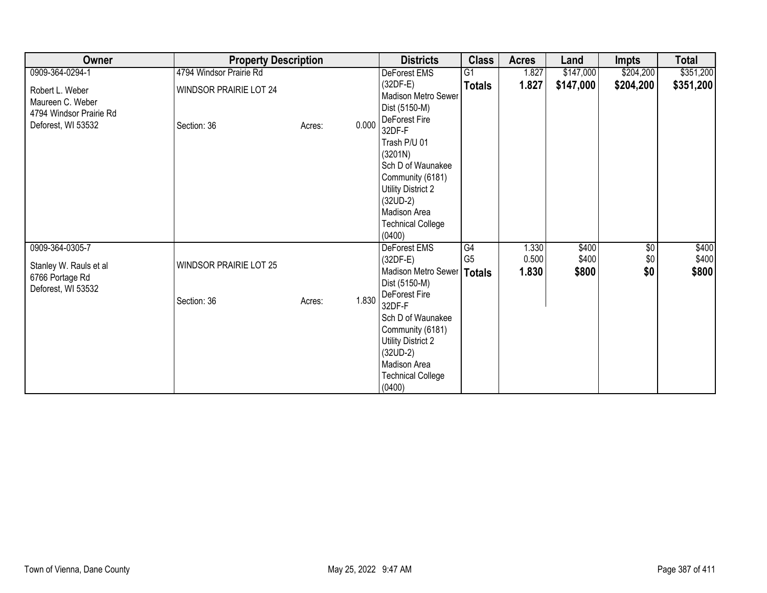| Owner | Property Description | | | Districts | Class | Acres | Land | Impts | Total |
|---|---|---|---|---|---|---|---|---|---|
| 0909-364-0294-1<br><br>Robert L. Weber<br>Maureen C. Weber<br>4794 Windsor Prairie Rd<br>Deforest, WI 53532 | 4794 Windsor Prairie Rd<br><br>WINDSOR PRAIRIE LOT 24<br><br><br><br>Section: 36 | Acres: | 0.000 | DeForest EMS (32DF-E)<br>Madison Metro Sewer Dist (5150-M)<br>DeForest Fire 32DF-F<br>Trash P/U 01 (3201N)<br>Sch D of Waunakee Community (6181)<br>Utility District 2 (32UD-2)<br>Madison Area Technical College (0400) | G1<br>**Totals** | 1.827<br>**1.827** | $147,000<br>**$147,000** | $204,200<br>**$204,200** | $351,200<br>**$351,200** |
| 0909-364-0305-7<br><br>Stanley W. Rauls et al<br>6766 Portage Rd<br>Deforest, WI 53532 | <br><br>WINDSOR PRAIRIE LOT 25<br><br><br>Section: 36 | Acres: | 1.830 | DeForest EMS (32DF-E)<br>Madison Metro Sewer Dist (5150-M)<br>DeForest Fire 32DF-F<br>Sch D of Waunakee Community (6181)<br>Utility District 2 (32UD-2)<br>Madison Area Technical College (0400) | G4<br>G5<br>**Totals** | 1.330<br>0.500<br>**1.830** | $400<br>$400<br>**$800** | $0<br>$0<br>**$0** | $400<br>$400<br>**$800** |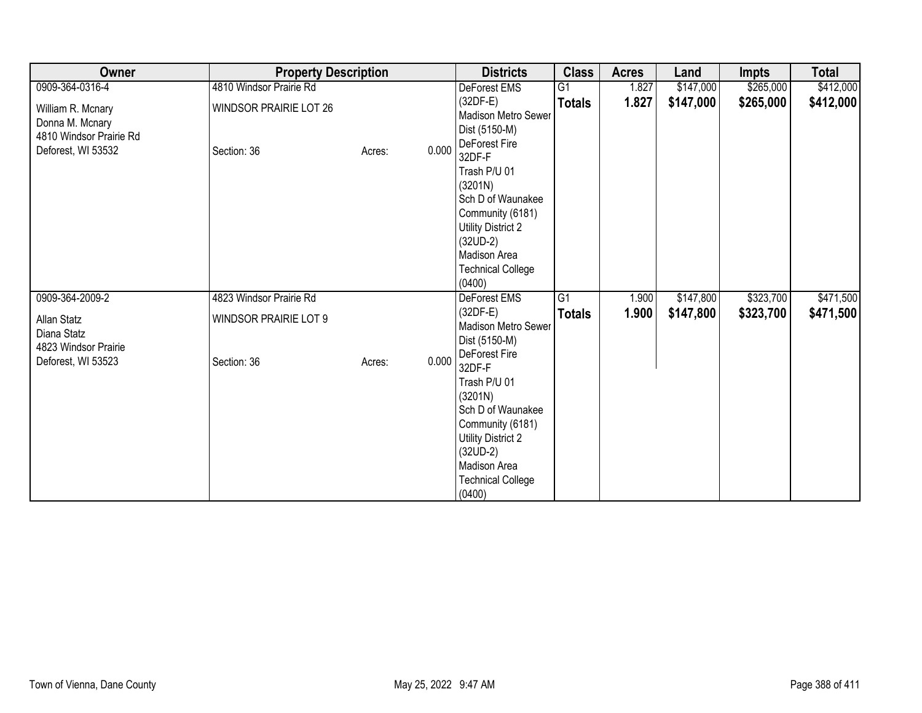| Owner | Property Description | | | Districts | Class | Acres | Land | Impts | Total |
|---|---|---|---|---|---|---|---|---|---|
| 0909-364-0316-4<br><br>William R. Mcnary<br>Donna M. Mcnary<br>4810 Windsor Prairie Rd<br>Deforest, WI 53532 | 4810 Windsor Prairie Rd<br><br>WINDSOR PRAIRIE LOT 26<br><br><br>Section: 36 | Acres: | 0.000 | DeForest EMS (32DF-E)<br>Madison Metro Sewer Dist (5150-M)<br>DeForest Fire 32DF-F<br>Trash P/U 01 (3201N)<br>Sch D of Waunakee Community (6181)<br>Utility District 2 (32UD-2)<br>Madison Area Technical College (0400) | G1<br>**Totals** | 1.827<br>**1.827** | $147,000<br>**$147,000** | $265,000<br>**$265,000** | $412,000<br>**$412,000** |
| 0909-364-2009-2<br><br>Allan Statz<br>Diana Statz<br>4823 Windsor Prairie<br>Deforest, WI 53523 | 4823 Windsor Prairie Rd<br><br>WINDSOR PRAIRIE LOT 9<br><br><br>Section: 36 | Acres: | 0.000 | DeForest EMS (32DF-E)<br>Madison Metro Sewer Dist (5150-M)<br>DeForest Fire 32DF-F<br>Trash P/U 01 (3201N)<br>Sch D of Waunakee Community (6181)<br>Utility District 2 (32UD-2)<br>Madison Area Technical College (0400) | G1<br>**Totals** | 1.900<br>**1.900** | $147,800<br>**$147,800** | $323,700<br>**$323,700** | $471,500<br>**$471,500** |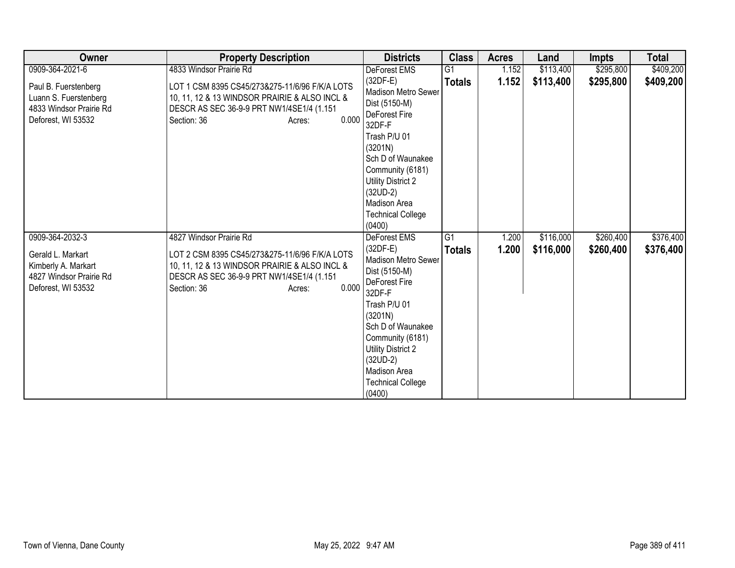| Owner | Property Description | Districts | Class | Acres | Land | Impts | Total |
|---|---|---|---|---|---|---|---|
| 0909-364-2021-6<br><br>Paul B. Fuerstenberg<br>Luann S. Fuerstenberg<br>4833 Windsor Prairie Rd<br>Deforest, WI 53532 | 4833 Windsor Prairie Rd<br><br>LOT 1 CSM 8395 CS45/273&275-11/6/96 F/K/A LOTS 10, 11, 12 & 13 WINDSOR PRAIRIE & ALSO INCL & DESCR AS SEC 36-9-9 PRT NW1/4SE1/4 (1.151<br>Section: 36 Acres: 0.000 | DeForest EMS (32DF-E)<br>Madison Metro Sewer Dist (5150-M)<br>DeForest Fire 32DF-F<br>Trash P/U 01 (3201N)<br>Sch D of Waunakee Community (6181)<br>Utility District 2 (32UD-2)<br>Madison Area Technical College (0400) | G1<br>**Totals** | 1.152<br>**1.152** | $113,400<br>**$113,400** | $295,800<br>**$295,800** | $409,200<br>**$409,200** |
| 0909-364-2032-3<br><br>Gerald L. Markart<br>Kimberly A. Markart<br>4827 Windsor Prairie Rd<br>Deforest, WI 53532 | 4827 Windsor Prairie Rd<br><br>LOT 2 CSM 8395 CS45/273&275-11/6/96 F/K/A LOTS 10, 11, 12 & 13 WINDSOR PRAIRIE & ALSO INCL & DESCR AS SEC 36-9-9 PRT NW1/4SE1/4 (1.151<br>Section: 36 Acres: 0.000 | DeForest EMS (32DF-E)<br>Madison Metro Sewer Dist (5150-M)<br>DeForest Fire 32DF-F<br>Trash P/U 01 (3201N)<br>Sch D of Waunakee Community (6181)<br>Utility District 2 (32UD-2)<br>Madison Area Technical College (0400) | G1<br>**Totals** | 1.200<br>**1.200** | $116,000<br>**$116,000** | $260,400<br>**$260,400** | $376,400<br>**$376,400** |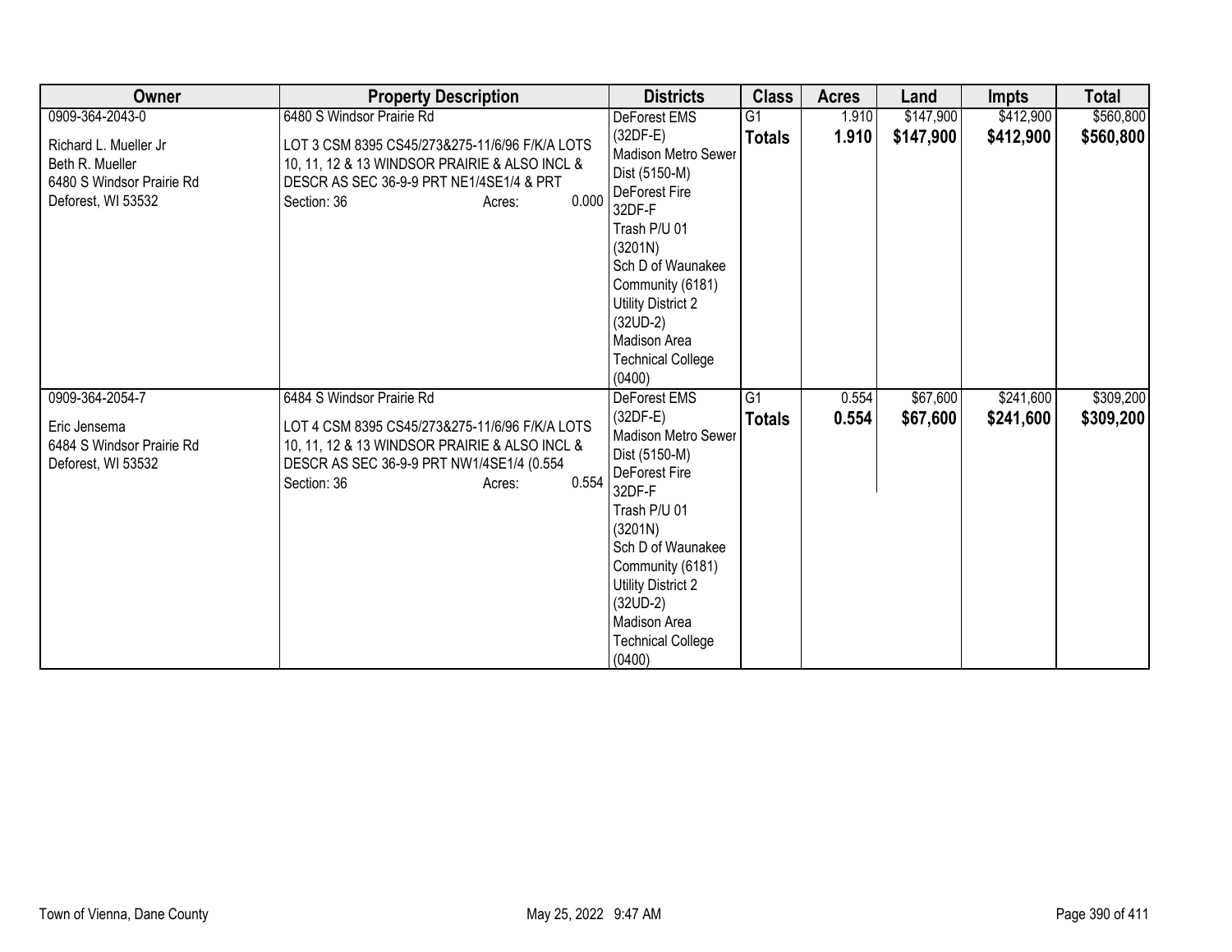| Owner | Property Description | Districts | Class | Acres | Land | Impts | Total |
|---|---|---|---|---|---|---|---|
| 0909-364-2043-0<br><br>Richard L. Mueller Jr<br>Beth R. Mueller<br>6480 S Windsor Prairie Rd<br>Deforest, WI 53532 | 6480 S Windsor Prairie Rd<br><br>LOT 3 CSM 8395 CS45/273&275-11/6/96 F/K/A LOTS 10, 11, 12 & 13 WINDSOR PRAIRIE & ALSO INCL & DESCR AS SEC 36-9-9 PRT NE1/4SE1/4 & PRT<br>Section: 36 Acres: 0.000 | DeForest EMS (32DF-E)<br>Madison Metro Sewer Dist (5150-M)<br>DeForest Fire 32DF-F<br>Trash P/U 01 (3201N)<br>Sch D of Waunakee Community (6181)<br>Utility District 2 (32UD-2)<br>Madison Area Technical College (0400) | G1<br>**Totals** | 1.910<br>**1.910** | $147,900<br>**$147,900** | $412,900<br>**$412,900** | $560,800<br>**$560,800** |
| 0909-364-2054-7<br><br>Eric Jensema<br>6484 S Windsor Prairie Rd<br>Deforest, WI 53532 | 6484 S Windsor Prairie Rd<br><br>LOT 4 CSM 8395 CS45/273&275-11/6/96 F/K/A LOTS 10, 11, 12 & 13 WINDSOR PRAIRIE & ALSO INCL & DESCR AS SEC 36-9-9 PRT NW1/4SE1/4 (0.554<br>Section: 36 Acres: 0.554 | DeForest EMS (32DF-E)<br>Madison Metro Sewer Dist (5150-M)<br>DeForest Fire 32DF-F<br>Trash P/U 01 (3201N)<br>Sch D of Waunakee Community (6181)<br>Utility District 2 (32UD-2)<br>Madison Area Technical College (0400) | G1<br>**Totals** | 0.554<br>**0.554** | $67,600<br>**$67,600** | $241,600<br>**$241,600** | $309,200<br>**$309,200** |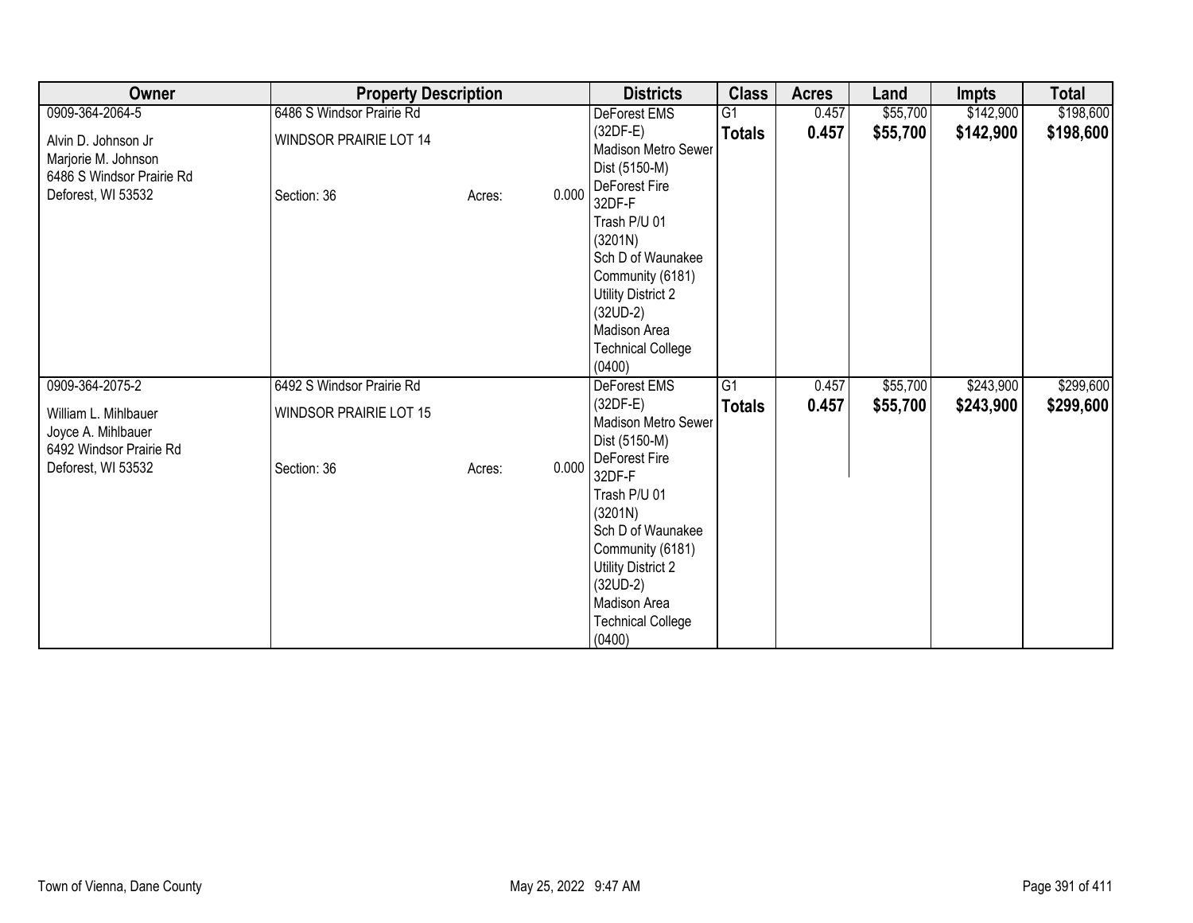| Owner | Property Description | Districts | Class | Acres | Land | Impts | Total |
|---|---|---|---|---|---|---|---|
| 0909-364-2064-5<br>Alvin D. Johnson Jr<br>Marjorie M. Johnson<br>6486 S Windsor Prairie Rd<br>Deforest, WI 53532 | 6486 S Windsor Prairie Rd<br>WINDSOR PRAIRIE LOT 14<br>Section: 36 Acres: 0.000 | DeForest EMS (32DF-E)<br>Madison Metro Sewer Dist (5150-M)<br>DeForest Fire 32DF-F<br>Trash P/U 01 (3201N)<br>Sch D of Waunakee Community (6181)<br>Utility District 2 (32UD-2)<br>Madison Area Technical College (0400) | G1<br>**Totals** | 0.457<br>**0.457** | $55,700<br>**$55,700** | $142,900<br>**$142,900** | $198,600<br>**$198,600** |
| 0909-364-2075-2<br>William L. Mihlbauer<br>Joyce A. Mihlbauer<br>6492 Windsor Prairie Rd<br>Deforest, WI 53532 | 6492 S Windsor Prairie Rd<br>WINDSOR PRAIRIE LOT 15<br>Section: 36 Acres: 0.000 | DeForest EMS (32DF-E)<br>Madison Metro Sewer Dist (5150-M)<br>DeForest Fire 32DF-F<br>Trash P/U 01 (3201N)<br>Sch D of Waunakee Community (6181)<br>Utility District 2 (32UD-2)<br>Madison Area Technical College (0400) | G1<br>**Totals** | 0.457<br>**0.457** | $55,700<br>**$55,700** | $243,900<br>**$243,900** | $299,600<br>**$299,600** |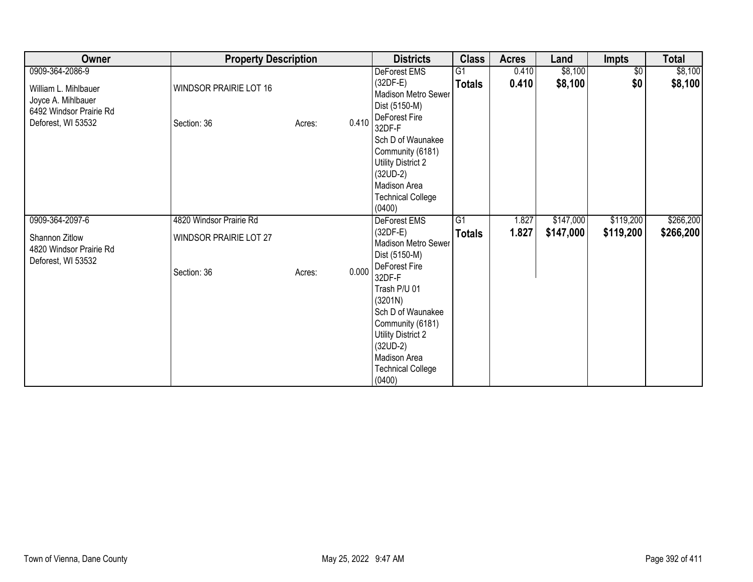| Owner | Property Description | Districts | Class | Acres | Land | Impts | Total |
|---|---|---|---|---|---|---|---|
| 0909-364-2086-9<br><br>William L. Mihlbauer<br>Joyce A. Mihlbauer<br>6492 Windsor Prairie Rd<br>Deforest, WI 53532 | WINDSOR PRAIRIE LOT 16<br><br>Section: 36 Acres: 0.410 | DeForest EMS (32DF-E)<br>Madison Metro Sewer Dist (5150-M)<br>DeForest Fire 32DF-F<br>Sch D of Waunakee Community (6181)<br>Utility District 2 (32UD-2)<br>Madison Area Technical College (0400) | G1<br>**Totals** | 0.410<br>**0.410** | $8,100<br>**$8,100** | $0<br>**$0** | $8,100<br>**$8,100** |
| 0909-364-2097-6<br><br>Shannon Zitlow<br>4820 Windsor Prairie Rd<br>Deforest, WI 53532 | 4820 Windsor Prairie Rd<br>WINDSOR PRAIRIE LOT 27<br><br>Section: 36 Acres: 0.000 | DeForest EMS (32DF-E)<br>Madison Metro Sewer Dist (5150-M)<br>DeForest Fire 32DF-F<br>Trash P/U 01 (3201N)<br>Sch D of Waunakee Community (6181)<br>Utility District 2 (32UD-2)<br>Madison Area Technical College (0400) | G1<br>**Totals** | 1.827<br>**1.827** | $147,000<br>**$147,000** | $119,200<br>**$119,200** | $266,200<br>**$266,200** |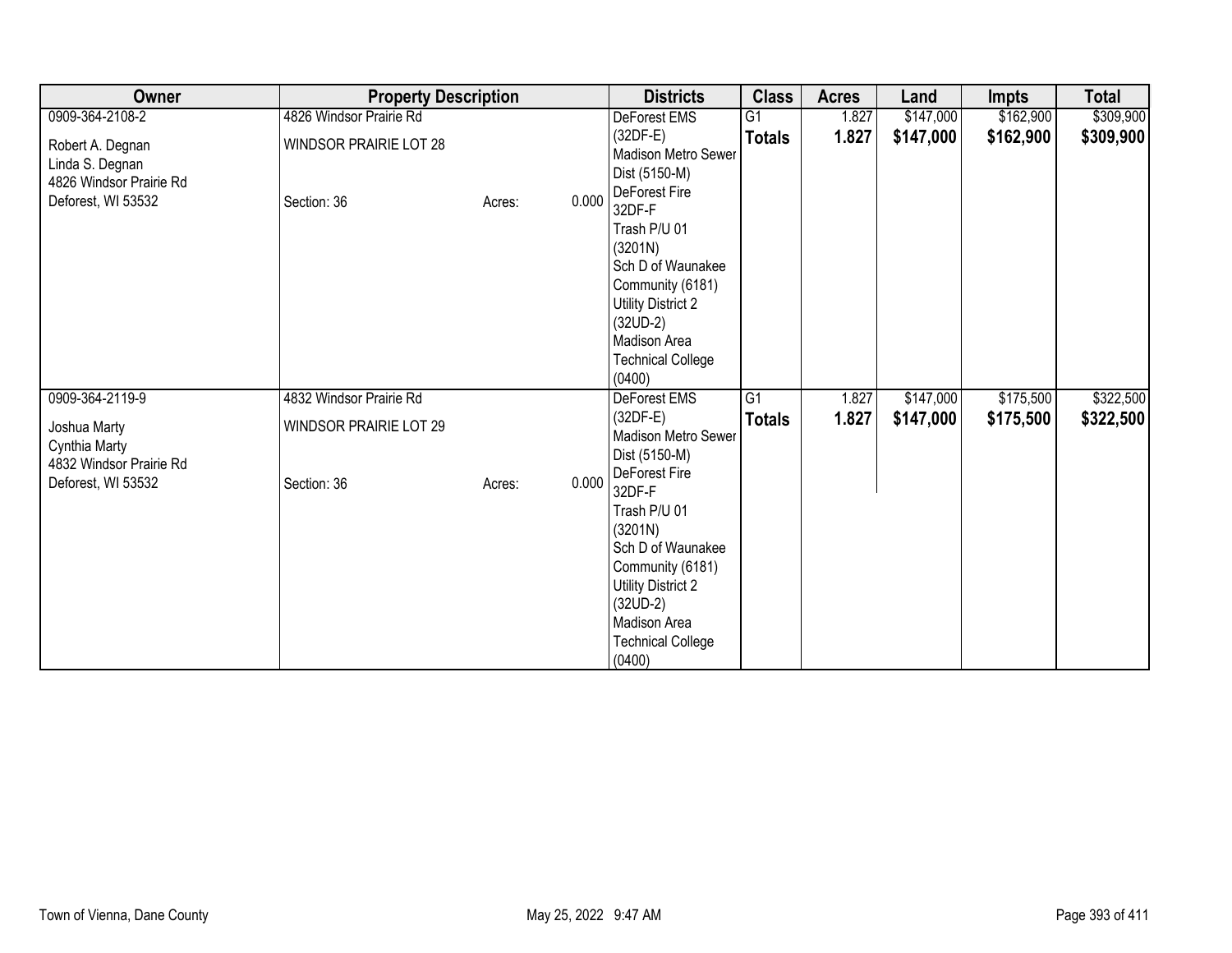| Owner | Property Description | Districts | Class | Acres | Land | Impts | Total |
|---|---|---|---|---|---|---|---|
| 0909-364-2108-2<br><br>Robert A. Degnan<br>Linda S. Degnan<br>4826 Windsor Prairie Rd<br>Deforest, WI 53532 | 4826 Windsor Prairie Rd<br><br>WINDSOR PRAIRIE LOT 28<br><br>Section: 36 Acres: 0.000 | DeForest EMS (32DF-E)<br>Madison Metro Sewer Dist (5150-M)<br>DeForest Fire 32DF-F<br>Trash P/U 01 (3201N)<br>Sch D of Waunakee Community (6181)<br>Utility District 2 (32UD-2)<br>Madison Area Technical College (0400) | G1<br>**Totals** | 1.827<br>**1.827** | $147,000<br>**$147,000** | $162,900<br>**$162,900** | $309,900<br>**$309,900** |
| 0909-364-2119-9<br><br>Joshua Marty<br>Cynthia Marty<br>4832 Windsor Prairie Rd<br>Deforest, WI 53532 | 4832 Windsor Prairie Rd<br><br>WINDSOR PRAIRIE LOT 29<br><br>Section: 36 Acres: 0.000 | DeForest EMS (32DF-E)<br>Madison Metro Sewer Dist (5150-M)<br>DeForest Fire 32DF-F<br>Trash P/U 01 (3201N)<br>Sch D of Waunakee Community (6181)<br>Utility District 2 (32UD-2)<br>Madison Area Technical College (0400) | G1<br>**Totals** | 1.827<br>**1.827** | $147,000<br>**$147,000** | $175,500<br>**$175,500** | $322,500<br>**$322,500** |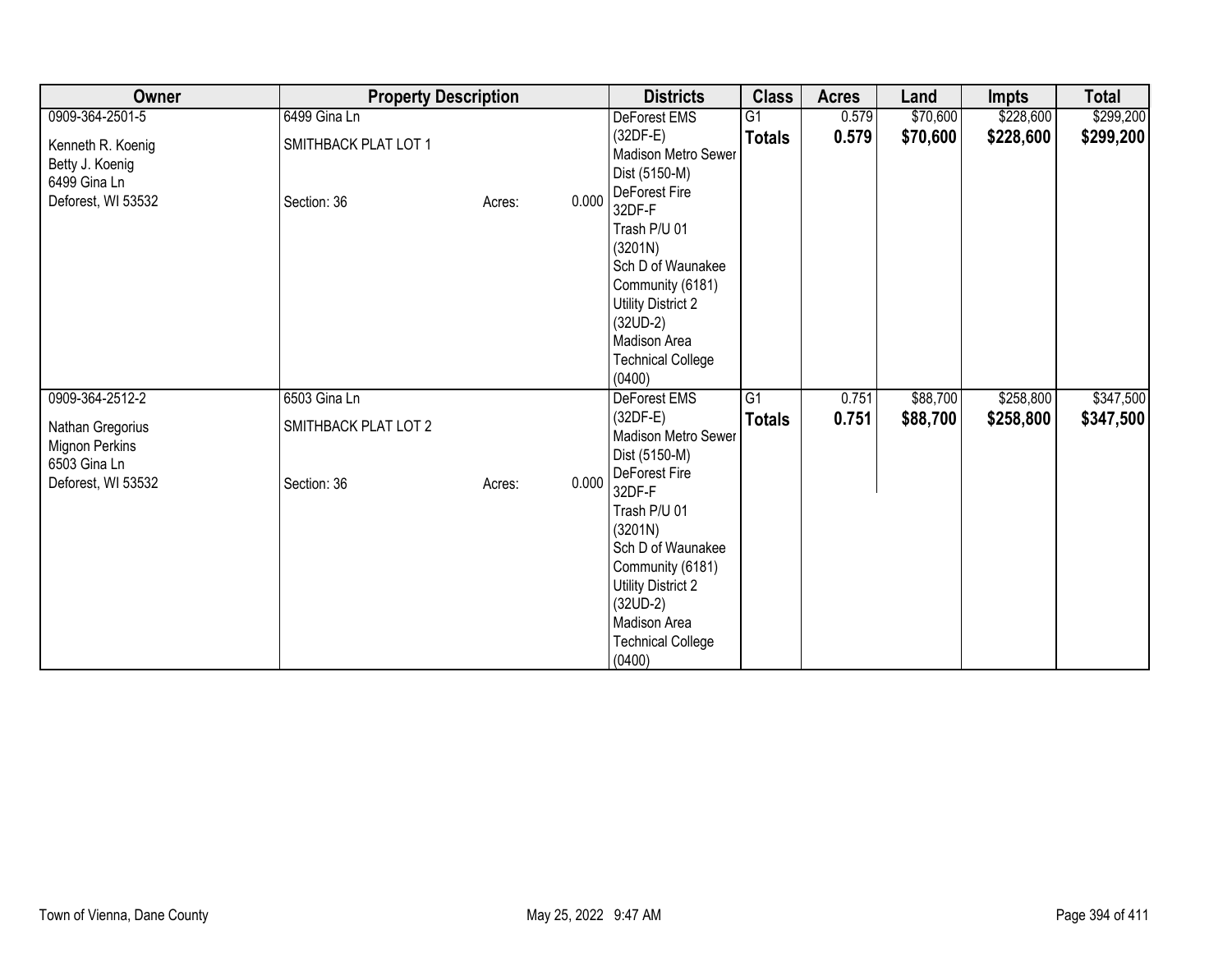| Owner | Property Description | | | Districts | Class | Acres | Land | Impts | Total |
|---|---|---|---|---|---|---|---|---|---|
| 0909-364-2501-5 | 6499 Gina Ln | | | DeForest EMS (32DF-E) | G1 | 0.579 | $70,600 | $228,600 | $299,200 |
| Kenneth R. Koenig<br>Betty J. Koenig<br>6499 Gina Ln<br>Deforest, WI 53532 | SMITHBACK PLAT LOT 1 | | | Madison Metro Sewer Dist (5150-M) | **Totals** | **0.579** | **$70,600** | **$228,600** | **$299,200** |
| | Section: 36 | Acres: | 0.000 | DeForest Fire 32DF-F<br>Trash P/U 01 (3201N)<br>Sch D of Waunakee Community (6181)<br>Utility District 2 (32UD-2)<br>Madison Area Technical College (0400) | | | | | |
| 0909-364-2512-2 | 6503 Gina Ln | | | DeForest EMS (32DF-E) | G1 | 0.751 | $88,700 | $258,800 | $347,500 |
| Nathan Gregorius<br>Mignon Perkins<br>6503 Gina Ln<br>Deforest, WI 53532 | SMITHBACK PLAT LOT 2 | | | Madison Metro Sewer Dist (5150-M) | **Totals** | **0.751** | **$88,700** | **$258,800** | **$347,500** |
| | Section: 36 | Acres: | 0.000 | DeForest Fire 32DF-F<br>Trash P/U 01 (3201N)<br>Sch D of Waunakee Community (6181)<br>Utility District 2 (32UD-2)<br>Madison Area Technical College (0400) | | | | | |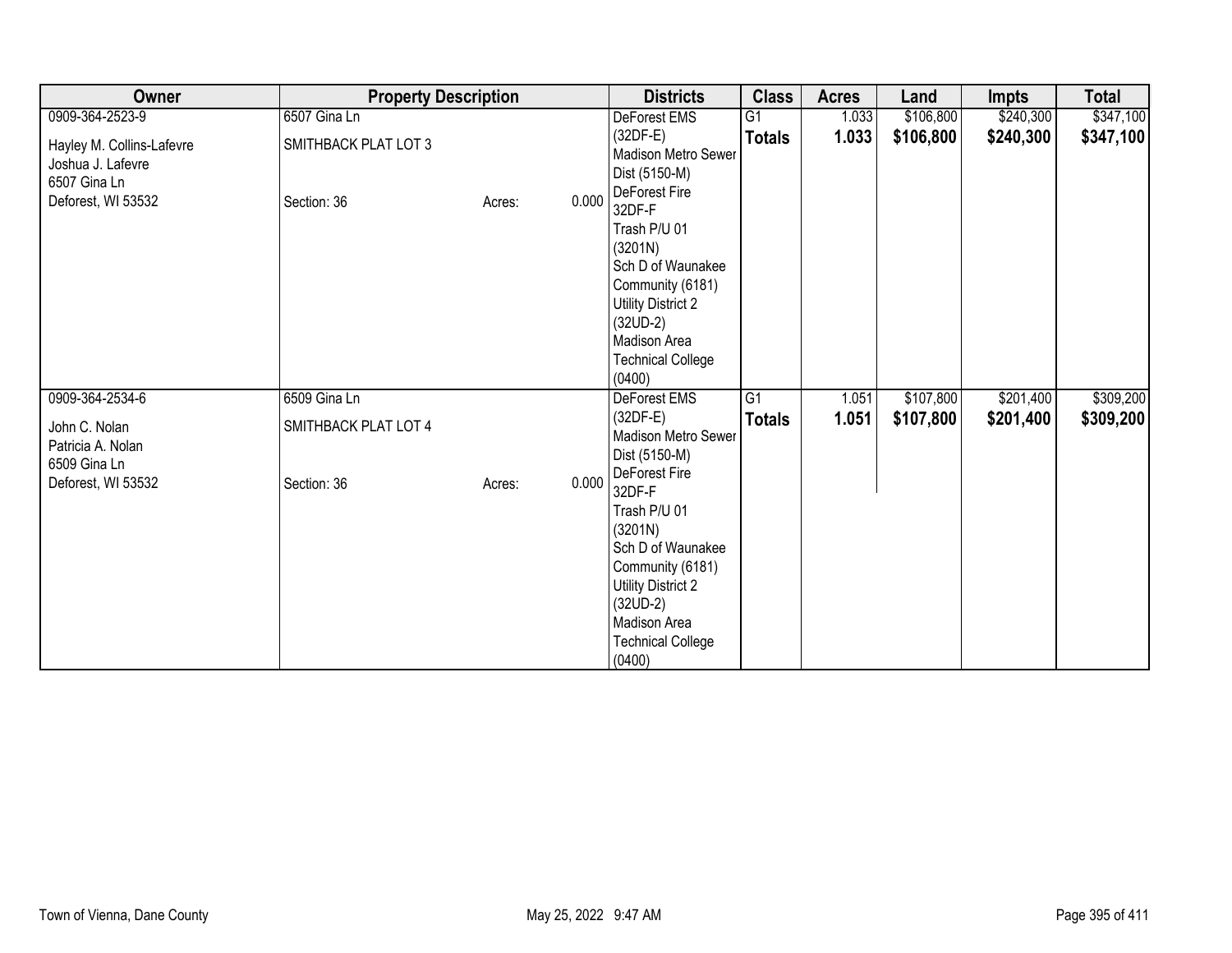| Owner | Property Description | | | Districts | Class | Acres | Land | Impts | Total |
|---|---|---|---|---|---|---|---|---|---|
| 0909-364-2523-9<br><br>Hayley M. Collins-Lafevre<br>Joshua J. Lafevre<br>6507 Gina Ln<br>Deforest, WI 53532 | 6507 Gina Ln<br><br>SMITHBACK PLAT LOT 3<br><br>Section: 36 | Acres: | 0.000 | DeForest EMS (32DF-E)<br>Madison Metro Sewer Dist (5150-M)<br>DeForest Fire 32DF-F<br>Trash P/U 01 (3201N)<br>Sch D of Waunakee Community (6181)<br>Utility District 2 (32UD-2)<br>Madison Area Technical College (0400) | G1<br>**Totals** | 1.033<br>**1.033** | $106,800<br>**$106,800** | $240,300<br>**$240,300** | $347,100<br>**$347,100** |
| 0909-364-2534-6<br><br>John C. Nolan<br>Patricia A. Nolan<br>6509 Gina Ln<br>Deforest, WI 53532 | 6509 Gina Ln<br><br>SMITHBACK PLAT LOT 4<br><br>Section: 36 | Acres: | 0.000 | DeForest EMS (32DF-E)<br>Madison Metro Sewer Dist (5150-M)<br>DeForest Fire 32DF-F<br>Trash P/U 01 (3201N)<br>Sch D of Waunakee Community (6181)<br>Utility District 2 (32UD-2)<br>Madison Area Technical College (0400) | G1<br>**Totals** | 1.051<br>**1.051** | $107,800<br>**$107,800** | $201,400<br>**$201,400** | $309,200<br>**$309,200** |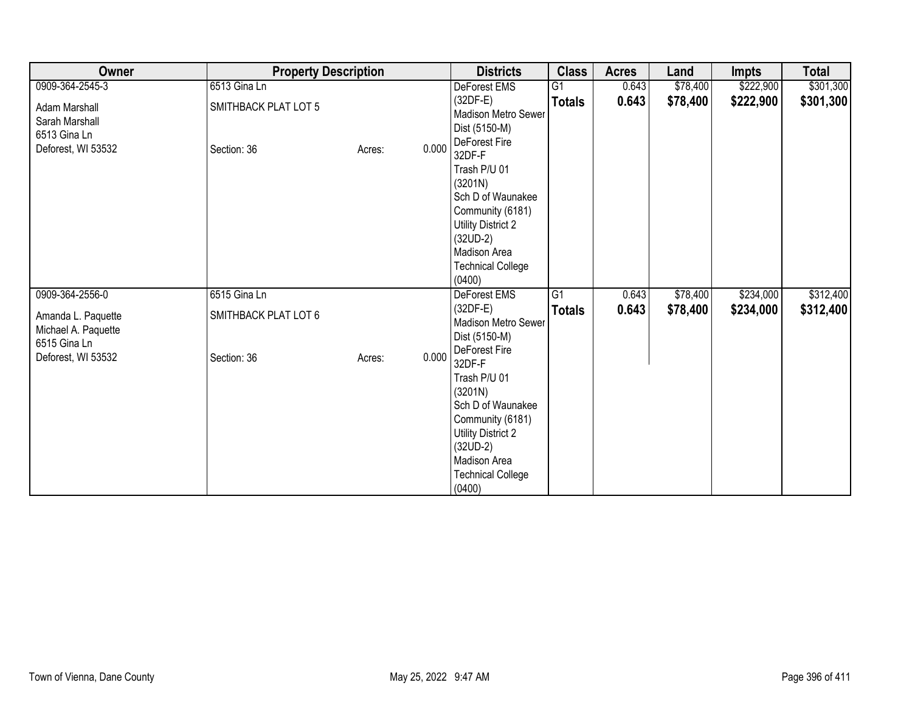| Owner | Property Description | | | Districts | Class | Acres | Land | Impts | Total |
|---|---|---|---|---|---|---|---|---|---|
| 0909-364-2545-3 | 6513 Gina Ln | | | DeForest EMS (32DF-E) | G1 | 0.643 | $78,400 | $222,900 | $301,300 |
| Adam Marshall<br>Sarah Marshall<br>6513 Gina Ln<br>Deforest, WI 53532 | SMITHBACK PLAT LOT 5 | | | Madison Metro Sewer Dist (5150-M) | **Totals** | **0.643** | **$78,400** | **$222,900** | **$301,300** |
| | Section: 36 | Acres: | 0.000 | DeForest Fire 32DF-F<br>Trash P/U 01 (3201N)<br>Sch D of Waunakee Community (6181)<br>Utility District 2 (32UD-2)<br>Madison Area Technical College (0400) | | | | | |
| 0909-364-2556-0 | 6515 Gina Ln | | | DeForest EMS (32DF-E) | G1 | 0.643 | $78,400 | $234,000 | $312,400 |
| Amanda L. Paquette<br>Michael A. Paquette<br>6515 Gina Ln<br>Deforest, WI 53532 | SMITHBACK PLAT LOT 6 | | | Madison Metro Sewer Dist (5150-M) | **Totals** | **0.643** | **$78,400** | **$234,000** | **$312,400** |
| | Section: 36 | Acres: | 0.000 | DeForest Fire 32DF-F<br>Trash P/U 01 (3201N)<br>Sch D of Waunakee Community (6181)<br>Utility District 2 (32UD-2)<br>Madison Area Technical College (0400) | | | | | |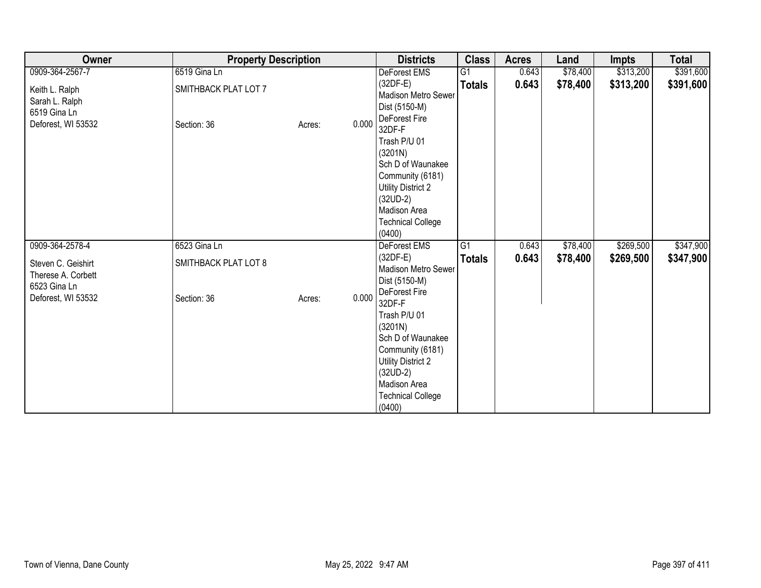| Owner | Property Description | | | Districts | Class | Acres | Land | Impts | Total |
|---|---|---|---|---|---|---|---|---|---|
| 0909-364-2567-7<br><br>Keith L. Ralph<br>Sarah L. Ralph<br>6519 Gina Ln<br>Deforest, WI 53532 | 6519 Gina Ln<br><br>SMITHBACK PLAT LOT 7<br><br><br><br>Section: 36 | Acres: | 0.000 | DeForest EMS (32DF-E)<br>Madison Metro Sewer Dist (5150-M)<br>DeForest Fire 32DF-F<br>Trash P/U 01 (3201N)<br>Sch D of Waunakee Community (6181)<br>Utility District 2 (32UD-2)<br>Madison Area Technical College (0400) | G1<br>**Totals** | 0.643<br>**0.643** | $78,400<br>**$78,400** | $313,200<br>**$313,200** | $391,600<br>**$391,600** |
| 0909-364-2578-4<br><br>Steven C. Geishirt<br>Therese A. Corbett<br>6523 Gina Ln<br>Deforest, WI 53532 | 6523 Gina Ln<br><br>SMITHBACK PLAT LOT 8<br><br><br><br>Section: 36 | Acres: | 0.000 | DeForest EMS (32DF-E)<br>Madison Metro Sewer Dist (5150-M)<br>DeForest Fire 32DF-F<br>Trash P/U 01 (3201N)<br>Sch D of Waunakee Community (6181)<br>Utility District 2 (32UD-2)<br>Madison Area Technical College (0400) | G1<br>**Totals** | 0.643<br>**0.643** | $78,400<br>**$78,400** | $269,500<br>**$269,500** | $347,900<br>**$347,900** |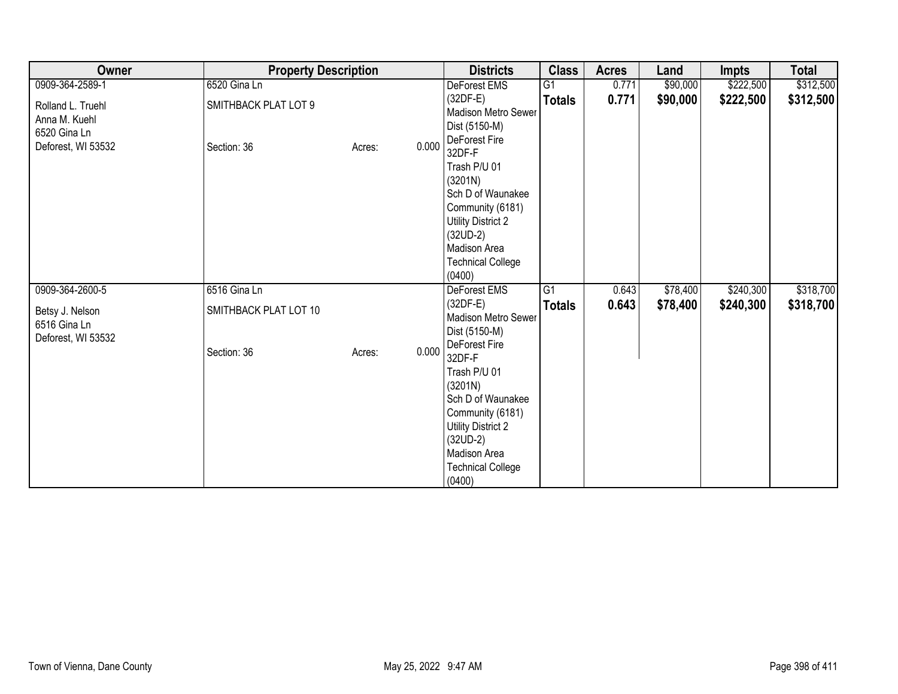| Owner | Property Description | Districts | Class | Acres | Land | Impts | Total |
|---|---|---|---|---|---|---|---|
| 0909-364-2589-1<br><br>Rolland L. Truehl<br>Anna M. Kuehl<br>6520 Gina Ln<br>Deforest, WI 53532 | 6520 Gina Ln<br><br>SMITHBACK PLAT LOT 9<br><br>Section: 36 Acres: 0.000 | DeForest EMS (32DF-E)<br>Madison Metro Sewer Dist (5150-M)<br>DeForest Fire 32DF-F<br>Trash P/U 01 (3201N)<br>Sch D of Waunakee Community (6181)<br>Utility District 2 (32UD-2)<br>Madison Area Technical College (0400) | G1<br>**Totals** | 0.771<br>**0.771** | $90,000<br>**$90,000** | $222,500<br>**$222,500** | $312,500<br>**$312,500** |
| 0909-364-2600-5<br><br>Betsy J. Nelson<br>6516 Gina Ln<br>Deforest, WI 53532 | 6516 Gina Ln<br><br>SMITHBACK PLAT LOT 10<br><br>Section: 36 Acres: 0.000 | DeForest EMS (32DF-E)<br>Madison Metro Sewer Dist (5150-M)<br>DeForest Fire 32DF-F<br>Trash P/U 01 (3201N)<br>Sch D of Waunakee Community (6181)<br>Utility District 2 (32UD-2)<br>Madison Area Technical College (0400) | G1<br>**Totals** | 0.643<br>**0.643** | $78,400<br>**$78,400** | $240,300<br>**$240,300** | $318,700<br>**$318,700** |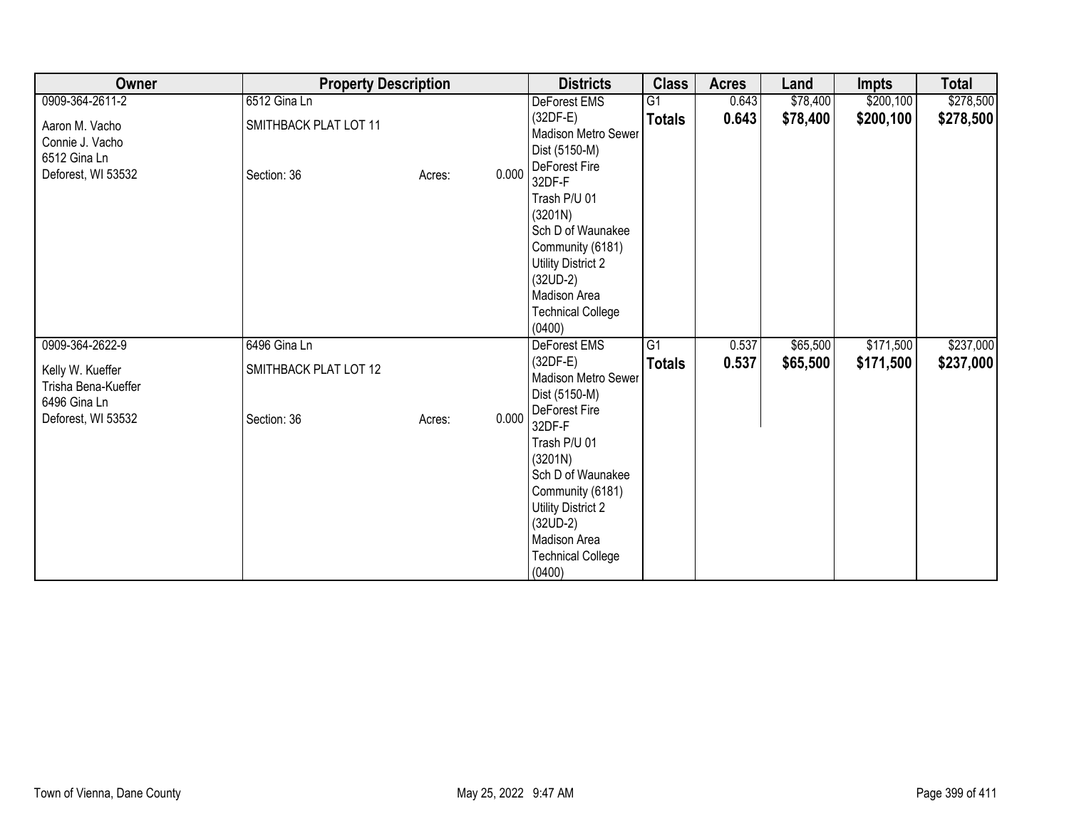| Owner | Property Description | | | Districts | Class | Acres | Land | Impts | Total |
|---|---|---|---|---|---|---|---|---|---|
| 0909-364-2611-2<br><br>Aaron M. Vacho<br>Connie J. Vacho<br>6512 Gina Ln<br>Deforest, WI 53532 | 6512 Gina Ln<br><br>SMITHBACK PLAT LOT 11<br><br>Section: 36 | Acres: | 0.000 | DeForest EMS (32DF-E)<br>Madison Metro Sewer Dist (5150-M)<br>DeForest Fire 32DF-F<br>Trash P/U 01 (3201N)<br>Sch D of Waunakee Community (6181)<br>Utility District 2 (32UD-2)<br>Madison Area Technical College (0400) | G1<br>**Totals** | 0.643<br>**0.643** | $78,400<br>**$78,400** | $200,100<br>**$200,100** | $278,500<br>**$278,500** |
| 0909-364-2622-9<br><br>Kelly W. Kueffer<br>Trisha Bena-Kueffer<br>6496 Gina Ln<br>Deforest, WI 53532 | 6496 Gina Ln<br><br>SMITHBACK PLAT LOT 12<br><br>Section: 36 | Acres: | 0.000 | DeForest EMS (32DF-E)<br>Madison Metro Sewer Dist (5150-M)<br>DeForest Fire 32DF-F<br>Trash P/U 01 (3201N)<br>Sch D of Waunakee Community (6181)<br>Utility District 2 (32UD-2)<br>Madison Area Technical College (0400) | G1<br>**Totals** | 0.537<br>**0.537** | $65,500<br>**$65,500** | $171,500<br>**$171,500** | $237,000<br>**$237,000** |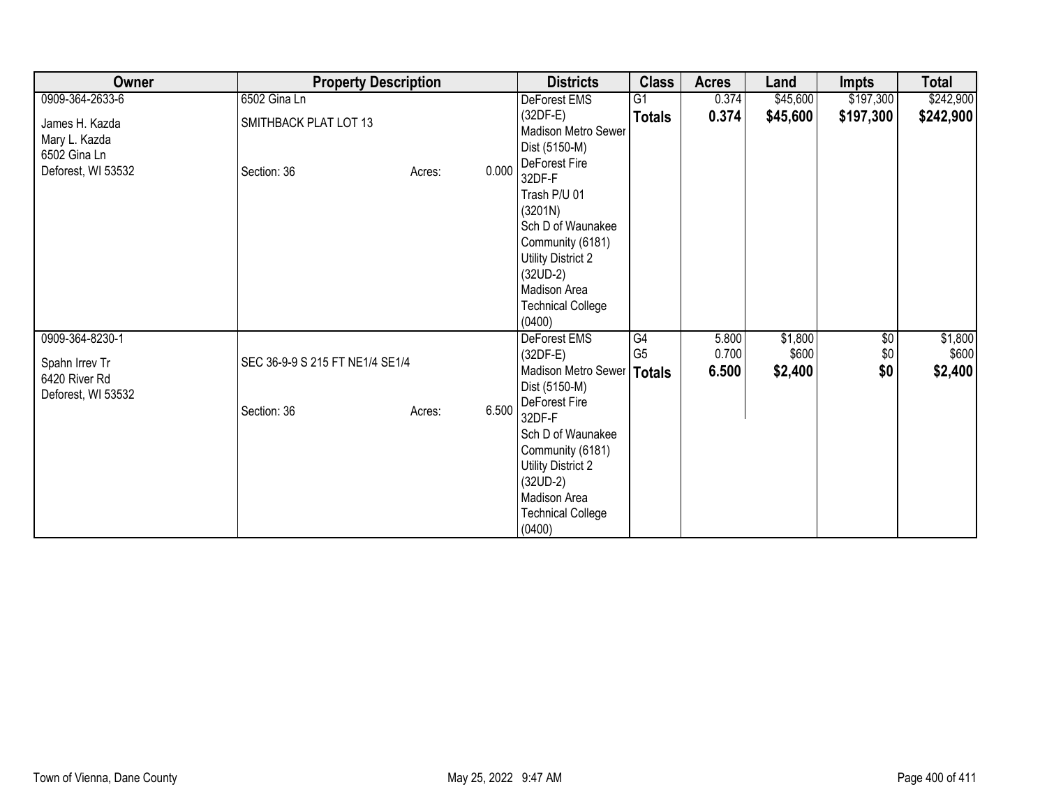| Owner | Property Description | | | Districts | Class | Acres | Land | Impts | Total |
|---|---|---|---|---|---|---|---|---|---|
| 0909-364-2633-6<br><br>James H. Kazda<br>Mary L. Kazda<br>6502 Gina Ln<br>Deforest, WI 53532 | 6502 Gina Ln<br><br>SMITHBACK PLAT LOT 13<br><br><br><br>Section: 36 | Acres: | 0.000 | DeForest EMS (32DF-E)<br>Madison Metro Sewer Dist (5150-M)<br>DeForest Fire 32DF-F<br>Trash P/U 01 (3201N)<br>Sch D of Waunakee Community (6181)<br>Utility District 2 (32UD-2)<br>Madison Area Technical College (0400) | G1<br>**Totals** | 0.374<br>**0.374** | $45,600<br>**$45,600** | $197,300<br>**$197,300** | $242,900<br>**$242,900** |
| 0909-364-8230-1<br><br>Spahn Irrev Tr<br>6420 River Rd<br>Deforest, WI 53532 | <br><br>SEC 36-9-9 S 215 FT NE1/4 SE1/4<br><br><br>Section: 36 | Acres: | 6.500 | DeForest EMS (32DF-E)<br>Madison Metro Sewer Dist (5150-M)<br>DeForest Fire 32DF-F<br>Sch D of Waunakee Community (6181)<br>Utility District 2 (32UD-2)<br>Madison Area Technical College (0400) | G4<br>G5<br>**Totals** | 5.800<br>0.700<br>**6.500** | $1,800<br>$600<br>**$2,400** | $0<br>$0<br>**$0** | $1,800<br>$600<br>**$2,400** |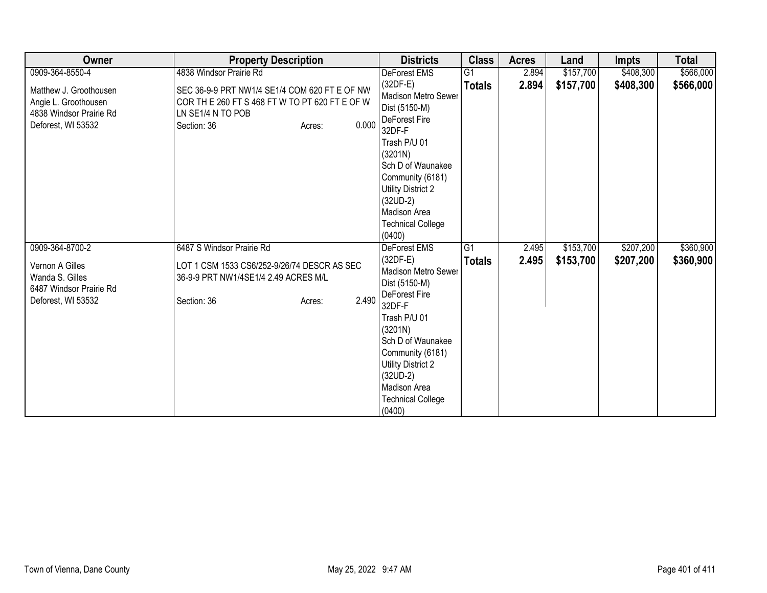| Owner | Property Description | Districts | Class | Acres | Land | Impts | Total |
|---|---|---|---|---|---|---|---|
| 0909-364-8550-4<br><br>Matthew J. Groothousen<br>Angie L. Groothousen<br>4838 Windsor Prairie Rd<br>Deforest, WI 53532 | 4838 Windsor Prairie Rd<br><br>SEC 36-9-9 PRT NW1/4 SE1/4 COM 620 FT E OF NW COR TH E 260 FT S 468 FT W TO PT 620 FT E OF W LN SE1/4 N TO POB<br>Section: 36 Acres: 0.000 | DeForest EMS (32DF-E)<br>Madison Metro Sewer Dist (5150-M)<br>DeForest Fire 32DF-F<br>Trash P/U 01 (3201N)<br>Sch D of Waunakee Community (6181)<br>Utility District 2 (32UD-2)<br>Madison Area Technical College (0400) | G1<br>**Totals** | 2.894<br>**2.894** | $157,700<br>**$157,700** | $408,300<br>**$408,300** | $566,000<br>**$566,000** |
| 0909-364-8700-2<br><br>Vernon A Gilles<br>Wanda S. Gilles<br>6487 Windsor Prairie Rd<br>Deforest, WI 53532 | 6487 S Windsor Prairie Rd<br><br>LOT 1 CSM 1533 CS6/252-9/26/74 DESCR AS SEC 36-9-9 PRT NW1/4SE1/4 2.49 ACRES M/L<br><br>Section: 36 Acres: 2.490 | DeForest EMS (32DF-E)<br>Madison Metro Sewer Dist (5150-M)<br>DeForest Fire 32DF-F<br>Trash P/U 01 (3201N)<br>Sch D of Waunakee Community (6181)<br>Utility District 2 (32UD-2)<br>Madison Area Technical College (0400) | G1<br>**Totals** | 2.495<br>**2.495** | $153,700<br>**$153,700** | $207,200<br>**$207,200** | $360,900<br>**$360,900** |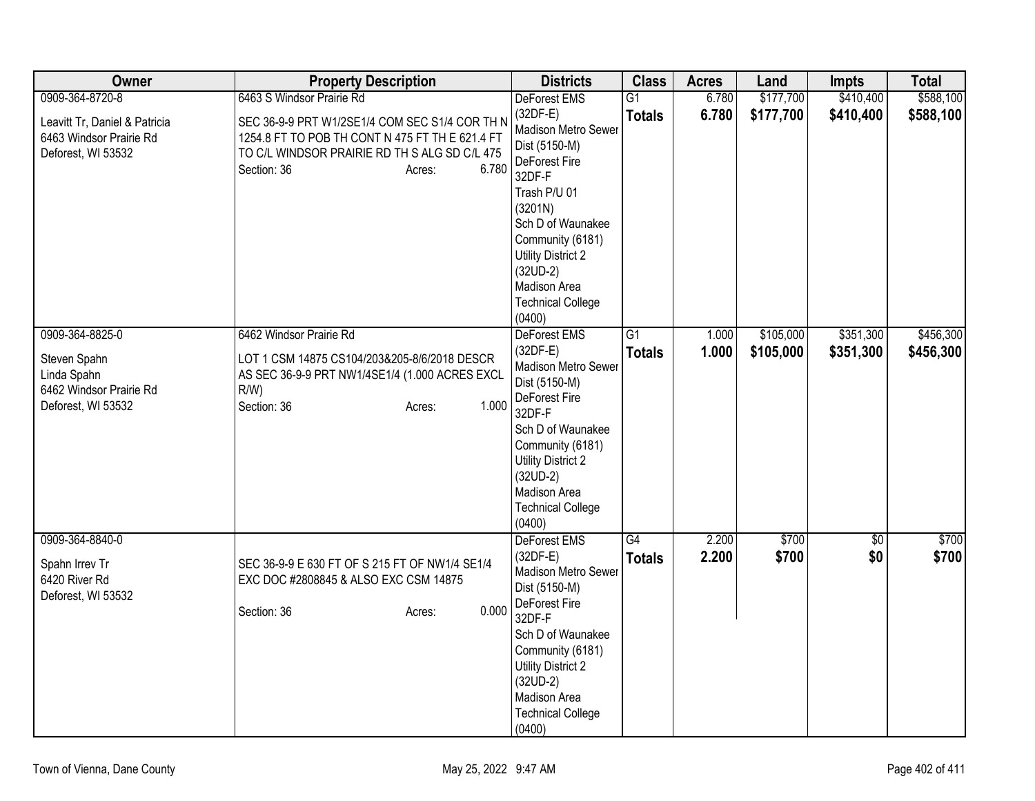| Owner | Property Description | Districts | Class | Acres | Land | Impts | Total |
|---|---|---|---|---|---|---|---|
| 0909-364-8720-8<br><br>Leavitt Tr, Daniel & Patricia<br>6463 Windsor Prairie Rd<br>Deforest, WI 53532 | 6463 S Windsor Prairie Rd<br><br>SEC 36-9-9 PRT W1/2SE1/4 COM SEC S1/4 COR TH N 1254.8 FT TO POB TH CONT N 475 FT TH E 621.4 FT TO C/L WINDSOR PRAIRIE RD TH S ALG SD C/L 475<br>Section: 36 Acres: 6.780 | DeForest EMS (32DF-E)<br>Madison Metro Sewer Dist (5150-M)<br>DeForest Fire 32DF-F<br>Trash P/U 01 (3201N)<br>Sch D of Waunakee Community (6181)<br>Utility District 2 (32UD-2)<br>Madison Area Technical College (0400) | G1<br>**Totals** | 6.780<br>**6.780** | $177,700<br>**$177,700** | $410,400<br>**$410,400** | $588,100<br>**$588,100** |
| 0909-364-8825-0<br><br>Steven Spahn<br>Linda Spahn<br>6462 Windsor Prairie Rd<br>Deforest, WI 53532 | 6462 Windsor Prairie Rd<br><br>LOT 1 CSM 14875 CS104/203&205-8/6/2018 DESCR AS SEC 36-9-9 PRT NW1/4SE1/4 (1.000 ACRES EXCL R/W)<br>Section: 36 Acres: 1.000 | DeForest EMS (32DF-E)<br>Madison Metro Sewer Dist (5150-M)<br>DeForest Fire 32DF-F<br>Sch D of Waunakee Community (6181)<br>Utility District 2 (32UD-2)<br>Madison Area Technical College (0400) | G1<br>**Totals** | 1.000<br>**1.000** | $105,000<br>**$105,000** | $351,300<br>**$351,300** | $456,300<br>**$456,300** |
| 0909-364-8840-0<br><br>Spahn Irrev Tr<br>6420 River Rd<br>Deforest, WI 53532 | SEC 36-9-9 E 630 FT OF S 215 FT OF NW1/4 SE1/4 EXC DOC #2808845 & ALSO EXC CSM 14875<br><br>Section: 36 Acres: 0.000 | DeForest EMS (32DF-E)<br>Madison Metro Sewer Dist (5150-M)<br>DeForest Fire 32DF-F<br>Sch D of Waunakee Community (6181)<br>Utility District 2 (32UD-2)<br>Madison Area Technical College (0400) | G4<br>**Totals** | 2.200<br>**2.200** | $700<br>**$700** | $0<br>**$0** | $700<br>**$700** |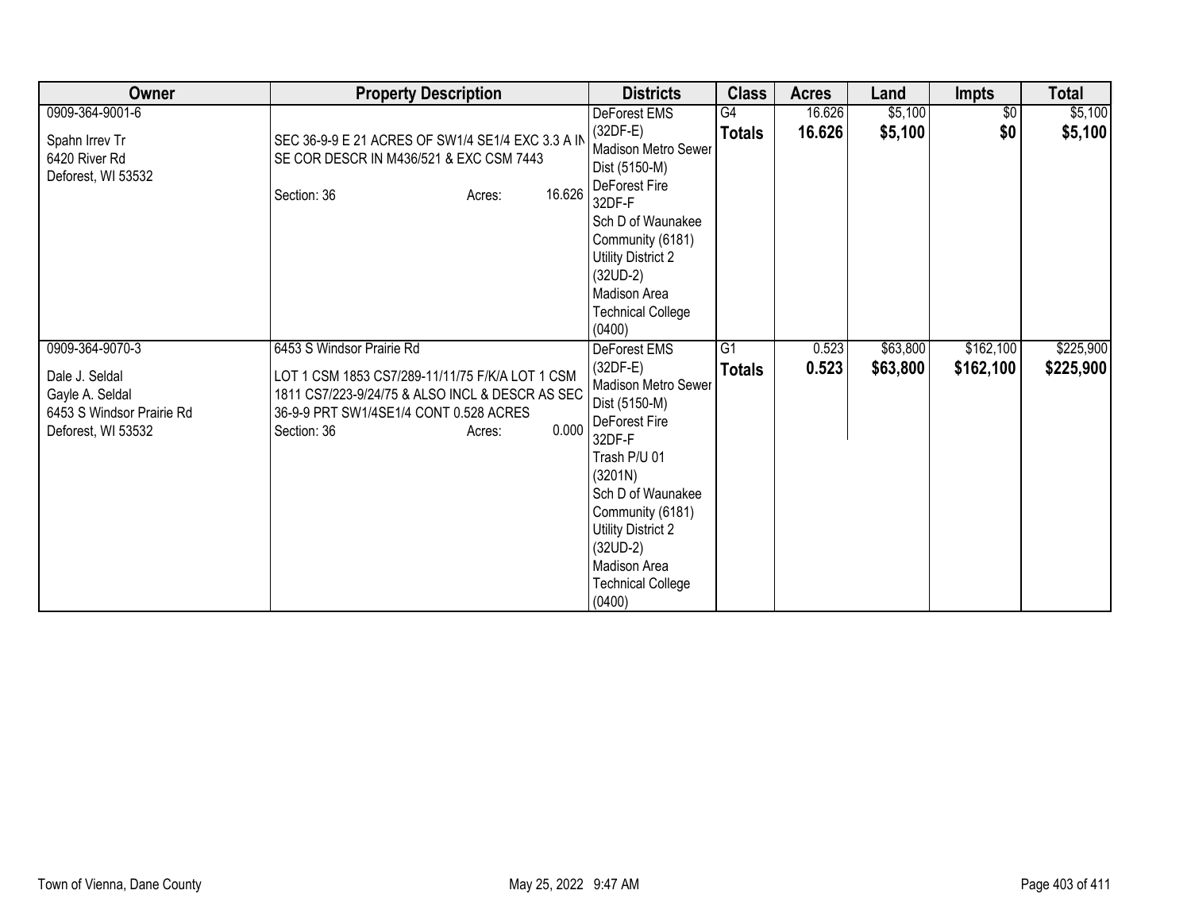| Owner | Property Description | Districts | Class | Acres | Land | Impts | Total |
|---|---|---|---|---|---|---|---|
| 0909-364-9001-6<br><br>Spahn Irrev Tr<br>6420 River Rd<br>Deforest, WI 53532 | SEC 36-9-9 E 21 ACRES OF SW1/4 SE1/4 EXC 3.3 A IN SE COR DESCR IN M436/521 & EXC CSM 7443<br><br>Section: 36 Acres: 16.626 | DeForest EMS (32DF-E)<br>Madison Metro Sewer Dist (5150-M)<br>DeForest Fire 32DF-F<br>Sch D of Waunakee Community (6181)<br>Utility District 2 (32UD-2)<br>Madison Area Technical College (0400) | G4<br>**Totals** | 16.626<br>**16.626** | $5,100<br>**$5,100** | $0<br>**$0** | $5,100<br>**$5,100** |
| 0909-364-9070-3<br><br>Dale J. Seldal<br>Gayle A. Seldal<br>6453 S Windsor Prairie Rd<br>Deforest, WI 53532 | 6453 S Windsor Prairie Rd<br><br>LOT 1 CSM 1853 CS7/289-11/11/75 F/K/A LOT 1 CSM 1811 CS7/223-9/24/75 & ALSO INCL & DESCR AS SEC 36-9-9 PRT SW1/4SE1/4 CONT 0.528 ACRES<br>Section: 36 Acres: 0.000 | DeForest EMS (32DF-E)<br>Madison Metro Sewer Dist (5150-M)<br>DeForest Fire 32DF-F<br>Trash P/U 01 (3201N)<br>Sch D of Waunakee Community (6181)<br>Utility District 2 (32UD-2)<br>Madison Area Technical College (0400) | G1<br>**Totals** | 0.523<br>**0.523** | $63,800<br>**$63,800** | $162,100<br>**$162,100** | $225,900<br>**$225,900** |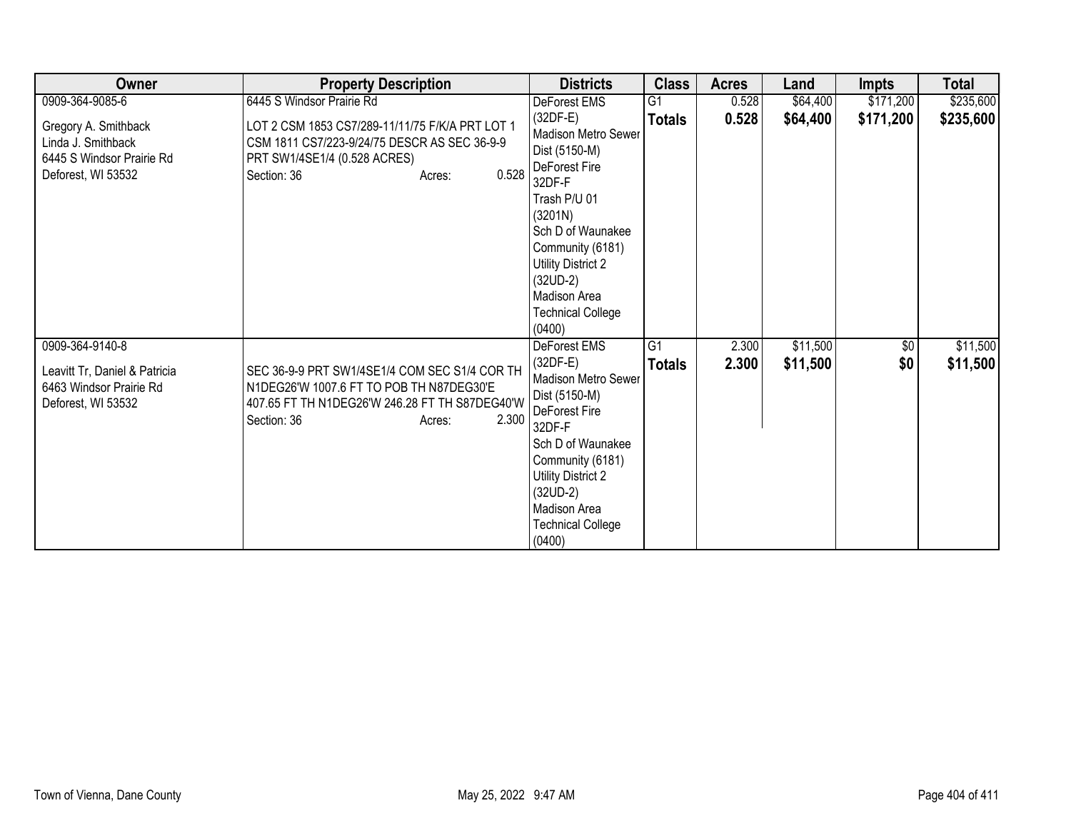| Owner | Property Description | Districts | Class | Acres | Land | Impts | Total |
|---|---|---|---|---|---|---|---|
| 0909-364-9085-6<br><br>Gregory A. Smithback<br>Linda J. Smithback<br>6445 S Windsor Prairie Rd<br>Deforest, WI 53532 | 6445 S Windsor Prairie Rd<br><br>LOT 2 CSM 1853 CS7/289-11/11/75 F/K/A PRT LOT 1 CSM 1811 CS7/223-9/24/75 DESCR AS SEC 36-9-9 PRT SW1/4SE1/4 (0.528 ACRES)<br>Section: 36 Acres: 0.528 | DeForest EMS (32DF-E)<br>Madison Metro Sewer Dist (5150-M)<br>DeForest Fire 32DF-F<br>Trash P/U 01 (3201N)<br>Sch D of Waunakee Community (6181)<br>Utility District 2 (32UD-2)<br>Madison Area Technical College (0400) | G1<br>**Totals** | 0.528<br>**0.528** | $64,400<br>**$64,400** | $171,200<br>**$171,200** | $235,600<br>**$235,600** |
| 0909-364-9140-8<br><br>Leavitt Tr, Daniel & Patricia<br>6463 Windsor Prairie Rd<br>Deforest, WI 53532 | SEC 36-9-9 PRT SW1/4SE1/4 COM SEC S1/4 COR TH N1DEG26'W 1007.6 FT TO POB TH N87DEG30'E 407.65 FT TH N1DEG26'W 246.28 FT TH S87DEG40'W<br>Section: 36 Acres: 2.300 | DeForest EMS (32DF-E)<br>Madison Metro Sewer Dist (5150-M)<br>DeForest Fire 32DF-F<br>Sch D of Waunakee Community (6181)<br>Utility District 2 (32UD-2)<br>Madison Area Technical College (0400) | G1<br>**Totals** | 2.300<br>**2.300** | $11,500<br>**$11,500** | $0<br>**$0** | $11,500<br>**$11,500** |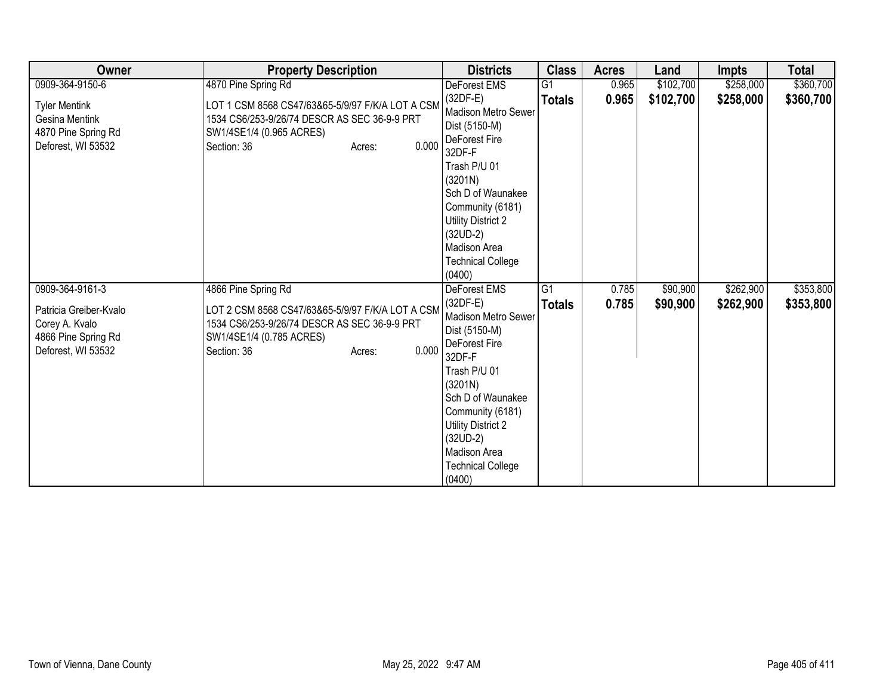| Owner | Property Description | Districts | Class | Acres | Land | Impts | Total |
|---|---|---|---|---|---|---|---|
| 0909-364-9150-6<br><br>Tyler Mentink<br>Gesina Mentink<br>4870 Pine Spring Rd<br>Deforest, WI 53532 | 4870 Pine Spring Rd<br><br>LOT 1 CSM 8568 CS47/63&65-5/9/97 F/K/A LOT A CSM 1534 CS6/253-9/26/74 DESCR AS SEC 36-9-9 PRT SW1/4SE1/4 (0.965 ACRES)<br>Section: 36 Acres: 0.000 | DeForest EMS (32DF-E)<br>Madison Metro Sewer Dist (5150-M)<br>DeForest Fire 32DF-F<br>Trash P/U 01 (3201N)<br>Sch D of Waunakee Community (6181)<br>Utility District 2 (32UD-2)<br>Madison Area Technical College (0400) | G1<br>**Totals** | 0.965<br>**0.965** | $102,700<br>**$102,700** | $258,000<br>**$258,000** | $360,700<br>**$360,700** |
| 0909-364-9161-3<br><br>Patricia Greiber-Kvalo<br>Corey A. Kvalo<br>4866 Pine Spring Rd<br>Deforest, WI 53532 | 4866 Pine Spring Rd<br><br>LOT 2 CSM 8568 CS47/63&65-5/9/97 F/K/A LOT A CSM 1534 CS6/253-9/26/74 DESCR AS SEC 36-9-9 PRT SW1/4SE1/4 (0.785 ACRES)<br>Section: 36 Acres: 0.000 | DeForest EMS (32DF-E)<br>Madison Metro Sewer Dist (5150-M)<br>DeForest Fire 32DF-F<br>Trash P/U 01 (3201N)<br>Sch D of Waunakee Community (6181)<br>Utility District 2 (32UD-2)<br>Madison Area Technical College (0400) | G1<br>**Totals** | 0.785<br>**0.785** | $90,900<br>**$90,900** | $262,900<br>**$262,900** | $353,800<br>**$353,800** |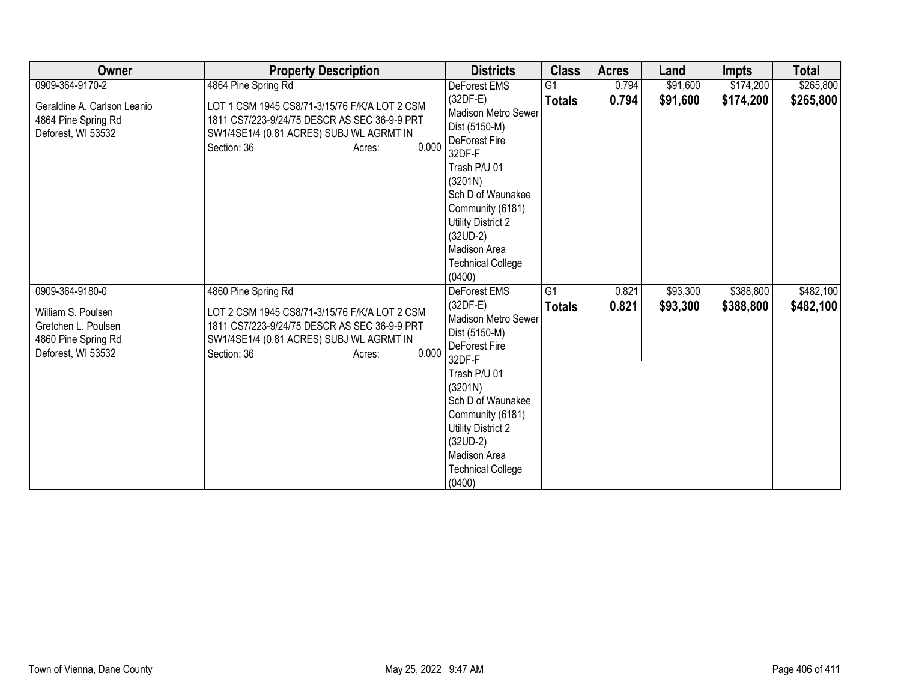| Owner | Property Description | Districts | Class | Acres | Land | Impts | Total |
|---|---|---|---|---|---|---|---|
| 0909-364-9170-2<br><br>Geraldine A. Carlson Leanio<br>4864 Pine Spring Rd<br>Deforest, WI 53532 | 4864 Pine Spring Rd<br><br>LOT 1 CSM 1945 CS8/71-3/15/76 F/K/A LOT 2 CSM 1811 CS7/223-9/24/75 DESCR AS SEC 36-9-9 PRT SW1/4SE1/4 (0.81 ACRES) SUBJ WL AGRMT IN<br>Section: 36 Acres: 0.000 | DeForest EMS (32DF-E)<br>Madison Metro Sewer Dist (5150-M)<br>DeForest Fire 32DF-F<br>Trash P/U 01 (3201N)<br>Sch D of Waunakee Community (6181)<br>Utility District 2 (32UD-2)<br>Madison Area Technical College (0400) | G1<br>**Totals** | 0.794<br>**0.794** | $91,600<br>**$91,600** | $174,200<br>**$174,200** | $265,800<br>**$265,800** |
| 0909-364-9180-0<br><br>William S. Poulsen<br>Gretchen L. Poulsen<br>4860 Pine Spring Rd<br>Deforest, WI 53532 | 4860 Pine Spring Rd<br><br>LOT 2 CSM 1945 CS8/71-3/15/76 F/K/A LOT 2 CSM 1811 CS7/223-9/24/75 DESCR AS SEC 36-9-9 PRT SW1/4SE1/4 (0.81 ACRES) SUBJ WL AGRMT IN<br>Section: 36 Acres: 0.000 | DeForest EMS (32DF-E)<br>Madison Metro Sewer Dist (5150-M)<br>DeForest Fire 32DF-F<br>Trash P/U 01 (3201N)<br>Sch D of Waunakee Community (6181)<br>Utility District 2 (32UD-2)<br>Madison Area Technical College (0400) | G1<br>**Totals** | 0.821<br>**0.821** | $93,300<br>**$93,300** | $388,800<br>**$388,800** | $482,100<br>**$482,100** |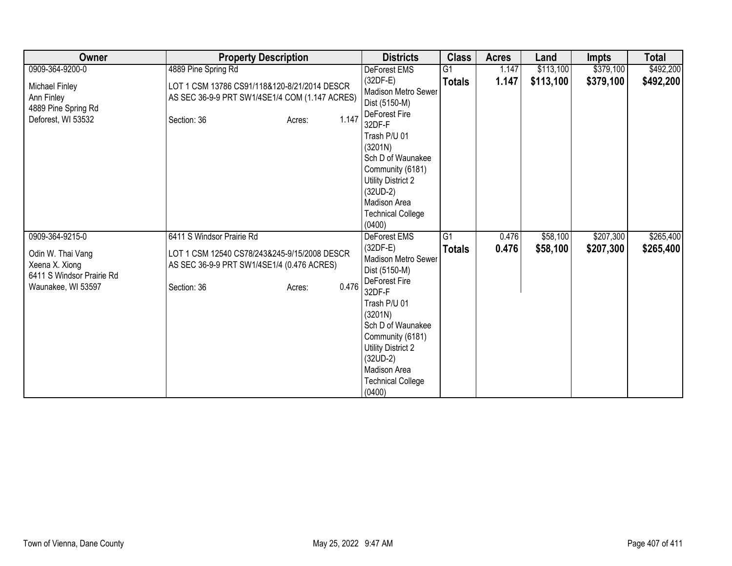| Owner | Property Description | Districts | Class | Acres | Land | Impts | Total |
|---|---|---|---|---|---|---|---|
| 0909-364-9200-0<br><br>Michael Finley<br>Ann Finley<br>4889 Pine Spring Rd<br>Deforest, WI 53532 | 4889 Pine Spring Rd<br><br>LOT 1 CSM 13786 CS91/118&120-8/21/2014 DESCR AS SEC 36-9-9 PRT SW1/4SE1/4 COM (1.147 ACRES)<br><br>Section: 36 Acres: 1.147 | DeForest EMS (32DF-E)<br>Madison Metro Sewer Dist (5150-M)<br>DeForest Fire 32DF-F<br>Trash P/U 01 (3201N)<br>Sch D of Waunakee Community (6181)<br>Utility District 2 (32UD-2)<br>Madison Area Technical College (0400) | G1<br>**Totals** | 1.147<br>**1.147** | $113,100<br>**$113,100** | $379,100<br>**$379,100** | $492,200<br>**$492,200** |
| 0909-364-9215-0<br><br>Odin W. Thai Vang<br>Xeena X. Xiong<br>6411 S Windsor Prairie Rd<br>Waunakee, WI 53597 | 6411 S Windsor Prairie Rd<br><br>LOT 1 CSM 12540 CS78/243&245-9/15/2008 DESCR AS SEC 36-9-9 PRT SW1/4SE1/4 (0.476 ACRES)<br><br>Section: 36 Acres: 0.476 | DeForest EMS (32DF-E)<br>Madison Metro Sewer Dist (5150-M)<br>DeForest Fire 32DF-F<br>Trash P/U 01 (3201N)<br>Sch D of Waunakee Community (6181)<br>Utility District 2 (32UD-2)<br>Madison Area Technical College (0400) | G1<br>**Totals** | 0.476<br>**0.476** | $58,100<br>**$58,100** | $207,300<br>**$207,300** | $265,400<br>**$265,400** |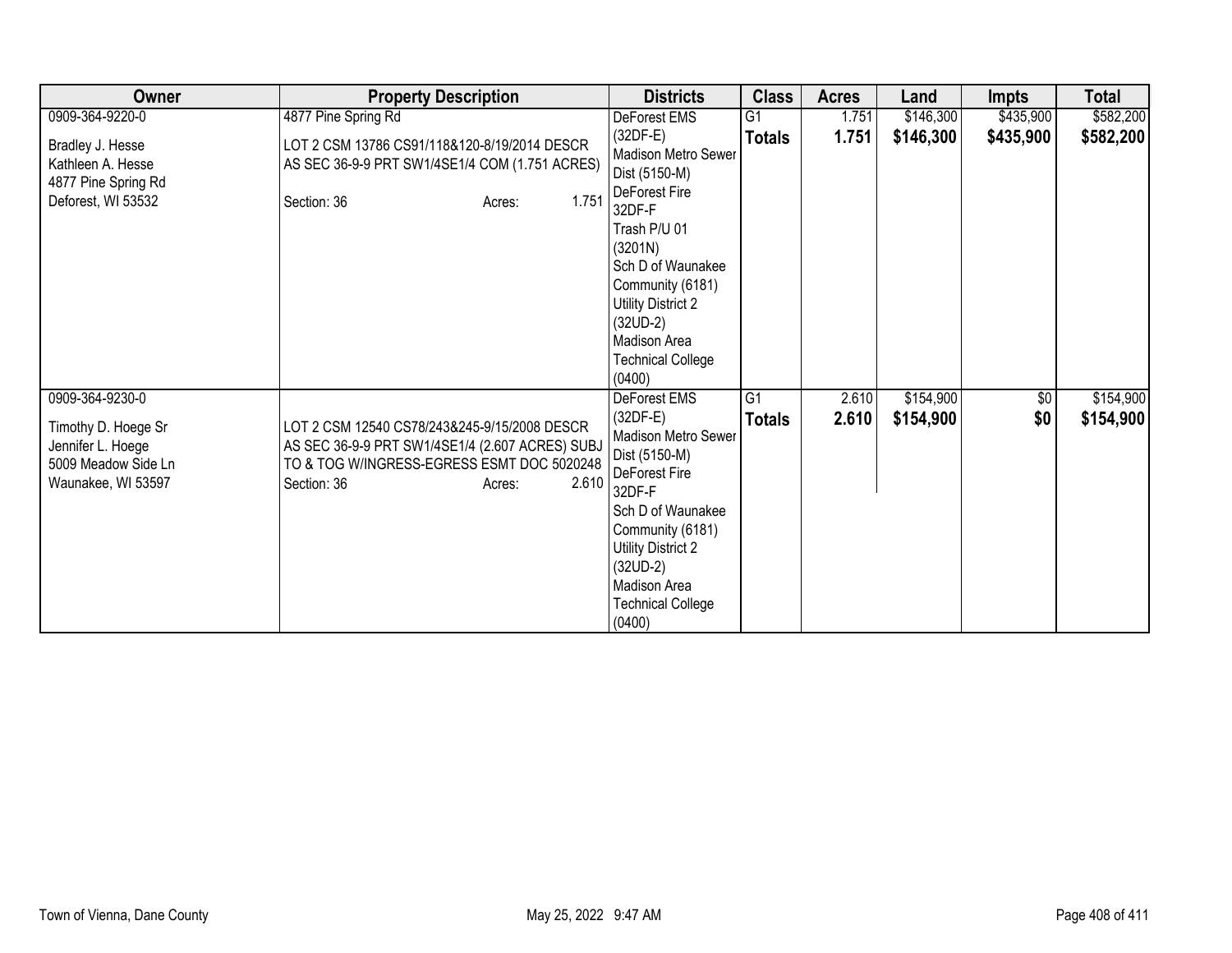| Owner | Property Description | Districts | Class | Acres | Land | Impts | Total |
|---|---|---|---|---|---|---|---|
| 0909-364-9220-0<br><br>Bradley J. Hesse<br>Kathleen A. Hesse<br>4877 Pine Spring Rd<br>Deforest, WI 53532 | 4877 Pine Spring Rd<br><br>LOT 2 CSM 13786 CS91/118&120-8/19/2014 DESCR AS SEC 36-9-9 PRT SW1/4SE1/4 COM (1.751 ACRES)<br><br>Section: 36 Acres: 1.751 | DeForest EMS (32DF-E)<br>Madison Metro Sewer Dist (5150-M)<br>DeForest Fire 32DF-F<br>Trash P/U 01 (3201N)<br>Sch D of Waunakee Community (6181)<br>Utility District 2 (32UD-2)<br>Madison Area Technical College (0400) | G1<br>**Totals** | 1.751<br>**1.751** | $146,300<br>**$146,300** | $435,900<br>**$435,900** | $582,200<br>**$582,200** |
| 0909-364-9230-0<br><br>Timothy D. Hoege Sr<br>Jennifer L. Hoege<br>5009 Meadow Side Ln<br>Waunakee, WI 53597 | LOT 2 CSM 12540 CS78/243&245-9/15/2008 DESCR AS SEC 36-9-9 PRT SW1/4SE1/4 (2.607 ACRES) SUBJ TO & TOG W/INGRESS-EGRESS ESMT DOC 5020248<br>Section: 36 Acres: 2.610 | DeForest EMS (32DF-E)<br>Madison Metro Sewer Dist (5150-M)<br>DeForest Fire 32DF-F<br>Sch D of Waunakee Community (6181)<br>Utility District 2 (32UD-2)<br>Madison Area Technical College (0400) | G1<br>**Totals** | 2.610<br>**2.610** | $154,900<br>**$154,900** | $0<br>**$0** | $154,900<br>**$154,900** |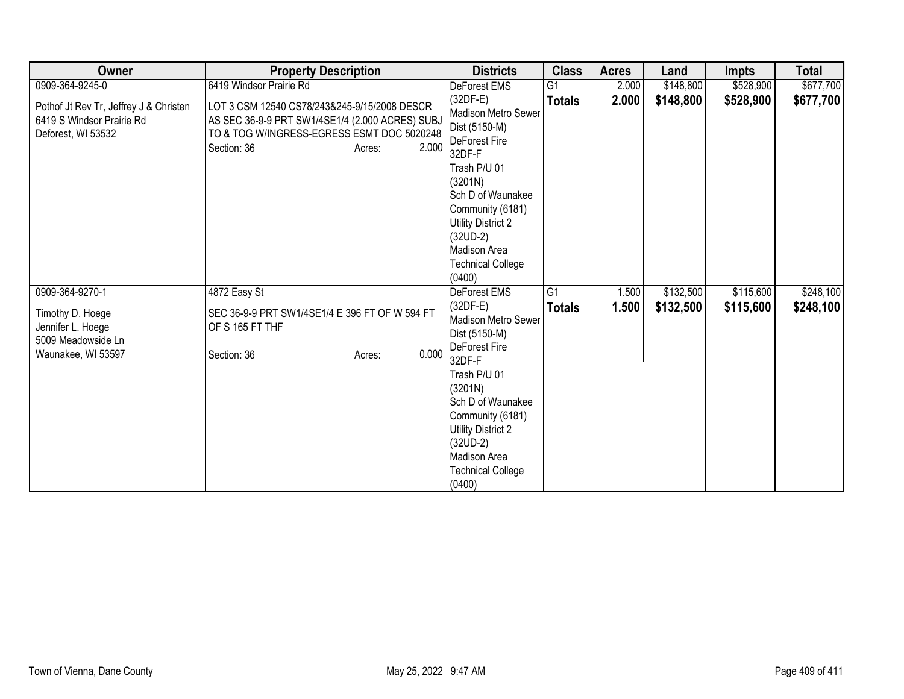| Owner | Property Description | Districts | Class | Acres | Land | Impts | Total |
|---|---|---|---|---|---|---|---|
| 0909-364-9245-0<br><br>Pothof Jt Rev Tr, Jeffrey J & Christen<br>6419 S Windsor Prairie Rd<br>Deforest, WI 53532 | 6419 Windsor Prairie Rd<br><br>LOT 3 CSM 12540 CS78/243&245-9/15/2008 DESCR AS SEC 36-9-9 PRT SW1/4SE1/4 (2.000 ACRES) SUBJ TO & TOG W/INGRESS-EGRESS ESMT DOC 5020248<br>Section: 36 Acres: 2.000 | DeForest EMS (32DF-E)<br>Madison Metro Sewer Dist (5150-M)<br>DeForest Fire 32DF-F<br>Trash P/U 01 (3201N)<br>Sch D of Waunakee Community (6181)<br>Utility District 2 (32UD-2)<br>Madison Area Technical College (0400) | G1<br>**Totals** | 2.000<br>**2.000** | $148,800<br>**$148,800** | $528,900<br>**$528,900** | $677,700<br>**$677,700** |
| 0909-364-9270-1<br><br>Timothy D. Hoege<br>Jennifer L. Hoege<br>5009 Meadowside Ln<br>Waunakee, WI 53597 | 4872 Easy St<br><br>SEC 36-9-9 PRT SW1/4SE1/4 E 396 FT OF W 594 FT OF S 165 FT THF<br><br>Section: 36 Acres: 0.000 | DeForest EMS (32DF-E)<br>Madison Metro Sewer Dist (5150-M)<br>DeForest Fire 32DF-F<br>Trash P/U 01 (3201N)<br>Sch D of Waunakee Community (6181)<br>Utility District 2 (32UD-2)<br>Madison Area Technical College (0400) | G1<br>**Totals** | 1.500<br>**1.500** | $132,500<br>**$132,500** | $115,600<br>**$115,600** | $248,100<br>**$248,100** |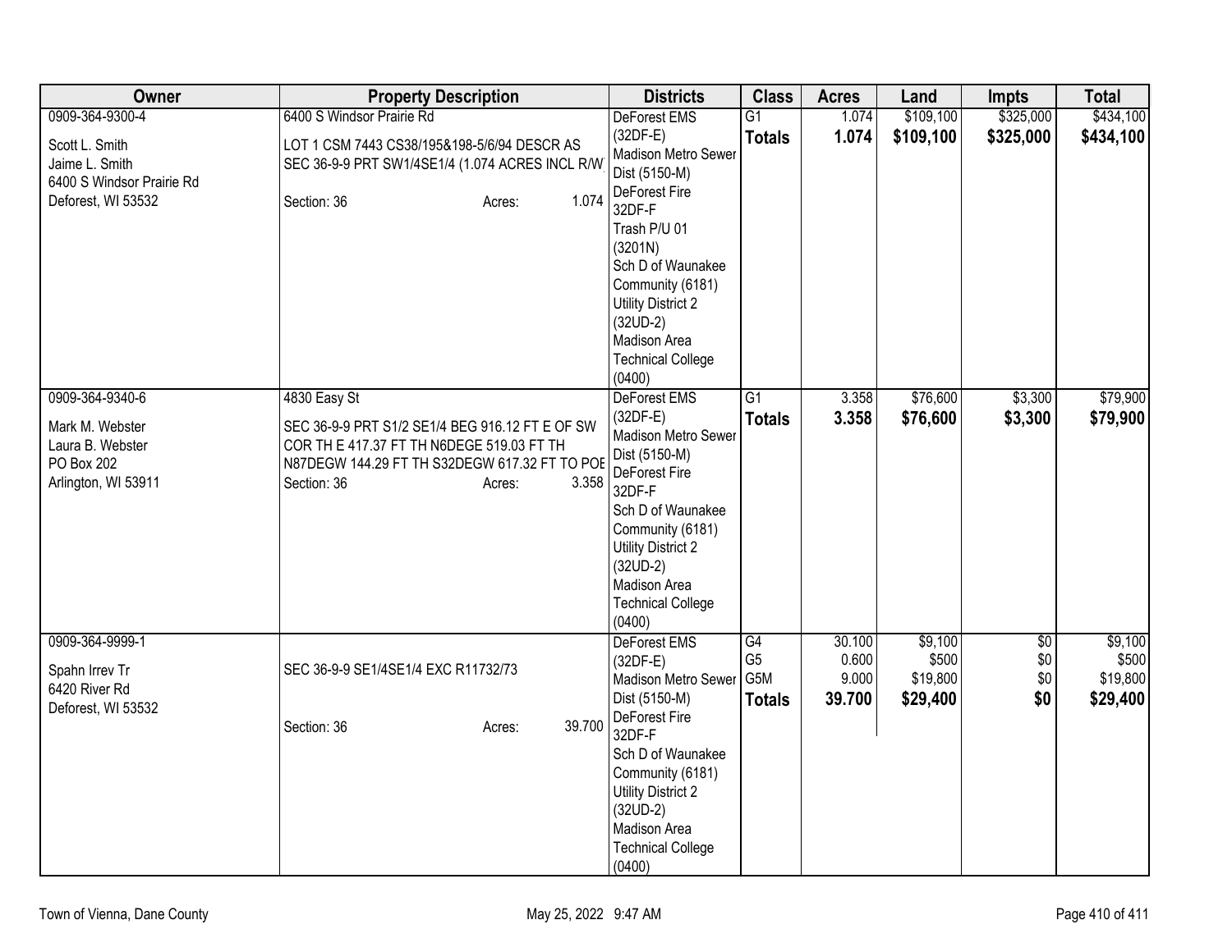| Owner | Property Description | Districts | Class | Acres | Land | Impts | Total |
|---|---|---|---|---|---|---|---|
| 0909-364-9300-4<br><br>Scott L. Smith<br>Jaime L. Smith<br>6400 S Windsor Prairie Rd<br>Deforest, WI 53532 | 6400 S Windsor Prairie Rd<br><br>LOT 1 CSM 7443 CS38/195&198-5/6/94 DESCR AS SEC 36-9-9 PRT SW1/4SE1/4 (1.074 ACRES INCL R/W<br><br>Section: 36 Acres: 1.074 | DeForest EMS (32DF-E)<br>Madison Metro Sewer Dist (5150-M)<br>DeForest Fire 32DF-F<br>Trash P/U 01 (3201N)<br>Sch D of Waunakee Community (6181)<br>Utility District 2 (32UD-2)<br>Madison Area Technical College (0400) | G1<br>**Totals** | 1.074<br>**1.074** | $109,100<br>**$109,100** | $325,000<br>**$325,000** | $434,100<br>**$434,100** |
| 0909-364-9340-6<br><br>Mark M. Webster<br>Laura B. Webster<br>PO Box 202<br>Arlington, WI 53911 | 4830 Easy St<br><br>SEC 36-9-9 PRT S1/2 SE1/4 BEG 916.12 FT E OF SW COR TH E 417.37 FT TH N6DEGE 519.03 FT TH N87DEGW 144.29 FT TH S32DEGW 617.32 FT TO POE<br>Section: 36 Acres: 3.358 | DeForest EMS (32DF-E)<br>Madison Metro Sewer Dist (5150-M)<br>DeForest Fire 32DF-F<br>Sch D of Waunakee Community (6181)<br>Utility District 2 (32UD-2)<br>Madison Area Technical College (0400) | G1<br>**Totals** | 3.358<br>**3.358** | $76,600<br>**$76,600** | $3,300<br>**$3,300** | $79,900<br>**$79,900** |
| 0909-364-9999-1<br><br>Spahn Irrev Tr<br>6420 River Rd<br>Deforest, WI 53532 | SEC 36-9-9 SE1/4SE1/4 EXC R11732/73<br><br>Section: 36 Acres: 39.700 | DeForest EMS (32DF-E)<br>Madison Metro Sewer Dist (5150-M)<br>DeForest Fire 32DF-F<br>Sch D of Waunakee Community (6181)<br>Utility District 2 (32UD-2)<br>Madison Area Technical College (0400) | G4<br>G5<br>G5M<br>**Totals** | 30.100<br>0.600<br>9.000<br>**39.700** | $9,100<br>$500<br>$19,800<br>**$29,400** | $0<br>$0<br>$0<br>**$0** | $9,100<br>$500<br>$19,800<br>**$29,400** |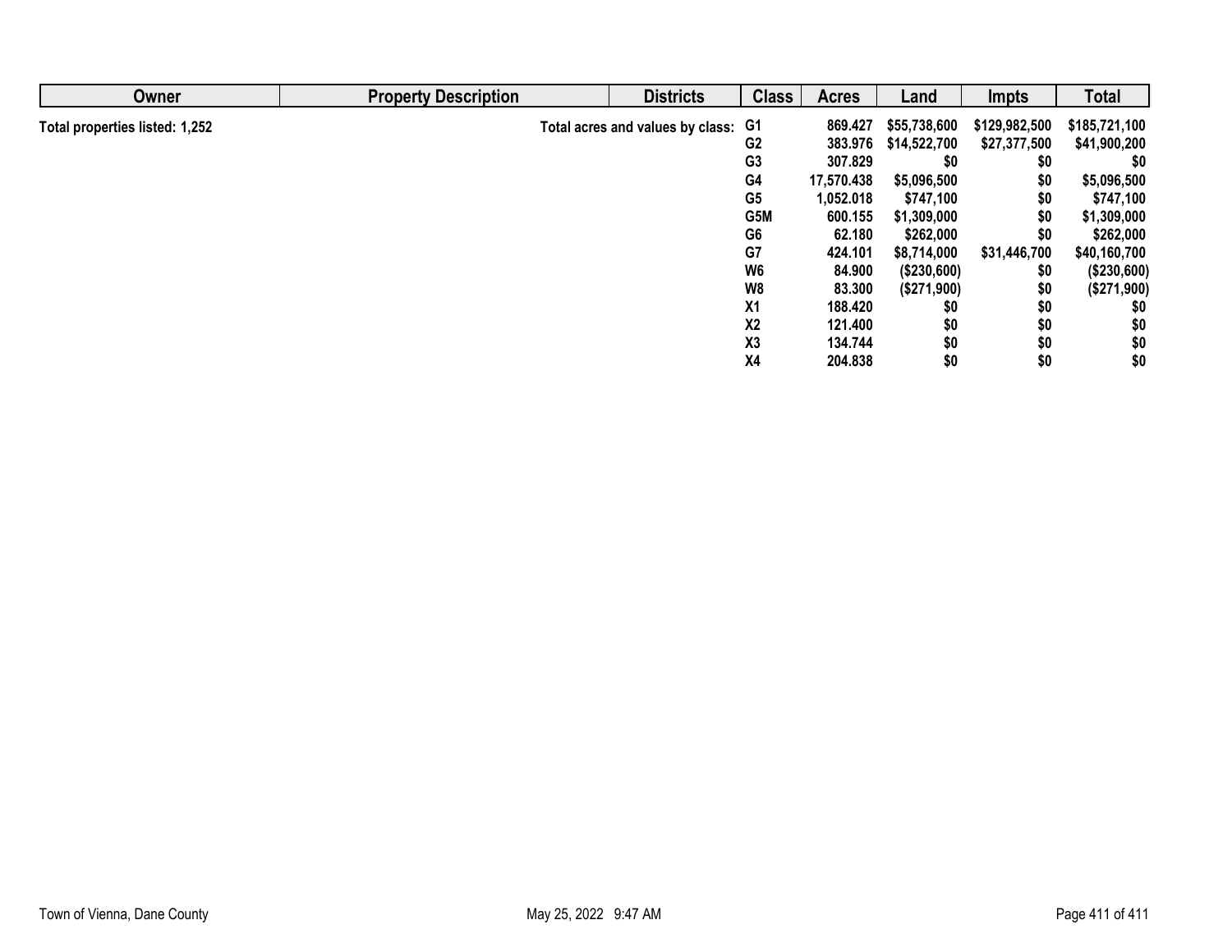| Owner | Property Description | Districts | Class | Acres | Land | Impts | Total |
|---|---|---|---|---|---|---|---|
| **Total properties listed: 1,252** | | **Total acres and values by class:** | **G1** | **869.427** | **$55,738,600** | **$129,982,500** | **$185,721,100** |
| | | | **G2** | **383.976** | **$14,522,700** | **$27,377,500** | **$41,900,200** |
| | | | **G3** | **307.829** | **$0** | **$0** | **$0** |
| | | | **G4** | **17,570.438** | **$5,096,500** | **$0** | **$5,096,500** |
| | | | **G5** | **1,052.018** | **$747,100** | **$0** | **$747,100** |
| | | | **G5M** | **600.155** | **$1,309,000** | **$0** | **$1,309,000** |
| | | | **G6** | **62.180** | **$262,000** | **$0** | **$262,000** |
| | | | **G7** | **424.101** | **$8,714,000** | **$31,446,700** | **$40,160,700** |
| | | | **W6** | **84.900** | **($230,600)** | **$0** | **($230,600)** |
| | | | **W8** | **83.300** | **($271,900)** | **$0** | **($271,900)** |
| | | | **X1** | **188.420** | **$0** | **$0** | **$0** |
| | | | **X2** | **121.400** | **$0** | **$0** | **$0** |
| | | | **X3** | **134.744** | **$0** | **$0** | **$0** |
| | | | **X4** | **204.838** | **$0** | **$0** | **$0** |

Town of Vienna, Dane County

May 25, 2022 9:47 AM